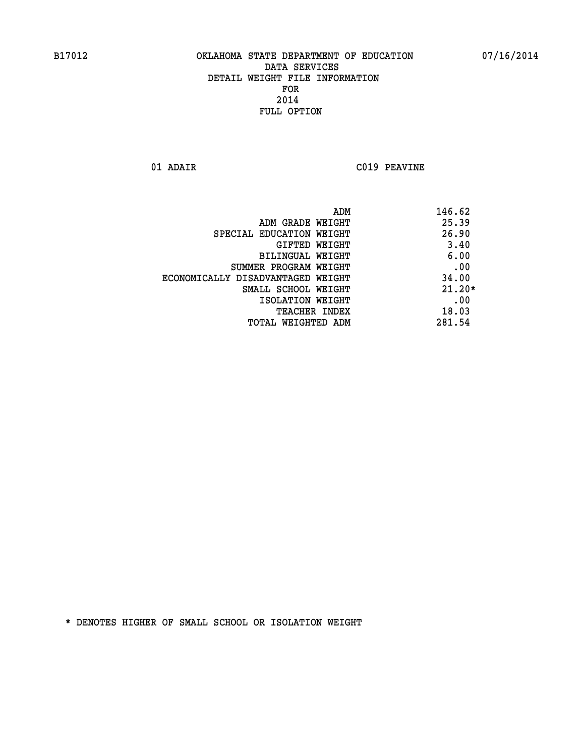B17012 OKLAHOMA STATE DEPARTMENT OF EDUCATION 07/16/2014

DATA SERVICES
DETAIL WEIGHT FILE INFORMATION
FOR
2014
FULL OPTION

01 ADAIR C019 PEAVINE

| | |
|---|---|
| ADM | 146.62 |
| ADM GRADE WEIGHT | 25.39 |
| SPECIAL EDUCATION WEIGHT | 26.90 |
| GIFTED WEIGHT | 3.40 |
| BILINGUAL WEIGHT | 6.00 |
| SUMMER PROGRAM WEIGHT | .00 |
| ECONOMICALLY DISADVANTAGED WEIGHT | 34.00 |
| SMALL SCHOOL WEIGHT | 21.20* |
| ISOLATION WEIGHT | .00 |
| TEACHER INDEX | 18.03 |
| TOTAL WEIGHTED ADM | 281.54 |

* DENOTES HIGHER OF SMALL SCHOOL OR ISOLATION WEIGHT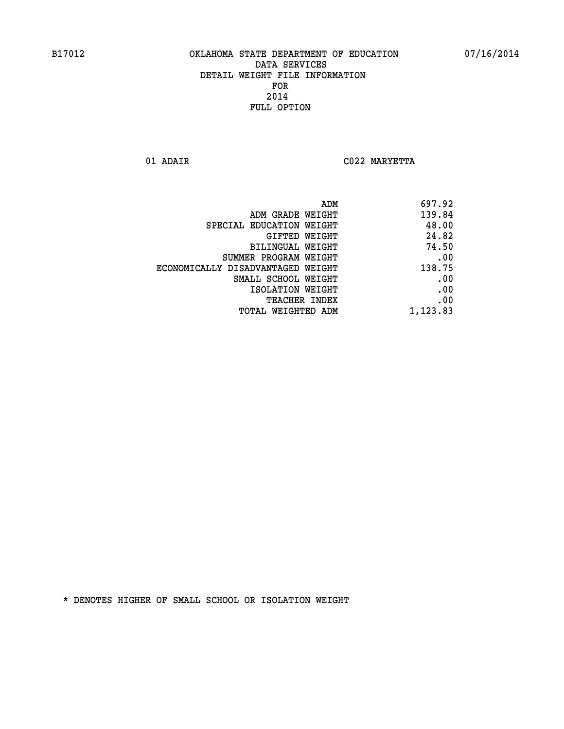B17012 OKLAHOMA STATE DEPARTMENT OF EDUCATION 07/16/2014

DATA SERVICES
DETAIL WEIGHT FILE INFORMATION
FOR
2014
FULL OPTION

01 ADAIR C022 MARYETTA

| | |
|---|---|
| ADM | 697.92 |
| ADM GRADE WEIGHT | 139.84 |
| SPECIAL EDUCATION WEIGHT | 48.00 |
| GIFTED WEIGHT | 24.82 |
| BILINGUAL WEIGHT | 74.50 |
| SUMMER PROGRAM WEIGHT | .00 |
| ECONOMICALLY DISADVANTAGED WEIGHT | 138.75 |
| SMALL SCHOOL WEIGHT | .00 |
| ISOLATION WEIGHT | .00 |
| TEACHER INDEX | .00 |
| TOTAL WEIGHTED ADM | 1,123.83 |

* DENOTES HIGHER OF SMALL SCHOOL OR ISOLATION WEIGHT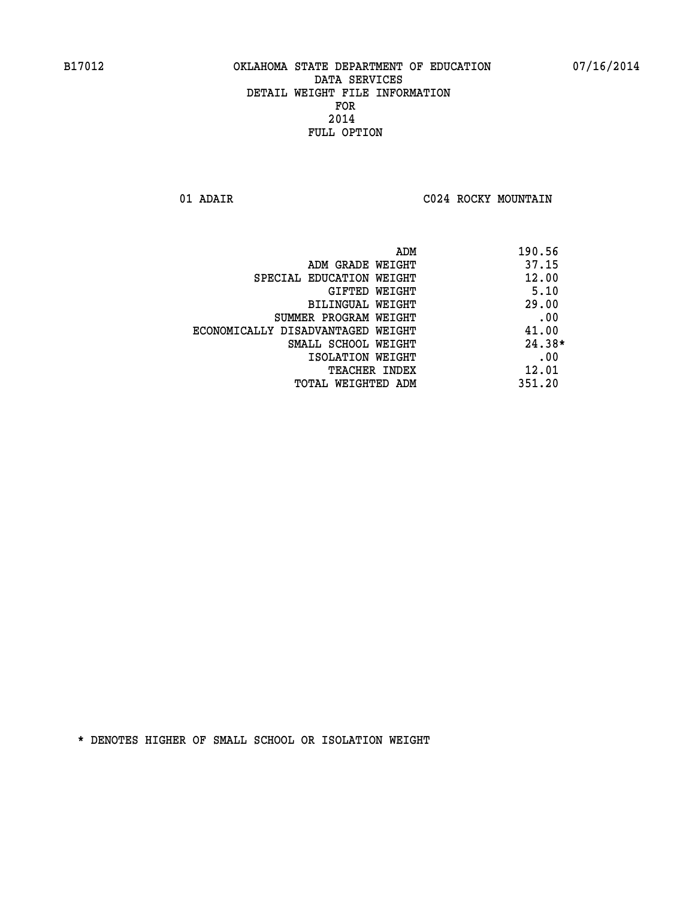# OKLAHOMA STATE DEPARTMENT OF EDUCATION
## DATA SERVICES
## DETAIL WEIGHT FILE INFORMATION
## FOR
## 2014
## FULL OPTION

B17012 07/16/2014

01 ADAIR C024 ROCKY MOUNTAIN

| | |
|---|---|
| ADM | 190.56 |
| ADM GRADE WEIGHT | 37.15 |
| SPECIAL EDUCATION WEIGHT | 12.00 |
| GIFTED WEIGHT | 5.10 |
| BILINGUAL WEIGHT | 29.00 |
| SUMMER PROGRAM WEIGHT | .00 |
| ECONOMICALLY DISADVANTAGED WEIGHT | 41.00 |
| SMALL SCHOOL WEIGHT | 24.38* |
| ISOLATION WEIGHT | .00 |
| TEACHER INDEX | 12.01 |
| TOTAL WEIGHTED ADM | 351.20 |

* DENOTES HIGHER OF SMALL SCHOOL OR ISOLATION WEIGHT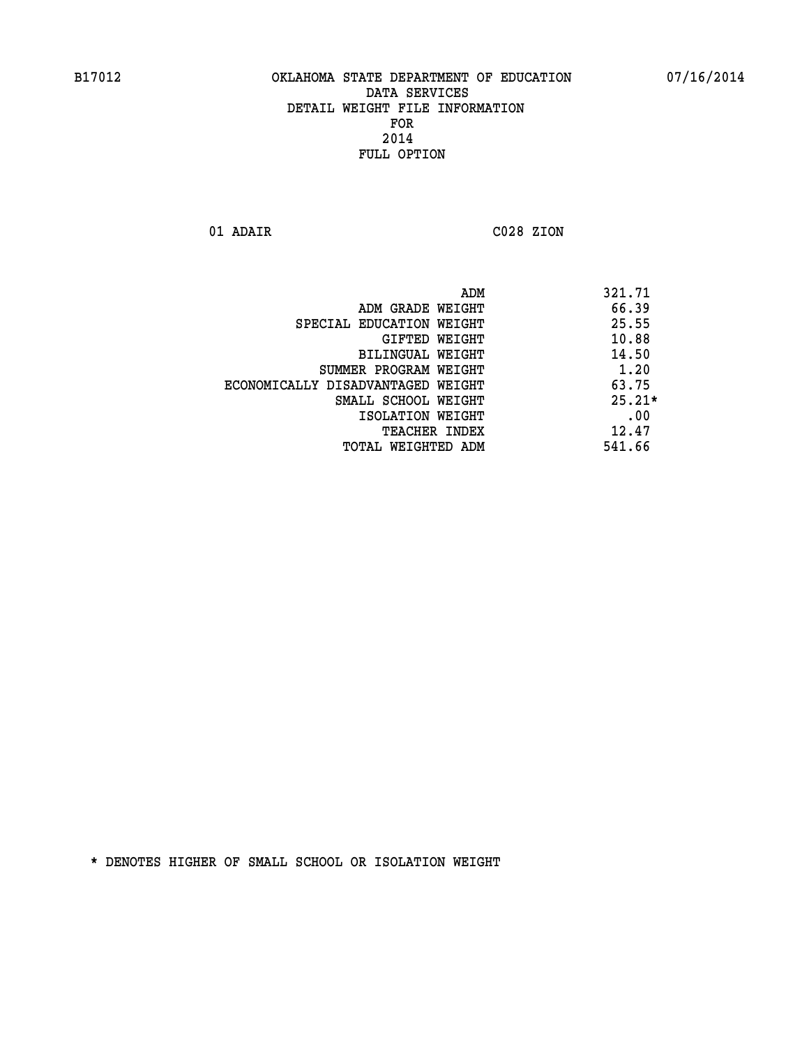B17012 OKLAHOMA STATE DEPARTMENT OF EDUCATION 07/16/2014

DATA SERVICES
DETAIL WEIGHT FILE INFORMATION
FOR
2014
FULL OPTION

01 ADAIR C028 ZION

| | |
|---|---|
| ADM | 321.71 |
| ADM GRADE WEIGHT | 66.39 |
| SPECIAL EDUCATION WEIGHT | 25.55 |
| GIFTED WEIGHT | 10.88 |
| BILINGUAL WEIGHT | 14.50 |
| SUMMER PROGRAM WEIGHT | 1.20 |
| ECONOMICALLY DISADVANTAGED WEIGHT | 63.75 |
| SMALL SCHOOL WEIGHT | 25.21* |
| ISOLATION WEIGHT | .00 |
| TEACHER INDEX | 12.47 |
| TOTAL WEIGHTED ADM | 541.66 |

* DENOTES HIGHER OF SMALL SCHOOL OR ISOLATION WEIGHT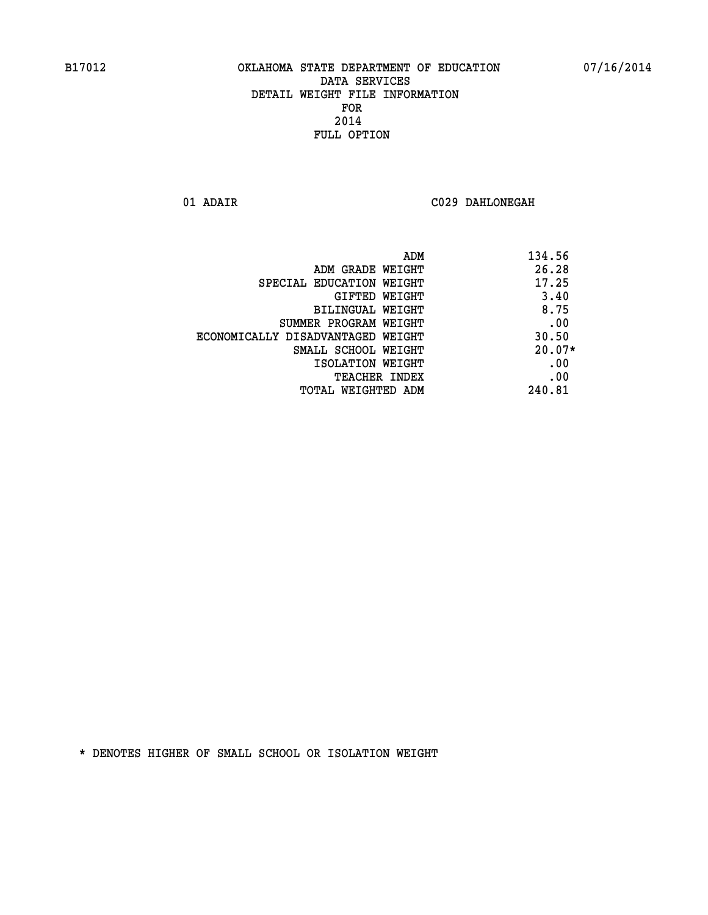B17012 OKLAHOMA STATE DEPARTMENT OF EDUCATION 07/16/2014

DATA SERVICES
DETAIL WEIGHT FILE INFORMATION
FOR
2014
FULL OPTION

01 ADAIR C029 DAHLONEGAH

| | |
|---|---|
| ADM | 134.56 |
| ADM GRADE WEIGHT | 26.28 |
| SPECIAL EDUCATION WEIGHT | 17.25 |
| GIFTED WEIGHT | 3.40 |
| BILINGUAL WEIGHT | 8.75 |
| SUMMER PROGRAM WEIGHT | .00 |
| ECONOMICALLY DISADVANTAGED WEIGHT | 30.50 |
| SMALL SCHOOL WEIGHT | 20.07* |
| ISOLATION WEIGHT | .00 |
| TEACHER INDEX | .00 |
| TOTAL WEIGHTED ADM | 240.81 |

* DENOTES HIGHER OF SMALL SCHOOL OR ISOLATION WEIGHT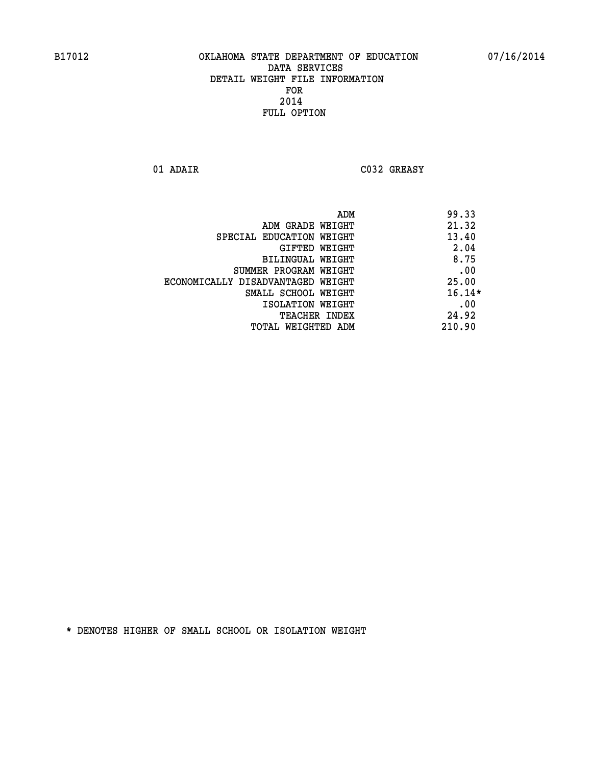# OKLAHOMA STATE DEPARTMENT OF EDUCATION
## DATA SERVICES
## DETAIL WEIGHT FILE INFORMATION
## FOR
## 2014
## FULL OPTION

B17012 07/16/2014

01 ADAIR C032 GREASY

| | |
|---|---|
| ADM | 99.33 |
| ADM GRADE WEIGHT | 21.32 |
| SPECIAL EDUCATION WEIGHT | 13.40 |
| GIFTED WEIGHT | 2.04 |
| BILINGUAL WEIGHT | 8.75 |
| SUMMER PROGRAM WEIGHT | .00 |
| ECONOMICALLY DISADVANTAGED WEIGHT | 25.00 |
| SMALL SCHOOL WEIGHT | 16.14* |
| ISOLATION WEIGHT | .00 |
| TEACHER INDEX | 24.92 |
| TOTAL WEIGHTED ADM | 210.90 |

* DENOTES HIGHER OF SMALL SCHOOL OR ISOLATION WEIGHT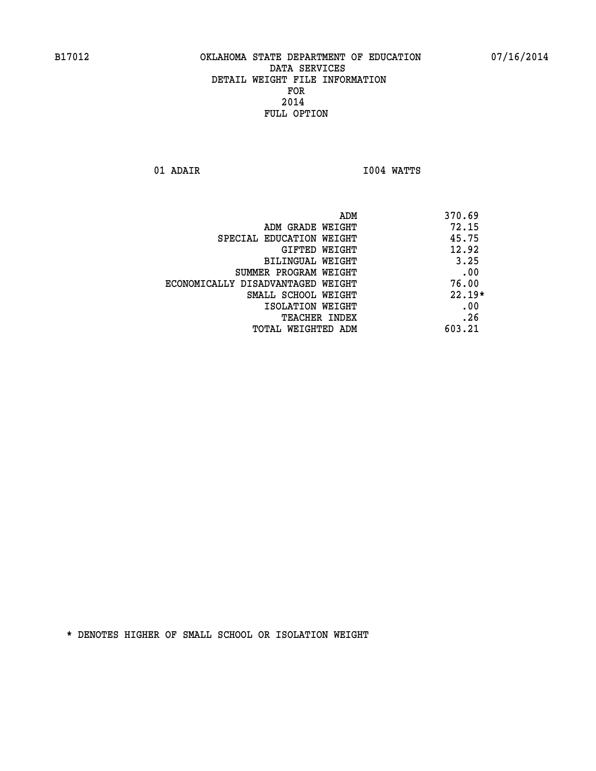B17012 OKLAHOMA STATE DEPARTMENT OF EDUCATION 07/16/2014

DATA SERVICES
DETAIL WEIGHT FILE INFORMATION
FOR
2014
FULL OPTION

01 ADAIR I004 WATTS

| | |
|---|---|
| ADM | 370.69 |
| ADM GRADE WEIGHT | 72.15 |
| SPECIAL EDUCATION WEIGHT | 45.75 |
| GIFTED WEIGHT | 12.92 |
| BILINGUAL WEIGHT | 3.25 |
| SUMMER PROGRAM WEIGHT | .00 |
| ECONOMICALLY DISADVANTAGED WEIGHT | 76.00 |
| SMALL SCHOOL WEIGHT | 22.19* |
| ISOLATION WEIGHT | .00 |
| TEACHER INDEX | .26 |
| TOTAL WEIGHTED ADM | 603.21 |

* DENOTES HIGHER OF SMALL SCHOOL OR ISOLATION WEIGHT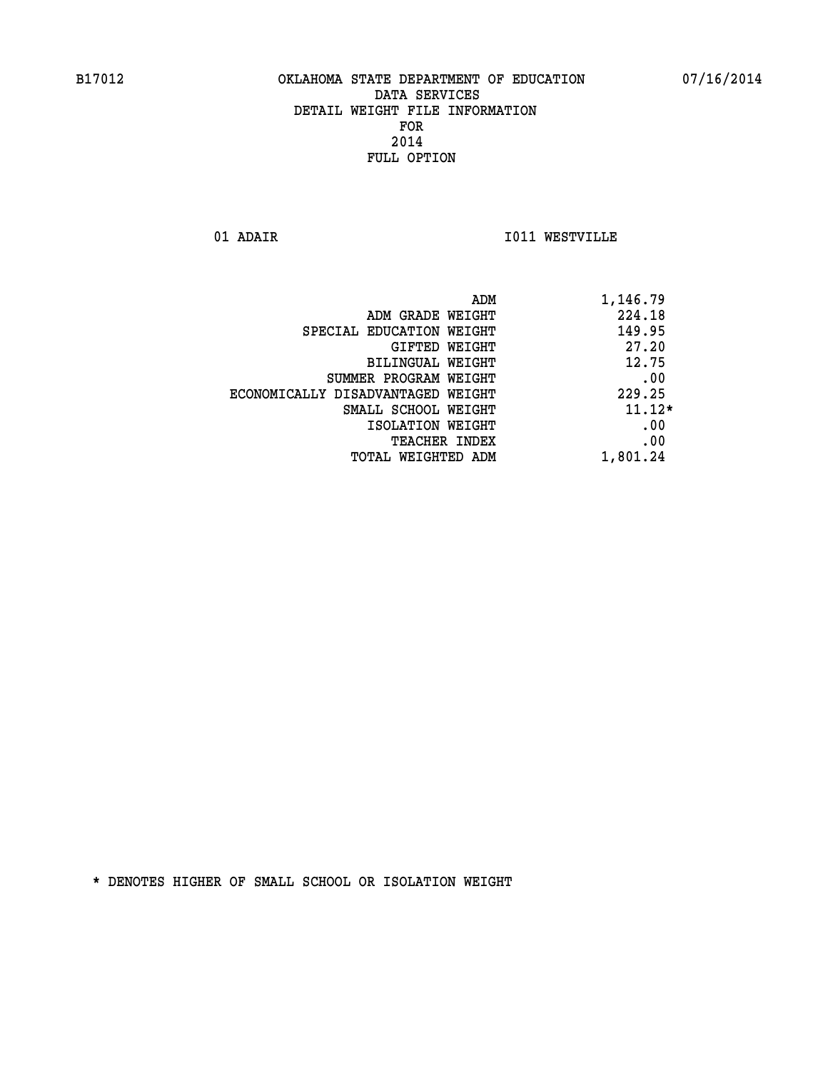B17012 OKLAHOMA STATE DEPARTMENT OF EDUCATION 07/16/2014

DATA SERVICES
DETAIL WEIGHT FILE INFORMATION
FOR
2014
FULL OPTION

01 ADAIR I011 WESTVILLE

| | |
|---|---|
| ADM | 1,146.79 |
| ADM GRADE WEIGHT | 224.18 |
| SPECIAL EDUCATION WEIGHT | 149.95 |
| GIFTED WEIGHT | 27.20 |
| BILINGUAL WEIGHT | 12.75 |
| SUMMER PROGRAM WEIGHT | .00 |
| ECONOMICALLY DISADVANTAGED WEIGHT | 229.25 |
| SMALL SCHOOL WEIGHT | 11.12* |
| ISOLATION WEIGHT | .00 |
| TEACHER INDEX | .00 |
| TOTAL WEIGHTED ADM | 1,801.24 |

* DENOTES HIGHER OF SMALL SCHOOL OR ISOLATION WEIGHT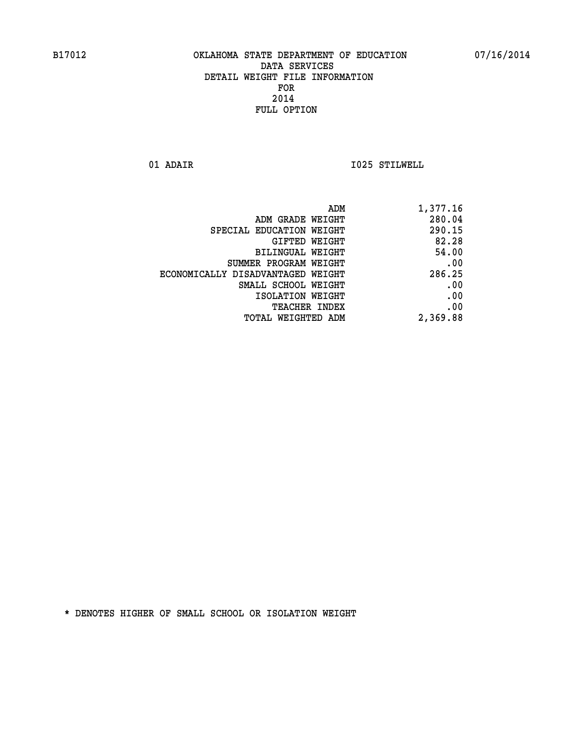B17012 OKLAHOMA STATE DEPARTMENT OF EDUCATION 07/16/2014

DATA SERVICES
DETAIL WEIGHT FILE INFORMATION
FOR
2014
FULL OPTION

01 ADAIR I025 STILWELL

| | |
|---|---|
| ADM | 1,377.16 |
| ADM GRADE WEIGHT | 280.04 |
| SPECIAL EDUCATION WEIGHT | 290.15 |
| GIFTED WEIGHT | 82.28 |
| BILINGUAL WEIGHT | 54.00 |
| SUMMER PROGRAM WEIGHT | .00 |
| ECONOMICALLY DISADVANTAGED WEIGHT | 286.25 |
| SMALL SCHOOL WEIGHT | .00 |
| ISOLATION WEIGHT | .00 |
| TEACHER INDEX | .00 |
| TOTAL WEIGHTED ADM | 2,369.88 |

* DENOTES HIGHER OF SMALL SCHOOL OR ISOLATION WEIGHT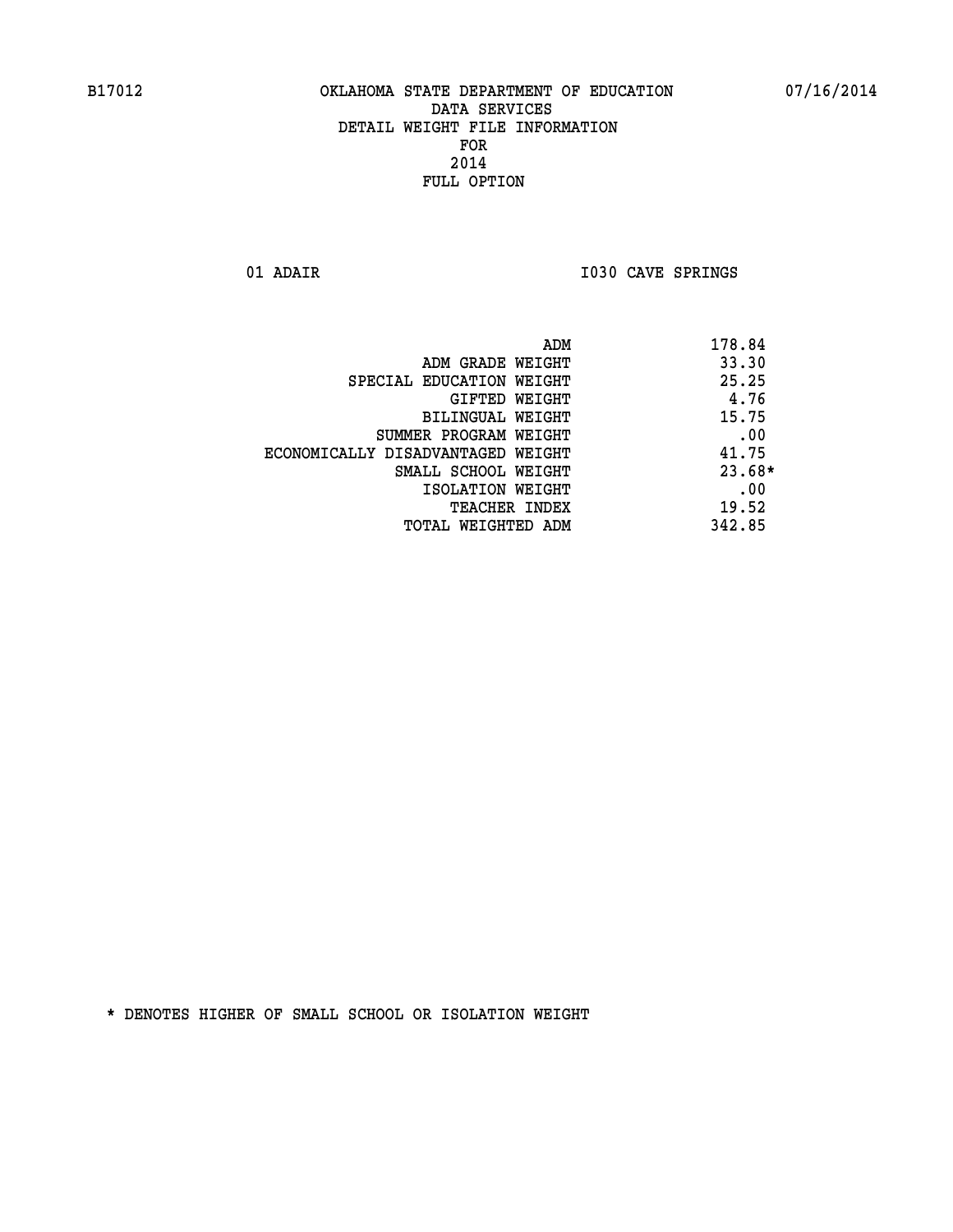B17012 OKLAHOMA STATE DEPARTMENT OF EDUCATION 07/16/2014

DATA SERVICES
DETAIL WEIGHT FILE INFORMATION
FOR
2014
FULL OPTION

01 ADAIR I030 CAVE SPRINGS

| | |
|---|---|
| ADM | 178.84 |
| ADM GRADE WEIGHT | 33.30 |
| SPECIAL EDUCATION WEIGHT | 25.25 |
| GIFTED WEIGHT | 4.76 |
| BILINGUAL WEIGHT | 15.75 |
| SUMMER PROGRAM WEIGHT | .00 |
| ECONOMICALLY DISADVANTAGED WEIGHT | 41.75 |
| SMALL SCHOOL WEIGHT | 23.68* |
| ISOLATION WEIGHT | .00 |
| TEACHER INDEX | 19.52 |
| TOTAL WEIGHTED ADM | 342.85 |

* DENOTES HIGHER OF SMALL SCHOOL OR ISOLATION WEIGHT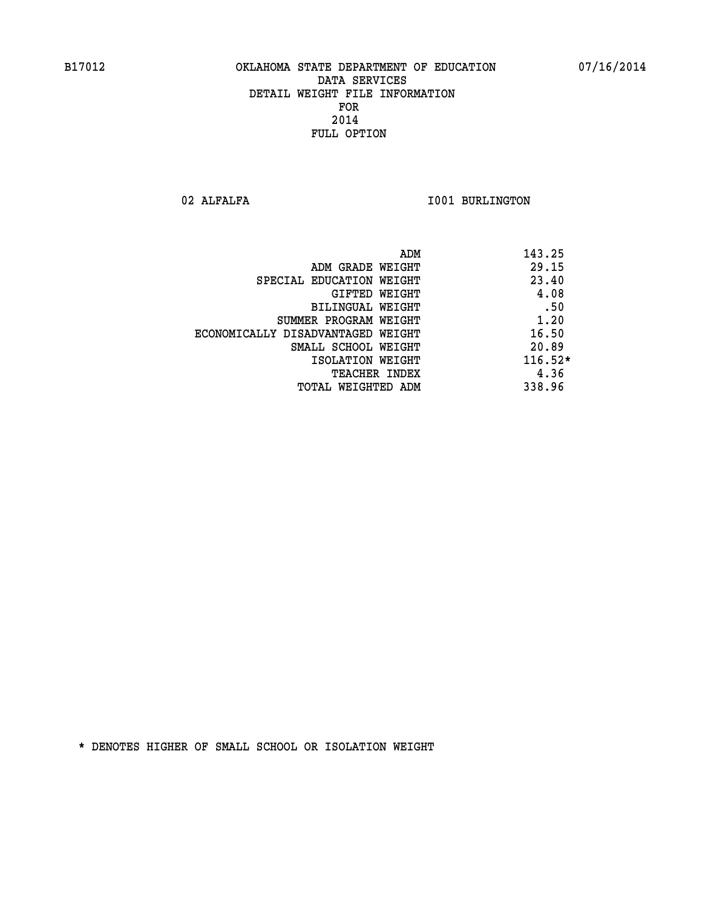B17012 OKLAHOMA STATE DEPARTMENT OF EDUCATION 07/16/2014

DATA SERVICES
DETAIL WEIGHT FILE INFORMATION
FOR
2014
FULL OPTION

02 ALFALFA I001 BURLINGTON

| | |
|---|---|
| ADM | 143.25 |
| ADM GRADE WEIGHT | 29.15 |
| SPECIAL EDUCATION WEIGHT | 23.40 |
| GIFTED WEIGHT | 4.08 |
| BILINGUAL WEIGHT | .50 |
| SUMMER PROGRAM WEIGHT | 1.20 |
| ECONOMICALLY DISADVANTAGED WEIGHT | 16.50 |
| SMALL SCHOOL WEIGHT | 20.89 |
| ISOLATION WEIGHT | 116.52* |
| TEACHER INDEX | 4.36 |
| TOTAL WEIGHTED ADM | 338.96 |

* DENOTES HIGHER OF SMALL SCHOOL OR ISOLATION WEIGHT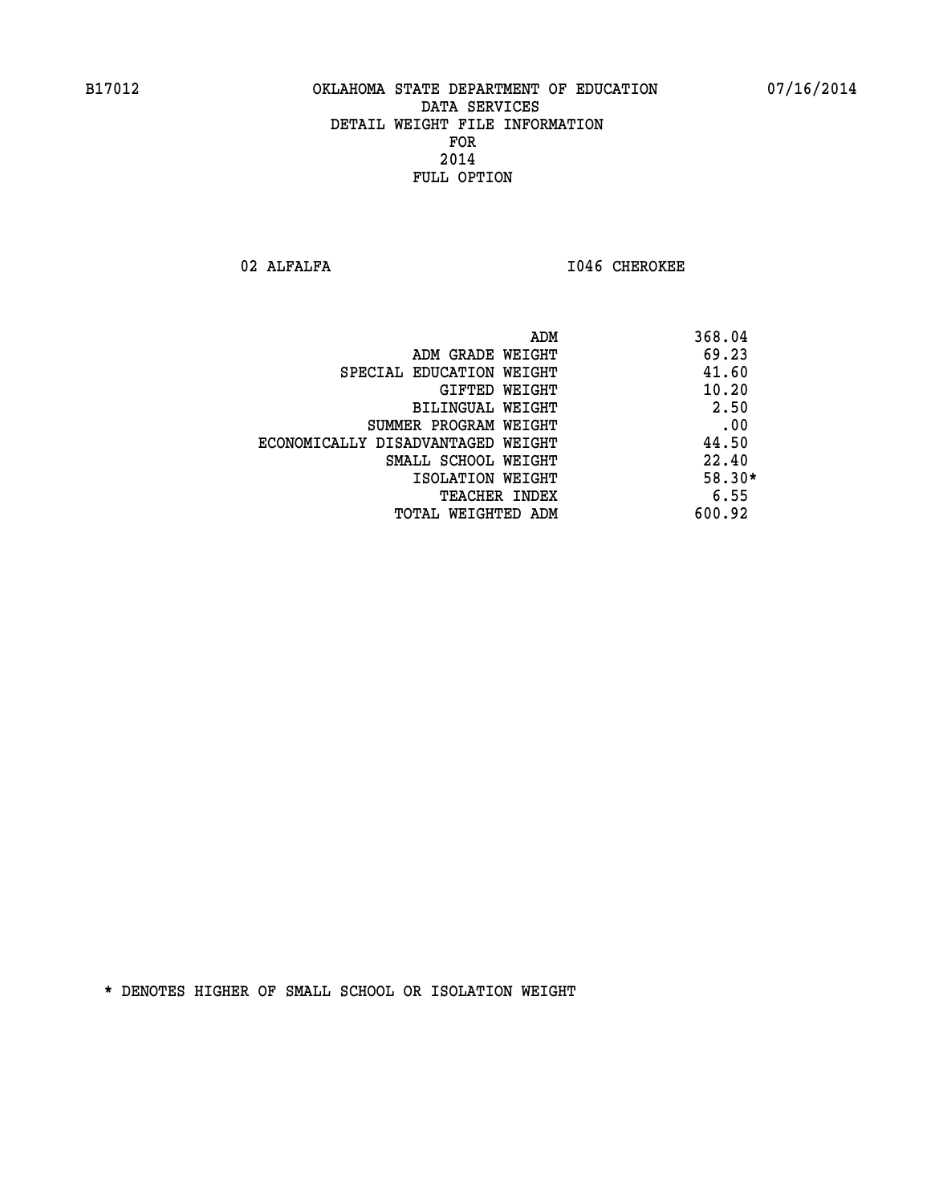B17012 OKLAHOMA STATE DEPARTMENT OF EDUCATION 07/16/2014

DATA SERVICES
DETAIL WEIGHT FILE INFORMATION
FOR
2014
FULL OPTION

02 ALFALFA I046 CHEROKEE

| | |
|---|---|
| ADM | 368.04 |
| ADM GRADE WEIGHT | 69.23 |
| SPECIAL EDUCATION WEIGHT | 41.60 |
| GIFTED WEIGHT | 10.20 |
| BILINGUAL WEIGHT | 2.50 |
| SUMMER PROGRAM WEIGHT | .00 |
| ECONOMICALLY DISADVANTAGED WEIGHT | 44.50 |
| SMALL SCHOOL WEIGHT | 22.40 |
| ISOLATION WEIGHT | 58.30* |
| TEACHER INDEX | 6.55 |
| TOTAL WEIGHTED ADM | 600.92 |

* DENOTES HIGHER OF SMALL SCHOOL OR ISOLATION WEIGHT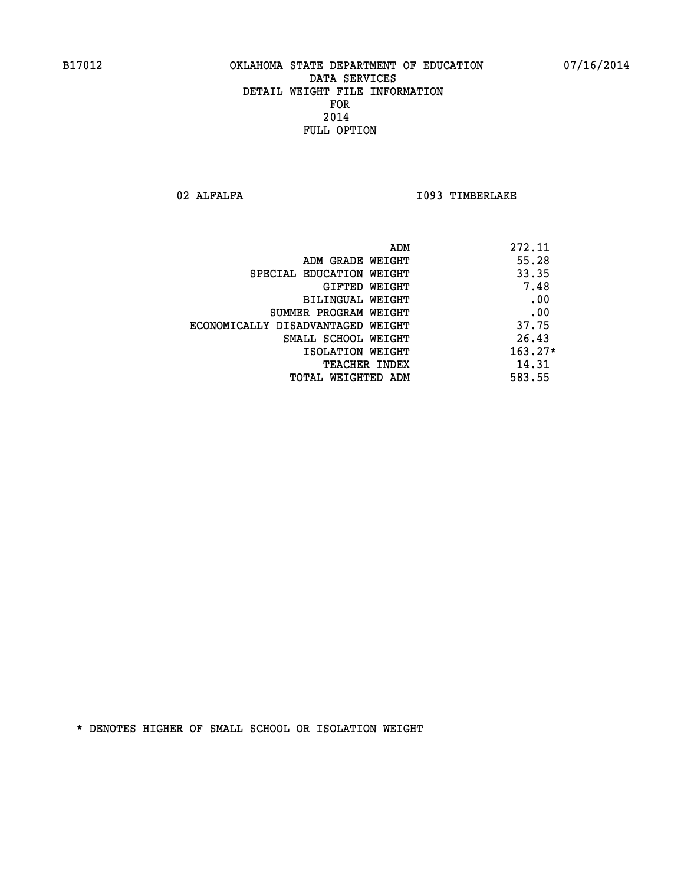B17012 OKLAHOMA STATE DEPARTMENT OF EDUCATION 07/16/2014

DATA SERVICES
DETAIL WEIGHT FILE INFORMATION
FOR
2014
FULL OPTION

02 ALFALFA I093 TIMBERLAKE

| | |
|---|---|
| ADM | 272.11 |
| ADM GRADE WEIGHT | 55.28 |
| SPECIAL EDUCATION WEIGHT | 33.35 |
| GIFTED WEIGHT | 7.48 |
| BILINGUAL WEIGHT | .00 |
| SUMMER PROGRAM WEIGHT | .00 |
| ECONOMICALLY DISADVANTAGED WEIGHT | 37.75 |
| SMALL SCHOOL WEIGHT | 26.43 |
| ISOLATION WEIGHT | 163.27* |
| TEACHER INDEX | 14.31 |
| TOTAL WEIGHTED ADM | 583.55 |

* DENOTES HIGHER OF SMALL SCHOOL OR ISOLATION WEIGHT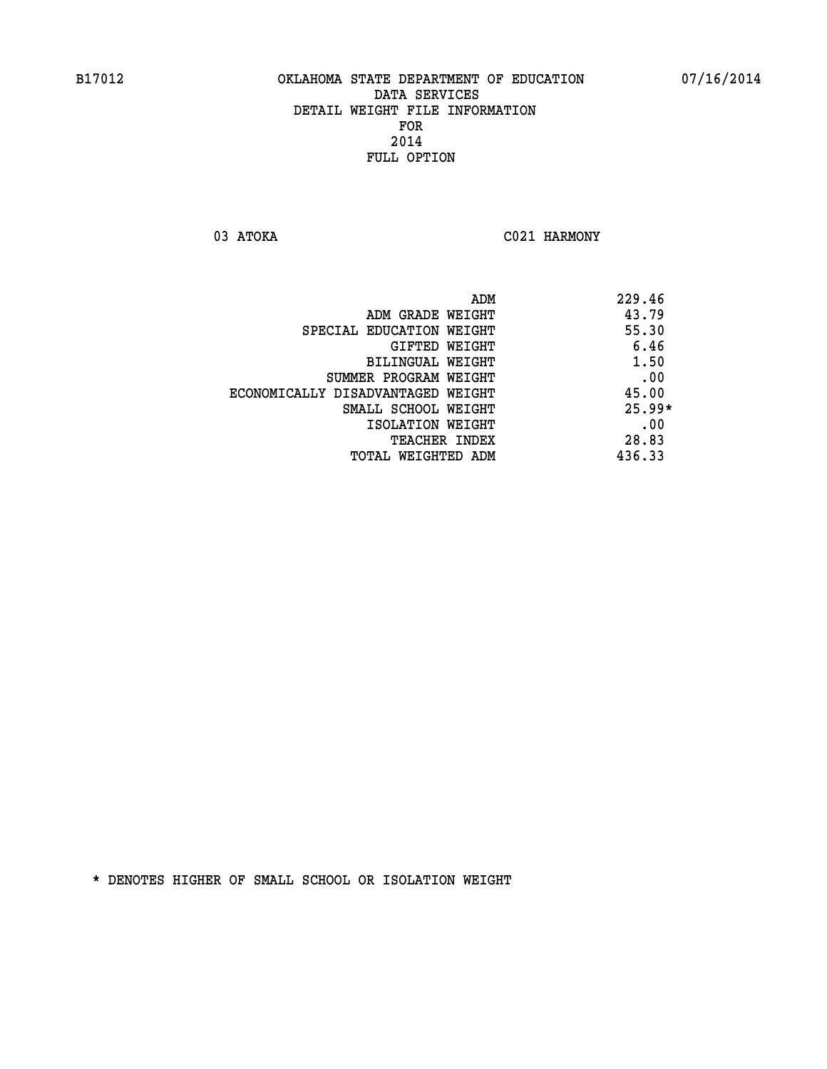B17012 OKLAHOMA STATE DEPARTMENT OF EDUCATION 07/16/2014

DATA SERVICES
DETAIL WEIGHT FILE INFORMATION
FOR
2014
FULL OPTION

03 ATOKA C021 HARMONY

| | |
|---|---|
| ADM | 229.46 |
| ADM GRADE WEIGHT | 43.79 |
| SPECIAL EDUCATION WEIGHT | 55.30 |
| GIFTED WEIGHT | 6.46 |
| BILINGUAL WEIGHT | 1.50 |
| SUMMER PROGRAM WEIGHT | .00 |
| ECONOMICALLY DISADVANTAGED WEIGHT | 45.00 |
| SMALL SCHOOL WEIGHT | 25.99* |
| ISOLATION WEIGHT | .00 |
| TEACHER INDEX | 28.83 |
| TOTAL WEIGHTED ADM | 436.33 |

* DENOTES HIGHER OF SMALL SCHOOL OR ISOLATION WEIGHT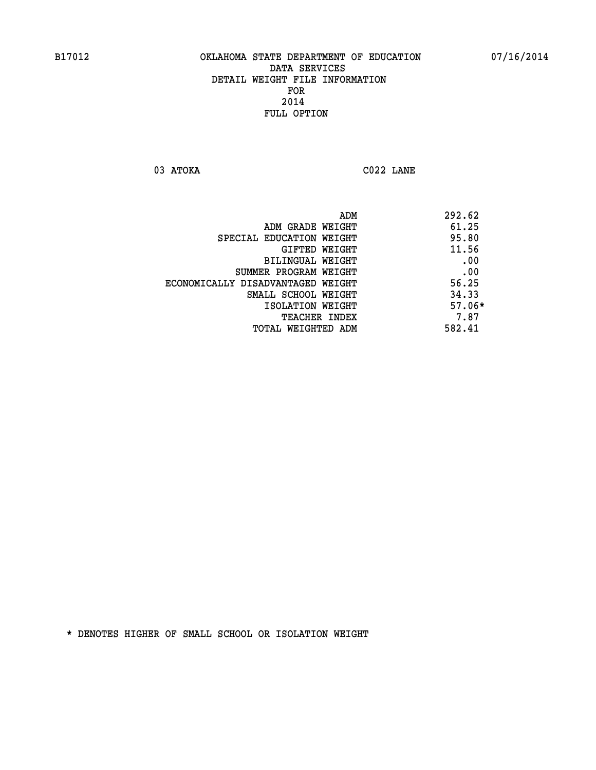OKLAHOMA STATE DEPARTMENT OF EDUCATION
DATA SERVICES
DETAIL WEIGHT FILE INFORMATION
FOR
2014
FULL OPTION

03 ATOKA C022 LANE

| | |
|---|---|
| ADM | 292.62 |
| ADM GRADE WEIGHT | 61.25 |
| SPECIAL EDUCATION WEIGHT | 95.80 |
| GIFTED WEIGHT | 11.56 |
| BILINGUAL WEIGHT | .00 |
| SUMMER PROGRAM WEIGHT | .00 |
| ECONOMICALLY DISADVANTAGED WEIGHT | 56.25 |
| SMALL SCHOOL WEIGHT | 34.33 |
| ISOLATION WEIGHT | 57.06* |
| TEACHER INDEX | 7.87 |
| TOTAL WEIGHTED ADM | 582.41 |

* DENOTES HIGHER OF SMALL SCHOOL OR ISOLATION WEIGHT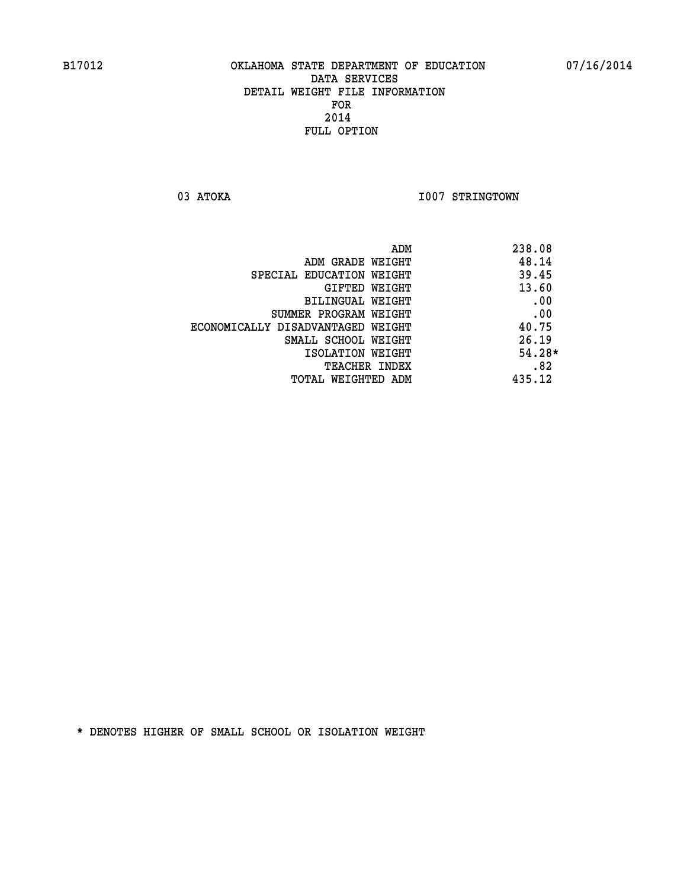B17012 OKLAHOMA STATE DEPARTMENT OF EDUCATION 07/16/2014

DATA SERVICES
DETAIL WEIGHT FILE INFORMATION
FOR
2014
FULL OPTION

03 ATOKA I007 STRINGTOWN

| | |
|---|---|
| ADM | 238.08 |
| ADM GRADE WEIGHT | 48.14 |
| SPECIAL EDUCATION WEIGHT | 39.45 |
| GIFTED WEIGHT | 13.60 |
| BILINGUAL WEIGHT | .00 |
| SUMMER PROGRAM WEIGHT | .00 |
| ECONOMICALLY DISADVANTAGED WEIGHT | 40.75 |
| SMALL SCHOOL WEIGHT | 26.19 |
| ISOLATION WEIGHT | 54.28* |
| TEACHER INDEX | .82 |
| TOTAL WEIGHTED ADM | 435.12 |

* DENOTES HIGHER OF SMALL SCHOOL OR ISOLATION WEIGHT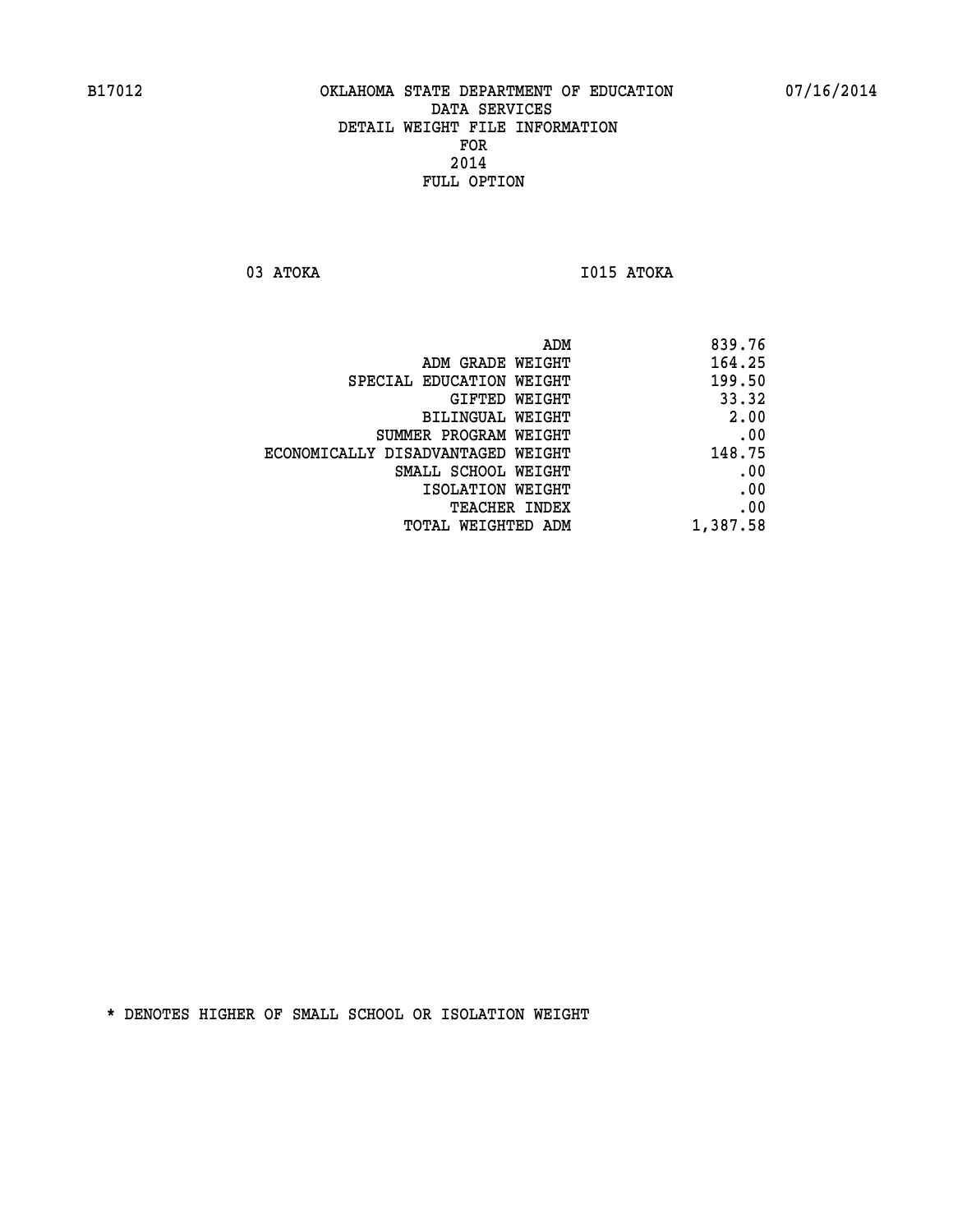B17012 OKLAHOMA STATE DEPARTMENT OF EDUCATION 07/16/2014

DATA SERVICES

DETAIL WEIGHT FILE INFORMATION

FOR

2014

FULL OPTION

03 ATOKA I015 ATOKA

| | |
|---|---|
| ADM | 839.76 |
| ADM GRADE WEIGHT | 164.25 |
| SPECIAL EDUCATION WEIGHT | 199.50 |
| GIFTED WEIGHT | 33.32 |
| BILINGUAL WEIGHT | 2.00 |
| SUMMER PROGRAM WEIGHT | .00 |
| ECONOMICALLY DISADVANTAGED WEIGHT | 148.75 |
| SMALL SCHOOL WEIGHT | .00 |
| ISOLATION WEIGHT | .00 |
| TEACHER INDEX | .00 |
| TOTAL WEIGHTED ADM | 1,387.58 |

* DENOTES HIGHER OF SMALL SCHOOL OR ISOLATION WEIGHT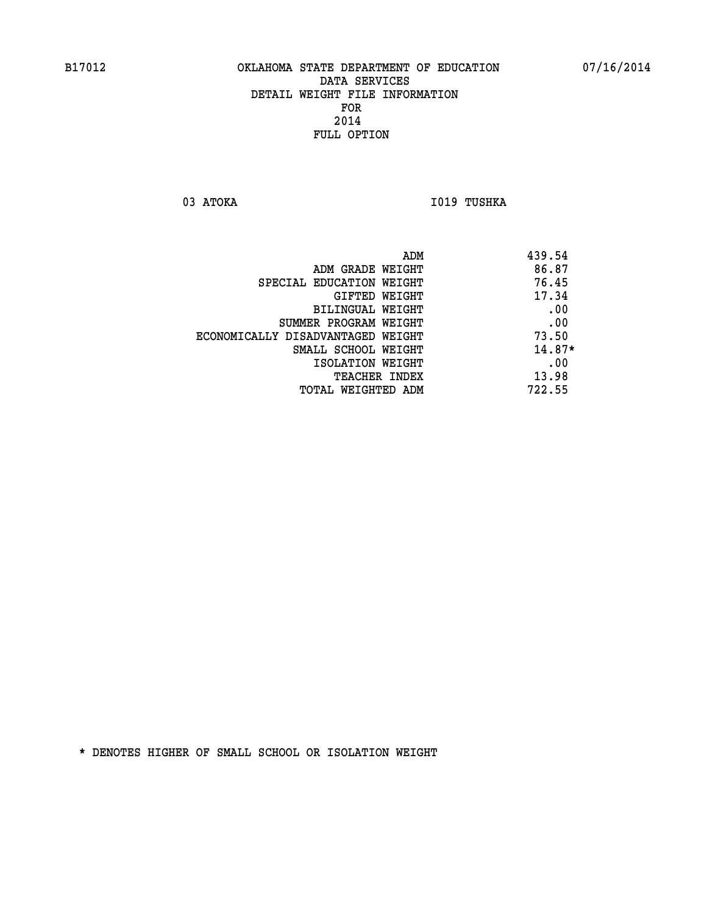B17012 OKLAHOMA STATE DEPARTMENT OF EDUCATION 07/16/2014

DATA SERVICES
DETAIL WEIGHT FILE INFORMATION
FOR
2014
FULL OPTION

03 ATOKA I019 TUSHKA

| | |
|---|---|
| ADM | 439.54 |
| ADM GRADE WEIGHT | 86.87 |
| SPECIAL EDUCATION WEIGHT | 76.45 |
| GIFTED WEIGHT | 17.34 |
| BILINGUAL WEIGHT | .00 |
| SUMMER PROGRAM WEIGHT | .00 |
| ECONOMICALLY DISADVANTAGED WEIGHT | 73.50 |
| SMALL SCHOOL WEIGHT | 14.87* |
| ISOLATION WEIGHT | .00 |
| TEACHER INDEX | 13.98 |
| TOTAL WEIGHTED ADM | 722.55 |

* DENOTES HIGHER OF SMALL SCHOOL OR ISOLATION WEIGHT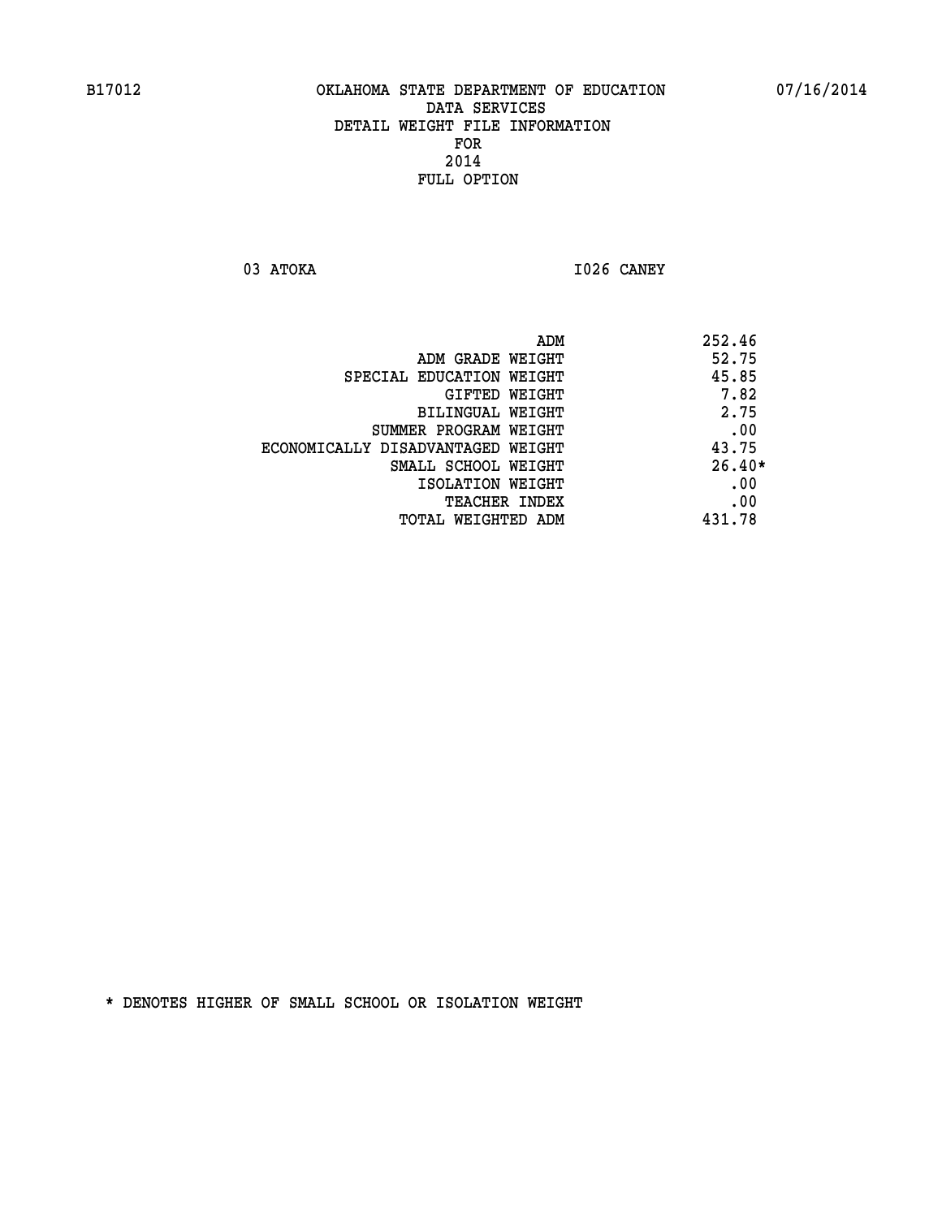B17012 OKLAHOMA STATE DEPARTMENT OF EDUCATION 07/16/2014

DATA SERVICES
DETAIL WEIGHT FILE INFORMATION
FOR
2014
FULL OPTION

03 ATOKA I026 CANEY

| | |
|---|---|
| ADM | 252.46 |
| ADM GRADE WEIGHT | 52.75 |
| SPECIAL EDUCATION WEIGHT | 45.85 |
| GIFTED WEIGHT | 7.82 |
| BILINGUAL WEIGHT | 2.75 |
| SUMMER PROGRAM WEIGHT | .00 |
| ECONOMICALLY DISADVANTAGED WEIGHT | 43.75 |
| SMALL SCHOOL WEIGHT | 26.40* |
| ISOLATION WEIGHT | .00 |
| TEACHER INDEX | .00 |
| TOTAL WEIGHTED ADM | 431.78 |

* DENOTES HIGHER OF SMALL SCHOOL OR ISOLATION WEIGHT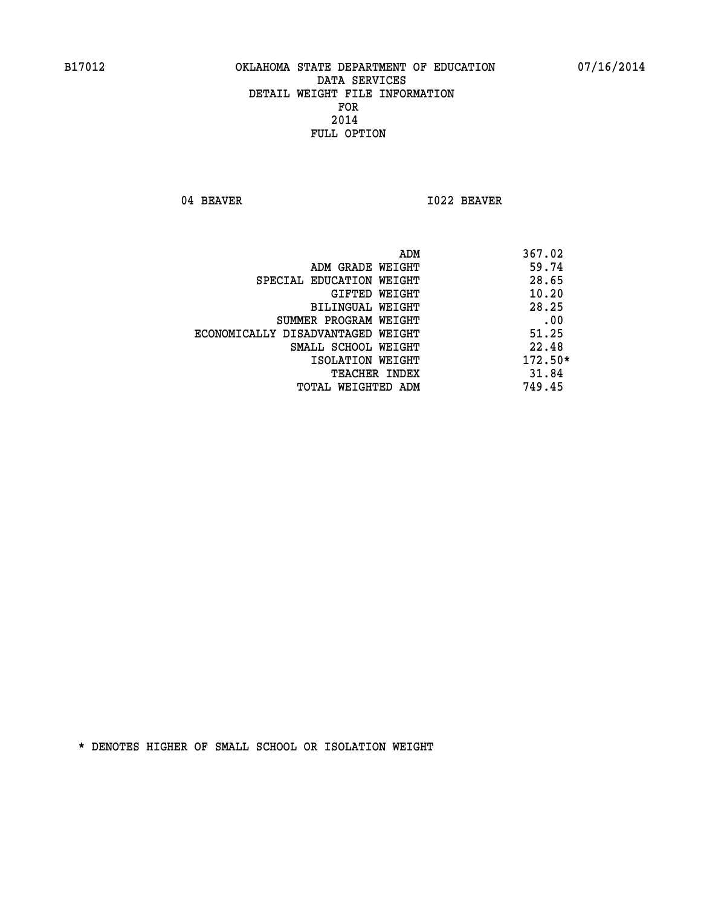B17012 OKLAHOMA STATE DEPARTMENT OF EDUCATION 07/16/2014

DATA SERVICES
DETAIL WEIGHT FILE INFORMATION
FOR
2014
FULL OPTION

04 BEAVER I022 BEAVER

| | |
|---|---|
| ADM | 367.02 |
| ADM GRADE WEIGHT | 59.74 |
| SPECIAL EDUCATION WEIGHT | 28.65 |
| GIFTED WEIGHT | 10.20 |
| BILINGUAL WEIGHT | 28.25 |
| SUMMER PROGRAM WEIGHT | .00 |
| ECONOMICALLY DISADVANTAGED WEIGHT | 51.25 |
| SMALL SCHOOL WEIGHT | 22.48 |
| ISOLATION WEIGHT | 172.50* |
| TEACHER INDEX | 31.84 |
| TOTAL WEIGHTED ADM | 749.45 |

* DENOTES HIGHER OF SMALL SCHOOL OR ISOLATION WEIGHT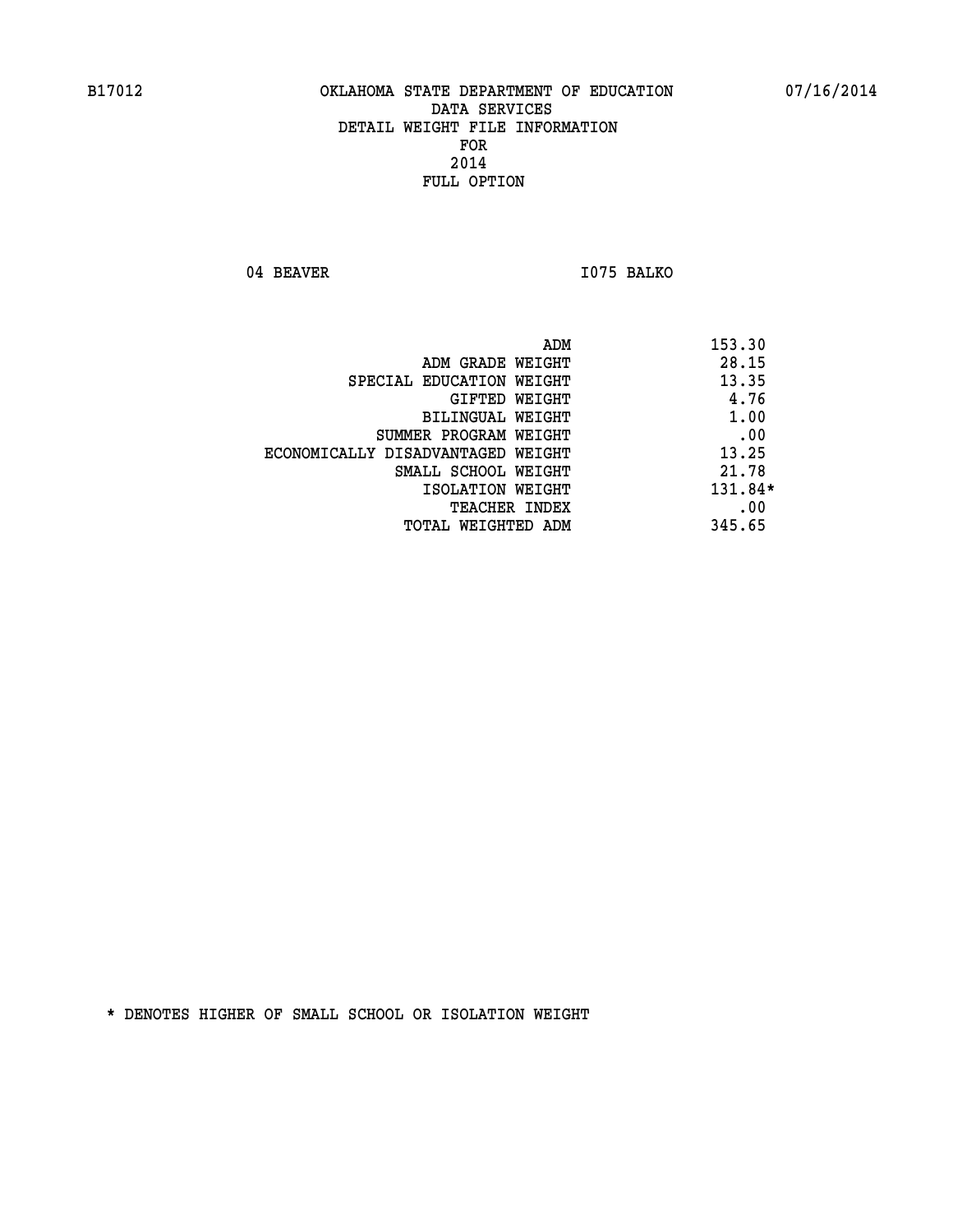B17012 OKLAHOMA STATE DEPARTMENT OF EDUCATION 07/16/2014

DATA SERVICES

DETAIL WEIGHT FILE INFORMATION

FOR

2014

FULL OPTION

04 BEAVER I075 BALKO

| | |
|---|---|
| ADM | 153.30 |
| ADM GRADE WEIGHT | 28.15 |
| SPECIAL EDUCATION WEIGHT | 13.35 |
| GIFTED WEIGHT | 4.76 |
| BILINGUAL WEIGHT | 1.00 |
| SUMMER PROGRAM WEIGHT | .00 |
| ECONOMICALLY DISADVANTAGED WEIGHT | 13.25 |
| SMALL SCHOOL WEIGHT | 21.78 |
| ISOLATION WEIGHT | 131.84* |
| TEACHER INDEX | .00 |
| TOTAL WEIGHTED ADM | 345.65 |

* DENOTES HIGHER OF SMALL SCHOOL OR ISOLATION WEIGHT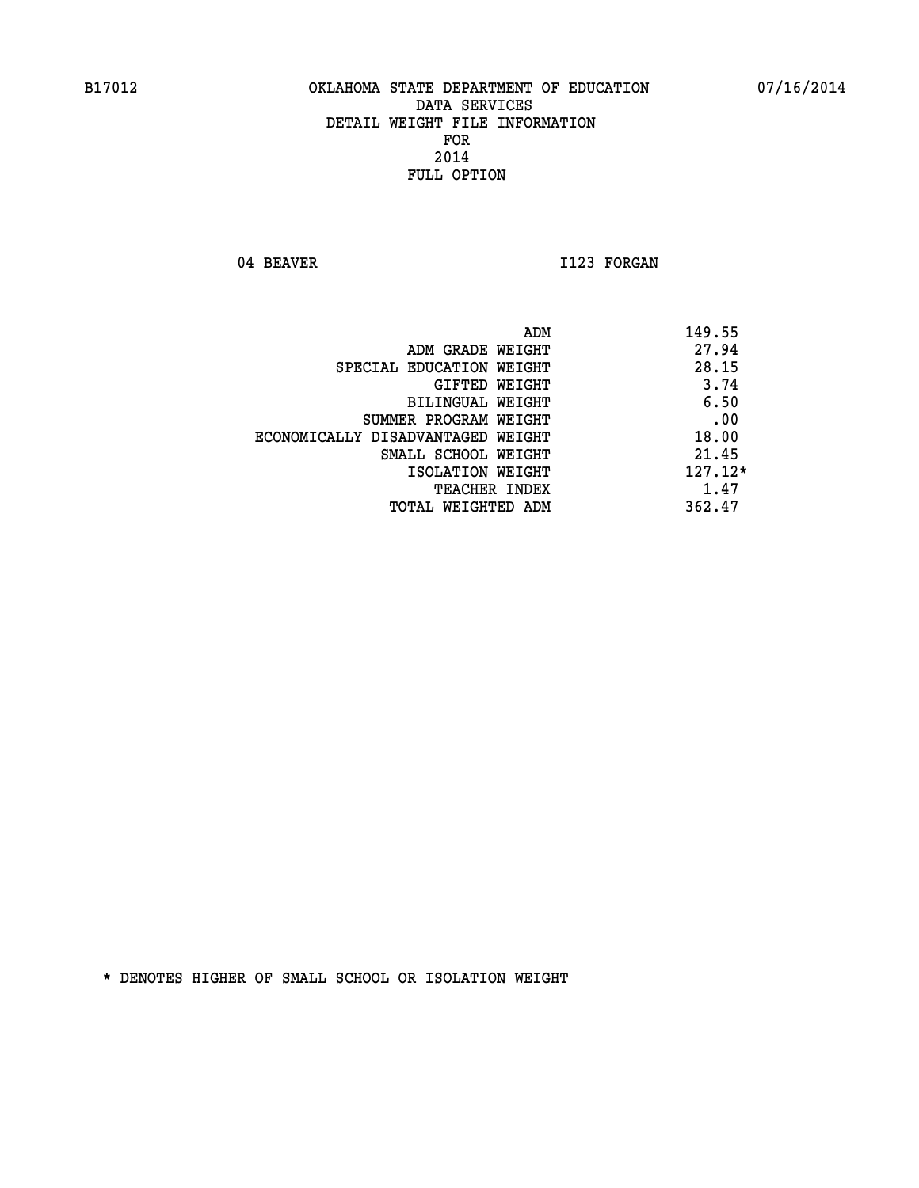B17012 OKLAHOMA STATE DEPARTMENT OF EDUCATION 07/16/2014

DATA SERVICES
DETAIL WEIGHT FILE INFORMATION
FOR
2014
FULL OPTION

04 BEAVER I123 FORGAN

| | |
|---|---|
| ADM | 149.55 |
| ADM GRADE WEIGHT | 27.94 |
| SPECIAL EDUCATION WEIGHT | 28.15 |
| GIFTED WEIGHT | 3.74 |
| BILINGUAL WEIGHT | 6.50 |
| SUMMER PROGRAM WEIGHT | .00 |
| ECONOMICALLY DISADVANTAGED WEIGHT | 18.00 |
| SMALL SCHOOL WEIGHT | 21.45 |
| ISOLATION WEIGHT | 127.12* |
| TEACHER INDEX | 1.47 |
| TOTAL WEIGHTED ADM | 362.47 |

* DENOTES HIGHER OF SMALL SCHOOL OR ISOLATION WEIGHT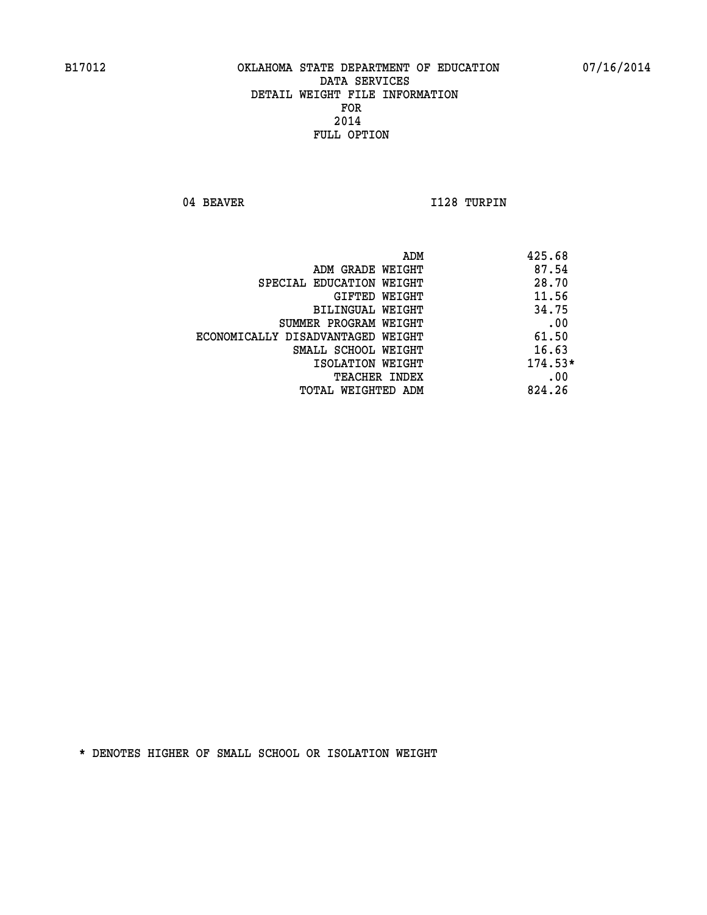B17012 OKLAHOMA STATE DEPARTMENT OF EDUCATION 07/16/2014

DATA SERVICES
DETAIL WEIGHT FILE INFORMATION
FOR
2014
FULL OPTION

04 BEAVER I128 TURPIN

| | |
|---|---|
| ADM | 425.68 |
| ADM GRADE WEIGHT | 87.54 |
| SPECIAL EDUCATION WEIGHT | 28.70 |
| GIFTED WEIGHT | 11.56 |
| BILINGUAL WEIGHT | 34.75 |
| SUMMER PROGRAM WEIGHT | .00 |
| ECONOMICALLY DISADVANTAGED WEIGHT | 61.50 |
| SMALL SCHOOL WEIGHT | 16.63 |
| ISOLATION WEIGHT | 174.53* |
| TEACHER INDEX | .00 |
| TOTAL WEIGHTED ADM | 824.26 |

* DENOTES HIGHER OF SMALL SCHOOL OR ISOLATION WEIGHT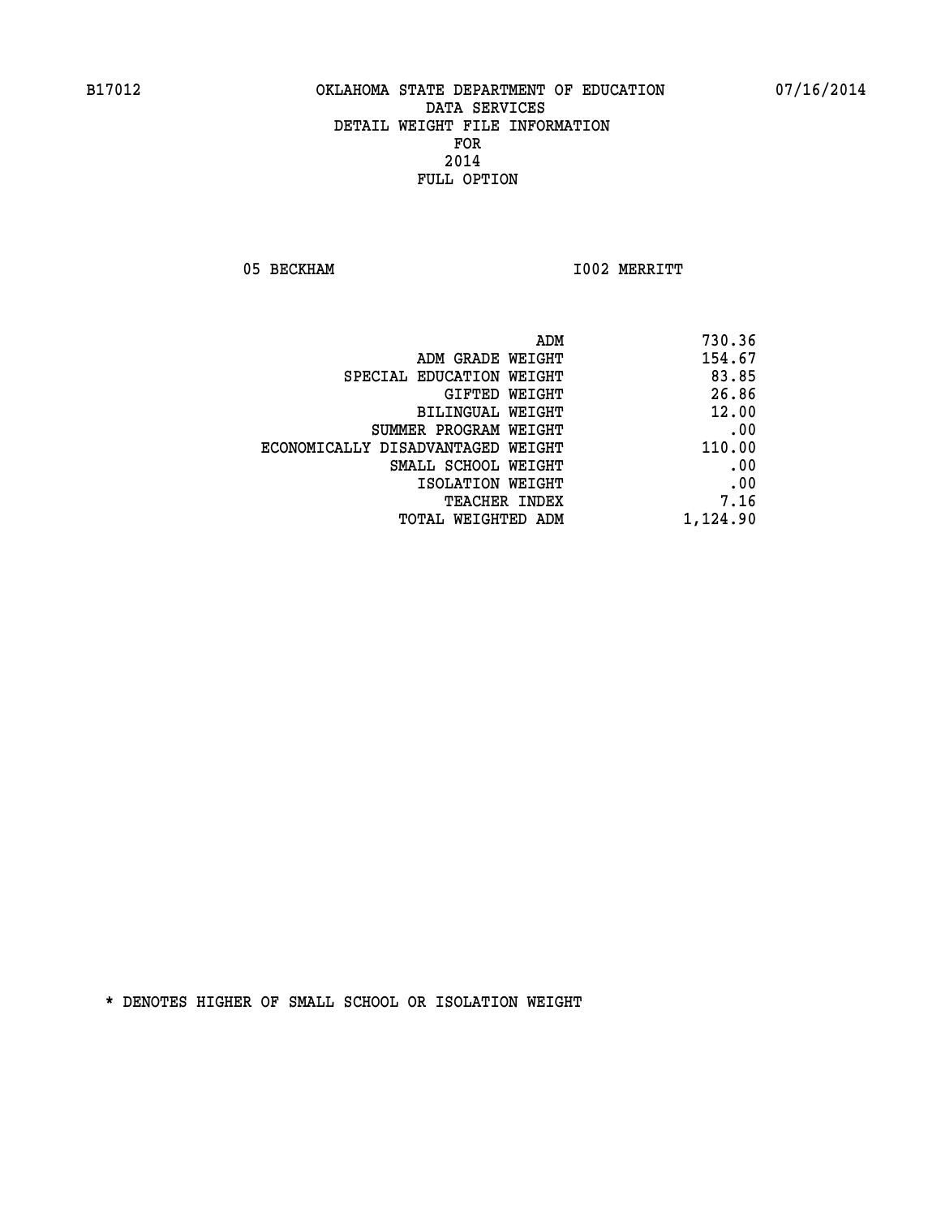B17012 OKLAHOMA STATE DEPARTMENT OF EDUCATION 07/16/2014

DATA SERVICES
DETAIL WEIGHT FILE INFORMATION
FOR
2014
FULL OPTION

05 BECKHAM I002 MERRITT

| | |
|---|---|
| ADM | 730.36 |
| ADM GRADE WEIGHT | 154.67 |
| SPECIAL EDUCATION WEIGHT | 83.85 |
| GIFTED WEIGHT | 26.86 |
| BILINGUAL WEIGHT | 12.00 |
| SUMMER PROGRAM WEIGHT | .00 |
| ECONOMICALLY DISADVANTAGED WEIGHT | 110.00 |
| SMALL SCHOOL WEIGHT | .00 |
| ISOLATION WEIGHT | .00 |
| TEACHER INDEX | 7.16 |
| TOTAL WEIGHTED ADM | 1,124.90 |

* DENOTES HIGHER OF SMALL SCHOOL OR ISOLATION WEIGHT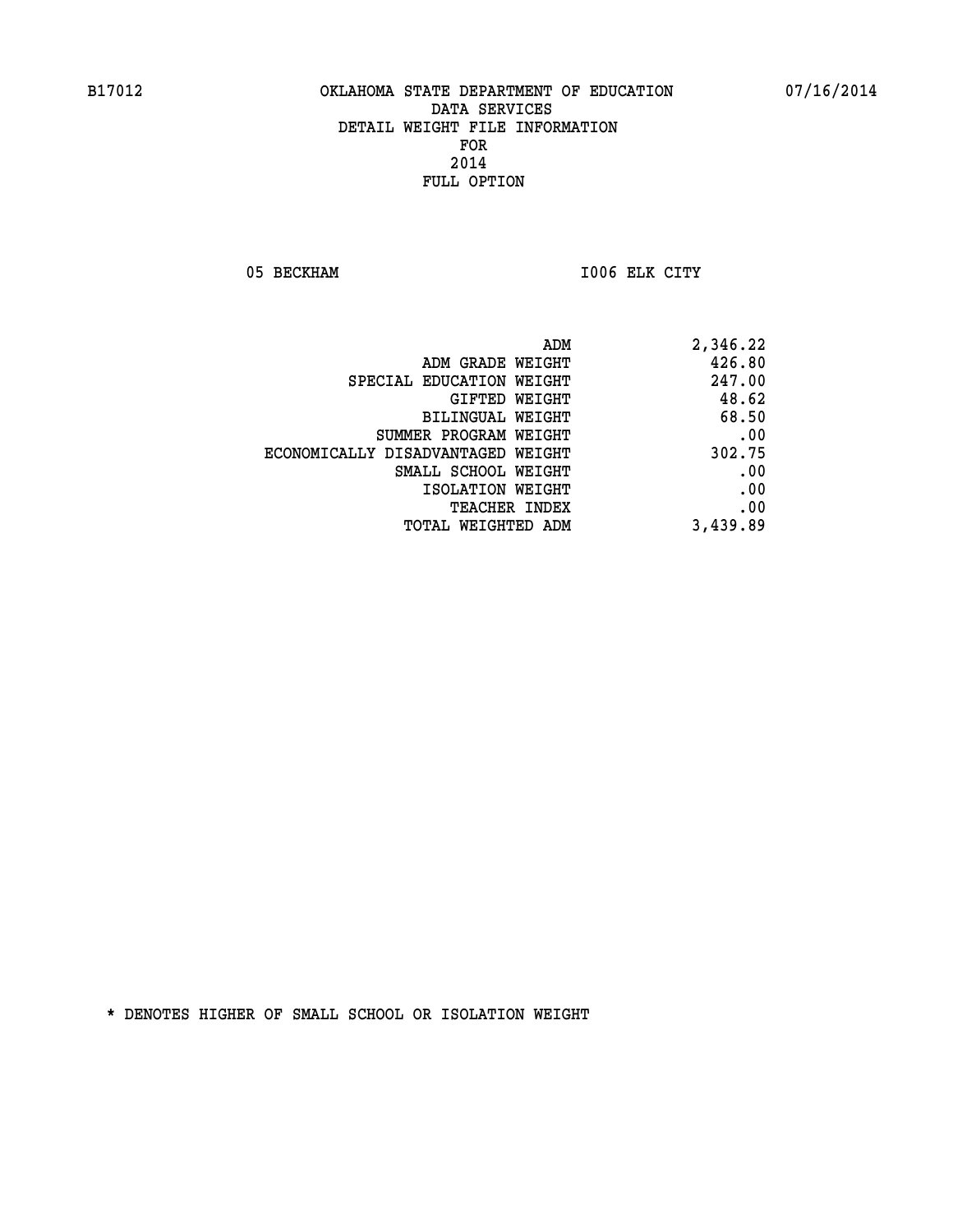B17012 OKLAHOMA STATE DEPARTMENT OF EDUCATION 07/16/2014

DATA SERVICES
DETAIL WEIGHT FILE INFORMATION
FOR
2014
FULL OPTION

05 BECKHAM I006 ELK CITY

| | |
|---|---|
| ADM | 2,346.22 |
| ADM GRADE WEIGHT | 426.80 |
| SPECIAL EDUCATION WEIGHT | 247.00 |
| GIFTED WEIGHT | 48.62 |
| BILINGUAL WEIGHT | 68.50 |
| SUMMER PROGRAM WEIGHT | .00 |
| ECONOMICALLY DISADVANTAGED WEIGHT | 302.75 |
| SMALL SCHOOL WEIGHT | .00 |
| ISOLATION WEIGHT | .00 |
| TEACHER INDEX | .00 |
| TOTAL WEIGHTED ADM | 3,439.89 |

* DENOTES HIGHER OF SMALL SCHOOL OR ISOLATION WEIGHT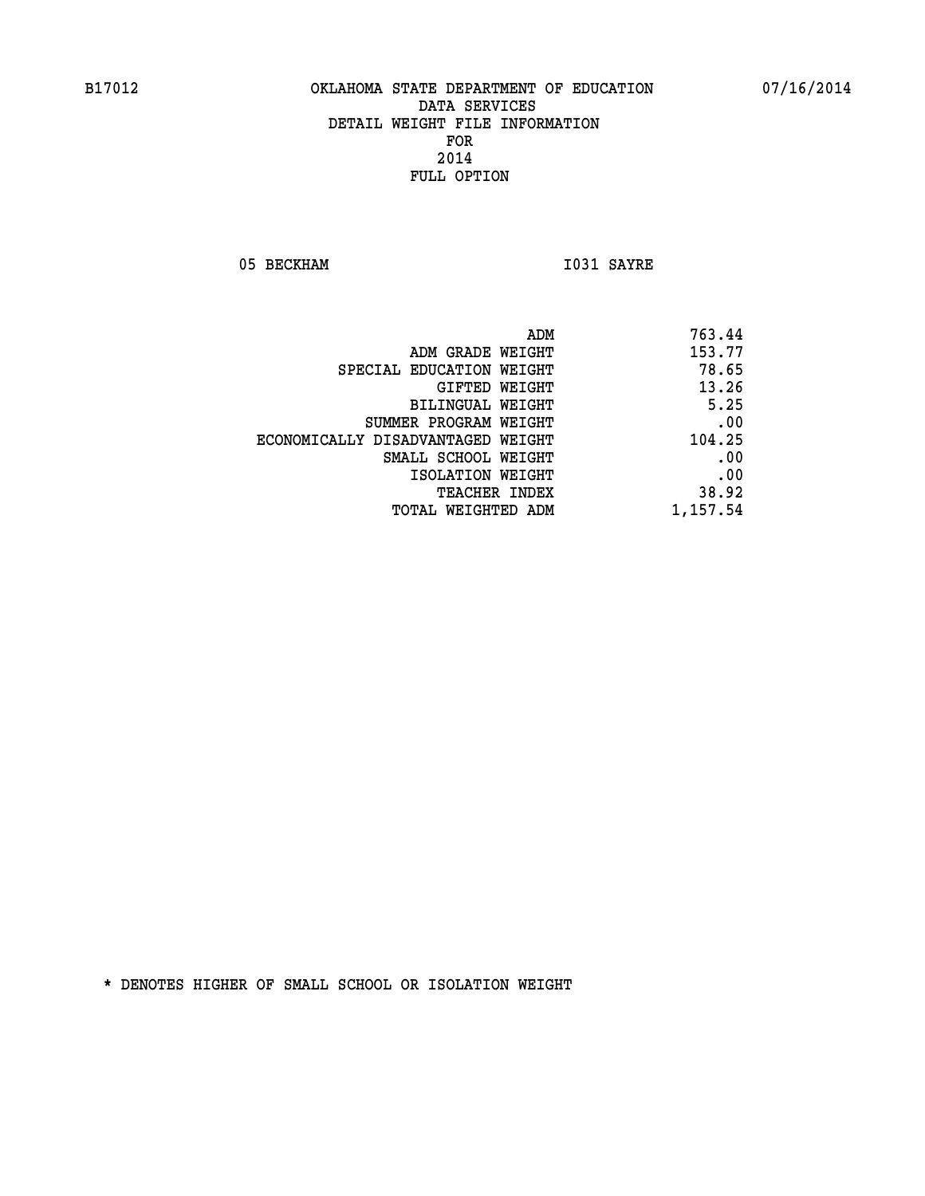# OKLAHOMA STATE DEPARTMENT OF EDUCATION
## DATA SERVICES
## DETAIL WEIGHT FILE INFORMATION
## FOR
## 2014
## FULL OPTION

05 BECKHAM I031 SAYRE

| | |
|---|---|
| ADM | 763.44 |
| ADM GRADE WEIGHT | 153.77 |
| SPECIAL EDUCATION WEIGHT | 78.65 |
| GIFTED WEIGHT | 13.26 |
| BILINGUAL WEIGHT | 5.25 |
| SUMMER PROGRAM WEIGHT | .00 |
| ECONOMICALLY DISADVANTAGED WEIGHT | 104.25 |
| SMALL SCHOOL WEIGHT | .00 |
| ISOLATION WEIGHT | .00 |
| TEACHER INDEX | 38.92 |
| TOTAL WEIGHTED ADM | 1,157.54 |

* DENOTES HIGHER OF SMALL SCHOOL OR ISOLATION WEIGHT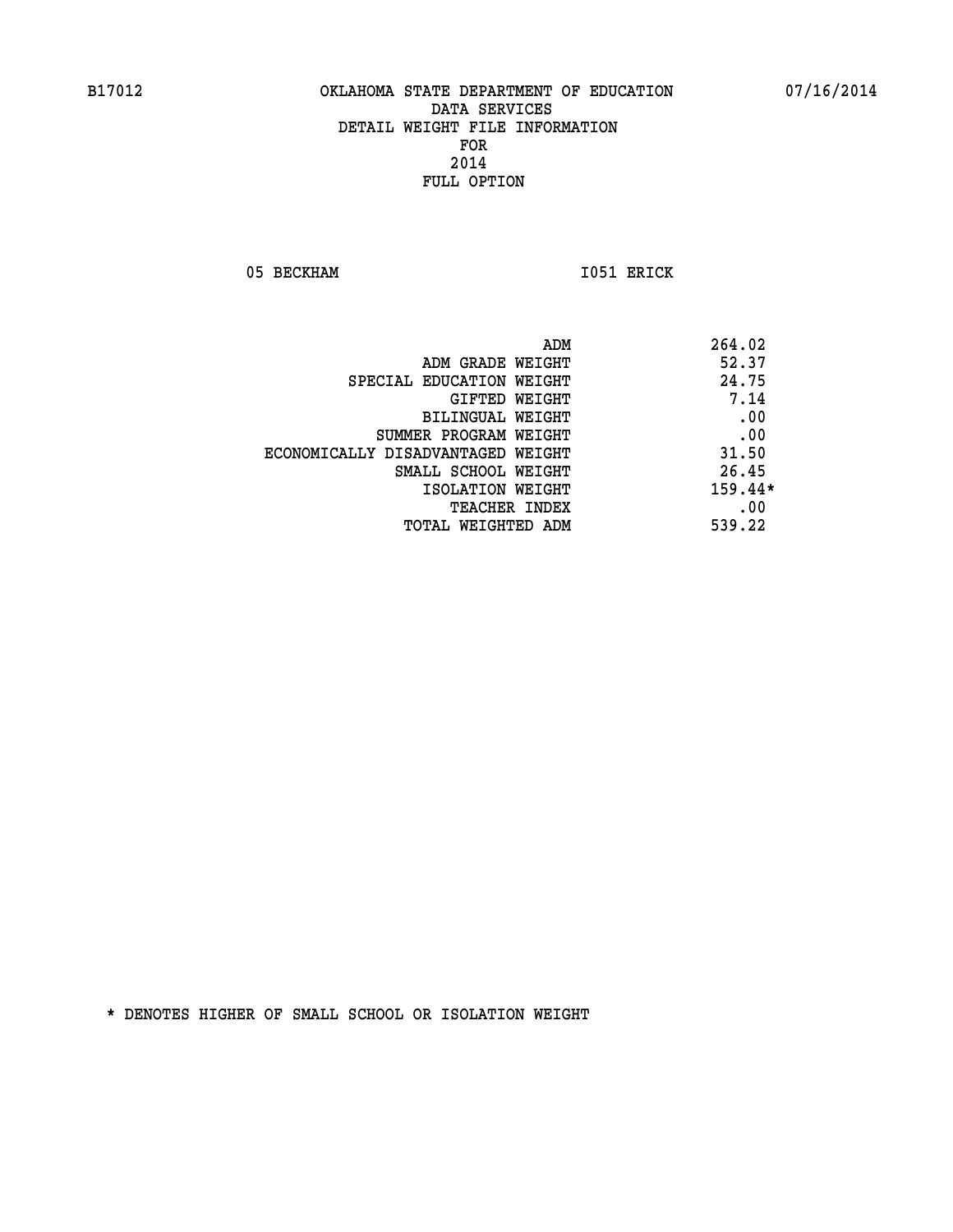B17012 OKLAHOMA STATE DEPARTMENT OF EDUCATION 07/16/2014

DATA SERVICES
DETAIL WEIGHT FILE INFORMATION
FOR
2014
FULL OPTION

05 BECKHAM I051 ERICK

| | |
|---|---|
| ADM | 264.02 |
| ADM GRADE WEIGHT | 52.37 |
| SPECIAL EDUCATION WEIGHT | 24.75 |
| GIFTED WEIGHT | 7.14 |
| BILINGUAL WEIGHT | .00 |
| SUMMER PROGRAM WEIGHT | .00 |
| ECONOMICALLY DISADVANTAGED WEIGHT | 31.50 |
| SMALL SCHOOL WEIGHT | 26.45 |
| ISOLATION WEIGHT | 159.44* |
| TEACHER INDEX | .00 |
| TOTAL WEIGHTED ADM | 539.22 |

* DENOTES HIGHER OF SMALL SCHOOL OR ISOLATION WEIGHT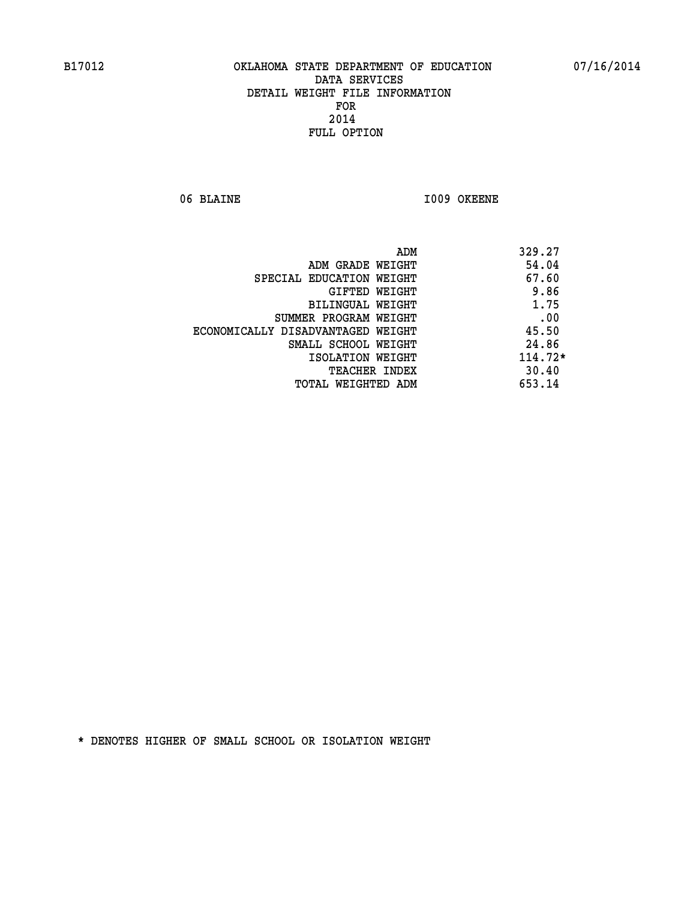B17012 OKLAHOMA STATE DEPARTMENT OF EDUCATION 07/16/2014

DATA SERVICES
DETAIL WEIGHT FILE INFORMATION
FOR
2014
FULL OPTION

06 BLAINE I009 OKEENE

| | |
|---|---|
| ADM | 329.27 |
| ADM GRADE WEIGHT | 54.04 |
| SPECIAL EDUCATION WEIGHT | 67.60 |
| GIFTED WEIGHT | 9.86 |
| BILINGUAL WEIGHT | 1.75 |
| SUMMER PROGRAM WEIGHT | .00 |
| ECONOMICALLY DISADVANTAGED WEIGHT | 45.50 |
| SMALL SCHOOL WEIGHT | 24.86 |
| ISOLATION WEIGHT | 114.72* |
| TEACHER INDEX | 30.40 |
| TOTAL WEIGHTED ADM | 653.14 |

* DENOTES HIGHER OF SMALL SCHOOL OR ISOLATION WEIGHT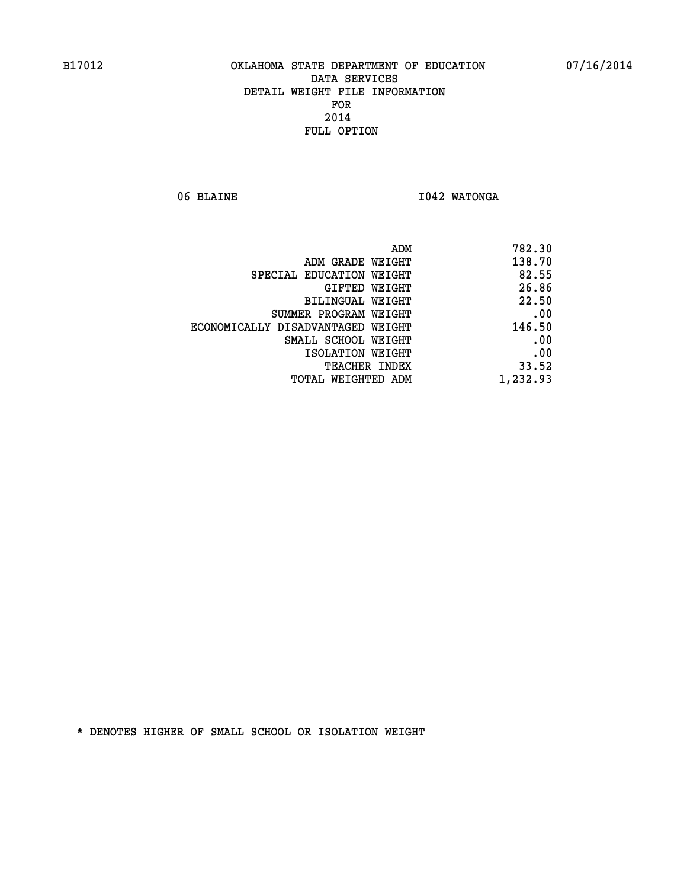B17012 OKLAHOMA STATE DEPARTMENT OF EDUCATION 07/16/2014

DATA SERVICES
DETAIL WEIGHT FILE INFORMATION
FOR
2014
FULL OPTION

06 BLAINE I042 WATONGA

| | |
|---|---|
| ADM | 782.30 |
| ADM GRADE WEIGHT | 138.70 |
| SPECIAL EDUCATION WEIGHT | 82.55 |
| GIFTED WEIGHT | 26.86 |
| BILINGUAL WEIGHT | 22.50 |
| SUMMER PROGRAM WEIGHT | .00 |
| ECONOMICALLY DISADVANTAGED WEIGHT | 146.50 |
| SMALL SCHOOL WEIGHT | .00 |
| ISOLATION WEIGHT | .00 |
| TEACHER INDEX | 33.52 |
| TOTAL WEIGHTED ADM | 1,232.93 |

* DENOTES HIGHER OF SMALL SCHOOL OR ISOLATION WEIGHT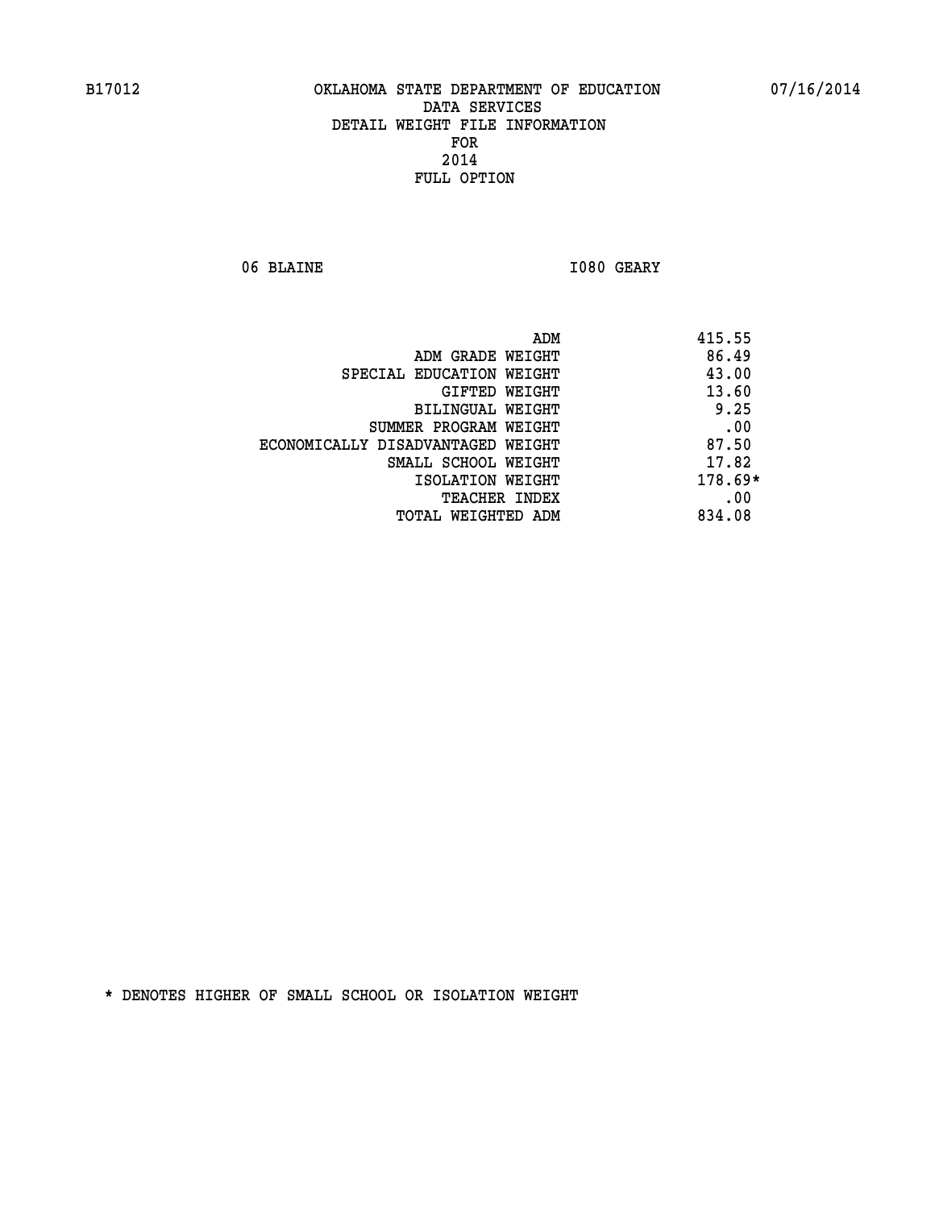B17012 OKLAHOMA STATE DEPARTMENT OF EDUCATION 07/16/2014

DATA SERVICES
DETAIL WEIGHT FILE INFORMATION
FOR
2014
FULL OPTION

06 BLAINE I080 GEARY

| | |
|---|---|
| ADM | 415.55 |
| ADM GRADE WEIGHT | 86.49 |
| SPECIAL EDUCATION WEIGHT | 43.00 |
| GIFTED WEIGHT | 13.60 |
| BILINGUAL WEIGHT | 9.25 |
| SUMMER PROGRAM WEIGHT | .00 |
| ECONOMICALLY DISADVANTAGED WEIGHT | 87.50 |
| SMALL SCHOOL WEIGHT | 17.82 |
| ISOLATION WEIGHT | 178.69* |
| TEACHER INDEX | .00 |
| TOTAL WEIGHTED ADM | 834.08 |

* DENOTES HIGHER OF SMALL SCHOOL OR ISOLATION WEIGHT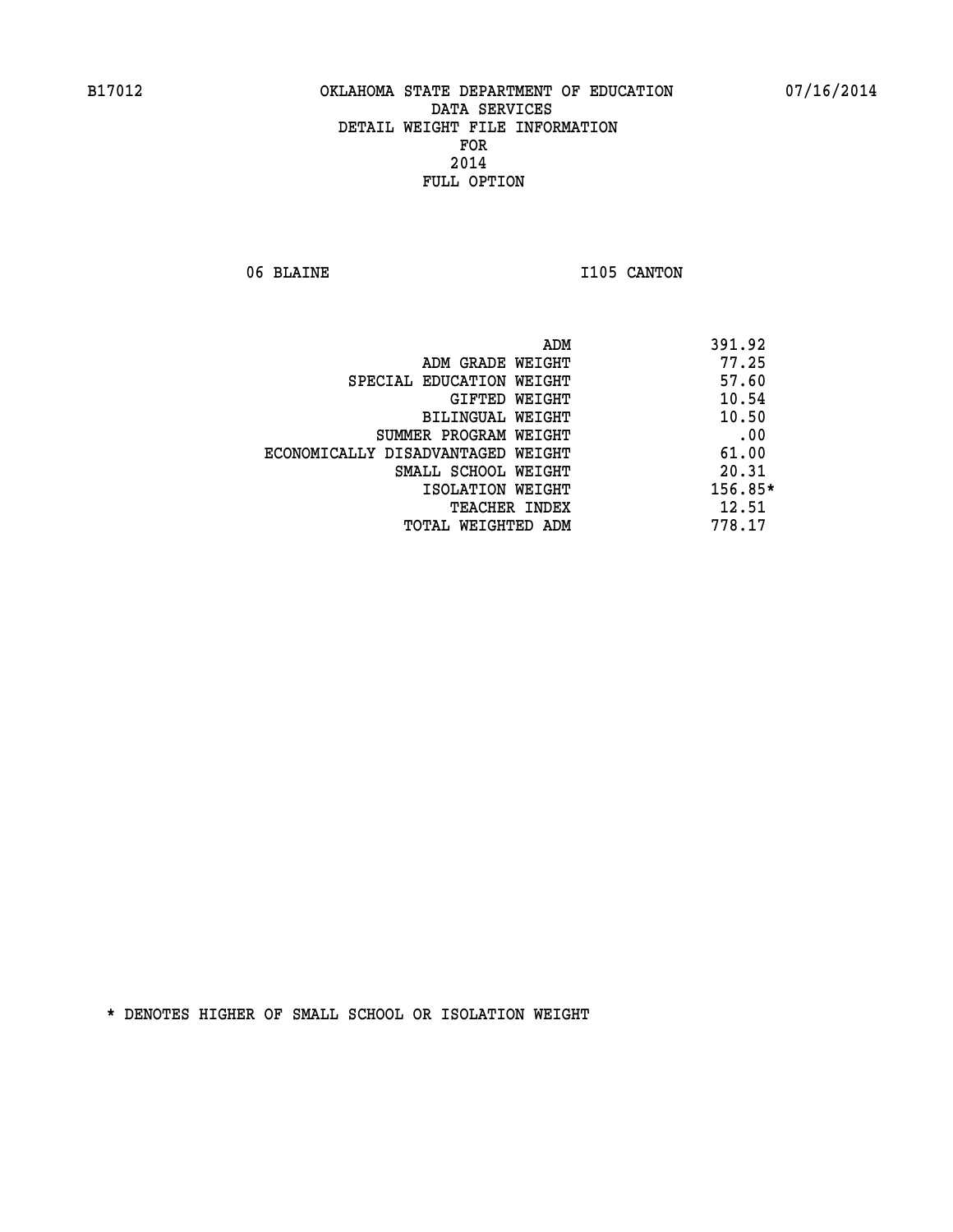B17012 OKLAHOMA STATE DEPARTMENT OF EDUCATION 07/16/2014

DATA SERVICES
DETAIL WEIGHT FILE INFORMATION
FOR
2014
FULL OPTION

06 BLAINE I105 CANTON

| | |
|---|---|
| ADM | 391.92 |
| ADM GRADE WEIGHT | 77.25 |
| SPECIAL EDUCATION WEIGHT | 57.60 |
| GIFTED WEIGHT | 10.54 |
| BILINGUAL WEIGHT | 10.50 |
| SUMMER PROGRAM WEIGHT | .00 |
| ECONOMICALLY DISADVANTAGED WEIGHT | 61.00 |
| SMALL SCHOOL WEIGHT | 20.31 |
| ISOLATION WEIGHT | 156.85* |
| TEACHER INDEX | 12.51 |
| TOTAL WEIGHTED ADM | 778.17 |

* DENOTES HIGHER OF SMALL SCHOOL OR ISOLATION WEIGHT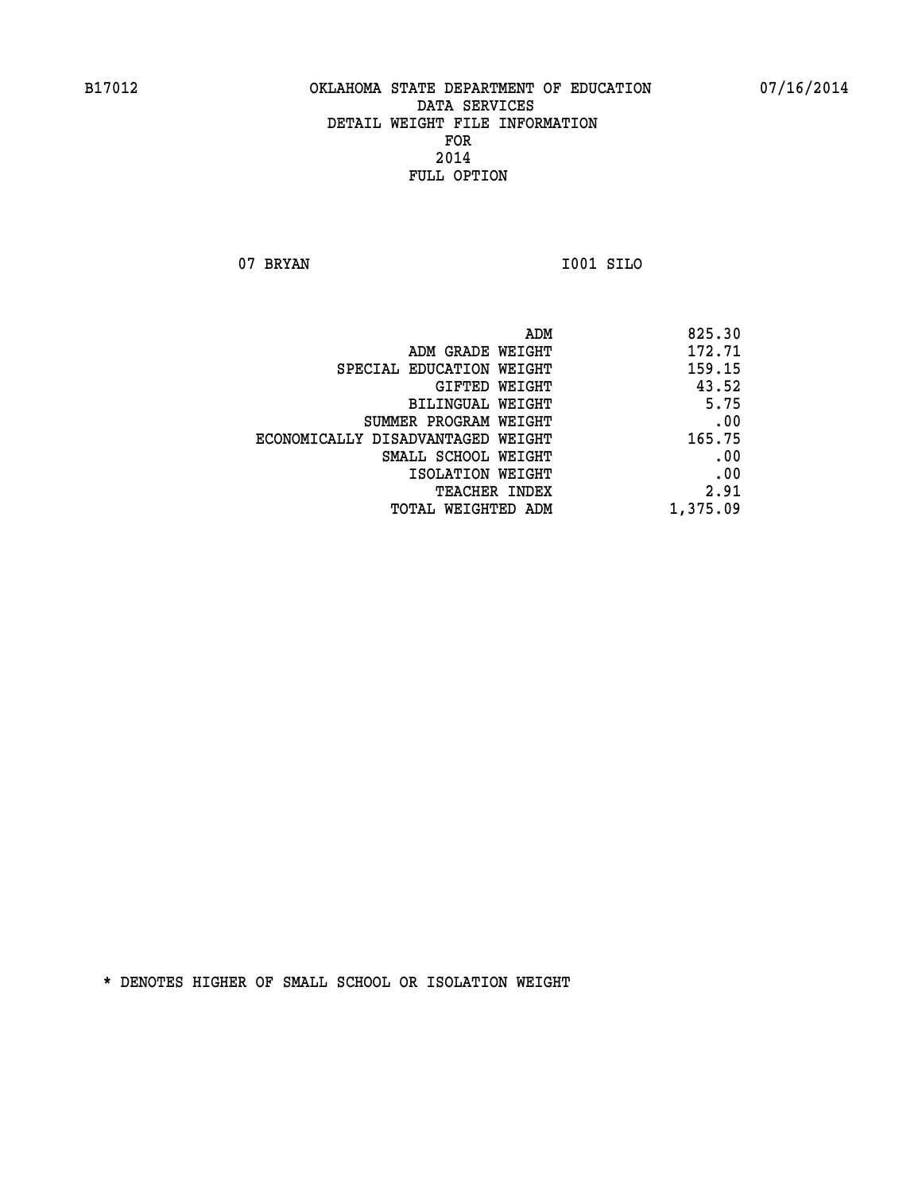B17012 OKLAHOMA STATE DEPARTMENT OF EDUCATION 07/16/2014

DATA SERVICES
DETAIL WEIGHT FILE INFORMATION
FOR
2014
FULL OPTION

07 BRYAN I001 SILO

| | |
|---|---|
| ADM | 825.30 |
| ADM GRADE WEIGHT | 172.71 |
| SPECIAL EDUCATION WEIGHT | 159.15 |
| GIFTED WEIGHT | 43.52 |
| BILINGUAL WEIGHT | 5.75 |
| SUMMER PROGRAM WEIGHT | .00 |
| ECONOMICALLY DISADVANTAGED WEIGHT | 165.75 |
| SMALL SCHOOL WEIGHT | .00 |
| ISOLATION WEIGHT | .00 |
| TEACHER INDEX | 2.91 |
| TOTAL WEIGHTED ADM | 1,375.09 |

* DENOTES HIGHER OF SMALL SCHOOL OR ISOLATION WEIGHT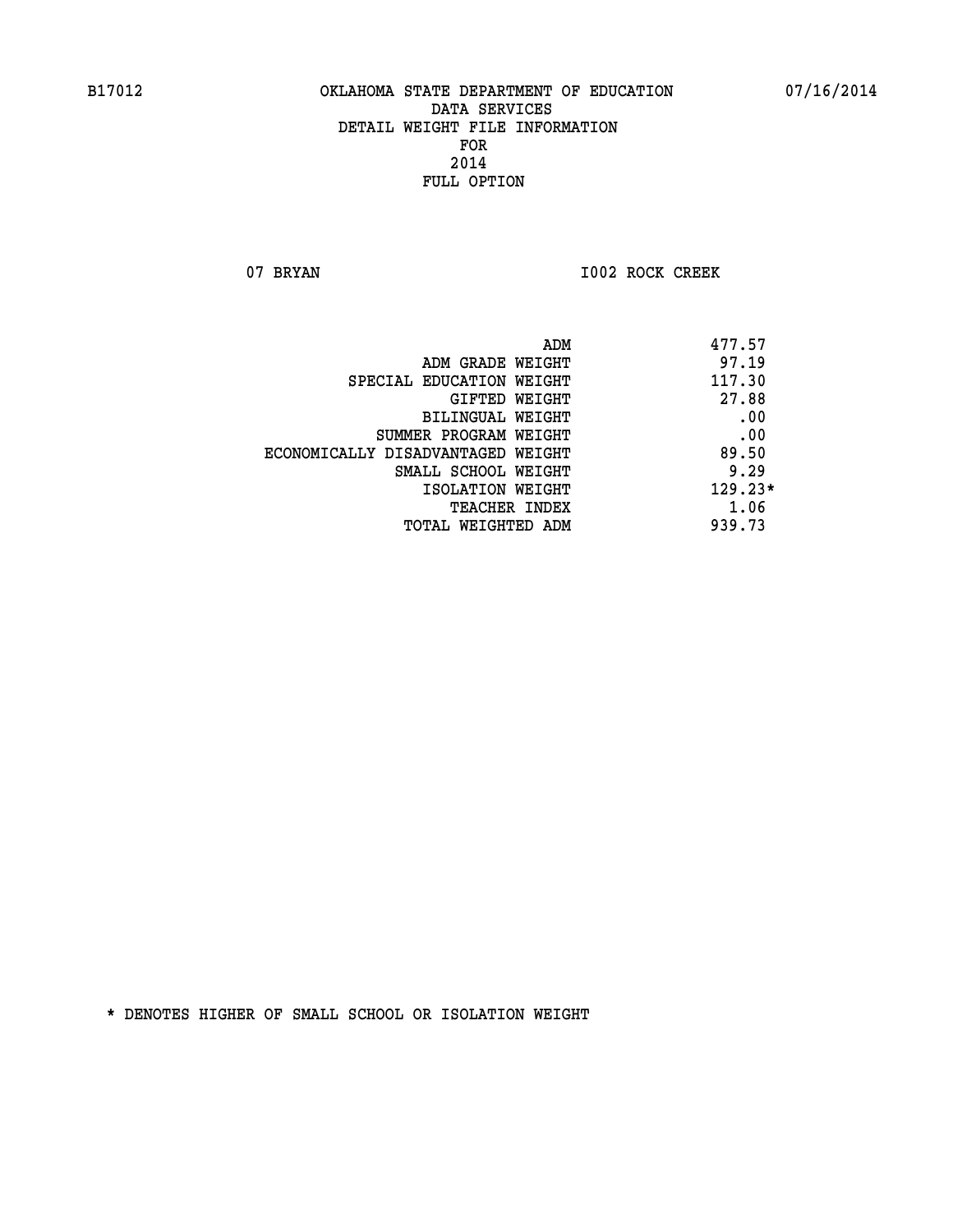B17012 OKLAHOMA STATE DEPARTMENT OF EDUCATION 07/16/2014

DATA SERVICES
DETAIL WEIGHT FILE INFORMATION
FOR
2014
FULL OPTION

07 BRYAN I002 ROCK CREEK

| | |
|---|---|
| ADM | 477.57 |
| ADM GRADE WEIGHT | 97.19 |
| SPECIAL EDUCATION WEIGHT | 117.30 |
| GIFTED WEIGHT | 27.88 |
| BILINGUAL WEIGHT | .00 |
| SUMMER PROGRAM WEIGHT | .00 |
| ECONOMICALLY DISADVANTAGED WEIGHT | 89.50 |
| SMALL SCHOOL WEIGHT | 9.29 |
| ISOLATION WEIGHT | 129.23* |
| TEACHER INDEX | 1.06 |
| TOTAL WEIGHTED ADM | 939.73 |

* DENOTES HIGHER OF SMALL SCHOOL OR ISOLATION WEIGHT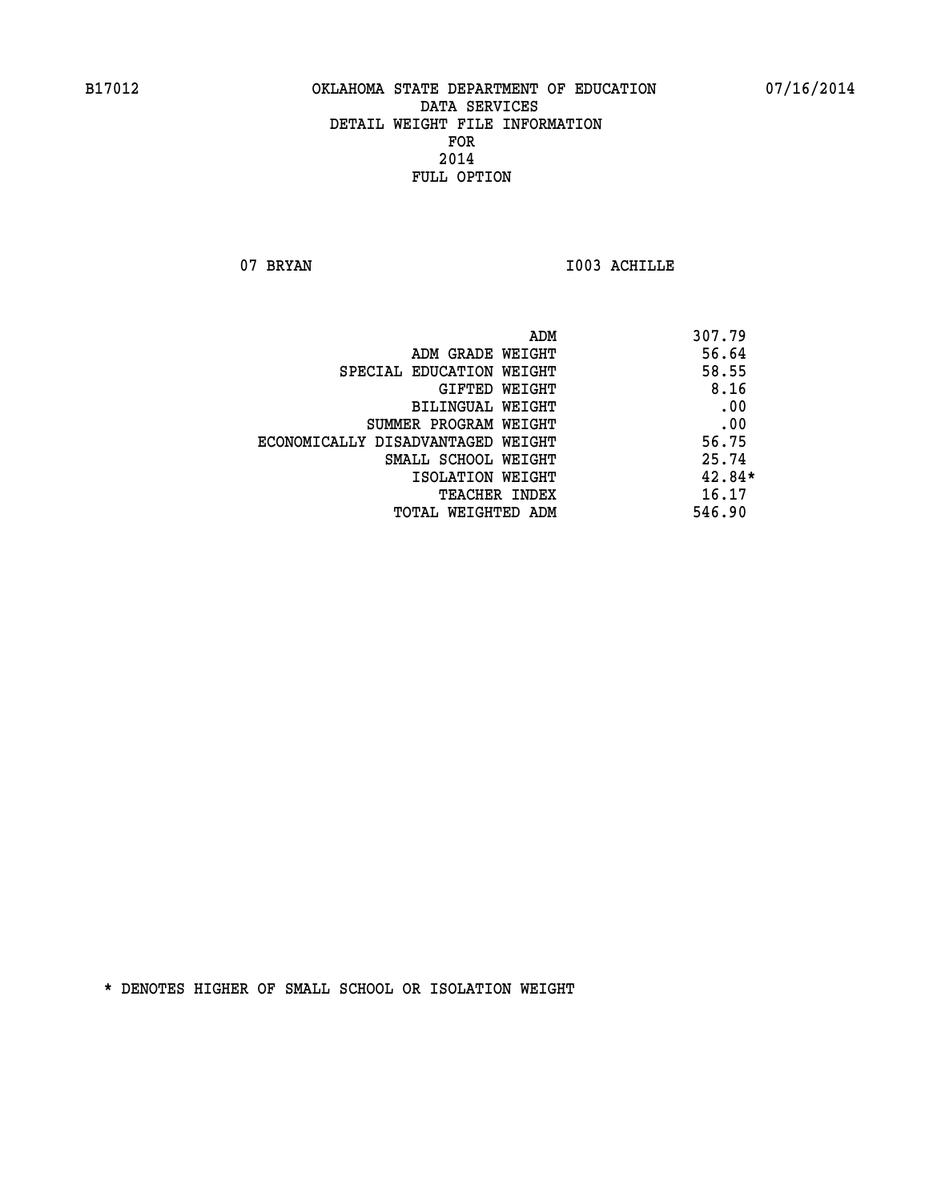B17012 OKLAHOMA STATE DEPARTMENT OF EDUCATION 07/16/2014

DATA SERVICES
DETAIL WEIGHT FILE INFORMATION
FOR
2014
FULL OPTION

07 BRYAN I003 ACHILLE

| | |
|---|---|
| ADM | 307.79 |
| ADM GRADE WEIGHT | 56.64 |
| SPECIAL EDUCATION WEIGHT | 58.55 |
| GIFTED WEIGHT | 8.16 |
| BILINGUAL WEIGHT | .00 |
| SUMMER PROGRAM WEIGHT | .00 |
| ECONOMICALLY DISADVANTAGED WEIGHT | 56.75 |
| SMALL SCHOOL WEIGHT | 25.74 |
| ISOLATION WEIGHT | 42.84* |
| TEACHER INDEX | 16.17 |
| TOTAL WEIGHTED ADM | 546.90 |

* DENOTES HIGHER OF SMALL SCHOOL OR ISOLATION WEIGHT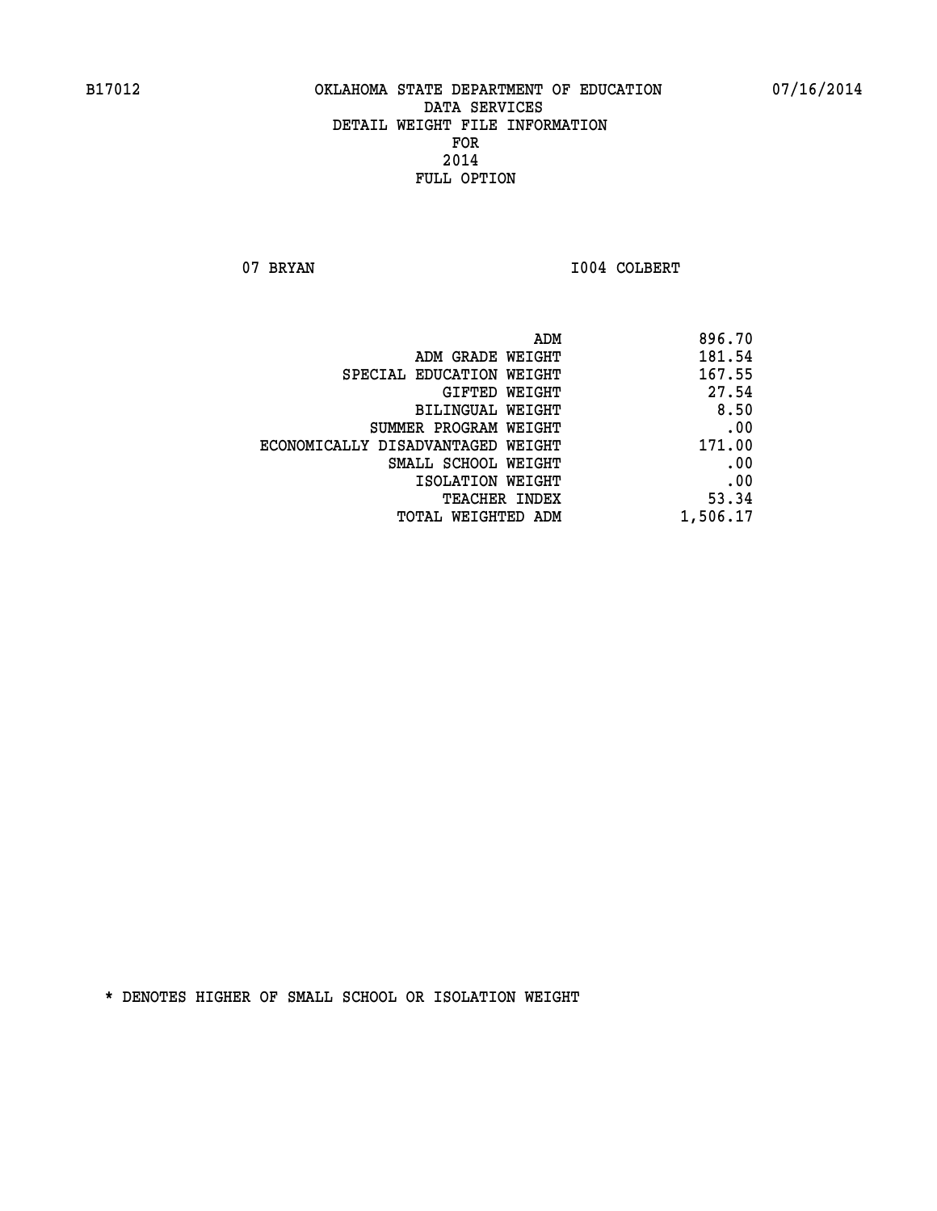B17012 OKLAHOMA STATE DEPARTMENT OF EDUCATION 07/16/2014

DATA SERVICES

DETAIL WEIGHT FILE INFORMATION

FOR

2014

FULL OPTION

07 BRYAN I004 COLBERT

| | |
|---|---|
| ADM | 896.70 |
| ADM GRADE WEIGHT | 181.54 |
| SPECIAL EDUCATION WEIGHT | 167.55 |
| GIFTED WEIGHT | 27.54 |
| BILINGUAL WEIGHT | 8.50 |
| SUMMER PROGRAM WEIGHT | .00 |
| ECONOMICALLY DISADVANTAGED WEIGHT | 171.00 |
| SMALL SCHOOL WEIGHT | .00 |
| ISOLATION WEIGHT | .00 |
| TEACHER INDEX | 53.34 |
| TOTAL WEIGHTED ADM | 1,506.17 |

* DENOTES HIGHER OF SMALL SCHOOL OR ISOLATION WEIGHT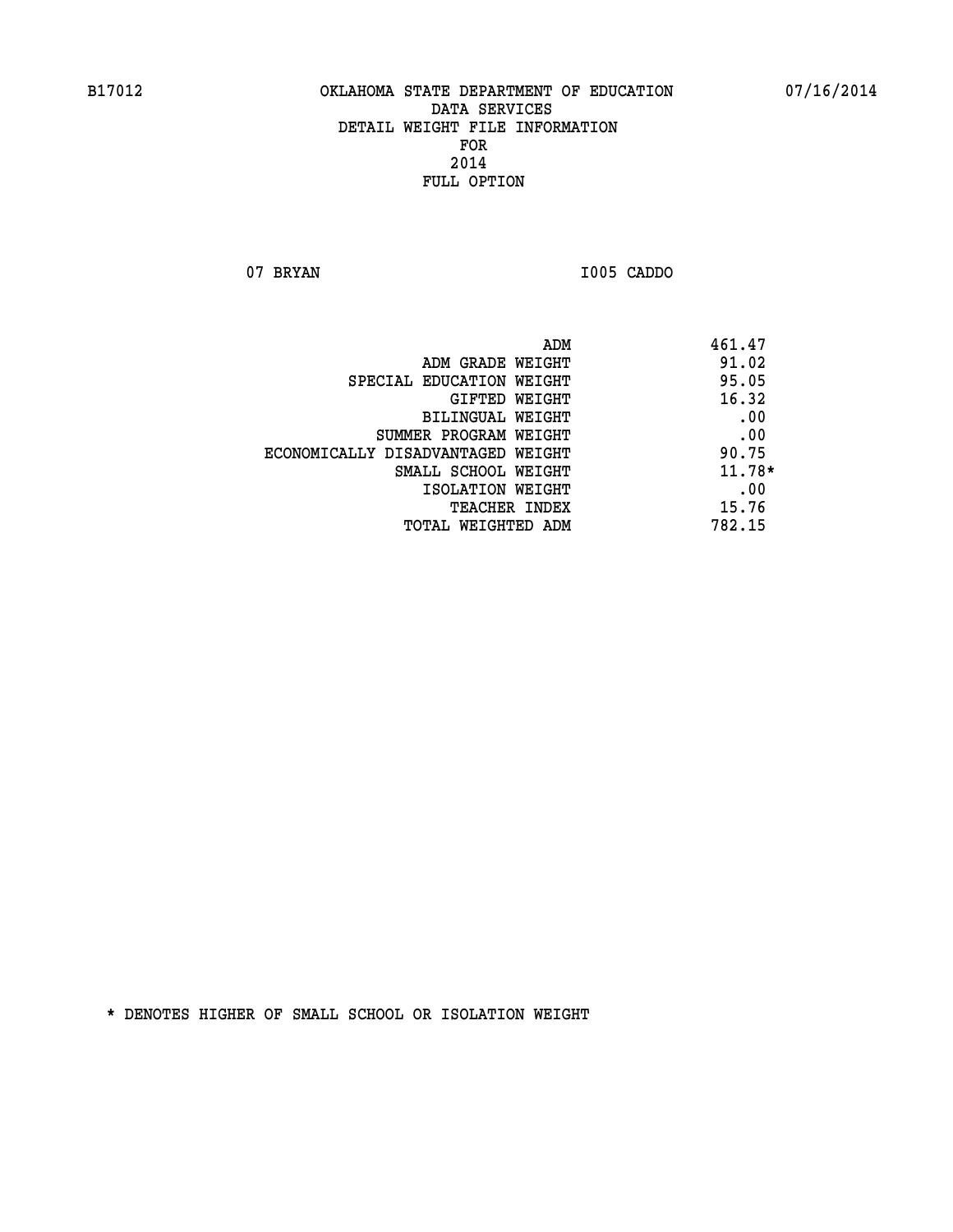B17012 OKLAHOMA STATE DEPARTMENT OF EDUCATION 07/16/2014

DATA SERVICES
DETAIL WEIGHT FILE INFORMATION
FOR
2014
FULL OPTION

07 BRYAN I005 CADDO

| | |
|---|---|
| ADM | 461.47 |
| ADM GRADE WEIGHT | 91.02 |
| SPECIAL EDUCATION WEIGHT | 95.05 |
| GIFTED WEIGHT | 16.32 |
| BILINGUAL WEIGHT | .00 |
| SUMMER PROGRAM WEIGHT | .00 |
| ECONOMICALLY DISADVANTAGED WEIGHT | 90.75 |
| SMALL SCHOOL WEIGHT | 11.78* |
| ISOLATION WEIGHT | .00 |
| TEACHER INDEX | 15.76 |
| TOTAL WEIGHTED ADM | 782.15 |

* DENOTES HIGHER OF SMALL SCHOOL OR ISOLATION WEIGHT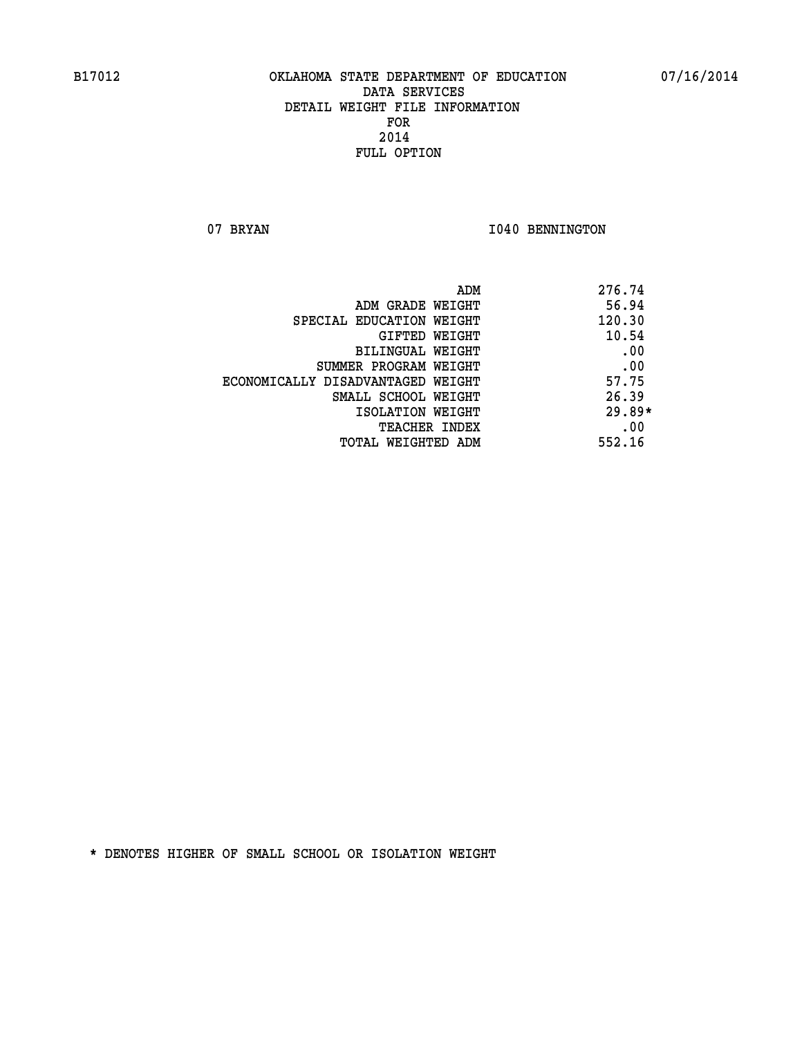B17012 OKLAHOMA STATE DEPARTMENT OF EDUCATION 07/16/2014

DATA SERVICES
DETAIL WEIGHT FILE INFORMATION
FOR
2014
FULL OPTION

07 BRYAN I040 BENNINGTON

| | |
|---|---|
| ADM | 276.74 |
| ADM GRADE WEIGHT | 56.94 |
| SPECIAL EDUCATION WEIGHT | 120.30 |
| GIFTED WEIGHT | 10.54 |
| BILINGUAL WEIGHT | .00 |
| SUMMER PROGRAM WEIGHT | .00 |
| ECONOMICALLY DISADVANTAGED WEIGHT | 57.75 |
| SMALL SCHOOL WEIGHT | 26.39 |
| ISOLATION WEIGHT | 29.89* |
| TEACHER INDEX | .00 |
| TOTAL WEIGHTED ADM | 552.16 |

* DENOTES HIGHER OF SMALL SCHOOL OR ISOLATION WEIGHT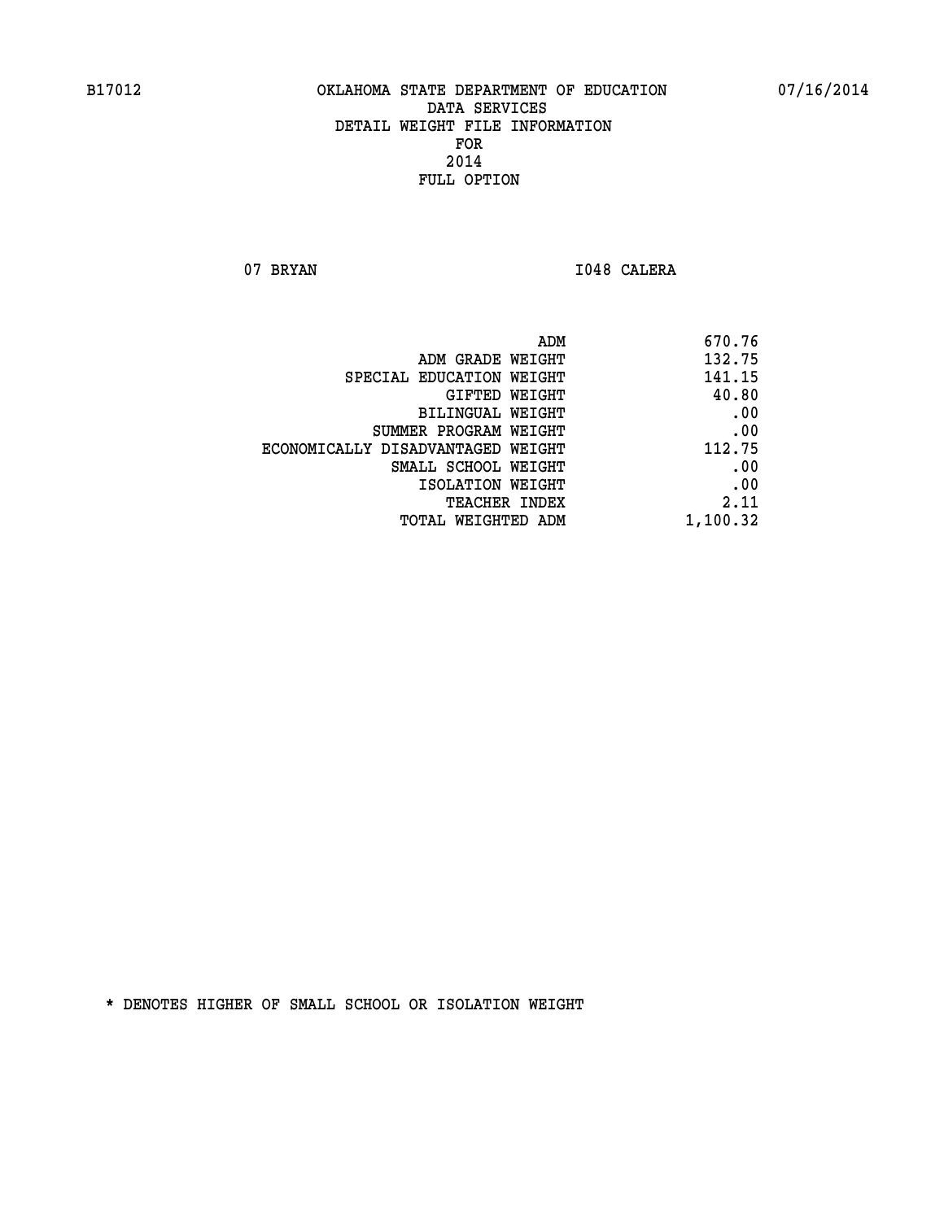B17012 OKLAHOMA STATE DEPARTMENT OF EDUCATION 07/16/2014

DATA SERVICES
DETAIL WEIGHT FILE INFORMATION
FOR
2014
FULL OPTION

07 BRYAN I048 CALERA

| | |
|---|---|
| ADM | 670.76 |
| ADM GRADE WEIGHT | 132.75 |
| SPECIAL EDUCATION WEIGHT | 141.15 |
| GIFTED WEIGHT | 40.80 |
| BILINGUAL WEIGHT | .00 |
| SUMMER PROGRAM WEIGHT | .00 |
| ECONOMICALLY DISADVANTAGED WEIGHT | 112.75 |
| SMALL SCHOOL WEIGHT | .00 |
| ISOLATION WEIGHT | .00 |
| TEACHER INDEX | 2.11 |
| TOTAL WEIGHTED ADM | 1,100.32 |

* DENOTES HIGHER OF SMALL SCHOOL OR ISOLATION WEIGHT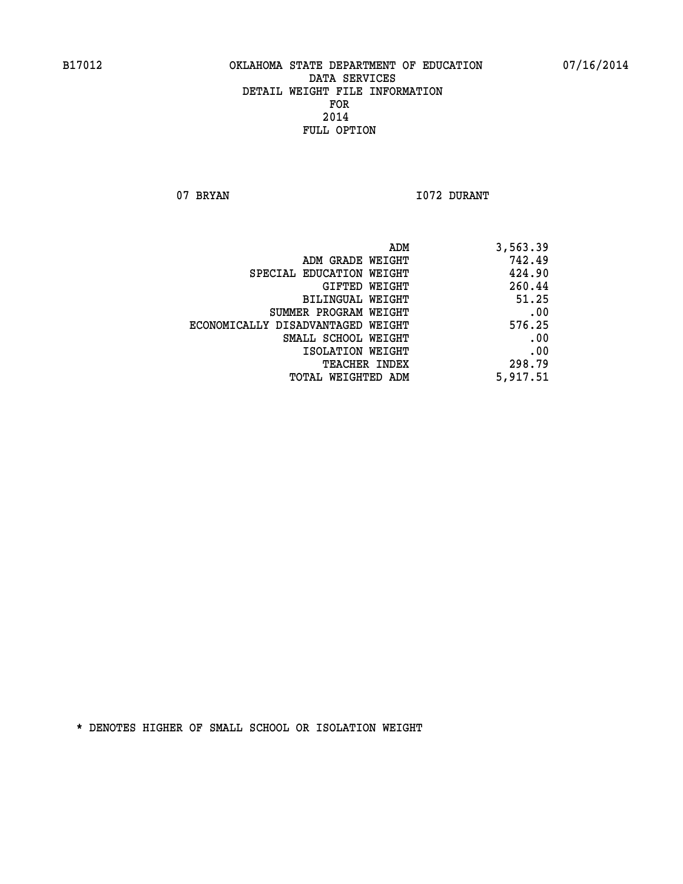B17012 OKLAHOMA STATE DEPARTMENT OF EDUCATION 07/16/2014

DATA SERVICES
DETAIL WEIGHT FILE INFORMATION
FOR
2014
FULL OPTION

07 BRYAN I072 DURANT

| | |
|---|---|
| ADM | 3,563.39 |
| ADM GRADE WEIGHT | 742.49 |
| SPECIAL EDUCATION WEIGHT | 424.90 |
| GIFTED WEIGHT | 260.44 |
| BILINGUAL WEIGHT | 51.25 |
| SUMMER PROGRAM WEIGHT | .00 |
| ECONOMICALLY DISADVANTAGED WEIGHT | 576.25 |
| SMALL SCHOOL WEIGHT | .00 |
| ISOLATION WEIGHT | .00 |
| TEACHER INDEX | 298.79 |
| TOTAL WEIGHTED ADM | 5,917.51 |

* DENOTES HIGHER OF SMALL SCHOOL OR ISOLATION WEIGHT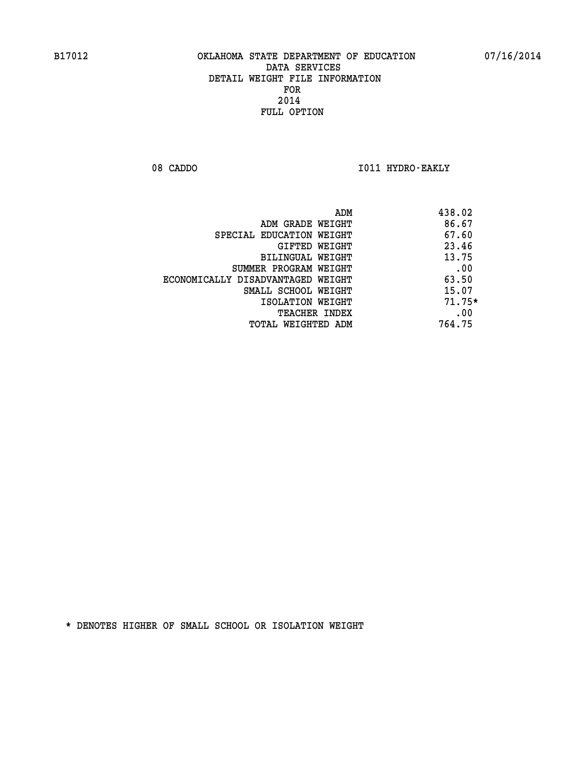B17012 OKLAHOMA STATE DEPARTMENT OF EDUCATION 07/16/2014

DATA SERVICES
DETAIL WEIGHT FILE INFORMATION
FOR
2014
FULL OPTION

08 CADDO I011 HYDRO-EAKLY

| | |
|---|---|
| ADM | 438.02 |
| ADM GRADE WEIGHT | 86.67 |
| SPECIAL EDUCATION WEIGHT | 67.60 |
| GIFTED WEIGHT | 23.46 |
| BILINGUAL WEIGHT | 13.75 |
| SUMMER PROGRAM WEIGHT | .00 |
| ECONOMICALLY DISADVANTAGED WEIGHT | 63.50 |
| SMALL SCHOOL WEIGHT | 15.07 |
| ISOLATION WEIGHT | 71.75* |
| TEACHER INDEX | .00 |
| TOTAL WEIGHTED ADM | 764.75 |

* DENOTES HIGHER OF SMALL SCHOOL OR ISOLATION WEIGHT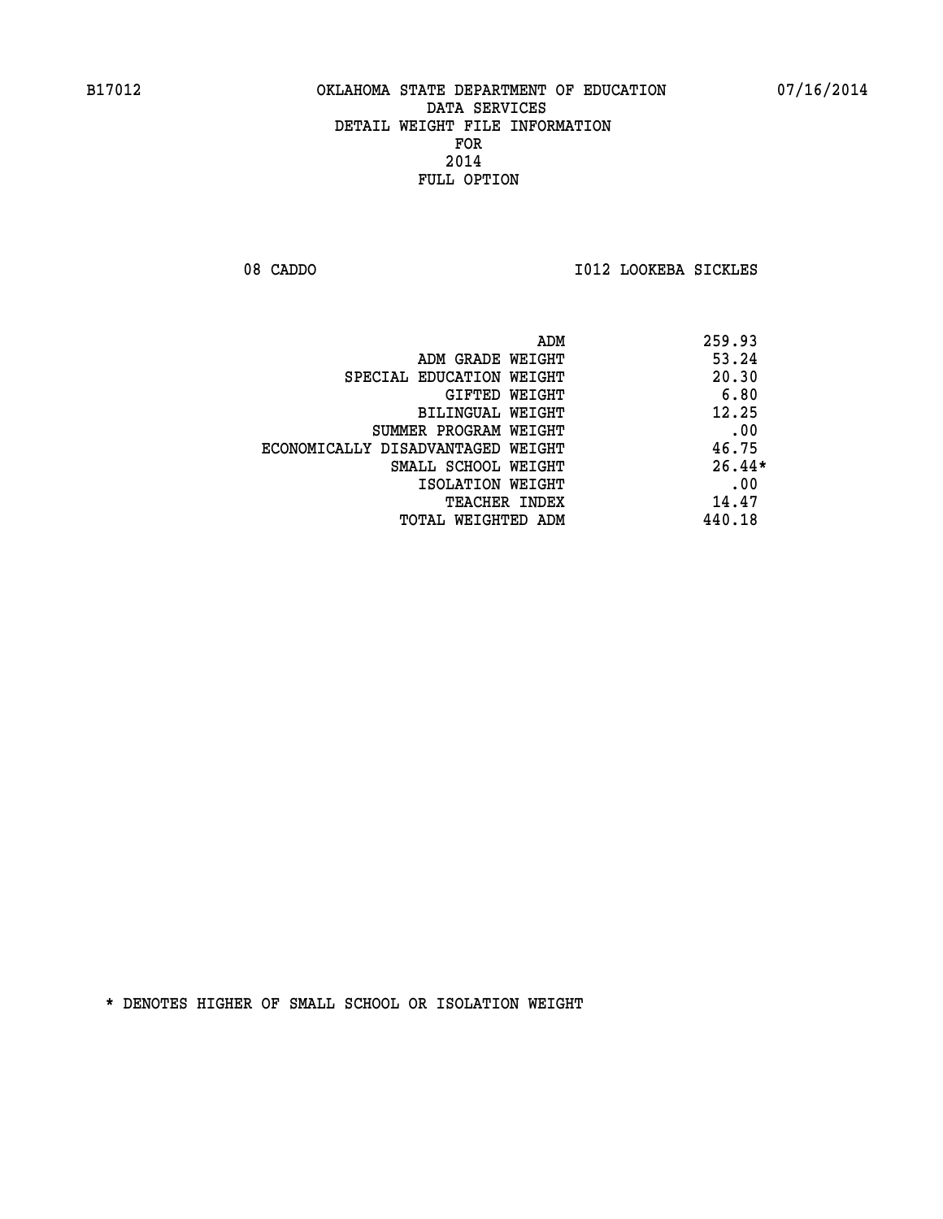# OKLAHOMA STATE DEPARTMENT OF EDUCATION
## DATA SERVICES
## DETAIL WEIGHT FILE INFORMATION
## FOR
## 2014
## FULL OPTION

B17012 — 07/16/2014

08 CADDO — I012 LOOKEBA SICKLES

| | |
|---|---|
| ADM | 259.93 |
| ADM GRADE WEIGHT | 53.24 |
| SPECIAL EDUCATION WEIGHT | 20.30 |
| GIFTED WEIGHT | 6.80 |
| BILINGUAL WEIGHT | 12.25 |
| SUMMER PROGRAM WEIGHT | .00 |
| ECONOMICALLY DISADVANTAGED WEIGHT | 46.75 |
| SMALL SCHOOL WEIGHT | 26.44* |
| ISOLATION WEIGHT | .00 |
| TEACHER INDEX | 14.47 |
| TOTAL WEIGHTED ADM | 440.18 |

* DENOTES HIGHER OF SMALL SCHOOL OR ISOLATION WEIGHT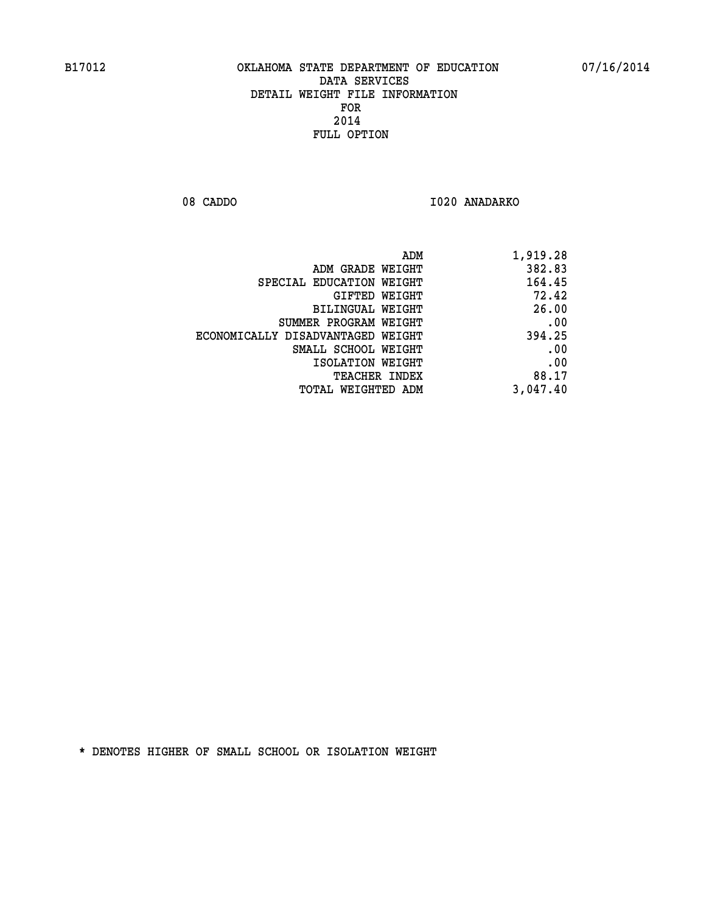B17012 OKLAHOMA STATE DEPARTMENT OF EDUCATION 07/16/2014

DATA SERVICES
DETAIL WEIGHT FILE INFORMATION
FOR
2014
FULL OPTION

08 CADDO I020 ANADARKO

| | |
|---|---|
| ADM | 1,919.28 |
| ADM GRADE WEIGHT | 382.83 |
| SPECIAL EDUCATION WEIGHT | 164.45 |
| GIFTED WEIGHT | 72.42 |
| BILINGUAL WEIGHT | 26.00 |
| SUMMER PROGRAM WEIGHT | .00 |
| ECONOMICALLY DISADVANTAGED WEIGHT | 394.25 |
| SMALL SCHOOL WEIGHT | .00 |
| ISOLATION WEIGHT | .00 |
| TEACHER INDEX | 88.17 |
| TOTAL WEIGHTED ADM | 3,047.40 |

* DENOTES HIGHER OF SMALL SCHOOL OR ISOLATION WEIGHT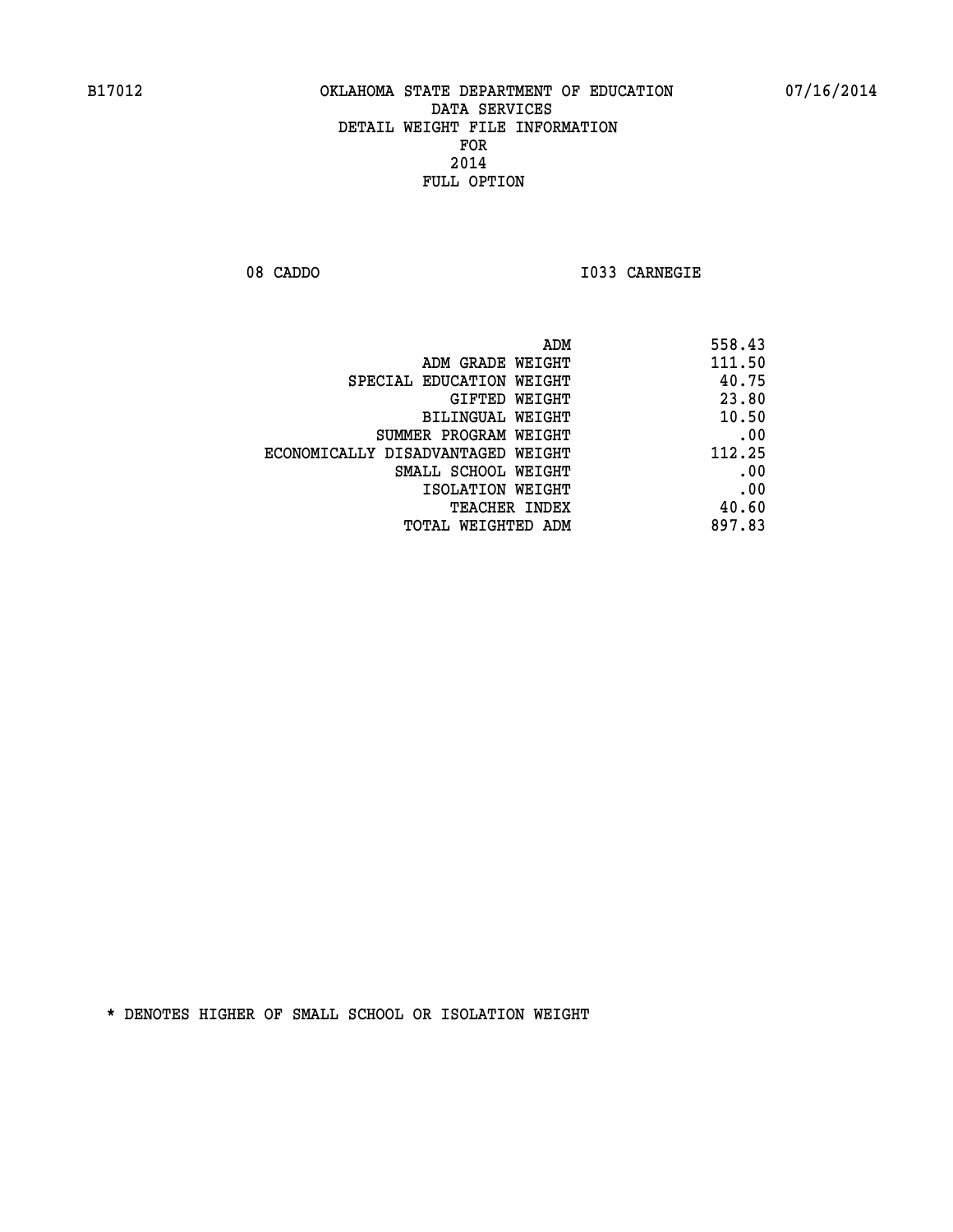B17012 OKLAHOMA STATE DEPARTMENT OF EDUCATION 07/16/2014

DATA SERVICES
DETAIL WEIGHT FILE INFORMATION
FOR
2014
FULL OPTION

08 CADDO I033 CARNEGIE

| | |
|---|---|
| ADM | 558.43 |
| ADM GRADE WEIGHT | 111.50 |
| SPECIAL EDUCATION WEIGHT | 40.75 |
| GIFTED WEIGHT | 23.80 |
| BILINGUAL WEIGHT | 10.50 |
| SUMMER PROGRAM WEIGHT | .00 |
| ECONOMICALLY DISADVANTAGED WEIGHT | 112.25 |
| SMALL SCHOOL WEIGHT | .00 |
| ISOLATION WEIGHT | .00 |
| TEACHER INDEX | 40.60 |
| TOTAL WEIGHTED ADM | 897.83 |

* DENOTES HIGHER OF SMALL SCHOOL OR ISOLATION WEIGHT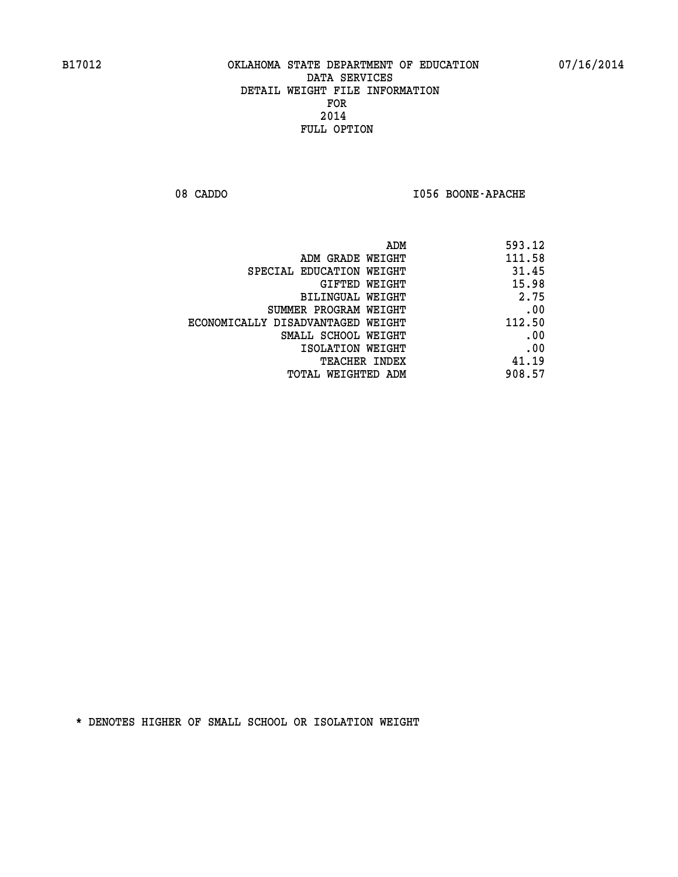B17012 OKLAHOMA STATE DEPARTMENT OF EDUCATION 07/16/2014

DATA SERVICES
DETAIL WEIGHT FILE INFORMATION
FOR
2014
FULL OPTION

08 CADDO I056 BOONE-APACHE

| | |
|---|---|
| ADM | 593.12 |
| ADM GRADE WEIGHT | 111.58 |
| SPECIAL EDUCATION WEIGHT | 31.45 |
| GIFTED WEIGHT | 15.98 |
| BILINGUAL WEIGHT | 2.75 |
| SUMMER PROGRAM WEIGHT | .00 |
| ECONOMICALLY DISADVANTAGED WEIGHT | 112.50 |
| SMALL SCHOOL WEIGHT | .00 |
| ISOLATION WEIGHT | .00 |
| TEACHER INDEX | 41.19 |
| TOTAL WEIGHTED ADM | 908.57 |

* DENOTES HIGHER OF SMALL SCHOOL OR ISOLATION WEIGHT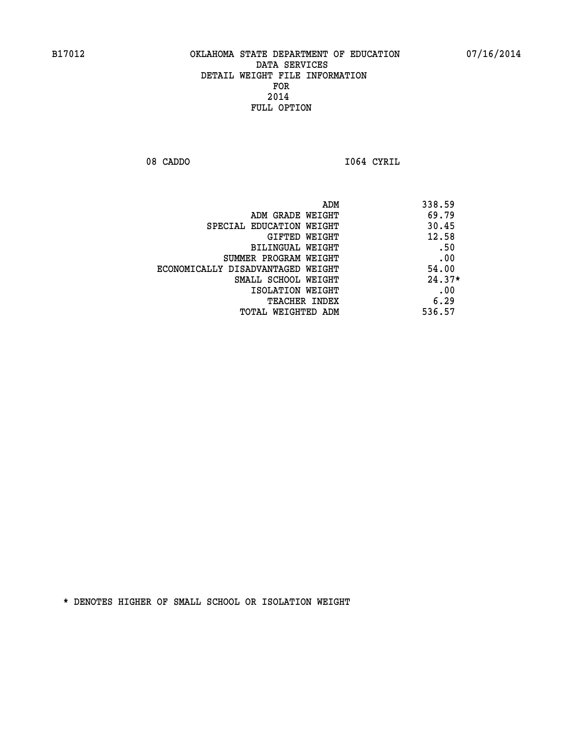# OKLAHOMA STATE DEPARTMENT OF EDUCATION
## DATA SERVICES
## DETAIL WEIGHT FILE INFORMATION
## FOR
## 2014
## FULL OPTION

08 CADDO I064 CYRIL

| | |
|---|---|
| ADM | 338.59 |
| ADM GRADE WEIGHT | 69.79 |
| SPECIAL EDUCATION WEIGHT | 30.45 |
| GIFTED WEIGHT | 12.58 |
| BILINGUAL WEIGHT | .50 |
| SUMMER PROGRAM WEIGHT | .00 |
| ECONOMICALLY DISADVANTAGED WEIGHT | 54.00 |
| SMALL SCHOOL WEIGHT | 24.37* |
| ISOLATION WEIGHT | .00 |
| TEACHER INDEX | 6.29 |
| TOTAL WEIGHTED ADM | 536.57 |

* DENOTES HIGHER OF SMALL SCHOOL OR ISOLATION WEIGHT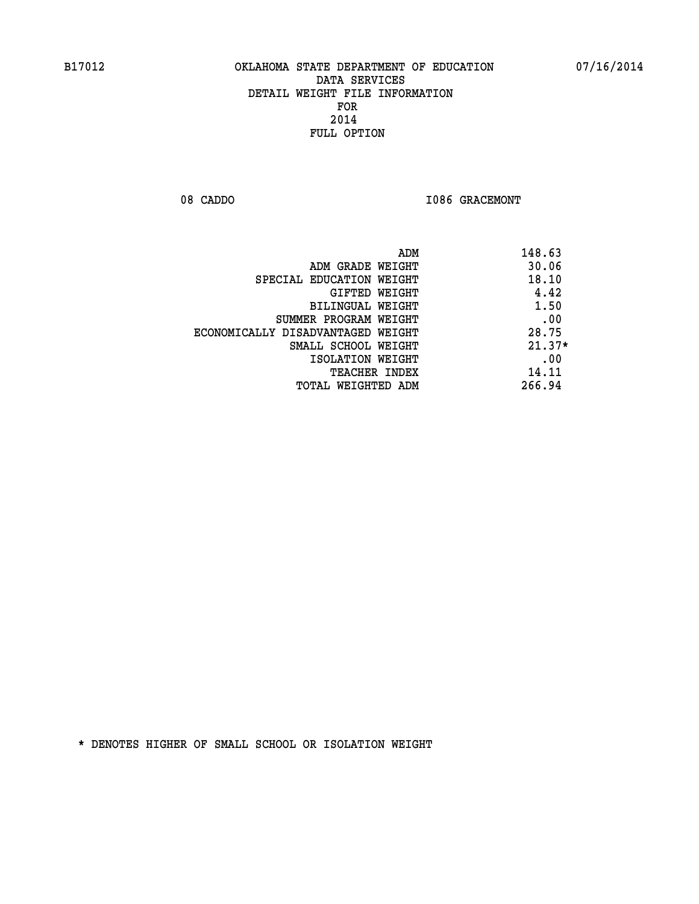B17012 OKLAHOMA STATE DEPARTMENT OF EDUCATION 07/16/2014

DATA SERVICES
DETAIL WEIGHT FILE INFORMATION
FOR
2014
FULL OPTION

08 CADDO I086 GRACEMONT

| | |
|---|---|
| ADM | 148.63 |
| ADM GRADE WEIGHT | 30.06 |
| SPECIAL EDUCATION WEIGHT | 18.10 |
| GIFTED WEIGHT | 4.42 |
| BILINGUAL WEIGHT | 1.50 |
| SUMMER PROGRAM WEIGHT | .00 |
| ECONOMICALLY DISADVANTAGED WEIGHT | 28.75 |
| SMALL SCHOOL WEIGHT | 21.37* |
| ISOLATION WEIGHT | .00 |
| TEACHER INDEX | 14.11 |
| TOTAL WEIGHTED ADM | 266.94 |

* DENOTES HIGHER OF SMALL SCHOOL OR ISOLATION WEIGHT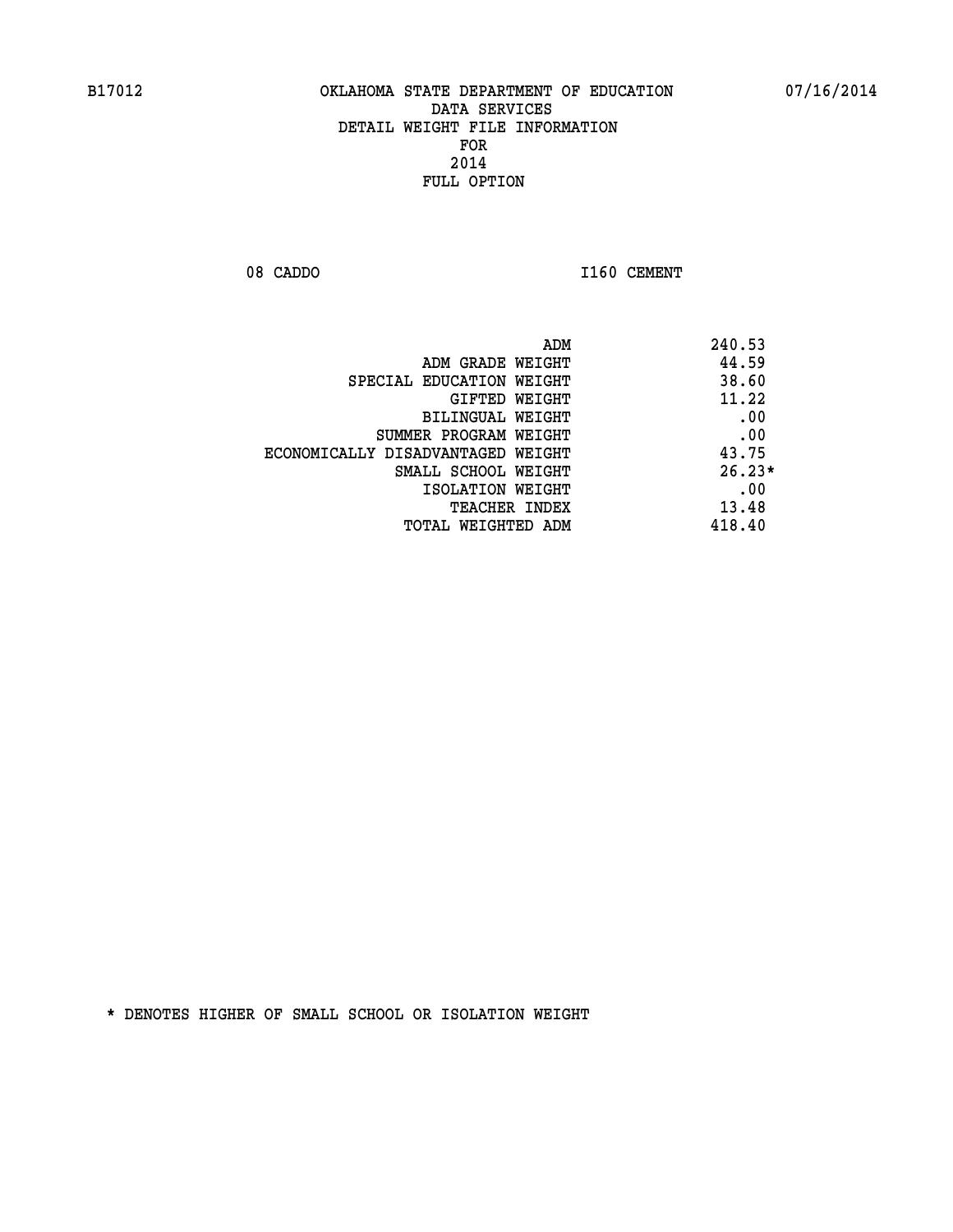B17012 OKLAHOMA STATE DEPARTMENT OF EDUCATION 07/16/2014

DATA SERVICES
DETAIL WEIGHT FILE INFORMATION
FOR
2014
FULL OPTION

08 CADDO I160 CEMENT

| | |
|---|---|
| ADM | 240.53 |
| ADM GRADE WEIGHT | 44.59 |
| SPECIAL EDUCATION WEIGHT | 38.60 |
| GIFTED WEIGHT | 11.22 |
| BILINGUAL WEIGHT | .00 |
| SUMMER PROGRAM WEIGHT | .00 |
| ECONOMICALLY DISADVANTAGED WEIGHT | 43.75 |
| SMALL SCHOOL WEIGHT | 26.23* |
| ISOLATION WEIGHT | .00 |
| TEACHER INDEX | 13.48 |
| TOTAL WEIGHTED ADM | 418.40 |

* DENOTES HIGHER OF SMALL SCHOOL OR ISOLATION WEIGHT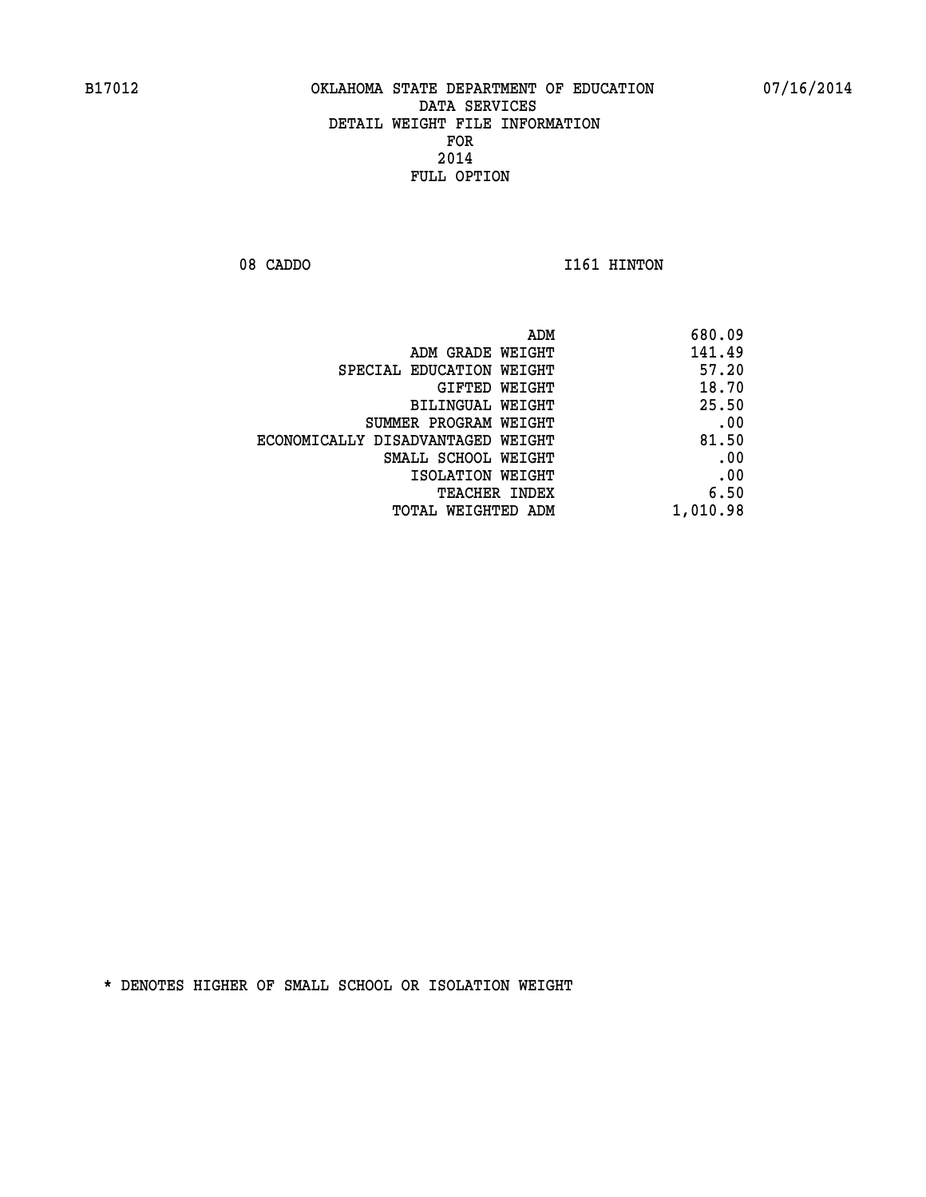B17012 OKLAHOMA STATE DEPARTMENT OF EDUCATION 07/16/2014

DATA SERVICES
DETAIL WEIGHT FILE INFORMATION
FOR
2014
FULL OPTION

08 CADDO I161 HINTON

| | |
|---|---|
| ADM | 680.09 |
| ADM GRADE WEIGHT | 141.49 |
| SPECIAL EDUCATION WEIGHT | 57.20 |
| GIFTED WEIGHT | 18.70 |
| BILINGUAL WEIGHT | 25.50 |
| SUMMER PROGRAM WEIGHT | .00 |
| ECONOMICALLY DISADVANTAGED WEIGHT | 81.50 |
| SMALL SCHOOL WEIGHT | .00 |
| ISOLATION WEIGHT | .00 |
| TEACHER INDEX | 6.50 |
| TOTAL WEIGHTED ADM | 1,010.98 |

* DENOTES HIGHER OF SMALL SCHOOL OR ISOLATION WEIGHT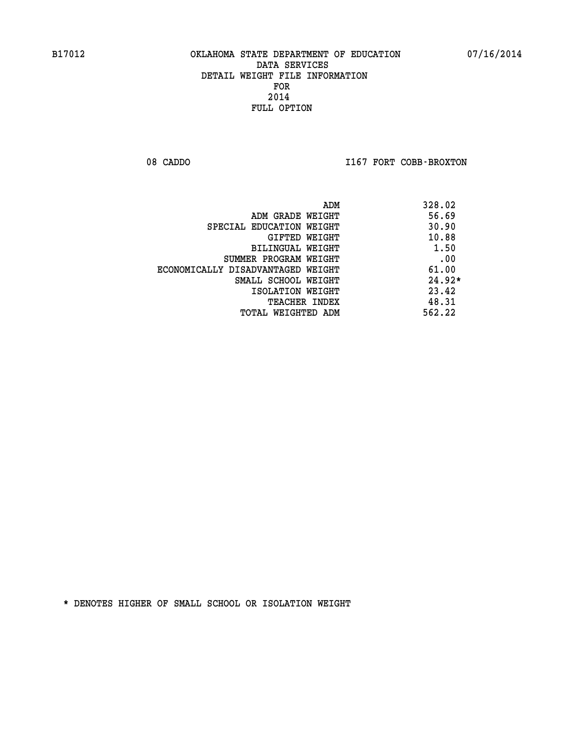B17012 OKLAHOMA STATE DEPARTMENT OF EDUCATION 07/16/2014

DATA SERVICES
DETAIL WEIGHT FILE INFORMATION
FOR
2014
FULL OPTION

08 CADDO I167 FORT COBB-BROXTON

| | |
|---|---|
| ADM | 328.02 |
| ADM GRADE WEIGHT | 56.69 |
| SPECIAL EDUCATION WEIGHT | 30.90 |
| GIFTED WEIGHT | 10.88 |
| BILINGUAL WEIGHT | 1.50 |
| SUMMER PROGRAM WEIGHT | .00 |
| ECONOMICALLY DISADVANTAGED WEIGHT | 61.00 |
| SMALL SCHOOL WEIGHT | 24.92* |
| ISOLATION WEIGHT | 23.42 |
| TEACHER INDEX | 48.31 |
| TOTAL WEIGHTED ADM | 562.22 |

* DENOTES HIGHER OF SMALL SCHOOL OR ISOLATION WEIGHT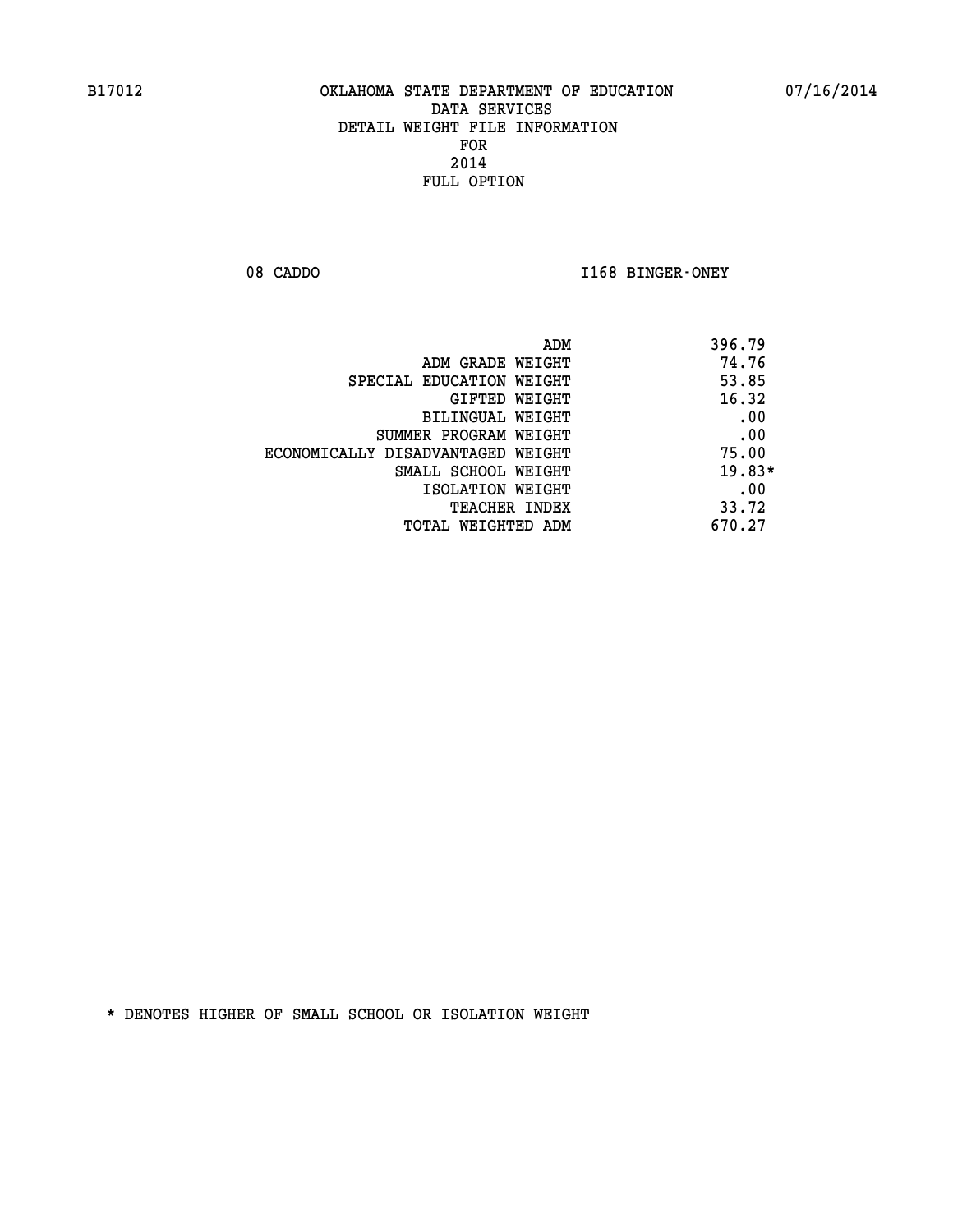B17012 OKLAHOMA STATE DEPARTMENT OF EDUCATION 07/16/2014

DATA SERVICES
DETAIL WEIGHT FILE INFORMATION
FOR
2014
FULL OPTION

08 CADDO I168 BINGER-ONEY

| | |
|---|---|
| ADM | 396.79 |
| ADM GRADE WEIGHT | 74.76 |
| SPECIAL EDUCATION WEIGHT | 53.85 |
| GIFTED WEIGHT | 16.32 |
| BILINGUAL WEIGHT | .00 |
| SUMMER PROGRAM WEIGHT | .00 |
| ECONOMICALLY DISADVANTAGED WEIGHT | 75.00 |
| SMALL SCHOOL WEIGHT | 19.83* |
| ISOLATION WEIGHT | .00 |
| TEACHER INDEX | 33.72 |
| TOTAL WEIGHTED ADM | 670.27 |

* DENOTES HIGHER OF SMALL SCHOOL OR ISOLATION WEIGHT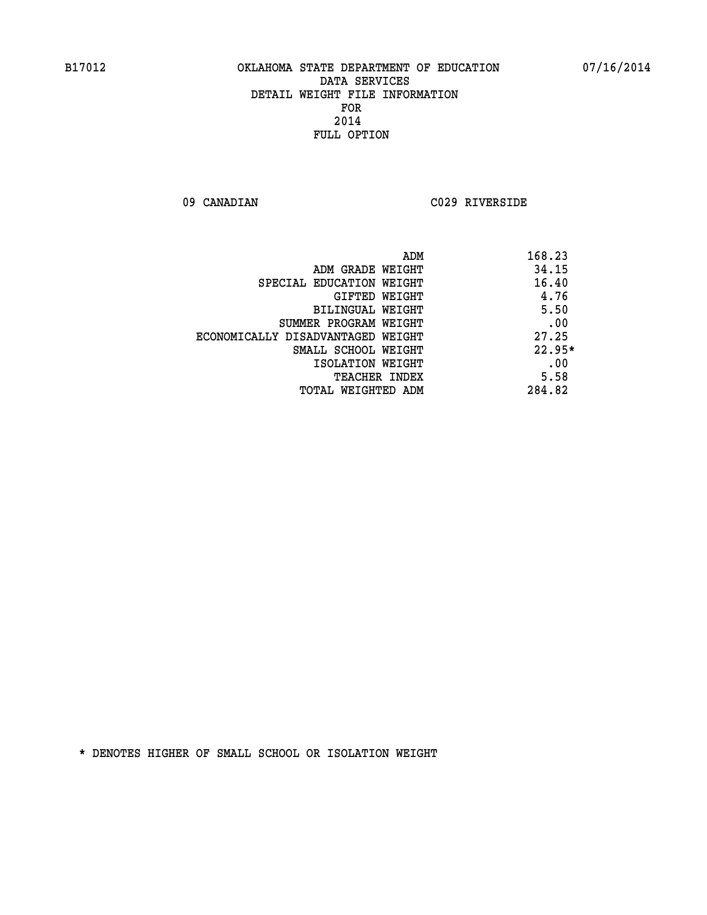B17012 OKLAHOMA STATE DEPARTMENT OF EDUCATION 07/16/2014

DATA SERVICES
DETAIL WEIGHT FILE INFORMATION
FOR
2014
FULL OPTION

09 CANADIAN C029 RIVERSIDE

| | |
|---|---|
| ADM | 168.23 |
| ADM GRADE WEIGHT | 34.15 |
| SPECIAL EDUCATION WEIGHT | 16.40 |
| GIFTED WEIGHT | 4.76 |
| BILINGUAL WEIGHT | 5.50 |
| SUMMER PROGRAM WEIGHT | .00 |
| ECONOMICALLY DISADVANTAGED WEIGHT | 27.25 |
| SMALL SCHOOL WEIGHT | 22.95* |
| ISOLATION WEIGHT | .00 |
| TEACHER INDEX | 5.58 |
| TOTAL WEIGHTED ADM | 284.82 |

* DENOTES HIGHER OF SMALL SCHOOL OR ISOLATION WEIGHT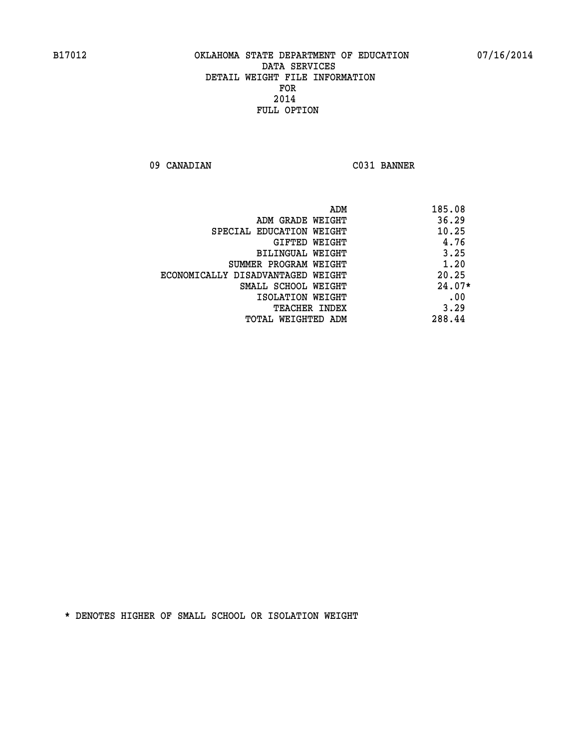B17012 OKLAHOMA STATE DEPARTMENT OF EDUCATION 07/16/2014

DATA SERVICES
DETAIL WEIGHT FILE INFORMATION
FOR
2014
FULL OPTION

09 CANADIAN C031 BANNER

| | |
|---|---|
| ADM | 185.08 |
| ADM GRADE WEIGHT | 36.29 |
| SPECIAL EDUCATION WEIGHT | 10.25 |
| GIFTED WEIGHT | 4.76 |
| BILINGUAL WEIGHT | 3.25 |
| SUMMER PROGRAM WEIGHT | 1.20 |
| ECONOMICALLY DISADVANTAGED WEIGHT | 20.25 |
| SMALL SCHOOL WEIGHT | 24.07* |
| ISOLATION WEIGHT | .00 |
| TEACHER INDEX | 3.29 |
| TOTAL WEIGHTED ADM | 288.44 |

* DENOTES HIGHER OF SMALL SCHOOL OR ISOLATION WEIGHT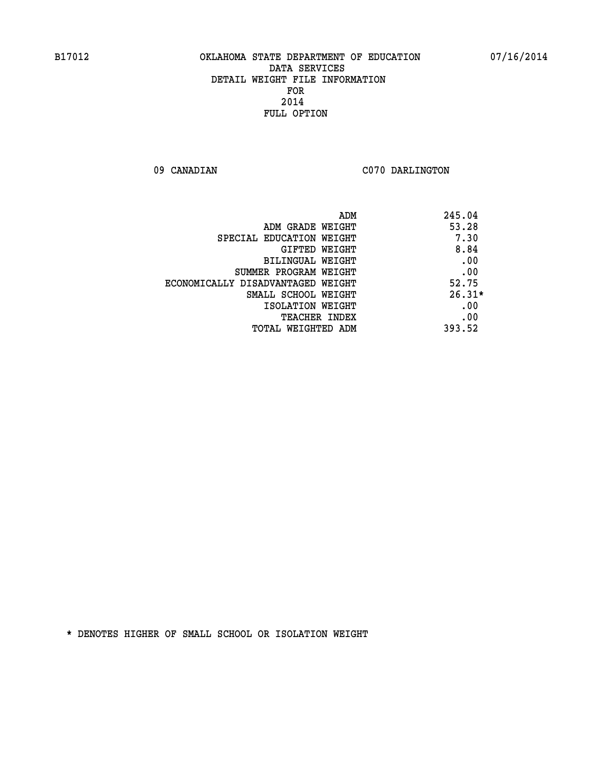B17012 OKLAHOMA STATE DEPARTMENT OF EDUCATION 07/16/2014

DATA SERVICES
DETAIL WEIGHT FILE INFORMATION
FOR
2014
FULL OPTION

09 CANADIAN C070 DARLINGTON

| | |
|---|---|
| ADM | 245.04 |
| ADM GRADE WEIGHT | 53.28 |
| SPECIAL EDUCATION WEIGHT | 7.30 |
| GIFTED WEIGHT | 8.84 |
| BILINGUAL WEIGHT | .00 |
| SUMMER PROGRAM WEIGHT | .00 |
| ECONOMICALLY DISADVANTAGED WEIGHT | 52.75 |
| SMALL SCHOOL WEIGHT | 26.31* |
| ISOLATION WEIGHT | .00 |
| TEACHER INDEX | .00 |
| TOTAL WEIGHTED ADM | 393.52 |

* DENOTES HIGHER OF SMALL SCHOOL OR ISOLATION WEIGHT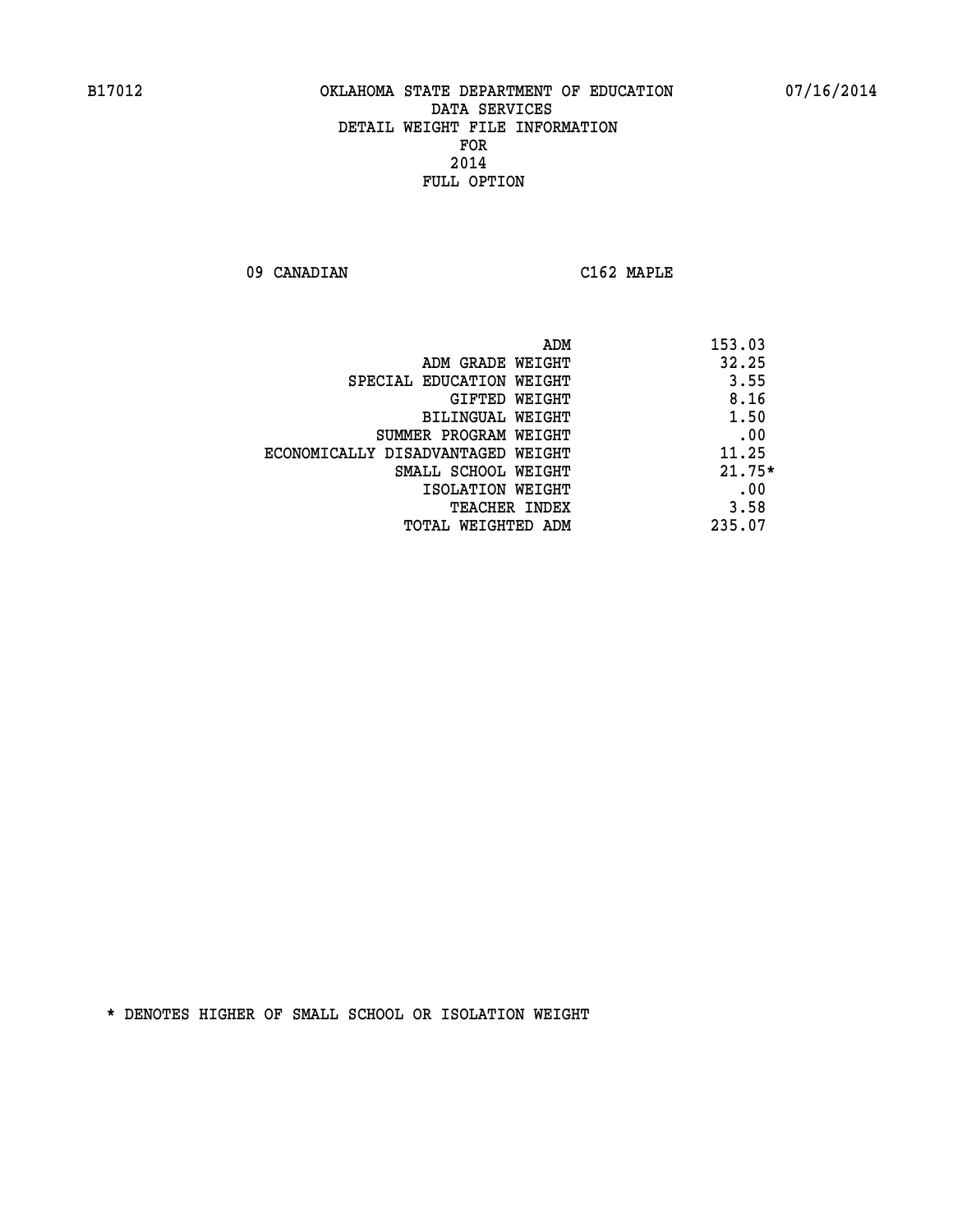B17012 OKLAHOMA STATE DEPARTMENT OF EDUCATION 07/16/2014

DATA SERVICES
DETAIL WEIGHT FILE INFORMATION
FOR
2014
FULL OPTION

09 CANADIAN C162 MAPLE

| | |
|---|---|
| ADM | 153.03 |
| ADM GRADE WEIGHT | 32.25 |
| SPECIAL EDUCATION WEIGHT | 3.55 |
| GIFTED WEIGHT | 8.16 |
| BILINGUAL WEIGHT | 1.50 |
| SUMMER PROGRAM WEIGHT | .00 |
| ECONOMICALLY DISADVANTAGED WEIGHT | 11.25 |
| SMALL SCHOOL WEIGHT | 21.75* |
| ISOLATION WEIGHT | .00 |
| TEACHER INDEX | 3.58 |
| TOTAL WEIGHTED ADM | 235.07 |

* DENOTES HIGHER OF SMALL SCHOOL OR ISOLATION WEIGHT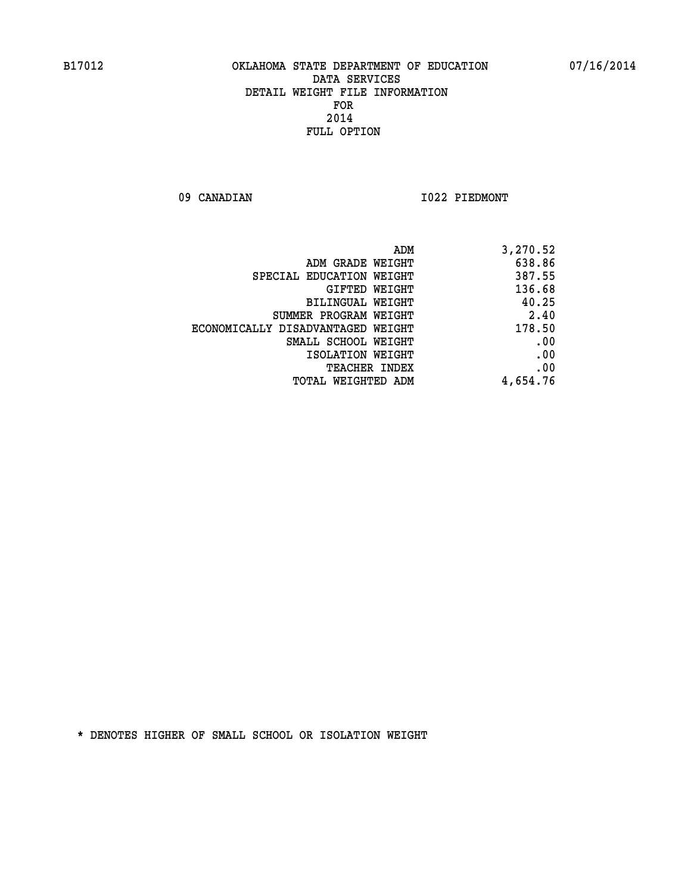B17012 OKLAHOMA STATE DEPARTMENT OF EDUCATION 07/16/2014

DATA SERVICES
DETAIL WEIGHT FILE INFORMATION
FOR
2014
FULL OPTION

09 CANADIAN I022 PIEDMONT

| | |
|---|---|
| ADM | 3,270.52 |
| ADM GRADE WEIGHT | 638.86 |
| SPECIAL EDUCATION WEIGHT | 387.55 |
| GIFTED WEIGHT | 136.68 |
| BILINGUAL WEIGHT | 40.25 |
| SUMMER PROGRAM WEIGHT | 2.40 |
| ECONOMICALLY DISADVANTAGED WEIGHT | 178.50 |
| SMALL SCHOOL WEIGHT | .00 |
| ISOLATION WEIGHT | .00 |
| TEACHER INDEX | .00 |
| TOTAL WEIGHTED ADM | 4,654.76 |

* DENOTES HIGHER OF SMALL SCHOOL OR ISOLATION WEIGHT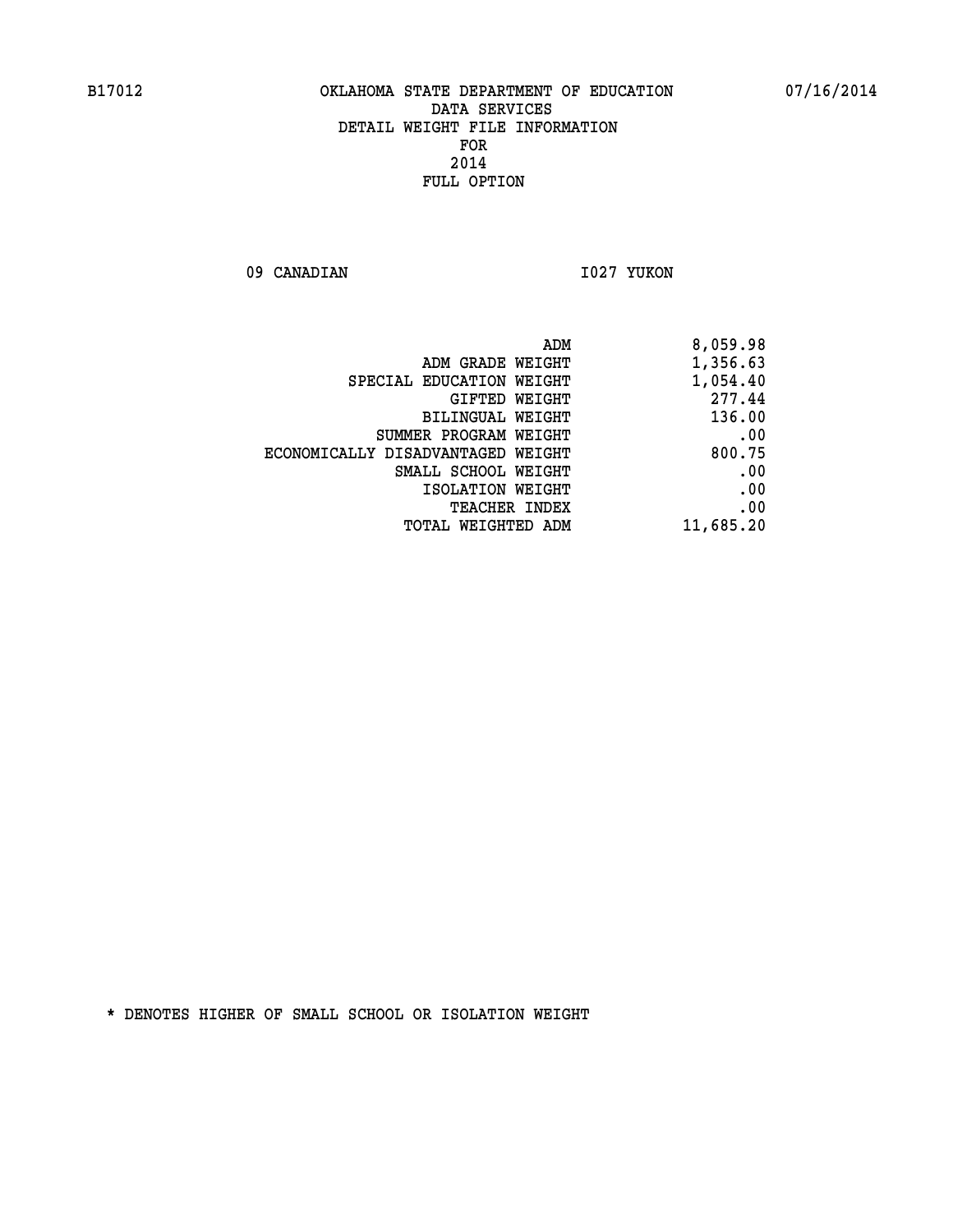B17012 OKLAHOMA STATE DEPARTMENT OF EDUCATION 07/16/2014

DATA SERVICES
DETAIL WEIGHT FILE INFORMATION
FOR
2014
FULL OPTION

09 CANADIAN I027 YUKON

| | |
|---|---|
| ADM | 8,059.98 |
| ADM GRADE WEIGHT | 1,356.63 |
| SPECIAL EDUCATION WEIGHT | 1,054.40 |
| GIFTED WEIGHT | 277.44 |
| BILINGUAL WEIGHT | 136.00 |
| SUMMER PROGRAM WEIGHT | .00 |
| ECONOMICALLY DISADVANTAGED WEIGHT | 800.75 |
| SMALL SCHOOL WEIGHT | .00 |
| ISOLATION WEIGHT | .00 |
| TEACHER INDEX | .00 |
| TOTAL WEIGHTED ADM | 11,685.20 |

* DENOTES HIGHER OF SMALL SCHOOL OR ISOLATION WEIGHT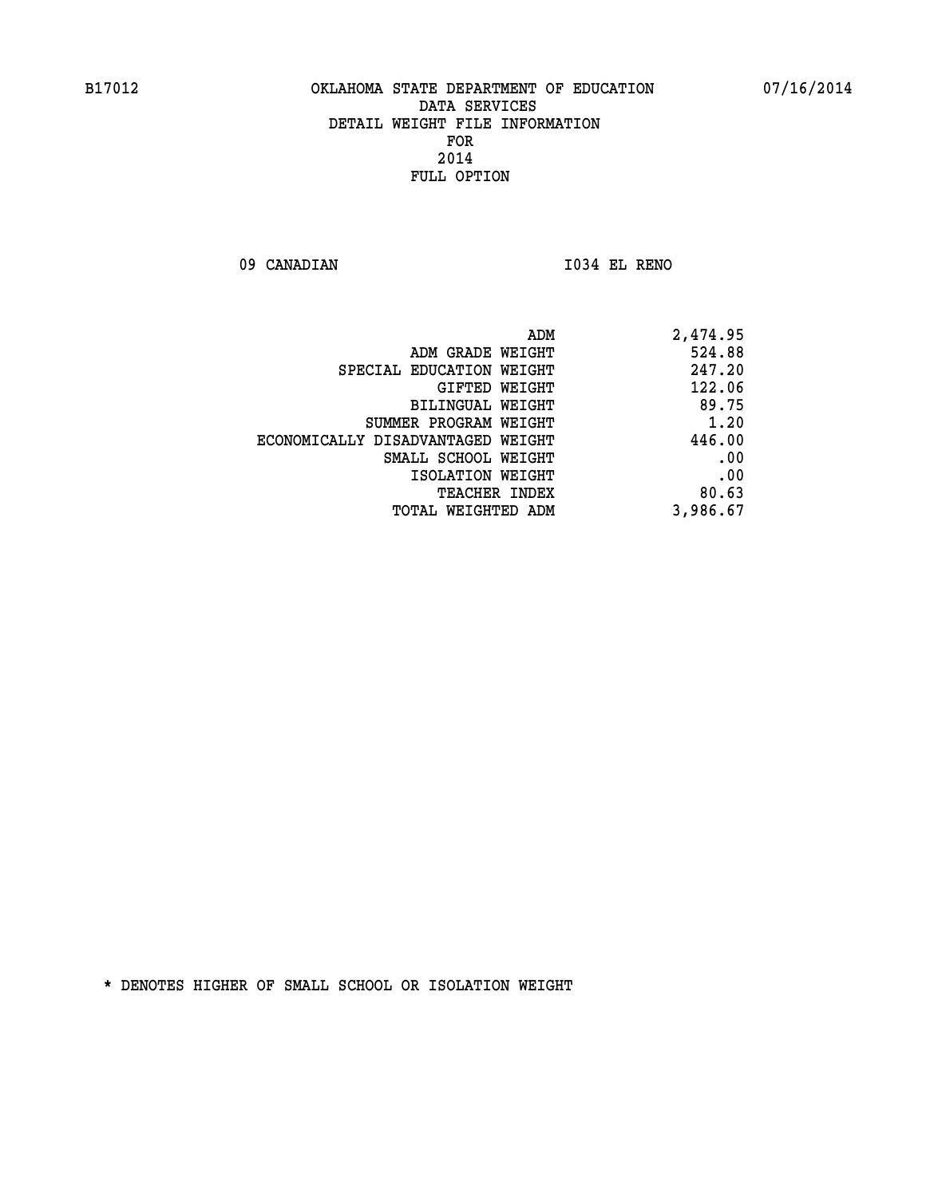B17012 OKLAHOMA STATE DEPARTMENT OF EDUCATION 07/16/2014

DATA SERVICES
DETAIL WEIGHT FILE INFORMATION
FOR
2014
FULL OPTION

09 CANADIAN I034 EL RENO

| | |
|---|---|
| ADM | 2,474.95 |
| ADM GRADE WEIGHT | 524.88 |
| SPECIAL EDUCATION WEIGHT | 247.20 |
| GIFTED WEIGHT | 122.06 |
| BILINGUAL WEIGHT | 89.75 |
| SUMMER PROGRAM WEIGHT | 1.20 |
| ECONOMICALLY DISADVANTAGED WEIGHT | 446.00 |
| SMALL SCHOOL WEIGHT | .00 |
| ISOLATION WEIGHT | .00 |
| TEACHER INDEX | 80.63 |
| TOTAL WEIGHTED ADM | 3,986.67 |

* DENOTES HIGHER OF SMALL SCHOOL OR ISOLATION WEIGHT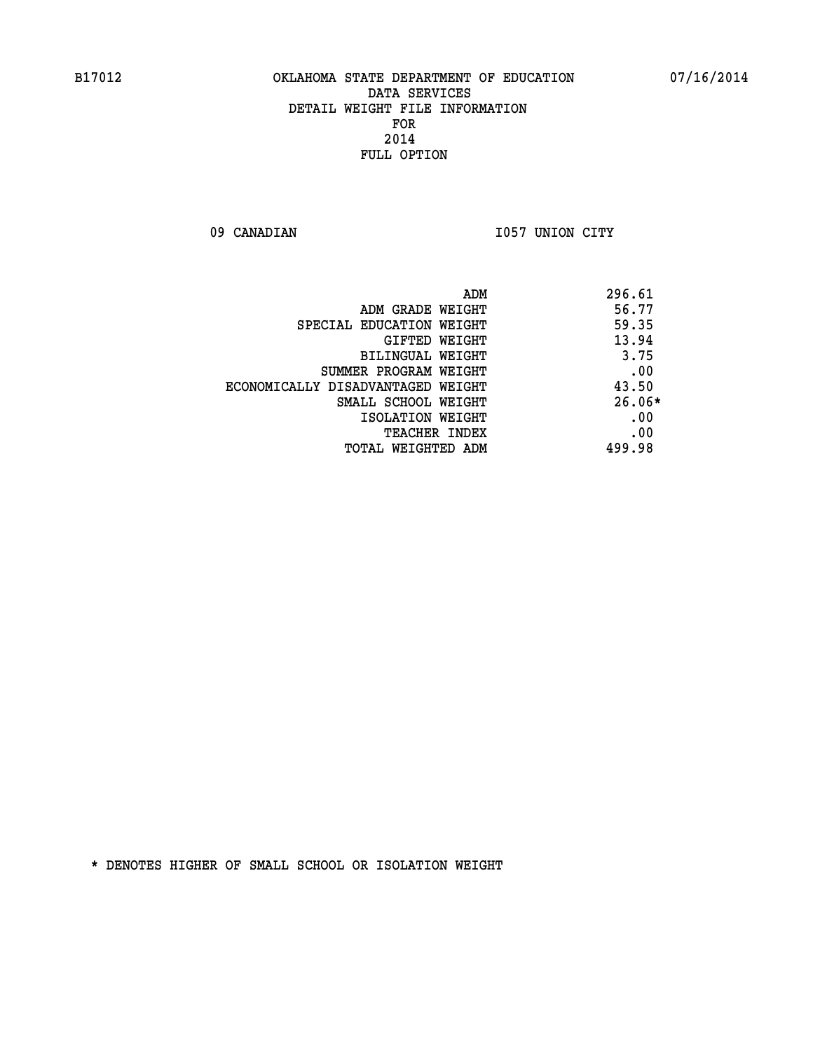B17012 OKLAHOMA STATE DEPARTMENT OF EDUCATION 07/16/2014

DATA SERVICES
DETAIL WEIGHT FILE INFORMATION
FOR
2014
FULL OPTION

09 CANADIAN I057 UNION CITY

| | |
|---|---|
| ADM | 296.61 |
| ADM GRADE WEIGHT | 56.77 |
| SPECIAL EDUCATION WEIGHT | 59.35 |
| GIFTED WEIGHT | 13.94 |
| BILINGUAL WEIGHT | 3.75 |
| SUMMER PROGRAM WEIGHT | .00 |
| ECONOMICALLY DISADVANTAGED WEIGHT | 43.50 |
| SMALL SCHOOL WEIGHT | 26.06* |
| ISOLATION WEIGHT | .00 |
| TEACHER INDEX | .00 |
| TOTAL WEIGHTED ADM | 499.98 |

* DENOTES HIGHER OF SMALL SCHOOL OR ISOLATION WEIGHT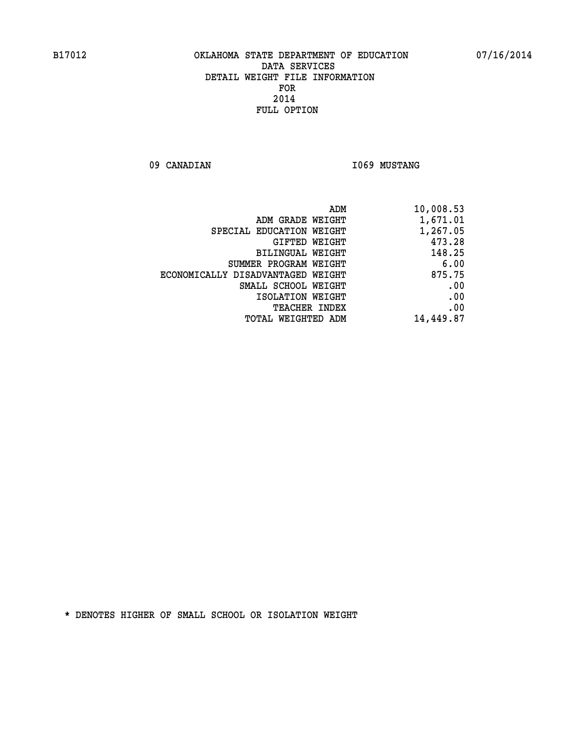B17012 OKLAHOMA STATE DEPARTMENT OF EDUCATION 07/16/2014

DATA SERVICES
DETAIL WEIGHT FILE INFORMATION
FOR
2014
FULL OPTION

09 CANADIAN I069 MUSTANG

| | |
|---|---|
| ADM | 10,008.53 |
| ADM GRADE WEIGHT | 1,671.01 |
| SPECIAL EDUCATION WEIGHT | 1,267.05 |
| GIFTED WEIGHT | 473.28 |
| BILINGUAL WEIGHT | 148.25 |
| SUMMER PROGRAM WEIGHT | 6.00 |
| ECONOMICALLY DISADVANTAGED WEIGHT | 875.75 |
| SMALL SCHOOL WEIGHT | .00 |
| ISOLATION WEIGHT | .00 |
| TEACHER INDEX | .00 |
| TOTAL WEIGHTED ADM | 14,449.87 |

* DENOTES HIGHER OF SMALL SCHOOL OR ISOLATION WEIGHT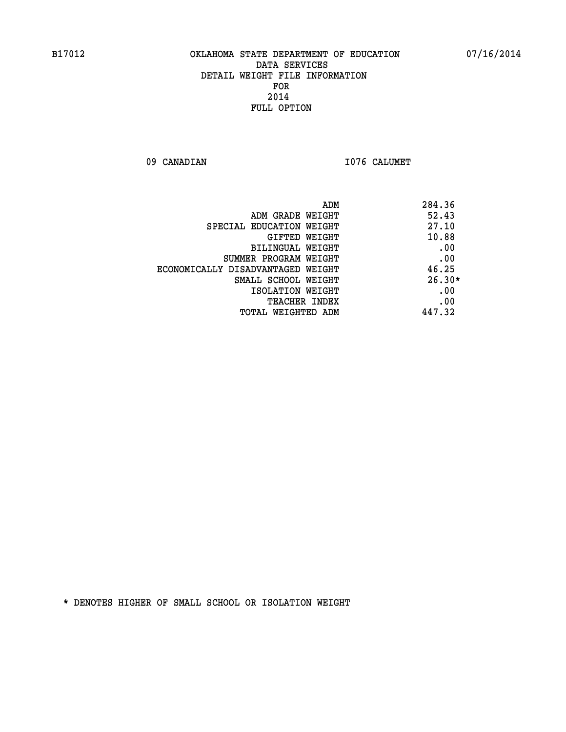B17012 OKLAHOMA STATE DEPARTMENT OF EDUCATION 07/16/2014

DATA SERVICES
DETAIL WEIGHT FILE INFORMATION
FOR
2014
FULL OPTION

09 CANADIAN I076 CALUMET

| | |
|---|---|
| ADM | 284.36 |
| ADM GRADE WEIGHT | 52.43 |
| SPECIAL EDUCATION WEIGHT | 27.10 |
| GIFTED WEIGHT | 10.88 |
| BILINGUAL WEIGHT | .00 |
| SUMMER PROGRAM WEIGHT | .00 |
| ECONOMICALLY DISADVANTAGED WEIGHT | 46.25 |
| SMALL SCHOOL WEIGHT | 26.30* |
| ISOLATION WEIGHT | .00 |
| TEACHER INDEX | .00 |
| TOTAL WEIGHTED ADM | 447.32 |

* DENOTES HIGHER OF SMALL SCHOOL OR ISOLATION WEIGHT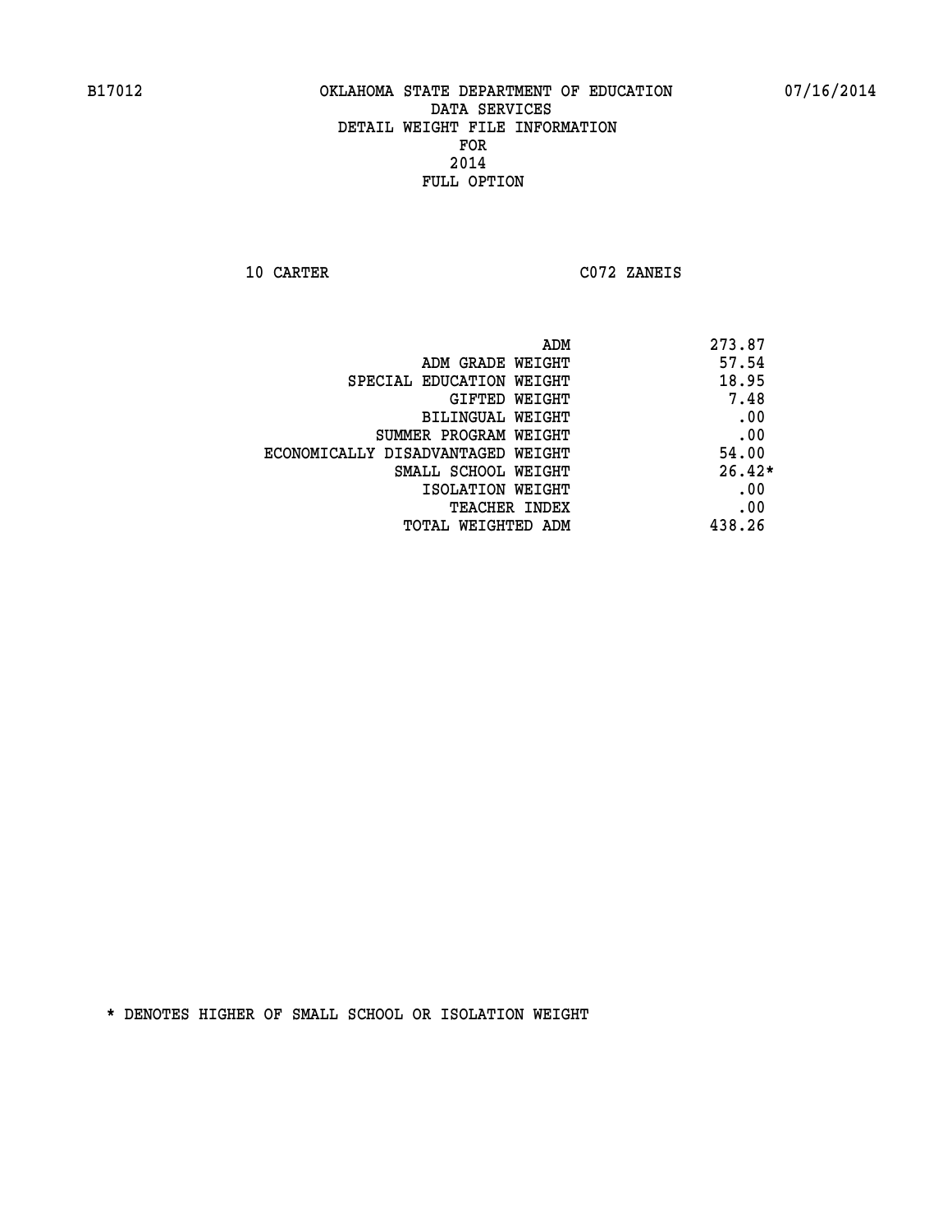B17012 OKLAHOMA STATE DEPARTMENT OF EDUCATION 07/16/2014

# DATA SERVICES
## DETAIL WEIGHT FILE INFORMATION
## FOR
## 2014
## FULL OPTION

10 CARTER C072 ZANEIS

| | |
|---|---|
| ADM | 273.87 |
| ADM GRADE WEIGHT | 57.54 |
| SPECIAL EDUCATION WEIGHT | 18.95 |
| GIFTED WEIGHT | 7.48 |
| BILINGUAL WEIGHT | .00 |
| SUMMER PROGRAM WEIGHT | .00 |
| ECONOMICALLY DISADVANTAGED WEIGHT | 54.00 |
| SMALL SCHOOL WEIGHT | 26.42* |
| ISOLATION WEIGHT | .00 |
| TEACHER INDEX | .00 |
| TOTAL WEIGHTED ADM | 438.26 |

* DENOTES HIGHER OF SMALL SCHOOL OR ISOLATION WEIGHT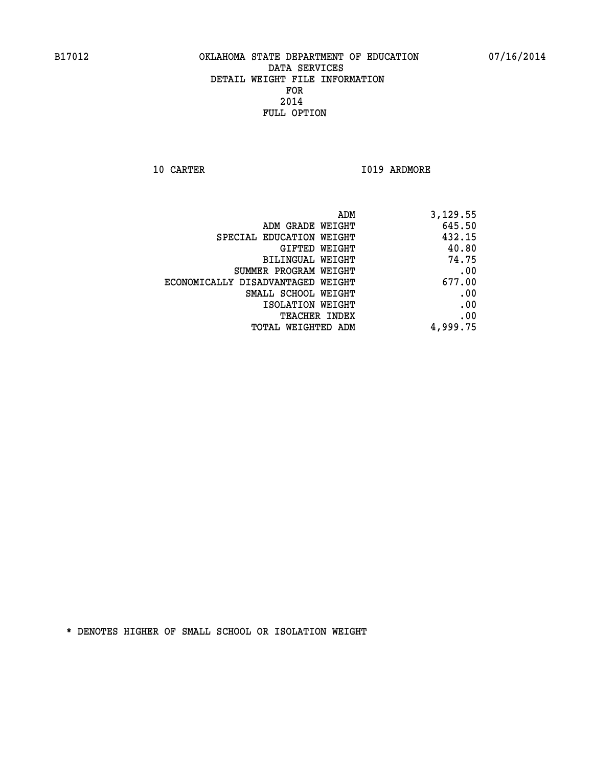B17012 OKLAHOMA STATE DEPARTMENT OF EDUCATION 07/16/2014

DATA SERVICES
DETAIL WEIGHT FILE INFORMATION
FOR
2014
FULL OPTION

10 CARTER I019 ARDMORE

| | |
|---|---|
| ADM | 3,129.55 |
| ADM GRADE WEIGHT | 645.50 |
| SPECIAL EDUCATION WEIGHT | 432.15 |
| GIFTED WEIGHT | 40.80 |
| BILINGUAL WEIGHT | 74.75 |
| SUMMER PROGRAM WEIGHT | .00 |
| ECONOMICALLY DISADVANTAGED WEIGHT | 677.00 |
| SMALL SCHOOL WEIGHT | .00 |
| ISOLATION WEIGHT | .00 |
| TEACHER INDEX | .00 |
| TOTAL WEIGHTED ADM | 4,999.75 |

* DENOTES HIGHER OF SMALL SCHOOL OR ISOLATION WEIGHT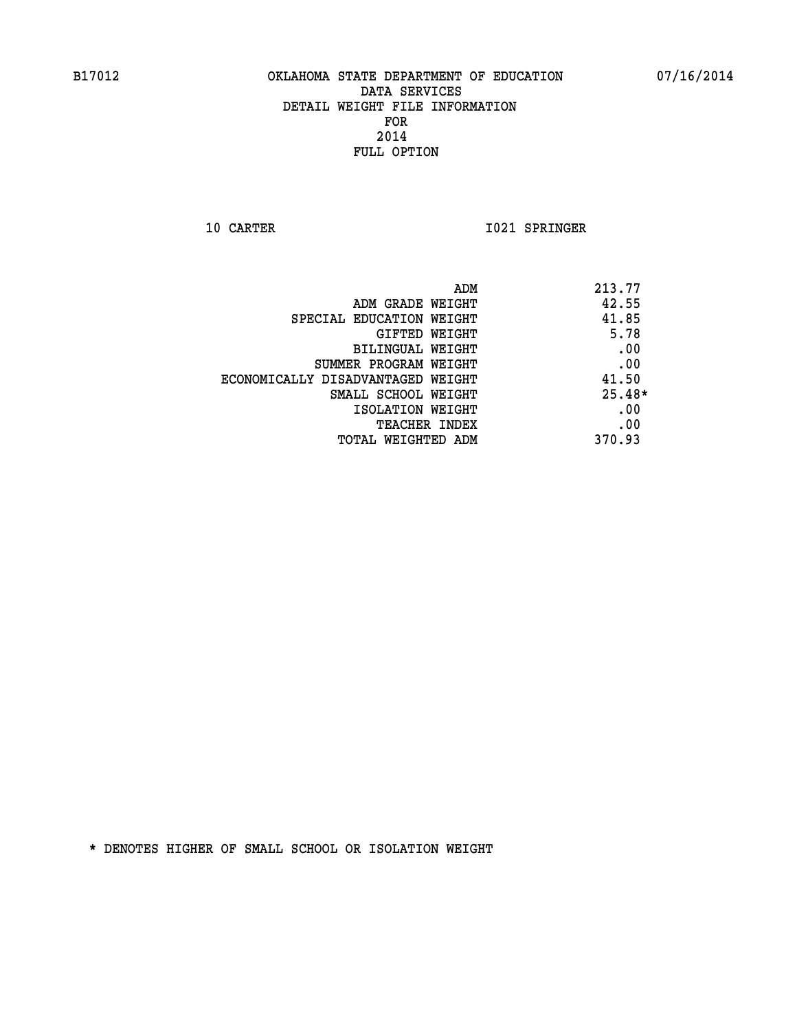B17012 OKLAHOMA STATE DEPARTMENT OF EDUCATION 07/16/2014

DATA SERVICES
DETAIL WEIGHT FILE INFORMATION
FOR
2014
FULL OPTION

10 CARTER I021 SPRINGER

| | |
|---|---|
| ADM | 213.77 |
| ADM GRADE WEIGHT | 42.55 |
| SPECIAL EDUCATION WEIGHT | 41.85 |
| GIFTED WEIGHT | 5.78 |
| BILINGUAL WEIGHT | .00 |
| SUMMER PROGRAM WEIGHT | .00 |
| ECONOMICALLY DISADVANTAGED WEIGHT | 41.50 |
| SMALL SCHOOL WEIGHT | 25.48* |
| ISOLATION WEIGHT | .00 |
| TEACHER INDEX | .00 |
| TOTAL WEIGHTED ADM | 370.93 |

* DENOTES HIGHER OF SMALL SCHOOL OR ISOLATION WEIGHT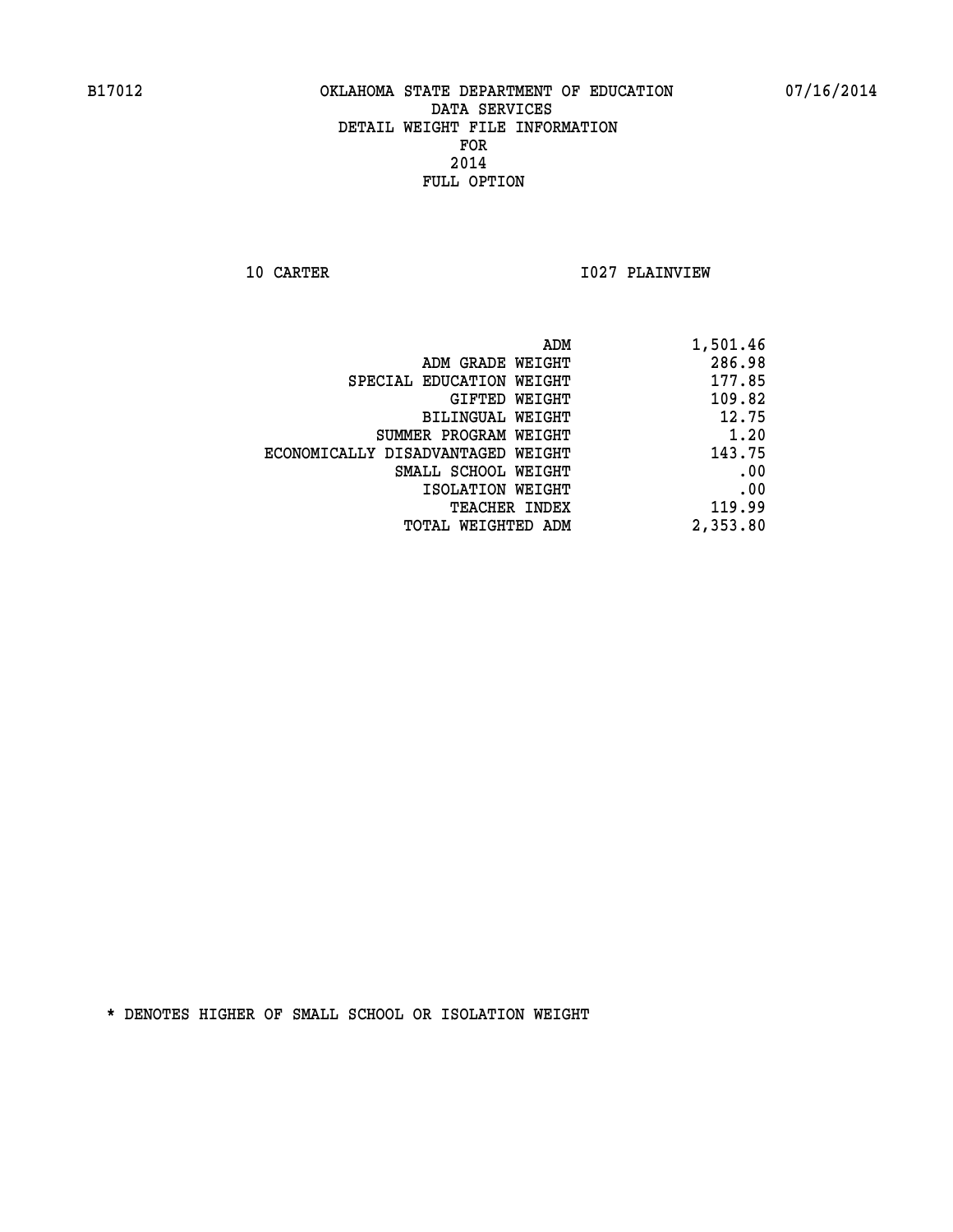B17012 OKLAHOMA STATE DEPARTMENT OF EDUCATION 07/16/2014

DATA SERVICES
DETAIL WEIGHT FILE INFORMATION
FOR
2014
FULL OPTION

10 CARTER I027 PLAINVIEW

| | |
|---|---|
| ADM | 1,501.46 |
| ADM GRADE WEIGHT | 286.98 |
| SPECIAL EDUCATION WEIGHT | 177.85 |
| GIFTED WEIGHT | 109.82 |
| BILINGUAL WEIGHT | 12.75 |
| SUMMER PROGRAM WEIGHT | 1.20 |
| ECONOMICALLY DISADVANTAGED WEIGHT | 143.75 |
| SMALL SCHOOL WEIGHT | .00 |
| ISOLATION WEIGHT | .00 |
| TEACHER INDEX | 119.99 |
| TOTAL WEIGHTED ADM | 2,353.80 |

* DENOTES HIGHER OF SMALL SCHOOL OR ISOLATION WEIGHT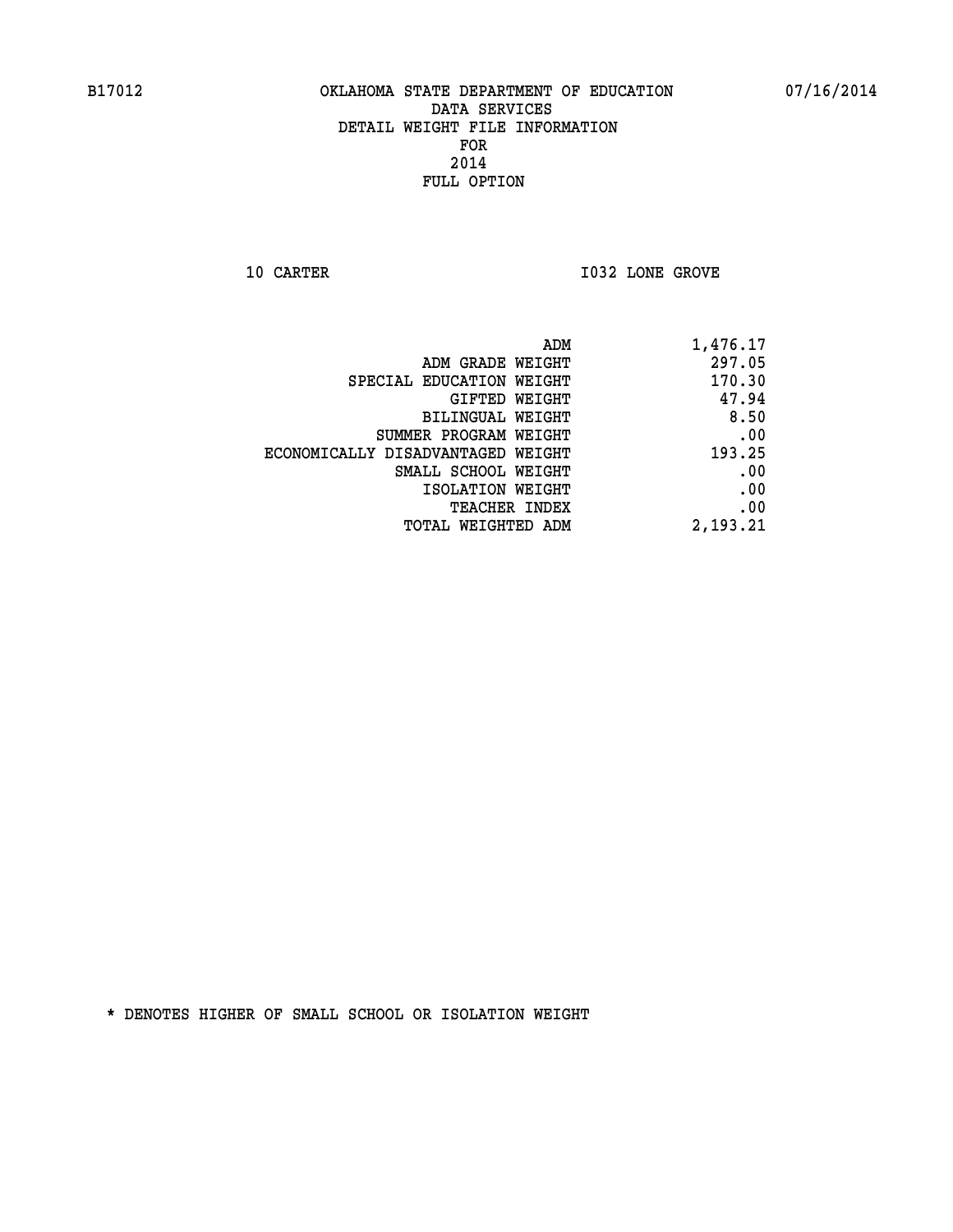B17012 OKLAHOMA STATE DEPARTMENT OF EDUCATION 07/16/2014

DATA SERVICES
DETAIL WEIGHT FILE INFORMATION
FOR
2014
FULL OPTION

10 CARTER I032 LONE GROVE

| | |
|---|---|
| ADM | 1,476.17 |
| ADM GRADE WEIGHT | 297.05 |
| SPECIAL EDUCATION WEIGHT | 170.30 |
| GIFTED WEIGHT | 47.94 |
| BILINGUAL WEIGHT | 8.50 |
| SUMMER PROGRAM WEIGHT | .00 |
| ECONOMICALLY DISADVANTAGED WEIGHT | 193.25 |
| SMALL SCHOOL WEIGHT | .00 |
| ISOLATION WEIGHT | .00 |
| TEACHER INDEX | .00 |
| TOTAL WEIGHTED ADM | 2,193.21 |

* DENOTES HIGHER OF SMALL SCHOOL OR ISOLATION WEIGHT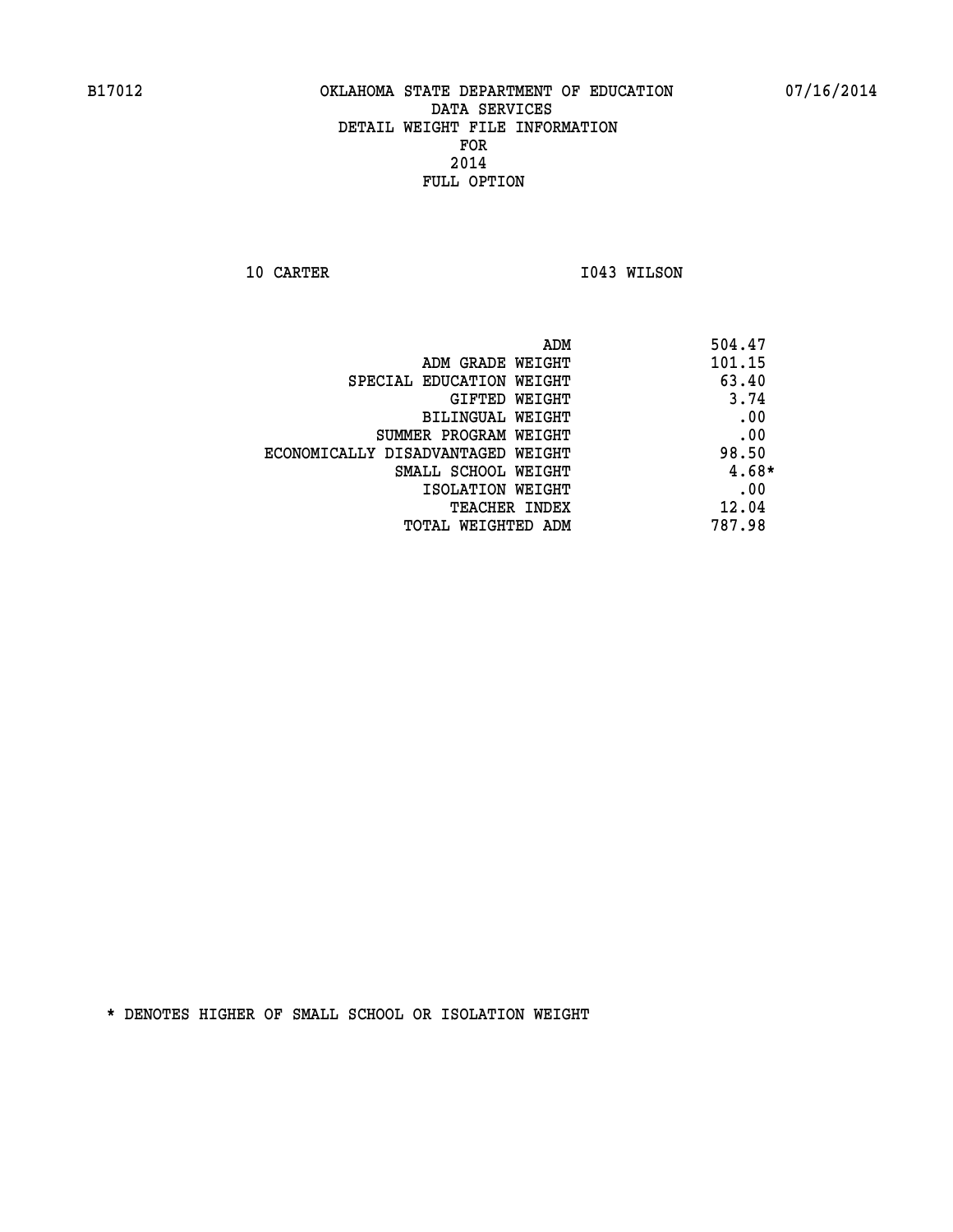B17012 OKLAHOMA STATE DEPARTMENT OF EDUCATION 07/16/2014

DATA SERVICES
DETAIL WEIGHT FILE INFORMATION
FOR
2014
FULL OPTION

10 CARTER I043 WILSON

| | |
|---|---|
| ADM | 504.47 |
| ADM GRADE WEIGHT | 101.15 |
| SPECIAL EDUCATION WEIGHT | 63.40 |
| GIFTED WEIGHT | 3.74 |
| BILINGUAL WEIGHT | .00 |
| SUMMER PROGRAM WEIGHT | .00 |
| ECONOMICALLY DISADVANTAGED WEIGHT | 98.50 |
| SMALL SCHOOL WEIGHT | 4.68* |
| ISOLATION WEIGHT | .00 |
| TEACHER INDEX | 12.04 |
| TOTAL WEIGHTED ADM | 787.98 |

* DENOTES HIGHER OF SMALL SCHOOL OR ISOLATION WEIGHT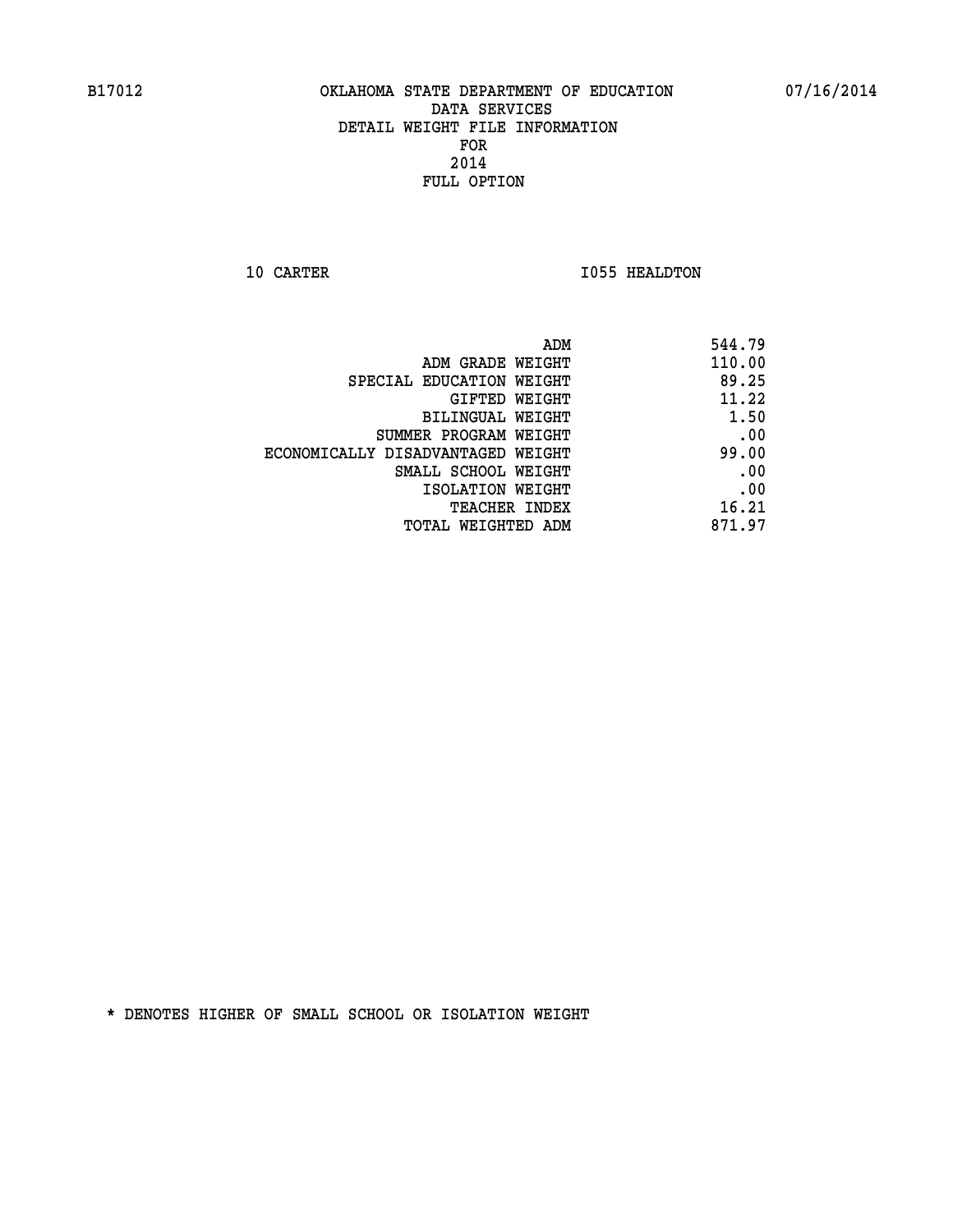B17012 OKLAHOMA STATE DEPARTMENT OF EDUCATION 07/16/2014

DATA SERVICES
DETAIL WEIGHT FILE INFORMATION
FOR
2014
FULL OPTION

10 CARTER I055 HEALDTON

| | |
|---|---|
| ADM | 544.79 |
| ADM GRADE WEIGHT | 110.00 |
| SPECIAL EDUCATION WEIGHT | 89.25 |
| GIFTED WEIGHT | 11.22 |
| BILINGUAL WEIGHT | 1.50 |
| SUMMER PROGRAM WEIGHT | .00 |
| ECONOMICALLY DISADVANTAGED WEIGHT | 99.00 |
| SMALL SCHOOL WEIGHT | .00 |
| ISOLATION WEIGHT | .00 |
| TEACHER INDEX | 16.21 |
| TOTAL WEIGHTED ADM | 871.97 |

* DENOTES HIGHER OF SMALL SCHOOL OR ISOLATION WEIGHT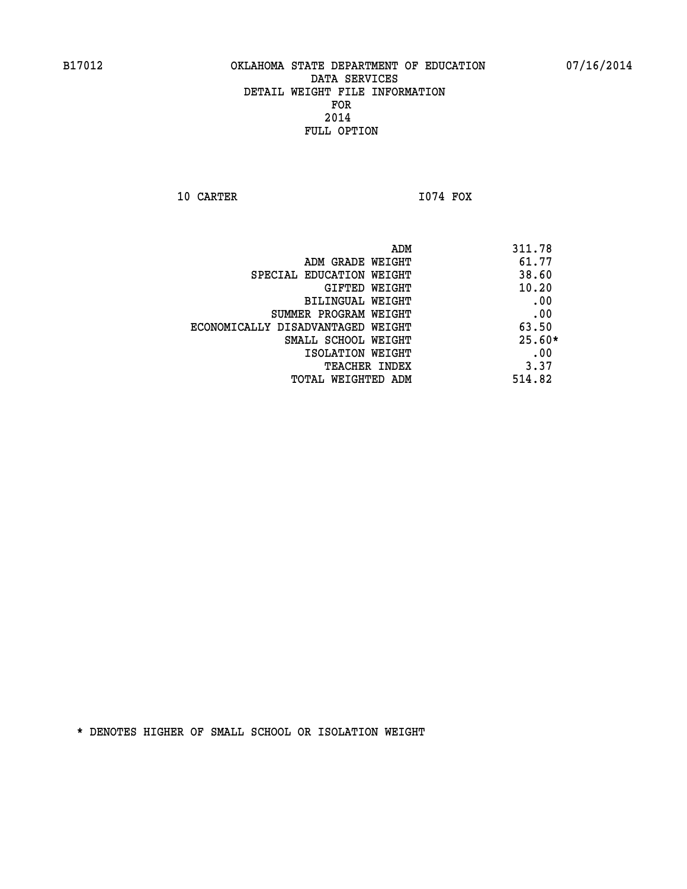B17012 OKLAHOMA STATE DEPARTMENT OF EDUCATION 07/16/2014

DATA SERVICES
DETAIL WEIGHT FILE INFORMATION
FOR
2014
FULL OPTION

10 CARTER I074 FOX

| | |
|---|---|
| ADM | 311.78 |
| ADM GRADE WEIGHT | 61.77 |
| SPECIAL EDUCATION WEIGHT | 38.60 |
| GIFTED WEIGHT | 10.20 |
| BILINGUAL WEIGHT | .00 |
| SUMMER PROGRAM WEIGHT | .00 |
| ECONOMICALLY DISADVANTAGED WEIGHT | 63.50 |
| SMALL SCHOOL WEIGHT | 25.60* |
| ISOLATION WEIGHT | .00 |
| TEACHER INDEX | 3.37 |
| TOTAL WEIGHTED ADM | 514.82 |

* DENOTES HIGHER OF SMALL SCHOOL OR ISOLATION WEIGHT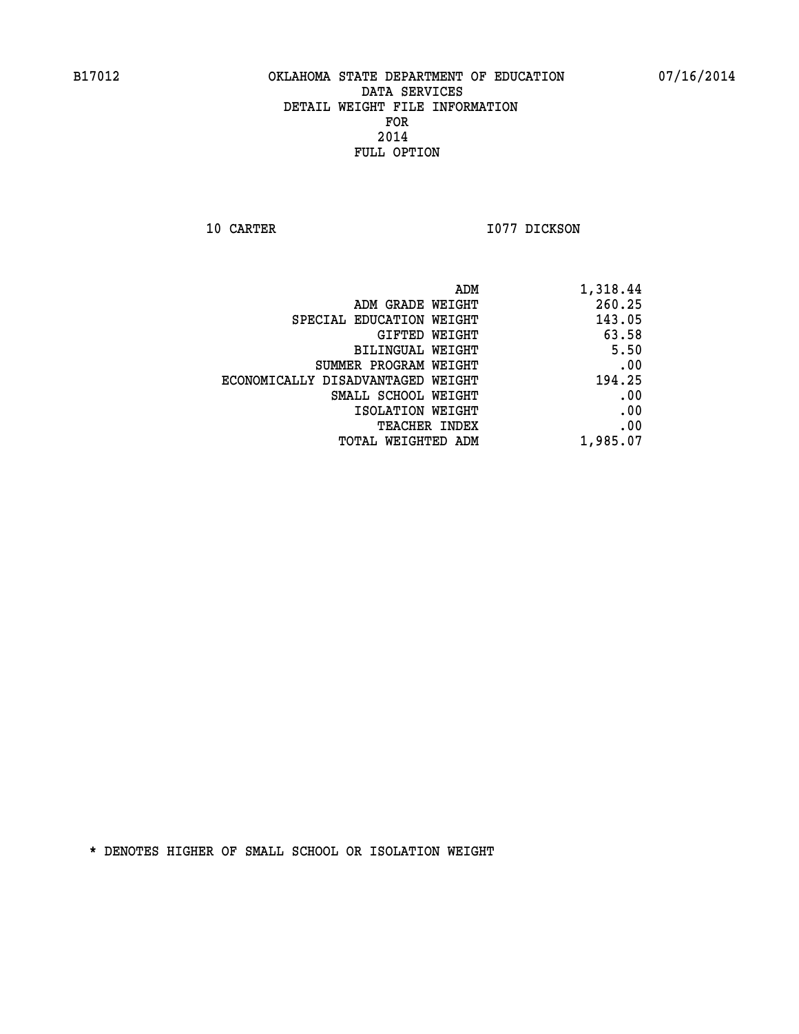B17012 OKLAHOMA STATE DEPARTMENT OF EDUCATION 07/16/2014

DATA SERVICES
DETAIL WEIGHT FILE INFORMATION
FOR
2014
FULL OPTION

10 CARTER I077 DICKSON

| | |
|---|---|
| ADM | 1,318.44 |
| ADM GRADE WEIGHT | 260.25 |
| SPECIAL EDUCATION WEIGHT | 143.05 |
| GIFTED WEIGHT | 63.58 |
| BILINGUAL WEIGHT | 5.50 |
| SUMMER PROGRAM WEIGHT | .00 |
| ECONOMICALLY DISADVANTAGED WEIGHT | 194.25 |
| SMALL SCHOOL WEIGHT | .00 |
| ISOLATION WEIGHT | .00 |
| TEACHER INDEX | .00 |
| TOTAL WEIGHTED ADM | 1,985.07 |

* DENOTES HIGHER OF SMALL SCHOOL OR ISOLATION WEIGHT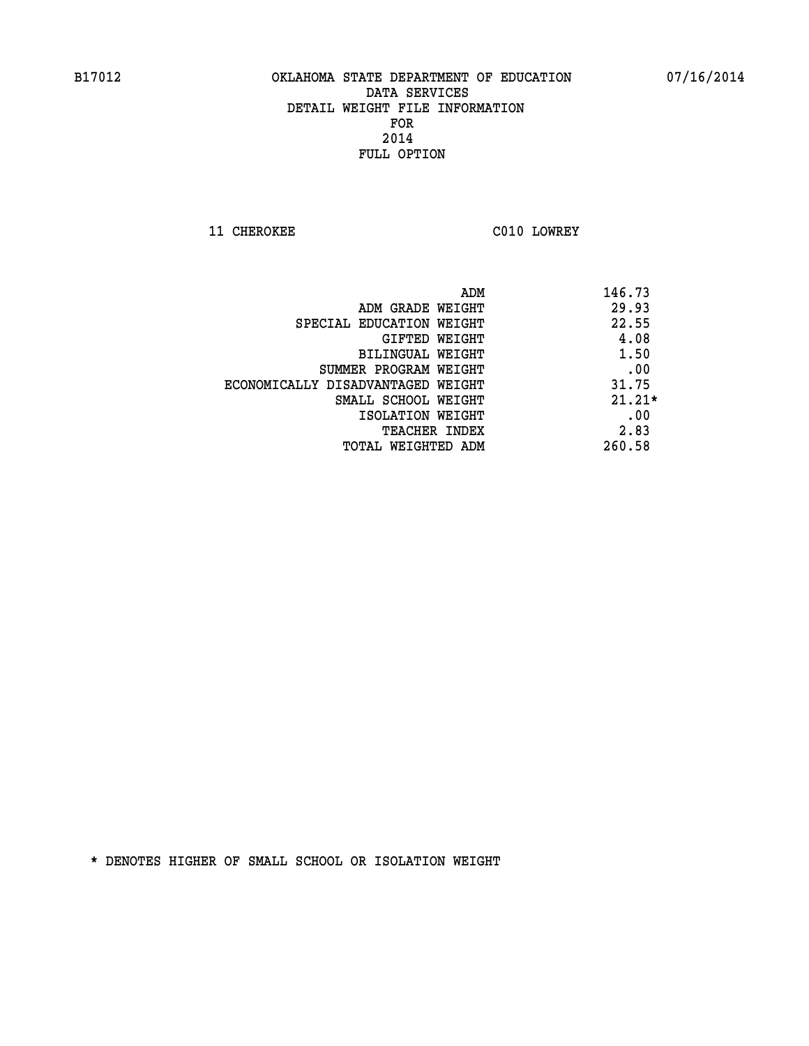B17012 OKLAHOMA STATE DEPARTMENT OF EDUCATION 07/16/2014

DATA SERVICES
DETAIL WEIGHT FILE INFORMATION
FOR
2014
FULL OPTION

11 CHEROKEE C010 LOWREY

| | |
|---|---|
| ADM | 146.73 |
| ADM GRADE WEIGHT | 29.93 |
| SPECIAL EDUCATION WEIGHT | 22.55 |
| GIFTED WEIGHT | 4.08 |
| BILINGUAL WEIGHT | 1.50 |
| SUMMER PROGRAM WEIGHT | .00 |
| ECONOMICALLY DISADVANTAGED WEIGHT | 31.75 |
| SMALL SCHOOL WEIGHT | 21.21* |
| ISOLATION WEIGHT | .00 |
| TEACHER INDEX | 2.83 |
| TOTAL WEIGHTED ADM | 260.58 |

* DENOTES HIGHER OF SMALL SCHOOL OR ISOLATION WEIGHT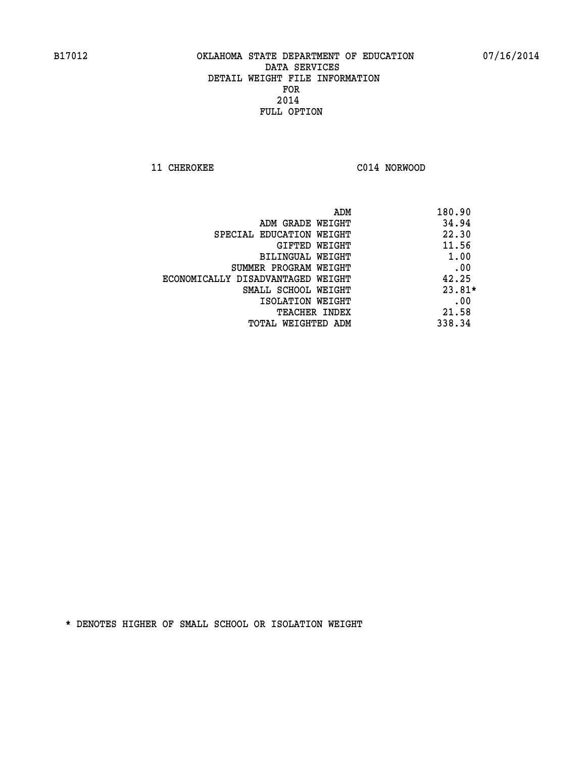B17012 OKLAHOMA STATE DEPARTMENT OF EDUCATION 07/16/2014

DATA SERVICES
DETAIL WEIGHT FILE INFORMATION
FOR
2014
FULL OPTION

11 CHEROKEE C014 NORWOOD

| | |
|---|---|
| ADM | 180.90 |
| ADM GRADE WEIGHT | 34.94 |
| SPECIAL EDUCATION WEIGHT | 22.30 |
| GIFTED WEIGHT | 11.56 |
| BILINGUAL WEIGHT | 1.00 |
| SUMMER PROGRAM WEIGHT | .00 |
| ECONOMICALLY DISADVANTAGED WEIGHT | 42.25 |
| SMALL SCHOOL WEIGHT | 23.81* |
| ISOLATION WEIGHT | .00 |
| TEACHER INDEX | 21.58 |
| TOTAL WEIGHTED ADM | 338.34 |

* DENOTES HIGHER OF SMALL SCHOOL OR ISOLATION WEIGHT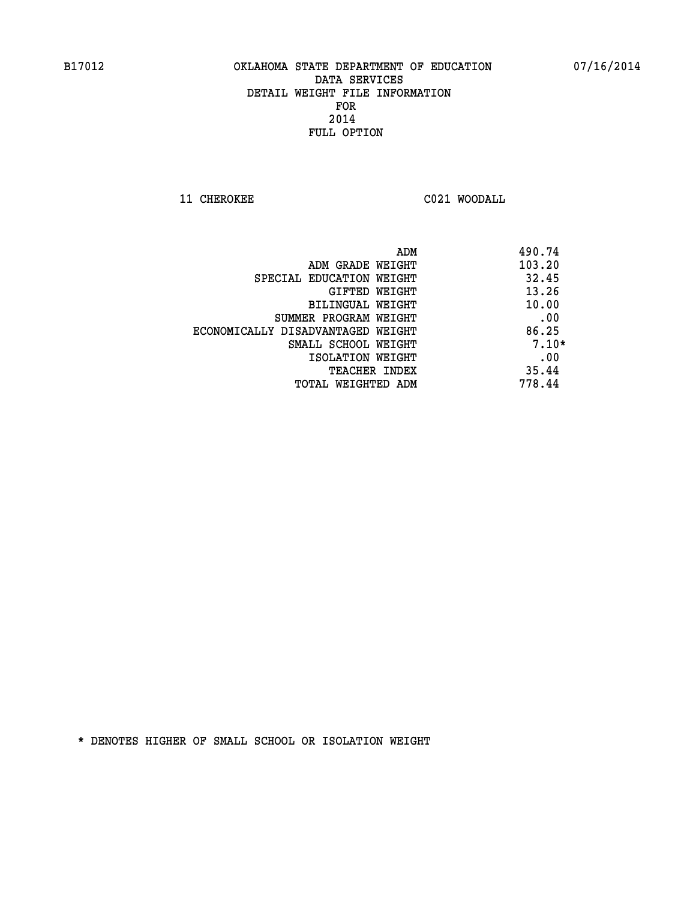B17012 OKLAHOMA STATE DEPARTMENT OF EDUCATION 07/16/2014

DATA SERVICES
DETAIL WEIGHT FILE INFORMATION
FOR
2014
FULL OPTION

11 CHEROKEE C021 WOODALL

| | |
|---|---|
| ADM | 490.74 |
| ADM GRADE WEIGHT | 103.20 |
| SPECIAL EDUCATION WEIGHT | 32.45 |
| GIFTED WEIGHT | 13.26 |
| BILINGUAL WEIGHT | 10.00 |
| SUMMER PROGRAM WEIGHT | .00 |
| ECONOMICALLY DISADVANTAGED WEIGHT | 86.25 |
| SMALL SCHOOL WEIGHT | 7.10* |
| ISOLATION WEIGHT | .00 |
| TEACHER INDEX | 35.44 |
| TOTAL WEIGHTED ADM | 778.44 |

* DENOTES HIGHER OF SMALL SCHOOL OR ISOLATION WEIGHT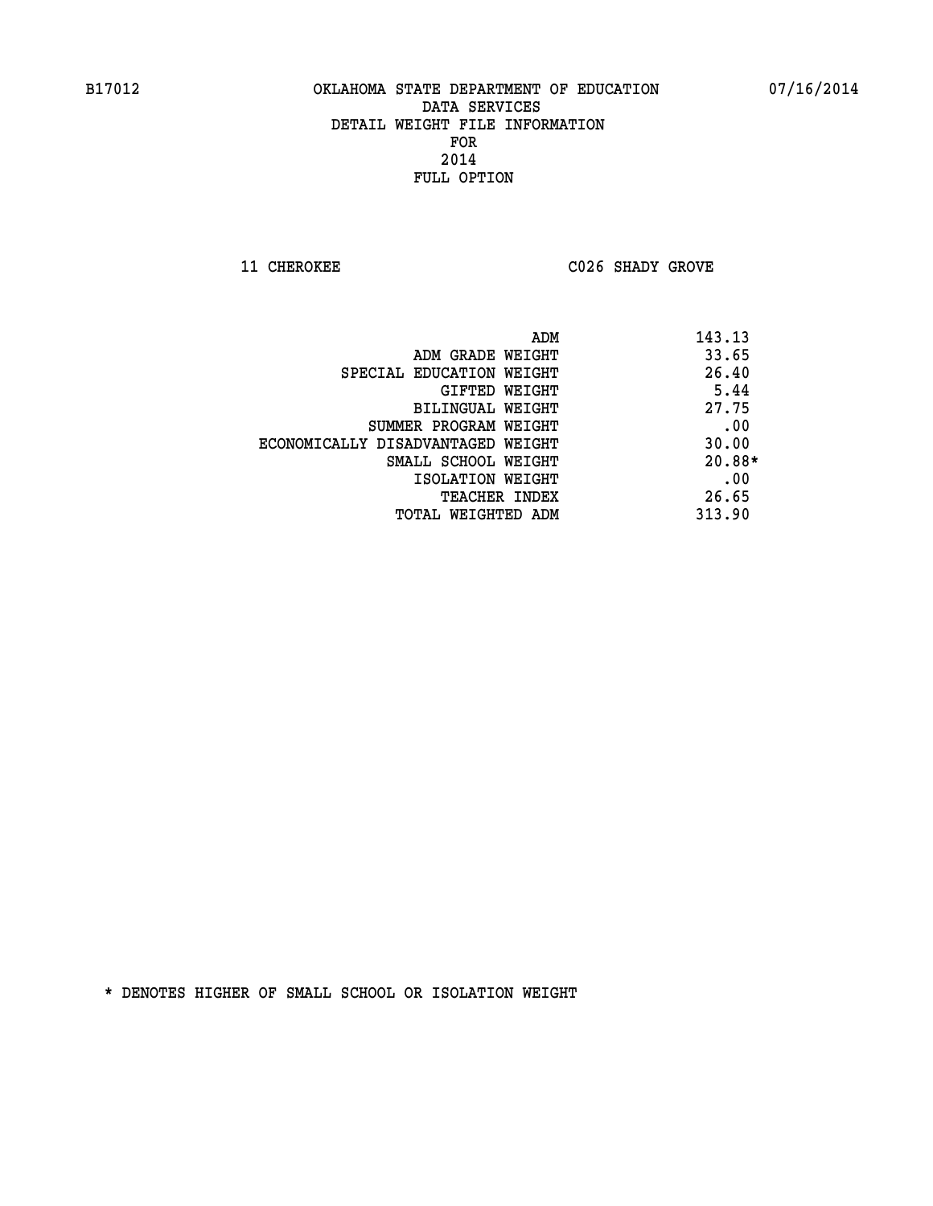B17012 OKLAHOMA STATE DEPARTMENT OF EDUCATION 07/16/2014

DATA SERVICES
DETAIL WEIGHT FILE INFORMATION
FOR
2014
FULL OPTION

11 CHEROKEE C026 SHADY GROVE

| | |
|---|---|
| ADM | 143.13 |
| ADM GRADE WEIGHT | 33.65 |
| SPECIAL EDUCATION WEIGHT | 26.40 |
| GIFTED WEIGHT | 5.44 |
| BILINGUAL WEIGHT | 27.75 |
| SUMMER PROGRAM WEIGHT | .00 |
| ECONOMICALLY DISADVANTAGED WEIGHT | 30.00 |
| SMALL SCHOOL WEIGHT | 20.88* |
| ISOLATION WEIGHT | .00 |
| TEACHER INDEX | 26.65 |
| TOTAL WEIGHTED ADM | 313.90 |

* DENOTES HIGHER OF SMALL SCHOOL OR ISOLATION WEIGHT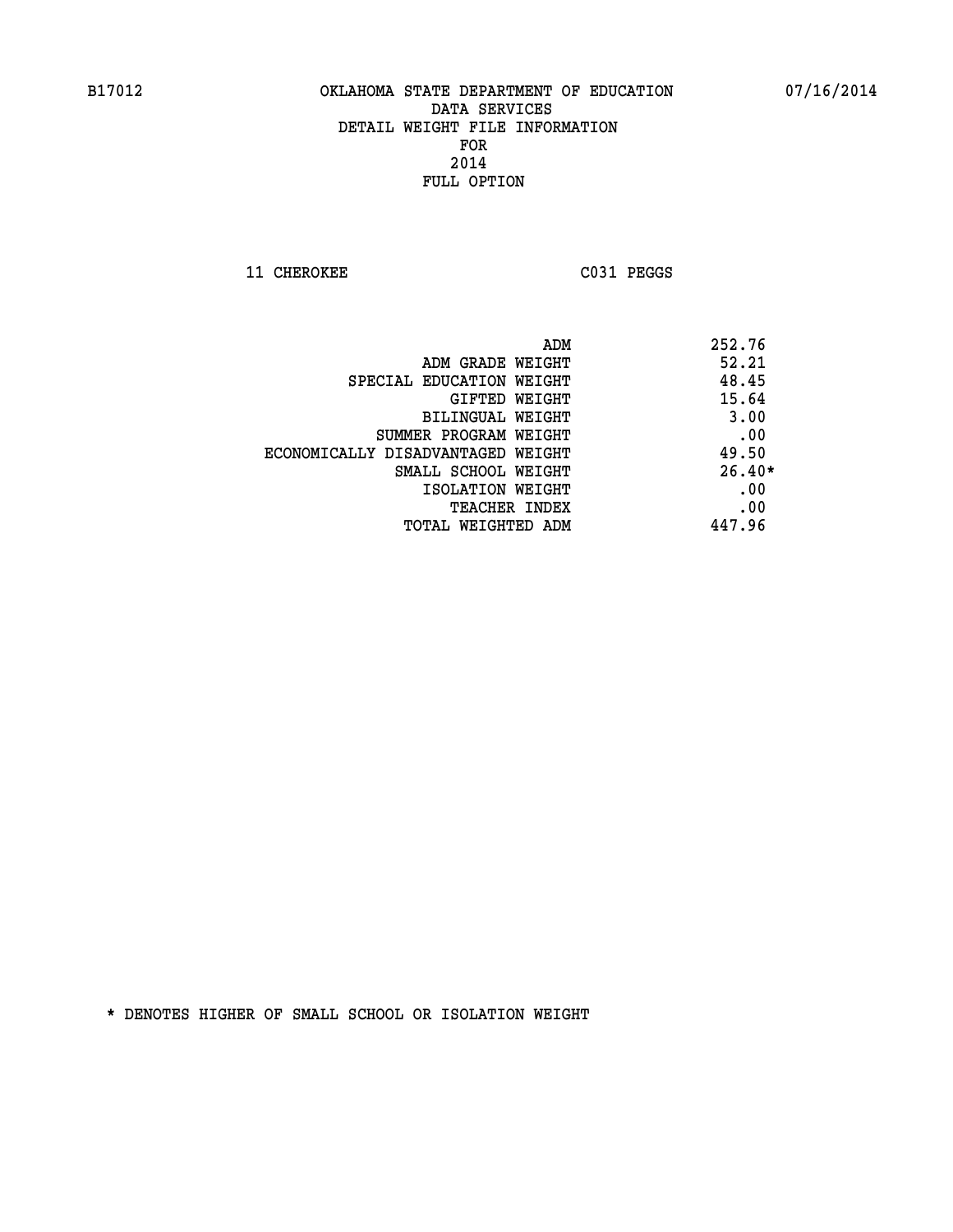B17012 OKLAHOMA STATE DEPARTMENT OF EDUCATION 07/16/2014

DATA SERVICES
DETAIL WEIGHT FILE INFORMATION
FOR
2014
FULL OPTION

11 CHEROKEE C031 PEGGS

| | |
|---|---|
| ADM | 252.76 |
| ADM GRADE WEIGHT | 52.21 |
| SPECIAL EDUCATION WEIGHT | 48.45 |
| GIFTED WEIGHT | 15.64 |
| BILINGUAL WEIGHT | 3.00 |
| SUMMER PROGRAM WEIGHT | .00 |
| ECONOMICALLY DISADVANTAGED WEIGHT | 49.50 |
| SMALL SCHOOL WEIGHT | 26.40* |
| ISOLATION WEIGHT | .00 |
| TEACHER INDEX | .00 |
| TOTAL WEIGHTED ADM | 447.96 |

* DENOTES HIGHER OF SMALL SCHOOL OR ISOLATION WEIGHT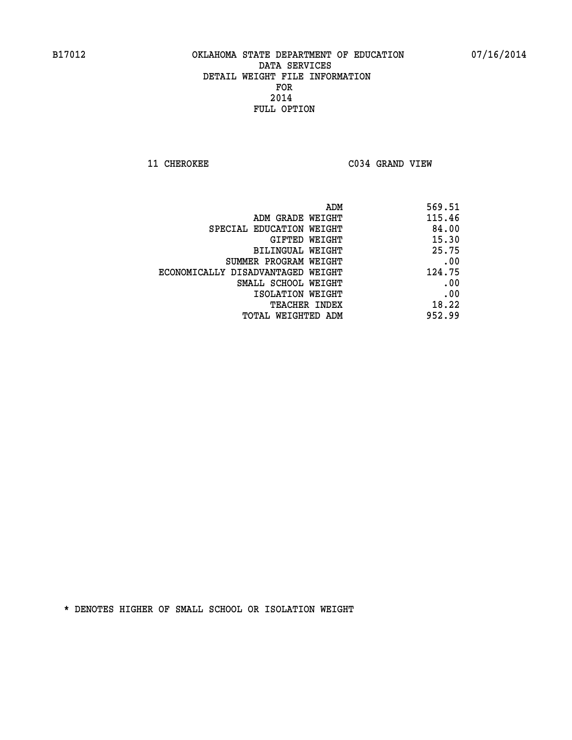B17012 OKLAHOMA STATE DEPARTMENT OF EDUCATION 07/16/2014

DATA SERVICES
DETAIL WEIGHT FILE INFORMATION
FOR
2014
FULL OPTION

11 CHEROKEE C034 GRAND VIEW

| | |
|---|---|
| ADM | 569.51 |
| ADM GRADE WEIGHT | 115.46 |
| SPECIAL EDUCATION WEIGHT | 84.00 |
| GIFTED WEIGHT | 15.30 |
| BILINGUAL WEIGHT | 25.75 |
| SUMMER PROGRAM WEIGHT | .00 |
| ECONOMICALLY DISADVANTAGED WEIGHT | 124.75 |
| SMALL SCHOOL WEIGHT | .00 |
| ISOLATION WEIGHT | .00 |
| TEACHER INDEX | 18.22 |
| TOTAL WEIGHTED ADM | 952.99 |

* DENOTES HIGHER OF SMALL SCHOOL OR ISOLATION WEIGHT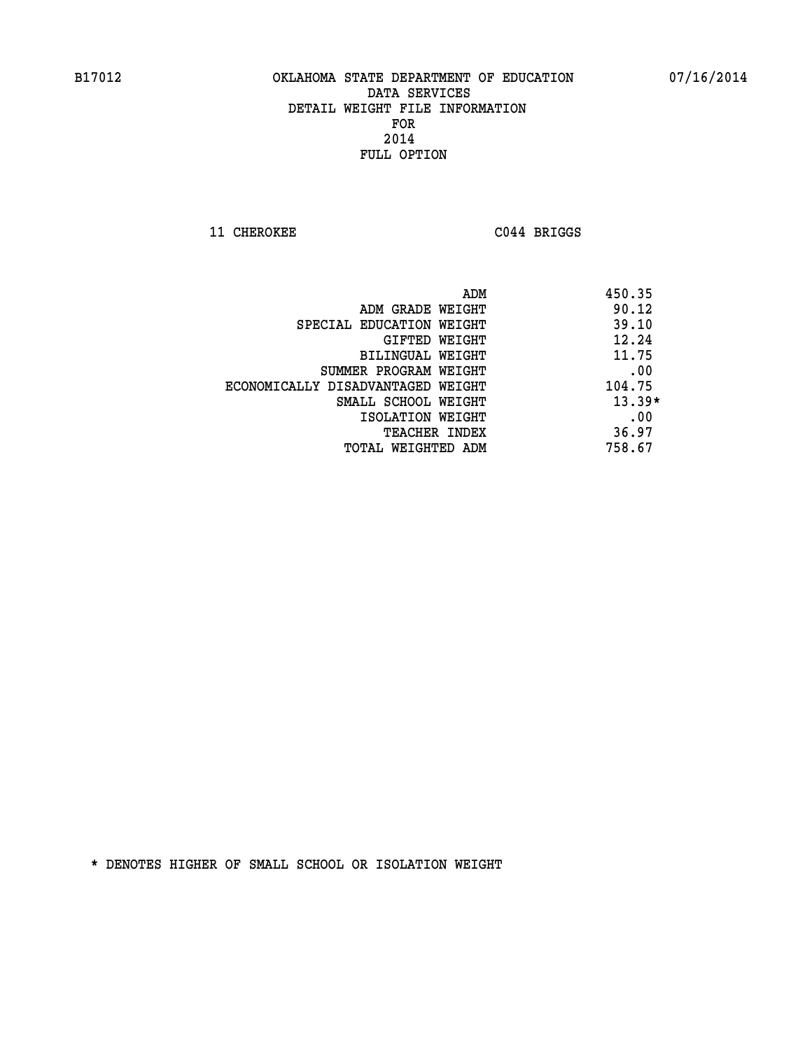B17012 OKLAHOMA STATE DEPARTMENT OF EDUCATION 07/16/2014

DATA SERVICES
DETAIL WEIGHT FILE INFORMATION
FOR
2014
FULL OPTION

11 CHEROKEE C044 BRIGGS

| | |
|---|---|
| ADM | 450.35 |
| ADM GRADE WEIGHT | 90.12 |
| SPECIAL EDUCATION WEIGHT | 39.10 |
| GIFTED WEIGHT | 12.24 |
| BILINGUAL WEIGHT | 11.75 |
| SUMMER PROGRAM WEIGHT | .00 |
| ECONOMICALLY DISADVANTAGED WEIGHT | 104.75 |
| SMALL SCHOOL WEIGHT | 13.39* |
| ISOLATION WEIGHT | .00 |
| TEACHER INDEX | 36.97 |
| TOTAL WEIGHTED ADM | 758.67 |

* DENOTES HIGHER OF SMALL SCHOOL OR ISOLATION WEIGHT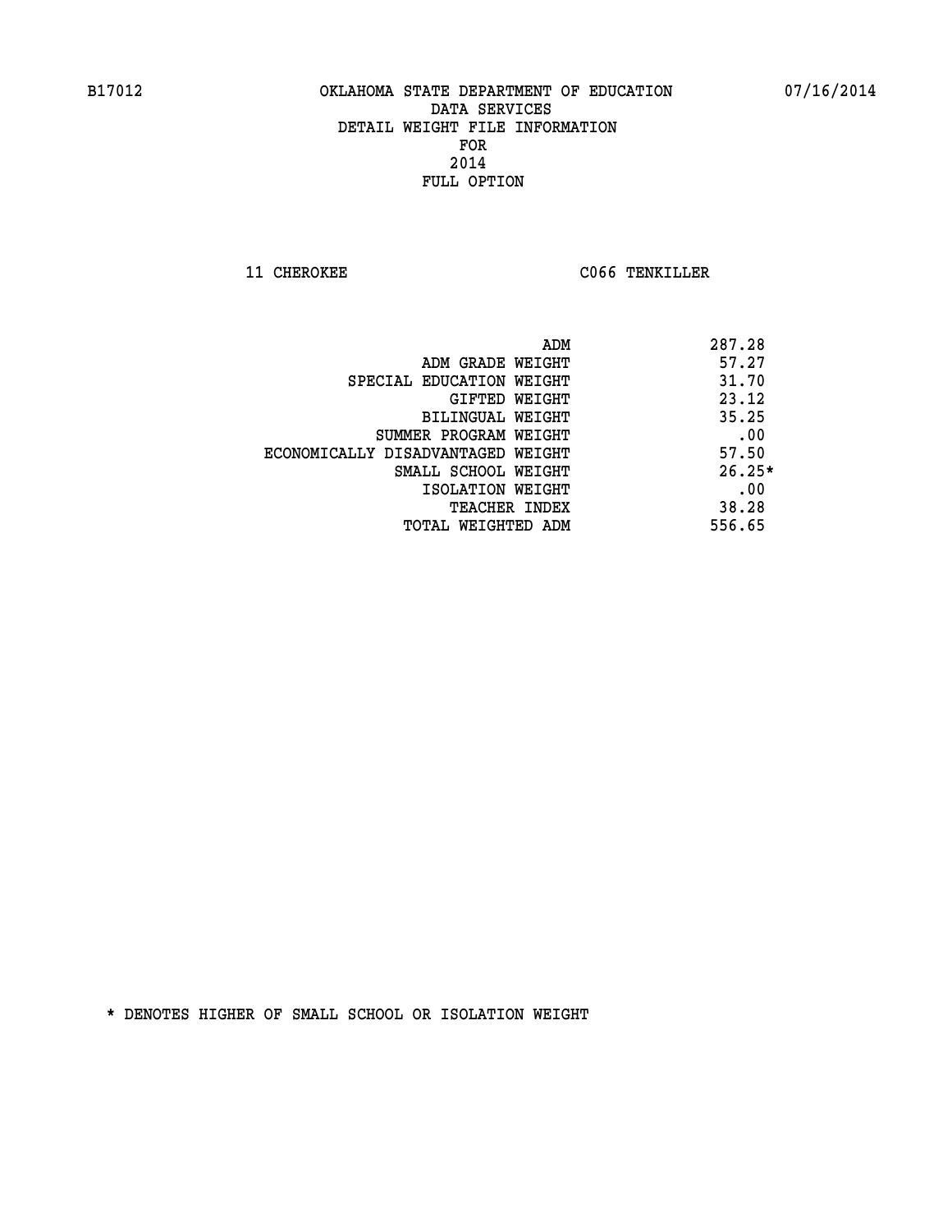B17012 OKLAHOMA STATE DEPARTMENT OF EDUCATION 07/16/2014

DATA SERVICES
DETAIL WEIGHT FILE INFORMATION
FOR
2014
FULL OPTION

11 CHEROKEE C066 TENKILLER

| | |
|---|---|
| ADM | 287.28 |
| ADM GRADE WEIGHT | 57.27 |
| SPECIAL EDUCATION WEIGHT | 31.70 |
| GIFTED WEIGHT | 23.12 |
| BILINGUAL WEIGHT | 35.25 |
| SUMMER PROGRAM WEIGHT | .00 |
| ECONOMICALLY DISADVANTAGED WEIGHT | 57.50 |
| SMALL SCHOOL WEIGHT | 26.25* |
| ISOLATION WEIGHT | .00 |
| TEACHER INDEX | 38.28 |
| TOTAL WEIGHTED ADM | 556.65 |

* DENOTES HIGHER OF SMALL SCHOOL OR ISOLATION WEIGHT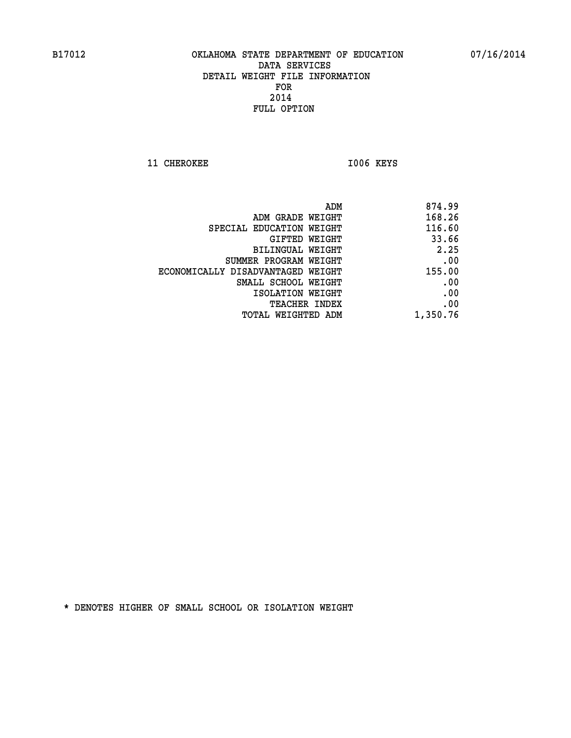B17012 OKLAHOMA STATE DEPARTMENT OF EDUCATION 07/16/2014

DATA SERVICES
DETAIL WEIGHT FILE INFORMATION
FOR
2014
FULL OPTION

11 CHEROKEE I006 KEYS

| | |
|---|---|
| ADM | 874.99 |
| ADM GRADE WEIGHT | 168.26 |
| SPECIAL EDUCATION WEIGHT | 116.60 |
| GIFTED WEIGHT | 33.66 |
| BILINGUAL WEIGHT | 2.25 |
| SUMMER PROGRAM WEIGHT | .00 |
| ECONOMICALLY DISADVANTAGED WEIGHT | 155.00 |
| SMALL SCHOOL WEIGHT | .00 |
| ISOLATION WEIGHT | .00 |
| TEACHER INDEX | .00 |
| TOTAL WEIGHTED ADM | 1,350.76 |

* DENOTES HIGHER OF SMALL SCHOOL OR ISOLATION WEIGHT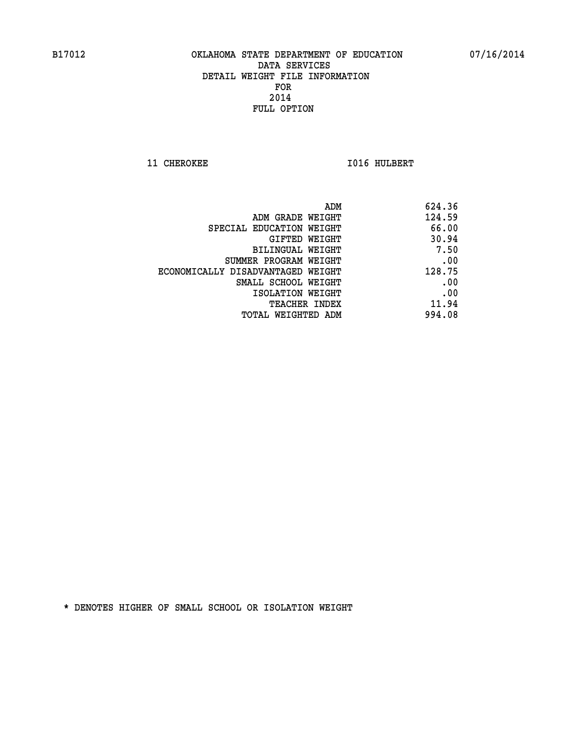B17012 OKLAHOMA STATE DEPARTMENT OF EDUCATION 07/16/2014

DATA SERVICES
DETAIL WEIGHT FILE INFORMATION
FOR
2014
FULL OPTION

11 CHEROKEE I016 HULBERT

| | |
|---|---|
| ADM | 624.36 |
| ADM GRADE WEIGHT | 124.59 |
| SPECIAL EDUCATION WEIGHT | 66.00 |
| GIFTED WEIGHT | 30.94 |
| BILINGUAL WEIGHT | 7.50 |
| SUMMER PROGRAM WEIGHT | .00 |
| ECONOMICALLY DISADVANTAGED WEIGHT | 128.75 |
| SMALL SCHOOL WEIGHT | .00 |
| ISOLATION WEIGHT | .00 |
| TEACHER INDEX | 11.94 |
| TOTAL WEIGHTED ADM | 994.08 |

* DENOTES HIGHER OF SMALL SCHOOL OR ISOLATION WEIGHT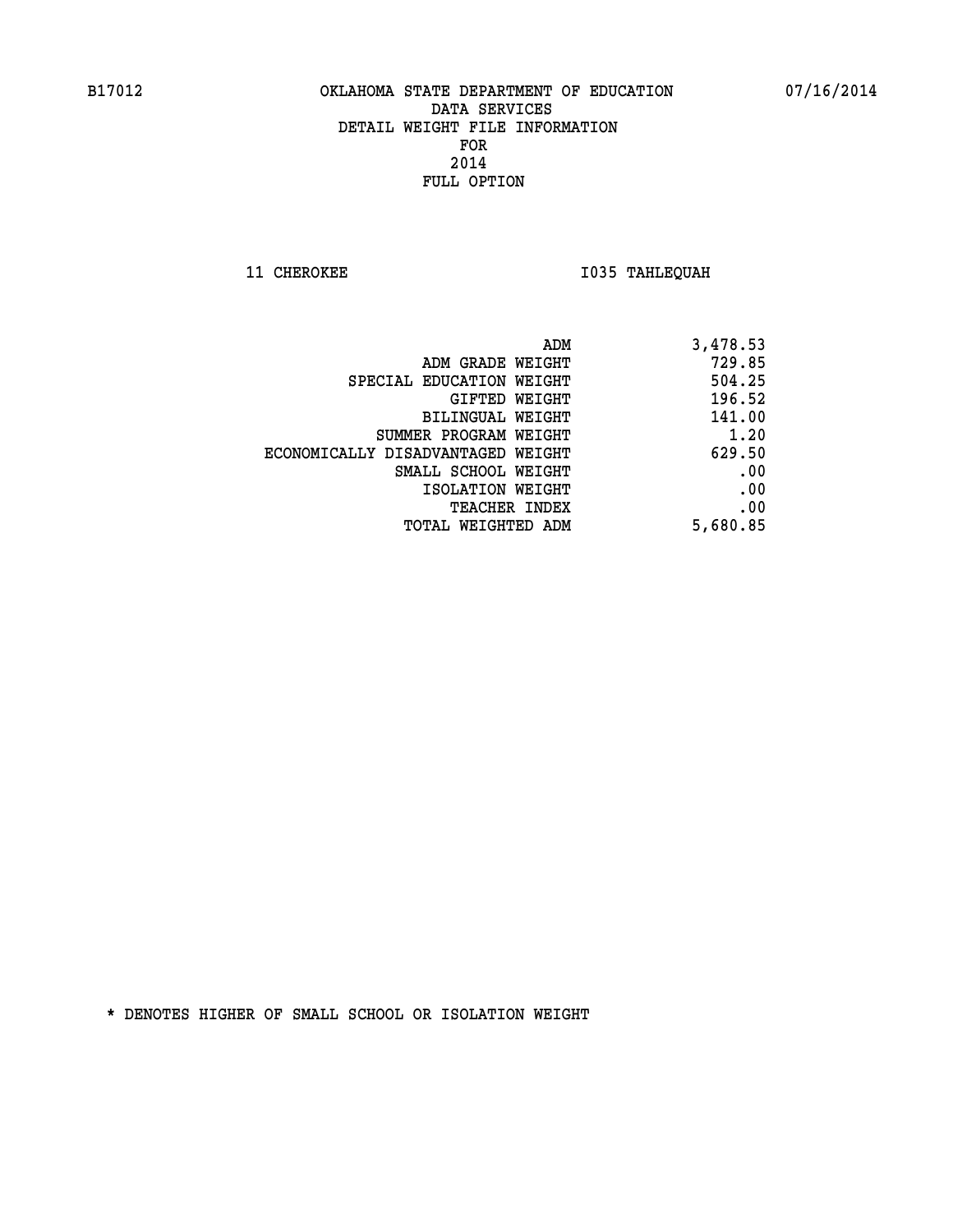B17012 OKLAHOMA STATE DEPARTMENT OF EDUCATION 07/16/2014

DATA SERVICES
DETAIL WEIGHT FILE INFORMATION
FOR
2014
FULL OPTION

11 CHEROKEE I035 TAHLEQUAH

| | |
|---|---|
| ADM | 3,478.53 |
| ADM GRADE WEIGHT | 729.85 |
| SPECIAL EDUCATION WEIGHT | 504.25 |
| GIFTED WEIGHT | 196.52 |
| BILINGUAL WEIGHT | 141.00 |
| SUMMER PROGRAM WEIGHT | 1.20 |
| ECONOMICALLY DISADVANTAGED WEIGHT | 629.50 |
| SMALL SCHOOL WEIGHT | .00 |
| ISOLATION WEIGHT | .00 |
| TEACHER INDEX | .00 |
| TOTAL WEIGHTED ADM | 5,680.85 |

* DENOTES HIGHER OF SMALL SCHOOL OR ISOLATION WEIGHT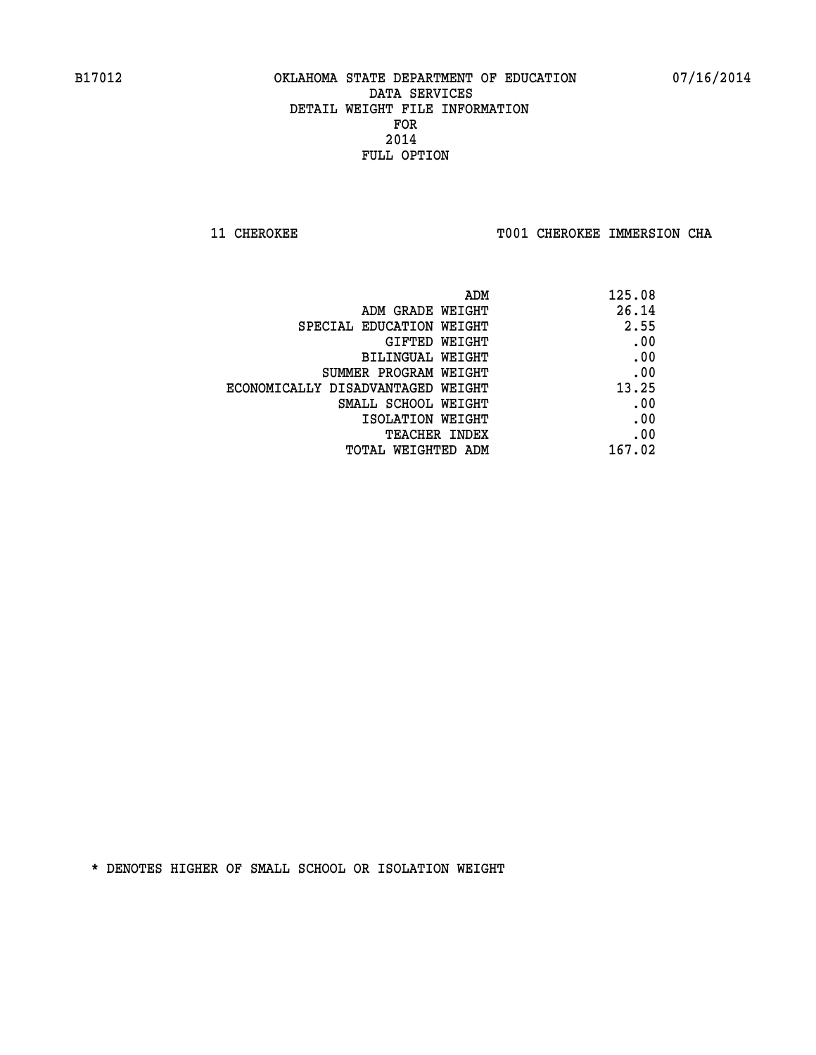B17012 OKLAHOMA STATE DEPARTMENT OF EDUCATION 07/16/2014

DATA SERVICES
DETAIL WEIGHT FILE INFORMATION
FOR
2014
FULL OPTION

11 CHEROKEE T001 CHEROKEE IMMERSION CHA

| | |
|---|---|
| ADM | 125.08 |
| ADM GRADE WEIGHT | 26.14 |
| SPECIAL EDUCATION WEIGHT | 2.55 |
| GIFTED WEIGHT | .00 |
| BILINGUAL WEIGHT | .00 |
| SUMMER PROGRAM WEIGHT | .00 |
| ECONOMICALLY DISADVANTAGED WEIGHT | 13.25 |
| SMALL SCHOOL WEIGHT | .00 |
| ISOLATION WEIGHT | .00 |
| TEACHER INDEX | .00 |
| TOTAL WEIGHTED ADM | 167.02 |

* DENOTES HIGHER OF SMALL SCHOOL OR ISOLATION WEIGHT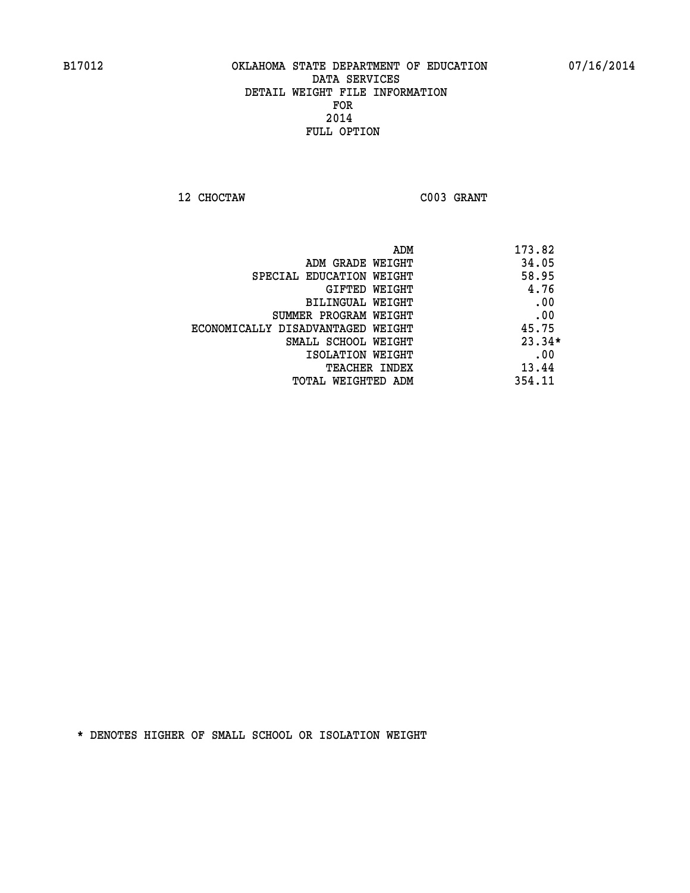B17012 OKLAHOMA STATE DEPARTMENT OF EDUCATION 07/16/2014

DATA SERVICES
DETAIL WEIGHT FILE INFORMATION
FOR
2014
FULL OPTION

12 CHOCTAW C003 GRANT

| | |
|---|---|
| ADM | 173.82 |
| ADM GRADE WEIGHT | 34.05 |
| SPECIAL EDUCATION WEIGHT | 58.95 |
| GIFTED WEIGHT | 4.76 |
| BILINGUAL WEIGHT | .00 |
| SUMMER PROGRAM WEIGHT | .00 |
| ECONOMICALLY DISADVANTAGED WEIGHT | 45.75 |
| SMALL SCHOOL WEIGHT | 23.34* |
| ISOLATION WEIGHT | .00 |
| TEACHER INDEX | 13.44 |
| TOTAL WEIGHTED ADM | 354.11 |

* DENOTES HIGHER OF SMALL SCHOOL OR ISOLATION WEIGHT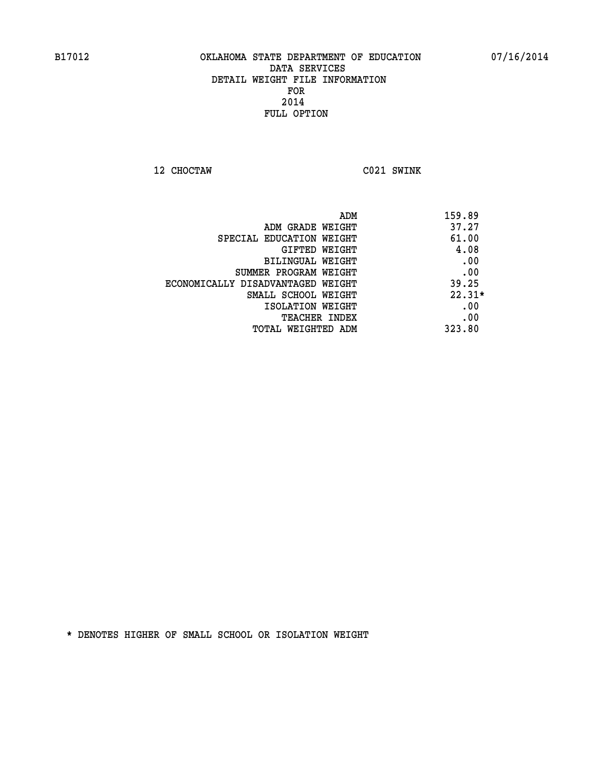B17012 OKLAHOMA STATE DEPARTMENT OF EDUCATION 07/16/2014

DATA SERVICES
DETAIL WEIGHT FILE INFORMATION
FOR
2014
FULL OPTION

12 CHOCTAW C021 SWINK

| | |
|---|---|
| ADM | 159.89 |
| ADM GRADE WEIGHT | 37.27 |
| SPECIAL EDUCATION WEIGHT | 61.00 |
| GIFTED WEIGHT | 4.08 |
| BILINGUAL WEIGHT | .00 |
| SUMMER PROGRAM WEIGHT | .00 |
| ECONOMICALLY DISADVANTAGED WEIGHT | 39.25 |
| SMALL SCHOOL WEIGHT | 22.31* |
| ISOLATION WEIGHT | .00 |
| TEACHER INDEX | .00 |
| TOTAL WEIGHTED ADM | 323.80 |

* DENOTES HIGHER OF SMALL SCHOOL OR ISOLATION WEIGHT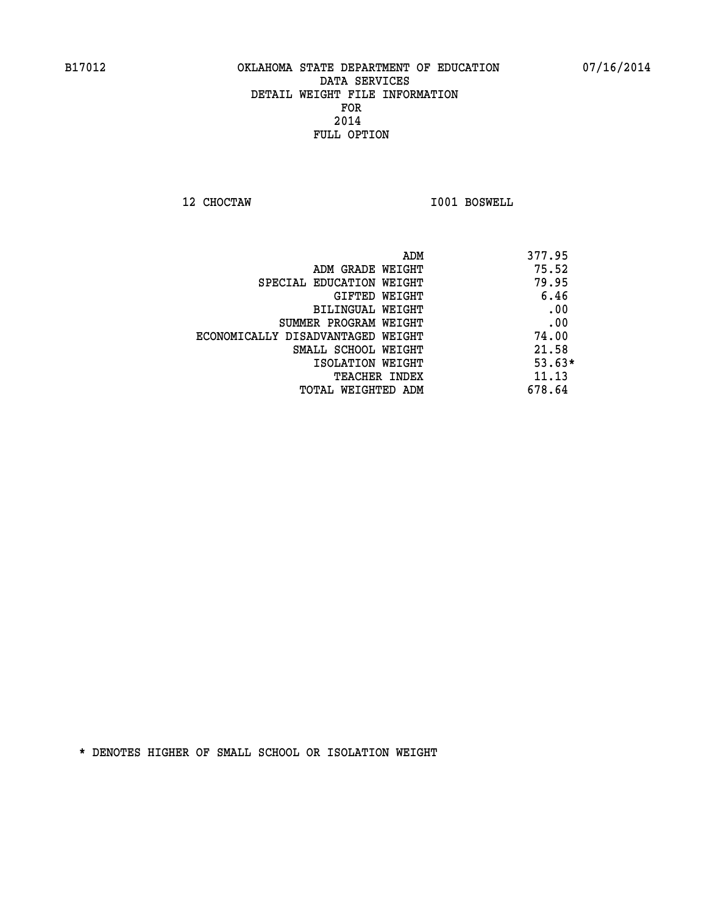B17012 OKLAHOMA STATE DEPARTMENT OF EDUCATION 07/16/2014

DATA SERVICES
DETAIL WEIGHT FILE INFORMATION
FOR
2014
FULL OPTION

12 CHOCTAW I001 BOSWELL

| | |
|---|---|
| ADM | 377.95 |
| ADM GRADE WEIGHT | 75.52 |
| SPECIAL EDUCATION WEIGHT | 79.95 |
| GIFTED WEIGHT | 6.46 |
| BILINGUAL WEIGHT | .00 |
| SUMMER PROGRAM WEIGHT | .00 |
| ECONOMICALLY DISADVANTAGED WEIGHT | 74.00 |
| SMALL SCHOOL WEIGHT | 21.58 |
| ISOLATION WEIGHT | 53.63* |
| TEACHER INDEX | 11.13 |
| TOTAL WEIGHTED ADM | 678.64 |

* DENOTES HIGHER OF SMALL SCHOOL OR ISOLATION WEIGHT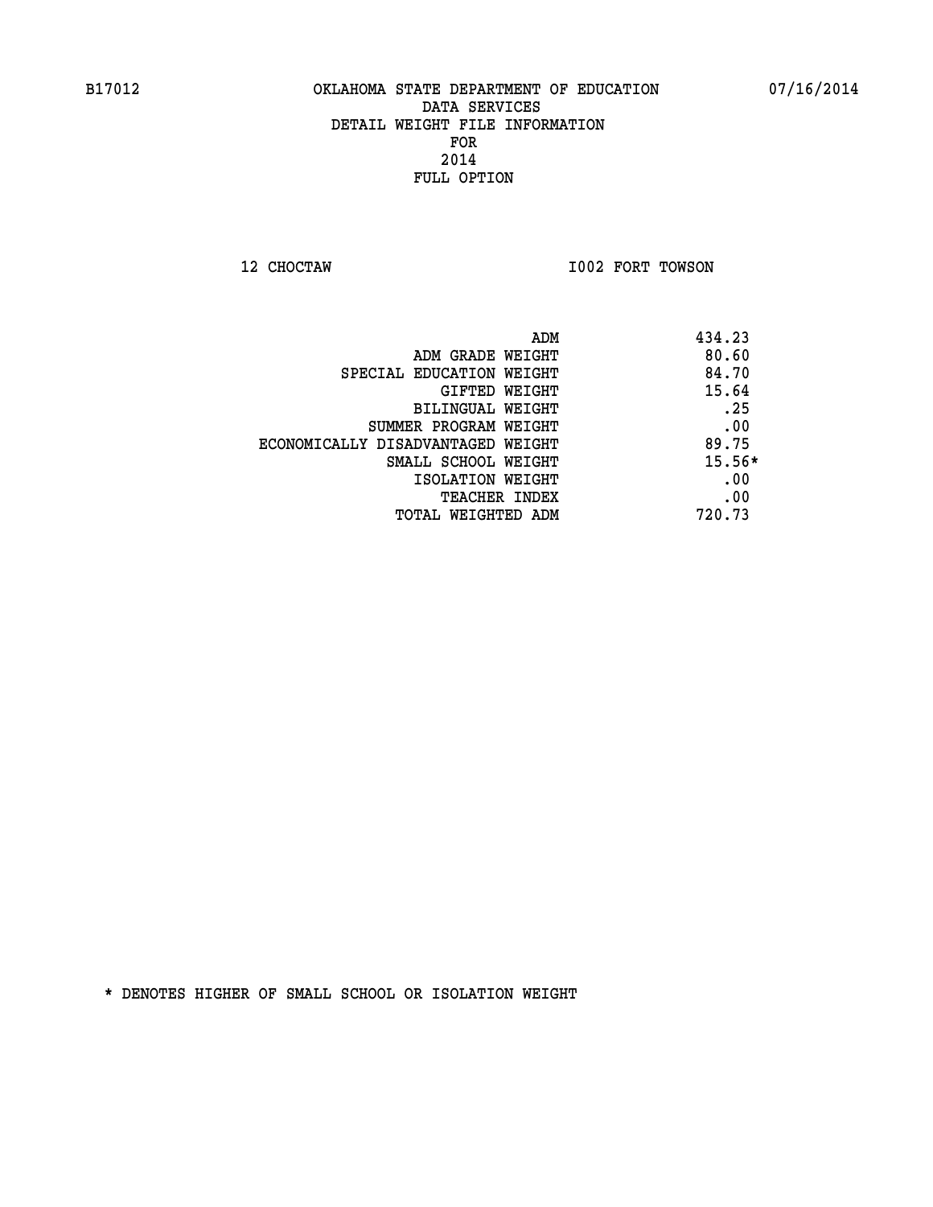B17012 OKLAHOMA STATE DEPARTMENT OF EDUCATION 07/16/2014

DATA SERVICES
DETAIL WEIGHT FILE INFORMATION
FOR
2014
FULL OPTION

12 CHOCTAW I002 FORT TOWSON

| | |
|---|---|
| ADM | 434.23 |
| ADM GRADE WEIGHT | 80.60 |
| SPECIAL EDUCATION WEIGHT | 84.70 |
| GIFTED WEIGHT | 15.64 |
| BILINGUAL WEIGHT | .25 |
| SUMMER PROGRAM WEIGHT | .00 |
| ECONOMICALLY DISADVANTAGED WEIGHT | 89.75 |
| SMALL SCHOOL WEIGHT | 15.56* |
| ISOLATION WEIGHT | .00 |
| TEACHER INDEX | .00 |
| TOTAL WEIGHTED ADM | 720.73 |

* DENOTES HIGHER OF SMALL SCHOOL OR ISOLATION WEIGHT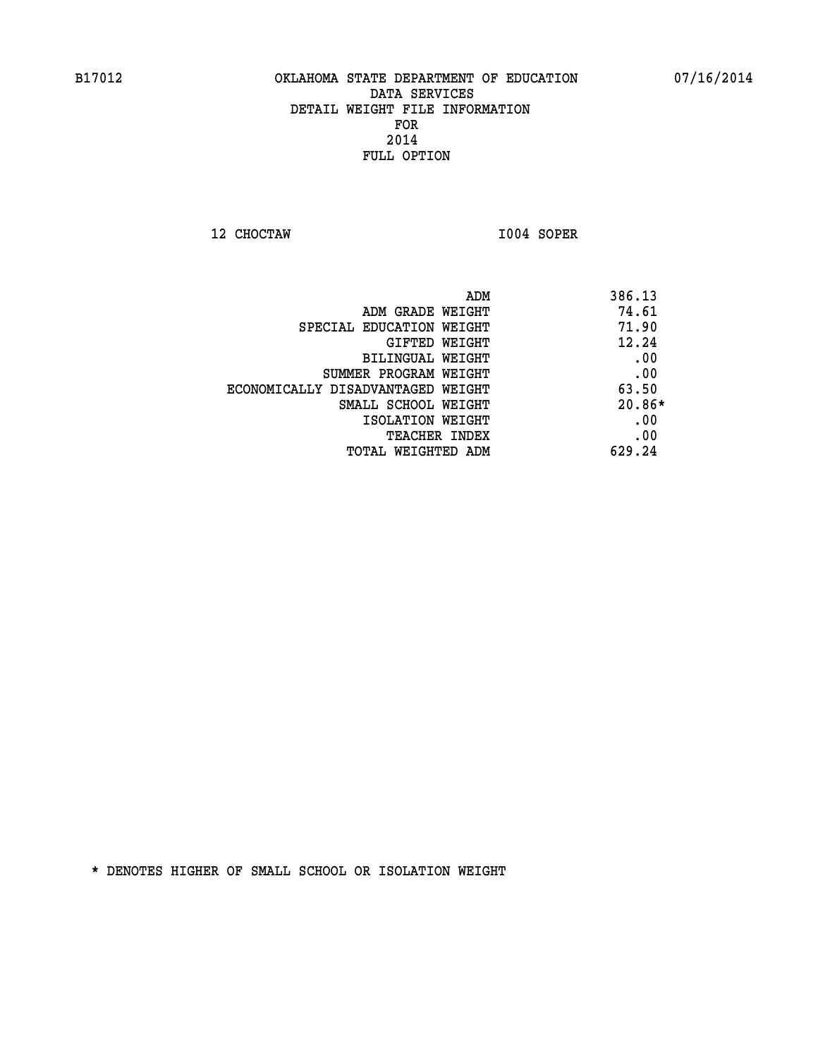B17012 OKLAHOMA STATE DEPARTMENT OF EDUCATION 07/16/2014

DATA SERVICES
DETAIL WEIGHT FILE INFORMATION
FOR
2014
FULL OPTION

12 CHOCTAW I004 SOPER

| | |
|---|---|
| ADM | 386.13 |
| ADM GRADE WEIGHT | 74.61 |
| SPECIAL EDUCATION WEIGHT | 71.90 |
| GIFTED WEIGHT | 12.24 |
| BILINGUAL WEIGHT | .00 |
| SUMMER PROGRAM WEIGHT | .00 |
| ECONOMICALLY DISADVANTAGED WEIGHT | 63.50 |
| SMALL SCHOOL WEIGHT | 20.86* |
| ISOLATION WEIGHT | .00 |
| TEACHER INDEX | .00 |
| TOTAL WEIGHTED ADM | 629.24 |

* DENOTES HIGHER OF SMALL SCHOOL OR ISOLATION WEIGHT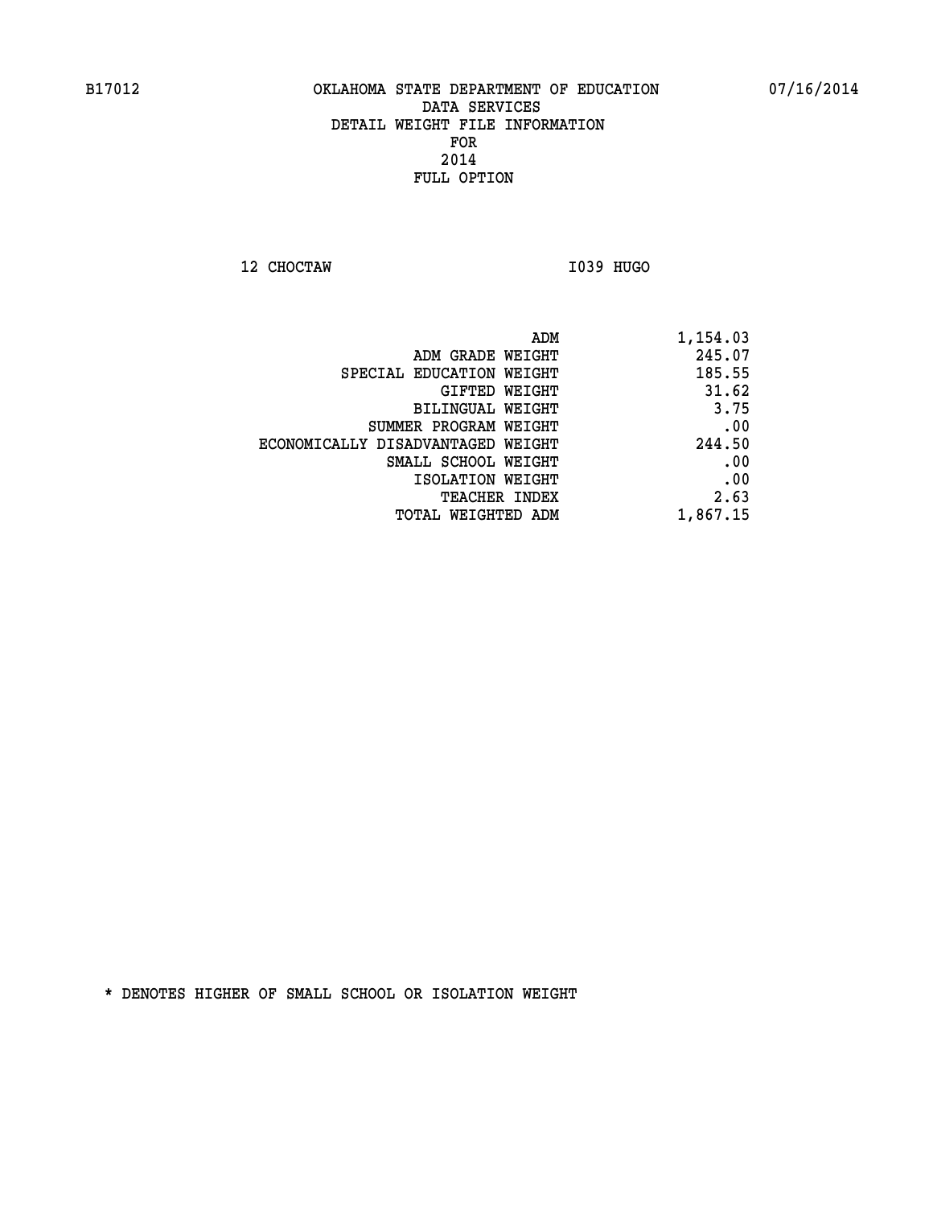B17012 OKLAHOMA STATE DEPARTMENT OF EDUCATION 07/16/2014

DATA SERVICES
DETAIL WEIGHT FILE INFORMATION
FOR
2014
FULL OPTION

12 CHOCTAW I039 HUGO

| | |
|---|---|
| ADM | 1,154.03 |
| ADM GRADE WEIGHT | 245.07 |
| SPECIAL EDUCATION WEIGHT | 185.55 |
| GIFTED WEIGHT | 31.62 |
| BILINGUAL WEIGHT | 3.75 |
| SUMMER PROGRAM WEIGHT | .00 |
| ECONOMICALLY DISADVANTAGED WEIGHT | 244.50 |
| SMALL SCHOOL WEIGHT | .00 |
| ISOLATION WEIGHT | .00 |
| TEACHER INDEX | 2.63 |
| TOTAL WEIGHTED ADM | 1,867.15 |

* DENOTES HIGHER OF SMALL SCHOOL OR ISOLATION WEIGHT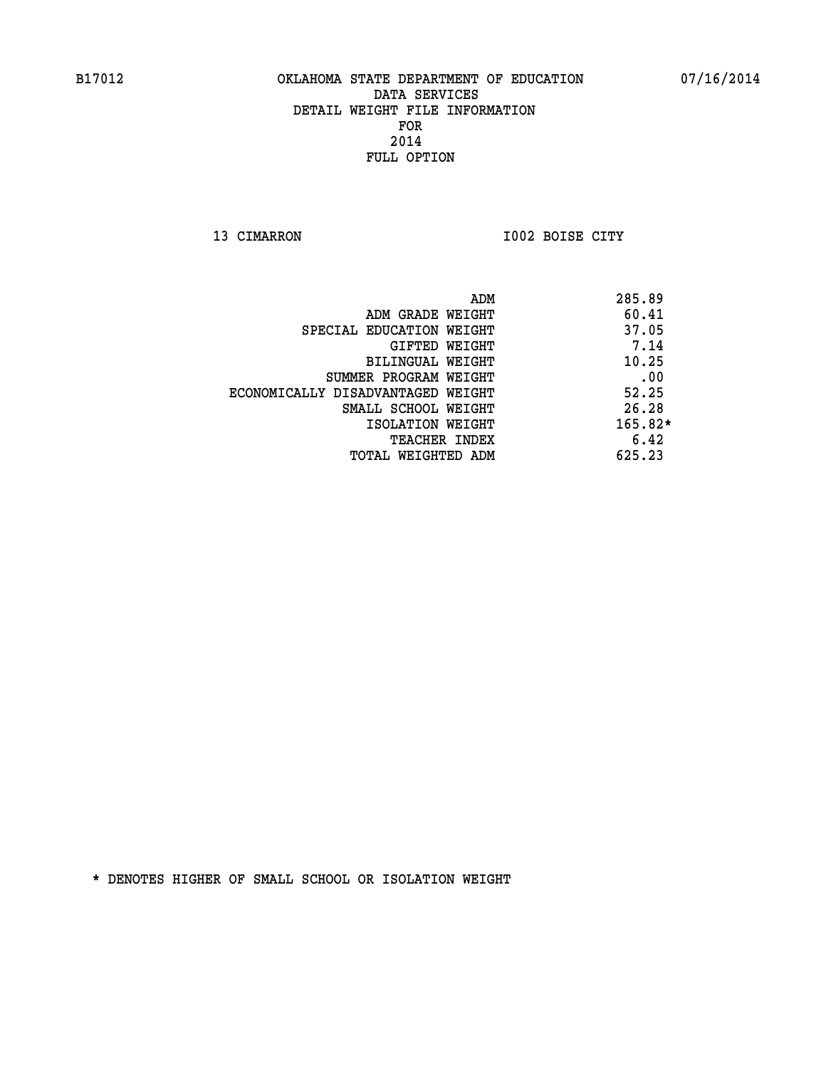B17012 OKLAHOMA STATE DEPARTMENT OF EDUCATION 07/16/2014

DATA SERVICES
DETAIL WEIGHT FILE INFORMATION
FOR
2014
FULL OPTION

13 CIMARRON I002 BOISE CITY

| | |
|---|---|
| ADM | 285.89 |
| ADM GRADE WEIGHT | 60.41 |
| SPECIAL EDUCATION WEIGHT | 37.05 |
| GIFTED WEIGHT | 7.14 |
| BILINGUAL WEIGHT | 10.25 |
| SUMMER PROGRAM WEIGHT | .00 |
| ECONOMICALLY DISADVANTAGED WEIGHT | 52.25 |
| SMALL SCHOOL WEIGHT | 26.28 |
| ISOLATION WEIGHT | 165.82* |
| TEACHER INDEX | 6.42 |
| TOTAL WEIGHTED ADM | 625.23 |

* DENOTES HIGHER OF SMALL SCHOOL OR ISOLATION WEIGHT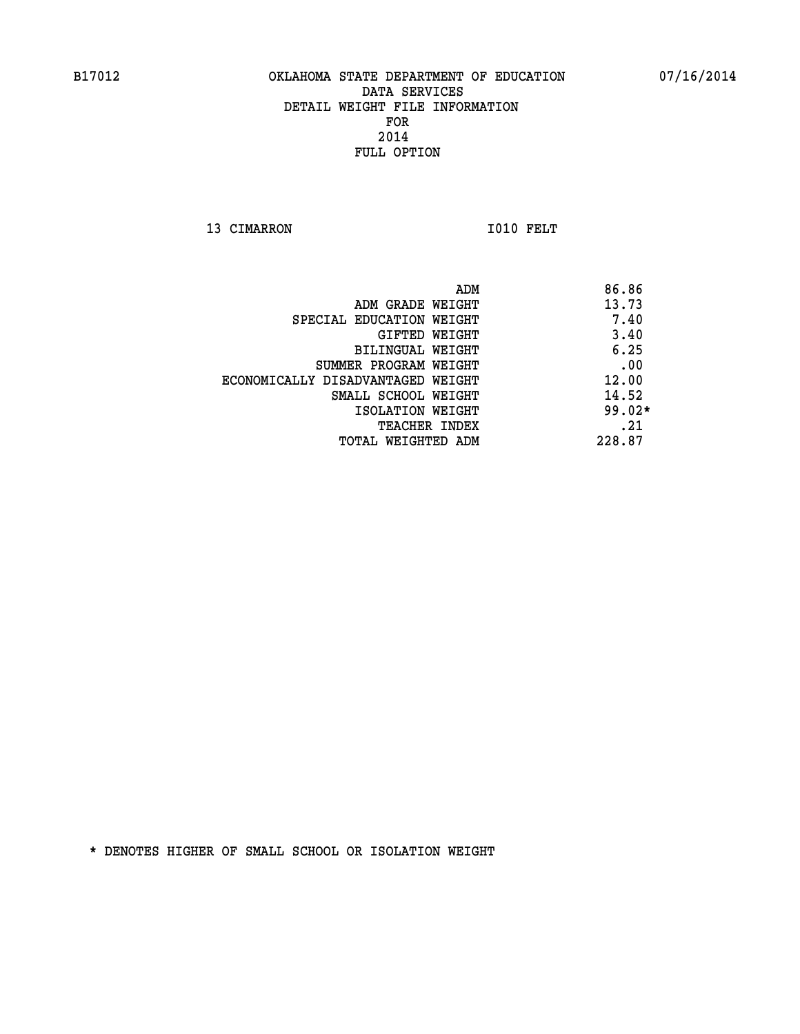B17012 OKLAHOMA STATE DEPARTMENT OF EDUCATION 07/16/2014

DATA SERVICES
DETAIL WEIGHT FILE INFORMATION
FOR
2014
FULL OPTION

13 CIMARRON I010 FELT

| | |
|---|---|
| ADM | 86.86 |
| ADM GRADE WEIGHT | 13.73 |
| SPECIAL EDUCATION WEIGHT | 7.40 |
| GIFTED WEIGHT | 3.40 |
| BILINGUAL WEIGHT | 6.25 |
| SUMMER PROGRAM WEIGHT | .00 |
| ECONOMICALLY DISADVANTAGED WEIGHT | 12.00 |
| SMALL SCHOOL WEIGHT | 14.52 |
| ISOLATION WEIGHT | 99.02* |
| TEACHER INDEX | .21 |
| TOTAL WEIGHTED ADM | 228.87 |

* DENOTES HIGHER OF SMALL SCHOOL OR ISOLATION WEIGHT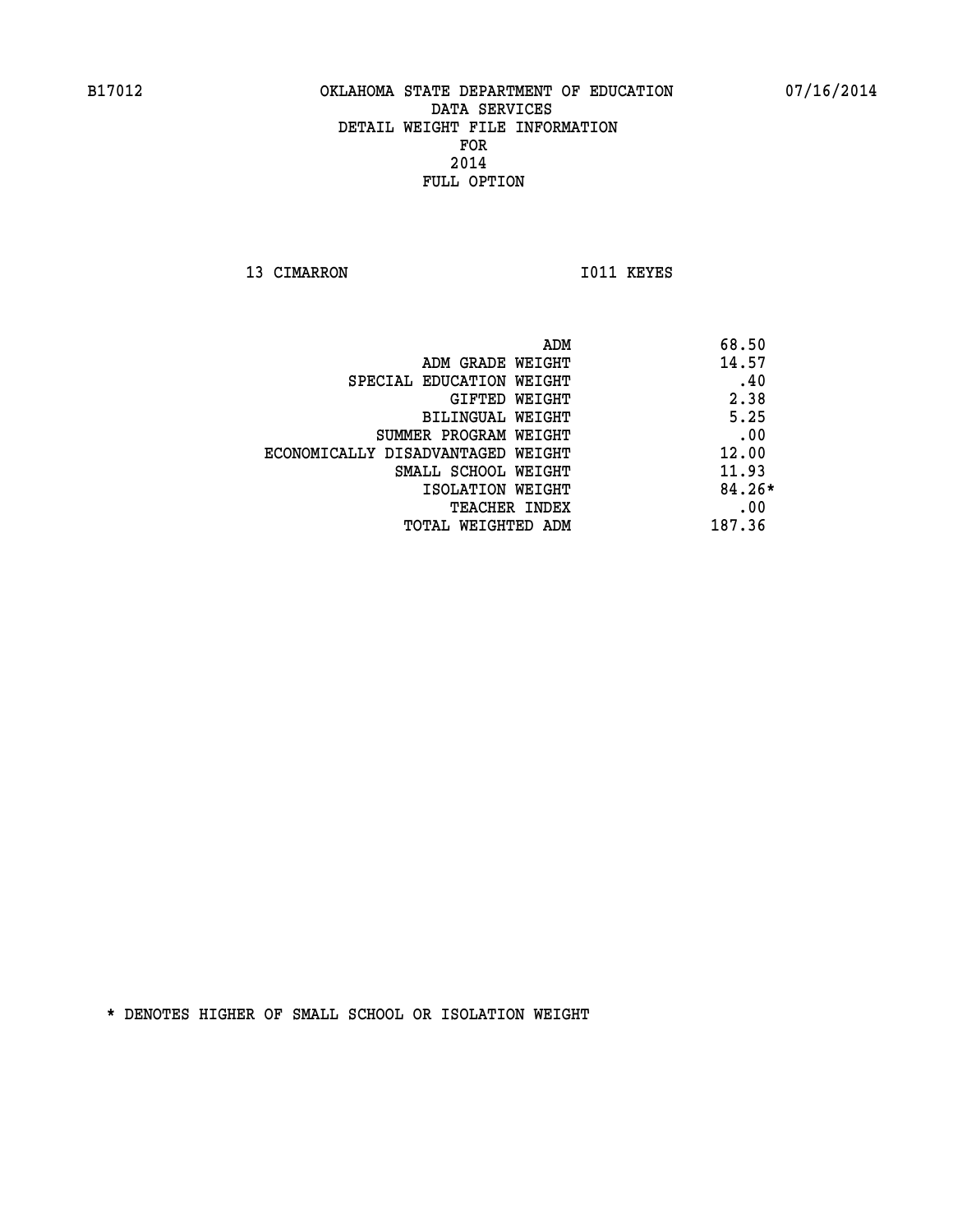B17012 OKLAHOMA STATE DEPARTMENT OF EDUCATION 07/16/2014

DATA SERVICES
DETAIL WEIGHT FILE INFORMATION
FOR
2014
FULL OPTION

13 CIMARRON I011 KEYES

| | |
|---|---|
| ADM | 68.50 |
| ADM GRADE WEIGHT | 14.57 |
| SPECIAL EDUCATION WEIGHT | .40 |
| GIFTED WEIGHT | 2.38 |
| BILINGUAL WEIGHT | 5.25 |
| SUMMER PROGRAM WEIGHT | .00 |
| ECONOMICALLY DISADVANTAGED WEIGHT | 12.00 |
| SMALL SCHOOL WEIGHT | 11.93 |
| ISOLATION WEIGHT | 84.26* |
| TEACHER INDEX | .00 |
| TOTAL WEIGHTED ADM | 187.36 |

* DENOTES HIGHER OF SMALL SCHOOL OR ISOLATION WEIGHT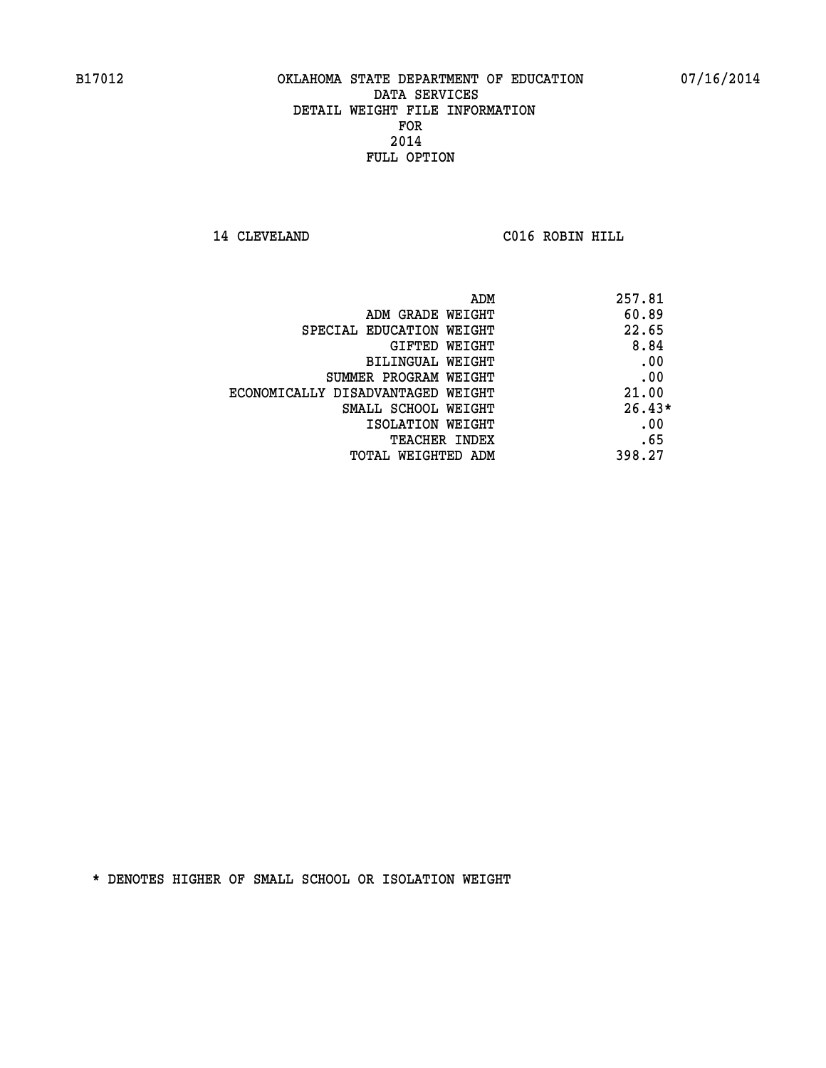B17012 OKLAHOMA STATE DEPARTMENT OF EDUCATION 07/16/2014

DATA SERVICES
DETAIL WEIGHT FILE INFORMATION
FOR
2014
FULL OPTION

14 CLEVELAND C016 ROBIN HILL

| | |
|---|---|
| ADM | 257.81 |
| ADM GRADE WEIGHT | 60.89 |
| SPECIAL EDUCATION WEIGHT | 22.65 |
| GIFTED WEIGHT | 8.84 |
| BILINGUAL WEIGHT | .00 |
| SUMMER PROGRAM WEIGHT | .00 |
| ECONOMICALLY DISADVANTAGED WEIGHT | 21.00 |
| SMALL SCHOOL WEIGHT | 26.43* |
| ISOLATION WEIGHT | .00 |
| TEACHER INDEX | .65 |
| TOTAL WEIGHTED ADM | 398.27 |

* DENOTES HIGHER OF SMALL SCHOOL OR ISOLATION WEIGHT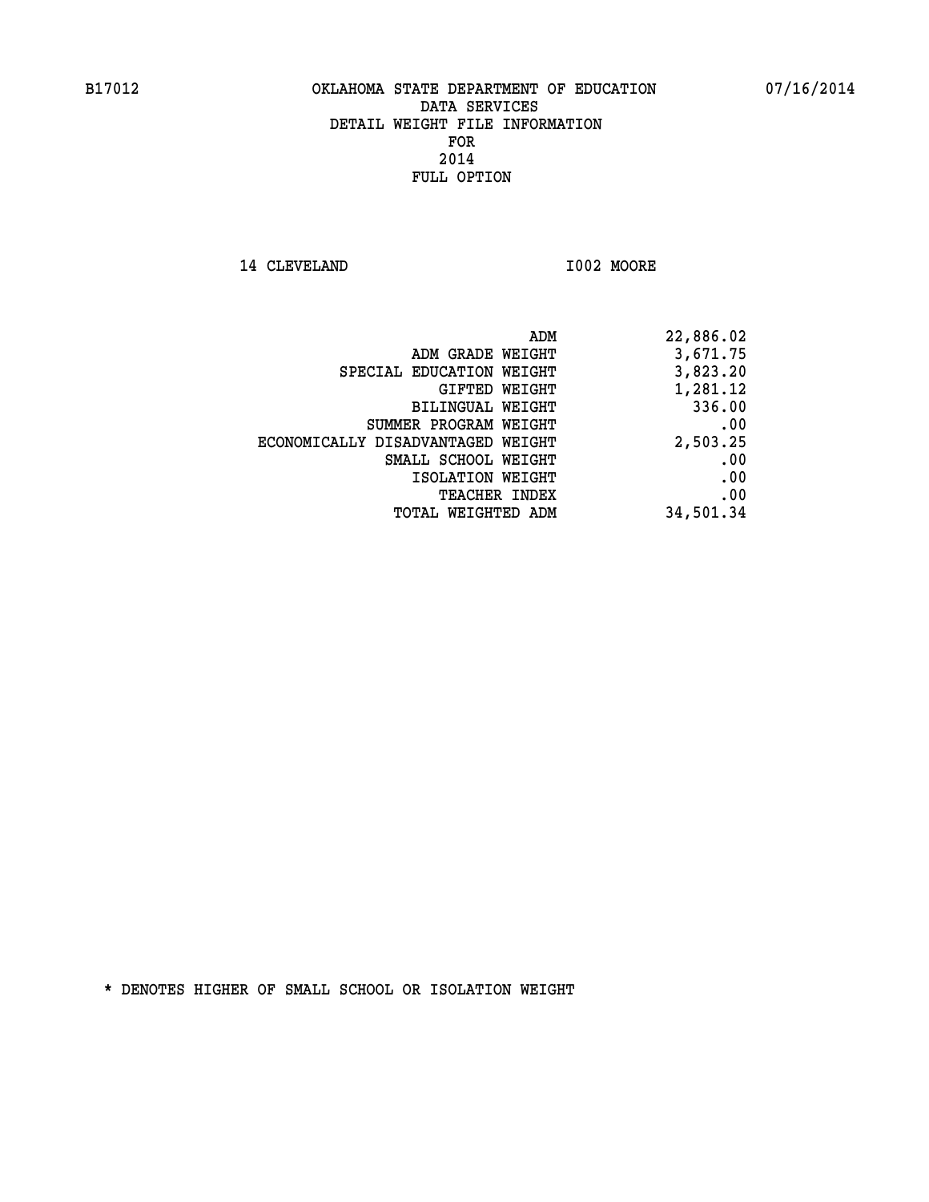B17012 OKLAHOMA STATE DEPARTMENT OF EDUCATION 07/16/2014

DATA SERVICES
DETAIL WEIGHT FILE INFORMATION
FOR
2014
FULL OPTION

14 CLEVELAND I002 MOORE

| | |
|---|---|
| ADM | 22,886.02 |
| ADM GRADE WEIGHT | 3,671.75 |
| SPECIAL EDUCATION WEIGHT | 3,823.20 |
| GIFTED WEIGHT | 1,281.12 |
| BILINGUAL WEIGHT | 336.00 |
| SUMMER PROGRAM WEIGHT | .00 |
| ECONOMICALLY DISADVANTAGED WEIGHT | 2,503.25 |
| SMALL SCHOOL WEIGHT | .00 |
| ISOLATION WEIGHT | .00 |
| TEACHER INDEX | .00 |
| TOTAL WEIGHTED ADM | 34,501.34 |

* DENOTES HIGHER OF SMALL SCHOOL OR ISOLATION WEIGHT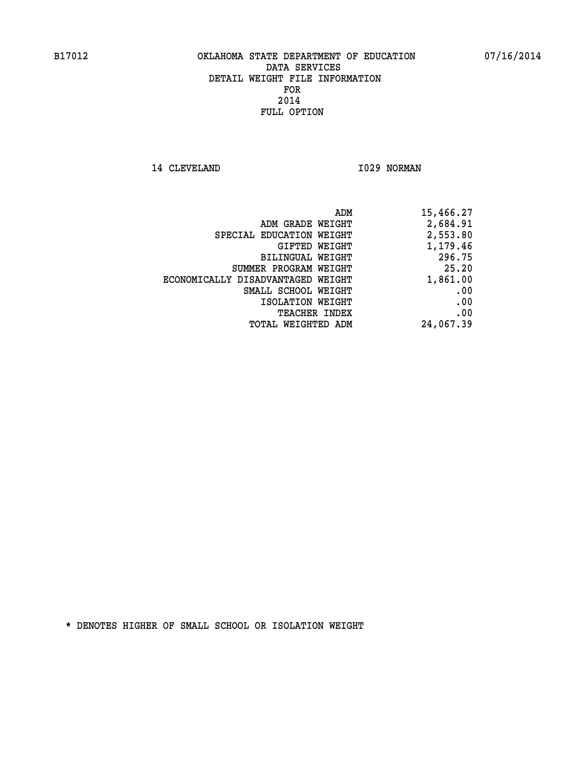B17012 OKLAHOMA STATE DEPARTMENT OF EDUCATION 07/16/2014

DATA SERVICES
DETAIL WEIGHT FILE INFORMATION
FOR
2014
FULL OPTION

14 CLEVELAND I029 NORMAN

| | |
|---|---|
| ADM | 15,466.27 |
| ADM GRADE WEIGHT | 2,684.91 |
| SPECIAL EDUCATION WEIGHT | 2,553.80 |
| GIFTED WEIGHT | 1,179.46 |
| BILINGUAL WEIGHT | 296.75 |
| SUMMER PROGRAM WEIGHT | 25.20 |
| ECONOMICALLY DISADVANTAGED WEIGHT | 1,861.00 |
| SMALL SCHOOL WEIGHT | .00 |
| ISOLATION WEIGHT | .00 |
| TEACHER INDEX | .00 |
| TOTAL WEIGHTED ADM | 24,067.39 |

* DENOTES HIGHER OF SMALL SCHOOL OR ISOLATION WEIGHT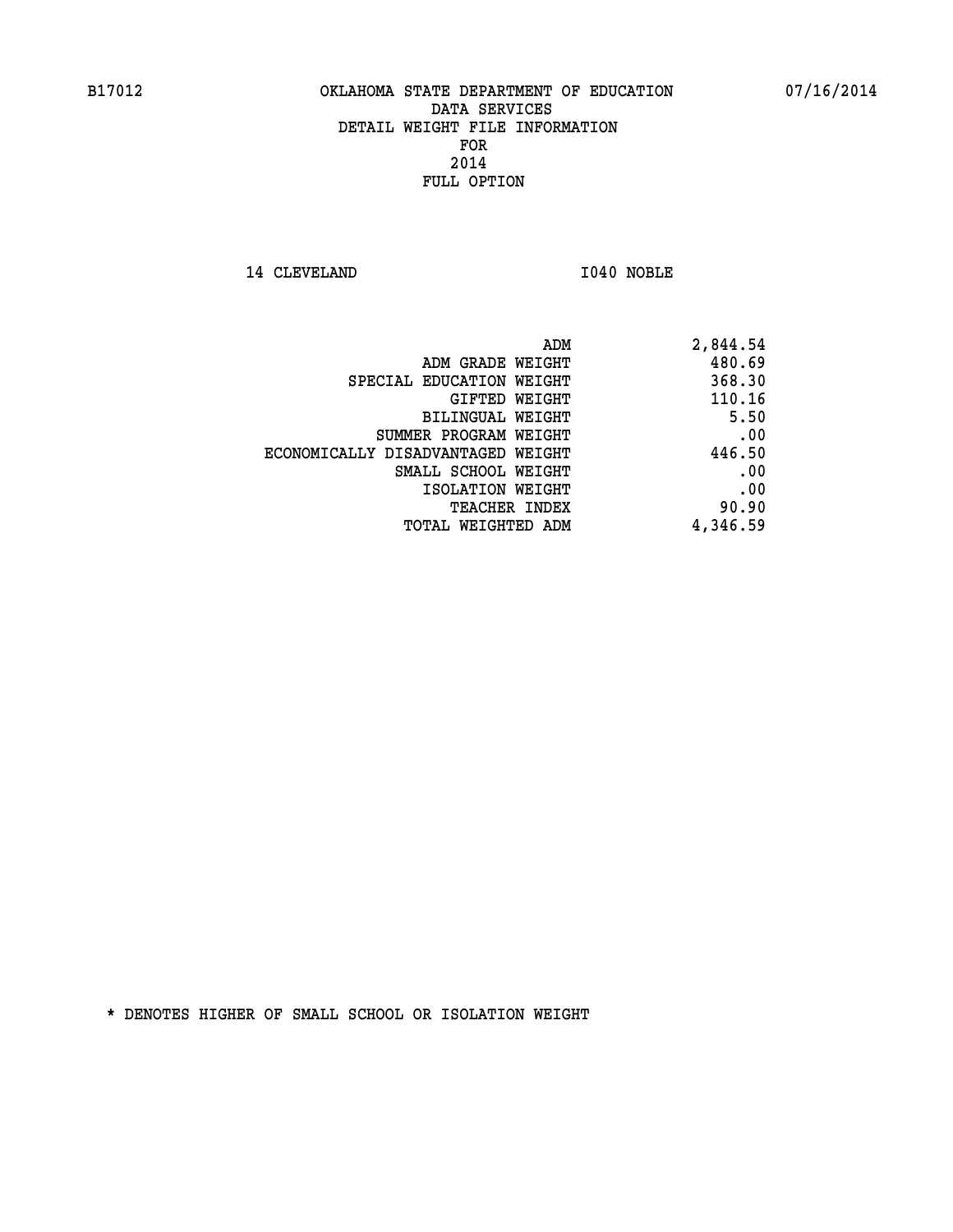B17012 OKLAHOMA STATE DEPARTMENT OF EDUCATION 07/16/2014

DATA SERVICES
DETAIL WEIGHT FILE INFORMATION
FOR
2014
FULL OPTION

14 CLEVELAND I040 NOBLE

| | |
|---|---|
| ADM | 2,844.54 |
| ADM GRADE WEIGHT | 480.69 |
| SPECIAL EDUCATION WEIGHT | 368.30 |
| GIFTED WEIGHT | 110.16 |
| BILINGUAL WEIGHT | 5.50 |
| SUMMER PROGRAM WEIGHT | .00 |
| ECONOMICALLY DISADVANTAGED WEIGHT | 446.50 |
| SMALL SCHOOL WEIGHT | .00 |
| ISOLATION WEIGHT | .00 |
| TEACHER INDEX | 90.90 |
| TOTAL WEIGHTED ADM | 4,346.59 |

* DENOTES HIGHER OF SMALL SCHOOL OR ISOLATION WEIGHT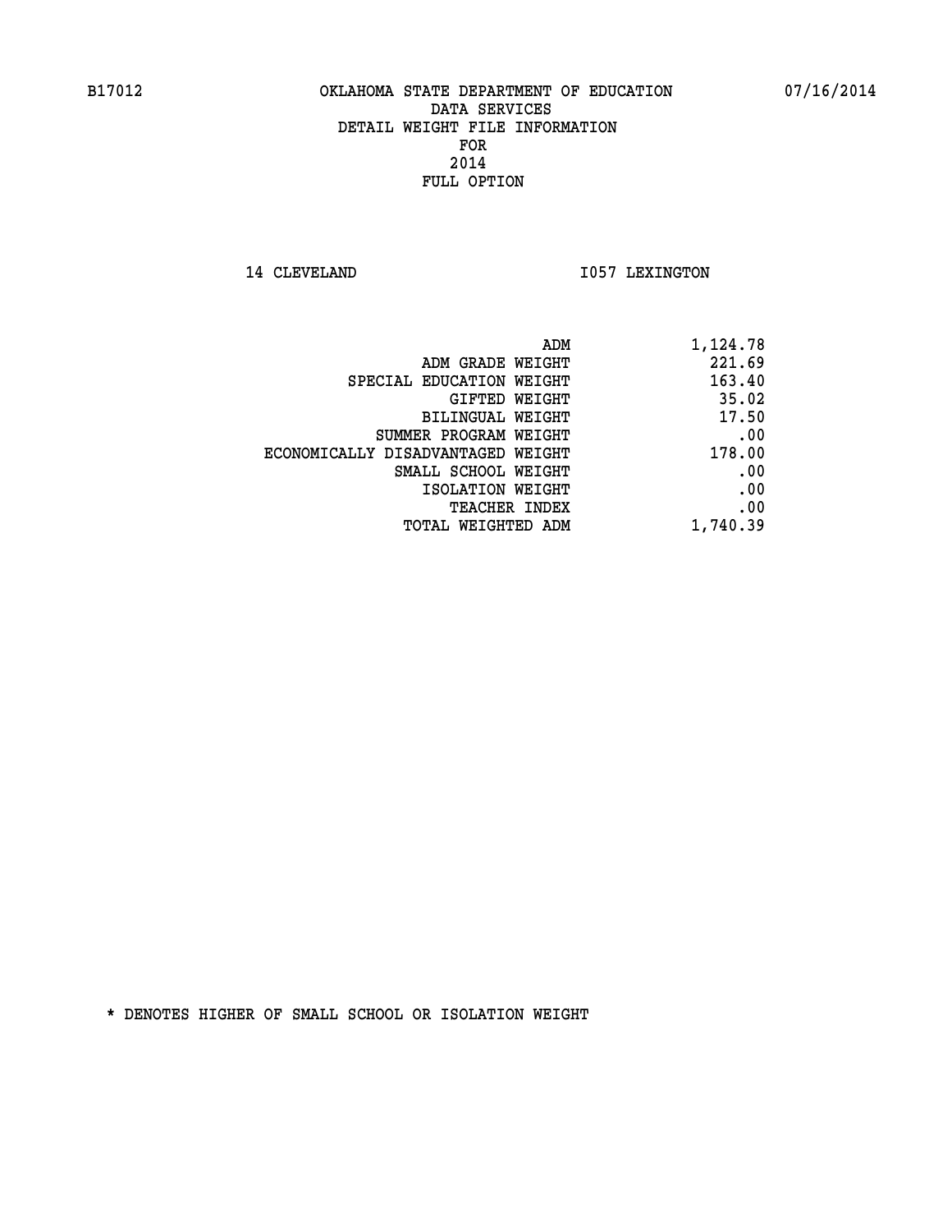B17012 OKLAHOMA STATE DEPARTMENT OF EDUCATION 07/16/2014

DATA SERVICES
DETAIL WEIGHT FILE INFORMATION
FOR
2014
FULL OPTION

14 CLEVELAND I057 LEXINGTON

| | |
|---|---|
| ADM | 1,124.78 |
| ADM GRADE WEIGHT | 221.69 |
| SPECIAL EDUCATION WEIGHT | 163.40 |
| GIFTED WEIGHT | 35.02 |
| BILINGUAL WEIGHT | 17.50 |
| SUMMER PROGRAM WEIGHT | .00 |
| ECONOMICALLY DISADVANTAGED WEIGHT | 178.00 |
| SMALL SCHOOL WEIGHT | .00 |
| ISOLATION WEIGHT | .00 |
| TEACHER INDEX | .00 |
| TOTAL WEIGHTED ADM | 1,740.39 |

* DENOTES HIGHER OF SMALL SCHOOL OR ISOLATION WEIGHT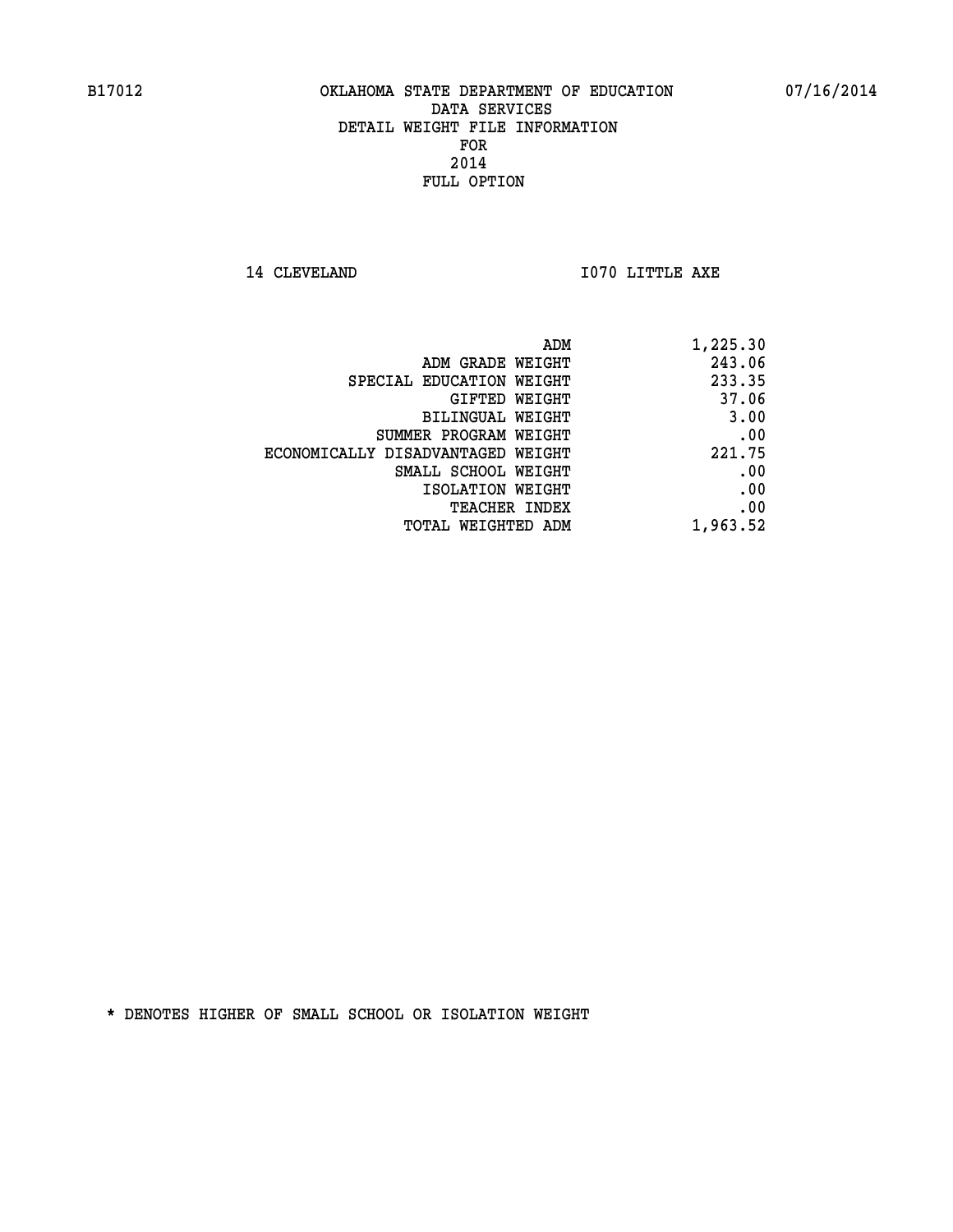B17012 OKLAHOMA STATE DEPARTMENT OF EDUCATION 07/16/2014

DATA SERVICES
DETAIL WEIGHT FILE INFORMATION
FOR
2014
FULL OPTION

14 CLEVELAND I070 LITTLE AXE

| | |
|---|---|
| ADM | 1,225.30 |
| ADM GRADE WEIGHT | 243.06 |
| SPECIAL EDUCATION WEIGHT | 233.35 |
| GIFTED WEIGHT | 37.06 |
| BILINGUAL WEIGHT | 3.00 |
| SUMMER PROGRAM WEIGHT | .00 |
| ECONOMICALLY DISADVANTAGED WEIGHT | 221.75 |
| SMALL SCHOOL WEIGHT | .00 |
| ISOLATION WEIGHT | .00 |
| TEACHER INDEX | .00 |
| TOTAL WEIGHTED ADM | 1,963.52 |

* DENOTES HIGHER OF SMALL SCHOOL OR ISOLATION WEIGHT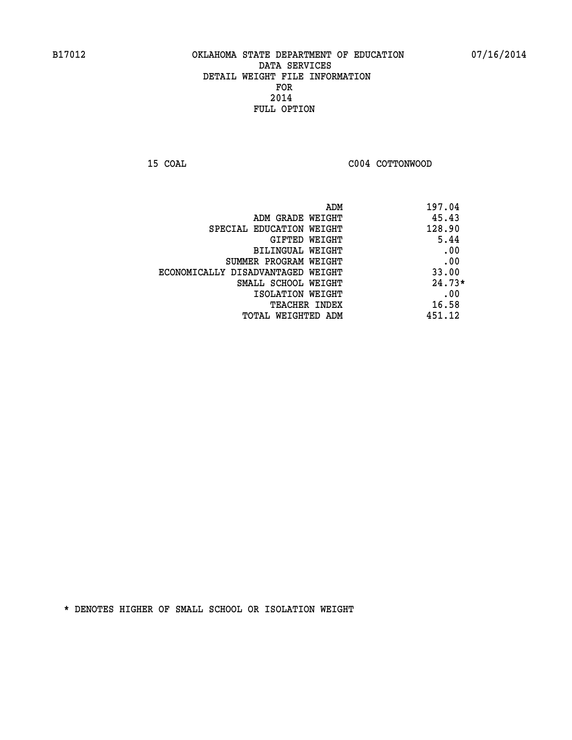# OKLAHOMA STATE DEPARTMENT OF EDUCATION
## DATA SERVICES
## DETAIL WEIGHT FILE INFORMATION
## FOR
## 2014
## FULL OPTION

B17012 07/16/2014

15 COAL C004 COTTONWOOD

| | |
|---|---|
| ADM | 197.04 |
| ADM GRADE WEIGHT | 45.43 |
| SPECIAL EDUCATION WEIGHT | 128.90 |
| GIFTED WEIGHT | 5.44 |
| BILINGUAL WEIGHT | .00 |
| SUMMER PROGRAM WEIGHT | .00 |
| ECONOMICALLY DISADVANTAGED WEIGHT | 33.00 |
| SMALL SCHOOL WEIGHT | 24.73* |
| ISOLATION WEIGHT | .00 |
| TEACHER INDEX | 16.58 |
| TOTAL WEIGHTED ADM | 451.12 |

* DENOTES HIGHER OF SMALL SCHOOL OR ISOLATION WEIGHT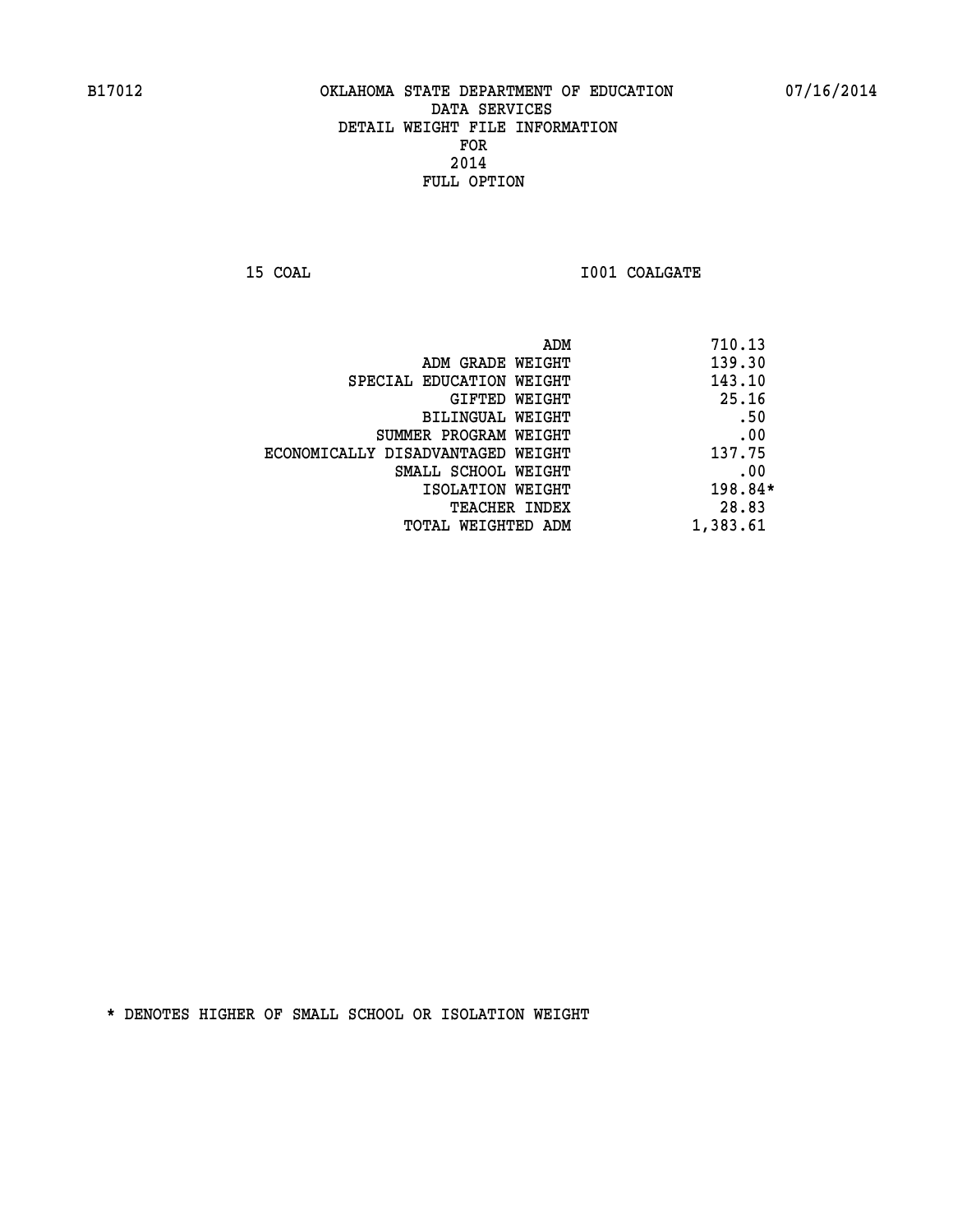B17012 OKLAHOMA STATE DEPARTMENT OF EDUCATION 07/16/2014

DATA SERVICES
DETAIL WEIGHT FILE INFORMATION
FOR
2014
FULL OPTION

15 COAL I001 COALGATE

| | |
|---|---|
| ADM | 710.13 |
| ADM GRADE WEIGHT | 139.30 |
| SPECIAL EDUCATION WEIGHT | 143.10 |
| GIFTED WEIGHT | 25.16 |
| BILINGUAL WEIGHT | .50 |
| SUMMER PROGRAM WEIGHT | .00 |
| ECONOMICALLY DISADVANTAGED WEIGHT | 137.75 |
| SMALL SCHOOL WEIGHT | .00 |
| ISOLATION WEIGHT | 198.84* |
| TEACHER INDEX | 28.83 |
| TOTAL WEIGHTED ADM | 1,383.61 |

* DENOTES HIGHER OF SMALL SCHOOL OR ISOLATION WEIGHT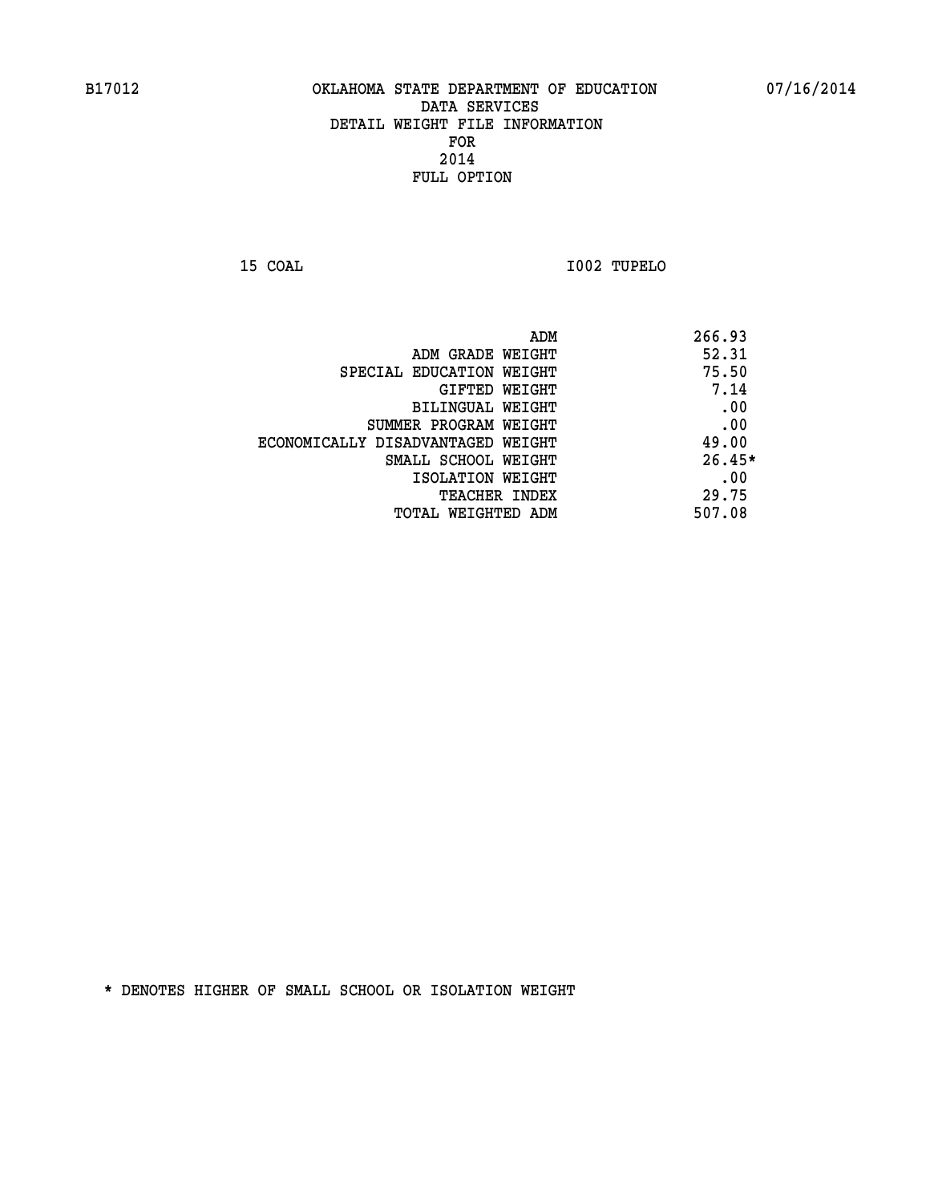B17012 OKLAHOMA STATE DEPARTMENT OF EDUCATION 07/16/2014

DATA SERVICES
DETAIL WEIGHT FILE INFORMATION
FOR
2014
FULL OPTION

15 COAL I002 TUPELO

| | |
|---|---|
| ADM | 266.93 |
| ADM GRADE WEIGHT | 52.31 |
| SPECIAL EDUCATION WEIGHT | 75.50 |
| GIFTED WEIGHT | 7.14 |
| BILINGUAL WEIGHT | .00 |
| SUMMER PROGRAM WEIGHT | .00 |
| ECONOMICALLY DISADVANTAGED WEIGHT | 49.00 |
| SMALL SCHOOL WEIGHT | 26.45* |
| ISOLATION WEIGHT | .00 |
| TEACHER INDEX | 29.75 |
| TOTAL WEIGHTED ADM | 507.08 |

* DENOTES HIGHER OF SMALL SCHOOL OR ISOLATION WEIGHT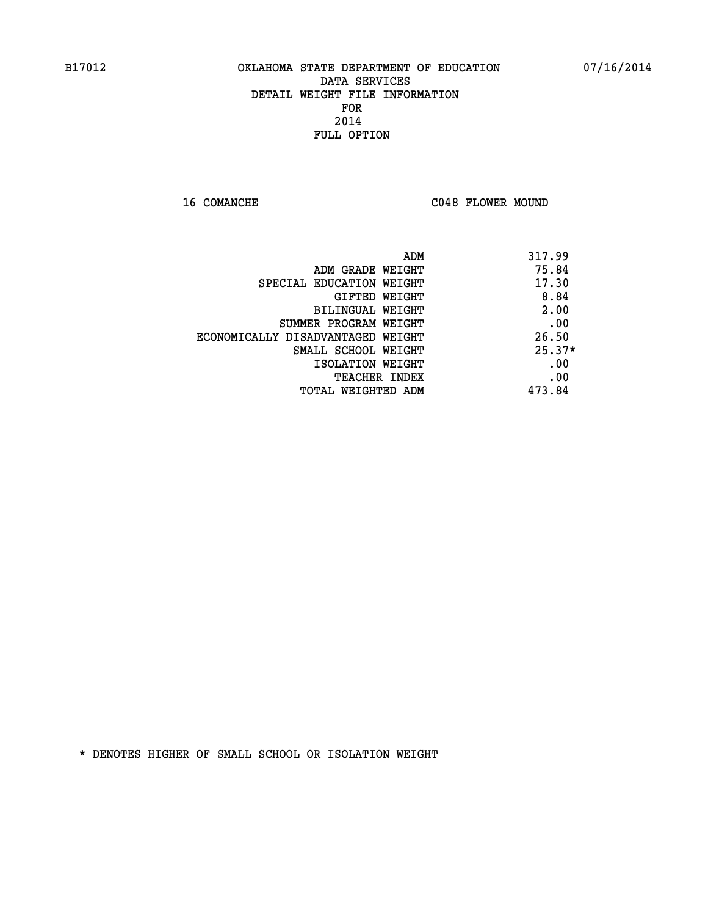B17012 OKLAHOMA STATE DEPARTMENT OF EDUCATION 07/16/2014

DATA SERVICES
DETAIL WEIGHT FILE INFORMATION
FOR
2014
FULL OPTION

16 COMANCHE C048 FLOWER MOUND

| | |
|---|---|
| ADM | 317.99 |
| ADM GRADE WEIGHT | 75.84 |
| SPECIAL EDUCATION WEIGHT | 17.30 |
| GIFTED WEIGHT | 8.84 |
| BILINGUAL WEIGHT | 2.00 |
| SUMMER PROGRAM WEIGHT | .00 |
| ECONOMICALLY DISADVANTAGED WEIGHT | 26.50 |
| SMALL SCHOOL WEIGHT | 25.37* |
| ISOLATION WEIGHT | .00 |
| TEACHER INDEX | .00 |
| TOTAL WEIGHTED ADM | 473.84 |

* DENOTES HIGHER OF SMALL SCHOOL OR ISOLATION WEIGHT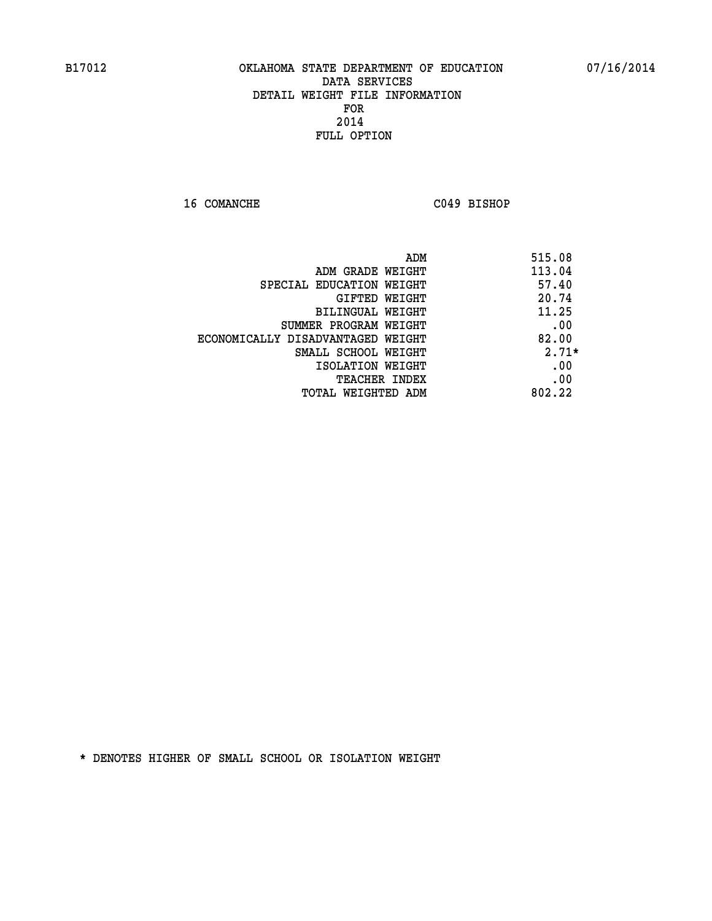B17012 OKLAHOMA STATE DEPARTMENT OF EDUCATION 07/16/2014

DATA SERVICES
DETAIL WEIGHT FILE INFORMATION
FOR
2014
FULL OPTION

16 COMANCHE C049 BISHOP

| | |
|---|---|
| ADM | 515.08 |
| ADM GRADE WEIGHT | 113.04 |
| SPECIAL EDUCATION WEIGHT | 57.40 |
| GIFTED WEIGHT | 20.74 |
| BILINGUAL WEIGHT | 11.25 |
| SUMMER PROGRAM WEIGHT | .00 |
| ECONOMICALLY DISADVANTAGED WEIGHT | 82.00 |
| SMALL SCHOOL WEIGHT | 2.71* |
| ISOLATION WEIGHT | .00 |
| TEACHER INDEX | .00 |
| TOTAL WEIGHTED ADM | 802.22 |

* DENOTES HIGHER OF SMALL SCHOOL OR ISOLATION WEIGHT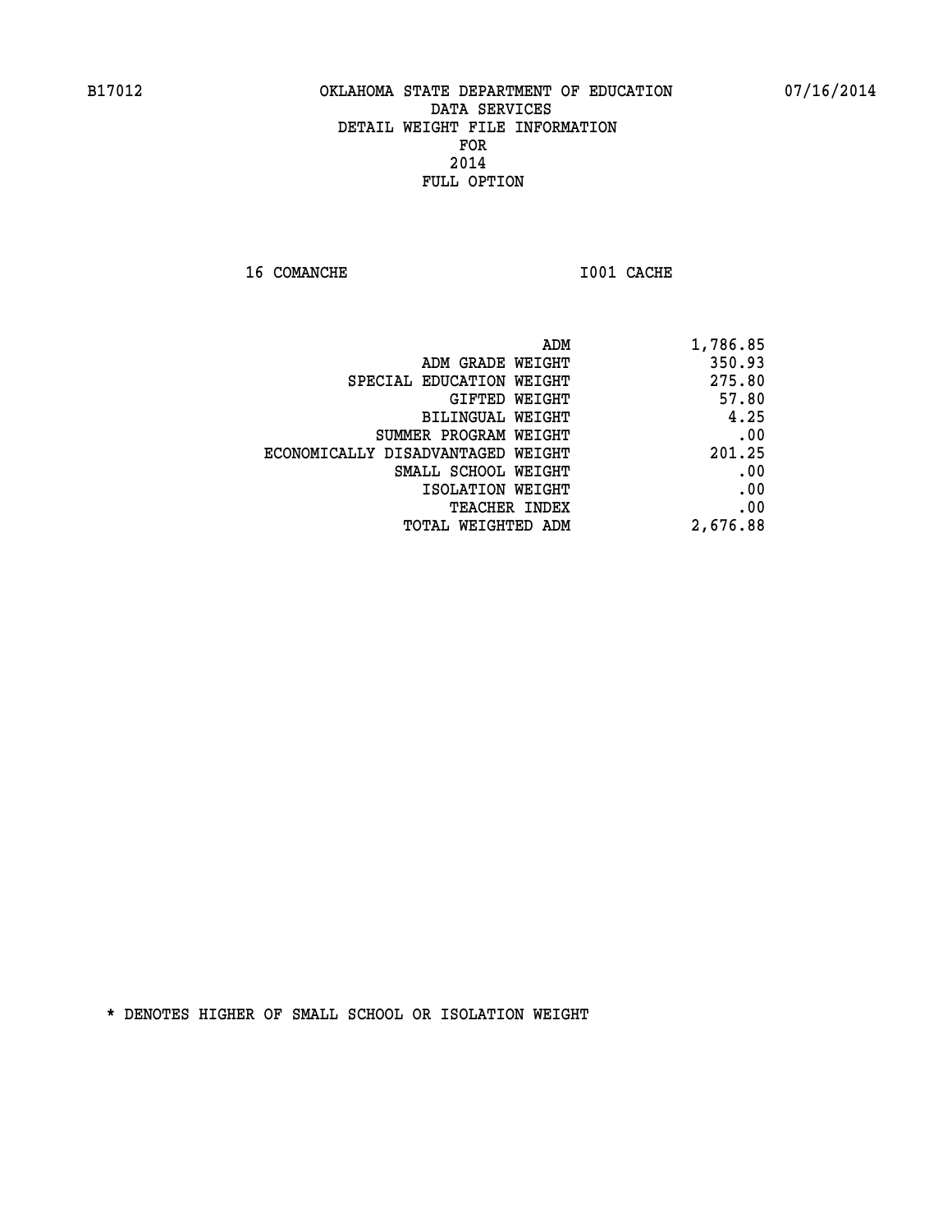B17012 OKLAHOMA STATE DEPARTMENT OF EDUCATION 07/16/2014

DATA SERVICES
DETAIL WEIGHT FILE INFORMATION
FOR
2014
FULL OPTION

16 COMANCHE I001 CACHE

| | |
|---|---|
| ADM | 1,786.85 |
| ADM GRADE WEIGHT | 350.93 |
| SPECIAL EDUCATION WEIGHT | 275.80 |
| GIFTED WEIGHT | 57.80 |
| BILINGUAL WEIGHT | 4.25 |
| SUMMER PROGRAM WEIGHT | .00 |
| ECONOMICALLY DISADVANTAGED WEIGHT | 201.25 |
| SMALL SCHOOL WEIGHT | .00 |
| ISOLATION WEIGHT | .00 |
| TEACHER INDEX | .00 |
| TOTAL WEIGHTED ADM | 2,676.88 |

* DENOTES HIGHER OF SMALL SCHOOL OR ISOLATION WEIGHT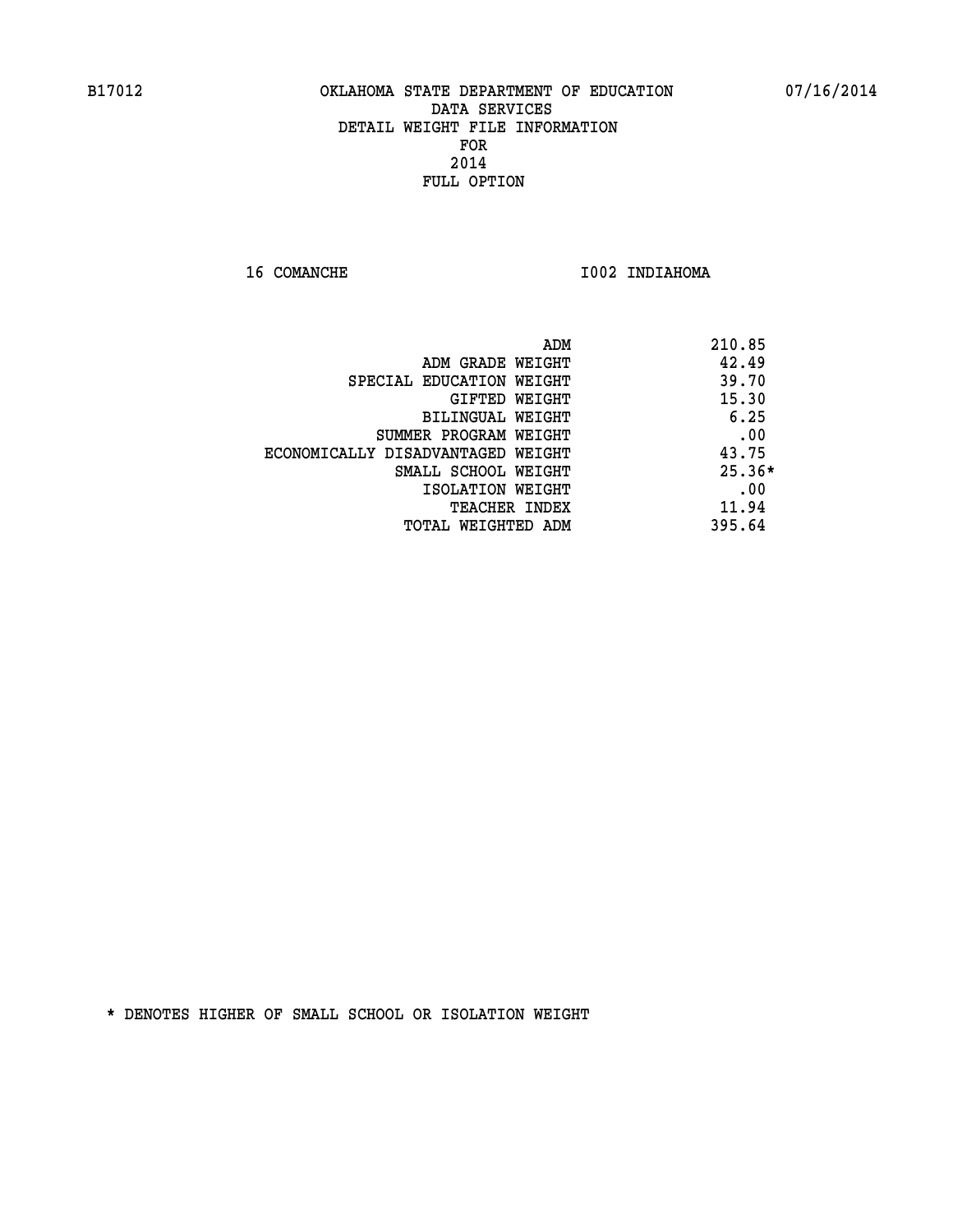B17012 OKLAHOMA STATE DEPARTMENT OF EDUCATION 07/16/2014

DATA SERVICES
DETAIL WEIGHT FILE INFORMATION
FOR
2014
FULL OPTION

16 COMANCHE I002 INDIAHOMA

| | |
|---|---|
| ADM | 210.85 |
| ADM GRADE WEIGHT | 42.49 |
| SPECIAL EDUCATION WEIGHT | 39.70 |
| GIFTED WEIGHT | 15.30 |
| BILINGUAL WEIGHT | 6.25 |
| SUMMER PROGRAM WEIGHT | .00 |
| ECONOMICALLY DISADVANTAGED WEIGHT | 43.75 |
| SMALL SCHOOL WEIGHT | 25.36* |
| ISOLATION WEIGHT | .00 |
| TEACHER INDEX | 11.94 |
| TOTAL WEIGHTED ADM | 395.64 |

* DENOTES HIGHER OF SMALL SCHOOL OR ISOLATION WEIGHT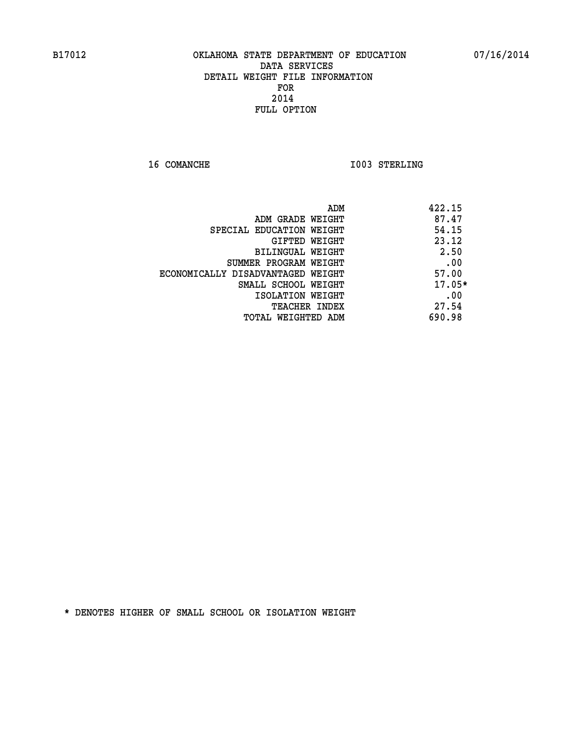B17012 OKLAHOMA STATE DEPARTMENT OF EDUCATION 07/16/2014

DATA SERVICES
DETAIL WEIGHT FILE INFORMATION
FOR
2014
FULL OPTION

16 COMANCHE I003 STERLING

| | |
|---|---|
| ADM | 422.15 |
| ADM GRADE WEIGHT | 87.47 |
| SPECIAL EDUCATION WEIGHT | 54.15 |
| GIFTED WEIGHT | 23.12 |
| BILINGUAL WEIGHT | 2.50 |
| SUMMER PROGRAM WEIGHT | .00 |
| ECONOMICALLY DISADVANTAGED WEIGHT | 57.00 |
| SMALL SCHOOL WEIGHT | 17.05* |
| ISOLATION WEIGHT | .00 |
| TEACHER INDEX | 27.54 |
| TOTAL WEIGHTED ADM | 690.98 |

* DENOTES HIGHER OF SMALL SCHOOL OR ISOLATION WEIGHT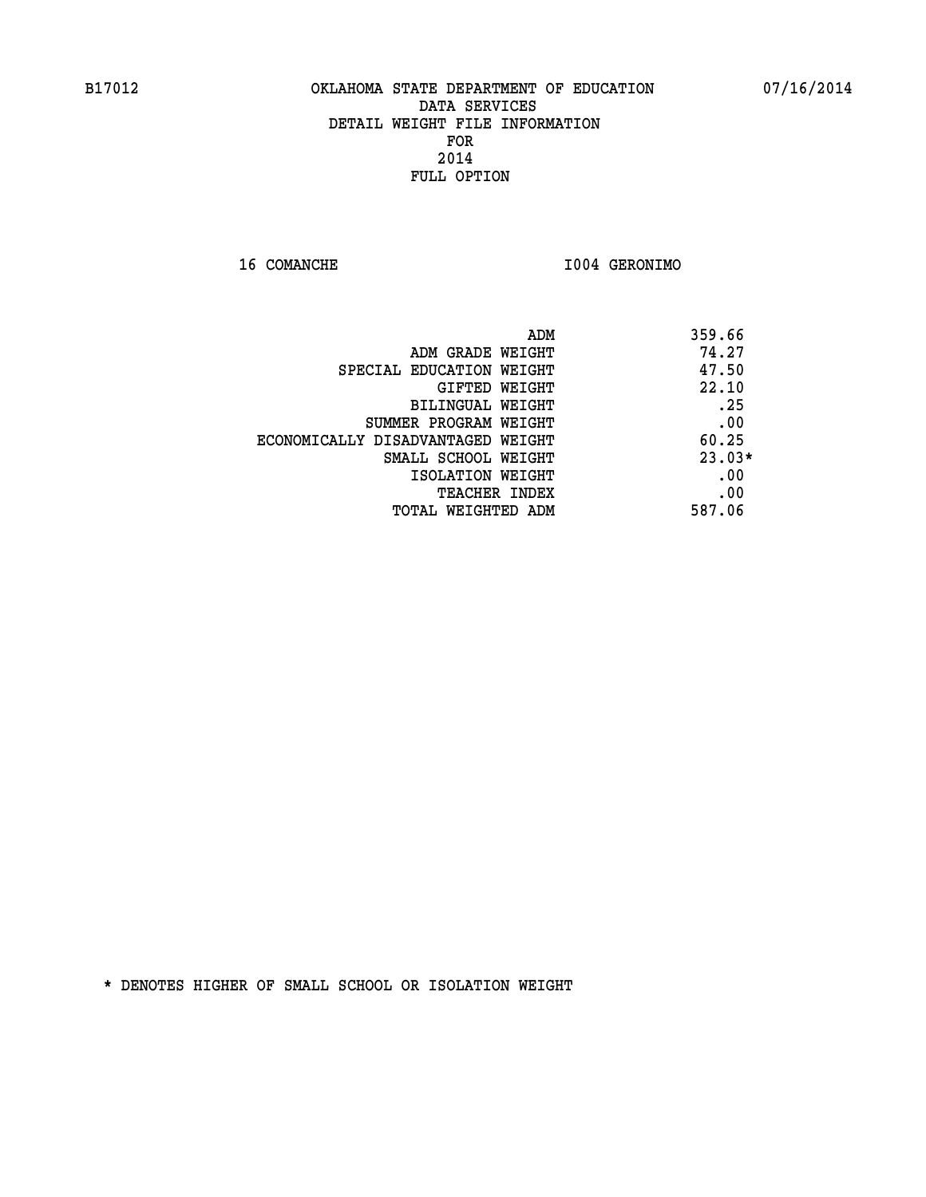B17012 OKLAHOMA STATE DEPARTMENT OF EDUCATION 07/16/2014

DATA SERVICES
DETAIL WEIGHT FILE INFORMATION
FOR
2014
FULL OPTION

16 COMANCHE I004 GERONIMO

| | |
|---|---|
| ADM | 359.66 |
| ADM GRADE WEIGHT | 74.27 |
| SPECIAL EDUCATION WEIGHT | 47.50 |
| GIFTED WEIGHT | 22.10 |
| BILINGUAL WEIGHT | .25 |
| SUMMER PROGRAM WEIGHT | .00 |
| ECONOMICALLY DISADVANTAGED WEIGHT | 60.25 |
| SMALL SCHOOL WEIGHT | 23.03* |
| ISOLATION WEIGHT | .00 |
| TEACHER INDEX | .00 |
| TOTAL WEIGHTED ADM | 587.06 |

* DENOTES HIGHER OF SMALL SCHOOL OR ISOLATION WEIGHT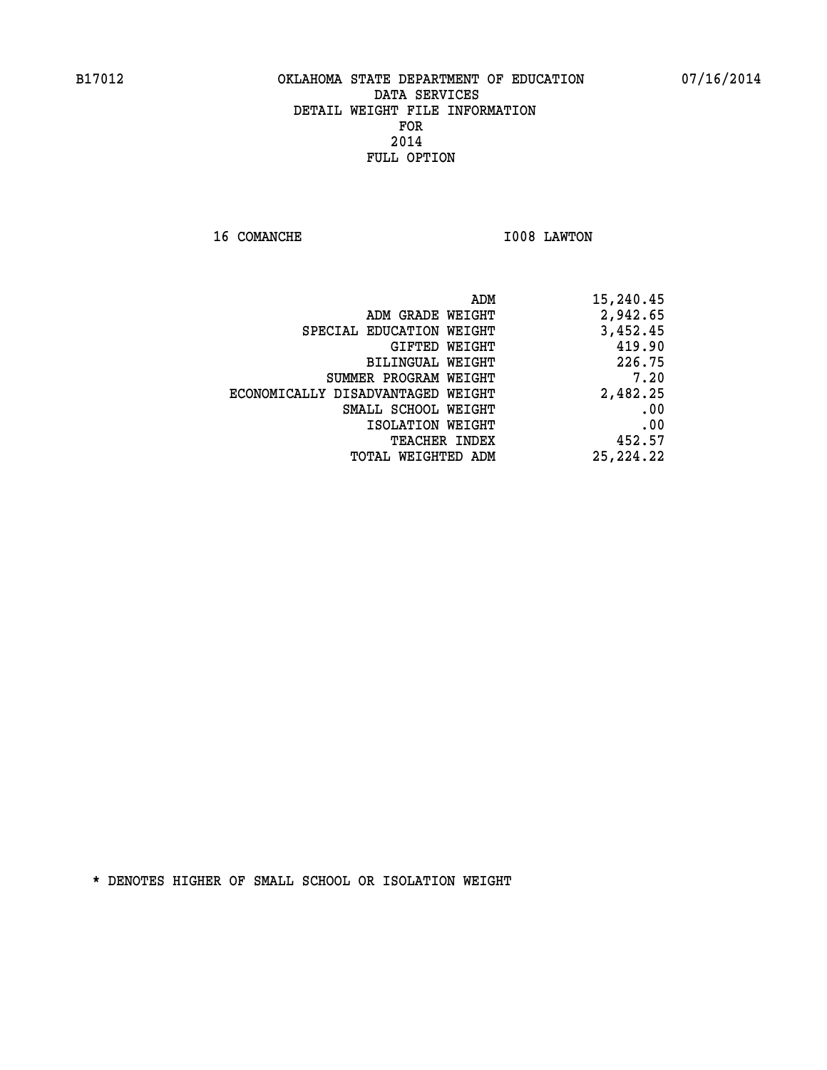B17012 OKLAHOMA STATE DEPARTMENT OF EDUCATION 07/16/2014

DATA SERVICES
DETAIL WEIGHT FILE INFORMATION
FOR
2014
FULL OPTION

16 COMANCHE I008 LAWTON

| | |
|---|---|
| ADM | 15,240.45 |
| ADM GRADE WEIGHT | 2,942.65 |
| SPECIAL EDUCATION WEIGHT | 3,452.45 |
| GIFTED WEIGHT | 419.90 |
| BILINGUAL WEIGHT | 226.75 |
| SUMMER PROGRAM WEIGHT | 7.20 |
| ECONOMICALLY DISADVANTAGED WEIGHT | 2,482.25 |
| SMALL SCHOOL WEIGHT | .00 |
| ISOLATION WEIGHT | .00 |
| TEACHER INDEX | 452.57 |
| TOTAL WEIGHTED ADM | 25,224.22 |

* DENOTES HIGHER OF SMALL SCHOOL OR ISOLATION WEIGHT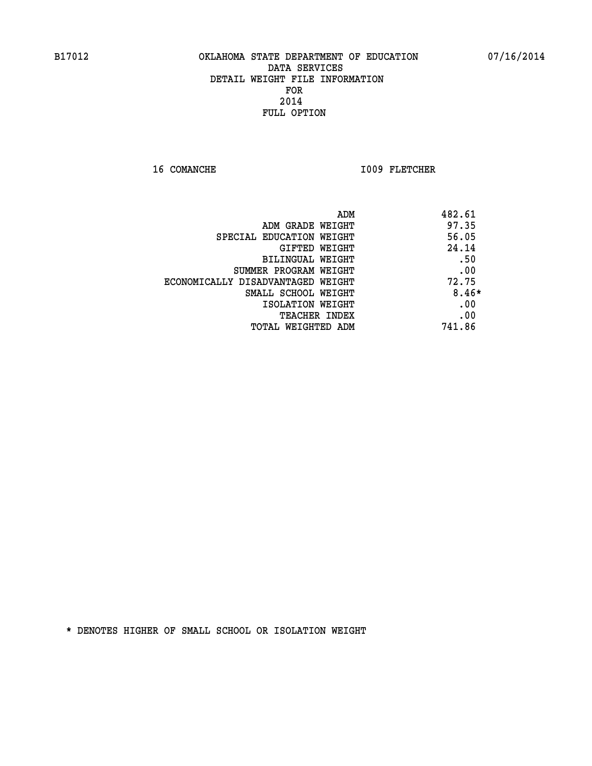B17012 OKLAHOMA STATE DEPARTMENT OF EDUCATION 07/16/2014

DATA SERVICES
DETAIL WEIGHT FILE INFORMATION
FOR
2014
FULL OPTION

16 COMANCHE I009 FLETCHER

| | |
|---|---|
| ADM | 482.61 |
| ADM GRADE WEIGHT | 97.35 |
| SPECIAL EDUCATION WEIGHT | 56.05 |
| GIFTED WEIGHT | 24.14 |
| BILINGUAL WEIGHT | .50 |
| SUMMER PROGRAM WEIGHT | .00 |
| ECONOMICALLY DISADVANTAGED WEIGHT | 72.75 |
| SMALL SCHOOL WEIGHT | 8.46* |
| ISOLATION WEIGHT | .00 |
| TEACHER INDEX | .00 |
| TOTAL WEIGHTED ADM | 741.86 |

* DENOTES HIGHER OF SMALL SCHOOL OR ISOLATION WEIGHT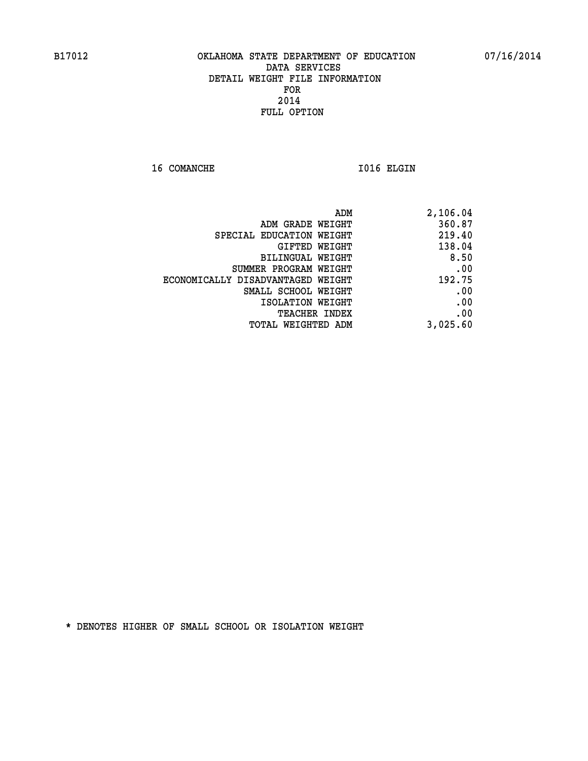B17012 OKLAHOMA STATE DEPARTMENT OF EDUCATION 07/16/2014

DATA SERVICES
DETAIL WEIGHT FILE INFORMATION
FOR
2014
FULL OPTION

16 COMANCHE I016 ELGIN

| | |
|---|---|
| ADM | 2,106.04 |
| ADM GRADE WEIGHT | 360.87 |
| SPECIAL EDUCATION WEIGHT | 219.40 |
| GIFTED WEIGHT | 138.04 |
| BILINGUAL WEIGHT | 8.50 |
| SUMMER PROGRAM WEIGHT | .00 |
| ECONOMICALLY DISADVANTAGED WEIGHT | 192.75 |
| SMALL SCHOOL WEIGHT | .00 |
| ISOLATION WEIGHT | .00 |
| TEACHER INDEX | .00 |
| TOTAL WEIGHTED ADM | 3,025.60 |

* DENOTES HIGHER OF SMALL SCHOOL OR ISOLATION WEIGHT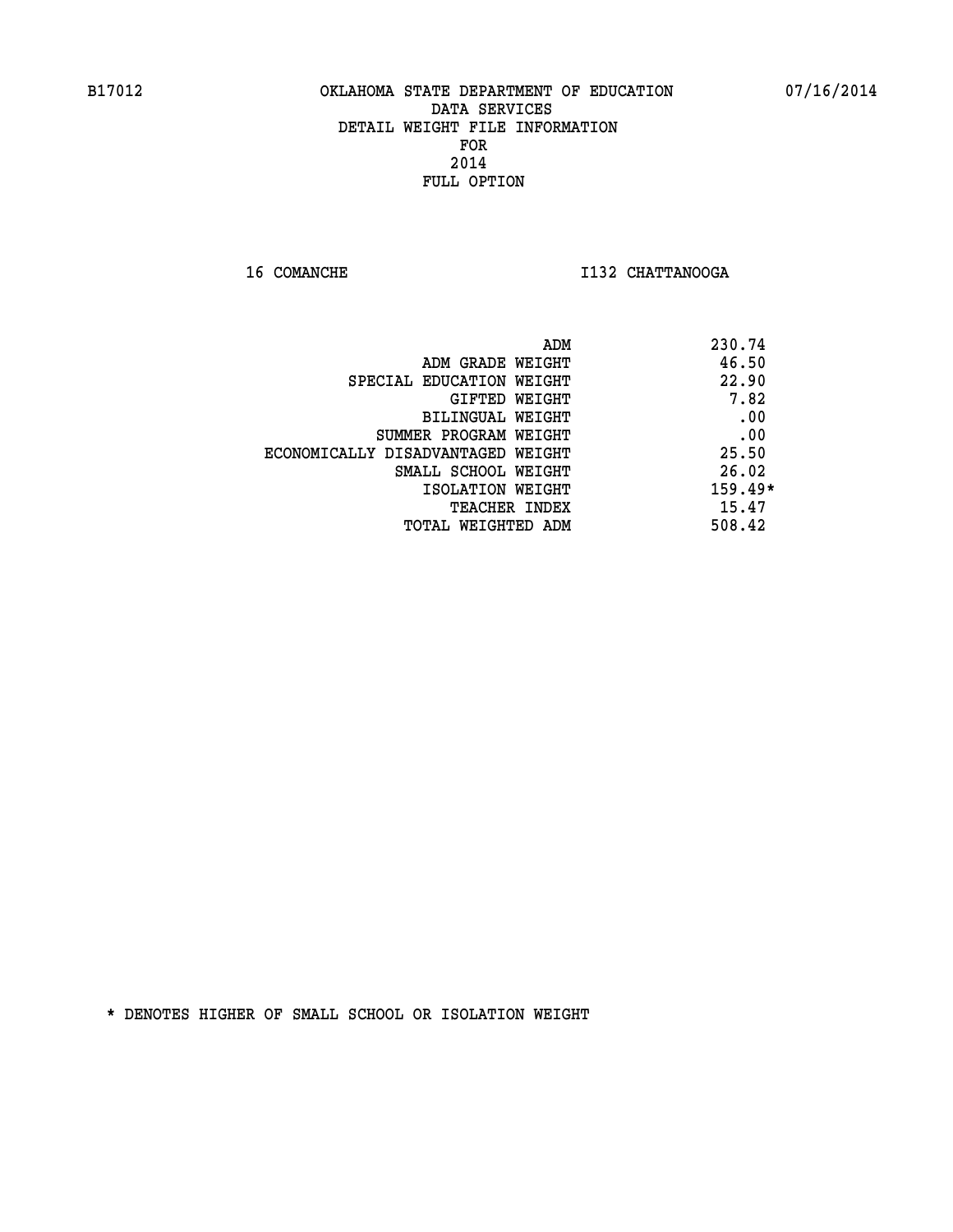B17012 OKLAHOMA STATE DEPARTMENT OF EDUCATION 07/16/2014

DATA SERVICES
DETAIL WEIGHT FILE INFORMATION
FOR
2014
FULL OPTION

16 COMANCHE I132 CHATTANOOGA

| | |
|---|---|
| ADM | 230.74 |
| ADM GRADE WEIGHT | 46.50 |
| SPECIAL EDUCATION WEIGHT | 22.90 |
| GIFTED WEIGHT | 7.82 |
| BILINGUAL WEIGHT | .00 |
| SUMMER PROGRAM WEIGHT | .00 |
| ECONOMICALLY DISADVANTAGED WEIGHT | 25.50 |
| SMALL SCHOOL WEIGHT | 26.02 |
| ISOLATION WEIGHT | 159.49* |
| TEACHER INDEX | 15.47 |
| TOTAL WEIGHTED ADM | 508.42 |

* DENOTES HIGHER OF SMALL SCHOOL OR ISOLATION WEIGHT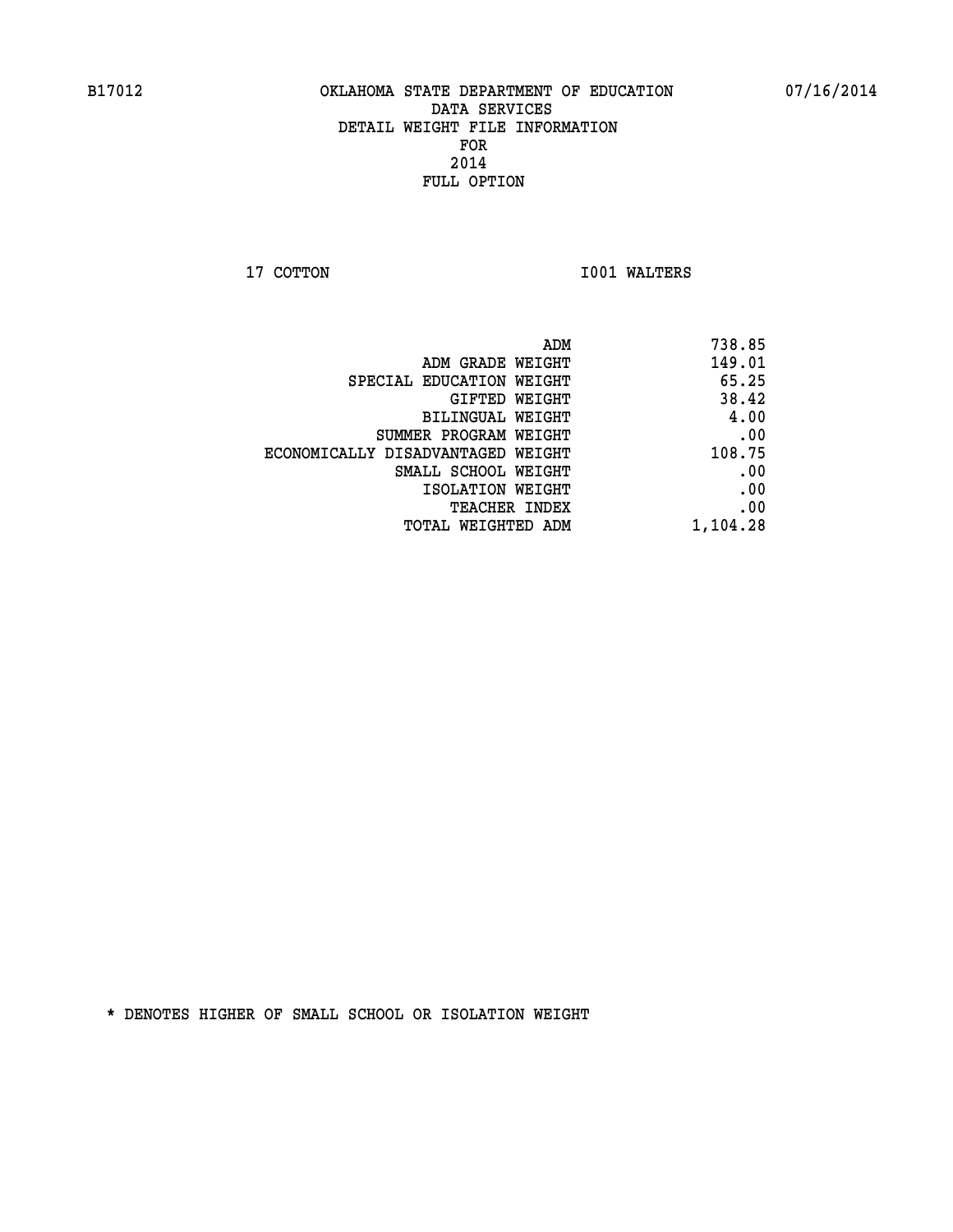B17012 OKLAHOMA STATE DEPARTMENT OF EDUCATION 07/16/2014

DATA SERVICES
DETAIL WEIGHT FILE INFORMATION
FOR
2014
FULL OPTION

17 COTTON I001 WALTERS

| | |
|---|---|
| ADM | 738.85 |
| ADM GRADE WEIGHT | 149.01 |
| SPECIAL EDUCATION WEIGHT | 65.25 |
| GIFTED WEIGHT | 38.42 |
| BILINGUAL WEIGHT | 4.00 |
| SUMMER PROGRAM WEIGHT | .00 |
| ECONOMICALLY DISADVANTAGED WEIGHT | 108.75 |
| SMALL SCHOOL WEIGHT | .00 |
| ISOLATION WEIGHT | .00 |
| TEACHER INDEX | .00 |
| TOTAL WEIGHTED ADM | 1,104.28 |

* DENOTES HIGHER OF SMALL SCHOOL OR ISOLATION WEIGHT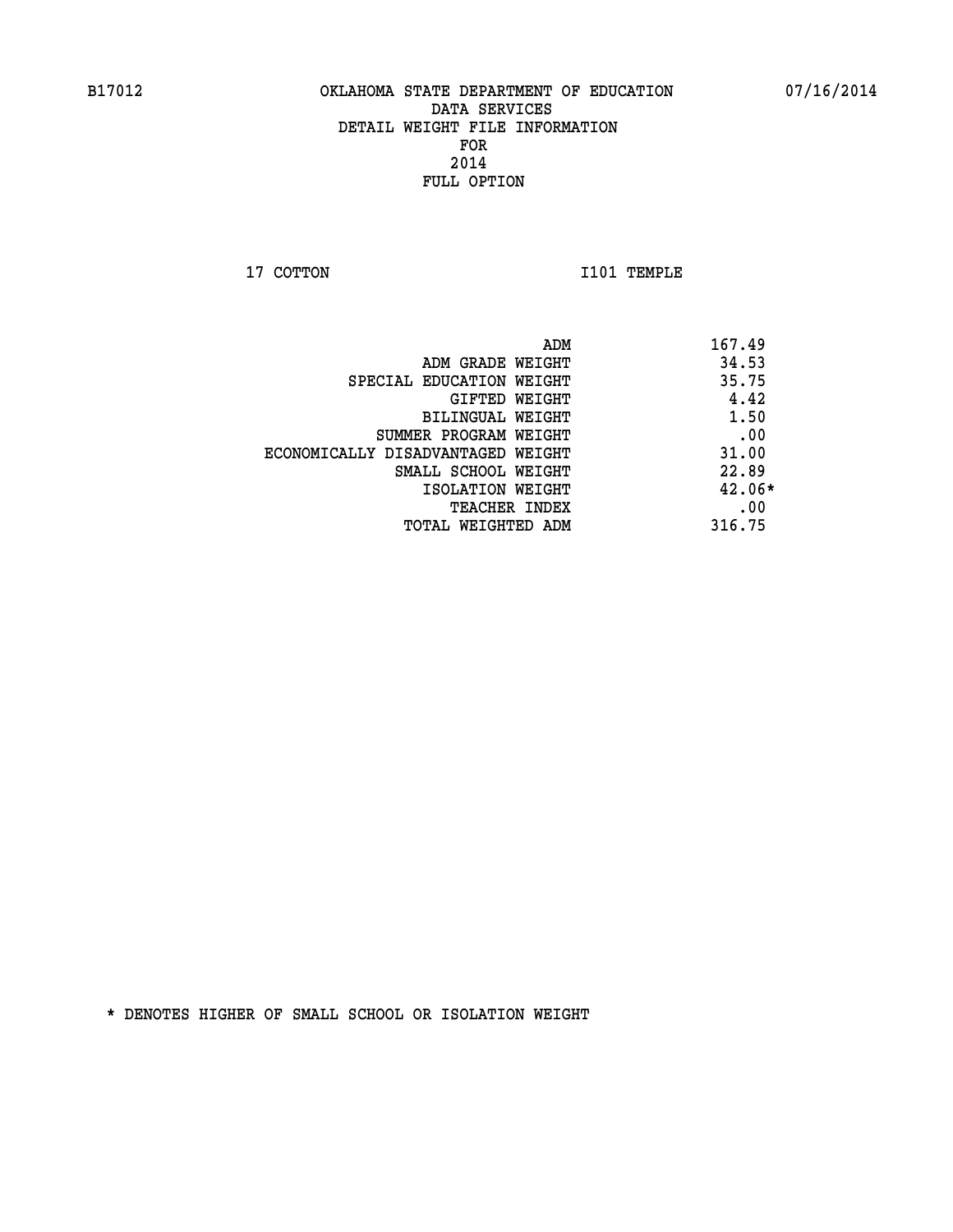B17012 OKLAHOMA STATE DEPARTMENT OF EDUCATION 07/16/2014

DATA SERVICES
DETAIL WEIGHT FILE INFORMATION
FOR
2014
FULL OPTION

17 COTTON I101 TEMPLE

| | |
|---|---|
| ADM | 167.49 |
| ADM GRADE WEIGHT | 34.53 |
| SPECIAL EDUCATION WEIGHT | 35.75 |
| GIFTED WEIGHT | 4.42 |
| BILINGUAL WEIGHT | 1.50 |
| SUMMER PROGRAM WEIGHT | .00 |
| ECONOMICALLY DISADVANTAGED WEIGHT | 31.00 |
| SMALL SCHOOL WEIGHT | 22.89 |
| ISOLATION WEIGHT | 42.06* |
| TEACHER INDEX | .00 |
| TOTAL WEIGHTED ADM | 316.75 |

* DENOTES HIGHER OF SMALL SCHOOL OR ISOLATION WEIGHT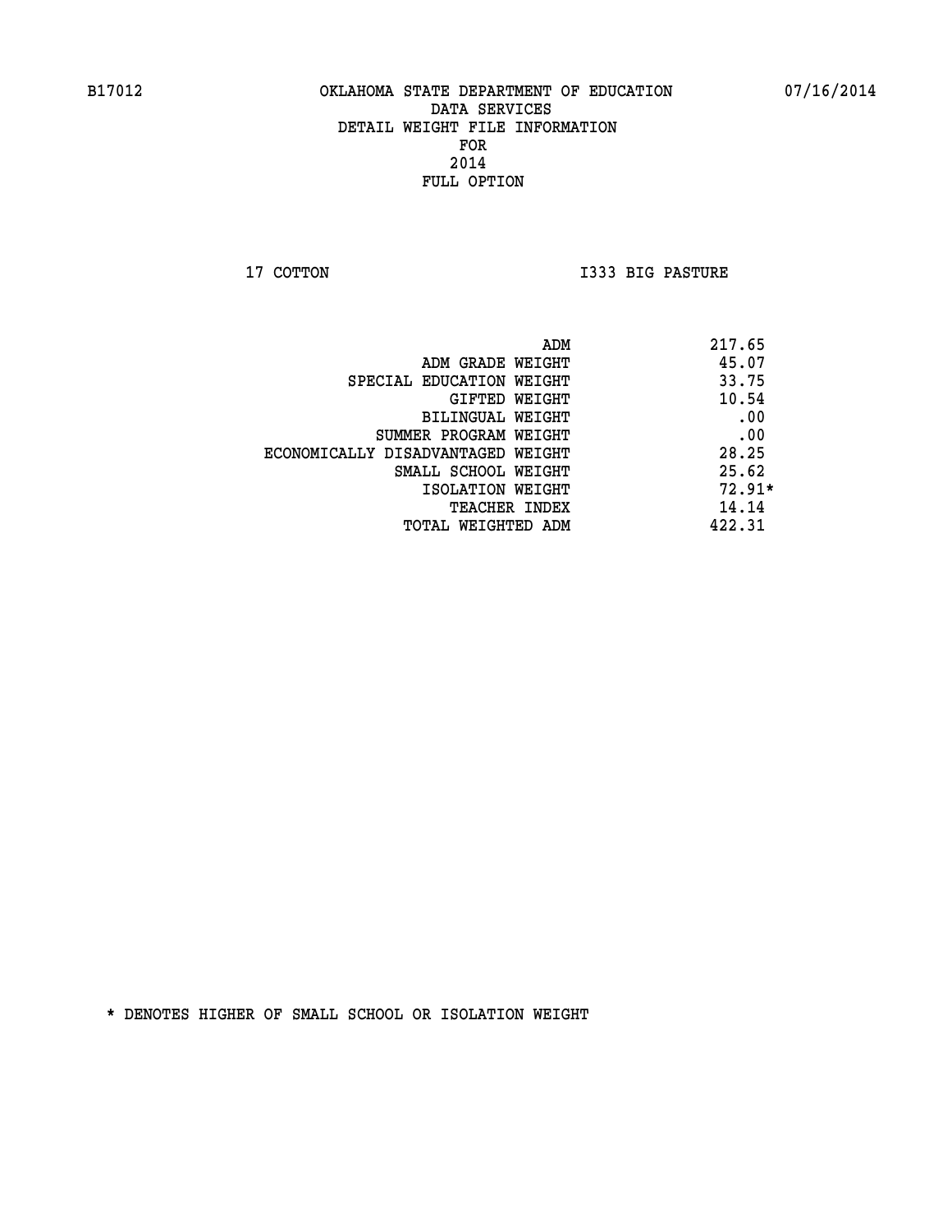B17012 OKLAHOMA STATE DEPARTMENT OF EDUCATION 07/16/2014

DATA SERVICES
DETAIL WEIGHT FILE INFORMATION
FOR
2014
FULL OPTION

17 COTTON I333 BIG PASTURE

| | |
|---|---|
| ADM | 217.65 |
| ADM GRADE WEIGHT | 45.07 |
| SPECIAL EDUCATION WEIGHT | 33.75 |
| GIFTED WEIGHT | 10.54 |
| BILINGUAL WEIGHT | .00 |
| SUMMER PROGRAM WEIGHT | .00 |
| ECONOMICALLY DISADVANTAGED WEIGHT | 28.25 |
| SMALL SCHOOL WEIGHT | 25.62 |
| ISOLATION WEIGHT | 72.91* |
| TEACHER INDEX | 14.14 |
| TOTAL WEIGHTED ADM | 422.31 |

* DENOTES HIGHER OF SMALL SCHOOL OR ISOLATION WEIGHT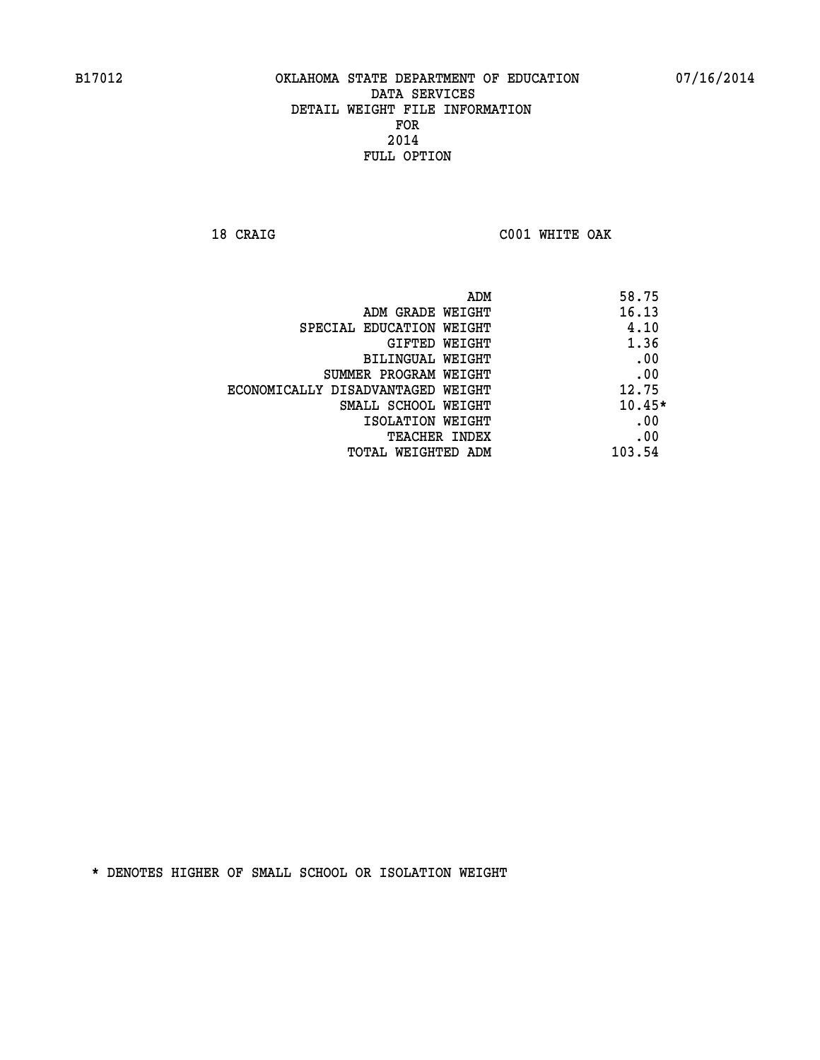B17012 OKLAHOMA STATE DEPARTMENT OF EDUCATION 07/16/2014

DATA SERVICES
DETAIL WEIGHT FILE INFORMATION
FOR
2014
FULL OPTION

18 CRAIG C001 WHITE OAK

| | |
|---|---|
| ADM | 58.75 |
| ADM GRADE WEIGHT | 16.13 |
| SPECIAL EDUCATION WEIGHT | 4.10 |
| GIFTED WEIGHT | 1.36 |
| BILINGUAL WEIGHT | .00 |
| SUMMER PROGRAM WEIGHT | .00 |
| ECONOMICALLY DISADVANTAGED WEIGHT | 12.75 |
| SMALL SCHOOL WEIGHT | 10.45* |
| ISOLATION WEIGHT | .00 |
| TEACHER INDEX | .00 |
| TOTAL WEIGHTED ADM | 103.54 |

* DENOTES HIGHER OF SMALL SCHOOL OR ISOLATION WEIGHT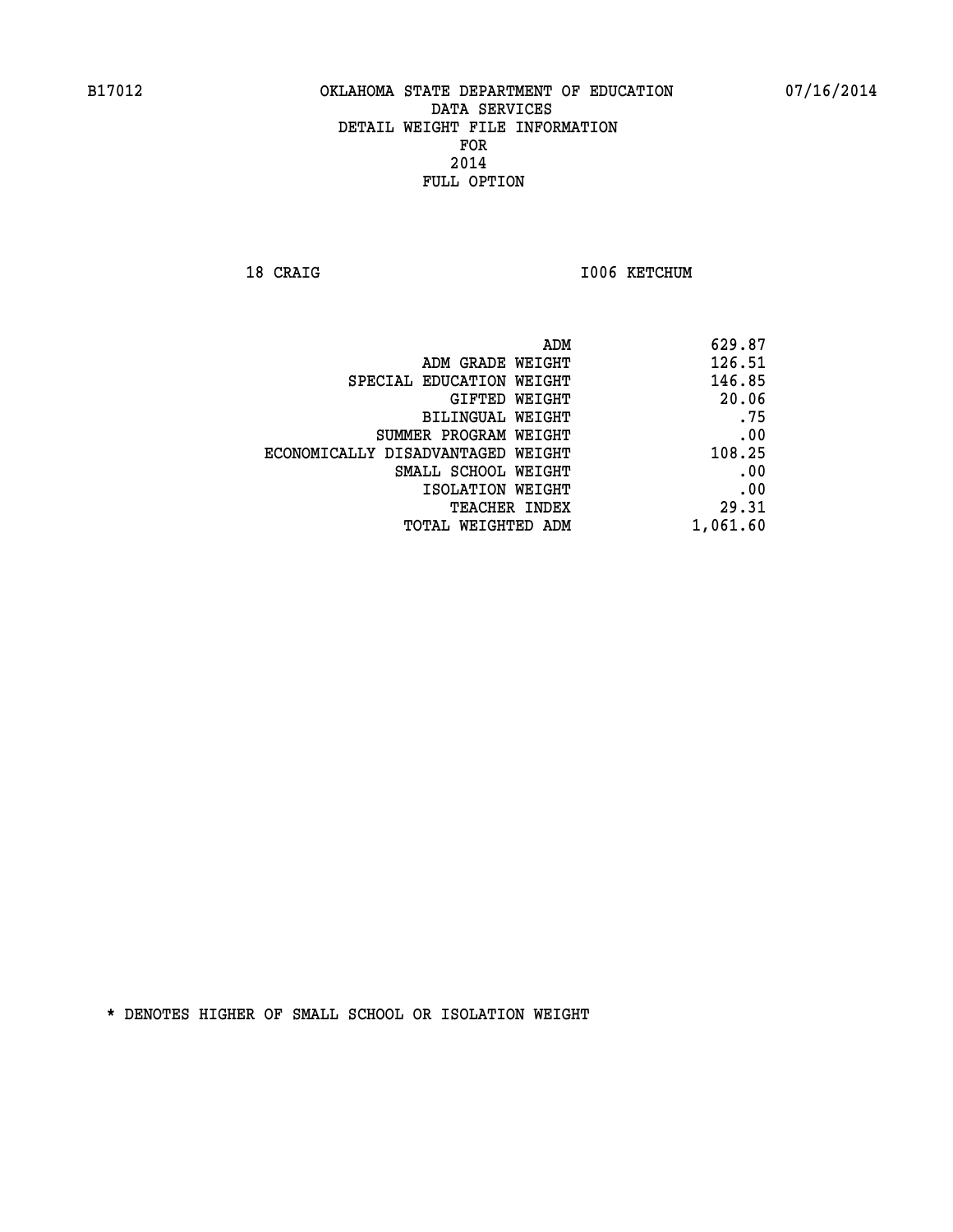B17012 OKLAHOMA STATE DEPARTMENT OF EDUCATION 07/16/2014

DATA SERVICES
DETAIL WEIGHT FILE INFORMATION
FOR
2014
FULL OPTION

18 CRAIG I006 KETCHUM

| | |
|---|---|
| ADM | 629.87 |
| ADM GRADE WEIGHT | 126.51 |
| SPECIAL EDUCATION WEIGHT | 146.85 |
| GIFTED WEIGHT | 20.06 |
| BILINGUAL WEIGHT | .75 |
| SUMMER PROGRAM WEIGHT | .00 |
| ECONOMICALLY DISADVANTAGED WEIGHT | 108.25 |
| SMALL SCHOOL WEIGHT | .00 |
| ISOLATION WEIGHT | .00 |
| TEACHER INDEX | 29.31 |
| TOTAL WEIGHTED ADM | 1,061.60 |

* DENOTES HIGHER OF SMALL SCHOOL OR ISOLATION WEIGHT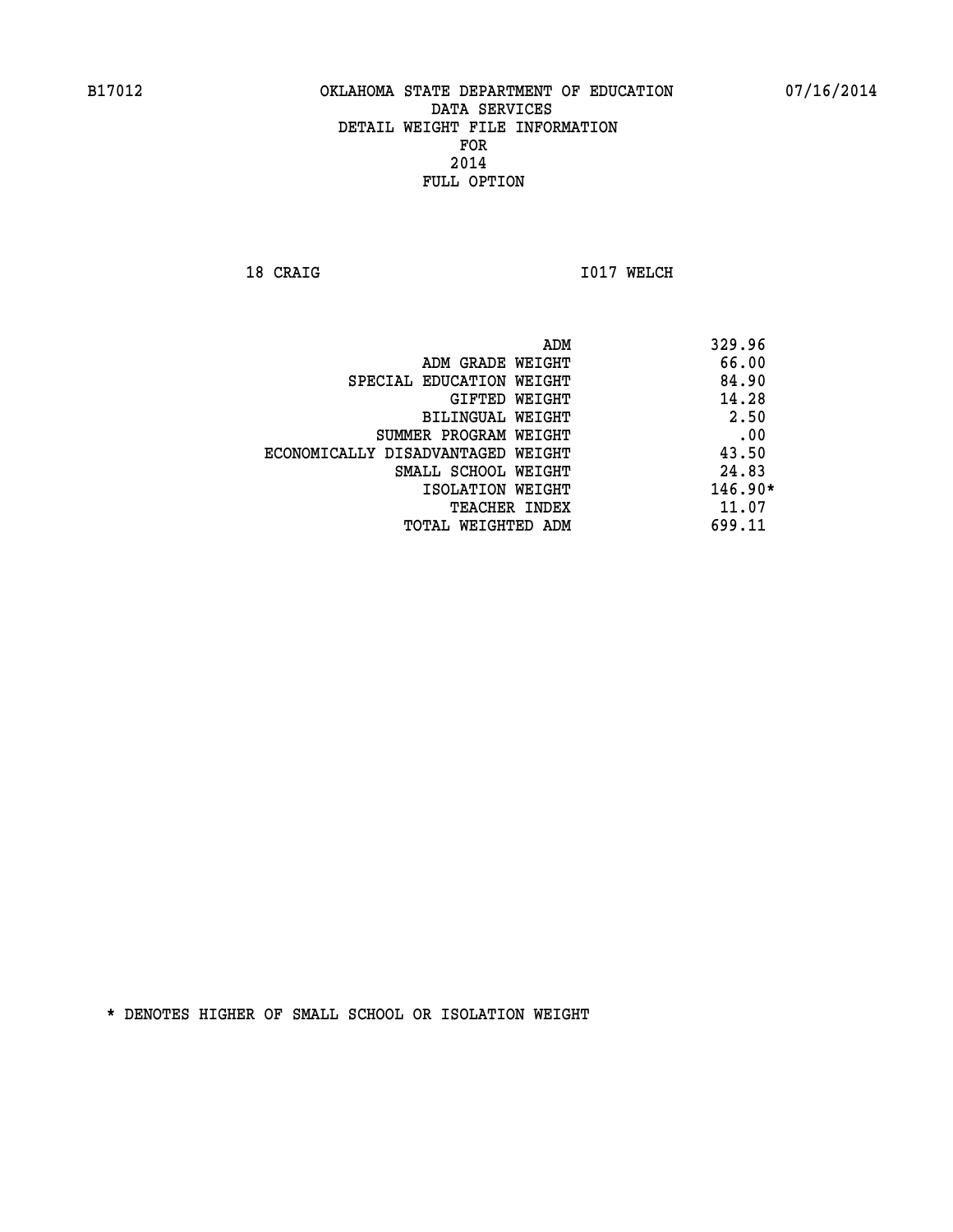B17012 OKLAHOMA STATE DEPARTMENT OF EDUCATION 07/16/2014

DATA SERVICES
DETAIL WEIGHT FILE INFORMATION
FOR
2014
FULL OPTION

18 CRAIG I017 WELCH

| | |
|---|---|
| ADM | 329.96 |
| ADM GRADE WEIGHT | 66.00 |
| SPECIAL EDUCATION WEIGHT | 84.90 |
| GIFTED WEIGHT | 14.28 |
| BILINGUAL WEIGHT | 2.50 |
| SUMMER PROGRAM WEIGHT | .00 |
| ECONOMICALLY DISADVANTAGED WEIGHT | 43.50 |
| SMALL SCHOOL WEIGHT | 24.83 |
| ISOLATION WEIGHT | 146.90* |
| TEACHER INDEX | 11.07 |
| TOTAL WEIGHTED ADM | 699.11 |

* DENOTES HIGHER OF SMALL SCHOOL OR ISOLATION WEIGHT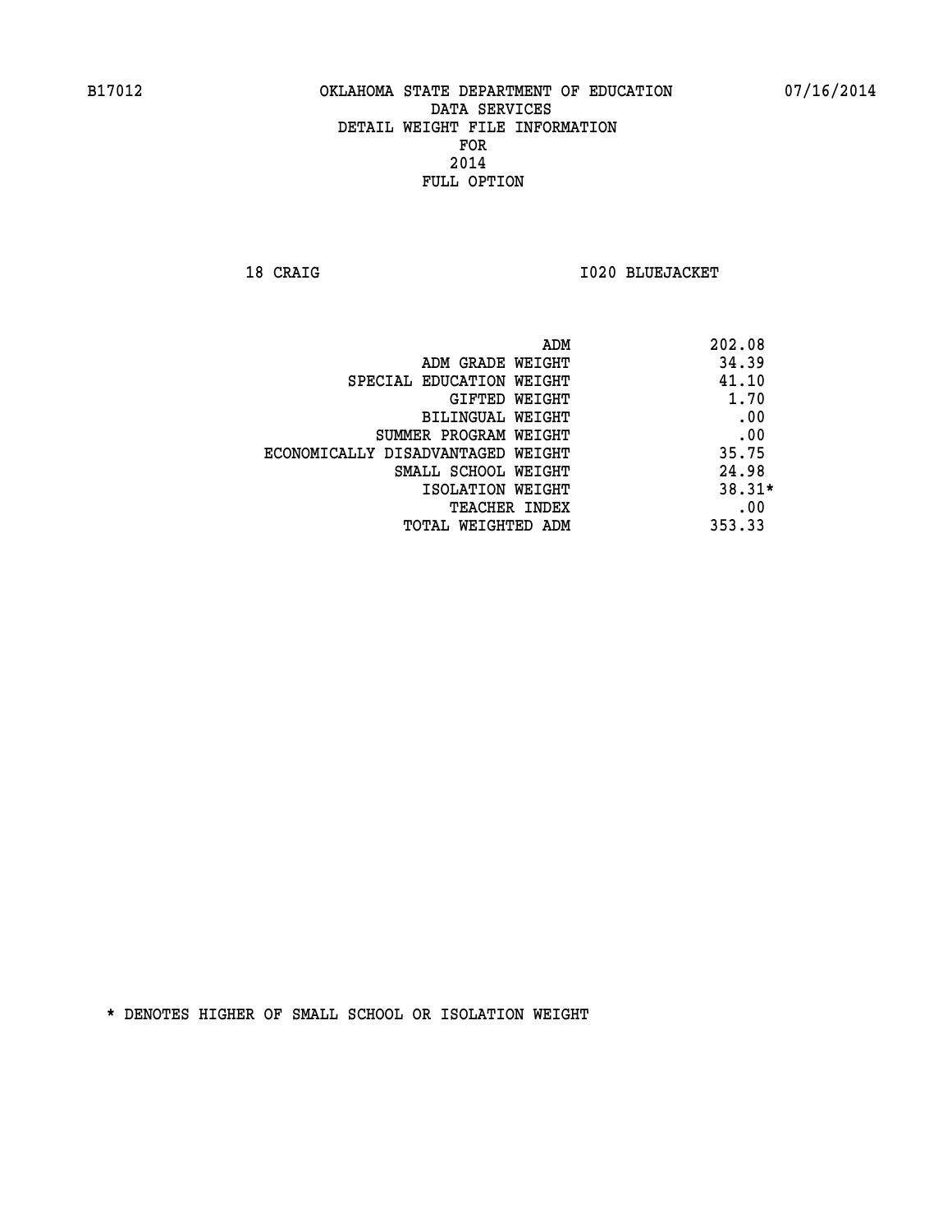B17012 OKLAHOMA STATE DEPARTMENT OF EDUCATION 07/16/2014

DATA SERVICES
DETAIL WEIGHT FILE INFORMATION
FOR
2014
FULL OPTION

18 CRAIG I020 BLUEJACKET

| | |
|---|---|
| ADM | 202.08 |
| ADM GRADE WEIGHT | 34.39 |
| SPECIAL EDUCATION WEIGHT | 41.10 |
| GIFTED WEIGHT | 1.70 |
| BILINGUAL WEIGHT | .00 |
| SUMMER PROGRAM WEIGHT | .00 |
| ECONOMICALLY DISADVANTAGED WEIGHT | 35.75 |
| SMALL SCHOOL WEIGHT | 24.98 |
| ISOLATION WEIGHT | 38.31* |
| TEACHER INDEX | .00 |
| TOTAL WEIGHTED ADM | 353.33 |

* DENOTES HIGHER OF SMALL SCHOOL OR ISOLATION WEIGHT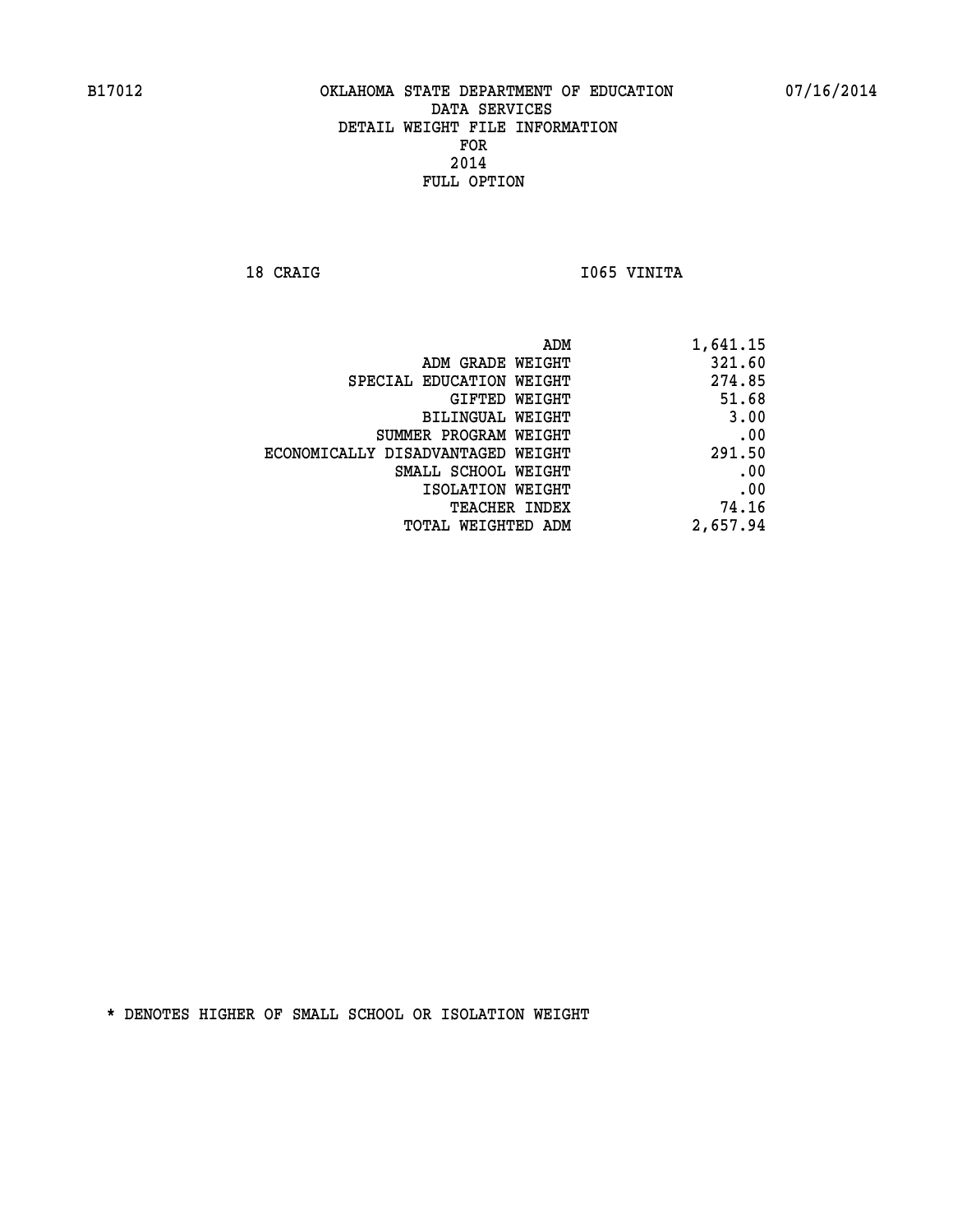B17012 OKLAHOMA STATE DEPARTMENT OF EDUCATION 07/16/2014

DATA SERVICES
DETAIL WEIGHT FILE INFORMATION
FOR
2014
FULL OPTION

18 CRAIG I065 VINITA

| | |
|---|---|
| ADM | 1,641.15 |
| ADM GRADE WEIGHT | 321.60 |
| SPECIAL EDUCATION WEIGHT | 274.85 |
| GIFTED WEIGHT | 51.68 |
| BILINGUAL WEIGHT | 3.00 |
| SUMMER PROGRAM WEIGHT | .00 |
| ECONOMICALLY DISADVANTAGED WEIGHT | 291.50 |
| SMALL SCHOOL WEIGHT | .00 |
| ISOLATION WEIGHT | .00 |
| TEACHER INDEX | 74.16 |
| TOTAL WEIGHTED ADM | 2,657.94 |

* DENOTES HIGHER OF SMALL SCHOOL OR ISOLATION WEIGHT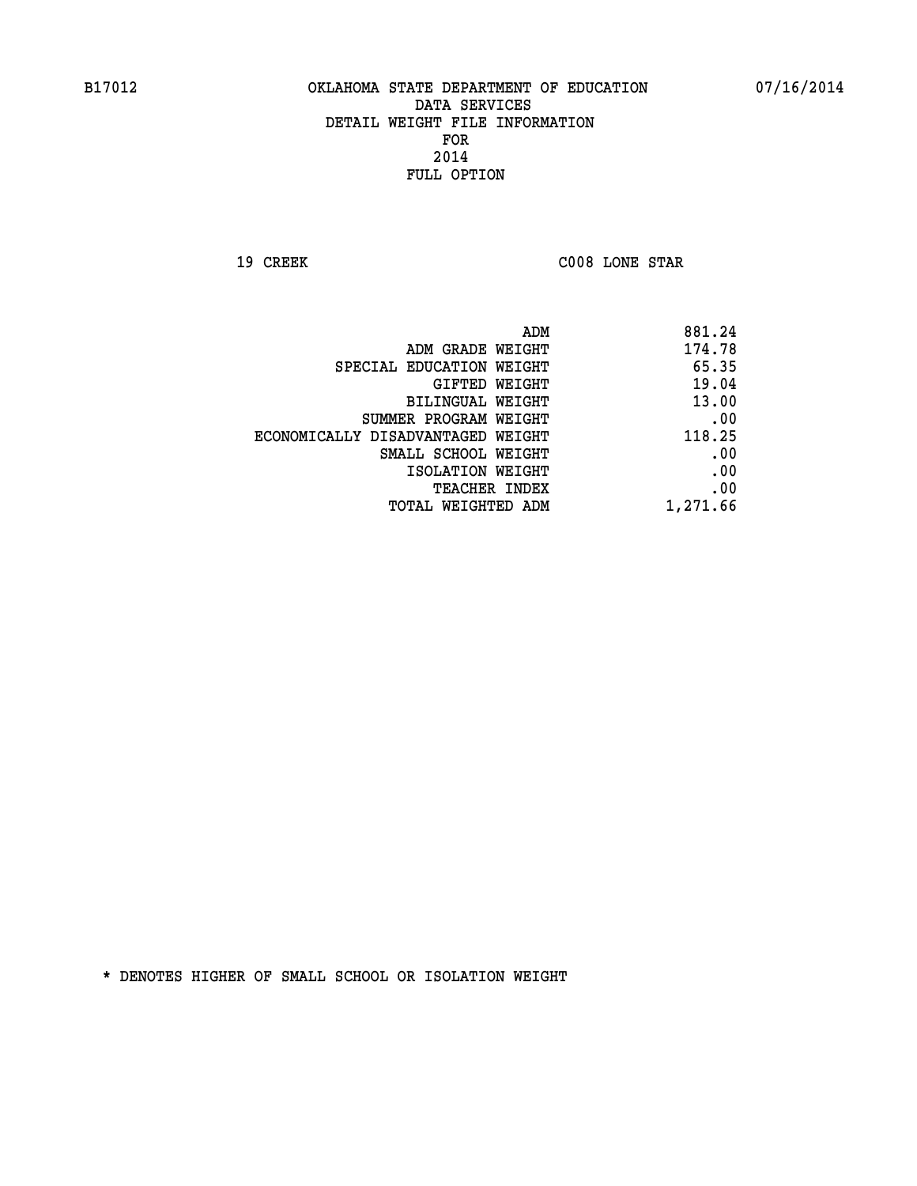B17012 OKLAHOMA STATE DEPARTMENT OF EDUCATION 07/16/2014

DATA SERVICES
DETAIL WEIGHT FILE INFORMATION
FOR
2014
FULL OPTION

19 CREEK C008 LONE STAR

| | |
|---|---|
| ADM | 881.24 |
| ADM GRADE WEIGHT | 174.78 |
| SPECIAL EDUCATION WEIGHT | 65.35 |
| GIFTED WEIGHT | 19.04 |
| BILINGUAL WEIGHT | 13.00 |
| SUMMER PROGRAM WEIGHT | .00 |
| ECONOMICALLY DISADVANTAGED WEIGHT | 118.25 |
| SMALL SCHOOL WEIGHT | .00 |
| ISOLATION WEIGHT | .00 |
| TEACHER INDEX | .00 |
| TOTAL WEIGHTED ADM | 1,271.66 |

* DENOTES HIGHER OF SMALL SCHOOL OR ISOLATION WEIGHT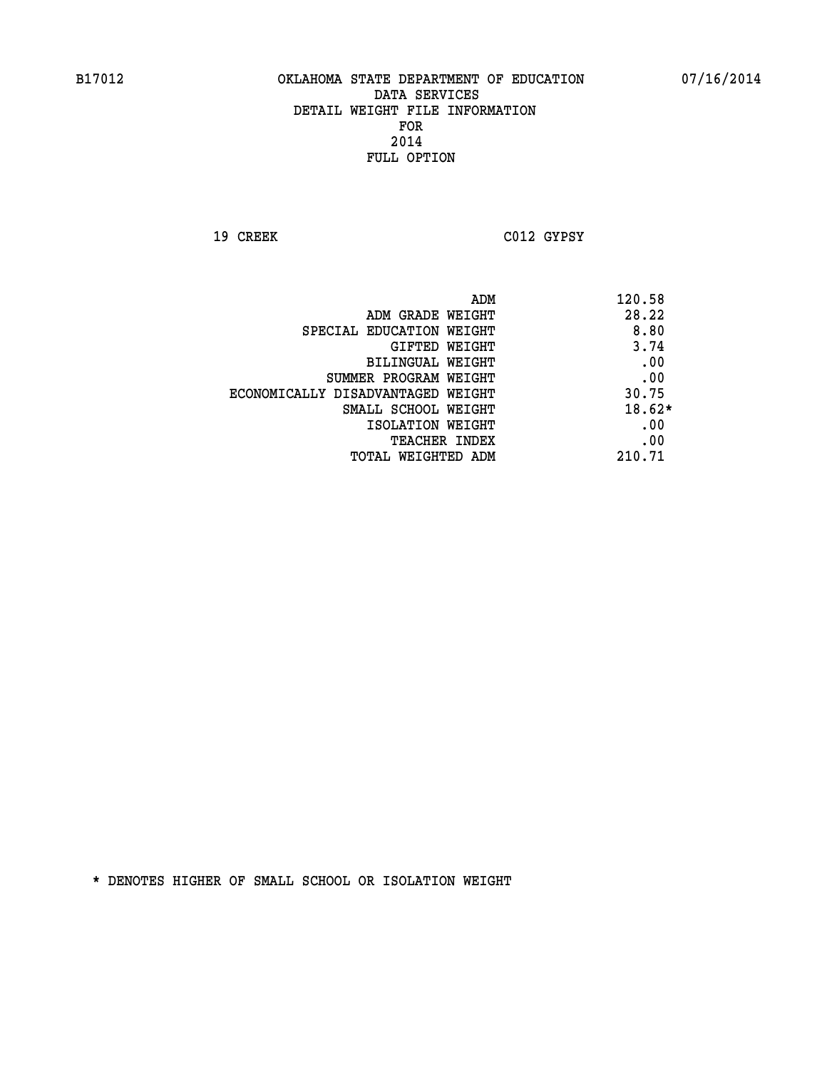B17012 OKLAHOMA STATE DEPARTMENT OF EDUCATION 07/16/2014

DATA SERVICES
DETAIL WEIGHT FILE INFORMATION
FOR
2014
FULL OPTION

19 CREEK C012 GYPSY

| | |
|---|---|
| ADM | 120.58 |
| ADM GRADE WEIGHT | 28.22 |
| SPECIAL EDUCATION WEIGHT | 8.80 |
| GIFTED WEIGHT | 3.74 |
| BILINGUAL WEIGHT | .00 |
| SUMMER PROGRAM WEIGHT | .00 |
| ECONOMICALLY DISADVANTAGED WEIGHT | 30.75 |
| SMALL SCHOOL WEIGHT | 18.62* |
| ISOLATION WEIGHT | .00 |
| TEACHER INDEX | .00 |
| TOTAL WEIGHTED ADM | 210.71 |

* DENOTES HIGHER OF SMALL SCHOOL OR ISOLATION WEIGHT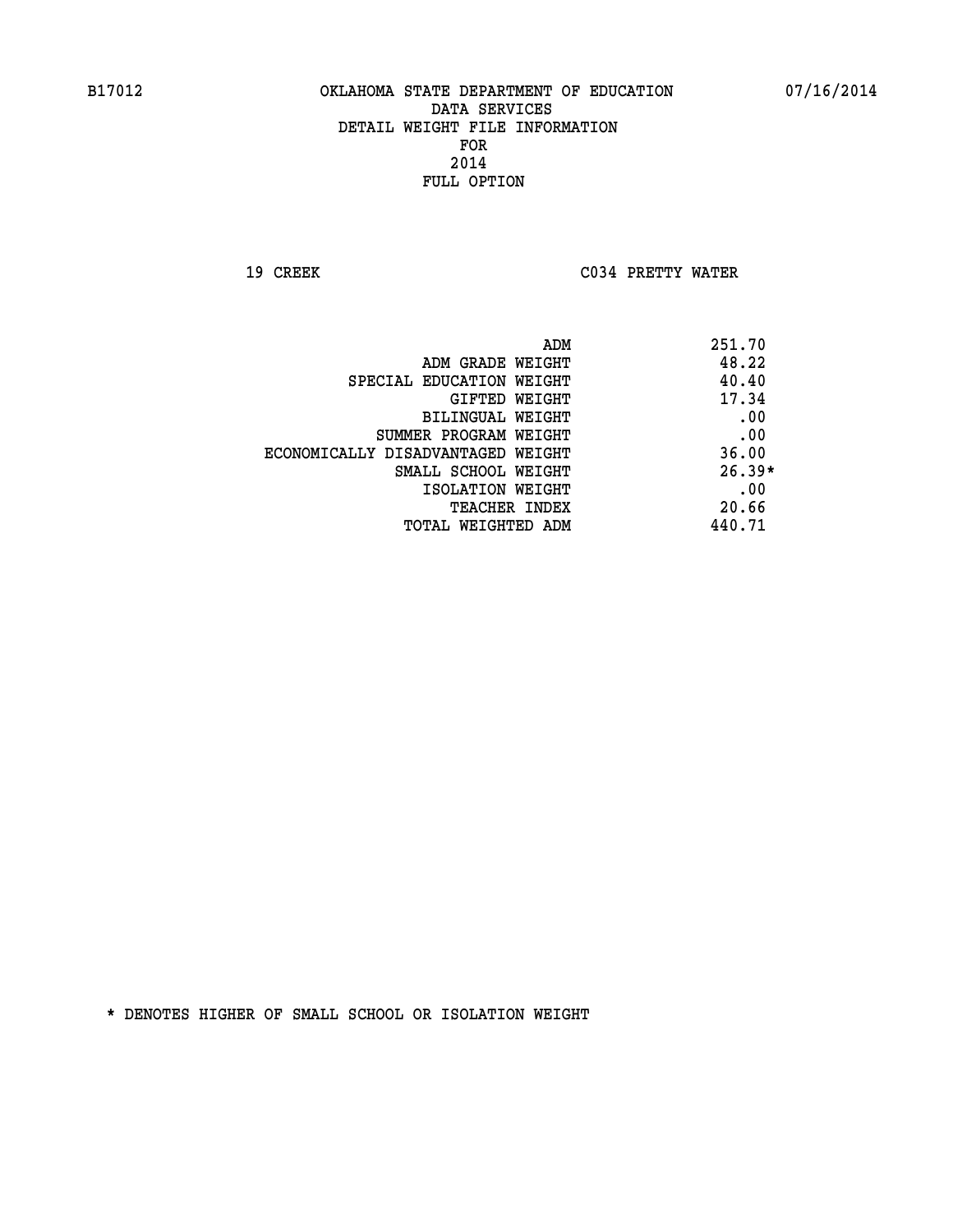B17012 OKLAHOMA STATE DEPARTMENT OF EDUCATION 07/16/2014

DATA SERVICES
DETAIL WEIGHT FILE INFORMATION
FOR
2014
FULL OPTION

19 CREEK C034 PRETTY WATER

| | |
|---|---|
| ADM | 251.70 |
| ADM GRADE WEIGHT | 48.22 |
| SPECIAL EDUCATION WEIGHT | 40.40 |
| GIFTED WEIGHT | 17.34 |
| BILINGUAL WEIGHT | .00 |
| SUMMER PROGRAM WEIGHT | .00 |
| ECONOMICALLY DISADVANTAGED WEIGHT | 36.00 |
| SMALL SCHOOL WEIGHT | 26.39* |
| ISOLATION WEIGHT | .00 |
| TEACHER INDEX | 20.66 |
| TOTAL WEIGHTED ADM | 440.71 |

* DENOTES HIGHER OF SMALL SCHOOL OR ISOLATION WEIGHT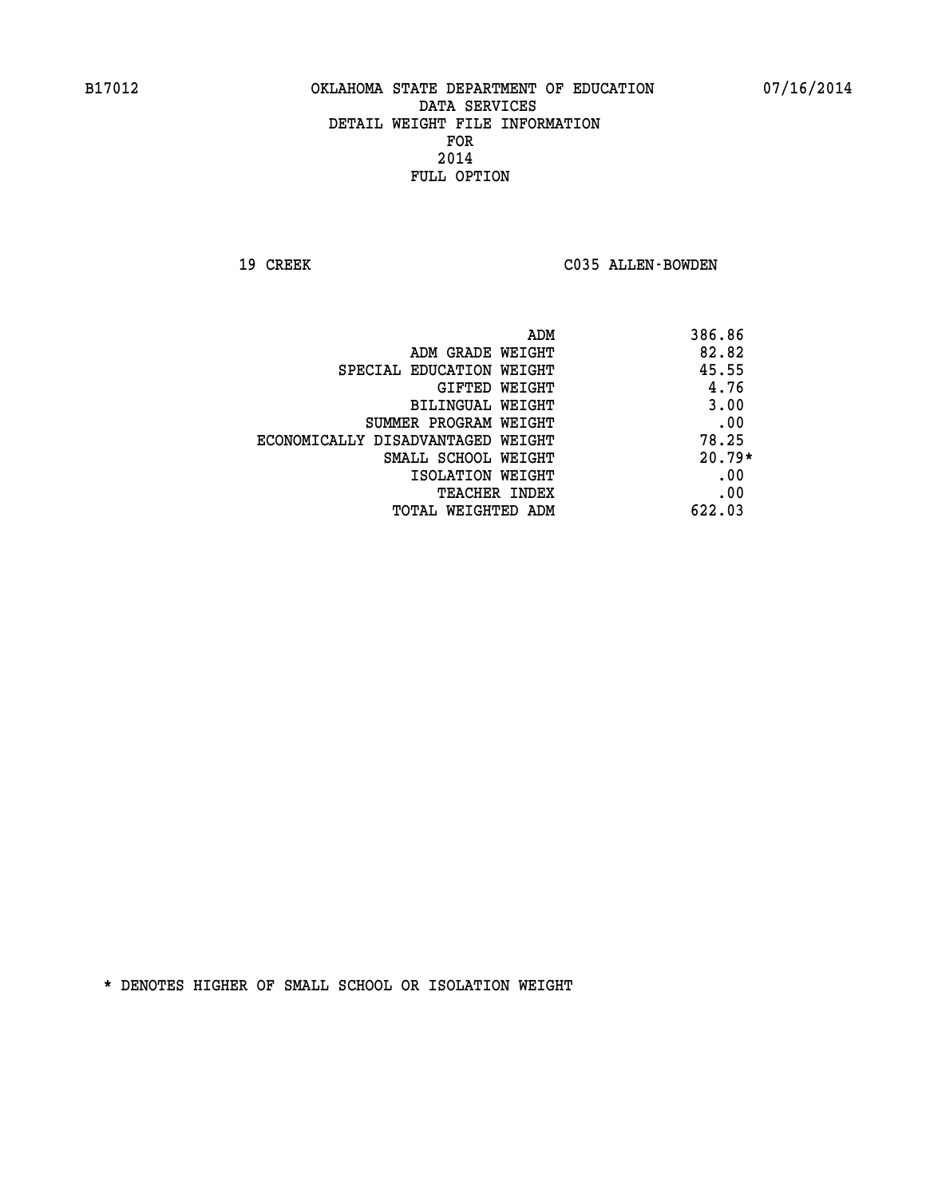B17012 OKLAHOMA STATE DEPARTMENT OF EDUCATION 07/16/2014

DATA SERVICES
DETAIL WEIGHT FILE INFORMATION
FOR
2014
FULL OPTION

19 CREEK C035 ALLEN-BOWDEN

| | |
|---|---|
| ADM | 386.86 |
| ADM GRADE WEIGHT | 82.82 |
| SPECIAL EDUCATION WEIGHT | 45.55 |
| GIFTED WEIGHT | 4.76 |
| BILINGUAL WEIGHT | 3.00 |
| SUMMER PROGRAM WEIGHT | .00 |
| ECONOMICALLY DISADVANTAGED WEIGHT | 78.25 |
| SMALL SCHOOL WEIGHT | 20.79* |
| ISOLATION WEIGHT | .00 |
| TEACHER INDEX | .00 |
| TOTAL WEIGHTED ADM | 622.03 |

* DENOTES HIGHER OF SMALL SCHOOL OR ISOLATION WEIGHT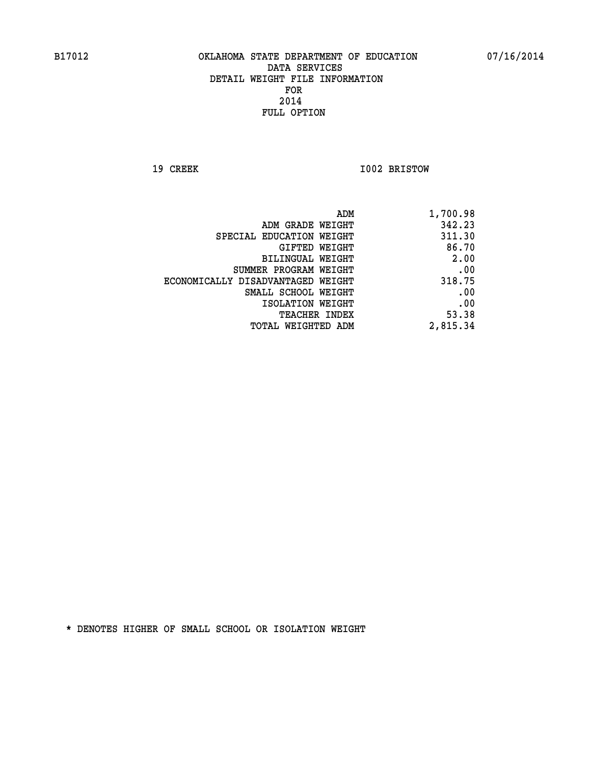B17012 OKLAHOMA STATE DEPARTMENT OF EDUCATION 07/16/2014

DATA SERVICES
DETAIL WEIGHT FILE INFORMATION
FOR
2014
FULL OPTION

19 CREEK I002 BRISTOW

| | |
|---|---|
| ADM | 1,700.98 |
| ADM GRADE WEIGHT | 342.23 |
| SPECIAL EDUCATION WEIGHT | 311.30 |
| GIFTED WEIGHT | 86.70 |
| BILINGUAL WEIGHT | 2.00 |
| SUMMER PROGRAM WEIGHT | .00 |
| ECONOMICALLY DISADVANTAGED WEIGHT | 318.75 |
| SMALL SCHOOL WEIGHT | .00 |
| ISOLATION WEIGHT | .00 |
| TEACHER INDEX | 53.38 |
| TOTAL WEIGHTED ADM | 2,815.34 |

* DENOTES HIGHER OF SMALL SCHOOL OR ISOLATION WEIGHT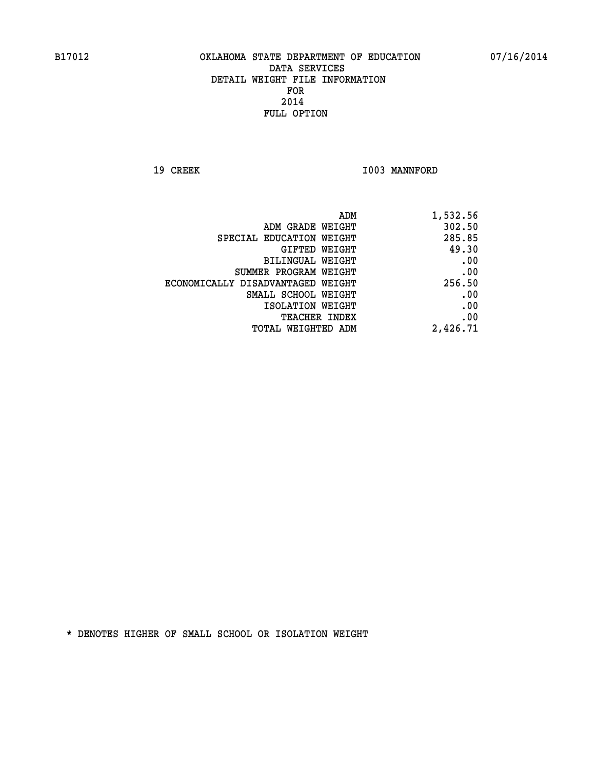B17012 OKLAHOMA STATE DEPARTMENT OF EDUCATION 07/16/2014

DATA SERVICES
DETAIL WEIGHT FILE INFORMATION
FOR
2014
FULL OPTION

19 CREEK I003 MANNFORD

| | |
|---|---|
| ADM | 1,532.56 |
| ADM GRADE WEIGHT | 302.50 |
| SPECIAL EDUCATION WEIGHT | 285.85 |
| GIFTED WEIGHT | 49.30 |
| BILINGUAL WEIGHT | .00 |
| SUMMER PROGRAM WEIGHT | .00 |
| ECONOMICALLY DISADVANTAGED WEIGHT | 256.50 |
| SMALL SCHOOL WEIGHT | .00 |
| ISOLATION WEIGHT | .00 |
| TEACHER INDEX | .00 |
| TOTAL WEIGHTED ADM | 2,426.71 |

* DENOTES HIGHER OF SMALL SCHOOL OR ISOLATION WEIGHT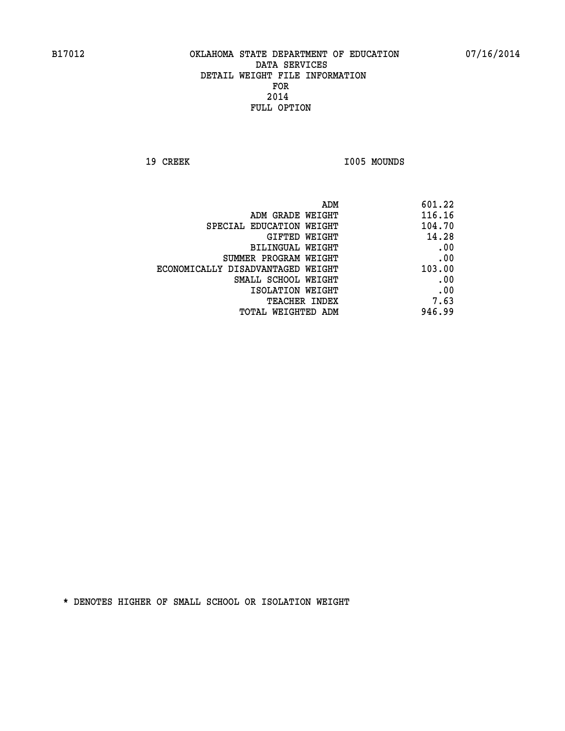# OKLAHOMA STATE DEPARTMENT OF EDUCATION
## DATA SERVICES
## DETAIL WEIGHT FILE INFORMATION
## FOR
## 2014
## FULL OPTION

B17012 07/16/2014

19 CREEK I005 MOUNDS

| | |
|---|---|
| ADM | 601.22 |
| ADM GRADE WEIGHT | 116.16 |
| SPECIAL EDUCATION WEIGHT | 104.70 |
| GIFTED WEIGHT | 14.28 |
| BILINGUAL WEIGHT | .00 |
| SUMMER PROGRAM WEIGHT | .00 |
| ECONOMICALLY DISADVANTAGED WEIGHT | 103.00 |
| SMALL SCHOOL WEIGHT | .00 |
| ISOLATION WEIGHT | .00 |
| TEACHER INDEX | 7.63 |
| TOTAL WEIGHTED ADM | 946.99 |

* DENOTES HIGHER OF SMALL SCHOOL OR ISOLATION WEIGHT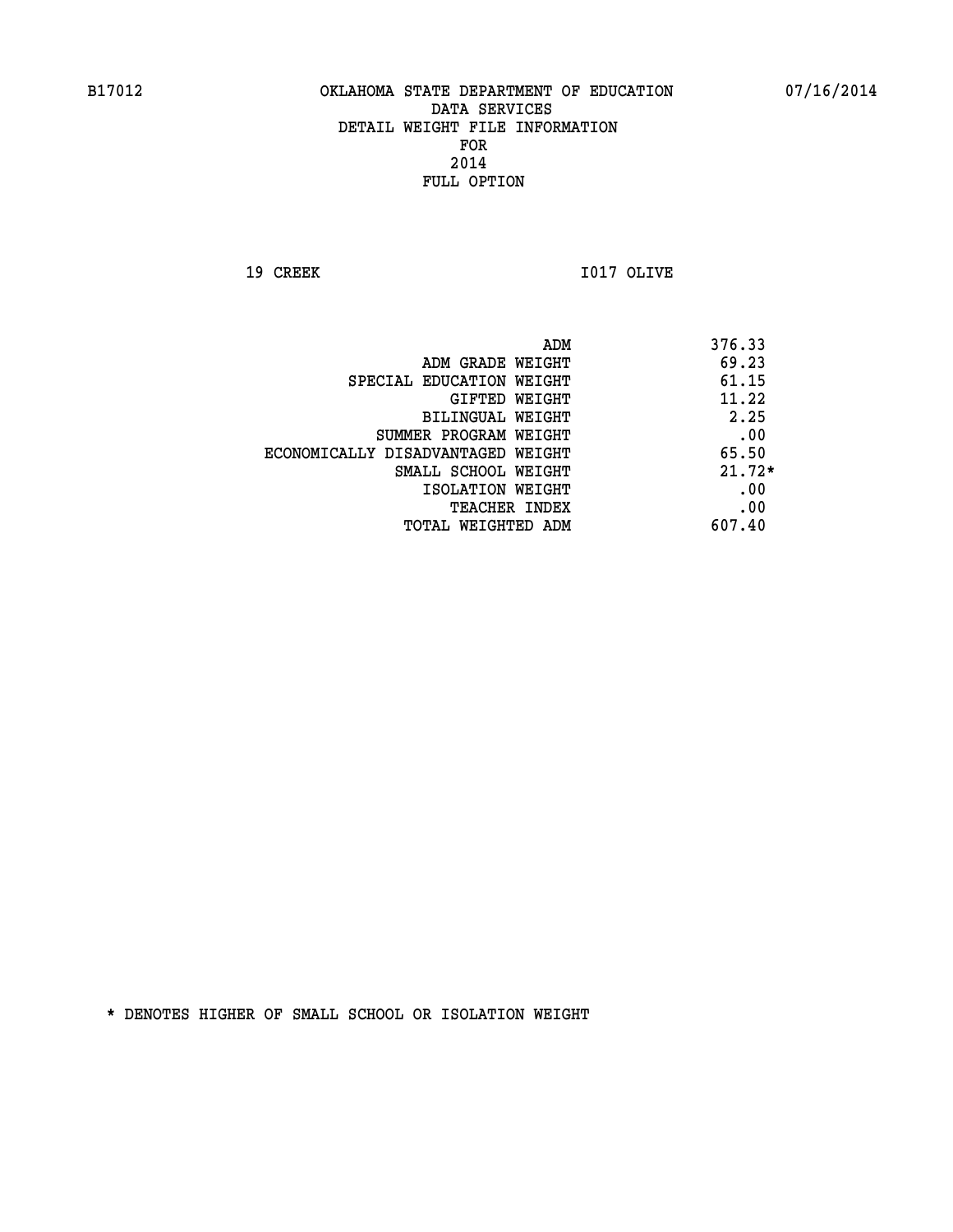# OKLAHOMA STATE DEPARTMENT OF EDUCATION
## DATA SERVICES
## DETAIL WEIGHT FILE INFORMATION
## FOR
## 2014
## FULL OPTION

B17012 07/16/2014

19 CREEK I017 OLIVE

| | |
|---|---|
| ADM | 376.33 |
| ADM GRADE WEIGHT | 69.23 |
| SPECIAL EDUCATION WEIGHT | 61.15 |
| GIFTED WEIGHT | 11.22 |
| BILINGUAL WEIGHT | 2.25 |
| SUMMER PROGRAM WEIGHT | .00 |
| ECONOMICALLY DISADVANTAGED WEIGHT | 65.50 |
| SMALL SCHOOL WEIGHT | 21.72* |
| ISOLATION WEIGHT | .00 |
| TEACHER INDEX | .00 |
| TOTAL WEIGHTED ADM | 607.40 |

* DENOTES HIGHER OF SMALL SCHOOL OR ISOLATION WEIGHT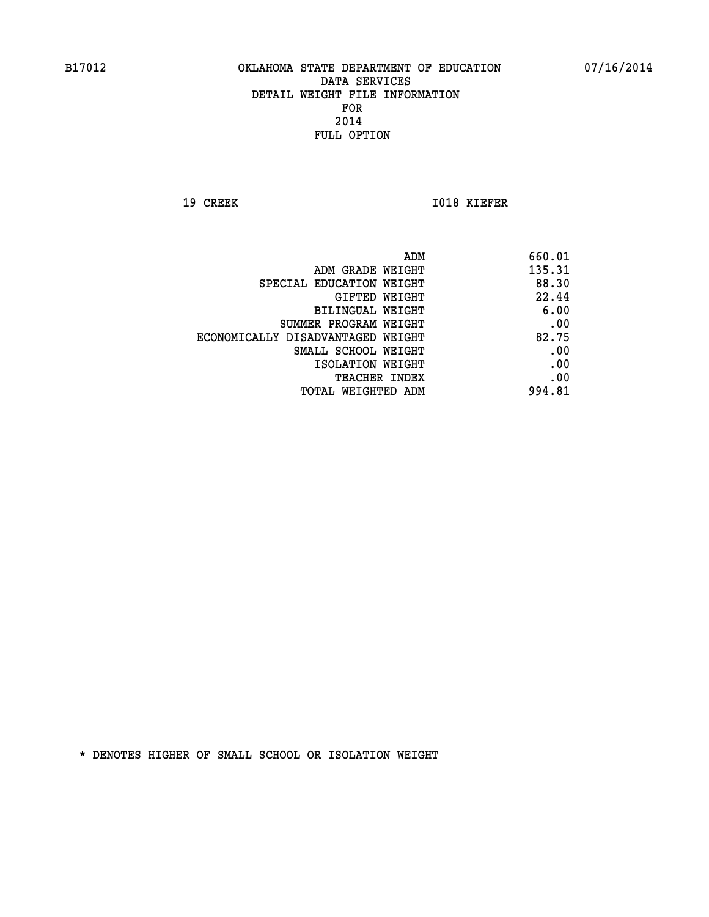B17012 OKLAHOMA STATE DEPARTMENT OF EDUCATION 07/16/2014

DATA SERVICES
DETAIL WEIGHT FILE INFORMATION
FOR
2014
FULL OPTION

19 CREEK I018 KIEFER

| | |
|---|---|
| ADM | 660.01 |
| ADM GRADE WEIGHT | 135.31 |
| SPECIAL EDUCATION WEIGHT | 88.30 |
| GIFTED WEIGHT | 22.44 |
| BILINGUAL WEIGHT | 6.00 |
| SUMMER PROGRAM WEIGHT | .00 |
| ECONOMICALLY DISADVANTAGED WEIGHT | 82.75 |
| SMALL SCHOOL WEIGHT | .00 |
| ISOLATION WEIGHT | .00 |
| TEACHER INDEX | .00 |
| TOTAL WEIGHTED ADM | 994.81 |

* DENOTES HIGHER OF SMALL SCHOOL OR ISOLATION WEIGHT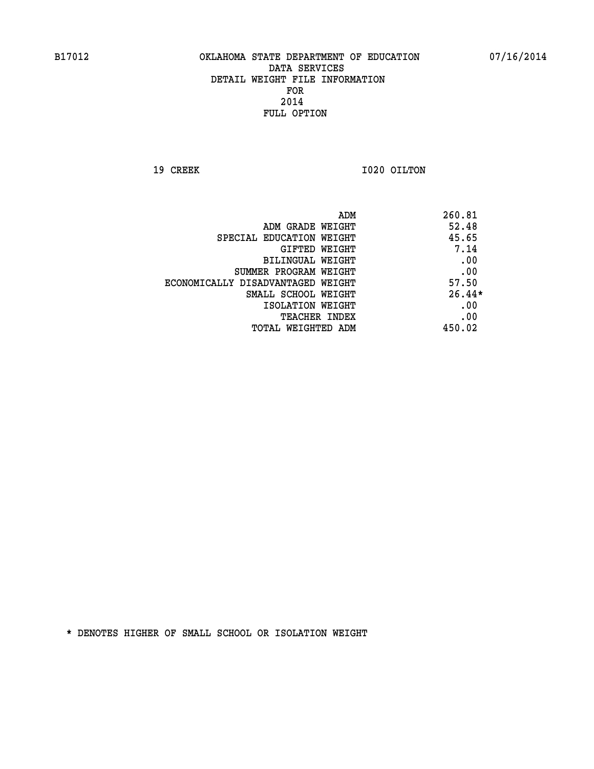B17012 OKLAHOMA STATE DEPARTMENT OF EDUCATION 07/16/2014

DATA SERVICES
DETAIL WEIGHT FILE INFORMATION
FOR
2014
FULL OPTION

19 CREEK I020 OILTON

| | |
|---|---|
| ADM | 260.81 |
| ADM GRADE WEIGHT | 52.48 |
| SPECIAL EDUCATION WEIGHT | 45.65 |
| GIFTED WEIGHT | 7.14 |
| BILINGUAL WEIGHT | .00 |
| SUMMER PROGRAM WEIGHT | .00 |
| ECONOMICALLY DISADVANTAGED WEIGHT | 57.50 |
| SMALL SCHOOL WEIGHT | 26.44* |
| ISOLATION WEIGHT | .00 |
| TEACHER INDEX | .00 |
| TOTAL WEIGHTED ADM | 450.02 |

* DENOTES HIGHER OF SMALL SCHOOL OR ISOLATION WEIGHT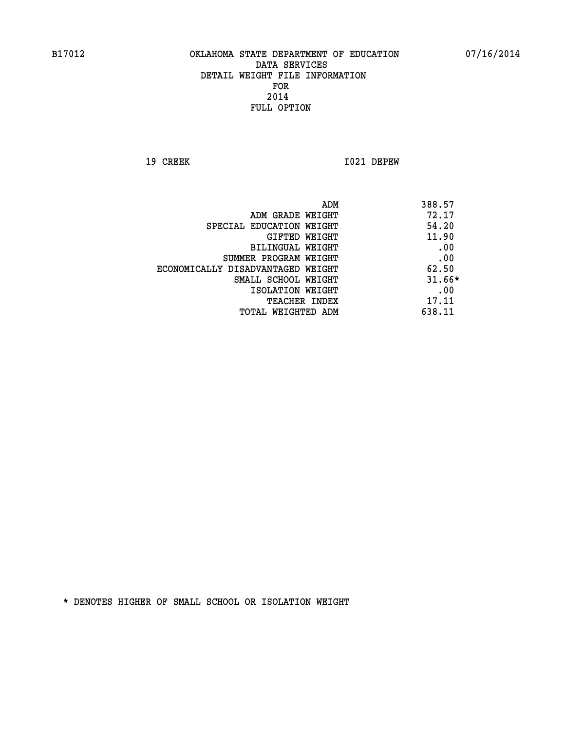B17012 OKLAHOMA STATE DEPARTMENT OF EDUCATION 07/16/2014

DATA SERVICES
DETAIL WEIGHT FILE INFORMATION
FOR
2014
FULL OPTION

19 CREEK I021 DEPEW

| | |
|---|---|
| ADM | 388.57 |
| ADM GRADE WEIGHT | 72.17 |
| SPECIAL EDUCATION WEIGHT | 54.20 |
| GIFTED WEIGHT | 11.90 |
| BILINGUAL WEIGHT | .00 |
| SUMMER PROGRAM WEIGHT | .00 |
| ECONOMICALLY DISADVANTAGED WEIGHT | 62.50 |
| SMALL SCHOOL WEIGHT | 31.66* |
| ISOLATION WEIGHT | .00 |
| TEACHER INDEX | 17.11 |
| TOTAL WEIGHTED ADM | 638.11 |

* DENOTES HIGHER OF SMALL SCHOOL OR ISOLATION WEIGHT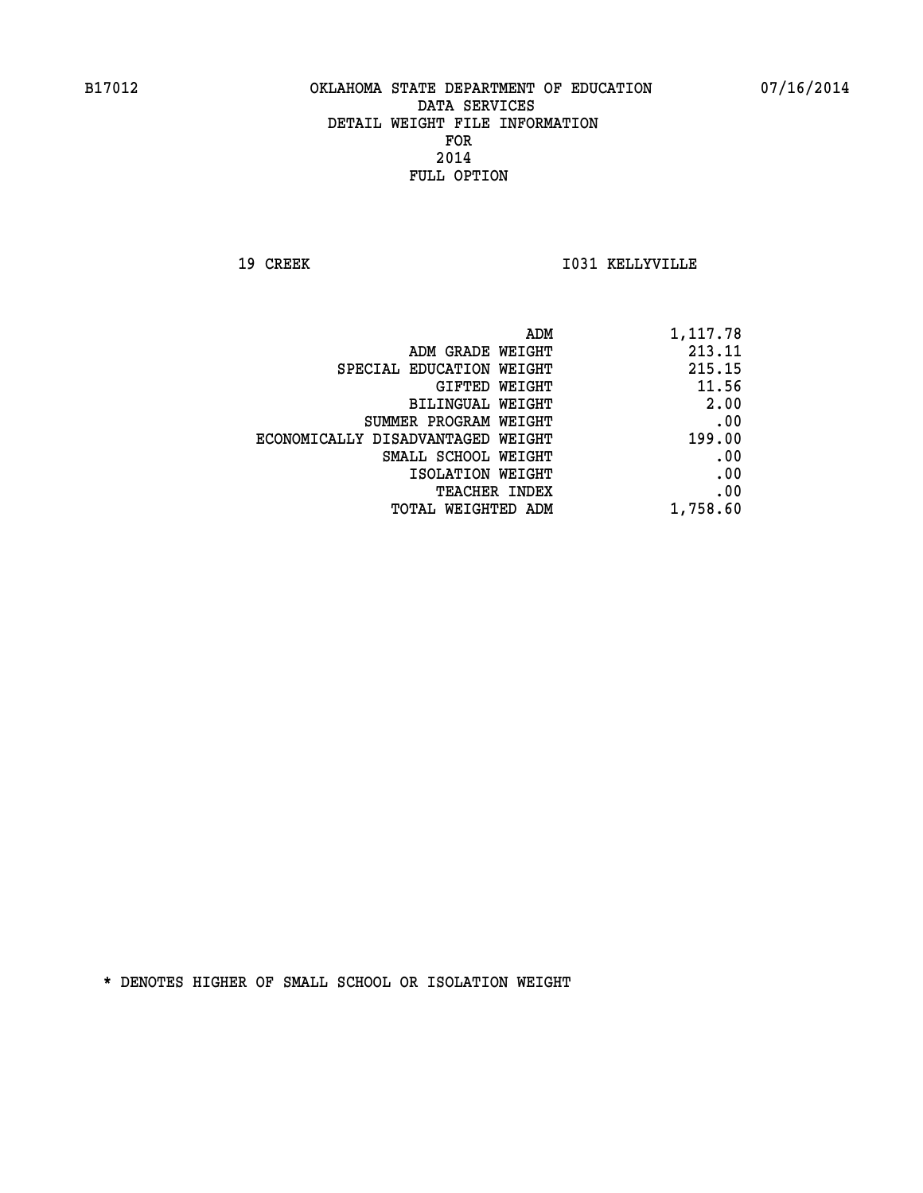B17012 OKLAHOMA STATE DEPARTMENT OF EDUCATION 07/16/2014

DATA SERVICES
DETAIL WEIGHT FILE INFORMATION
FOR
2014
FULL OPTION

19 CREEK I031 KELLYVILLE

| | |
|---|---|
| ADM | 1,117.78 |
| ADM GRADE WEIGHT | 213.11 |
| SPECIAL EDUCATION WEIGHT | 215.15 |
| GIFTED WEIGHT | 11.56 |
| BILINGUAL WEIGHT | 2.00 |
| SUMMER PROGRAM WEIGHT | .00 |
| ECONOMICALLY DISADVANTAGED WEIGHT | 199.00 |
| SMALL SCHOOL WEIGHT | .00 |
| ISOLATION WEIGHT | .00 |
| TEACHER INDEX | .00 |
| TOTAL WEIGHTED ADM | 1,758.60 |

* DENOTES HIGHER OF SMALL SCHOOL OR ISOLATION WEIGHT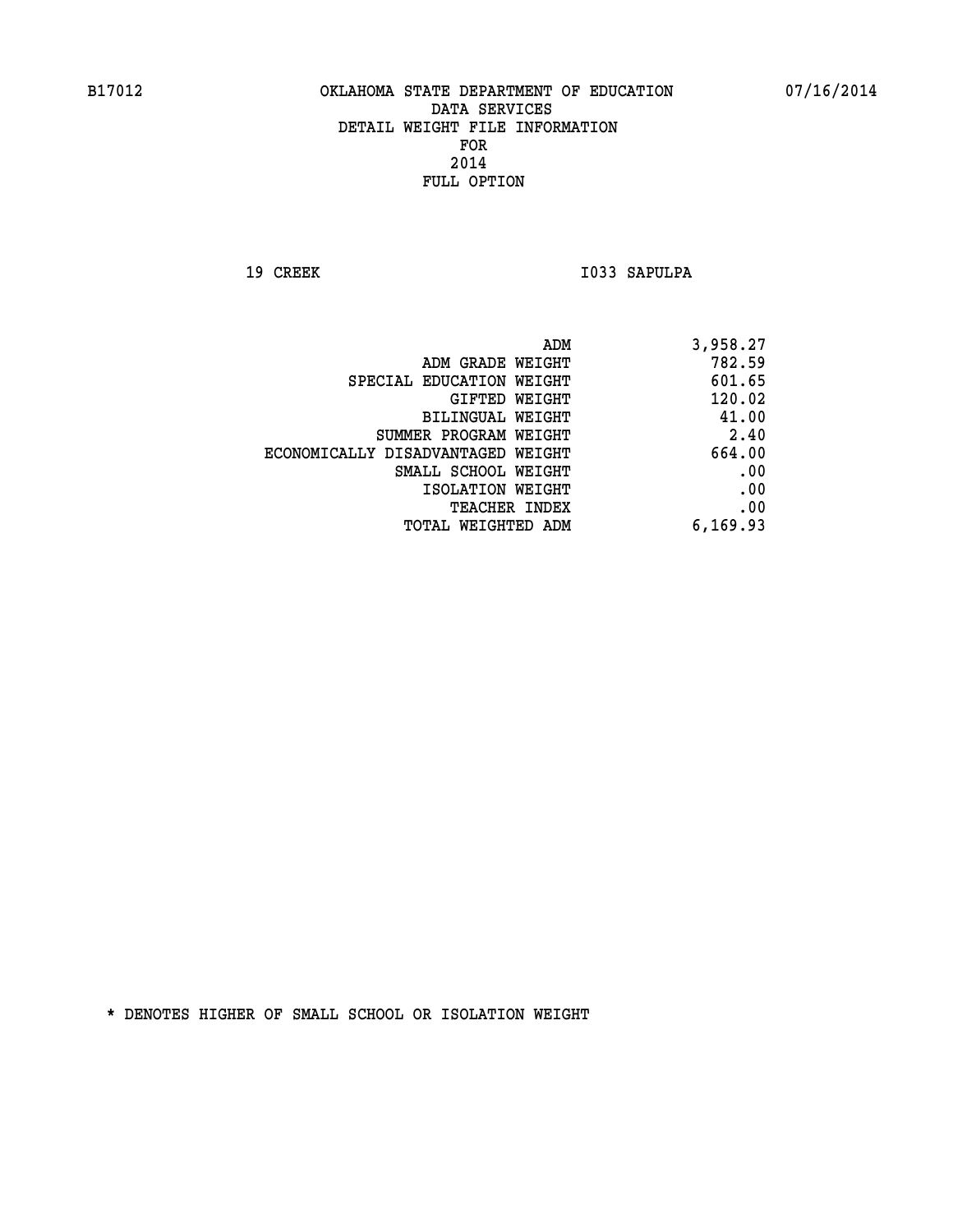B17012 OKLAHOMA STATE DEPARTMENT OF EDUCATION 07/16/2014

DATA SERVICES
DETAIL WEIGHT FILE INFORMATION
FOR
2014
FULL OPTION

19 CREEK I033 SAPULPA

| | |
|---|---|
| ADM | 3,958.27 |
| ADM GRADE WEIGHT | 782.59 |
| SPECIAL EDUCATION WEIGHT | 601.65 |
| GIFTED WEIGHT | 120.02 |
| BILINGUAL WEIGHT | 41.00 |
| SUMMER PROGRAM WEIGHT | 2.40 |
| ECONOMICALLY DISADVANTAGED WEIGHT | 664.00 |
| SMALL SCHOOL WEIGHT | .00 |
| ISOLATION WEIGHT | .00 |
| TEACHER INDEX | .00 |
| TOTAL WEIGHTED ADM | 6,169.93 |

* DENOTES HIGHER OF SMALL SCHOOL OR ISOLATION WEIGHT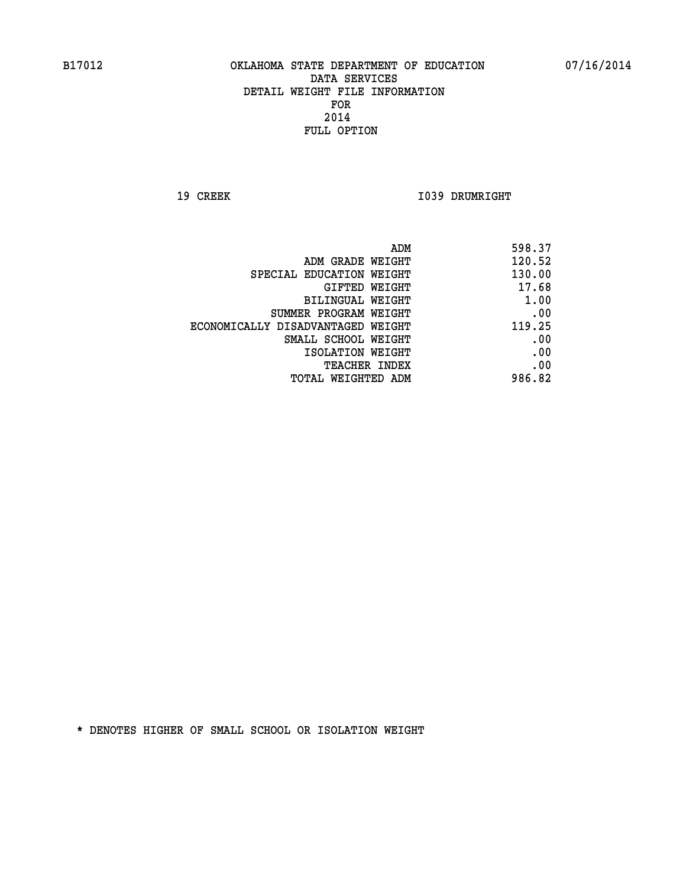B17012 OKLAHOMA STATE DEPARTMENT OF EDUCATION 07/16/2014

DATA SERVICES
DETAIL WEIGHT FILE INFORMATION
FOR
2014
FULL OPTION

19 CREEK I039 DRUMRIGHT

| | |
|---|---|
| ADM | 598.37 |
| ADM GRADE WEIGHT | 120.52 |
| SPECIAL EDUCATION WEIGHT | 130.00 |
| GIFTED WEIGHT | 17.68 |
| BILINGUAL WEIGHT | 1.00 |
| SUMMER PROGRAM WEIGHT | .00 |
| ECONOMICALLY DISADVANTAGED WEIGHT | 119.25 |
| SMALL SCHOOL WEIGHT | .00 |
| ISOLATION WEIGHT | .00 |
| TEACHER INDEX | .00 |
| TOTAL WEIGHTED ADM | 986.82 |

* DENOTES HIGHER OF SMALL SCHOOL OR ISOLATION WEIGHT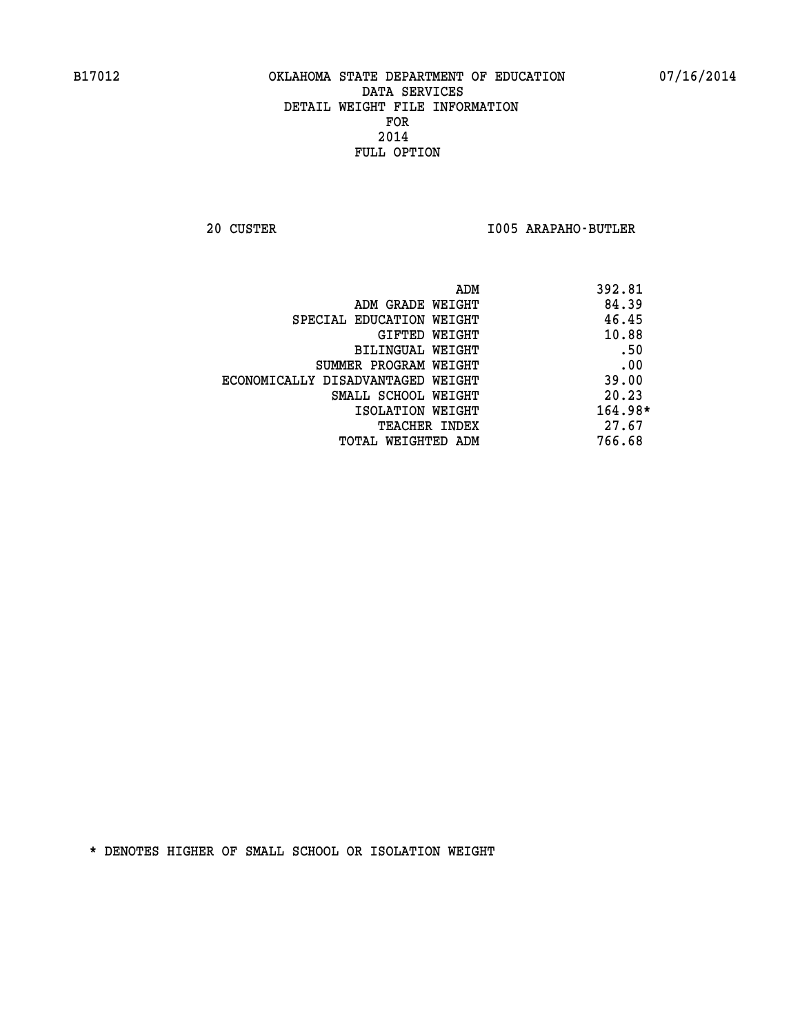B17012 OKLAHOMA STATE DEPARTMENT OF EDUCATION 07/16/2014

DATA SERVICES
DETAIL WEIGHT FILE INFORMATION
FOR
2014
FULL OPTION

20 CUSTER I005 ARAPAHO-BUTLER

| | |
|---|---|
| ADM | 392.81 |
| ADM GRADE WEIGHT | 84.39 |
| SPECIAL EDUCATION WEIGHT | 46.45 |
| GIFTED WEIGHT | 10.88 |
| BILINGUAL WEIGHT | .50 |
| SUMMER PROGRAM WEIGHT | .00 |
| ECONOMICALLY DISADVANTAGED WEIGHT | 39.00 |
| SMALL SCHOOL WEIGHT | 20.23 |
| ISOLATION WEIGHT | 164.98* |
| TEACHER INDEX | 27.67 |
| TOTAL WEIGHTED ADM | 766.68 |

* DENOTES HIGHER OF SMALL SCHOOL OR ISOLATION WEIGHT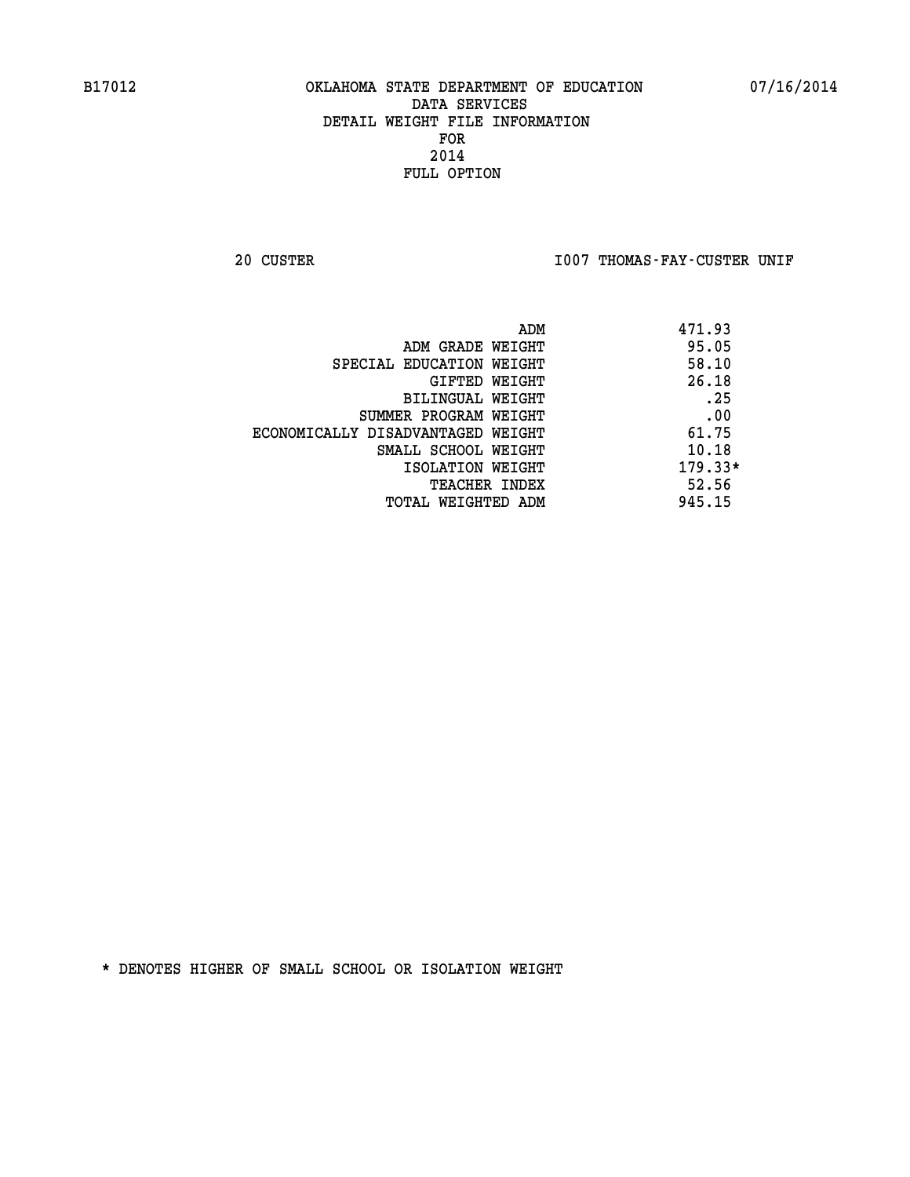B17012 OKLAHOMA STATE DEPARTMENT OF EDUCATION 07/16/2014

DATA SERVICES
DETAIL WEIGHT FILE INFORMATION
FOR
2014
FULL OPTION

20 CUSTER I007 THOMAS-FAY-CUSTER UNIF

| | |
|---|---|
| ADM | 471.93 |
| ADM GRADE WEIGHT | 95.05 |
| SPECIAL EDUCATION WEIGHT | 58.10 |
| GIFTED WEIGHT | 26.18 |
| BILINGUAL WEIGHT | .25 |
| SUMMER PROGRAM WEIGHT | .00 |
| ECONOMICALLY DISADVANTAGED WEIGHT | 61.75 |
| SMALL SCHOOL WEIGHT | 10.18 |
| ISOLATION WEIGHT | 179.33* |
| TEACHER INDEX | 52.56 |
| TOTAL WEIGHTED ADM | 945.15 |

* DENOTES HIGHER OF SMALL SCHOOL OR ISOLATION WEIGHT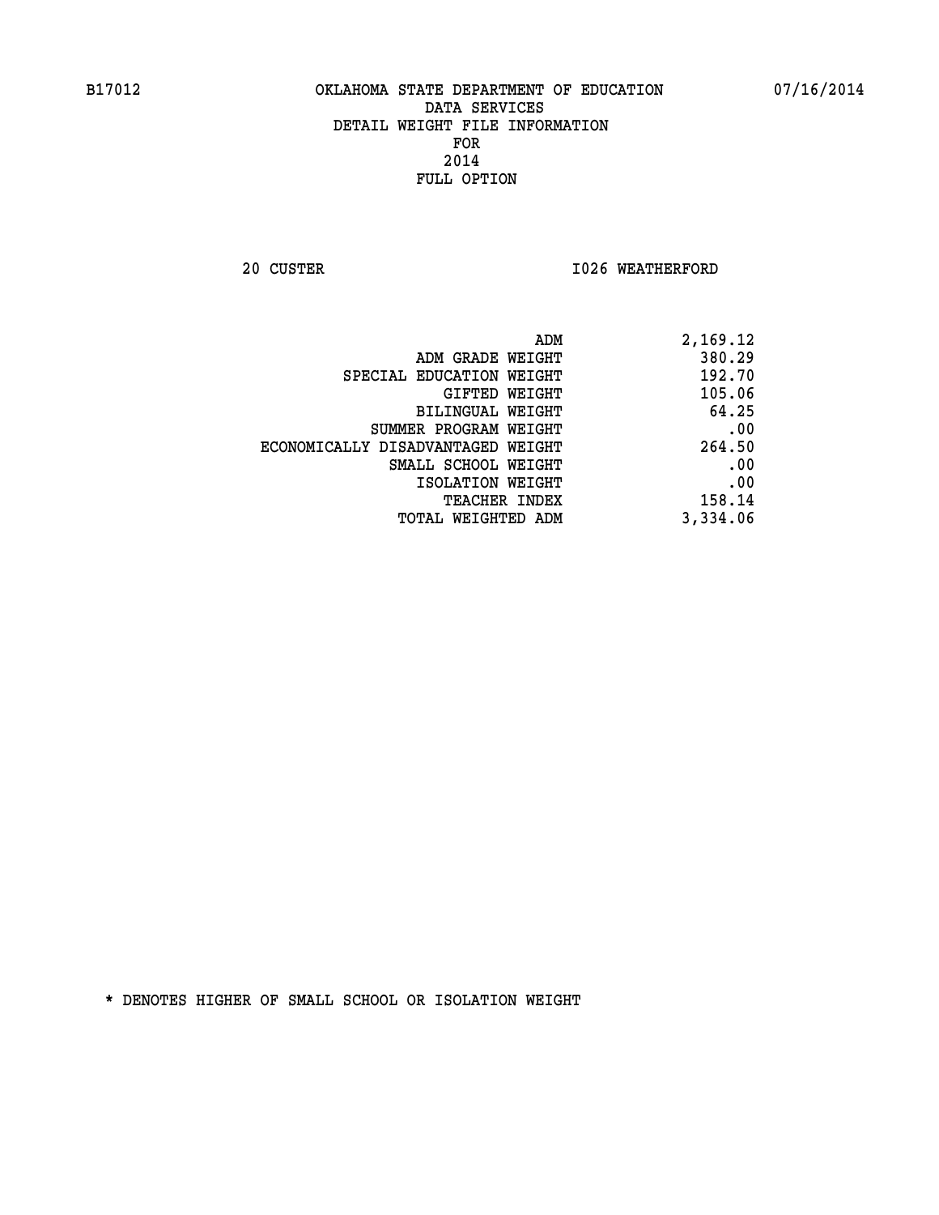B17012 OKLAHOMA STATE DEPARTMENT OF EDUCATION 07/16/2014

DATA SERVICES
DETAIL WEIGHT FILE INFORMATION
FOR
2014
FULL OPTION

20 CUSTER I026 WEATHERFORD

| | |
|---|---|
| ADM | 2,169.12 |
| ADM GRADE WEIGHT | 380.29 |
| SPECIAL EDUCATION WEIGHT | 192.70 |
| GIFTED WEIGHT | 105.06 |
| BILINGUAL WEIGHT | 64.25 |
| SUMMER PROGRAM WEIGHT | .00 |
| ECONOMICALLY DISADVANTAGED WEIGHT | 264.50 |
| SMALL SCHOOL WEIGHT | .00 |
| ISOLATION WEIGHT | .00 |
| TEACHER INDEX | 158.14 |
| TOTAL WEIGHTED ADM | 3,334.06 |

* DENOTES HIGHER OF SMALL SCHOOL OR ISOLATION WEIGHT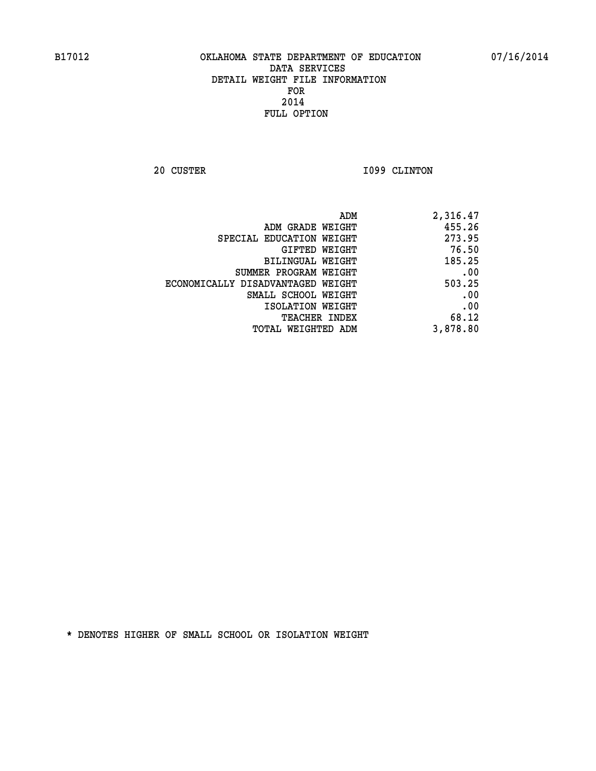B17012 OKLAHOMA STATE DEPARTMENT OF EDUCATION 07/16/2014

DATA SERVICES
DETAIL WEIGHT FILE INFORMATION
FOR
2014
FULL OPTION

20 CUSTER I099 CLINTON

| | |
|---|---|
| ADM | 2,316.47 |
| ADM GRADE WEIGHT | 455.26 |
| SPECIAL EDUCATION WEIGHT | 273.95 |
| GIFTED WEIGHT | 76.50 |
| BILINGUAL WEIGHT | 185.25 |
| SUMMER PROGRAM WEIGHT | .00 |
| ECONOMICALLY DISADVANTAGED WEIGHT | 503.25 |
| SMALL SCHOOL WEIGHT | .00 |
| ISOLATION WEIGHT | .00 |
| TEACHER INDEX | 68.12 |
| TOTAL WEIGHTED ADM | 3,878.80 |

* DENOTES HIGHER OF SMALL SCHOOL OR ISOLATION WEIGHT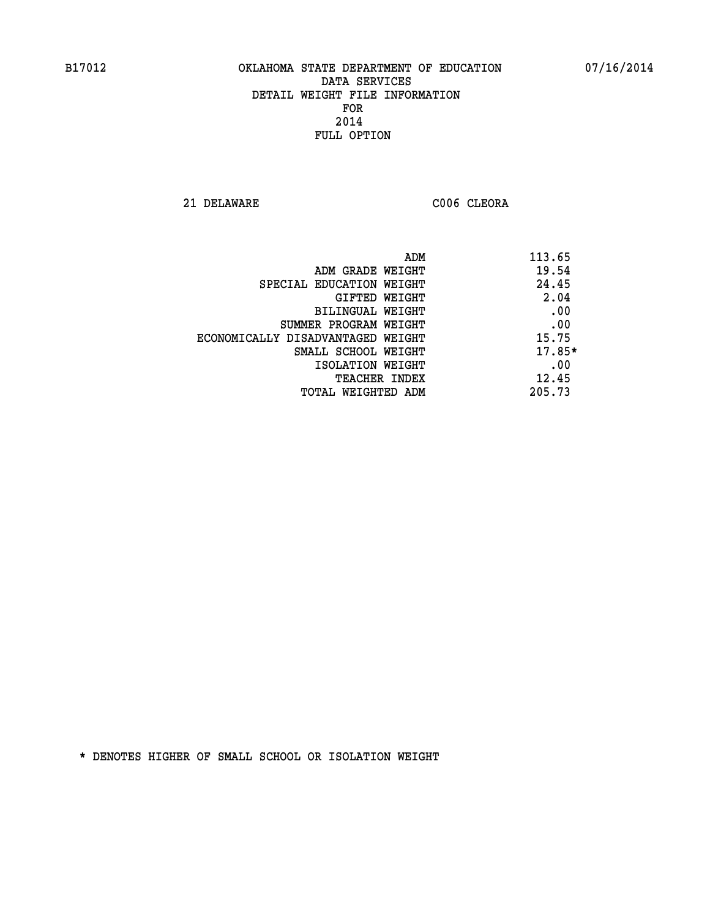# OKLAHOMA STATE DEPARTMENT OF EDUCATION
## DATA SERVICES
## DETAIL WEIGHT FILE INFORMATION
## FOR
## 2014
## FULL OPTION

B17012 — 07/16/2014

21 DELAWARE — C006 CLEORA

| | |
|---|---|
| ADM | 113.65 |
| ADM GRADE WEIGHT | 19.54 |
| SPECIAL EDUCATION WEIGHT | 24.45 |
| GIFTED WEIGHT | 2.04 |
| BILINGUAL WEIGHT | .00 |
| SUMMER PROGRAM WEIGHT | .00 |
| ECONOMICALLY DISADVANTAGED WEIGHT | 15.75 |
| SMALL SCHOOL WEIGHT | 17.85* |
| ISOLATION WEIGHT | .00 |
| TEACHER INDEX | 12.45 |
| TOTAL WEIGHTED ADM | 205.73 |

* DENOTES HIGHER OF SMALL SCHOOL OR ISOLATION WEIGHT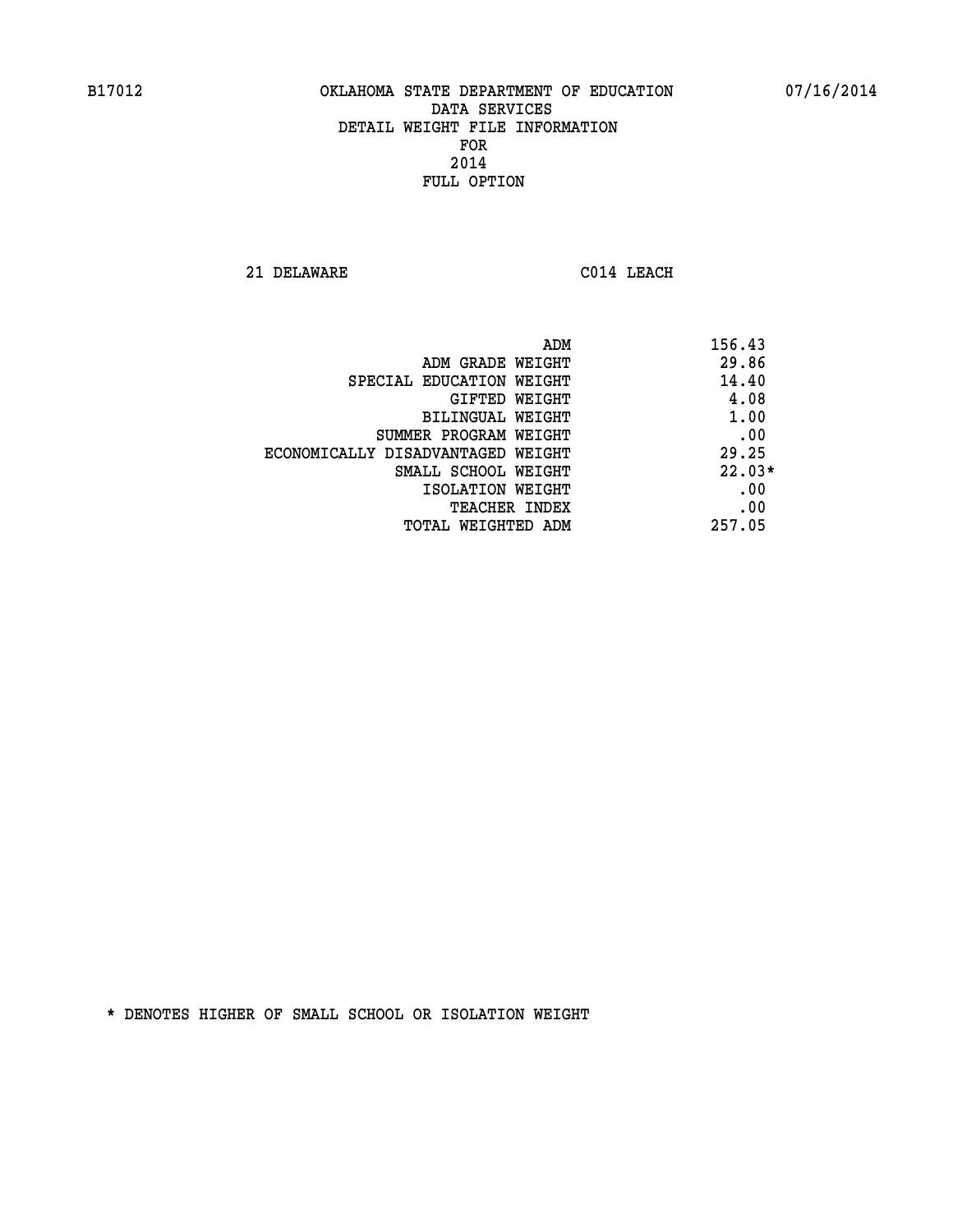B17012 OKLAHOMA STATE DEPARTMENT OF EDUCATION 07/16/2014

DATA SERVICES
DETAIL WEIGHT FILE INFORMATION
FOR
2014
FULL OPTION

21 DELAWARE C014 LEACH

| | |
|---|---|
| ADM | 156.43 |
| ADM GRADE WEIGHT | 29.86 |
| SPECIAL EDUCATION WEIGHT | 14.40 |
| GIFTED WEIGHT | 4.08 |
| BILINGUAL WEIGHT | 1.00 |
| SUMMER PROGRAM WEIGHT | .00 |
| ECONOMICALLY DISADVANTAGED WEIGHT | 29.25 |
| SMALL SCHOOL WEIGHT | 22.03* |
| ISOLATION WEIGHT | .00 |
| TEACHER INDEX | .00 |
| TOTAL WEIGHTED ADM | 257.05 |

* DENOTES HIGHER OF SMALL SCHOOL OR ISOLATION WEIGHT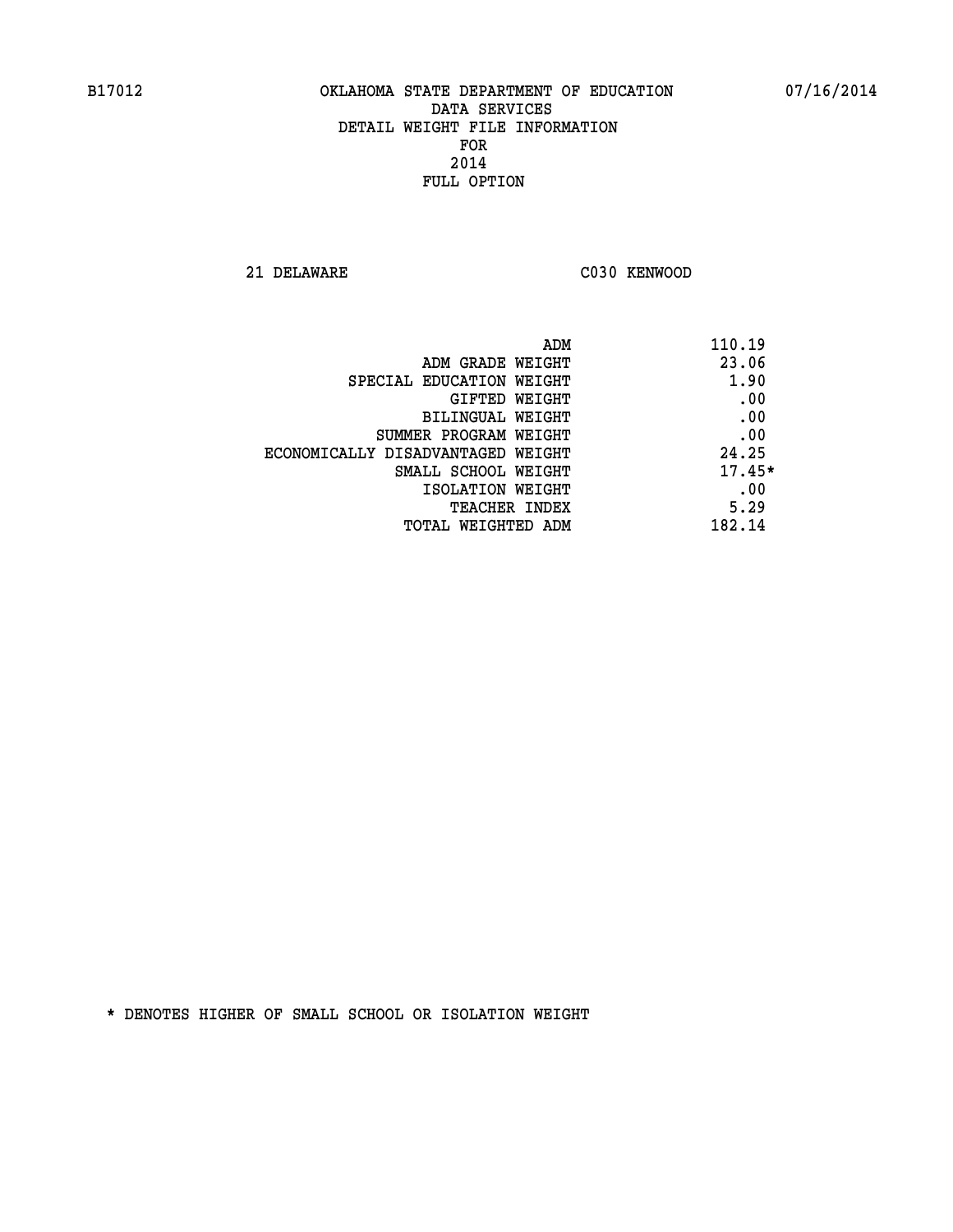B17012 OKLAHOMA STATE DEPARTMENT OF EDUCATION 07/16/2014

DATA SERVICES
DETAIL WEIGHT FILE INFORMATION
FOR
2014
FULL OPTION

21 DELAWARE C030 KENWOOD

| | |
|---|---|
| ADM | 110.19 |
| ADM GRADE WEIGHT | 23.06 |
| SPECIAL EDUCATION WEIGHT | 1.90 |
| GIFTED WEIGHT | .00 |
| BILINGUAL WEIGHT | .00 |
| SUMMER PROGRAM WEIGHT | .00 |
| ECONOMICALLY DISADVANTAGED WEIGHT | 24.25 |
| SMALL SCHOOL WEIGHT | 17.45* |
| ISOLATION WEIGHT | .00 |
| TEACHER INDEX | 5.29 |
| TOTAL WEIGHTED ADM | 182.14 |

* DENOTES HIGHER OF SMALL SCHOOL OR ISOLATION WEIGHT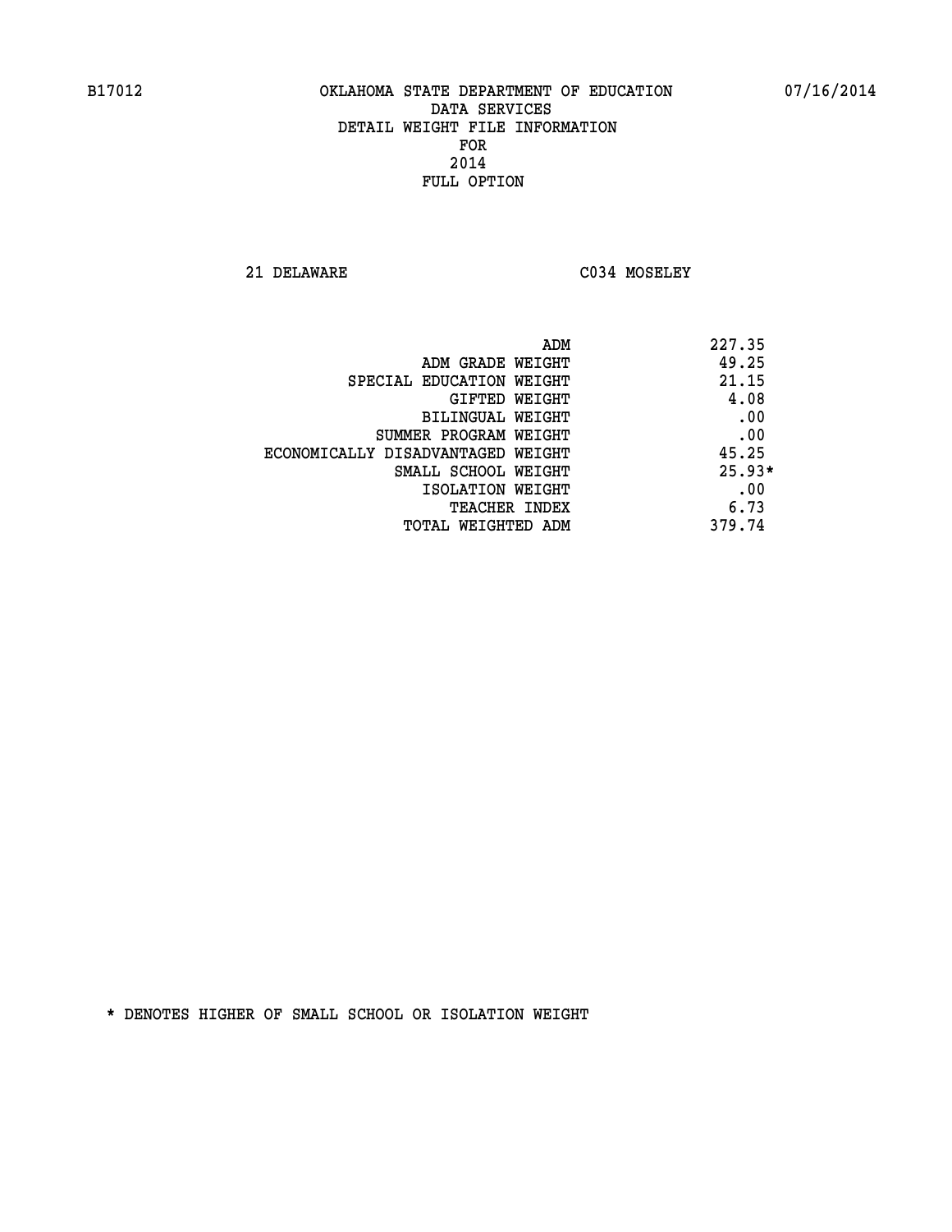B17012 OKLAHOMA STATE DEPARTMENT OF EDUCATION 07/16/2014

DATA SERVICES
DETAIL WEIGHT FILE INFORMATION
FOR
2014
FULL OPTION

21 DELAWARE C034 MOSELEY

| | |
|---|---|
| ADM | 227.35 |
| ADM GRADE WEIGHT | 49.25 |
| SPECIAL EDUCATION WEIGHT | 21.15 |
| GIFTED WEIGHT | 4.08 |
| BILINGUAL WEIGHT | .00 |
| SUMMER PROGRAM WEIGHT | .00 |
| ECONOMICALLY DISADVANTAGED WEIGHT | 45.25 |
| SMALL SCHOOL WEIGHT | 25.93* |
| ISOLATION WEIGHT | .00 |
| TEACHER INDEX | 6.73 |
| TOTAL WEIGHTED ADM | 379.74 |

* DENOTES HIGHER OF SMALL SCHOOL OR ISOLATION WEIGHT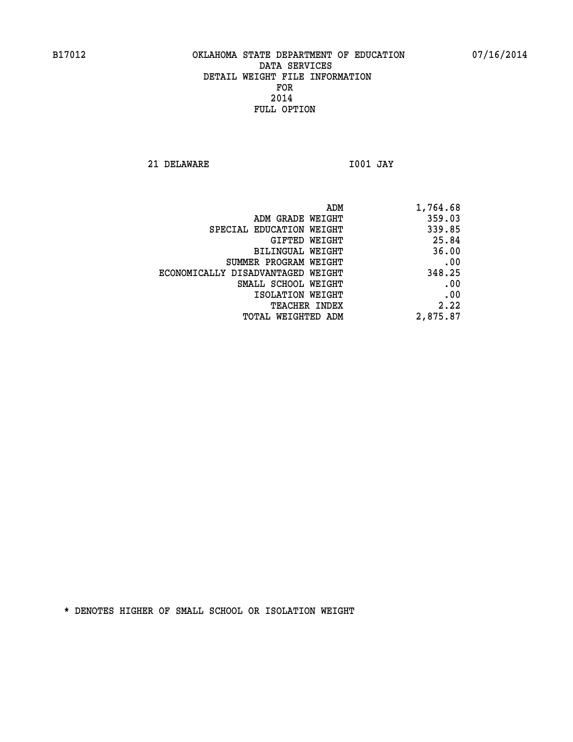B17012 OKLAHOMA STATE DEPARTMENT OF EDUCATION 07/16/2014

DATA SERVICES
DETAIL WEIGHT FILE INFORMATION
FOR
2014
FULL OPTION

21 DELAWARE I001 JAY

| | |
|---|---|
| ADM | 1,764.68 |
| ADM GRADE WEIGHT | 359.03 |
| SPECIAL EDUCATION WEIGHT | 339.85 |
| GIFTED WEIGHT | 25.84 |
| BILINGUAL WEIGHT | 36.00 |
| SUMMER PROGRAM WEIGHT | .00 |
| ECONOMICALLY DISADVANTAGED WEIGHT | 348.25 |
| SMALL SCHOOL WEIGHT | .00 |
| ISOLATION WEIGHT | .00 |
| TEACHER INDEX | 2.22 |
| TOTAL WEIGHTED ADM | 2,875.87 |

* DENOTES HIGHER OF SMALL SCHOOL OR ISOLATION WEIGHT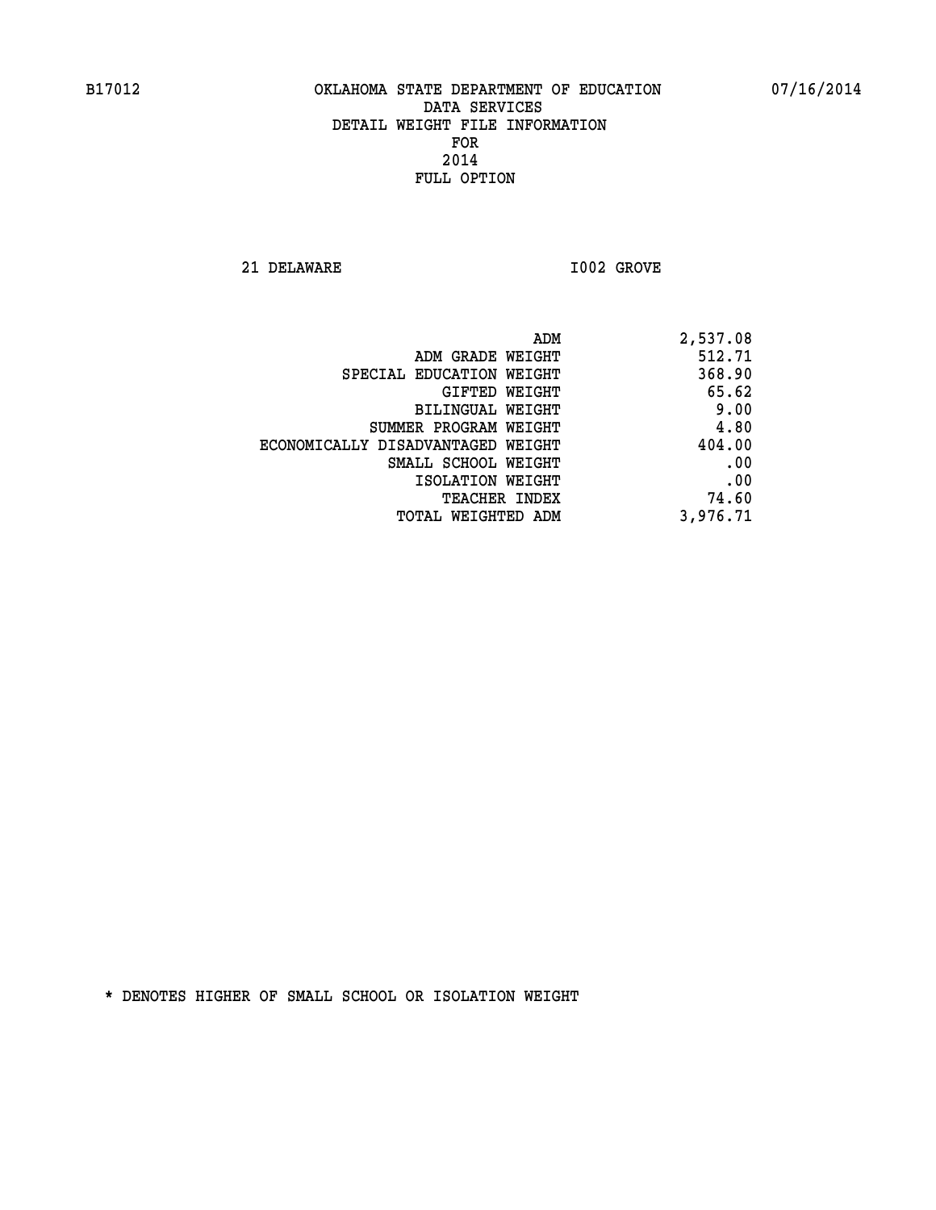B17012 OKLAHOMA STATE DEPARTMENT OF EDUCATION 07/16/2014

DATA SERVICES
DETAIL WEIGHT FILE INFORMATION
FOR
2014
FULL OPTION

21 DELAWARE I002 GROVE

| | |
|---|---|
| ADM | 2,537.08 |
| ADM GRADE WEIGHT | 512.71 |
| SPECIAL EDUCATION WEIGHT | 368.90 |
| GIFTED WEIGHT | 65.62 |
| BILINGUAL WEIGHT | 9.00 |
| SUMMER PROGRAM WEIGHT | 4.80 |
| ECONOMICALLY DISADVANTAGED WEIGHT | 404.00 |
| SMALL SCHOOL WEIGHT | .00 |
| ISOLATION WEIGHT | .00 |
| TEACHER INDEX | 74.60 |
| TOTAL WEIGHTED ADM | 3,976.71 |

* DENOTES HIGHER OF SMALL SCHOOL OR ISOLATION WEIGHT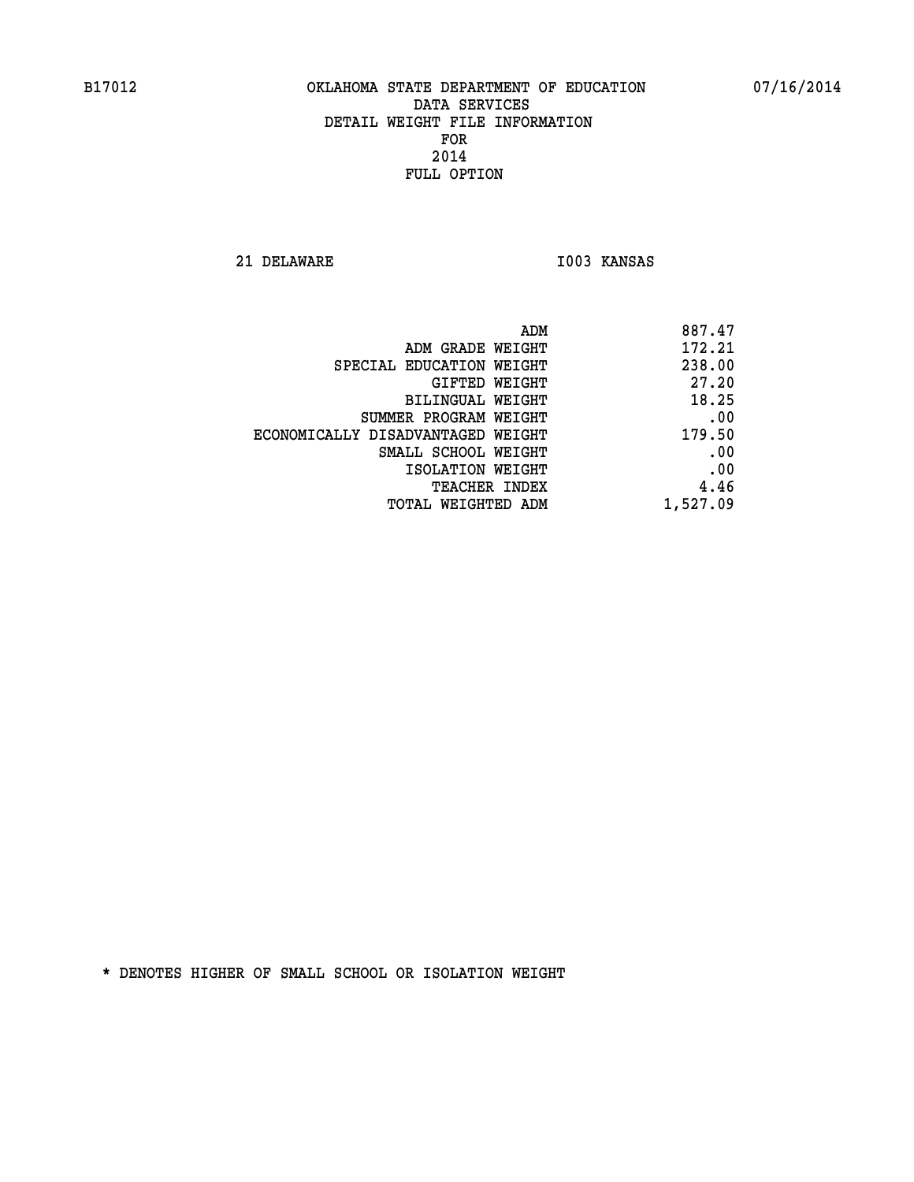B17012 OKLAHOMA STATE DEPARTMENT OF EDUCATION 07/16/2014

DATA SERVICES
DETAIL WEIGHT FILE INFORMATION
FOR
2014
FULL OPTION

21 DELAWARE I003 KANSAS

| | |
|---|---|
| ADM | 887.47 |
| ADM GRADE WEIGHT | 172.21 |
| SPECIAL EDUCATION WEIGHT | 238.00 |
| GIFTED WEIGHT | 27.20 |
| BILINGUAL WEIGHT | 18.25 |
| SUMMER PROGRAM WEIGHT | .00 |
| ECONOMICALLY DISADVANTAGED WEIGHT | 179.50 |
| SMALL SCHOOL WEIGHT | .00 |
| ISOLATION WEIGHT | .00 |
| TEACHER INDEX | 4.46 |
| TOTAL WEIGHTED ADM | 1,527.09 |

* DENOTES HIGHER OF SMALL SCHOOL OR ISOLATION WEIGHT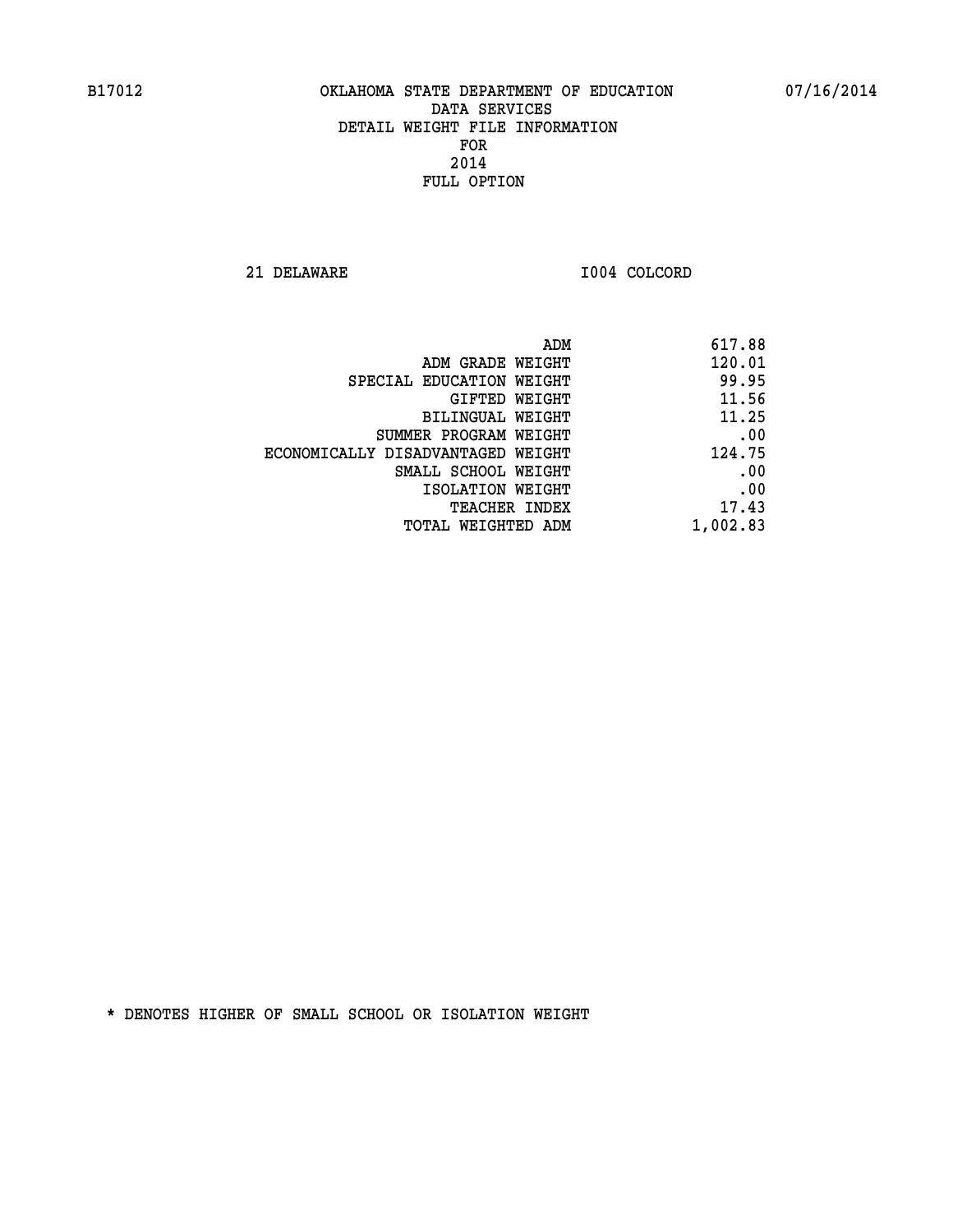# OKLAHOMA STATE DEPARTMENT OF EDUCATION
## DATA SERVICES
## DETAIL WEIGHT FILE INFORMATION
## FOR
## 2014
## FULL OPTION

B17012 07/16/2014

21 DELAWARE I004 COLCORD

| | |
|---|---:|
| ADM | 617.88 |
| ADM GRADE WEIGHT | 120.01 |
| SPECIAL EDUCATION WEIGHT | 99.95 |
| GIFTED WEIGHT | 11.56 |
| BILINGUAL WEIGHT | 11.25 |
| SUMMER PROGRAM WEIGHT | .00 |
| ECONOMICALLY DISADVANTAGED WEIGHT | 124.75 |
| SMALL SCHOOL WEIGHT | .00 |
| ISOLATION WEIGHT | .00 |
| TEACHER INDEX | 17.43 |
| TOTAL WEIGHTED ADM | 1,002.83 |

* DENOTES HIGHER OF SMALL SCHOOL OR ISOLATION WEIGHT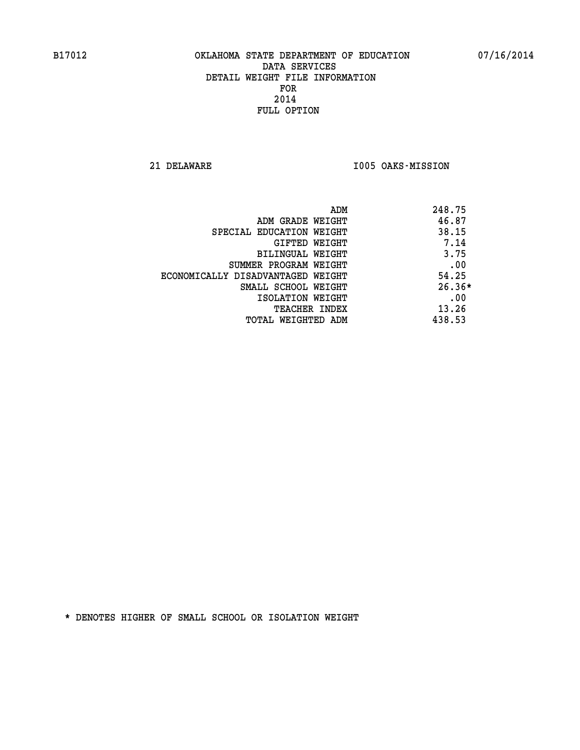B17012 OKLAHOMA STATE DEPARTMENT OF EDUCATION 07/16/2014

DATA SERVICES
DETAIL WEIGHT FILE INFORMATION
FOR
2014
FULL OPTION

21 DELAWARE I005 OAKS-MISSION

| | |
|---|---|
| ADM | 248.75 |
| ADM GRADE WEIGHT | 46.87 |
| SPECIAL EDUCATION WEIGHT | 38.15 |
| GIFTED WEIGHT | 7.14 |
| BILINGUAL WEIGHT | 3.75 |
| SUMMER PROGRAM WEIGHT | .00 |
| ECONOMICALLY DISADVANTAGED WEIGHT | 54.25 |
| SMALL SCHOOL WEIGHT | 26.36* |
| ISOLATION WEIGHT | .00 |
| TEACHER INDEX | 13.26 |
| TOTAL WEIGHTED ADM | 438.53 |

* DENOTES HIGHER OF SMALL SCHOOL OR ISOLATION WEIGHT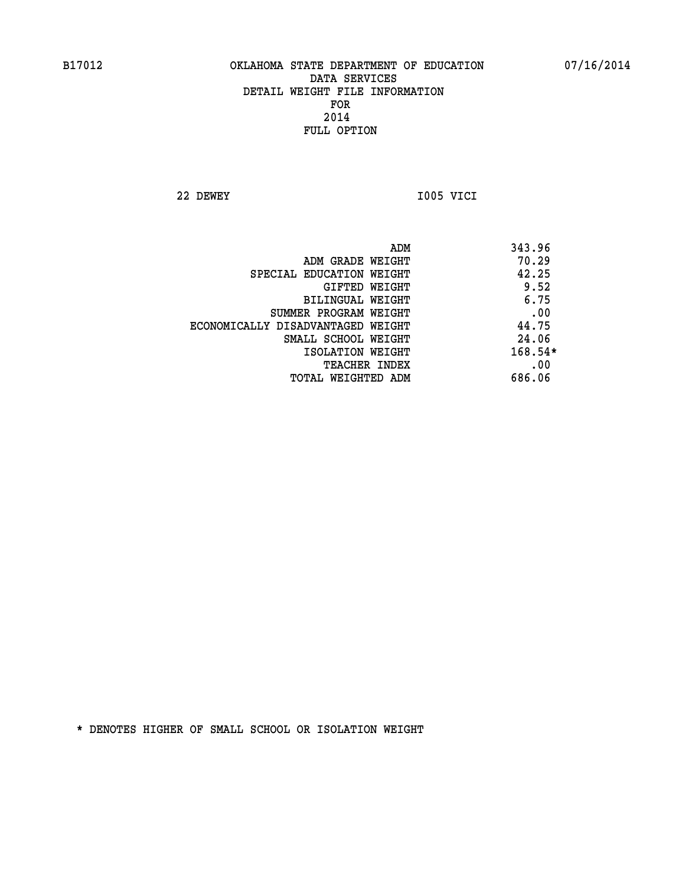B17012 OKLAHOMA STATE DEPARTMENT OF EDUCATION 07/16/2014

DATA SERVICES
DETAIL WEIGHT FILE INFORMATION
FOR
2014
FULL OPTION

22 DEWEY I005 VICI

| | |
|---|---|
| ADM | 343.96 |
| ADM GRADE WEIGHT | 70.29 |
| SPECIAL EDUCATION WEIGHT | 42.25 |
| GIFTED WEIGHT | 9.52 |
| BILINGUAL WEIGHT | 6.75 |
| SUMMER PROGRAM WEIGHT | .00 |
| ECONOMICALLY DISADVANTAGED WEIGHT | 44.75 |
| SMALL SCHOOL WEIGHT | 24.06 |
| ISOLATION WEIGHT | 168.54* |
| TEACHER INDEX | .00 |
| TOTAL WEIGHTED ADM | 686.06 |

* DENOTES HIGHER OF SMALL SCHOOL OR ISOLATION WEIGHT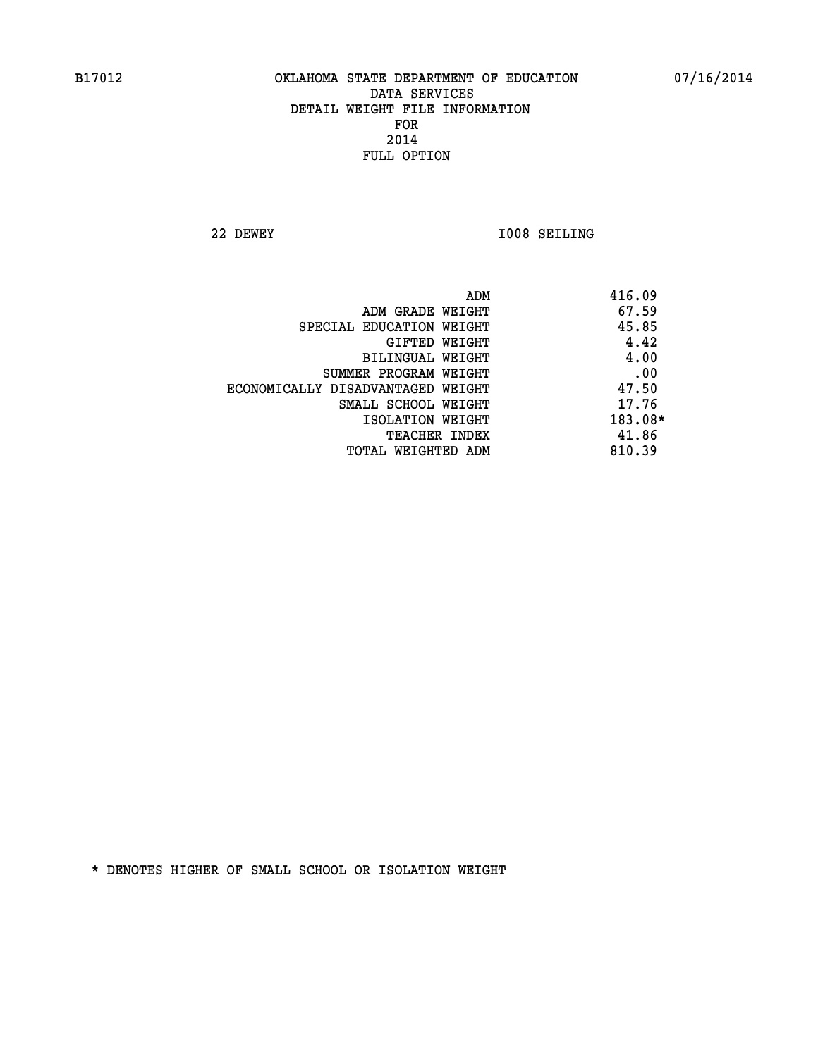B17012 OKLAHOMA STATE DEPARTMENT OF EDUCATION 07/16/2014

DATA SERVICES
DETAIL WEIGHT FILE INFORMATION
FOR
2014
FULL OPTION

22 DEWEY I008 SEILING

| | |
|---|---|
| ADM | 416.09 |
| ADM GRADE WEIGHT | 67.59 |
| SPECIAL EDUCATION WEIGHT | 45.85 |
| GIFTED WEIGHT | 4.42 |
| BILINGUAL WEIGHT | 4.00 |
| SUMMER PROGRAM WEIGHT | .00 |
| ECONOMICALLY DISADVANTAGED WEIGHT | 47.50 |
| SMALL SCHOOL WEIGHT | 17.76 |
| ISOLATION WEIGHT | 183.08* |
| TEACHER INDEX | 41.86 |
| TOTAL WEIGHTED ADM | 810.39 |

* DENOTES HIGHER OF SMALL SCHOOL OR ISOLATION WEIGHT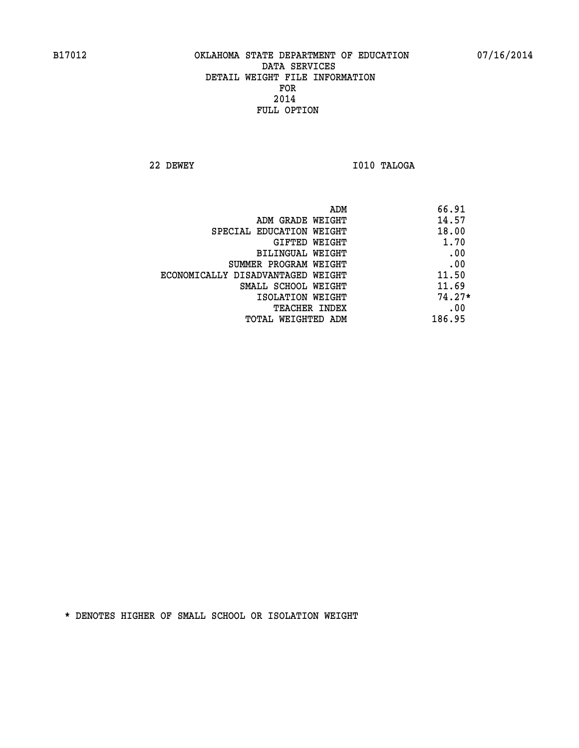B17012 OKLAHOMA STATE DEPARTMENT OF EDUCATION 07/16/2014

DATA SERVICES
DETAIL WEIGHT FILE INFORMATION
FOR
2014
FULL OPTION

22 DEWEY I010 TALOGA

| | |
|---|---|
| ADM | 66.91 |
| ADM GRADE WEIGHT | 14.57 |
| SPECIAL EDUCATION WEIGHT | 18.00 |
| GIFTED WEIGHT | 1.70 |
| BILINGUAL WEIGHT | .00 |
| SUMMER PROGRAM WEIGHT | .00 |
| ECONOMICALLY DISADVANTAGED WEIGHT | 11.50 |
| SMALL SCHOOL WEIGHT | 11.69 |
| ISOLATION WEIGHT | 74.27* |
| TEACHER INDEX | .00 |
| TOTAL WEIGHTED ADM | 186.95 |

* DENOTES HIGHER OF SMALL SCHOOL OR ISOLATION WEIGHT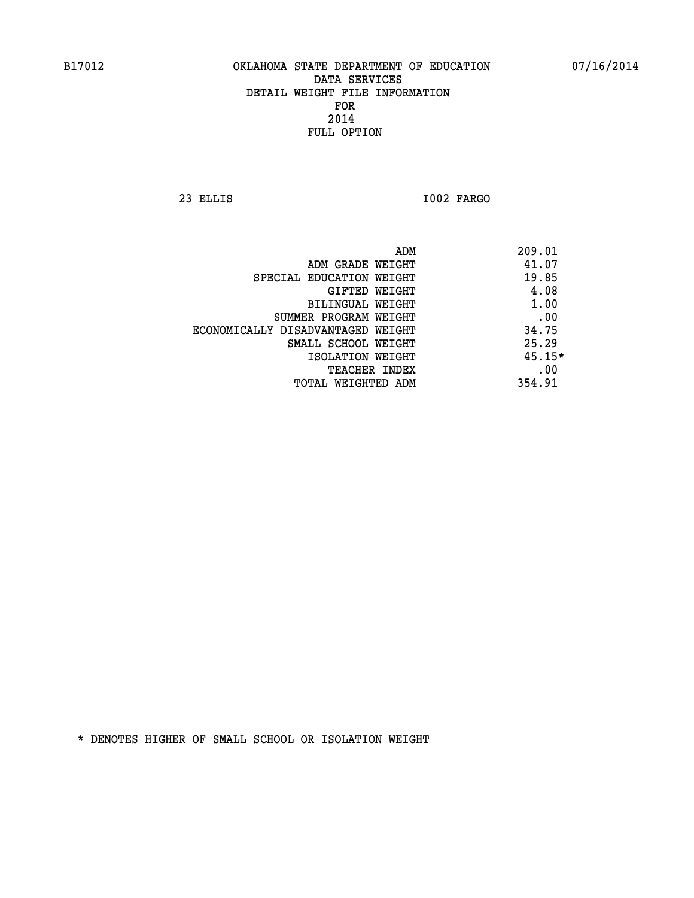B17012 OKLAHOMA STATE DEPARTMENT OF EDUCATION 07/16/2014

DATA SERVICES
DETAIL WEIGHT FILE INFORMATION
FOR
2014
FULL OPTION

23 ELLIS I002 FARGO

| | |
|---|---|
| ADM | 209.01 |
| ADM GRADE WEIGHT | 41.07 |
| SPECIAL EDUCATION WEIGHT | 19.85 |
| GIFTED WEIGHT | 4.08 |
| BILINGUAL WEIGHT | 1.00 |
| SUMMER PROGRAM WEIGHT | .00 |
| ECONOMICALLY DISADVANTAGED WEIGHT | 34.75 |
| SMALL SCHOOL WEIGHT | 25.29 |
| ISOLATION WEIGHT | 45.15* |
| TEACHER INDEX | .00 |
| TOTAL WEIGHTED ADM | 354.91 |

* DENOTES HIGHER OF SMALL SCHOOL OR ISOLATION WEIGHT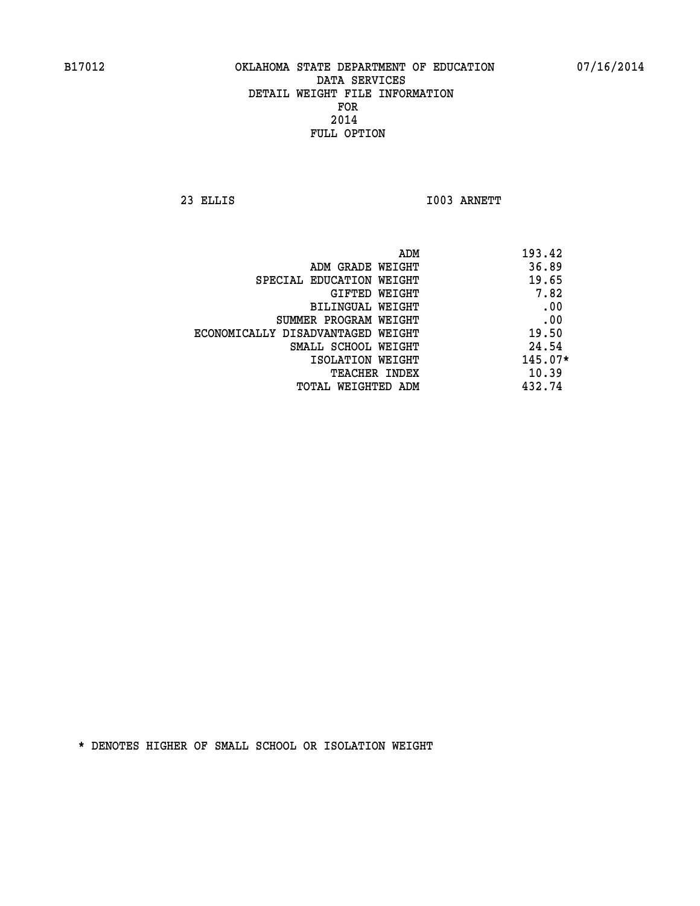B17012 OKLAHOMA STATE DEPARTMENT OF EDUCATION 07/16/2014

DATA SERVICES
DETAIL WEIGHT FILE INFORMATION
FOR
2014
FULL OPTION

23 ELLIS I003 ARNETT

| | |
|---|---|
| ADM | 193.42 |
| ADM GRADE WEIGHT | 36.89 |
| SPECIAL EDUCATION WEIGHT | 19.65 |
| GIFTED WEIGHT | 7.82 |
| BILINGUAL WEIGHT | .00 |
| SUMMER PROGRAM WEIGHT | .00 |
| ECONOMICALLY DISADVANTAGED WEIGHT | 19.50 |
| SMALL SCHOOL WEIGHT | 24.54 |
| ISOLATION WEIGHT | 145.07* |
| TEACHER INDEX | 10.39 |
| TOTAL WEIGHTED ADM | 432.74 |

* DENOTES HIGHER OF SMALL SCHOOL OR ISOLATION WEIGHT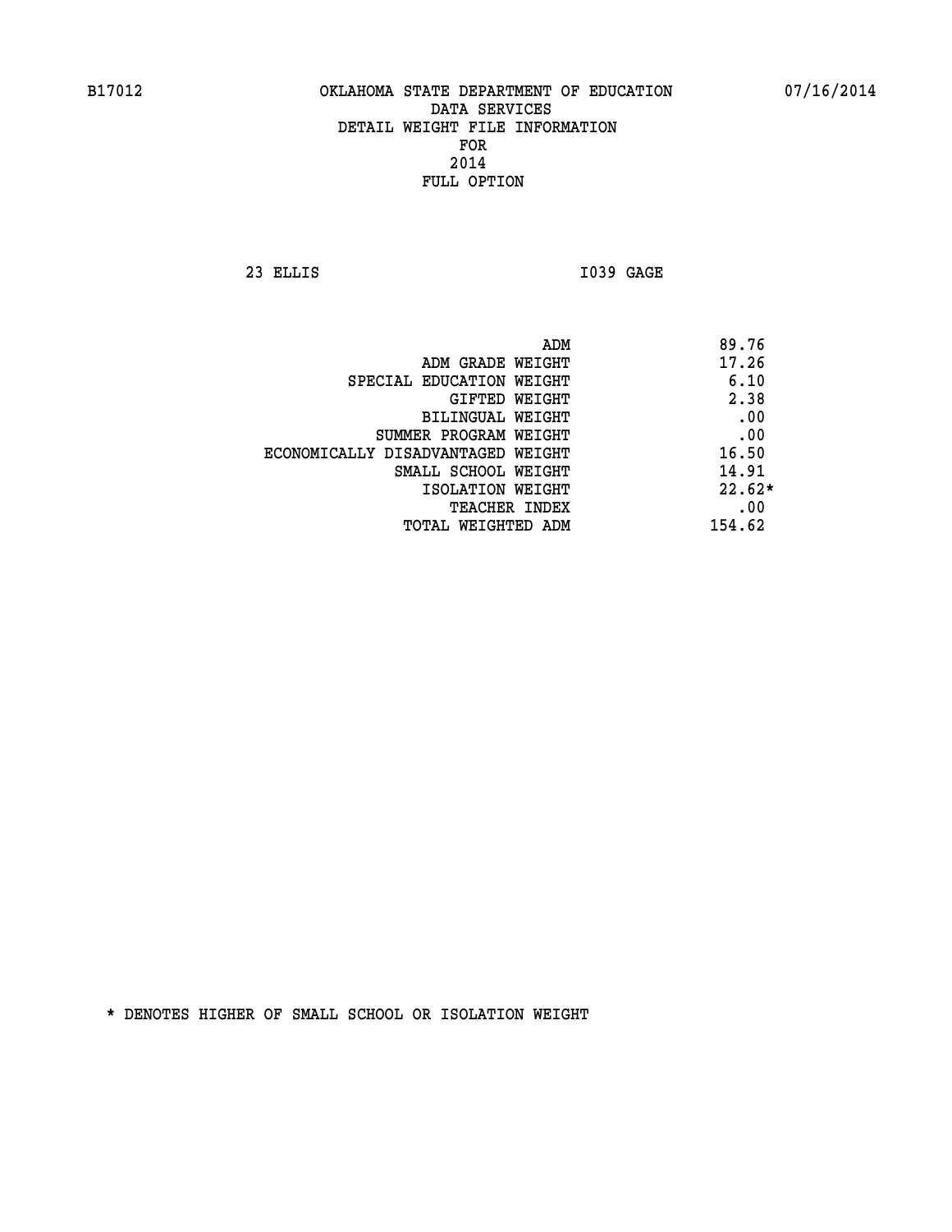B17012 OKLAHOMA STATE DEPARTMENT OF EDUCATION 07/16/2014

DATA SERVICES
DETAIL WEIGHT FILE INFORMATION
FOR
2014
FULL OPTION

23 ELLIS I039 GAGE

| | |
|---|---|
| ADM | 89.76 |
| ADM GRADE WEIGHT | 17.26 |
| SPECIAL EDUCATION WEIGHT | 6.10 |
| GIFTED WEIGHT | 2.38 |
| BILINGUAL WEIGHT | .00 |
| SUMMER PROGRAM WEIGHT | .00 |
| ECONOMICALLY DISADVANTAGED WEIGHT | 16.50 |
| SMALL SCHOOL WEIGHT | 14.91 |
| ISOLATION WEIGHT | 22.62* |
| TEACHER INDEX | .00 |
| TOTAL WEIGHTED ADM | 154.62 |

* DENOTES HIGHER OF SMALL SCHOOL OR ISOLATION WEIGHT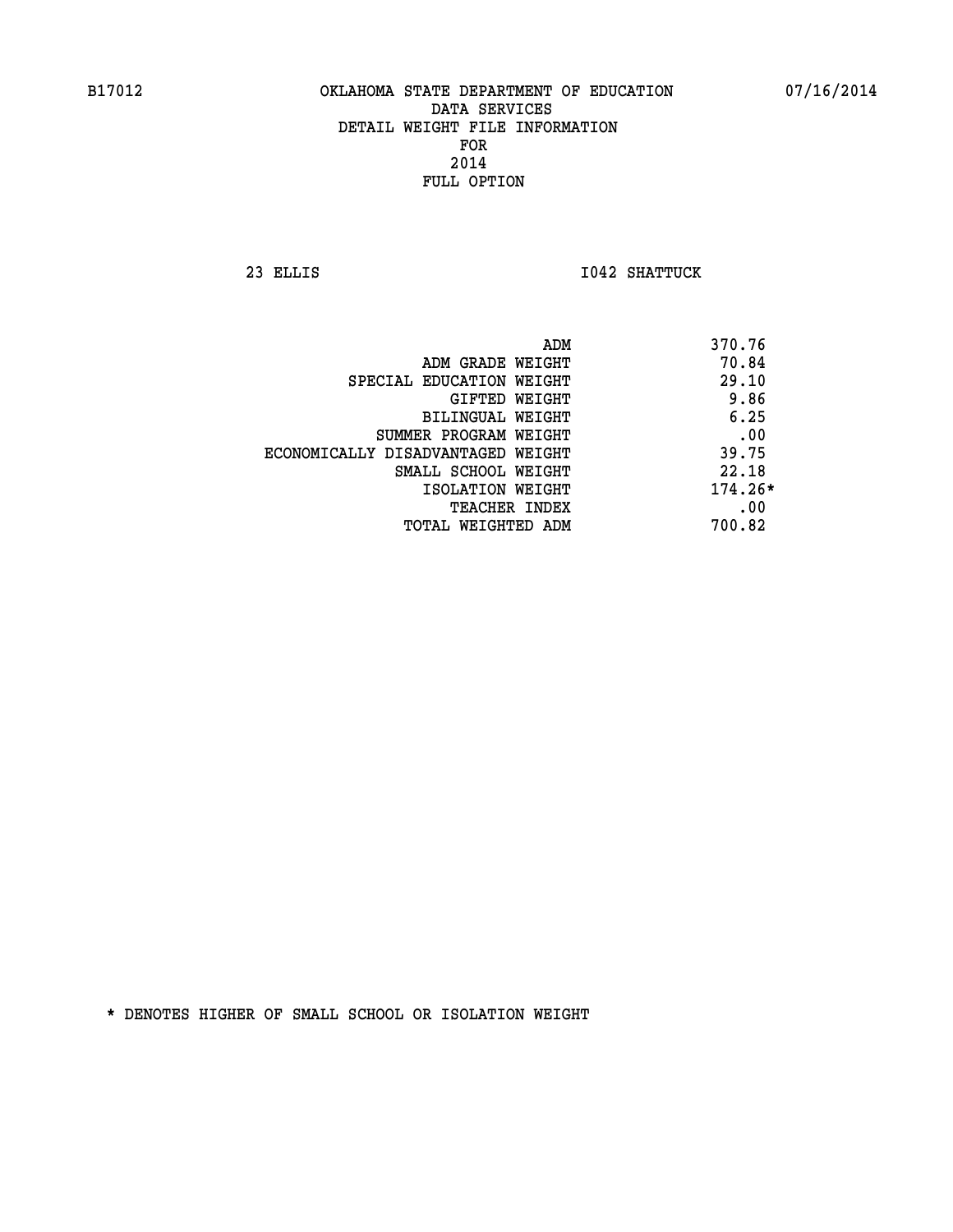B17012 OKLAHOMA STATE DEPARTMENT OF EDUCATION 07/16/2014

DATA SERVICES
DETAIL WEIGHT FILE INFORMATION
FOR
2014
FULL OPTION

23 ELLIS I042 SHATTUCK

| | |
|---|---|
| ADM | 370.76 |
| ADM GRADE WEIGHT | 70.84 |
| SPECIAL EDUCATION WEIGHT | 29.10 |
| GIFTED WEIGHT | 9.86 |
| BILINGUAL WEIGHT | 6.25 |
| SUMMER PROGRAM WEIGHT | .00 |
| ECONOMICALLY DISADVANTAGED WEIGHT | 39.75 |
| SMALL SCHOOL WEIGHT | 22.18 |
| ISOLATION WEIGHT | 174.26* |
| TEACHER INDEX | .00 |
| TOTAL WEIGHTED ADM | 700.82 |

* DENOTES HIGHER OF SMALL SCHOOL OR ISOLATION WEIGHT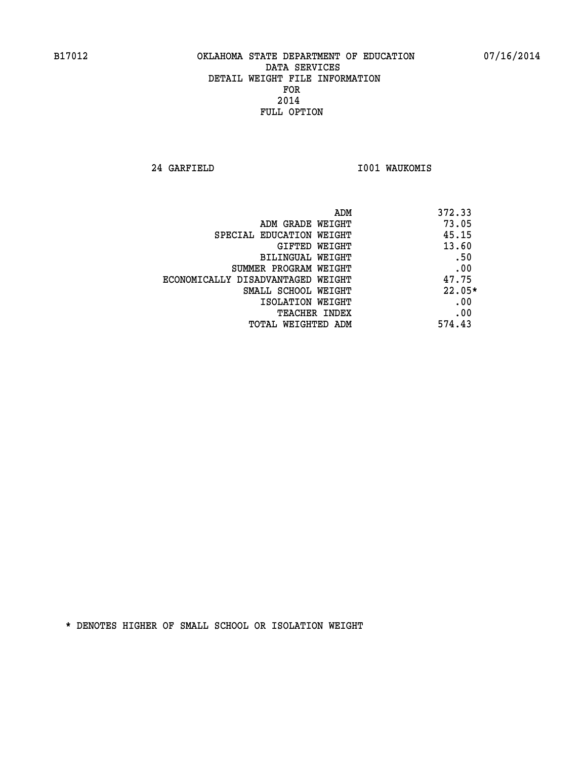B17012 OKLAHOMA STATE DEPARTMENT OF EDUCATION 07/16/2014

DATA SERVICES
DETAIL WEIGHT FILE INFORMATION
FOR
2014
FULL OPTION

24 GARFIELD I001 WAUKOMIS

| | |
|---|---|
| ADM | 372.33 |
| ADM GRADE WEIGHT | 73.05 |
| SPECIAL EDUCATION WEIGHT | 45.15 |
| GIFTED WEIGHT | 13.60 |
| BILINGUAL WEIGHT | .50 |
| SUMMER PROGRAM WEIGHT | .00 |
| ECONOMICALLY DISADVANTAGED WEIGHT | 47.75 |
| SMALL SCHOOL WEIGHT | 22.05* |
| ISOLATION WEIGHT | .00 |
| TEACHER INDEX | .00 |
| TOTAL WEIGHTED ADM | 574.43 |

* DENOTES HIGHER OF SMALL SCHOOL OR ISOLATION WEIGHT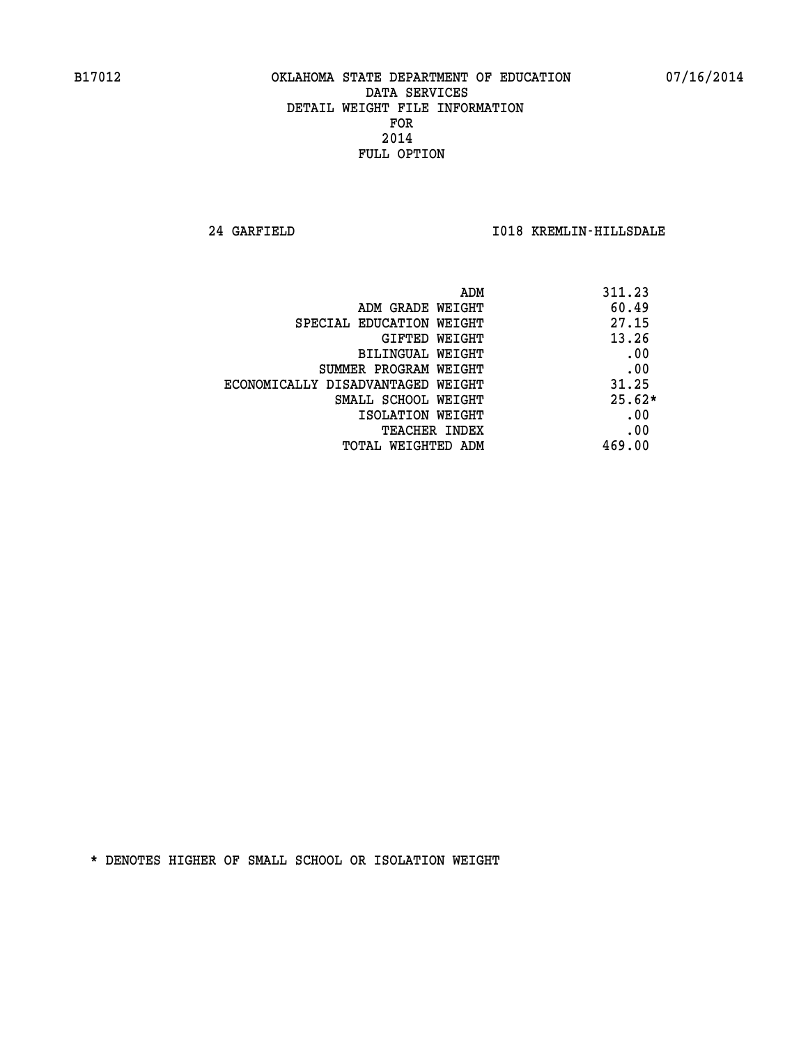B17012 OKLAHOMA STATE DEPARTMENT OF EDUCATION 07/16/2014
DATA SERVICES
DETAIL WEIGHT FILE INFORMATION
FOR
2014
FULL OPTION

24 GARFIELD I018 KREMLIN-HILLSDALE

| | |
|---|---|
| ADM | 311.23 |
| ADM GRADE WEIGHT | 60.49 |
| SPECIAL EDUCATION WEIGHT | 27.15 |
| GIFTED WEIGHT | 13.26 |
| BILINGUAL WEIGHT | .00 |
| SUMMER PROGRAM WEIGHT | .00 |
| ECONOMICALLY DISADVANTAGED WEIGHT | 31.25 |
| SMALL SCHOOL WEIGHT | 25.62* |
| ISOLATION WEIGHT | .00 |
| TEACHER INDEX | .00 |
| TOTAL WEIGHTED ADM | 469.00 |

* DENOTES HIGHER OF SMALL SCHOOL OR ISOLATION WEIGHT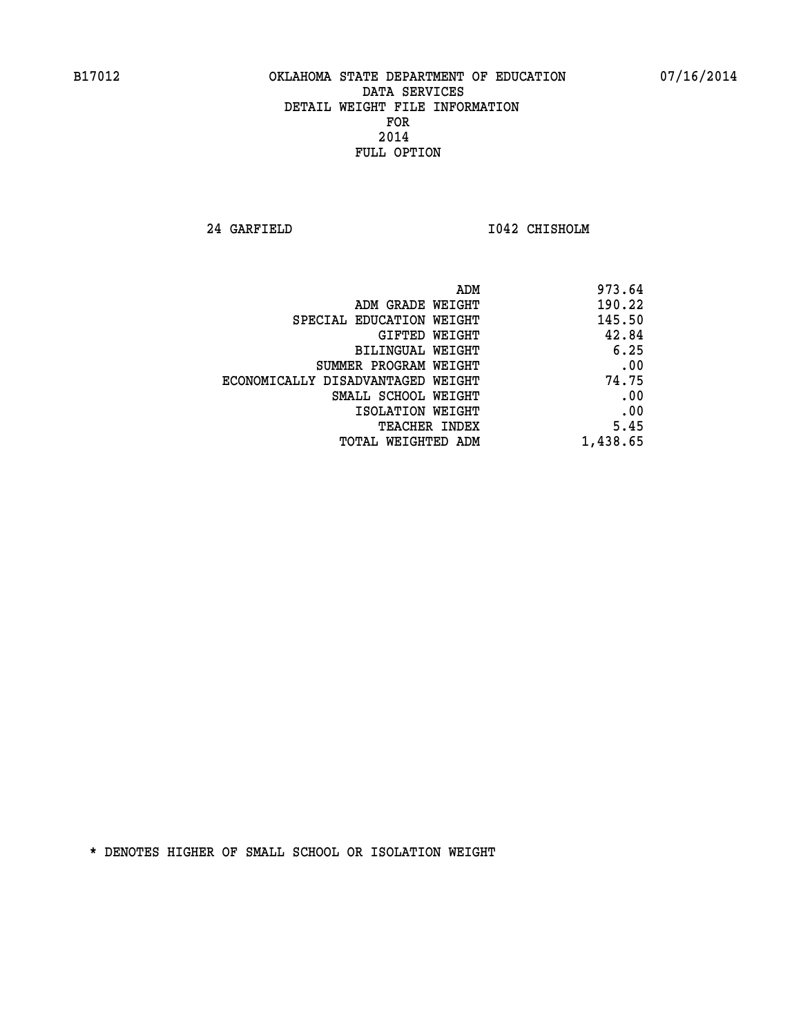B17012 OKLAHOMA STATE DEPARTMENT OF EDUCATION 07/16/2014

DATA SERVICES
DETAIL WEIGHT FILE INFORMATION
FOR
2014
FULL OPTION

24 GARFIELD I042 CHISHOLM

| | |
|---|---|
| ADM | 973.64 |
| ADM GRADE WEIGHT | 190.22 |
| SPECIAL EDUCATION WEIGHT | 145.50 |
| GIFTED WEIGHT | 42.84 |
| BILINGUAL WEIGHT | 6.25 |
| SUMMER PROGRAM WEIGHT | .00 |
| ECONOMICALLY DISADVANTAGED WEIGHT | 74.75 |
| SMALL SCHOOL WEIGHT | .00 |
| ISOLATION WEIGHT | .00 |
| TEACHER INDEX | 5.45 |
| TOTAL WEIGHTED ADM | 1,438.65 |

* DENOTES HIGHER OF SMALL SCHOOL OR ISOLATION WEIGHT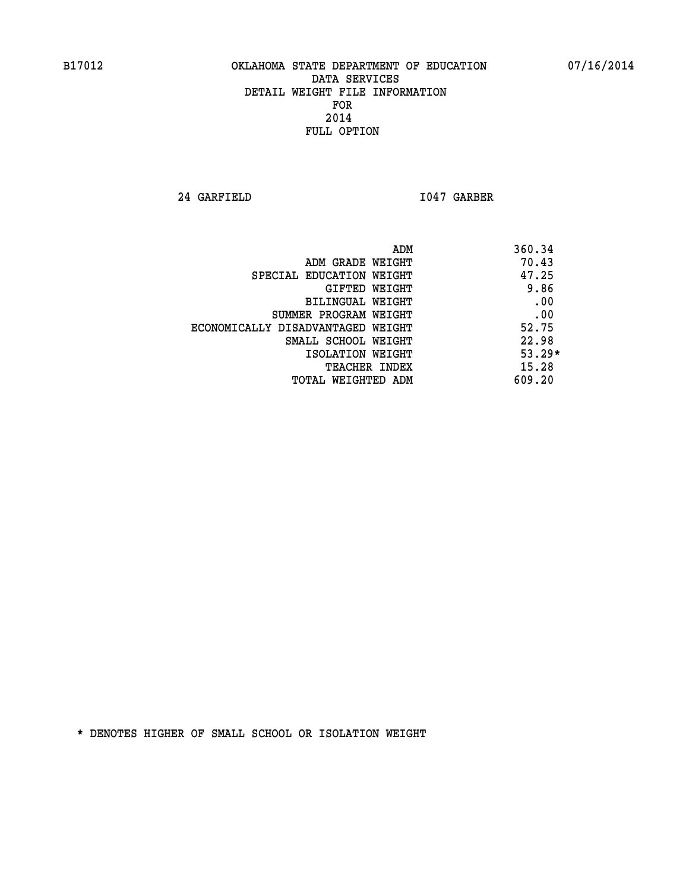B17012 OKLAHOMA STATE DEPARTMENT OF EDUCATION 07/16/2014

DATA SERVICES
DETAIL WEIGHT FILE INFORMATION
FOR
2014
FULL OPTION

24 GARFIELD I047 GARBER

| | |
|---|---|
| ADM | 360.34 |
| ADM GRADE WEIGHT | 70.43 |
| SPECIAL EDUCATION WEIGHT | 47.25 |
| GIFTED WEIGHT | 9.86 |
| BILINGUAL WEIGHT | .00 |
| SUMMER PROGRAM WEIGHT | .00 |
| ECONOMICALLY DISADVANTAGED WEIGHT | 52.75 |
| SMALL SCHOOL WEIGHT | 22.98 |
| ISOLATION WEIGHT | 53.29* |
| TEACHER INDEX | 15.28 |
| TOTAL WEIGHTED ADM | 609.20 |

* DENOTES HIGHER OF SMALL SCHOOL OR ISOLATION WEIGHT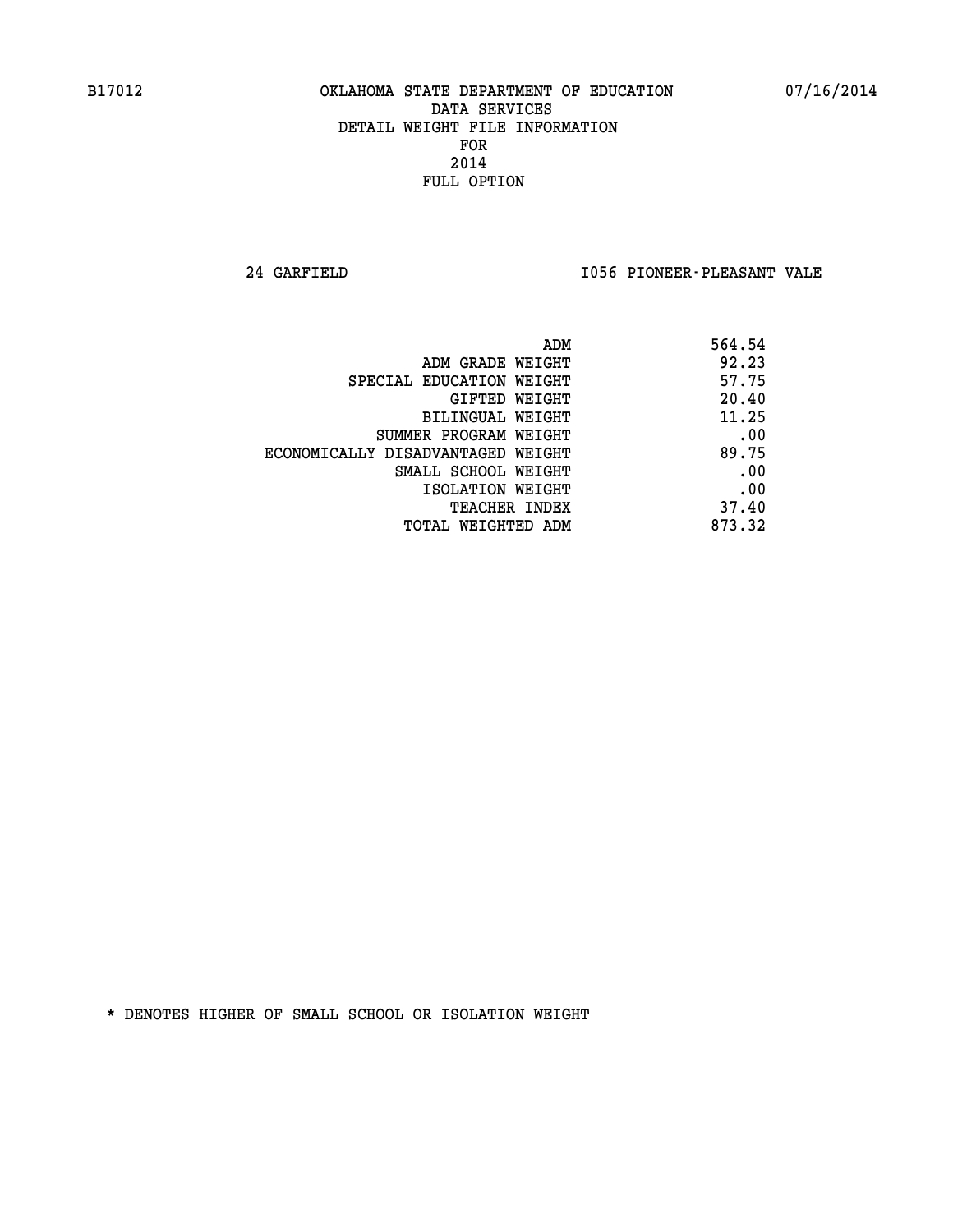B17012 OKLAHOMA STATE DEPARTMENT OF EDUCATION 07/16/2014

DATA SERVICES
DETAIL WEIGHT FILE INFORMATION
FOR
2014
FULL OPTION

24 GARFIELD I056 PIONEER-PLEASANT VALE

| | |
|---|---|
| ADM | 564.54 |
| ADM GRADE WEIGHT | 92.23 |
| SPECIAL EDUCATION WEIGHT | 57.75 |
| GIFTED WEIGHT | 20.40 |
| BILINGUAL WEIGHT | 11.25 |
| SUMMER PROGRAM WEIGHT | .00 |
| ECONOMICALLY DISADVANTAGED WEIGHT | 89.75 |
| SMALL SCHOOL WEIGHT | .00 |
| ISOLATION WEIGHT | .00 |
| TEACHER INDEX | 37.40 |
| TOTAL WEIGHTED ADM | 873.32 |

* DENOTES HIGHER OF SMALL SCHOOL OR ISOLATION WEIGHT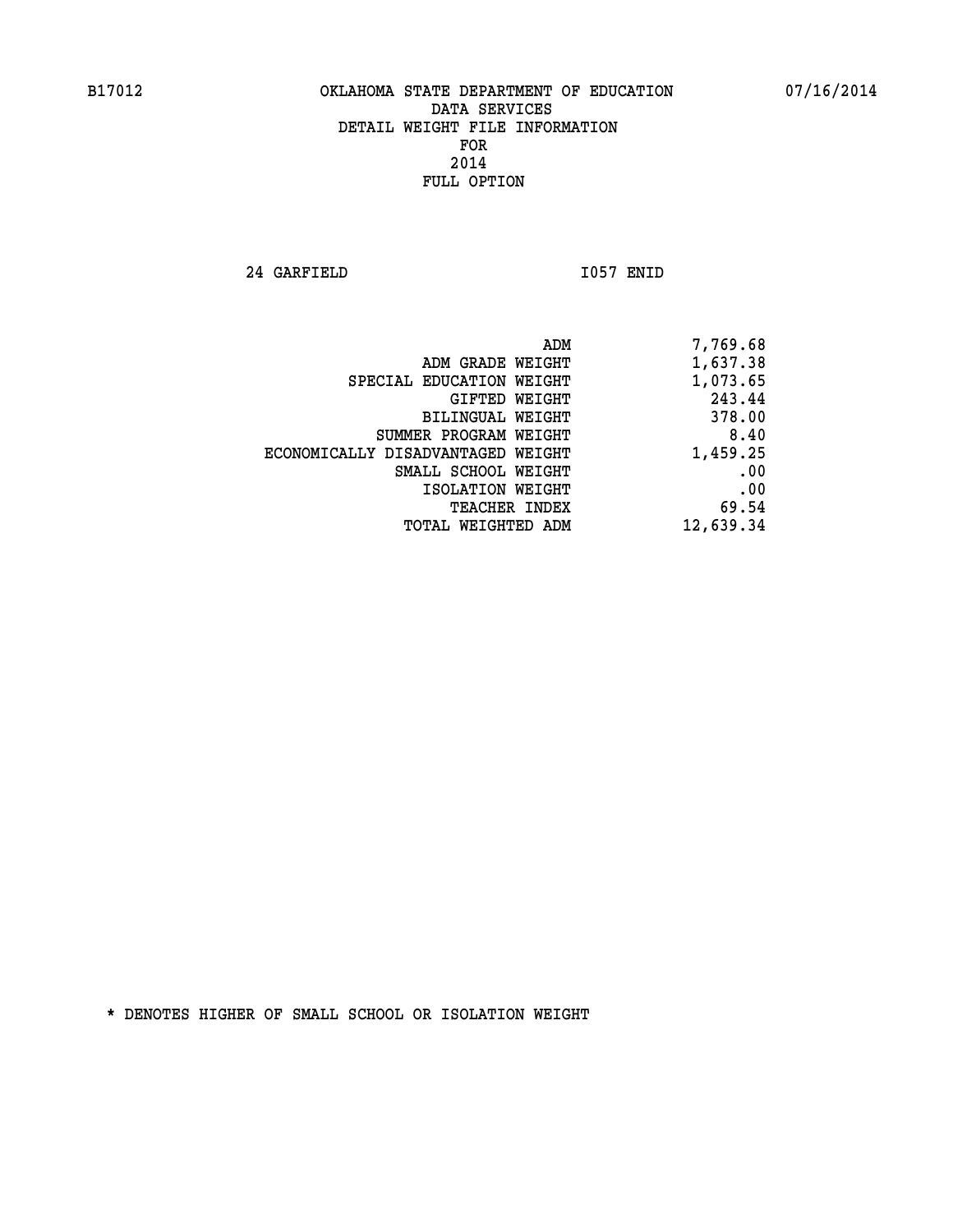B17012 OKLAHOMA STATE DEPARTMENT OF EDUCATION 07/16/2014

DATA SERVICES
DETAIL WEIGHT FILE INFORMATION
FOR
2014
FULL OPTION

24 GARFIELD I057 ENID

| | |
|---|---|
| ADM | 7,769.68 |
| ADM GRADE WEIGHT | 1,637.38 |
| SPECIAL EDUCATION WEIGHT | 1,073.65 |
| GIFTED WEIGHT | 243.44 |
| BILINGUAL WEIGHT | 378.00 |
| SUMMER PROGRAM WEIGHT | 8.40 |
| ECONOMICALLY DISADVANTAGED WEIGHT | 1,459.25 |
| SMALL SCHOOL WEIGHT | .00 |
| ISOLATION WEIGHT | .00 |
| TEACHER INDEX | 69.54 |
| TOTAL WEIGHTED ADM | 12,639.34 |

* DENOTES HIGHER OF SMALL SCHOOL OR ISOLATION WEIGHT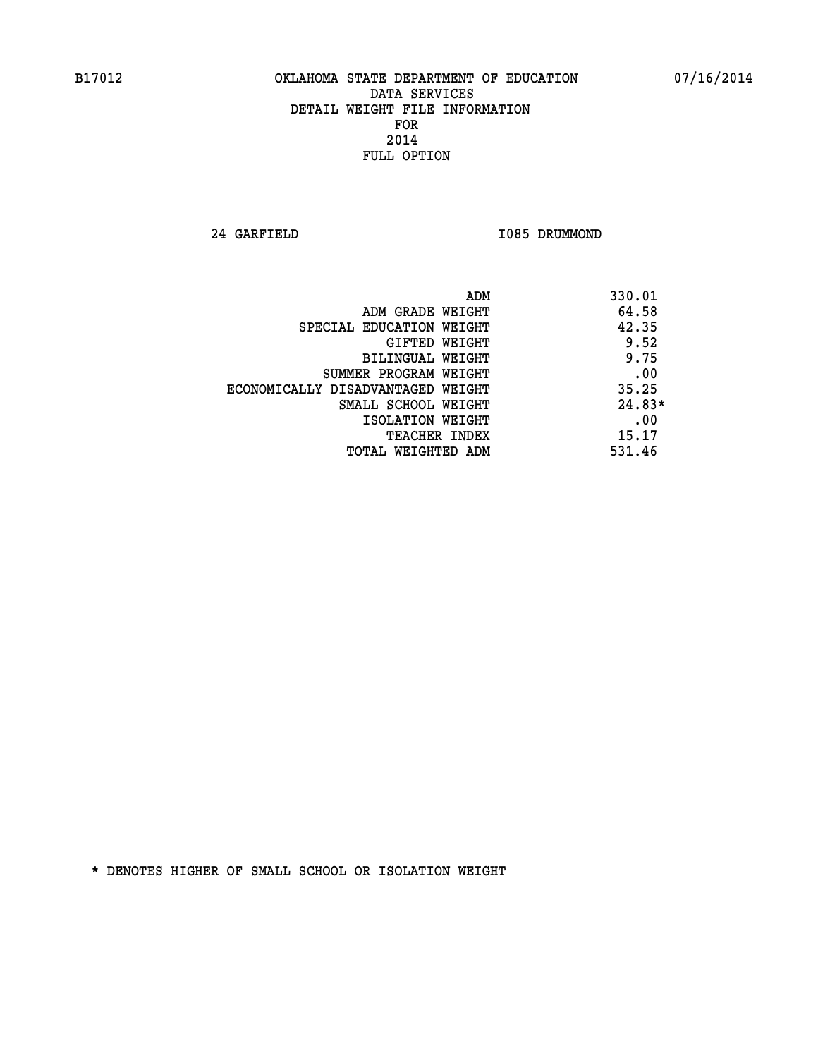B17012 OKLAHOMA STATE DEPARTMENT OF EDUCATION 07/16/2014

DATA SERVICES
DETAIL WEIGHT FILE INFORMATION
FOR
2014
FULL OPTION

24 GARFIELD I085 DRUMMOND

| | |
|---|---|
| ADM | 330.01 |
| ADM GRADE WEIGHT | 64.58 |
| SPECIAL EDUCATION WEIGHT | 42.35 |
| GIFTED WEIGHT | 9.52 |
| BILINGUAL WEIGHT | 9.75 |
| SUMMER PROGRAM WEIGHT | .00 |
| ECONOMICALLY DISADVANTAGED WEIGHT | 35.25 |
| SMALL SCHOOL WEIGHT | 24.83* |
| ISOLATION WEIGHT | .00 |
| TEACHER INDEX | 15.17 |
| TOTAL WEIGHTED ADM | 531.46 |

* DENOTES HIGHER OF SMALL SCHOOL OR ISOLATION WEIGHT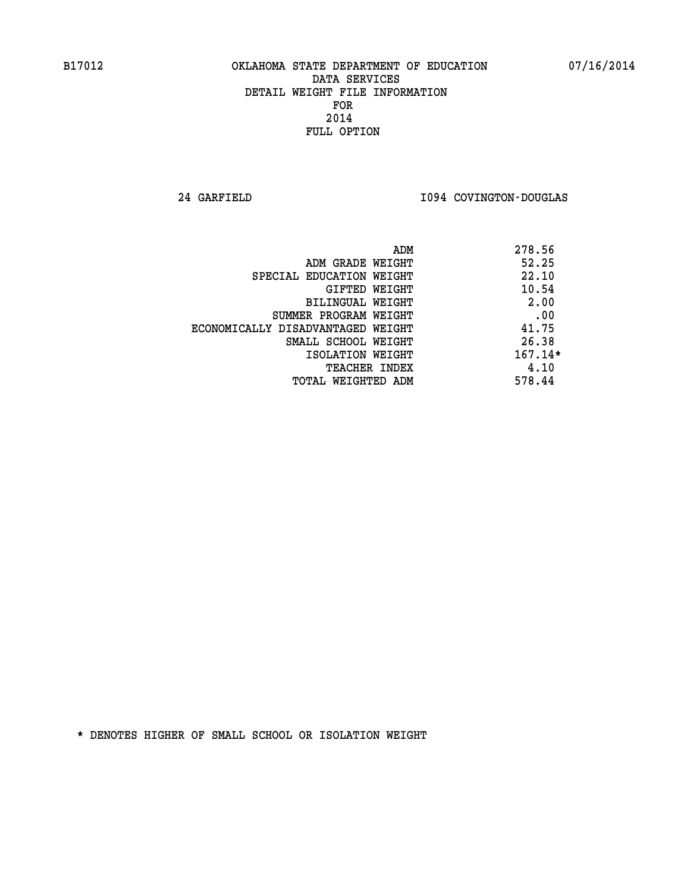B17012 OKLAHOMA STATE DEPARTMENT OF EDUCATION 07/16/2014

DATA SERVICES
DETAIL WEIGHT FILE INFORMATION
FOR
2014
FULL OPTION

24 GARFIELD I094 COVINGTON-DOUGLAS

| | |
|---|---|
| ADM | 278.56 |
| ADM GRADE WEIGHT | 52.25 |
| SPECIAL EDUCATION WEIGHT | 22.10 |
| GIFTED WEIGHT | 10.54 |
| BILINGUAL WEIGHT | 2.00 |
| SUMMER PROGRAM WEIGHT | .00 |
| ECONOMICALLY DISADVANTAGED WEIGHT | 41.75 |
| SMALL SCHOOL WEIGHT | 26.38 |
| ISOLATION WEIGHT | 167.14* |
| TEACHER INDEX | 4.10 |
| TOTAL WEIGHTED ADM | 578.44 |

* DENOTES HIGHER OF SMALL SCHOOL OR ISOLATION WEIGHT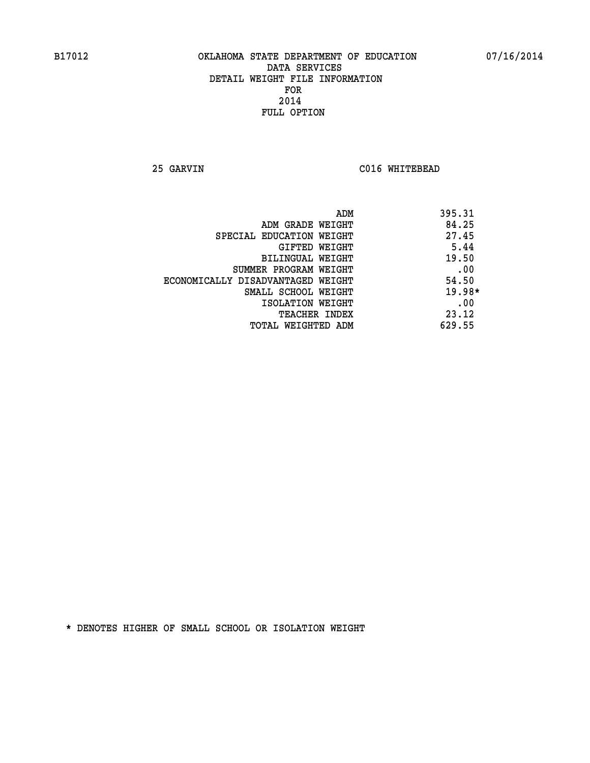B17012 OKLAHOMA STATE DEPARTMENT OF EDUCATION 07/16/2014

DATA SERVICES
DETAIL WEIGHT FILE INFORMATION
FOR
2014
FULL OPTION

25 GARVIN C016 WHITEBEAD

| | |
|---|---|
| ADM | 395.31 |
| ADM GRADE WEIGHT | 84.25 |
| SPECIAL EDUCATION WEIGHT | 27.45 |
| GIFTED WEIGHT | 5.44 |
| BILINGUAL WEIGHT | 19.50 |
| SUMMER PROGRAM WEIGHT | .00 |
| ECONOMICALLY DISADVANTAGED WEIGHT | 54.50 |
| SMALL SCHOOL WEIGHT | 19.98* |
| ISOLATION WEIGHT | .00 |
| TEACHER INDEX | 23.12 |
| TOTAL WEIGHTED ADM | 629.55 |

* DENOTES HIGHER OF SMALL SCHOOL OR ISOLATION WEIGHT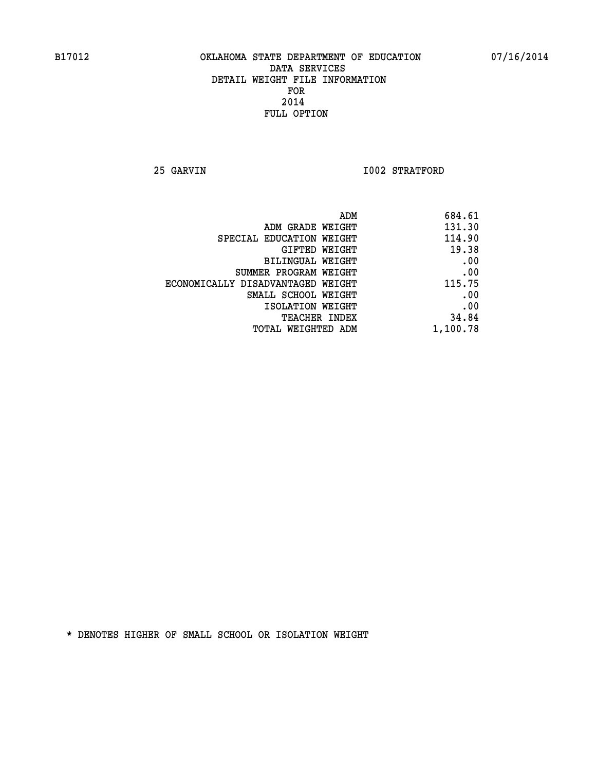B17012 OKLAHOMA STATE DEPARTMENT OF EDUCATION 07/16/2014

DATA SERVICES
DETAIL WEIGHT FILE INFORMATION
FOR
2014
FULL OPTION

25 GARVIN I002 STRATFORD

| | |
|---|---|
| ADM | 684.61 |
| ADM GRADE WEIGHT | 131.30 |
| SPECIAL EDUCATION WEIGHT | 114.90 |
| GIFTED WEIGHT | 19.38 |
| BILINGUAL WEIGHT | .00 |
| SUMMER PROGRAM WEIGHT | .00 |
| ECONOMICALLY DISADVANTAGED WEIGHT | 115.75 |
| SMALL SCHOOL WEIGHT | .00 |
| ISOLATION WEIGHT | .00 |
| TEACHER INDEX | 34.84 |
| TOTAL WEIGHTED ADM | 1,100.78 |

* DENOTES HIGHER OF SMALL SCHOOL OR ISOLATION WEIGHT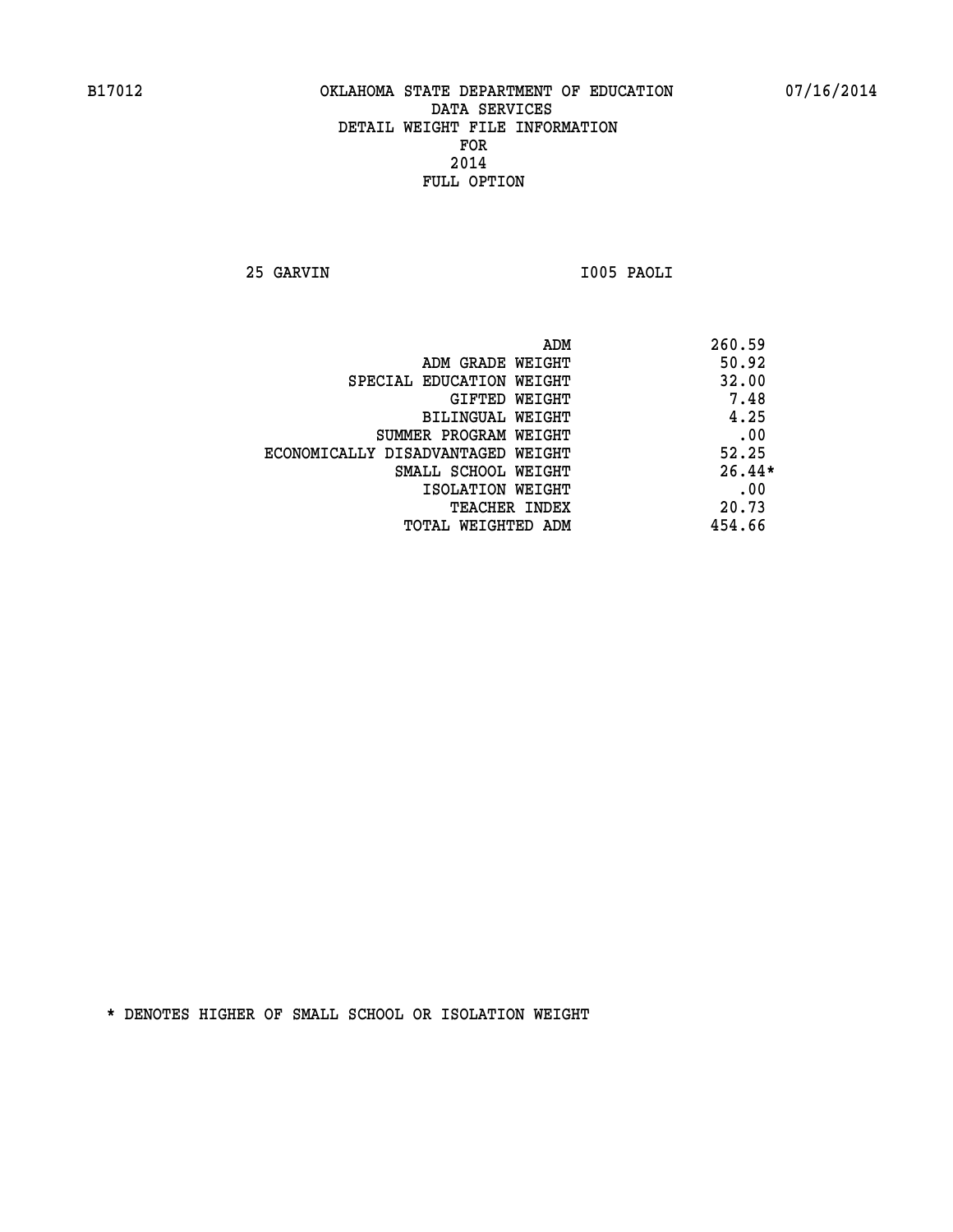B17012 OKLAHOMA STATE DEPARTMENT OF EDUCATION 07/16/2014

DATA SERVICES
DETAIL WEIGHT FILE INFORMATION
FOR
2014
FULL OPTION

25 GARVIN I005 PAOLI

| | |
|---|---|
| ADM | 260.59 |
| ADM GRADE WEIGHT | 50.92 |
| SPECIAL EDUCATION WEIGHT | 32.00 |
| GIFTED WEIGHT | 7.48 |
| BILINGUAL WEIGHT | 4.25 |
| SUMMER PROGRAM WEIGHT | .00 |
| ECONOMICALLY DISADVANTAGED WEIGHT | 52.25 |
| SMALL SCHOOL WEIGHT | 26.44* |
| ISOLATION WEIGHT | .00 |
| TEACHER INDEX | 20.73 |
| TOTAL WEIGHTED ADM | 454.66 |

* DENOTES HIGHER OF SMALL SCHOOL OR ISOLATION WEIGHT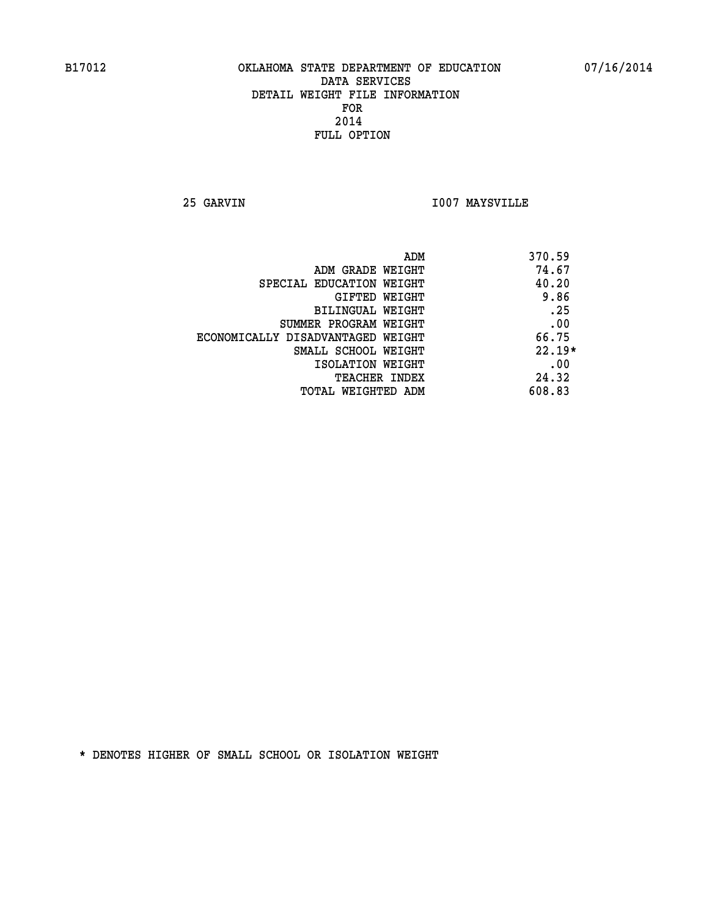B17012 OKLAHOMA STATE DEPARTMENT OF EDUCATION 07/16/2014

DATA SERVICES
DETAIL WEIGHT FILE INFORMATION
FOR
2014
FULL OPTION

25 GARVIN I007 MAYSVILLE

| | |
|---|---|
| ADM | 370.59 |
| ADM GRADE WEIGHT | 74.67 |
| SPECIAL EDUCATION WEIGHT | 40.20 |
| GIFTED WEIGHT | 9.86 |
| BILINGUAL WEIGHT | .25 |
| SUMMER PROGRAM WEIGHT | .00 |
| ECONOMICALLY DISADVANTAGED WEIGHT | 66.75 |
| SMALL SCHOOL WEIGHT | 22.19* |
| ISOLATION WEIGHT | .00 |
| TEACHER INDEX | 24.32 |
| TOTAL WEIGHTED ADM | 608.83 |

* DENOTES HIGHER OF SMALL SCHOOL OR ISOLATION WEIGHT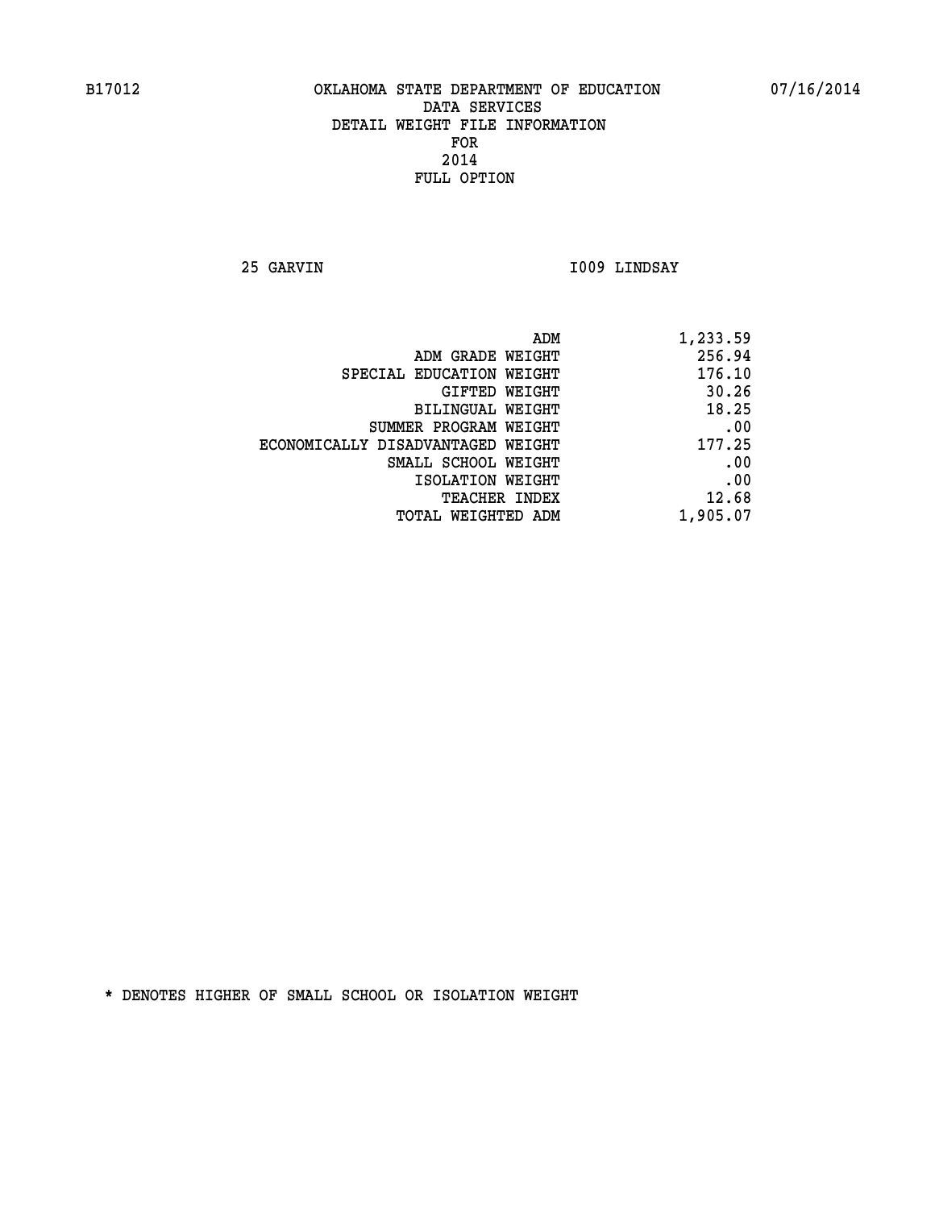B17012 OKLAHOMA STATE DEPARTMENT OF EDUCATION 07/16/2014

DATA SERVICES
DETAIL WEIGHT FILE INFORMATION
FOR
2014
FULL OPTION

25 GARVIN I009 LINDSAY

| | |
|---|---|
| ADM | 1,233.59 |
| ADM GRADE WEIGHT | 256.94 |
| SPECIAL EDUCATION WEIGHT | 176.10 |
| GIFTED WEIGHT | 30.26 |
| BILINGUAL WEIGHT | 18.25 |
| SUMMER PROGRAM WEIGHT | .00 |
| ECONOMICALLY DISADVANTAGED WEIGHT | 177.25 |
| SMALL SCHOOL WEIGHT | .00 |
| ISOLATION WEIGHT | .00 |
| TEACHER INDEX | 12.68 |
| TOTAL WEIGHTED ADM | 1,905.07 |

* DENOTES HIGHER OF SMALL SCHOOL OR ISOLATION WEIGHT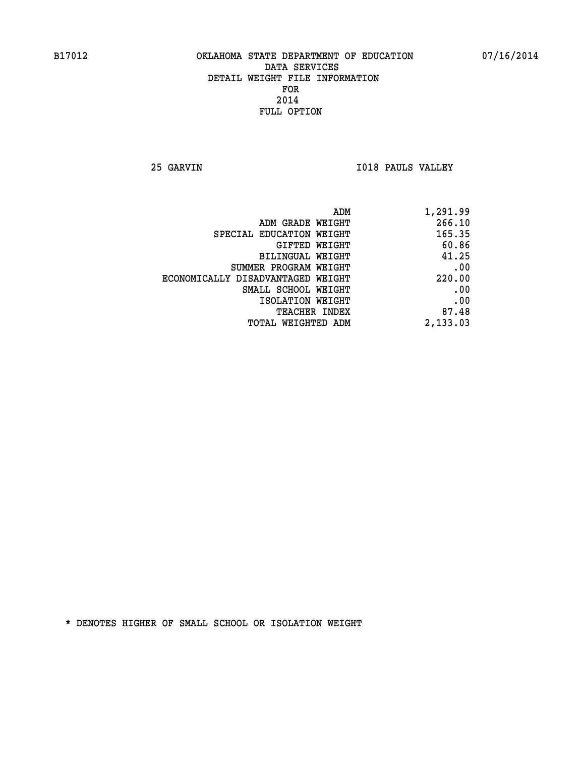B17012 OKLAHOMA STATE DEPARTMENT OF EDUCATION 07/16/2014

DATA SERVICES
DETAIL WEIGHT FILE INFORMATION
FOR
2014
FULL OPTION

25 GARVIN I018 PAULS VALLEY

| | |
|---|---|
| ADM | 1,291.99 |
| ADM GRADE WEIGHT | 266.10 |
| SPECIAL EDUCATION WEIGHT | 165.35 |
| GIFTED WEIGHT | 60.86 |
| BILINGUAL WEIGHT | 41.25 |
| SUMMER PROGRAM WEIGHT | .00 |
| ECONOMICALLY DISADVANTAGED WEIGHT | 220.00 |
| SMALL SCHOOL WEIGHT | .00 |
| ISOLATION WEIGHT | .00 |
| TEACHER INDEX | 87.48 |
| TOTAL WEIGHTED ADM | 2,133.03 |

* DENOTES HIGHER OF SMALL SCHOOL OR ISOLATION WEIGHT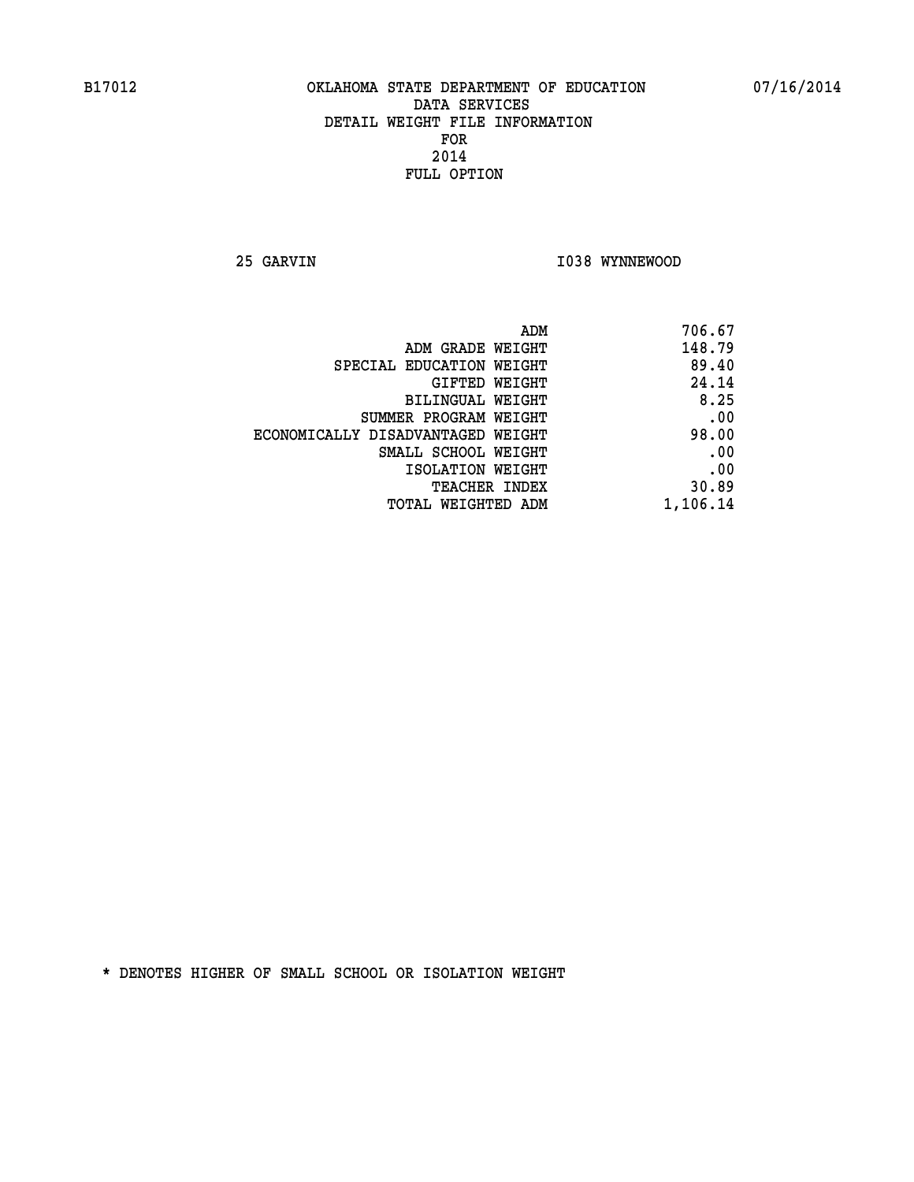B17012 OKLAHOMA STATE DEPARTMENT OF EDUCATION 07/16/2014

DATA SERVICES
DETAIL WEIGHT FILE INFORMATION
FOR
2014
FULL OPTION

25 GARVIN I038 WYNNEWOOD

| | |
|---|---|
| ADM | 706.67 |
| ADM GRADE WEIGHT | 148.79 |
| SPECIAL EDUCATION WEIGHT | 89.40 |
| GIFTED WEIGHT | 24.14 |
| BILINGUAL WEIGHT | 8.25 |
| SUMMER PROGRAM WEIGHT | .00 |
| ECONOMICALLY DISADVANTAGED WEIGHT | 98.00 |
| SMALL SCHOOL WEIGHT | .00 |
| ISOLATION WEIGHT | .00 |
| TEACHER INDEX | 30.89 |
| TOTAL WEIGHTED ADM | 1,106.14 |

* DENOTES HIGHER OF SMALL SCHOOL OR ISOLATION WEIGHT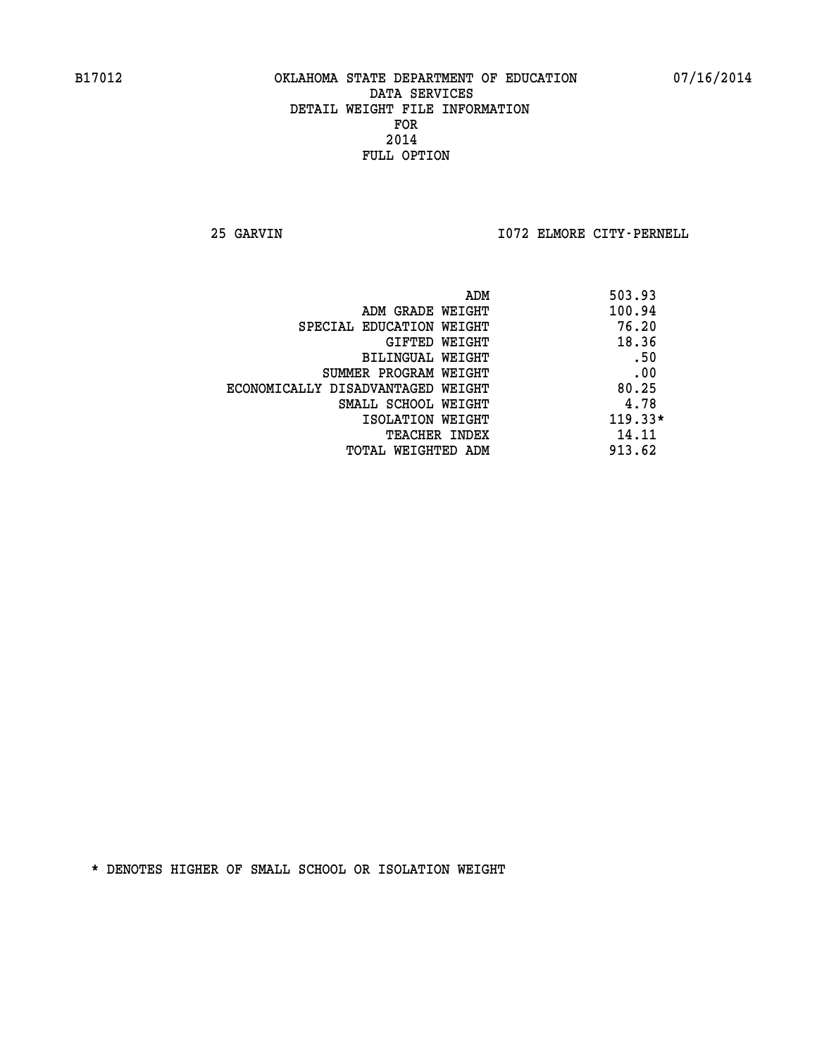B17012 OKLAHOMA STATE DEPARTMENT OF EDUCATION 07/16/2014

DATA SERVICES
DETAIL WEIGHT FILE INFORMATION
FOR
2014
FULL OPTION

25 GARVIN I072 ELMORE CITY-PERNELL

| | |
|---|---|
| ADM | 503.93 |
| ADM GRADE WEIGHT | 100.94 |
| SPECIAL EDUCATION WEIGHT | 76.20 |
| GIFTED WEIGHT | 18.36 |
| BILINGUAL WEIGHT | .50 |
| SUMMER PROGRAM WEIGHT | .00 |
| ECONOMICALLY DISADVANTAGED WEIGHT | 80.25 |
| SMALL SCHOOL WEIGHT | 4.78 |
| ISOLATION WEIGHT | 119.33* |
| TEACHER INDEX | 14.11 |
| TOTAL WEIGHTED ADM | 913.62 |

* DENOTES HIGHER OF SMALL SCHOOL OR ISOLATION WEIGHT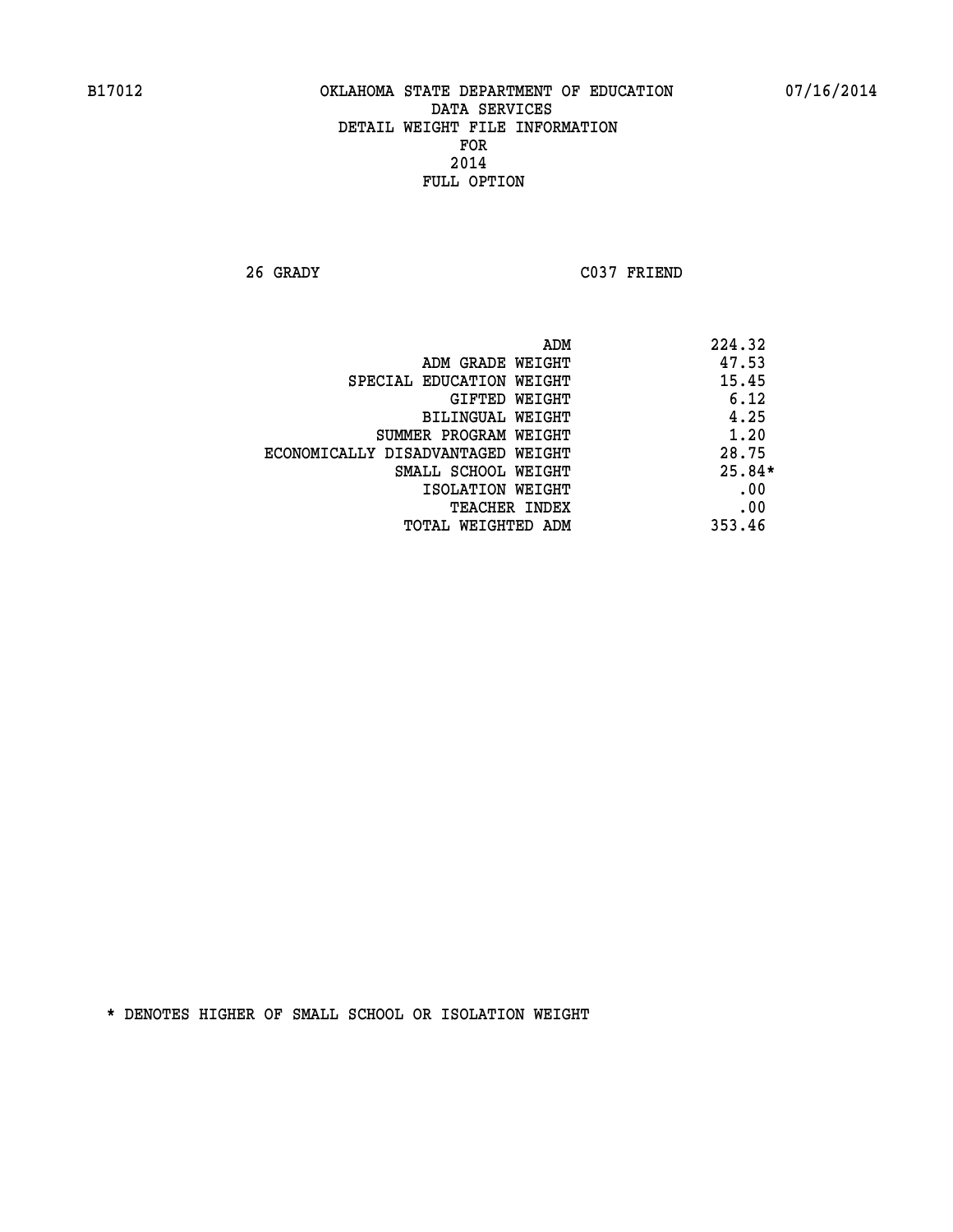B17012 OKLAHOMA STATE DEPARTMENT OF EDUCATION 07/16/2014

DATA SERVICES
DETAIL WEIGHT FILE INFORMATION
FOR
2014
FULL OPTION

26 GRADY C037 FRIEND

| | |
|---|---|
| ADM | 224.32 |
| ADM GRADE WEIGHT | 47.53 |
| SPECIAL EDUCATION WEIGHT | 15.45 |
| GIFTED WEIGHT | 6.12 |
| BILINGUAL WEIGHT | 4.25 |
| SUMMER PROGRAM WEIGHT | 1.20 |
| ECONOMICALLY DISADVANTAGED WEIGHT | 28.75 |
| SMALL SCHOOL WEIGHT | 25.84* |
| ISOLATION WEIGHT | .00 |
| TEACHER INDEX | .00 |
| TOTAL WEIGHTED ADM | 353.46 |

* DENOTES HIGHER OF SMALL SCHOOL OR ISOLATION WEIGHT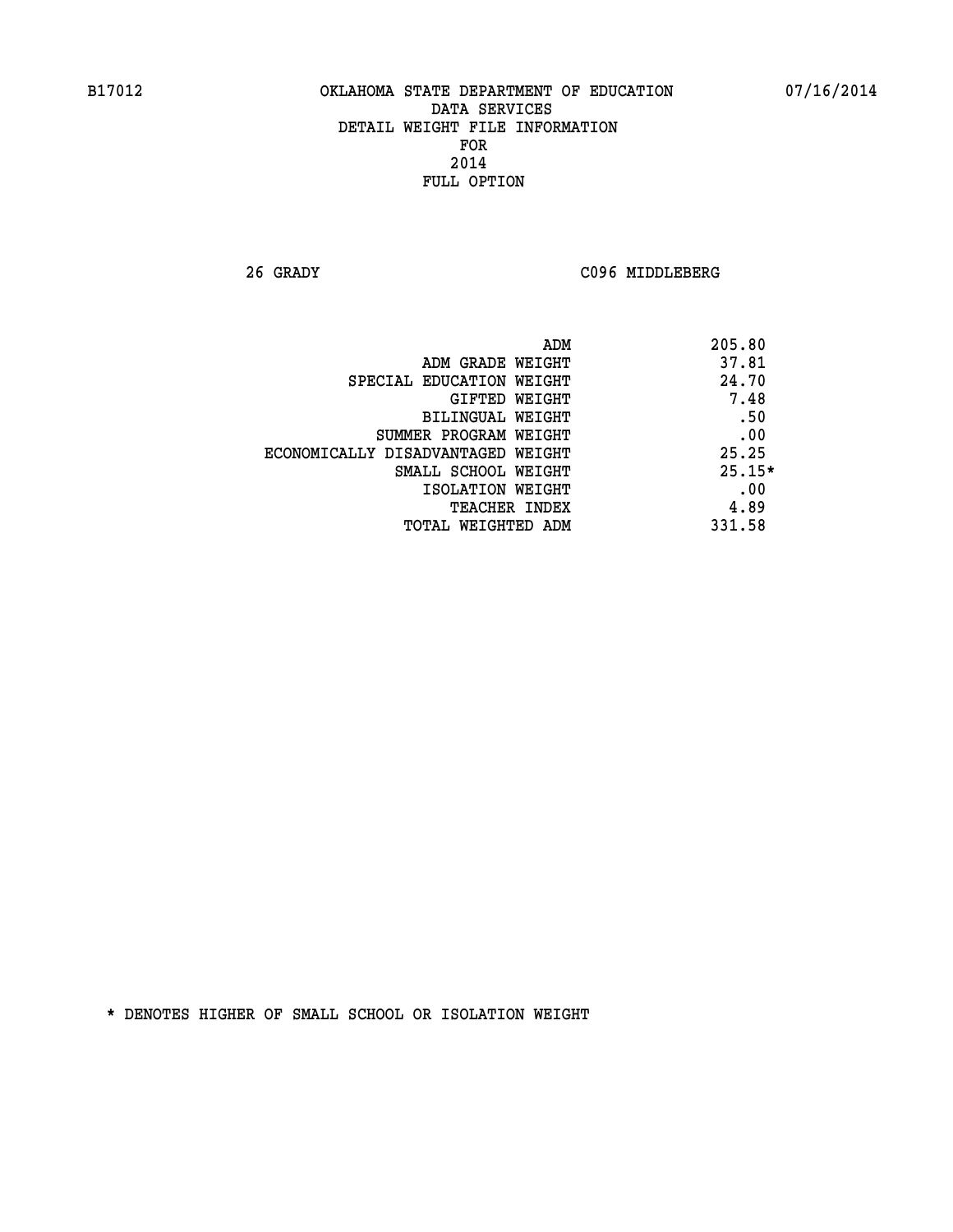B17012 OKLAHOMA STATE DEPARTMENT OF EDUCATION 07/16/2014

DATA SERVICES
DETAIL WEIGHT FILE INFORMATION
FOR
2014
FULL OPTION

26 GRADY C096 MIDDLEBERG

| | |
|---|---|
| ADM | 205.80 |
| ADM GRADE WEIGHT | 37.81 |
| SPECIAL EDUCATION WEIGHT | 24.70 |
| GIFTED WEIGHT | 7.48 |
| BILINGUAL WEIGHT | .50 |
| SUMMER PROGRAM WEIGHT | .00 |
| ECONOMICALLY DISADVANTAGED WEIGHT | 25.25 |
| SMALL SCHOOL WEIGHT | 25.15* |
| ISOLATION WEIGHT | .00 |
| TEACHER INDEX | 4.89 |
| TOTAL WEIGHTED ADM | 331.58 |

* DENOTES HIGHER OF SMALL SCHOOL OR ISOLATION WEIGHT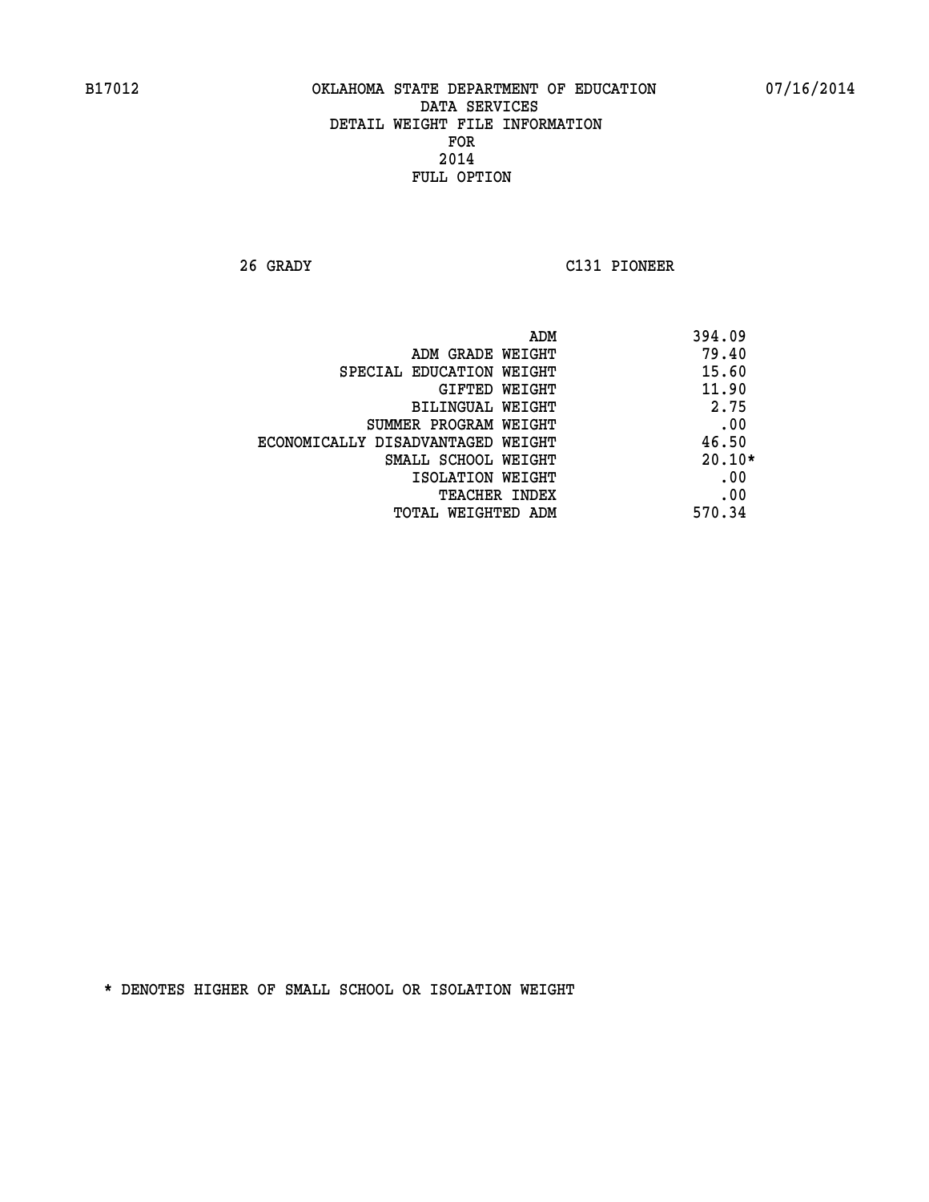B17012 OKLAHOMA STATE DEPARTMENT OF EDUCATION 07/16/2014

DATA SERVICES
DETAIL WEIGHT FILE INFORMATION
FOR
2014
FULL OPTION

26 GRADY C131 PIONEER

| | |
|---|---|
| ADM | 394.09 |
| ADM GRADE WEIGHT | 79.40 |
| SPECIAL EDUCATION WEIGHT | 15.60 |
| GIFTED WEIGHT | 11.90 |
| BILINGUAL WEIGHT | 2.75 |
| SUMMER PROGRAM WEIGHT | .00 |
| ECONOMICALLY DISADVANTAGED WEIGHT | 46.50 |
| SMALL SCHOOL WEIGHT | 20.10* |
| ISOLATION WEIGHT | .00 |
| TEACHER INDEX | .00 |
| TOTAL WEIGHTED ADM | 570.34 |

* DENOTES HIGHER OF SMALL SCHOOL OR ISOLATION WEIGHT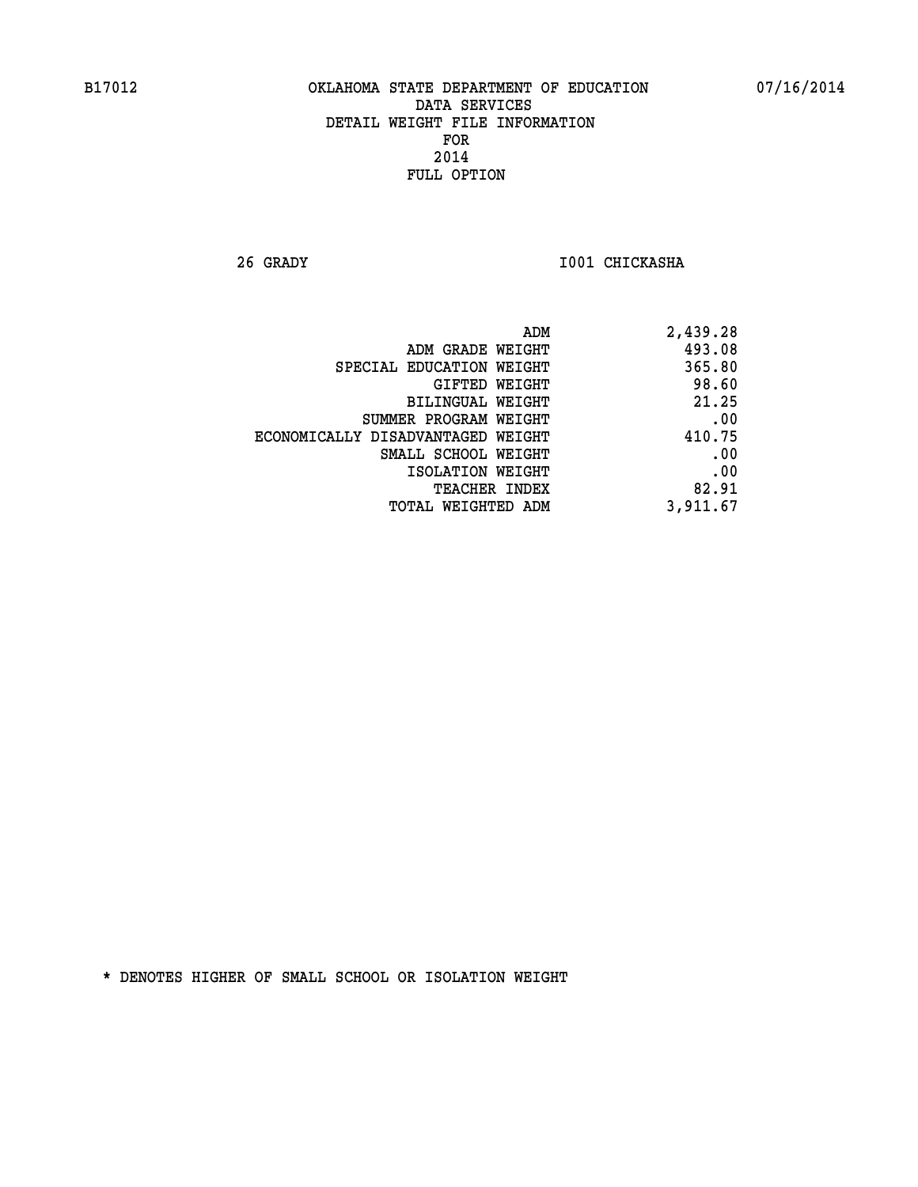B17012 OKLAHOMA STATE DEPARTMENT OF EDUCATION 07/16/2014

DATA SERVICES
DETAIL WEIGHT FILE INFORMATION
FOR
2014
FULL OPTION

26 GRADY I001 CHICKASHA

| | |
|---|---|
| ADM | 2,439.28 |
| ADM GRADE WEIGHT | 493.08 |
| SPECIAL EDUCATION WEIGHT | 365.80 |
| GIFTED WEIGHT | 98.60 |
| BILINGUAL WEIGHT | 21.25 |
| SUMMER PROGRAM WEIGHT | .00 |
| ECONOMICALLY DISADVANTAGED WEIGHT | 410.75 |
| SMALL SCHOOL WEIGHT | .00 |
| ISOLATION WEIGHT | .00 |
| TEACHER INDEX | 82.91 |
| TOTAL WEIGHTED ADM | 3,911.67 |

* DENOTES HIGHER OF SMALL SCHOOL OR ISOLATION WEIGHT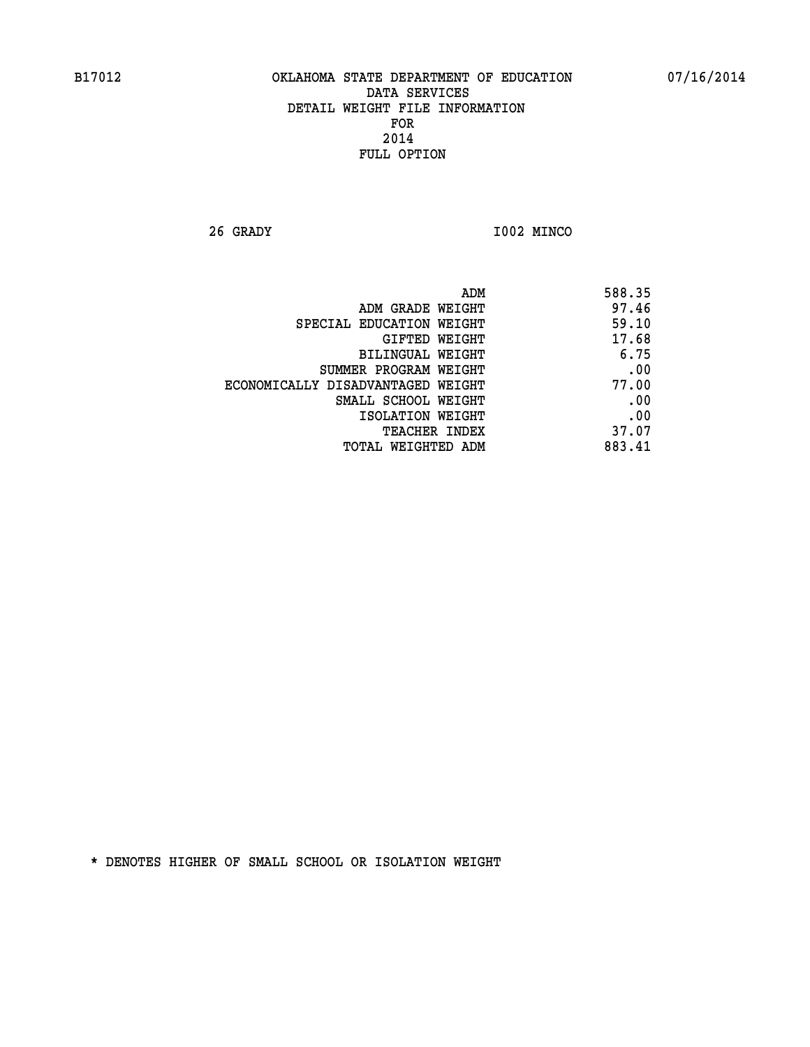B17012 OKLAHOMA STATE DEPARTMENT OF EDUCATION 07/16/2014

DATA SERVICES
DETAIL WEIGHT FILE INFORMATION
FOR
2014
FULL OPTION

26 GRADY I002 MINCO

| | |
|---|---|
| ADM | 588.35 |
| ADM GRADE WEIGHT | 97.46 |
| SPECIAL EDUCATION WEIGHT | 59.10 |
| GIFTED WEIGHT | 17.68 |
| BILINGUAL WEIGHT | 6.75 |
| SUMMER PROGRAM WEIGHT | .00 |
| ECONOMICALLY DISADVANTAGED WEIGHT | 77.00 |
| SMALL SCHOOL WEIGHT | .00 |
| ISOLATION WEIGHT | .00 |
| TEACHER INDEX | 37.07 |
| TOTAL WEIGHTED ADM | 883.41 |

* DENOTES HIGHER OF SMALL SCHOOL OR ISOLATION WEIGHT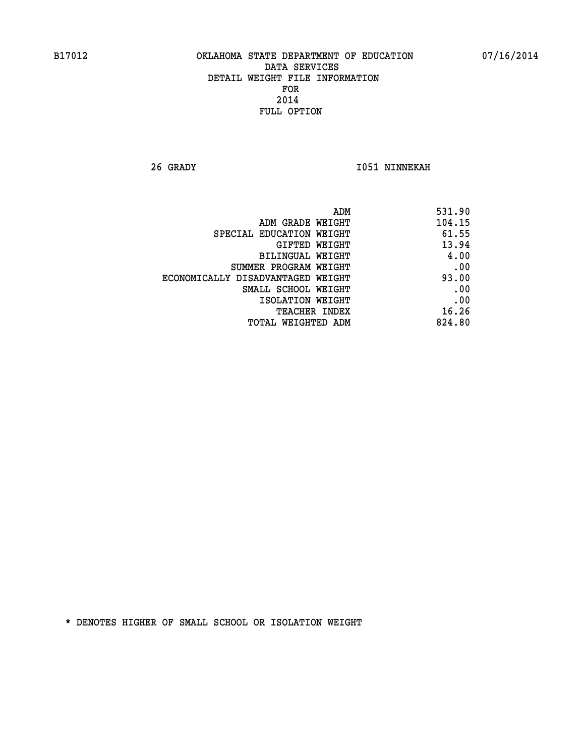B17012 OKLAHOMA STATE DEPARTMENT OF EDUCATION 07/16/2014

DATA SERVICES
DETAIL WEIGHT FILE INFORMATION
FOR
2014
FULL OPTION

26 GRADY I051 NINNEKAH

| | |
|---|---|
| ADM | 531.90 |
| ADM GRADE WEIGHT | 104.15 |
| SPECIAL EDUCATION WEIGHT | 61.55 |
| GIFTED WEIGHT | 13.94 |
| BILINGUAL WEIGHT | 4.00 |
| SUMMER PROGRAM WEIGHT | .00 |
| ECONOMICALLY DISADVANTAGED WEIGHT | 93.00 |
| SMALL SCHOOL WEIGHT | .00 |
| ISOLATION WEIGHT | .00 |
| TEACHER INDEX | 16.26 |
| TOTAL WEIGHTED ADM | 824.80 |

* DENOTES HIGHER OF SMALL SCHOOL OR ISOLATION WEIGHT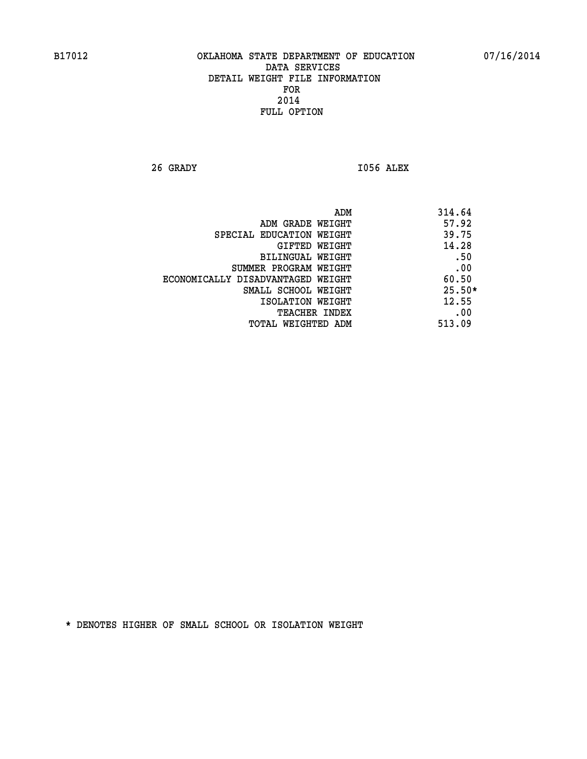B17012 OKLAHOMA STATE DEPARTMENT OF EDUCATION 07/16/2014

DATA SERVICES
DETAIL WEIGHT FILE INFORMATION
FOR
2014
FULL OPTION

26 GRADY I056 ALEX

| | |
|---|---|
| ADM | 314.64 |
| ADM GRADE WEIGHT | 57.92 |
| SPECIAL EDUCATION WEIGHT | 39.75 |
| GIFTED WEIGHT | 14.28 |
| BILINGUAL WEIGHT | .50 |
| SUMMER PROGRAM WEIGHT | .00 |
| ECONOMICALLY DISADVANTAGED WEIGHT | 60.50 |
| SMALL SCHOOL WEIGHT | 25.50* |
| ISOLATION WEIGHT | 12.55 |
| TEACHER INDEX | .00 |
| TOTAL WEIGHTED ADM | 513.09 |

* DENOTES HIGHER OF SMALL SCHOOL OR ISOLATION WEIGHT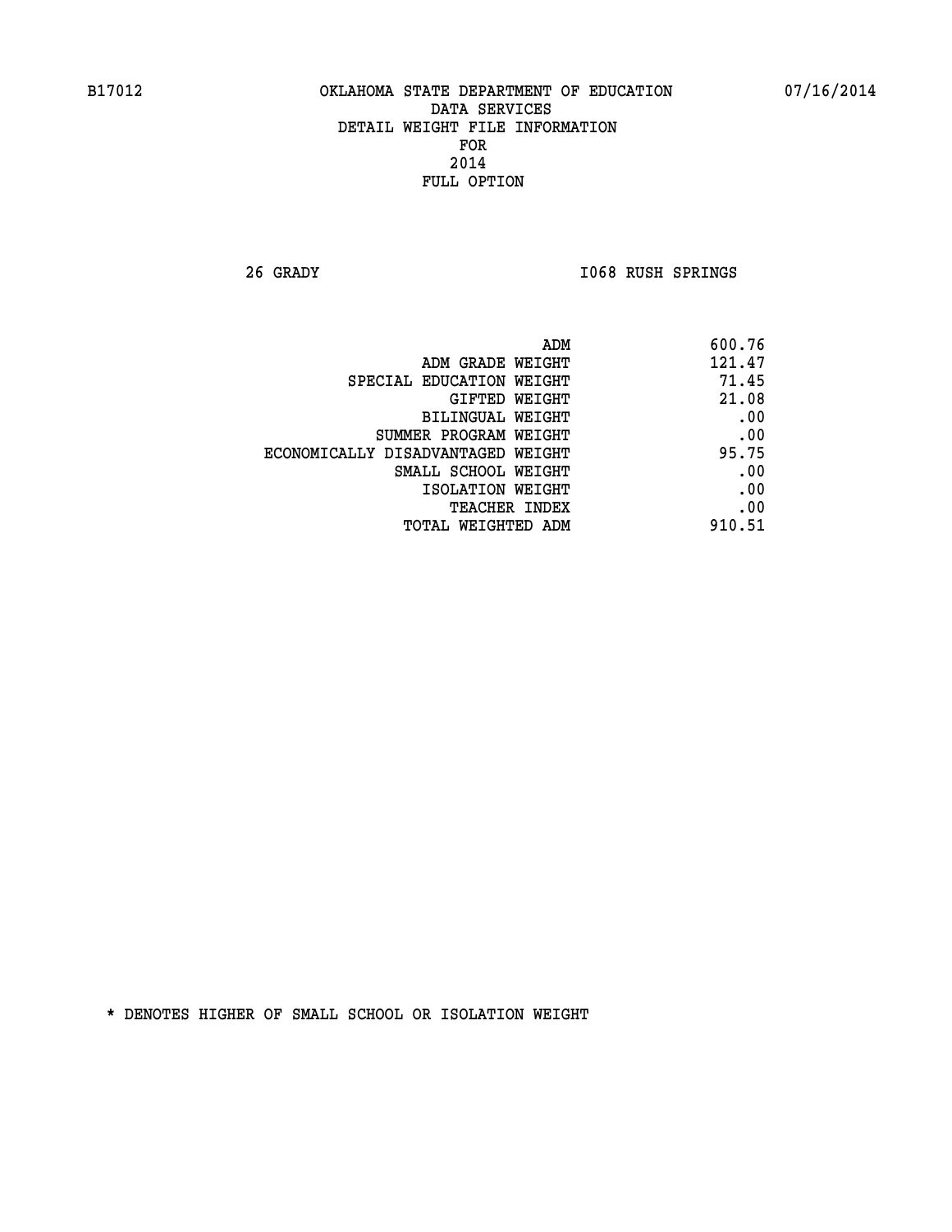B17012 OKLAHOMA STATE DEPARTMENT OF EDUCATION 07/16/2014

DATA SERVICES
DETAIL WEIGHT FILE INFORMATION
FOR
2014
FULL OPTION

26 GRADY I068 RUSH SPRINGS

| | |
|---|---|
| ADM | 600.76 |
| ADM GRADE WEIGHT | 121.47 |
| SPECIAL EDUCATION WEIGHT | 71.45 |
| GIFTED WEIGHT | 21.08 |
| BILINGUAL WEIGHT | .00 |
| SUMMER PROGRAM WEIGHT | .00 |
| ECONOMICALLY DISADVANTAGED WEIGHT | 95.75 |
| SMALL SCHOOL WEIGHT | .00 |
| ISOLATION WEIGHT | .00 |
| TEACHER INDEX | .00 |
| TOTAL WEIGHTED ADM | 910.51 |

* DENOTES HIGHER OF SMALL SCHOOL OR ISOLATION WEIGHT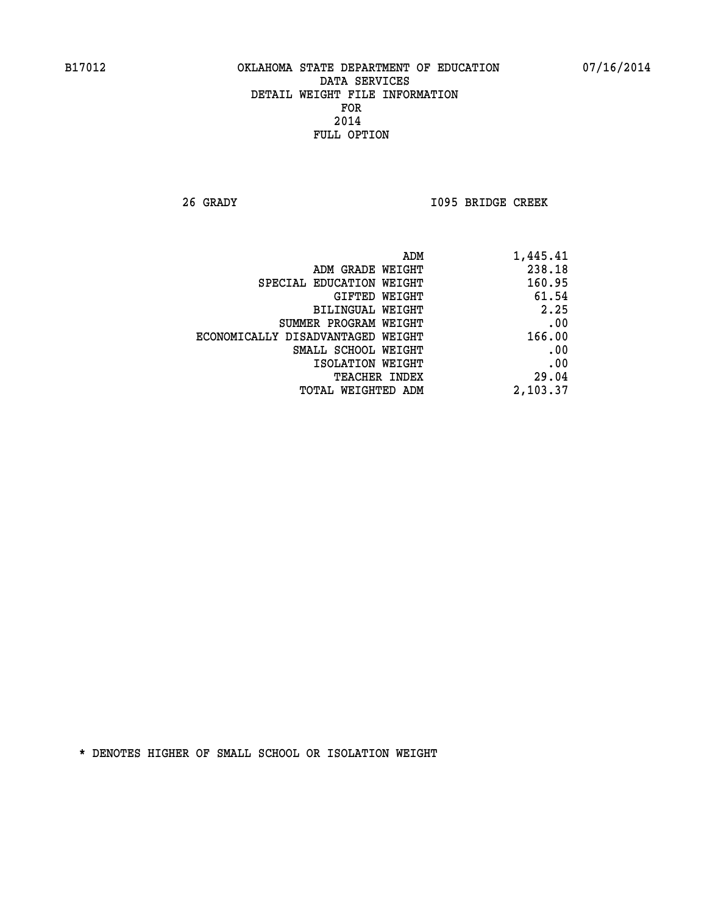B17012 OKLAHOMA STATE DEPARTMENT OF EDUCATION 07/16/2014

DATA SERVICES
DETAIL WEIGHT FILE INFORMATION
FOR
2014
FULL OPTION

26 GRADY I095 BRIDGE CREEK

| | |
|---|---|
| ADM | 1,445.41 |
| ADM GRADE WEIGHT | 238.18 |
| SPECIAL EDUCATION WEIGHT | 160.95 |
| GIFTED WEIGHT | 61.54 |
| BILINGUAL WEIGHT | 2.25 |
| SUMMER PROGRAM WEIGHT | .00 |
| ECONOMICALLY DISADVANTAGED WEIGHT | 166.00 |
| SMALL SCHOOL WEIGHT | .00 |
| ISOLATION WEIGHT | .00 |
| TEACHER INDEX | 29.04 |
| TOTAL WEIGHTED ADM | 2,103.37 |

* DENOTES HIGHER OF SMALL SCHOOL OR ISOLATION WEIGHT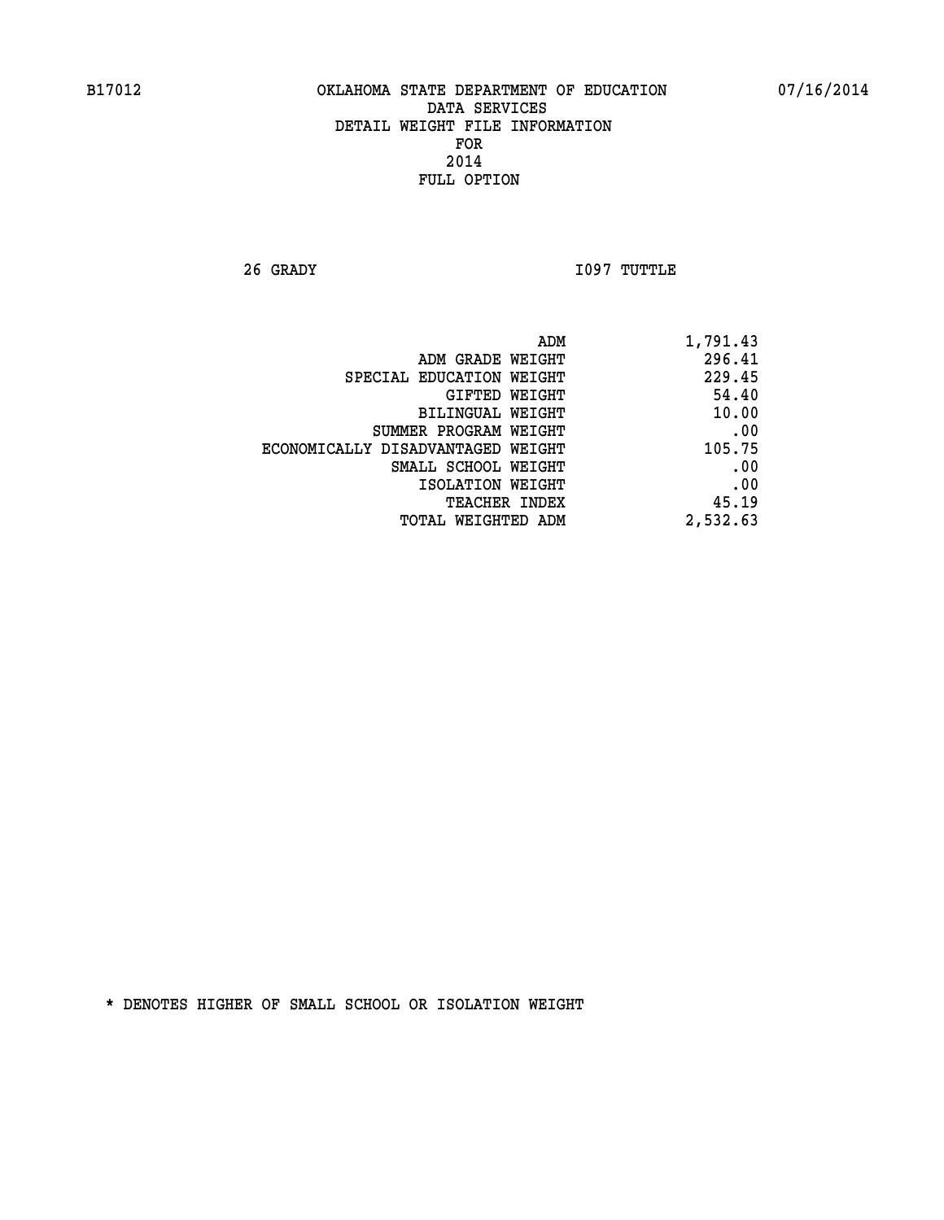B17012 OKLAHOMA STATE DEPARTMENT OF EDUCATION 07/16/2014

DATA SERVICES
DETAIL WEIGHT FILE INFORMATION
FOR
2014
FULL OPTION

26 GRADY I097 TUTTLE

| | |
|---|---|
| ADM | 1,791.43 |
| ADM GRADE WEIGHT | 296.41 |
| SPECIAL EDUCATION WEIGHT | 229.45 |
| GIFTED WEIGHT | 54.40 |
| BILINGUAL WEIGHT | 10.00 |
| SUMMER PROGRAM WEIGHT | .00 |
| ECONOMICALLY DISADVANTAGED WEIGHT | 105.75 |
| SMALL SCHOOL WEIGHT | .00 |
| ISOLATION WEIGHT | .00 |
| TEACHER INDEX | 45.19 |
| TOTAL WEIGHTED ADM | 2,532.63 |

* DENOTES HIGHER OF SMALL SCHOOL OR ISOLATION WEIGHT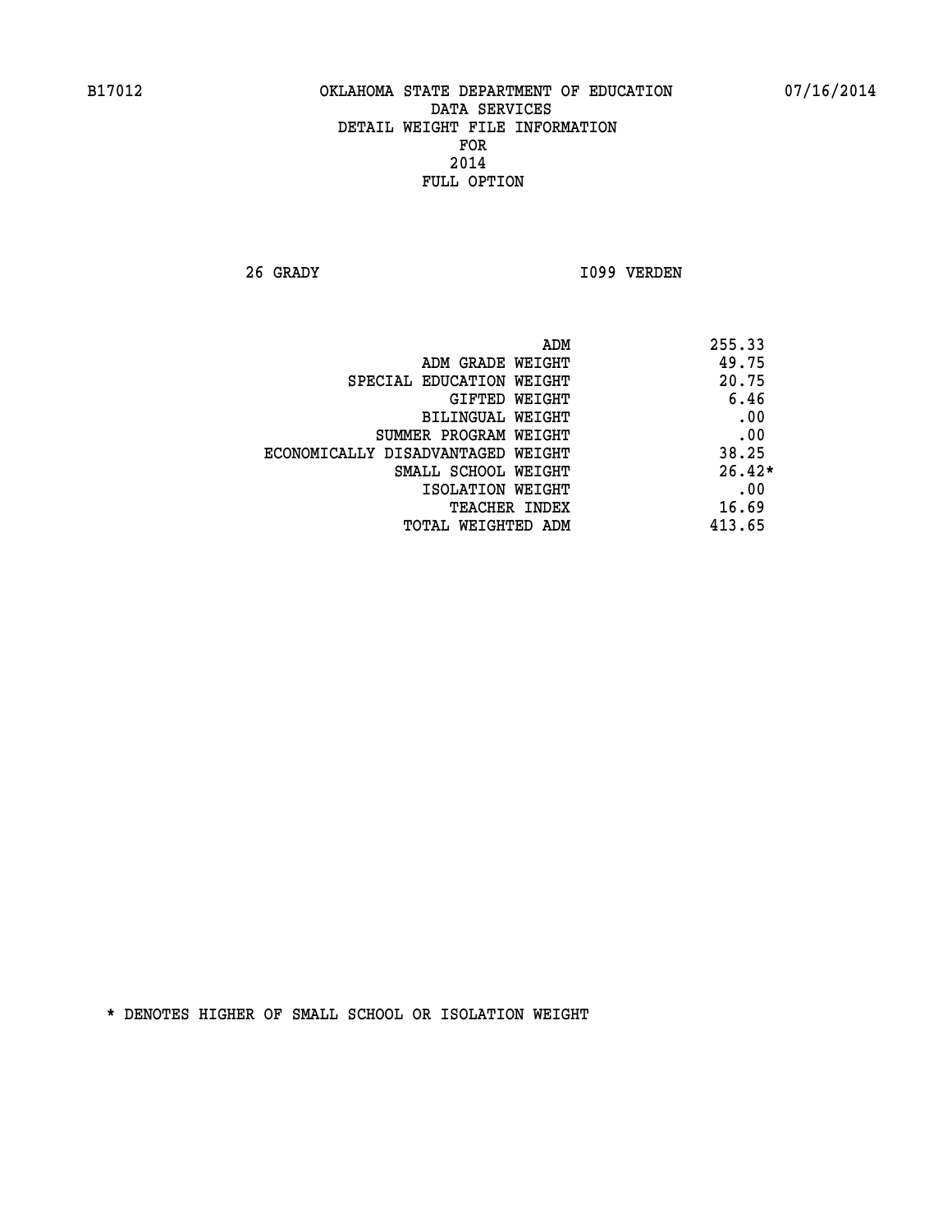B17012 OKLAHOMA STATE DEPARTMENT OF EDUCATION 07/16/2014

DATA SERVICES
DETAIL WEIGHT FILE INFORMATION
FOR
2014
FULL OPTION

26 GRADY I099 VERDEN

| | |
|---|---|
| ADM | 255.33 |
| ADM GRADE WEIGHT | 49.75 |
| SPECIAL EDUCATION WEIGHT | 20.75 |
| GIFTED WEIGHT | 6.46 |
| BILINGUAL WEIGHT | .00 |
| SUMMER PROGRAM WEIGHT | .00 |
| ECONOMICALLY DISADVANTAGED WEIGHT | 38.25 |
| SMALL SCHOOL WEIGHT | 26.42* |
| ISOLATION WEIGHT | .00 |
| TEACHER INDEX | 16.69 |
| TOTAL WEIGHTED ADM | 413.65 |

* DENOTES HIGHER OF SMALL SCHOOL OR ISOLATION WEIGHT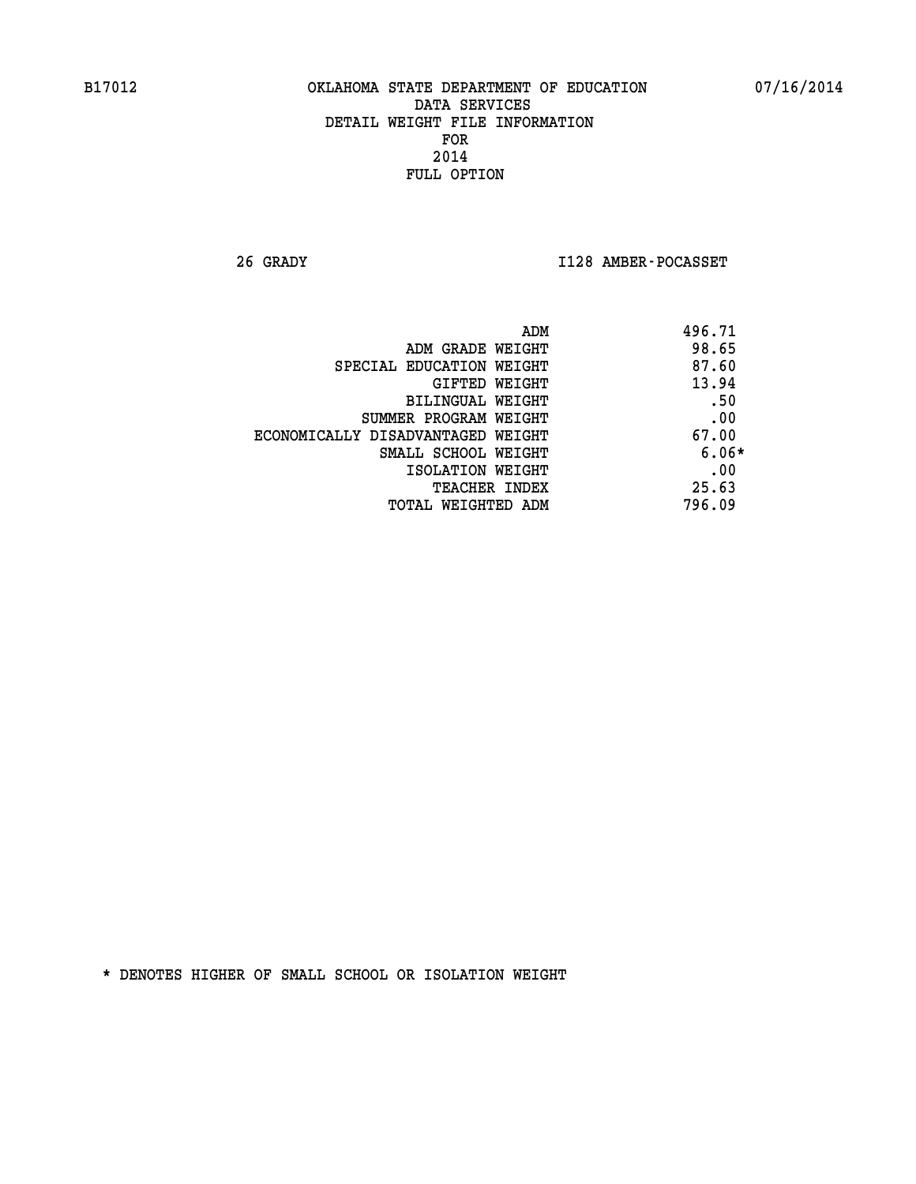B17012 OKLAHOMA STATE DEPARTMENT OF EDUCATION 07/16/2014

DATA SERVICES
DETAIL WEIGHT FILE INFORMATION
FOR
2014
FULL OPTION

26 GRADY I128 AMBER-POCASSET

| | |
|---|---|
| ADM | 496.71 |
| ADM GRADE WEIGHT | 98.65 |
| SPECIAL EDUCATION WEIGHT | 87.60 |
| GIFTED WEIGHT | 13.94 |
| BILINGUAL WEIGHT | .50 |
| SUMMER PROGRAM WEIGHT | .00 |
| ECONOMICALLY DISADVANTAGED WEIGHT | 67.00 |
| SMALL SCHOOL WEIGHT | 6.06* |
| ISOLATION WEIGHT | .00 |
| TEACHER INDEX | 25.63 |
| TOTAL WEIGHTED ADM | 796.09 |

* DENOTES HIGHER OF SMALL SCHOOL OR ISOLATION WEIGHT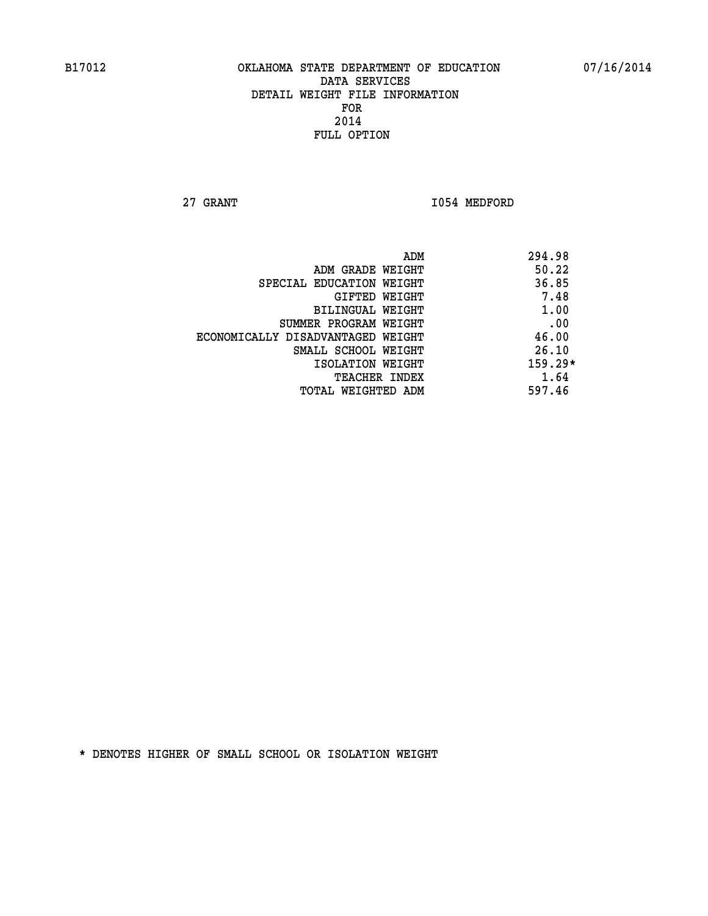B17012 OKLAHOMA STATE DEPARTMENT OF EDUCATION 07/16/2014

DATA SERVICES
DETAIL WEIGHT FILE INFORMATION
FOR
2014
FULL OPTION

27 GRANT I054 MEDFORD

| | |
|---|---|
| ADM | 294.98 |
| ADM GRADE WEIGHT | 50.22 |
| SPECIAL EDUCATION WEIGHT | 36.85 |
| GIFTED WEIGHT | 7.48 |
| BILINGUAL WEIGHT | 1.00 |
| SUMMER PROGRAM WEIGHT | .00 |
| ECONOMICALLY DISADVANTAGED WEIGHT | 46.00 |
| SMALL SCHOOL WEIGHT | 26.10 |
| ISOLATION WEIGHT | 159.29* |
| TEACHER INDEX | 1.64 |
| TOTAL WEIGHTED ADM | 597.46 |

* DENOTES HIGHER OF SMALL SCHOOL OR ISOLATION WEIGHT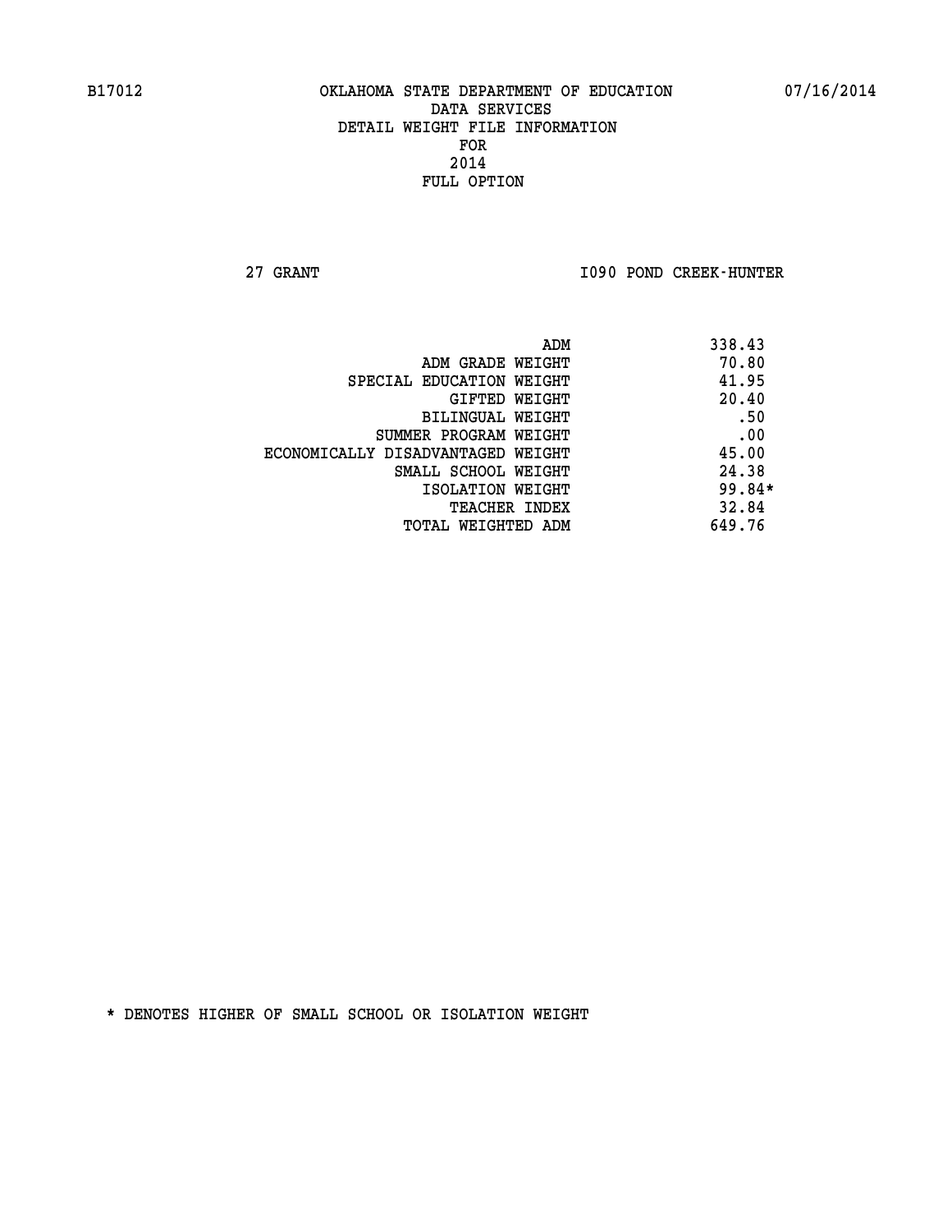B17012 OKLAHOMA STATE DEPARTMENT OF EDUCATION 07/16/2014

DATA SERVICES
DETAIL WEIGHT FILE INFORMATION
FOR
2014
FULL OPTION

27 GRANT I090 POND CREEK-HUNTER

| | |
|---|---|
| ADM | 338.43 |
| ADM GRADE WEIGHT | 70.80 |
| SPECIAL EDUCATION WEIGHT | 41.95 |
| GIFTED WEIGHT | 20.40 |
| BILINGUAL WEIGHT | .50 |
| SUMMER PROGRAM WEIGHT | .00 |
| ECONOMICALLY DISADVANTAGED WEIGHT | 45.00 |
| SMALL SCHOOL WEIGHT | 24.38 |
| ISOLATION WEIGHT | 99.84* |
| TEACHER INDEX | 32.84 |
| TOTAL WEIGHTED ADM | 649.76 |

* DENOTES HIGHER OF SMALL SCHOOL OR ISOLATION WEIGHT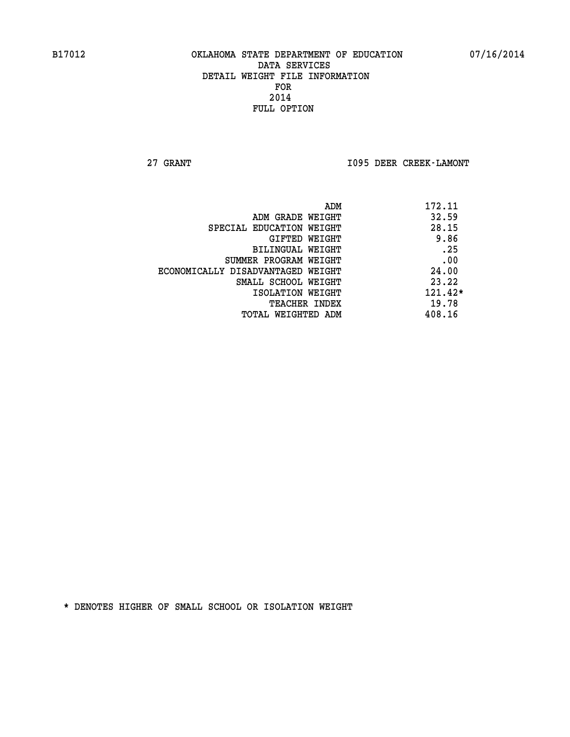B17012 OKLAHOMA STATE DEPARTMENT OF EDUCATION 07/16/2014

DATA SERVICES
DETAIL WEIGHT FILE INFORMATION
FOR
2014
FULL OPTION

27 GRANT I095 DEER CREEK-LAMONT

| | |
|---|---|
| ADM | 172.11 |
| ADM GRADE WEIGHT | 32.59 |
| SPECIAL EDUCATION WEIGHT | 28.15 |
| GIFTED WEIGHT | 9.86 |
| BILINGUAL WEIGHT | .25 |
| SUMMER PROGRAM WEIGHT | .00 |
| ECONOMICALLY DISADVANTAGED WEIGHT | 24.00 |
| SMALL SCHOOL WEIGHT | 23.22 |
| ISOLATION WEIGHT | 121.42* |
| TEACHER INDEX | 19.78 |
| TOTAL WEIGHTED ADM | 408.16 |

* DENOTES HIGHER OF SMALL SCHOOL OR ISOLATION WEIGHT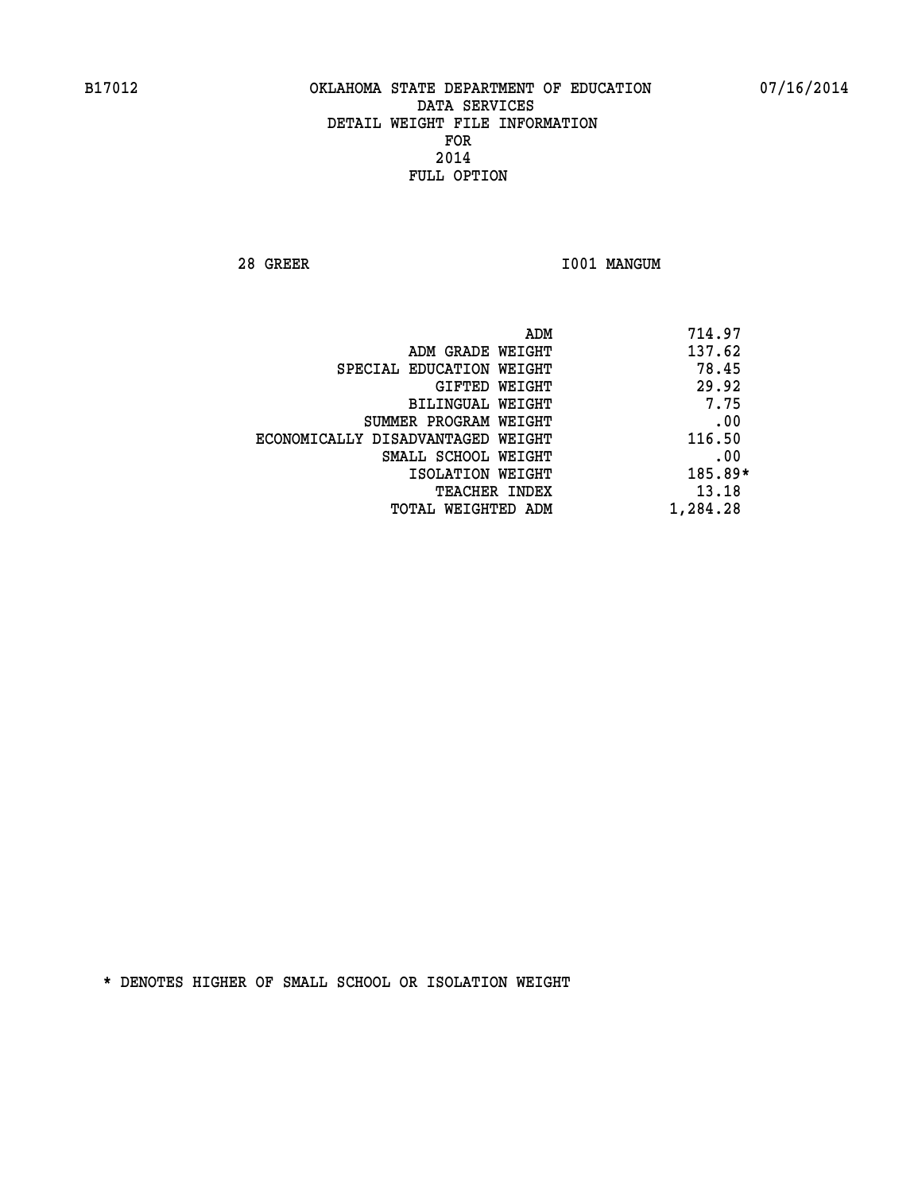B17012 OKLAHOMA STATE DEPARTMENT OF EDUCATION 07/16/2014

DATA SERVICES
DETAIL WEIGHT FILE INFORMATION
FOR
2014
FULL OPTION

28 GREER I001 MANGUM

| | |
|---|---|
| ADM | 714.97 |
| ADM GRADE WEIGHT | 137.62 |
| SPECIAL EDUCATION WEIGHT | 78.45 |
| GIFTED WEIGHT | 29.92 |
| BILINGUAL WEIGHT | 7.75 |
| SUMMER PROGRAM WEIGHT | .00 |
| ECONOMICALLY DISADVANTAGED WEIGHT | 116.50 |
| SMALL SCHOOL WEIGHT | .00 |
| ISOLATION WEIGHT | 185.89* |
| TEACHER INDEX | 13.18 |
| TOTAL WEIGHTED ADM | 1,284.28 |

* DENOTES HIGHER OF SMALL SCHOOL OR ISOLATION WEIGHT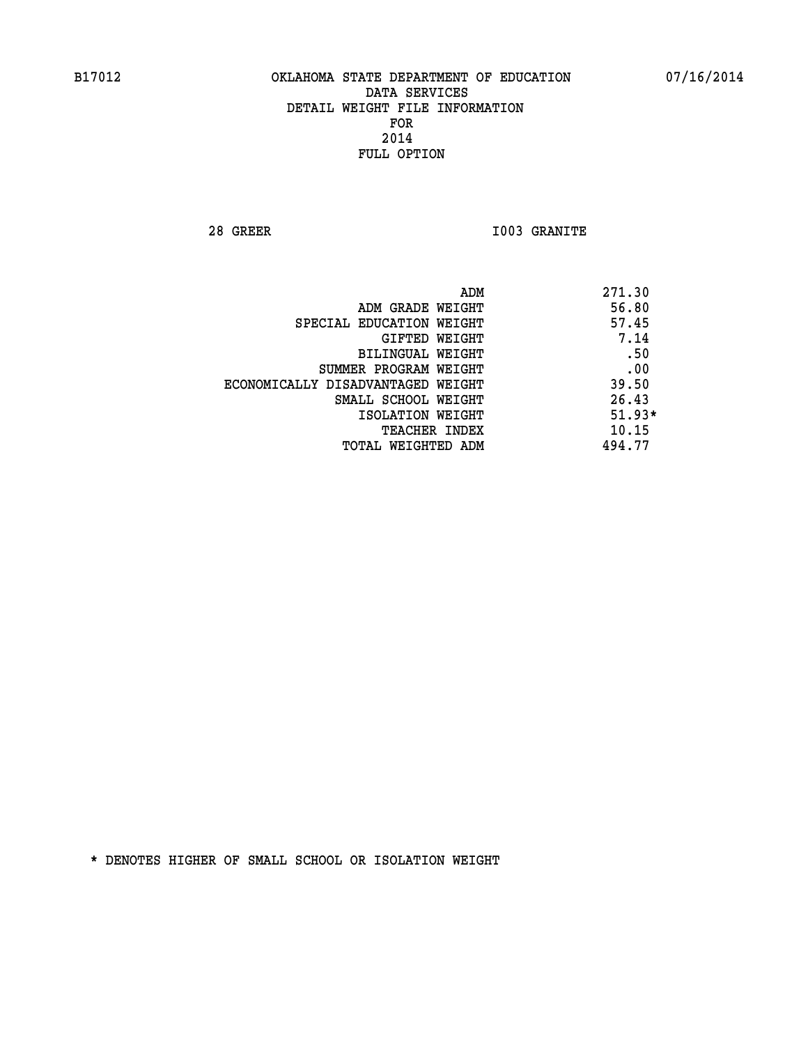B17012 OKLAHOMA STATE DEPARTMENT OF EDUCATION 07/16/2014

DATA SERVICES
DETAIL WEIGHT FILE INFORMATION
FOR
2014
FULL OPTION

28 GREER I003 GRANITE

| | |
|---|---|
| ADM | 271.30 |
| ADM GRADE WEIGHT | 56.80 |
| SPECIAL EDUCATION WEIGHT | 57.45 |
| GIFTED WEIGHT | 7.14 |
| BILINGUAL WEIGHT | .50 |
| SUMMER PROGRAM WEIGHT | .00 |
| ECONOMICALLY DISADVANTAGED WEIGHT | 39.50 |
| SMALL SCHOOL WEIGHT | 26.43 |
| ISOLATION WEIGHT | 51.93* |
| TEACHER INDEX | 10.15 |
| TOTAL WEIGHTED ADM | 494.77 |

* DENOTES HIGHER OF SMALL SCHOOL OR ISOLATION WEIGHT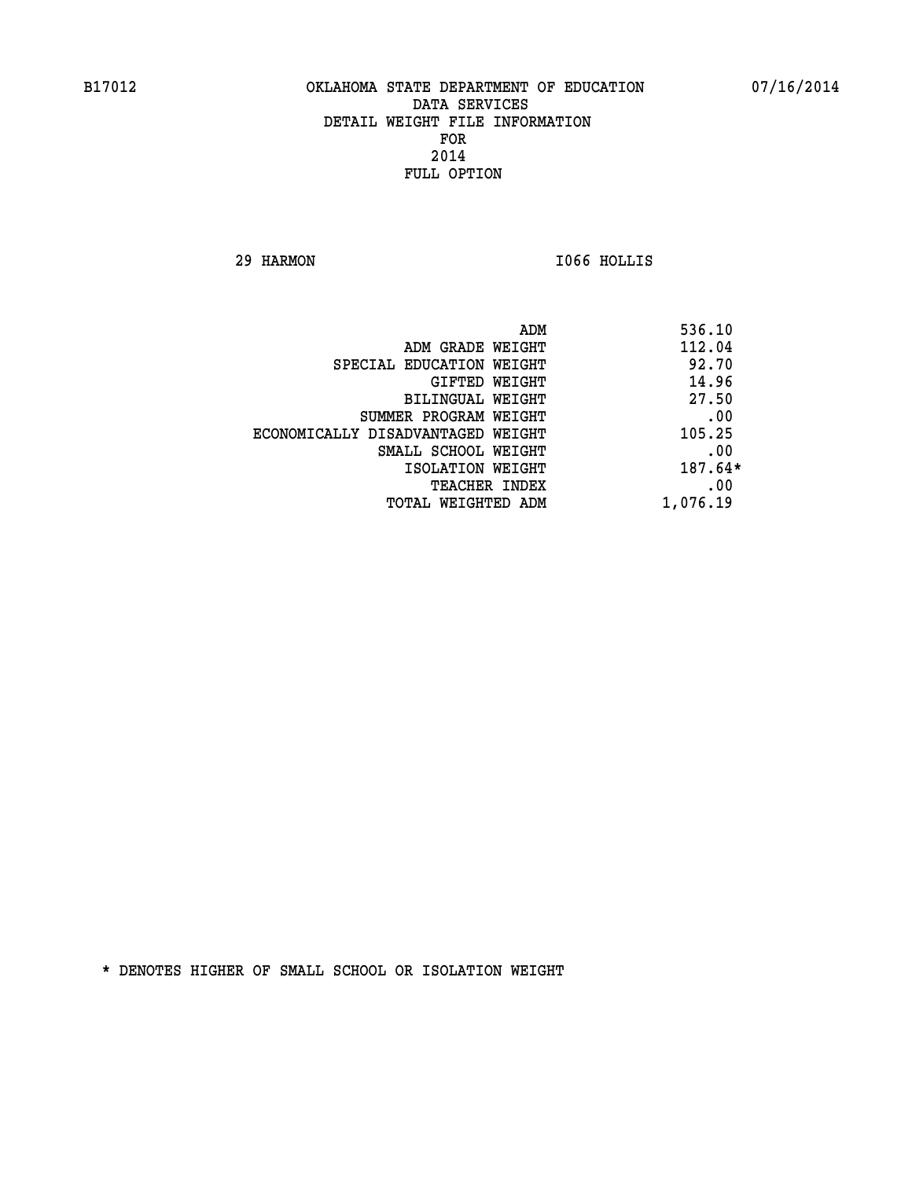B17012 OKLAHOMA STATE DEPARTMENT OF EDUCATION 07/16/2014

DATA SERVICES
DETAIL WEIGHT FILE INFORMATION
FOR
2014
FULL OPTION

29 HARMON I066 HOLLIS

| | |
|---|---|
| ADM | 536.10 |
| ADM GRADE WEIGHT | 112.04 |
| SPECIAL EDUCATION WEIGHT | 92.70 |
| GIFTED WEIGHT | 14.96 |
| BILINGUAL WEIGHT | 27.50 |
| SUMMER PROGRAM WEIGHT | .00 |
| ECONOMICALLY DISADVANTAGED WEIGHT | 105.25 |
| SMALL SCHOOL WEIGHT | .00 |
| ISOLATION WEIGHT | 187.64* |
| TEACHER INDEX | .00 |
| TOTAL WEIGHTED ADM | 1,076.19 |

* DENOTES HIGHER OF SMALL SCHOOL OR ISOLATION WEIGHT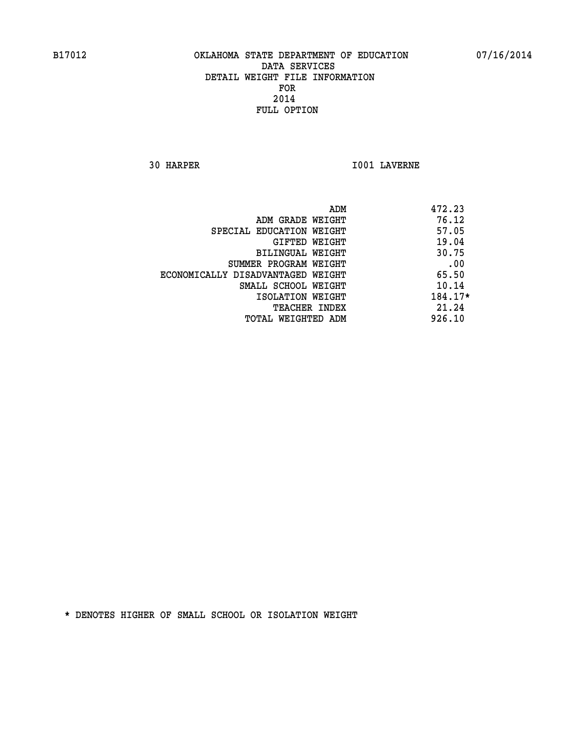B17012 OKLAHOMA STATE DEPARTMENT OF EDUCATION 07/16/2014

DATA SERVICES
DETAIL WEIGHT FILE INFORMATION
FOR
2014
FULL OPTION

30 HARPER I001 LAVERNE

| | |
|---|---|
| ADM | 472.23 |
| ADM GRADE WEIGHT | 76.12 |
| SPECIAL EDUCATION WEIGHT | 57.05 |
| GIFTED WEIGHT | 19.04 |
| BILINGUAL WEIGHT | 30.75 |
| SUMMER PROGRAM WEIGHT | .00 |
| ECONOMICALLY DISADVANTAGED WEIGHT | 65.50 |
| SMALL SCHOOL WEIGHT | 10.14 |
| ISOLATION WEIGHT | 184.17* |
| TEACHER INDEX | 21.24 |
| TOTAL WEIGHTED ADM | 926.10 |

* DENOTES HIGHER OF SMALL SCHOOL OR ISOLATION WEIGHT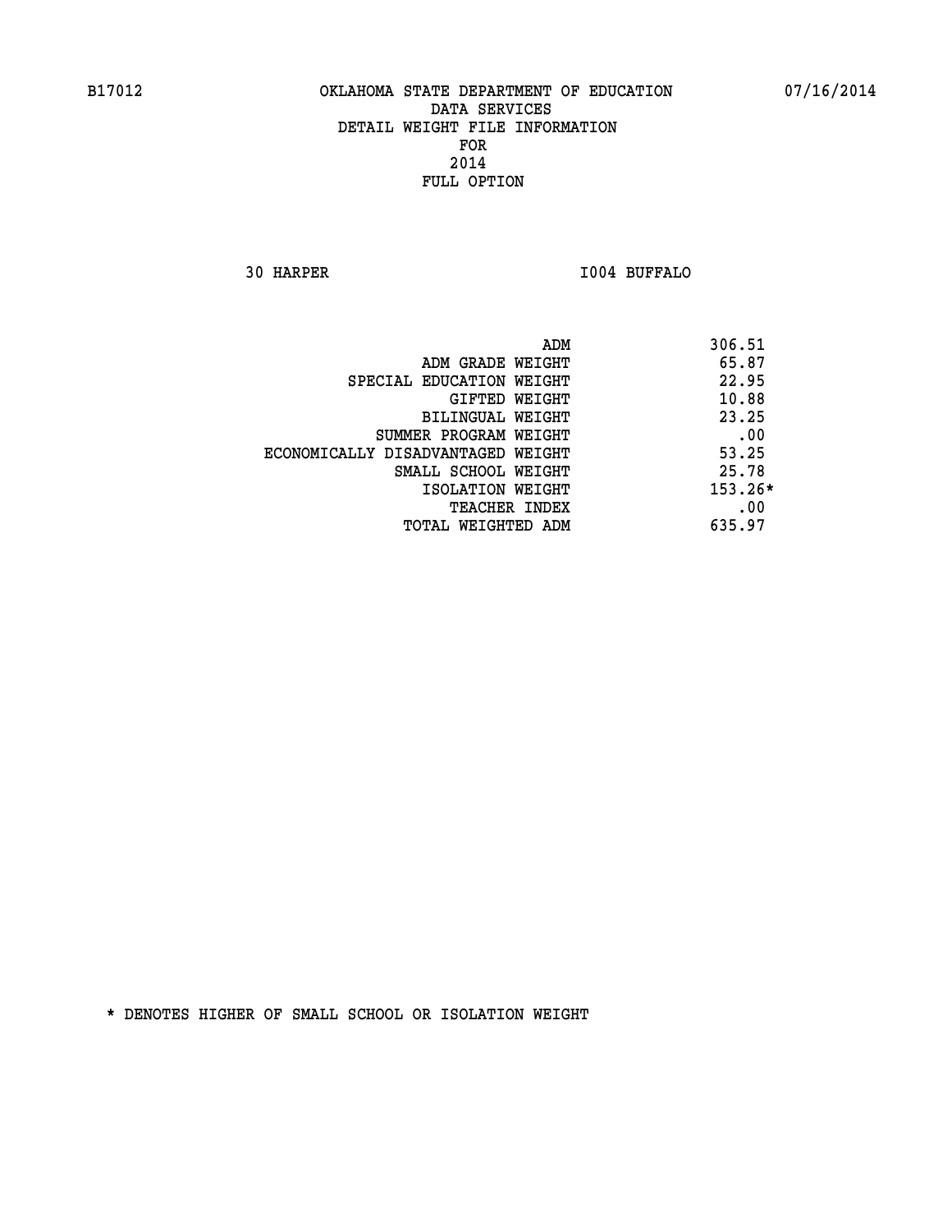B17012 OKLAHOMA STATE DEPARTMENT OF EDUCATION 07/16/2014

DATA SERVICES
DETAIL WEIGHT FILE INFORMATION
FOR
2014
FULL OPTION

30 HARPER I004 BUFFALO

| | |
|---|---|
| ADM | 306.51 |
| ADM GRADE WEIGHT | 65.87 |
| SPECIAL EDUCATION WEIGHT | 22.95 |
| GIFTED WEIGHT | 10.88 |
| BILINGUAL WEIGHT | 23.25 |
| SUMMER PROGRAM WEIGHT | .00 |
| ECONOMICALLY DISADVANTAGED WEIGHT | 53.25 |
| SMALL SCHOOL WEIGHT | 25.78 |
| ISOLATION WEIGHT | 153.26* |
| TEACHER INDEX | .00 |
| TOTAL WEIGHTED ADM | 635.97 |

* DENOTES HIGHER OF SMALL SCHOOL OR ISOLATION WEIGHT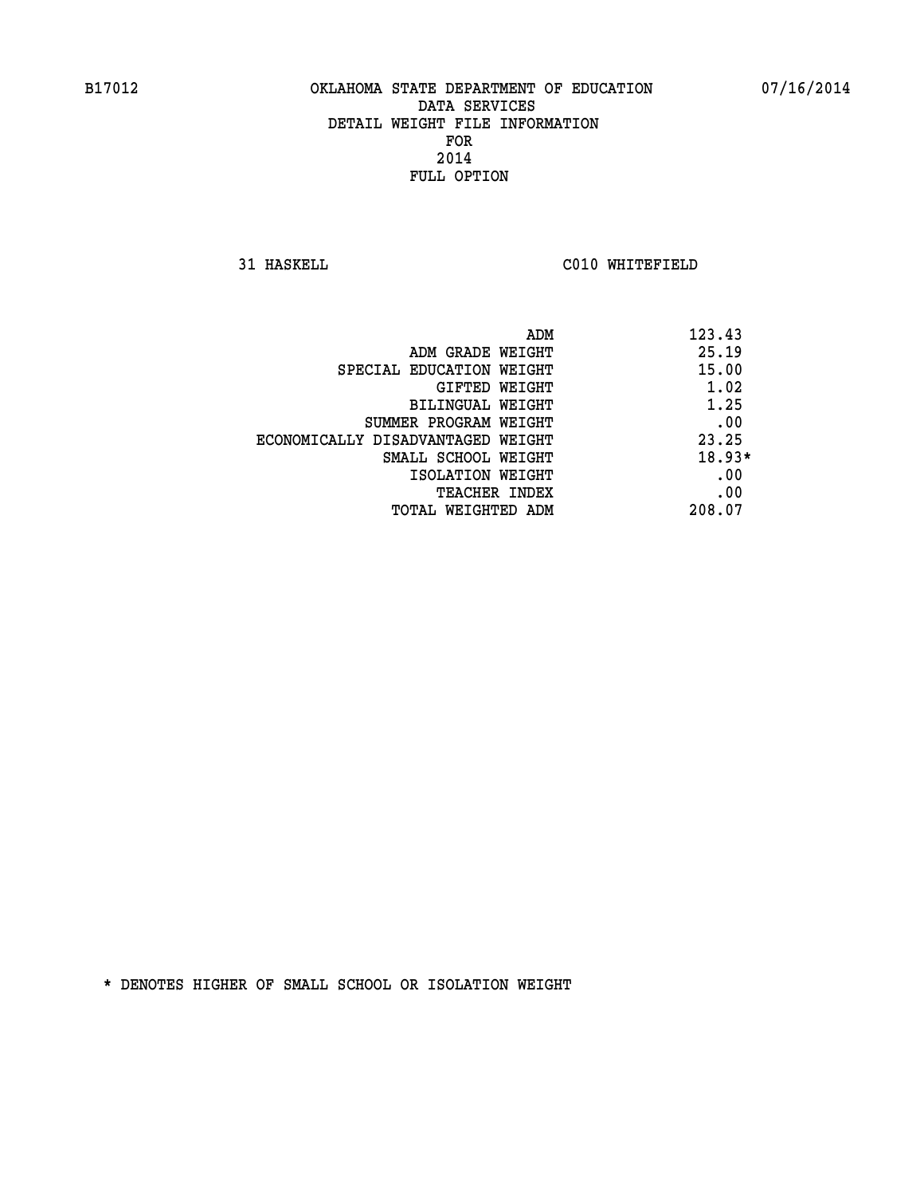B17012 OKLAHOMA STATE DEPARTMENT OF EDUCATION 07/16/2014

DATA SERVICES
DETAIL WEIGHT FILE INFORMATION
FOR
2014
FULL OPTION

31 HASKELL C010 WHITEFIELD

| | |
|---|---|
| ADM | 123.43 |
| ADM GRADE WEIGHT | 25.19 |
| SPECIAL EDUCATION WEIGHT | 15.00 |
| GIFTED WEIGHT | 1.02 |
| BILINGUAL WEIGHT | 1.25 |
| SUMMER PROGRAM WEIGHT | .00 |
| ECONOMICALLY DISADVANTAGED WEIGHT | 23.25 |
| SMALL SCHOOL WEIGHT | 18.93* |
| ISOLATION WEIGHT | .00 |
| TEACHER INDEX | .00 |
| TOTAL WEIGHTED ADM | 208.07 |

* DENOTES HIGHER OF SMALL SCHOOL OR ISOLATION WEIGHT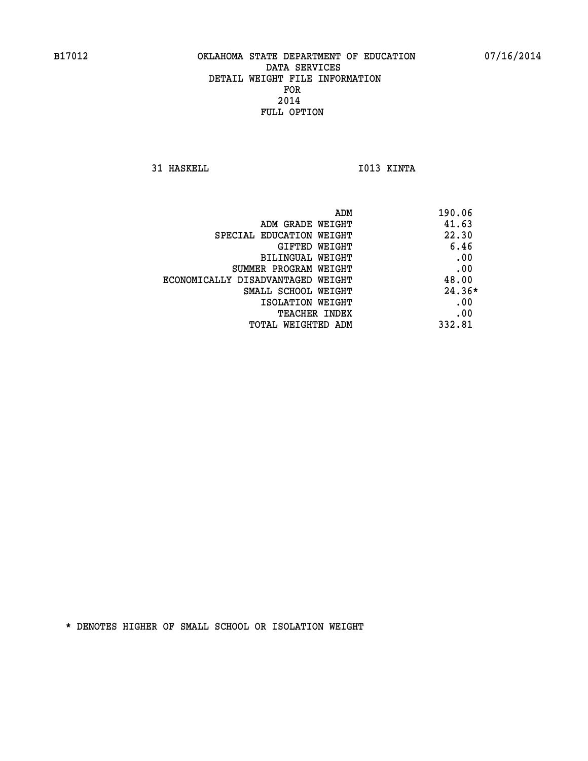B17012 OKLAHOMA STATE DEPARTMENT OF EDUCATION 07/16/2014

DATA SERVICES
DETAIL WEIGHT FILE INFORMATION
FOR
2014
FULL OPTION

31 HASKELL I013 KINTA

| | |
|---|---|
| ADM | 190.06 |
| ADM GRADE WEIGHT | 41.63 |
| SPECIAL EDUCATION WEIGHT | 22.30 |
| GIFTED WEIGHT | 6.46 |
| BILINGUAL WEIGHT | .00 |
| SUMMER PROGRAM WEIGHT | .00 |
| ECONOMICALLY DISADVANTAGED WEIGHT | 48.00 |
| SMALL SCHOOL WEIGHT | 24.36* |
| ISOLATION WEIGHT | .00 |
| TEACHER INDEX | .00 |
| TOTAL WEIGHTED ADM | 332.81 |

* DENOTES HIGHER OF SMALL SCHOOL OR ISOLATION WEIGHT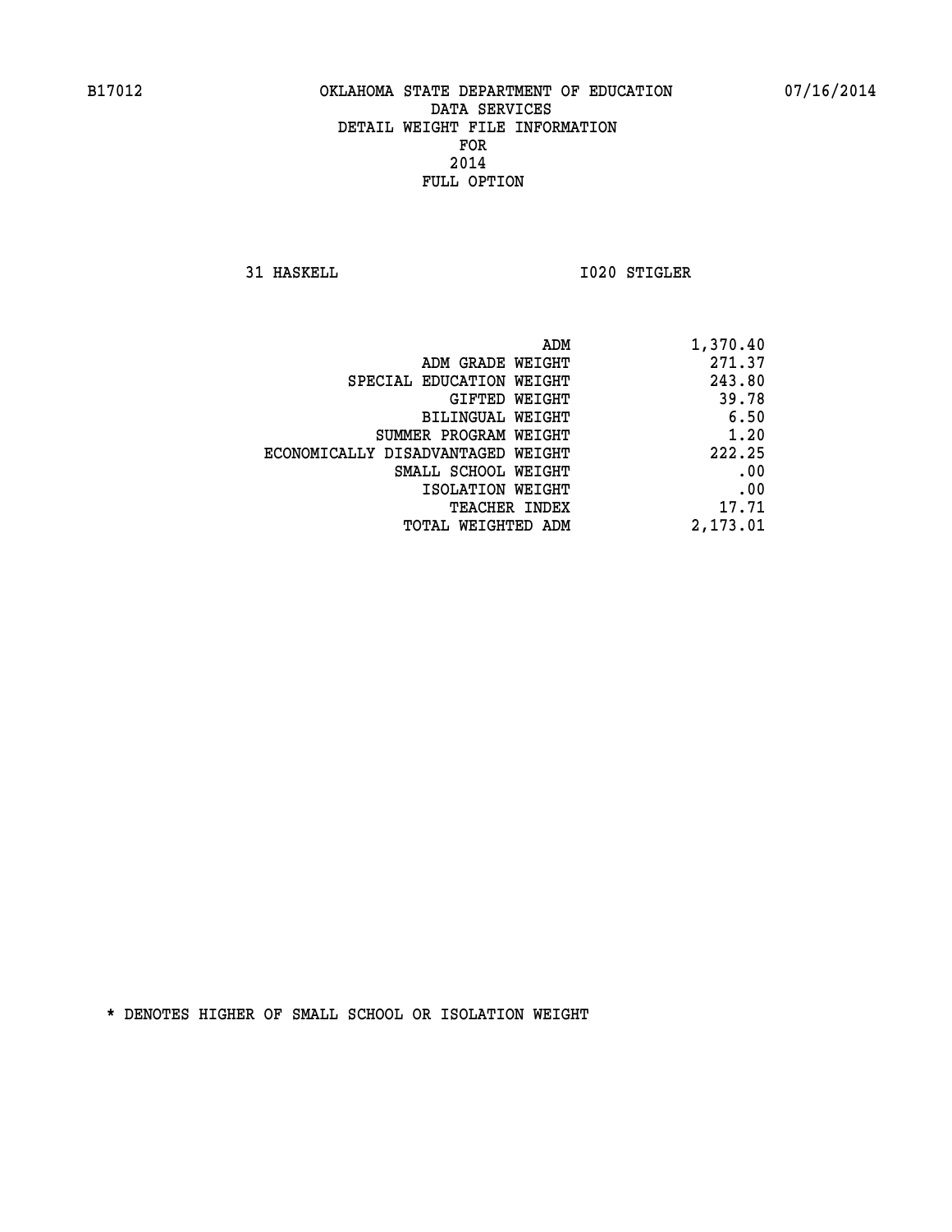B17012 OKLAHOMA STATE DEPARTMENT OF EDUCATION 07/16/2014

# DATA SERVICES
## DETAIL WEIGHT FILE INFORMATION
## FOR
## 2014
## FULL OPTION

31 HASKELL I020 STIGLER

| | |
|---|---|
| ADM | 1,370.40 |
| ADM GRADE WEIGHT | 271.37 |
| SPECIAL EDUCATION WEIGHT | 243.80 |
| GIFTED WEIGHT | 39.78 |
| BILINGUAL WEIGHT | 6.50 |
| SUMMER PROGRAM WEIGHT | 1.20 |
| ECONOMICALLY DISADVANTAGED WEIGHT | 222.25 |
| SMALL SCHOOL WEIGHT | .00 |
| ISOLATION WEIGHT | .00 |
| TEACHER INDEX | 17.71 |
| TOTAL WEIGHTED ADM | 2,173.01 |

* DENOTES HIGHER OF SMALL SCHOOL OR ISOLATION WEIGHT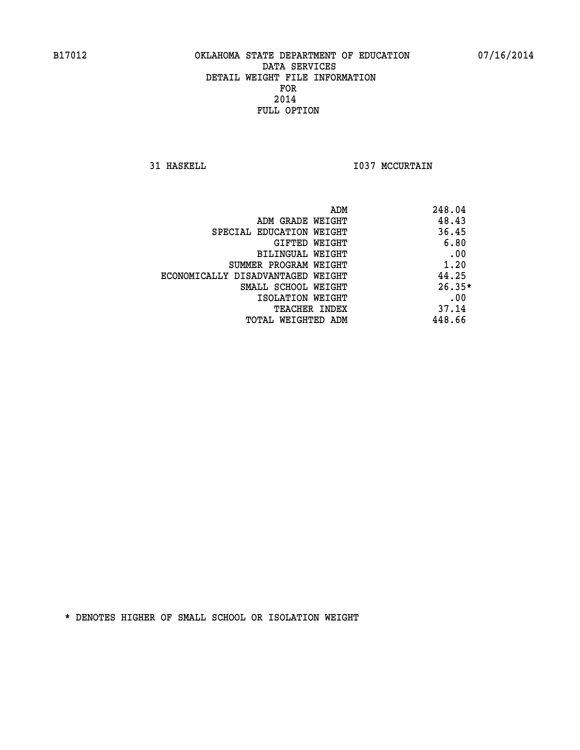B17012 OKLAHOMA STATE DEPARTMENT OF EDUCATION 07/16/2014

DATA SERVICES
DETAIL WEIGHT FILE INFORMATION
FOR
2014
FULL OPTION

31 HASKELL I037 MCCURTAIN

| | |
|---|---|
| ADM | 248.04 |
| ADM GRADE WEIGHT | 48.43 |
| SPECIAL EDUCATION WEIGHT | 36.45 |
| GIFTED WEIGHT | 6.80 |
| BILINGUAL WEIGHT | .00 |
| SUMMER PROGRAM WEIGHT | 1.20 |
| ECONOMICALLY DISADVANTAGED WEIGHT | 44.25 |
| SMALL SCHOOL WEIGHT | 26.35* |
| ISOLATION WEIGHT | .00 |
| TEACHER INDEX | 37.14 |
| TOTAL WEIGHTED ADM | 448.66 |

* DENOTES HIGHER OF SMALL SCHOOL OR ISOLATION WEIGHT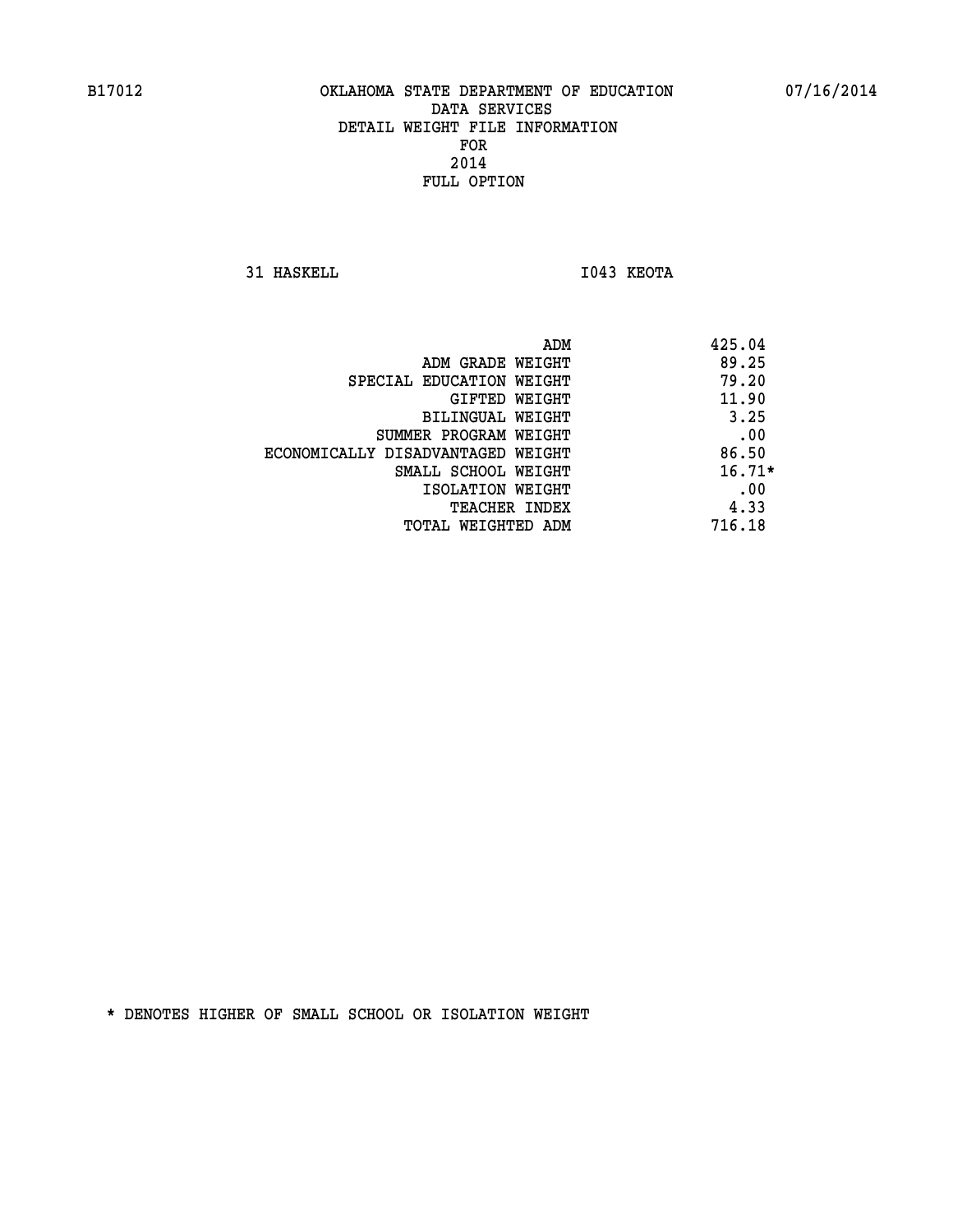B17012 OKLAHOMA STATE DEPARTMENT OF EDUCATION 07/16/2014

DATA SERVICES
DETAIL WEIGHT FILE INFORMATION
FOR
2014
FULL OPTION

31 HASKELL I043 KEOTA

| | |
|---|---|
| ADM | 425.04 |
| ADM GRADE WEIGHT | 89.25 |
| SPECIAL EDUCATION WEIGHT | 79.20 |
| GIFTED WEIGHT | 11.90 |
| BILINGUAL WEIGHT | 3.25 |
| SUMMER PROGRAM WEIGHT | .00 |
| ECONOMICALLY DISADVANTAGED WEIGHT | 86.50 |
| SMALL SCHOOL WEIGHT | 16.71* |
| ISOLATION WEIGHT | .00 |
| TEACHER INDEX | 4.33 |
| TOTAL WEIGHTED ADM | 716.18 |

* DENOTES HIGHER OF SMALL SCHOOL OR ISOLATION WEIGHT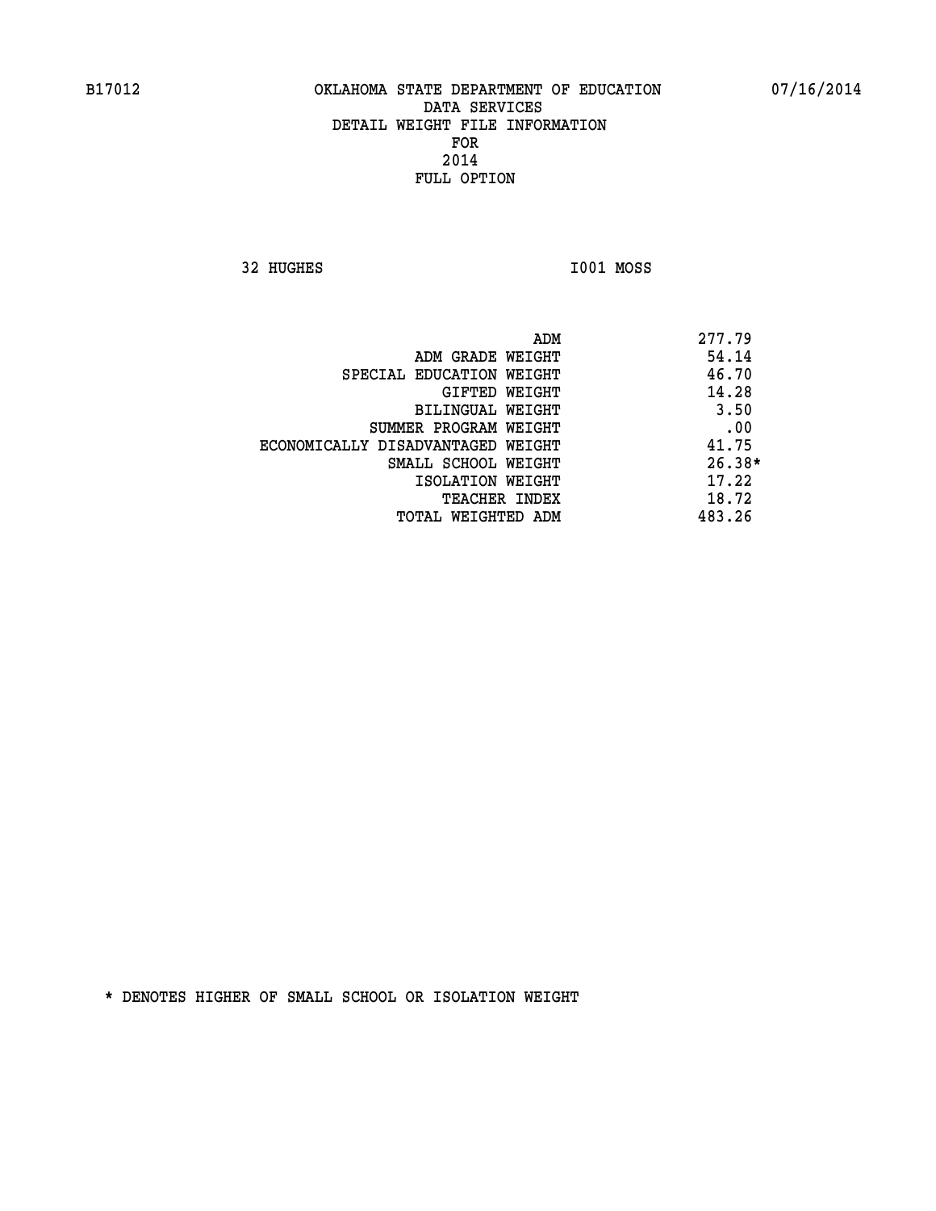B17012 OKLAHOMA STATE DEPARTMENT OF EDUCATION 07/16/2014

DATA SERVICES
DETAIL WEIGHT FILE INFORMATION
FOR
2014
FULL OPTION

32 HUGHES I001 MOSS

| | |
|---|---|
| ADM | 277.79 |
| ADM GRADE WEIGHT | 54.14 |
| SPECIAL EDUCATION WEIGHT | 46.70 |
| GIFTED WEIGHT | 14.28 |
| BILINGUAL WEIGHT | 3.50 |
| SUMMER PROGRAM WEIGHT | .00 |
| ECONOMICALLY DISADVANTAGED WEIGHT | 41.75 |
| SMALL SCHOOL WEIGHT | 26.38* |
| ISOLATION WEIGHT | 17.22 |
| TEACHER INDEX | 18.72 |
| TOTAL WEIGHTED ADM | 483.26 |

* DENOTES HIGHER OF SMALL SCHOOL OR ISOLATION WEIGHT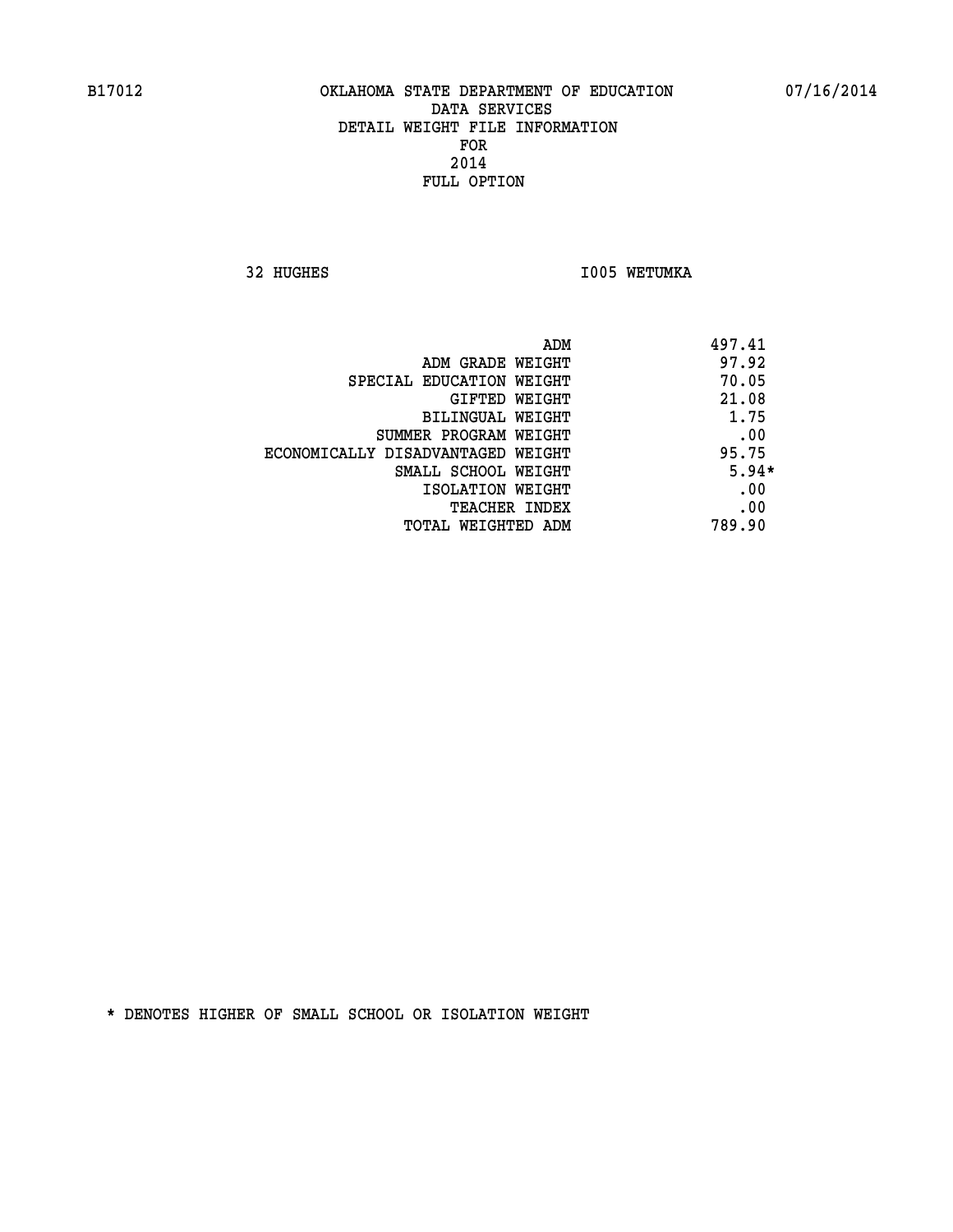B17012 OKLAHOMA STATE DEPARTMENT OF EDUCATION 07/16/2014
DATA SERVICES
DETAIL WEIGHT FILE INFORMATION
FOR
2014
FULL OPTION

32 HUGHES I005 WETUMKA

| | |
|---|---|
| ADM | 497.41 |
| ADM GRADE WEIGHT | 97.92 |
| SPECIAL EDUCATION WEIGHT | 70.05 |
| GIFTED WEIGHT | 21.08 |
| BILINGUAL WEIGHT | 1.75 |
| SUMMER PROGRAM WEIGHT | .00 |
| ECONOMICALLY DISADVANTAGED WEIGHT | 95.75 |
| SMALL SCHOOL WEIGHT | 5.94* |
| ISOLATION WEIGHT | .00 |
| TEACHER INDEX | .00 |
| TOTAL WEIGHTED ADM | 789.90 |

* DENOTES HIGHER OF SMALL SCHOOL OR ISOLATION WEIGHT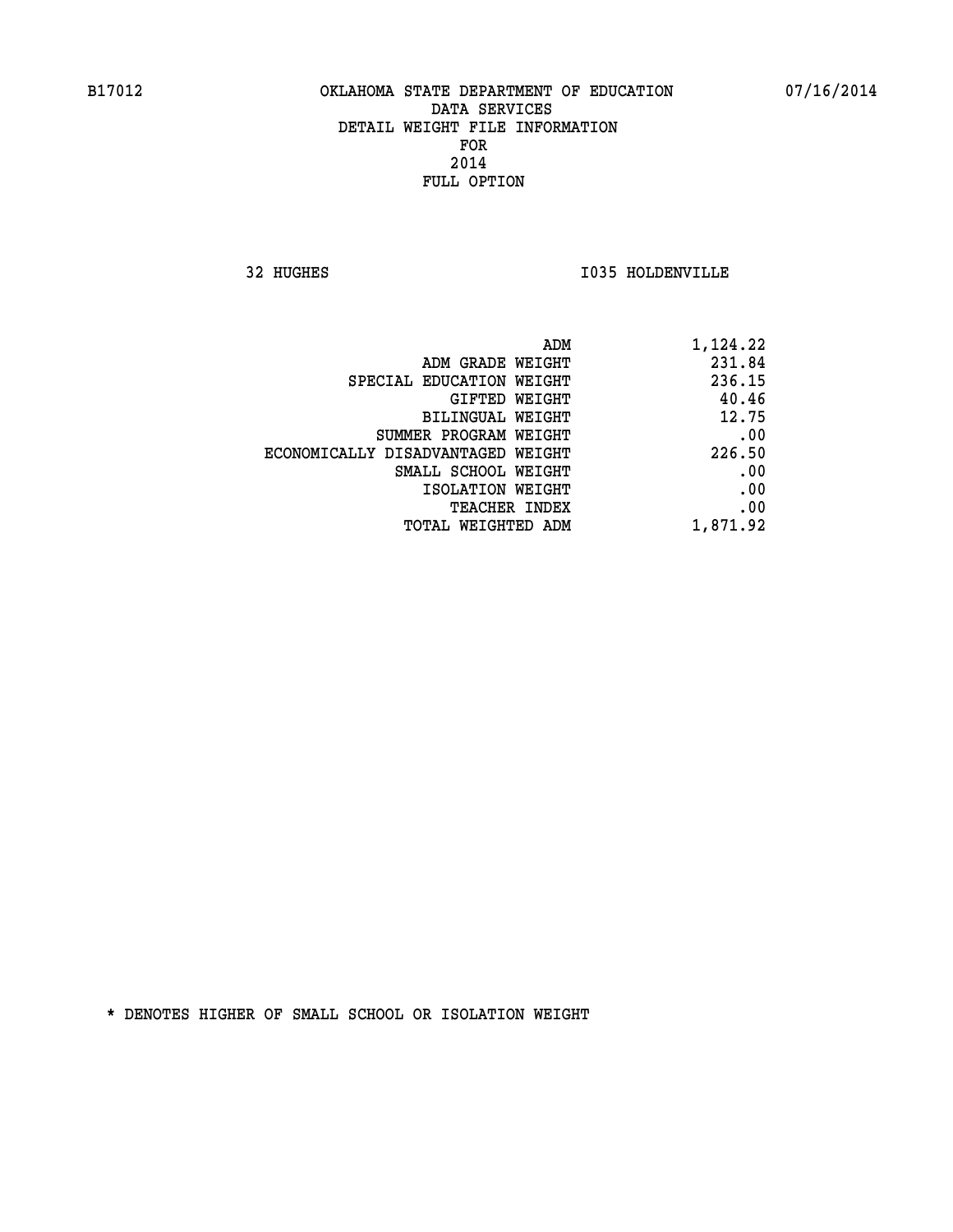B17012 OKLAHOMA STATE DEPARTMENT OF EDUCATION 07/16/2014
DATA SERVICES
DETAIL WEIGHT FILE INFORMATION
FOR
2014
FULL OPTION

32 HUGHES I035 HOLDENVILLE

| | |
|---|---|
| ADM | 1,124.22 |
| ADM GRADE WEIGHT | 231.84 |
| SPECIAL EDUCATION WEIGHT | 236.15 |
| GIFTED WEIGHT | 40.46 |
| BILINGUAL WEIGHT | 12.75 |
| SUMMER PROGRAM WEIGHT | .00 |
| ECONOMICALLY DISADVANTAGED WEIGHT | 226.50 |
| SMALL SCHOOL WEIGHT | .00 |
| ISOLATION WEIGHT | .00 |
| TEACHER INDEX | .00 |
| TOTAL WEIGHTED ADM | 1,871.92 |

* DENOTES HIGHER OF SMALL SCHOOL OR ISOLATION WEIGHT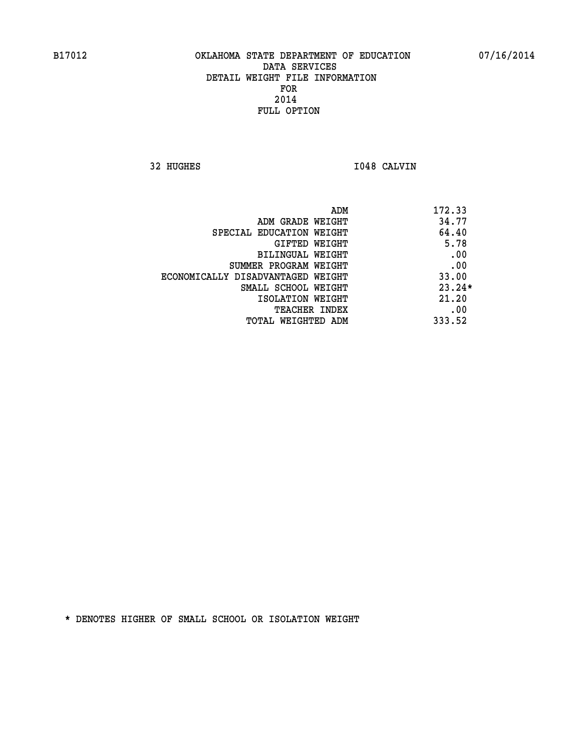B17012 OKLAHOMA STATE DEPARTMENT OF EDUCATION 07/16/2014

DATA SERVICES

DETAIL WEIGHT FILE INFORMATION

FOR

2014

FULL OPTION

32 HUGHES I048 CALVIN

| | |
|---|---|
| ADM | 172.33 |
| ADM GRADE WEIGHT | 34.77 |
| SPECIAL EDUCATION WEIGHT | 64.40 |
| GIFTED WEIGHT | 5.78 |
| BILINGUAL WEIGHT | .00 |
| SUMMER PROGRAM WEIGHT | .00 |
| ECONOMICALLY DISADVANTAGED WEIGHT | 33.00 |
| SMALL SCHOOL WEIGHT | 23.24* |
| ISOLATION WEIGHT | 21.20 |
| TEACHER INDEX | .00 |
| TOTAL WEIGHTED ADM | 333.52 |

* DENOTES HIGHER OF SMALL SCHOOL OR ISOLATION WEIGHT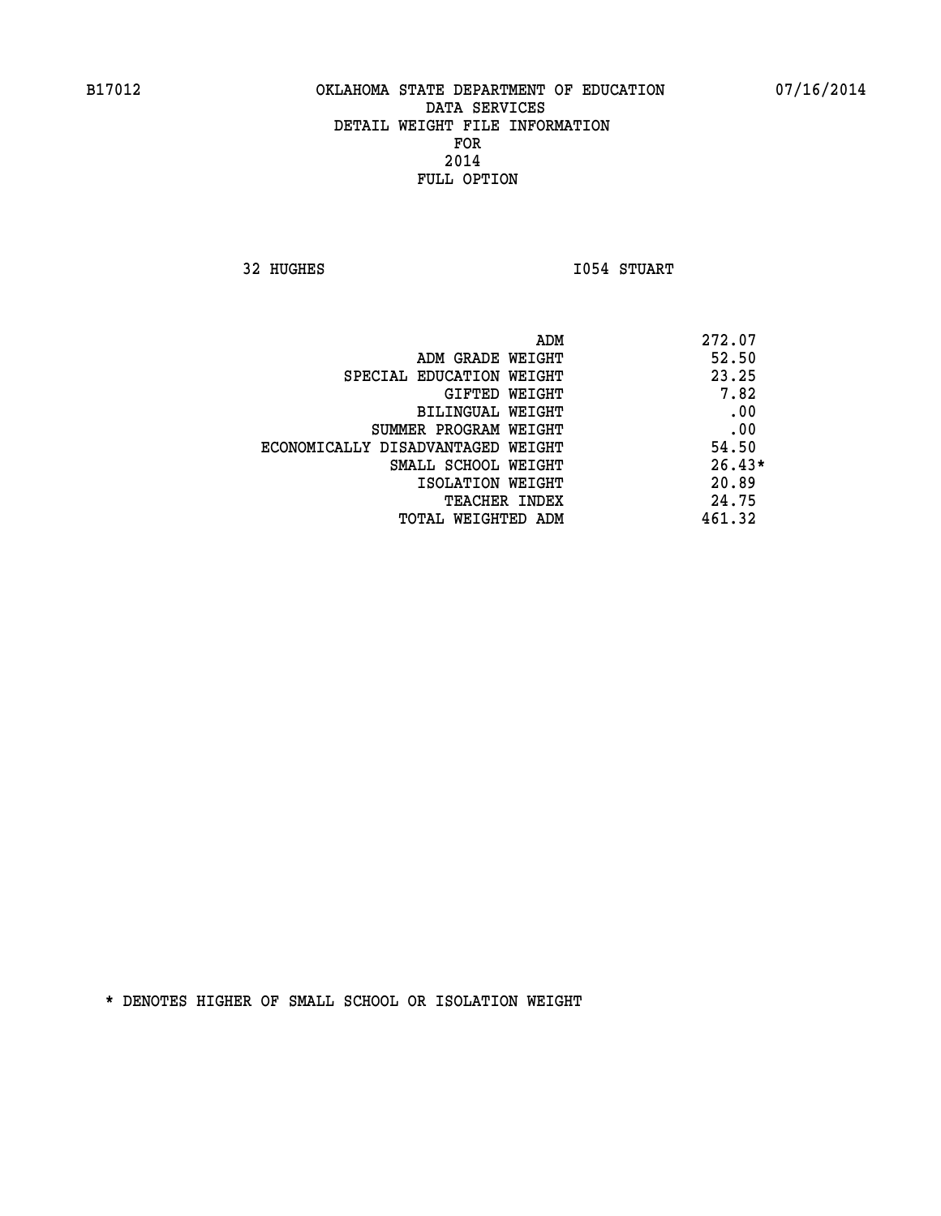B17012 OKLAHOMA STATE DEPARTMENT OF EDUCATION 07/16/2014

DATA SERVICES
DETAIL WEIGHT FILE INFORMATION
FOR
2014
FULL OPTION

32 HUGHES I054 STUART

| | |
|---|---|
| ADM | 272.07 |
| ADM GRADE WEIGHT | 52.50 |
| SPECIAL EDUCATION WEIGHT | 23.25 |
| GIFTED WEIGHT | 7.82 |
| BILINGUAL WEIGHT | .00 |
| SUMMER PROGRAM WEIGHT | .00 |
| ECONOMICALLY DISADVANTAGED WEIGHT | 54.50 |
| SMALL SCHOOL WEIGHT | 26.43* |
| ISOLATION WEIGHT | 20.89 |
| TEACHER INDEX | 24.75 |
| TOTAL WEIGHTED ADM | 461.32 |

* DENOTES HIGHER OF SMALL SCHOOL OR ISOLATION WEIGHT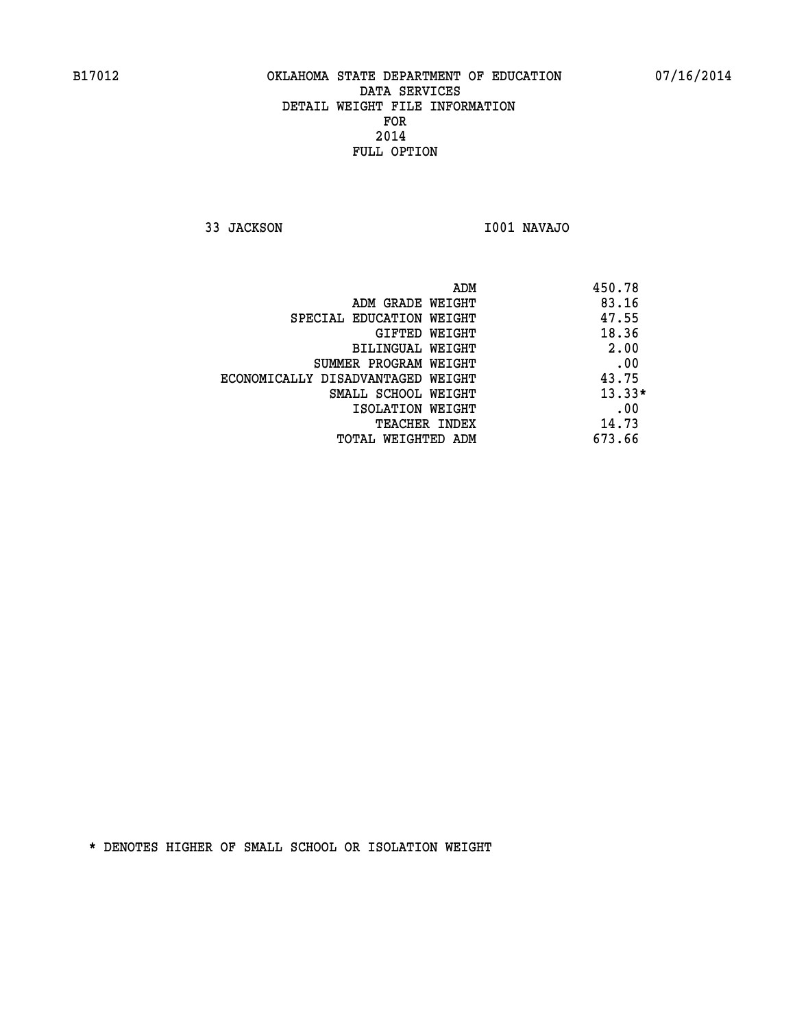OKLAHOMA STATE DEPARTMENT OF EDUCATION
DATA SERVICES
DETAIL WEIGHT FILE INFORMATION
FOR
2014
FULL OPTION

33 JACKSON I001 NAVAJO

| | |
|---|---|
| ADM | 450.78 |
| ADM GRADE WEIGHT | 83.16 |
| SPECIAL EDUCATION WEIGHT | 47.55 |
| GIFTED WEIGHT | 18.36 |
| BILINGUAL WEIGHT | 2.00 |
| SUMMER PROGRAM WEIGHT | .00 |
| ECONOMICALLY DISADVANTAGED WEIGHT | 43.75 |
| SMALL SCHOOL WEIGHT | 13.33* |
| ISOLATION WEIGHT | .00 |
| TEACHER INDEX | 14.73 |
| TOTAL WEIGHTED ADM | 673.66 |

* DENOTES HIGHER OF SMALL SCHOOL OR ISOLATION WEIGHT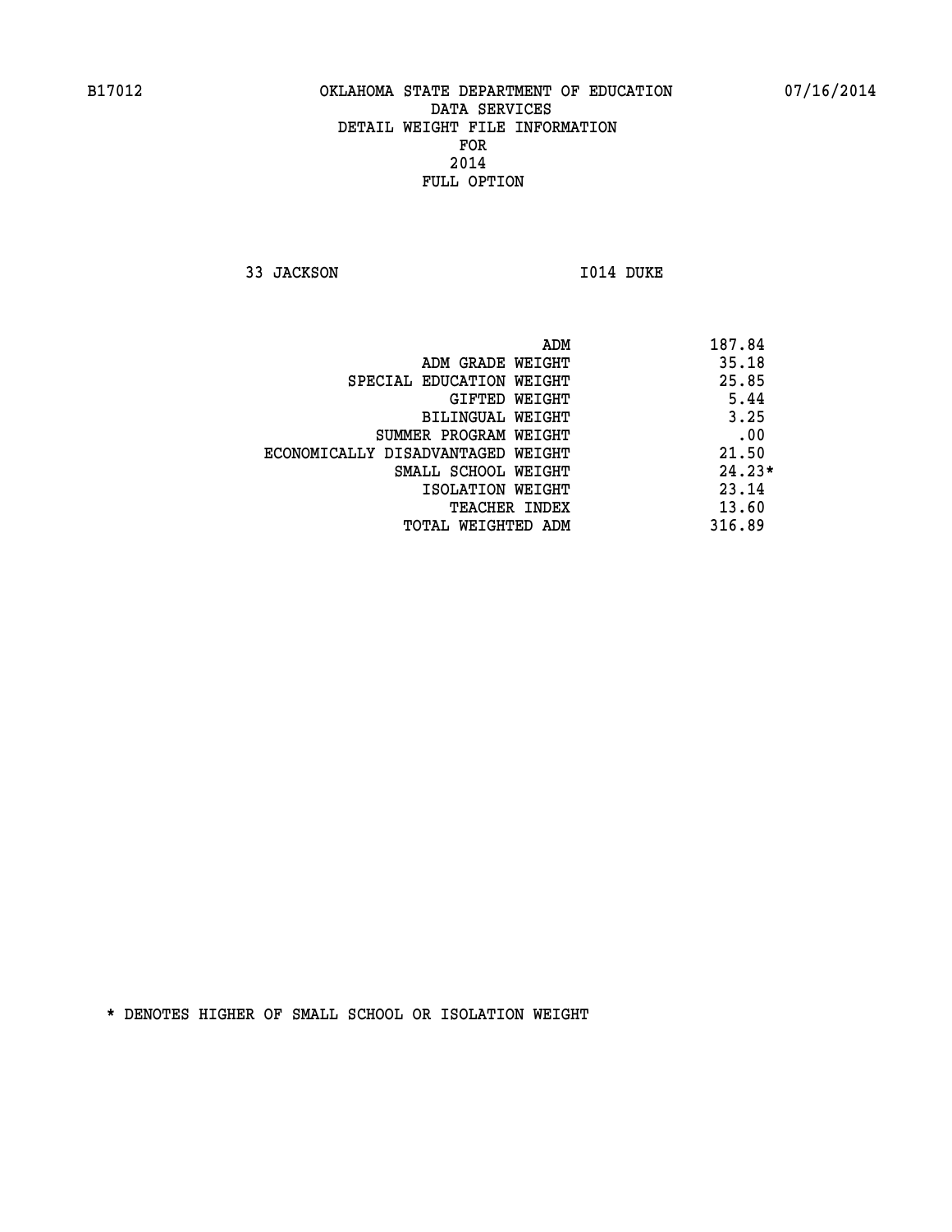B17012 OKLAHOMA STATE DEPARTMENT OF EDUCATION 07/16/2014

DATA SERVICES
DETAIL WEIGHT FILE INFORMATION
FOR
2014
FULL OPTION

33 JACKSON I014 DUKE

| | |
|---|---|
| ADM | 187.84 |
| ADM GRADE WEIGHT | 35.18 |
| SPECIAL EDUCATION WEIGHT | 25.85 |
| GIFTED WEIGHT | 5.44 |
| BILINGUAL WEIGHT | 3.25 |
| SUMMER PROGRAM WEIGHT | .00 |
| ECONOMICALLY DISADVANTAGED WEIGHT | 21.50 |
| SMALL SCHOOL WEIGHT | 24.23* |
| ISOLATION WEIGHT | 23.14 |
| TEACHER INDEX | 13.60 |
| TOTAL WEIGHTED ADM | 316.89 |

* DENOTES HIGHER OF SMALL SCHOOL OR ISOLATION WEIGHT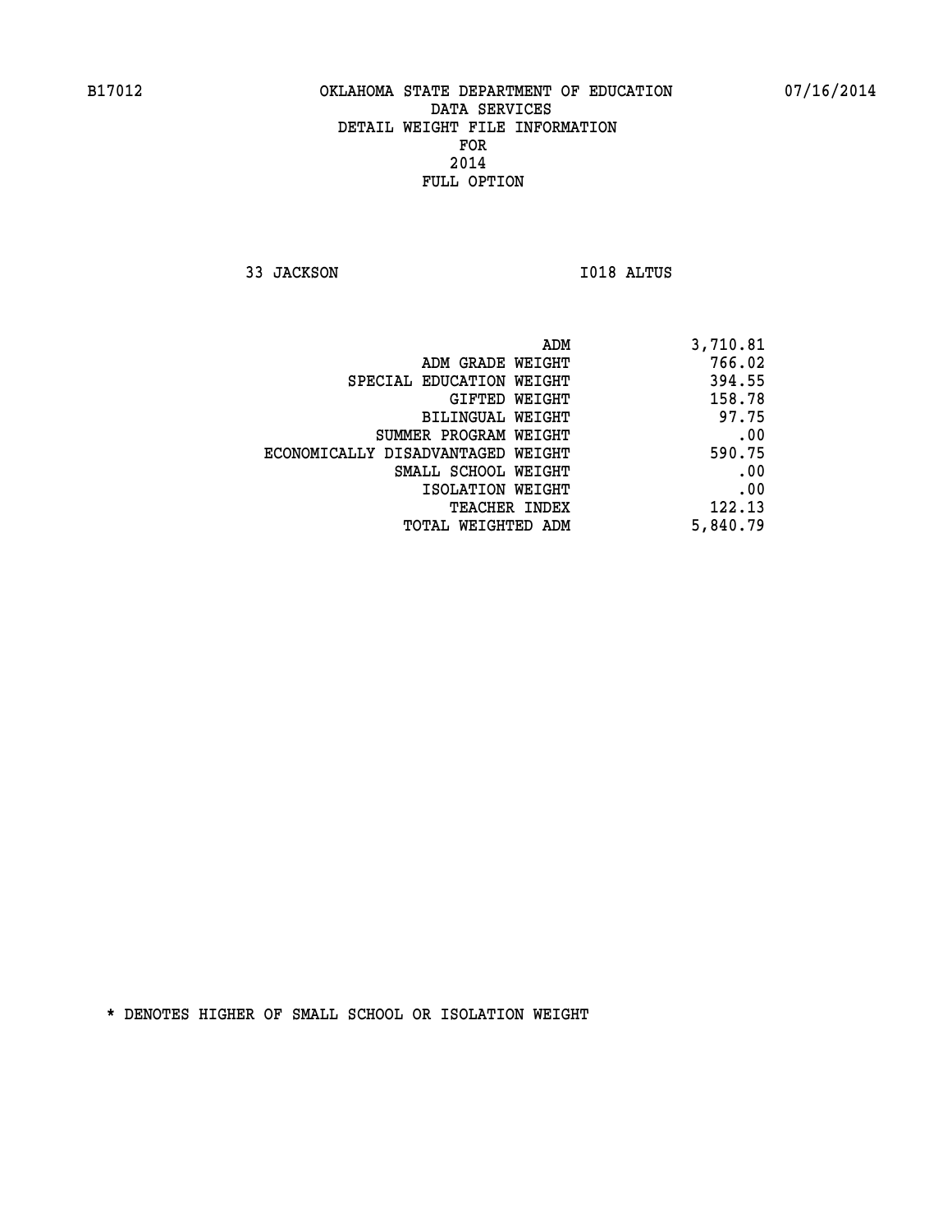B17012 OKLAHOMA STATE DEPARTMENT OF EDUCATION 07/16/2014

DATA SERVICES
DETAIL WEIGHT FILE INFORMATION
FOR
2014
FULL OPTION

33 JACKSON I018 ALTUS

| | |
|---|---|
| ADM | 3,710.81 |
| ADM GRADE WEIGHT | 766.02 |
| SPECIAL EDUCATION WEIGHT | 394.55 |
| GIFTED WEIGHT | 158.78 |
| BILINGUAL WEIGHT | 97.75 |
| SUMMER PROGRAM WEIGHT | .00 |
| ECONOMICALLY DISADVANTAGED WEIGHT | 590.75 |
| SMALL SCHOOL WEIGHT | .00 |
| ISOLATION WEIGHT | .00 |
| TEACHER INDEX | 122.13 |
| TOTAL WEIGHTED ADM | 5,840.79 |

* DENOTES HIGHER OF SMALL SCHOOL OR ISOLATION WEIGHT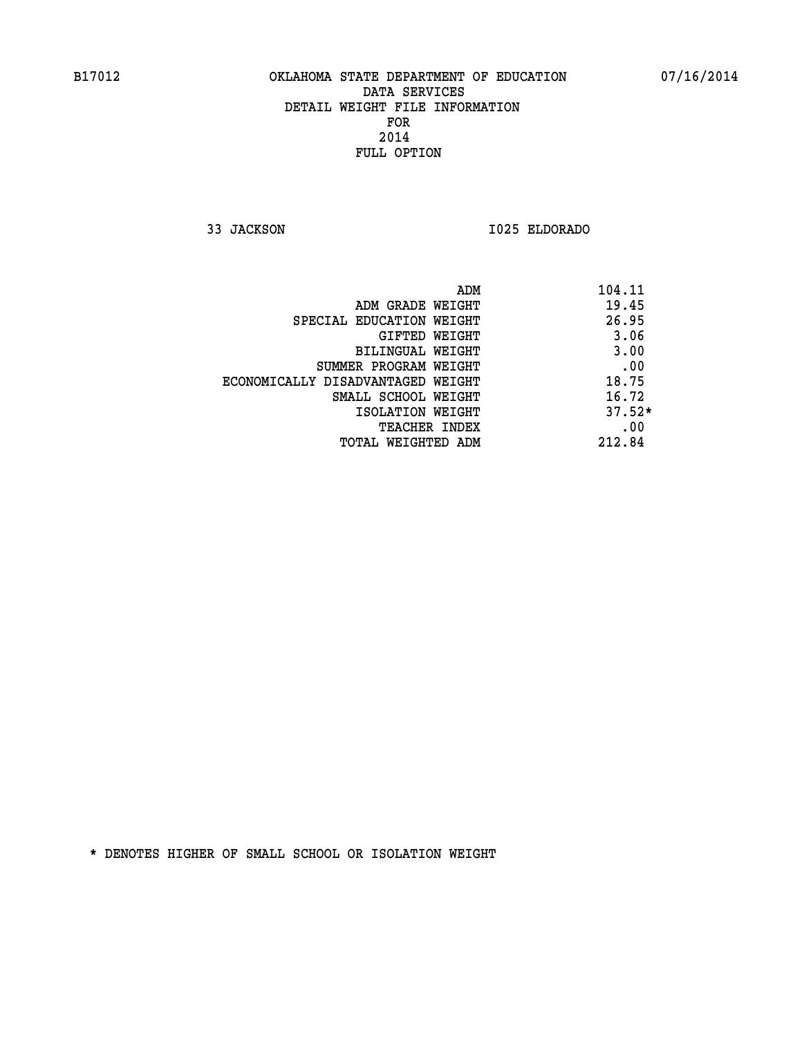B17012 OKLAHOMA STATE DEPARTMENT OF EDUCATION 07/16/2014

DATA SERVICES
DETAIL WEIGHT FILE INFORMATION
FOR
2014
FULL OPTION

33 JACKSON I025 ELDORADO

| | |
|---|---|
| ADM | 104.11 |
| ADM GRADE WEIGHT | 19.45 |
| SPECIAL EDUCATION WEIGHT | 26.95 |
| GIFTED WEIGHT | 3.06 |
| BILINGUAL WEIGHT | 3.00 |
| SUMMER PROGRAM WEIGHT | .00 |
| ECONOMICALLY DISADVANTAGED WEIGHT | 18.75 |
| SMALL SCHOOL WEIGHT | 16.72 |
| ISOLATION WEIGHT | 37.52* |
| TEACHER INDEX | .00 |
| TOTAL WEIGHTED ADM | 212.84 |

* DENOTES HIGHER OF SMALL SCHOOL OR ISOLATION WEIGHT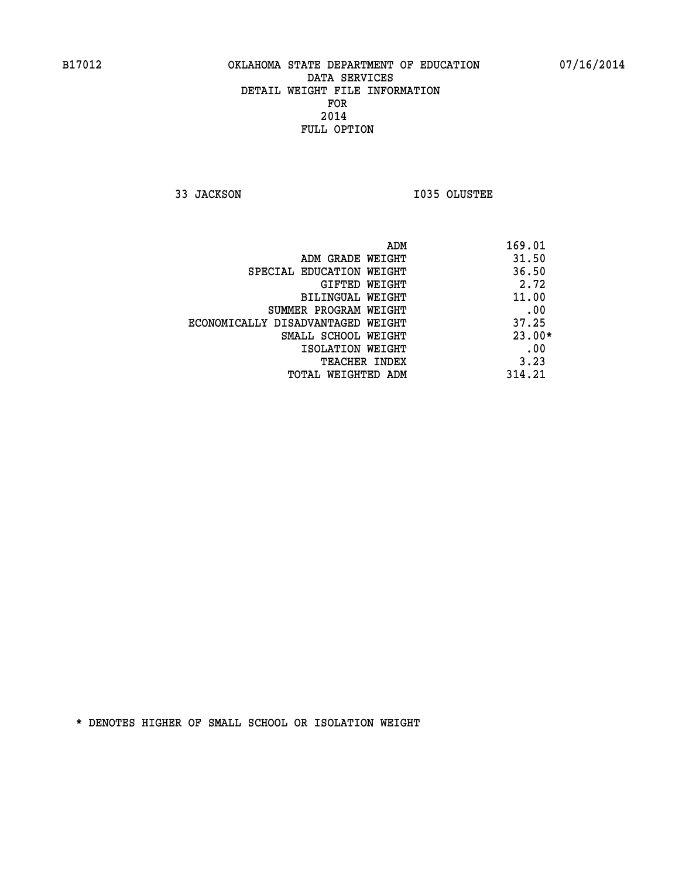B17012 OKLAHOMA STATE DEPARTMENT OF EDUCATION 07/16/2014

DATA SERVICES
DETAIL WEIGHT FILE INFORMATION
FOR
2014
FULL OPTION

33 JACKSON I035 OLUSTEE

| | |
|---|---|
| ADM | 169.01 |
| ADM GRADE WEIGHT | 31.50 |
| SPECIAL EDUCATION WEIGHT | 36.50 |
| GIFTED WEIGHT | 2.72 |
| BILINGUAL WEIGHT | 11.00 |
| SUMMER PROGRAM WEIGHT | .00 |
| ECONOMICALLY DISADVANTAGED WEIGHT | 37.25 |
| SMALL SCHOOL WEIGHT | 23.00* |
| ISOLATION WEIGHT | .00 |
| TEACHER INDEX | 3.23 |
| TOTAL WEIGHTED ADM | 314.21 |

* DENOTES HIGHER OF SMALL SCHOOL OR ISOLATION WEIGHT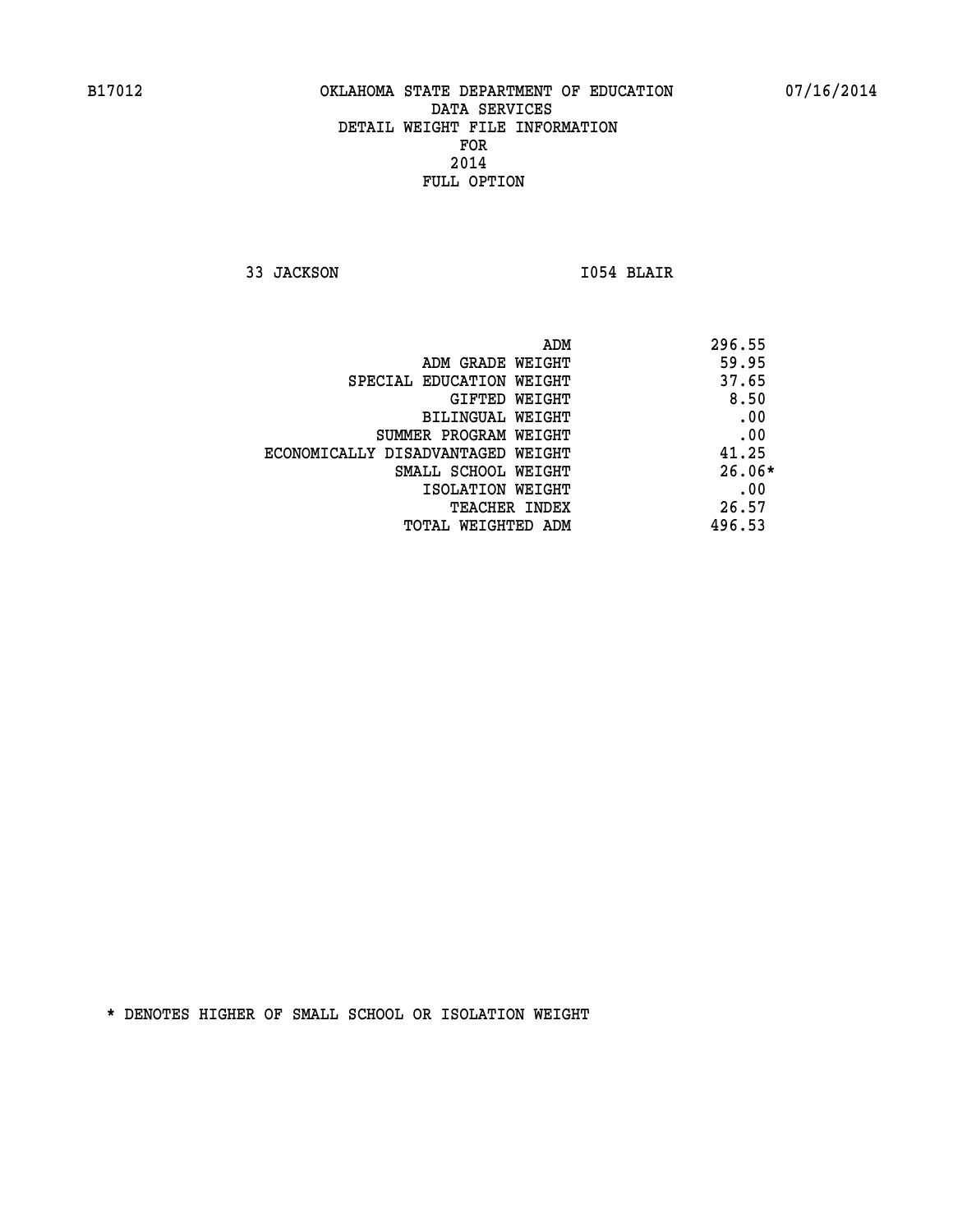B17012 OKLAHOMA STATE DEPARTMENT OF EDUCATION 07/16/2014
DATA SERVICES
DETAIL WEIGHT FILE INFORMATION
FOR
2014
FULL OPTION

33 JACKSON I054 BLAIR

| | |
|---|---|
| ADM | 296.55 |
| ADM GRADE WEIGHT | 59.95 |
| SPECIAL EDUCATION WEIGHT | 37.65 |
| GIFTED WEIGHT | 8.50 |
| BILINGUAL WEIGHT | .00 |
| SUMMER PROGRAM WEIGHT | .00 |
| ECONOMICALLY DISADVANTAGED WEIGHT | 41.25 |
| SMALL SCHOOL WEIGHT | 26.06* |
| ISOLATION WEIGHT | .00 |
| TEACHER INDEX | 26.57 |
| TOTAL WEIGHTED ADM | 496.53 |

* DENOTES HIGHER OF SMALL SCHOOL OR ISOLATION WEIGHT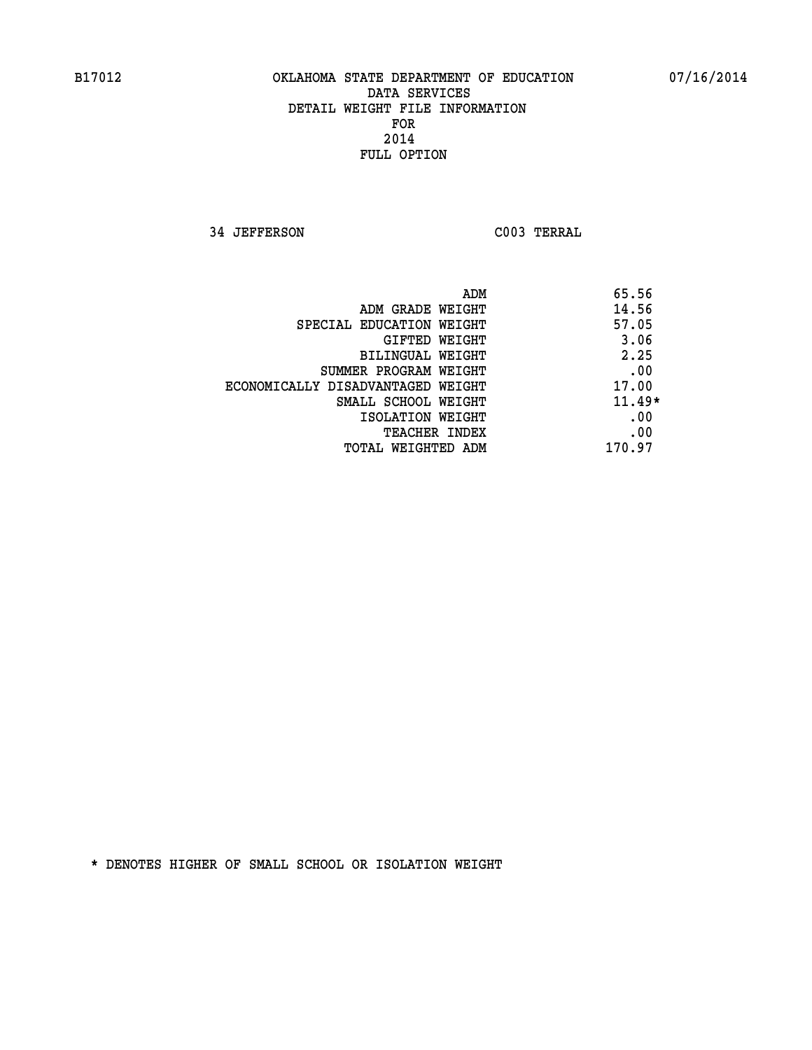B17012 OKLAHOMA STATE DEPARTMENT OF EDUCATION 07/16/2014

DATA SERVICES
DETAIL WEIGHT FILE INFORMATION
FOR
2014
FULL OPTION

34 JEFFERSON C003 TERRAL

| | |
|---|---|
| ADM | 65.56 |
| ADM GRADE WEIGHT | 14.56 |
| SPECIAL EDUCATION WEIGHT | 57.05 |
| GIFTED WEIGHT | 3.06 |
| BILINGUAL WEIGHT | 2.25 |
| SUMMER PROGRAM WEIGHT | .00 |
| ECONOMICALLY DISADVANTAGED WEIGHT | 17.00 |
| SMALL SCHOOL WEIGHT | 11.49* |
| ISOLATION WEIGHT | .00 |
| TEACHER INDEX | .00 |
| TOTAL WEIGHTED ADM | 170.97 |

* DENOTES HIGHER OF SMALL SCHOOL OR ISOLATION WEIGHT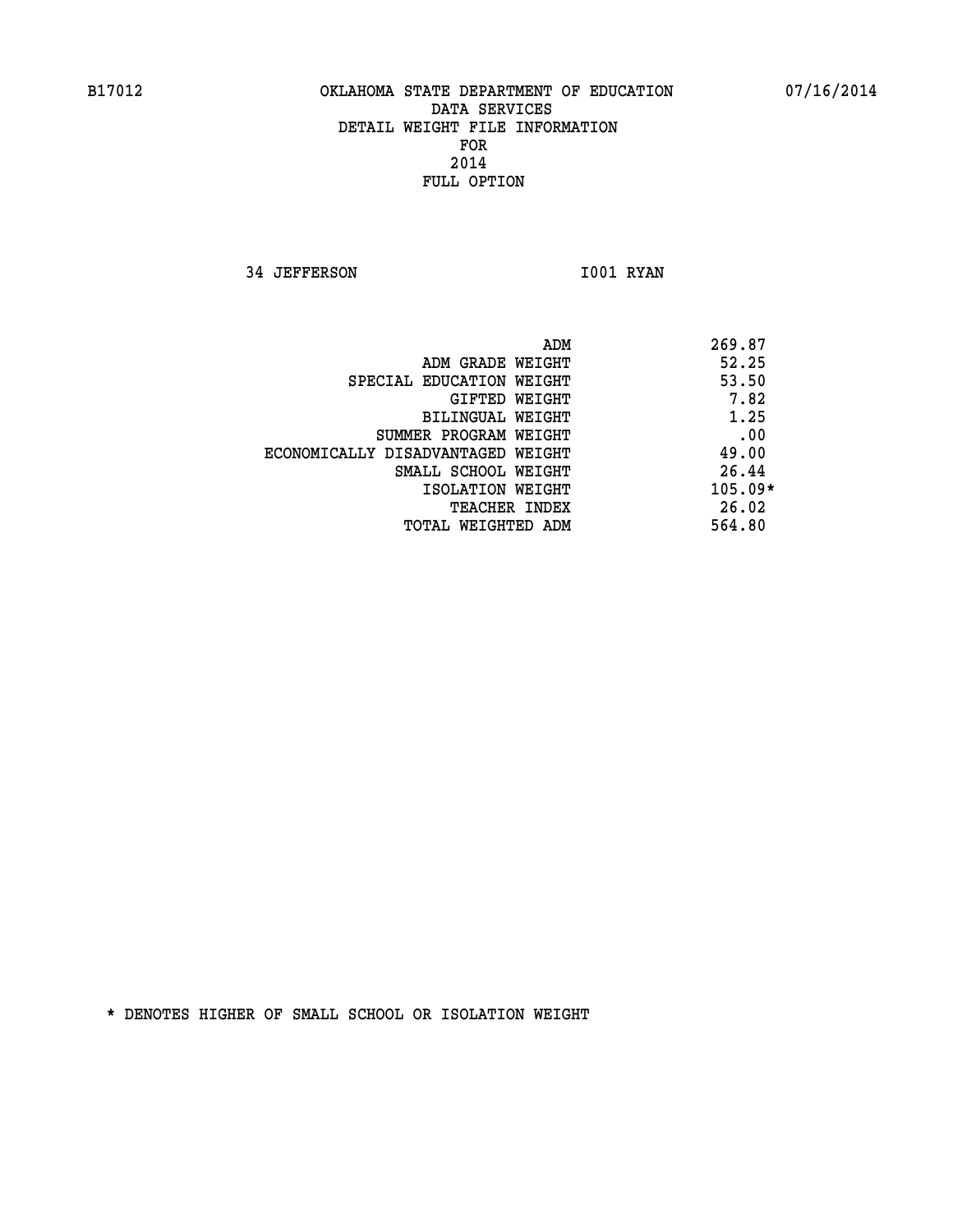B17012 OKLAHOMA STATE DEPARTMENT OF EDUCATION 07/16/2014

DATA SERVICES
DETAIL WEIGHT FILE INFORMATION
FOR
2014
FULL OPTION

34 JEFFERSON I001 RYAN

| | |
|---|---|
| ADM | 269.87 |
| ADM GRADE WEIGHT | 52.25 |
| SPECIAL EDUCATION WEIGHT | 53.50 |
| GIFTED WEIGHT | 7.82 |
| BILINGUAL WEIGHT | 1.25 |
| SUMMER PROGRAM WEIGHT | .00 |
| ECONOMICALLY DISADVANTAGED WEIGHT | 49.00 |
| SMALL SCHOOL WEIGHT | 26.44 |
| ISOLATION WEIGHT | 105.09* |
| TEACHER INDEX | 26.02 |
| TOTAL WEIGHTED ADM | 564.80 |

* DENOTES HIGHER OF SMALL SCHOOL OR ISOLATION WEIGHT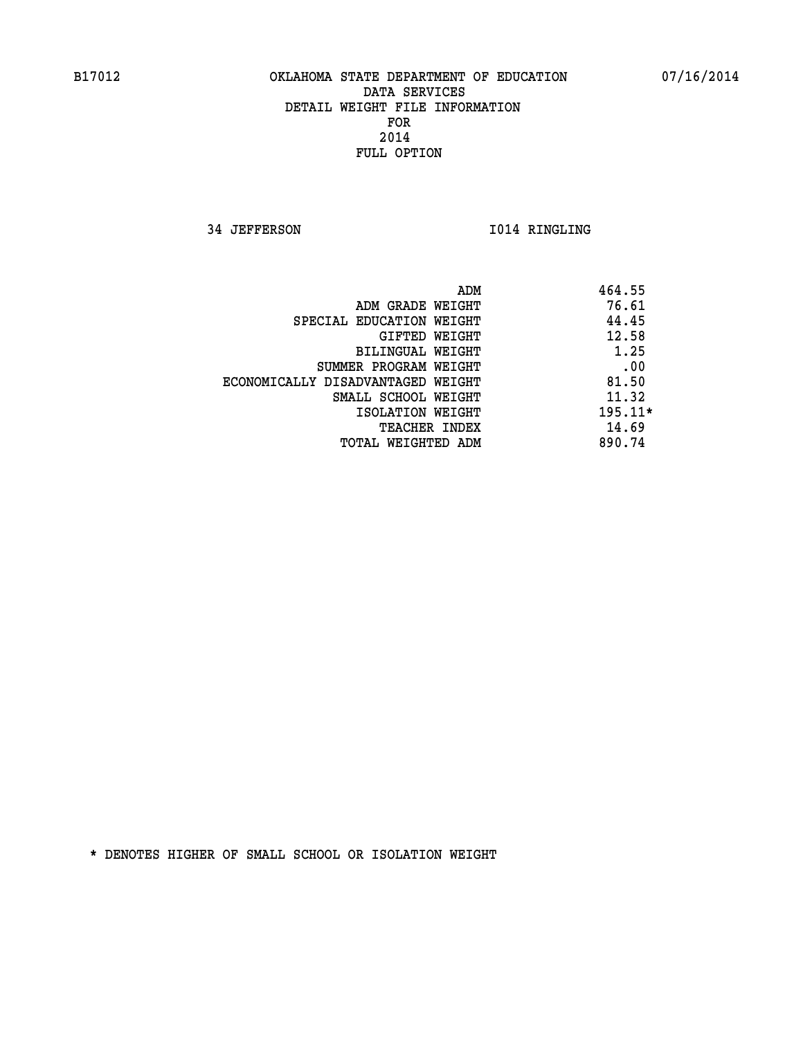OKLAHOMA STATE DEPARTMENT OF EDUCATION
DATA SERVICES
DETAIL WEIGHT FILE INFORMATION
FOR
2014
FULL OPTION

34 JEFFERSON I014 RINGLING

| | |
|---|---|
| ADM | 464.55 |
| ADM GRADE WEIGHT | 76.61 |
| SPECIAL EDUCATION WEIGHT | 44.45 |
| GIFTED WEIGHT | 12.58 |
| BILINGUAL WEIGHT | 1.25 |
| SUMMER PROGRAM WEIGHT | .00 |
| ECONOMICALLY DISADVANTAGED WEIGHT | 81.50 |
| SMALL SCHOOL WEIGHT | 11.32 |
| ISOLATION WEIGHT | 195.11* |
| TEACHER INDEX | 14.69 |
| TOTAL WEIGHTED ADM | 890.74 |

* DENOTES HIGHER OF SMALL SCHOOL OR ISOLATION WEIGHT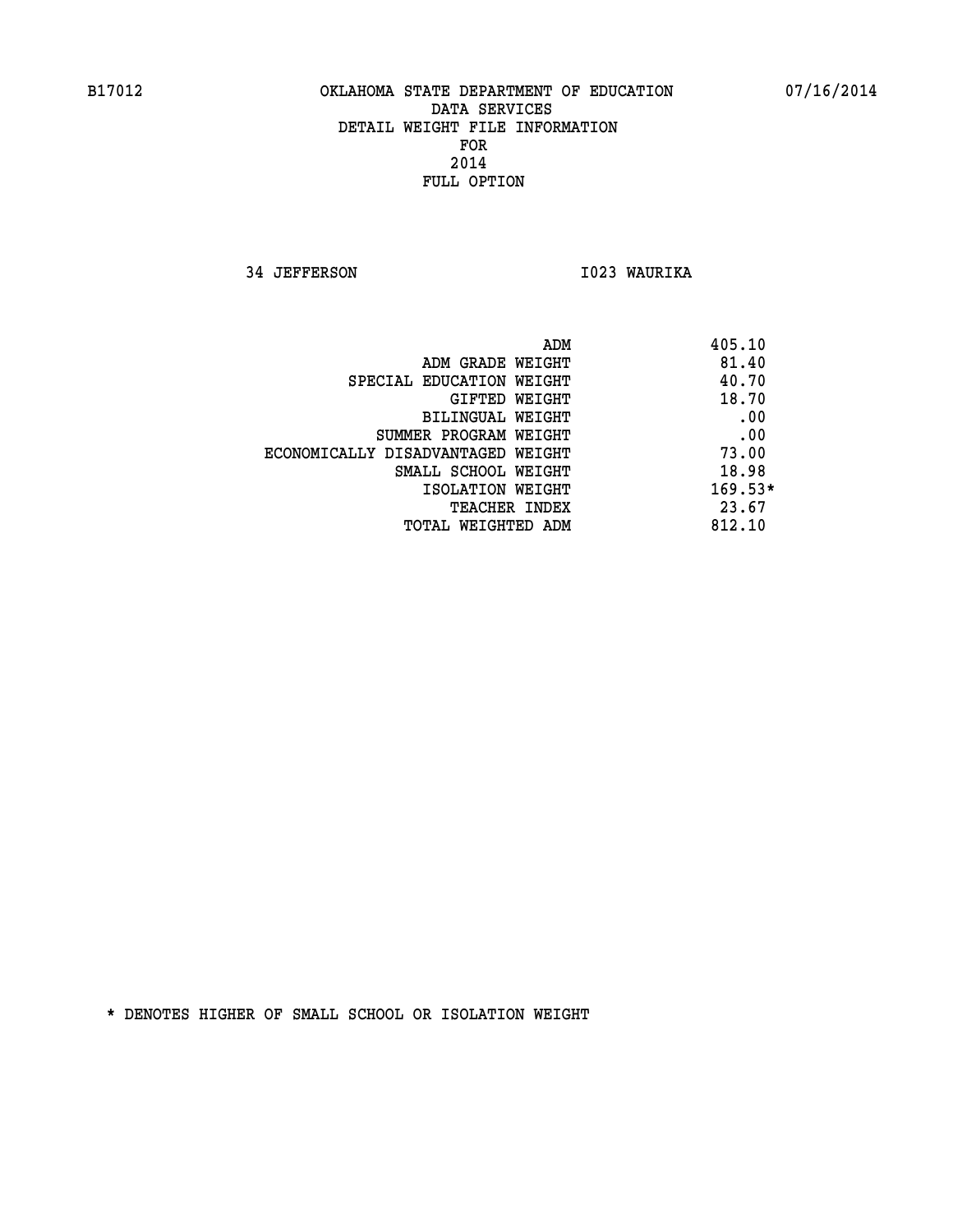B17012 OKLAHOMA STATE DEPARTMENT OF EDUCATION 07/16/2014

DATA SERVICES
DETAIL WEIGHT FILE INFORMATION
FOR
2014
FULL OPTION

34 JEFFERSON I023 WAURIKA

| | |
|---|---|
| ADM | 405.10 |
| ADM GRADE WEIGHT | 81.40 |
| SPECIAL EDUCATION WEIGHT | 40.70 |
| GIFTED WEIGHT | 18.70 |
| BILINGUAL WEIGHT | .00 |
| SUMMER PROGRAM WEIGHT | .00 |
| ECONOMICALLY DISADVANTAGED WEIGHT | 73.00 |
| SMALL SCHOOL WEIGHT | 18.98 |
| ISOLATION WEIGHT | 169.53* |
| TEACHER INDEX | 23.67 |
| TOTAL WEIGHTED ADM | 812.10 |

* DENOTES HIGHER OF SMALL SCHOOL OR ISOLATION WEIGHT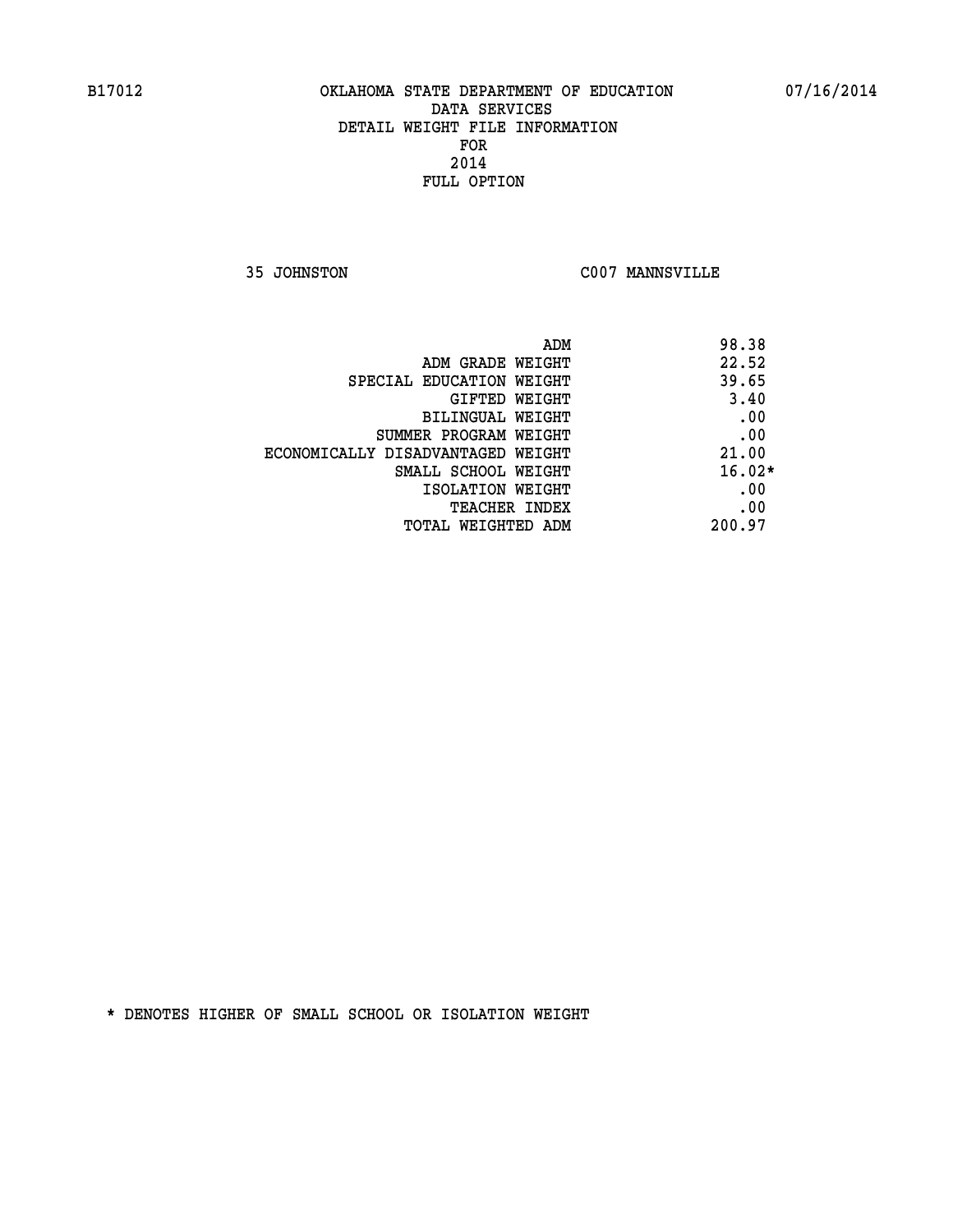B17012 OKLAHOMA STATE DEPARTMENT OF EDUCATION 07/16/2014

DATA SERVICES
DETAIL WEIGHT FILE INFORMATION
FOR
2014
FULL OPTION

35 JOHNSTON C007 MANNSVILLE

| | |
|---|---|
| ADM | 98.38 |
| ADM GRADE WEIGHT | 22.52 |
| SPECIAL EDUCATION WEIGHT | 39.65 |
| GIFTED WEIGHT | 3.40 |
| BILINGUAL WEIGHT | .00 |
| SUMMER PROGRAM WEIGHT | .00 |
| ECONOMICALLY DISADVANTAGED WEIGHT | 21.00 |
| SMALL SCHOOL WEIGHT | 16.02* |
| ISOLATION WEIGHT | .00 |
| TEACHER INDEX | .00 |
| TOTAL WEIGHTED ADM | 200.97 |

* DENOTES HIGHER OF SMALL SCHOOL OR ISOLATION WEIGHT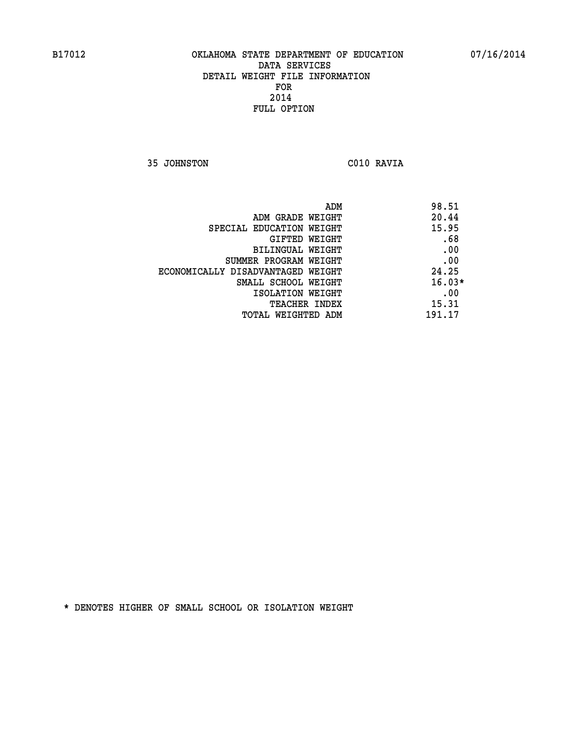B17012 OKLAHOMA STATE DEPARTMENT OF EDUCATION 07/16/2014

DATA SERVICES
DETAIL WEIGHT FILE INFORMATION
FOR
2014
FULL OPTION

35 JOHNSTON C010 RAVIA

| | |
|---|---|
| ADM | 98.51 |
| ADM GRADE WEIGHT | 20.44 |
| SPECIAL EDUCATION WEIGHT | 15.95 |
| GIFTED WEIGHT | .68 |
| BILINGUAL WEIGHT | .00 |
| SUMMER PROGRAM WEIGHT | .00 |
| ECONOMICALLY DISADVANTAGED WEIGHT | 24.25 |
| SMALL SCHOOL WEIGHT | 16.03* |
| ISOLATION WEIGHT | .00 |
| TEACHER INDEX | 15.31 |
| TOTAL WEIGHTED ADM | 191.17 |

* DENOTES HIGHER OF SMALL SCHOOL OR ISOLATION WEIGHT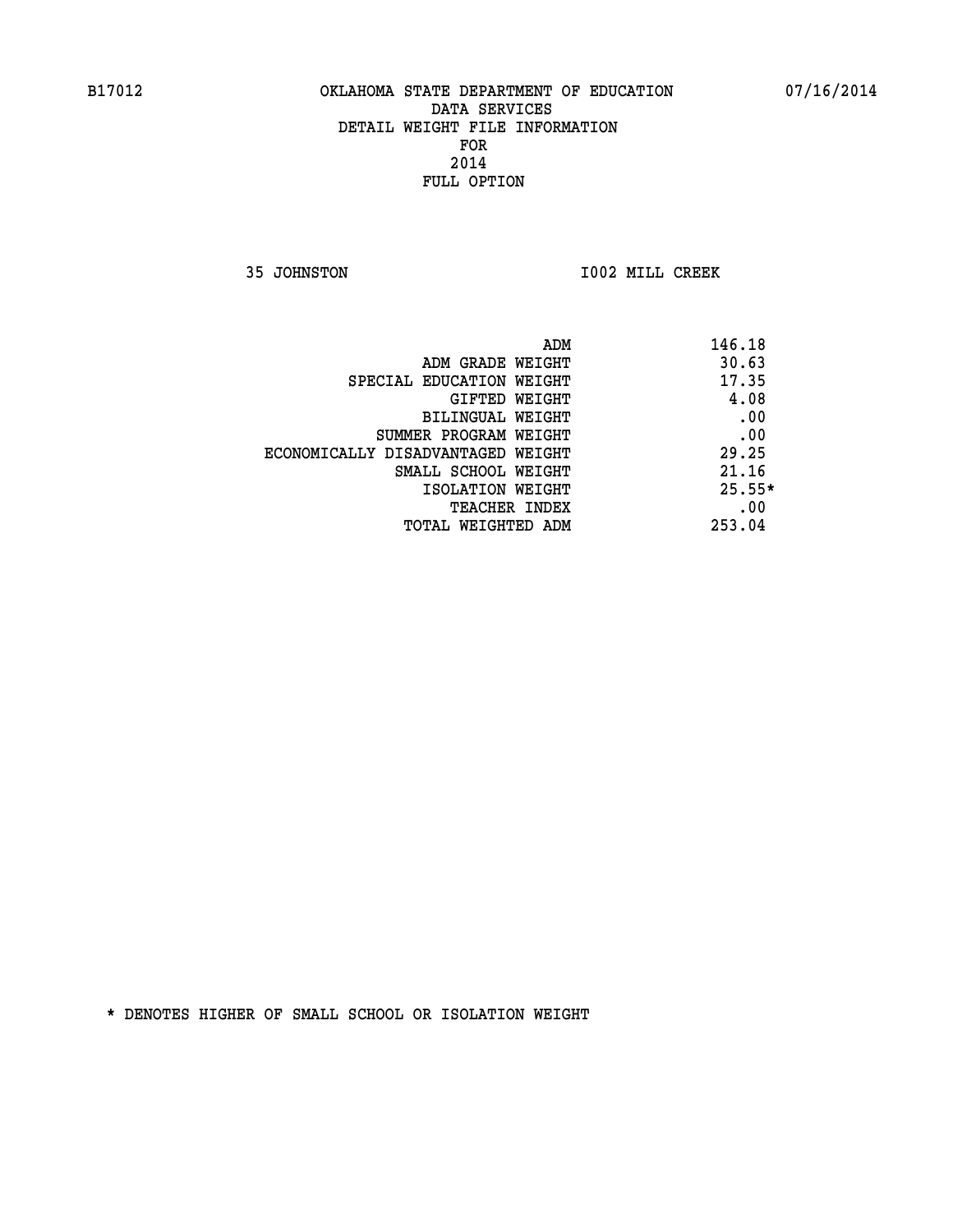B17012 OKLAHOMA STATE DEPARTMENT OF EDUCATION 07/16/2014

DATA SERVICES
DETAIL WEIGHT FILE INFORMATION
FOR
2014
FULL OPTION

35 JOHNSTON I002 MILL CREEK

| | |
|---|---|
| ADM | 146.18 |
| ADM GRADE WEIGHT | 30.63 |
| SPECIAL EDUCATION WEIGHT | 17.35 |
| GIFTED WEIGHT | 4.08 |
| BILINGUAL WEIGHT | .00 |
| SUMMER PROGRAM WEIGHT | .00 |
| ECONOMICALLY DISADVANTAGED WEIGHT | 29.25 |
| SMALL SCHOOL WEIGHT | 21.16 |
| ISOLATION WEIGHT | 25.55* |
| TEACHER INDEX | .00 |
| TOTAL WEIGHTED ADM | 253.04 |

* DENOTES HIGHER OF SMALL SCHOOL OR ISOLATION WEIGHT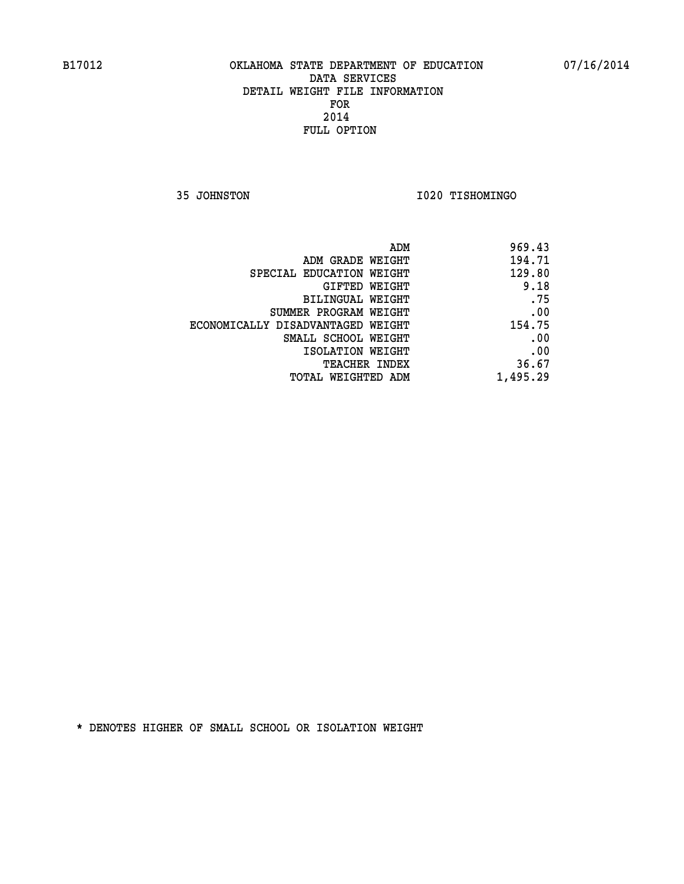B17012 OKLAHOMA STATE DEPARTMENT OF EDUCATION 07/16/2014
DATA SERVICES
DETAIL WEIGHT FILE INFORMATION
FOR
2014
FULL OPTION

35 JOHNSTON I020 TISHOMINGO

| | |
|---|---|
| ADM | 969.43 |
| ADM GRADE WEIGHT | 194.71 |
| SPECIAL EDUCATION WEIGHT | 129.80 |
| GIFTED WEIGHT | 9.18 |
| BILINGUAL WEIGHT | .75 |
| SUMMER PROGRAM WEIGHT | .00 |
| ECONOMICALLY DISADVANTAGED WEIGHT | 154.75 |
| SMALL SCHOOL WEIGHT | .00 |
| ISOLATION WEIGHT | .00 |
| TEACHER INDEX | 36.67 |
| TOTAL WEIGHTED ADM | 1,495.29 |

* DENOTES HIGHER OF SMALL SCHOOL OR ISOLATION WEIGHT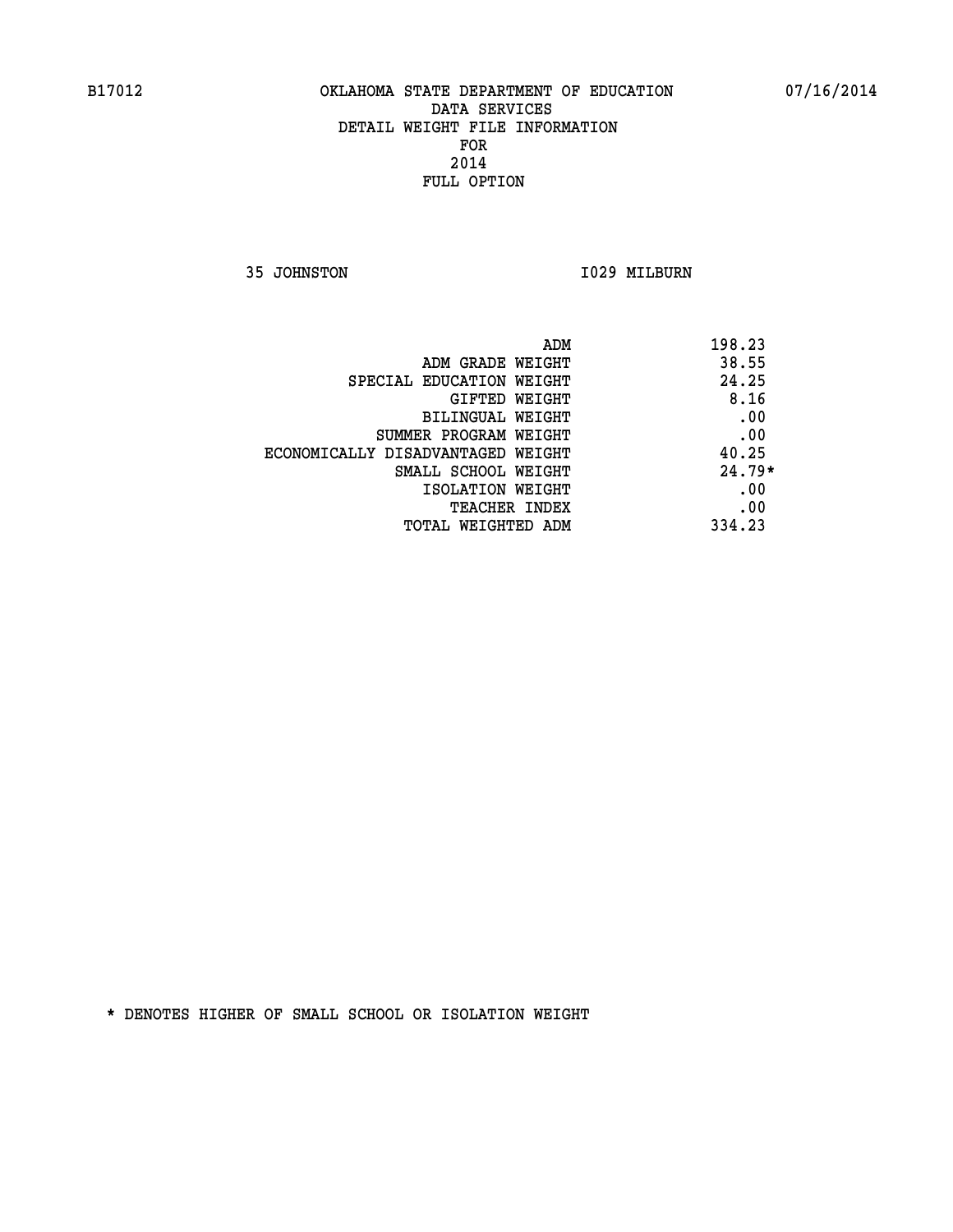B17012 OKLAHOMA STATE DEPARTMENT OF EDUCATION 07/16/2014

DATA SERVICES
DETAIL WEIGHT FILE INFORMATION
FOR
2014
FULL OPTION

35 JOHNSTON I029 MILBURN

| | |
|---|---|
| ADM | 198.23 |
| ADM GRADE WEIGHT | 38.55 |
| SPECIAL EDUCATION WEIGHT | 24.25 |
| GIFTED WEIGHT | 8.16 |
| BILINGUAL WEIGHT | .00 |
| SUMMER PROGRAM WEIGHT | .00 |
| ECONOMICALLY DISADVANTAGED WEIGHT | 40.25 |
| SMALL SCHOOL WEIGHT | 24.79* |
| ISOLATION WEIGHT | .00 |
| TEACHER INDEX | .00 |
| TOTAL WEIGHTED ADM | 334.23 |

* DENOTES HIGHER OF SMALL SCHOOL OR ISOLATION WEIGHT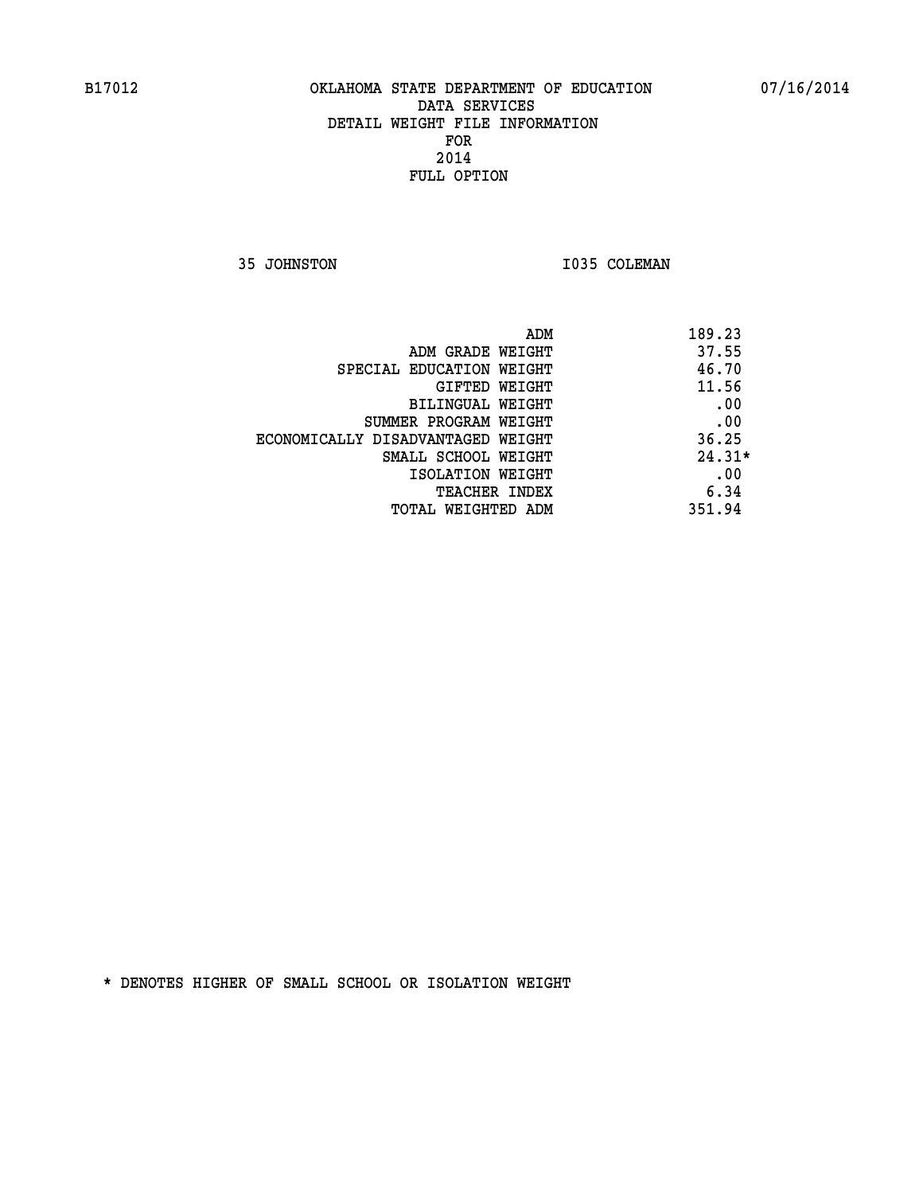B17012 OKLAHOMA STATE DEPARTMENT OF EDUCATION 07/16/2014

DATA SERVICES
DETAIL WEIGHT FILE INFORMATION
FOR
2014
FULL OPTION

35 JOHNSTON I035 COLEMAN

| | |
|---|---|
| ADM | 189.23 |
| ADM GRADE WEIGHT | 37.55 |
| SPECIAL EDUCATION WEIGHT | 46.70 |
| GIFTED WEIGHT | 11.56 |
| BILINGUAL WEIGHT | .00 |
| SUMMER PROGRAM WEIGHT | .00 |
| ECONOMICALLY DISADVANTAGED WEIGHT | 36.25 |
| SMALL SCHOOL WEIGHT | 24.31* |
| ISOLATION WEIGHT | .00 |
| TEACHER INDEX | 6.34 |
| TOTAL WEIGHTED ADM | 351.94 |

* DENOTES HIGHER OF SMALL SCHOOL OR ISOLATION WEIGHT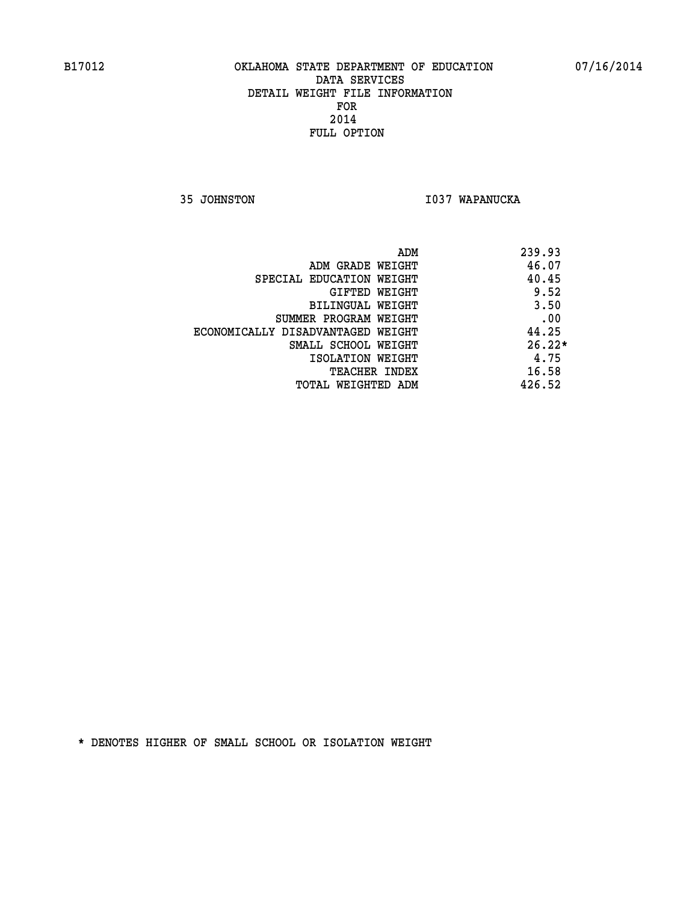B17012 OKLAHOMA STATE DEPARTMENT OF EDUCATION 07/16/2014

DATA SERVICES
DETAIL WEIGHT FILE INFORMATION
FOR
2014
FULL OPTION

35 JOHNSTON I037 WAPANUCKA

| | |
|---|---|
| ADM | 239.93 |
| ADM GRADE WEIGHT | 46.07 |
| SPECIAL EDUCATION WEIGHT | 40.45 |
| GIFTED WEIGHT | 9.52 |
| BILINGUAL WEIGHT | 3.50 |
| SUMMER PROGRAM WEIGHT | .00 |
| ECONOMICALLY DISADVANTAGED WEIGHT | 44.25 |
| SMALL SCHOOL WEIGHT | 26.22* |
| ISOLATION WEIGHT | 4.75 |
| TEACHER INDEX | 16.58 |
| TOTAL WEIGHTED ADM | 426.52 |

* DENOTES HIGHER OF SMALL SCHOOL OR ISOLATION WEIGHT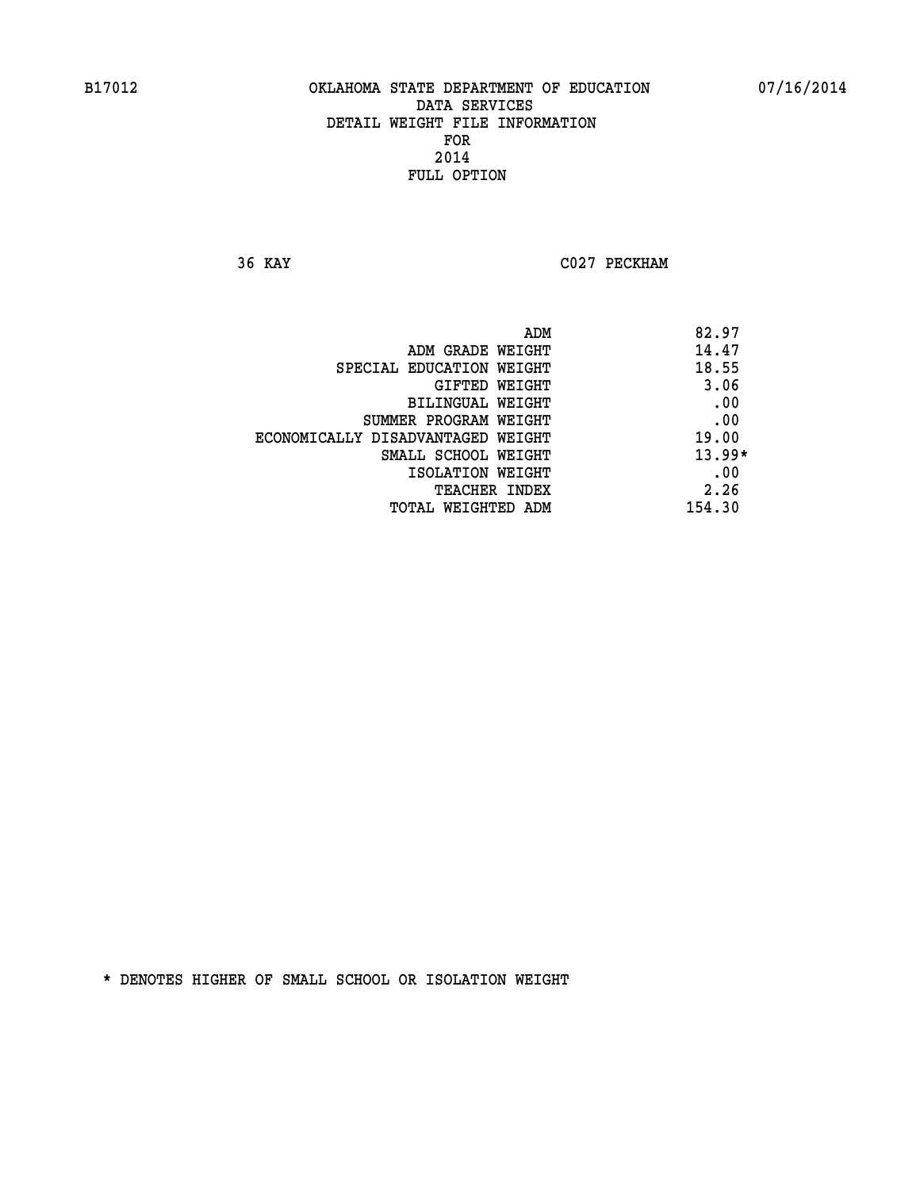B17012 OKLAHOMA STATE DEPARTMENT OF EDUCATION 07/16/2014
DATA SERVICES
DETAIL WEIGHT FILE INFORMATION
FOR
2014
FULL OPTION

36 KAY C027 PECKHAM

| | |
|---|---|
| ADM | 82.97 |
| ADM GRADE WEIGHT | 14.47 |
| SPECIAL EDUCATION WEIGHT | 18.55 |
| GIFTED WEIGHT | 3.06 |
| BILINGUAL WEIGHT | .00 |
| SUMMER PROGRAM WEIGHT | .00 |
| ECONOMICALLY DISADVANTAGED WEIGHT | 19.00 |
| SMALL SCHOOL WEIGHT | 13.99* |
| ISOLATION WEIGHT | .00 |
| TEACHER INDEX | 2.26 |
| TOTAL WEIGHTED ADM | 154.30 |

* DENOTES HIGHER OF SMALL SCHOOL OR ISOLATION WEIGHT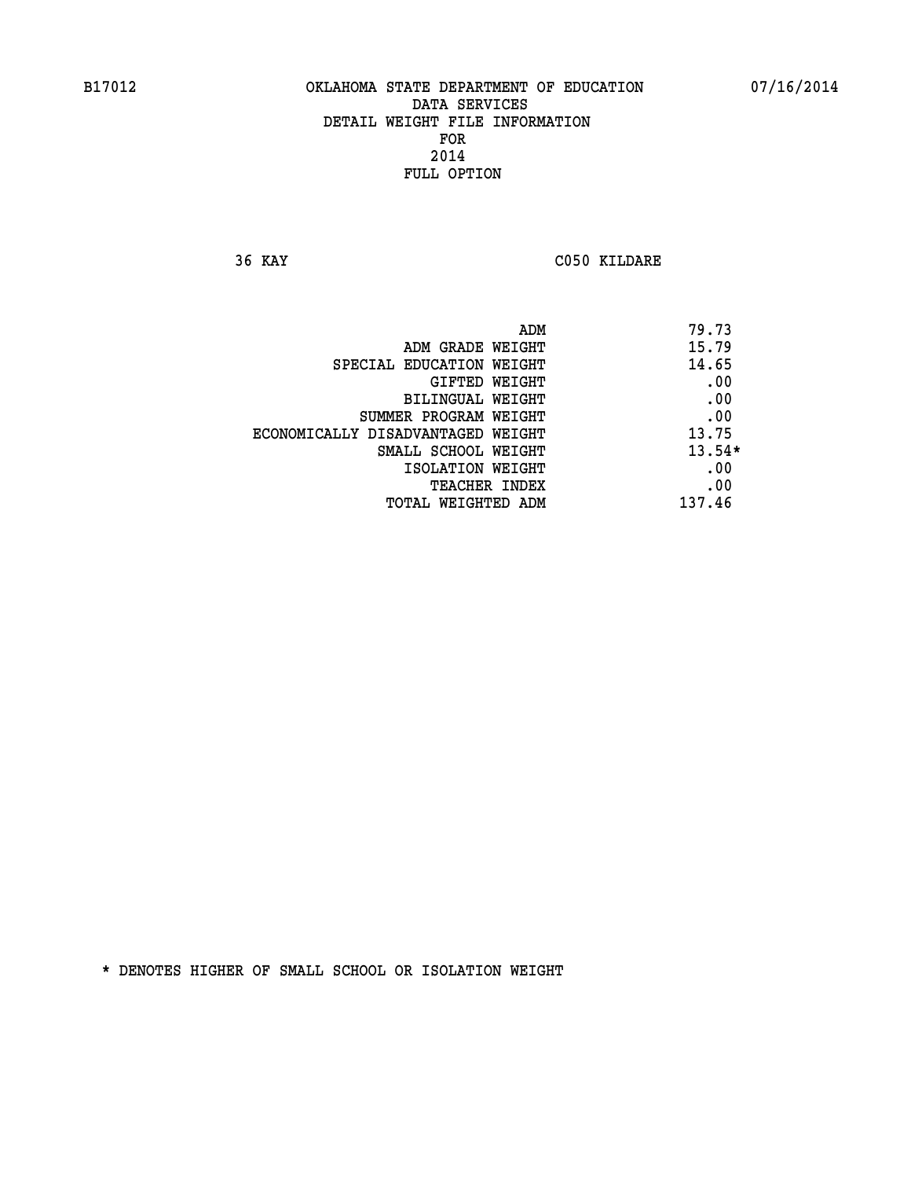B17012 OKLAHOMA STATE DEPARTMENT OF EDUCATION 07/16/2014

DATA SERVICES
DETAIL WEIGHT FILE INFORMATION
FOR
2014
FULL OPTION

36 KAY C050 KILDARE

| | |
|---|---|
| ADM | 79.73 |
| ADM GRADE WEIGHT | 15.79 |
| SPECIAL EDUCATION WEIGHT | 14.65 |
| GIFTED WEIGHT | .00 |
| BILINGUAL WEIGHT | .00 |
| SUMMER PROGRAM WEIGHT | .00 |
| ECONOMICALLY DISADVANTAGED WEIGHT | 13.75 |
| SMALL SCHOOL WEIGHT | 13.54* |
| ISOLATION WEIGHT | .00 |
| TEACHER INDEX | .00 |
| TOTAL WEIGHTED ADM | 137.46 |

* DENOTES HIGHER OF SMALL SCHOOL OR ISOLATION WEIGHT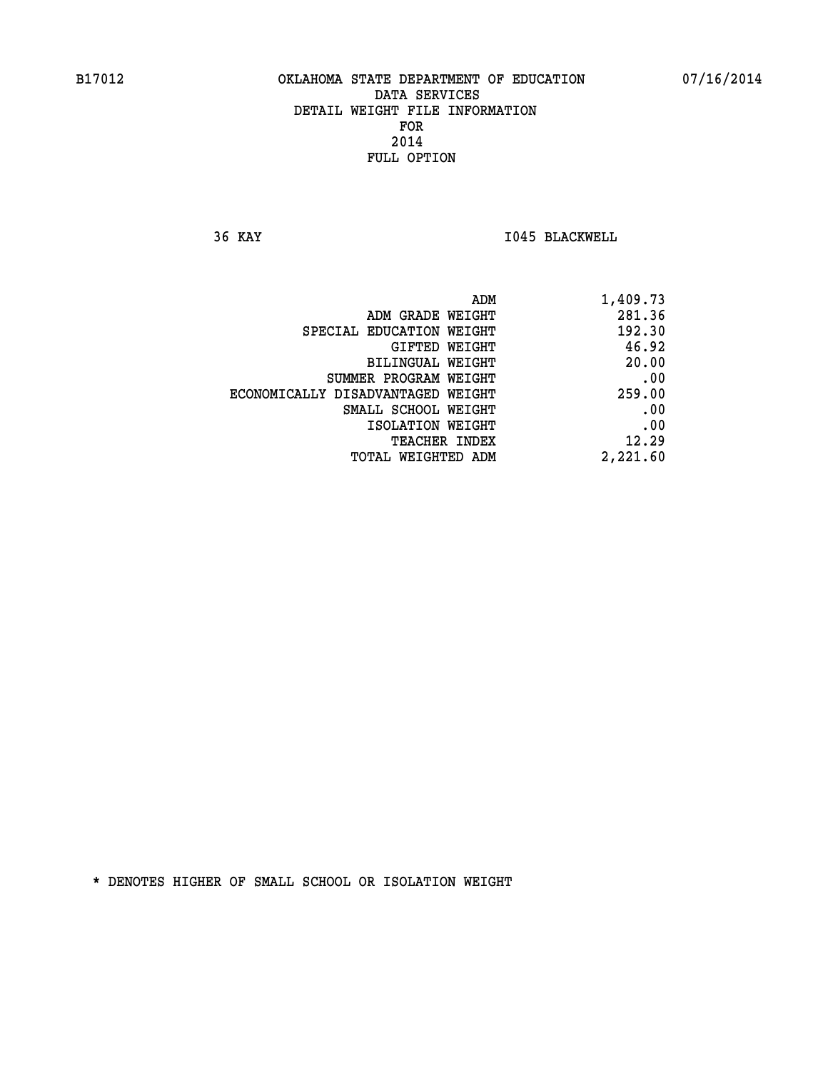B17012 OKLAHOMA STATE DEPARTMENT OF EDUCATION 07/16/2014

DATA SERVICES
DETAIL WEIGHT FILE INFORMATION
FOR
2014
FULL OPTION

36 KAY I045 BLACKWELL

| | |
|---|---|
| ADM | 1,409.73 |
| ADM GRADE WEIGHT | 281.36 |
| SPECIAL EDUCATION WEIGHT | 192.30 |
| GIFTED WEIGHT | 46.92 |
| BILINGUAL WEIGHT | 20.00 |
| SUMMER PROGRAM WEIGHT | .00 |
| ECONOMICALLY DISADVANTAGED WEIGHT | 259.00 |
| SMALL SCHOOL WEIGHT | .00 |
| ISOLATION WEIGHT | .00 |
| TEACHER INDEX | 12.29 |
| TOTAL WEIGHTED ADM | 2,221.60 |

* DENOTES HIGHER OF SMALL SCHOOL OR ISOLATION WEIGHT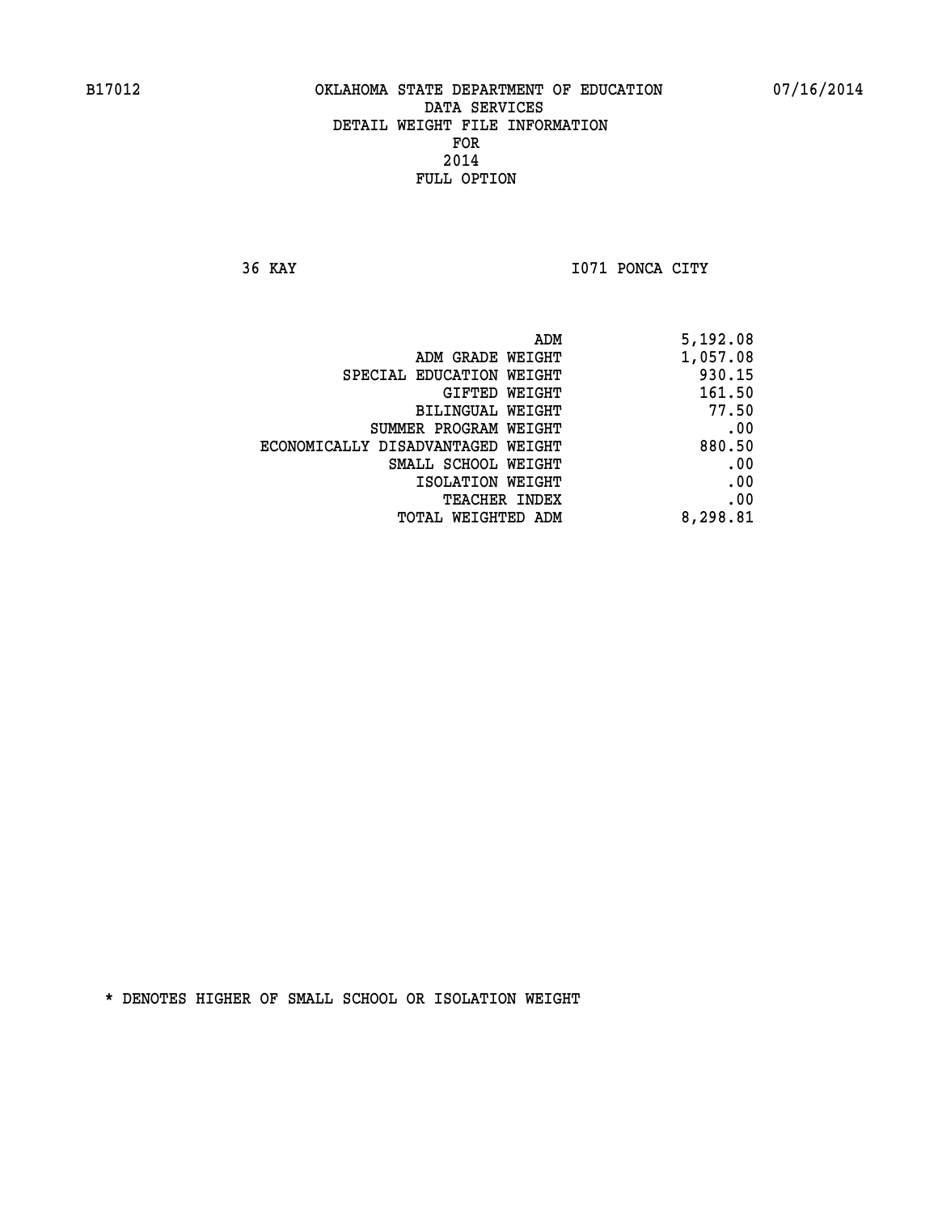B17012 OKLAHOMA STATE DEPARTMENT OF EDUCATION 07/16/2014

DATA SERVICES
DETAIL WEIGHT FILE INFORMATION
FOR
2014
FULL OPTION

36 KAY I071 PONCA CITY

| | |
|---|---|
| ADM | 5,192.08 |
| ADM GRADE WEIGHT | 1,057.08 |
| SPECIAL EDUCATION WEIGHT | 930.15 |
| GIFTED WEIGHT | 161.50 |
| BILINGUAL WEIGHT | 77.50 |
| SUMMER PROGRAM WEIGHT | .00 |
| ECONOMICALLY DISADVANTAGED WEIGHT | 880.50 |
| SMALL SCHOOL WEIGHT | .00 |
| ISOLATION WEIGHT | .00 |
| TEACHER INDEX | .00 |
| TOTAL WEIGHTED ADM | 8,298.81 |

* DENOTES HIGHER OF SMALL SCHOOL OR ISOLATION WEIGHT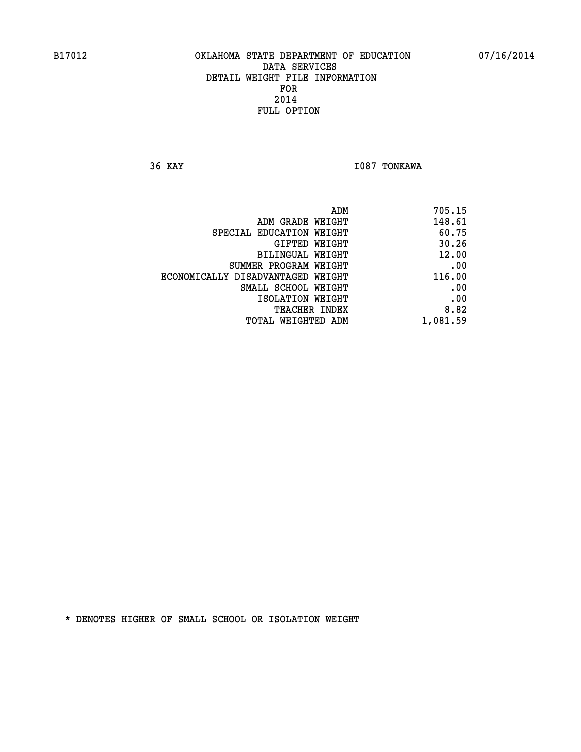# OKLAHOMA STATE DEPARTMENT OF EDUCATION
## DATA SERVICES
## DETAIL WEIGHT FILE INFORMATION
## FOR
## 2014
## FULL OPTION

B17012 07/16/2014

36 KAY I087 TONKAWA

| | |
|---|---|
| ADM | 705.15 |
| ADM GRADE WEIGHT | 148.61 |
| SPECIAL EDUCATION WEIGHT | 60.75 |
| GIFTED WEIGHT | 30.26 |
| BILINGUAL WEIGHT | 12.00 |
| SUMMER PROGRAM WEIGHT | .00 |
| ECONOMICALLY DISADVANTAGED WEIGHT | 116.00 |
| SMALL SCHOOL WEIGHT | .00 |
| ISOLATION WEIGHT | .00 |
| TEACHER INDEX | 8.82 |
| TOTAL WEIGHTED ADM | 1,081.59 |

* DENOTES HIGHER OF SMALL SCHOOL OR ISOLATION WEIGHT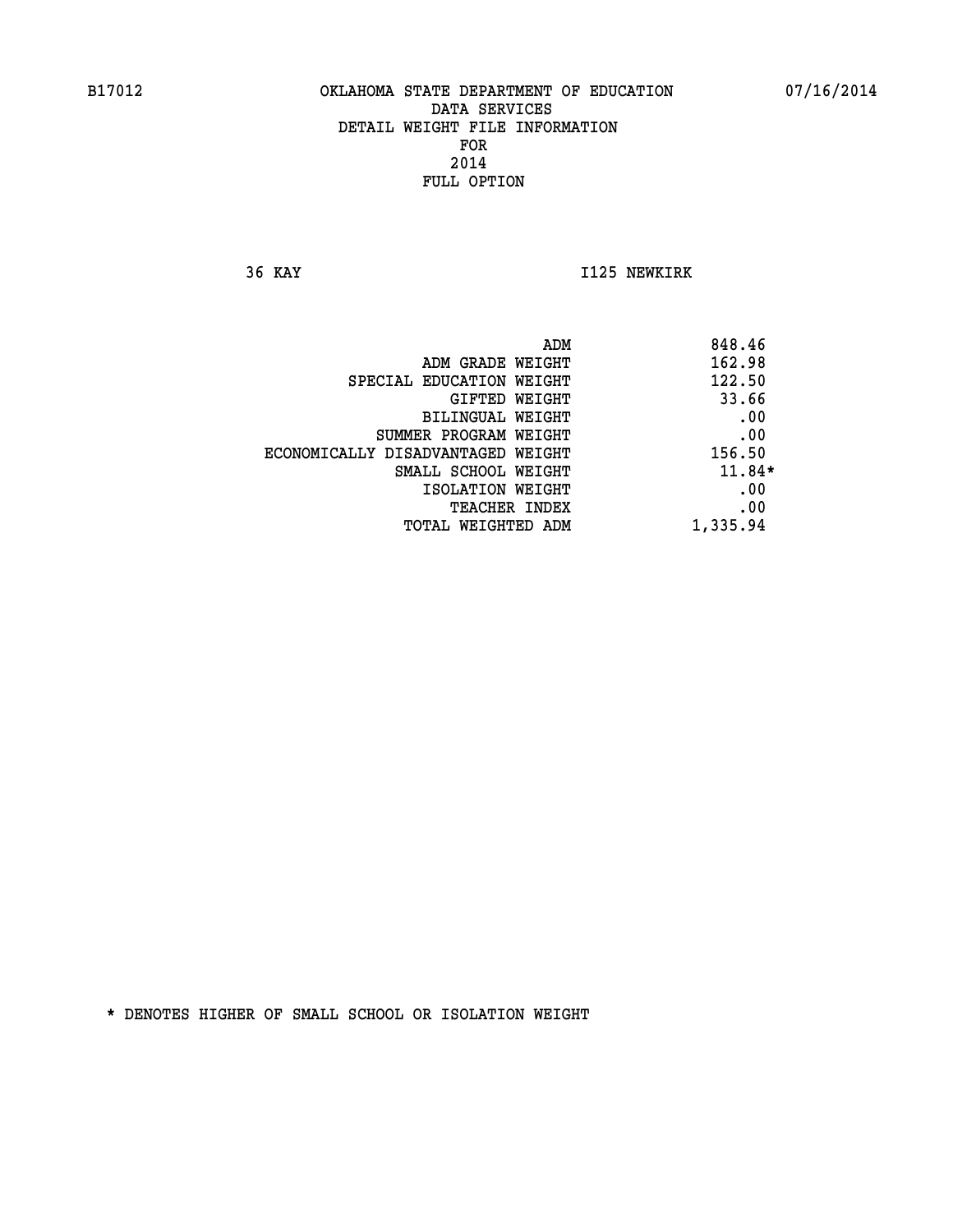B17012 OKLAHOMA STATE DEPARTMENT OF EDUCATION 07/16/2014

DATA SERVICES
DETAIL WEIGHT FILE INFORMATION
FOR
2014
FULL OPTION

36 KAY I125 NEWKIRK

| | |
|---|---|
| ADM | 848.46 |
| ADM GRADE WEIGHT | 162.98 |
| SPECIAL EDUCATION WEIGHT | 122.50 |
| GIFTED WEIGHT | 33.66 |
| BILINGUAL WEIGHT | .00 |
| SUMMER PROGRAM WEIGHT | .00 |
| ECONOMICALLY DISADVANTAGED WEIGHT | 156.50 |
| SMALL SCHOOL WEIGHT | 11.84* |
| ISOLATION WEIGHT | .00 |
| TEACHER INDEX | .00 |
| TOTAL WEIGHTED ADM | 1,335.94 |

* DENOTES HIGHER OF SMALL SCHOOL OR ISOLATION WEIGHT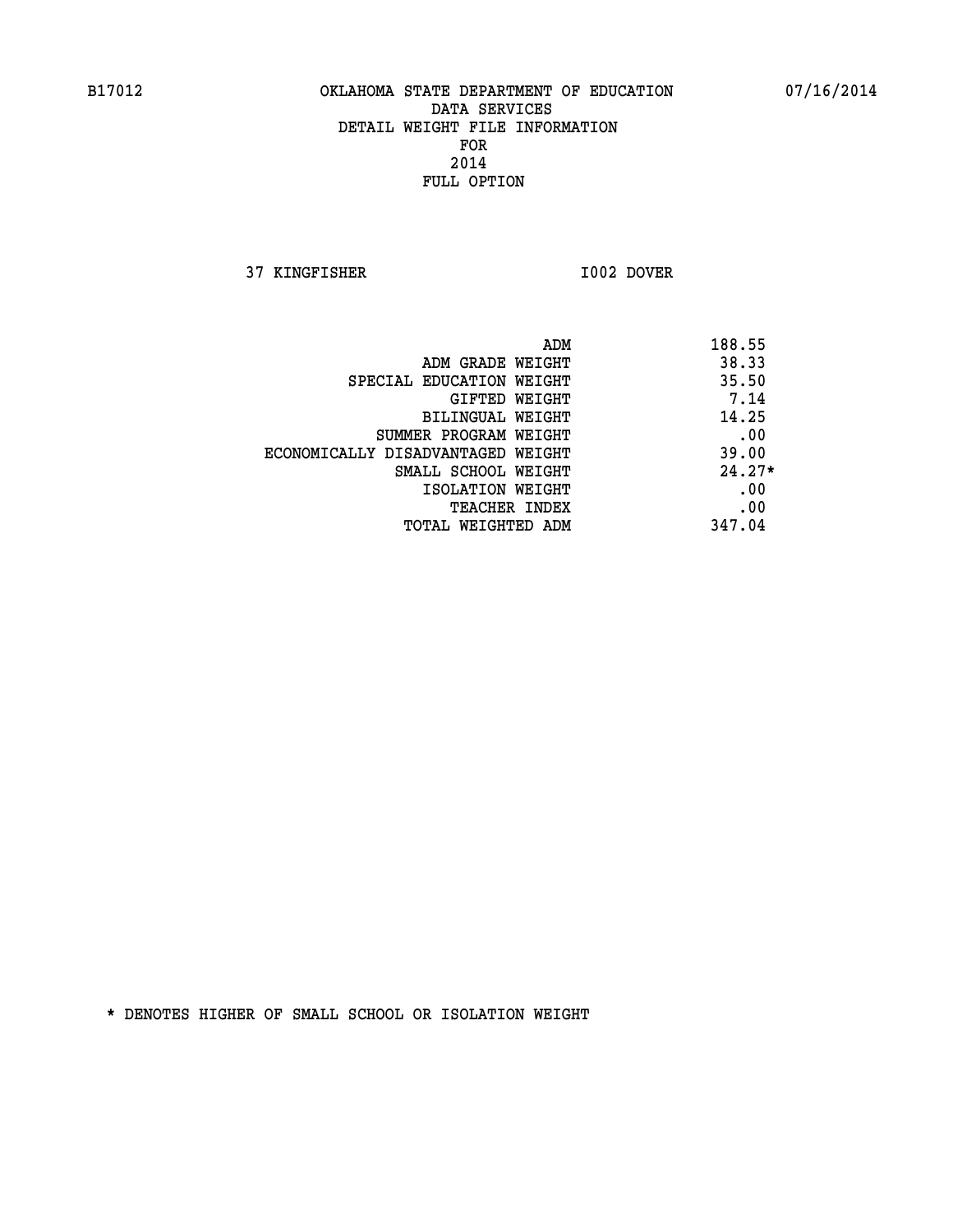B17012 OKLAHOMA STATE DEPARTMENT OF EDUCATION 07/16/2014

DATA SERVICES
DETAIL WEIGHT FILE INFORMATION
FOR
2014
FULL OPTION

37 KINGFISHER I002 DOVER

| | |
|---|---|
| ADM | 188.55 |
| ADM GRADE WEIGHT | 38.33 |
| SPECIAL EDUCATION WEIGHT | 35.50 |
| GIFTED WEIGHT | 7.14 |
| BILINGUAL WEIGHT | 14.25 |
| SUMMER PROGRAM WEIGHT | .00 |
| ECONOMICALLY DISADVANTAGED WEIGHT | 39.00 |
| SMALL SCHOOL WEIGHT | 24.27* |
| ISOLATION WEIGHT | .00 |
| TEACHER INDEX | .00 |
| TOTAL WEIGHTED ADM | 347.04 |

* DENOTES HIGHER OF SMALL SCHOOL OR ISOLATION WEIGHT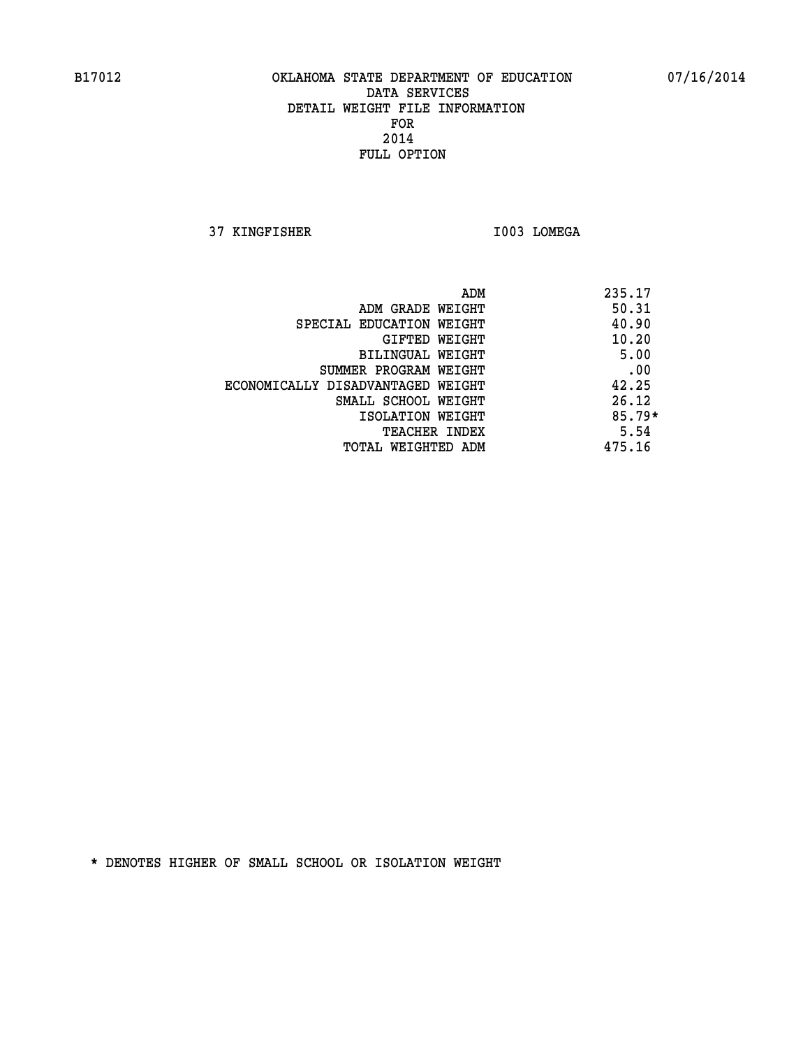B17012 OKLAHOMA STATE DEPARTMENT OF EDUCATION 07/16/2014

DATA SERVICES
DETAIL WEIGHT FILE INFORMATION
FOR
2014
FULL OPTION

37 KINGFISHER I003 LOMEGA

| | |
|---|---|
| ADM | 235.17 |
| ADM GRADE WEIGHT | 50.31 |
| SPECIAL EDUCATION WEIGHT | 40.90 |
| GIFTED WEIGHT | 10.20 |
| BILINGUAL WEIGHT | 5.00 |
| SUMMER PROGRAM WEIGHT | .00 |
| ECONOMICALLY DISADVANTAGED WEIGHT | 42.25 |
| SMALL SCHOOL WEIGHT | 26.12 |
| ISOLATION WEIGHT | 85.79* |
| TEACHER INDEX | 5.54 |
| TOTAL WEIGHTED ADM | 475.16 |

* DENOTES HIGHER OF SMALL SCHOOL OR ISOLATION WEIGHT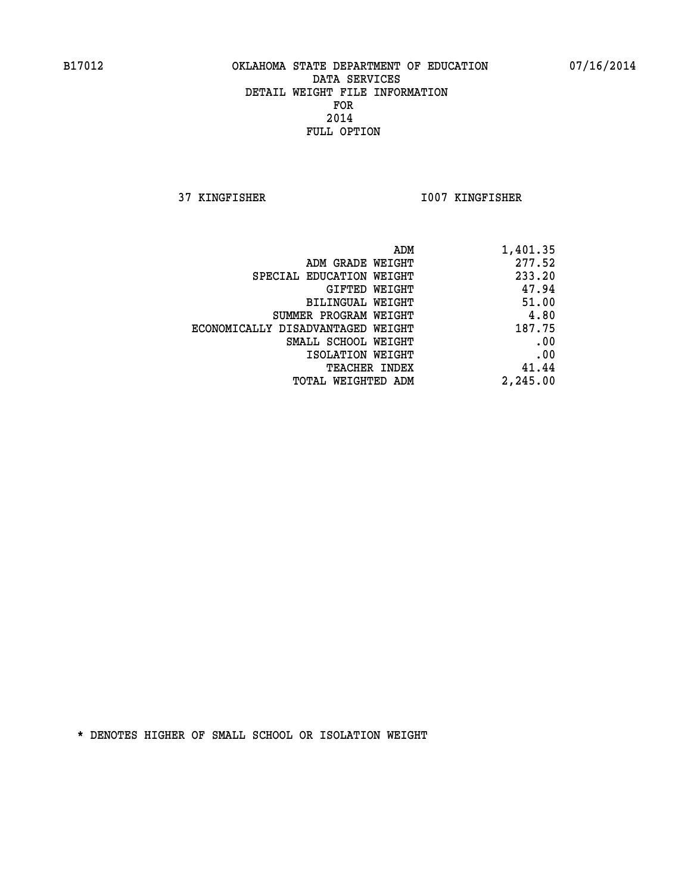B17012 OKLAHOMA STATE DEPARTMENT OF EDUCATION 07/16/2014

DATA SERVICES
DETAIL WEIGHT FILE INFORMATION
FOR
2014
FULL OPTION

37 KINGFISHER I007 KINGFISHER

| | |
|---|---|
| ADM | 1,401.35 |
| ADM GRADE WEIGHT | 277.52 |
| SPECIAL EDUCATION WEIGHT | 233.20 |
| GIFTED WEIGHT | 47.94 |
| BILINGUAL WEIGHT | 51.00 |
| SUMMER PROGRAM WEIGHT | 4.80 |
| ECONOMICALLY DISADVANTAGED WEIGHT | 187.75 |
| SMALL SCHOOL WEIGHT | .00 |
| ISOLATION WEIGHT | .00 |
| TEACHER INDEX | 41.44 |
| TOTAL WEIGHTED ADM | 2,245.00 |

* DENOTES HIGHER OF SMALL SCHOOL OR ISOLATION WEIGHT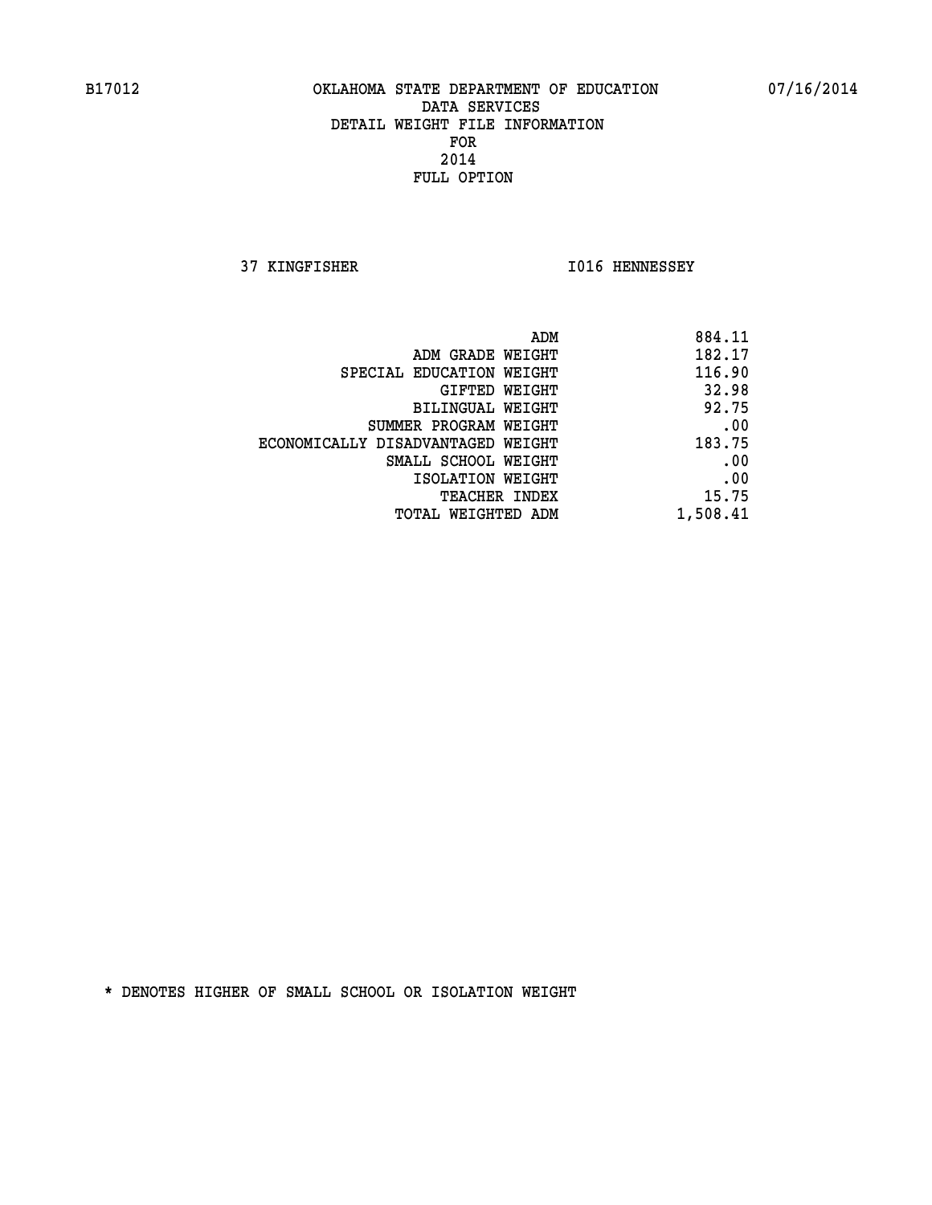B17012 OKLAHOMA STATE DEPARTMENT OF EDUCATION 07/16/2014

DATA SERVICES
DETAIL WEIGHT FILE INFORMATION
FOR
2014
FULL OPTION

37 KINGFISHER I016 HENNESSEY

| | |
|---|---|
| ADM | 884.11 |
| ADM GRADE WEIGHT | 182.17 |
| SPECIAL EDUCATION WEIGHT | 116.90 |
| GIFTED WEIGHT | 32.98 |
| BILINGUAL WEIGHT | 92.75 |
| SUMMER PROGRAM WEIGHT | .00 |
| ECONOMICALLY DISADVANTAGED WEIGHT | 183.75 |
| SMALL SCHOOL WEIGHT | .00 |
| ISOLATION WEIGHT | .00 |
| TEACHER INDEX | 15.75 |
| TOTAL WEIGHTED ADM | 1,508.41 |

* DENOTES HIGHER OF SMALL SCHOOL OR ISOLATION WEIGHT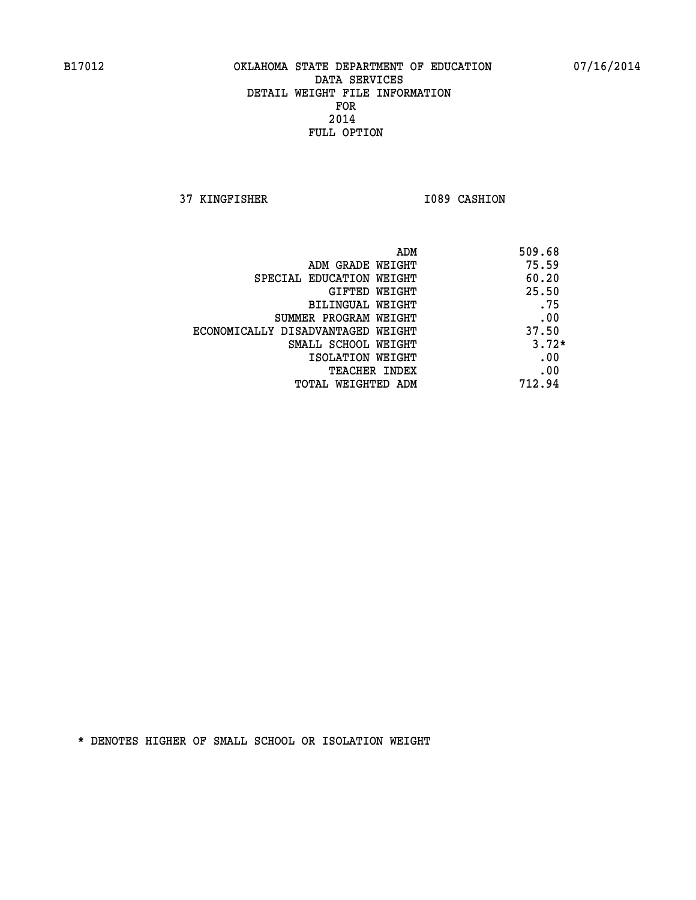B17012 OKLAHOMA STATE DEPARTMENT OF EDUCATION 07/16/2014

DATA SERVICES
DETAIL WEIGHT FILE INFORMATION
FOR
2014
FULL OPTION

37 KINGFISHER I089 CASHION

| | |
|---|---|
| ADM | 509.68 |
| ADM GRADE WEIGHT | 75.59 |
| SPECIAL EDUCATION WEIGHT | 60.20 |
| GIFTED WEIGHT | 25.50 |
| BILINGUAL WEIGHT | .75 |
| SUMMER PROGRAM WEIGHT | .00 |
| ECONOMICALLY DISADVANTAGED WEIGHT | 37.50 |
| SMALL SCHOOL WEIGHT | 3.72* |
| ISOLATION WEIGHT | .00 |
| TEACHER INDEX | .00 |
| TOTAL WEIGHTED ADM | 712.94 |

* DENOTES HIGHER OF SMALL SCHOOL OR ISOLATION WEIGHT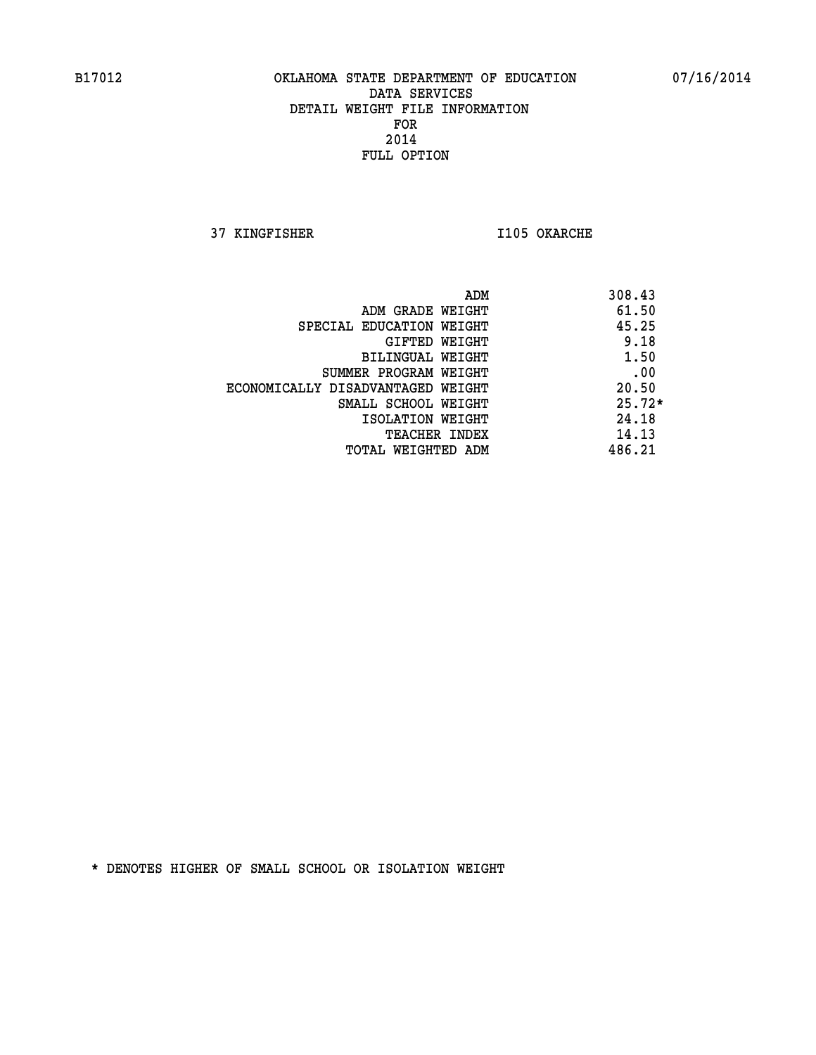B17012 OKLAHOMA STATE DEPARTMENT OF EDUCATION 07/16/2014

DATA SERVICES
DETAIL WEIGHT FILE INFORMATION
FOR
2014
FULL OPTION

37 KINGFISHER I105 OKARCHE

| | |
|---|---|
| ADM | 308.43 |
| ADM GRADE WEIGHT | 61.50 |
| SPECIAL EDUCATION WEIGHT | 45.25 |
| GIFTED WEIGHT | 9.18 |
| BILINGUAL WEIGHT | 1.50 |
| SUMMER PROGRAM WEIGHT | .00 |
| ECONOMICALLY DISADVANTAGED WEIGHT | 20.50 |
| SMALL SCHOOL WEIGHT | 25.72* |
| ISOLATION WEIGHT | 24.18 |
| TEACHER INDEX | 14.13 |
| TOTAL WEIGHTED ADM | 486.21 |

* DENOTES HIGHER OF SMALL SCHOOL OR ISOLATION WEIGHT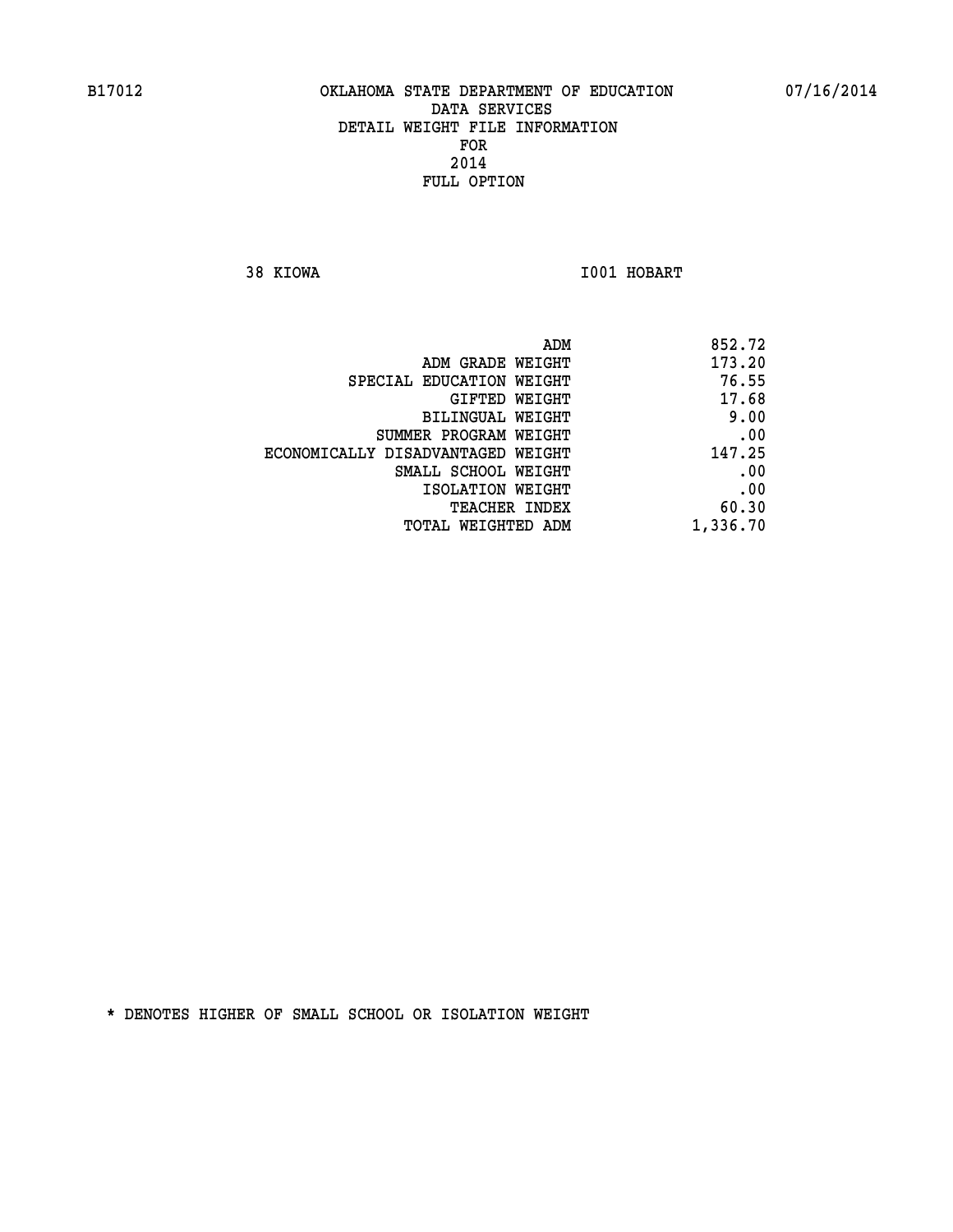B17012 OKLAHOMA STATE DEPARTMENT OF EDUCATION 07/16/2014

DATA SERVICES
DETAIL WEIGHT FILE INFORMATION
FOR
2014
FULL OPTION

38 KIOWA I001 HOBART

| | |
|---|---|
| ADM | 852.72 |
| ADM GRADE WEIGHT | 173.20 |
| SPECIAL EDUCATION WEIGHT | 76.55 |
| GIFTED WEIGHT | 17.68 |
| BILINGUAL WEIGHT | 9.00 |
| SUMMER PROGRAM WEIGHT | .00 |
| ECONOMICALLY DISADVANTAGED WEIGHT | 147.25 |
| SMALL SCHOOL WEIGHT | .00 |
| ISOLATION WEIGHT | .00 |
| TEACHER INDEX | 60.30 |
| TOTAL WEIGHTED ADM | 1,336.70 |

* DENOTES HIGHER OF SMALL SCHOOL OR ISOLATION WEIGHT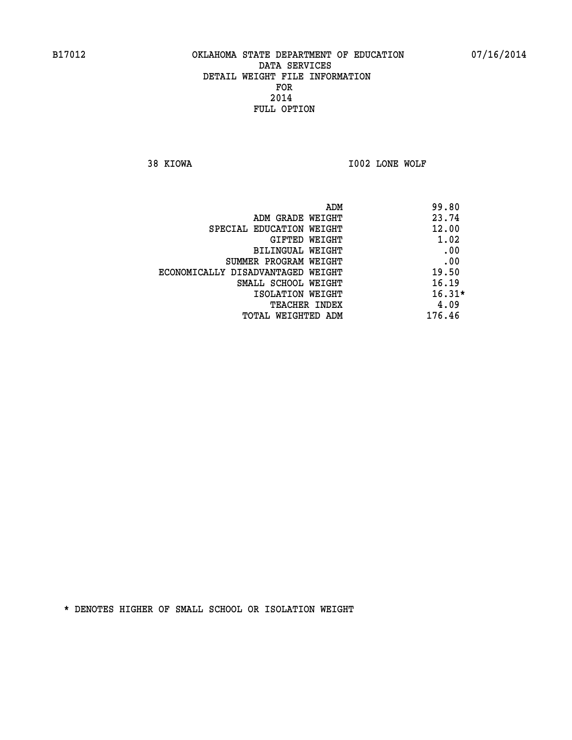B17012 OKLAHOMA STATE DEPARTMENT OF EDUCATION 07/16/2014

DATA SERVICES
DETAIL WEIGHT FILE INFORMATION
FOR
2014
FULL OPTION

38 KIOWA I002 LONE WOLF

| | |
|---|---|
| ADM | 99.80 |
| ADM GRADE WEIGHT | 23.74 |
| SPECIAL EDUCATION WEIGHT | 12.00 |
| GIFTED WEIGHT | 1.02 |
| BILINGUAL WEIGHT | .00 |
| SUMMER PROGRAM WEIGHT | .00 |
| ECONOMICALLY DISADVANTAGED WEIGHT | 19.50 |
| SMALL SCHOOL WEIGHT | 16.19 |
| ISOLATION WEIGHT | 16.31* |
| TEACHER INDEX | 4.09 |
| TOTAL WEIGHTED ADM | 176.46 |

* DENOTES HIGHER OF SMALL SCHOOL OR ISOLATION WEIGHT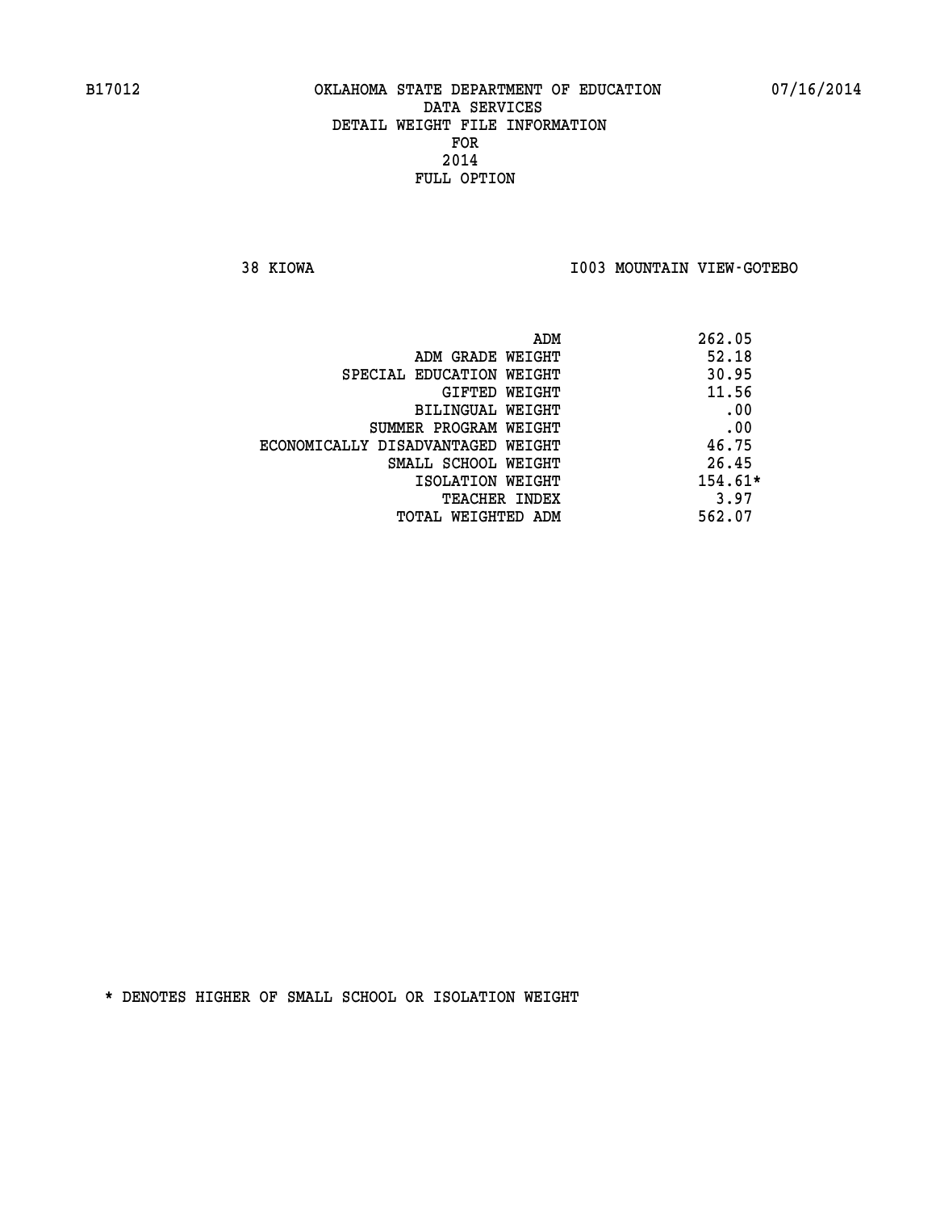B17012 OKLAHOMA STATE DEPARTMENT OF EDUCATION 07/16/2014

DATA SERVICES
DETAIL WEIGHT FILE INFORMATION
FOR
2014
FULL OPTION

38 KIOWA I003 MOUNTAIN VIEW-GOTEBO

| | |
|---|---|
| ADM | 262.05 |
| ADM GRADE WEIGHT | 52.18 |
| SPECIAL EDUCATION WEIGHT | 30.95 |
| GIFTED WEIGHT | 11.56 |
| BILINGUAL WEIGHT | .00 |
| SUMMER PROGRAM WEIGHT | .00 |
| ECONOMICALLY DISADVANTAGED WEIGHT | 46.75 |
| SMALL SCHOOL WEIGHT | 26.45 |
| ISOLATION WEIGHT | 154.61* |
| TEACHER INDEX | 3.97 |
| TOTAL WEIGHTED ADM | 562.07 |

* DENOTES HIGHER OF SMALL SCHOOL OR ISOLATION WEIGHT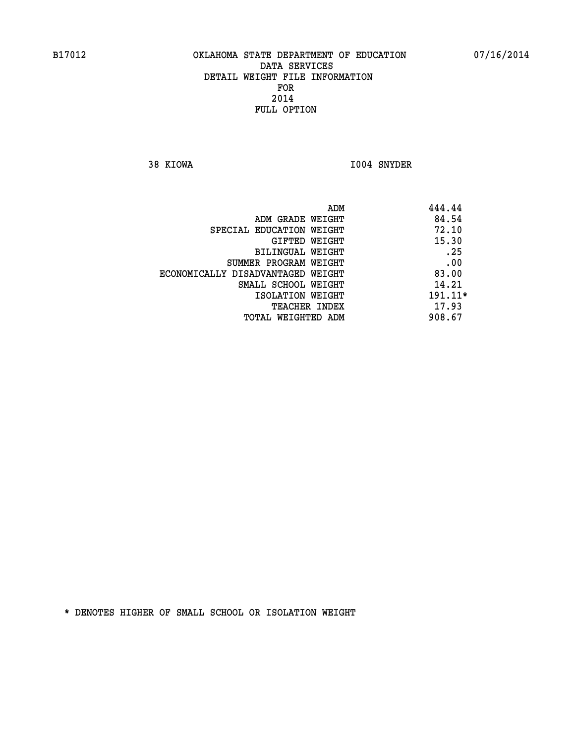B17012 OKLAHOMA STATE DEPARTMENT OF EDUCATION 07/16/2014

DATA SERVICES
DETAIL WEIGHT FILE INFORMATION
FOR
2014
FULL OPTION

38 KIOWA I004 SNYDER

| | |
|---|---|
| ADM | 444.44 |
| ADM GRADE WEIGHT | 84.54 |
| SPECIAL EDUCATION WEIGHT | 72.10 |
| GIFTED WEIGHT | 15.30 |
| BILINGUAL WEIGHT | .25 |
| SUMMER PROGRAM WEIGHT | .00 |
| ECONOMICALLY DISADVANTAGED WEIGHT | 83.00 |
| SMALL SCHOOL WEIGHT | 14.21 |
| ISOLATION WEIGHT | 191.11* |
| TEACHER INDEX | 17.93 |
| TOTAL WEIGHTED ADM | 908.67 |

* DENOTES HIGHER OF SMALL SCHOOL OR ISOLATION WEIGHT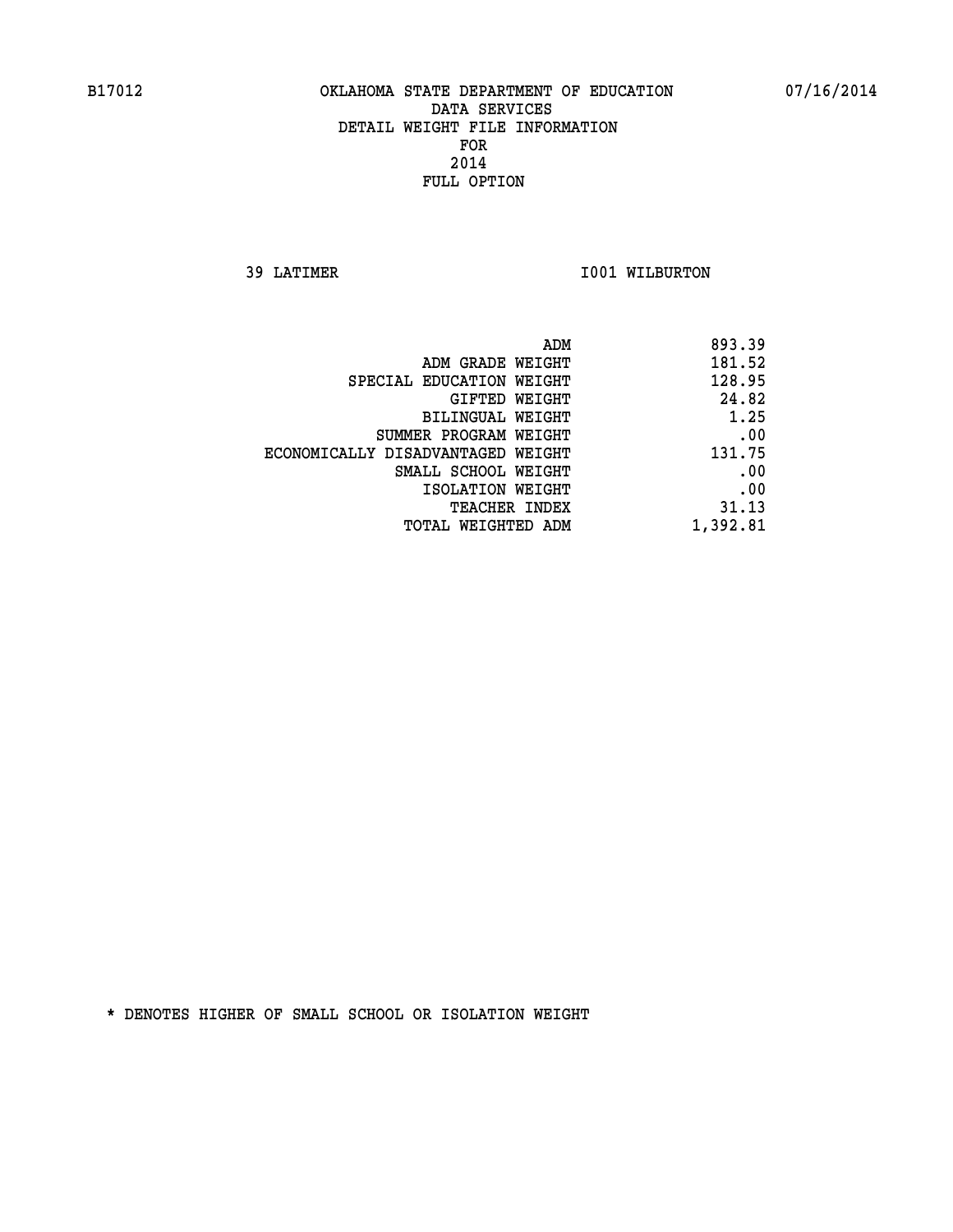B17012 OKLAHOMA STATE DEPARTMENT OF EDUCATION 07/16/2014

DATA SERVICES
DETAIL WEIGHT FILE INFORMATION
FOR
2014
FULL OPTION

39 LATIMER I001 WILBURTON

| | |
|---|---|
| ADM | 893.39 |
| ADM GRADE WEIGHT | 181.52 |
| SPECIAL EDUCATION WEIGHT | 128.95 |
| GIFTED WEIGHT | 24.82 |
| BILINGUAL WEIGHT | 1.25 |
| SUMMER PROGRAM WEIGHT | .00 |
| ECONOMICALLY DISADVANTAGED WEIGHT | 131.75 |
| SMALL SCHOOL WEIGHT | .00 |
| ISOLATION WEIGHT | .00 |
| TEACHER INDEX | 31.13 |
| TOTAL WEIGHTED ADM | 1,392.81 |

* DENOTES HIGHER OF SMALL SCHOOL OR ISOLATION WEIGHT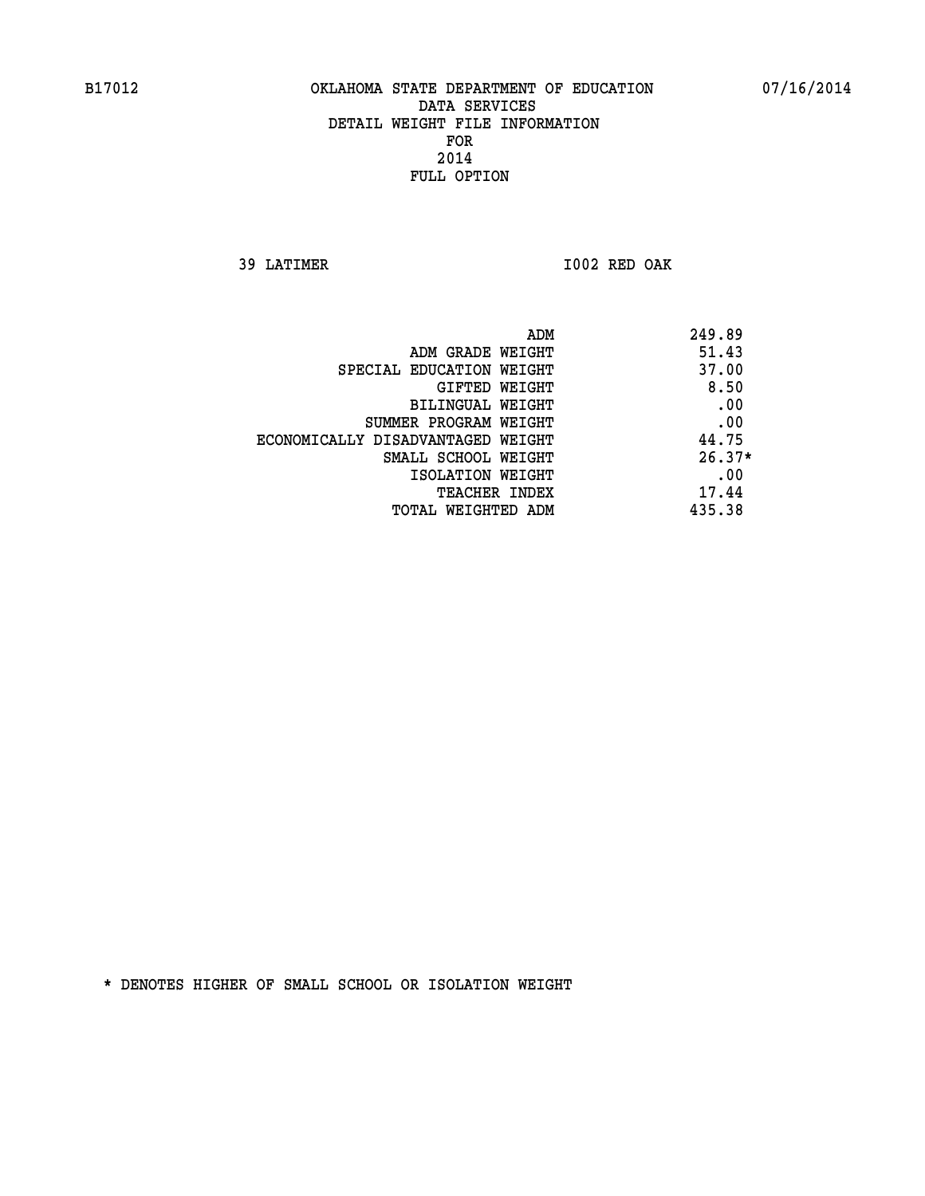B17012 OKLAHOMA STATE DEPARTMENT OF EDUCATION 07/16/2014

DATA SERVICES
DETAIL WEIGHT FILE INFORMATION
FOR
2014
FULL OPTION

39 LATIMER I002 RED OAK

| | |
|---|---|
| ADM | 249.89 |
| ADM GRADE WEIGHT | 51.43 |
| SPECIAL EDUCATION WEIGHT | 37.00 |
| GIFTED WEIGHT | 8.50 |
| BILINGUAL WEIGHT | .00 |
| SUMMER PROGRAM WEIGHT | .00 |
| ECONOMICALLY DISADVANTAGED WEIGHT | 44.75 |
| SMALL SCHOOL WEIGHT | 26.37* |
| ISOLATION WEIGHT | .00 |
| TEACHER INDEX | 17.44 |
| TOTAL WEIGHTED ADM | 435.38 |

* DENOTES HIGHER OF SMALL SCHOOL OR ISOLATION WEIGHT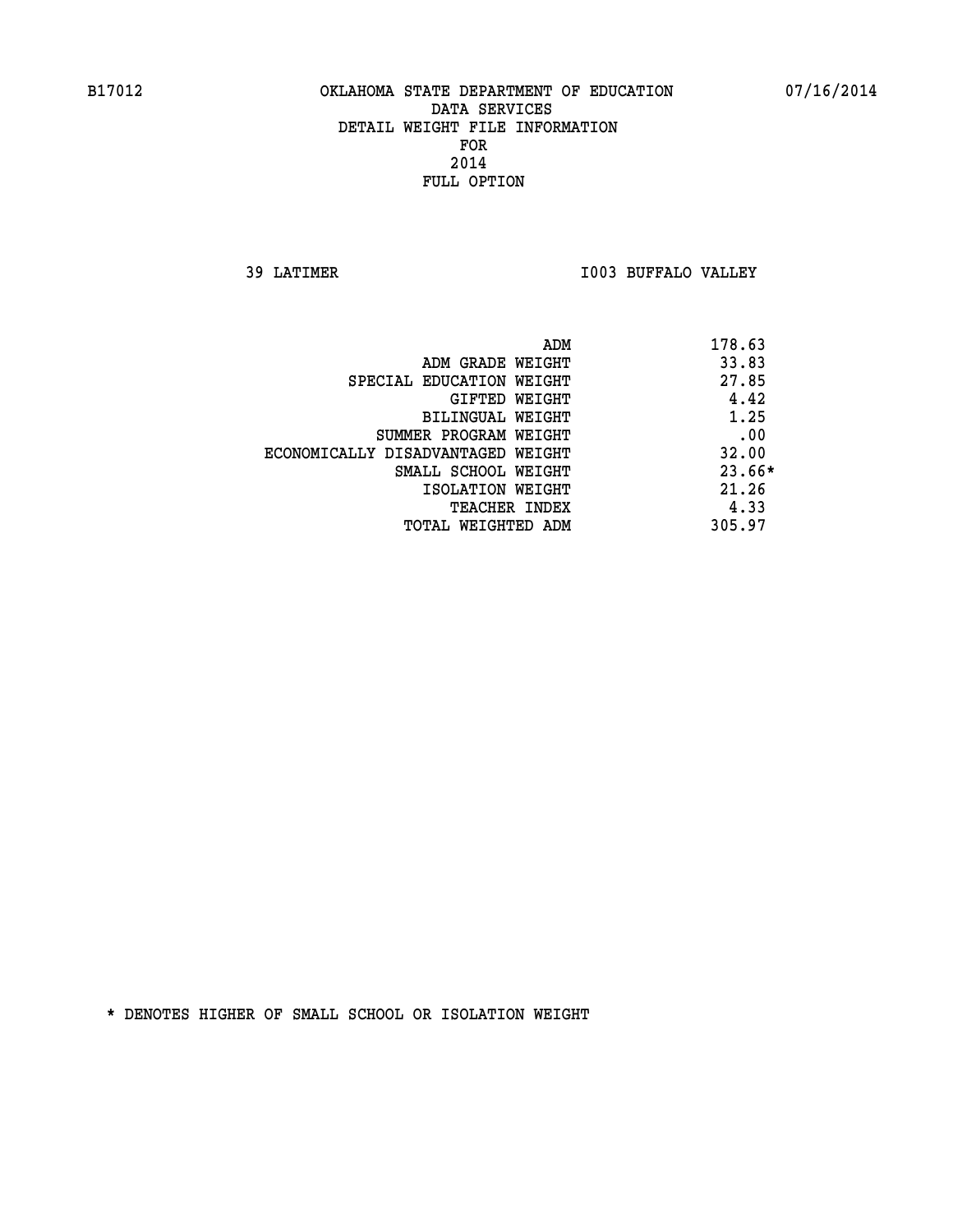B17012 OKLAHOMA STATE DEPARTMENT OF EDUCATION 07/16/2014

DATA SERVICES
DETAIL WEIGHT FILE INFORMATION
FOR
2014
FULL OPTION

39 LATIMER I003 BUFFALO VALLEY

| | |
|---|---|
| ADM | 178.63 |
| ADM GRADE WEIGHT | 33.83 |
| SPECIAL EDUCATION WEIGHT | 27.85 |
| GIFTED WEIGHT | 4.42 |
| BILINGUAL WEIGHT | 1.25 |
| SUMMER PROGRAM WEIGHT | .00 |
| ECONOMICALLY DISADVANTAGED WEIGHT | 32.00 |
| SMALL SCHOOL WEIGHT | 23.66* |
| ISOLATION WEIGHT | 21.26 |
| TEACHER INDEX | 4.33 |
| TOTAL WEIGHTED ADM | 305.97 |

* DENOTES HIGHER OF SMALL SCHOOL OR ISOLATION WEIGHT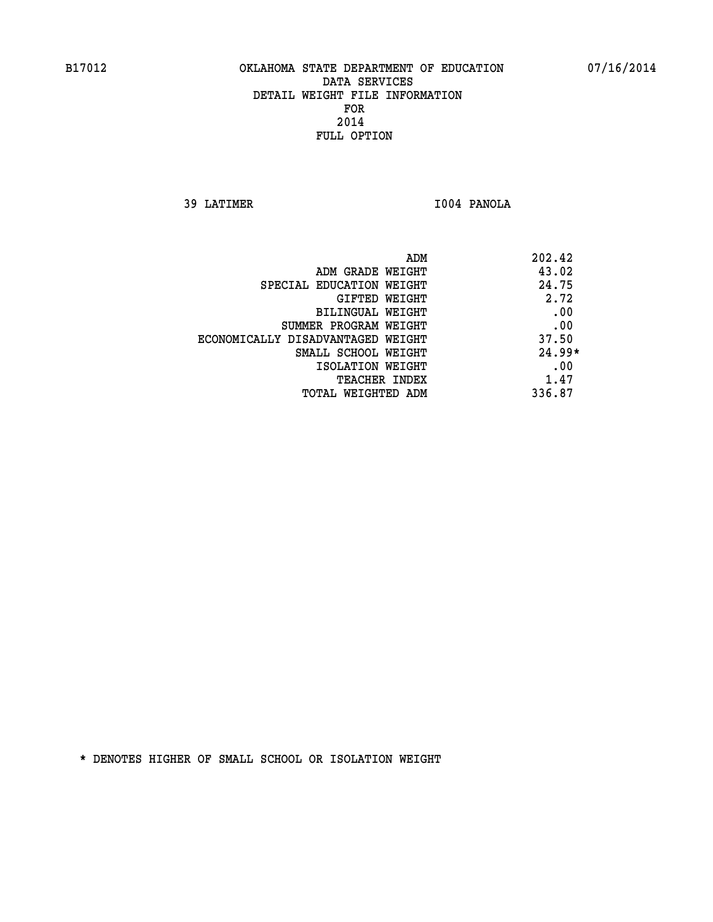B17012 OKLAHOMA STATE DEPARTMENT OF EDUCATION 07/16/2014

DATA SERVICES
DETAIL WEIGHT FILE INFORMATION
FOR
2014
FULL OPTION

39 LATIMER I004 PANOLA

| | |
|---|---|
| ADM | 202.42 |
| ADM GRADE WEIGHT | 43.02 |
| SPECIAL EDUCATION WEIGHT | 24.75 |
| GIFTED WEIGHT | 2.72 |
| BILINGUAL WEIGHT | .00 |
| SUMMER PROGRAM WEIGHT | .00 |
| ECONOMICALLY DISADVANTAGED WEIGHT | 37.50 |
| SMALL SCHOOL WEIGHT | 24.99* |
| ISOLATION WEIGHT | .00 |
| TEACHER INDEX | 1.47 |
| TOTAL WEIGHTED ADM | 336.87 |

* DENOTES HIGHER OF SMALL SCHOOL OR ISOLATION WEIGHT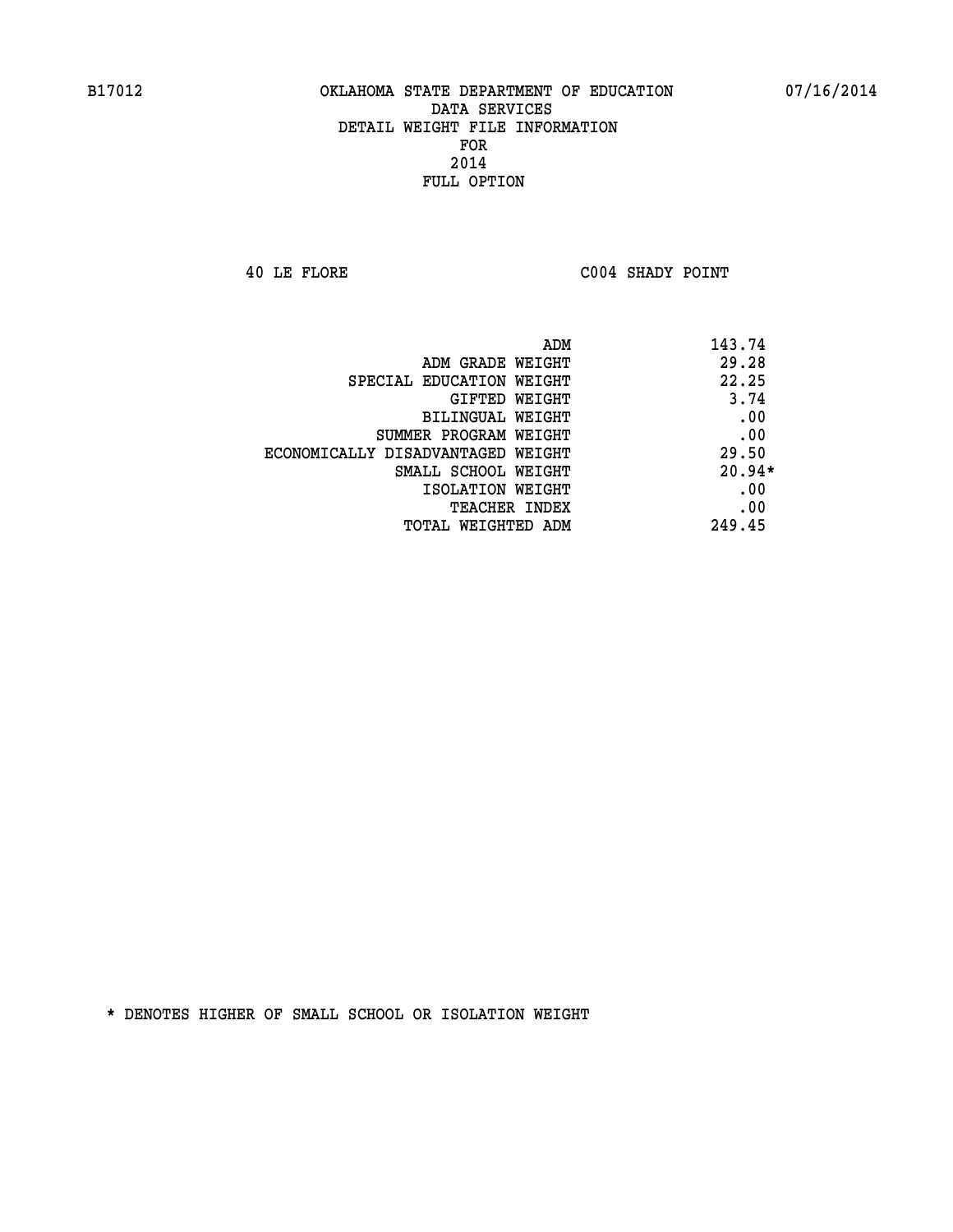B17012 OKLAHOMA STATE DEPARTMENT OF EDUCATION 07/16/2014

DATA SERVICES
DETAIL WEIGHT FILE INFORMATION
FOR
2014
FULL OPTION

40 LE FLORE C004 SHADY POINT

| | |
|---|---|
| ADM | 143.74 |
| ADM GRADE WEIGHT | 29.28 |
| SPECIAL EDUCATION WEIGHT | 22.25 |
| GIFTED WEIGHT | 3.74 |
| BILINGUAL WEIGHT | .00 |
| SUMMER PROGRAM WEIGHT | .00 |
| ECONOMICALLY DISADVANTAGED WEIGHT | 29.50 |
| SMALL SCHOOL WEIGHT | 20.94* |
| ISOLATION WEIGHT | .00 |
| TEACHER INDEX | .00 |
| TOTAL WEIGHTED ADM | 249.45 |

* DENOTES HIGHER OF SMALL SCHOOL OR ISOLATION WEIGHT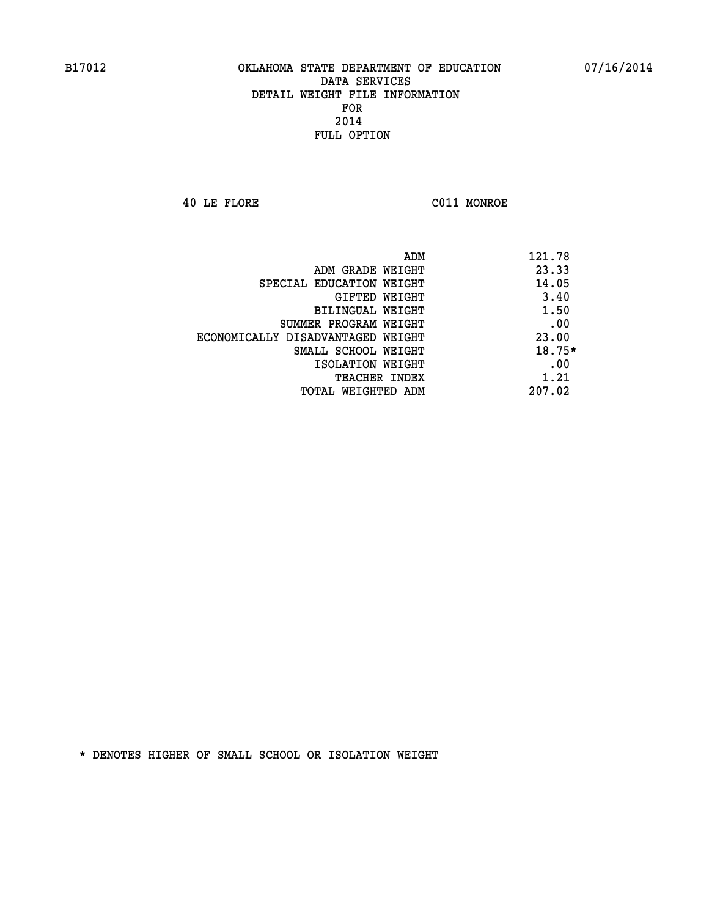B17012 OKLAHOMA STATE DEPARTMENT OF EDUCATION 07/16/2014

DATA SERVICES
DETAIL WEIGHT FILE INFORMATION
FOR
2014
FULL OPTION

40 LE FLORE C011 MONROE

| | |
|---|---|
| ADM | 121.78 |
| ADM GRADE WEIGHT | 23.33 |
| SPECIAL EDUCATION WEIGHT | 14.05 |
| GIFTED WEIGHT | 3.40 |
| BILINGUAL WEIGHT | 1.50 |
| SUMMER PROGRAM WEIGHT | .00 |
| ECONOMICALLY DISADVANTAGED WEIGHT | 23.00 |
| SMALL SCHOOL WEIGHT | 18.75* |
| ISOLATION WEIGHT | .00 |
| TEACHER INDEX | 1.21 |
| TOTAL WEIGHTED ADM | 207.02 |

* DENOTES HIGHER OF SMALL SCHOOL OR ISOLATION WEIGHT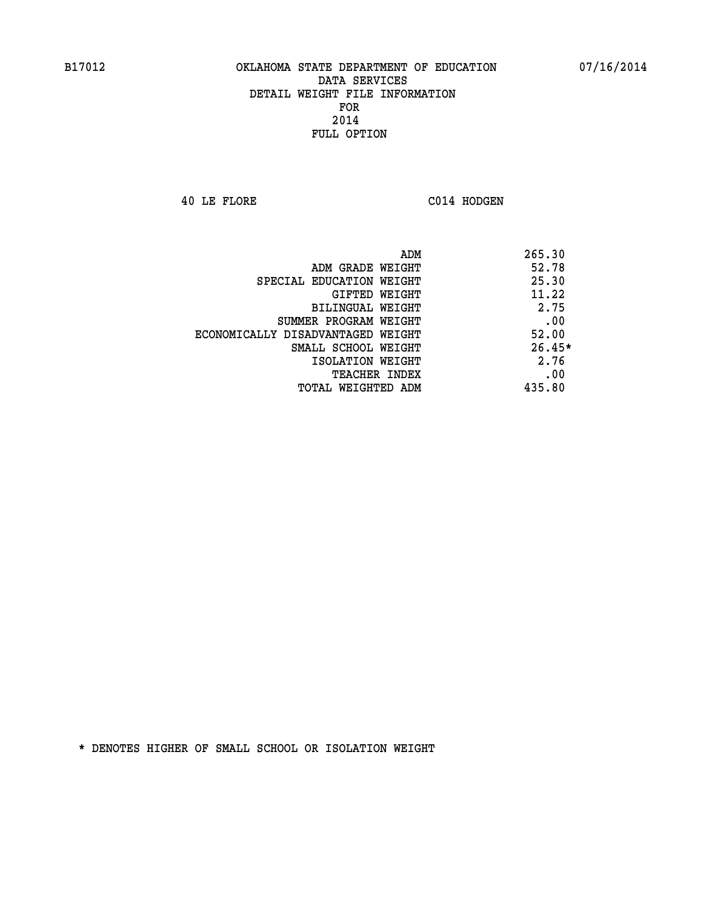B17012 OKLAHOMA STATE DEPARTMENT OF EDUCATION 07/16/2014

DATA SERVICES
DETAIL WEIGHT FILE INFORMATION
FOR
2014
FULL OPTION

40 LE FLORE C014 HODGEN

| | |
|---|---|
| ADM | 265.30 |
| ADM GRADE WEIGHT | 52.78 |
| SPECIAL EDUCATION WEIGHT | 25.30 |
| GIFTED WEIGHT | 11.22 |
| BILINGUAL WEIGHT | 2.75 |
| SUMMER PROGRAM WEIGHT | .00 |
| ECONOMICALLY DISADVANTAGED WEIGHT | 52.00 |
| SMALL SCHOOL WEIGHT | 26.45* |
| ISOLATION WEIGHT | 2.76 |
| TEACHER INDEX | .00 |
| TOTAL WEIGHTED ADM | 435.80 |

* DENOTES HIGHER OF SMALL SCHOOL OR ISOLATION WEIGHT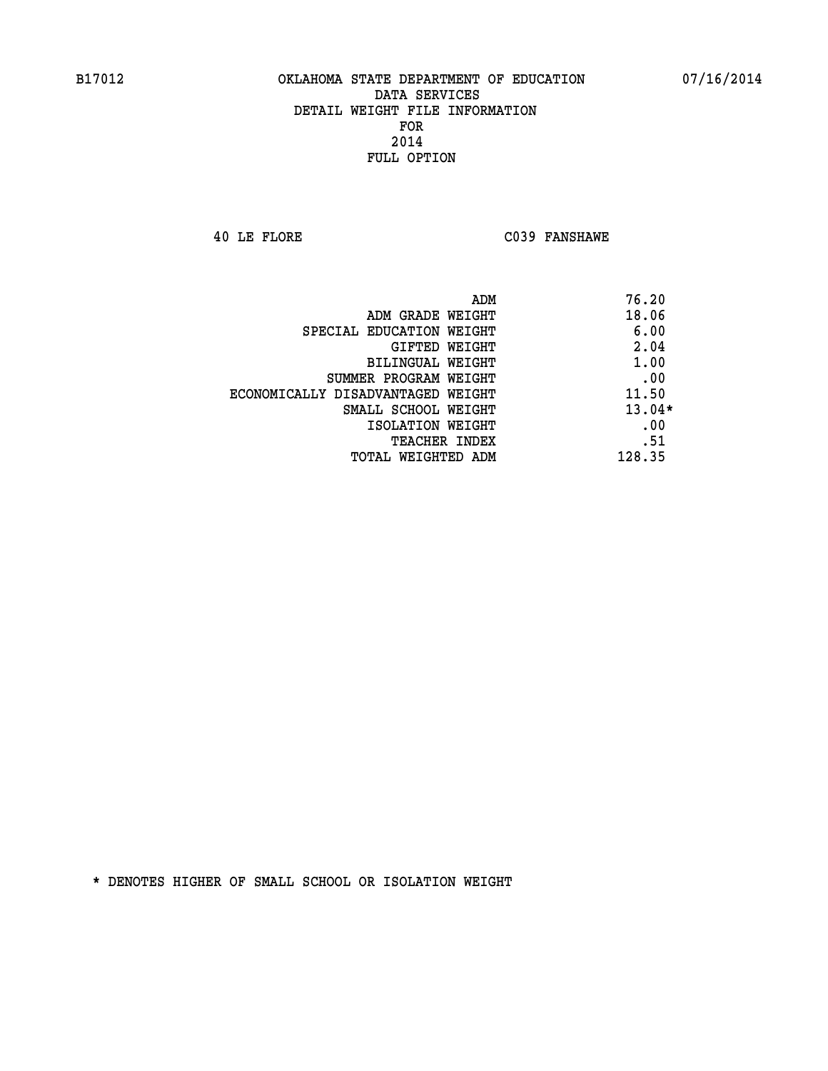B17012 OKLAHOMA STATE DEPARTMENT OF EDUCATION 07/16/2014

DATA SERVICES
DETAIL WEIGHT FILE INFORMATION
FOR
2014
FULL OPTION

40 LE FLORE C039 FANSHAWE

| | |
|---|---|
| ADM | 76.20 |
| ADM GRADE WEIGHT | 18.06 |
| SPECIAL EDUCATION WEIGHT | 6.00 |
| GIFTED WEIGHT | 2.04 |
| BILINGUAL WEIGHT | 1.00 |
| SUMMER PROGRAM WEIGHT | .00 |
| ECONOMICALLY DISADVANTAGED WEIGHT | 11.50 |
| SMALL SCHOOL WEIGHT | 13.04* |
| ISOLATION WEIGHT | .00 |
| TEACHER INDEX | .51 |
| TOTAL WEIGHTED ADM | 128.35 |

* DENOTES HIGHER OF SMALL SCHOOL OR ISOLATION WEIGHT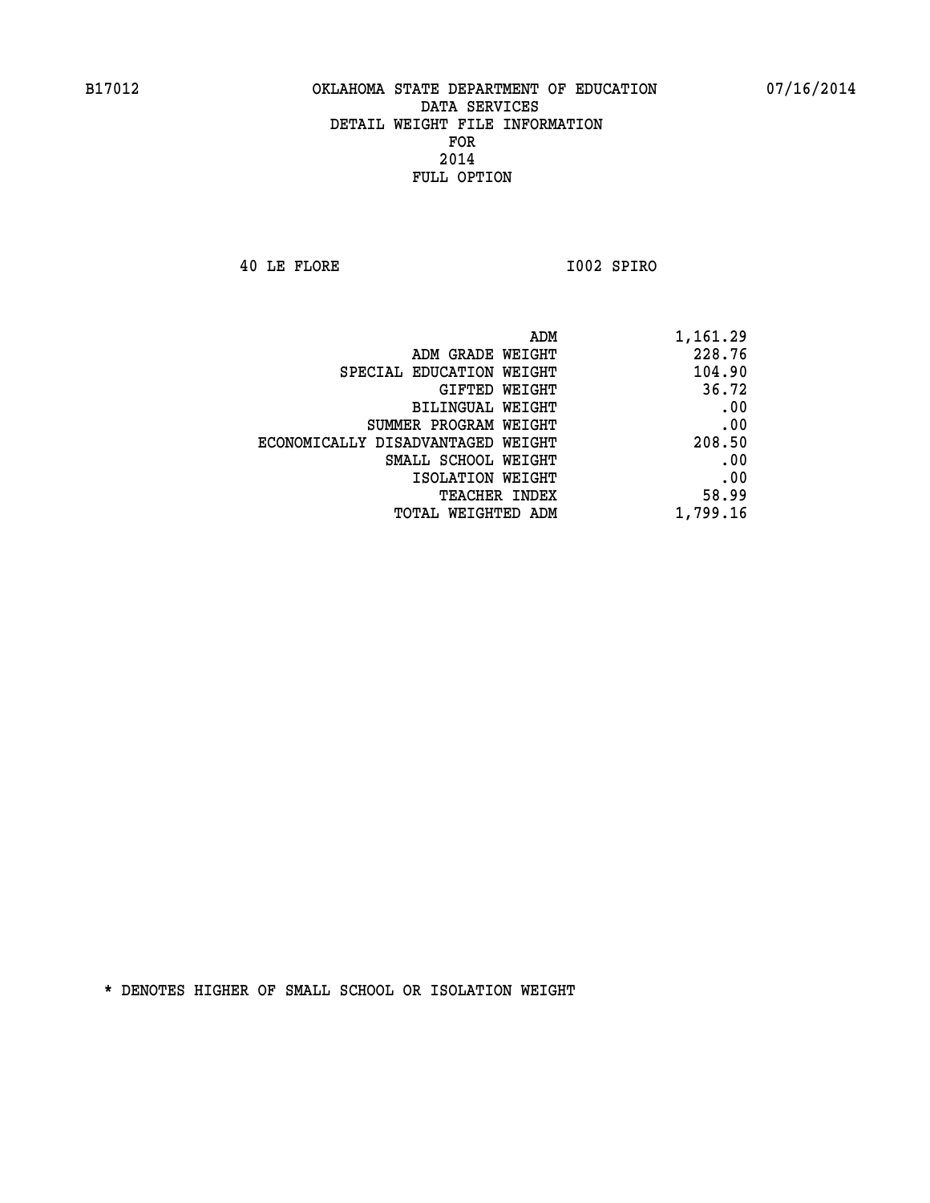B17012 OKLAHOMA STATE DEPARTMENT OF EDUCATION 07/16/2014

DATA SERVICES
DETAIL WEIGHT FILE INFORMATION
FOR
2014
FULL OPTION

40 LE FLORE I002 SPIRO

| | |
|---|---|
| ADM | 1,161.29 |
| ADM GRADE WEIGHT | 228.76 |
| SPECIAL EDUCATION WEIGHT | 104.90 |
| GIFTED WEIGHT | 36.72 |
| BILINGUAL WEIGHT | .00 |
| SUMMER PROGRAM WEIGHT | .00 |
| ECONOMICALLY DISADVANTAGED WEIGHT | 208.50 |
| SMALL SCHOOL WEIGHT | .00 |
| ISOLATION WEIGHT | .00 |
| TEACHER INDEX | 58.99 |
| TOTAL WEIGHTED ADM | 1,799.16 |

* DENOTES HIGHER OF SMALL SCHOOL OR ISOLATION WEIGHT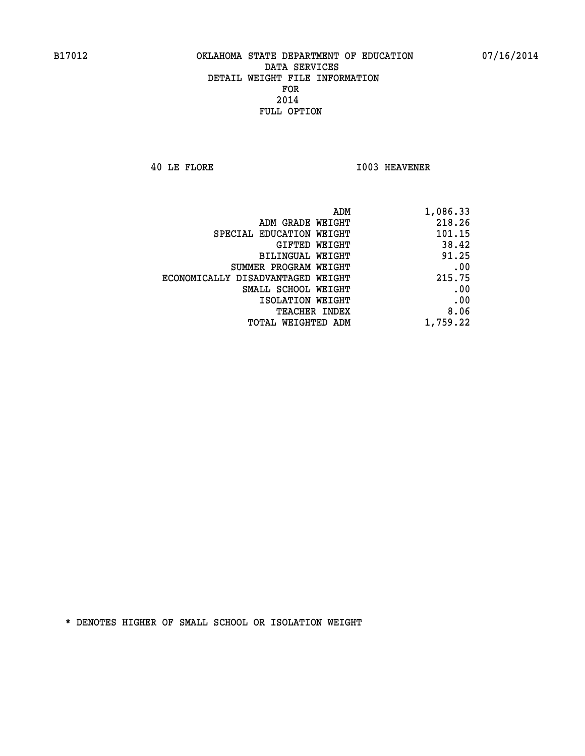B17012 OKLAHOMA STATE DEPARTMENT OF EDUCATION 07/16/2014

DATA SERVICES
DETAIL WEIGHT FILE INFORMATION
FOR
2014
FULL OPTION

40 LE FLORE I003 HEAVENER

| | |
|---|---|
| ADM | 1,086.33 |
| ADM GRADE WEIGHT | 218.26 |
| SPECIAL EDUCATION WEIGHT | 101.15 |
| GIFTED WEIGHT | 38.42 |
| BILINGUAL WEIGHT | 91.25 |
| SUMMER PROGRAM WEIGHT | .00 |
| ECONOMICALLY DISADVANTAGED WEIGHT | 215.75 |
| SMALL SCHOOL WEIGHT | .00 |
| ISOLATION WEIGHT | .00 |
| TEACHER INDEX | 8.06 |
| TOTAL WEIGHTED ADM | 1,759.22 |

* DENOTES HIGHER OF SMALL SCHOOL OR ISOLATION WEIGHT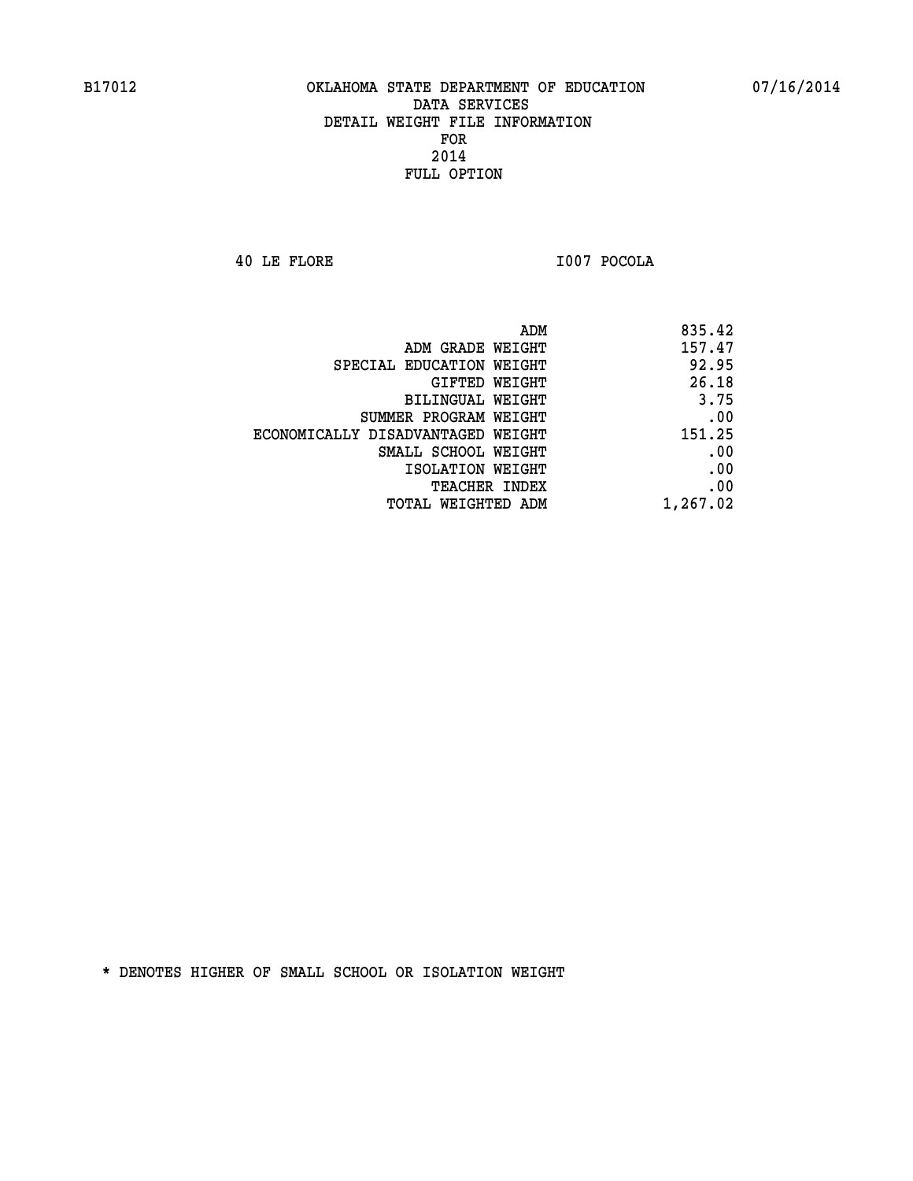B17012 OKLAHOMA STATE DEPARTMENT OF EDUCATION 07/16/2014

DATA SERVICES
DETAIL WEIGHT FILE INFORMATION
FOR
2014
FULL OPTION

40 LE FLORE I007 POCOLA

| | |
|---|---|
| ADM | 835.42 |
| ADM GRADE WEIGHT | 157.47 |
| SPECIAL EDUCATION WEIGHT | 92.95 |
| GIFTED WEIGHT | 26.18 |
| BILINGUAL WEIGHT | 3.75 |
| SUMMER PROGRAM WEIGHT | .00 |
| ECONOMICALLY DISADVANTAGED WEIGHT | 151.25 |
| SMALL SCHOOL WEIGHT | .00 |
| ISOLATION WEIGHT | .00 |
| TEACHER INDEX | .00 |
| TOTAL WEIGHTED ADM | 1,267.02 |

* DENOTES HIGHER OF SMALL SCHOOL OR ISOLATION WEIGHT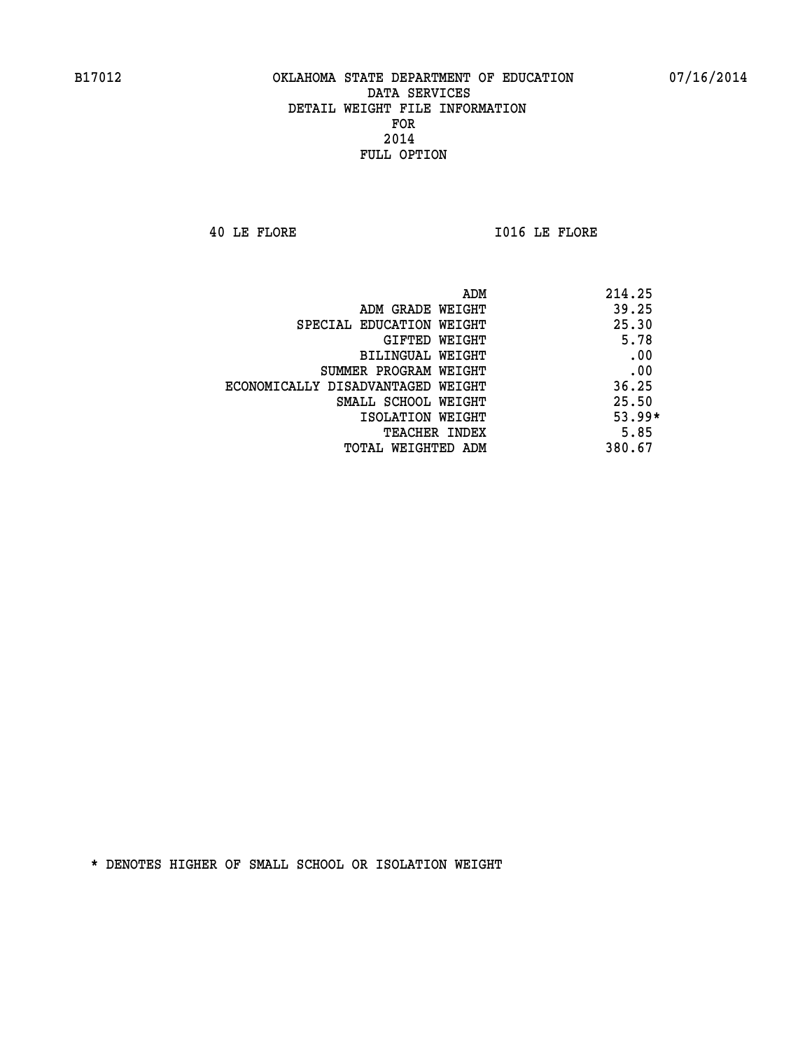B17012 OKLAHOMA STATE DEPARTMENT OF EDUCATION 07/16/2014

DATA SERVICES
DETAIL WEIGHT FILE INFORMATION
FOR
2014
FULL OPTION

40 LE FLORE I016 LE FLORE

| | |
|---|---|
| ADM | 214.25 |
| ADM GRADE WEIGHT | 39.25 |
| SPECIAL EDUCATION WEIGHT | 25.30 |
| GIFTED WEIGHT | 5.78 |
| BILINGUAL WEIGHT | .00 |
| SUMMER PROGRAM WEIGHT | .00 |
| ECONOMICALLY DISADVANTAGED WEIGHT | 36.25 |
| SMALL SCHOOL WEIGHT | 25.50 |
| ISOLATION WEIGHT | 53.99* |
| TEACHER INDEX | 5.85 |
| TOTAL WEIGHTED ADM | 380.67 |

* DENOTES HIGHER OF SMALL SCHOOL OR ISOLATION WEIGHT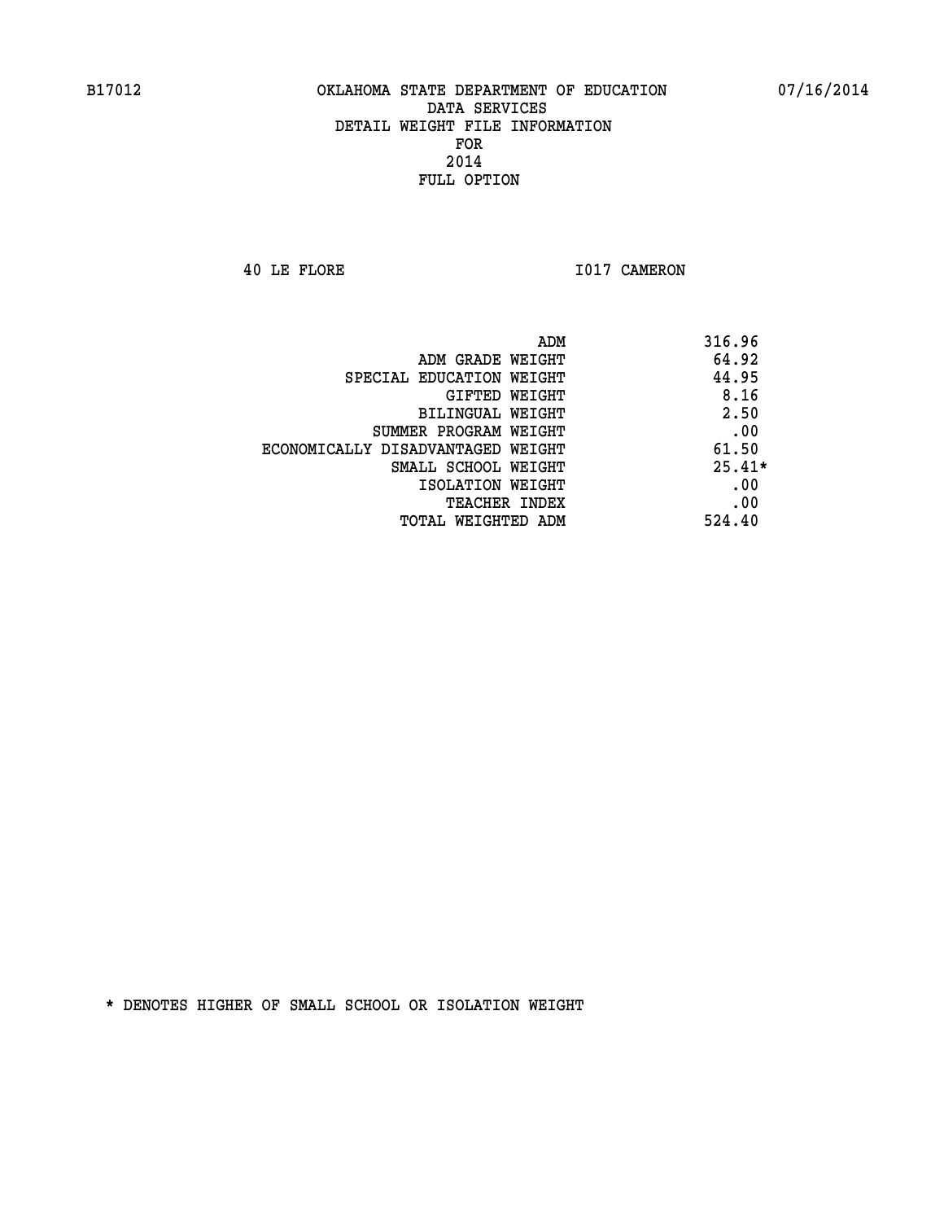B17012 OKLAHOMA STATE DEPARTMENT OF EDUCATION 07/16/2014

DATA SERVICES
DETAIL WEIGHT FILE INFORMATION
FOR
2014
FULL OPTION

40 LE FLORE I017 CAMERON

| | |
|---|---|
| ADM | 316.96 |
| ADM GRADE WEIGHT | 64.92 |
| SPECIAL EDUCATION WEIGHT | 44.95 |
| GIFTED WEIGHT | 8.16 |
| BILINGUAL WEIGHT | 2.50 |
| SUMMER PROGRAM WEIGHT | .00 |
| ECONOMICALLY DISADVANTAGED WEIGHT | 61.50 |
| SMALL SCHOOL WEIGHT | 25.41* |
| ISOLATION WEIGHT | .00 |
| TEACHER INDEX | .00 |
| TOTAL WEIGHTED ADM | 524.40 |

* DENOTES HIGHER OF SMALL SCHOOL OR ISOLATION WEIGHT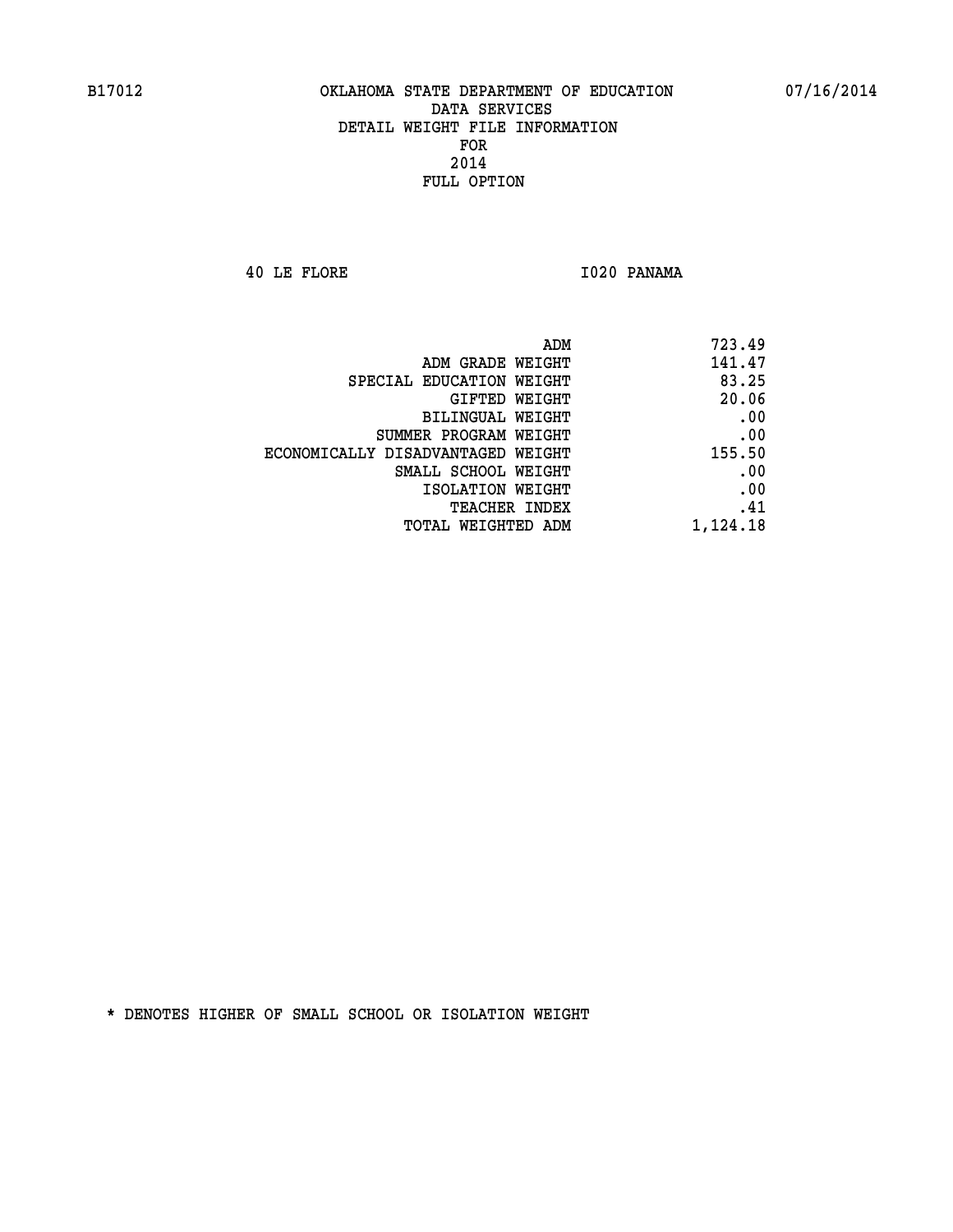B17012 OKLAHOMA STATE DEPARTMENT OF EDUCATION 07/16/2014

DATA SERVICES
DETAIL WEIGHT FILE INFORMATION
FOR
2014
FULL OPTION

40 LE FLORE I020 PANAMA

| | |
|---|---|
| ADM | 723.49 |
| ADM GRADE WEIGHT | 141.47 |
| SPECIAL EDUCATION WEIGHT | 83.25 |
| GIFTED WEIGHT | 20.06 |
| BILINGUAL WEIGHT | .00 |
| SUMMER PROGRAM WEIGHT | .00 |
| ECONOMICALLY DISADVANTAGED WEIGHT | 155.50 |
| SMALL SCHOOL WEIGHT | .00 |
| ISOLATION WEIGHT | .00 |
| TEACHER INDEX | .41 |
| TOTAL WEIGHTED ADM | 1,124.18 |

* DENOTES HIGHER OF SMALL SCHOOL OR ISOLATION WEIGHT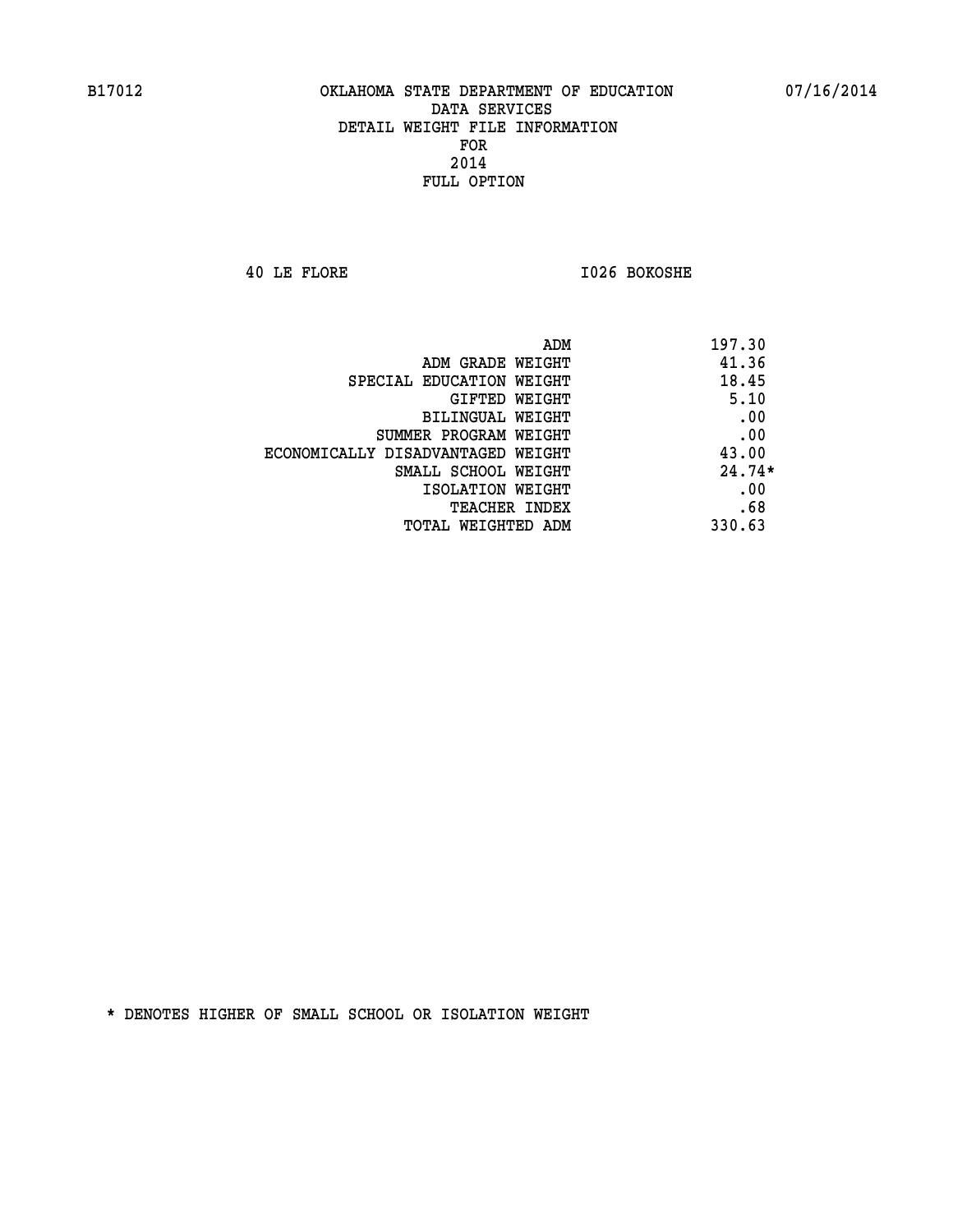B17012 OKLAHOMA STATE DEPARTMENT OF EDUCATION 07/16/2014

DATA SERVICES
DETAIL WEIGHT FILE INFORMATION
FOR
2014
FULL OPTION

40 LE FLORE I026 BOKOSHE

| | |
|---|---|
| ADM | 197.30 |
| ADM GRADE WEIGHT | 41.36 |
| SPECIAL EDUCATION WEIGHT | 18.45 |
| GIFTED WEIGHT | 5.10 |
| BILINGUAL WEIGHT | .00 |
| SUMMER PROGRAM WEIGHT | .00 |
| ECONOMICALLY DISADVANTAGED WEIGHT | 43.00 |
| SMALL SCHOOL WEIGHT | 24.74* |
| ISOLATION WEIGHT | .00 |
| TEACHER INDEX | .68 |
| TOTAL WEIGHTED ADM | 330.63 |

* DENOTES HIGHER OF SMALL SCHOOL OR ISOLATION WEIGHT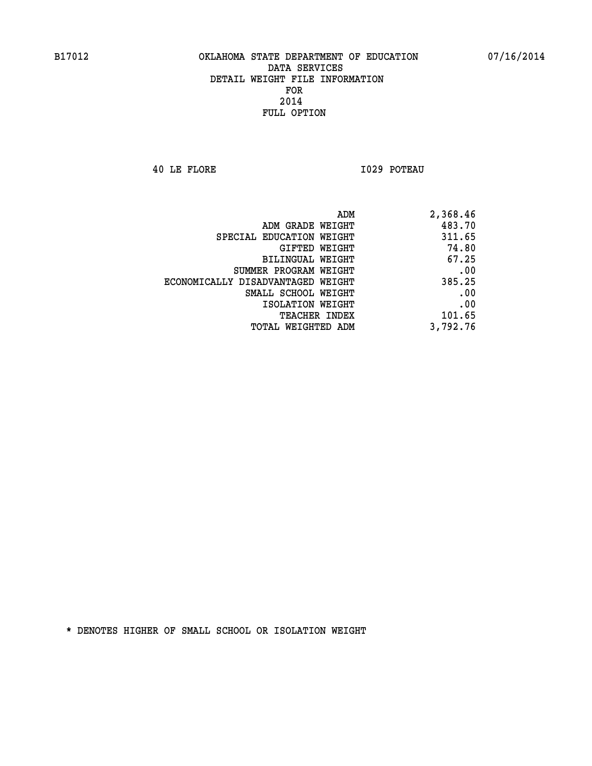B17012 OKLAHOMA STATE DEPARTMENT OF EDUCATION 07/16/2014
DATA SERVICES
DETAIL WEIGHT FILE INFORMATION
FOR
2014
FULL OPTION

40 LE FLORE I029 POTEAU

| | |
|---|---|
| ADM | 2,368.46 |
| ADM GRADE WEIGHT | 483.70 |
| SPECIAL EDUCATION WEIGHT | 311.65 |
| GIFTED WEIGHT | 74.80 |
| BILINGUAL WEIGHT | 67.25 |
| SUMMER PROGRAM WEIGHT | .00 |
| ECONOMICALLY DISADVANTAGED WEIGHT | 385.25 |
| SMALL SCHOOL WEIGHT | .00 |
| ISOLATION WEIGHT | .00 |
| TEACHER INDEX | 101.65 |
| TOTAL WEIGHTED ADM | 3,792.76 |

* DENOTES HIGHER OF SMALL SCHOOL OR ISOLATION WEIGHT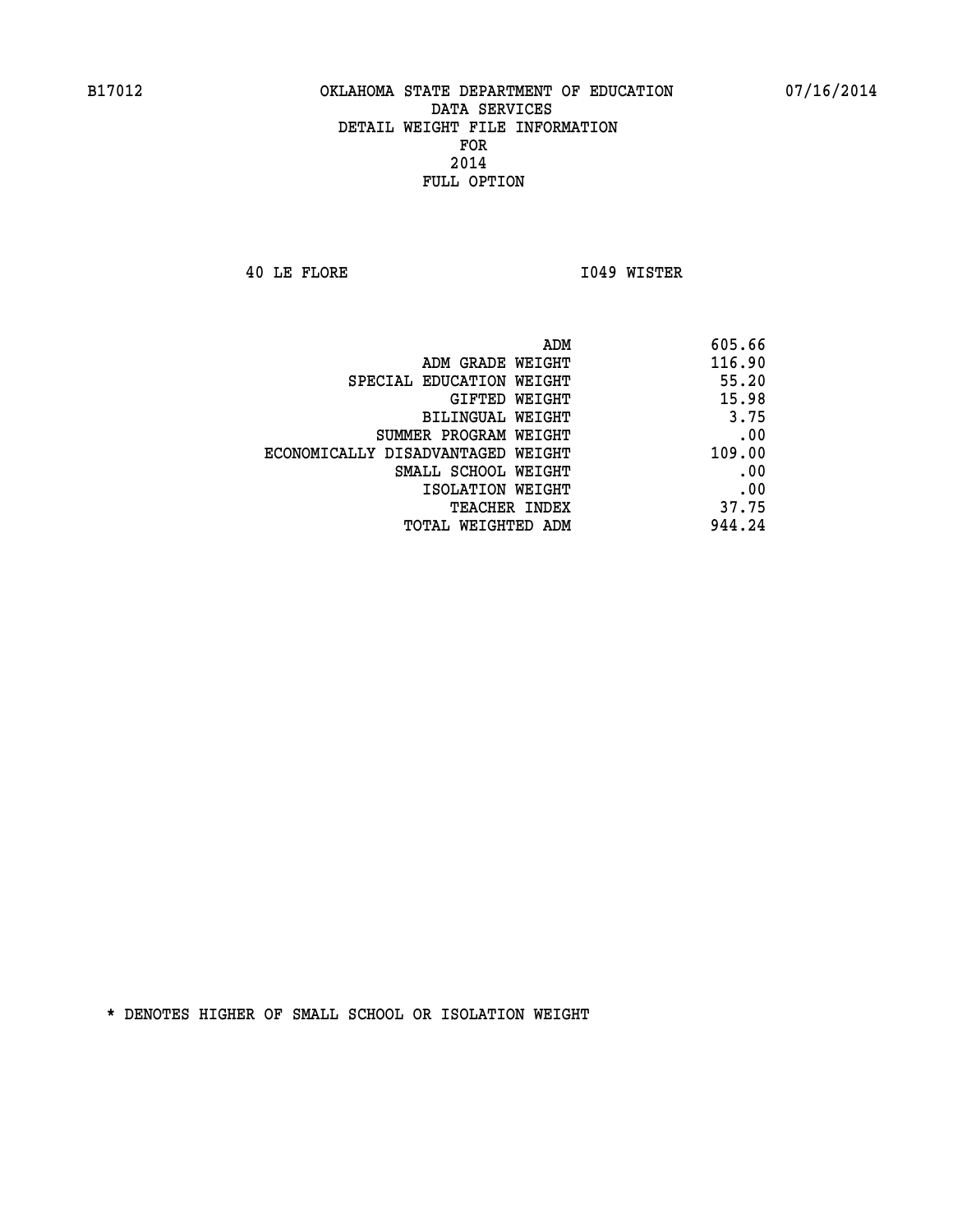B17012 OKLAHOMA STATE DEPARTMENT OF EDUCATION 07/16/2014

DATA SERVICES
DETAIL WEIGHT FILE INFORMATION
FOR
2014
FULL OPTION

40 LE FLORE I049 WISTER

| | |
|---|---|
| ADM | 605.66 |
| ADM GRADE WEIGHT | 116.90 |
| SPECIAL EDUCATION WEIGHT | 55.20 |
| GIFTED WEIGHT | 15.98 |
| BILINGUAL WEIGHT | 3.75 |
| SUMMER PROGRAM WEIGHT | .00 |
| ECONOMICALLY DISADVANTAGED WEIGHT | 109.00 |
| SMALL SCHOOL WEIGHT | .00 |
| ISOLATION WEIGHT | .00 |
| TEACHER INDEX | 37.75 |
| TOTAL WEIGHTED ADM | 944.24 |

* DENOTES HIGHER OF SMALL SCHOOL OR ISOLATION WEIGHT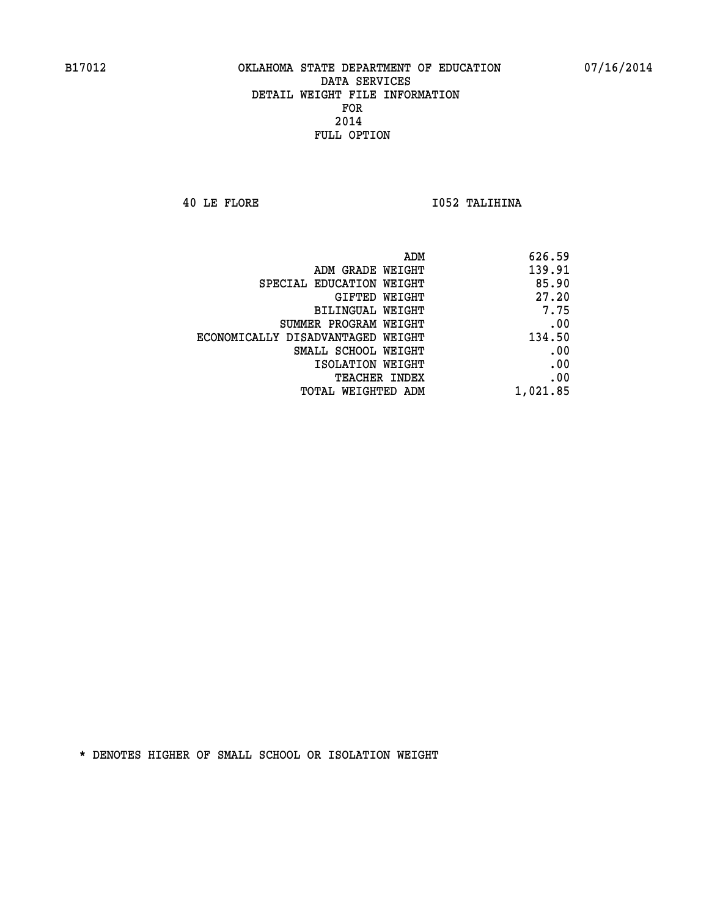B17012 OKLAHOMA STATE DEPARTMENT OF EDUCATION 07/16/2014

DATA SERVICES
DETAIL WEIGHT FILE INFORMATION
FOR
2014
FULL OPTION

40 LE FLORE I052 TALIHINA

| | |
|---|---|
| ADM | 626.59 |
| ADM GRADE WEIGHT | 139.91 |
| SPECIAL EDUCATION WEIGHT | 85.90 |
| GIFTED WEIGHT | 27.20 |
| BILINGUAL WEIGHT | 7.75 |
| SUMMER PROGRAM WEIGHT | .00 |
| ECONOMICALLY DISADVANTAGED WEIGHT | 134.50 |
| SMALL SCHOOL WEIGHT | .00 |
| ISOLATION WEIGHT | .00 |
| TEACHER INDEX | .00 |
| TOTAL WEIGHTED ADM | 1,021.85 |

* DENOTES HIGHER OF SMALL SCHOOL OR ISOLATION WEIGHT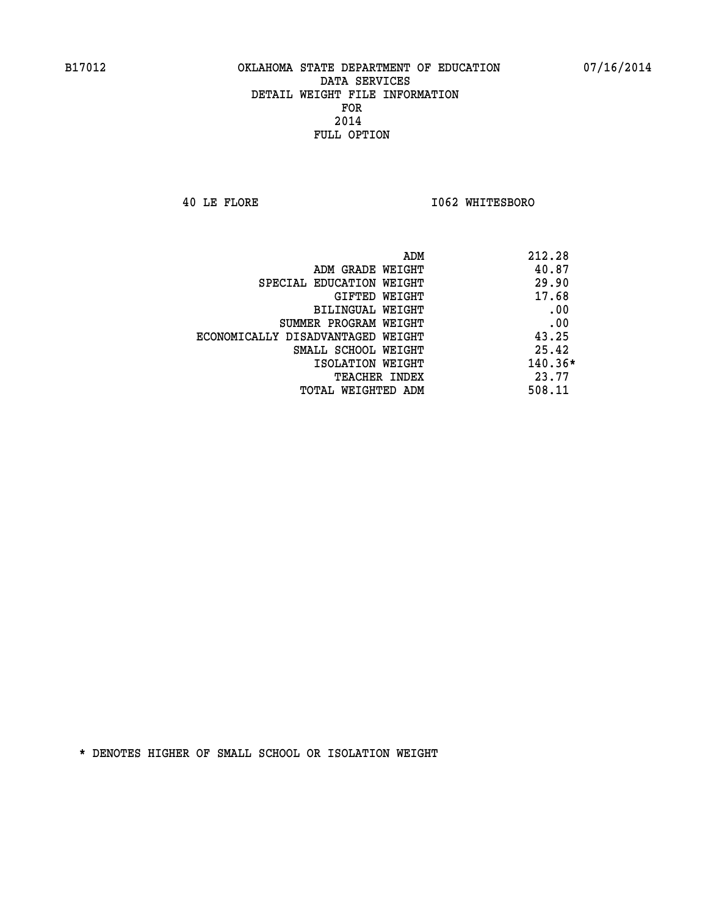B17012 OKLAHOMA STATE DEPARTMENT OF EDUCATION 07/16/2014

DATA SERVICES
DETAIL WEIGHT FILE INFORMATION
FOR
2014
FULL OPTION

40 LE FLORE I062 WHITESBORO

| | |
|---|---|
| ADM | 212.28 |
| ADM GRADE WEIGHT | 40.87 |
| SPECIAL EDUCATION WEIGHT | 29.90 |
| GIFTED WEIGHT | 17.68 |
| BILINGUAL WEIGHT | .00 |
| SUMMER PROGRAM WEIGHT | .00 |
| ECONOMICALLY DISADVANTAGED WEIGHT | 43.25 |
| SMALL SCHOOL WEIGHT | 25.42 |
| ISOLATION WEIGHT | 140.36* |
| TEACHER INDEX | 23.77 |
| TOTAL WEIGHTED ADM | 508.11 |

* DENOTES HIGHER OF SMALL SCHOOL OR ISOLATION WEIGHT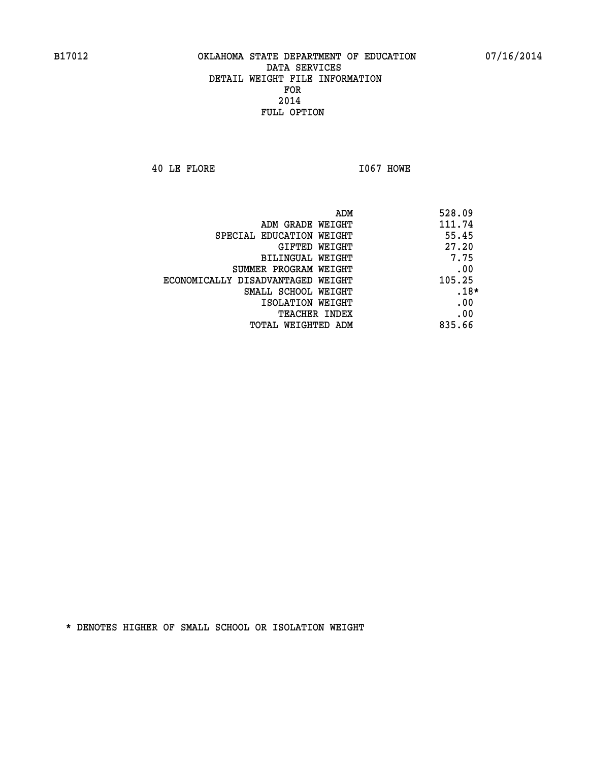# OKLAHOMA STATE DEPARTMENT OF EDUCATION
## DATA SERVICES
## DETAIL WEIGHT FILE INFORMATION
## FOR
## 2014
## FULL OPTION

B17012 07/16/2014

40 LE FLORE I067 HOWE

| | |
|---|---|
| ADM | 528.09 |
| ADM GRADE WEIGHT | 111.74 |
| SPECIAL EDUCATION WEIGHT | 55.45 |
| GIFTED WEIGHT | 27.20 |
| BILINGUAL WEIGHT | 7.75 |
| SUMMER PROGRAM WEIGHT | .00 |
| ECONOMICALLY DISADVANTAGED WEIGHT | 105.25 |
| SMALL SCHOOL WEIGHT | .18* |
| ISOLATION WEIGHT | .00 |
| TEACHER INDEX | .00 |
| TOTAL WEIGHTED ADM | 835.66 |

* DENOTES HIGHER OF SMALL SCHOOL OR ISOLATION WEIGHT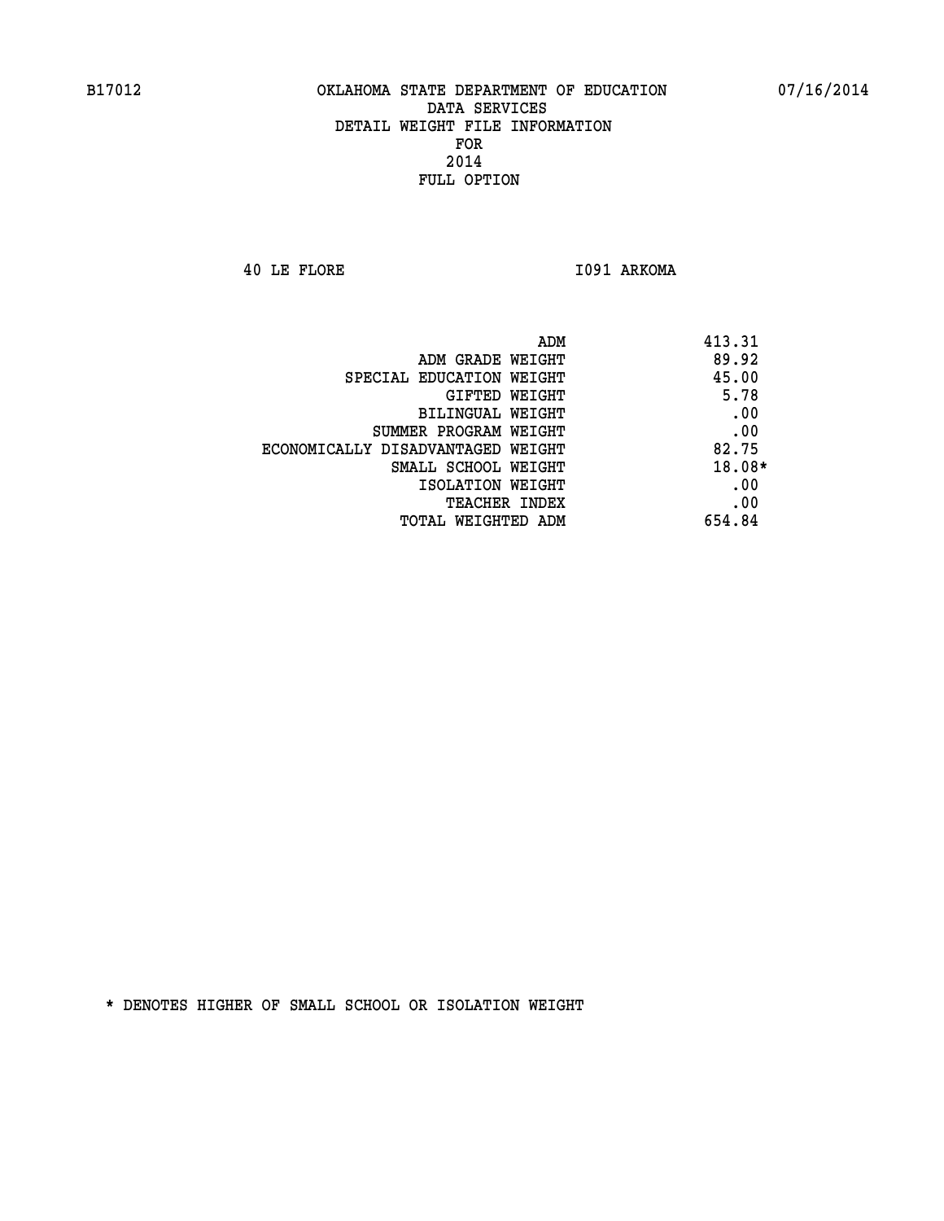B17012 OKLAHOMA STATE DEPARTMENT OF EDUCATION 07/16/2014

DATA SERVICES
DETAIL WEIGHT FILE INFORMATION
FOR
2014
FULL OPTION

40 LE FLORE I091 ARKOMA

| | |
|---|---|
| ADM | 413.31 |
| ADM GRADE WEIGHT | 89.92 |
| SPECIAL EDUCATION WEIGHT | 45.00 |
| GIFTED WEIGHT | 5.78 |
| BILINGUAL WEIGHT | .00 |
| SUMMER PROGRAM WEIGHT | .00 |
| ECONOMICALLY DISADVANTAGED WEIGHT | 82.75 |
| SMALL SCHOOL WEIGHT | 18.08* |
| ISOLATION WEIGHT | .00 |
| TEACHER INDEX | .00 |
| TOTAL WEIGHTED ADM | 654.84 |

* DENOTES HIGHER OF SMALL SCHOOL OR ISOLATION WEIGHT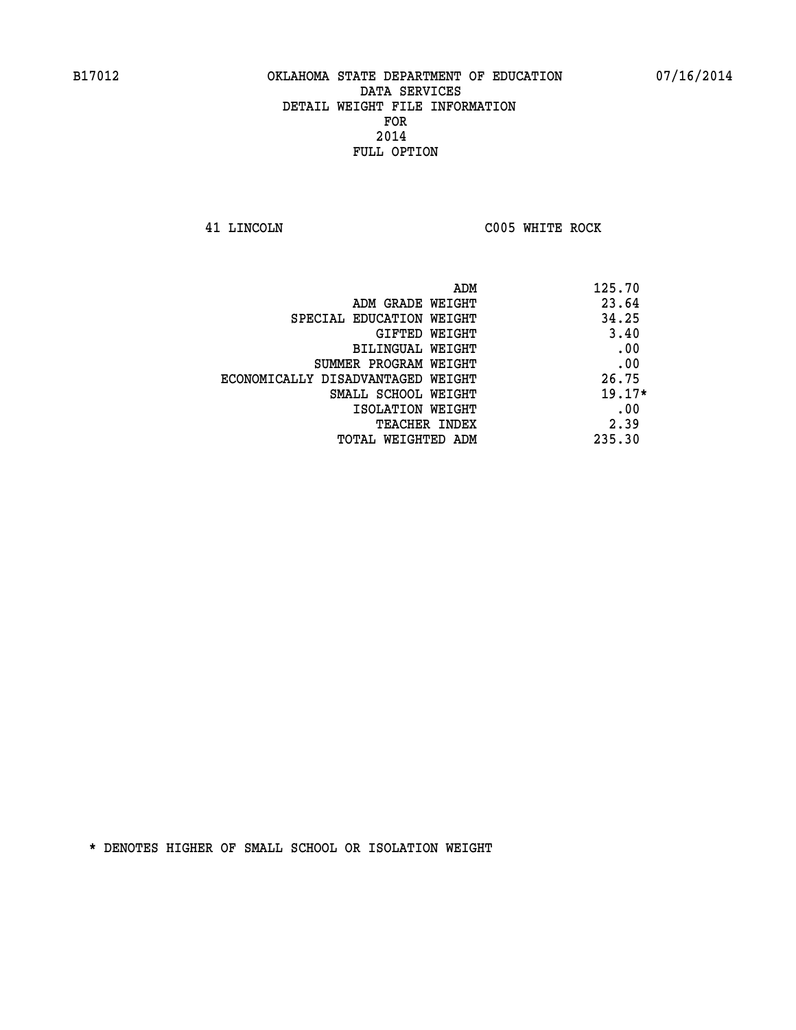B17012 OKLAHOMA STATE DEPARTMENT OF EDUCATION 07/16/2014

DATA SERVICES
DETAIL WEIGHT FILE INFORMATION
FOR
2014
FULL OPTION

41 LINCOLN C005 WHITE ROCK

| | |
|---|---|
| ADM | 125.70 |
| ADM GRADE WEIGHT | 23.64 |
| SPECIAL EDUCATION WEIGHT | 34.25 |
| GIFTED WEIGHT | 3.40 |
| BILINGUAL WEIGHT | .00 |
| SUMMER PROGRAM WEIGHT | .00 |
| ECONOMICALLY DISADVANTAGED WEIGHT | 26.75 |
| SMALL SCHOOL WEIGHT | 19.17* |
| ISOLATION WEIGHT | .00 |
| TEACHER INDEX | 2.39 |
| TOTAL WEIGHTED ADM | 235.30 |

* DENOTES HIGHER OF SMALL SCHOOL OR ISOLATION WEIGHT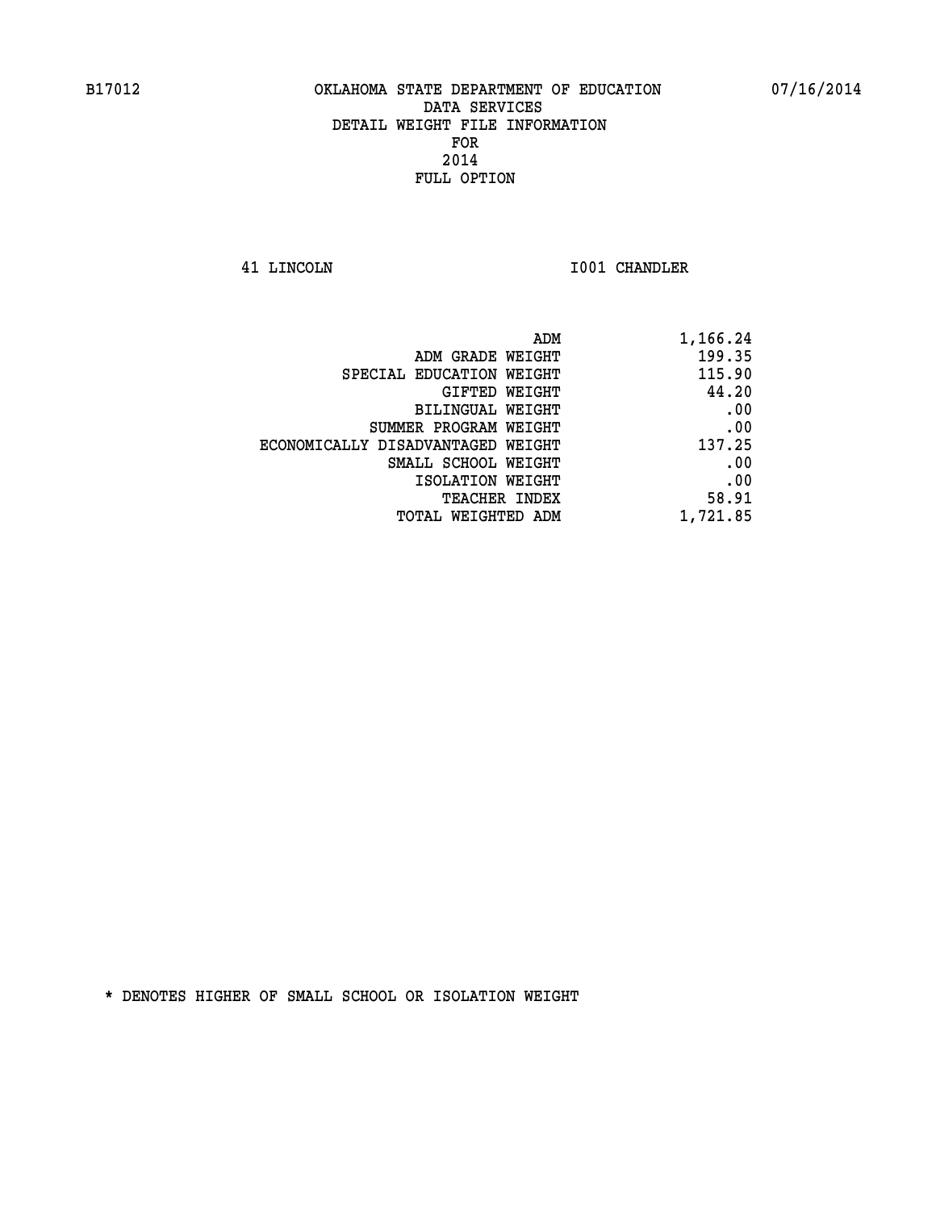B17012 OKLAHOMA STATE DEPARTMENT OF EDUCATION 07/16/2014

DATA SERVICES
DETAIL WEIGHT FILE INFORMATION
FOR
2014
FULL OPTION

41 LINCOLN I001 CHANDLER

| | |
|---|---|
| ADM | 1,166.24 |
| ADM GRADE WEIGHT | 199.35 |
| SPECIAL EDUCATION WEIGHT | 115.90 |
| GIFTED WEIGHT | 44.20 |
| BILINGUAL WEIGHT | .00 |
| SUMMER PROGRAM WEIGHT | .00 |
| ECONOMICALLY DISADVANTAGED WEIGHT | 137.25 |
| SMALL SCHOOL WEIGHT | .00 |
| ISOLATION WEIGHT | .00 |
| TEACHER INDEX | 58.91 |
| TOTAL WEIGHTED ADM | 1,721.85 |

* DENOTES HIGHER OF SMALL SCHOOL OR ISOLATION WEIGHT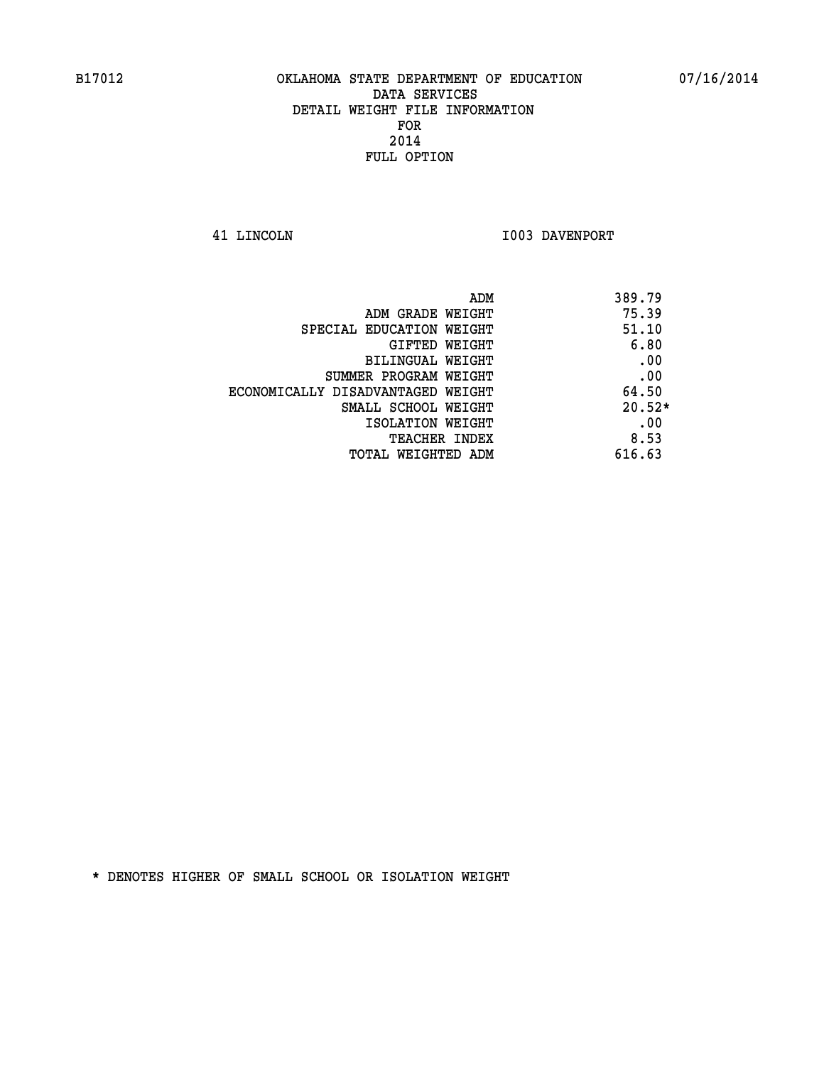B17012 OKLAHOMA STATE DEPARTMENT OF EDUCATION 07/16/2014

DATA SERVICES
DETAIL WEIGHT FILE INFORMATION
FOR
2014
FULL OPTION

41 LINCOLN I003 DAVENPORT

| | |
|---|---|
| ADM | 389.79 |
| ADM GRADE WEIGHT | 75.39 |
| SPECIAL EDUCATION WEIGHT | 51.10 |
| GIFTED WEIGHT | 6.80 |
| BILINGUAL WEIGHT | .00 |
| SUMMER PROGRAM WEIGHT | .00 |
| ECONOMICALLY DISADVANTAGED WEIGHT | 64.50 |
| SMALL SCHOOL WEIGHT | 20.52* |
| ISOLATION WEIGHT | .00 |
| TEACHER INDEX | 8.53 |
| TOTAL WEIGHTED ADM | 616.63 |

* DENOTES HIGHER OF SMALL SCHOOL OR ISOLATION WEIGHT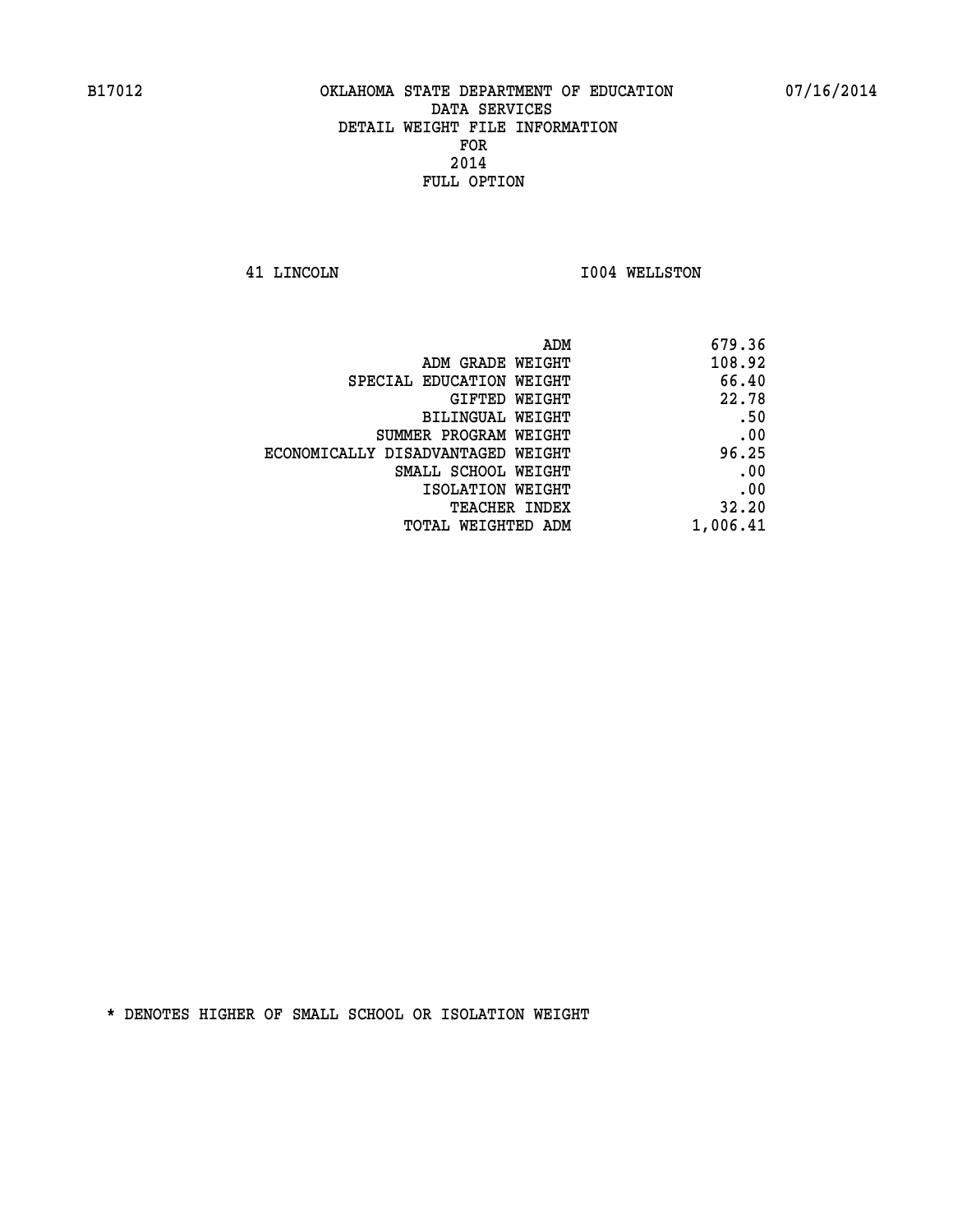B17012 OKLAHOMA STATE DEPARTMENT OF EDUCATION 07/16/2014

DATA SERVICES
DETAIL WEIGHT FILE INFORMATION
FOR
2014
FULL OPTION

41 LINCOLN I004 WELLSTON

| | |
|---|---|
| ADM | 679.36 |
| ADM GRADE WEIGHT | 108.92 |
| SPECIAL EDUCATION WEIGHT | 66.40 |
| GIFTED WEIGHT | 22.78 |
| BILINGUAL WEIGHT | .50 |
| SUMMER PROGRAM WEIGHT | .00 |
| ECONOMICALLY DISADVANTAGED WEIGHT | 96.25 |
| SMALL SCHOOL WEIGHT | .00 |
| ISOLATION WEIGHT | .00 |
| TEACHER INDEX | 32.20 |
| TOTAL WEIGHTED ADM | 1,006.41 |

* DENOTES HIGHER OF SMALL SCHOOL OR ISOLATION WEIGHT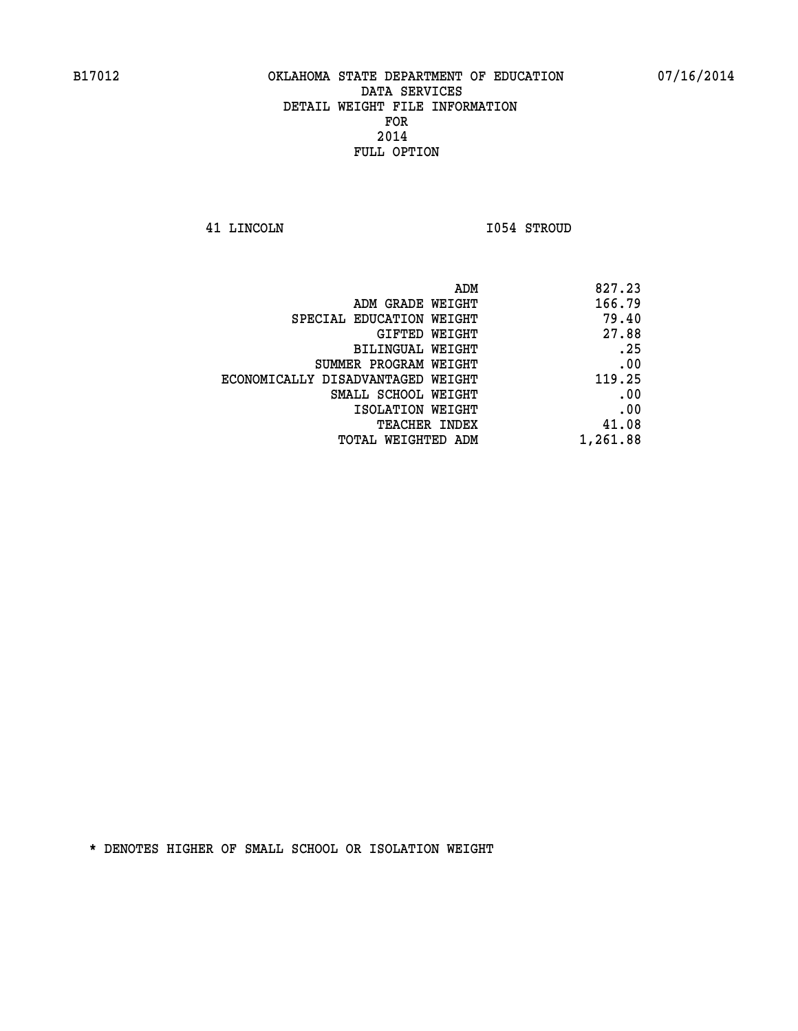B17012 OKLAHOMA STATE DEPARTMENT OF EDUCATION 07/16/2014

DATA SERVICES
DETAIL WEIGHT FILE INFORMATION
FOR
2014
FULL OPTION

41 LINCOLN I054 STROUD

| | |
|---|---|
| ADM | 827.23 |
| ADM GRADE WEIGHT | 166.79 |
| SPECIAL EDUCATION WEIGHT | 79.40 |
| GIFTED WEIGHT | 27.88 |
| BILINGUAL WEIGHT | .25 |
| SUMMER PROGRAM WEIGHT | .00 |
| ECONOMICALLY DISADVANTAGED WEIGHT | 119.25 |
| SMALL SCHOOL WEIGHT | .00 |
| ISOLATION WEIGHT | .00 |
| TEACHER INDEX | 41.08 |
| TOTAL WEIGHTED ADM | 1,261.88 |

* DENOTES HIGHER OF SMALL SCHOOL OR ISOLATION WEIGHT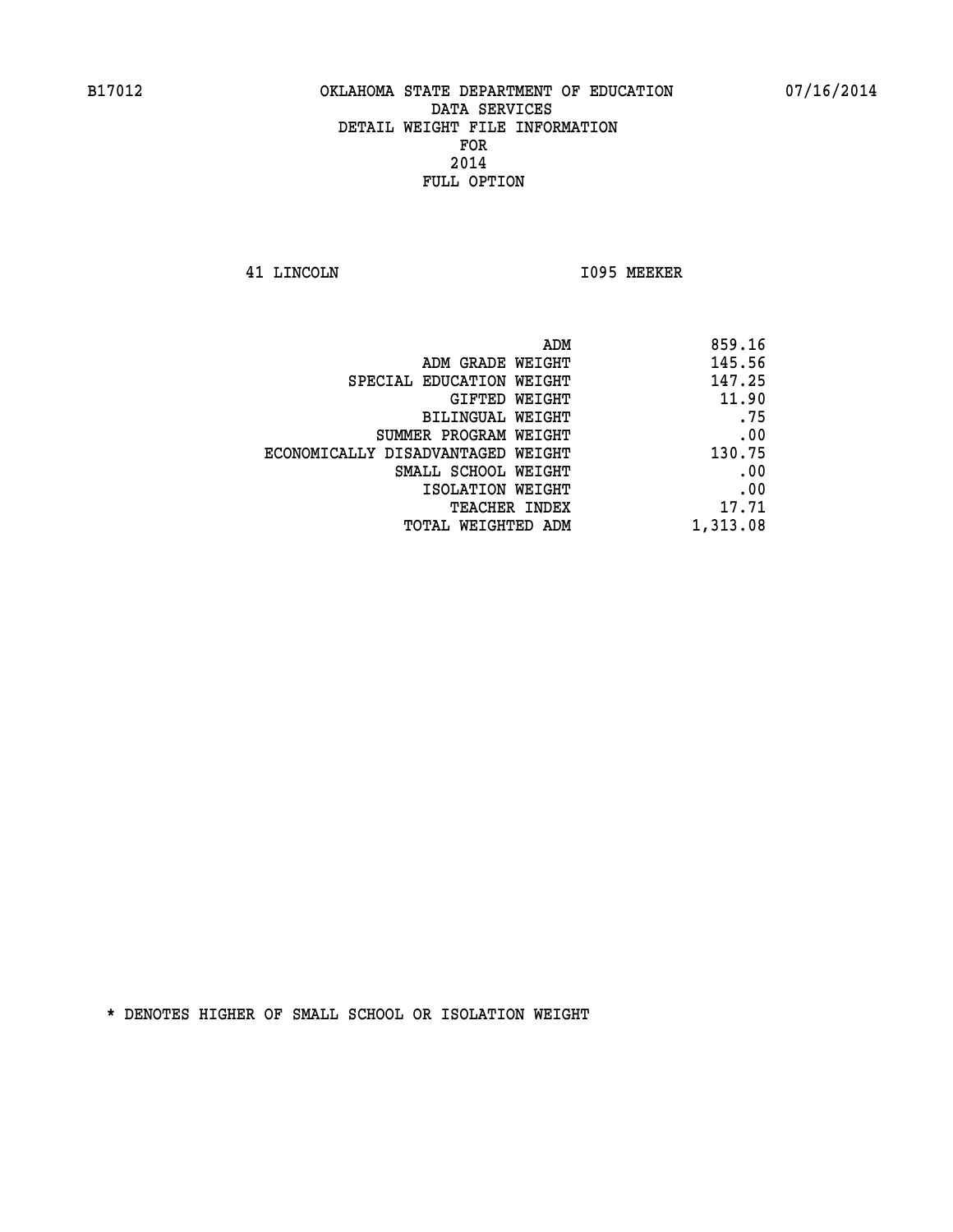B17012 OKLAHOMA STATE DEPARTMENT OF EDUCATION 07/16/2014

DATA SERVICES

DETAIL WEIGHT FILE INFORMATION

FOR

2014

FULL OPTION

41 LINCOLN I095 MEEKER

| | |
|---|---|
| ADM | 859.16 |
| ADM GRADE WEIGHT | 145.56 |
| SPECIAL EDUCATION WEIGHT | 147.25 |
| GIFTED WEIGHT | 11.90 |
| BILINGUAL WEIGHT | .75 |
| SUMMER PROGRAM WEIGHT | .00 |
| ECONOMICALLY DISADVANTAGED WEIGHT | 130.75 |
| SMALL SCHOOL WEIGHT | .00 |
| ISOLATION WEIGHT | .00 |
| TEACHER INDEX | 17.71 |
| TOTAL WEIGHTED ADM | 1,313.08 |

* DENOTES HIGHER OF SMALL SCHOOL OR ISOLATION WEIGHT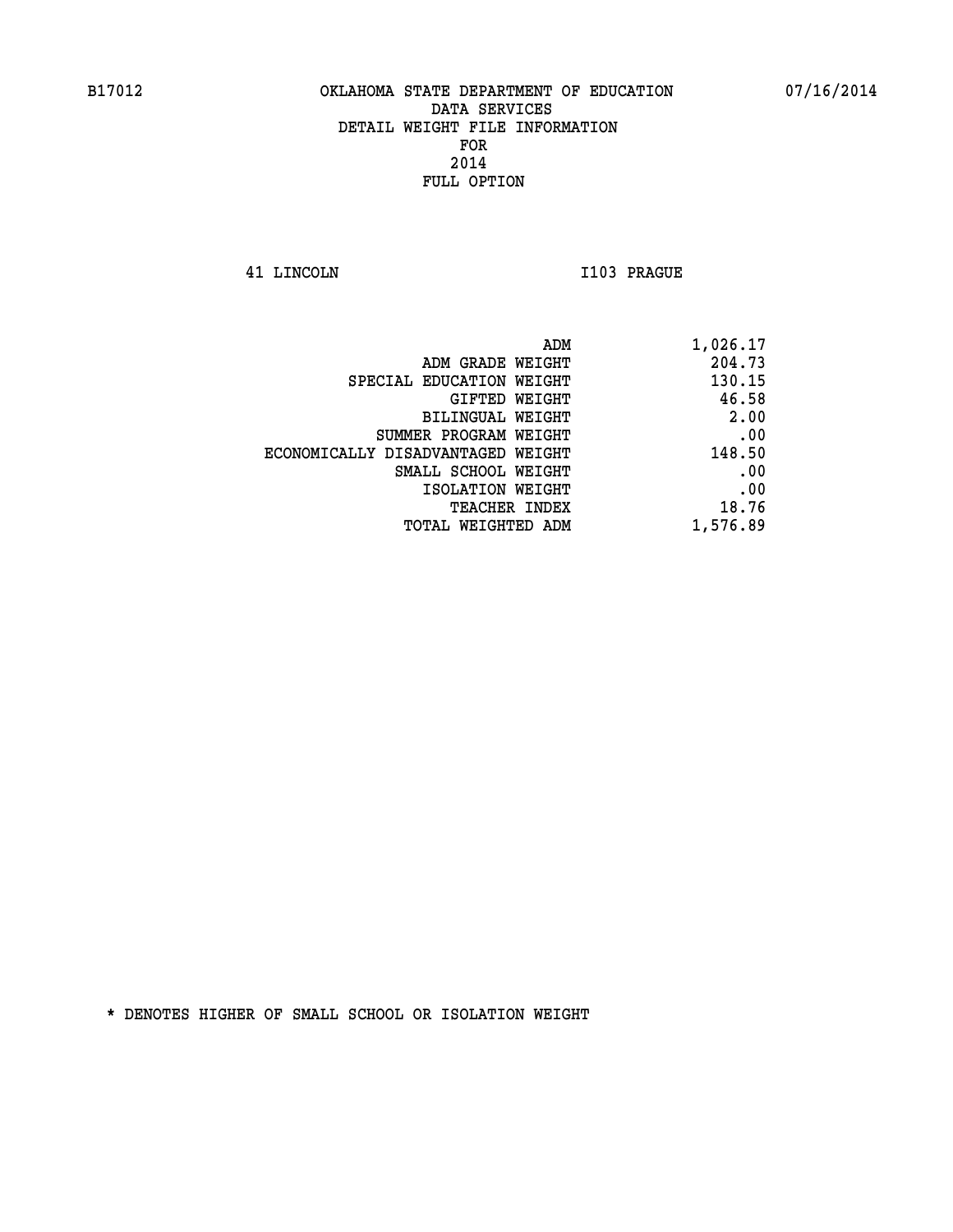B17012 OKLAHOMA STATE DEPARTMENT OF EDUCATION 07/16/2014

DATA SERVICES
DETAIL WEIGHT FILE INFORMATION
FOR
2014
FULL OPTION

41 LINCOLN I103 PRAGUE

| | |
|---|---|
| ADM | 1,026.17 |
| ADM GRADE WEIGHT | 204.73 |
| SPECIAL EDUCATION WEIGHT | 130.15 |
| GIFTED WEIGHT | 46.58 |
| BILINGUAL WEIGHT | 2.00 |
| SUMMER PROGRAM WEIGHT | .00 |
| ECONOMICALLY DISADVANTAGED WEIGHT | 148.50 |
| SMALL SCHOOL WEIGHT | .00 |
| ISOLATION WEIGHT | .00 |
| TEACHER INDEX | 18.76 |
| TOTAL WEIGHTED ADM | 1,576.89 |

* DENOTES HIGHER OF SMALL SCHOOL OR ISOLATION WEIGHT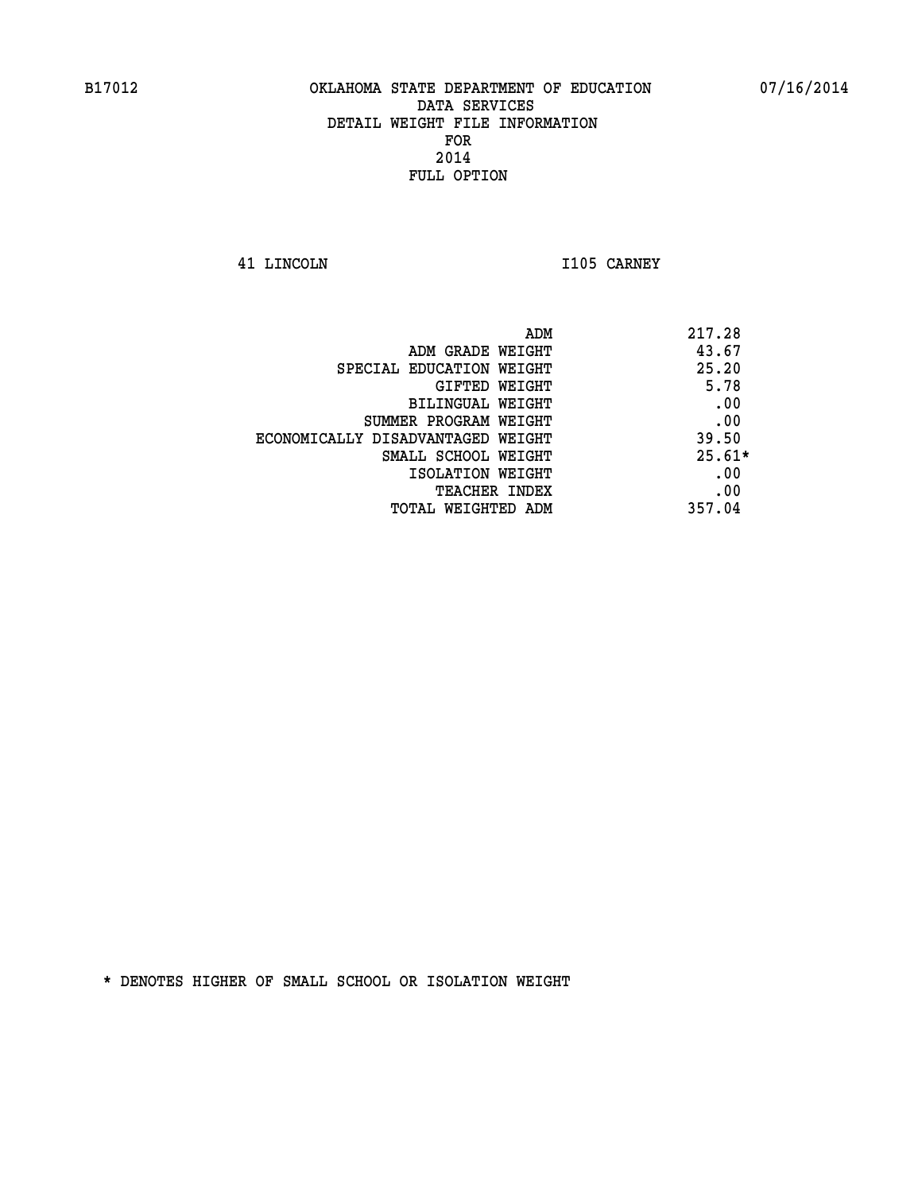B17012 OKLAHOMA STATE DEPARTMENT OF EDUCATION 07/16/2014

DATA SERVICES
DETAIL WEIGHT FILE INFORMATION
FOR
2014
FULL OPTION

41 LINCOLN I105 CARNEY

| | |
|---|---|
| ADM | 217.28 |
| ADM GRADE WEIGHT | 43.67 |
| SPECIAL EDUCATION WEIGHT | 25.20 |
| GIFTED WEIGHT | 5.78 |
| BILINGUAL WEIGHT | .00 |
| SUMMER PROGRAM WEIGHT | .00 |
| ECONOMICALLY DISADVANTAGED WEIGHT | 39.50 |
| SMALL SCHOOL WEIGHT | 25.61* |
| ISOLATION WEIGHT | .00 |
| TEACHER INDEX | .00 |
| TOTAL WEIGHTED ADM | 357.04 |

* DENOTES HIGHER OF SMALL SCHOOL OR ISOLATION WEIGHT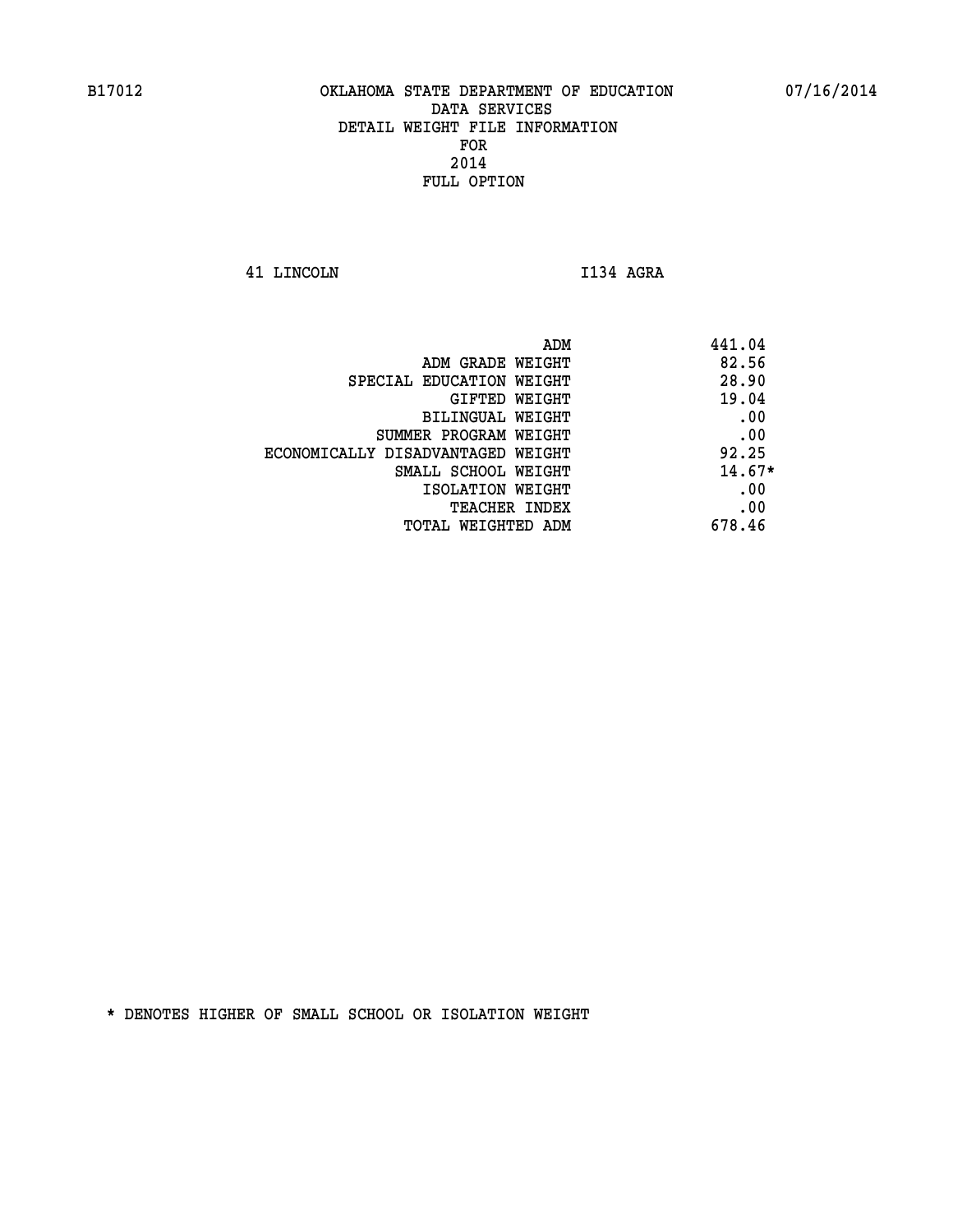B17012 OKLAHOMA STATE DEPARTMENT OF EDUCATION 07/16/2014

DATA SERVICES

DETAIL WEIGHT FILE INFORMATION

FOR

2014

FULL OPTION

41 LINCOLN I134 AGRA

| | |
|---|---|
| ADM | 441.04 |
| ADM GRADE WEIGHT | 82.56 |
| SPECIAL EDUCATION WEIGHT | 28.90 |
| GIFTED WEIGHT | 19.04 |
| BILINGUAL WEIGHT | .00 |
| SUMMER PROGRAM WEIGHT | .00 |
| ECONOMICALLY DISADVANTAGED WEIGHT | 92.25 |
| SMALL SCHOOL WEIGHT | 14.67* |
| ISOLATION WEIGHT | .00 |
| TEACHER INDEX | .00 |
| TOTAL WEIGHTED ADM | 678.46 |

* DENOTES HIGHER OF SMALL SCHOOL OR ISOLATION WEIGHT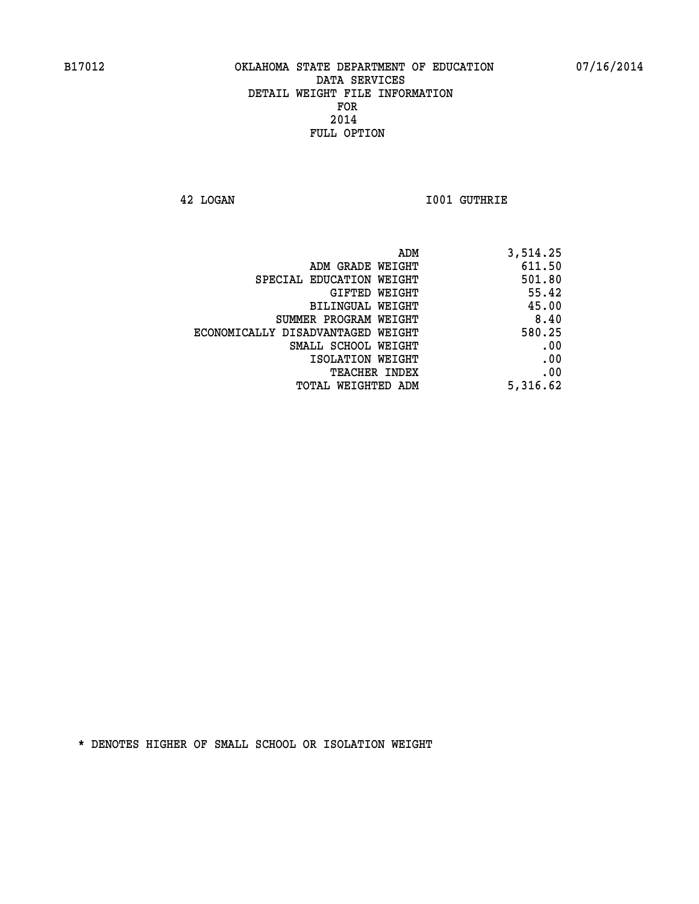B17012 OKLAHOMA STATE DEPARTMENT OF EDUCATION 07/16/2014

DATA SERVICES
DETAIL WEIGHT FILE INFORMATION
FOR
2014
FULL OPTION

42 LOGAN I001 GUTHRIE

| | |
|---|---|
| ADM | 3,514.25 |
| ADM GRADE WEIGHT | 611.50 |
| SPECIAL EDUCATION WEIGHT | 501.80 |
| GIFTED WEIGHT | 55.42 |
| BILINGUAL WEIGHT | 45.00 |
| SUMMER PROGRAM WEIGHT | 8.40 |
| ECONOMICALLY DISADVANTAGED WEIGHT | 580.25 |
| SMALL SCHOOL WEIGHT | .00 |
| ISOLATION WEIGHT | .00 |
| TEACHER INDEX | .00 |
| TOTAL WEIGHTED ADM | 5,316.62 |

* DENOTES HIGHER OF SMALL SCHOOL OR ISOLATION WEIGHT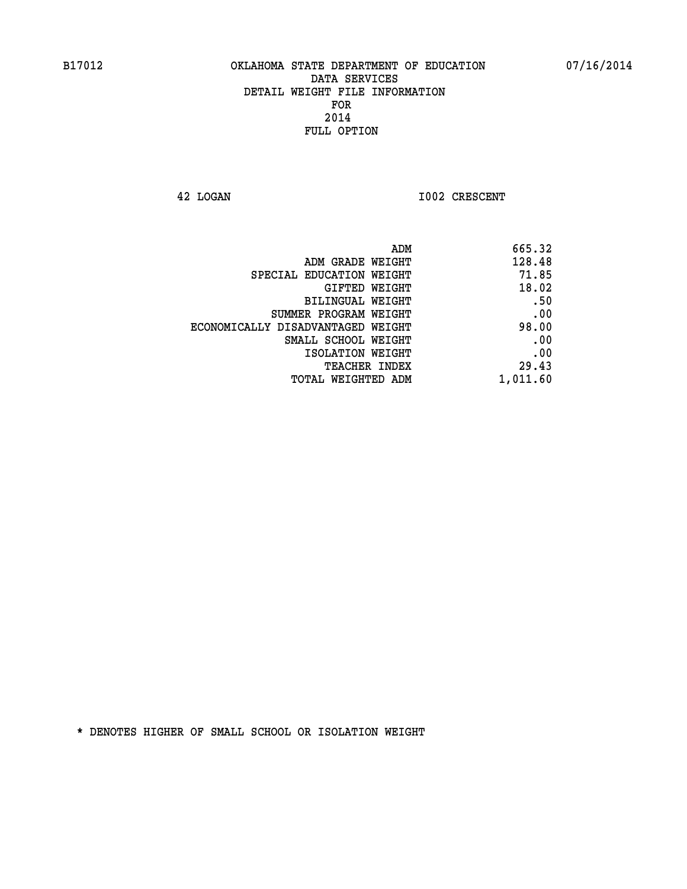B17012 OKLAHOMA STATE DEPARTMENT OF EDUCATION 07/16/2014

DATA SERVICES
DETAIL WEIGHT FILE INFORMATION
FOR
2014
FULL OPTION

42 LOGAN I002 CRESCENT

| | |
|---|---|
| ADM | 665.32 |
| ADM GRADE WEIGHT | 128.48 |
| SPECIAL EDUCATION WEIGHT | 71.85 |
| GIFTED WEIGHT | 18.02 |
| BILINGUAL WEIGHT | .50 |
| SUMMER PROGRAM WEIGHT | .00 |
| ECONOMICALLY DISADVANTAGED WEIGHT | 98.00 |
| SMALL SCHOOL WEIGHT | .00 |
| ISOLATION WEIGHT | .00 |
| TEACHER INDEX | 29.43 |
| TOTAL WEIGHTED ADM | 1,011.60 |

* DENOTES HIGHER OF SMALL SCHOOL OR ISOLATION WEIGHT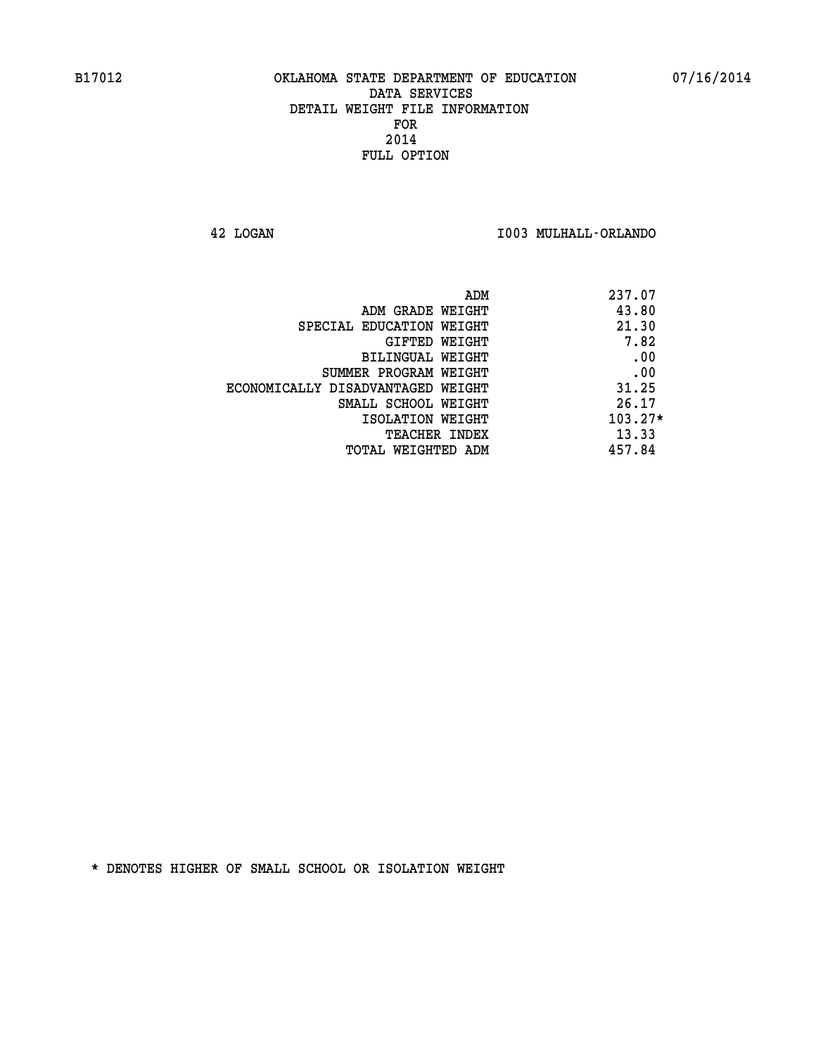B17012 OKLAHOMA STATE DEPARTMENT OF EDUCATION 07/16/2014

DATA SERVICES
DETAIL WEIGHT FILE INFORMATION
FOR
2014
FULL OPTION

42 LOGAN I003 MULHALL-ORLANDO

| | |
|---|---|
| ADM | 237.07 |
| ADM GRADE WEIGHT | 43.80 |
| SPECIAL EDUCATION WEIGHT | 21.30 |
| GIFTED WEIGHT | 7.82 |
| BILINGUAL WEIGHT | .00 |
| SUMMER PROGRAM WEIGHT | .00 |
| ECONOMICALLY DISADVANTAGED WEIGHT | 31.25 |
| SMALL SCHOOL WEIGHT | 26.17 |
| ISOLATION WEIGHT | 103.27* |
| TEACHER INDEX | 13.33 |
| TOTAL WEIGHTED ADM | 457.84 |

* DENOTES HIGHER OF SMALL SCHOOL OR ISOLATION WEIGHT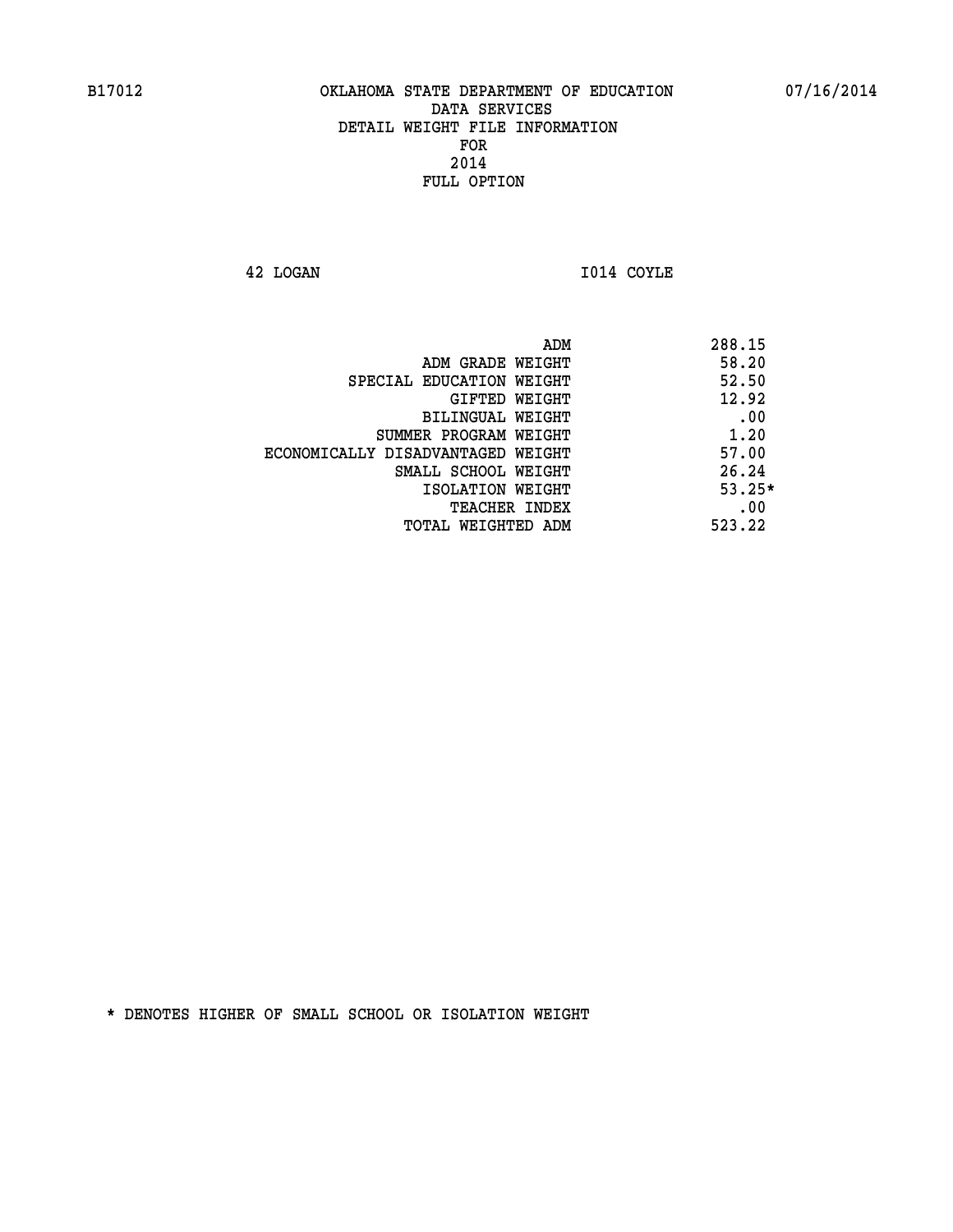B17012 OKLAHOMA STATE DEPARTMENT OF EDUCATION 07/16/2014

DATA SERVICES
DETAIL WEIGHT FILE INFORMATION
FOR
2014
FULL OPTION

42 LOGAN I014 COYLE

| | |
|---|---|
| ADM | 288.15 |
| ADM GRADE WEIGHT | 58.20 |
| SPECIAL EDUCATION WEIGHT | 52.50 |
| GIFTED WEIGHT | 12.92 |
| BILINGUAL WEIGHT | .00 |
| SUMMER PROGRAM WEIGHT | 1.20 |
| ECONOMICALLY DISADVANTAGED WEIGHT | 57.00 |
| SMALL SCHOOL WEIGHT | 26.24 |
| ISOLATION WEIGHT | 53.25* |
| TEACHER INDEX | .00 |
| TOTAL WEIGHTED ADM | 523.22 |

* DENOTES HIGHER OF SMALL SCHOOL OR ISOLATION WEIGHT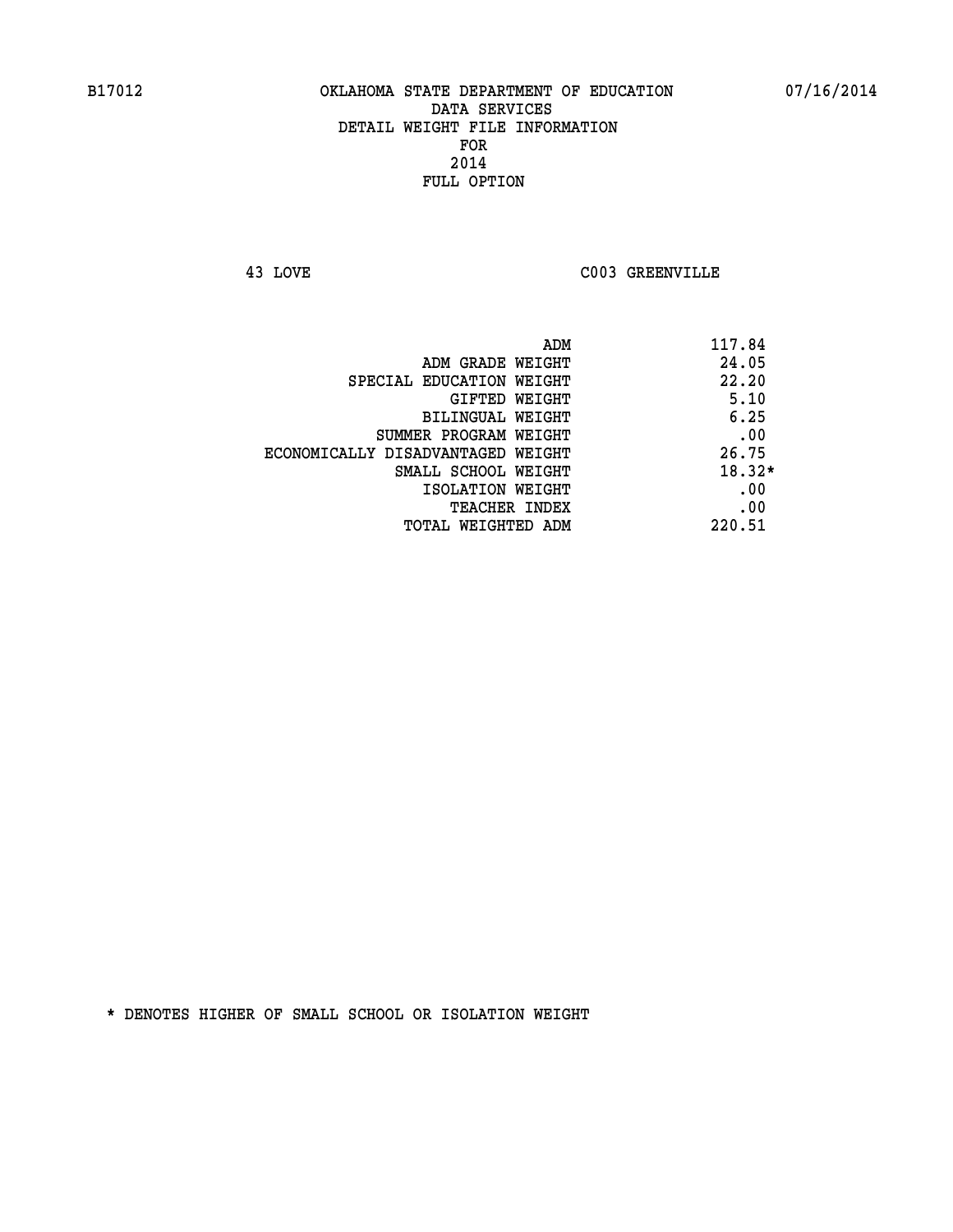B17012 OKLAHOMA STATE DEPARTMENT OF EDUCATION 07/16/2014

DATA SERVICES
DETAIL WEIGHT FILE INFORMATION
FOR
2014
FULL OPTION

43 LOVE C003 GREENVILLE

| | |
|---|---|
| ADM | 117.84 |
| ADM GRADE WEIGHT | 24.05 |
| SPECIAL EDUCATION WEIGHT | 22.20 |
| GIFTED WEIGHT | 5.10 |
| BILINGUAL WEIGHT | 6.25 |
| SUMMER PROGRAM WEIGHT | .00 |
| ECONOMICALLY DISADVANTAGED WEIGHT | 26.75 |
| SMALL SCHOOL WEIGHT | 18.32* |
| ISOLATION WEIGHT | .00 |
| TEACHER INDEX | .00 |
| TOTAL WEIGHTED ADM | 220.51 |

* DENOTES HIGHER OF SMALL SCHOOL OR ISOLATION WEIGHT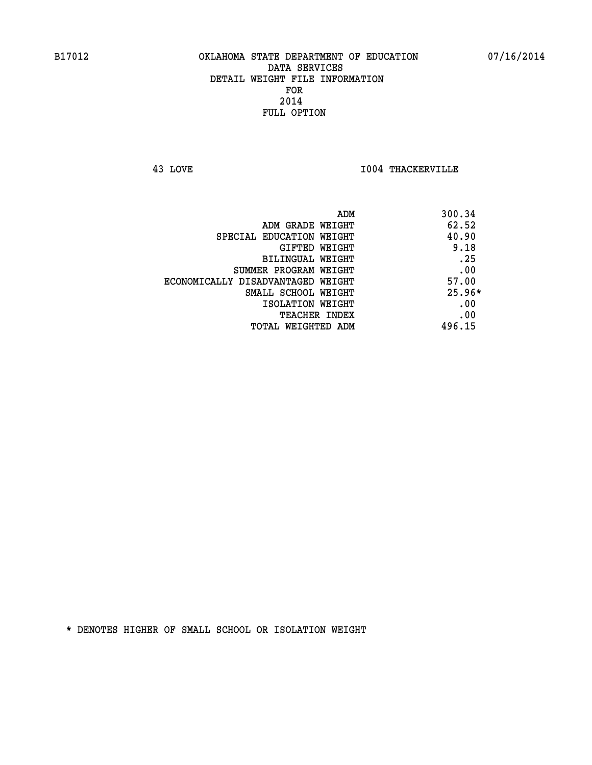B17012 OKLAHOMA STATE DEPARTMENT OF EDUCATION 07/16/2014

DATA SERVICES
DETAIL WEIGHT FILE INFORMATION
FOR
2014
FULL OPTION

43 LOVE I004 THACKERVILLE

| | |
|---|---|
| ADM | 300.34 |
| ADM GRADE WEIGHT | 62.52 |
| SPECIAL EDUCATION WEIGHT | 40.90 |
| GIFTED WEIGHT | 9.18 |
| BILINGUAL WEIGHT | .25 |
| SUMMER PROGRAM WEIGHT | .00 |
| ECONOMICALLY DISADVANTAGED WEIGHT | 57.00 |
| SMALL SCHOOL WEIGHT | 25.96* |
| ISOLATION WEIGHT | .00 |
| TEACHER INDEX | .00 |
| TOTAL WEIGHTED ADM | 496.15 |

* DENOTES HIGHER OF SMALL SCHOOL OR ISOLATION WEIGHT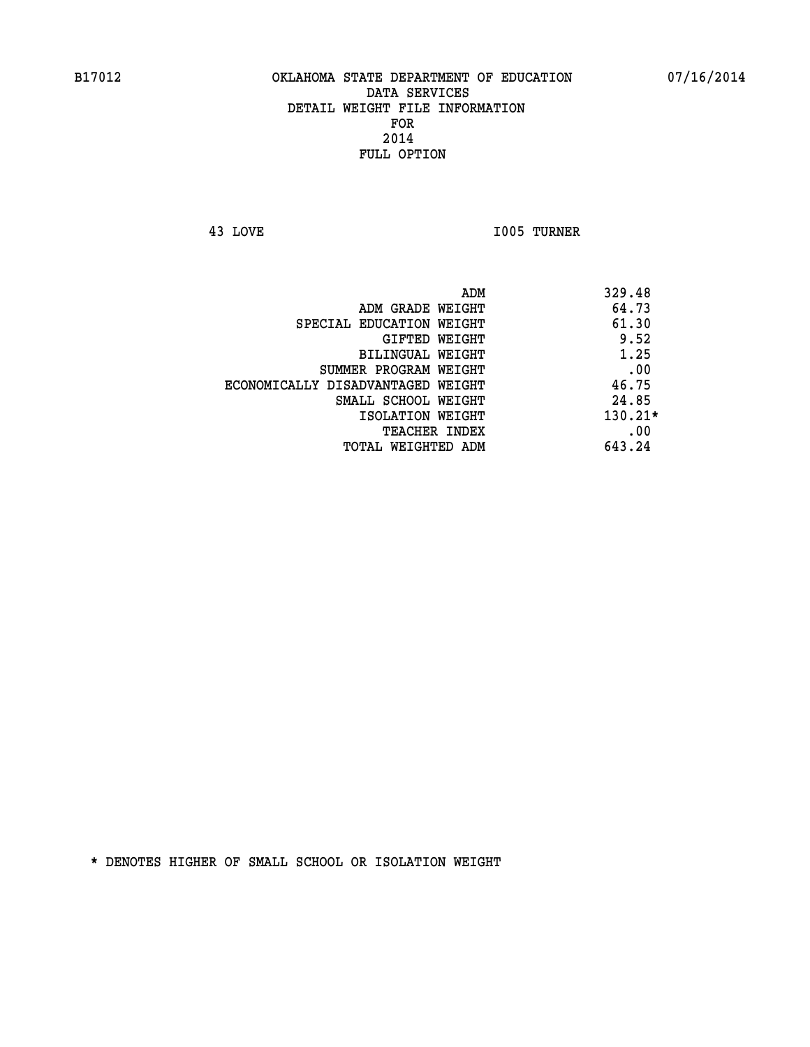B17012 OKLAHOMA STATE DEPARTMENT OF EDUCATION 07/16/2014

DATA SERVICES
DETAIL WEIGHT FILE INFORMATION
FOR
2014
FULL OPTION

43 LOVE I005 TURNER

| | |
|---|---|
| ADM | 329.48 |
| ADM GRADE WEIGHT | 64.73 |
| SPECIAL EDUCATION WEIGHT | 61.30 |
| GIFTED WEIGHT | 9.52 |
| BILINGUAL WEIGHT | 1.25 |
| SUMMER PROGRAM WEIGHT | .00 |
| ECONOMICALLY DISADVANTAGED WEIGHT | 46.75 |
| SMALL SCHOOL WEIGHT | 24.85 |
| ISOLATION WEIGHT | 130.21* |
| TEACHER INDEX | .00 |
| TOTAL WEIGHTED ADM | 643.24 |

* DENOTES HIGHER OF SMALL SCHOOL OR ISOLATION WEIGHT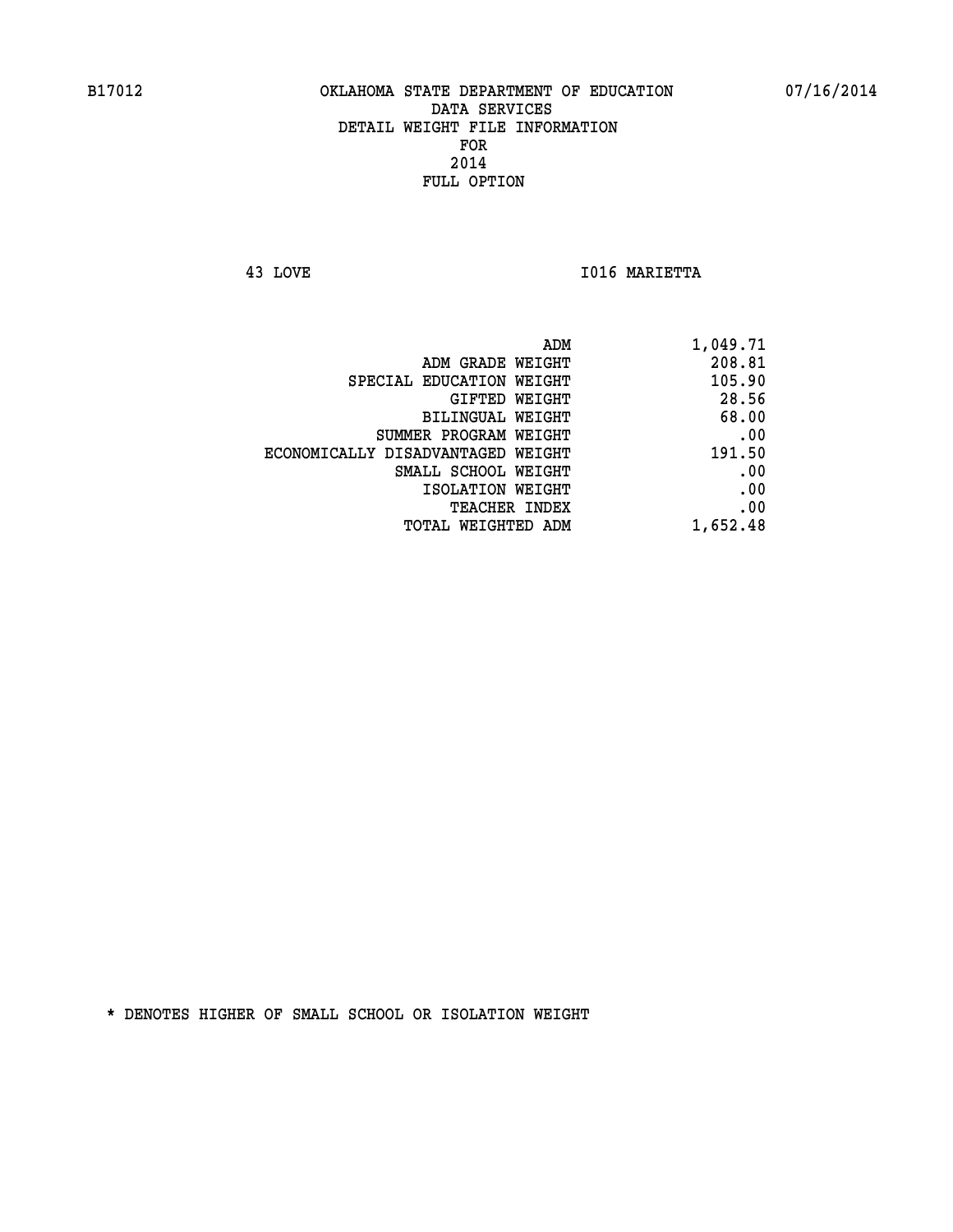B17012 OKLAHOMA STATE DEPARTMENT OF EDUCATION 07/16/2014

DATA SERVICES
DETAIL WEIGHT FILE INFORMATION
FOR
2014
FULL OPTION

43 LOVE I016 MARIETTA

| | |
|---|---|
| ADM | 1,049.71 |
| ADM GRADE WEIGHT | 208.81 |
| SPECIAL EDUCATION WEIGHT | 105.90 |
| GIFTED WEIGHT | 28.56 |
| BILINGUAL WEIGHT | 68.00 |
| SUMMER PROGRAM WEIGHT | .00 |
| ECONOMICALLY DISADVANTAGED WEIGHT | 191.50 |
| SMALL SCHOOL WEIGHT | .00 |
| ISOLATION WEIGHT | .00 |
| TEACHER INDEX | .00 |
| TOTAL WEIGHTED ADM | 1,652.48 |

* DENOTES HIGHER OF SMALL SCHOOL OR ISOLATION WEIGHT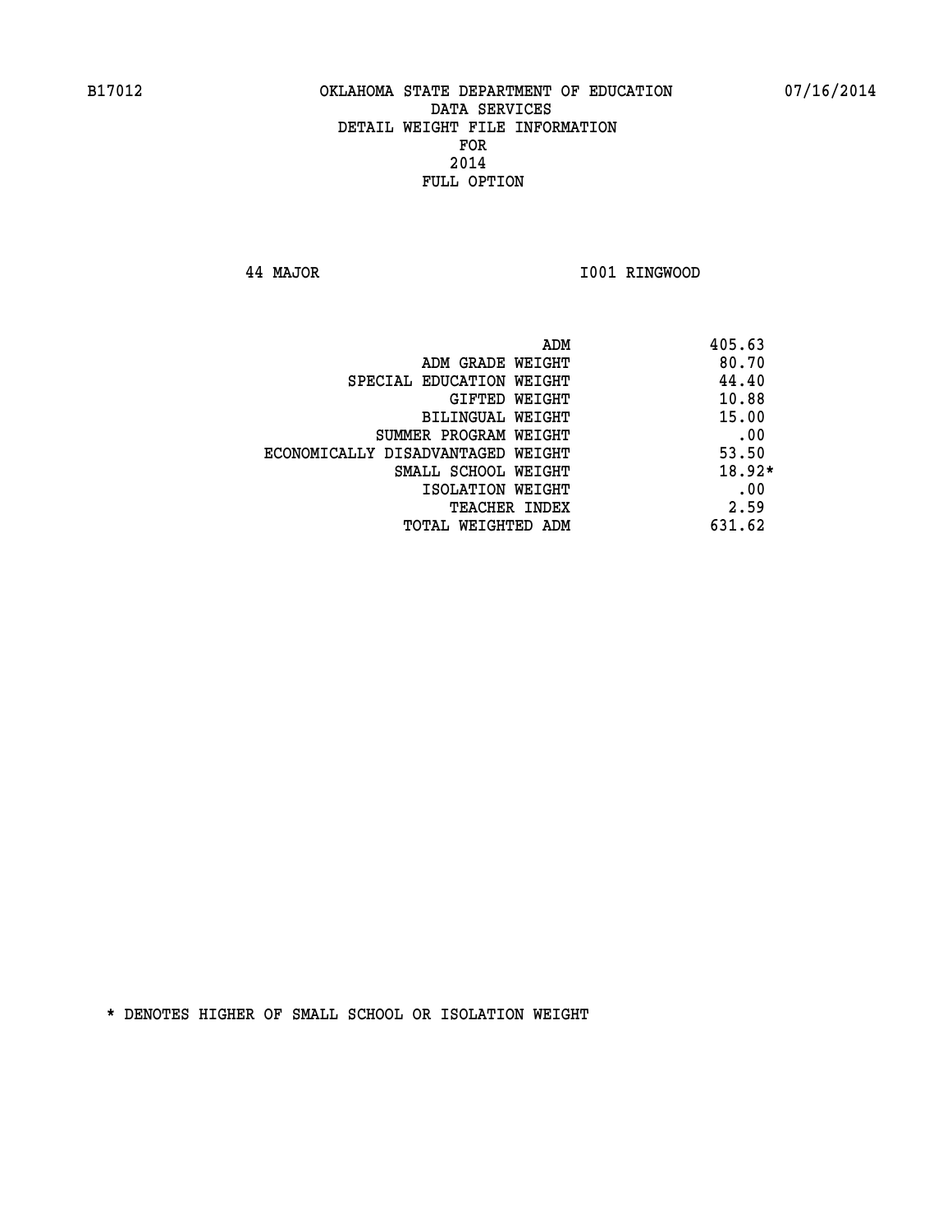# OKLAHOMA STATE DEPARTMENT OF EDUCATION
## DATA SERVICES
## DETAIL WEIGHT FILE INFORMATION
## FOR
## 2014
## FULL OPTION

44 MAJOR I001 RINGWOOD

| | |
|---|---|
| ADM | 405.63 |
| ADM GRADE WEIGHT | 80.70 |
| SPECIAL EDUCATION WEIGHT | 44.40 |
| GIFTED WEIGHT | 10.88 |
| BILINGUAL WEIGHT | 15.00 |
| SUMMER PROGRAM WEIGHT | .00 |
| ECONOMICALLY DISADVANTAGED WEIGHT | 53.50 |
| SMALL SCHOOL WEIGHT | 18.92* |
| ISOLATION WEIGHT | .00 |
| TEACHER INDEX | 2.59 |
| TOTAL WEIGHTED ADM | 631.62 |

* DENOTES HIGHER OF SMALL SCHOOL OR ISOLATION WEIGHT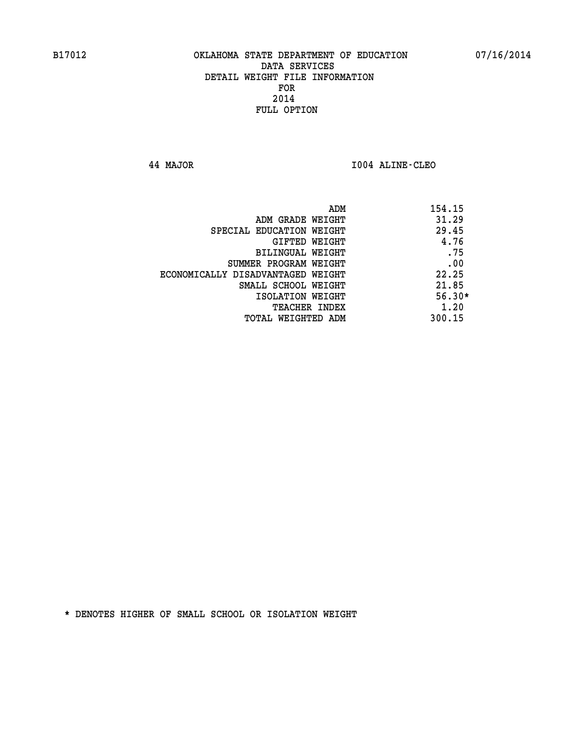# OKLAHOMA STATE DEPARTMENT OF EDUCATION
## DATA SERVICES
## DETAIL WEIGHT FILE INFORMATION
## FOR
## 2014
## FULL OPTION

44 MAJOR I004 ALINE-CLEO

| | |
|---|---|
| ADM | 154.15 |
| ADM GRADE WEIGHT | 31.29 |
| SPECIAL EDUCATION WEIGHT | 29.45 |
| GIFTED WEIGHT | 4.76 |
| BILINGUAL WEIGHT | .75 |
| SUMMER PROGRAM WEIGHT | .00 |
| ECONOMICALLY DISADVANTAGED WEIGHT | 22.25 |
| SMALL SCHOOL WEIGHT | 21.85 |
| ISOLATION WEIGHT | 56.30* |
| TEACHER INDEX | 1.20 |
| TOTAL WEIGHTED ADM | 300.15 |

* DENOTES HIGHER OF SMALL SCHOOL OR ISOLATION WEIGHT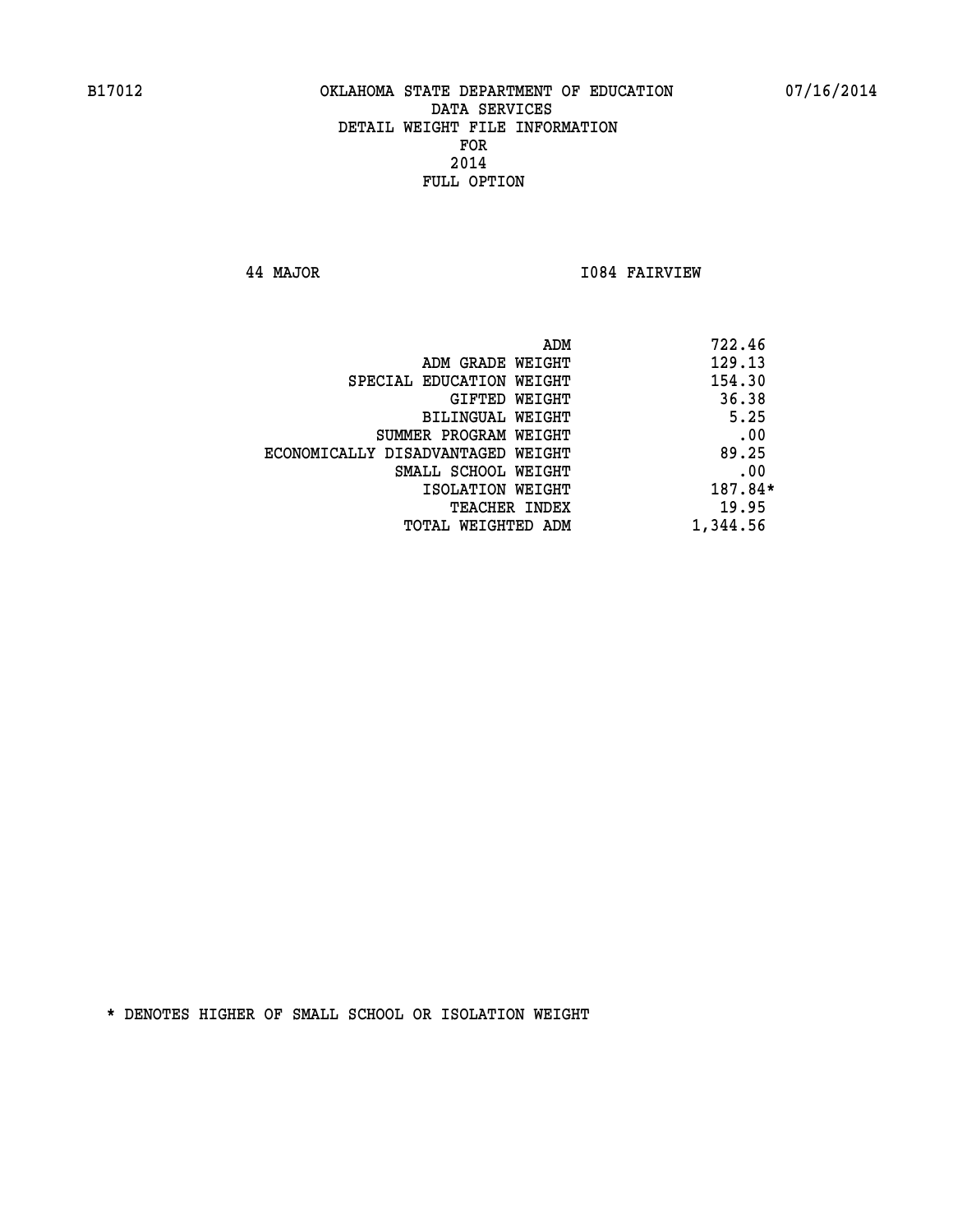B17012 OKLAHOMA STATE DEPARTMENT OF EDUCATION 07/16/2014

DATA SERVICES
DETAIL WEIGHT FILE INFORMATION
FOR
2014
FULL OPTION

44 MAJOR I084 FAIRVIEW

| | |
|---|---|
| ADM | 722.46 |
| ADM GRADE WEIGHT | 129.13 |
| SPECIAL EDUCATION WEIGHT | 154.30 |
| GIFTED WEIGHT | 36.38 |
| BILINGUAL WEIGHT | 5.25 |
| SUMMER PROGRAM WEIGHT | .00 |
| ECONOMICALLY DISADVANTAGED WEIGHT | 89.25 |
| SMALL SCHOOL WEIGHT | .00 |
| ISOLATION WEIGHT | 187.84* |
| TEACHER INDEX | 19.95 |
| TOTAL WEIGHTED ADM | 1,344.56 |

* DENOTES HIGHER OF SMALL SCHOOL OR ISOLATION WEIGHT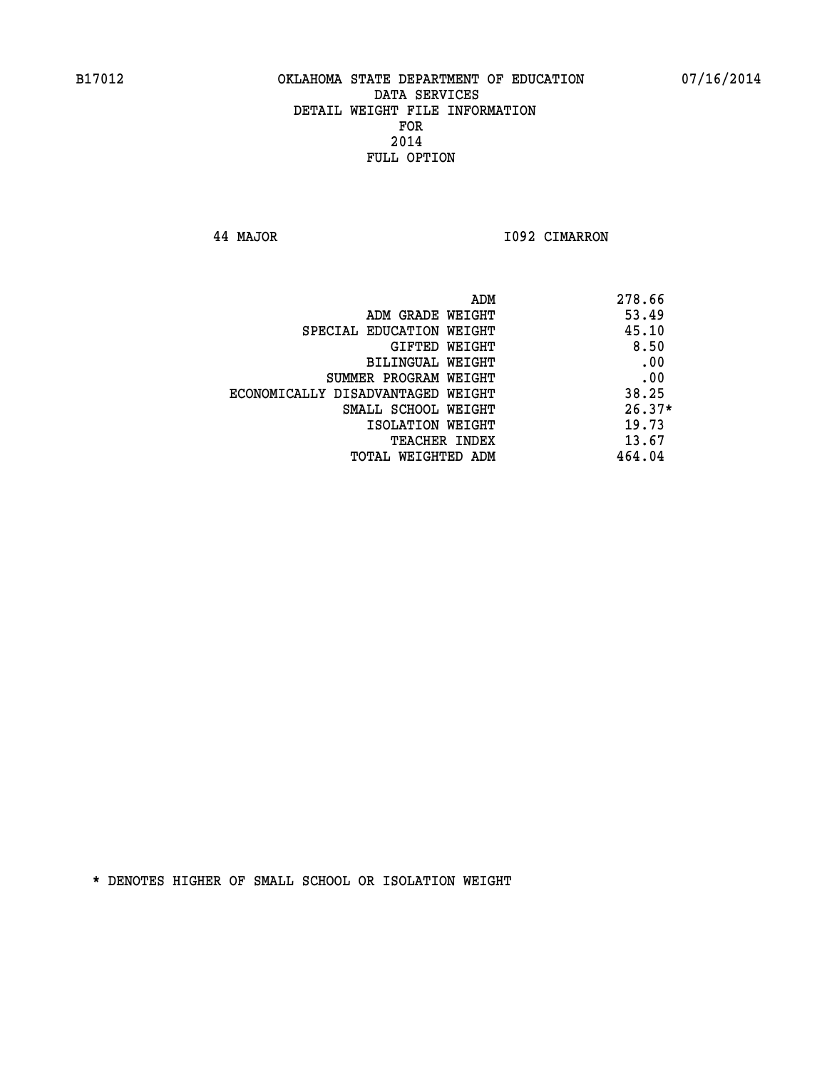B17012 OKLAHOMA STATE DEPARTMENT OF EDUCATION 07/16/2014

DATA SERVICES
DETAIL WEIGHT FILE INFORMATION
FOR
2014
FULL OPTION

44 MAJOR I092 CIMARRON

| | |
|---|---|
| ADM | 278.66 |
| ADM GRADE WEIGHT | 53.49 |
| SPECIAL EDUCATION WEIGHT | 45.10 |
| GIFTED WEIGHT | 8.50 |
| BILINGUAL WEIGHT | .00 |
| SUMMER PROGRAM WEIGHT | .00 |
| ECONOMICALLY DISADVANTAGED WEIGHT | 38.25 |
| SMALL SCHOOL WEIGHT | 26.37* |
| ISOLATION WEIGHT | 19.73 |
| TEACHER INDEX | 13.67 |
| TOTAL WEIGHTED ADM | 464.04 |

* DENOTES HIGHER OF SMALL SCHOOL OR ISOLATION WEIGHT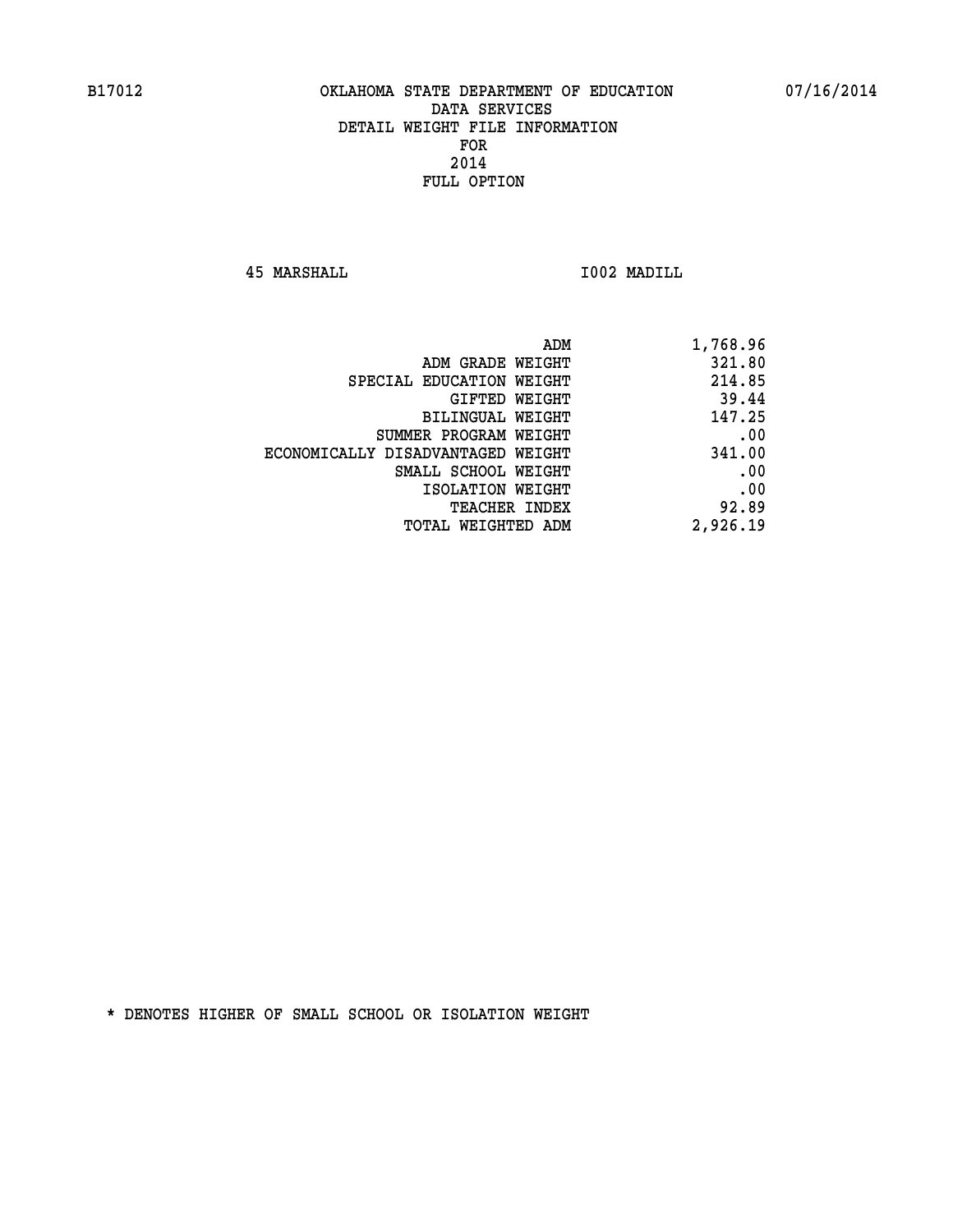B17012 OKLAHOMA STATE DEPARTMENT OF EDUCATION 07/16/2014

DATA SERVICES
DETAIL WEIGHT FILE INFORMATION
FOR
2014
FULL OPTION

45 MARSHALL I002 MADILL

| | |
|---|---|
| ADM | 1,768.96 |
| ADM GRADE WEIGHT | 321.80 |
| SPECIAL EDUCATION WEIGHT | 214.85 |
| GIFTED WEIGHT | 39.44 |
| BILINGUAL WEIGHT | 147.25 |
| SUMMER PROGRAM WEIGHT | .00 |
| ECONOMICALLY DISADVANTAGED WEIGHT | 341.00 |
| SMALL SCHOOL WEIGHT | .00 |
| ISOLATION WEIGHT | .00 |
| TEACHER INDEX | 92.89 |
| TOTAL WEIGHTED ADM | 2,926.19 |

* DENOTES HIGHER OF SMALL SCHOOL OR ISOLATION WEIGHT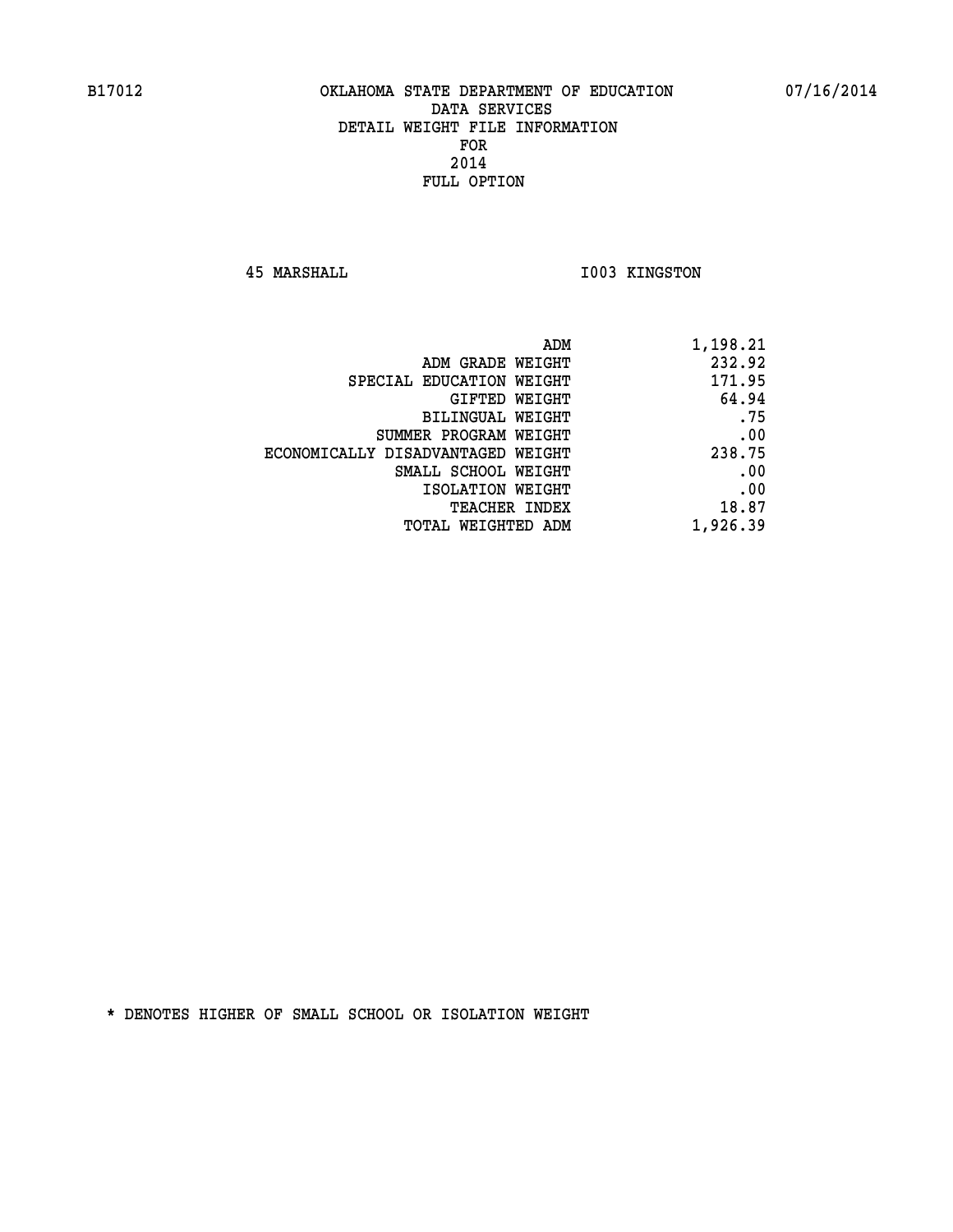B17012 OKLAHOMA STATE DEPARTMENT OF EDUCATION 07/16/2014

DATA SERVICES
DETAIL WEIGHT FILE INFORMATION
FOR
2014
FULL OPTION

45 MARSHALL I003 KINGSTON

| | |
|---|---|
| ADM | 1,198.21 |
| ADM GRADE WEIGHT | 232.92 |
| SPECIAL EDUCATION WEIGHT | 171.95 |
| GIFTED WEIGHT | 64.94 |
| BILINGUAL WEIGHT | .75 |
| SUMMER PROGRAM WEIGHT | .00 |
| ECONOMICALLY DISADVANTAGED WEIGHT | 238.75 |
| SMALL SCHOOL WEIGHT | .00 |
| ISOLATION WEIGHT | .00 |
| TEACHER INDEX | 18.87 |
| TOTAL WEIGHTED ADM | 1,926.39 |

* DENOTES HIGHER OF SMALL SCHOOL OR ISOLATION WEIGHT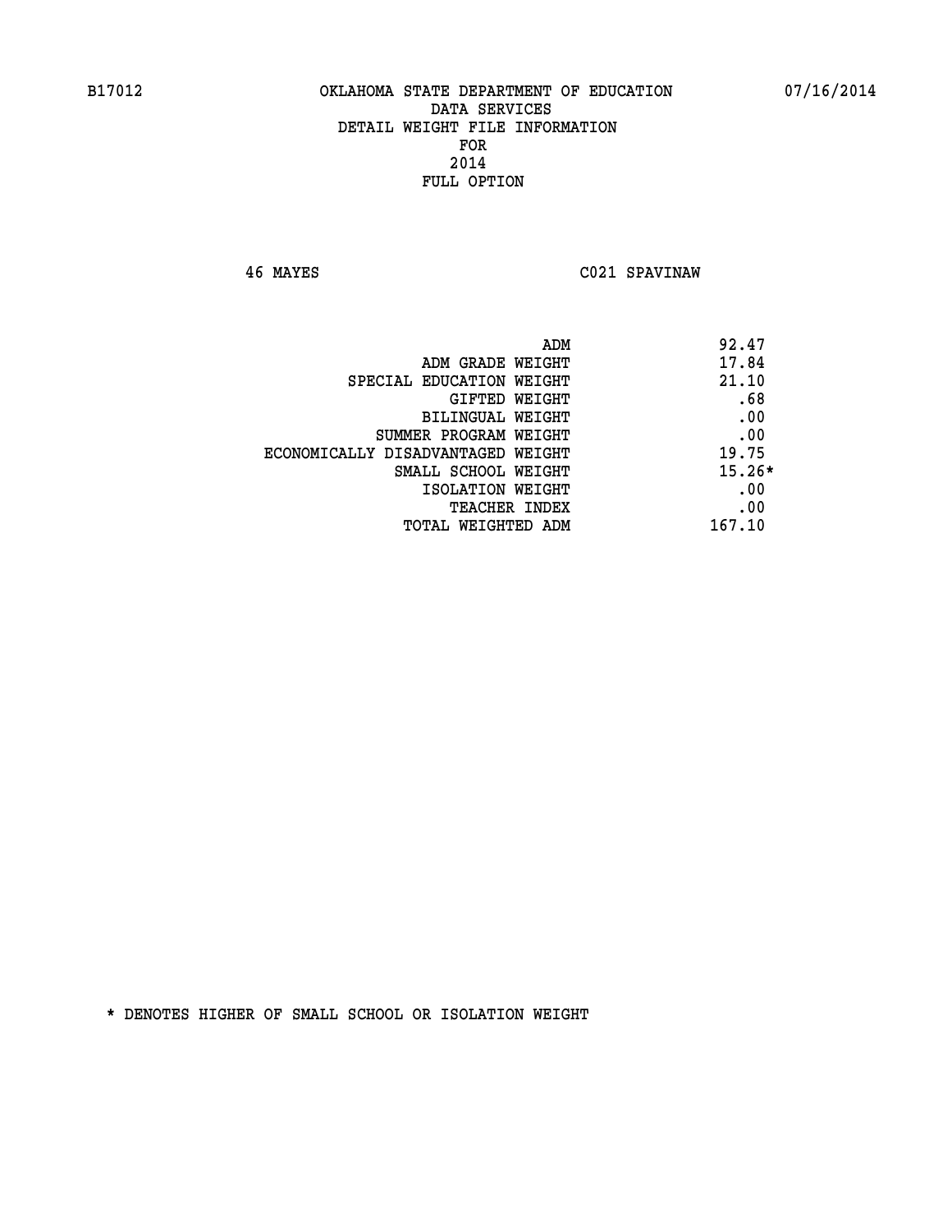B17012 OKLAHOMA STATE DEPARTMENT OF EDUCATION 07/16/2014

DATA SERVICES
DETAIL WEIGHT FILE INFORMATION
FOR
2014
FULL OPTION

46 MAYES C021 SPAVINAW

| | |
|---|---|
| ADM | 92.47 |
| ADM GRADE WEIGHT | 17.84 |
| SPECIAL EDUCATION WEIGHT | 21.10 |
| GIFTED WEIGHT | .68 |
| BILINGUAL WEIGHT | .00 |
| SUMMER PROGRAM WEIGHT | .00 |
| ECONOMICALLY DISADVANTAGED WEIGHT | 19.75 |
| SMALL SCHOOL WEIGHT | 15.26* |
| ISOLATION WEIGHT | .00 |
| TEACHER INDEX | .00 |
| TOTAL WEIGHTED ADM | 167.10 |

* DENOTES HIGHER OF SMALL SCHOOL OR ISOLATION WEIGHT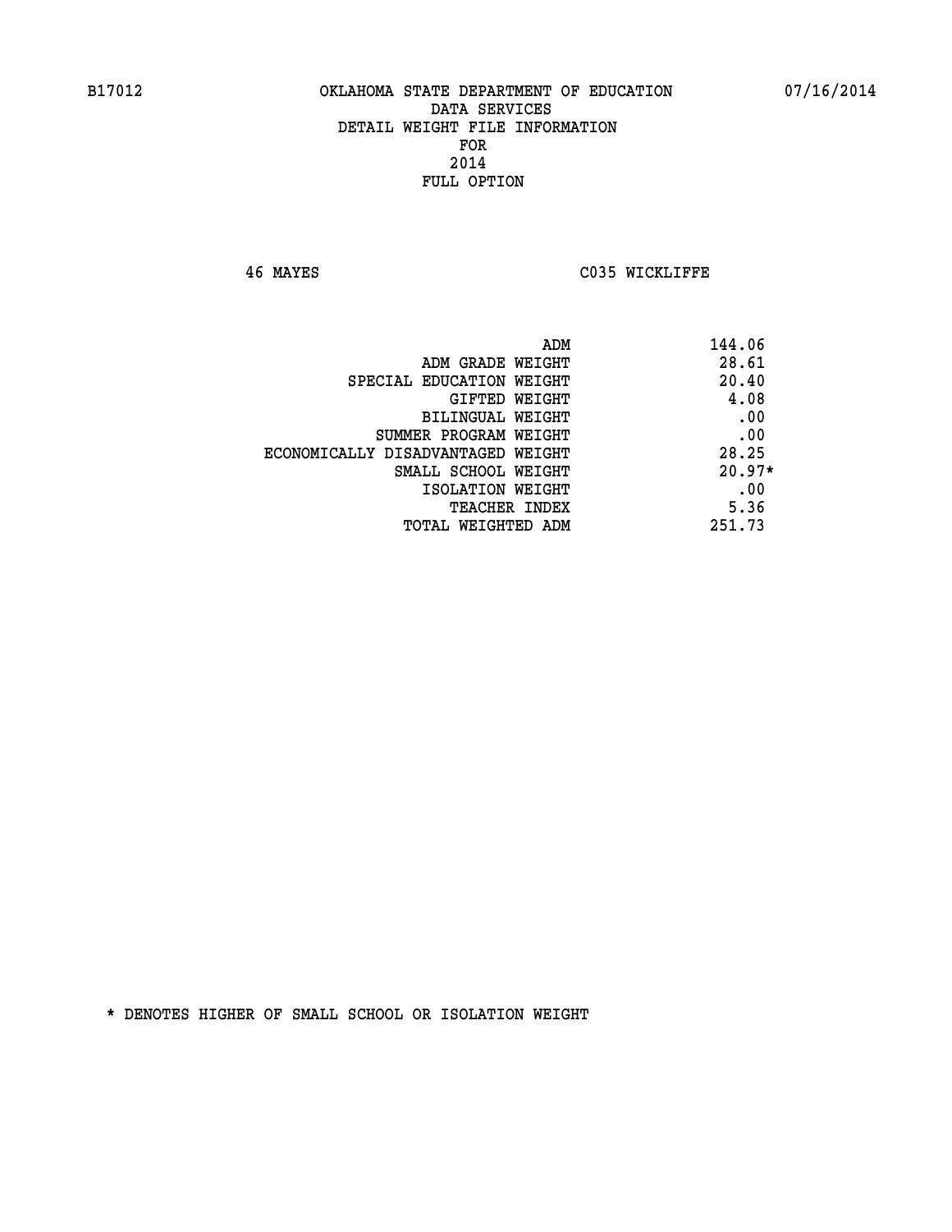B17012 OKLAHOMA STATE DEPARTMENT OF EDUCATION 07/16/2014

DATA SERVICES
DETAIL WEIGHT FILE INFORMATION
FOR
2014
FULL OPTION

46 MAYES C035 WICKLIFFE

| | |
|---|---|
| ADM | 144.06 |
| ADM GRADE WEIGHT | 28.61 |
| SPECIAL EDUCATION WEIGHT | 20.40 |
| GIFTED WEIGHT | 4.08 |
| BILINGUAL WEIGHT | .00 |
| SUMMER PROGRAM WEIGHT | .00 |
| ECONOMICALLY DISADVANTAGED WEIGHT | 28.25 |
| SMALL SCHOOL WEIGHT | 20.97* |
| ISOLATION WEIGHT | .00 |
| TEACHER INDEX | 5.36 |
| TOTAL WEIGHTED ADM | 251.73 |

* DENOTES HIGHER OF SMALL SCHOOL OR ISOLATION WEIGHT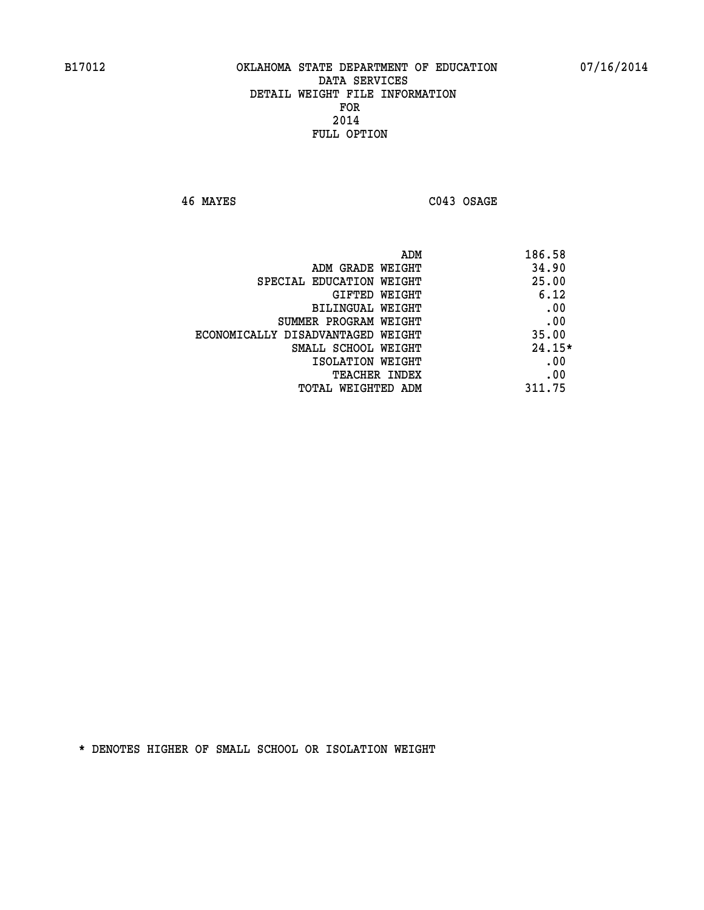B17012 OKLAHOMA STATE DEPARTMENT OF EDUCATION 07/16/2014

DATA SERVICES
DETAIL WEIGHT FILE INFORMATION
FOR
2014
FULL OPTION

46 MAYES C043 OSAGE

| | |
|---|---|
| ADM | 186.58 |
| ADM GRADE WEIGHT | 34.90 |
| SPECIAL EDUCATION WEIGHT | 25.00 |
| GIFTED WEIGHT | 6.12 |
| BILINGUAL WEIGHT | .00 |
| SUMMER PROGRAM WEIGHT | .00 |
| ECONOMICALLY DISADVANTAGED WEIGHT | 35.00 |
| SMALL SCHOOL WEIGHT | 24.15* |
| ISOLATION WEIGHT | .00 |
| TEACHER INDEX | .00 |
| TOTAL WEIGHTED ADM | 311.75 |

* DENOTES HIGHER OF SMALL SCHOOL OR ISOLATION WEIGHT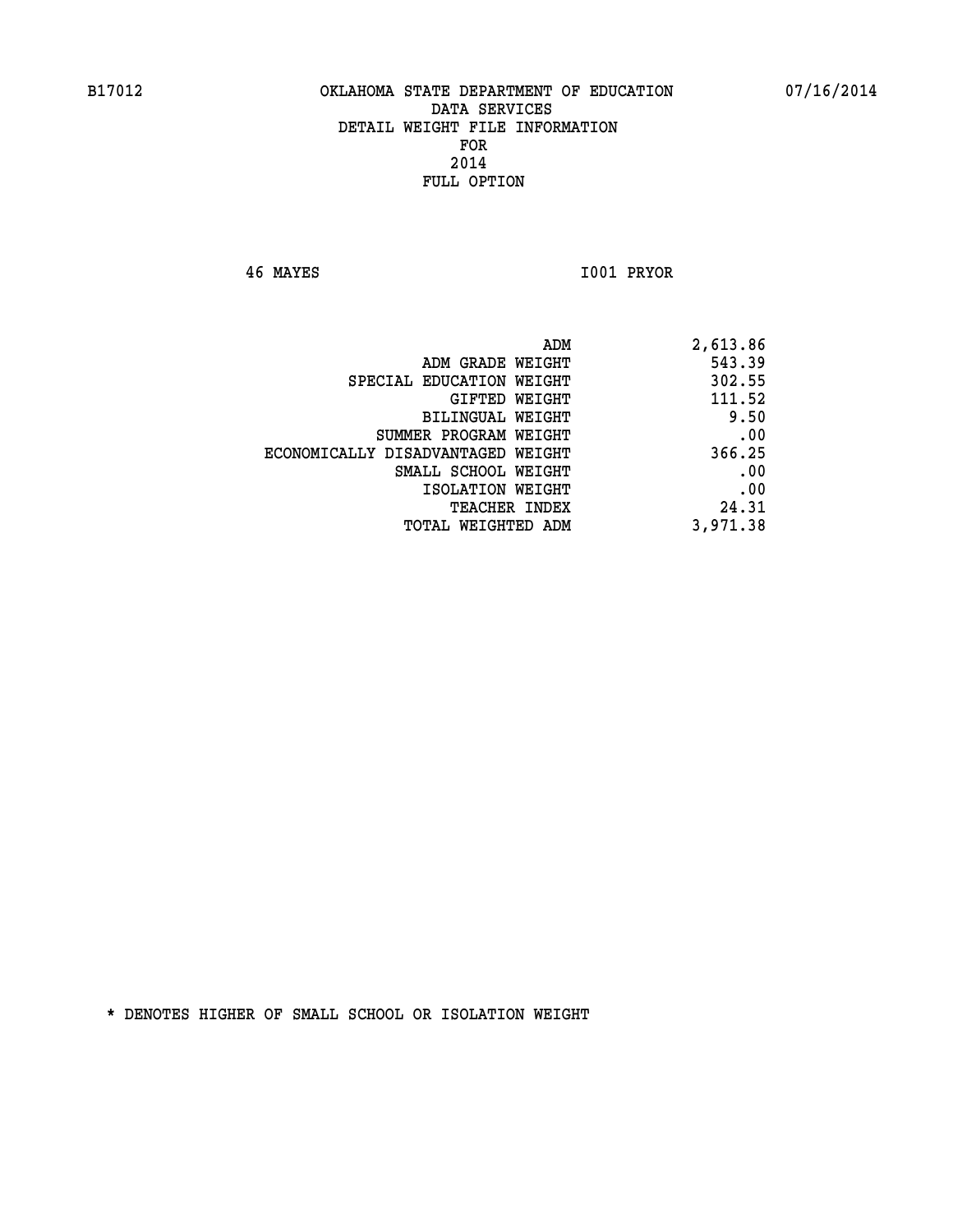B17012 OKLAHOMA STATE DEPARTMENT OF EDUCATION 07/16/2014

DATA SERVICES
DETAIL WEIGHT FILE INFORMATION
FOR
2014
FULL OPTION

46 MAYES I001 PRYOR

| | |
|---|---|
| ADM | 2,613.86 |
| ADM GRADE WEIGHT | 543.39 |
| SPECIAL EDUCATION WEIGHT | 302.55 |
| GIFTED WEIGHT | 111.52 |
| BILINGUAL WEIGHT | 9.50 |
| SUMMER PROGRAM WEIGHT | .00 |
| ECONOMICALLY DISADVANTAGED WEIGHT | 366.25 |
| SMALL SCHOOL WEIGHT | .00 |
| ISOLATION WEIGHT | .00 |
| TEACHER INDEX | 24.31 |
| TOTAL WEIGHTED ADM | 3,971.38 |

* DENOTES HIGHER OF SMALL SCHOOL OR ISOLATION WEIGHT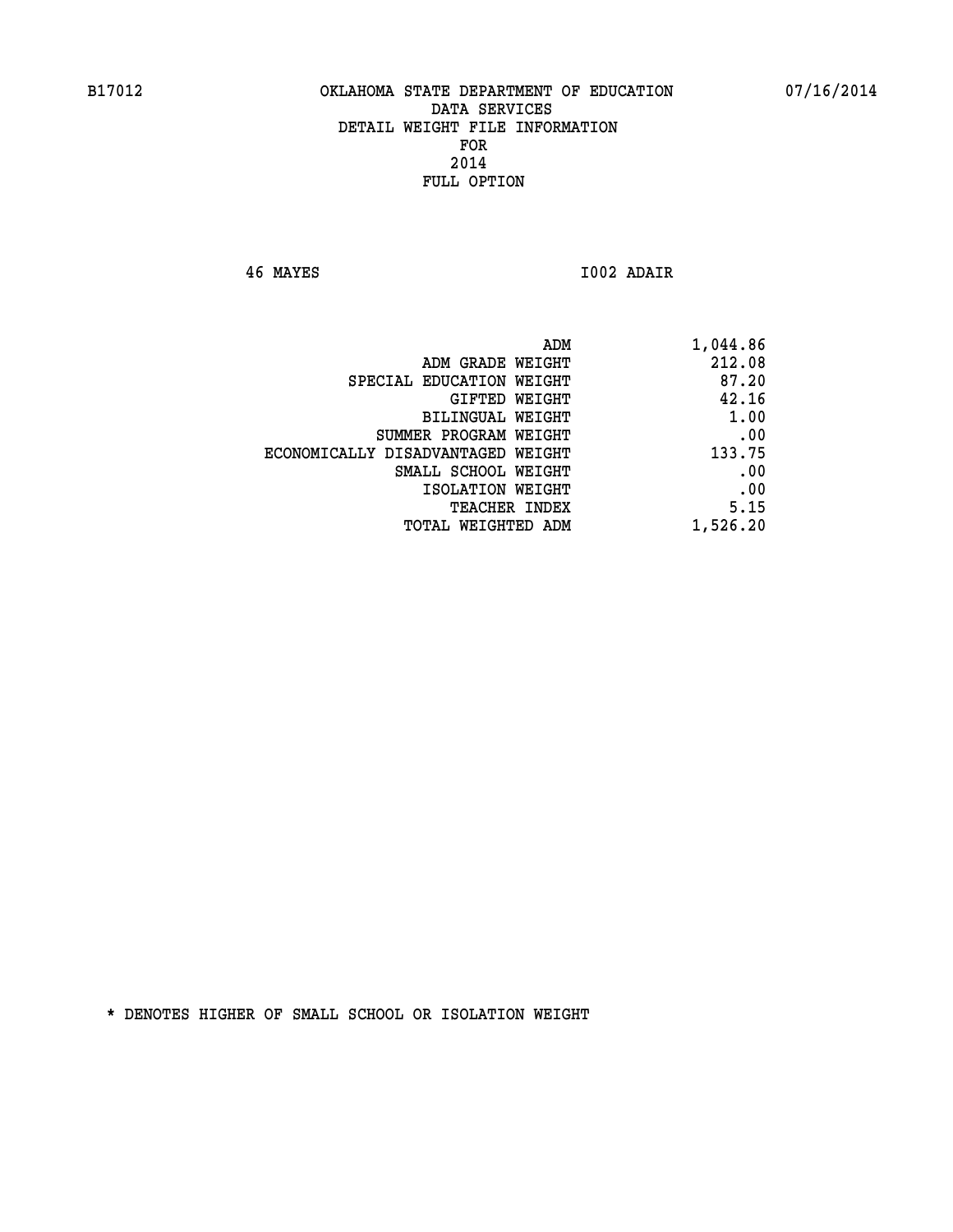B17012 OKLAHOMA STATE DEPARTMENT OF EDUCATION 07/16/2014

DATA SERVICES
DETAIL WEIGHT FILE INFORMATION
FOR
2014
FULL OPTION

46 MAYES I002 ADAIR

| | |
|---|---|
| ADM | 1,044.86 |
| ADM GRADE WEIGHT | 212.08 |
| SPECIAL EDUCATION WEIGHT | 87.20 |
| GIFTED WEIGHT | 42.16 |
| BILINGUAL WEIGHT | 1.00 |
| SUMMER PROGRAM WEIGHT | .00 |
| ECONOMICALLY DISADVANTAGED WEIGHT | 133.75 |
| SMALL SCHOOL WEIGHT | .00 |
| ISOLATION WEIGHT | .00 |
| TEACHER INDEX | 5.15 |
| TOTAL WEIGHTED ADM | 1,526.20 |

* DENOTES HIGHER OF SMALL SCHOOL OR ISOLATION WEIGHT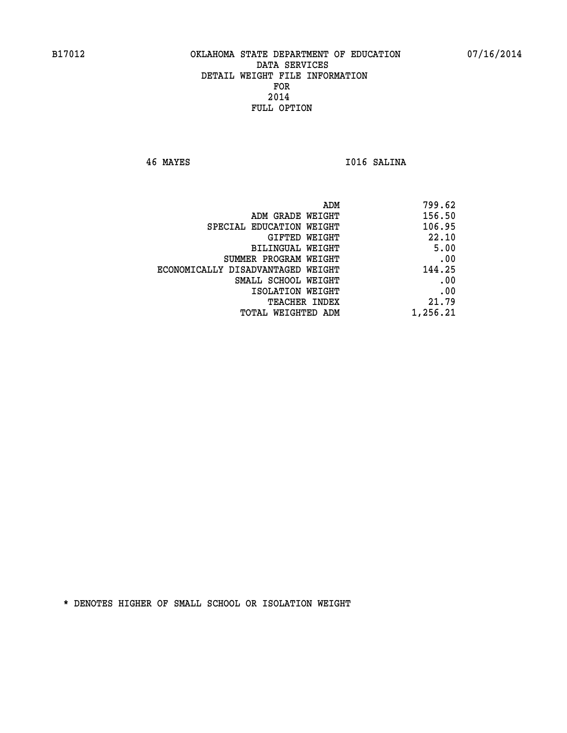B17012 OKLAHOMA STATE DEPARTMENT OF EDUCATION 07/16/2014

DATA SERVICES
DETAIL WEIGHT FILE INFORMATION
FOR
2014
FULL OPTION

46 MAYES I016 SALINA

| | |
|---|---|
| ADM | 799.62 |
| ADM GRADE WEIGHT | 156.50 |
| SPECIAL EDUCATION WEIGHT | 106.95 |
| GIFTED WEIGHT | 22.10 |
| BILINGUAL WEIGHT | 5.00 |
| SUMMER PROGRAM WEIGHT | .00 |
| ECONOMICALLY DISADVANTAGED WEIGHT | 144.25 |
| SMALL SCHOOL WEIGHT | .00 |
| ISOLATION WEIGHT | .00 |
| TEACHER INDEX | 21.79 |
| TOTAL WEIGHTED ADM | 1,256.21 |

* DENOTES HIGHER OF SMALL SCHOOL OR ISOLATION WEIGHT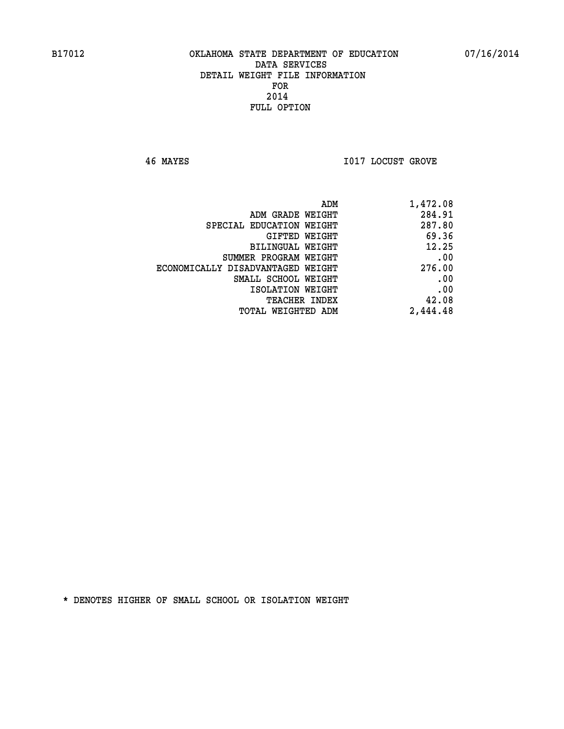B17012 OKLAHOMA STATE DEPARTMENT OF EDUCATION 07/16/2014

DATA SERVICES
DETAIL WEIGHT FILE INFORMATION
FOR
2014
FULL OPTION

46 MAYES I017 LOCUST GROVE

| | |
|---|---|
| ADM | 1,472.08 |
| ADM GRADE WEIGHT | 284.91 |
| SPECIAL EDUCATION WEIGHT | 287.80 |
| GIFTED WEIGHT | 69.36 |
| BILINGUAL WEIGHT | 12.25 |
| SUMMER PROGRAM WEIGHT | .00 |
| ECONOMICALLY DISADVANTAGED WEIGHT | 276.00 |
| SMALL SCHOOL WEIGHT | .00 |
| ISOLATION WEIGHT | .00 |
| TEACHER INDEX | 42.08 |
| TOTAL WEIGHTED ADM | 2,444.48 |

* DENOTES HIGHER OF SMALL SCHOOL OR ISOLATION WEIGHT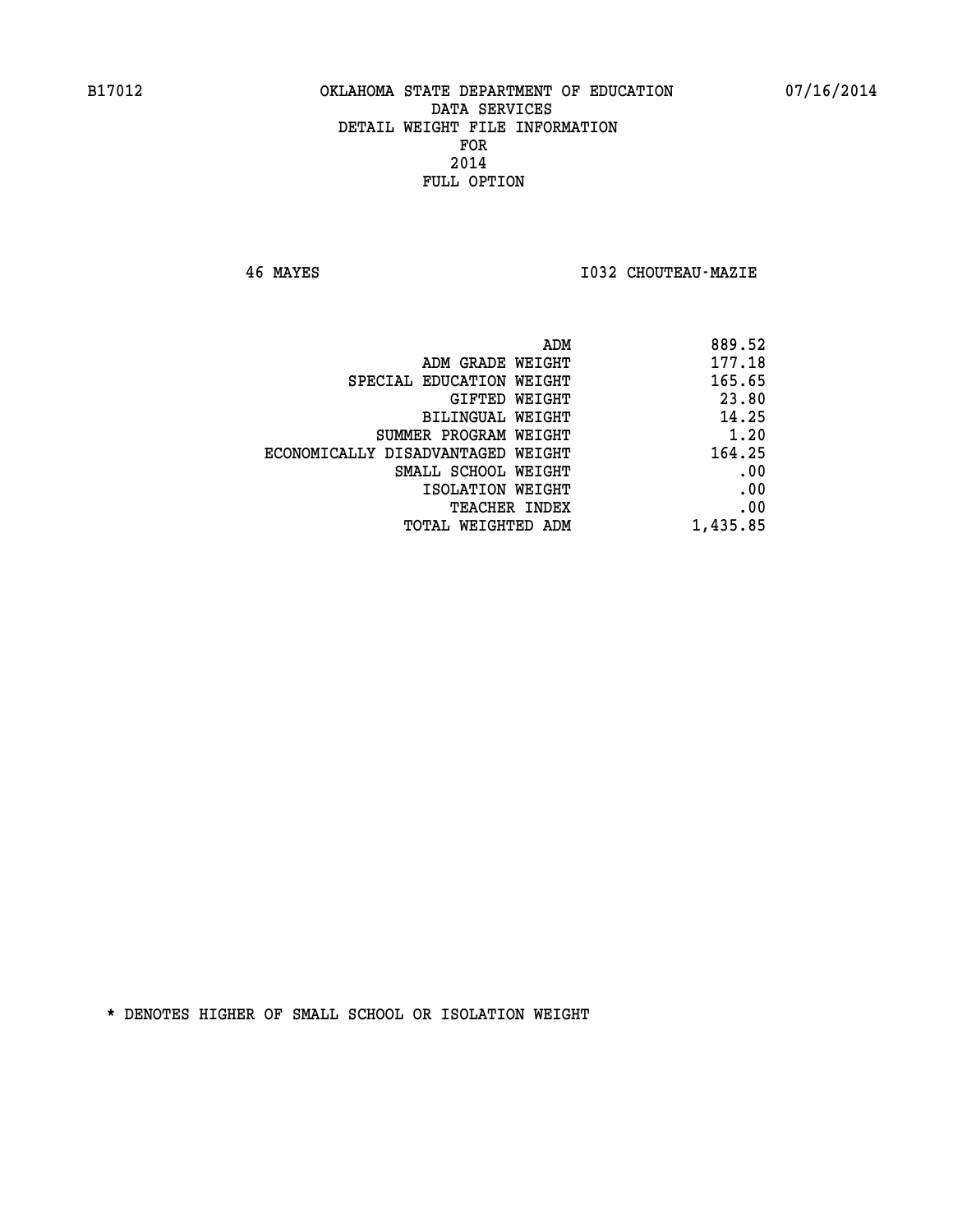# OKLAHOMA STATE DEPARTMENT OF EDUCATION
## DATA SERVICES
## DETAIL WEIGHT FILE INFORMATION
## FOR
## 2014
## FULL OPTION

B17012 — 07/16/2014

46 MAYES — I032 CHOUTEAU-MAZIE

| | |
|---|---|
| ADM | 889.52 |
| ADM GRADE WEIGHT | 177.18 |
| SPECIAL EDUCATION WEIGHT | 165.65 |
| GIFTED WEIGHT | 23.80 |
| BILINGUAL WEIGHT | 14.25 |
| SUMMER PROGRAM WEIGHT | 1.20 |
| ECONOMICALLY DISADVANTAGED WEIGHT | 164.25 |
| SMALL SCHOOL WEIGHT | .00 |
| ISOLATION WEIGHT | .00 |
| TEACHER INDEX | .00 |
| TOTAL WEIGHTED ADM | 1,435.85 |

* DENOTES HIGHER OF SMALL SCHOOL OR ISOLATION WEIGHT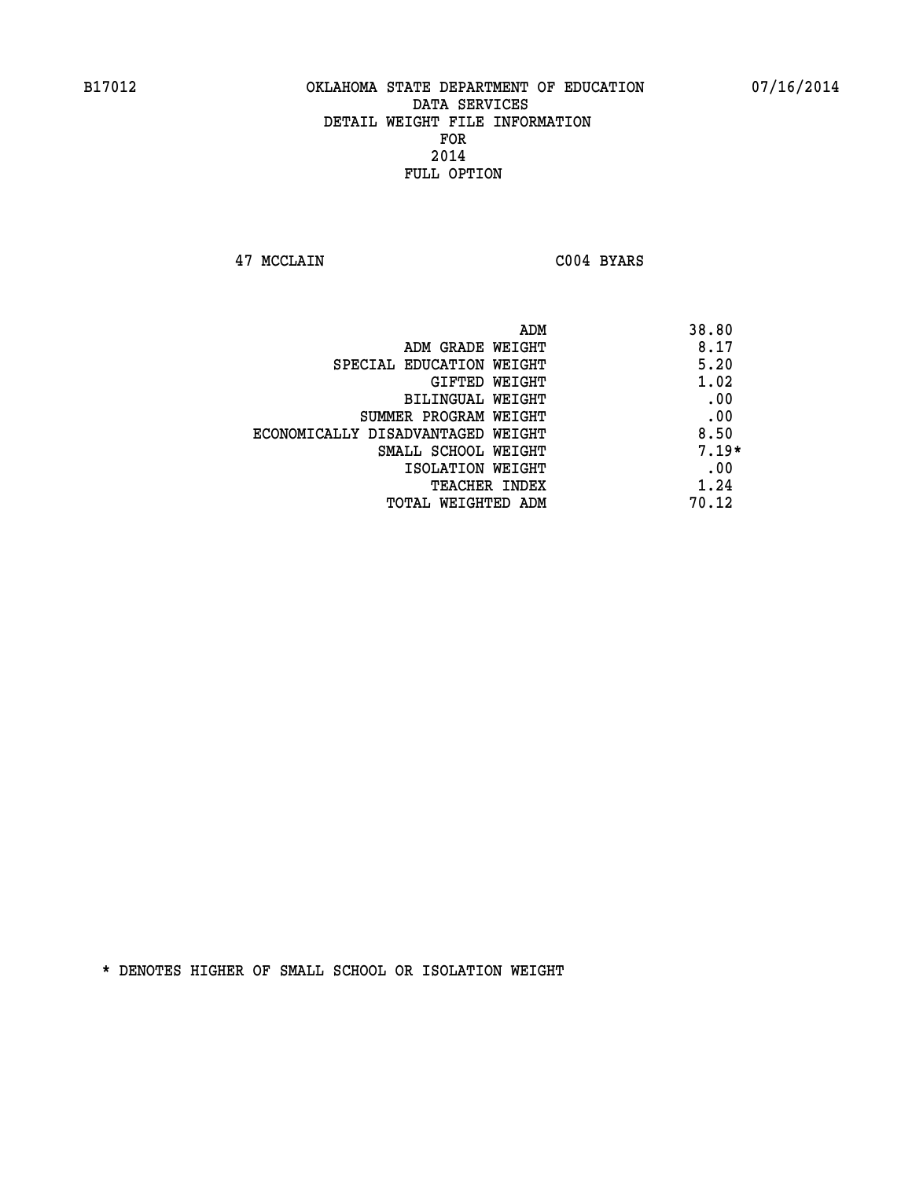B17012 OKLAHOMA STATE DEPARTMENT OF EDUCATION 07/16/2014

DATA SERVICES
DETAIL WEIGHT FILE INFORMATION
FOR
2014
FULL OPTION

47 MCCLAIN C004 BYARS

| | |
|---|---|
| ADM | 38.80 |
| ADM GRADE WEIGHT | 8.17 |
| SPECIAL EDUCATION WEIGHT | 5.20 |
| GIFTED WEIGHT | 1.02 |
| BILINGUAL WEIGHT | .00 |
| SUMMER PROGRAM WEIGHT | .00 |
| ECONOMICALLY DISADVANTAGED WEIGHT | 8.50 |
| SMALL SCHOOL WEIGHT | 7.19* |
| ISOLATION WEIGHT | .00 |
| TEACHER INDEX | 1.24 |
| TOTAL WEIGHTED ADM | 70.12 |

* DENOTES HIGHER OF SMALL SCHOOL OR ISOLATION WEIGHT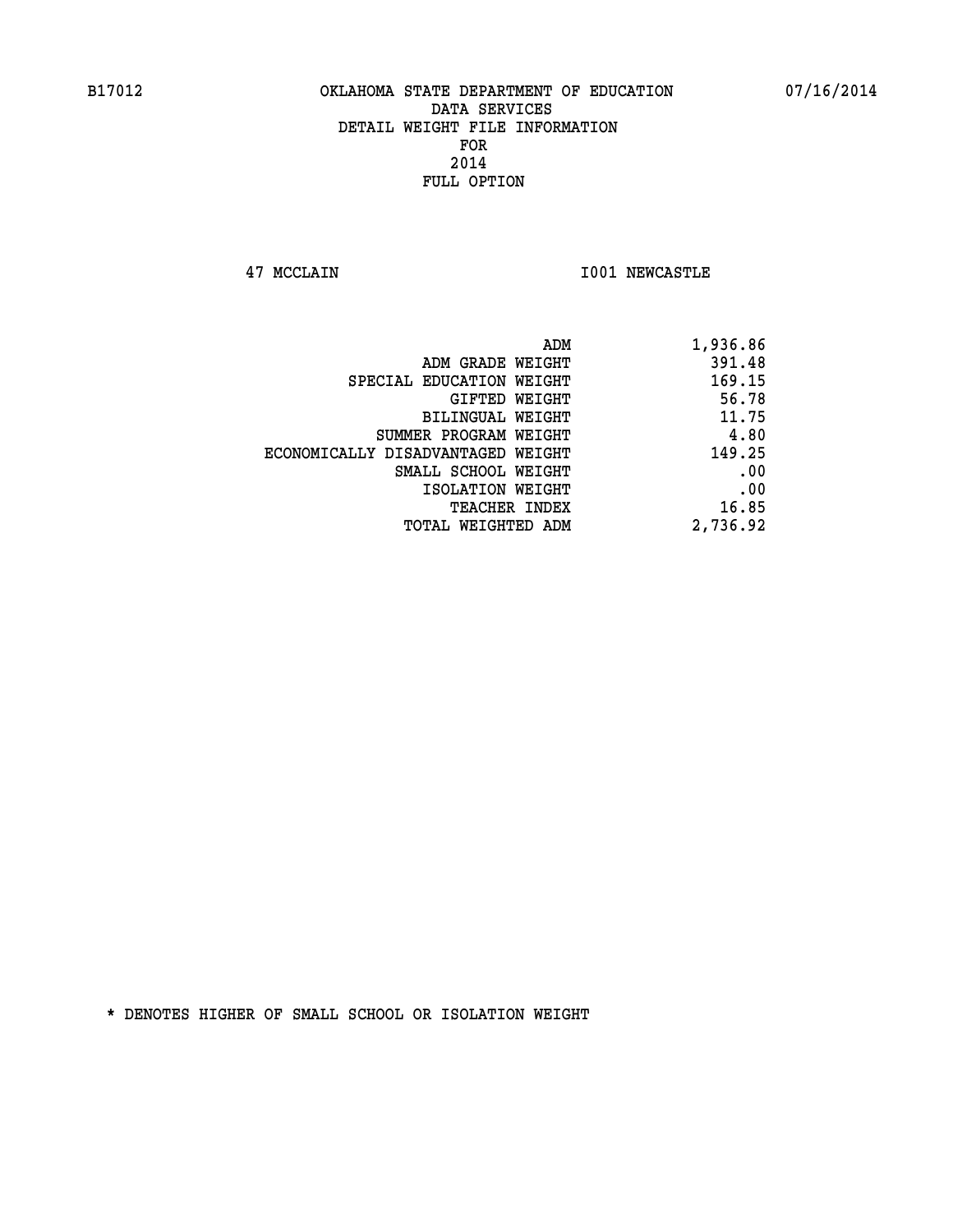B17012 OKLAHOMA STATE DEPARTMENT OF EDUCATION 07/16/2014

DATA SERVICES
DETAIL WEIGHT FILE INFORMATION
FOR
2014
FULL OPTION

47 MCCLAIN I001 NEWCASTLE

| | |
|---|---|
| ADM | 1,936.86 |
| ADM GRADE WEIGHT | 391.48 |
| SPECIAL EDUCATION WEIGHT | 169.15 |
| GIFTED WEIGHT | 56.78 |
| BILINGUAL WEIGHT | 11.75 |
| SUMMER PROGRAM WEIGHT | 4.80 |
| ECONOMICALLY DISADVANTAGED WEIGHT | 149.25 |
| SMALL SCHOOL WEIGHT | .00 |
| ISOLATION WEIGHT | .00 |
| TEACHER INDEX | 16.85 |
| TOTAL WEIGHTED ADM | 2,736.92 |

* DENOTES HIGHER OF SMALL SCHOOL OR ISOLATION WEIGHT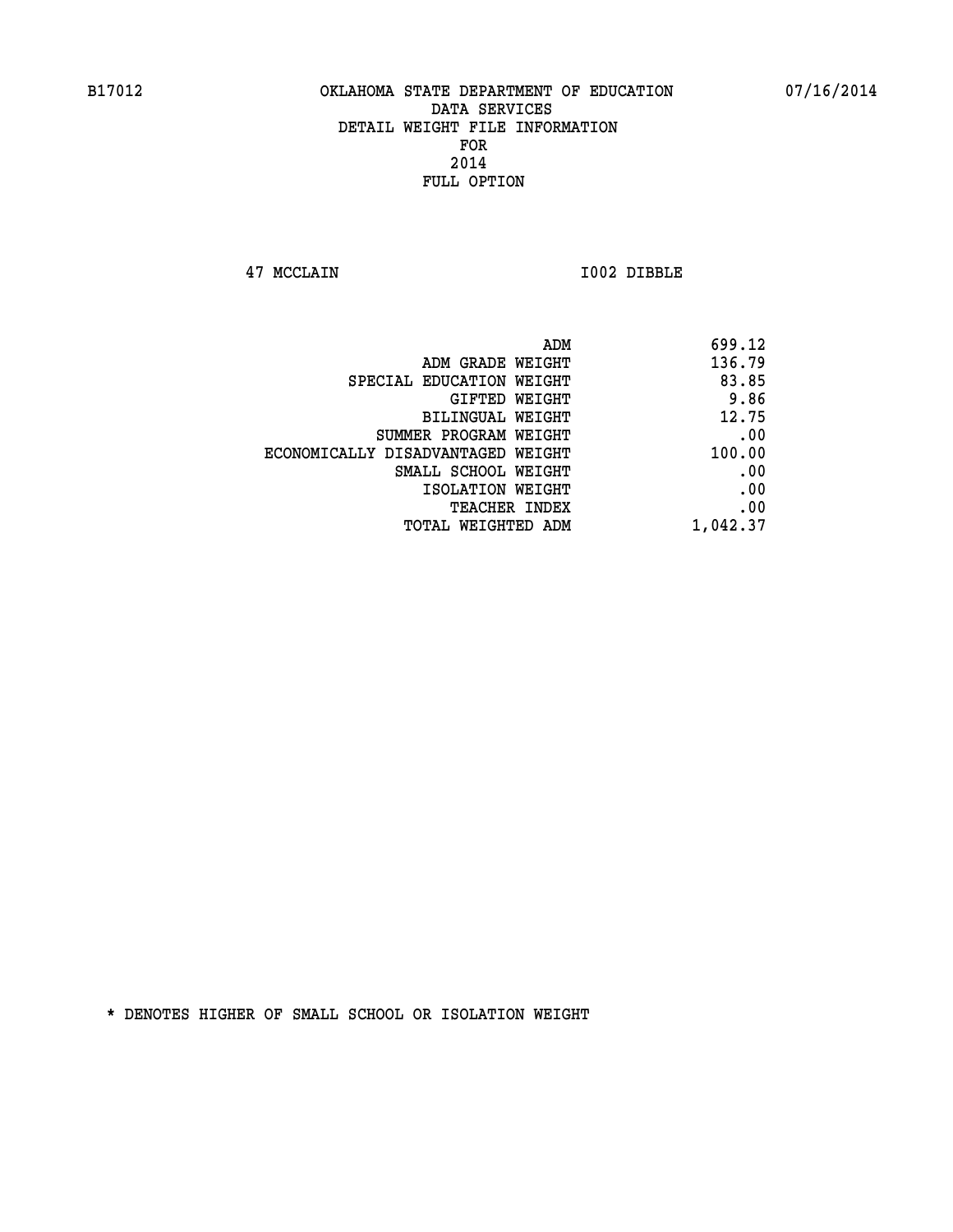B17012 OKLAHOMA STATE DEPARTMENT OF EDUCATION 07/16/2014

DATA SERVICES
DETAIL WEIGHT FILE INFORMATION
FOR
2014
FULL OPTION

47 MCCLAIN I002 DIBBLE

| | |
|---|---|
| ADM | 699.12 |
| ADM GRADE WEIGHT | 136.79 |
| SPECIAL EDUCATION WEIGHT | 83.85 |
| GIFTED WEIGHT | 9.86 |
| BILINGUAL WEIGHT | 12.75 |
| SUMMER PROGRAM WEIGHT | .00 |
| ECONOMICALLY DISADVANTAGED WEIGHT | 100.00 |
| SMALL SCHOOL WEIGHT | .00 |
| ISOLATION WEIGHT | .00 |
| TEACHER INDEX | .00 |
| TOTAL WEIGHTED ADM | 1,042.37 |

* DENOTES HIGHER OF SMALL SCHOOL OR ISOLATION WEIGHT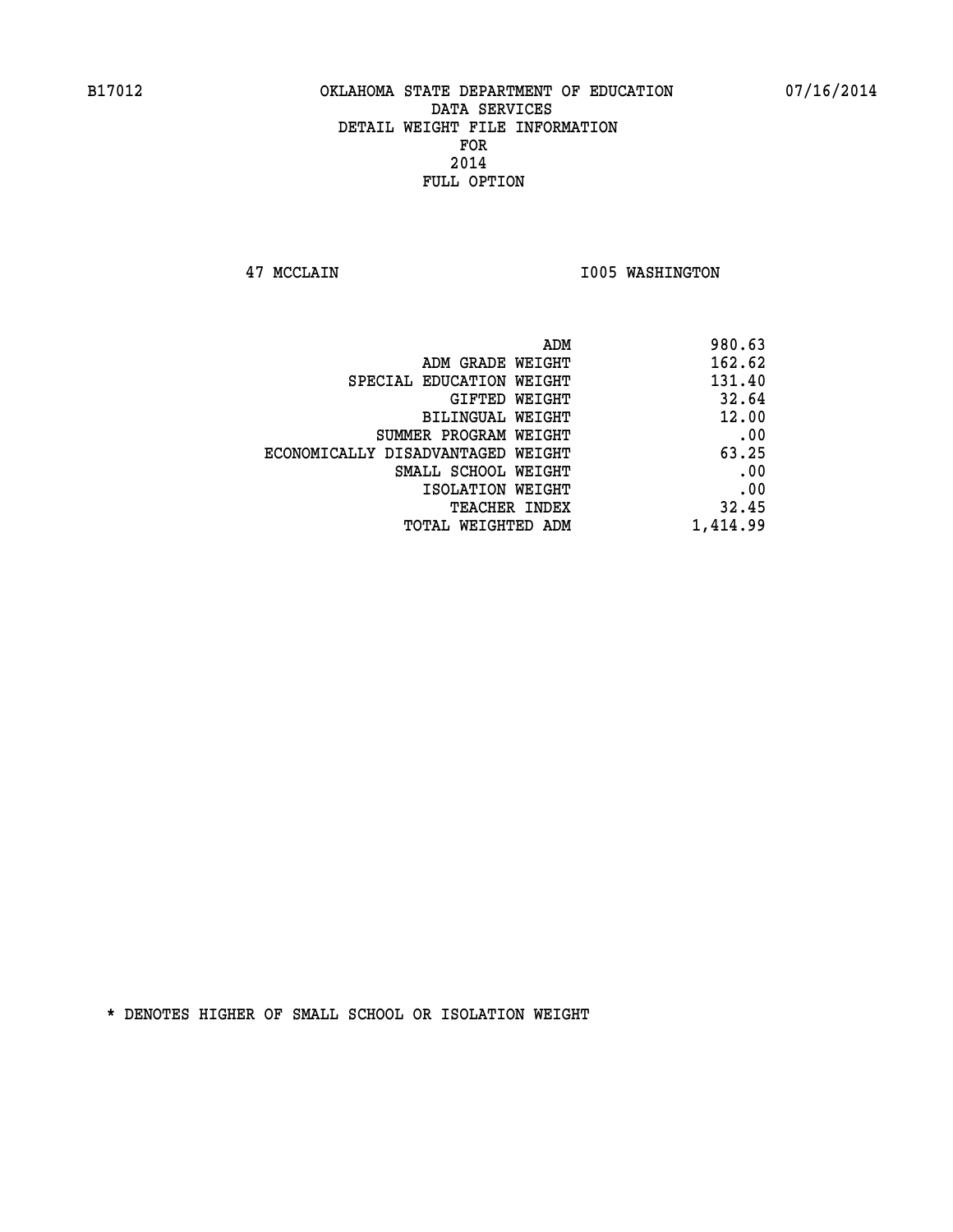B17012 OKLAHOMA STATE DEPARTMENT OF EDUCATION 07/16/2014

DATA SERVICES
DETAIL WEIGHT FILE INFORMATION
FOR
2014
FULL OPTION

47 MCCLAIN I005 WASHINGTON

| | |
|---|---|
| ADM | 980.63 |
| ADM GRADE WEIGHT | 162.62 |
| SPECIAL EDUCATION WEIGHT | 131.40 |
| GIFTED WEIGHT | 32.64 |
| BILINGUAL WEIGHT | 12.00 |
| SUMMER PROGRAM WEIGHT | .00 |
| ECONOMICALLY DISADVANTAGED WEIGHT | 63.25 |
| SMALL SCHOOL WEIGHT | .00 |
| ISOLATION WEIGHT | .00 |
| TEACHER INDEX | 32.45 |
| TOTAL WEIGHTED ADM | 1,414.99 |

* DENOTES HIGHER OF SMALL SCHOOL OR ISOLATION WEIGHT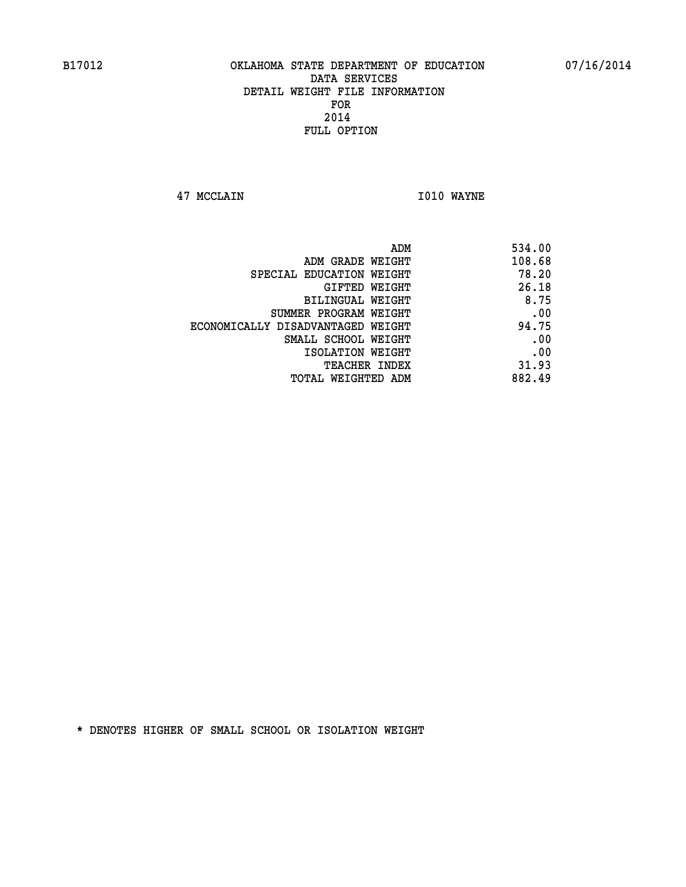B17012 OKLAHOMA STATE DEPARTMENT OF EDUCATION 07/16/2014

DATA SERVICES
DETAIL WEIGHT FILE INFORMATION
FOR
2014
FULL OPTION

47 MCCLAIN I010 WAYNE

| | |
|---|---|
| ADM | 534.00 |
| ADM GRADE WEIGHT | 108.68 |
| SPECIAL EDUCATION WEIGHT | 78.20 |
| GIFTED WEIGHT | 26.18 |
| BILINGUAL WEIGHT | 8.75 |
| SUMMER PROGRAM WEIGHT | .00 |
| ECONOMICALLY DISADVANTAGED WEIGHT | 94.75 |
| SMALL SCHOOL WEIGHT | .00 |
| ISOLATION WEIGHT | .00 |
| TEACHER INDEX | 31.93 |
| TOTAL WEIGHTED ADM | 882.49 |

* DENOTES HIGHER OF SMALL SCHOOL OR ISOLATION WEIGHT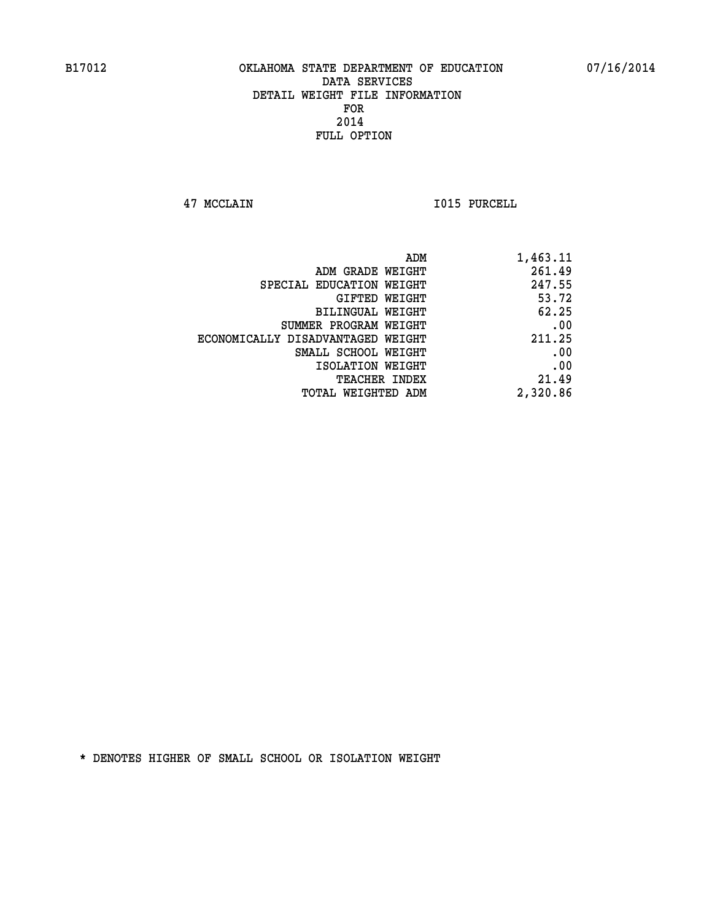B17012 OKLAHOMA STATE DEPARTMENT OF EDUCATION 07/16/2014

DATA SERVICES
DETAIL WEIGHT FILE INFORMATION
FOR
2014
FULL OPTION

47 MCCLAIN I015 PURCELL

| | |
|---|---|
| ADM | 1,463.11 |
| ADM GRADE WEIGHT | 261.49 |
| SPECIAL EDUCATION WEIGHT | 247.55 |
| GIFTED WEIGHT | 53.72 |
| BILINGUAL WEIGHT | 62.25 |
| SUMMER PROGRAM WEIGHT | .00 |
| ECONOMICALLY DISADVANTAGED WEIGHT | 211.25 |
| SMALL SCHOOL WEIGHT | .00 |
| ISOLATION WEIGHT | .00 |
| TEACHER INDEX | 21.49 |
| TOTAL WEIGHTED ADM | 2,320.86 |

* DENOTES HIGHER OF SMALL SCHOOL OR ISOLATION WEIGHT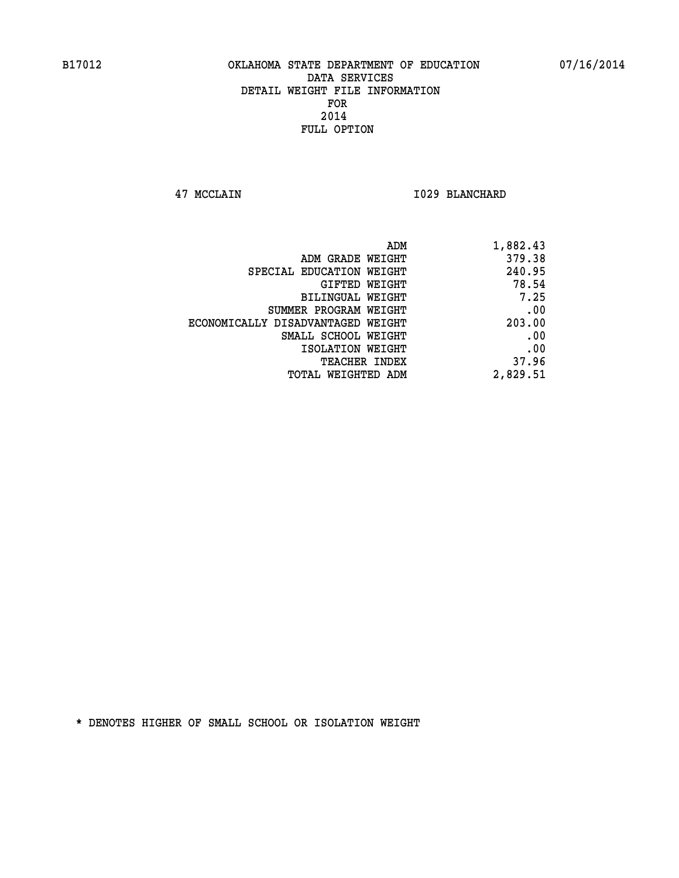B17012 OKLAHOMA STATE DEPARTMENT OF EDUCATION 07/16/2014

DATA SERVICES
DETAIL WEIGHT FILE INFORMATION
FOR
2014
FULL OPTION

47 MCCLAIN I029 BLANCHARD

| | |
|---|---|
| ADM | 1,882.43 |
| ADM GRADE WEIGHT | 379.38 |
| SPECIAL EDUCATION WEIGHT | 240.95 |
| GIFTED WEIGHT | 78.54 |
| BILINGUAL WEIGHT | 7.25 |
| SUMMER PROGRAM WEIGHT | .00 |
| ECONOMICALLY DISADVANTAGED WEIGHT | 203.00 |
| SMALL SCHOOL WEIGHT | .00 |
| ISOLATION WEIGHT | .00 |
| TEACHER INDEX | 37.96 |
| TOTAL WEIGHTED ADM | 2,829.51 |

* DENOTES HIGHER OF SMALL SCHOOL OR ISOLATION WEIGHT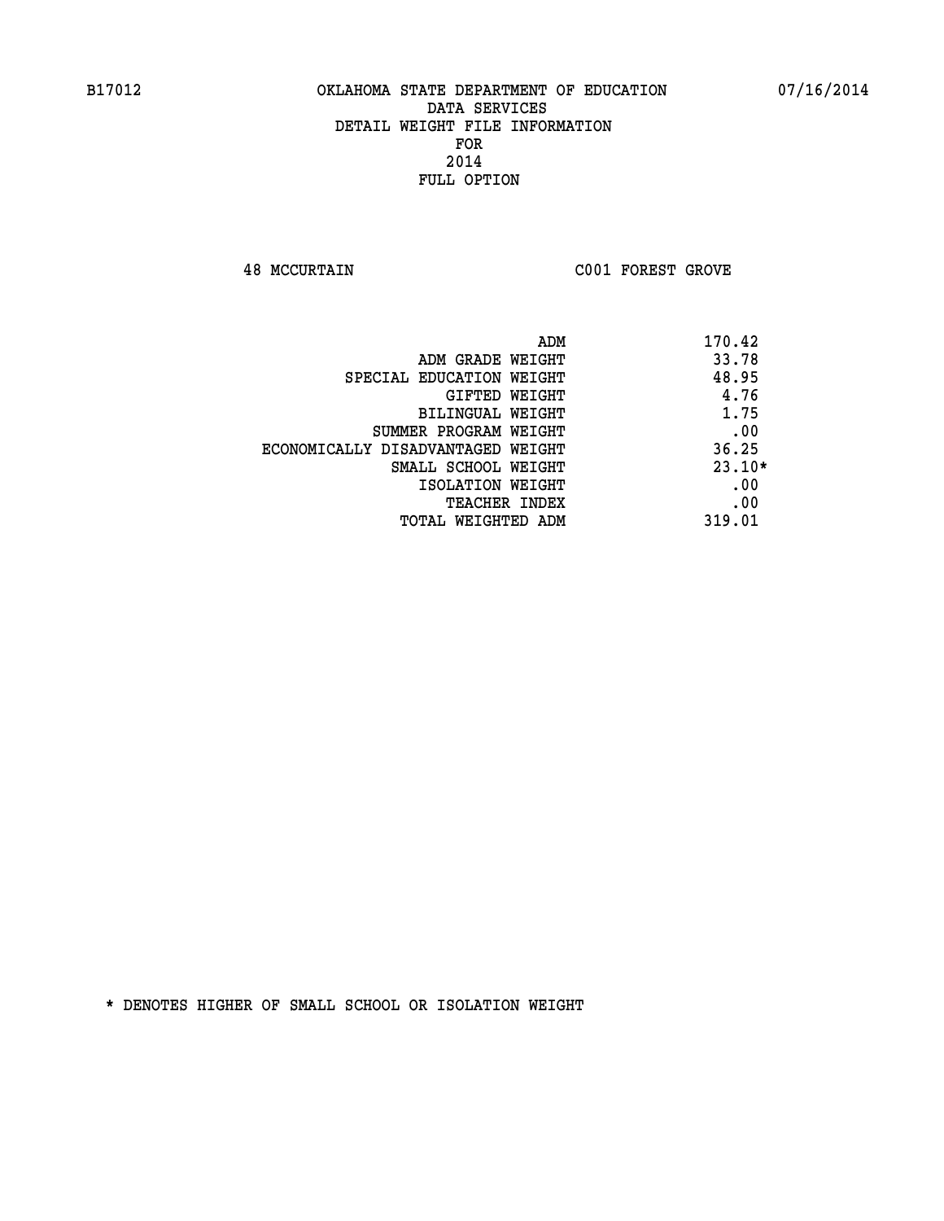B17012 OKLAHOMA STATE DEPARTMENT OF EDUCATION 07/16/2014

DATA SERVICES
DETAIL WEIGHT FILE INFORMATION
FOR
2014
FULL OPTION

48 MCCURTAIN C001 FOREST GROVE

| | |
|---|---|
| ADM | 170.42 |
| ADM GRADE WEIGHT | 33.78 |
| SPECIAL EDUCATION WEIGHT | 48.95 |
| GIFTED WEIGHT | 4.76 |
| BILINGUAL WEIGHT | 1.75 |
| SUMMER PROGRAM WEIGHT | .00 |
| ECONOMICALLY DISADVANTAGED WEIGHT | 36.25 |
| SMALL SCHOOL WEIGHT | 23.10* |
| ISOLATION WEIGHT | .00 |
| TEACHER INDEX | .00 |
| TOTAL WEIGHTED ADM | 319.01 |

* DENOTES HIGHER OF SMALL SCHOOL OR ISOLATION WEIGHT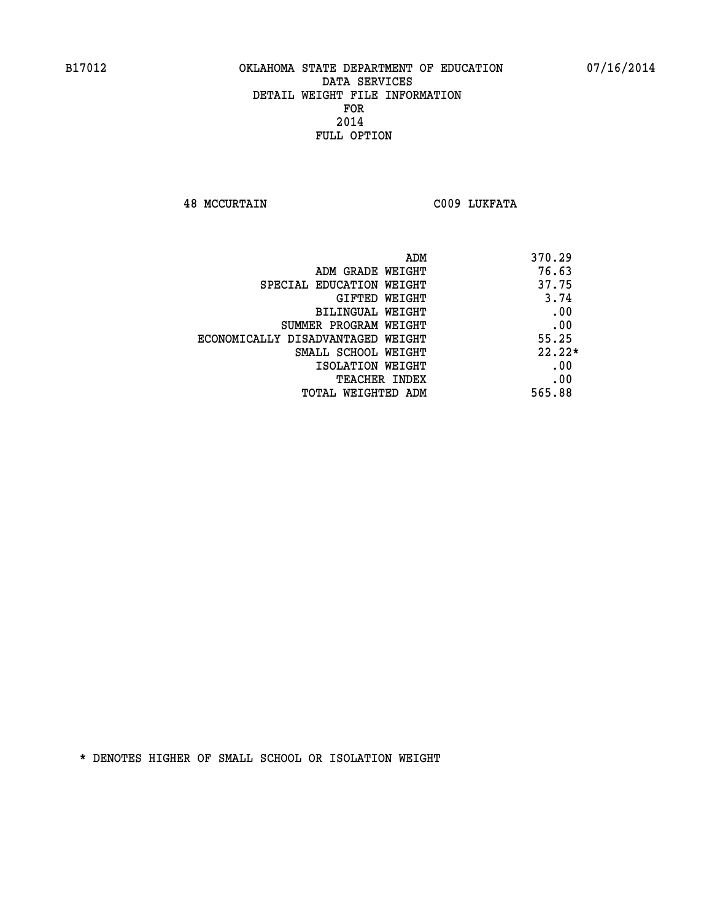B17012 OKLAHOMA STATE DEPARTMENT OF EDUCATION 07/16/2014

# DATA SERVICES
## DETAIL WEIGHT FILE INFORMATION
## FOR
## 2014
## FULL OPTION

48 MCCURTAIN C009 LUKFATA

| | |
|---|---|
| ADM | 370.29 |
| ADM GRADE WEIGHT | 76.63 |
| SPECIAL EDUCATION WEIGHT | 37.75 |
| GIFTED WEIGHT | 3.74 |
| BILINGUAL WEIGHT | .00 |
| SUMMER PROGRAM WEIGHT | .00 |
| ECONOMICALLY DISADVANTAGED WEIGHT | 55.25 |
| SMALL SCHOOL WEIGHT | 22.22* |
| ISOLATION WEIGHT | .00 |
| TEACHER INDEX | .00 |
| TOTAL WEIGHTED ADM | 565.88 |

* DENOTES HIGHER OF SMALL SCHOOL OR ISOLATION WEIGHT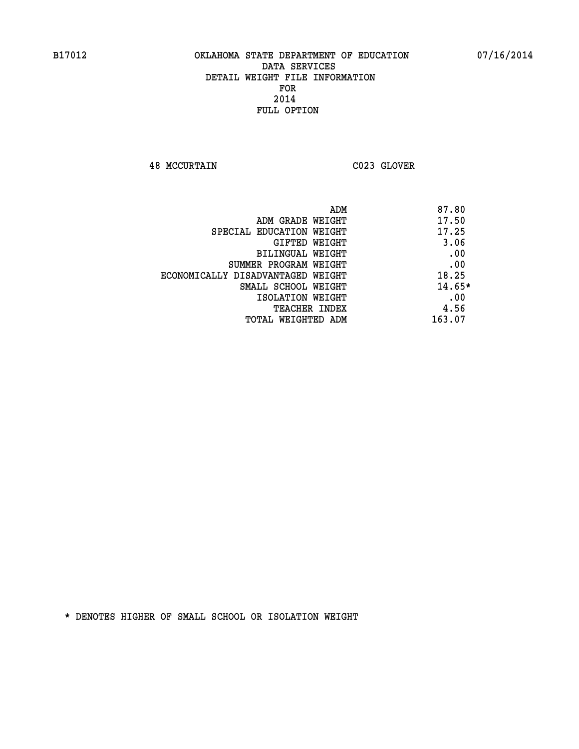# OKLAHOMA STATE DEPARTMENT OF EDUCATION
## DATA SERVICES
## DETAIL WEIGHT FILE INFORMATION
## FOR
## 2014
## FULL OPTION

B17012 07/16/2014

48 MCCURTAIN C023 GLOVER

| | |
|---|---|
| ADM | 87.80 |
| ADM GRADE WEIGHT | 17.50 |
| SPECIAL EDUCATION WEIGHT | 17.25 |
| GIFTED WEIGHT | 3.06 |
| BILINGUAL WEIGHT | .00 |
| SUMMER PROGRAM WEIGHT | .00 |
| ECONOMICALLY DISADVANTAGED WEIGHT | 18.25 |
| SMALL SCHOOL WEIGHT | 14.65* |
| ISOLATION WEIGHT | .00 |
| TEACHER INDEX | 4.56 |
| TOTAL WEIGHTED ADM | 163.07 |

* DENOTES HIGHER OF SMALL SCHOOL OR ISOLATION WEIGHT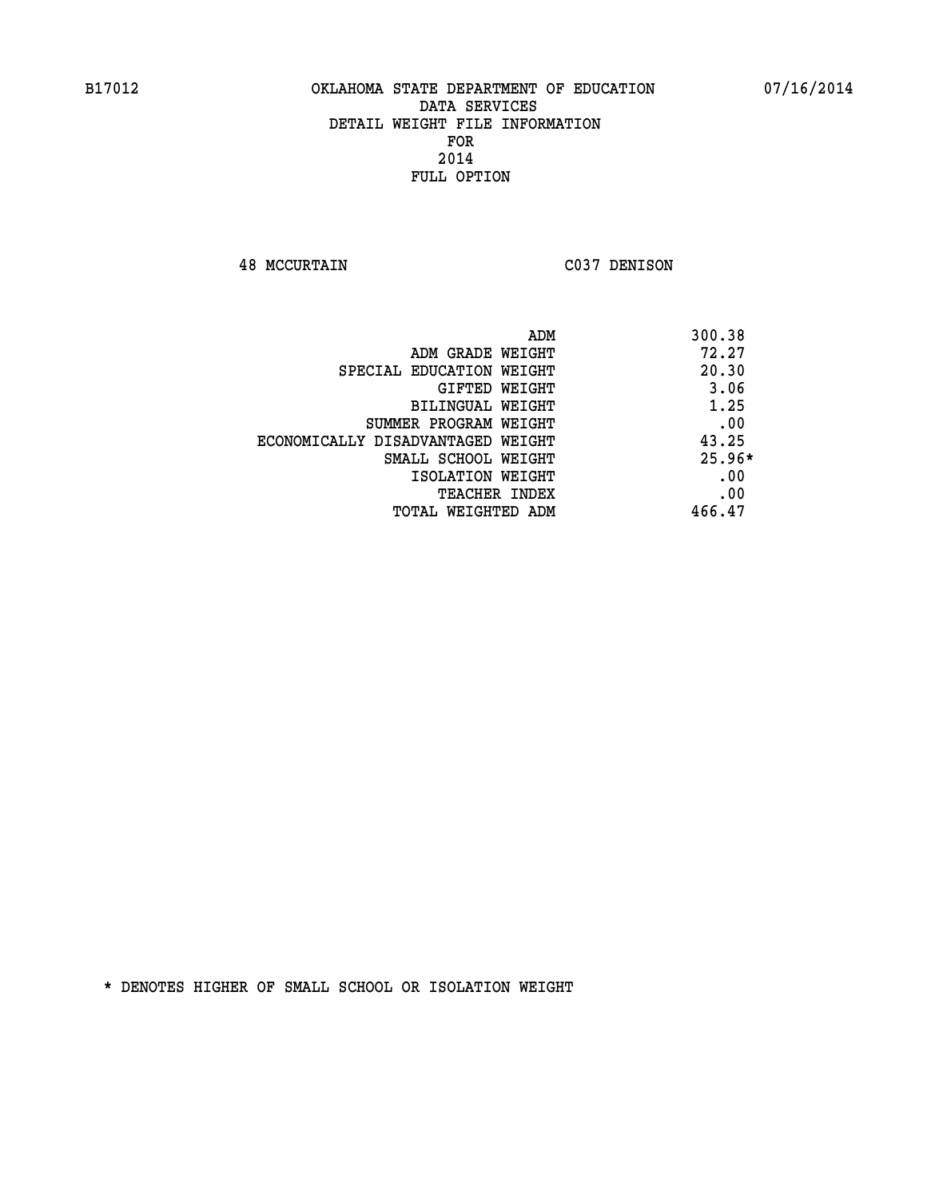B17012 OKLAHOMA STATE DEPARTMENT OF EDUCATION 07/16/2014

DATA SERVICES
DETAIL WEIGHT FILE INFORMATION
FOR
2014
FULL OPTION

48 MCCURTAIN C037 DENISON

| | |
|---|---|
| ADM | 300.38 |
| ADM GRADE WEIGHT | 72.27 |
| SPECIAL EDUCATION WEIGHT | 20.30 |
| GIFTED WEIGHT | 3.06 |
| BILINGUAL WEIGHT | 1.25 |
| SUMMER PROGRAM WEIGHT | .00 |
| ECONOMICALLY DISADVANTAGED WEIGHT | 43.25 |
| SMALL SCHOOL WEIGHT | 25.96* |
| ISOLATION WEIGHT | .00 |
| TEACHER INDEX | .00 |
| TOTAL WEIGHTED ADM | 466.47 |

* DENOTES HIGHER OF SMALL SCHOOL OR ISOLATION WEIGHT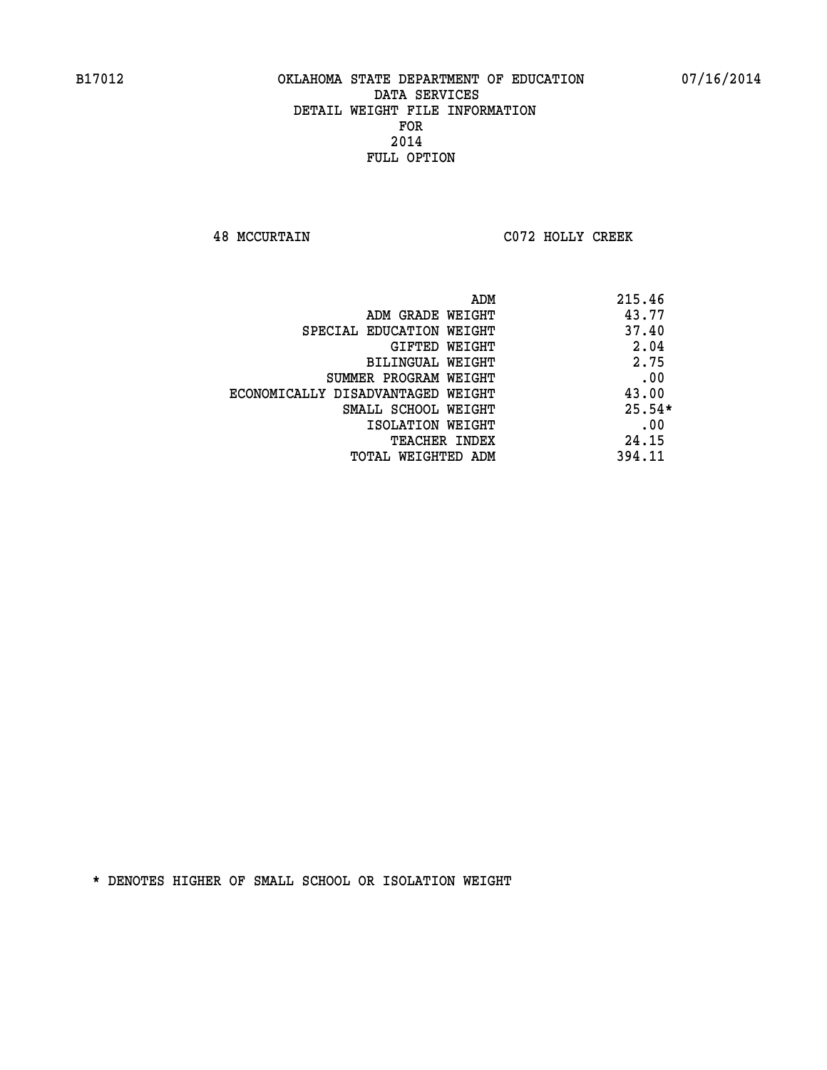B17012 OKLAHOMA STATE DEPARTMENT OF EDUCATION 07/16/2014

DATA SERVICES
DETAIL WEIGHT FILE INFORMATION
FOR
2014
FULL OPTION

48 MCCURTAIN C072 HOLLY CREEK

| | |
|---|---|
| ADM | 215.46 |
| ADM GRADE WEIGHT | 43.77 |
| SPECIAL EDUCATION WEIGHT | 37.40 |
| GIFTED WEIGHT | 2.04 |
| BILINGUAL WEIGHT | 2.75 |
| SUMMER PROGRAM WEIGHT | .00 |
| ECONOMICALLY DISADVANTAGED WEIGHT | 43.00 |
| SMALL SCHOOL WEIGHT | 25.54* |
| ISOLATION WEIGHT | .00 |
| TEACHER INDEX | 24.15 |
| TOTAL WEIGHTED ADM | 394.11 |

* DENOTES HIGHER OF SMALL SCHOOL OR ISOLATION WEIGHT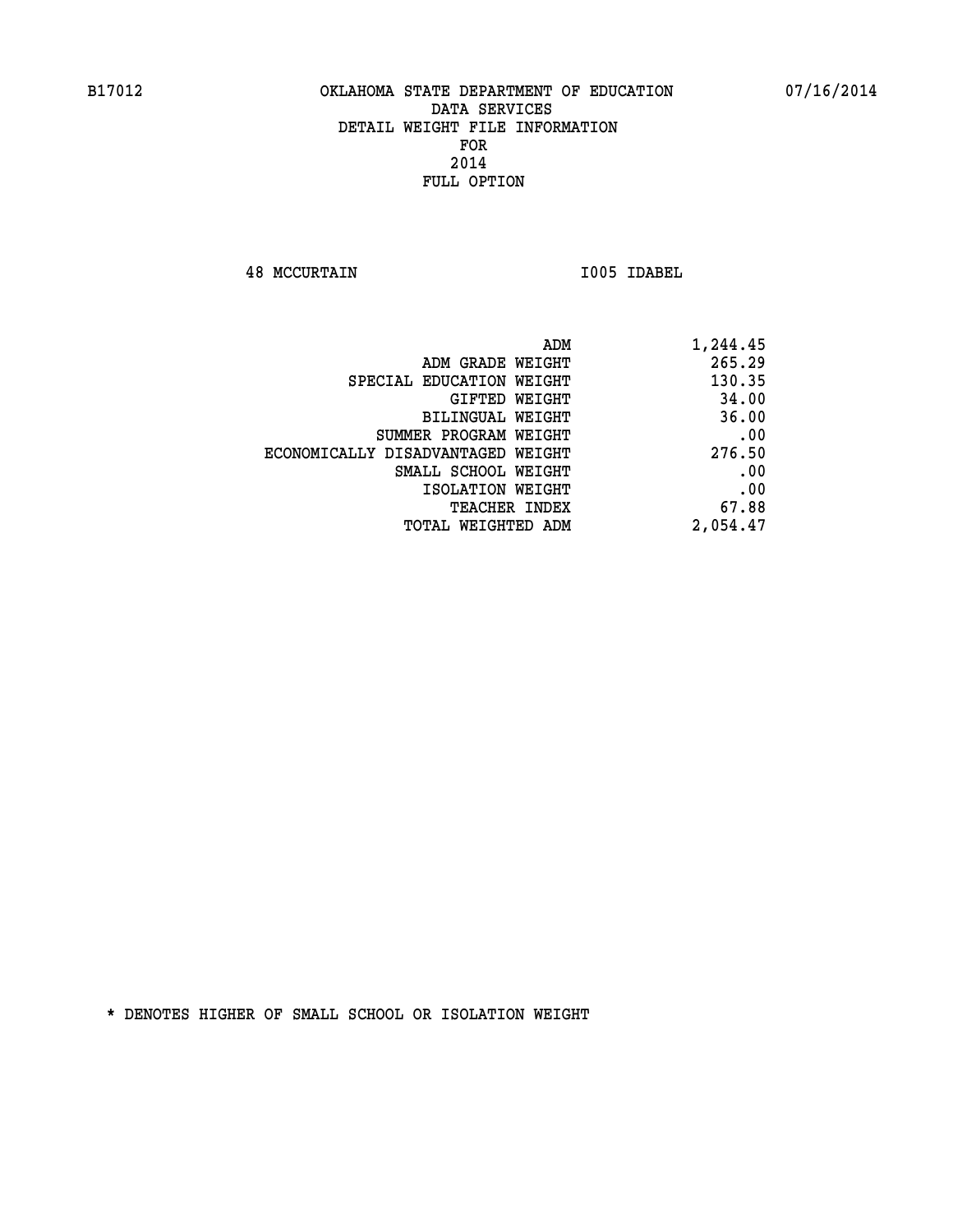B17012 OKLAHOMA STATE DEPARTMENT OF EDUCATION 07/16/2014

DATA SERVICES
DETAIL WEIGHT FILE INFORMATION
FOR
2014
FULL OPTION

48 MCCURTAIN I005 IDABEL

| | |
|---|---|
| ADM | 1,244.45 |
| ADM GRADE WEIGHT | 265.29 |
| SPECIAL EDUCATION WEIGHT | 130.35 |
| GIFTED WEIGHT | 34.00 |
| BILINGUAL WEIGHT | 36.00 |
| SUMMER PROGRAM WEIGHT | .00 |
| ECONOMICALLY DISADVANTAGED WEIGHT | 276.50 |
| SMALL SCHOOL WEIGHT | .00 |
| ISOLATION WEIGHT | .00 |
| TEACHER INDEX | 67.88 |
| TOTAL WEIGHTED ADM | 2,054.47 |

* DENOTES HIGHER OF SMALL SCHOOL OR ISOLATION WEIGHT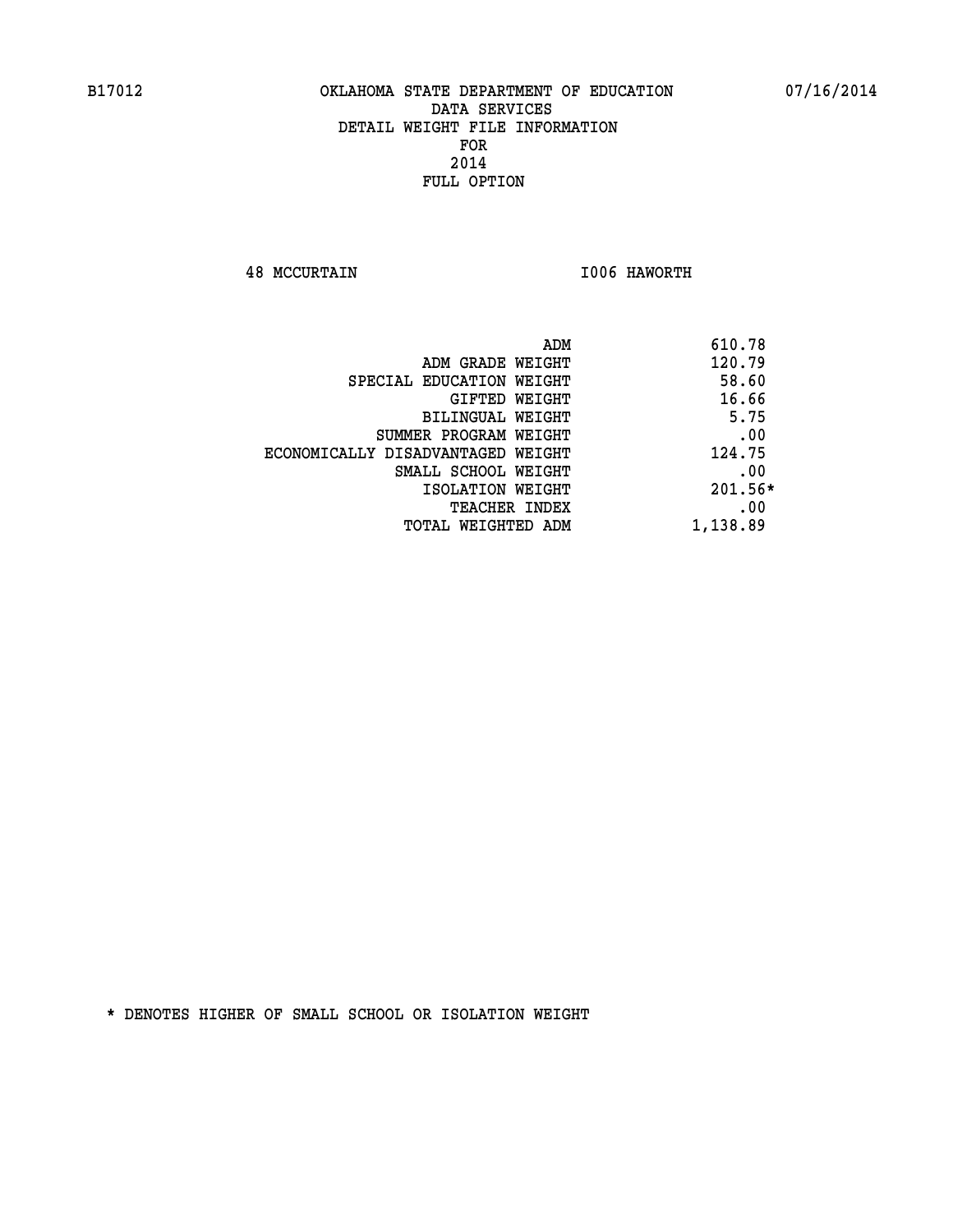B17012 OKLAHOMA STATE DEPARTMENT OF EDUCATION 07/16/2014

DATA SERVICES
DETAIL WEIGHT FILE INFORMATION
FOR
2014
FULL OPTION

48 MCCURTAIN I006 HAWORTH

| | |
|---|---|
| ADM | 610.78 |
| ADM GRADE WEIGHT | 120.79 |
| SPECIAL EDUCATION WEIGHT | 58.60 |
| GIFTED WEIGHT | 16.66 |
| BILINGUAL WEIGHT | 5.75 |
| SUMMER PROGRAM WEIGHT | .00 |
| ECONOMICALLY DISADVANTAGED WEIGHT | 124.75 |
| SMALL SCHOOL WEIGHT | .00 |
| ISOLATION WEIGHT | 201.56* |
| TEACHER INDEX | .00 |
| TOTAL WEIGHTED ADM | 1,138.89 |

* DENOTES HIGHER OF SMALL SCHOOL OR ISOLATION WEIGHT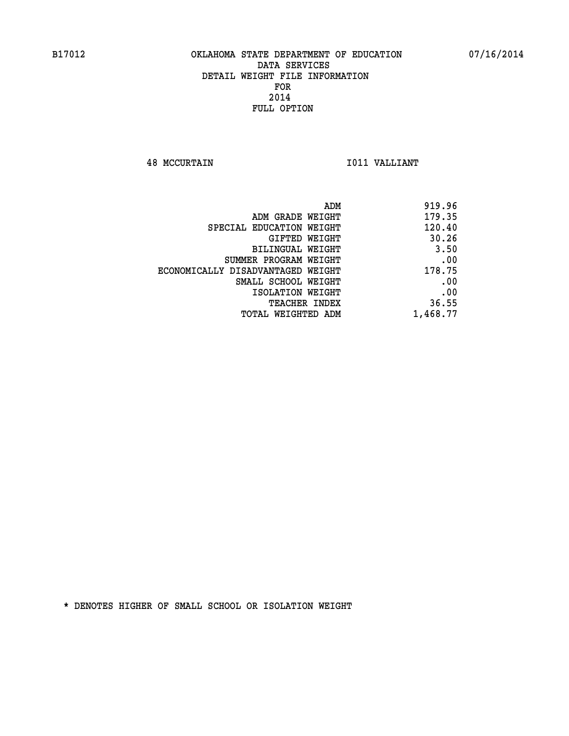B17012 OKLAHOMA STATE DEPARTMENT OF EDUCATION 07/16/2014

DATA SERVICES
DETAIL WEIGHT FILE INFORMATION
FOR
2014
FULL OPTION

48 MCCURTAIN I011 VALLIANT

| | |
|---|---|
| ADM | 919.96 |
| ADM GRADE WEIGHT | 179.35 |
| SPECIAL EDUCATION WEIGHT | 120.40 |
| GIFTED WEIGHT | 30.26 |
| BILINGUAL WEIGHT | 3.50 |
| SUMMER PROGRAM WEIGHT | .00 |
| ECONOMICALLY DISADVANTAGED WEIGHT | 178.75 |
| SMALL SCHOOL WEIGHT | .00 |
| ISOLATION WEIGHT | .00 |
| TEACHER INDEX | 36.55 |
| TOTAL WEIGHTED ADM | 1,468.77 |

* DENOTES HIGHER OF SMALL SCHOOL OR ISOLATION WEIGHT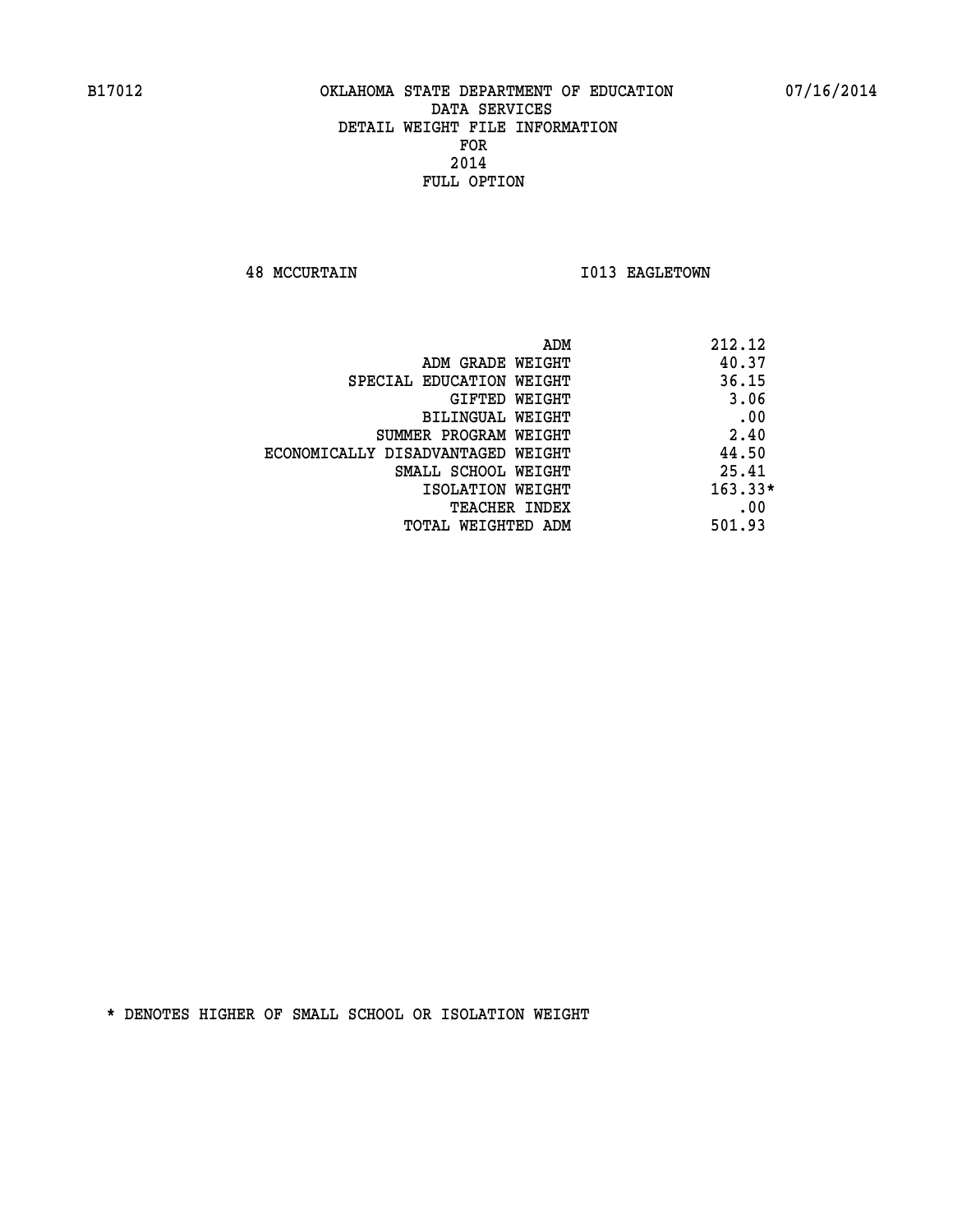B17012 OKLAHOMA STATE DEPARTMENT OF EDUCATION 07/16/2014

DATA SERVICES
DETAIL WEIGHT FILE INFORMATION
FOR
2014
FULL OPTION

48 MCCURTAIN I013 EAGLETOWN

| | |
|---|---|
| ADM | 212.12 |
| ADM GRADE WEIGHT | 40.37 |
| SPECIAL EDUCATION WEIGHT | 36.15 |
| GIFTED WEIGHT | 3.06 |
| BILINGUAL WEIGHT | .00 |
| SUMMER PROGRAM WEIGHT | 2.40 |
| ECONOMICALLY DISADVANTAGED WEIGHT | 44.50 |
| SMALL SCHOOL WEIGHT | 25.41 |
| ISOLATION WEIGHT | 163.33* |
| TEACHER INDEX | .00 |
| TOTAL WEIGHTED ADM | 501.93 |

* DENOTES HIGHER OF SMALL SCHOOL OR ISOLATION WEIGHT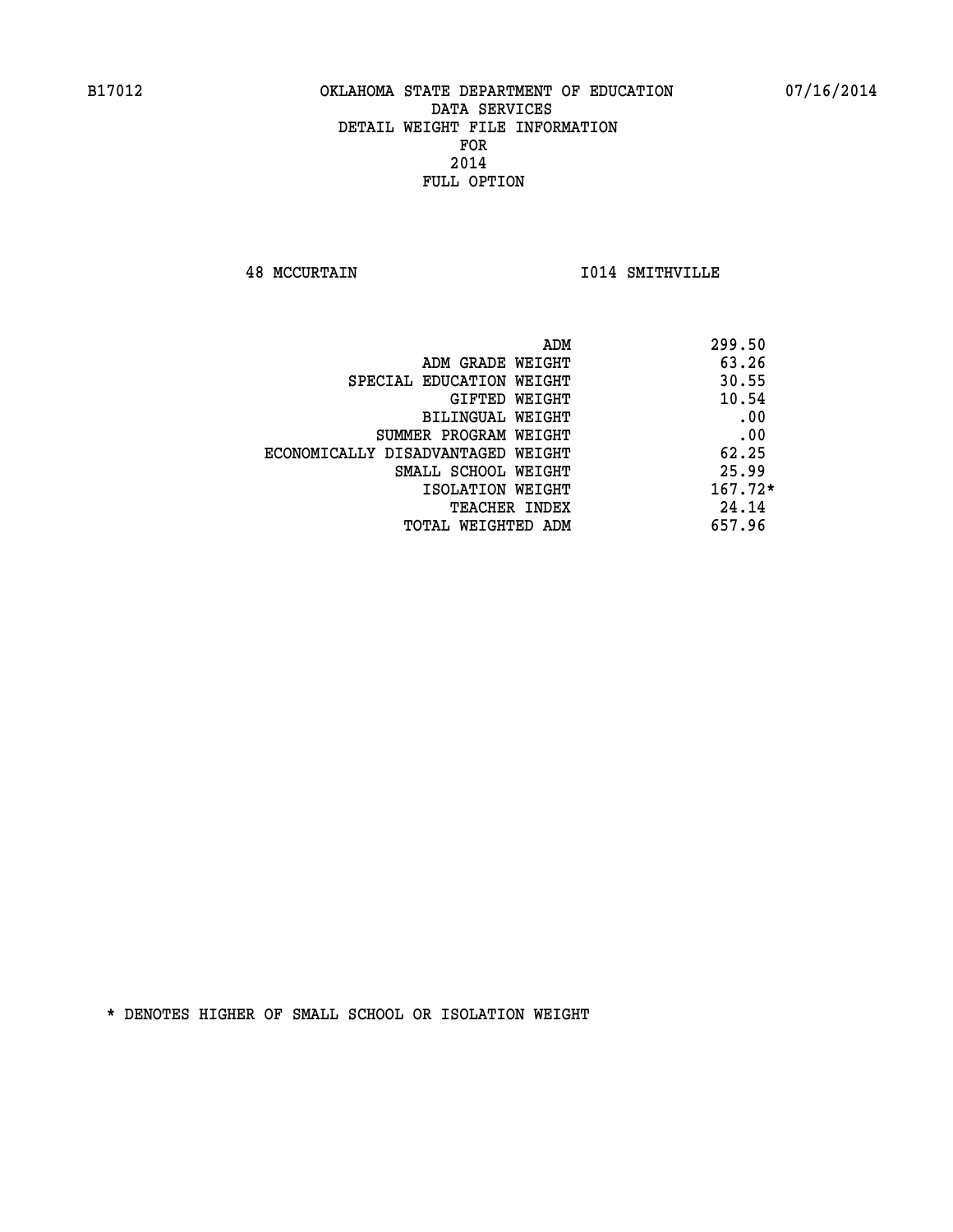B17012 OKLAHOMA STATE DEPARTMENT OF EDUCATION 07/16/2014

DATA SERVICES
DETAIL WEIGHT FILE INFORMATION
FOR
2014
FULL OPTION

48 MCCURTAIN I014 SMITHVILLE

| | |
|---|---|
| ADM | 299.50 |
| ADM GRADE WEIGHT | 63.26 |
| SPECIAL EDUCATION WEIGHT | 30.55 |
| GIFTED WEIGHT | 10.54 |
| BILINGUAL WEIGHT | .00 |
| SUMMER PROGRAM WEIGHT | .00 |
| ECONOMICALLY DISADVANTAGED WEIGHT | 62.25 |
| SMALL SCHOOL WEIGHT | 25.99 |
| ISOLATION WEIGHT | 167.72* |
| TEACHER INDEX | 24.14 |
| TOTAL WEIGHTED ADM | 657.96 |

* DENOTES HIGHER OF SMALL SCHOOL OR ISOLATION WEIGHT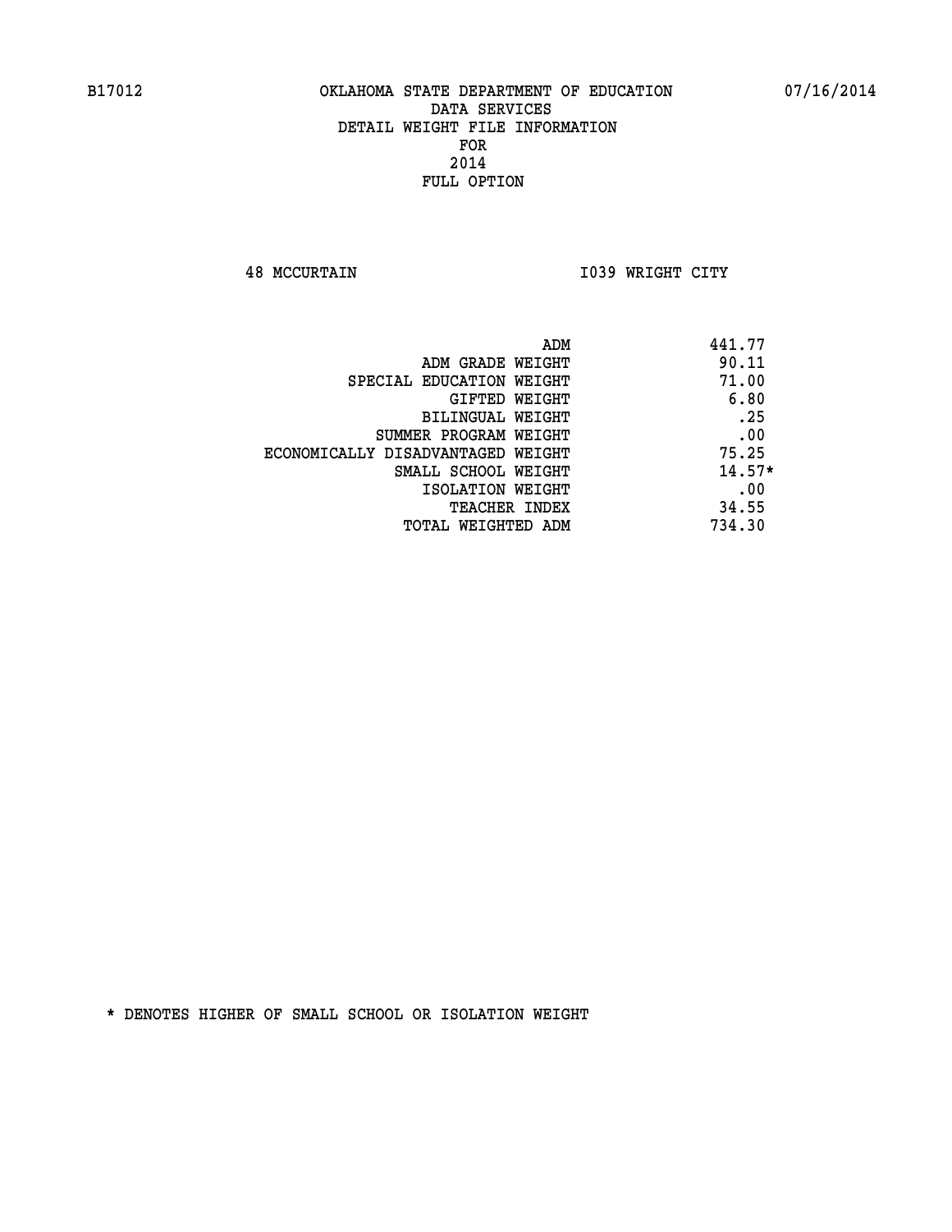B17012 OKLAHOMA STATE DEPARTMENT OF EDUCATION 07/16/2014

DATA SERVICES
DETAIL WEIGHT FILE INFORMATION
FOR
2014
FULL OPTION

48 MCCURTAIN I039 WRIGHT CITY

| | |
|---|---|
| ADM | 441.77 |
| ADM GRADE WEIGHT | 90.11 |
| SPECIAL EDUCATION WEIGHT | 71.00 |
| GIFTED WEIGHT | 6.80 |
| BILINGUAL WEIGHT | .25 |
| SUMMER PROGRAM WEIGHT | .00 |
| ECONOMICALLY DISADVANTAGED WEIGHT | 75.25 |
| SMALL SCHOOL WEIGHT | 14.57* |
| ISOLATION WEIGHT | .00 |
| TEACHER INDEX | 34.55 |
| TOTAL WEIGHTED ADM | 734.30 |

* DENOTES HIGHER OF SMALL SCHOOL OR ISOLATION WEIGHT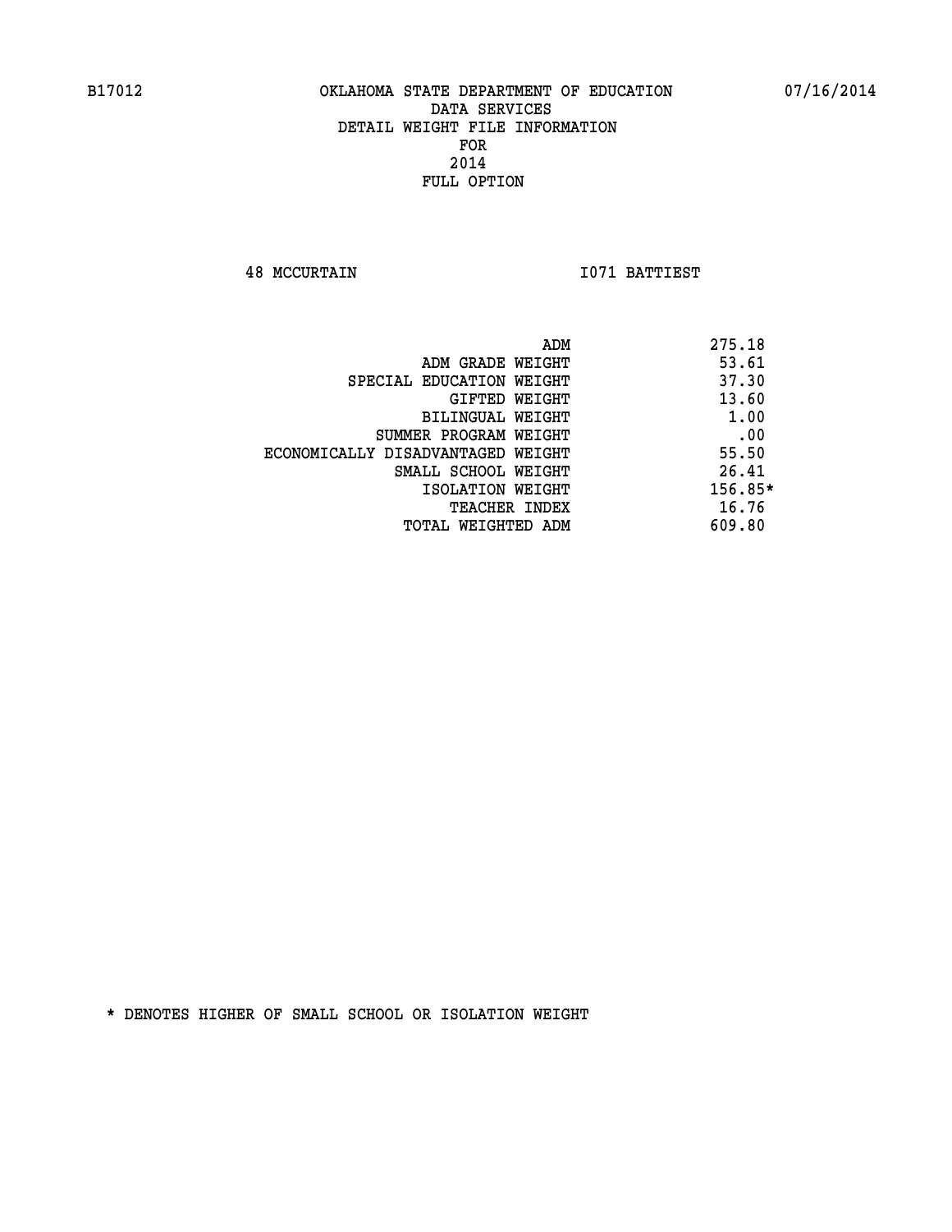B17012 OKLAHOMA STATE DEPARTMENT OF EDUCATION 07/16/2014

DATA SERVICES
DETAIL WEIGHT FILE INFORMATION
FOR
2014
FULL OPTION

48 MCCURTAIN I071 BATTIEST

| | |
|---|---|
| ADM | 275.18 |
| ADM GRADE WEIGHT | 53.61 |
| SPECIAL EDUCATION WEIGHT | 37.30 |
| GIFTED WEIGHT | 13.60 |
| BILINGUAL WEIGHT | 1.00 |
| SUMMER PROGRAM WEIGHT | .00 |
| ECONOMICALLY DISADVANTAGED WEIGHT | 55.50 |
| SMALL SCHOOL WEIGHT | 26.41 |
| ISOLATION WEIGHT | 156.85* |
| TEACHER INDEX | 16.76 |
| TOTAL WEIGHTED ADM | 609.80 |

* DENOTES HIGHER OF SMALL SCHOOL OR ISOLATION WEIGHT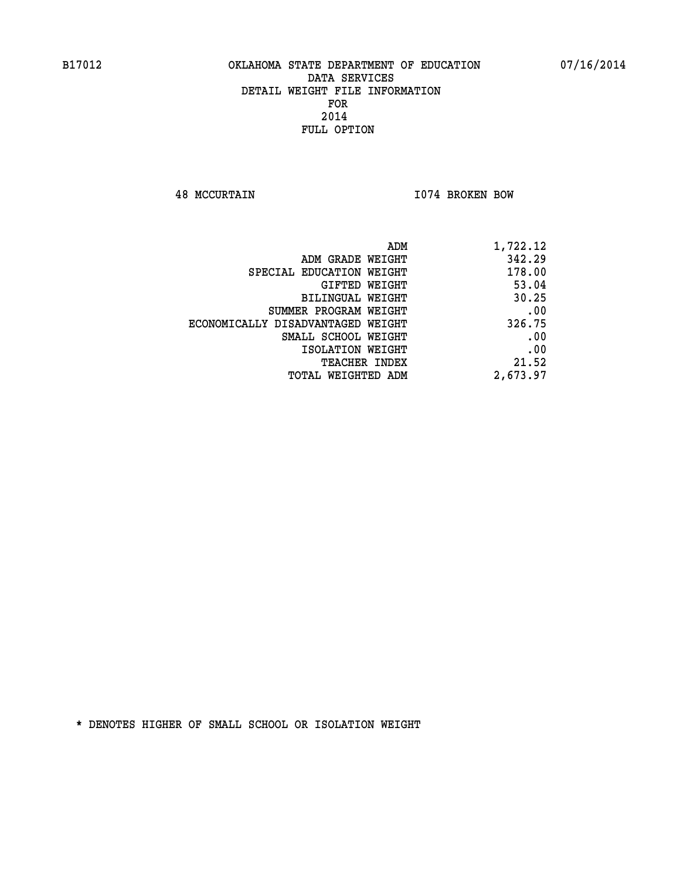B17012 OKLAHOMA STATE DEPARTMENT OF EDUCATION 07/16/2014

DATA SERVICES
DETAIL WEIGHT FILE INFORMATION
FOR
2014
FULL OPTION

48 MCCURTAIN I074 BROKEN BOW

| | |
|---|---|
| ADM | 1,722.12 |
| ADM GRADE WEIGHT | 342.29 |
| SPECIAL EDUCATION WEIGHT | 178.00 |
| GIFTED WEIGHT | 53.04 |
| BILINGUAL WEIGHT | 30.25 |
| SUMMER PROGRAM WEIGHT | .00 |
| ECONOMICALLY DISADVANTAGED WEIGHT | 326.75 |
| SMALL SCHOOL WEIGHT | .00 |
| ISOLATION WEIGHT | .00 |
| TEACHER INDEX | 21.52 |
| TOTAL WEIGHTED ADM | 2,673.97 |

* DENOTES HIGHER OF SMALL SCHOOL OR ISOLATION WEIGHT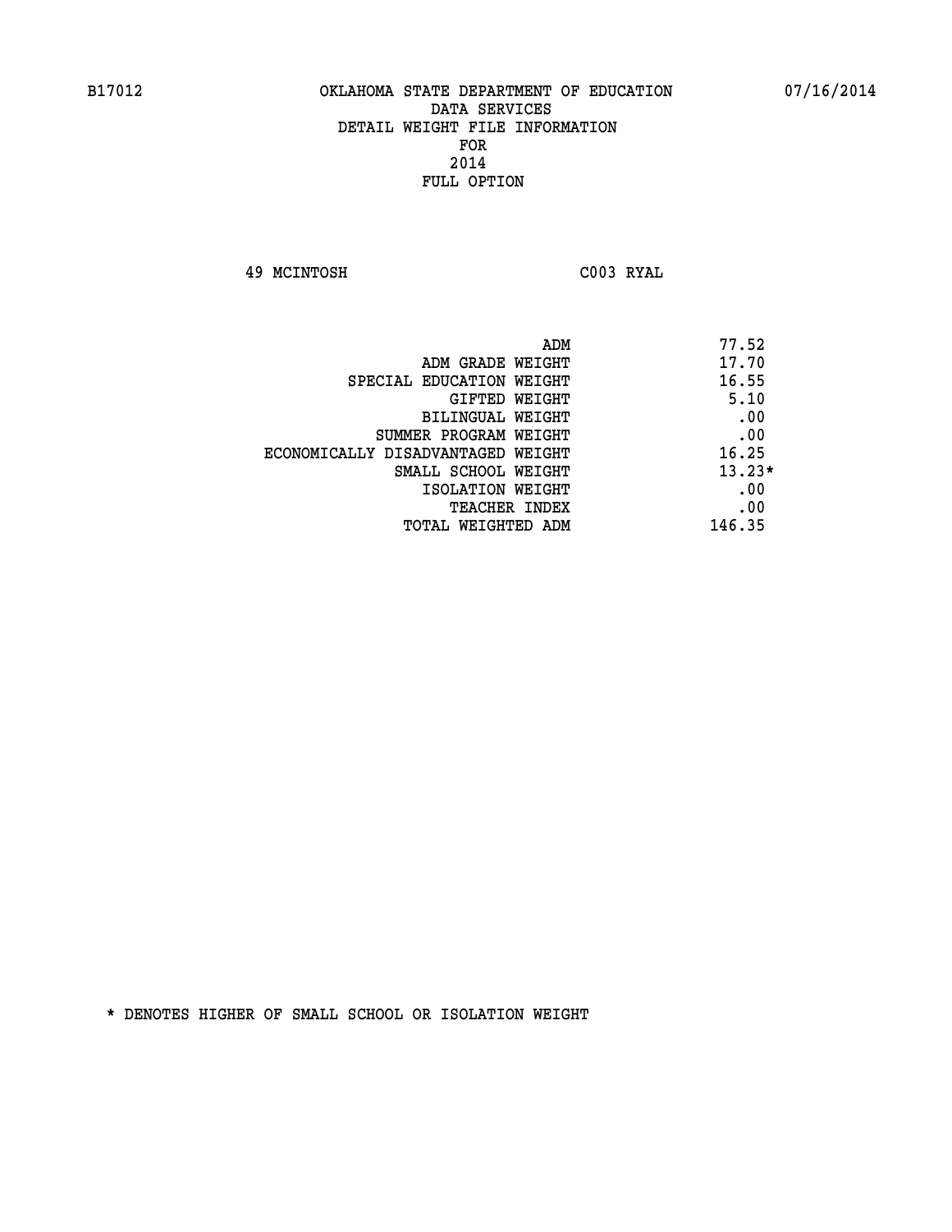B17012 OKLAHOMA STATE DEPARTMENT OF EDUCATION 07/16/2014

DATA SERVICES
DETAIL WEIGHT FILE INFORMATION
FOR
2014
FULL OPTION

49 MCINTOSH C003 RYAL

| | |
|---|---|
| ADM | 77.52 |
| ADM GRADE WEIGHT | 17.70 |
| SPECIAL EDUCATION WEIGHT | 16.55 |
| GIFTED WEIGHT | 5.10 |
| BILINGUAL WEIGHT | .00 |
| SUMMER PROGRAM WEIGHT | .00 |
| ECONOMICALLY DISADVANTAGED WEIGHT | 16.25 |
| SMALL SCHOOL WEIGHT | 13.23* |
| ISOLATION WEIGHT | .00 |
| TEACHER INDEX | .00 |
| TOTAL WEIGHTED ADM | 146.35 |

* DENOTES HIGHER OF SMALL SCHOOL OR ISOLATION WEIGHT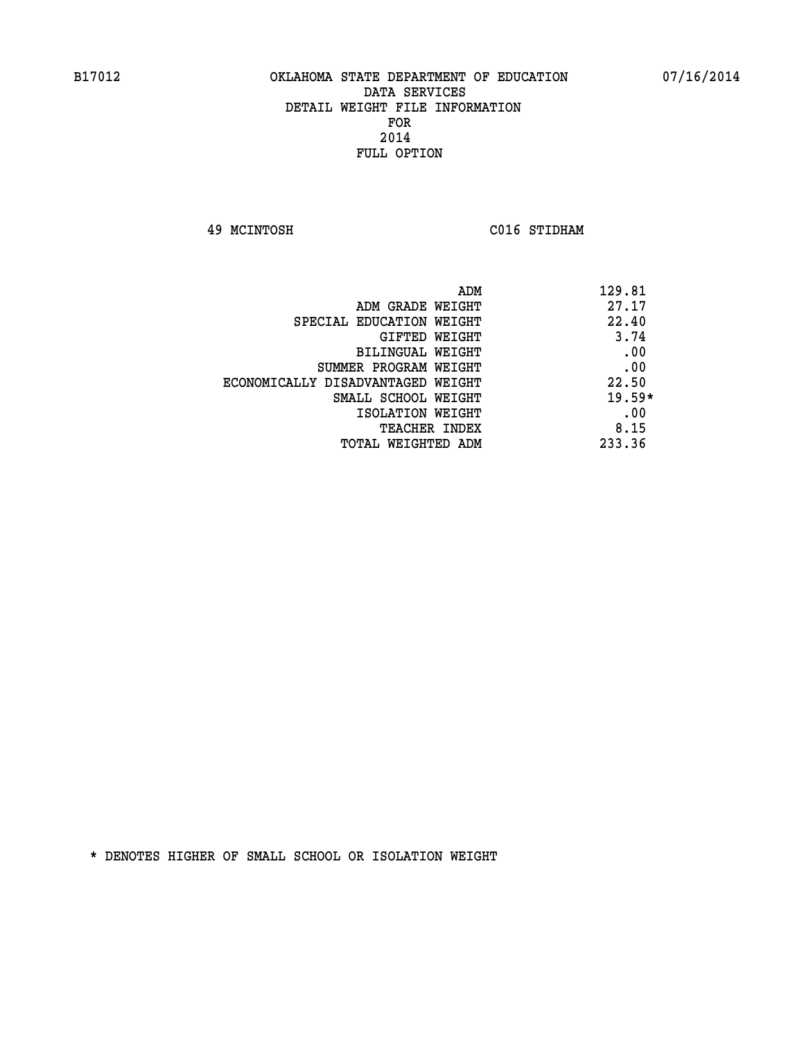B17012 OKLAHOMA STATE DEPARTMENT OF EDUCATION 07/16/2014

DATA SERVICES
DETAIL WEIGHT FILE INFORMATION
FOR
2014
FULL OPTION

49 MCINTOSH C016 STIDHAM

| | |
|---|---|
| ADM | 129.81 |
| ADM GRADE WEIGHT | 27.17 |
| SPECIAL EDUCATION WEIGHT | 22.40 |
| GIFTED WEIGHT | 3.74 |
| BILINGUAL WEIGHT | .00 |
| SUMMER PROGRAM WEIGHT | .00 |
| ECONOMICALLY DISADVANTAGED WEIGHT | 22.50 |
| SMALL SCHOOL WEIGHT | 19.59* |
| ISOLATION WEIGHT | .00 |
| TEACHER INDEX | 8.15 |
| TOTAL WEIGHTED ADM | 233.36 |

* DENOTES HIGHER OF SMALL SCHOOL OR ISOLATION WEIGHT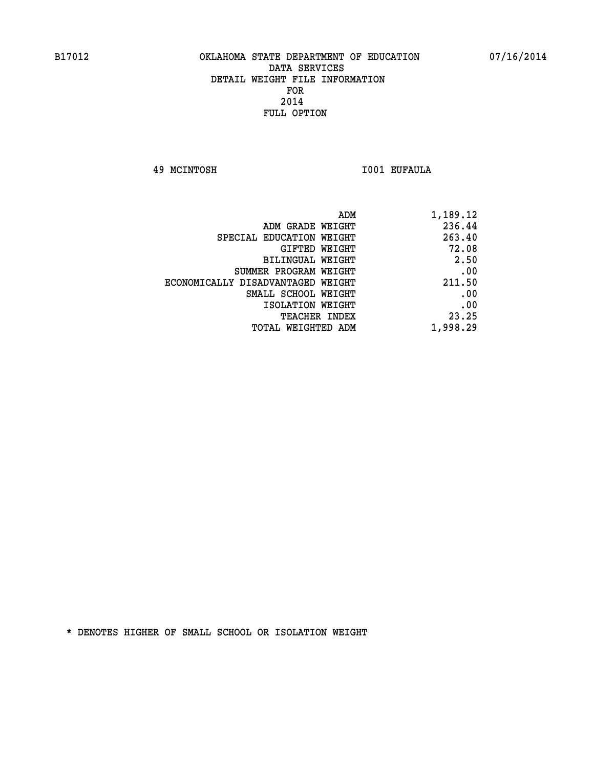B17012 OKLAHOMA STATE DEPARTMENT OF EDUCATION 07/16/2014

DATA SERVICES
DETAIL WEIGHT FILE INFORMATION
FOR
2014
FULL OPTION

49 MCINTOSH I001 EUFAULA

| | |
|---|---|
| ADM | 1,189.12 |
| ADM GRADE WEIGHT | 236.44 |
| SPECIAL EDUCATION WEIGHT | 263.40 |
| GIFTED WEIGHT | 72.08 |
| BILINGUAL WEIGHT | 2.50 |
| SUMMER PROGRAM WEIGHT | .00 |
| ECONOMICALLY DISADVANTAGED WEIGHT | 211.50 |
| SMALL SCHOOL WEIGHT | .00 |
| ISOLATION WEIGHT | .00 |
| TEACHER INDEX | 23.25 |
| TOTAL WEIGHTED ADM | 1,998.29 |

* DENOTES HIGHER OF SMALL SCHOOL OR ISOLATION WEIGHT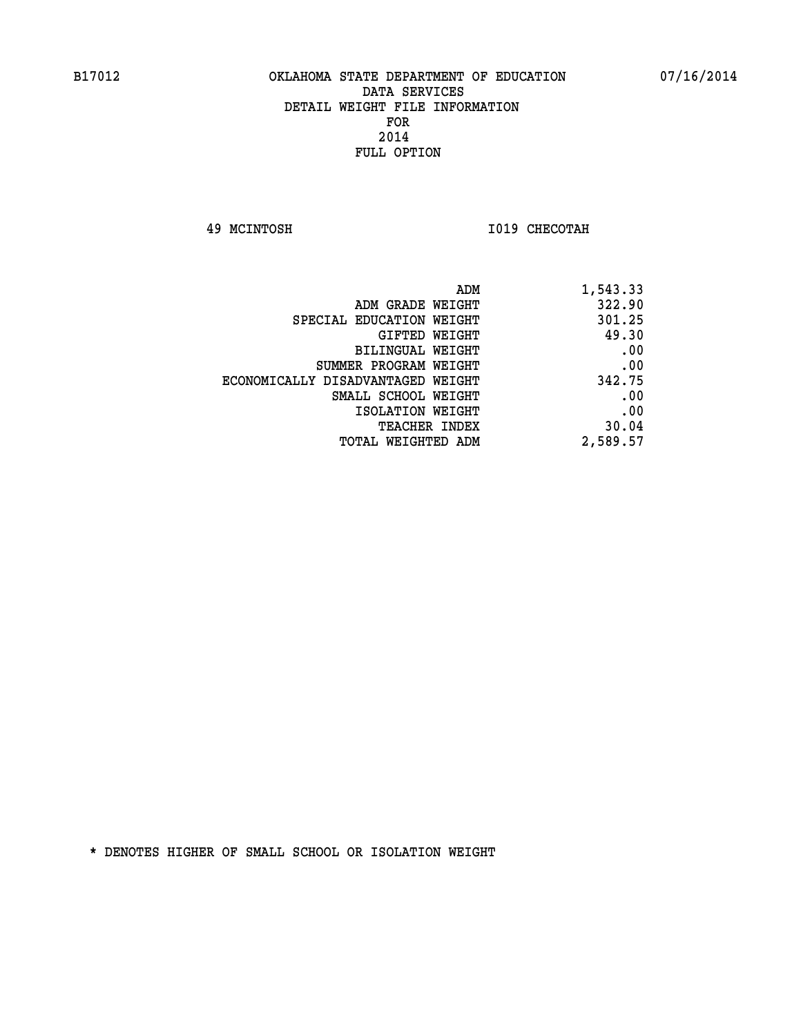B17012 OKLAHOMA STATE DEPARTMENT OF EDUCATION 07/16/2014

DATA SERVICES
DETAIL WEIGHT FILE INFORMATION
FOR
2014
FULL OPTION

49 MCINTOSH I019 CHECOTAH

| | |
|---|---|
| ADM | 1,543.33 |
| ADM GRADE WEIGHT | 322.90 |
| SPECIAL EDUCATION WEIGHT | 301.25 |
| GIFTED WEIGHT | 49.30 |
| BILINGUAL WEIGHT | .00 |
| SUMMER PROGRAM WEIGHT | .00 |
| ECONOMICALLY DISADVANTAGED WEIGHT | 342.75 |
| SMALL SCHOOL WEIGHT | .00 |
| ISOLATION WEIGHT | .00 |
| TEACHER INDEX | 30.04 |
| TOTAL WEIGHTED ADM | 2,589.57 |

* DENOTES HIGHER OF SMALL SCHOOL OR ISOLATION WEIGHT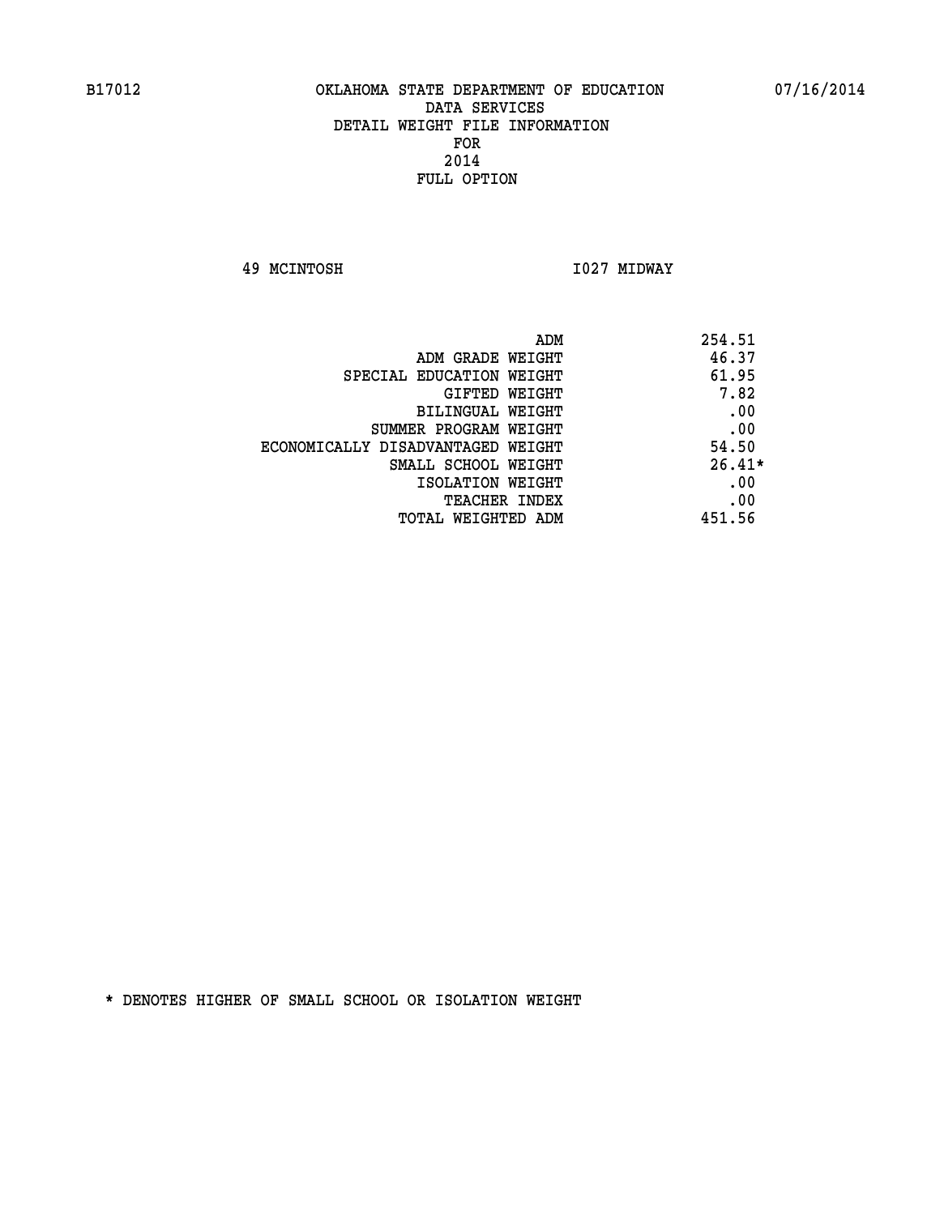B17012 OKLAHOMA STATE DEPARTMENT OF EDUCATION 07/16/2014

DATA SERVICES
DETAIL WEIGHT FILE INFORMATION
FOR
2014
FULL OPTION

49 MCINTOSH I027 MIDWAY

| | |
|---|---|
| ADM | 254.51 |
| ADM GRADE WEIGHT | 46.37 |
| SPECIAL EDUCATION WEIGHT | 61.95 |
| GIFTED WEIGHT | 7.82 |
| BILINGUAL WEIGHT | .00 |
| SUMMER PROGRAM WEIGHT | .00 |
| ECONOMICALLY DISADVANTAGED WEIGHT | 54.50 |
| SMALL SCHOOL WEIGHT | 26.41* |
| ISOLATION WEIGHT | .00 |
| TEACHER INDEX | .00 |
| TOTAL WEIGHTED ADM | 451.56 |

* DENOTES HIGHER OF SMALL SCHOOL OR ISOLATION WEIGHT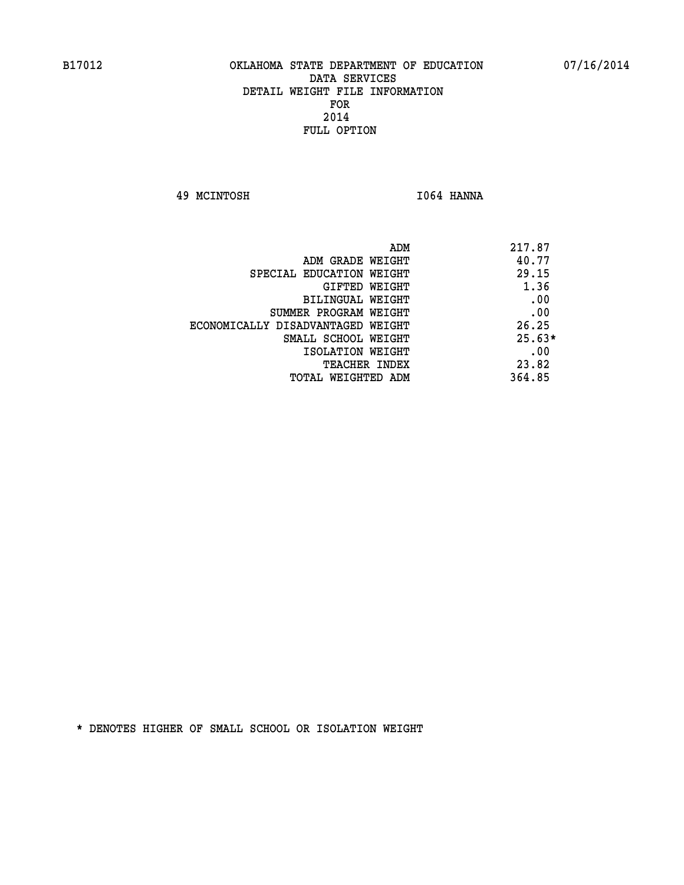B17012 OKLAHOMA STATE DEPARTMENT OF EDUCATION 07/16/2014

DATA SERVICES
DETAIL WEIGHT FILE INFORMATION
FOR
2014
FULL OPTION

49 MCINTOSH I064 HANNA

| | |
|---|---|
| ADM | 217.87 |
| ADM GRADE WEIGHT | 40.77 |
| SPECIAL EDUCATION WEIGHT | 29.15 |
| GIFTED WEIGHT | 1.36 |
| BILINGUAL WEIGHT | .00 |
| SUMMER PROGRAM WEIGHT | .00 |
| ECONOMICALLY DISADVANTAGED WEIGHT | 26.25 |
| SMALL SCHOOL WEIGHT | 25.63* |
| ISOLATION WEIGHT | .00 |
| TEACHER INDEX | 23.82 |
| TOTAL WEIGHTED ADM | 364.85 |

* DENOTES HIGHER OF SMALL SCHOOL OR ISOLATION WEIGHT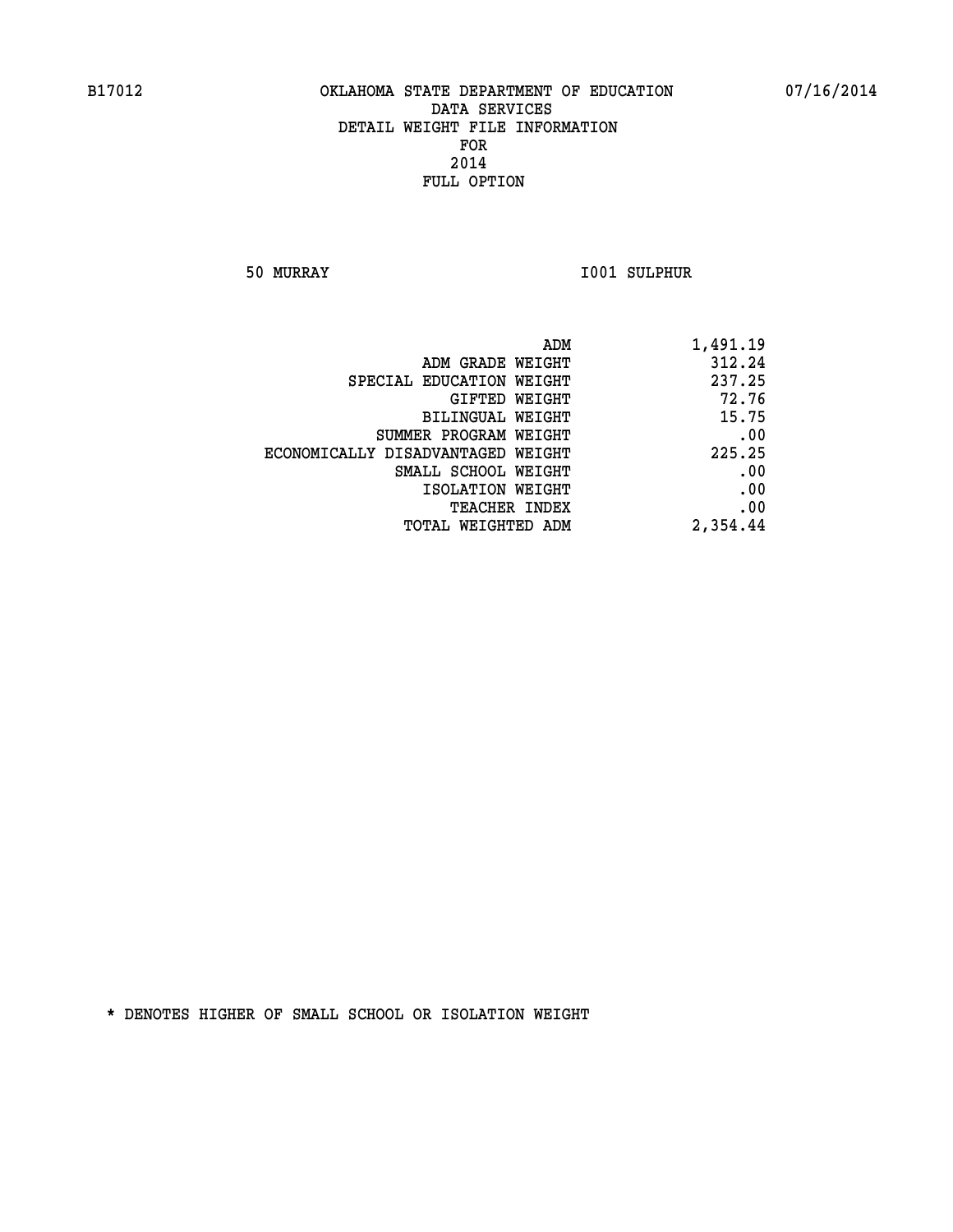B17012 OKLAHOMA STATE DEPARTMENT OF EDUCATION 07/16/2014

DATA SERVICES
DETAIL WEIGHT FILE INFORMATION
FOR
2014
FULL OPTION

50 MURRAY I001 SULPHUR

| | |
|---|---|
| ADM | 1,491.19 |
| ADM GRADE WEIGHT | 312.24 |
| SPECIAL EDUCATION WEIGHT | 237.25 |
| GIFTED WEIGHT | 72.76 |
| BILINGUAL WEIGHT | 15.75 |
| SUMMER PROGRAM WEIGHT | .00 |
| ECONOMICALLY DISADVANTAGED WEIGHT | 225.25 |
| SMALL SCHOOL WEIGHT | .00 |
| ISOLATION WEIGHT | .00 |
| TEACHER INDEX | .00 |
| TOTAL WEIGHTED ADM | 2,354.44 |

* DENOTES HIGHER OF SMALL SCHOOL OR ISOLATION WEIGHT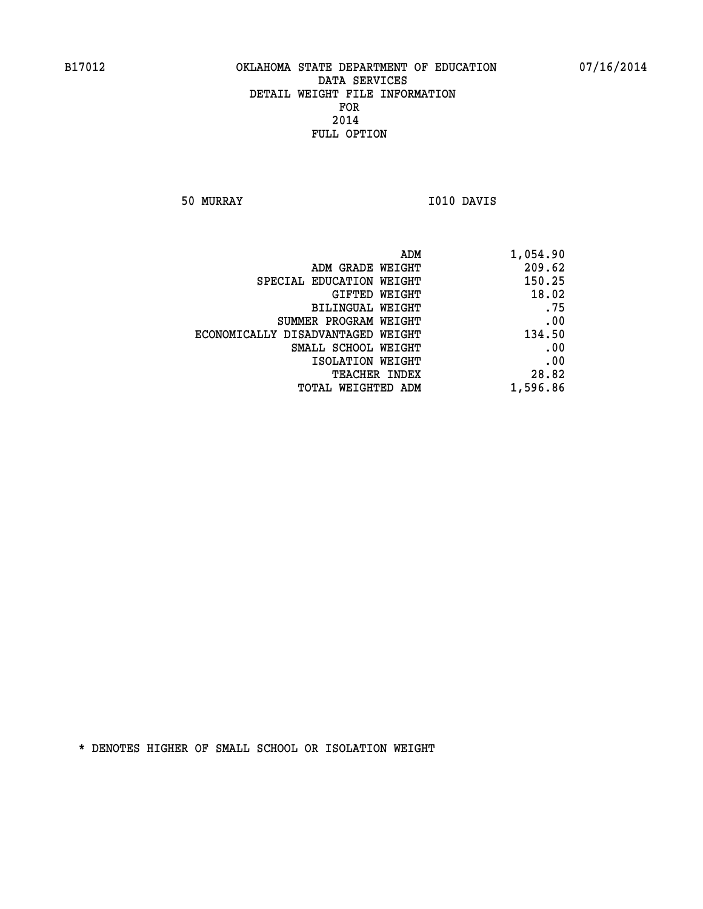# OKLAHOMA STATE DEPARTMENT OF EDUCATION
## DATA SERVICES
## DETAIL WEIGHT FILE INFORMATION
## FOR
## 2014
## FULL OPTION

50 MURRAY I010 DAVIS

| | |
|---|---|
| ADM | 1,054.90 |
| ADM GRADE WEIGHT | 209.62 |
| SPECIAL EDUCATION WEIGHT | 150.25 |
| GIFTED WEIGHT | 18.02 |
| BILINGUAL WEIGHT | .75 |
| SUMMER PROGRAM WEIGHT | .00 |
| ECONOMICALLY DISADVANTAGED WEIGHT | 134.50 |
| SMALL SCHOOL WEIGHT | .00 |
| ISOLATION WEIGHT | .00 |
| TEACHER INDEX | 28.82 |
| TOTAL WEIGHTED ADM | 1,596.86 |

* DENOTES HIGHER OF SMALL SCHOOL OR ISOLATION WEIGHT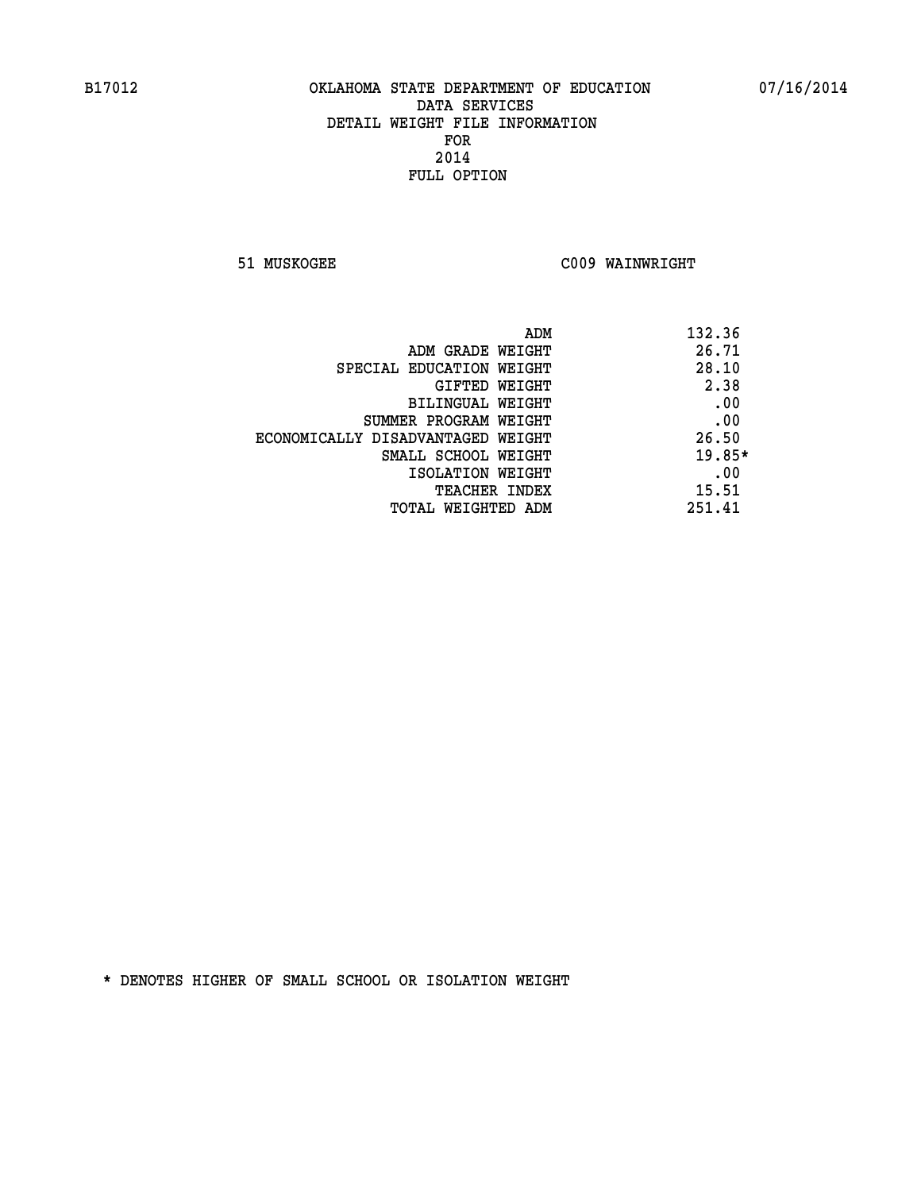B17012 OKLAHOMA STATE DEPARTMENT OF EDUCATION 07/16/2014

DATA SERVICES
DETAIL WEIGHT FILE INFORMATION
FOR
2014
FULL OPTION

51 MUSKOGEE C009 WAINWRIGHT

| | |
|---|---|
| ADM | 132.36 |
| ADM GRADE WEIGHT | 26.71 |
| SPECIAL EDUCATION WEIGHT | 28.10 |
| GIFTED WEIGHT | 2.38 |
| BILINGUAL WEIGHT | .00 |
| SUMMER PROGRAM WEIGHT | .00 |
| ECONOMICALLY DISADVANTAGED WEIGHT | 26.50 |
| SMALL SCHOOL WEIGHT | 19.85* |
| ISOLATION WEIGHT | .00 |
| TEACHER INDEX | 15.51 |
| TOTAL WEIGHTED ADM | 251.41 |

* DENOTES HIGHER OF SMALL SCHOOL OR ISOLATION WEIGHT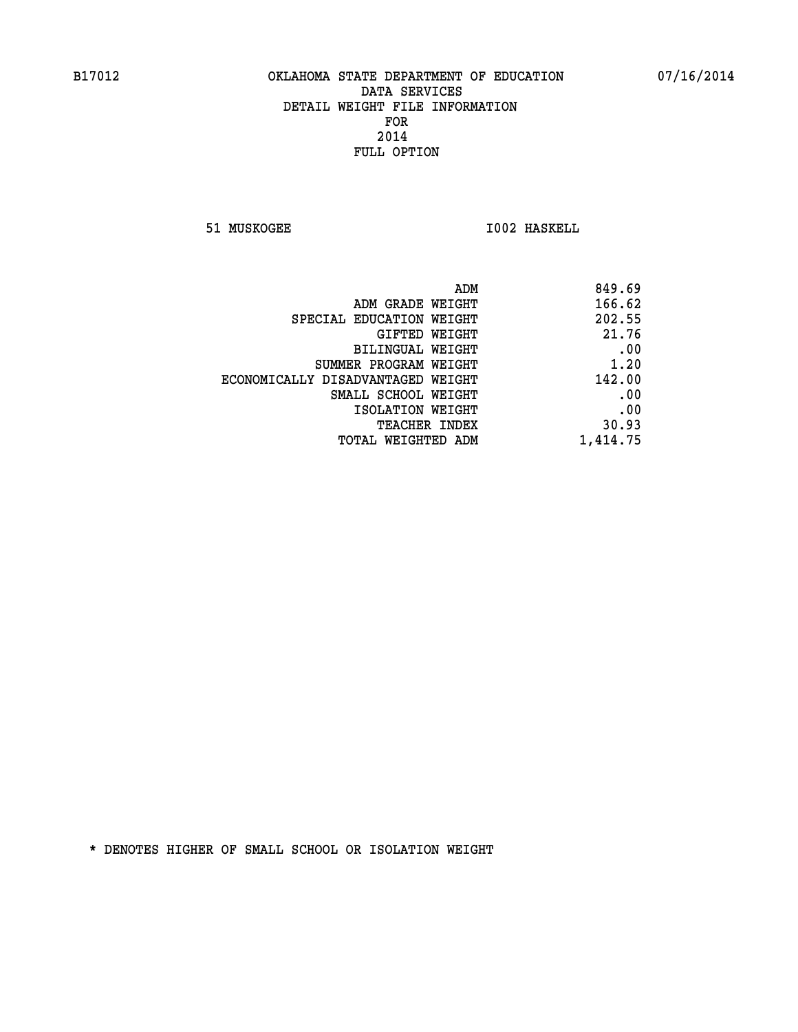B17012 OKLAHOMA STATE DEPARTMENT OF EDUCATION 07/16/2014

DATA SERVICES
DETAIL WEIGHT FILE INFORMATION
FOR
2014
FULL OPTION

51 MUSKOGEE I002 HASKELL

| | |
|---|---|
| ADM | 849.69 |
| ADM GRADE WEIGHT | 166.62 |
| SPECIAL EDUCATION WEIGHT | 202.55 |
| GIFTED WEIGHT | 21.76 |
| BILINGUAL WEIGHT | .00 |
| SUMMER PROGRAM WEIGHT | 1.20 |
| ECONOMICALLY DISADVANTAGED WEIGHT | 142.00 |
| SMALL SCHOOL WEIGHT | .00 |
| ISOLATION WEIGHT | .00 |
| TEACHER INDEX | 30.93 |
| TOTAL WEIGHTED ADM | 1,414.75 |

* DENOTES HIGHER OF SMALL SCHOOL OR ISOLATION WEIGHT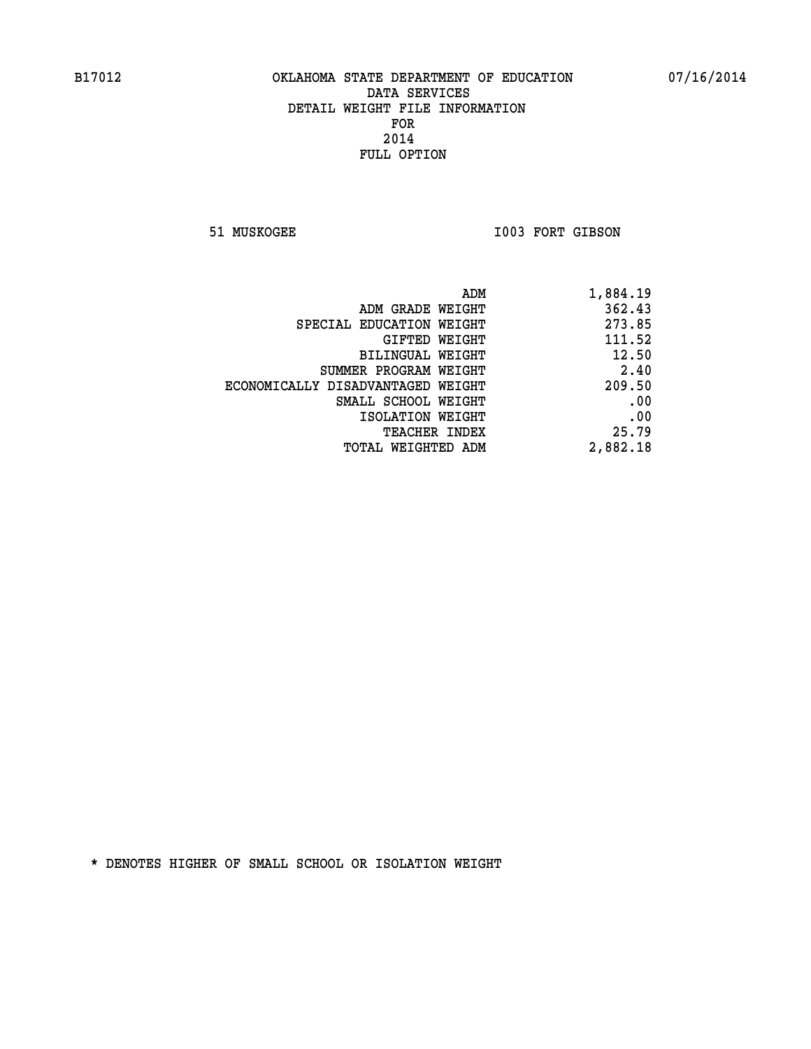B17012 OKLAHOMA STATE DEPARTMENT OF EDUCATION 07/16/2014

DATA SERVICES
DETAIL WEIGHT FILE INFORMATION
FOR
2014
FULL OPTION

51 MUSKOGEE I003 FORT GIBSON

| | |
|---|---|
| ADM | 1,884.19 |
| ADM GRADE WEIGHT | 362.43 |
| SPECIAL EDUCATION WEIGHT | 273.85 |
| GIFTED WEIGHT | 111.52 |
| BILINGUAL WEIGHT | 12.50 |
| SUMMER PROGRAM WEIGHT | 2.40 |
| ECONOMICALLY DISADVANTAGED WEIGHT | 209.50 |
| SMALL SCHOOL WEIGHT | .00 |
| ISOLATION WEIGHT | .00 |
| TEACHER INDEX | 25.79 |
| TOTAL WEIGHTED ADM | 2,882.18 |

* DENOTES HIGHER OF SMALL SCHOOL OR ISOLATION WEIGHT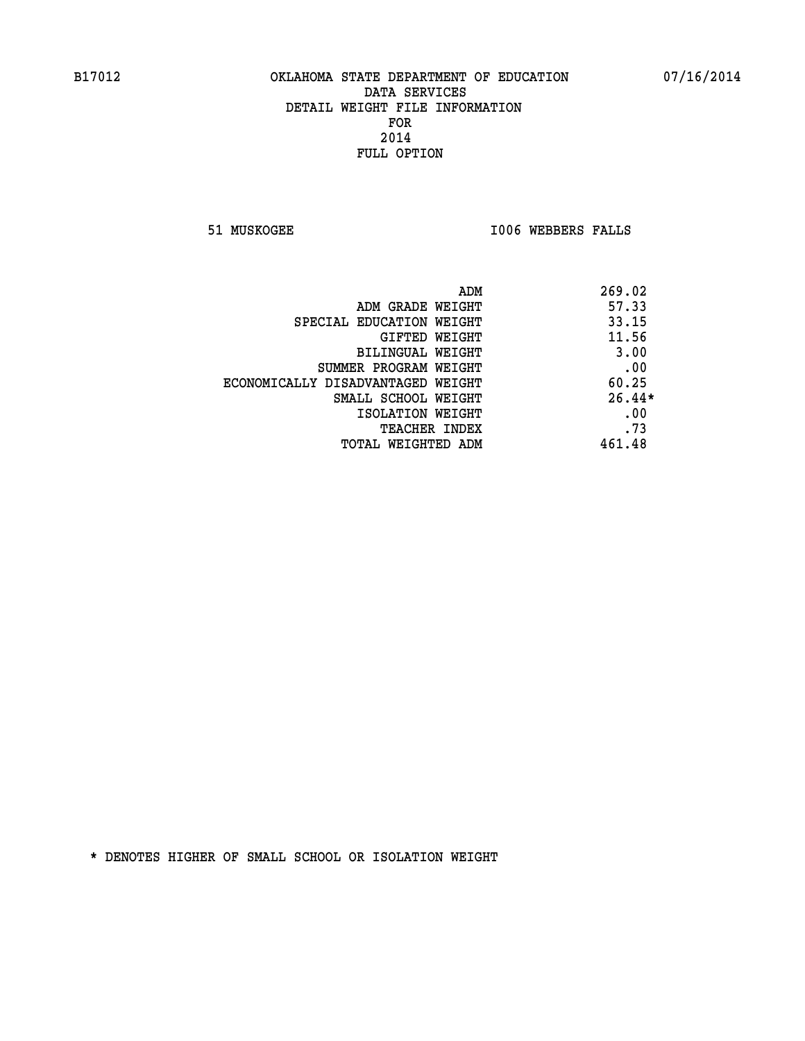B17012 OKLAHOMA STATE DEPARTMENT OF EDUCATION 07/16/2014

DATA SERVICES
DETAIL WEIGHT FILE INFORMATION
FOR
2014
FULL OPTION

51 MUSKOGEE I006 WEBBERS FALLS

| | |
|---|---|
| ADM | 269.02 |
| ADM GRADE WEIGHT | 57.33 |
| SPECIAL EDUCATION WEIGHT | 33.15 |
| GIFTED WEIGHT | 11.56 |
| BILINGUAL WEIGHT | 3.00 |
| SUMMER PROGRAM WEIGHT | .00 |
| ECONOMICALLY DISADVANTAGED WEIGHT | 60.25 |
| SMALL SCHOOL WEIGHT | 26.44* |
| ISOLATION WEIGHT | .00 |
| TEACHER INDEX | .73 |
| TOTAL WEIGHTED ADM | 461.48 |

* DENOTES HIGHER OF SMALL SCHOOL OR ISOLATION WEIGHT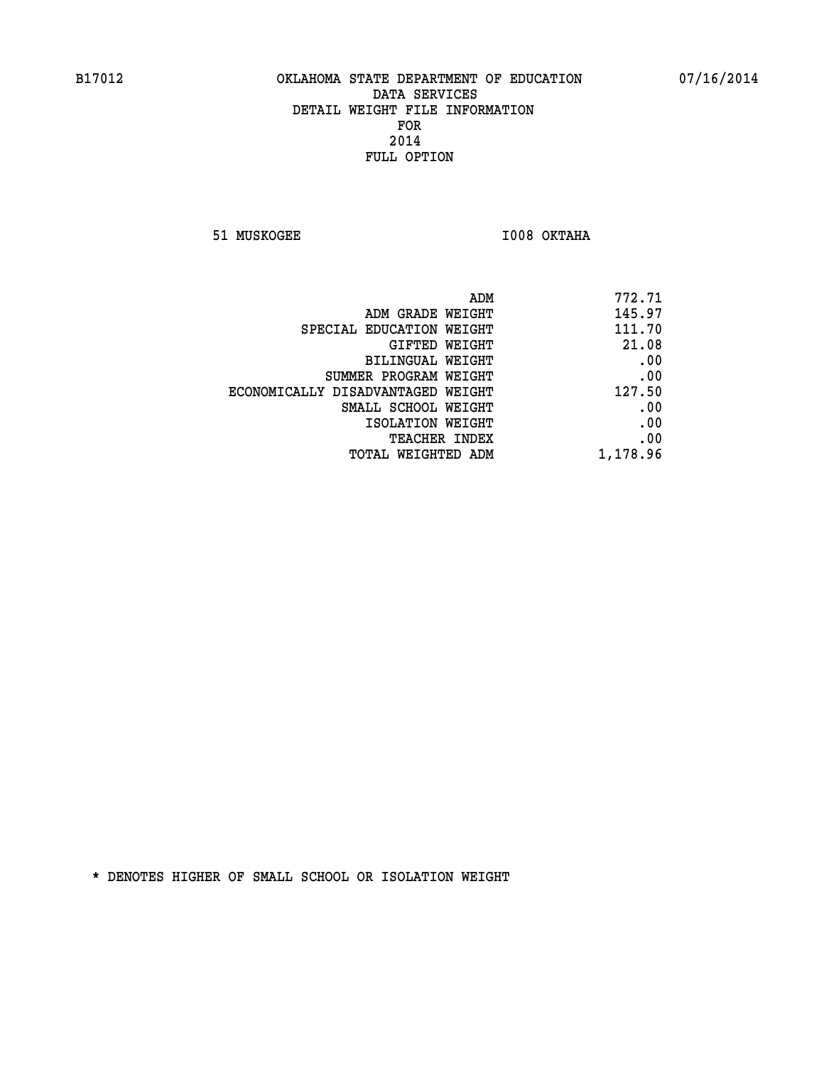B17012 OKLAHOMA STATE DEPARTMENT OF EDUCATION 07/16/2014

DATA SERVICES
DETAIL WEIGHT FILE INFORMATION
FOR
2014
FULL OPTION

51 MUSKOGEE I008 OKTAHA

| | |
|---|---|
| ADM | 772.71 |
| ADM GRADE WEIGHT | 145.97 |
| SPECIAL EDUCATION WEIGHT | 111.70 |
| GIFTED WEIGHT | 21.08 |
| BILINGUAL WEIGHT | .00 |
| SUMMER PROGRAM WEIGHT | .00 |
| ECONOMICALLY DISADVANTAGED WEIGHT | 127.50 |
| SMALL SCHOOL WEIGHT | .00 |
| ISOLATION WEIGHT | .00 |
| TEACHER INDEX | .00 |
| TOTAL WEIGHTED ADM | 1,178.96 |

* DENOTES HIGHER OF SMALL SCHOOL OR ISOLATION WEIGHT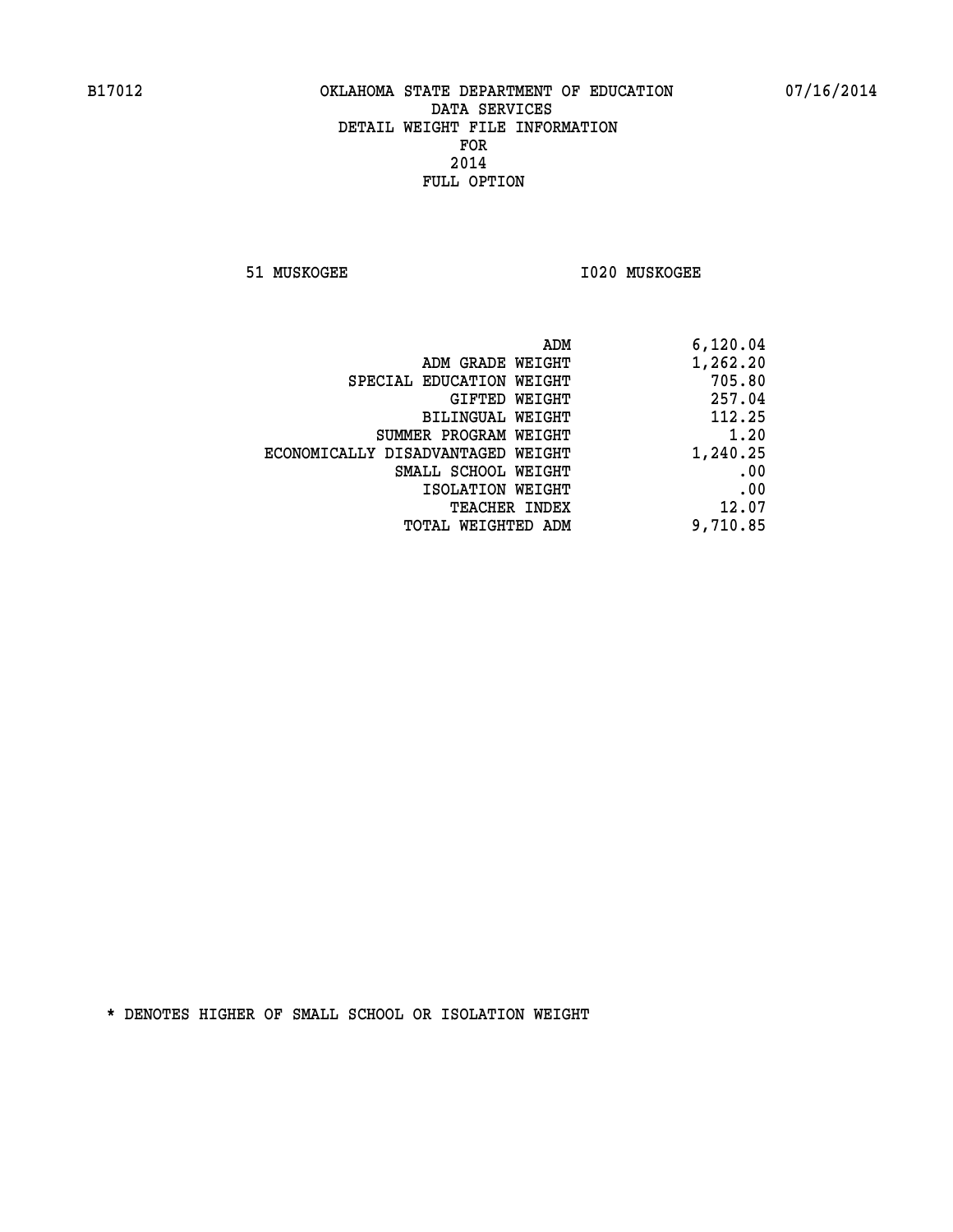B17012 OKLAHOMA STATE DEPARTMENT OF EDUCATION 07/16/2014

DATA SERVICES
DETAIL WEIGHT FILE INFORMATION
FOR
2014
FULL OPTION

51 MUSKOGEE I020 MUSKOGEE

| | |
|---|---|
| ADM | 6,120.04 |
| ADM GRADE WEIGHT | 1,262.20 |
| SPECIAL EDUCATION WEIGHT | 705.80 |
| GIFTED WEIGHT | 257.04 |
| BILINGUAL WEIGHT | 112.25 |
| SUMMER PROGRAM WEIGHT | 1.20 |
| ECONOMICALLY DISADVANTAGED WEIGHT | 1,240.25 |
| SMALL SCHOOL WEIGHT | .00 |
| ISOLATION WEIGHT | .00 |
| TEACHER INDEX | 12.07 |
| TOTAL WEIGHTED ADM | 9,710.85 |

* DENOTES HIGHER OF SMALL SCHOOL OR ISOLATION WEIGHT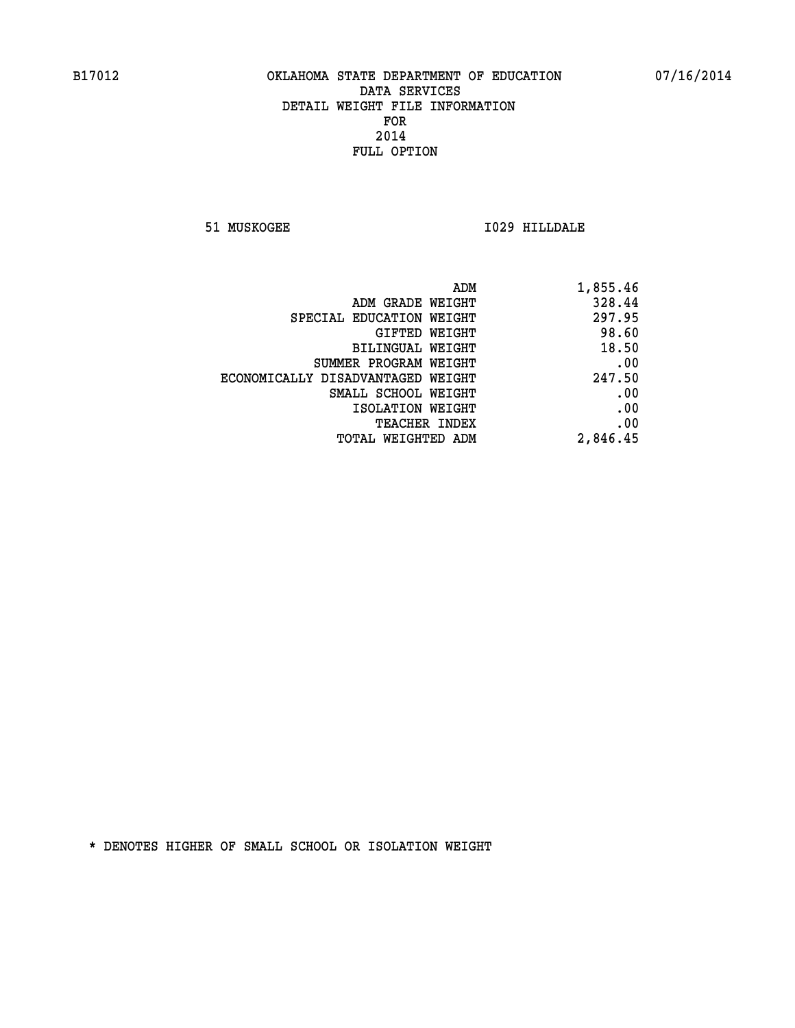B17012 OKLAHOMA STATE DEPARTMENT OF EDUCATION 07/16/2014

DATA SERVICES
DETAIL WEIGHT FILE INFORMATION
FOR
2014
FULL OPTION

51 MUSKOGEE I029 HILLDALE

| | |
|---|---|
| ADM | 1,855.46 |
| ADM GRADE WEIGHT | 328.44 |
| SPECIAL EDUCATION WEIGHT | 297.95 |
| GIFTED WEIGHT | 98.60 |
| BILINGUAL WEIGHT | 18.50 |
| SUMMER PROGRAM WEIGHT | .00 |
| ECONOMICALLY DISADVANTAGED WEIGHT | 247.50 |
| SMALL SCHOOL WEIGHT | .00 |
| ISOLATION WEIGHT | .00 |
| TEACHER INDEX | .00 |
| TOTAL WEIGHTED ADM | 2,846.45 |

* DENOTES HIGHER OF SMALL SCHOOL OR ISOLATION WEIGHT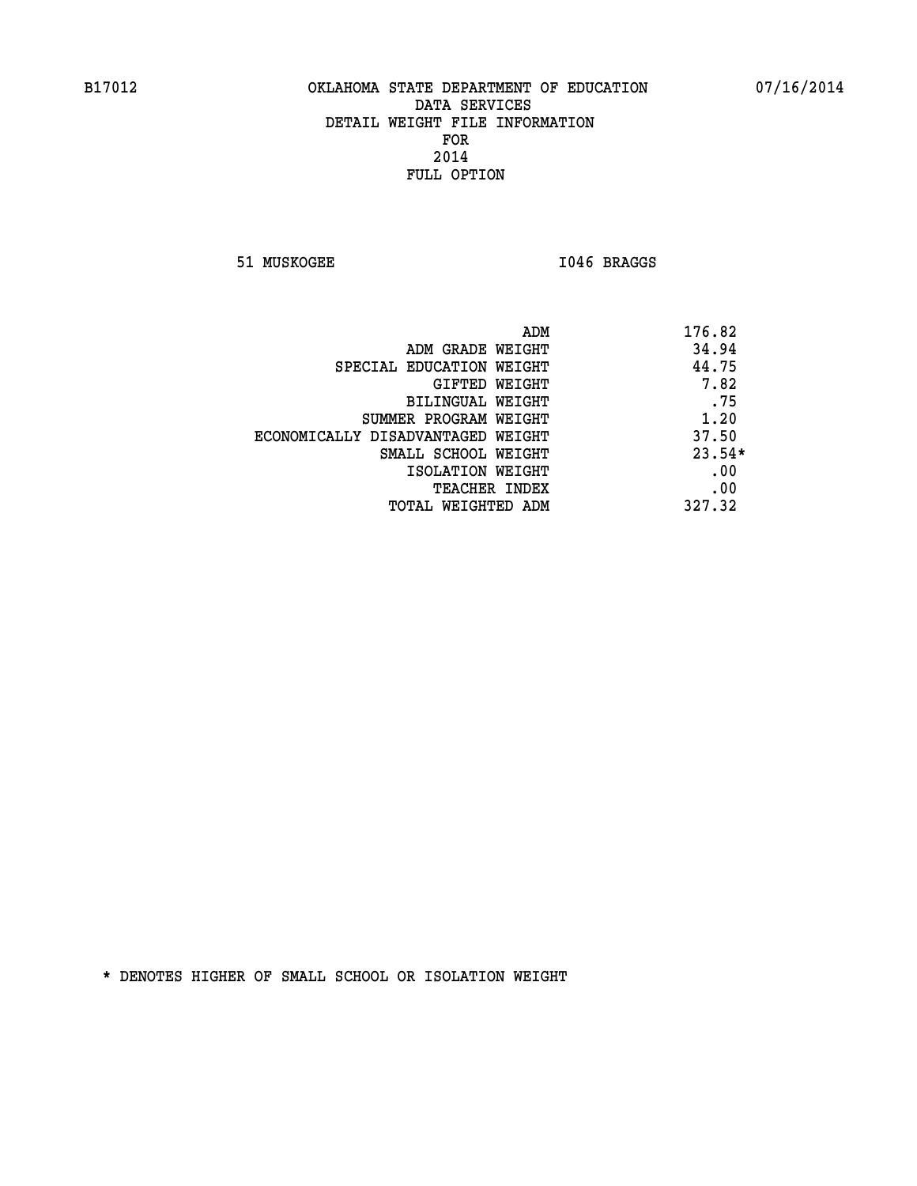B17012 OKLAHOMA STATE DEPARTMENT OF EDUCATION 07/16/2014

DATA SERVICES
DETAIL WEIGHT FILE INFORMATION
FOR
2014
FULL OPTION

51 MUSKOGEE I046 BRAGGS

| | |
|---|---|
| ADM | 176.82 |
| ADM GRADE WEIGHT | 34.94 |
| SPECIAL EDUCATION WEIGHT | 44.75 |
| GIFTED WEIGHT | 7.82 |
| BILINGUAL WEIGHT | .75 |
| SUMMER PROGRAM WEIGHT | 1.20 |
| ECONOMICALLY DISADVANTAGED WEIGHT | 37.50 |
| SMALL SCHOOL WEIGHT | 23.54* |
| ISOLATION WEIGHT | .00 |
| TEACHER INDEX | .00 |
| TOTAL WEIGHTED ADM | 327.32 |

* DENOTES HIGHER OF SMALL SCHOOL OR ISOLATION WEIGHT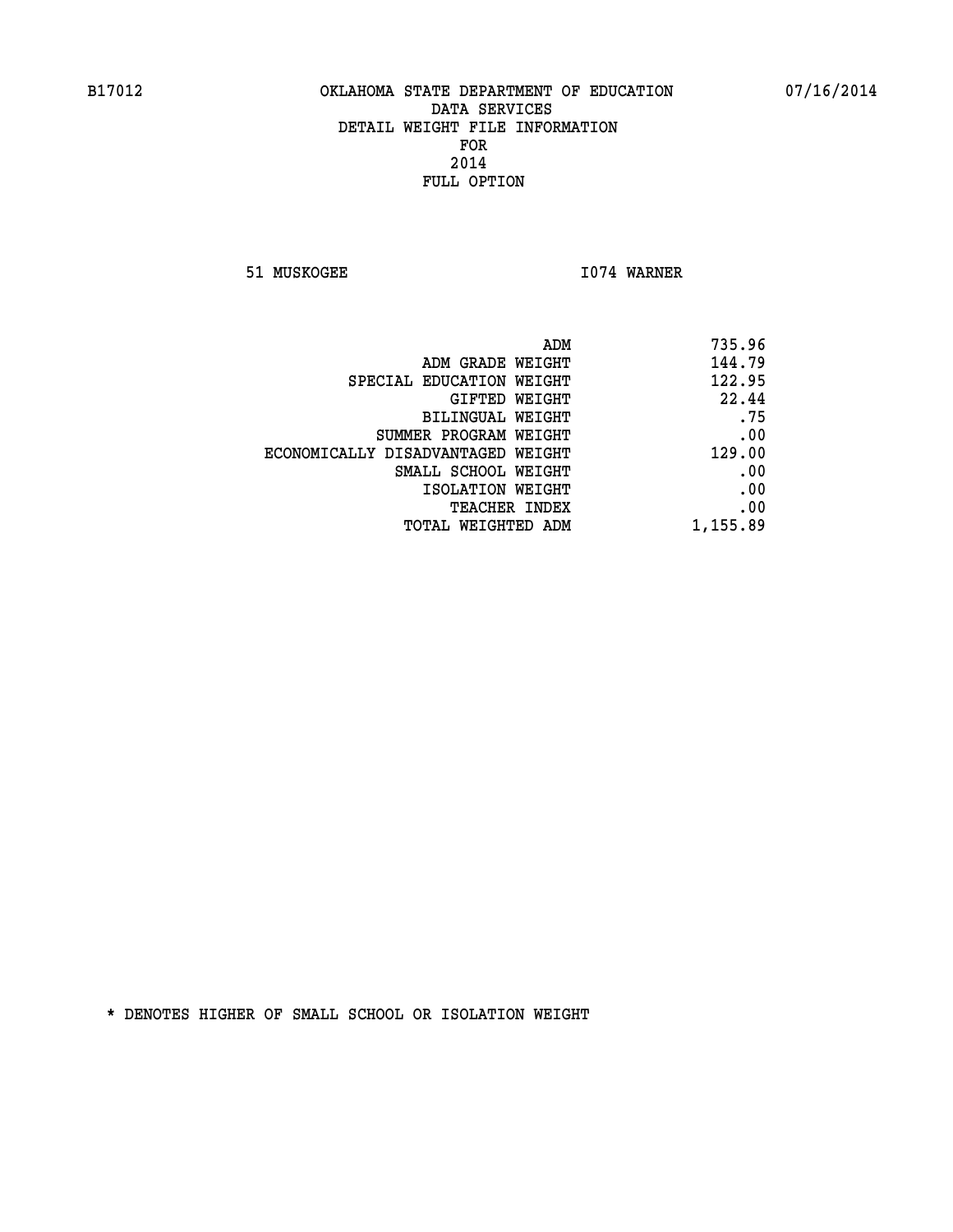B17012 OKLAHOMA STATE DEPARTMENT OF EDUCATION 07/16/2014

DATA SERVICES
DETAIL WEIGHT FILE INFORMATION
FOR
2014
FULL OPTION

51 MUSKOGEE I074 WARNER

| | |
|---|---|
| ADM | 735.96 |
| ADM GRADE WEIGHT | 144.79 |
| SPECIAL EDUCATION WEIGHT | 122.95 |
| GIFTED WEIGHT | 22.44 |
| BILINGUAL WEIGHT | .75 |
| SUMMER PROGRAM WEIGHT | .00 |
| ECONOMICALLY DISADVANTAGED WEIGHT | 129.00 |
| SMALL SCHOOL WEIGHT | .00 |
| ISOLATION WEIGHT | .00 |
| TEACHER INDEX | .00 |
| TOTAL WEIGHTED ADM | 1,155.89 |

* DENOTES HIGHER OF SMALL SCHOOL OR ISOLATION WEIGHT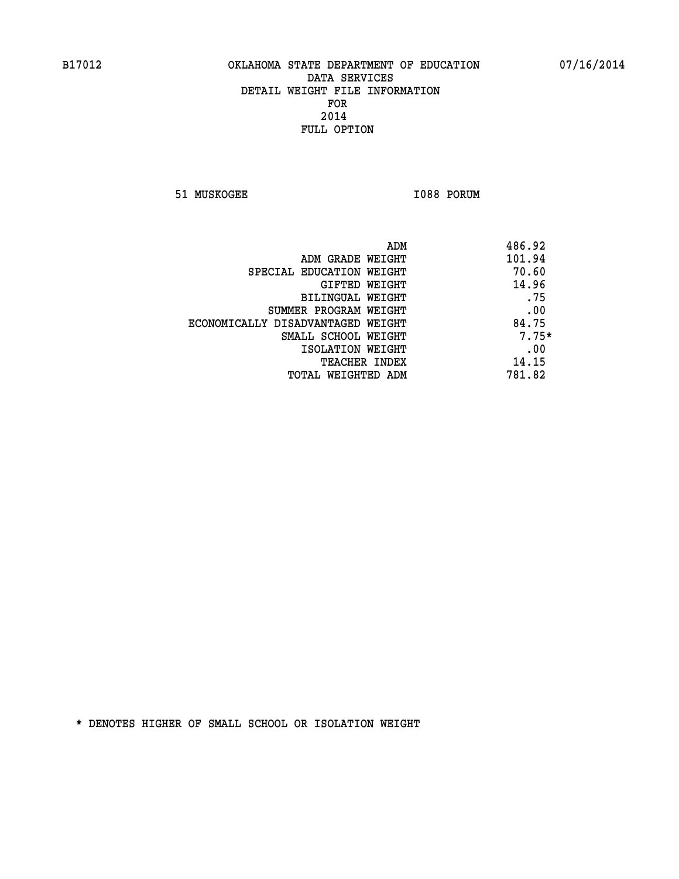B17012 OKLAHOMA STATE DEPARTMENT OF EDUCATION 07/16/2014

DATA SERVICES
DETAIL WEIGHT FILE INFORMATION
FOR
2014
FULL OPTION

51 MUSKOGEE I088 PORUM

| | |
|---|---|
| ADM | 486.92 |
| ADM GRADE WEIGHT | 101.94 |
| SPECIAL EDUCATION WEIGHT | 70.60 |
| GIFTED WEIGHT | 14.96 |
| BILINGUAL WEIGHT | .75 |
| SUMMER PROGRAM WEIGHT | .00 |
| ECONOMICALLY DISADVANTAGED WEIGHT | 84.75 |
| SMALL SCHOOL WEIGHT | 7.75* |
| ISOLATION WEIGHT | .00 |
| TEACHER INDEX | 14.15 |
| TOTAL WEIGHTED ADM | 781.82 |

* DENOTES HIGHER OF SMALL SCHOOL OR ISOLATION WEIGHT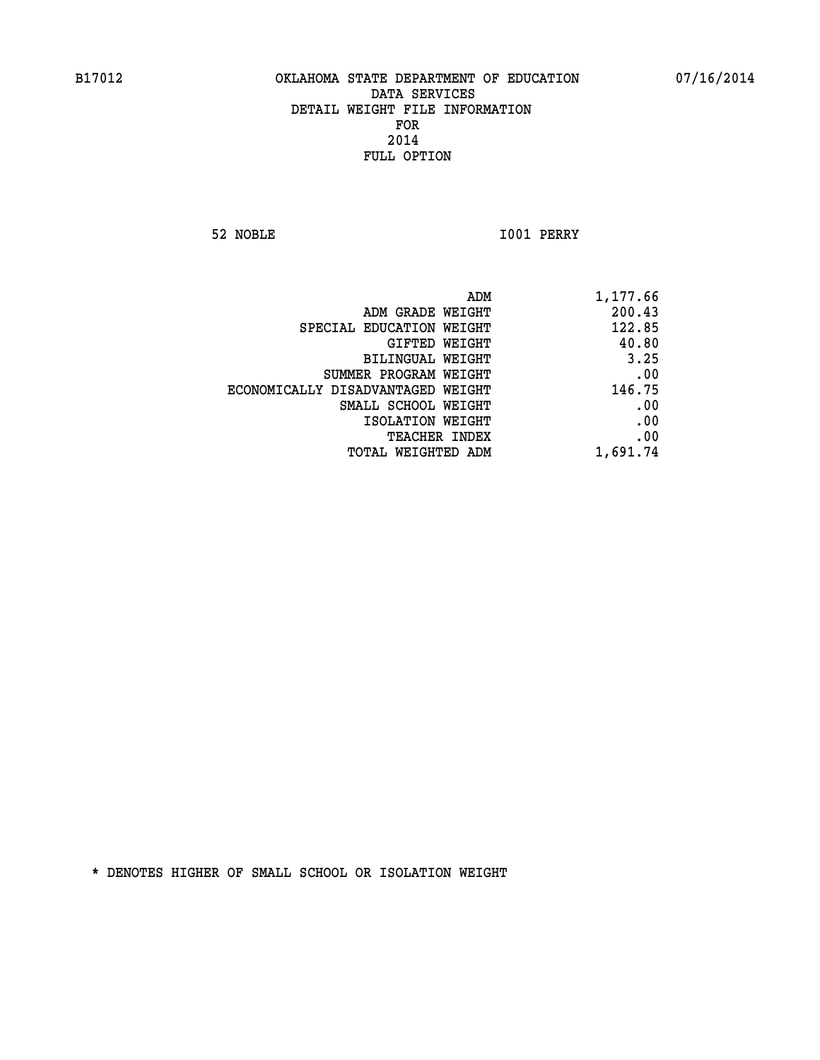B17012 OKLAHOMA STATE DEPARTMENT OF EDUCATION 07/16/2014

DATA SERVICES
DETAIL WEIGHT FILE INFORMATION
FOR
2014
FULL OPTION

52 NOBLE I001 PERRY

| | |
|---|---|
| ADM | 1,177.66 |
| ADM GRADE WEIGHT | 200.43 |
| SPECIAL EDUCATION WEIGHT | 122.85 |
| GIFTED WEIGHT | 40.80 |
| BILINGUAL WEIGHT | 3.25 |
| SUMMER PROGRAM WEIGHT | .00 |
| ECONOMICALLY DISADVANTAGED WEIGHT | 146.75 |
| SMALL SCHOOL WEIGHT | .00 |
| ISOLATION WEIGHT | .00 |
| TEACHER INDEX | .00 |
| TOTAL WEIGHTED ADM | 1,691.74 |

* DENOTES HIGHER OF SMALL SCHOOL OR ISOLATION WEIGHT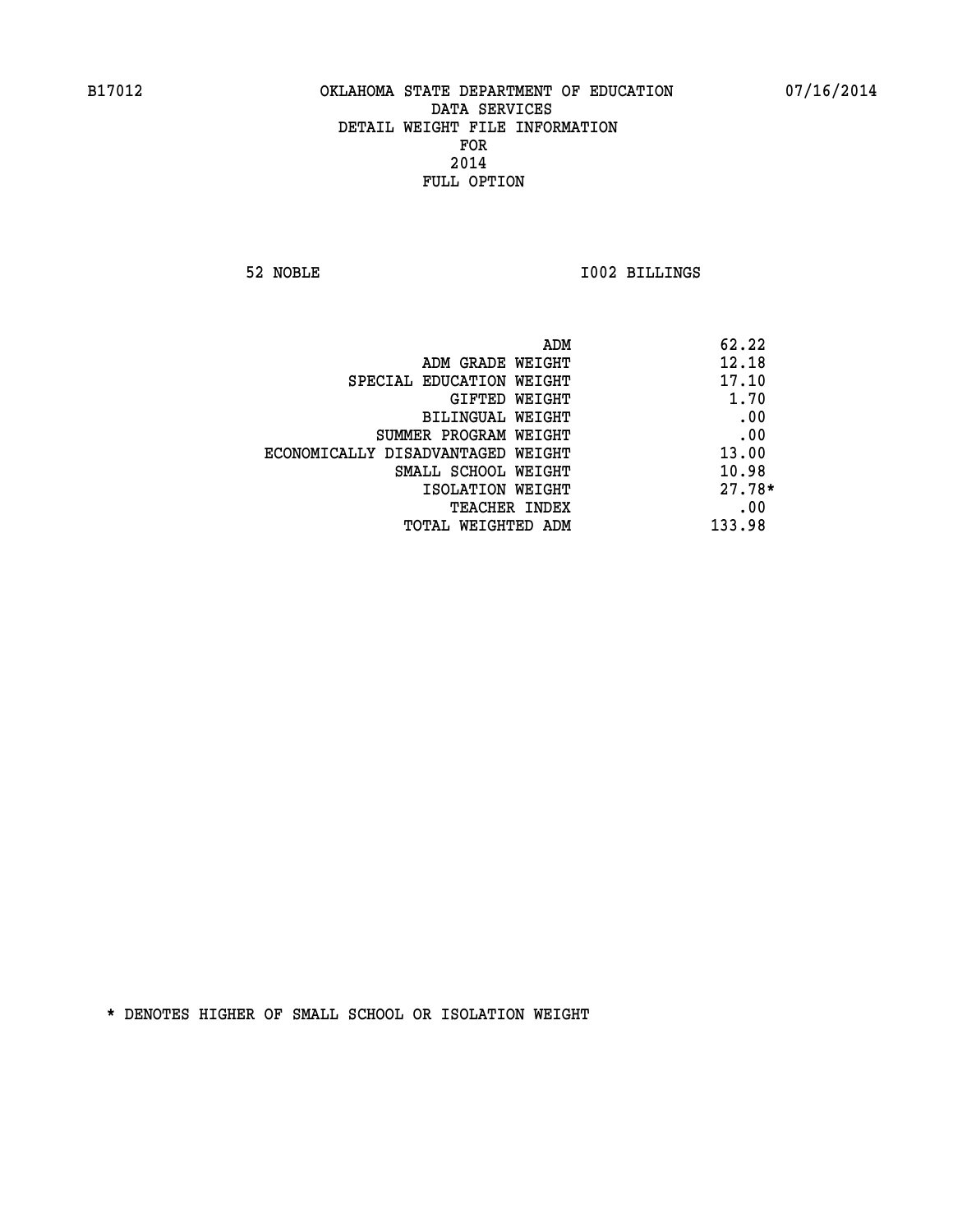B17012 OKLAHOMA STATE DEPARTMENT OF EDUCATION 07/16/2014

DATA SERVICES
DETAIL WEIGHT FILE INFORMATION
FOR
2014
FULL OPTION

52 NOBLE I002 BILLINGS

| | |
|---|---|
| ADM | 62.22 |
| ADM GRADE WEIGHT | 12.18 |
| SPECIAL EDUCATION WEIGHT | 17.10 |
| GIFTED WEIGHT | 1.70 |
| BILINGUAL WEIGHT | .00 |
| SUMMER PROGRAM WEIGHT | .00 |
| ECONOMICALLY DISADVANTAGED WEIGHT | 13.00 |
| SMALL SCHOOL WEIGHT | 10.98 |
| ISOLATION WEIGHT | 27.78* |
| TEACHER INDEX | .00 |
| TOTAL WEIGHTED ADM | 133.98 |

* DENOTES HIGHER OF SMALL SCHOOL OR ISOLATION WEIGHT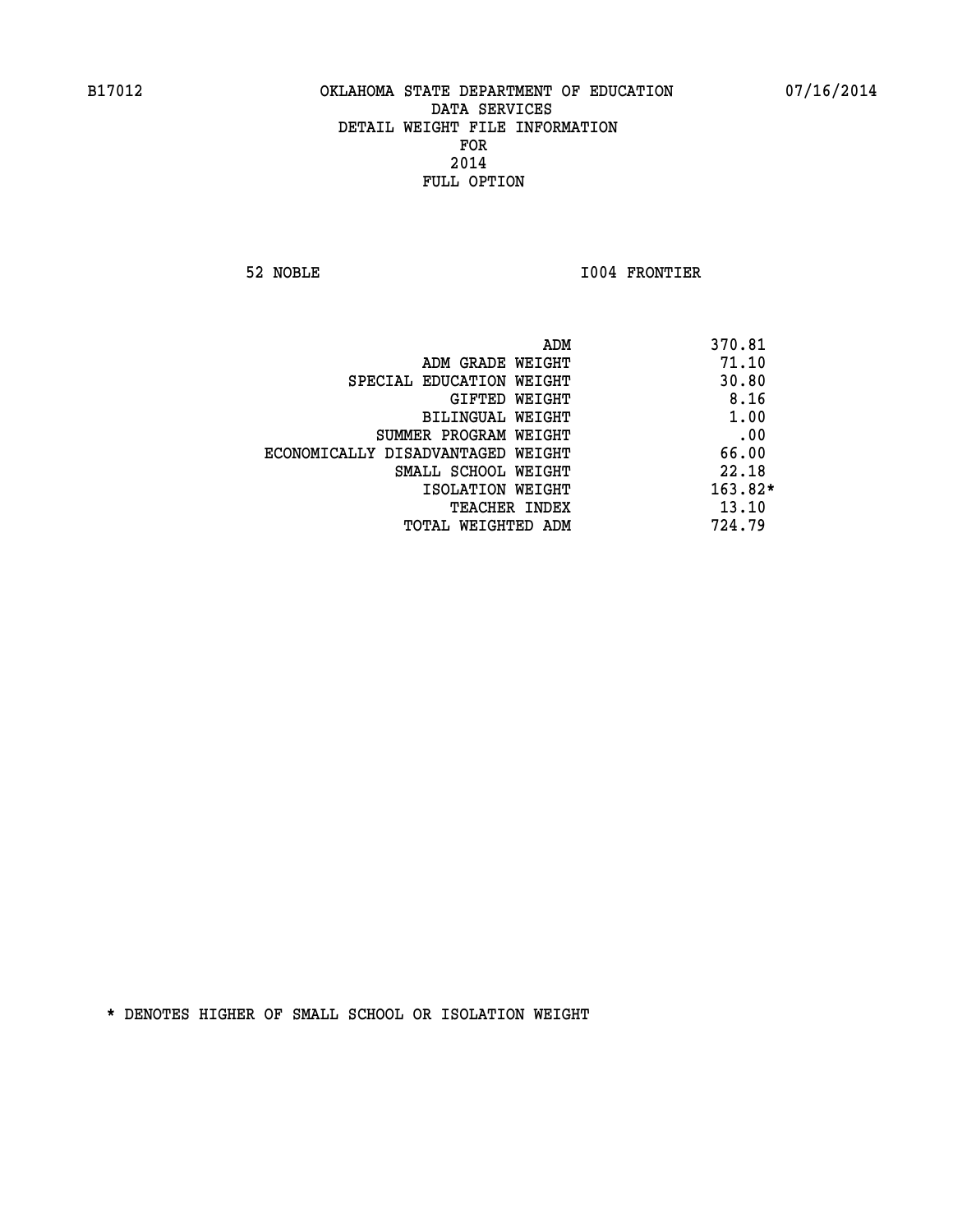B17012 OKLAHOMA STATE DEPARTMENT OF EDUCATION 07/16/2014

DATA SERVICES
DETAIL WEIGHT FILE INFORMATION
FOR
2014
FULL OPTION

52 NOBLE I004 FRONTIER

| | |
|---|---|
| ADM | 370.81 |
| ADM GRADE WEIGHT | 71.10 |
| SPECIAL EDUCATION WEIGHT | 30.80 |
| GIFTED WEIGHT | 8.16 |
| BILINGUAL WEIGHT | 1.00 |
| SUMMER PROGRAM WEIGHT | .00 |
| ECONOMICALLY DISADVANTAGED WEIGHT | 66.00 |
| SMALL SCHOOL WEIGHT | 22.18 |
| ISOLATION WEIGHT | 163.82* |
| TEACHER INDEX | 13.10 |
| TOTAL WEIGHTED ADM | 724.79 |

* DENOTES HIGHER OF SMALL SCHOOL OR ISOLATION WEIGHT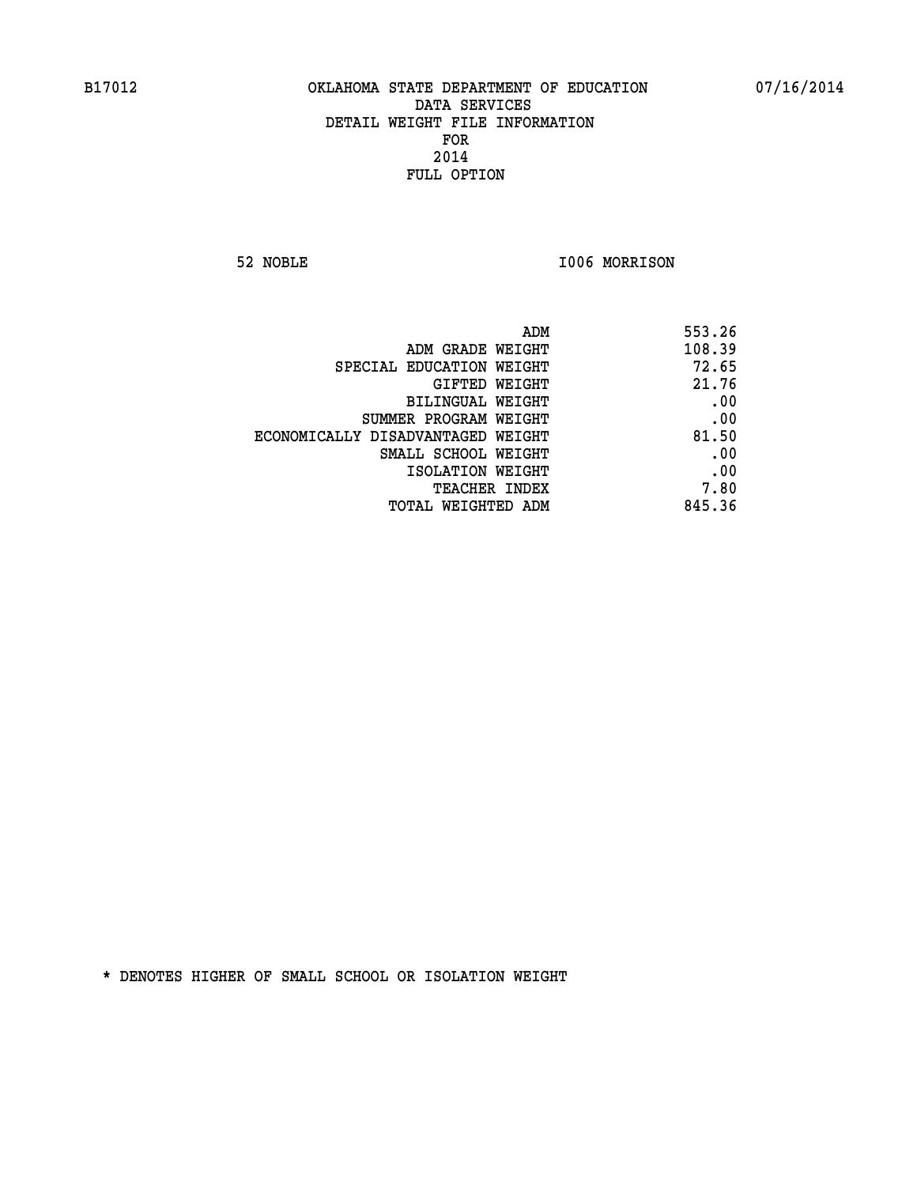B17012 OKLAHOMA STATE DEPARTMENT OF EDUCATION 07/16/2014

DATA SERVICES
DETAIL WEIGHT FILE INFORMATION
FOR
2014
FULL OPTION

52 NOBLE I006 MORRISON

| | |
|---|---|
| ADM | 553.26 |
| ADM GRADE WEIGHT | 108.39 |
| SPECIAL EDUCATION WEIGHT | 72.65 |
| GIFTED WEIGHT | 21.76 |
| BILINGUAL WEIGHT | .00 |
| SUMMER PROGRAM WEIGHT | .00 |
| ECONOMICALLY DISADVANTAGED WEIGHT | 81.50 |
| SMALL SCHOOL WEIGHT | .00 |
| ISOLATION WEIGHT | .00 |
| TEACHER INDEX | 7.80 |
| TOTAL WEIGHTED ADM | 845.36 |

* DENOTES HIGHER OF SMALL SCHOOL OR ISOLATION WEIGHT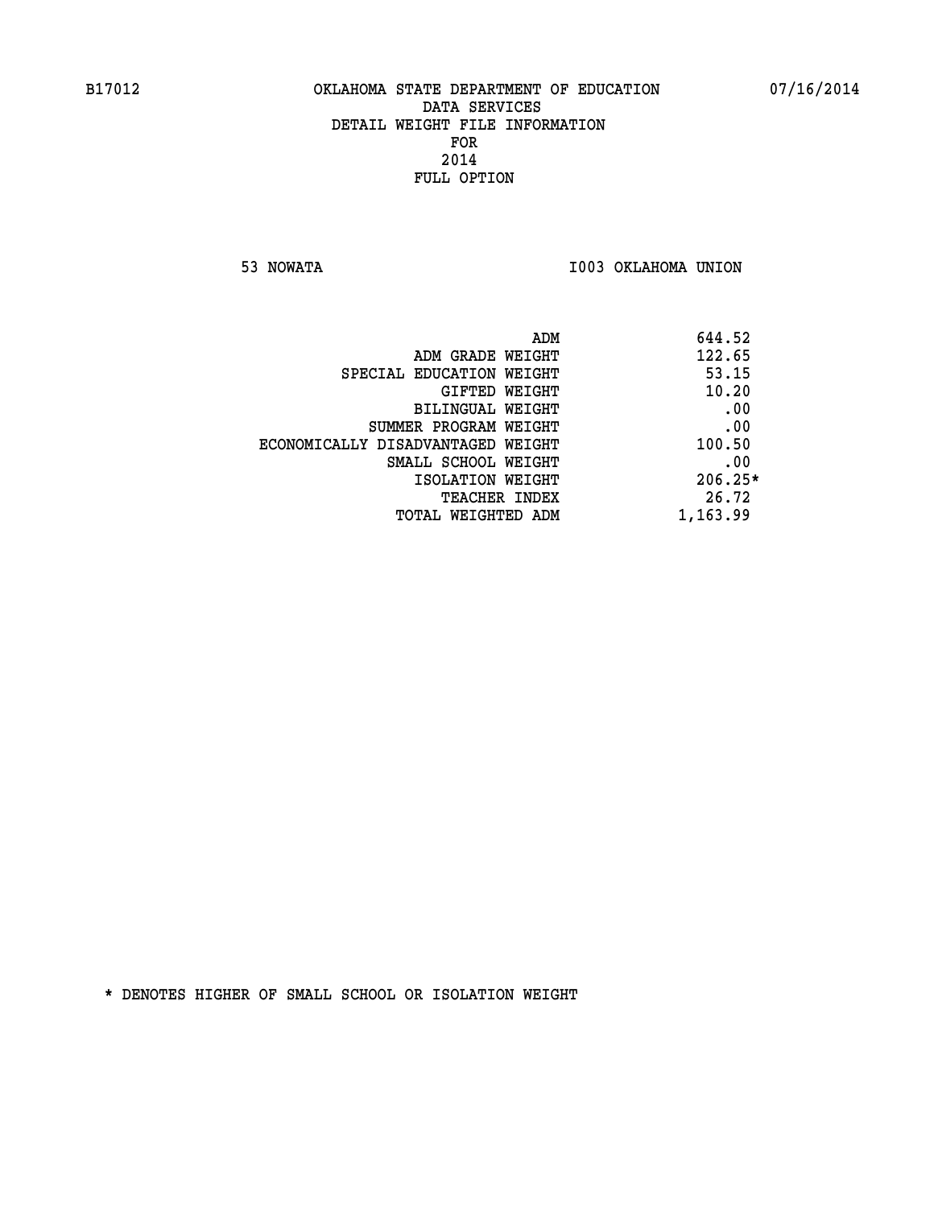B17012 OKLAHOMA STATE DEPARTMENT OF EDUCATION 07/16/2014

DATA SERVICES
DETAIL WEIGHT FILE INFORMATION
FOR
2014
FULL OPTION

53 NOWATA I003 OKLAHOMA UNION

| | |
|---|---|
| ADM | 644.52 |
| ADM GRADE WEIGHT | 122.65 |
| SPECIAL EDUCATION WEIGHT | 53.15 |
| GIFTED WEIGHT | 10.20 |
| BILINGUAL WEIGHT | .00 |
| SUMMER PROGRAM WEIGHT | .00 |
| ECONOMICALLY DISADVANTAGED WEIGHT | 100.50 |
| SMALL SCHOOL WEIGHT | .00 |
| ISOLATION WEIGHT | 206.25* |
| TEACHER INDEX | 26.72 |
| TOTAL WEIGHTED ADM | 1,163.99 |

* DENOTES HIGHER OF SMALL SCHOOL OR ISOLATION WEIGHT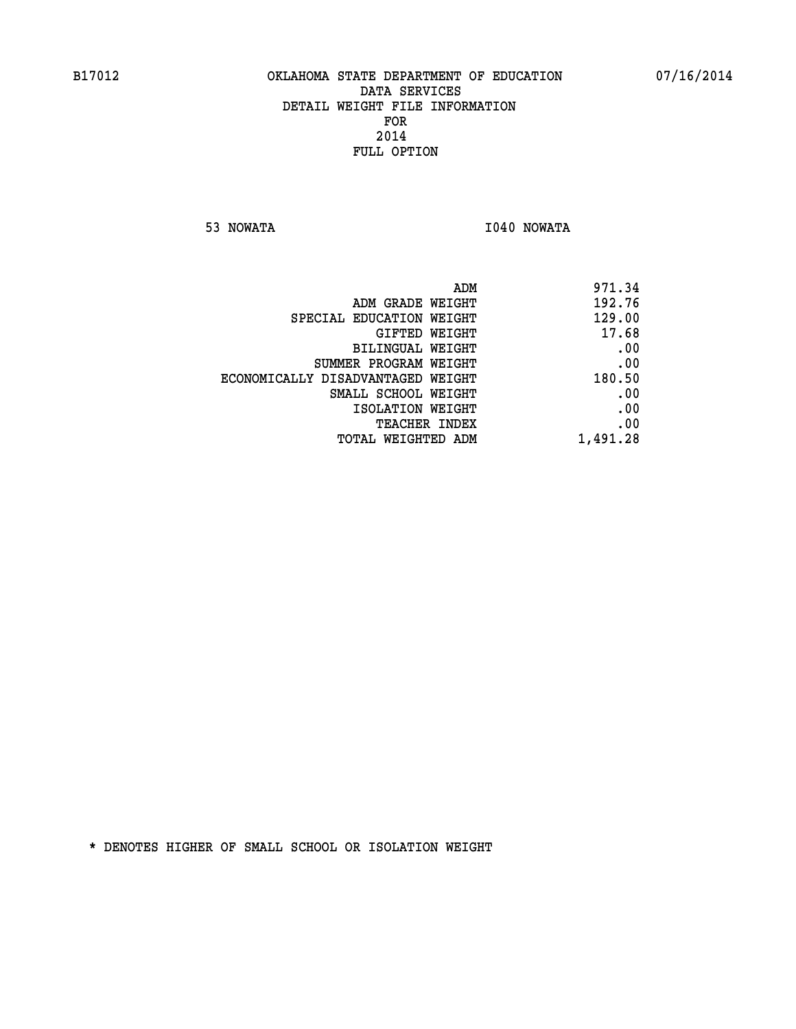B17012 OKLAHOMA STATE DEPARTMENT OF EDUCATION 07/16/2014

DATA SERVICES
DETAIL WEIGHT FILE INFORMATION
FOR
2014
FULL OPTION

53 NOWATA I040 NOWATA

| | |
|---|---|
| ADM | 971.34 |
| ADM GRADE WEIGHT | 192.76 |
| SPECIAL EDUCATION WEIGHT | 129.00 |
| GIFTED WEIGHT | 17.68 |
| BILINGUAL WEIGHT | .00 |
| SUMMER PROGRAM WEIGHT | .00 |
| ECONOMICALLY DISADVANTAGED WEIGHT | 180.50 |
| SMALL SCHOOL WEIGHT | .00 |
| ISOLATION WEIGHT | .00 |
| TEACHER INDEX | .00 |
| TOTAL WEIGHTED ADM | 1,491.28 |

* DENOTES HIGHER OF SMALL SCHOOL OR ISOLATION WEIGHT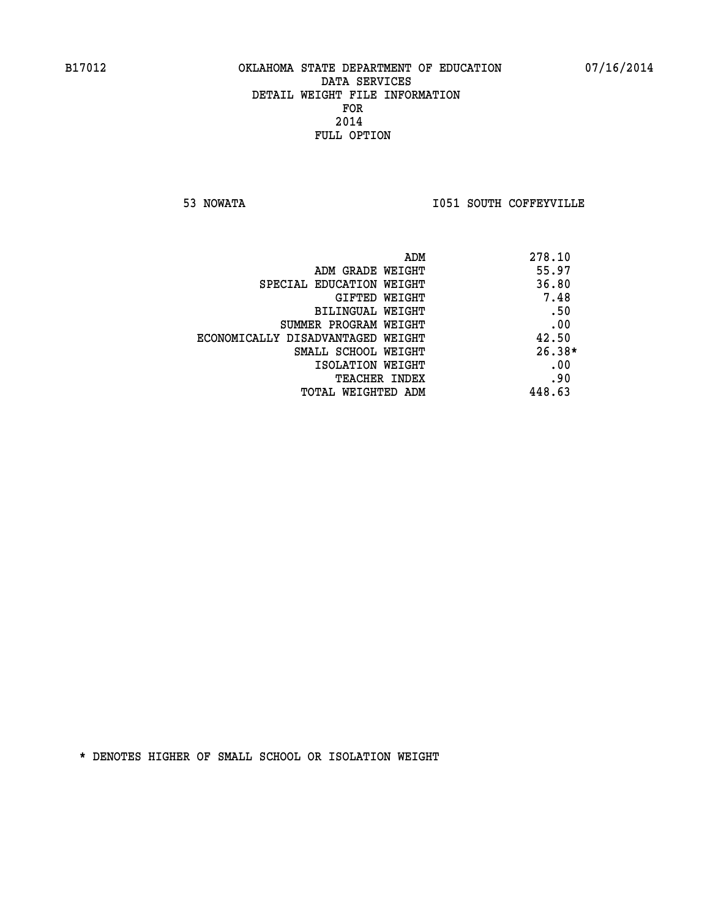B17012 OKLAHOMA STATE DEPARTMENT OF EDUCATION 07/16/2014

DATA SERVICES
DETAIL WEIGHT FILE INFORMATION
FOR
2014
FULL OPTION

53 NOWATA I051 SOUTH COFFEYVILLE

| | |
|---|---|
| ADM | 278.10 |
| ADM GRADE WEIGHT | 55.97 |
| SPECIAL EDUCATION WEIGHT | 36.80 |
| GIFTED WEIGHT | 7.48 |
| BILINGUAL WEIGHT | .50 |
| SUMMER PROGRAM WEIGHT | .00 |
| ECONOMICALLY DISADVANTAGED WEIGHT | 42.50 |
| SMALL SCHOOL WEIGHT | 26.38* |
| ISOLATION WEIGHT | .00 |
| TEACHER INDEX | .90 |
| TOTAL WEIGHTED ADM | 448.63 |

* DENOTES HIGHER OF SMALL SCHOOL OR ISOLATION WEIGHT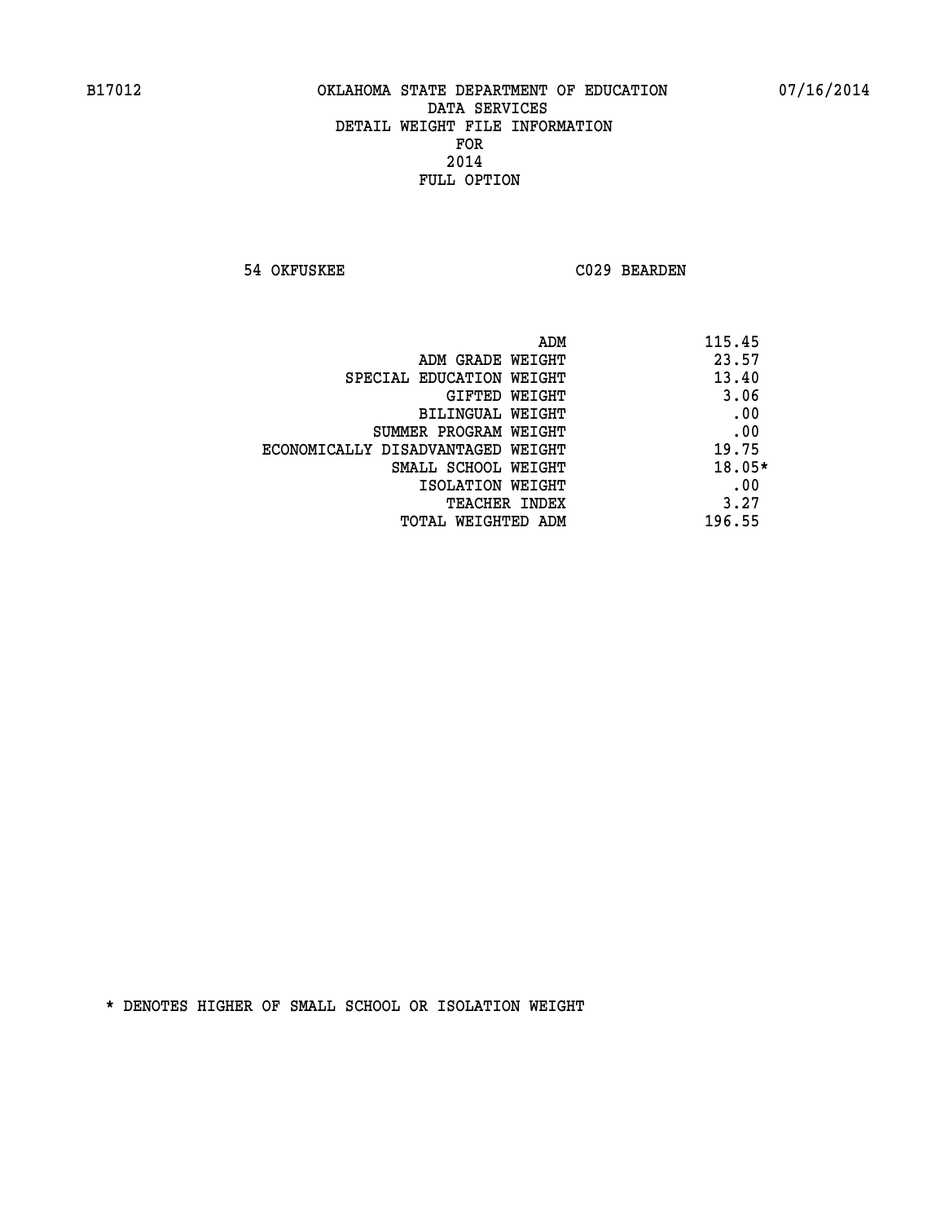B17012 OKLAHOMA STATE DEPARTMENT OF EDUCATION 07/16/2014

DATA SERVICES
DETAIL WEIGHT FILE INFORMATION
FOR
2014
FULL OPTION

54 OKFUSKEE C029 BEARDEN

| | |
|---|---|
| ADM | 115.45 |
| ADM GRADE WEIGHT | 23.57 |
| SPECIAL EDUCATION WEIGHT | 13.40 |
| GIFTED WEIGHT | 3.06 |
| BILINGUAL WEIGHT | .00 |
| SUMMER PROGRAM WEIGHT | .00 |
| ECONOMICALLY DISADVANTAGED WEIGHT | 19.75 |
| SMALL SCHOOL WEIGHT | 18.05* |
| ISOLATION WEIGHT | .00 |
| TEACHER INDEX | 3.27 |
| TOTAL WEIGHTED ADM | 196.55 |

* DENOTES HIGHER OF SMALL SCHOOL OR ISOLATION WEIGHT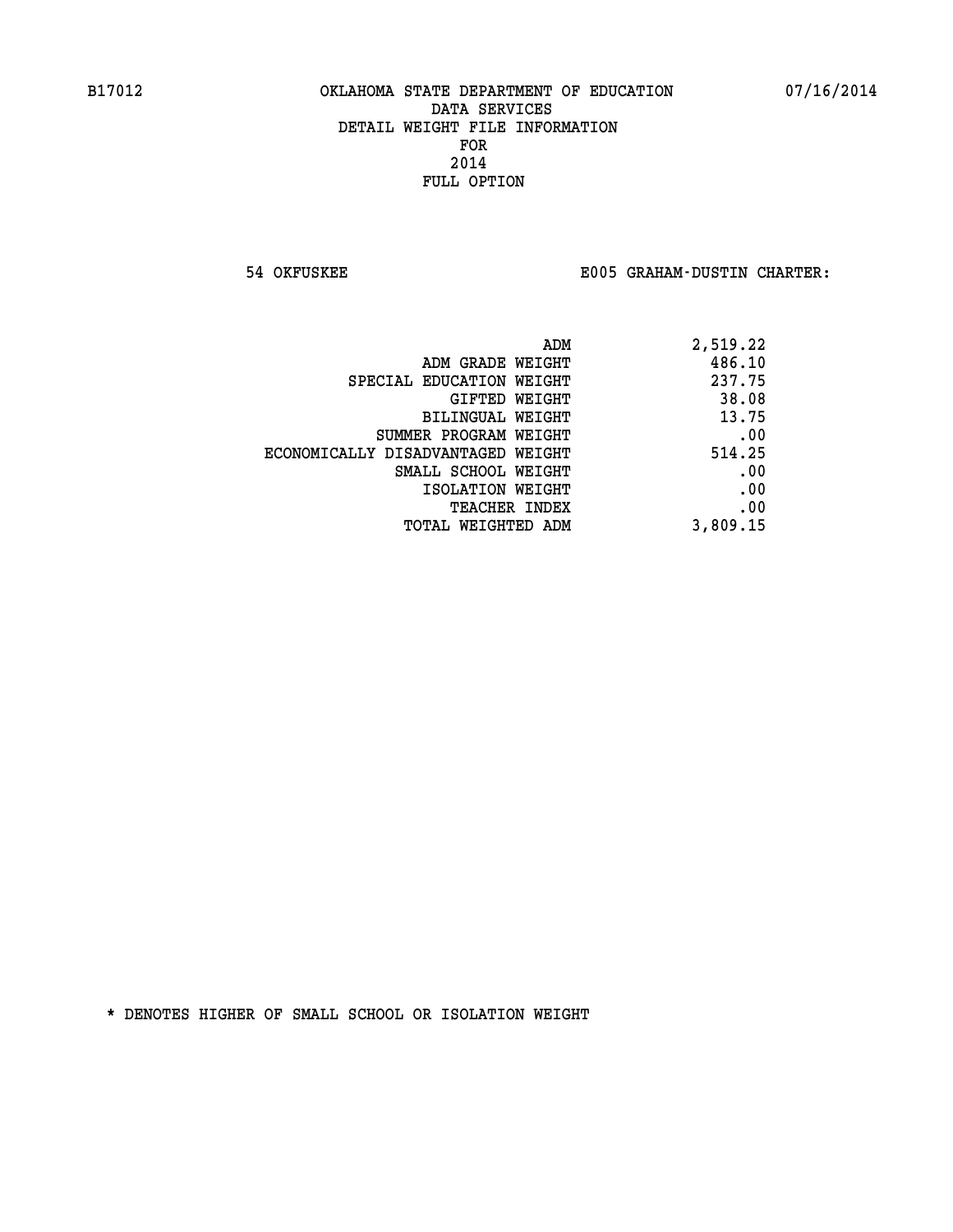B17012 OKLAHOMA STATE DEPARTMENT OF EDUCATION 07/16/2014

DATA SERVICES
DETAIL WEIGHT FILE INFORMATION
FOR
2014
FULL OPTION

54 OKFUSKEE E005 GRAHAM-DUSTIN CHARTER:

| | |
|---|---|
| ADM | 2,519.22 |
| ADM GRADE WEIGHT | 486.10 |
| SPECIAL EDUCATION WEIGHT | 237.75 |
| GIFTED WEIGHT | 38.08 |
| BILINGUAL WEIGHT | 13.75 |
| SUMMER PROGRAM WEIGHT | .00 |
| ECONOMICALLY DISADVANTAGED WEIGHT | 514.25 |
| SMALL SCHOOL WEIGHT | .00 |
| ISOLATION WEIGHT | .00 |
| TEACHER INDEX | .00 |
| TOTAL WEIGHTED ADM | 3,809.15 |

* DENOTES HIGHER OF SMALL SCHOOL OR ISOLATION WEIGHT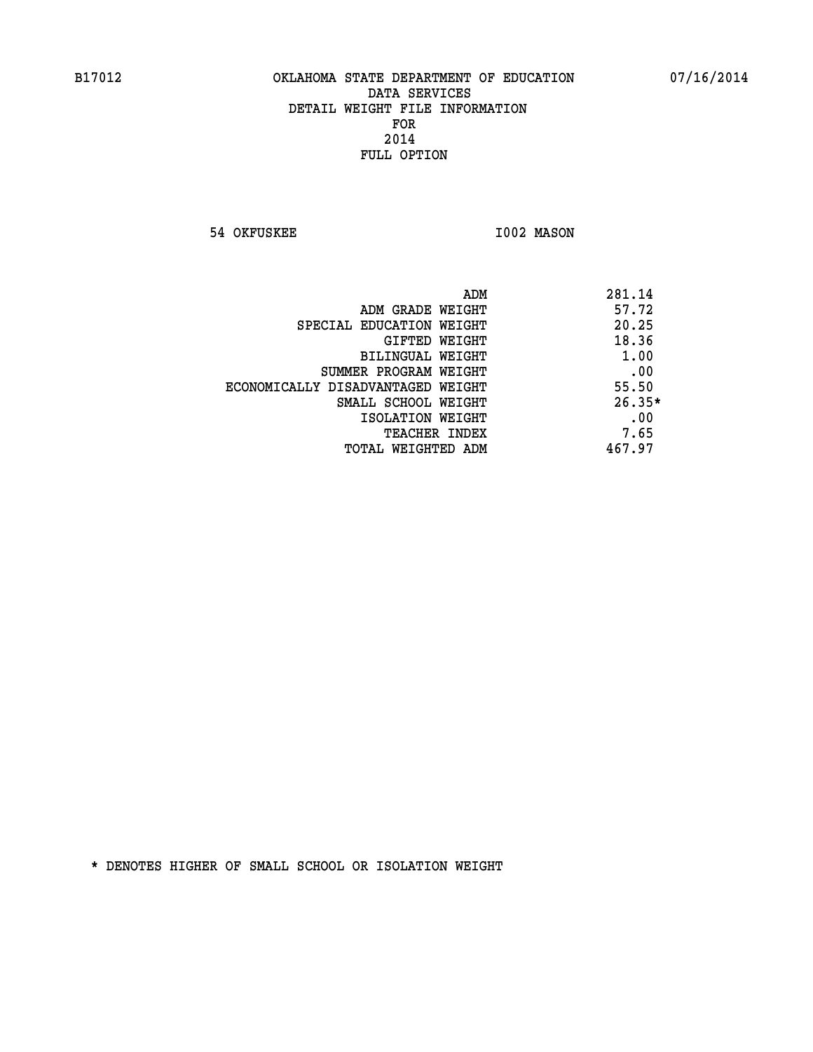B17012 OKLAHOMA STATE DEPARTMENT OF EDUCATION 07/16/2014

DATA SERVICES
DETAIL WEIGHT FILE INFORMATION
FOR
2014
FULL OPTION

54 OKFUSKEE I002 MASON

| | |
|---|---|
| ADM | 281.14 |
| ADM GRADE WEIGHT | 57.72 |
| SPECIAL EDUCATION WEIGHT | 20.25 |
| GIFTED WEIGHT | 18.36 |
| BILINGUAL WEIGHT | 1.00 |
| SUMMER PROGRAM WEIGHT | .00 |
| ECONOMICALLY DISADVANTAGED WEIGHT | 55.50 |
| SMALL SCHOOL WEIGHT | 26.35* |
| ISOLATION WEIGHT | .00 |
| TEACHER INDEX | 7.65 |
| TOTAL WEIGHTED ADM | 467.97 |

* DENOTES HIGHER OF SMALL SCHOOL OR ISOLATION WEIGHT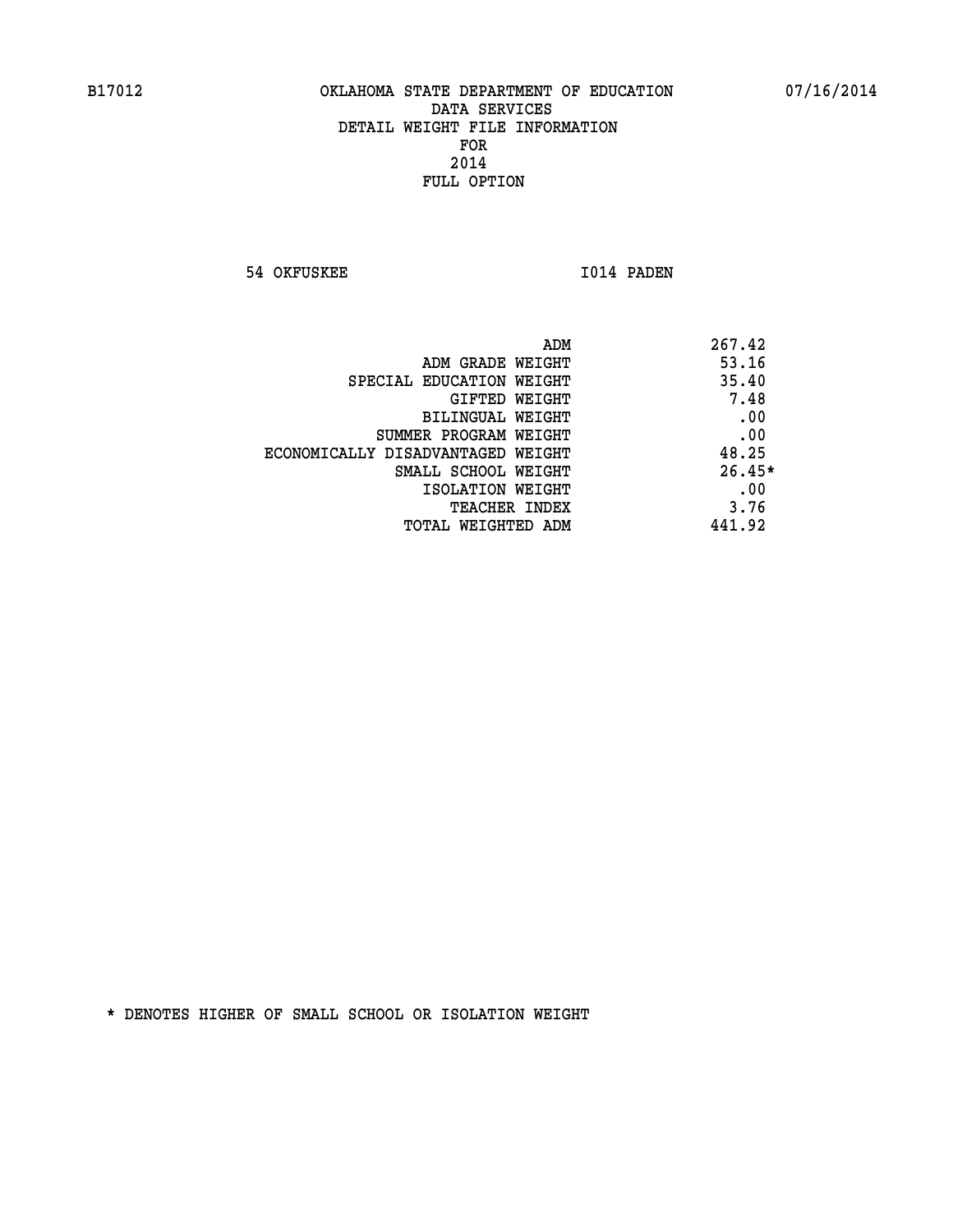B17012 OKLAHOMA STATE DEPARTMENT OF EDUCATION 07/16/2014

DATA SERVICES
DETAIL WEIGHT FILE INFORMATION
FOR
2014
FULL OPTION

54 OKFUSKEE I014 PADEN

| | |
|---|---|
| ADM | 267.42 |
| ADM GRADE WEIGHT | 53.16 |
| SPECIAL EDUCATION WEIGHT | 35.40 |
| GIFTED WEIGHT | 7.48 |
| BILINGUAL WEIGHT | .00 |
| SUMMER PROGRAM WEIGHT | .00 |
| ECONOMICALLY DISADVANTAGED WEIGHT | 48.25 |
| SMALL SCHOOL WEIGHT | 26.45* |
| ISOLATION WEIGHT | .00 |
| TEACHER INDEX | 3.76 |
| TOTAL WEIGHTED ADM | 441.92 |

* DENOTES HIGHER OF SMALL SCHOOL OR ISOLATION WEIGHT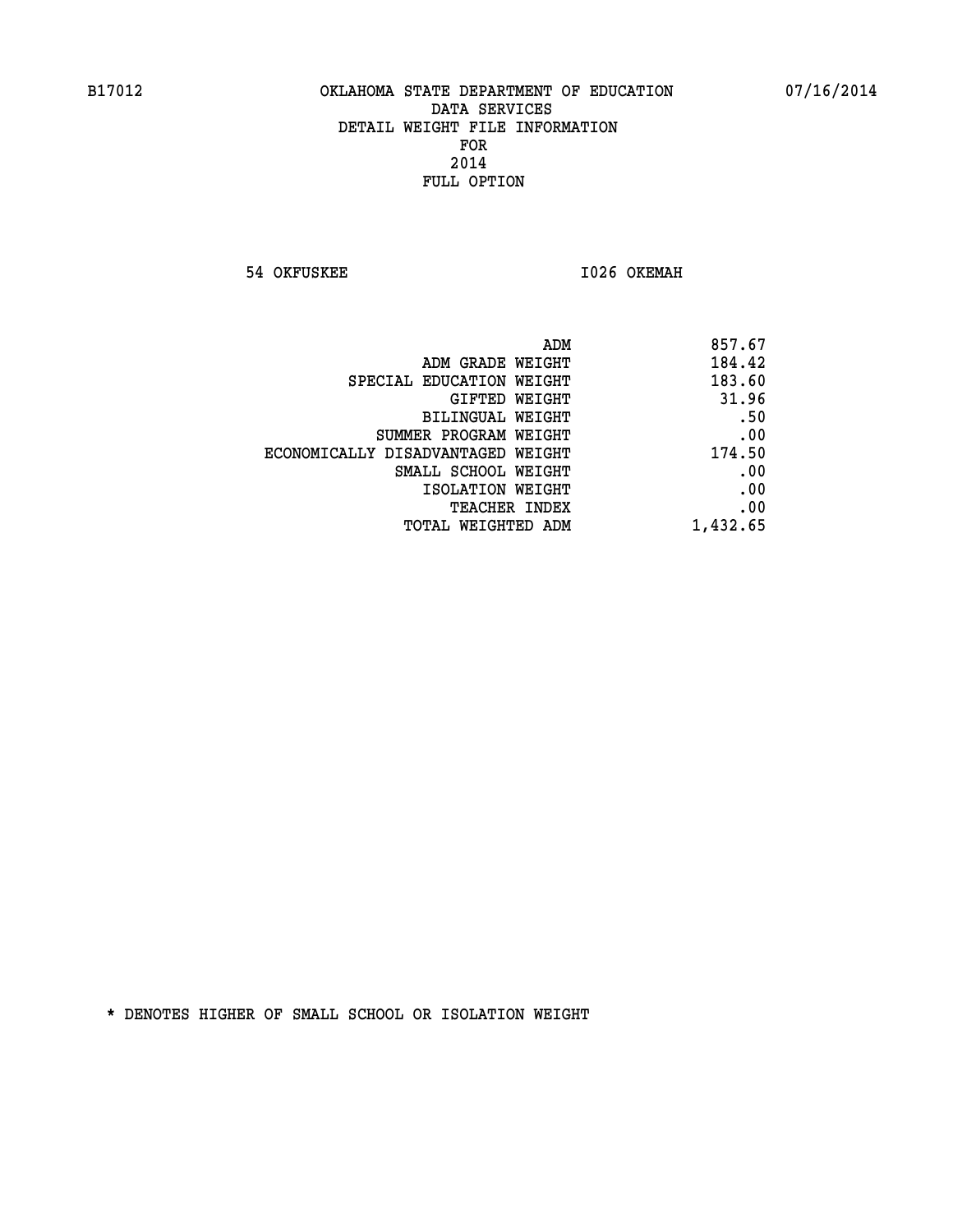B17012 OKLAHOMA STATE DEPARTMENT OF EDUCATION 07/16/2014

DATA SERVICES
DETAIL WEIGHT FILE INFORMATION
FOR
2014
FULL OPTION

54 OKFUSKEE I026 OKEMAH

| | |
|---|---|
| ADM | 857.67 |
| ADM GRADE WEIGHT | 184.42 |
| SPECIAL EDUCATION WEIGHT | 183.60 |
| GIFTED WEIGHT | 31.96 |
| BILINGUAL WEIGHT | .50 |
| SUMMER PROGRAM WEIGHT | .00 |
| ECONOMICALLY DISADVANTAGED WEIGHT | 174.50 |
| SMALL SCHOOL WEIGHT | .00 |
| ISOLATION WEIGHT | .00 |
| TEACHER INDEX | .00 |
| TOTAL WEIGHTED ADM | 1,432.65 |

* DENOTES HIGHER OF SMALL SCHOOL OR ISOLATION WEIGHT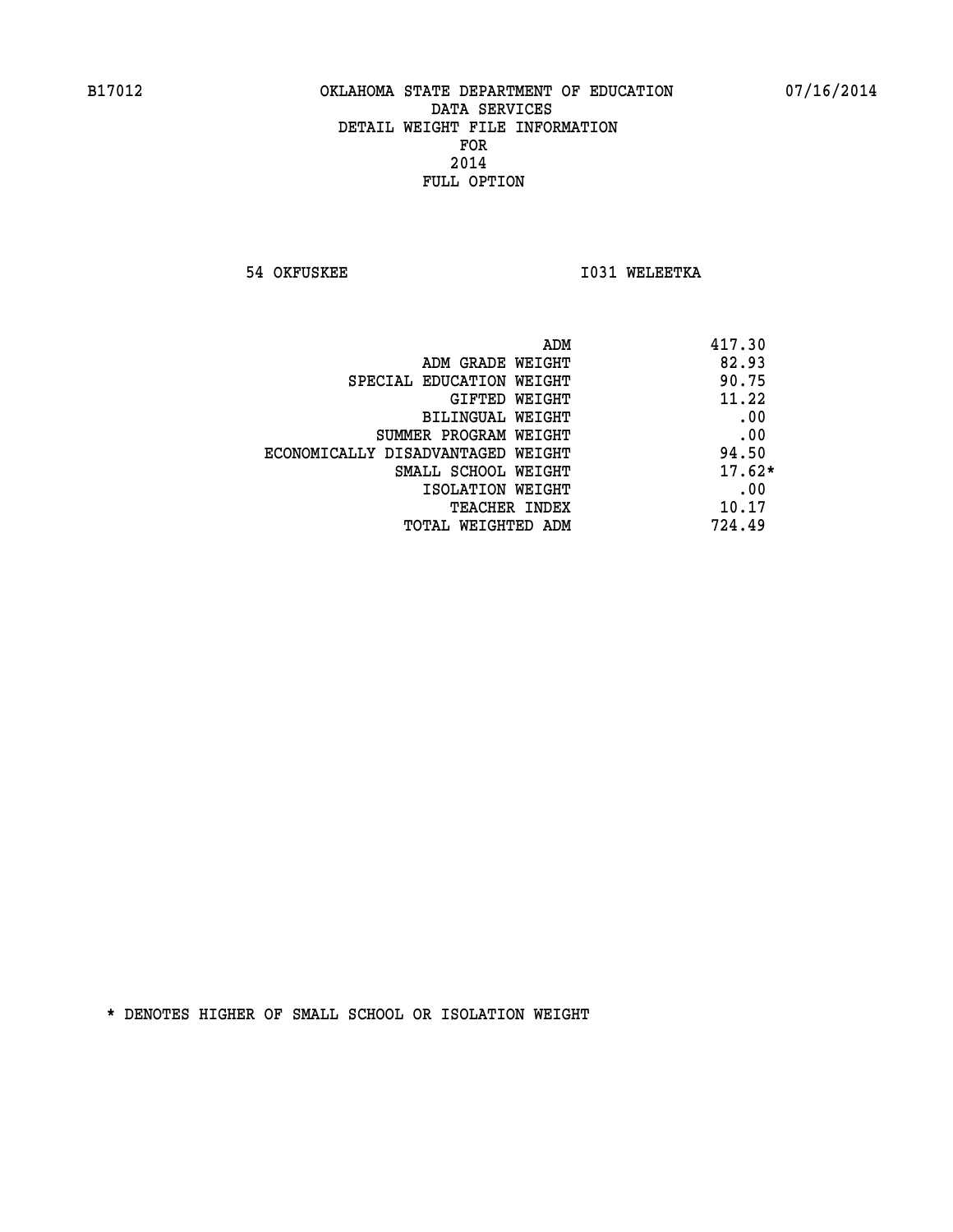B17012 OKLAHOMA STATE DEPARTMENT OF EDUCATION 07/16/2014

DATA SERVICES
DETAIL WEIGHT FILE INFORMATION
FOR
2014
FULL OPTION

54 OKFUSKEE I031 WELEETKA

| | |
|---|---|
| ADM | 417.30 |
| ADM GRADE WEIGHT | 82.93 |
| SPECIAL EDUCATION WEIGHT | 90.75 |
| GIFTED WEIGHT | 11.22 |
| BILINGUAL WEIGHT | .00 |
| SUMMER PROGRAM WEIGHT | .00 |
| ECONOMICALLY DISADVANTAGED WEIGHT | 94.50 |
| SMALL SCHOOL WEIGHT | 17.62* |
| ISOLATION WEIGHT | .00 |
| TEACHER INDEX | 10.17 |
| TOTAL WEIGHTED ADM | 724.49 |

* DENOTES HIGHER OF SMALL SCHOOL OR ISOLATION WEIGHT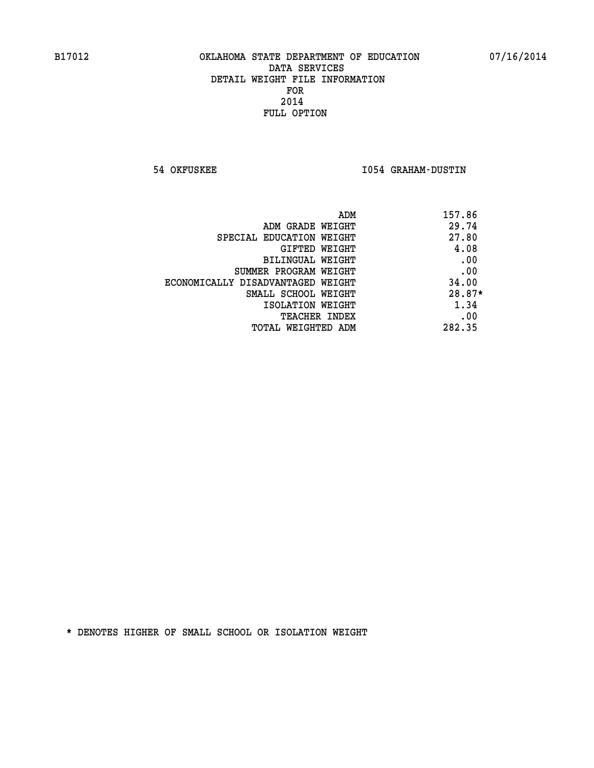B17012 OKLAHOMA STATE DEPARTMENT OF EDUCATION 07/16/2014

DATA SERVICES
DETAIL WEIGHT FILE INFORMATION
FOR
2014
FULL OPTION

54 OKFUSKEE I054 GRAHAM-DUSTIN

| | |
|---|---|
| ADM | 157.86 |
| ADM GRADE WEIGHT | 29.74 |
| SPECIAL EDUCATION WEIGHT | 27.80 |
| GIFTED WEIGHT | 4.08 |
| BILINGUAL WEIGHT | .00 |
| SUMMER PROGRAM WEIGHT | .00 |
| ECONOMICALLY DISADVANTAGED WEIGHT | 34.00 |
| SMALL SCHOOL WEIGHT | 28.87* |
| ISOLATION WEIGHT | 1.34 |
| TEACHER INDEX | .00 |
| TOTAL WEIGHTED ADM | 282.35 |

* DENOTES HIGHER OF SMALL SCHOOL OR ISOLATION WEIGHT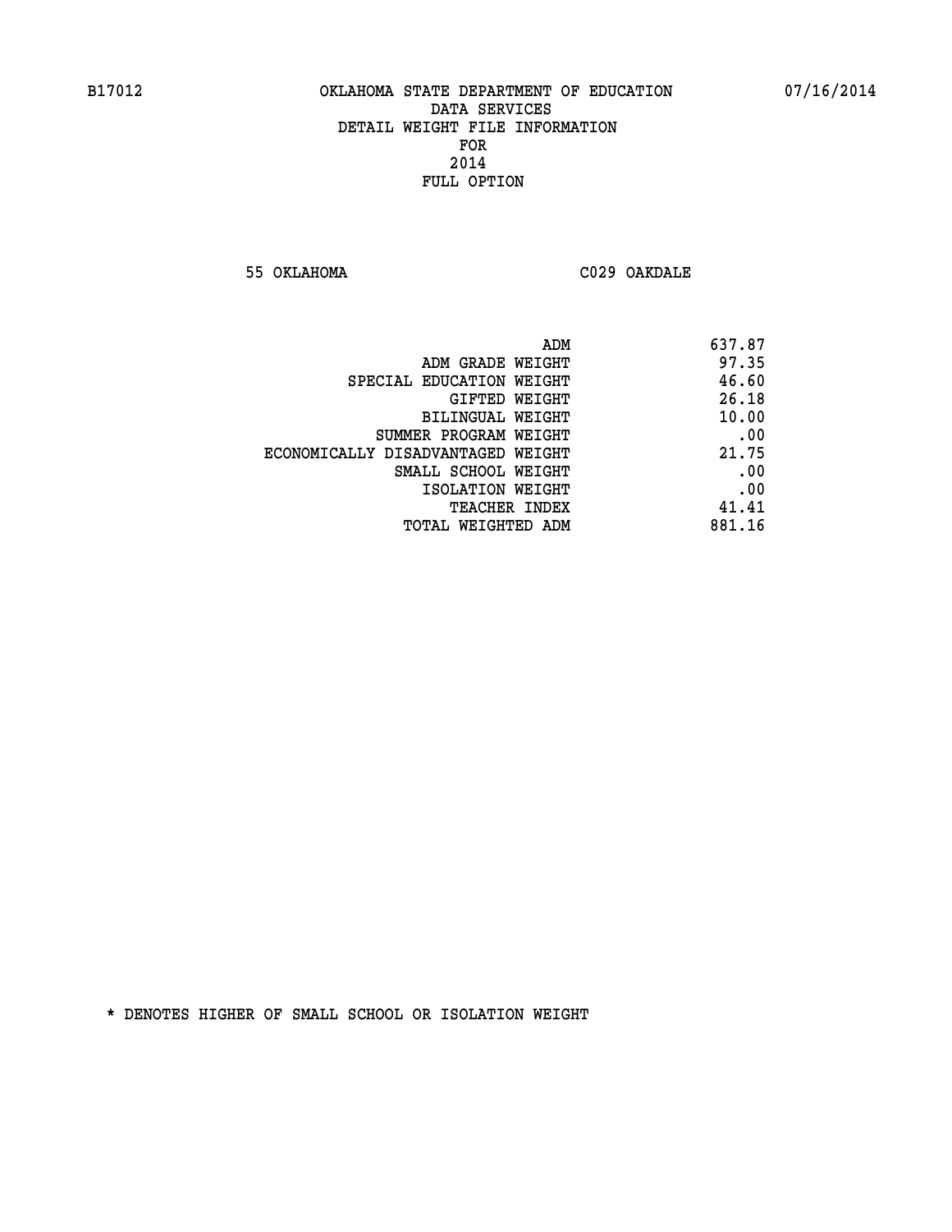B17012 OKLAHOMA STATE DEPARTMENT OF EDUCATION 07/16/2014

DATA SERVICES
DETAIL WEIGHT FILE INFORMATION
FOR
2014
FULL OPTION

55 OKLAHOMA C029 OAKDALE

| | |
|---|---|
| ADM | 637.87 |
| ADM GRADE WEIGHT | 97.35 |
| SPECIAL EDUCATION WEIGHT | 46.60 |
| GIFTED WEIGHT | 26.18 |
| BILINGUAL WEIGHT | 10.00 |
| SUMMER PROGRAM WEIGHT | .00 |
| ECONOMICALLY DISADVANTAGED WEIGHT | 21.75 |
| SMALL SCHOOL WEIGHT | .00 |
| ISOLATION WEIGHT | .00 |
| TEACHER INDEX | 41.41 |
| TOTAL WEIGHTED ADM | 881.16 |

* DENOTES HIGHER OF SMALL SCHOOL OR ISOLATION WEIGHT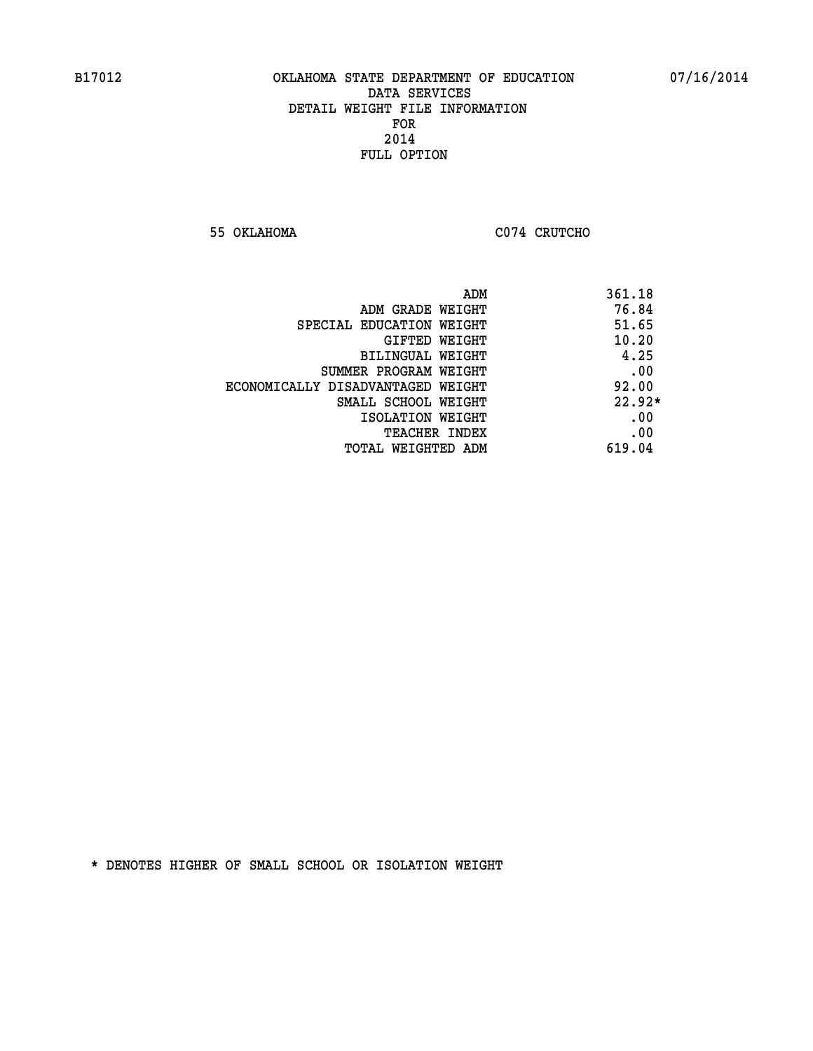B17012 OKLAHOMA STATE DEPARTMENT OF EDUCATION 07/16/2014

DATA SERVICES
DETAIL WEIGHT FILE INFORMATION
FOR
2014
FULL OPTION

55 OKLAHOMA C074 CRUTCHO

| | |
|---|---|
| ADM | 361.18 |
| ADM GRADE WEIGHT | 76.84 |
| SPECIAL EDUCATION WEIGHT | 51.65 |
| GIFTED WEIGHT | 10.20 |
| BILINGUAL WEIGHT | 4.25 |
| SUMMER PROGRAM WEIGHT | .00 |
| ECONOMICALLY DISADVANTAGED WEIGHT | 92.00 |
| SMALL SCHOOL WEIGHT | 22.92* |
| ISOLATION WEIGHT | .00 |
| TEACHER INDEX | .00 |
| TOTAL WEIGHTED ADM | 619.04 |

* DENOTES HIGHER OF SMALL SCHOOL OR ISOLATION WEIGHT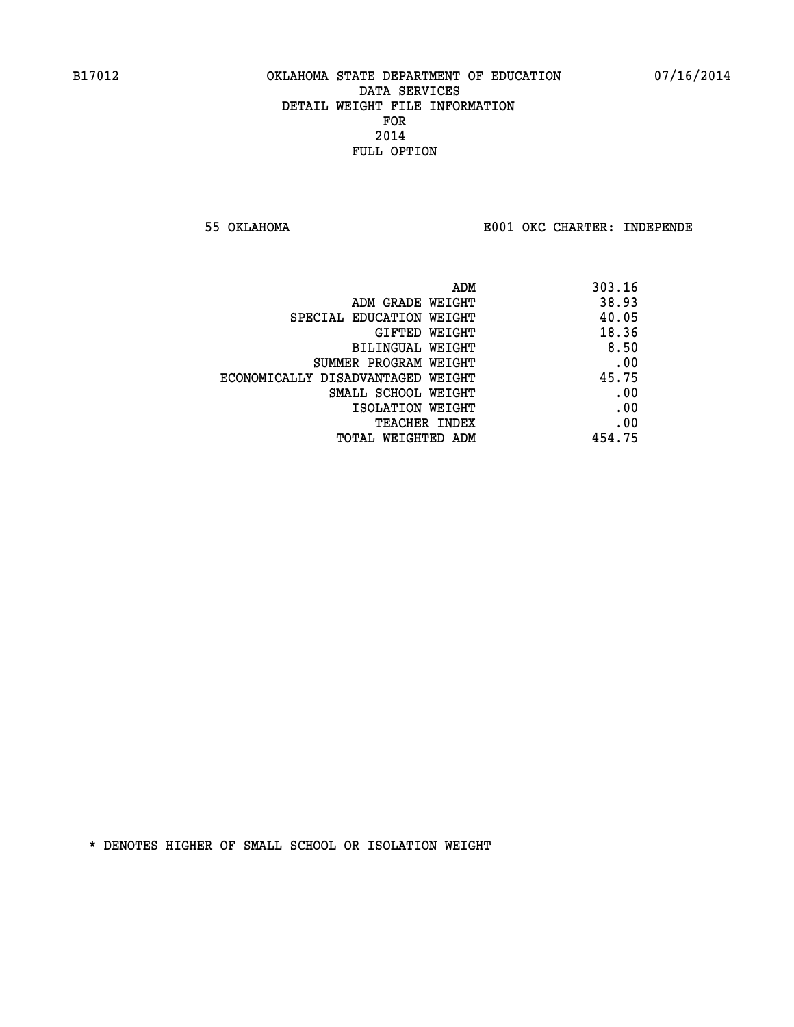B17012 OKLAHOMA STATE DEPARTMENT OF EDUCATION 07/16/2014

DATA SERVICES
DETAIL WEIGHT FILE INFORMATION
FOR
2014
FULL OPTION

55 OKLAHOMA E001 OKC CHARTER: INDEPENDE

| | |
|---|---|
| ADM | 303.16 |
| ADM GRADE WEIGHT | 38.93 |
| SPECIAL EDUCATION WEIGHT | 40.05 |
| GIFTED WEIGHT | 18.36 |
| BILINGUAL WEIGHT | 8.50 |
| SUMMER PROGRAM WEIGHT | .00 |
| ECONOMICALLY DISADVANTAGED WEIGHT | 45.75 |
| SMALL SCHOOL WEIGHT | .00 |
| ISOLATION WEIGHT | .00 |
| TEACHER INDEX | .00 |
| TOTAL WEIGHTED ADM | 454.75 |

* DENOTES HIGHER OF SMALL SCHOOL OR ISOLATION WEIGHT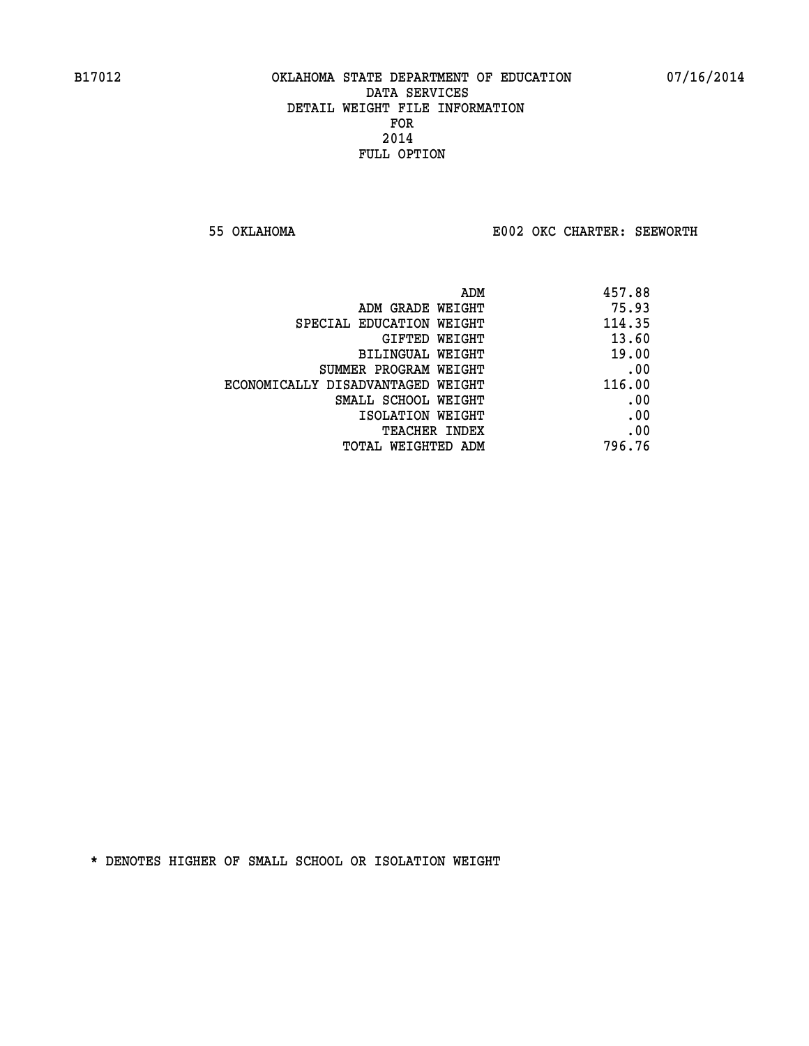B17012 OKLAHOMA STATE DEPARTMENT OF EDUCATION 07/16/2014

DATA SERVICES
DETAIL WEIGHT FILE INFORMATION
FOR
2014
FULL OPTION

55 OKLAHOMA E002 OKC CHARTER: SEEWORTH

| | |
|---|---|
| ADM | 457.88 |
| ADM GRADE WEIGHT | 75.93 |
| SPECIAL EDUCATION WEIGHT | 114.35 |
| GIFTED WEIGHT | 13.60 |
| BILINGUAL WEIGHT | 19.00 |
| SUMMER PROGRAM WEIGHT | .00 |
| ECONOMICALLY DISADVANTAGED WEIGHT | 116.00 |
| SMALL SCHOOL WEIGHT | .00 |
| ISOLATION WEIGHT | .00 |
| TEACHER INDEX | .00 |
| TOTAL WEIGHTED ADM | 796.76 |

* DENOTES HIGHER OF SMALL SCHOOL OR ISOLATION WEIGHT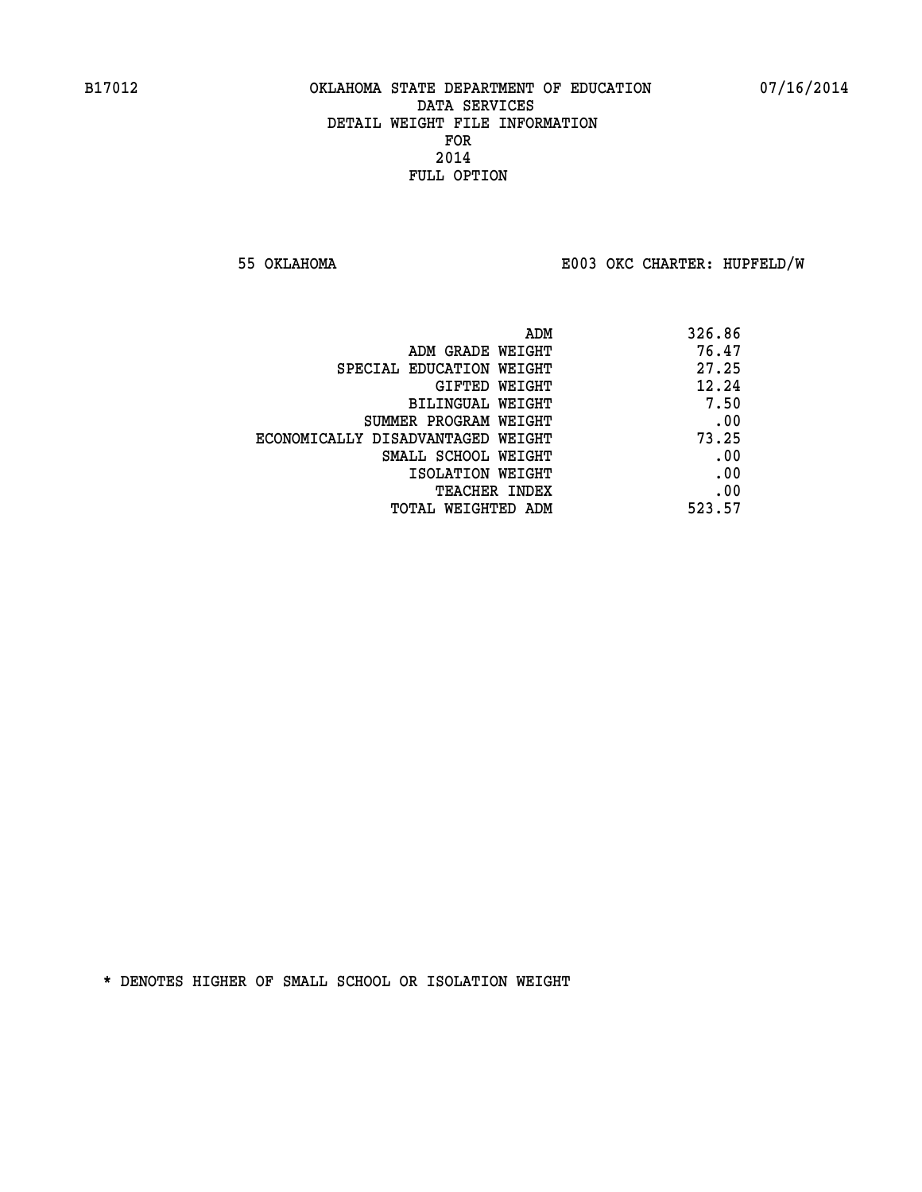B17012 OKLAHOMA STATE DEPARTMENT OF EDUCATION 07/16/2014

DATA SERVICES
DETAIL WEIGHT FILE INFORMATION
FOR
2014
FULL OPTION

55 OKLAHOMA E003 OKC CHARTER: HUPFELD/W

| | |
|---|---|
| ADM | 326.86 |
| ADM GRADE WEIGHT | 76.47 |
| SPECIAL EDUCATION WEIGHT | 27.25 |
| GIFTED WEIGHT | 12.24 |
| BILINGUAL WEIGHT | 7.50 |
| SUMMER PROGRAM WEIGHT | .00 |
| ECONOMICALLY DISADVANTAGED WEIGHT | 73.25 |
| SMALL SCHOOL WEIGHT | .00 |
| ISOLATION WEIGHT | .00 |
| TEACHER INDEX | .00 |
| TOTAL WEIGHTED ADM | 523.57 |

* DENOTES HIGHER OF SMALL SCHOOL OR ISOLATION WEIGHT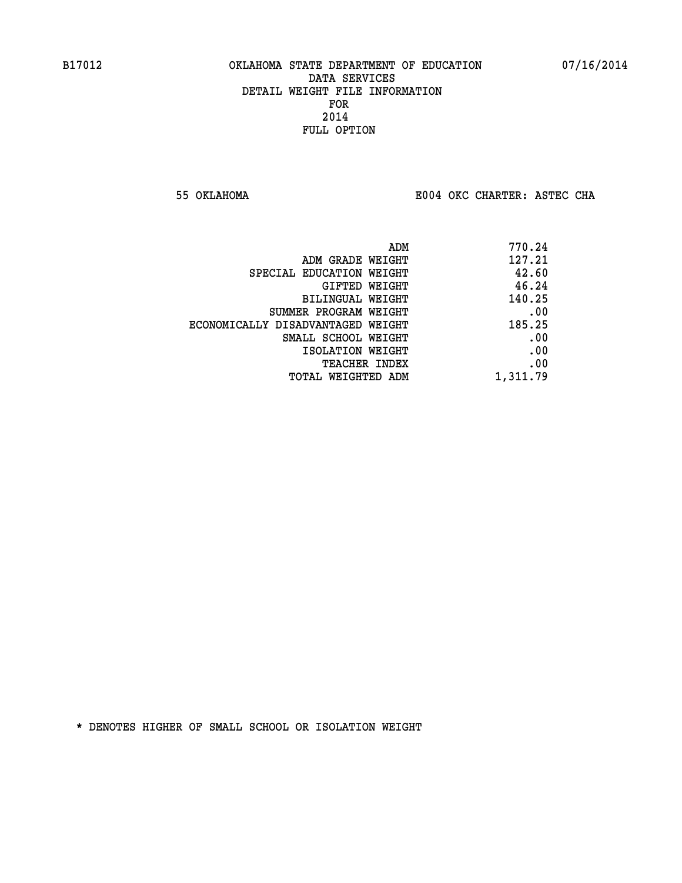B17012 OKLAHOMA STATE DEPARTMENT OF EDUCATION 07/16/2014

DATA SERVICES
DETAIL WEIGHT FILE INFORMATION
FOR
2014
FULL OPTION

55 OKLAHOMA E004 OKC CHARTER: ASTEC CHA

| | |
|---|---|
| ADM | 770.24 |
| ADM GRADE WEIGHT | 127.21 |
| SPECIAL EDUCATION WEIGHT | 42.60 |
| GIFTED WEIGHT | 46.24 |
| BILINGUAL WEIGHT | 140.25 |
| SUMMER PROGRAM WEIGHT | .00 |
| ECONOMICALLY DISADVANTAGED WEIGHT | 185.25 |
| SMALL SCHOOL WEIGHT | .00 |
| ISOLATION WEIGHT | .00 |
| TEACHER INDEX | .00 |
| TOTAL WEIGHTED ADM | 1,311.79 |

* DENOTES HIGHER OF SMALL SCHOOL OR ISOLATION WEIGHT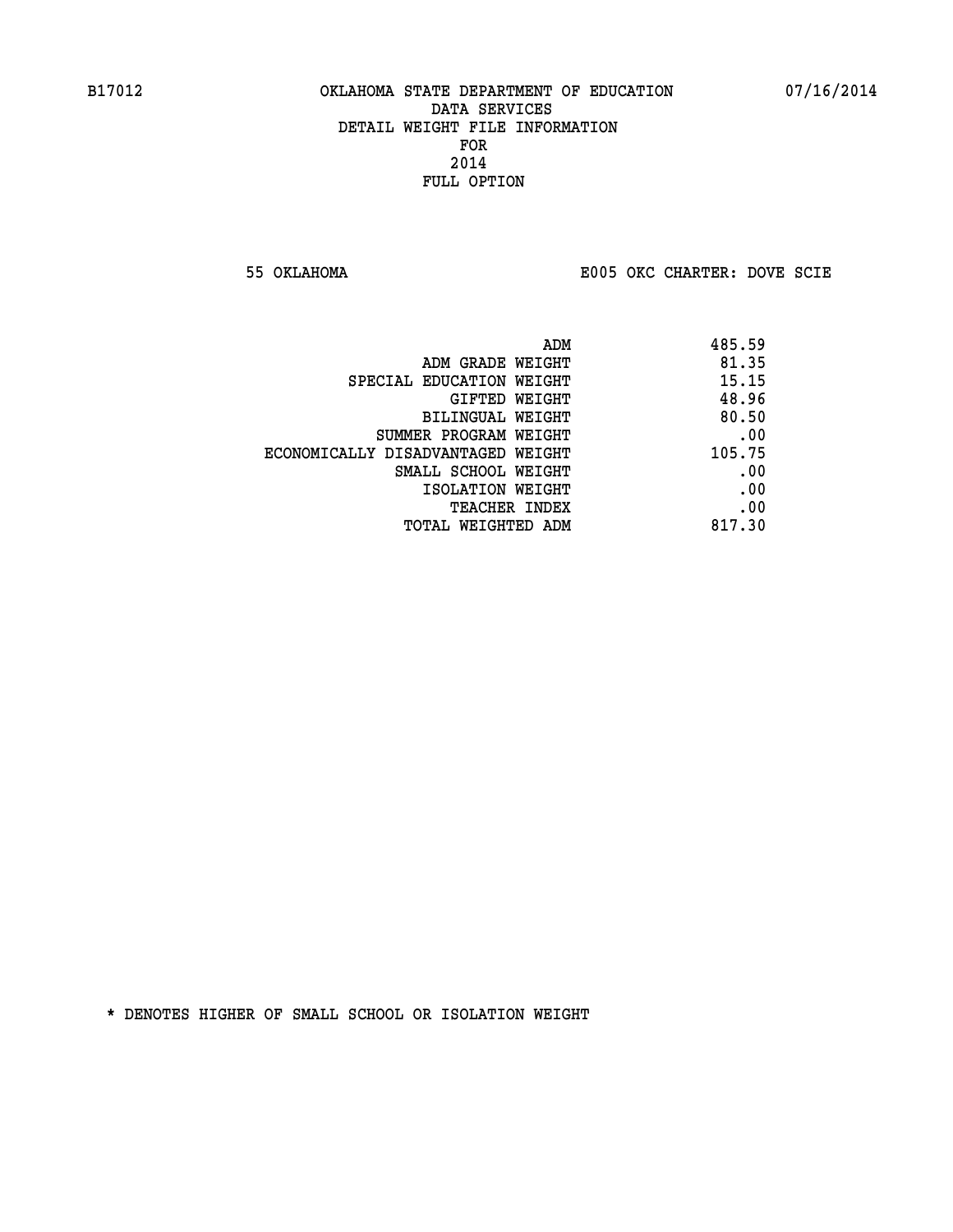B17012 OKLAHOMA STATE DEPARTMENT OF EDUCATION 07/16/2014

DATA SERVICES
DETAIL WEIGHT FILE INFORMATION
FOR
2014
FULL OPTION

55 OKLAHOMA E005 OKC CHARTER: DOVE SCIE

| | |
|---|---|
| ADM | 485.59 |
| ADM GRADE WEIGHT | 81.35 |
| SPECIAL EDUCATION WEIGHT | 15.15 |
| GIFTED WEIGHT | 48.96 |
| BILINGUAL WEIGHT | 80.50 |
| SUMMER PROGRAM WEIGHT | .00 |
| ECONOMICALLY DISADVANTAGED WEIGHT | 105.75 |
| SMALL SCHOOL WEIGHT | .00 |
| ISOLATION WEIGHT | .00 |
| TEACHER INDEX | .00 |
| TOTAL WEIGHTED ADM | 817.30 |

* DENOTES HIGHER OF SMALL SCHOOL OR ISOLATION WEIGHT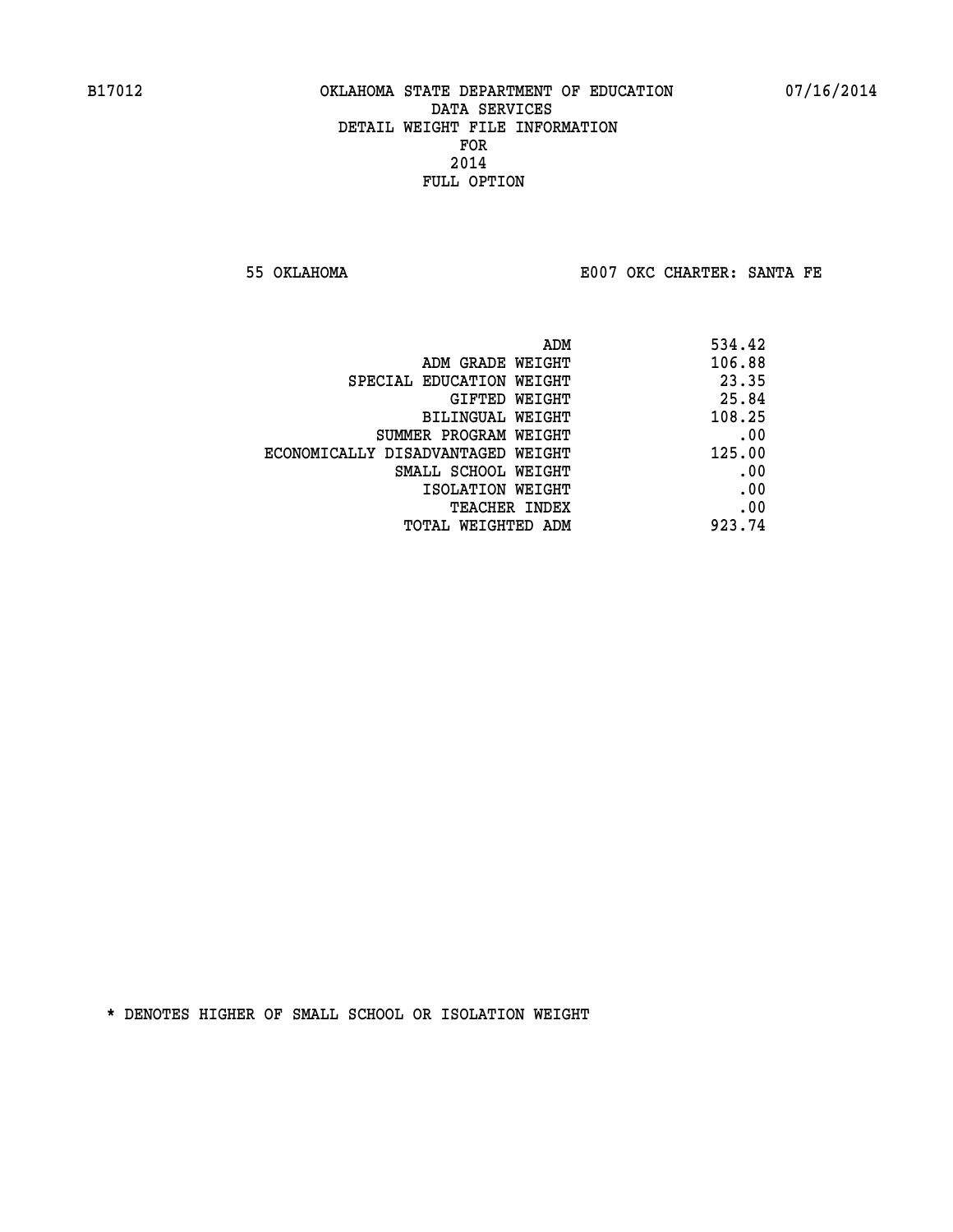B17012 OKLAHOMA STATE DEPARTMENT OF EDUCATION 07/16/2014

DATA SERVICES
DETAIL WEIGHT FILE INFORMATION
FOR
2014
FULL OPTION

55 OKLAHOMA E007 OKC CHARTER: SANTA FE

| | |
|---|---|
| ADM | 534.42 |
| ADM GRADE WEIGHT | 106.88 |
| SPECIAL EDUCATION WEIGHT | 23.35 |
| GIFTED WEIGHT | 25.84 |
| BILINGUAL WEIGHT | 108.25 |
| SUMMER PROGRAM WEIGHT | .00 |
| ECONOMICALLY DISADVANTAGED WEIGHT | 125.00 |
| SMALL SCHOOL WEIGHT | .00 |
| ISOLATION WEIGHT | .00 |
| TEACHER INDEX | .00 |
| TOTAL WEIGHTED ADM | 923.74 |

* DENOTES HIGHER OF SMALL SCHOOL OR ISOLATION WEIGHT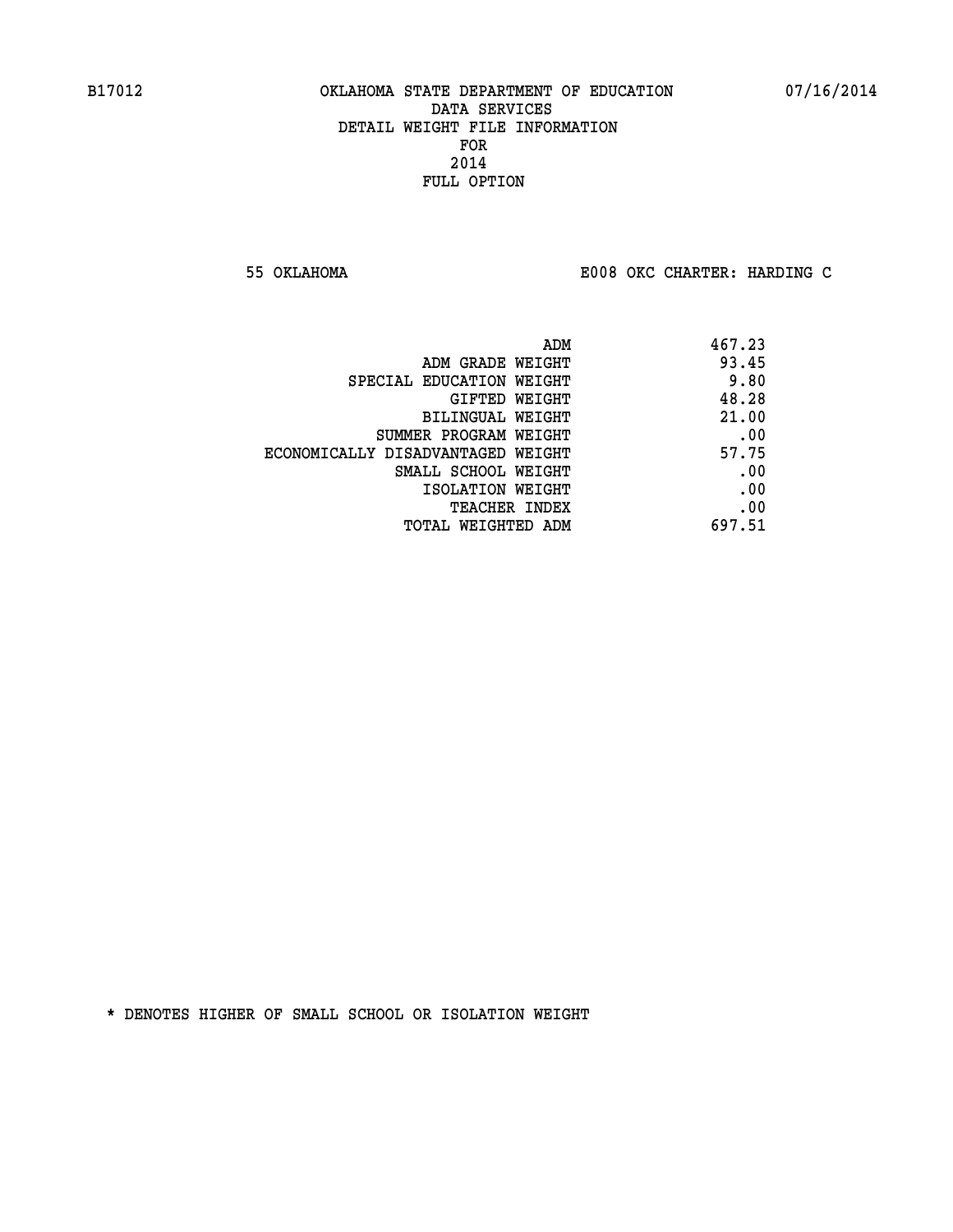B17012 OKLAHOMA STATE DEPARTMENT OF EDUCATION 07/16/2014
DATA SERVICES
DETAIL WEIGHT FILE INFORMATION
FOR
2014
FULL OPTION

55 OKLAHOMA E008 OKC CHARTER: HARDING C

| | |
|---|---|
| ADM | 467.23 |
| ADM GRADE WEIGHT | 93.45 |
| SPECIAL EDUCATION WEIGHT | 9.80 |
| GIFTED WEIGHT | 48.28 |
| BILINGUAL WEIGHT | 21.00 |
| SUMMER PROGRAM WEIGHT | .00 |
| ECONOMICALLY DISADVANTAGED WEIGHT | 57.75 |
| SMALL SCHOOL WEIGHT | .00 |
| ISOLATION WEIGHT | .00 |
| TEACHER INDEX | .00 |
| TOTAL WEIGHTED ADM | 697.51 |

* DENOTES HIGHER OF SMALL SCHOOL OR ISOLATION WEIGHT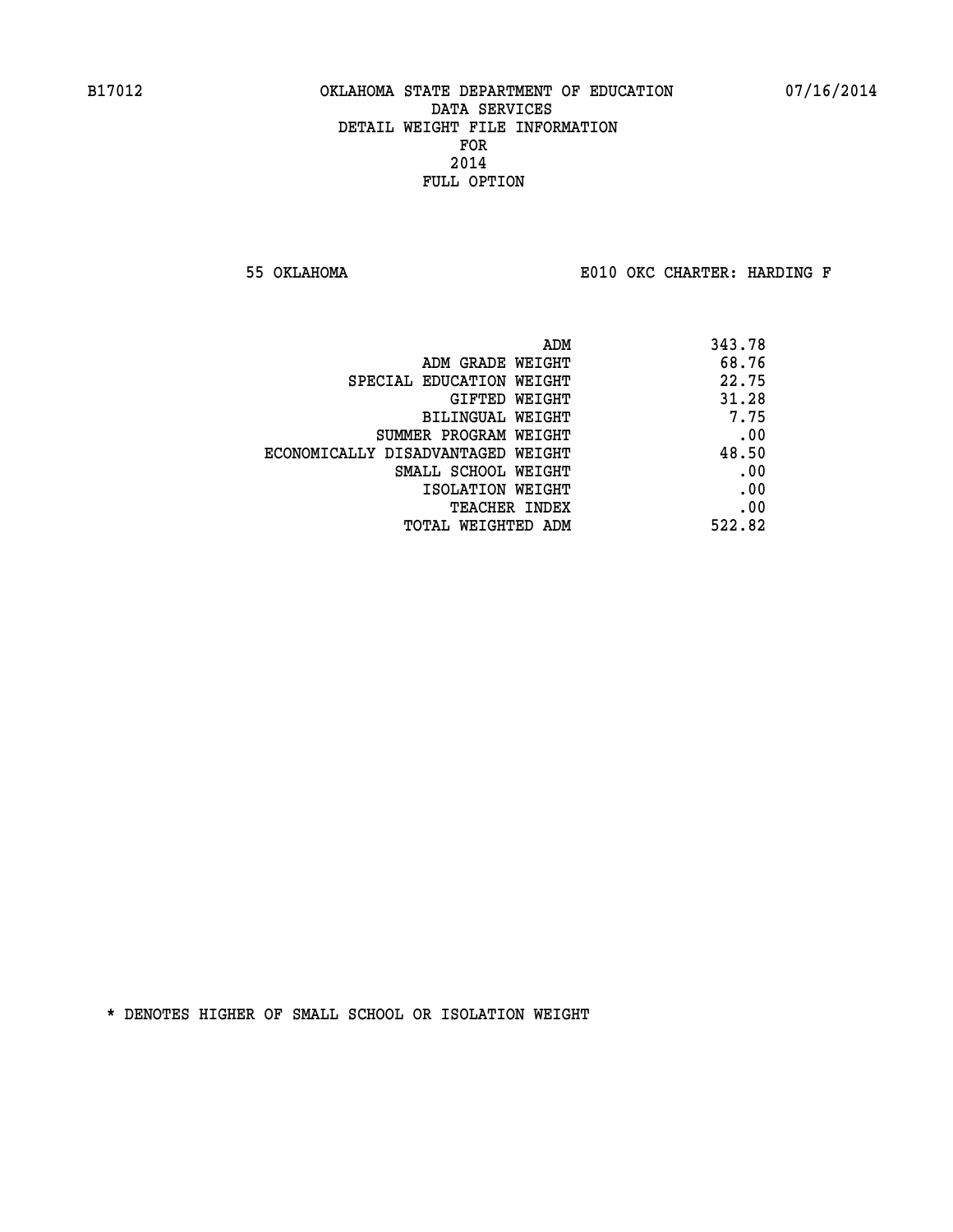B17012 OKLAHOMA STATE DEPARTMENT OF EDUCATION 07/16/2014
DATA SERVICES
DETAIL WEIGHT FILE INFORMATION
FOR
2014
FULL OPTION

55 OKLAHOMA E010 OKC CHARTER: HARDING F

| | |
|---|---|
| ADM | 343.78 |
| ADM GRADE WEIGHT | 68.76 |
| SPECIAL EDUCATION WEIGHT | 22.75 |
| GIFTED WEIGHT | 31.28 |
| BILINGUAL WEIGHT | 7.75 |
| SUMMER PROGRAM WEIGHT | .00 |
| ECONOMICALLY DISADVANTAGED WEIGHT | 48.50 |
| SMALL SCHOOL WEIGHT | .00 |
| ISOLATION WEIGHT | .00 |
| TEACHER INDEX | .00 |
| TOTAL WEIGHTED ADM | 522.82 |

* DENOTES HIGHER OF SMALL SCHOOL OR ISOLATION WEIGHT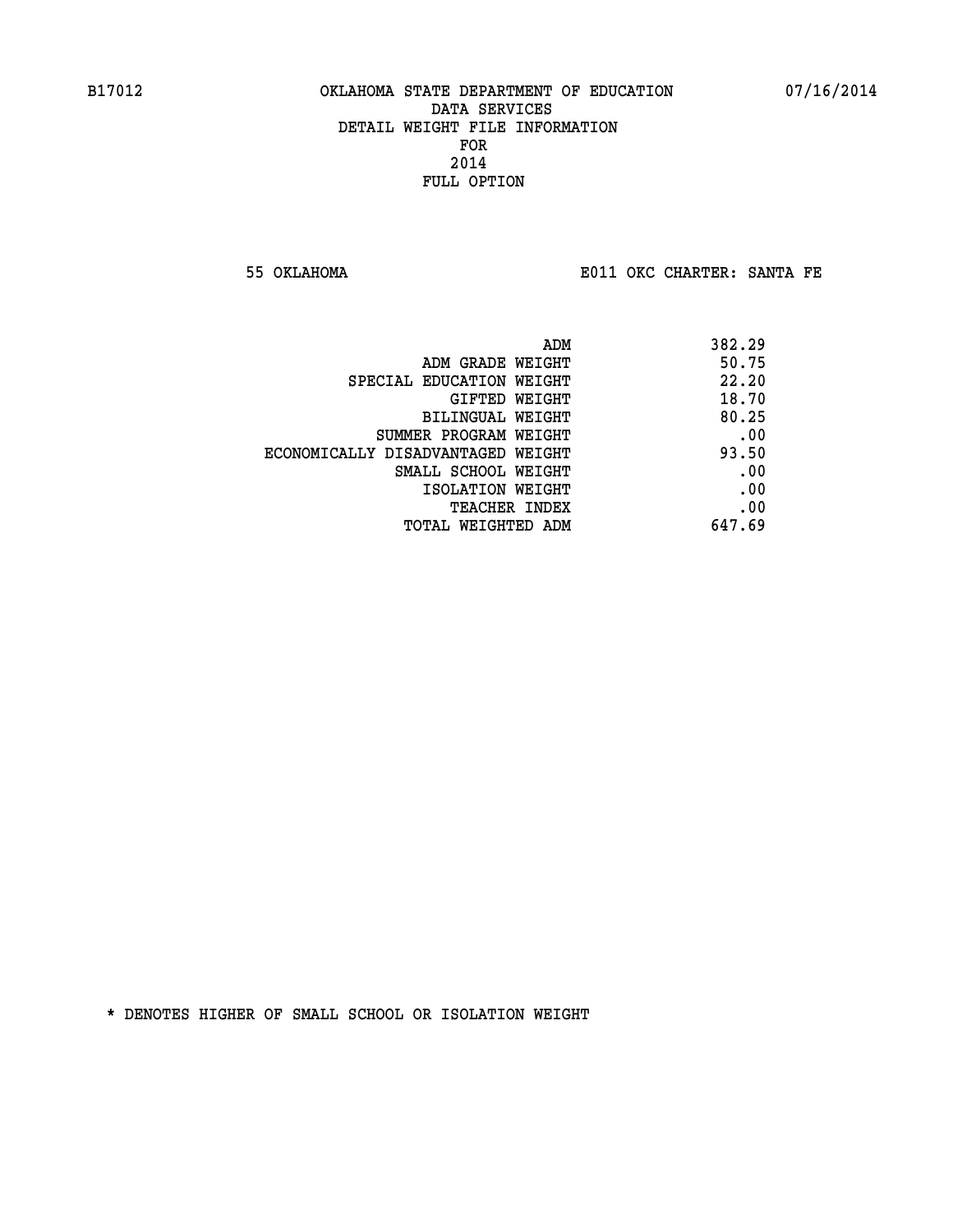B17012 OKLAHOMA STATE DEPARTMENT OF EDUCATION 07/16/2014

DATA SERVICES
DETAIL WEIGHT FILE INFORMATION
FOR
2014
FULL OPTION

55 OKLAHOMA E011 OKC CHARTER: SANTA FE

| | |
|---|---|
| ADM | 382.29 |
| ADM GRADE WEIGHT | 50.75 |
| SPECIAL EDUCATION WEIGHT | 22.20 |
| GIFTED WEIGHT | 18.70 |
| BILINGUAL WEIGHT | 80.25 |
| SUMMER PROGRAM WEIGHT | .00 |
| ECONOMICALLY DISADVANTAGED WEIGHT | 93.50 |
| SMALL SCHOOL WEIGHT | .00 |
| ISOLATION WEIGHT | .00 |
| TEACHER INDEX | .00 |
| TOTAL WEIGHTED ADM | 647.69 |

* DENOTES HIGHER OF SMALL SCHOOL OR ISOLATION WEIGHT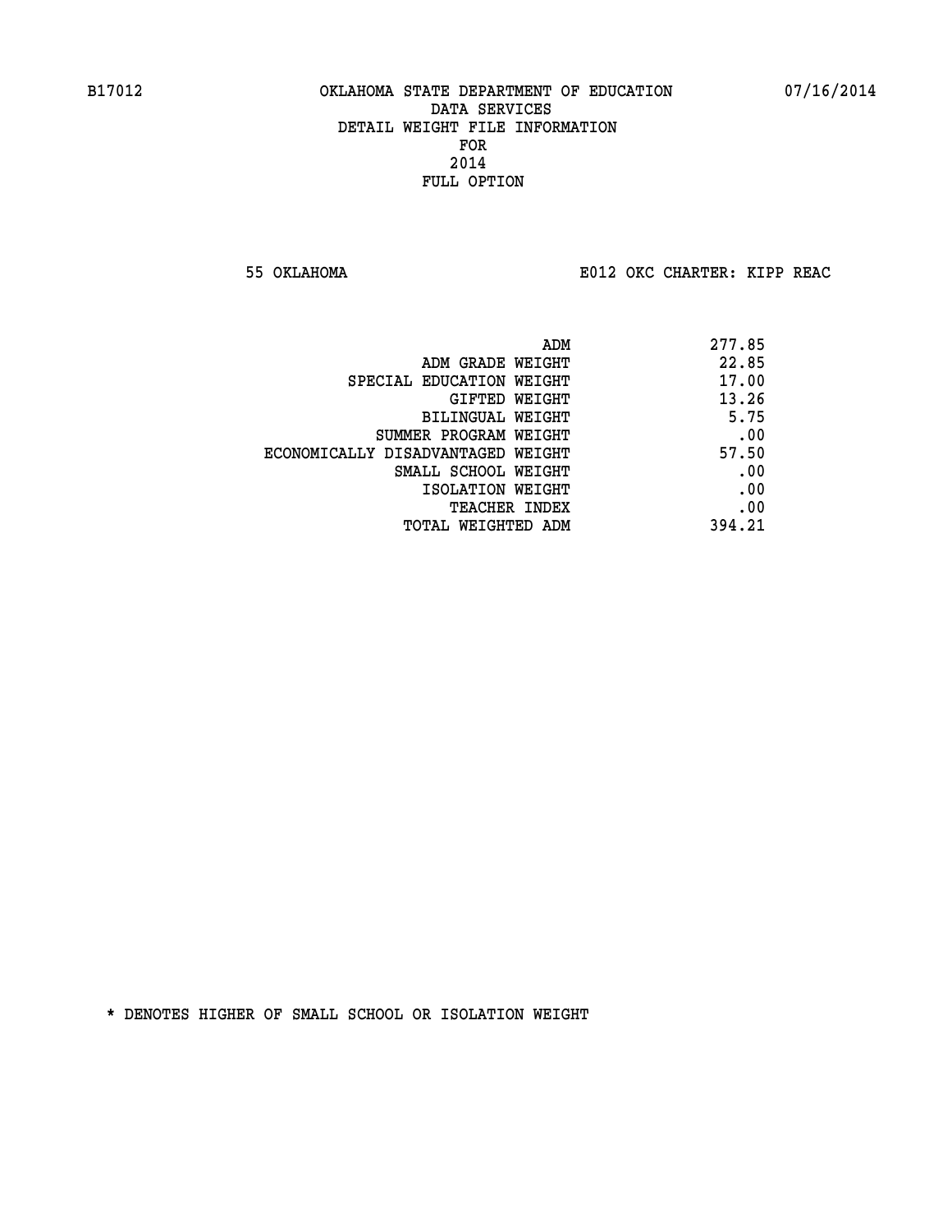B17012 OKLAHOMA STATE DEPARTMENT OF EDUCATION 07/16/2014

DATA SERVICES
DETAIL WEIGHT FILE INFORMATION
FOR
2014
FULL OPTION

55 OKLAHOMA E012 OKC CHARTER: KIPP REAC

| | |
|---|---|
| ADM | 277.85 |
| ADM GRADE WEIGHT | 22.85 |
| SPECIAL EDUCATION WEIGHT | 17.00 |
| GIFTED WEIGHT | 13.26 |
| BILINGUAL WEIGHT | 5.75 |
| SUMMER PROGRAM WEIGHT | .00 |
| ECONOMICALLY DISADVANTAGED WEIGHT | 57.50 |
| SMALL SCHOOL WEIGHT | .00 |
| ISOLATION WEIGHT | .00 |
| TEACHER INDEX | .00 |
| TOTAL WEIGHTED ADM | 394.21 |

* DENOTES HIGHER OF SMALL SCHOOL OR ISOLATION WEIGHT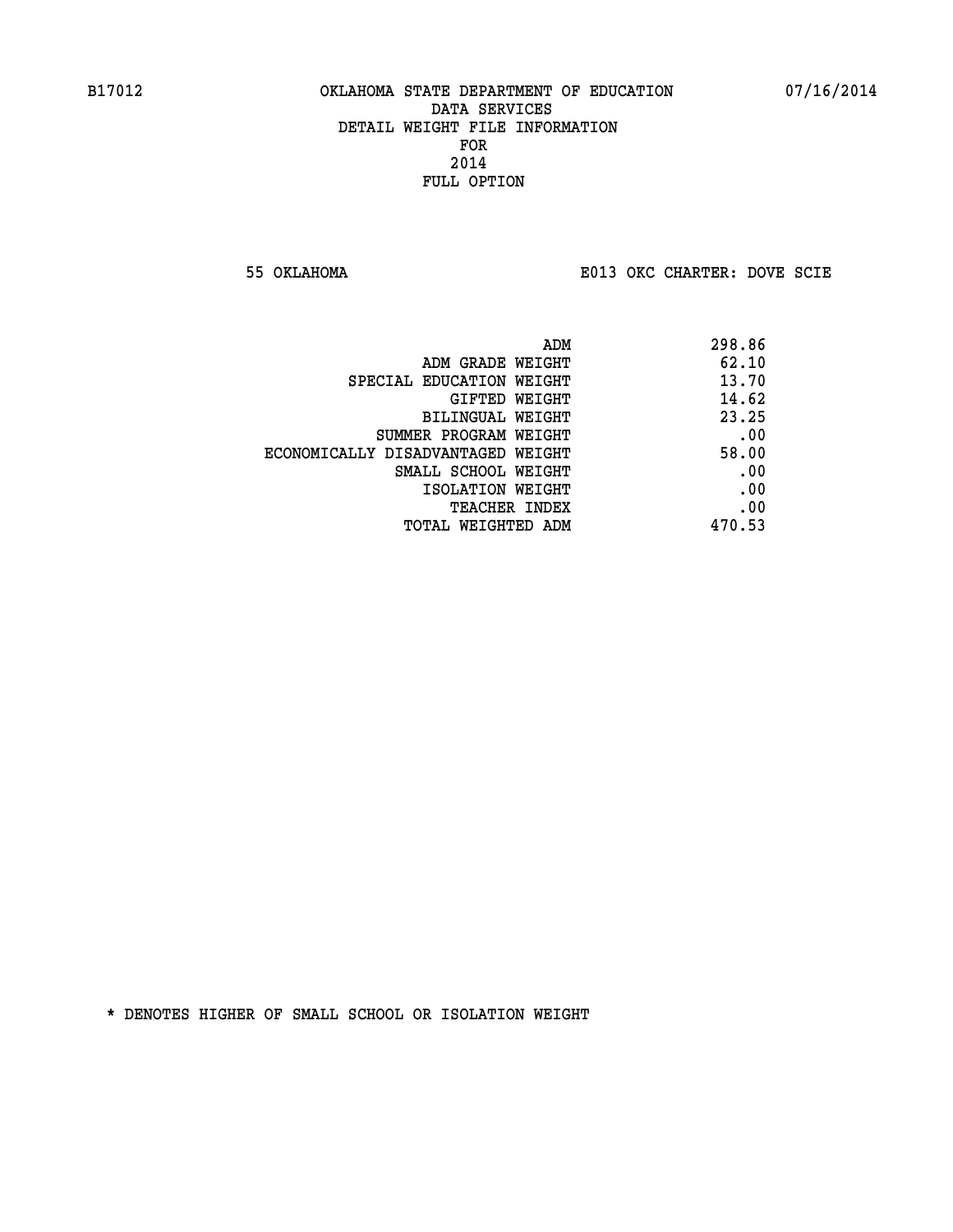B17012 OKLAHOMA STATE DEPARTMENT OF EDUCATION 07/16/2014

DATA SERVICES
DETAIL WEIGHT FILE INFORMATION
FOR
2014
FULL OPTION

55 OKLAHOMA E013 OKC CHARTER: DOVE SCIE

| | |
|---|---|
| ADM | 298.86 |
| ADM GRADE WEIGHT | 62.10 |
| SPECIAL EDUCATION WEIGHT | 13.70 |
| GIFTED WEIGHT | 14.62 |
| BILINGUAL WEIGHT | 23.25 |
| SUMMER PROGRAM WEIGHT | .00 |
| ECONOMICALLY DISADVANTAGED WEIGHT | 58.00 |
| SMALL SCHOOL WEIGHT | .00 |
| ISOLATION WEIGHT | .00 |
| TEACHER INDEX | .00 |
| TOTAL WEIGHTED ADM | 470.53 |

* DENOTES HIGHER OF SMALL SCHOOL OR ISOLATION WEIGHT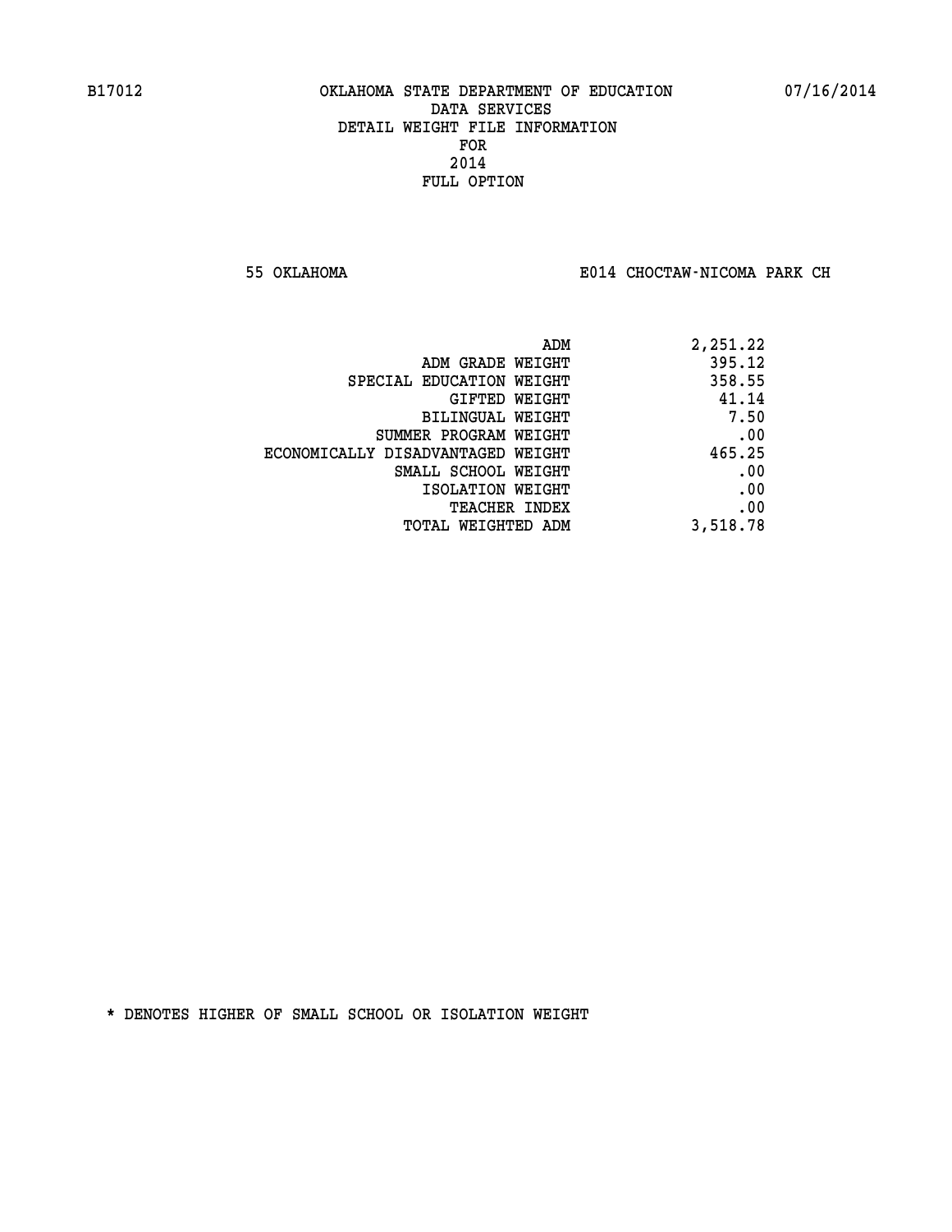B17012 OKLAHOMA STATE DEPARTMENT OF EDUCATION 07/16/2014

DATA SERVICES
DETAIL WEIGHT FILE INFORMATION
FOR
2014
FULL OPTION

55 OKLAHOMA E014 CHOCTAW-NICOMA PARK CH

| | |
|---|---|
| ADM | 2,251.22 |
| ADM GRADE WEIGHT | 395.12 |
| SPECIAL EDUCATION WEIGHT | 358.55 |
| GIFTED WEIGHT | 41.14 |
| BILINGUAL WEIGHT | 7.50 |
| SUMMER PROGRAM WEIGHT | .00 |
| ECONOMICALLY DISADVANTAGED WEIGHT | 465.25 |
| SMALL SCHOOL WEIGHT | .00 |
| ISOLATION WEIGHT | .00 |
| TEACHER INDEX | .00 |
| TOTAL WEIGHTED ADM | 3,518.78 |

* DENOTES HIGHER OF SMALL SCHOOL OR ISOLATION WEIGHT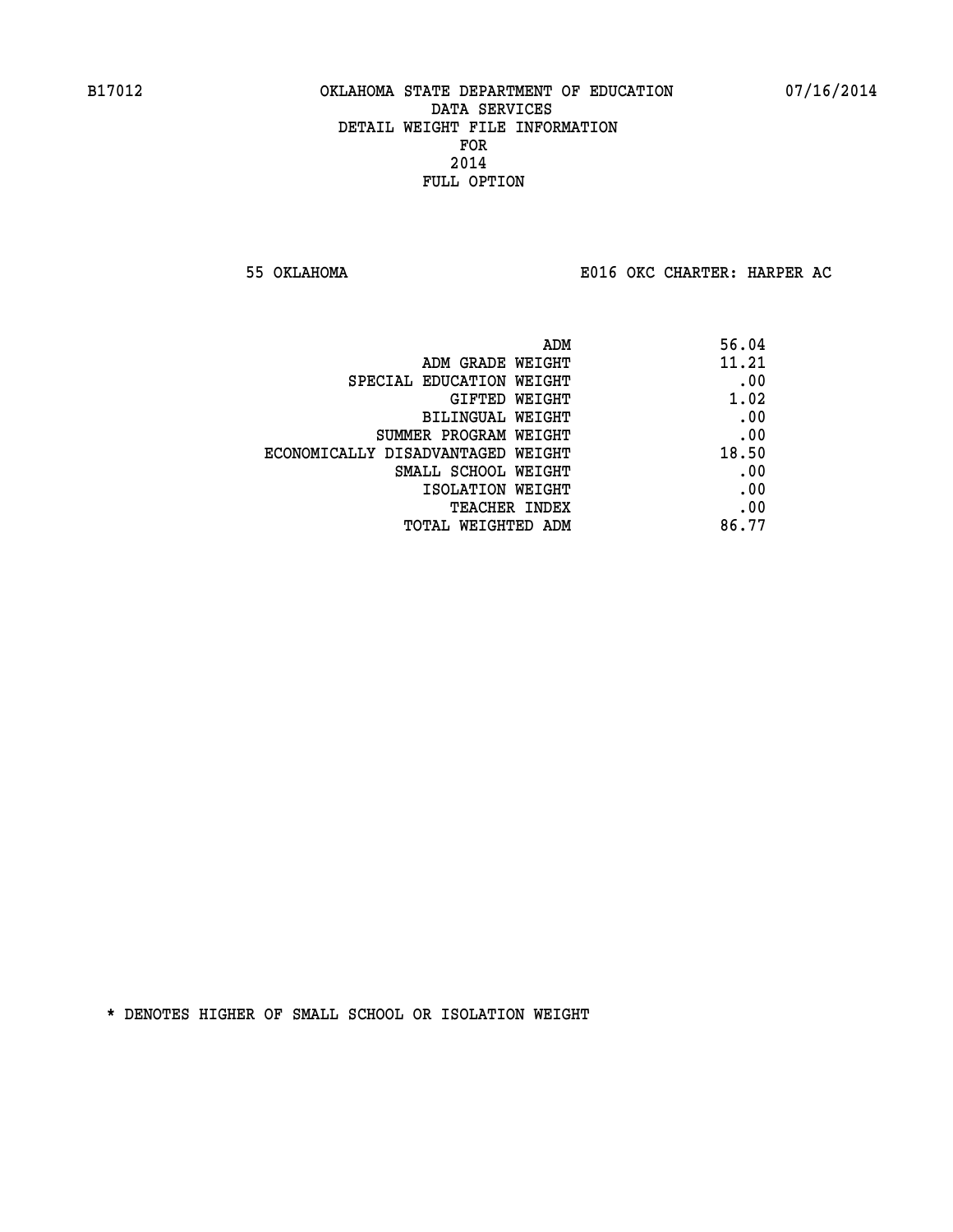B17012 OKLAHOMA STATE DEPARTMENT OF EDUCATION 07/16/2014

DATA SERVICES
DETAIL WEIGHT FILE INFORMATION
FOR
2014
FULL OPTION

55 OKLAHOMA E016 OKC CHARTER: HARPER AC

| | |
|---|---|
| ADM | 56.04 |
| ADM GRADE WEIGHT | 11.21 |
| SPECIAL EDUCATION WEIGHT | .00 |
| GIFTED WEIGHT | 1.02 |
| BILINGUAL WEIGHT | .00 |
| SUMMER PROGRAM WEIGHT | .00 |
| ECONOMICALLY DISADVANTAGED WEIGHT | 18.50 |
| SMALL SCHOOL WEIGHT | .00 |
| ISOLATION WEIGHT | .00 |
| TEACHER INDEX | .00 |
| TOTAL WEIGHTED ADM | 86.77 |

* DENOTES HIGHER OF SMALL SCHOOL OR ISOLATION WEIGHT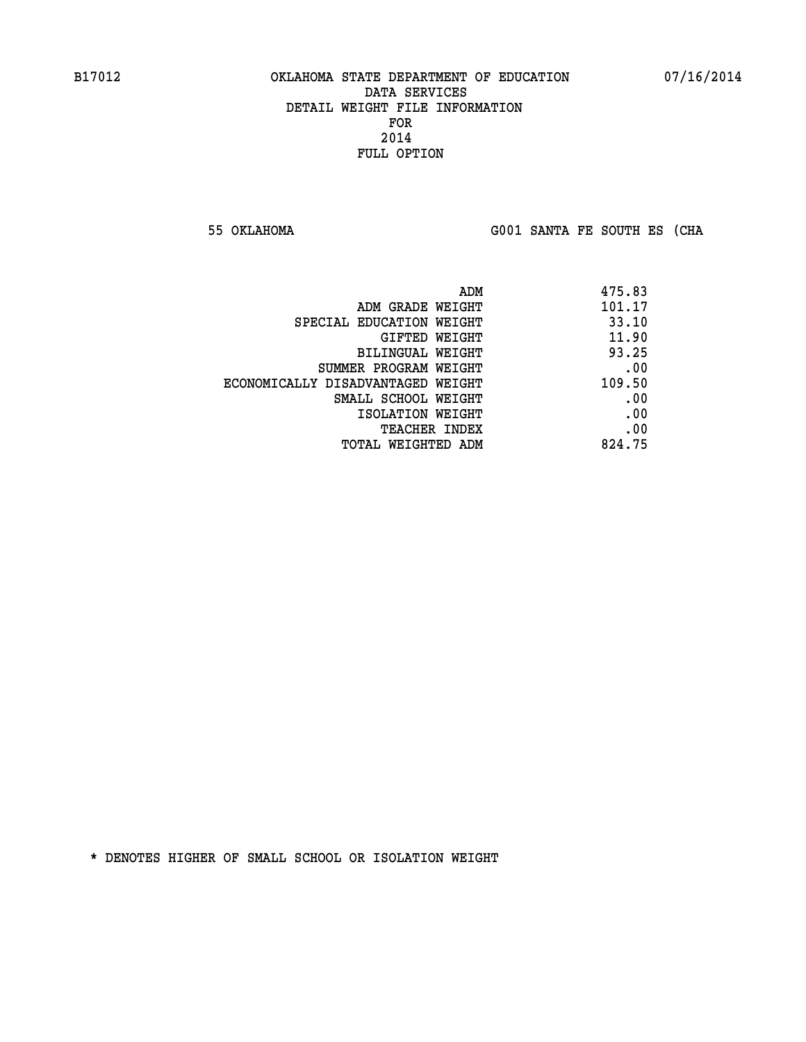B17012 OKLAHOMA STATE DEPARTMENT OF EDUCATION 07/16/2014

DATA SERVICES
DETAIL WEIGHT FILE INFORMATION
FOR
2014
FULL OPTION

55 OKLAHOMA G001 SANTA FE SOUTH ES (CHA

| | |
|---|---|
| ADM | 475.83 |
| ADM GRADE WEIGHT | 101.17 |
| SPECIAL EDUCATION WEIGHT | 33.10 |
| GIFTED WEIGHT | 11.90 |
| BILINGUAL WEIGHT | 93.25 |
| SUMMER PROGRAM WEIGHT | .00 |
| ECONOMICALLY DISADVANTAGED WEIGHT | 109.50 |
| SMALL SCHOOL WEIGHT | .00 |
| ISOLATION WEIGHT | .00 |
| TEACHER INDEX | .00 |
| TOTAL WEIGHTED ADM | 824.75 |

* DENOTES HIGHER OF SMALL SCHOOL OR ISOLATION WEIGHT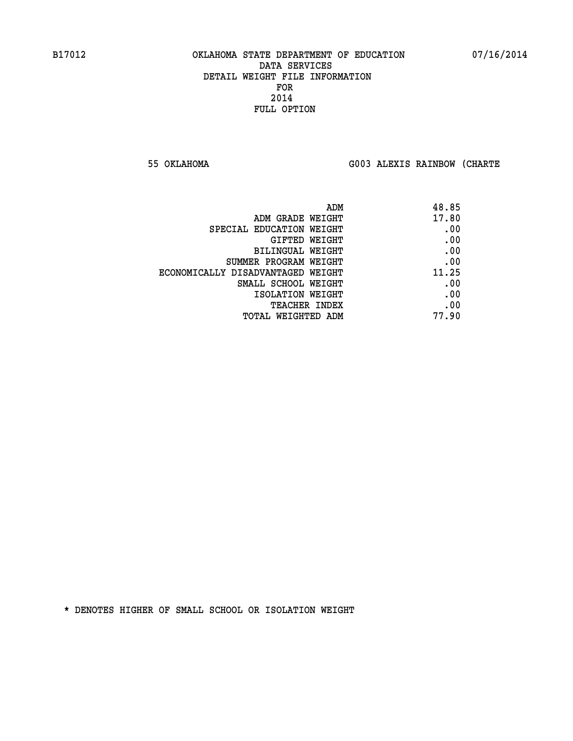B17012 OKLAHOMA STATE DEPARTMENT OF EDUCATION 07/16/2014

DATA SERVICES
DETAIL WEIGHT FILE INFORMATION
FOR
2014
FULL OPTION

55 OKLAHOMA G003 ALEXIS RAINBOW (CHARTE

| | |
|---|---|
| ADM | 48.85 |
| ADM GRADE WEIGHT | 17.80 |
| SPECIAL EDUCATION WEIGHT | .00 |
| GIFTED WEIGHT | .00 |
| BILINGUAL WEIGHT | .00 |
| SUMMER PROGRAM WEIGHT | .00 |
| ECONOMICALLY DISADVANTAGED WEIGHT | 11.25 |
| SMALL SCHOOL WEIGHT | .00 |
| ISOLATION WEIGHT | .00 |
| TEACHER INDEX | .00 |
| TOTAL WEIGHTED ADM | 77.90 |

* DENOTES HIGHER OF SMALL SCHOOL OR ISOLATION WEIGHT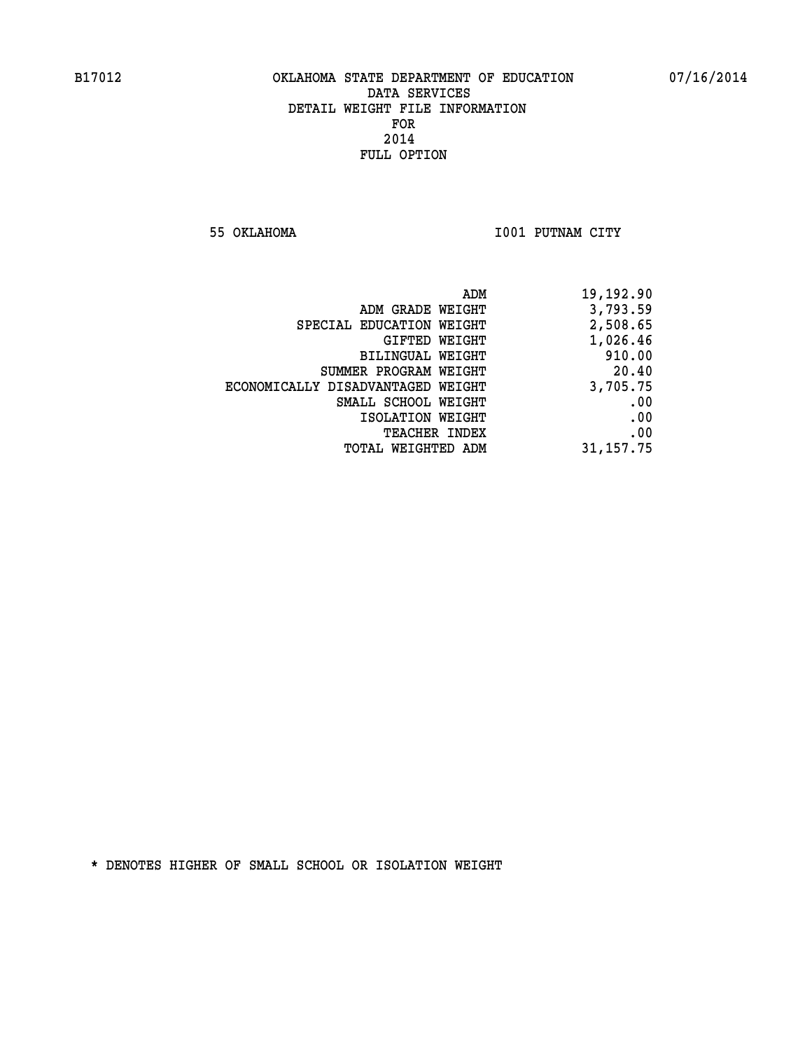B17012 OKLAHOMA STATE DEPARTMENT OF EDUCATION 07/16/2014

DATA SERVICES
DETAIL WEIGHT FILE INFORMATION
FOR
2014
FULL OPTION

55 OKLAHOMA I001 PUTNAM CITY

| | |
|---|---|
| ADM | 19,192.90 |
| ADM GRADE WEIGHT | 3,793.59 |
| SPECIAL EDUCATION WEIGHT | 2,508.65 |
| GIFTED WEIGHT | 1,026.46 |
| BILINGUAL WEIGHT | 910.00 |
| SUMMER PROGRAM WEIGHT | 20.40 |
| ECONOMICALLY DISADVANTAGED WEIGHT | 3,705.75 |
| SMALL SCHOOL WEIGHT | .00 |
| ISOLATION WEIGHT | .00 |
| TEACHER INDEX | .00 |
| TOTAL WEIGHTED ADM | 31,157.75 |

* DENOTES HIGHER OF SMALL SCHOOL OR ISOLATION WEIGHT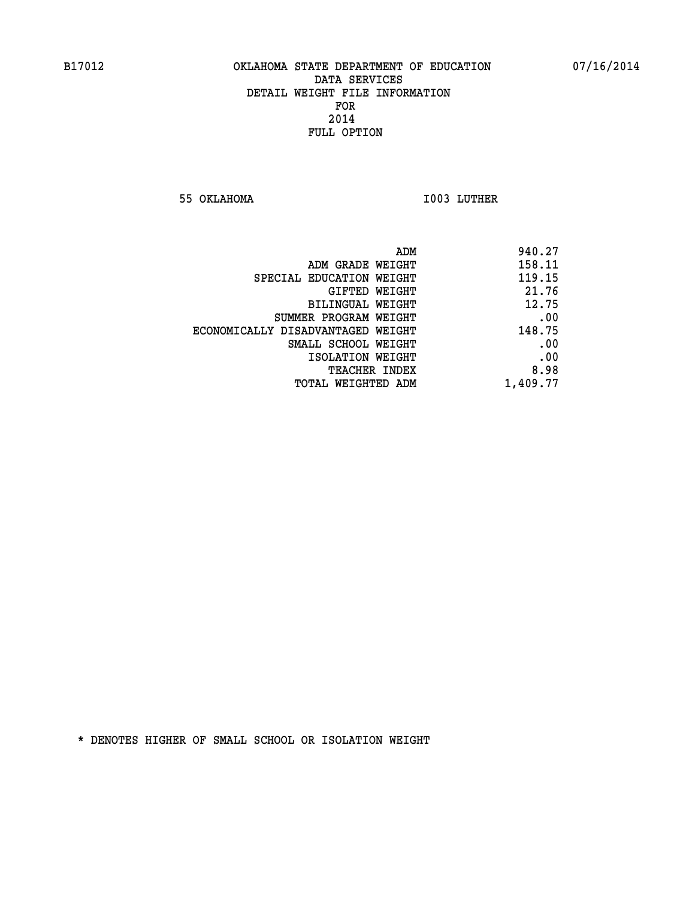B17012 OKLAHOMA STATE DEPARTMENT OF EDUCATION 07/16/2014

DATA SERVICES
DETAIL WEIGHT FILE INFORMATION
FOR
2014
FULL OPTION

55 OKLAHOMA I003 LUTHER

| | |
|---|---|
| ADM | 940.27 |
| ADM GRADE WEIGHT | 158.11 |
| SPECIAL EDUCATION WEIGHT | 119.15 |
| GIFTED WEIGHT | 21.76 |
| BILINGUAL WEIGHT | 12.75 |
| SUMMER PROGRAM WEIGHT | .00 |
| ECONOMICALLY DISADVANTAGED WEIGHT | 148.75 |
| SMALL SCHOOL WEIGHT | .00 |
| ISOLATION WEIGHT | .00 |
| TEACHER INDEX | 8.98 |
| TOTAL WEIGHTED ADM | 1,409.77 |

* DENOTES HIGHER OF SMALL SCHOOL OR ISOLATION WEIGHT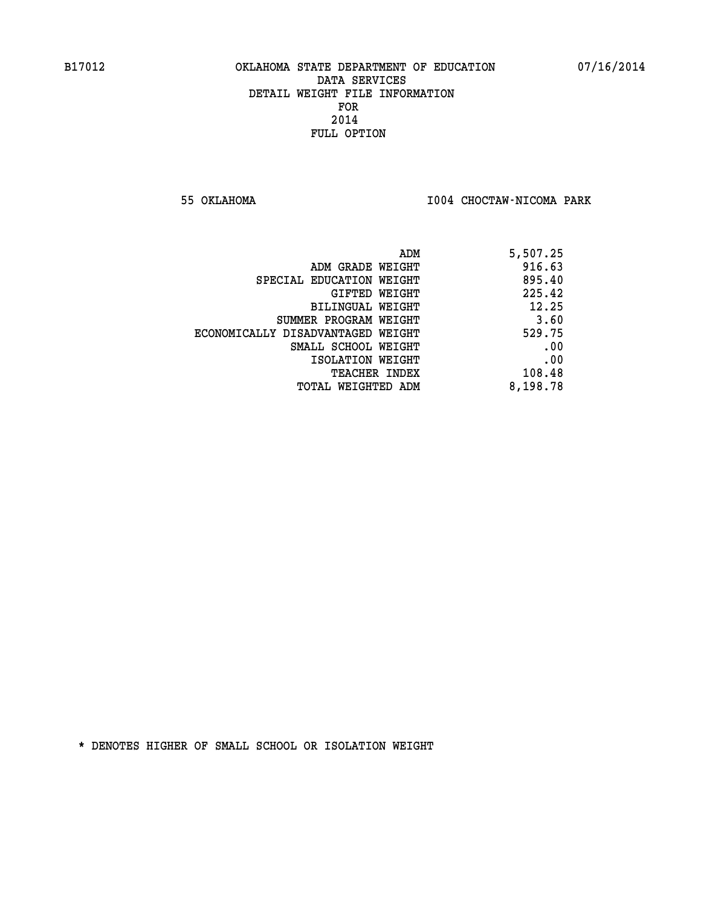B17012 OKLAHOMA STATE DEPARTMENT OF EDUCATION 07/16/2014

DATA SERVICES
DETAIL WEIGHT FILE INFORMATION
FOR
2014
FULL OPTION

55 OKLAHOMA I004 CHOCTAW-NICOMA PARK

| | |
|---|---|
| ADM | 5,507.25 |
| ADM GRADE WEIGHT | 916.63 |
| SPECIAL EDUCATION WEIGHT | 895.40 |
| GIFTED WEIGHT | 225.42 |
| BILINGUAL WEIGHT | 12.25 |
| SUMMER PROGRAM WEIGHT | 3.60 |
| ECONOMICALLY DISADVANTAGED WEIGHT | 529.75 |
| SMALL SCHOOL WEIGHT | .00 |
| ISOLATION WEIGHT | .00 |
| TEACHER INDEX | 108.48 |
| TOTAL WEIGHTED ADM | 8,198.78 |

* DENOTES HIGHER OF SMALL SCHOOL OR ISOLATION WEIGHT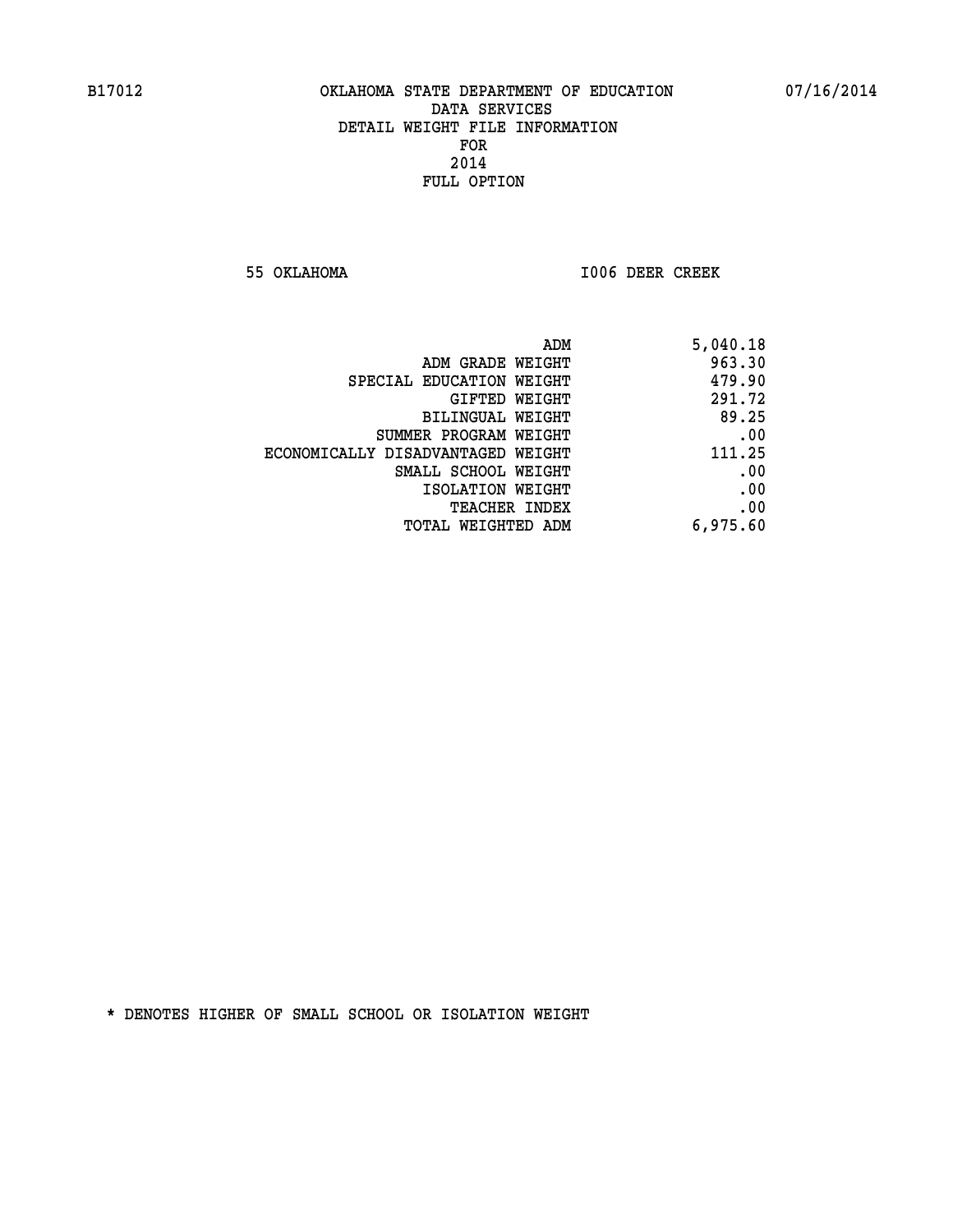B17012 OKLAHOMA STATE DEPARTMENT OF EDUCATION 07/16/2014

DATA SERVICES
DETAIL WEIGHT FILE INFORMATION
FOR
2014
FULL OPTION

55 OKLAHOMA I006 DEER CREEK

| | |
|---|---|
| ADM | 5,040.18 |
| ADM GRADE WEIGHT | 963.30 |
| SPECIAL EDUCATION WEIGHT | 479.90 |
| GIFTED WEIGHT | 291.72 |
| BILINGUAL WEIGHT | 89.25 |
| SUMMER PROGRAM WEIGHT | .00 |
| ECONOMICALLY DISADVANTAGED WEIGHT | 111.25 |
| SMALL SCHOOL WEIGHT | .00 |
| ISOLATION WEIGHT | .00 |
| TEACHER INDEX | .00 |
| TOTAL WEIGHTED ADM | 6,975.60 |

* DENOTES HIGHER OF SMALL SCHOOL OR ISOLATION WEIGHT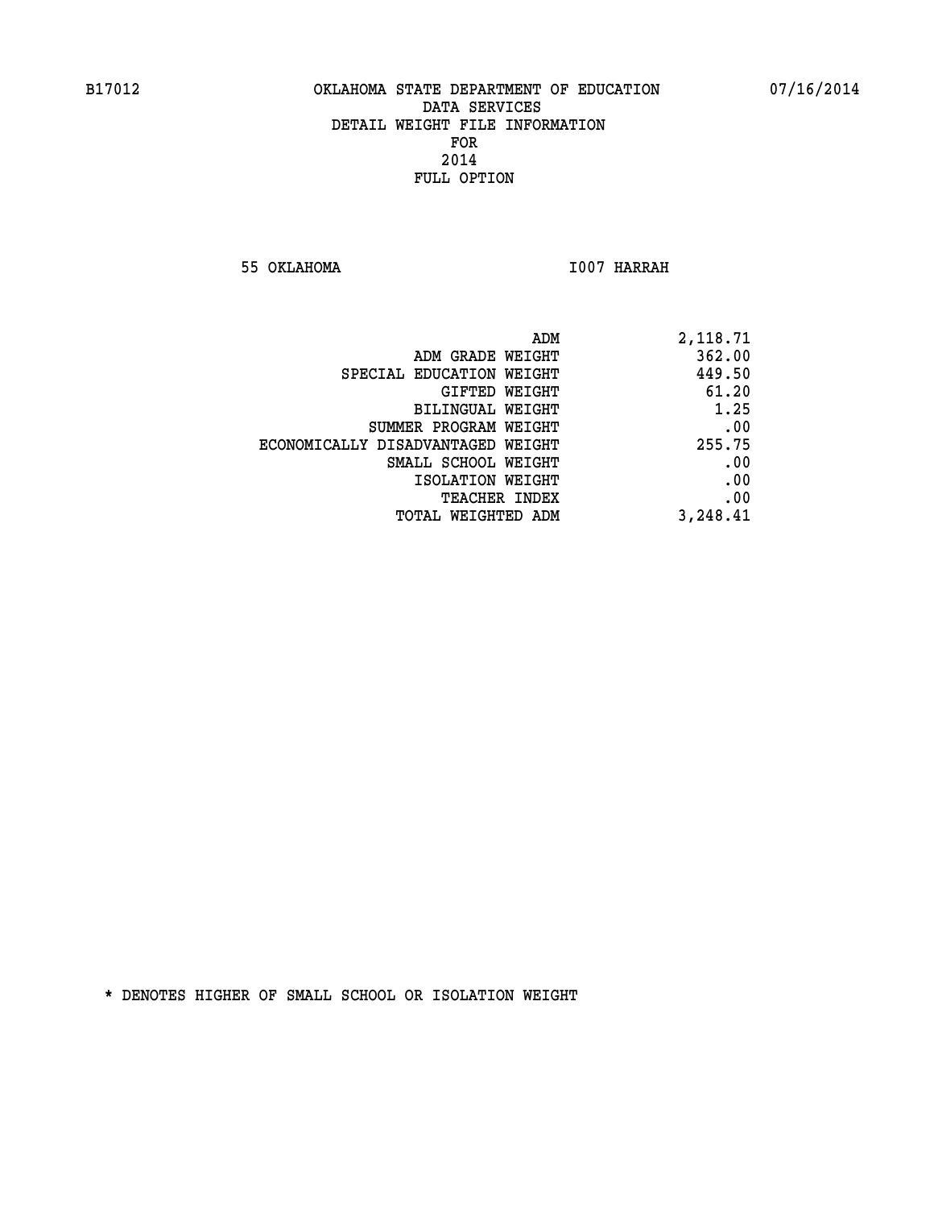B17012 OKLAHOMA STATE DEPARTMENT OF EDUCATION 07/16/2014

DATA SERVICES
DETAIL WEIGHT FILE INFORMATION
FOR
2014
FULL OPTION

55 OKLAHOMA I007 HARRAH

| | |
|---|---|
| ADM | 2,118.71 |
| ADM GRADE WEIGHT | 362.00 |
| SPECIAL EDUCATION WEIGHT | 449.50 |
| GIFTED WEIGHT | 61.20 |
| BILINGUAL WEIGHT | 1.25 |
| SUMMER PROGRAM WEIGHT | .00 |
| ECONOMICALLY DISADVANTAGED WEIGHT | 255.75 |
| SMALL SCHOOL WEIGHT | .00 |
| ISOLATION WEIGHT | .00 |
| TEACHER INDEX | .00 |
| TOTAL WEIGHTED ADM | 3,248.41 |

* DENOTES HIGHER OF SMALL SCHOOL OR ISOLATION WEIGHT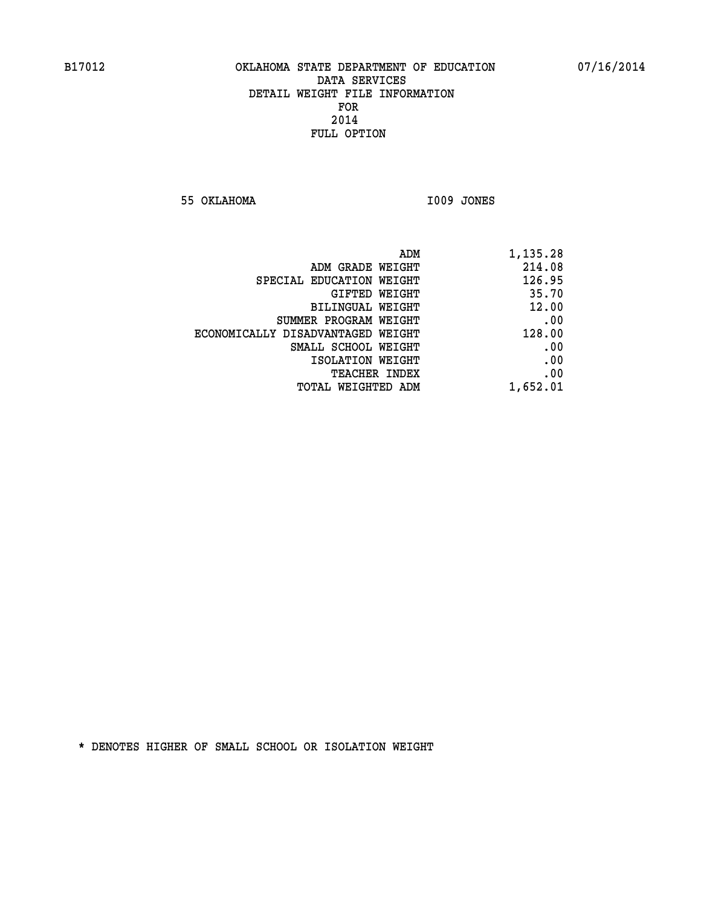B17012 OKLAHOMA STATE DEPARTMENT OF EDUCATION 07/16/2014

DATA SERVICES
DETAIL WEIGHT FILE INFORMATION
FOR
2014
FULL OPTION

55 OKLAHOMA I009 JONES

| | |
|---|---|
| ADM | 1,135.28 |
| ADM GRADE WEIGHT | 214.08 |
| SPECIAL EDUCATION WEIGHT | 126.95 |
| GIFTED WEIGHT | 35.70 |
| BILINGUAL WEIGHT | 12.00 |
| SUMMER PROGRAM WEIGHT | .00 |
| ECONOMICALLY DISADVANTAGED WEIGHT | 128.00 |
| SMALL SCHOOL WEIGHT | .00 |
| ISOLATION WEIGHT | .00 |
| TEACHER INDEX | .00 |
| TOTAL WEIGHTED ADM | 1,652.01 |

* DENOTES HIGHER OF SMALL SCHOOL OR ISOLATION WEIGHT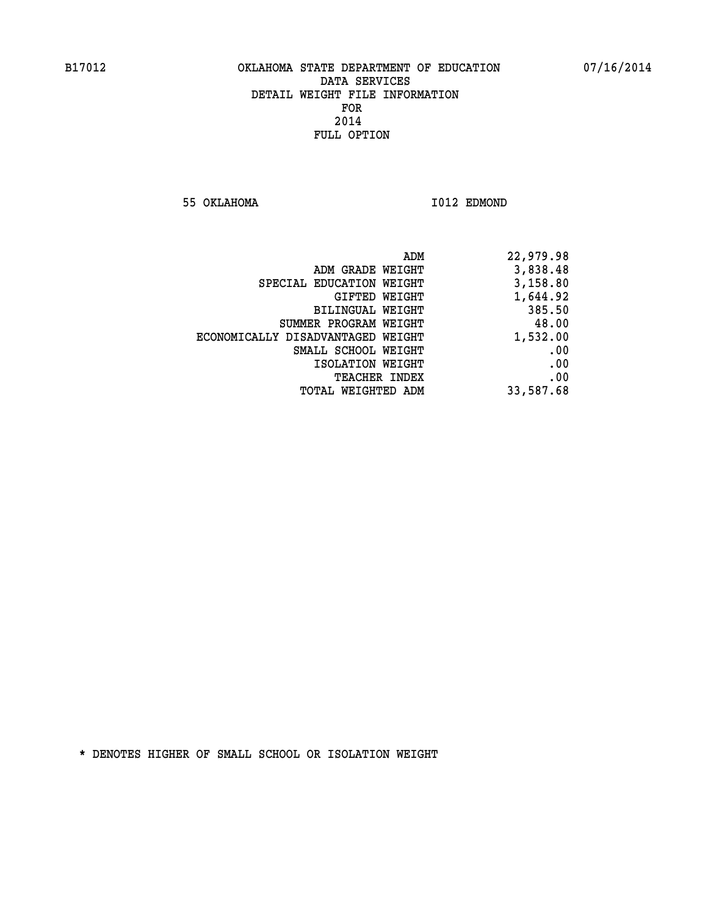B17012 OKLAHOMA STATE DEPARTMENT OF EDUCATION 07/16/2014

DATA SERVICES
DETAIL WEIGHT FILE INFORMATION
FOR
2014
FULL OPTION

55 OKLAHOMA I012 EDMOND

| | |
|---|---|
| ADM | 22,979.98 |
| ADM GRADE WEIGHT | 3,838.48 |
| SPECIAL EDUCATION WEIGHT | 3,158.80 |
| GIFTED WEIGHT | 1,644.92 |
| BILINGUAL WEIGHT | 385.50 |
| SUMMER PROGRAM WEIGHT | 48.00 |
| ECONOMICALLY DISADVANTAGED WEIGHT | 1,532.00 |
| SMALL SCHOOL WEIGHT | .00 |
| ISOLATION WEIGHT | .00 |
| TEACHER INDEX | .00 |
| TOTAL WEIGHTED ADM | 33,587.68 |

* DENOTES HIGHER OF SMALL SCHOOL OR ISOLATION WEIGHT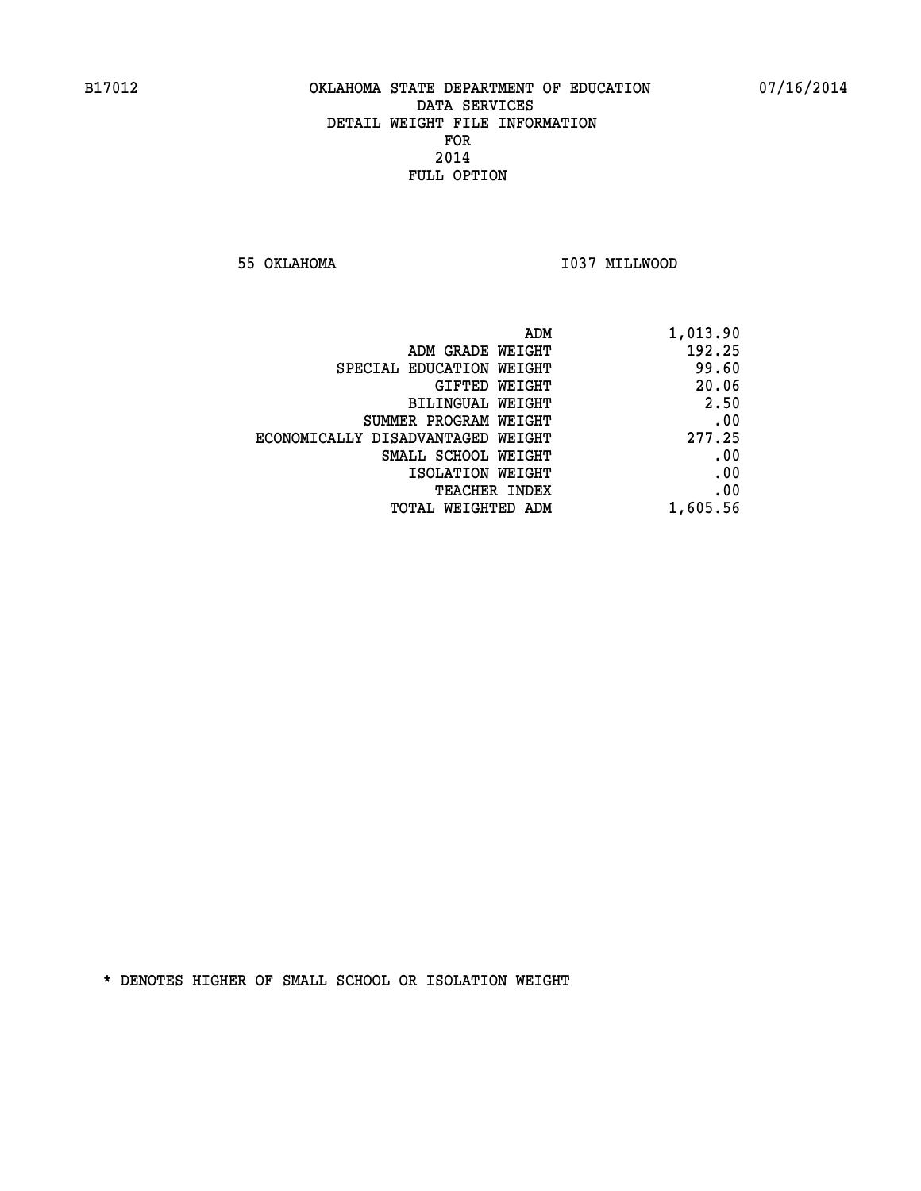B17012 OKLAHOMA STATE DEPARTMENT OF EDUCATION 07/16/2014

DATA SERVICES
DETAIL WEIGHT FILE INFORMATION
FOR
2014
FULL OPTION

55 OKLAHOMA I037 MILLWOOD

| | |
|---|---|
| ADM | 1,013.90 |
| ADM GRADE WEIGHT | 192.25 |
| SPECIAL EDUCATION WEIGHT | 99.60 |
| GIFTED WEIGHT | 20.06 |
| BILINGUAL WEIGHT | 2.50 |
| SUMMER PROGRAM WEIGHT | .00 |
| ECONOMICALLY DISADVANTAGED WEIGHT | 277.25 |
| SMALL SCHOOL WEIGHT | .00 |
| ISOLATION WEIGHT | .00 |
| TEACHER INDEX | .00 |
| TOTAL WEIGHTED ADM | 1,605.56 |

* DENOTES HIGHER OF SMALL SCHOOL OR ISOLATION WEIGHT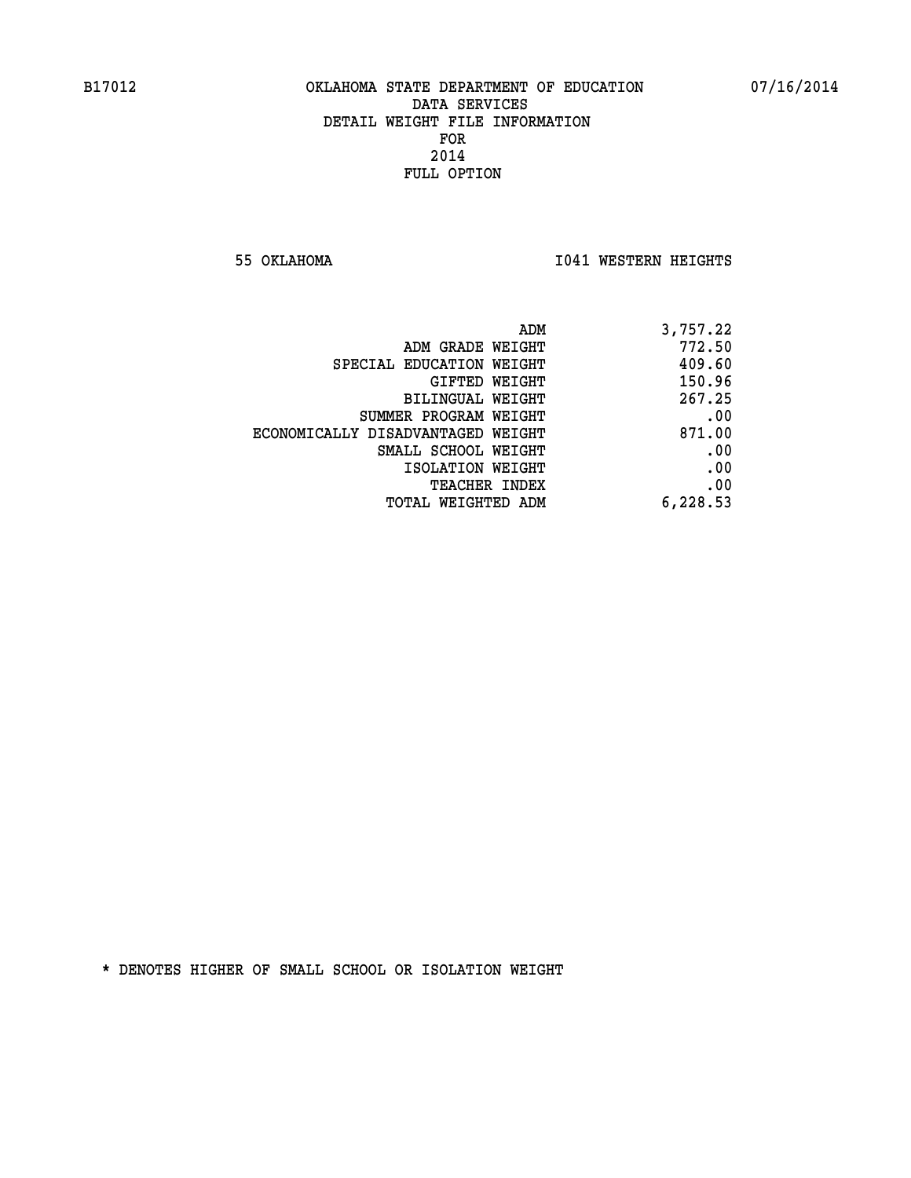B17012 OKLAHOMA STATE DEPARTMENT OF EDUCATION 07/16/2014
DATA SERVICES
DETAIL WEIGHT FILE INFORMATION
FOR
2014
FULL OPTION

55 OKLAHOMA I041 WESTERN HEIGHTS

| | |
|---|---:|
| ADM | 3,757.22 |
| ADM GRADE WEIGHT | 772.50 |
| SPECIAL EDUCATION WEIGHT | 409.60 |
| GIFTED WEIGHT | 150.96 |
| BILINGUAL WEIGHT | 267.25 |
| SUMMER PROGRAM WEIGHT | .00 |
| ECONOMICALLY DISADVANTAGED WEIGHT | 871.00 |
| SMALL SCHOOL WEIGHT | .00 |
| ISOLATION WEIGHT | .00 |
| TEACHER INDEX | .00 |
| TOTAL WEIGHTED ADM | 6,228.53 |

* DENOTES HIGHER OF SMALL SCHOOL OR ISOLATION WEIGHT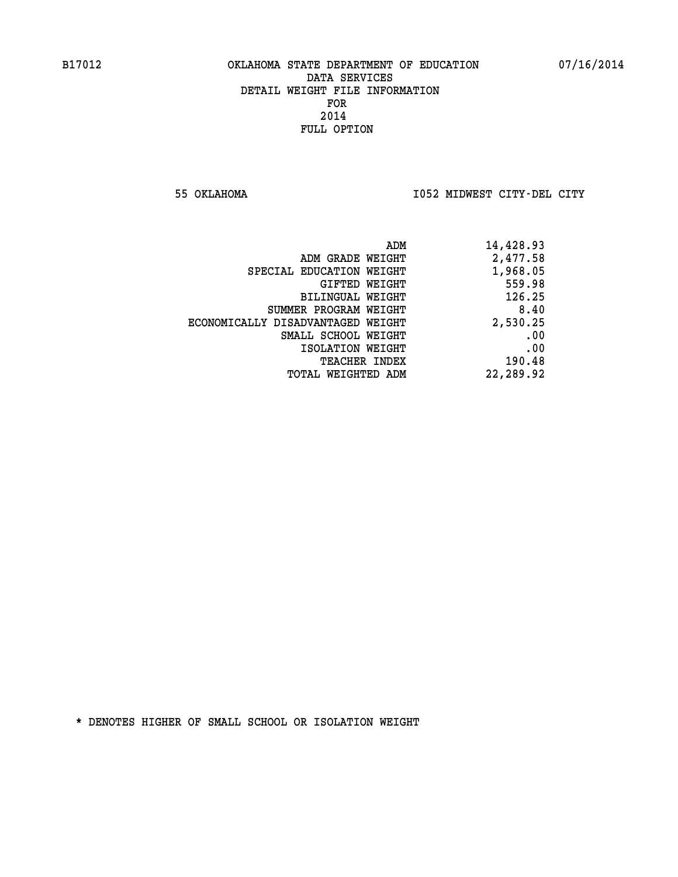B17012 OKLAHOMA STATE DEPARTMENT OF EDUCATION 07/16/2014

DATA SERVICES
DETAIL WEIGHT FILE INFORMATION
FOR
2014
FULL OPTION

55 OKLAHOMA I052 MIDWEST CITY-DEL CITY

| | |
|---|---|
| ADM | 14,428.93 |
| ADM GRADE WEIGHT | 2,477.58 |
| SPECIAL EDUCATION WEIGHT | 1,968.05 |
| GIFTED WEIGHT | 559.98 |
| BILINGUAL WEIGHT | 126.25 |
| SUMMER PROGRAM WEIGHT | 8.40 |
| ECONOMICALLY DISADVANTAGED WEIGHT | 2,530.25 |
| SMALL SCHOOL WEIGHT | .00 |
| ISOLATION WEIGHT | .00 |
| TEACHER INDEX | 190.48 |
| TOTAL WEIGHTED ADM | 22,289.92 |

* DENOTES HIGHER OF SMALL SCHOOL OR ISOLATION WEIGHT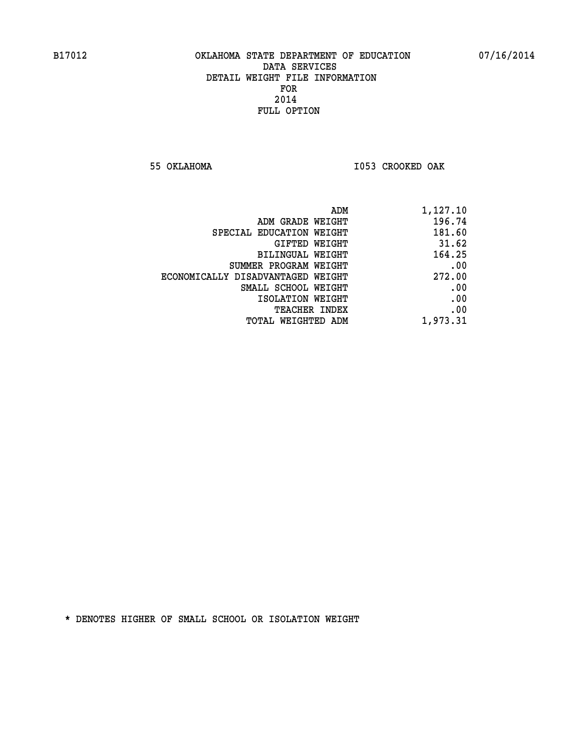# OKLAHOMA STATE DEPARTMENT OF EDUCATION
## DATA SERVICES
## DETAIL WEIGHT FILE INFORMATION
## FOR
## 2014
## FULL OPTION

55 OKLAHOMA I053 CROOKED OAK

| | |
|---|---|
| ADM | 1,127.10 |
| ADM GRADE WEIGHT | 196.74 |
| SPECIAL EDUCATION WEIGHT | 181.60 |
| GIFTED WEIGHT | 31.62 |
| BILINGUAL WEIGHT | 164.25 |
| SUMMER PROGRAM WEIGHT | .00 |
| ECONOMICALLY DISADVANTAGED WEIGHT | 272.00 |
| SMALL SCHOOL WEIGHT | .00 |
| ISOLATION WEIGHT | .00 |
| TEACHER INDEX | .00 |
| TOTAL WEIGHTED ADM | 1,973.31 |

* DENOTES HIGHER OF SMALL SCHOOL OR ISOLATION WEIGHT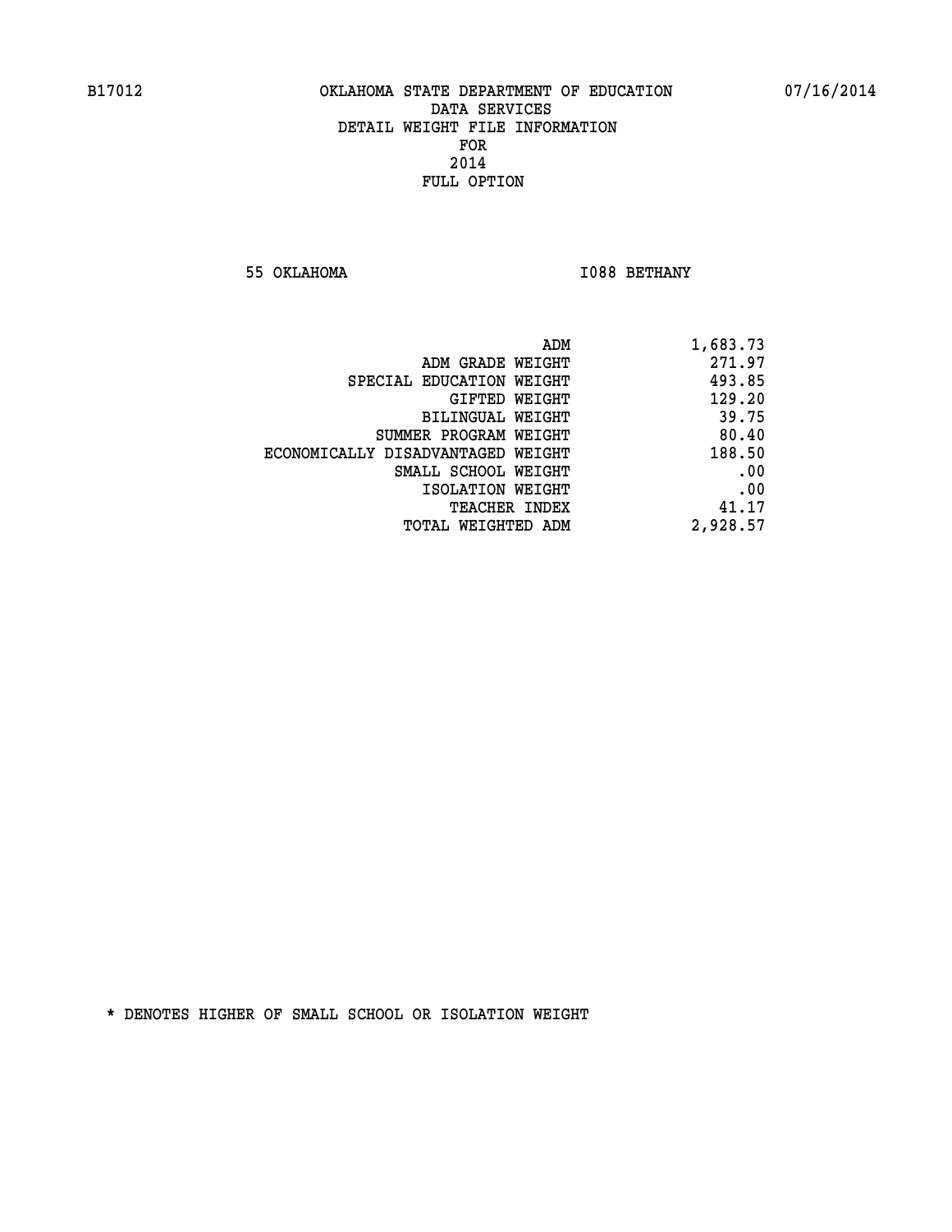B17012 OKLAHOMA STATE DEPARTMENT OF EDUCATION 07/16/2014

DATA SERVICES
DETAIL WEIGHT FILE INFORMATION
FOR
2014
FULL OPTION

55 OKLAHOMA I088 BETHANY

| | |
|---|---|
| ADM | 1,683.73 |
| ADM GRADE WEIGHT | 271.97 |
| SPECIAL EDUCATION WEIGHT | 493.85 |
| GIFTED WEIGHT | 129.20 |
| BILINGUAL WEIGHT | 39.75 |
| SUMMER PROGRAM WEIGHT | 80.40 |
| ECONOMICALLY DISADVANTAGED WEIGHT | 188.50 |
| SMALL SCHOOL WEIGHT | .00 |
| ISOLATION WEIGHT | .00 |
| TEACHER INDEX | 41.17 |
| TOTAL WEIGHTED ADM | 2,928.57 |

* DENOTES HIGHER OF SMALL SCHOOL OR ISOLATION WEIGHT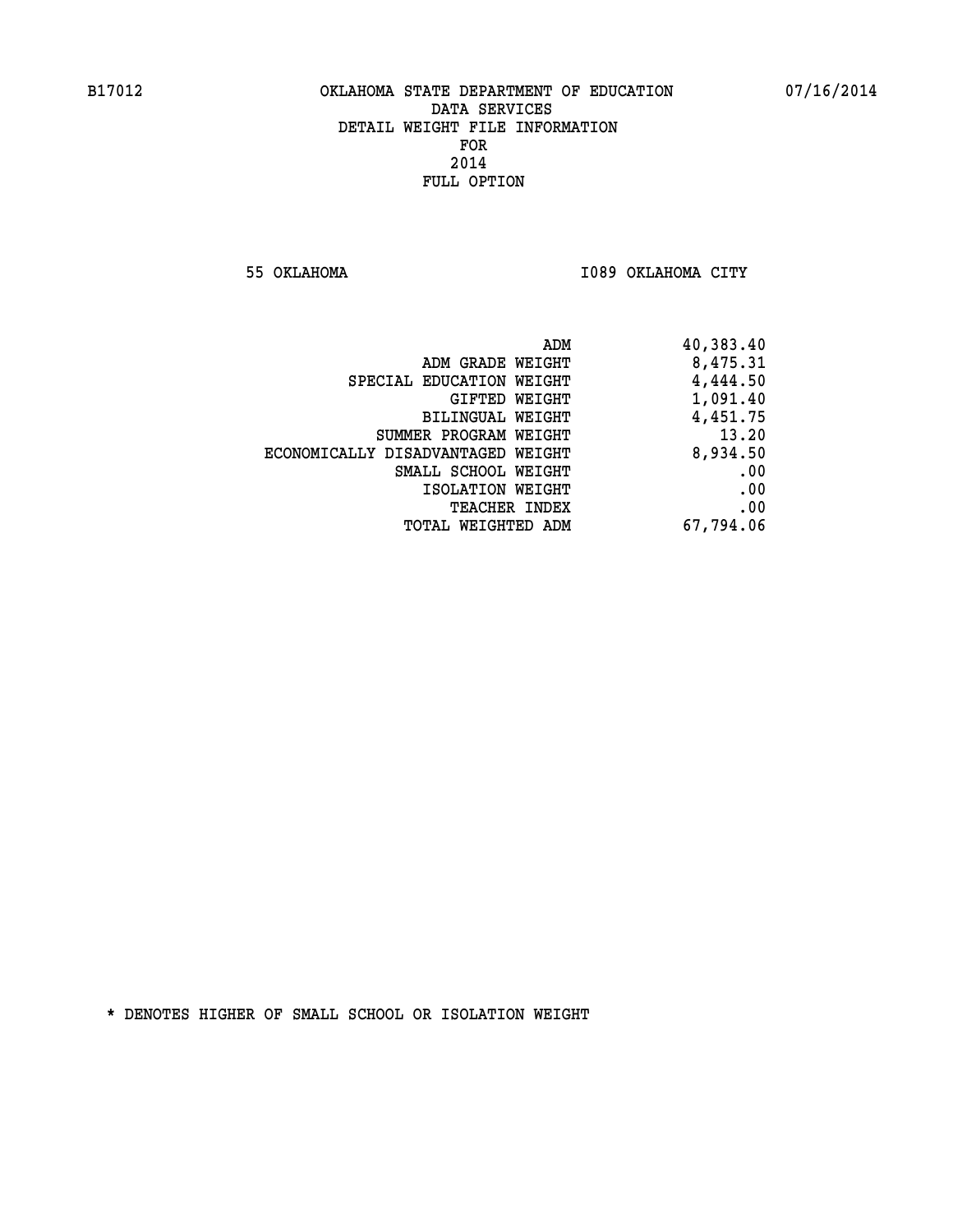B17012 OKLAHOMA STATE DEPARTMENT OF EDUCATION 07/16/2014
DATA SERVICES
DETAIL WEIGHT FILE INFORMATION
FOR
2014
FULL OPTION

55 OKLAHOMA I089 OKLAHOMA CITY

| | |
|---|---|
| ADM | 40,383.40 |
| ADM GRADE WEIGHT | 8,475.31 |
| SPECIAL EDUCATION WEIGHT | 4,444.50 |
| GIFTED WEIGHT | 1,091.40 |
| BILINGUAL WEIGHT | 4,451.75 |
| SUMMER PROGRAM WEIGHT | 13.20 |
| ECONOMICALLY DISADVANTAGED WEIGHT | 8,934.50 |
| SMALL SCHOOL WEIGHT | .00 |
| ISOLATION WEIGHT | .00 |
| TEACHER INDEX | .00 |
| TOTAL WEIGHTED ADM | 67,794.06 |

* DENOTES HIGHER OF SMALL SCHOOL OR ISOLATION WEIGHT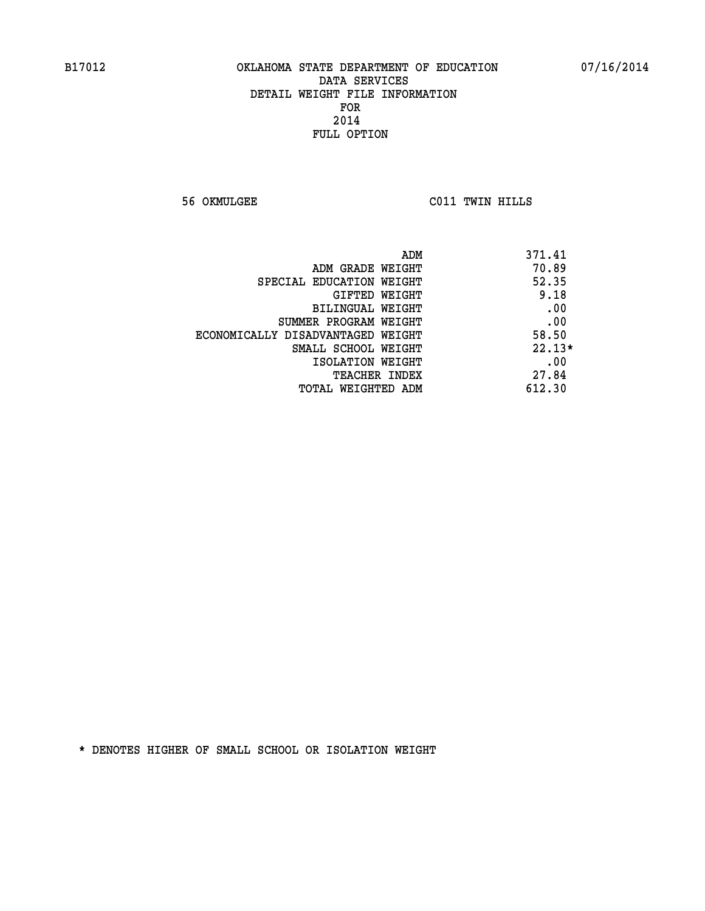B17012 OKLAHOMA STATE DEPARTMENT OF EDUCATION 07/16/2014

DATA SERVICES
DETAIL WEIGHT FILE INFORMATION
FOR
2014
FULL OPTION

56 OKMULGEE C011 TWIN HILLS

| | |
|---|---|
| ADM | 371.41 |
| ADM GRADE WEIGHT | 70.89 |
| SPECIAL EDUCATION WEIGHT | 52.35 |
| GIFTED WEIGHT | 9.18 |
| BILINGUAL WEIGHT | .00 |
| SUMMER PROGRAM WEIGHT | .00 |
| ECONOMICALLY DISADVANTAGED WEIGHT | 58.50 |
| SMALL SCHOOL WEIGHT | 22.13* |
| ISOLATION WEIGHT | .00 |
| TEACHER INDEX | 27.84 |
| TOTAL WEIGHTED ADM | 612.30 |

* DENOTES HIGHER OF SMALL SCHOOL OR ISOLATION WEIGHT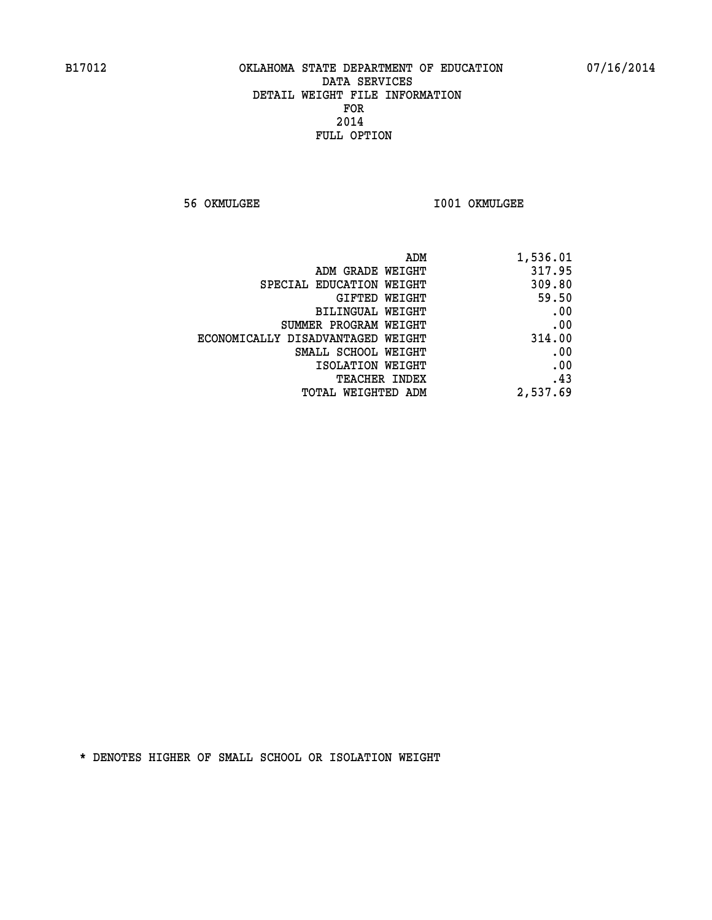B17012 OKLAHOMA STATE DEPARTMENT OF EDUCATION 07/16/2014

DATA SERVICES
DETAIL WEIGHT FILE INFORMATION
FOR
2014
FULL OPTION

56 OKMULGEE I001 OKMULGEE

| | |
|---|---|
| ADM | 1,536.01 |
| ADM GRADE WEIGHT | 317.95 |
| SPECIAL EDUCATION WEIGHT | 309.80 |
| GIFTED WEIGHT | 59.50 |
| BILINGUAL WEIGHT | .00 |
| SUMMER PROGRAM WEIGHT | .00 |
| ECONOMICALLY DISADVANTAGED WEIGHT | 314.00 |
| SMALL SCHOOL WEIGHT | .00 |
| ISOLATION WEIGHT | .00 |
| TEACHER INDEX | .43 |
| TOTAL WEIGHTED ADM | 2,537.69 |

* DENOTES HIGHER OF SMALL SCHOOL OR ISOLATION WEIGHT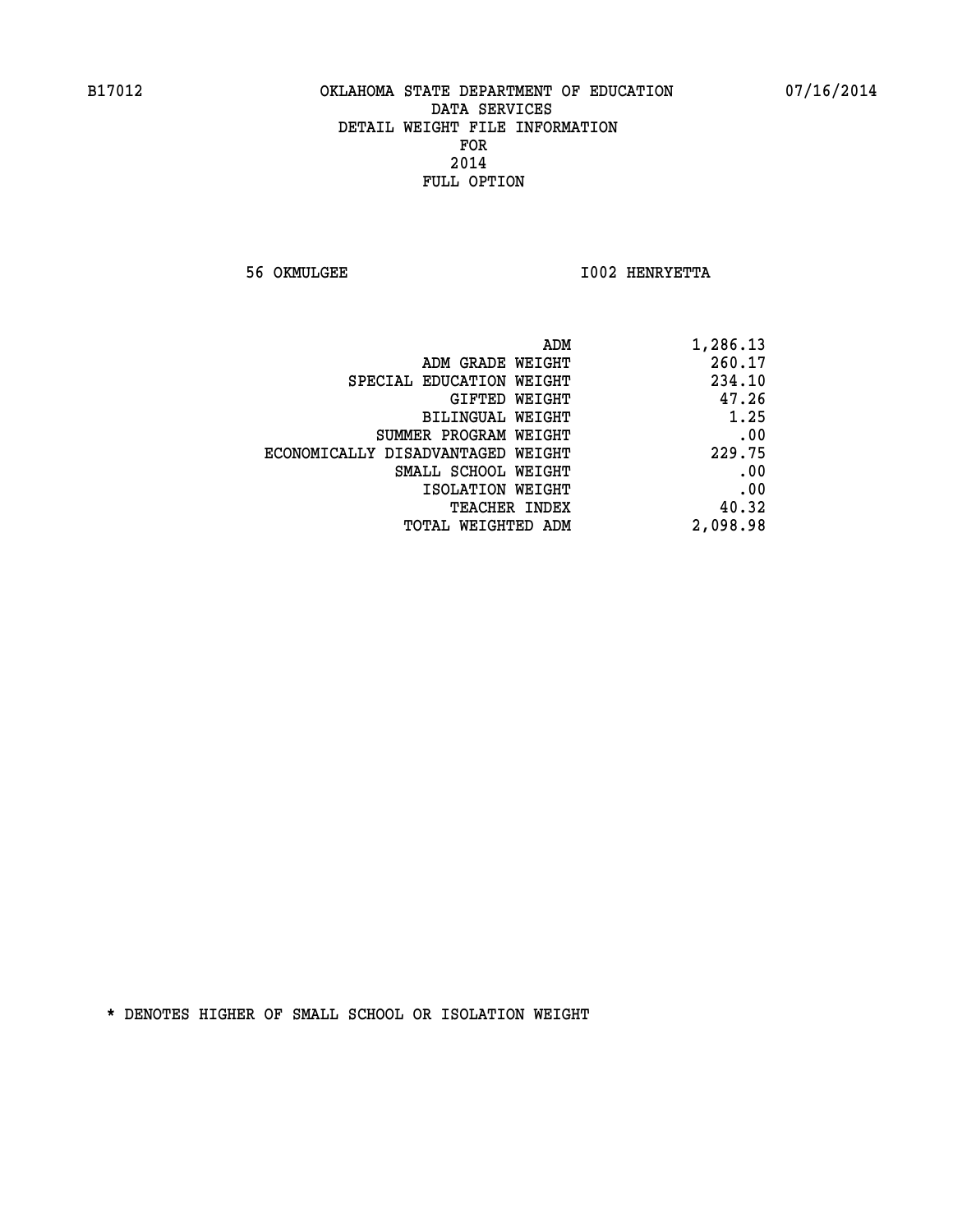B17012 OKLAHOMA STATE DEPARTMENT OF EDUCATION 07/16/2014

DATA SERVICES
DETAIL WEIGHT FILE INFORMATION
FOR
2014
FULL OPTION

56 OKMULGEE I002 HENRYETTA

| | |
|---|---|
| ADM | 1,286.13 |
| ADM GRADE WEIGHT | 260.17 |
| SPECIAL EDUCATION WEIGHT | 234.10 |
| GIFTED WEIGHT | 47.26 |
| BILINGUAL WEIGHT | 1.25 |
| SUMMER PROGRAM WEIGHT | .00 |
| ECONOMICALLY DISADVANTAGED WEIGHT | 229.75 |
| SMALL SCHOOL WEIGHT | .00 |
| ISOLATION WEIGHT | .00 |
| TEACHER INDEX | 40.32 |
| TOTAL WEIGHTED ADM | 2,098.98 |

* DENOTES HIGHER OF SMALL SCHOOL OR ISOLATION WEIGHT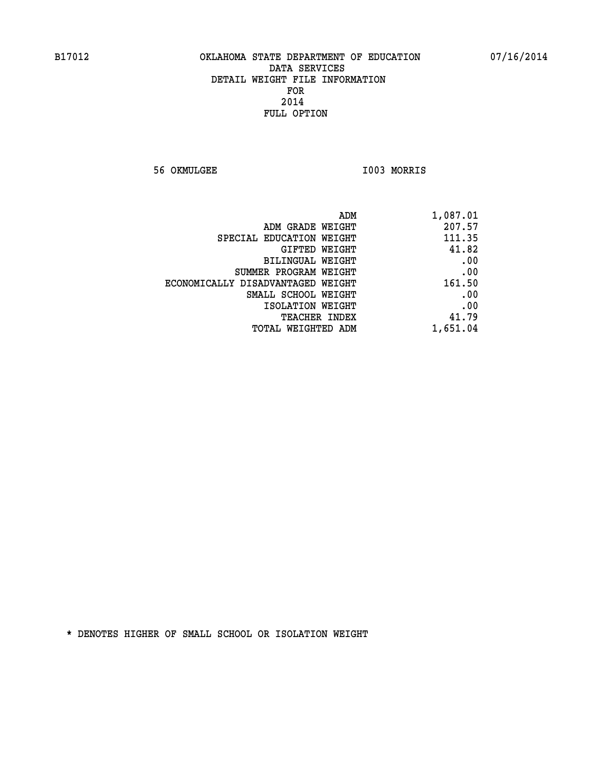B17012 OKLAHOMA STATE DEPARTMENT OF EDUCATION 07/16/2014

DATA SERVICES
DETAIL WEIGHT FILE INFORMATION
FOR
2014
FULL OPTION

56 OKMULGEE I003 MORRIS

| | |
|---|---|
| ADM | 1,087.01 |
| ADM GRADE WEIGHT | 207.57 |
| SPECIAL EDUCATION WEIGHT | 111.35 |
| GIFTED WEIGHT | 41.82 |
| BILINGUAL WEIGHT | .00 |
| SUMMER PROGRAM WEIGHT | .00 |
| ECONOMICALLY DISADVANTAGED WEIGHT | 161.50 |
| SMALL SCHOOL WEIGHT | .00 |
| ISOLATION WEIGHT | .00 |
| TEACHER INDEX | 41.79 |
| TOTAL WEIGHTED ADM | 1,651.04 |

* DENOTES HIGHER OF SMALL SCHOOL OR ISOLATION WEIGHT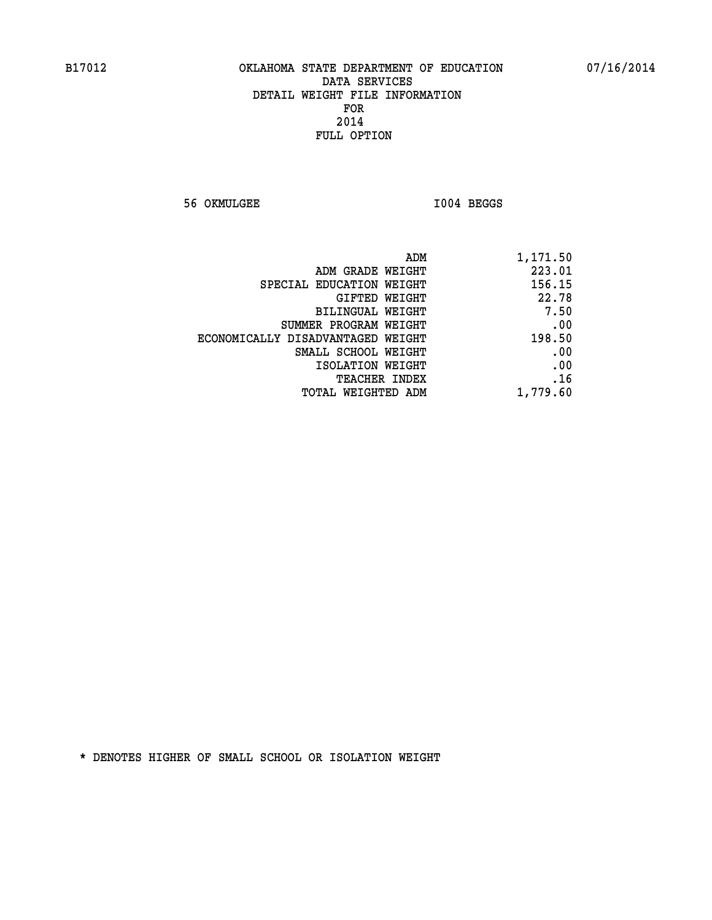B17012 OKLAHOMA STATE DEPARTMENT OF EDUCATION 07/16/2014

DATA SERVICES
DETAIL WEIGHT FILE INFORMATION
FOR
2014
FULL OPTION

56 OKMULGEE I004 BEGGS

| | |
|---|---|
| ADM | 1,171.50 |
| ADM GRADE WEIGHT | 223.01 |
| SPECIAL EDUCATION WEIGHT | 156.15 |
| GIFTED WEIGHT | 22.78 |
| BILINGUAL WEIGHT | 7.50 |
| SUMMER PROGRAM WEIGHT | .00 |
| ECONOMICALLY DISADVANTAGED WEIGHT | 198.50 |
| SMALL SCHOOL WEIGHT | .00 |
| ISOLATION WEIGHT | .00 |
| TEACHER INDEX | .16 |
| TOTAL WEIGHTED ADM | 1,779.60 |

* DENOTES HIGHER OF SMALL SCHOOL OR ISOLATION WEIGHT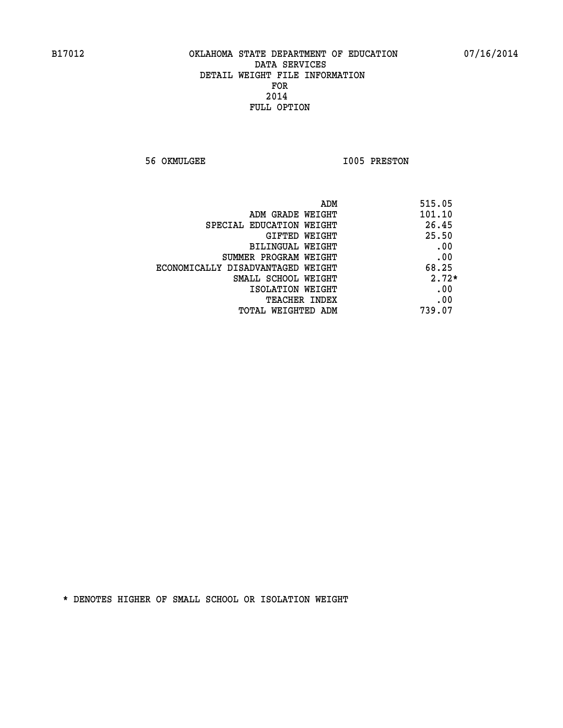B17012 OKLAHOMA STATE DEPARTMENT OF EDUCATION 07/16/2014

DATA SERVICES
DETAIL WEIGHT FILE INFORMATION
FOR
2014
FULL OPTION

56 OKMULGEE I005 PRESTON

| | |
|---|---|
| ADM | 515.05 |
| ADM GRADE WEIGHT | 101.10 |
| SPECIAL EDUCATION WEIGHT | 26.45 |
| GIFTED WEIGHT | 25.50 |
| BILINGUAL WEIGHT | .00 |
| SUMMER PROGRAM WEIGHT | .00 |
| ECONOMICALLY DISADVANTAGED WEIGHT | 68.25 |
| SMALL SCHOOL WEIGHT | 2.72* |
| ISOLATION WEIGHT | .00 |
| TEACHER INDEX | .00 |
| TOTAL WEIGHTED ADM | 739.07 |

* DENOTES HIGHER OF SMALL SCHOOL OR ISOLATION WEIGHT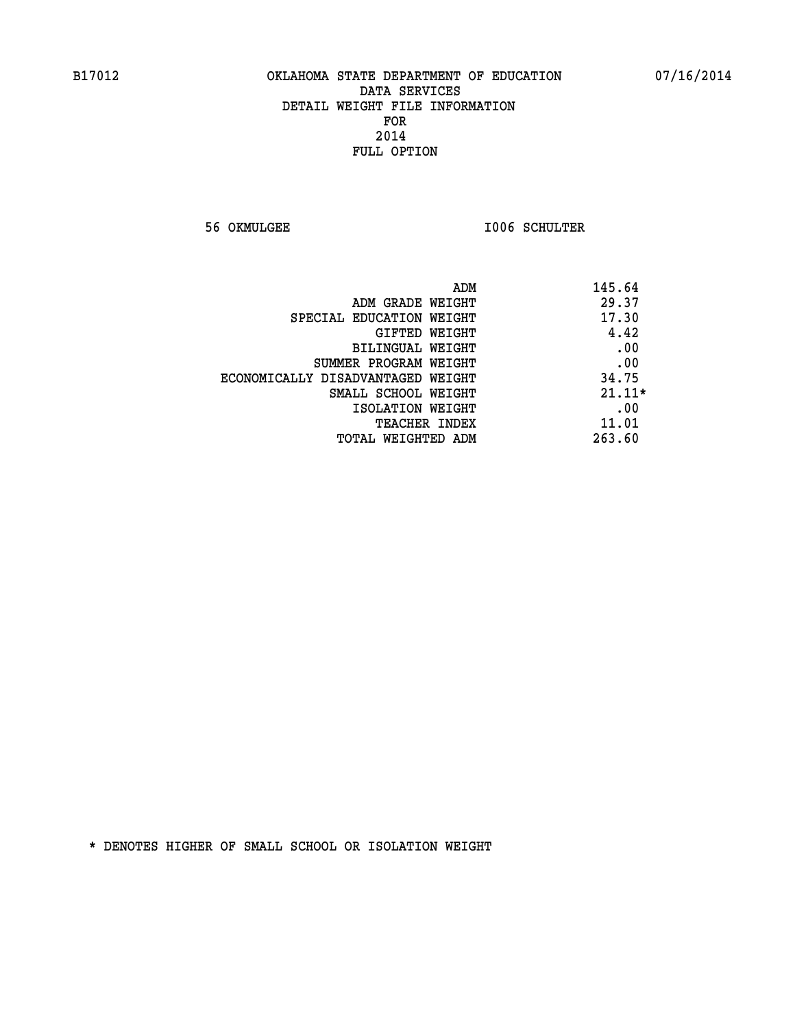B17012 OKLAHOMA STATE DEPARTMENT OF EDUCATION 07/16/2014

DATA SERVICES
DETAIL WEIGHT FILE INFORMATION
FOR
2014
FULL OPTION

56 OKMULGEE I006 SCHULTER

| | |
|---|---|
| ADM | 145.64 |
| ADM GRADE WEIGHT | 29.37 |
| SPECIAL EDUCATION WEIGHT | 17.30 |
| GIFTED WEIGHT | 4.42 |
| BILINGUAL WEIGHT | .00 |
| SUMMER PROGRAM WEIGHT | .00 |
| ECONOMICALLY DISADVANTAGED WEIGHT | 34.75 |
| SMALL SCHOOL WEIGHT | 21.11* |
| ISOLATION WEIGHT | .00 |
| TEACHER INDEX | 11.01 |
| TOTAL WEIGHTED ADM | 263.60 |

* DENOTES HIGHER OF SMALL SCHOOL OR ISOLATION WEIGHT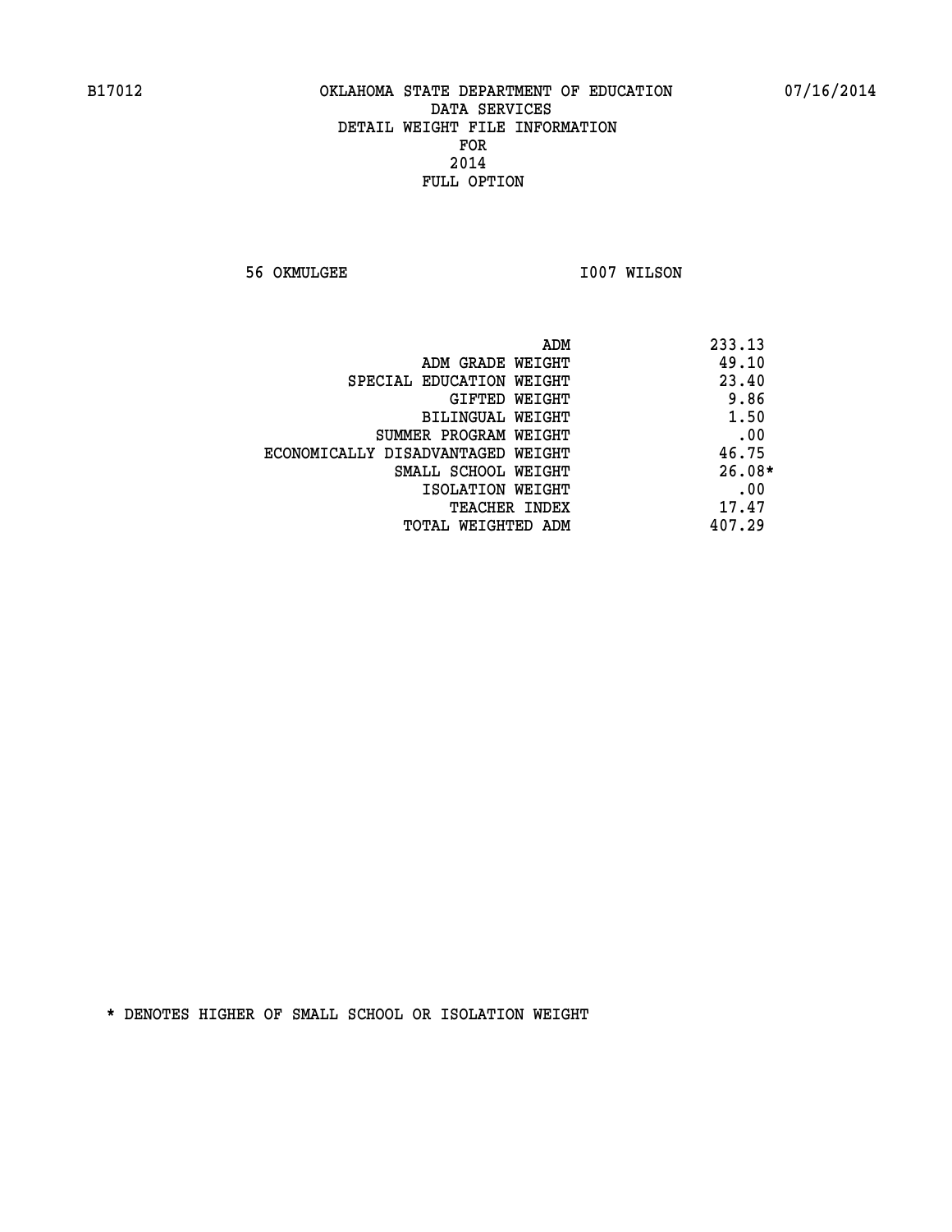B17012 OKLAHOMA STATE DEPARTMENT OF EDUCATION 07/16/2014

DATA SERVICES
DETAIL WEIGHT FILE INFORMATION
FOR
2014
FULL OPTION

56 OKMULGEE I007 WILSON

| | |
|---|---|
| ADM | 233.13 |
| ADM GRADE WEIGHT | 49.10 |
| SPECIAL EDUCATION WEIGHT | 23.40 |
| GIFTED WEIGHT | 9.86 |
| BILINGUAL WEIGHT | 1.50 |
| SUMMER PROGRAM WEIGHT | .00 |
| ECONOMICALLY DISADVANTAGED WEIGHT | 46.75 |
| SMALL SCHOOL WEIGHT | 26.08* |
| ISOLATION WEIGHT | .00 |
| TEACHER INDEX | 17.47 |
| TOTAL WEIGHTED ADM | 407.29 |

* DENOTES HIGHER OF SMALL SCHOOL OR ISOLATION WEIGHT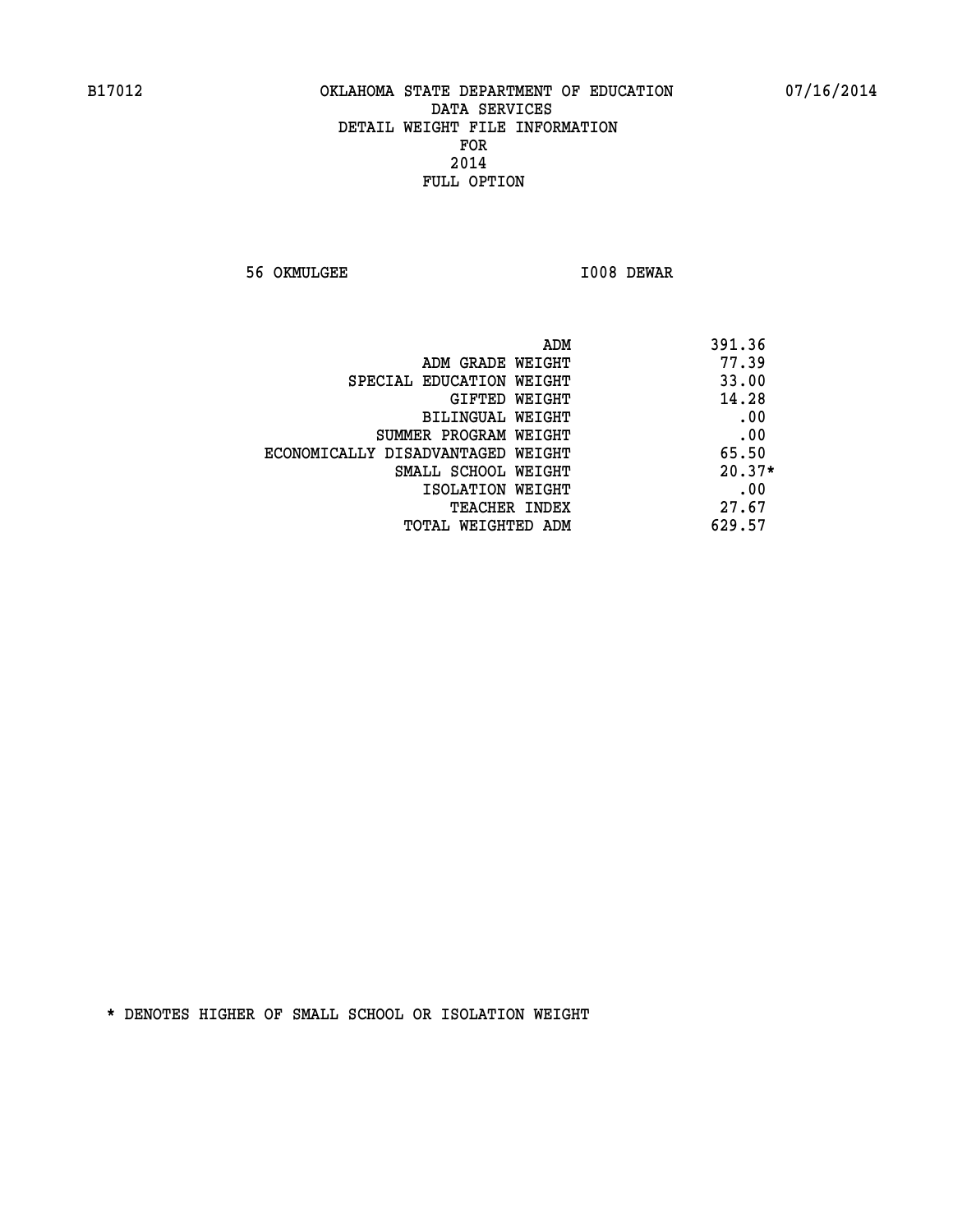B17012 OKLAHOMA STATE DEPARTMENT OF EDUCATION 07/16/2014

DATA SERVICES
DETAIL WEIGHT FILE INFORMATION
FOR
2014
FULL OPTION

56 OKMULGEE I008 DEWAR

| | |
|---|---|
| ADM | 391.36 |
| ADM GRADE WEIGHT | 77.39 |
| SPECIAL EDUCATION WEIGHT | 33.00 |
| GIFTED WEIGHT | 14.28 |
| BILINGUAL WEIGHT | .00 |
| SUMMER PROGRAM WEIGHT | .00 |
| ECONOMICALLY DISADVANTAGED WEIGHT | 65.50 |
| SMALL SCHOOL WEIGHT | 20.37* |
| ISOLATION WEIGHT | .00 |
| TEACHER INDEX | 27.67 |
| TOTAL WEIGHTED ADM | 629.57 |

* DENOTES HIGHER OF SMALL SCHOOL OR ISOLATION WEIGHT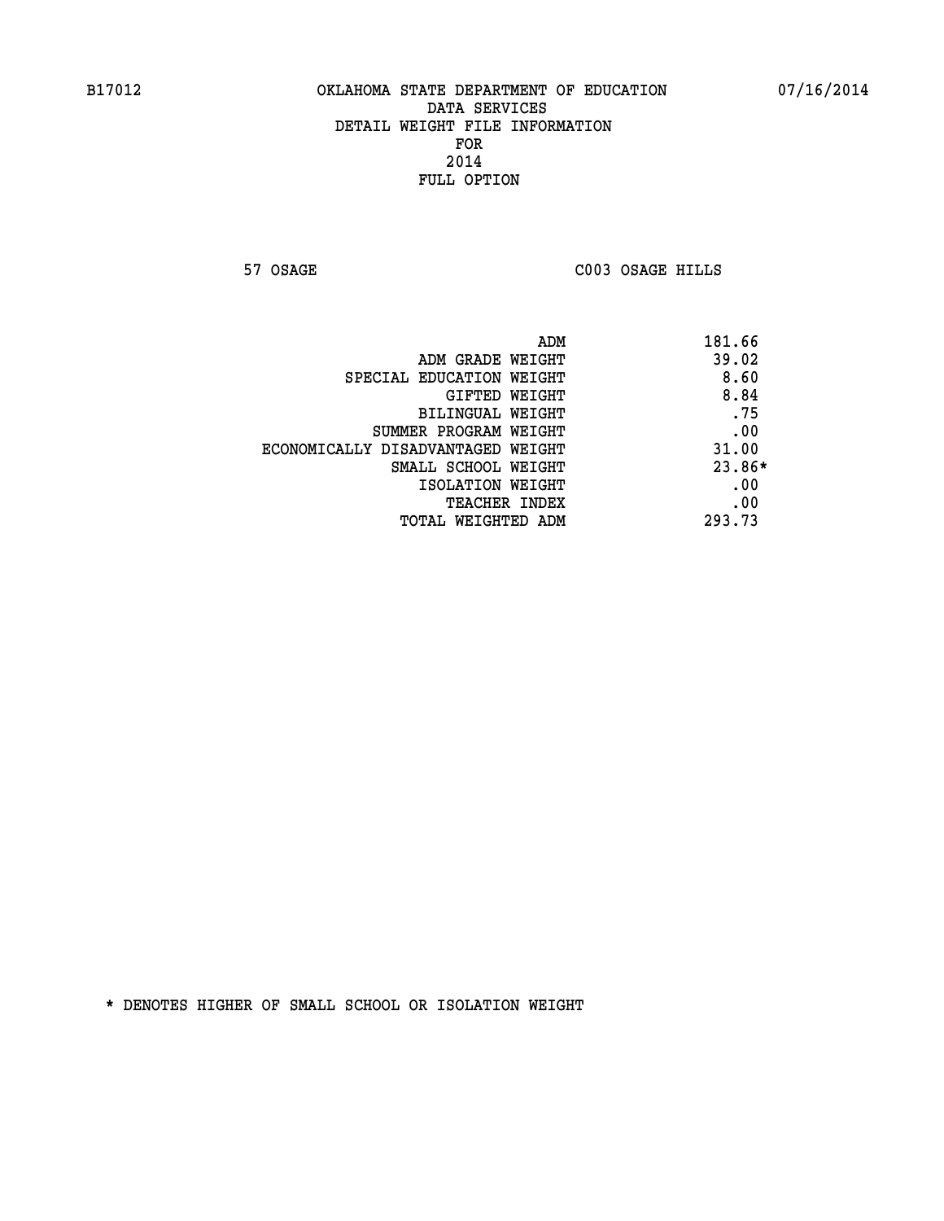B17012 OKLAHOMA STATE DEPARTMENT OF EDUCATION 07/16/2014

DATA SERVICES
DETAIL WEIGHT FILE INFORMATION
FOR
2014
FULL OPTION

57 OSAGE C003 OSAGE HILLS

| | |
|---|---|
| ADM | 181.66 |
| ADM GRADE WEIGHT | 39.02 |
| SPECIAL EDUCATION WEIGHT | 8.60 |
| GIFTED WEIGHT | 8.84 |
| BILINGUAL WEIGHT | .75 |
| SUMMER PROGRAM WEIGHT | .00 |
| ECONOMICALLY DISADVANTAGED WEIGHT | 31.00 |
| SMALL SCHOOL WEIGHT | 23.86* |
| ISOLATION WEIGHT | .00 |
| TEACHER INDEX | .00 |
| TOTAL WEIGHTED ADM | 293.73 |

* DENOTES HIGHER OF SMALL SCHOOL OR ISOLATION WEIGHT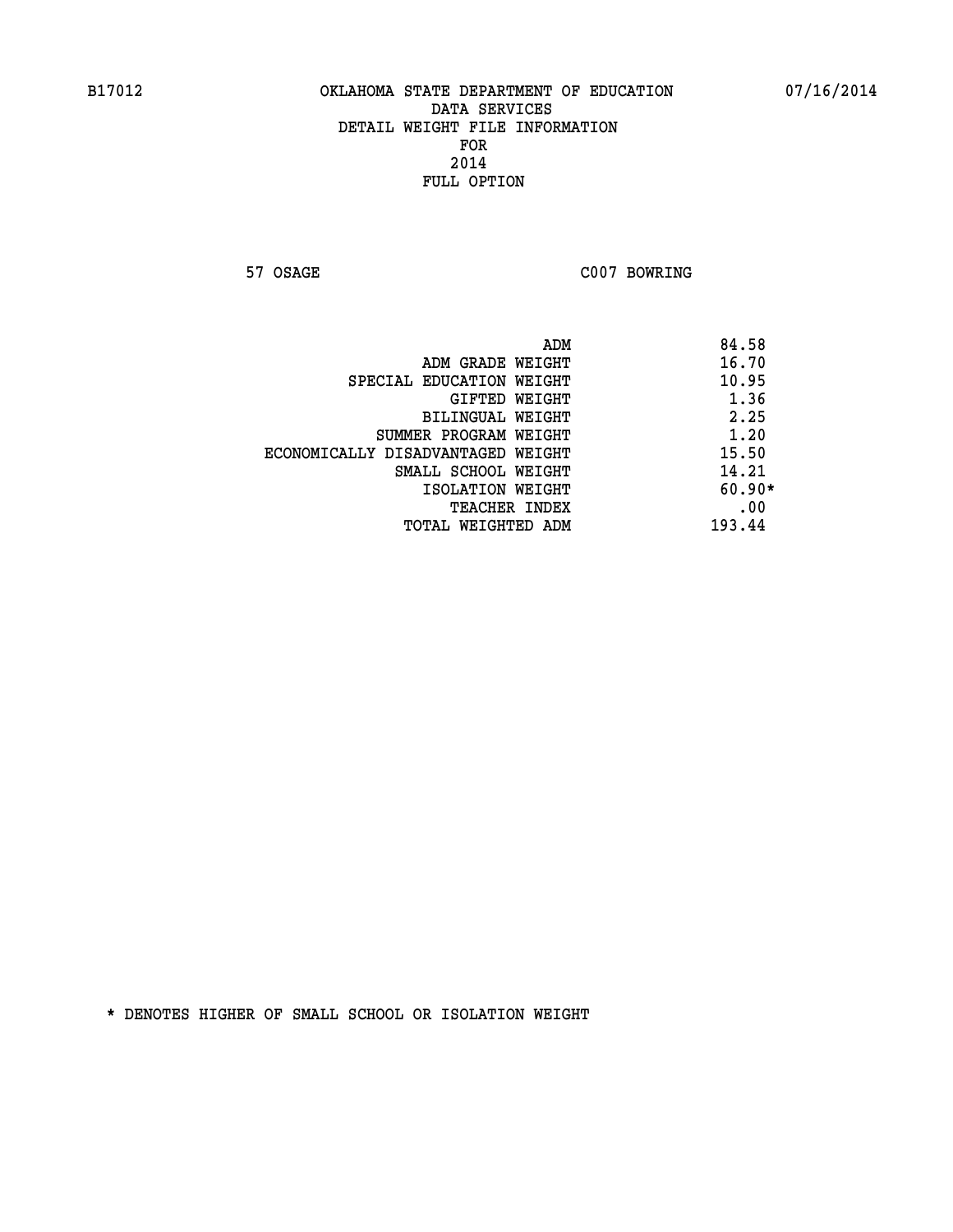B17012 OKLAHOMA STATE DEPARTMENT OF EDUCATION 07/16/2014

DATA SERVICES
DETAIL WEIGHT FILE INFORMATION
FOR
2014
FULL OPTION

57 OSAGE C007 BOWRING

| | |
|---|---|
| ADM | 84.58 |
| ADM GRADE WEIGHT | 16.70 |
| SPECIAL EDUCATION WEIGHT | 10.95 |
| GIFTED WEIGHT | 1.36 |
| BILINGUAL WEIGHT | 2.25 |
| SUMMER PROGRAM WEIGHT | 1.20 |
| ECONOMICALLY DISADVANTAGED WEIGHT | 15.50 |
| SMALL SCHOOL WEIGHT | 14.21 |
| ISOLATION WEIGHT | 60.90* |
| TEACHER INDEX | .00 |
| TOTAL WEIGHTED ADM | 193.44 |

* DENOTES HIGHER OF SMALL SCHOOL OR ISOLATION WEIGHT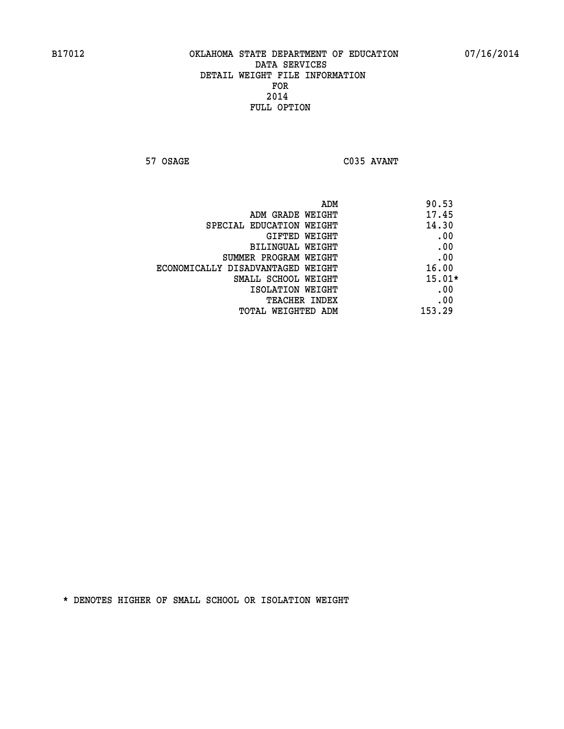B17012 OKLAHOMA STATE DEPARTMENT OF EDUCATION 07/16/2014

DATA SERVICES
DETAIL WEIGHT FILE INFORMATION
FOR
2014
FULL OPTION

57 OSAGE C035 AVANT

| | |
|---|---|
| ADM | 90.53 |
| ADM GRADE WEIGHT | 17.45 |
| SPECIAL EDUCATION WEIGHT | 14.30 |
| GIFTED WEIGHT | .00 |
| BILINGUAL WEIGHT | .00 |
| SUMMER PROGRAM WEIGHT | .00 |
| ECONOMICALLY DISADVANTAGED WEIGHT | 16.00 |
| SMALL SCHOOL WEIGHT | 15.01* |
| ISOLATION WEIGHT | .00 |
| TEACHER INDEX | .00 |
| TOTAL WEIGHTED ADM | 153.29 |

* DENOTES HIGHER OF SMALL SCHOOL OR ISOLATION WEIGHT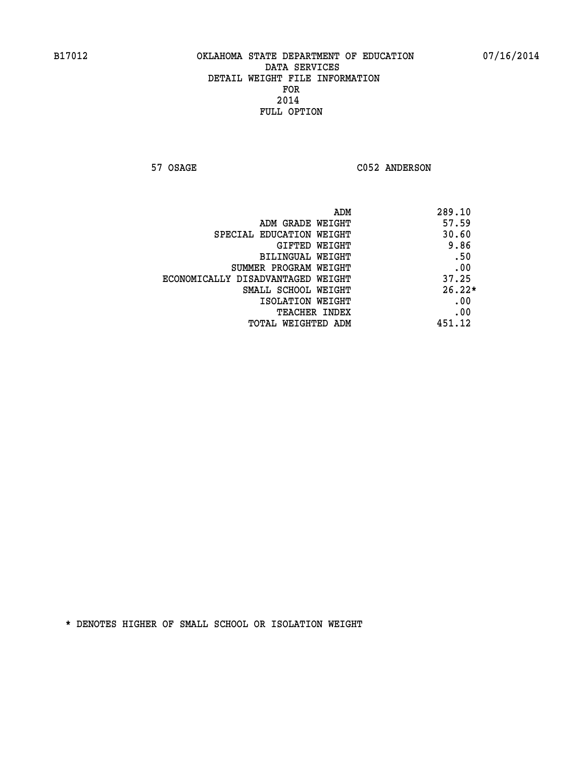B17012 OKLAHOMA STATE DEPARTMENT OF EDUCATION 07/16/2014

DATA SERVICES
DETAIL WEIGHT FILE INFORMATION
FOR
2014
FULL OPTION

57 OSAGE C052 ANDERSON

| | |
|---|---|
| ADM | 289.10 |
| ADM GRADE WEIGHT | 57.59 |
| SPECIAL EDUCATION WEIGHT | 30.60 |
| GIFTED WEIGHT | 9.86 |
| BILINGUAL WEIGHT | .50 |
| SUMMER PROGRAM WEIGHT | .00 |
| ECONOMICALLY DISADVANTAGED WEIGHT | 37.25 |
| SMALL SCHOOL WEIGHT | 26.22* |
| ISOLATION WEIGHT | .00 |
| TEACHER INDEX | .00 |
| TOTAL WEIGHTED ADM | 451.12 |

* DENOTES HIGHER OF SMALL SCHOOL OR ISOLATION WEIGHT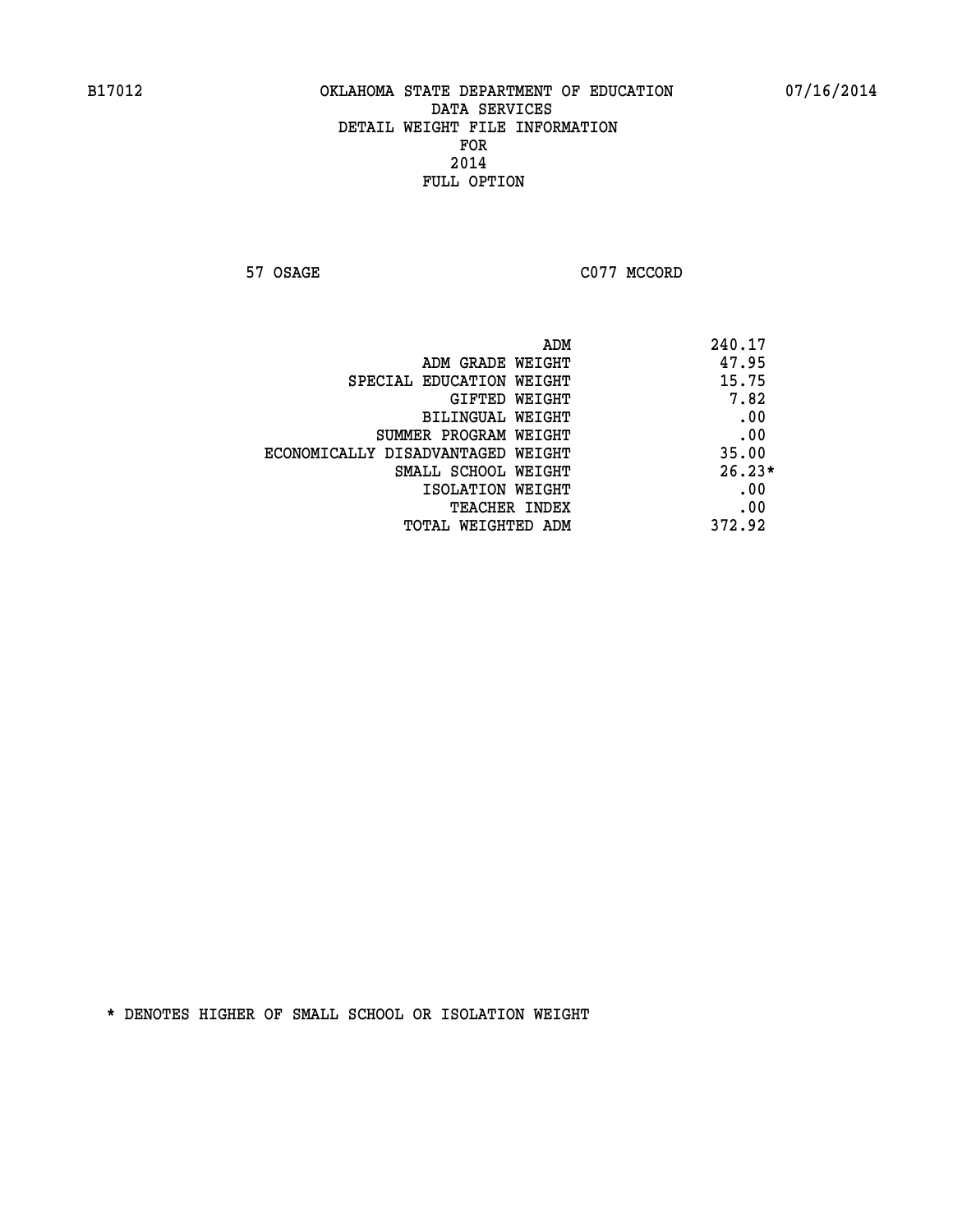B17012 OKLAHOMA STATE DEPARTMENT OF EDUCATION 07/16/2014

DATA SERVICES
DETAIL WEIGHT FILE INFORMATION
FOR
2014
FULL OPTION

57 OSAGE C077 MCCORD

| | |
|---|---|
| ADM | 240.17 |
| ADM GRADE WEIGHT | 47.95 |
| SPECIAL EDUCATION WEIGHT | 15.75 |
| GIFTED WEIGHT | 7.82 |
| BILINGUAL WEIGHT | .00 |
| SUMMER PROGRAM WEIGHT | .00 |
| ECONOMICALLY DISADVANTAGED WEIGHT | 35.00 |
| SMALL SCHOOL WEIGHT | 26.23* |
| ISOLATION WEIGHT | .00 |
| TEACHER INDEX | .00 |
| TOTAL WEIGHTED ADM | 372.92 |

* DENOTES HIGHER OF SMALL SCHOOL OR ISOLATION WEIGHT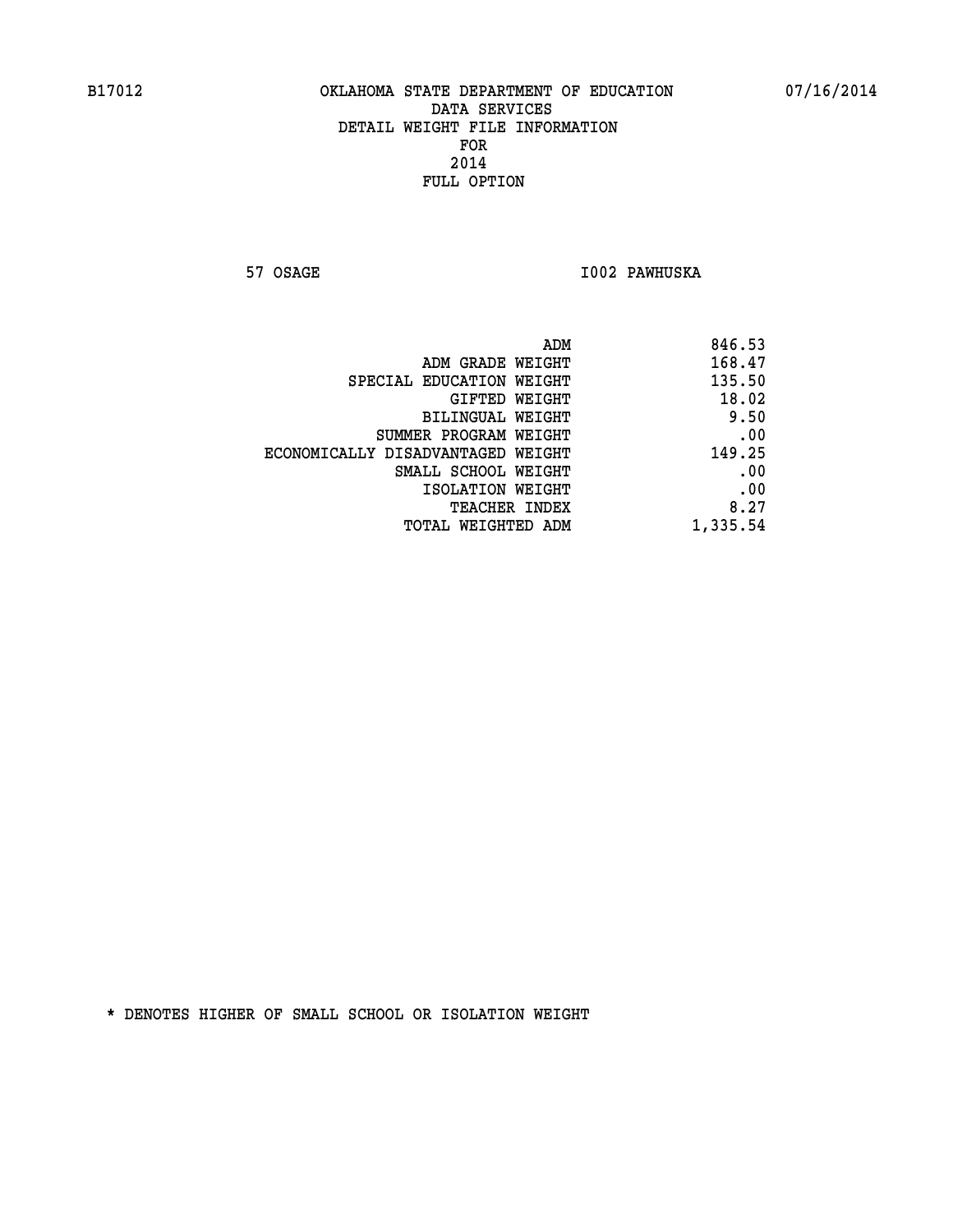B17012 OKLAHOMA STATE DEPARTMENT OF EDUCATION 07/16/2014

DATA SERVICES
DETAIL WEIGHT FILE INFORMATION
FOR
2014
FULL OPTION

57 OSAGE I002 PAWHUSKA

| | |
|---|---|
| ADM | 846.53 |
| ADM GRADE WEIGHT | 168.47 |
| SPECIAL EDUCATION WEIGHT | 135.50 |
| GIFTED WEIGHT | 18.02 |
| BILINGUAL WEIGHT | 9.50 |
| SUMMER PROGRAM WEIGHT | .00 |
| ECONOMICALLY DISADVANTAGED WEIGHT | 149.25 |
| SMALL SCHOOL WEIGHT | .00 |
| ISOLATION WEIGHT | .00 |
| TEACHER INDEX | 8.27 |
| TOTAL WEIGHTED ADM | 1,335.54 |

* DENOTES HIGHER OF SMALL SCHOOL OR ISOLATION WEIGHT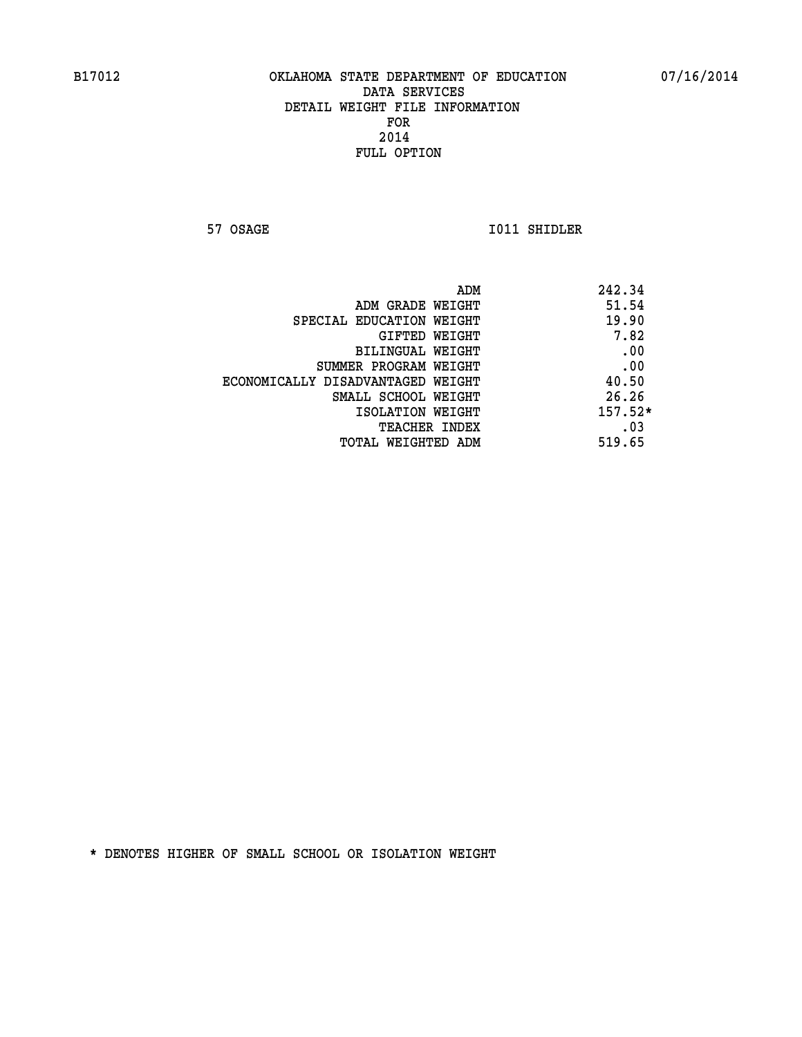B17012 OKLAHOMA STATE DEPARTMENT OF EDUCATION 07/16/2014

DATA SERVICES
DETAIL WEIGHT FILE INFORMATION
FOR
2014
FULL OPTION

57 OSAGE I011 SHIDLER

| | |
|---|---|
| ADM | 242.34 |
| ADM GRADE WEIGHT | 51.54 |
| SPECIAL EDUCATION WEIGHT | 19.90 |
| GIFTED WEIGHT | 7.82 |
| BILINGUAL WEIGHT | .00 |
| SUMMER PROGRAM WEIGHT | .00 |
| ECONOMICALLY DISADVANTAGED WEIGHT | 40.50 |
| SMALL SCHOOL WEIGHT | 26.26 |
| ISOLATION WEIGHT | 157.52* |
| TEACHER INDEX | .03 |
| TOTAL WEIGHTED ADM | 519.65 |

* DENOTES HIGHER OF SMALL SCHOOL OR ISOLATION WEIGHT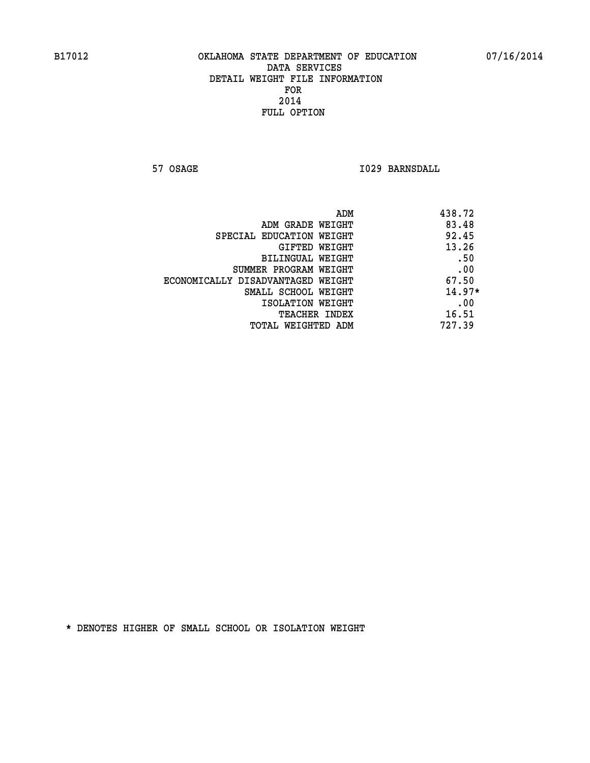B17012 OKLAHOMA STATE DEPARTMENT OF EDUCATION 07/16/2014

DATA SERVICES
DETAIL WEIGHT FILE INFORMATION
FOR
2014
FULL OPTION

57 OSAGE I029 BARNSDALL

| | |
|---|---|
| ADM | 438.72 |
| ADM GRADE WEIGHT | 83.48 |
| SPECIAL EDUCATION WEIGHT | 92.45 |
| GIFTED WEIGHT | 13.26 |
| BILINGUAL WEIGHT | .50 |
| SUMMER PROGRAM WEIGHT | .00 |
| ECONOMICALLY DISADVANTAGED WEIGHT | 67.50 |
| SMALL SCHOOL WEIGHT | 14.97* |
| ISOLATION WEIGHT | .00 |
| TEACHER INDEX | 16.51 |
| TOTAL WEIGHTED ADM | 727.39 |

* DENOTES HIGHER OF SMALL SCHOOL OR ISOLATION WEIGHT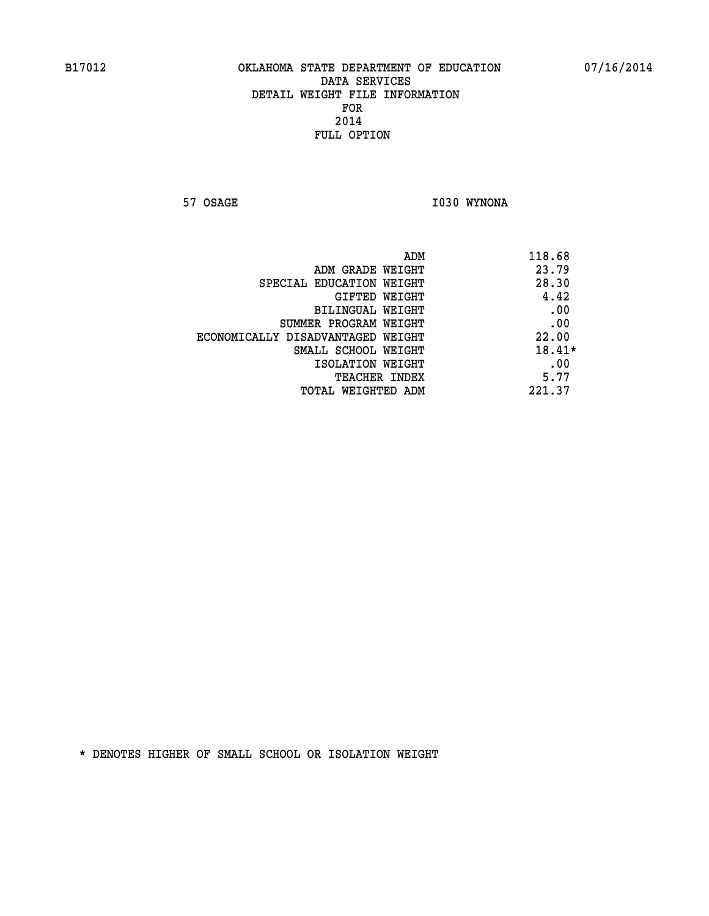B17012 OKLAHOMA STATE DEPARTMENT OF EDUCATION 07/16/2014

DATA SERVICES
DETAIL WEIGHT FILE INFORMATION
FOR
2014
FULL OPTION

57 OSAGE I030 WYNONA

| | |
|---|---|
| ADM | 118.68 |
| ADM GRADE WEIGHT | 23.79 |
| SPECIAL EDUCATION WEIGHT | 28.30 |
| GIFTED WEIGHT | 4.42 |
| BILINGUAL WEIGHT | .00 |
| SUMMER PROGRAM WEIGHT | .00 |
| ECONOMICALLY DISADVANTAGED WEIGHT | 22.00 |
| SMALL SCHOOL WEIGHT | 18.41* |
| ISOLATION WEIGHT | .00 |
| TEACHER INDEX | 5.77 |
| TOTAL WEIGHTED ADM | 221.37 |

* DENOTES HIGHER OF SMALL SCHOOL OR ISOLATION WEIGHT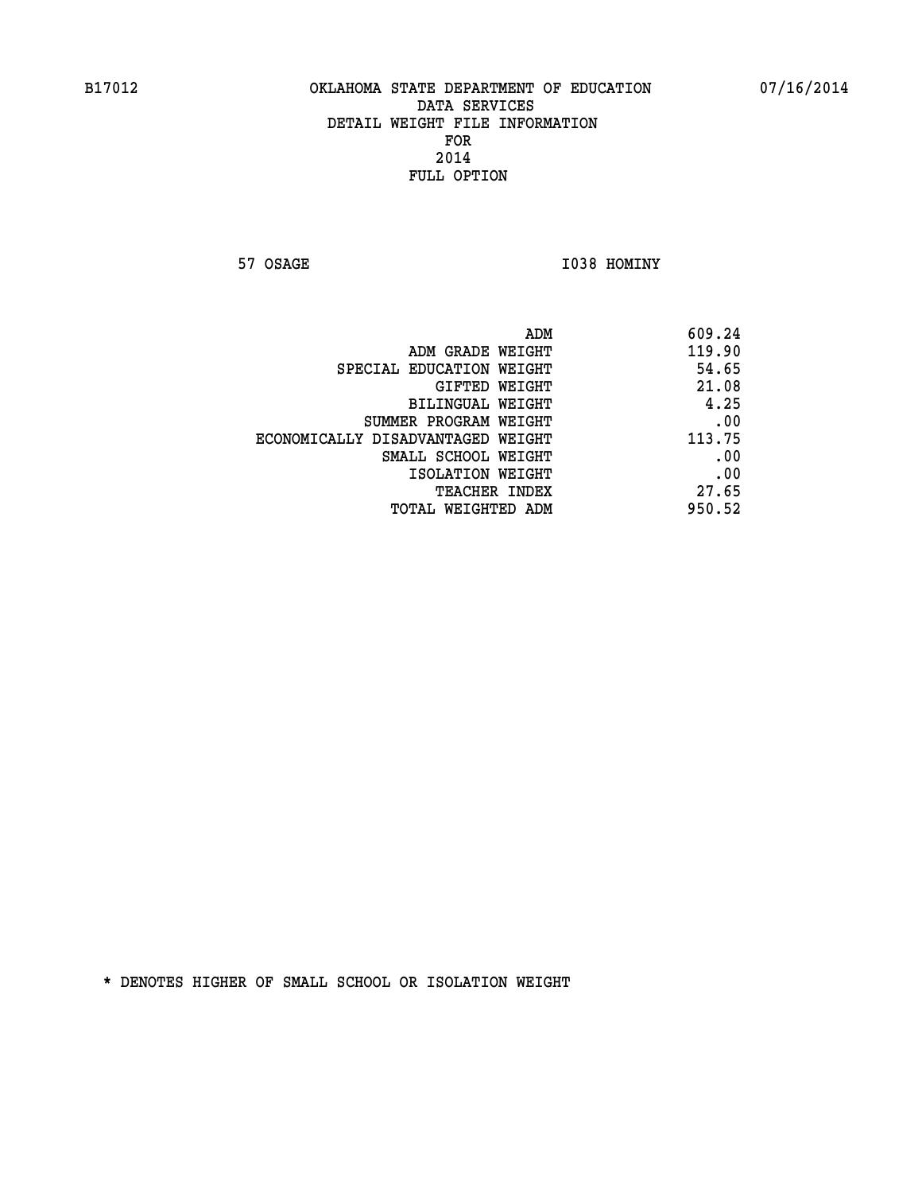B17012 OKLAHOMA STATE DEPARTMENT OF EDUCATION 07/16/2014

DATA SERVICES
DETAIL WEIGHT FILE INFORMATION
FOR
2014
FULL OPTION

57 OSAGE I038 HOMINY

| | |
|---|---|
| ADM | 609.24 |
| ADM GRADE WEIGHT | 119.90 |
| SPECIAL EDUCATION WEIGHT | 54.65 |
| GIFTED WEIGHT | 21.08 |
| BILINGUAL WEIGHT | 4.25 |
| SUMMER PROGRAM WEIGHT | .00 |
| ECONOMICALLY DISADVANTAGED WEIGHT | 113.75 |
| SMALL SCHOOL WEIGHT | .00 |
| ISOLATION WEIGHT | .00 |
| TEACHER INDEX | 27.65 |
| TOTAL WEIGHTED ADM | 950.52 |

* DENOTES HIGHER OF SMALL SCHOOL OR ISOLATION WEIGHT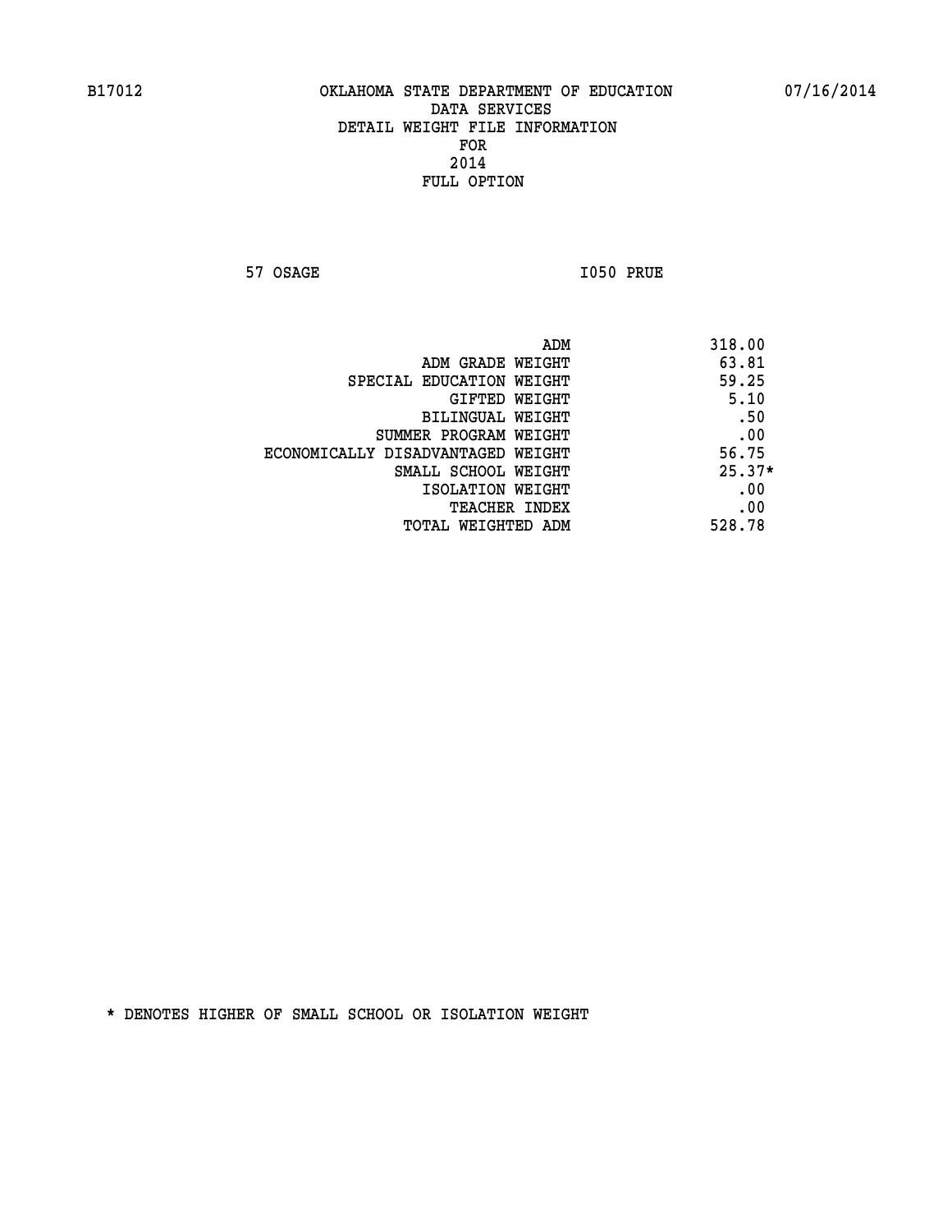B17012 OKLAHOMA STATE DEPARTMENT OF EDUCATION 07/16/2014

DATA SERVICES
DETAIL WEIGHT FILE INFORMATION
FOR
2014
FULL OPTION

57 OSAGE I050 PRUE

| | |
|---|---|
| ADM | 318.00 |
| ADM GRADE WEIGHT | 63.81 |
| SPECIAL EDUCATION WEIGHT | 59.25 |
| GIFTED WEIGHT | 5.10 |
| BILINGUAL WEIGHT | .50 |
| SUMMER PROGRAM WEIGHT | .00 |
| ECONOMICALLY DISADVANTAGED WEIGHT | 56.75 |
| SMALL SCHOOL WEIGHT | 25.37* |
| ISOLATION WEIGHT | .00 |
| TEACHER INDEX | .00 |
| TOTAL WEIGHTED ADM | 528.78 |

* DENOTES HIGHER OF SMALL SCHOOL OR ISOLATION WEIGHT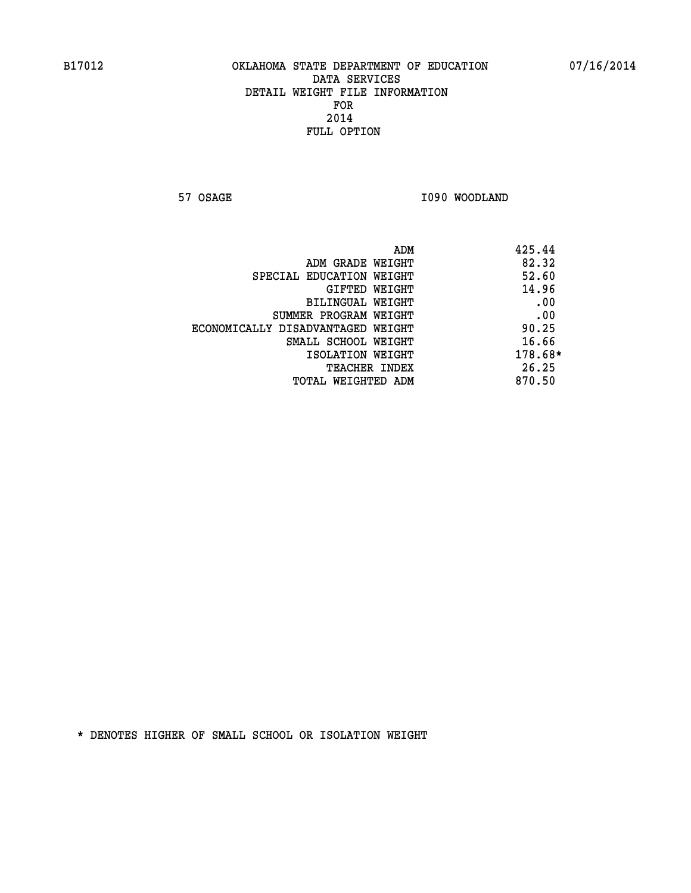B17012 OKLAHOMA STATE DEPARTMENT OF EDUCATION 07/16/2014

DATA SERVICES
DETAIL WEIGHT FILE INFORMATION
FOR
2014
FULL OPTION

57 OSAGE I090 WOODLAND

| | |
|---|---|
| ADM | 425.44 |
| ADM GRADE WEIGHT | 82.32 |
| SPECIAL EDUCATION WEIGHT | 52.60 |
| GIFTED WEIGHT | 14.96 |
| BILINGUAL WEIGHT | .00 |
| SUMMER PROGRAM WEIGHT | .00 |
| ECONOMICALLY DISADVANTAGED WEIGHT | 90.25 |
| SMALL SCHOOL WEIGHT | 16.66 |
| ISOLATION WEIGHT | 178.68* |
| TEACHER INDEX | 26.25 |
| TOTAL WEIGHTED ADM | 870.50 |

* DENOTES HIGHER OF SMALL SCHOOL OR ISOLATION WEIGHT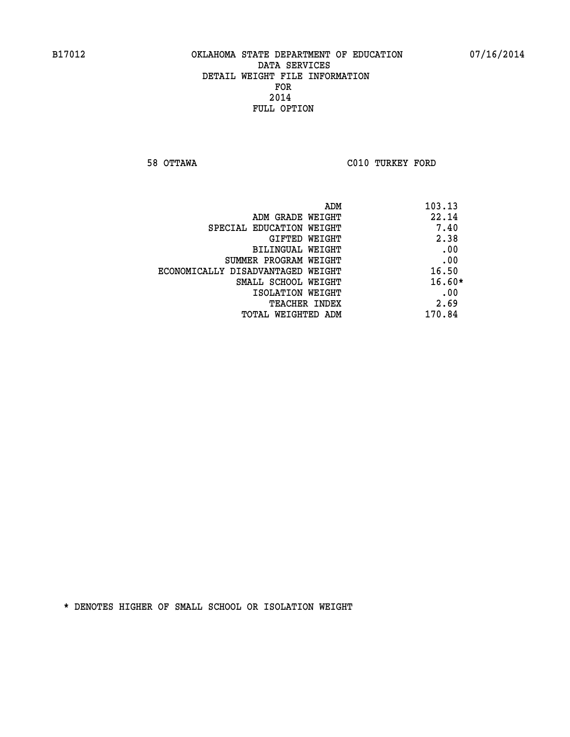B17012 OKLAHOMA STATE DEPARTMENT OF EDUCATION 07/16/2014

DATA SERVICES
DETAIL WEIGHT FILE INFORMATION
FOR
2014
FULL OPTION

58 OTTAWA C010 TURKEY FORD

| | |
|---|---|
| ADM | 103.13 |
| ADM GRADE WEIGHT | 22.14 |
| SPECIAL EDUCATION WEIGHT | 7.40 |
| GIFTED WEIGHT | 2.38 |
| BILINGUAL WEIGHT | .00 |
| SUMMER PROGRAM WEIGHT | .00 |
| ECONOMICALLY DISADVANTAGED WEIGHT | 16.50 |
| SMALL SCHOOL WEIGHT | 16.60* |
| ISOLATION WEIGHT | .00 |
| TEACHER INDEX | 2.69 |
| TOTAL WEIGHTED ADM | 170.84 |

* DENOTES HIGHER OF SMALL SCHOOL OR ISOLATION WEIGHT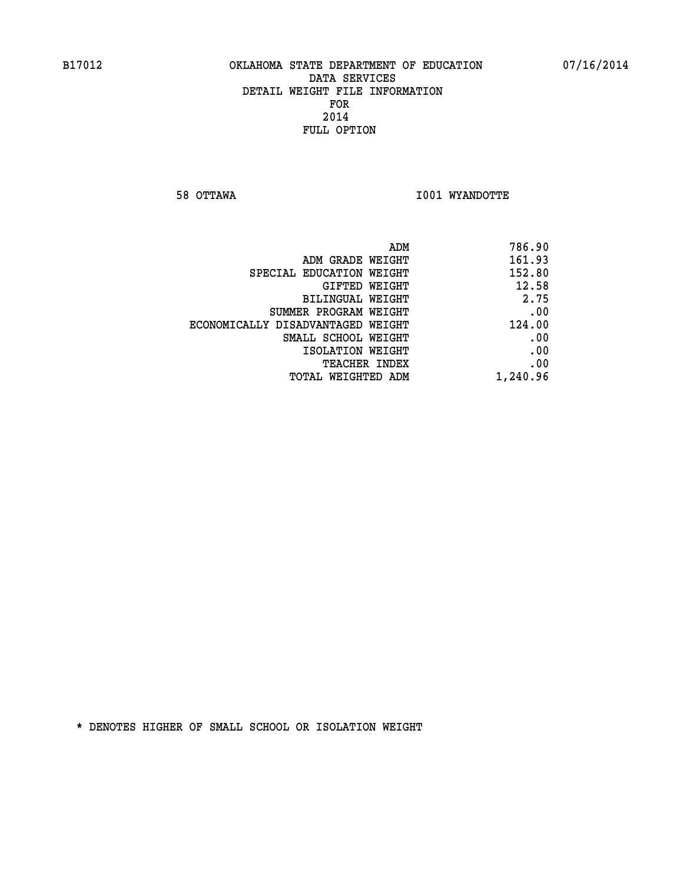B17012 OKLAHOMA STATE DEPARTMENT OF EDUCATION 07/16/2014

DATA SERVICES
DETAIL WEIGHT FILE INFORMATION
FOR
2014
FULL OPTION

58 OTTAWA I001 WYANDOTTE

| | |
|---|---|
| ADM | 786.90 |
| ADM GRADE WEIGHT | 161.93 |
| SPECIAL EDUCATION WEIGHT | 152.80 |
| GIFTED WEIGHT | 12.58 |
| BILINGUAL WEIGHT | 2.75 |
| SUMMER PROGRAM WEIGHT | .00 |
| ECONOMICALLY DISADVANTAGED WEIGHT | 124.00 |
| SMALL SCHOOL WEIGHT | .00 |
| ISOLATION WEIGHT | .00 |
| TEACHER INDEX | .00 |
| TOTAL WEIGHTED ADM | 1,240.96 |

* DENOTES HIGHER OF SMALL SCHOOL OR ISOLATION WEIGHT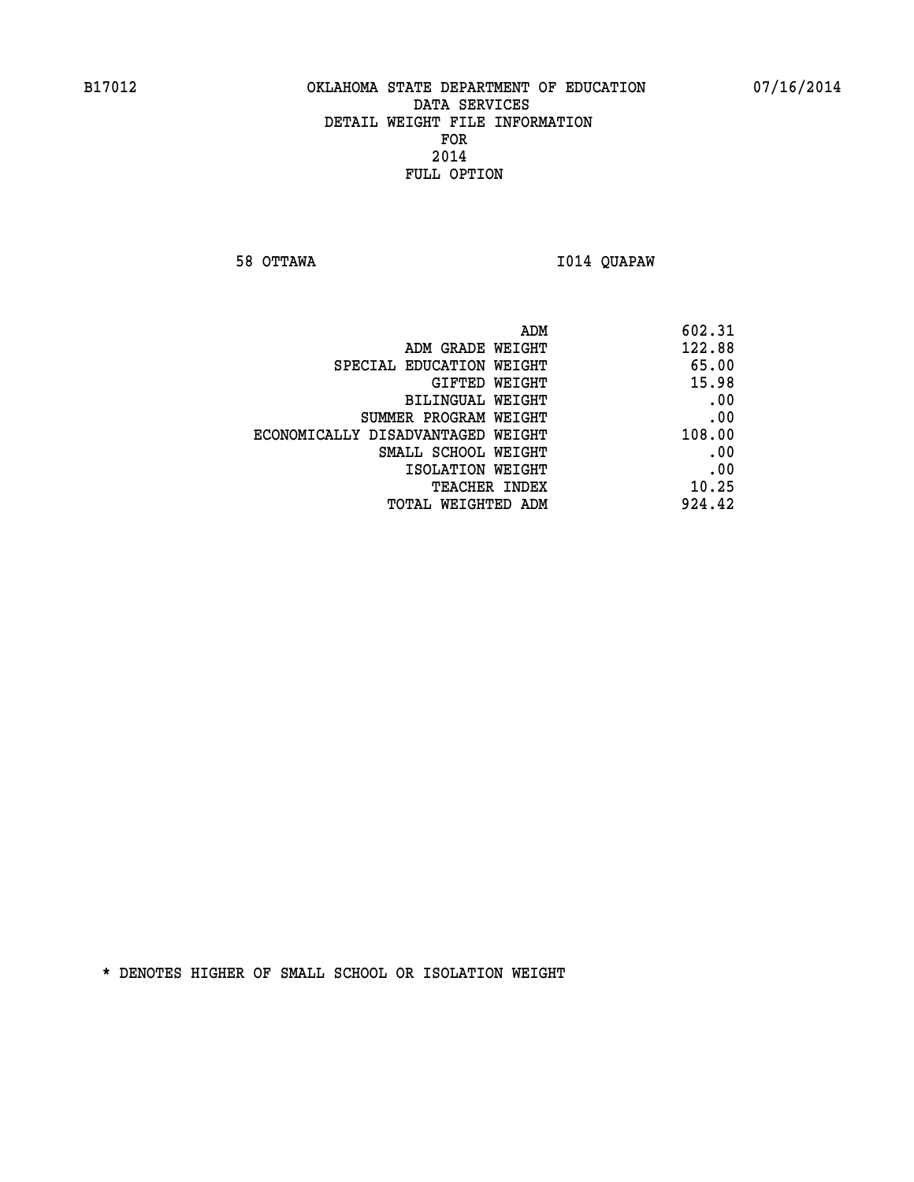B17012 OKLAHOMA STATE DEPARTMENT OF EDUCATION 07/16/2014

DATA SERVICES
DETAIL WEIGHT FILE INFORMATION
FOR
2014
FULL OPTION

58 OTTAWA I014 QUAPAW

| | |
|---|---|
| ADM | 602.31 |
| ADM GRADE WEIGHT | 122.88 |
| SPECIAL EDUCATION WEIGHT | 65.00 |
| GIFTED WEIGHT | 15.98 |
| BILINGUAL WEIGHT | .00 |
| SUMMER PROGRAM WEIGHT | .00 |
| ECONOMICALLY DISADVANTAGED WEIGHT | 108.00 |
| SMALL SCHOOL WEIGHT | .00 |
| ISOLATION WEIGHT | .00 |
| TEACHER INDEX | 10.25 |
| TOTAL WEIGHTED ADM | 924.42 |

* DENOTES HIGHER OF SMALL SCHOOL OR ISOLATION WEIGHT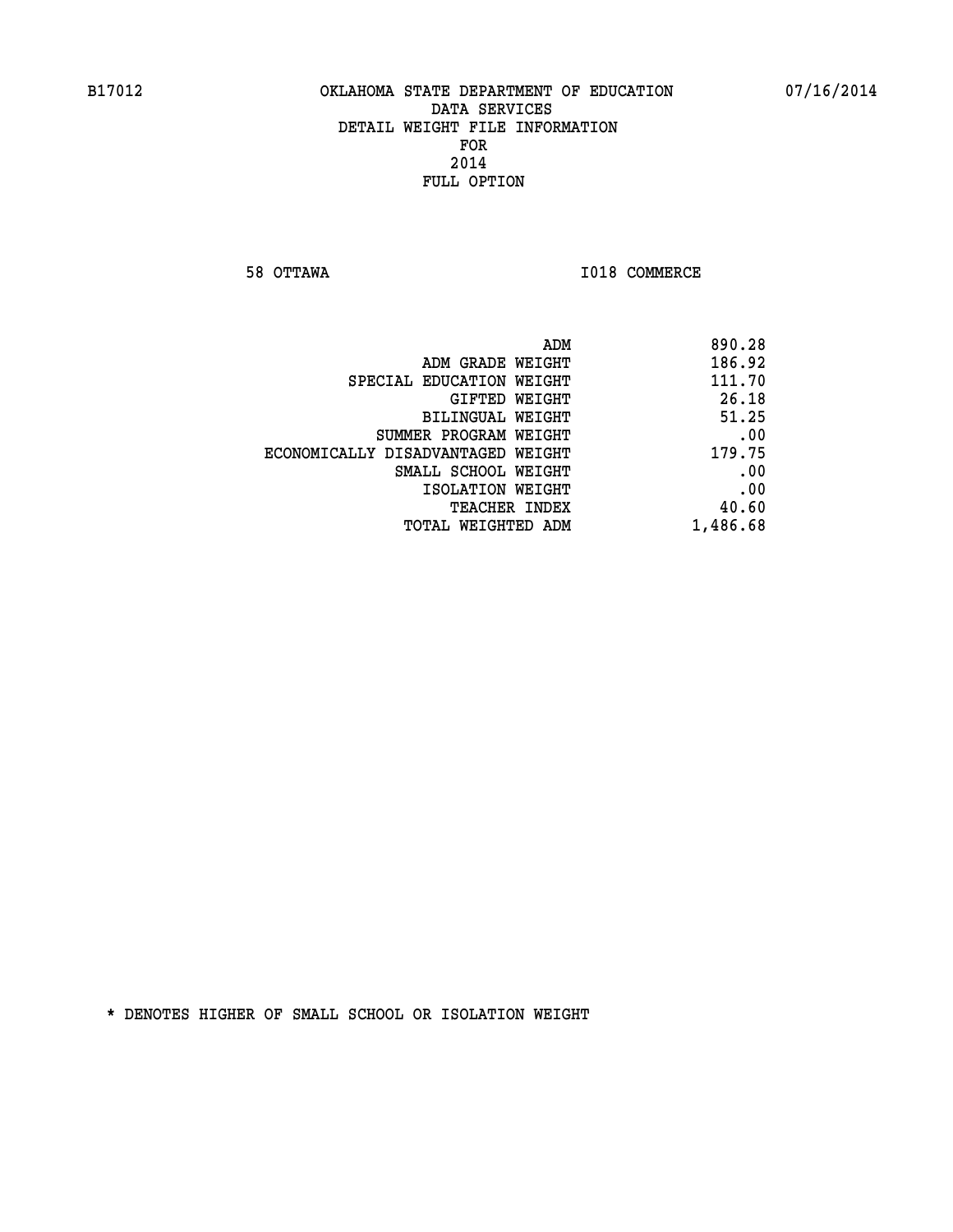B17012 OKLAHOMA STATE DEPARTMENT OF EDUCATION 07/16/2014

DATA SERVICES
DETAIL WEIGHT FILE INFORMATION
FOR
2014
FULL OPTION

58 OTTAWA I018 COMMERCE

| | |
|---|---|
| ADM | 890.28 |
| ADM GRADE WEIGHT | 186.92 |
| SPECIAL EDUCATION WEIGHT | 111.70 |
| GIFTED WEIGHT | 26.18 |
| BILINGUAL WEIGHT | 51.25 |
| SUMMER PROGRAM WEIGHT | .00 |
| ECONOMICALLY DISADVANTAGED WEIGHT | 179.75 |
| SMALL SCHOOL WEIGHT | .00 |
| ISOLATION WEIGHT | .00 |
| TEACHER INDEX | 40.60 |
| TOTAL WEIGHTED ADM | 1,486.68 |

* DENOTES HIGHER OF SMALL SCHOOL OR ISOLATION WEIGHT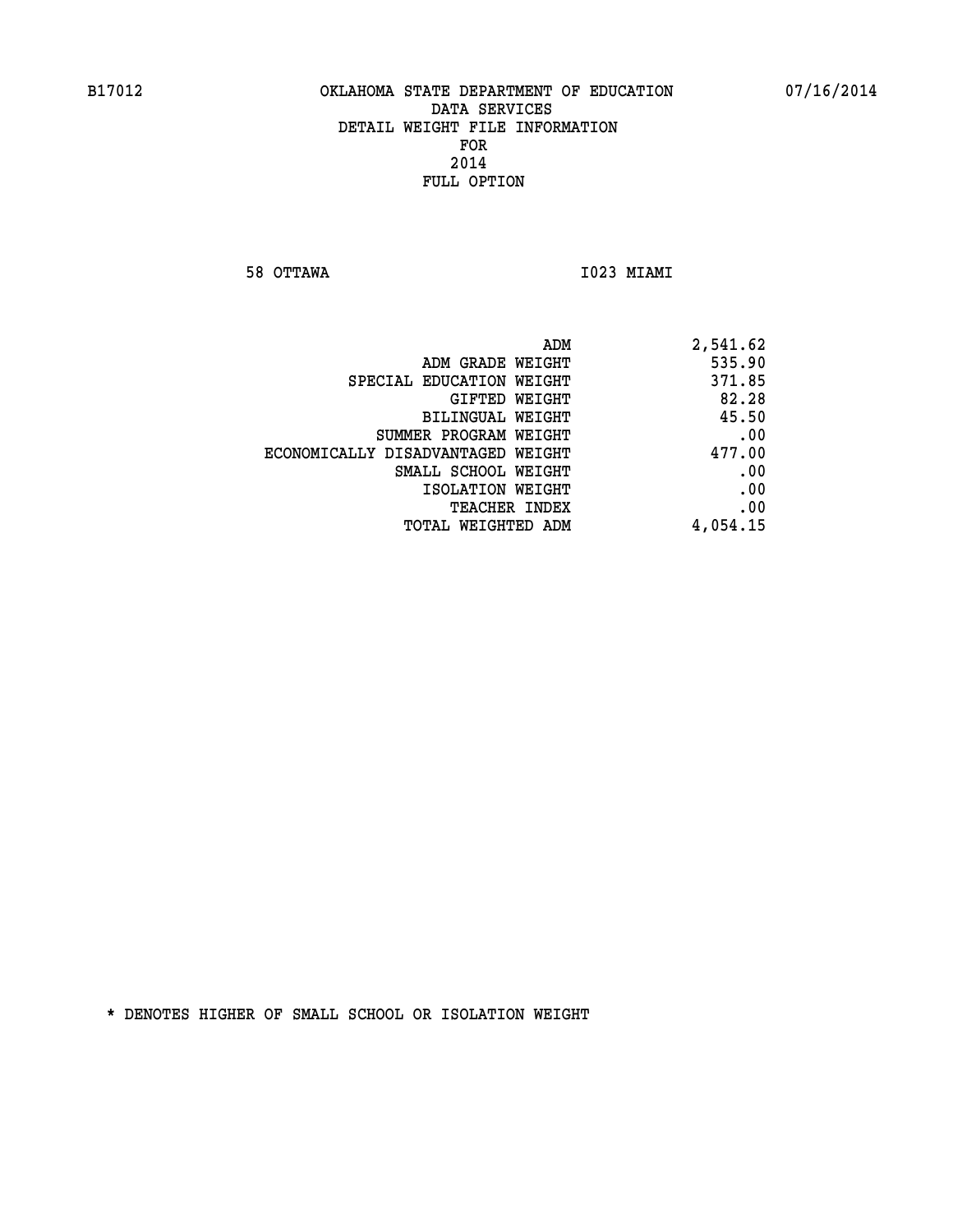B17012 OKLAHOMA STATE DEPARTMENT OF EDUCATION 07/16/2014

DATA SERVICES
DETAIL WEIGHT FILE INFORMATION
FOR
2014
FULL OPTION

58 OTTAWA I023 MIAMI

| | |
|---|---|
| ADM | 2,541.62 |
| ADM GRADE WEIGHT | 535.90 |
| SPECIAL EDUCATION WEIGHT | 371.85 |
| GIFTED WEIGHT | 82.28 |
| BILINGUAL WEIGHT | 45.50 |
| SUMMER PROGRAM WEIGHT | .00 |
| ECONOMICALLY DISADVANTAGED WEIGHT | 477.00 |
| SMALL SCHOOL WEIGHT | .00 |
| ISOLATION WEIGHT | .00 |
| TEACHER INDEX | .00 |
| TOTAL WEIGHTED ADM | 4,054.15 |

* DENOTES HIGHER OF SMALL SCHOOL OR ISOLATION WEIGHT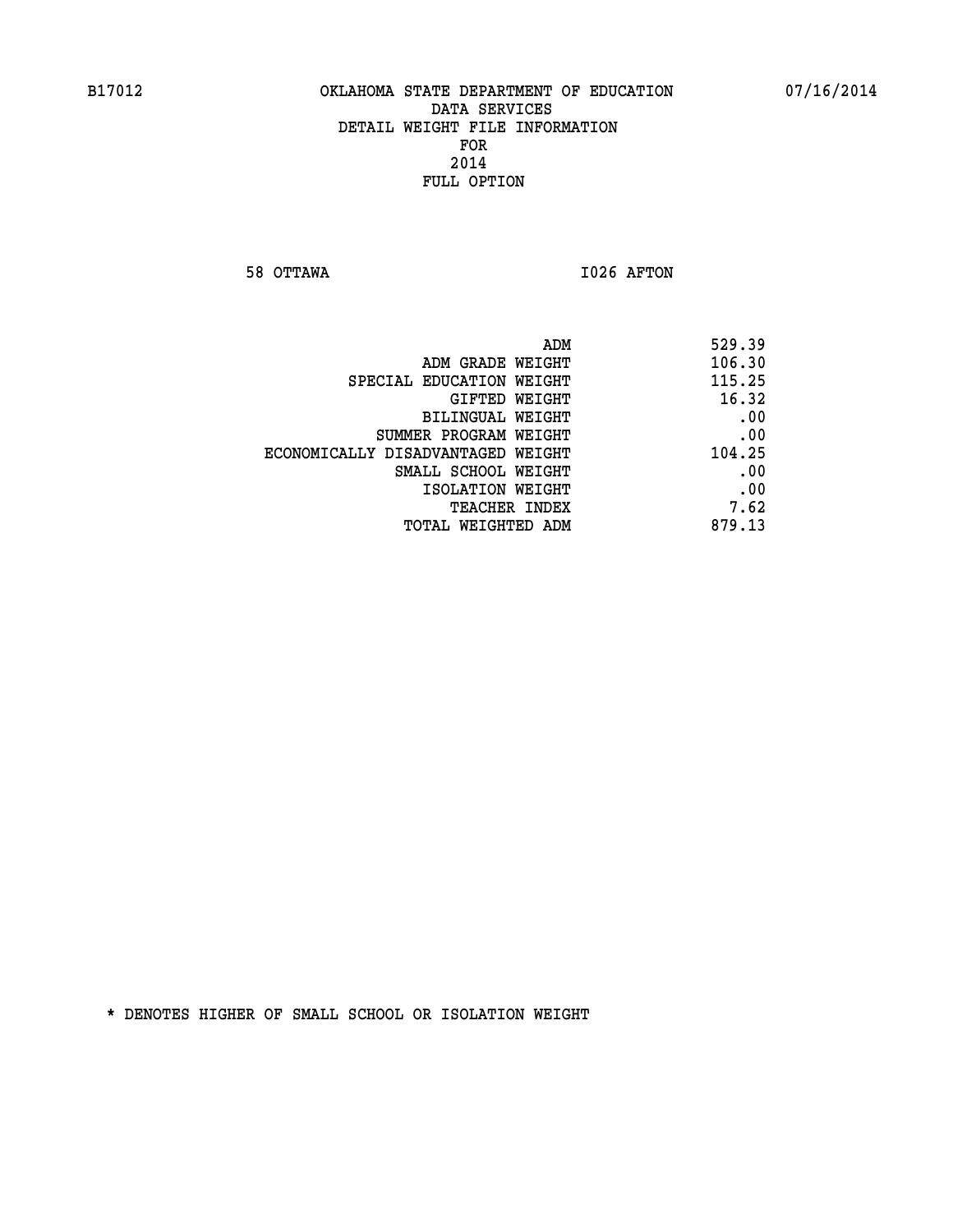B17012 OKLAHOMA STATE DEPARTMENT OF EDUCATION 07/16/2014

DATA SERVICES

DETAIL WEIGHT FILE INFORMATION

FOR

2014

FULL OPTION

58 OTTAWA I026 AFTON

| | |
|---|---|
| ADM | 529.39 |
| ADM GRADE WEIGHT | 106.30 |
| SPECIAL EDUCATION WEIGHT | 115.25 |
| GIFTED WEIGHT | 16.32 |
| BILINGUAL WEIGHT | .00 |
| SUMMER PROGRAM WEIGHT | .00 |
| ECONOMICALLY DISADVANTAGED WEIGHT | 104.25 |
| SMALL SCHOOL WEIGHT | .00 |
| ISOLATION WEIGHT | .00 |
| TEACHER INDEX | 7.62 |
| TOTAL WEIGHTED ADM | 879.13 |

* DENOTES HIGHER OF SMALL SCHOOL OR ISOLATION WEIGHT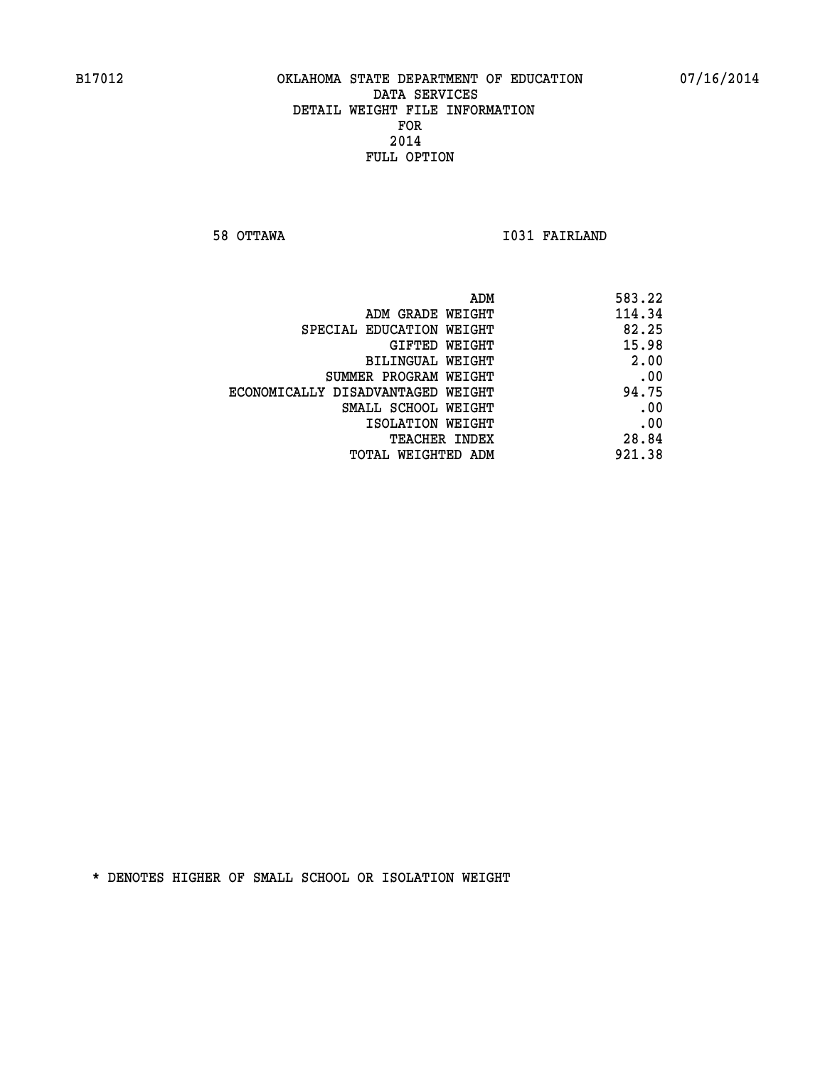B17012 OKLAHOMA STATE DEPARTMENT OF EDUCATION 07/16/2014

DATA SERVICES
DETAIL WEIGHT FILE INFORMATION
FOR
2014
FULL OPTION

58 OTTAWA I031 FAIRLAND

| | |
|---|---|
| ADM | 583.22 |
| ADM GRADE WEIGHT | 114.34 |
| SPECIAL EDUCATION WEIGHT | 82.25 |
| GIFTED WEIGHT | 15.98 |
| BILINGUAL WEIGHT | 2.00 |
| SUMMER PROGRAM WEIGHT | .00 |
| ECONOMICALLY DISADVANTAGED WEIGHT | 94.75 |
| SMALL SCHOOL WEIGHT | .00 |
| ISOLATION WEIGHT | .00 |
| TEACHER INDEX | 28.84 |
| TOTAL WEIGHTED ADM | 921.38 |

* DENOTES HIGHER OF SMALL SCHOOL OR ISOLATION WEIGHT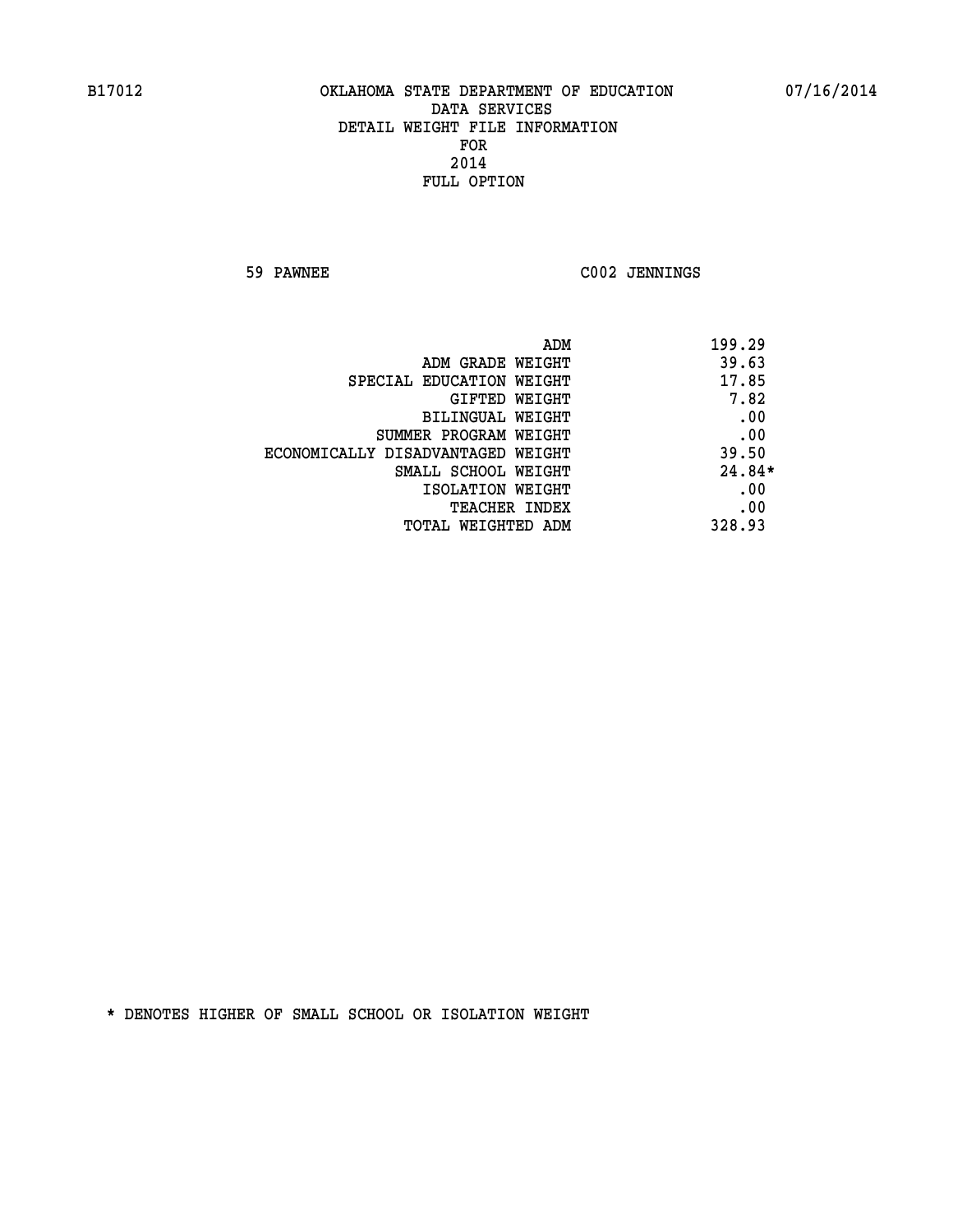B17012 OKLAHOMA STATE DEPARTMENT OF EDUCATION 07/16/2014

DATA SERVICES
DETAIL WEIGHT FILE INFORMATION
FOR
2014
FULL OPTION

59 PAWNEE C002 JENNINGS

| | |
|---|---|
| ADM | 199.29 |
| ADM GRADE WEIGHT | 39.63 |
| SPECIAL EDUCATION WEIGHT | 17.85 |
| GIFTED WEIGHT | 7.82 |
| BILINGUAL WEIGHT | .00 |
| SUMMER PROGRAM WEIGHT | .00 |
| ECONOMICALLY DISADVANTAGED WEIGHT | 39.50 |
| SMALL SCHOOL WEIGHT | 24.84* |
| ISOLATION WEIGHT | .00 |
| TEACHER INDEX | .00 |
| TOTAL WEIGHTED ADM | 328.93 |

* DENOTES HIGHER OF SMALL SCHOOL OR ISOLATION WEIGHT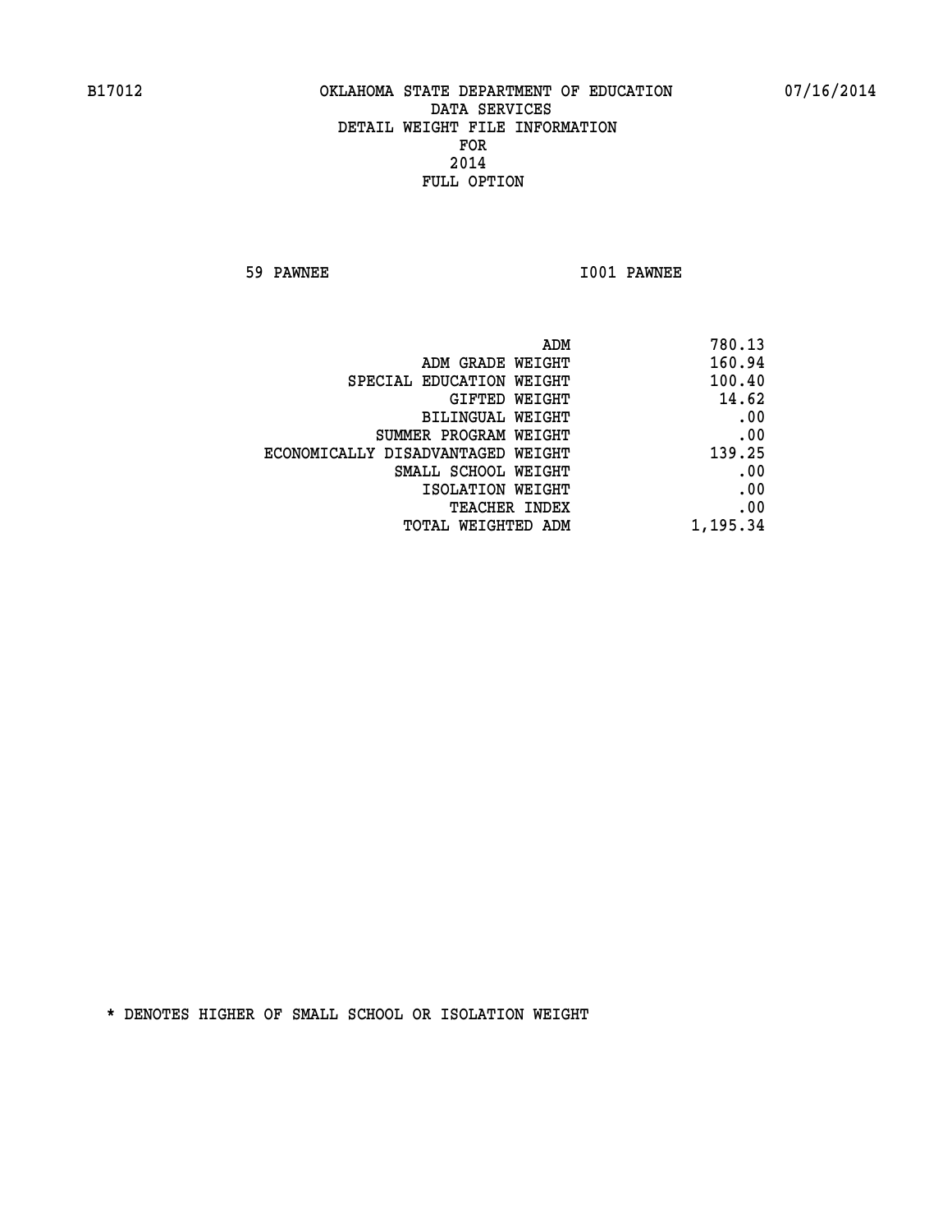B17012 OKLAHOMA STATE DEPARTMENT OF EDUCATION 07/16/2014

DATA SERVICES
DETAIL WEIGHT FILE INFORMATION
FOR
2014
FULL OPTION

59 PAWNEE I001 PAWNEE

| | |
|---|---|
| ADM | 780.13 |
| ADM GRADE WEIGHT | 160.94 |
| SPECIAL EDUCATION WEIGHT | 100.40 |
| GIFTED WEIGHT | 14.62 |
| BILINGUAL WEIGHT | .00 |
| SUMMER PROGRAM WEIGHT | .00 |
| ECONOMICALLY DISADVANTAGED WEIGHT | 139.25 |
| SMALL SCHOOL WEIGHT | .00 |
| ISOLATION WEIGHT | .00 |
| TEACHER INDEX | .00 |
| TOTAL WEIGHTED ADM | 1,195.34 |

* DENOTES HIGHER OF SMALL SCHOOL OR ISOLATION WEIGHT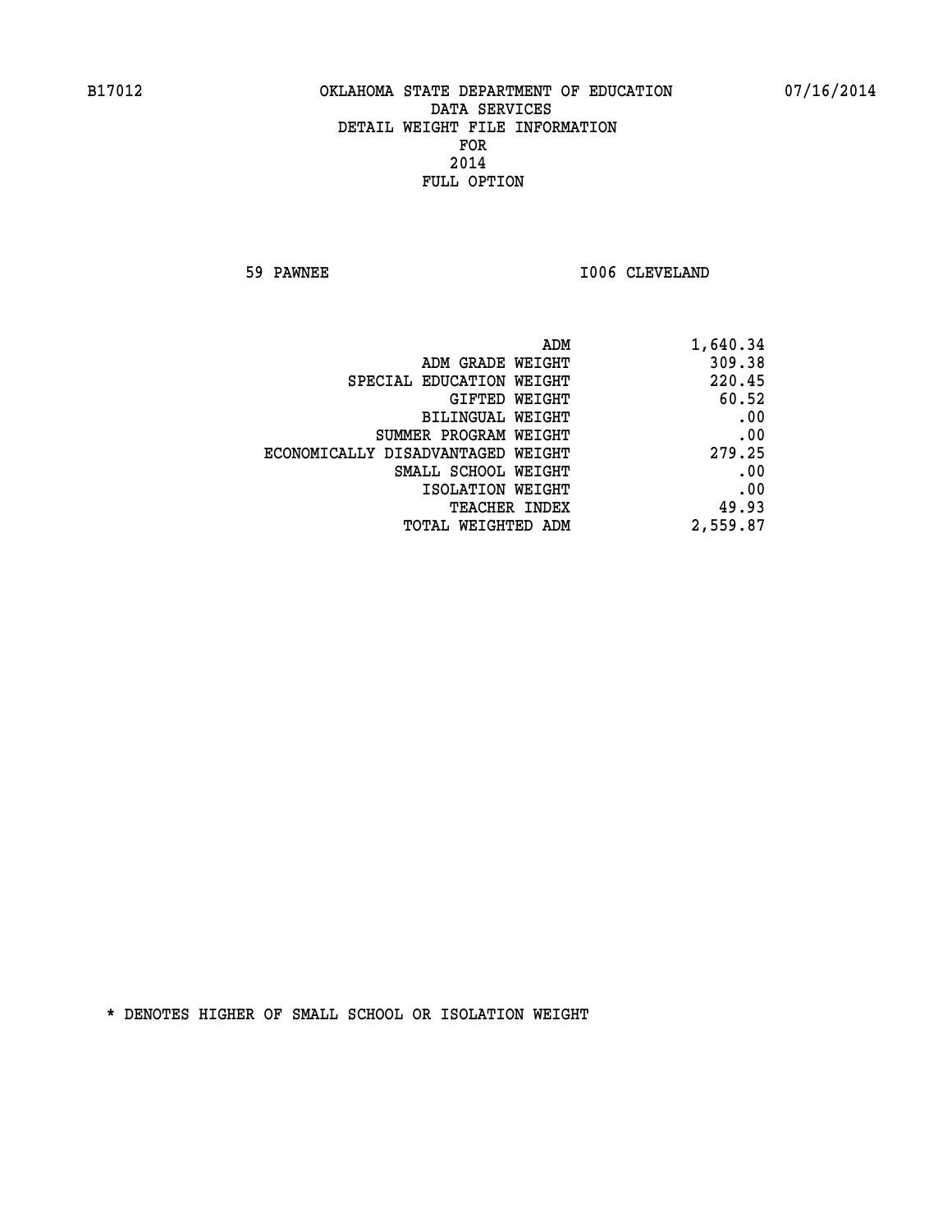B17012 OKLAHOMA STATE DEPARTMENT OF EDUCATION 07/16/2014

DATA SERVICES
DETAIL WEIGHT FILE INFORMATION
FOR
2014
FULL OPTION

59 PAWNEE I006 CLEVELAND

| | |
|---|---|
| ADM | 1,640.34 |
| ADM GRADE WEIGHT | 309.38 |
| SPECIAL EDUCATION WEIGHT | 220.45 |
| GIFTED WEIGHT | 60.52 |
| BILINGUAL WEIGHT | .00 |
| SUMMER PROGRAM WEIGHT | .00 |
| ECONOMICALLY DISADVANTAGED WEIGHT | 279.25 |
| SMALL SCHOOL WEIGHT | .00 |
| ISOLATION WEIGHT | .00 |
| TEACHER INDEX | 49.93 |
| TOTAL WEIGHTED ADM | 2,559.87 |

* DENOTES HIGHER OF SMALL SCHOOL OR ISOLATION WEIGHT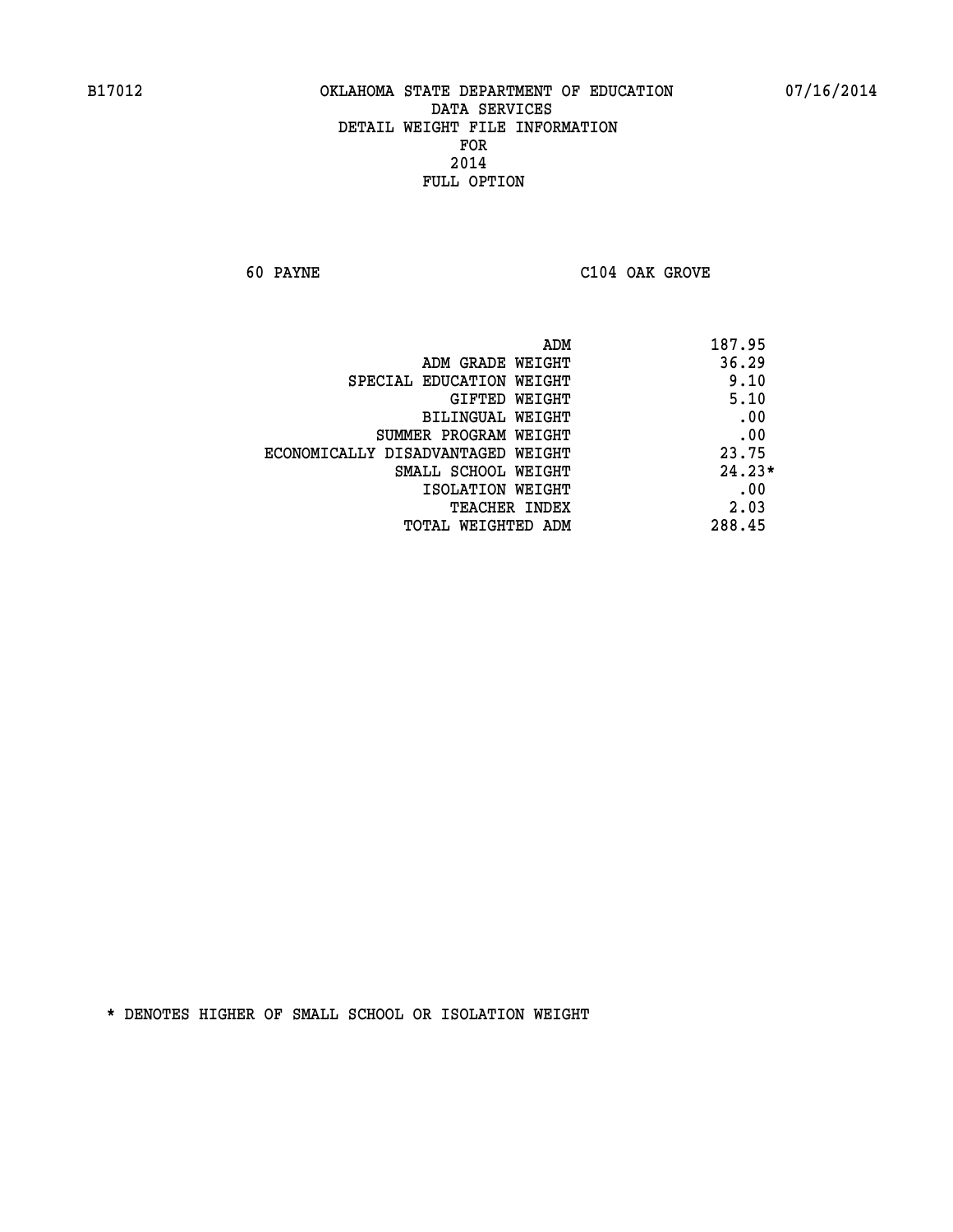B17012 OKLAHOMA STATE DEPARTMENT OF EDUCATION 07/16/2014

DATA SERVICES
DETAIL WEIGHT FILE INFORMATION
FOR
2014
FULL OPTION

60 PAYNE C104 OAK GROVE

| | |
|---|---|
| ADM | 187.95 |
| ADM GRADE WEIGHT | 36.29 |
| SPECIAL EDUCATION WEIGHT | 9.10 |
| GIFTED WEIGHT | 5.10 |
| BILINGUAL WEIGHT | .00 |
| SUMMER PROGRAM WEIGHT | .00 |
| ECONOMICALLY DISADVANTAGED WEIGHT | 23.75 |
| SMALL SCHOOL WEIGHT | 24.23* |
| ISOLATION WEIGHT | .00 |
| TEACHER INDEX | 2.03 |
| TOTAL WEIGHTED ADM | 288.45 |

* DENOTES HIGHER OF SMALL SCHOOL OR ISOLATION WEIGHT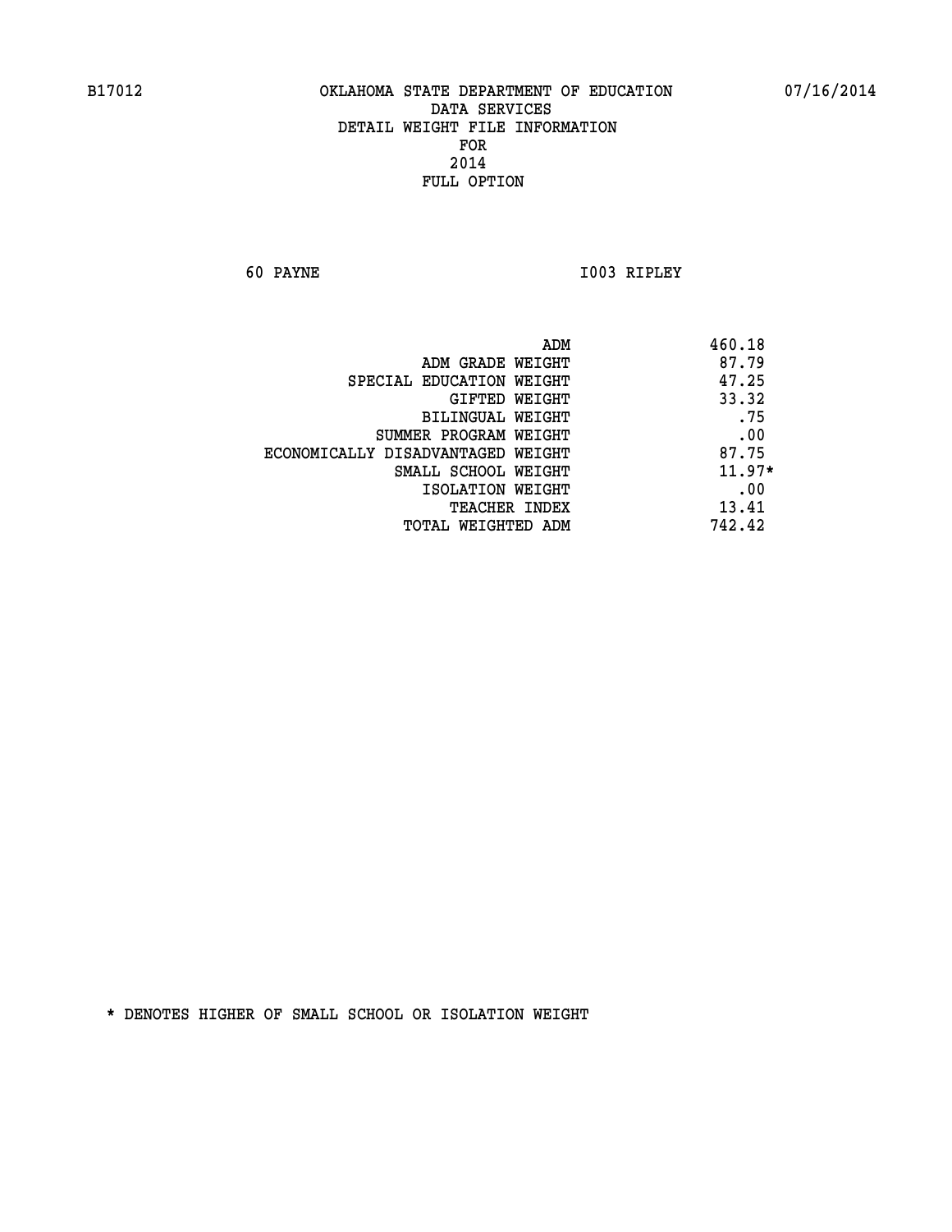B17012 OKLAHOMA STATE DEPARTMENT OF EDUCATION 07/16/2014

DATA SERVICES
DETAIL WEIGHT FILE INFORMATION
FOR
2014
FULL OPTION

60 PAYNE I003 RIPLEY

| | |
|---|---|
| ADM | 460.18 |
| ADM GRADE WEIGHT | 87.79 |
| SPECIAL EDUCATION WEIGHT | 47.25 |
| GIFTED WEIGHT | 33.32 |
| BILINGUAL WEIGHT | .75 |
| SUMMER PROGRAM WEIGHT | .00 |
| ECONOMICALLY DISADVANTAGED WEIGHT | 87.75 |
| SMALL SCHOOL WEIGHT | 11.97* |
| ISOLATION WEIGHT | .00 |
| TEACHER INDEX | 13.41 |
| TOTAL WEIGHTED ADM | 742.42 |

* DENOTES HIGHER OF SMALL SCHOOL OR ISOLATION WEIGHT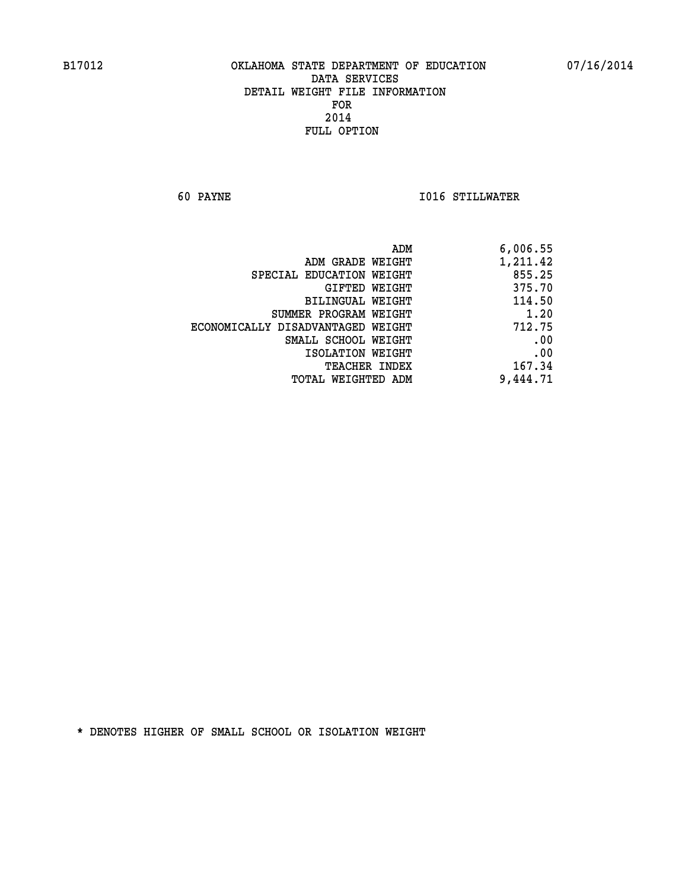B17012 OKLAHOMA STATE DEPARTMENT OF EDUCATION 07/16/2014

DATA SERVICES
DETAIL WEIGHT FILE INFORMATION
FOR
2014
FULL OPTION

60 PAYNE I016 STILLWATER

| | |
|---|---|
| ADM | 6,006.55 |
| ADM GRADE WEIGHT | 1,211.42 |
| SPECIAL EDUCATION WEIGHT | 855.25 |
| GIFTED WEIGHT | 375.70 |
| BILINGUAL WEIGHT | 114.50 |
| SUMMER PROGRAM WEIGHT | 1.20 |
| ECONOMICALLY DISADVANTAGED WEIGHT | 712.75 |
| SMALL SCHOOL WEIGHT | .00 |
| ISOLATION WEIGHT | .00 |
| TEACHER INDEX | 167.34 |
| TOTAL WEIGHTED ADM | 9,444.71 |

* DENOTES HIGHER OF SMALL SCHOOL OR ISOLATION WEIGHT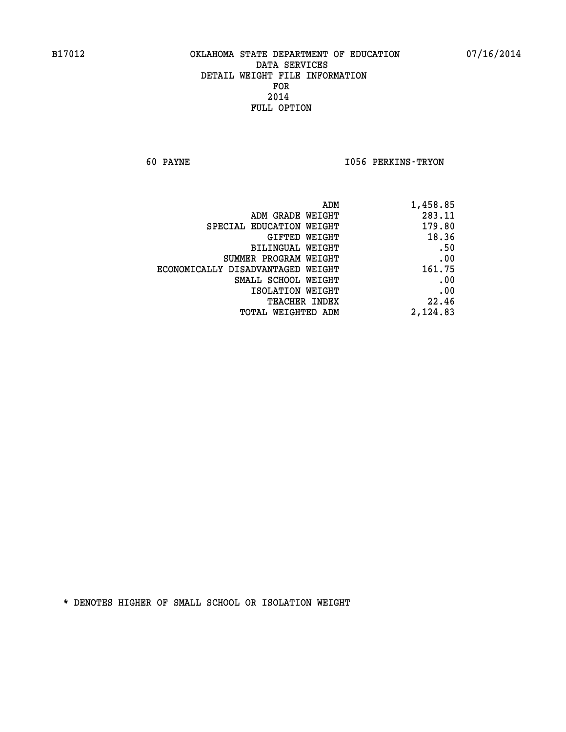B17012 OKLAHOMA STATE DEPARTMENT OF EDUCATION 07/16/2014

DATA SERVICES
DETAIL WEIGHT FILE INFORMATION
FOR
2014
FULL OPTION

60 PAYNE I056 PERKINS-TRYON

| | |
|---|---|
| ADM | 1,458.85 |
| ADM GRADE WEIGHT | 283.11 |
| SPECIAL EDUCATION WEIGHT | 179.80 |
| GIFTED WEIGHT | 18.36 |
| BILINGUAL WEIGHT | .50 |
| SUMMER PROGRAM WEIGHT | .00 |
| ECONOMICALLY DISADVANTAGED WEIGHT | 161.75 |
| SMALL SCHOOL WEIGHT | .00 |
| ISOLATION WEIGHT | .00 |
| TEACHER INDEX | 22.46 |
| TOTAL WEIGHTED ADM | 2,124.83 |

* DENOTES HIGHER OF SMALL SCHOOL OR ISOLATION WEIGHT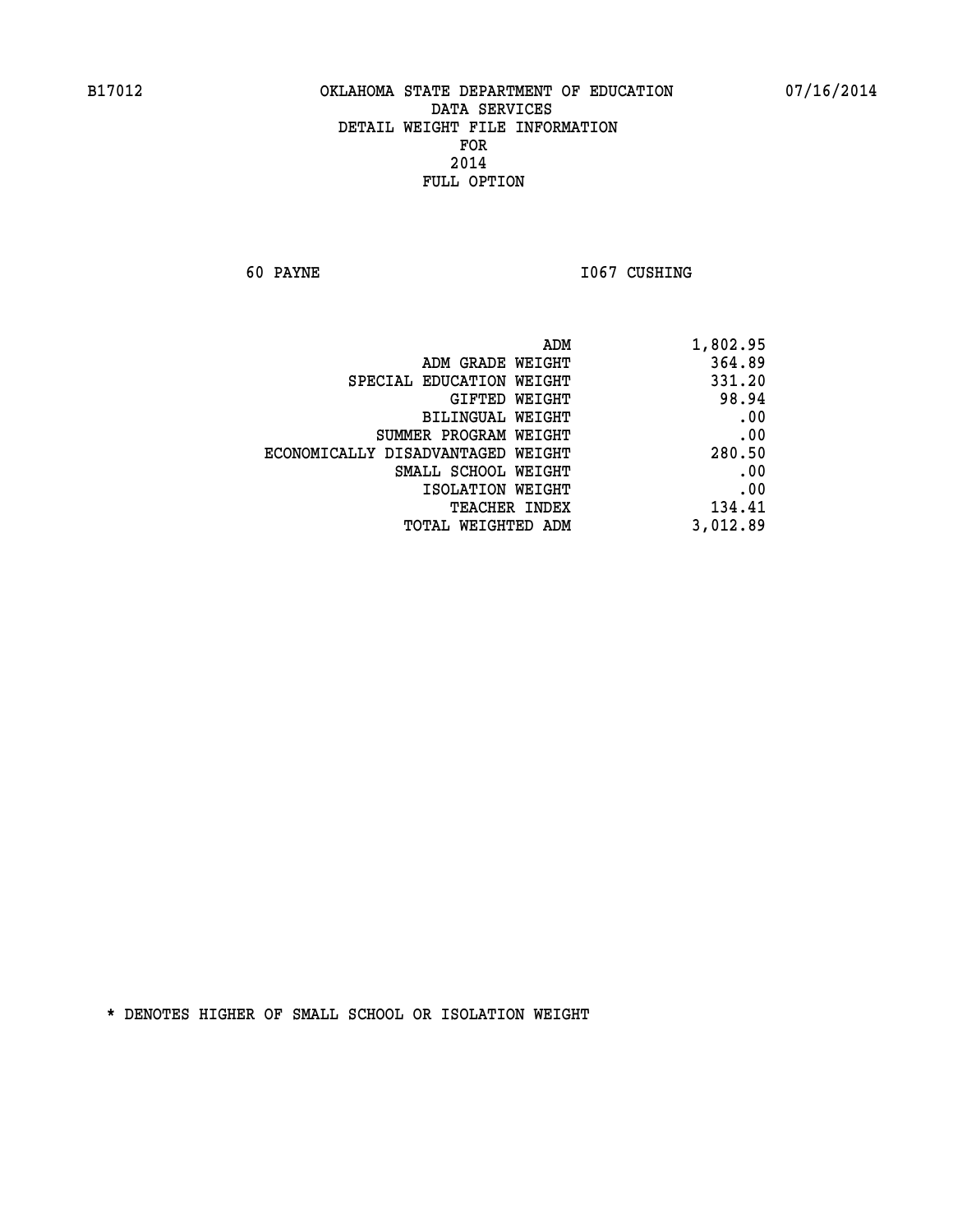B17012 OKLAHOMA STATE DEPARTMENT OF EDUCATION 07/16/2014

DATA SERVICES
DETAIL WEIGHT FILE INFORMATION
FOR
2014
FULL OPTION

60 PAYNE I067 CUSHING

| | |
|---|---|
| ADM | 1,802.95 |
| ADM GRADE WEIGHT | 364.89 |
| SPECIAL EDUCATION WEIGHT | 331.20 |
| GIFTED WEIGHT | 98.94 |
| BILINGUAL WEIGHT | .00 |
| SUMMER PROGRAM WEIGHT | .00 |
| ECONOMICALLY DISADVANTAGED WEIGHT | 280.50 |
| SMALL SCHOOL WEIGHT | .00 |
| ISOLATION WEIGHT | .00 |
| TEACHER INDEX | 134.41 |
| TOTAL WEIGHTED ADM | 3,012.89 |

* DENOTES HIGHER OF SMALL SCHOOL OR ISOLATION WEIGHT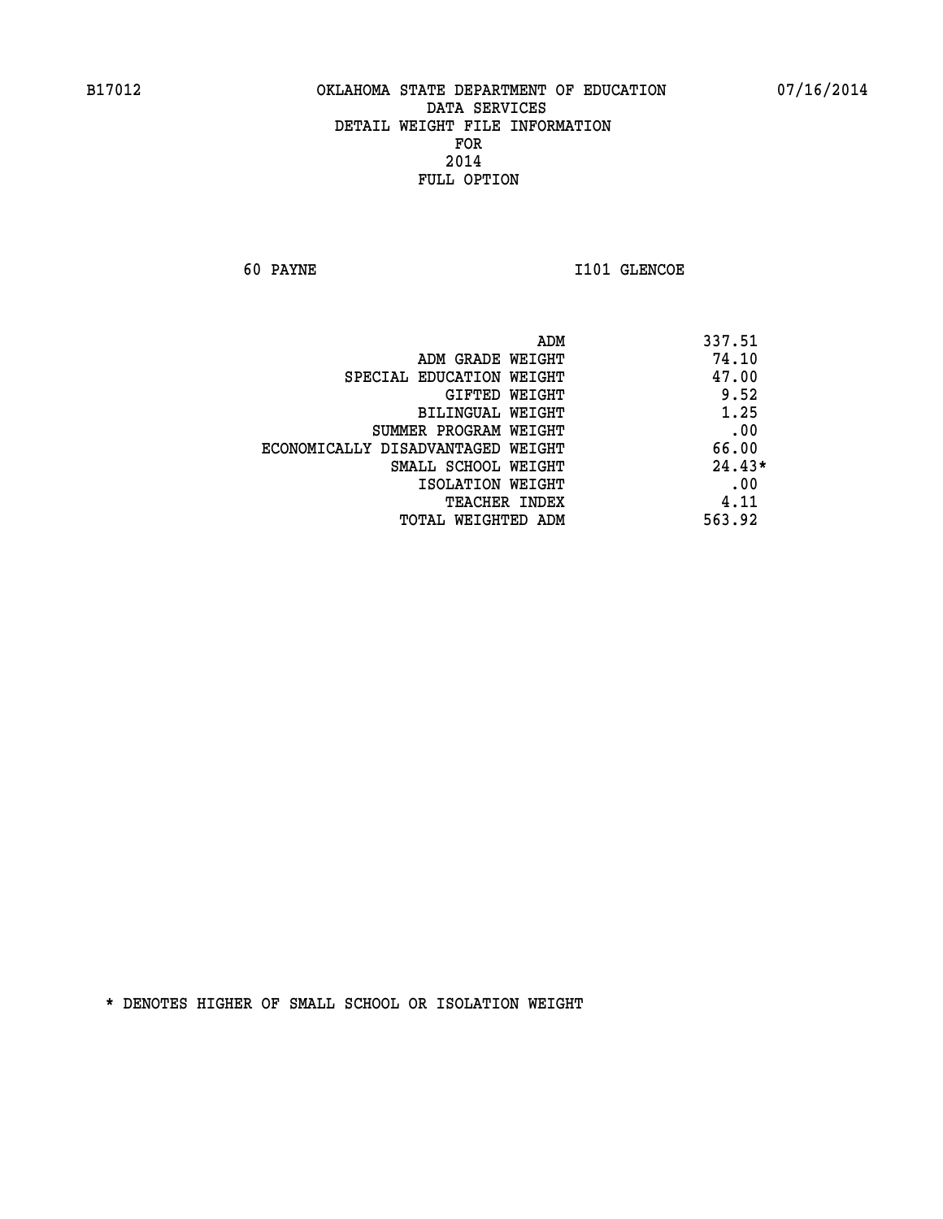B17012 OKLAHOMA STATE DEPARTMENT OF EDUCATION 07/16/2014

DATA SERVICES
DETAIL WEIGHT FILE INFORMATION
FOR
2014
FULL OPTION

60 PAYNE I101 GLENCOE

| | |
|---|---|
| ADM | 337.51 |
| ADM GRADE WEIGHT | 74.10 |
| SPECIAL EDUCATION WEIGHT | 47.00 |
| GIFTED WEIGHT | 9.52 |
| BILINGUAL WEIGHT | 1.25 |
| SUMMER PROGRAM WEIGHT | .00 |
| ECONOMICALLY DISADVANTAGED WEIGHT | 66.00 |
| SMALL SCHOOL WEIGHT | 24.43* |
| ISOLATION WEIGHT | .00 |
| TEACHER INDEX | 4.11 |
| TOTAL WEIGHTED ADM | 563.92 |

* DENOTES HIGHER OF SMALL SCHOOL OR ISOLATION WEIGHT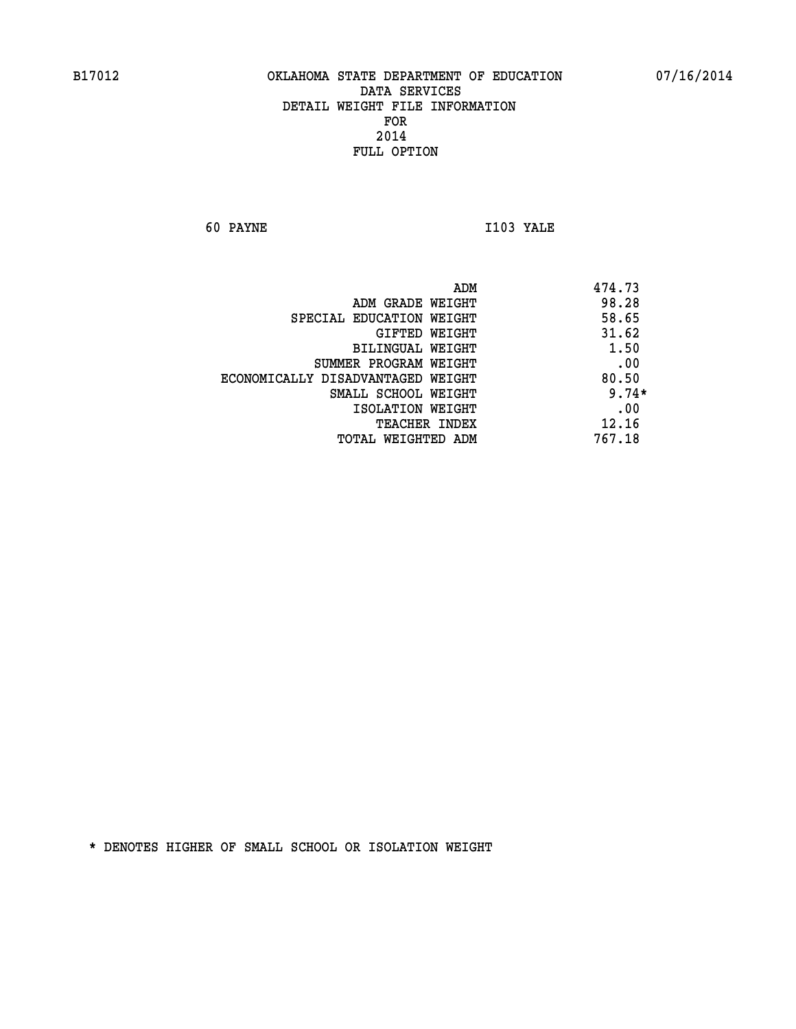B17012 OKLAHOMA STATE DEPARTMENT OF EDUCATION 07/16/2014

DATA SERVICES
DETAIL WEIGHT FILE INFORMATION
FOR
2014
FULL OPTION

60 PAYNE I103 YALE

| | |
|---|---|
| ADM | 474.73 |
| ADM GRADE WEIGHT | 98.28 |
| SPECIAL EDUCATION WEIGHT | 58.65 |
| GIFTED WEIGHT | 31.62 |
| BILINGUAL WEIGHT | 1.50 |
| SUMMER PROGRAM WEIGHT | .00 |
| ECONOMICALLY DISADVANTAGED WEIGHT | 80.50 |
| SMALL SCHOOL WEIGHT | 9.74* |
| ISOLATION WEIGHT | .00 |
| TEACHER INDEX | 12.16 |
| TOTAL WEIGHTED ADM | 767.18 |

* DENOTES HIGHER OF SMALL SCHOOL OR ISOLATION WEIGHT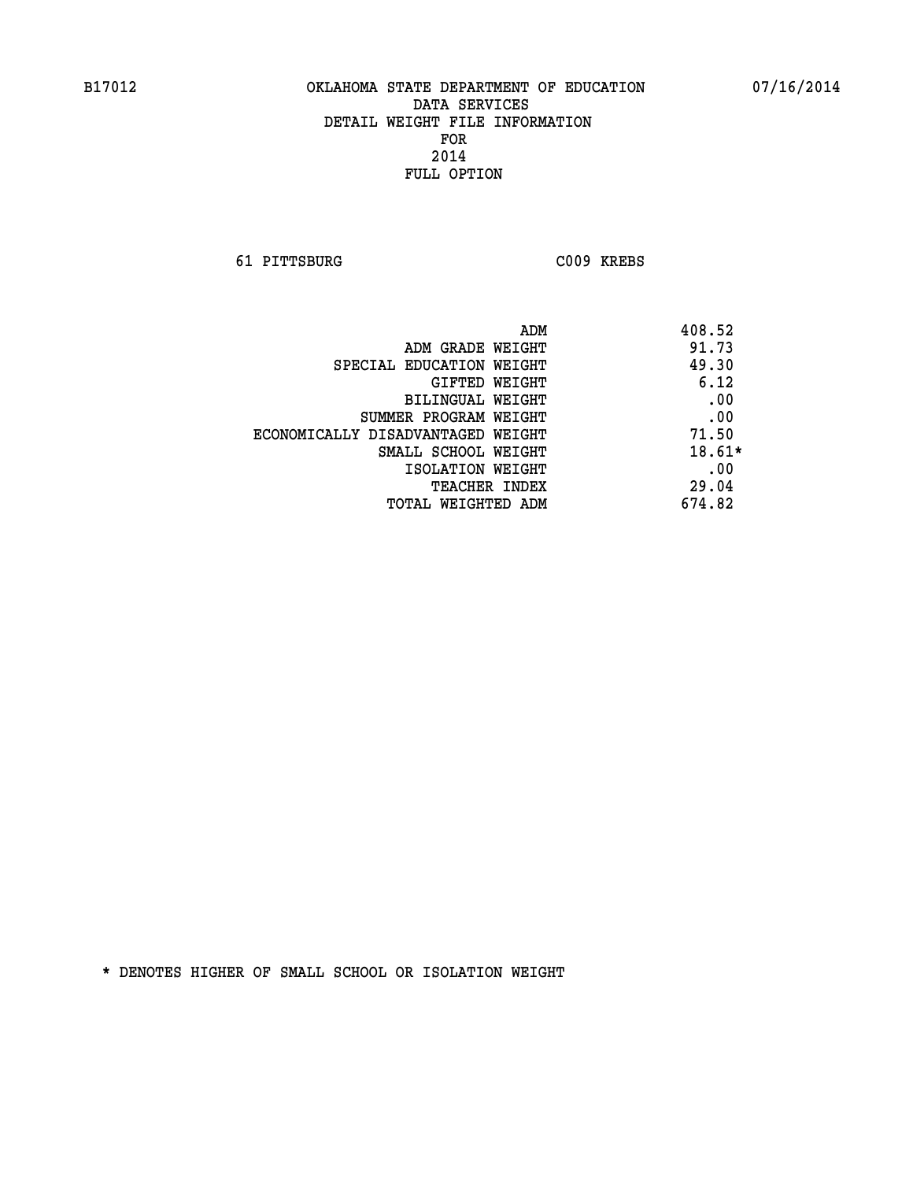B17012 OKLAHOMA STATE DEPARTMENT OF EDUCATION 07/16/2014

DATA SERVICES
DETAIL WEIGHT FILE INFORMATION
FOR
2014
FULL OPTION

61 PITTSBURG C009 KREBS

| | |
|---|---|
| ADM | 408.52 |
| ADM GRADE WEIGHT | 91.73 |
| SPECIAL EDUCATION WEIGHT | 49.30 |
| GIFTED WEIGHT | 6.12 |
| BILINGUAL WEIGHT | .00 |
| SUMMER PROGRAM WEIGHT | .00 |
| ECONOMICALLY DISADVANTAGED WEIGHT | 71.50 |
| SMALL SCHOOL WEIGHT | 18.61* |
| ISOLATION WEIGHT | .00 |
| TEACHER INDEX | 29.04 |
| TOTAL WEIGHTED ADM | 674.82 |

* DENOTES HIGHER OF SMALL SCHOOL OR ISOLATION WEIGHT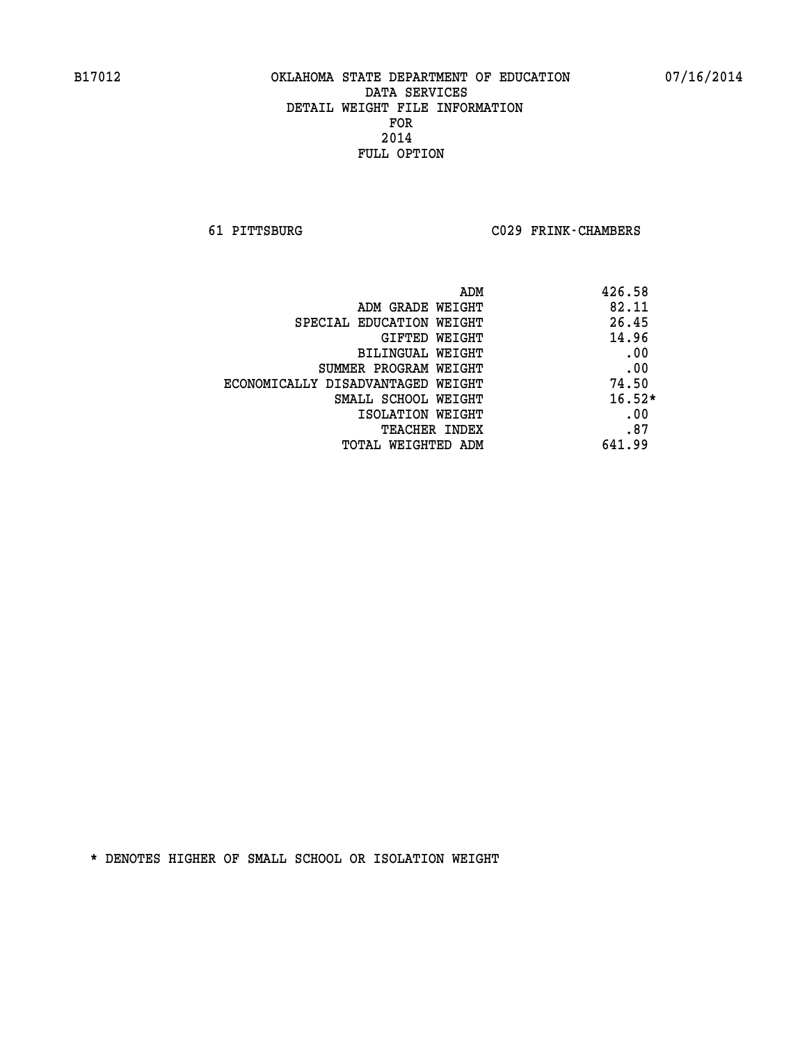B17012 OKLAHOMA STATE DEPARTMENT OF EDUCATION 07/16/2014

DATA SERVICES
DETAIL WEIGHT FILE INFORMATION
FOR
2014
FULL OPTION

61 PITTSBURG C029 FRINK-CHAMBERS

| | |
|---|---|
| ADM | 426.58 |
| ADM GRADE WEIGHT | 82.11 |
| SPECIAL EDUCATION WEIGHT | 26.45 |
| GIFTED WEIGHT | 14.96 |
| BILINGUAL WEIGHT | .00 |
| SUMMER PROGRAM WEIGHT | .00 |
| ECONOMICALLY DISADVANTAGED WEIGHT | 74.50 |
| SMALL SCHOOL WEIGHT | 16.52* |
| ISOLATION WEIGHT | .00 |
| TEACHER INDEX | .87 |
| TOTAL WEIGHTED ADM | 641.99 |

* DENOTES HIGHER OF SMALL SCHOOL OR ISOLATION WEIGHT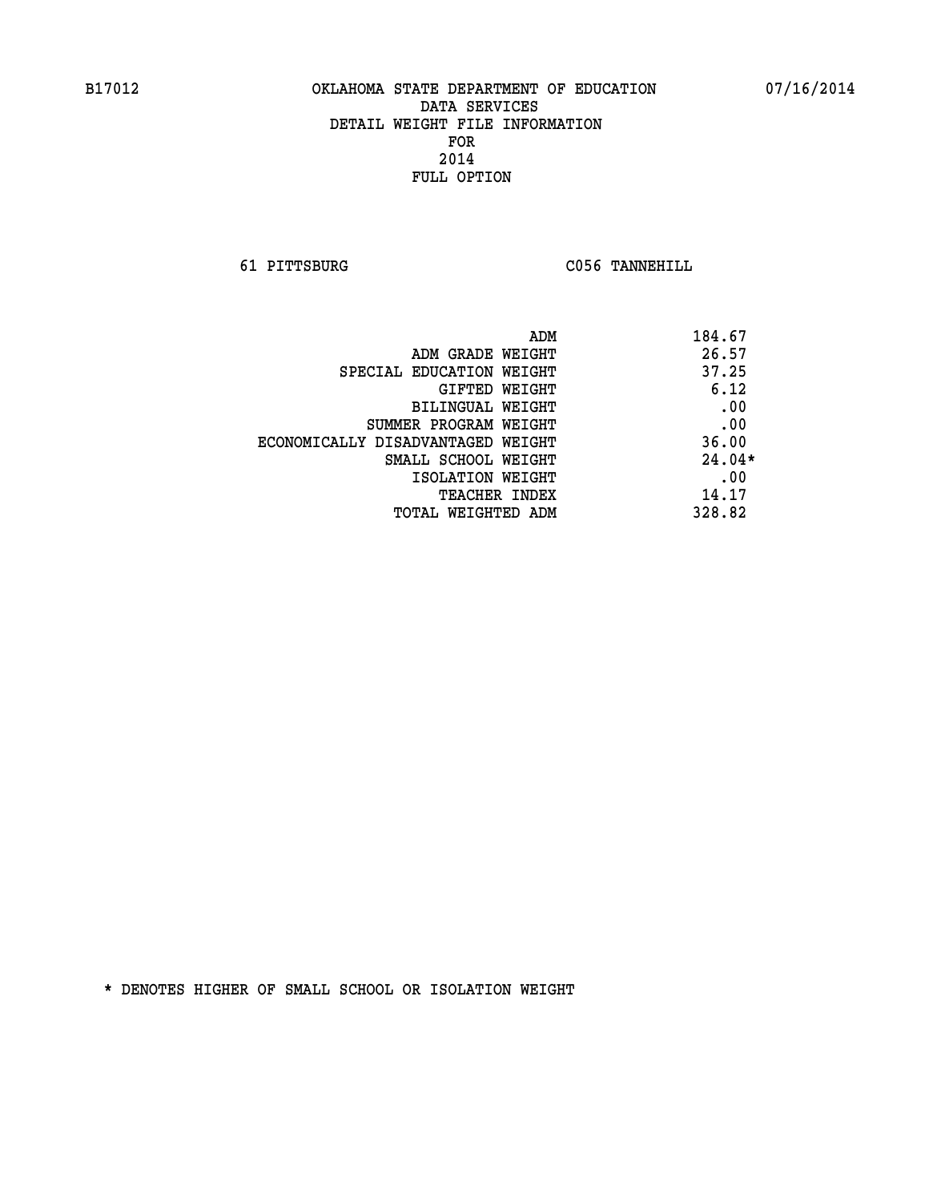B17012 OKLAHOMA STATE DEPARTMENT OF EDUCATION 07/16/2014

DATA SERVICES
DETAIL WEIGHT FILE INFORMATION
FOR
2014
FULL OPTION

61 PITTSBURG C056 TANNEHILL

| | |
|---|---|
| ADM | 184.67 |
| ADM GRADE WEIGHT | 26.57 |
| SPECIAL EDUCATION WEIGHT | 37.25 |
| GIFTED WEIGHT | 6.12 |
| BILINGUAL WEIGHT | .00 |
| SUMMER PROGRAM WEIGHT | .00 |
| ECONOMICALLY DISADVANTAGED WEIGHT | 36.00 |
| SMALL SCHOOL WEIGHT | 24.04* |
| ISOLATION WEIGHT | .00 |
| TEACHER INDEX | 14.17 |
| TOTAL WEIGHTED ADM | 328.82 |

* DENOTES HIGHER OF SMALL SCHOOL OR ISOLATION WEIGHT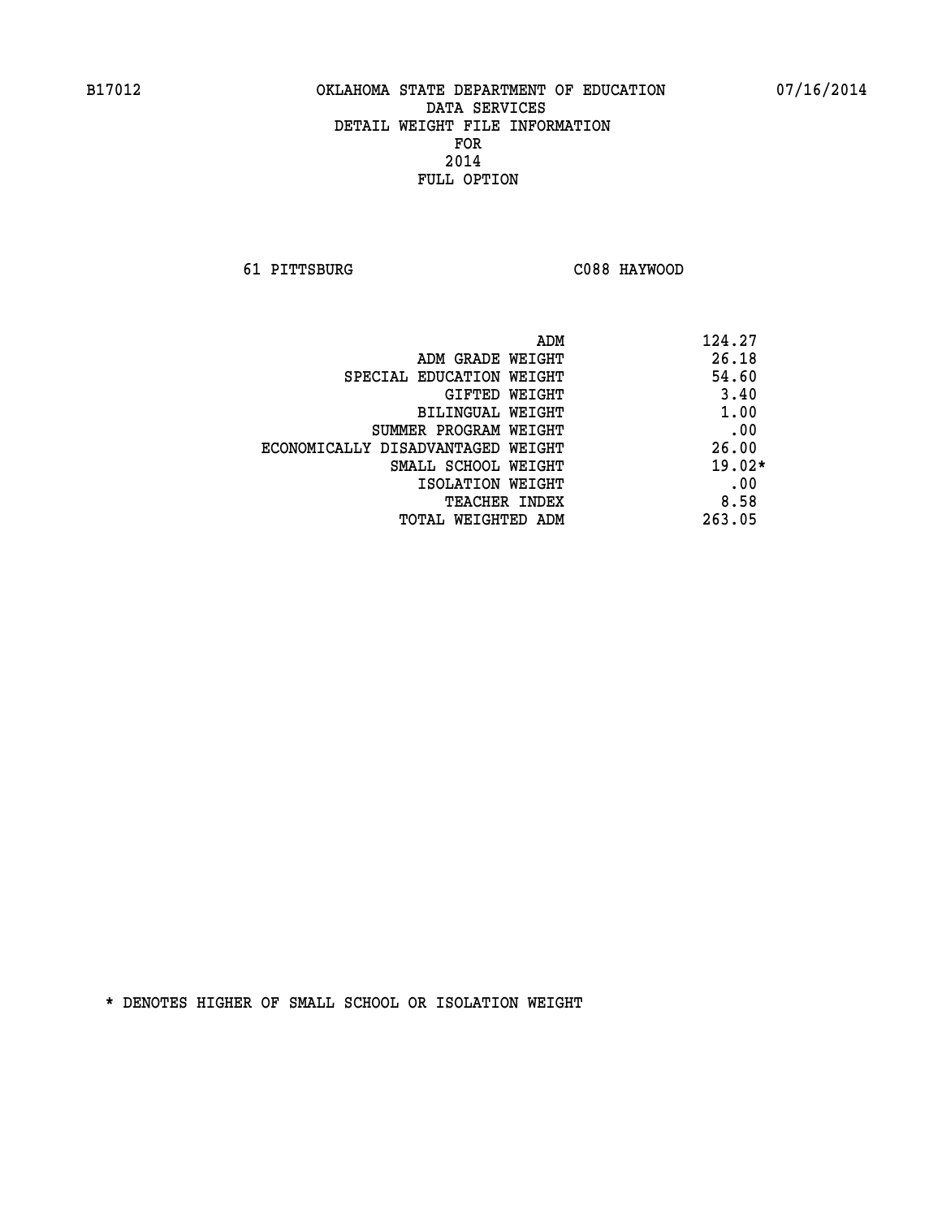B17012 OKLAHOMA STATE DEPARTMENT OF EDUCATION 07/16/2014

DATA SERVICES
DETAIL WEIGHT FILE INFORMATION
FOR
2014
FULL OPTION

61 PITTSBURG C088 HAYWOOD

| | |
|---|---|
| ADM | 124.27 |
| ADM GRADE WEIGHT | 26.18 |
| SPECIAL EDUCATION WEIGHT | 54.60 |
| GIFTED WEIGHT | 3.40 |
| BILINGUAL WEIGHT | 1.00 |
| SUMMER PROGRAM WEIGHT | .00 |
| ECONOMICALLY DISADVANTAGED WEIGHT | 26.00 |
| SMALL SCHOOL WEIGHT | 19.02* |
| ISOLATION WEIGHT | .00 |
| TEACHER INDEX | 8.58 |
| TOTAL WEIGHTED ADM | 263.05 |

* DENOTES HIGHER OF SMALL SCHOOL OR ISOLATION WEIGHT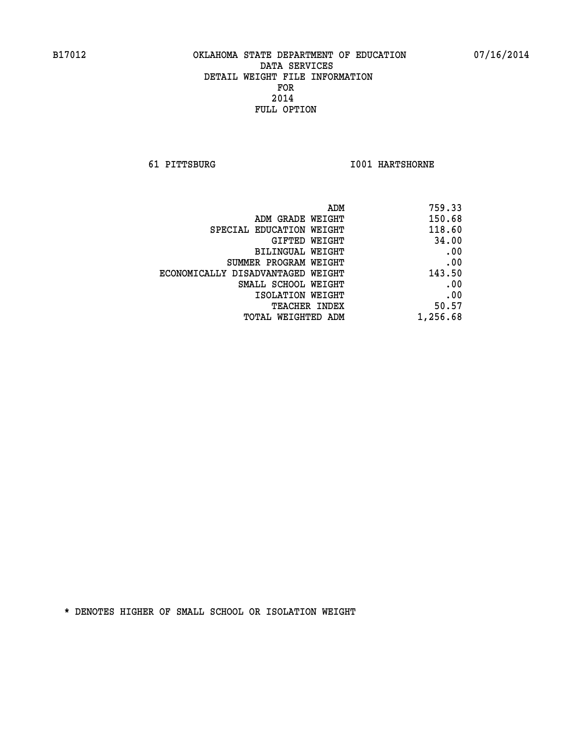B17012 OKLAHOMA STATE DEPARTMENT OF EDUCATION 07/16/2014

DATA SERVICES
DETAIL WEIGHT FILE INFORMATION
FOR
2014
FULL OPTION

61 PITTSBURG I001 HARTSHORNE

| | |
|---|---|
| ADM | 759.33 |
| ADM GRADE WEIGHT | 150.68 |
| SPECIAL EDUCATION WEIGHT | 118.60 |
| GIFTED WEIGHT | 34.00 |
| BILINGUAL WEIGHT | .00 |
| SUMMER PROGRAM WEIGHT | .00 |
| ECONOMICALLY DISADVANTAGED WEIGHT | 143.50 |
| SMALL SCHOOL WEIGHT | .00 |
| ISOLATION WEIGHT | .00 |
| TEACHER INDEX | 50.57 |
| TOTAL WEIGHTED ADM | 1,256.68 |

* DENOTES HIGHER OF SMALL SCHOOL OR ISOLATION WEIGHT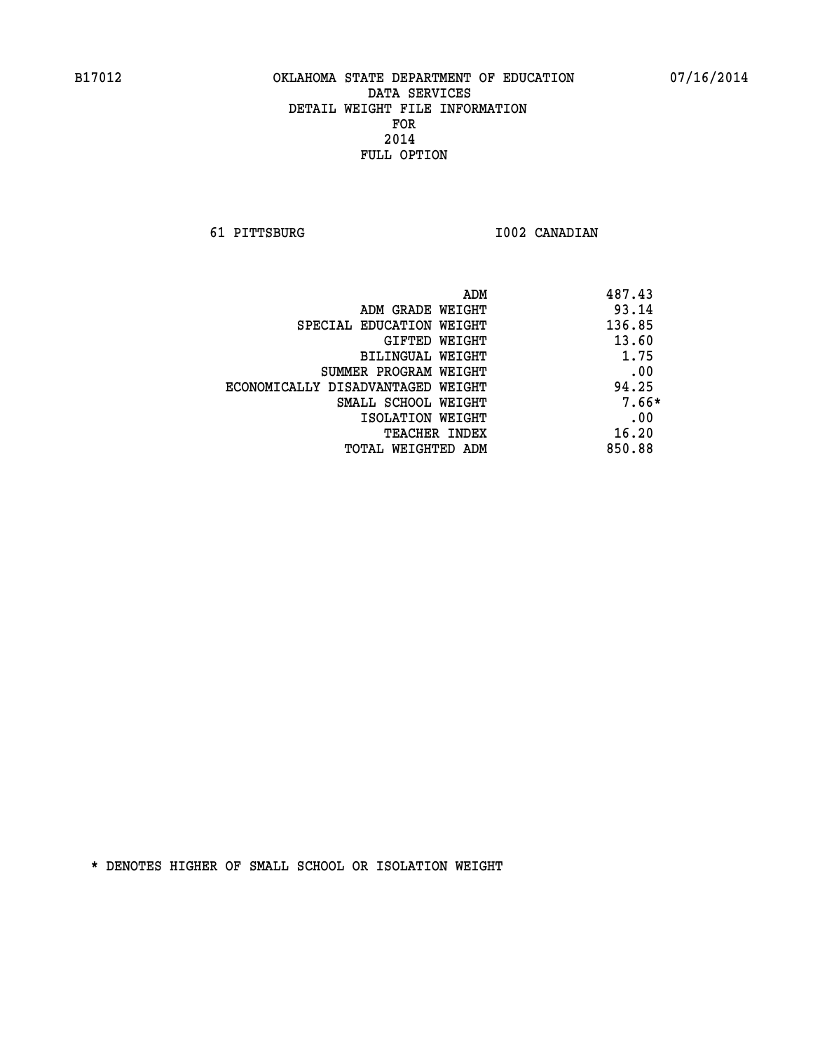B17012 OKLAHOMA STATE DEPARTMENT OF EDUCATION 07/16/2014

DATA SERVICES
DETAIL WEIGHT FILE INFORMATION
FOR
2014
FULL OPTION

61 PITTSBURG I002 CANADIAN

| | |
|---|---|
| ADM | 487.43 |
| ADM GRADE WEIGHT | 93.14 |
| SPECIAL EDUCATION WEIGHT | 136.85 |
| GIFTED WEIGHT | 13.60 |
| BILINGUAL WEIGHT | 1.75 |
| SUMMER PROGRAM WEIGHT | .00 |
| ECONOMICALLY DISADVANTAGED WEIGHT | 94.25 |
| SMALL SCHOOL WEIGHT | 7.66* |
| ISOLATION WEIGHT | .00 |
| TEACHER INDEX | 16.20 |
| TOTAL WEIGHTED ADM | 850.88 |

* DENOTES HIGHER OF SMALL SCHOOL OR ISOLATION WEIGHT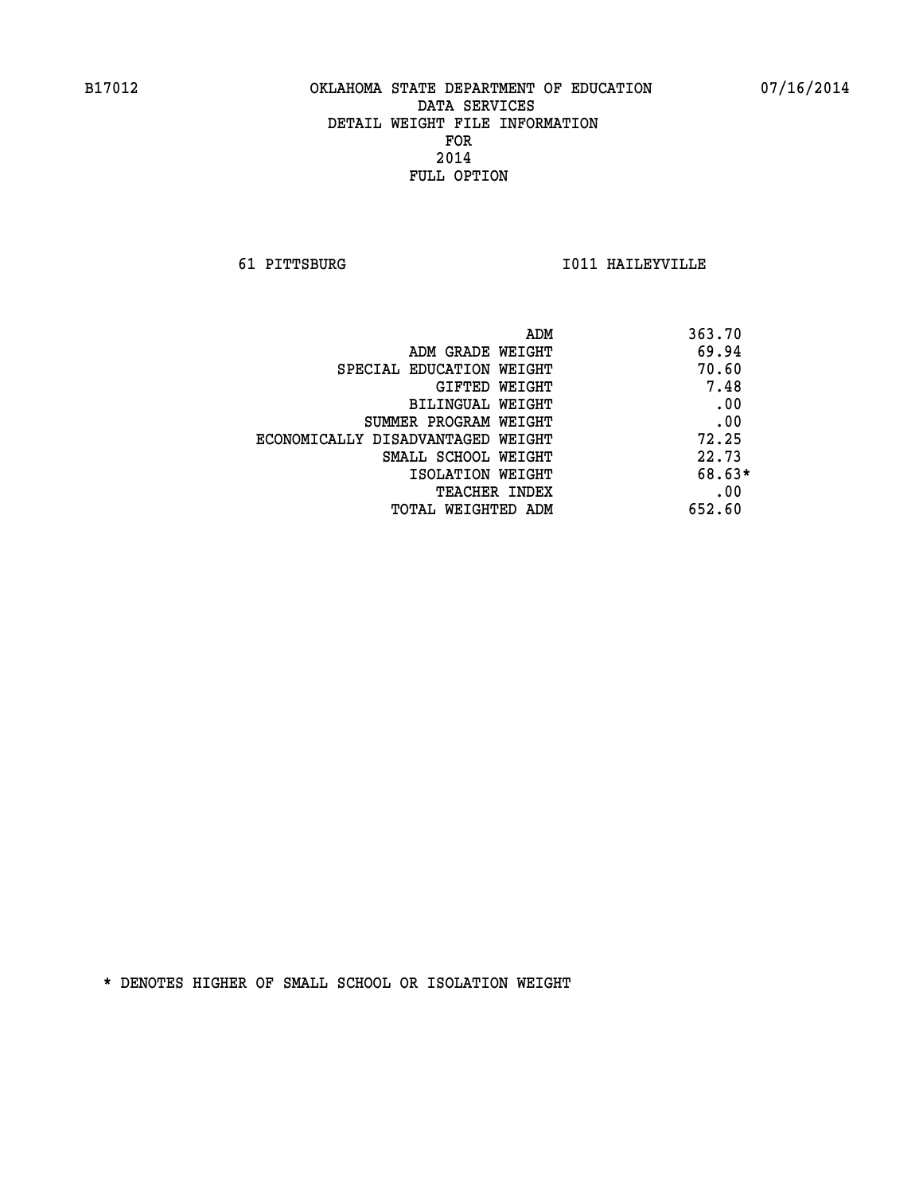B17012 OKLAHOMA STATE DEPARTMENT OF EDUCATION 07/16/2014

DATA SERVICES
DETAIL WEIGHT FILE INFORMATION
FOR
2014
FULL OPTION

61 PITTSBURG I011 HAILEYVILLE

| | |
|---|---|
| ADM | 363.70 |
| ADM GRADE WEIGHT | 69.94 |
| SPECIAL EDUCATION WEIGHT | 70.60 |
| GIFTED WEIGHT | 7.48 |
| BILINGUAL WEIGHT | .00 |
| SUMMER PROGRAM WEIGHT | .00 |
| ECONOMICALLY DISADVANTAGED WEIGHT | 72.25 |
| SMALL SCHOOL WEIGHT | 22.73 |
| ISOLATION WEIGHT | 68.63* |
| TEACHER INDEX | .00 |
| TOTAL WEIGHTED ADM | 652.60 |

* DENOTES HIGHER OF SMALL SCHOOL OR ISOLATION WEIGHT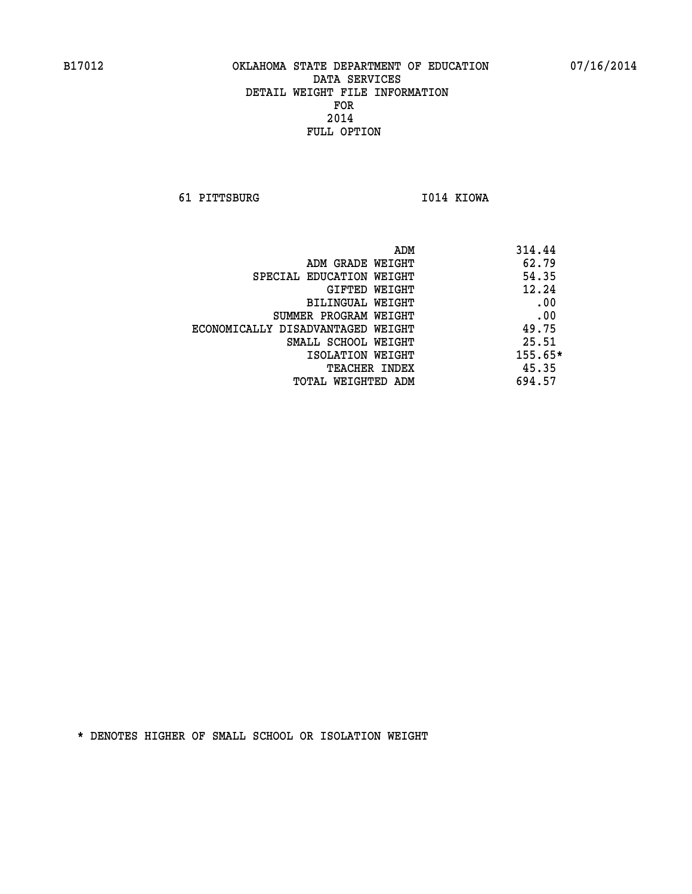B17012 OKLAHOMA STATE DEPARTMENT OF EDUCATION 07/16/2014

DATA SERVICES
DETAIL WEIGHT FILE INFORMATION
FOR
2014
FULL OPTION

61 PITTSBURG I014 KIOWA

| | |
|---|---|
| ADM | 314.44 |
| ADM GRADE WEIGHT | 62.79 |
| SPECIAL EDUCATION WEIGHT | 54.35 |
| GIFTED WEIGHT | 12.24 |
| BILINGUAL WEIGHT | .00 |
| SUMMER PROGRAM WEIGHT | .00 |
| ECONOMICALLY DISADVANTAGED WEIGHT | 49.75 |
| SMALL SCHOOL WEIGHT | 25.51 |
| ISOLATION WEIGHT | 155.65* |
| TEACHER INDEX | 45.35 |
| TOTAL WEIGHTED ADM | 694.57 |

* DENOTES HIGHER OF SMALL SCHOOL OR ISOLATION WEIGHT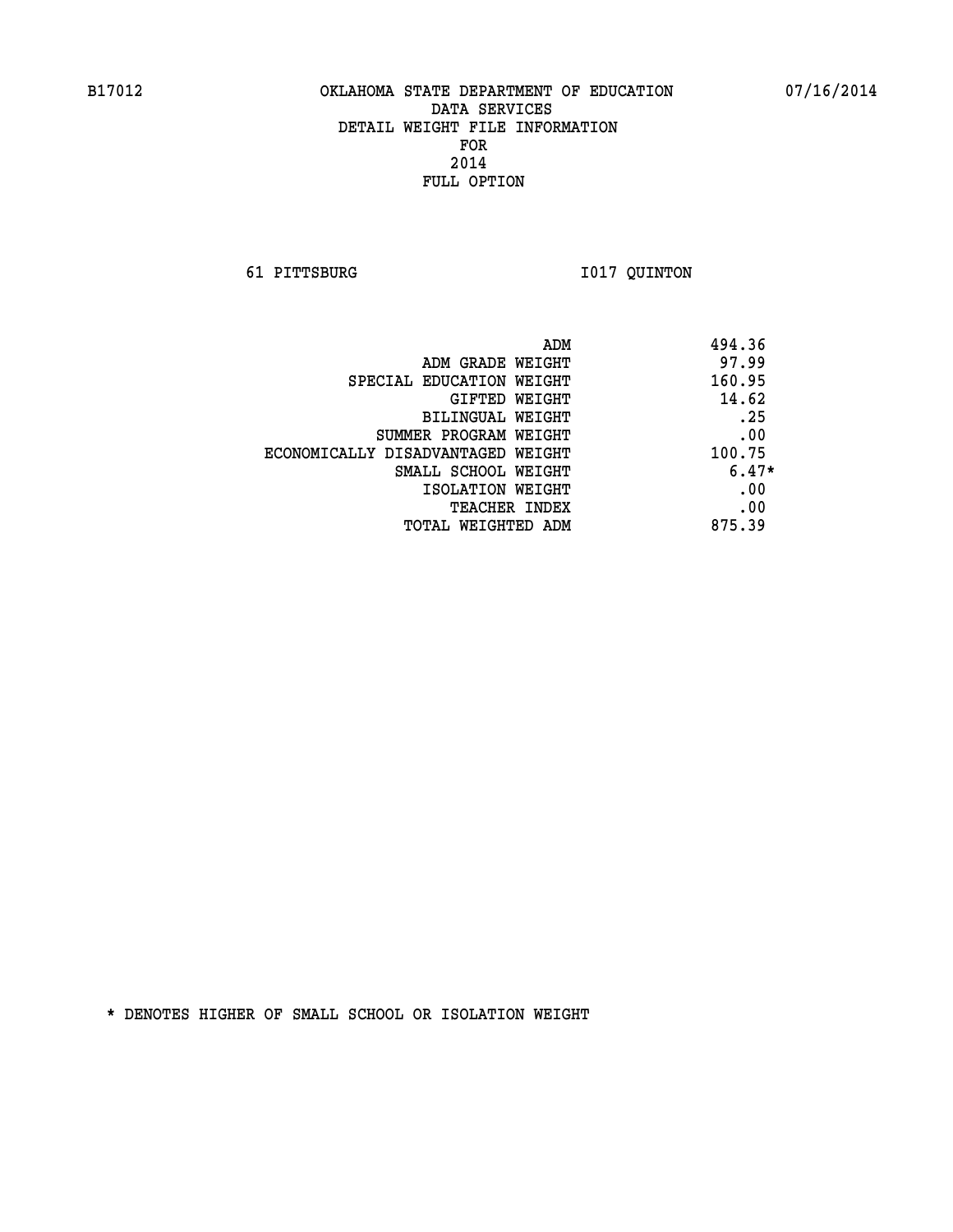B17012 OKLAHOMA STATE DEPARTMENT OF EDUCATION 07/16/2014

DATA SERVICES
DETAIL WEIGHT FILE INFORMATION
FOR
2014
FULL OPTION

61 PITTSBURG I017 QUINTON

| | |
|---|---|
| ADM | 494.36 |
| ADM GRADE WEIGHT | 97.99 |
| SPECIAL EDUCATION WEIGHT | 160.95 |
| GIFTED WEIGHT | 14.62 |
| BILINGUAL WEIGHT | .25 |
| SUMMER PROGRAM WEIGHT | .00 |
| ECONOMICALLY DISADVANTAGED WEIGHT | 100.75 |
| SMALL SCHOOL WEIGHT | 6.47* |
| ISOLATION WEIGHT | .00 |
| TEACHER INDEX | .00 |
| TOTAL WEIGHTED ADM | 875.39 |

* DENOTES HIGHER OF SMALL SCHOOL OR ISOLATION WEIGHT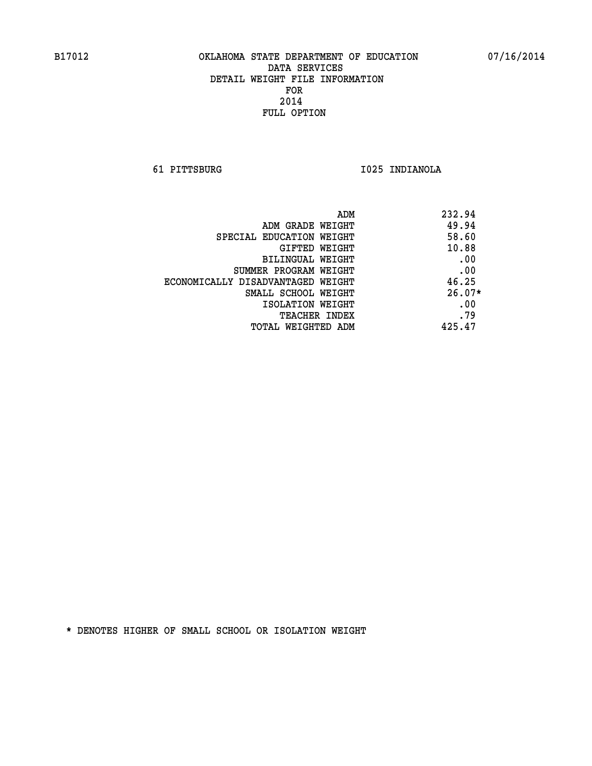B17012 OKLAHOMA STATE DEPARTMENT OF EDUCATION 07/16/2014

DATA SERVICES

DETAIL WEIGHT FILE INFORMATION

FOR

2014

FULL OPTION

61 PITTSBURG I025 INDIANOLA

| | |
|---|---|
| ADM | 232.94 |
| ADM GRADE WEIGHT | 49.94 |
| SPECIAL EDUCATION WEIGHT | 58.60 |
| GIFTED WEIGHT | 10.88 |
| BILINGUAL WEIGHT | .00 |
| SUMMER PROGRAM WEIGHT | .00 |
| ECONOMICALLY DISADVANTAGED WEIGHT | 46.25 |
| SMALL SCHOOL WEIGHT | 26.07* |
| ISOLATION WEIGHT | .00 |
| TEACHER INDEX | .79 |
| TOTAL WEIGHTED ADM | 425.47 |

* DENOTES HIGHER OF SMALL SCHOOL OR ISOLATION WEIGHT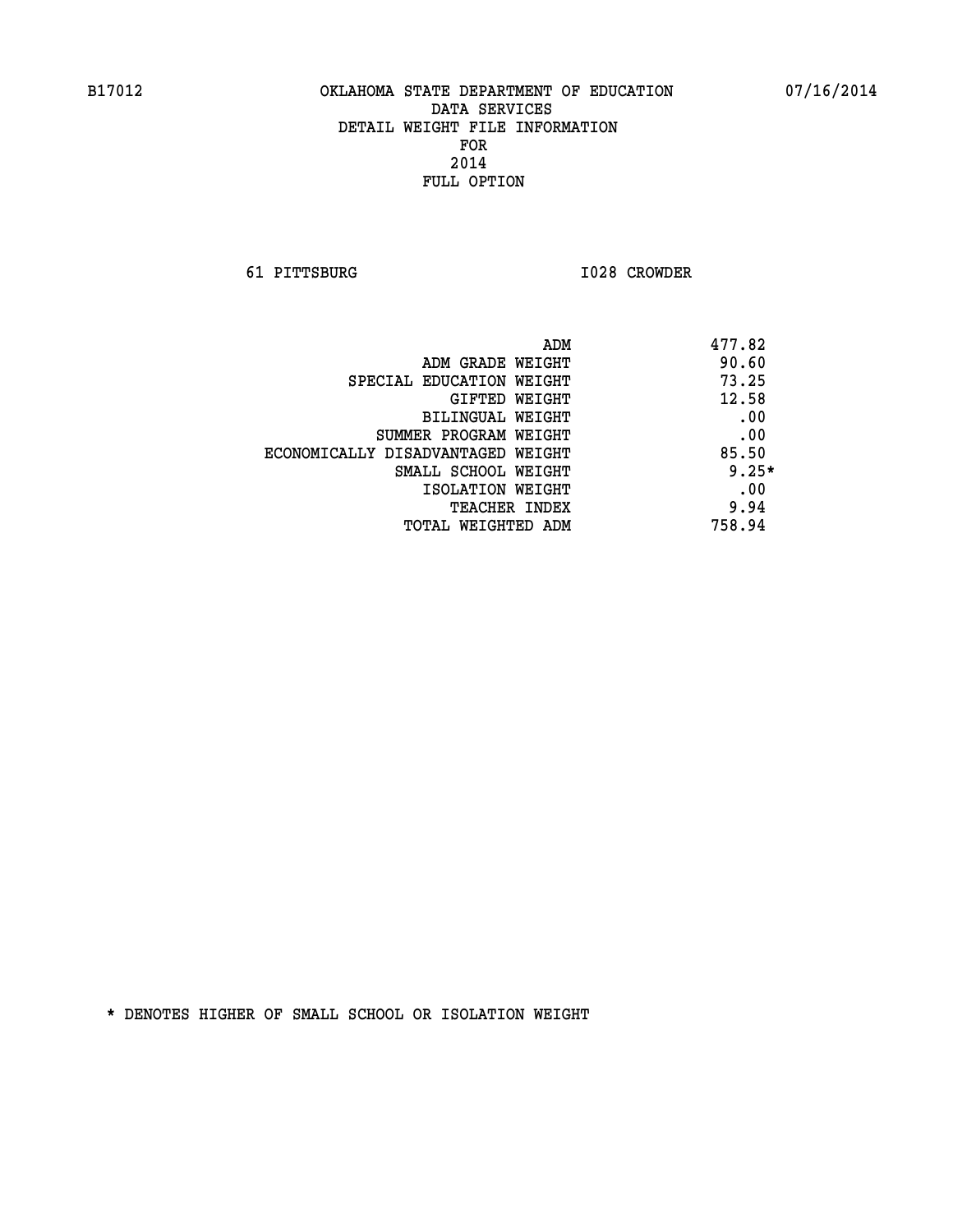B17012 OKLAHOMA STATE DEPARTMENT OF EDUCATION 07/16/2014

DATA SERVICES
DETAIL WEIGHT FILE INFORMATION
FOR
2014
FULL OPTION

61 PITTSBURG I028 CROWDER

| | |
|---|---|
| ADM | 477.82 |
| ADM GRADE WEIGHT | 90.60 |
| SPECIAL EDUCATION WEIGHT | 73.25 |
| GIFTED WEIGHT | 12.58 |
| BILINGUAL WEIGHT | .00 |
| SUMMER PROGRAM WEIGHT | .00 |
| ECONOMICALLY DISADVANTAGED WEIGHT | 85.50 |
| SMALL SCHOOL WEIGHT | 9.25* |
| ISOLATION WEIGHT | .00 |
| TEACHER INDEX | 9.94 |
| TOTAL WEIGHTED ADM | 758.94 |

* DENOTES HIGHER OF SMALL SCHOOL OR ISOLATION WEIGHT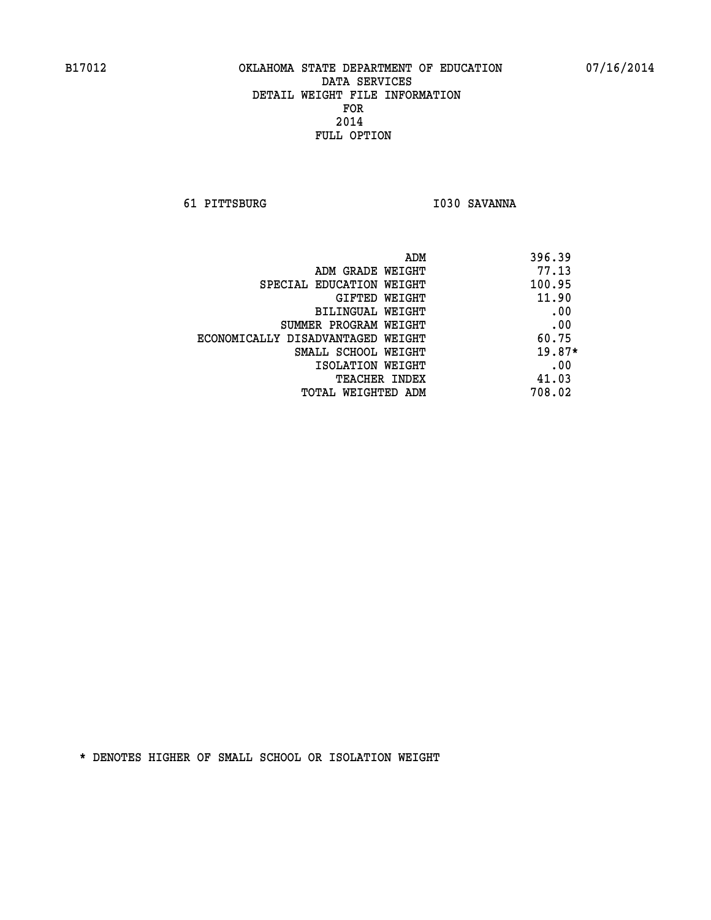B17012 OKLAHOMA STATE DEPARTMENT OF EDUCATION 07/16/2014

DATA SERVICES
DETAIL WEIGHT FILE INFORMATION
FOR
2014
FULL OPTION

61 PITTSBURG I030 SAVANNA

| | |
|---|---|
| ADM | 396.39 |
| ADM GRADE WEIGHT | 77.13 |
| SPECIAL EDUCATION WEIGHT | 100.95 |
| GIFTED WEIGHT | 11.90 |
| BILINGUAL WEIGHT | .00 |
| SUMMER PROGRAM WEIGHT | .00 |
| ECONOMICALLY DISADVANTAGED WEIGHT | 60.75 |
| SMALL SCHOOL WEIGHT | 19.87* |
| ISOLATION WEIGHT | .00 |
| TEACHER INDEX | 41.03 |
| TOTAL WEIGHTED ADM | 708.02 |

* DENOTES HIGHER OF SMALL SCHOOL OR ISOLATION WEIGHT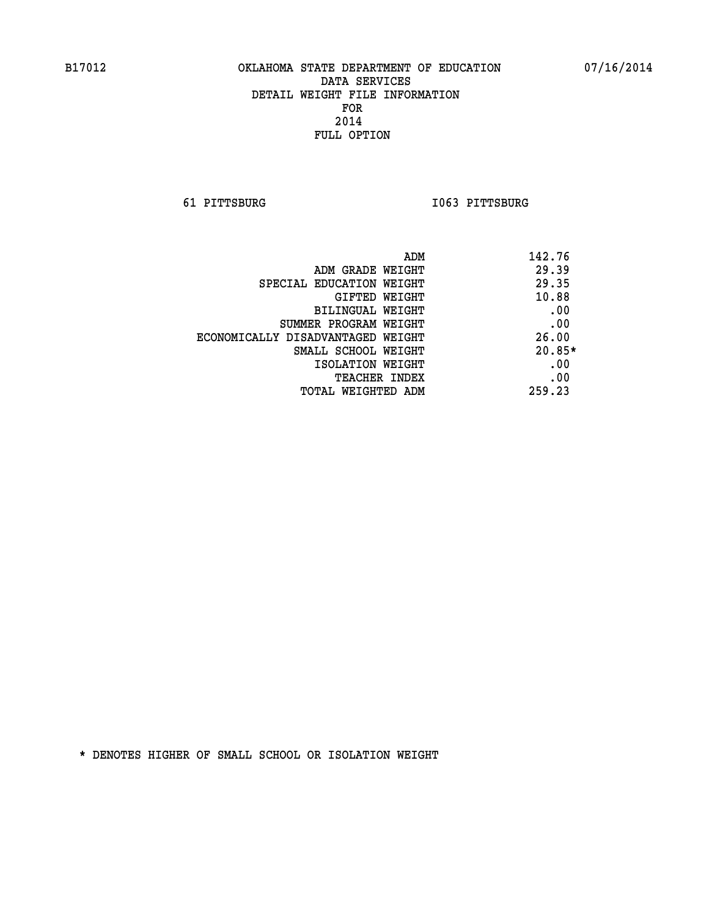B17012 OKLAHOMA STATE DEPARTMENT OF EDUCATION 07/16/2014

DATA SERVICES
DETAIL WEIGHT FILE INFORMATION
FOR
2014
FULL OPTION

61 PITTSBURG I063 PITTSBURG

| | |
|---|---|
| ADM | 142.76 |
| ADM GRADE WEIGHT | 29.39 |
| SPECIAL EDUCATION WEIGHT | 29.35 |
| GIFTED WEIGHT | 10.88 |
| BILINGUAL WEIGHT | .00 |
| SUMMER PROGRAM WEIGHT | .00 |
| ECONOMICALLY DISADVANTAGED WEIGHT | 26.00 |
| SMALL SCHOOL WEIGHT | 20.85* |
| ISOLATION WEIGHT | .00 |
| TEACHER INDEX | .00 |
| TOTAL WEIGHTED ADM | 259.23 |

* DENOTES HIGHER OF SMALL SCHOOL OR ISOLATION WEIGHT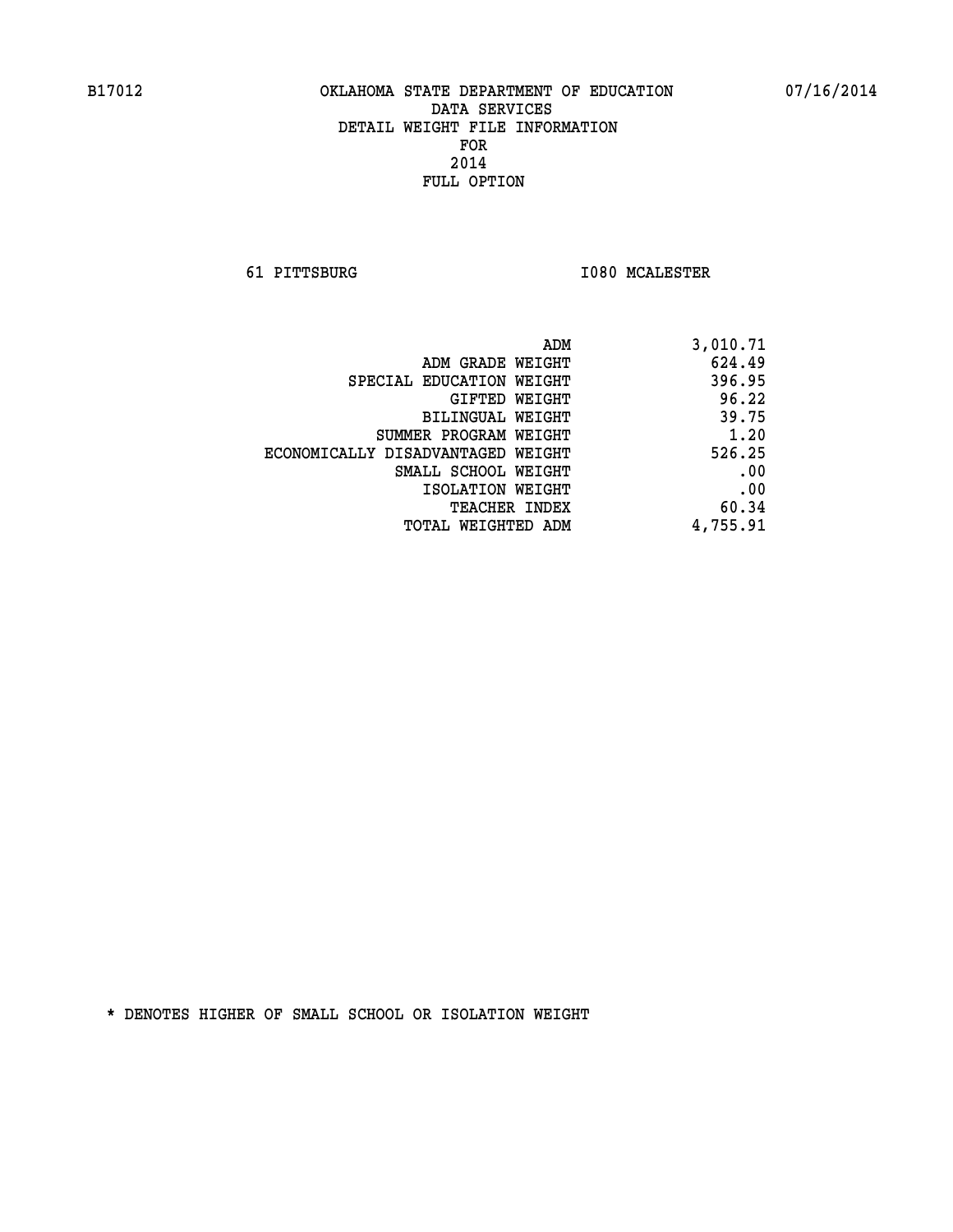B17012 OKLAHOMA STATE DEPARTMENT OF EDUCATION 07/16/2014

DATA SERVICES
DETAIL WEIGHT FILE INFORMATION
FOR
2014
FULL OPTION

61 PITTSBURG I080 MCALESTER

| | |
|---|---|
| ADM | 3,010.71 |
| ADM GRADE WEIGHT | 624.49 |
| SPECIAL EDUCATION WEIGHT | 396.95 |
| GIFTED WEIGHT | 96.22 |
| BILINGUAL WEIGHT | 39.75 |
| SUMMER PROGRAM WEIGHT | 1.20 |
| ECONOMICALLY DISADVANTAGED WEIGHT | 526.25 |
| SMALL SCHOOL WEIGHT | .00 |
| ISOLATION WEIGHT | .00 |
| TEACHER INDEX | 60.34 |
| TOTAL WEIGHTED ADM | 4,755.91 |

* DENOTES HIGHER OF SMALL SCHOOL OR ISOLATION WEIGHT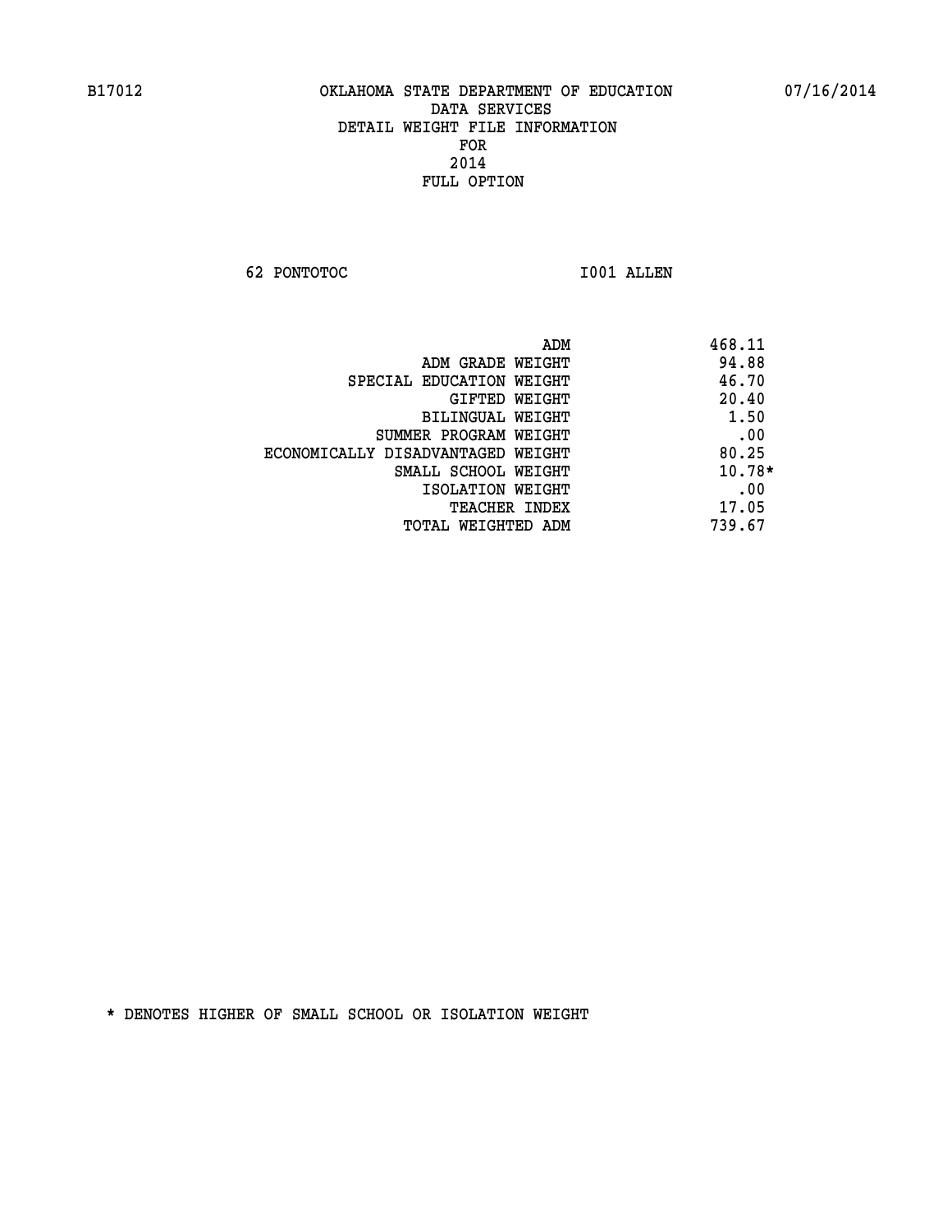B17012 OKLAHOMA STATE DEPARTMENT OF EDUCATION 07/16/2014

DATA SERVICES
DETAIL WEIGHT FILE INFORMATION
FOR
2014
FULL OPTION

62 PONTOTOC I001 ALLEN

| | |
|---|---|
| ADM | 468.11 |
| ADM GRADE WEIGHT | 94.88 |
| SPECIAL EDUCATION WEIGHT | 46.70 |
| GIFTED WEIGHT | 20.40 |
| BILINGUAL WEIGHT | 1.50 |
| SUMMER PROGRAM WEIGHT | .00 |
| ECONOMICALLY DISADVANTAGED WEIGHT | 80.25 |
| SMALL SCHOOL WEIGHT | 10.78* |
| ISOLATION WEIGHT | .00 |
| TEACHER INDEX | 17.05 |
| TOTAL WEIGHTED ADM | 739.67 |

* DENOTES HIGHER OF SMALL SCHOOL OR ISOLATION WEIGHT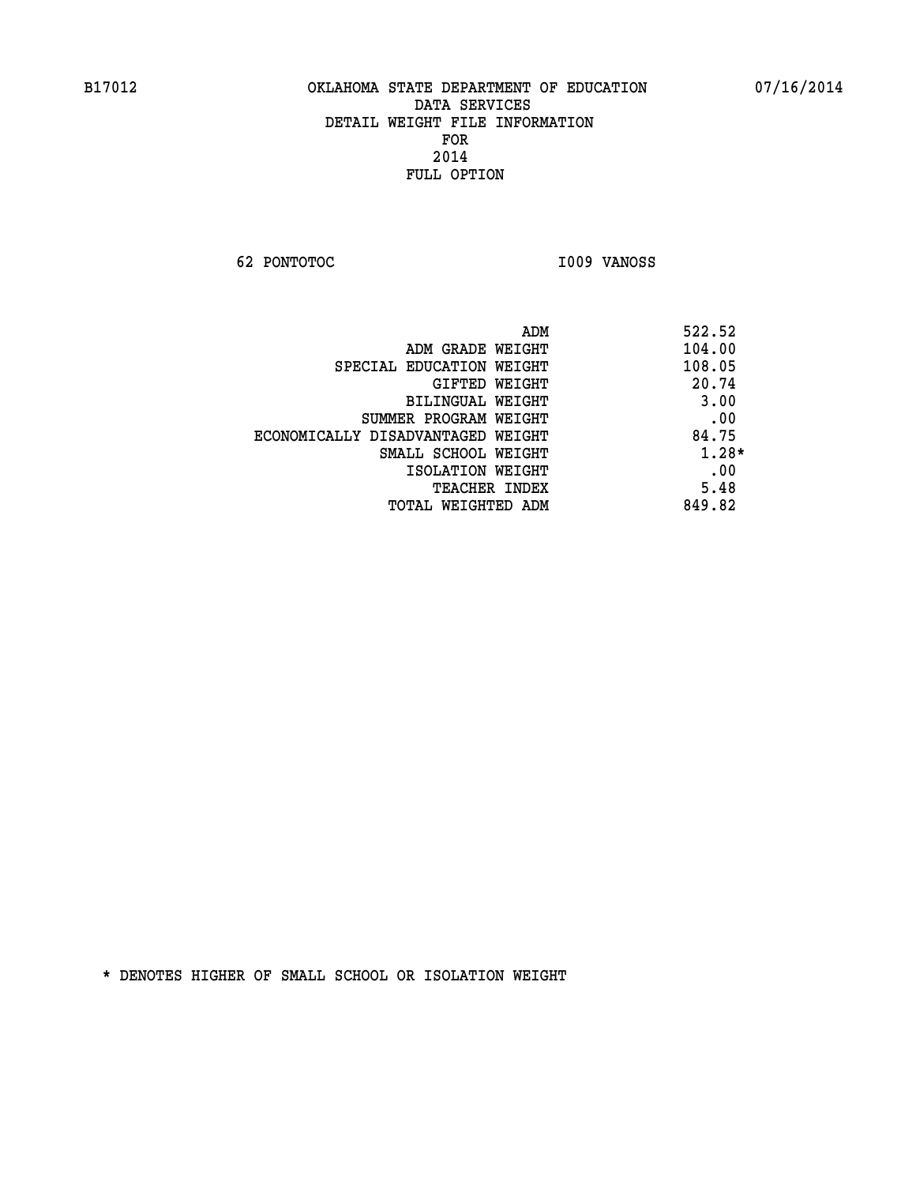B17012 OKLAHOMA STATE DEPARTMENT OF EDUCATION 07/16/2014

DATA SERVICES
DETAIL WEIGHT FILE INFORMATION
FOR
2014
FULL OPTION

62 PONTOTOC I009 VANOSS

| | |
|---|---|
| ADM | 522.52 |
| ADM GRADE WEIGHT | 104.00 |
| SPECIAL EDUCATION WEIGHT | 108.05 |
| GIFTED WEIGHT | 20.74 |
| BILINGUAL WEIGHT | 3.00 |
| SUMMER PROGRAM WEIGHT | .00 |
| ECONOMICALLY DISADVANTAGED WEIGHT | 84.75 |
| SMALL SCHOOL WEIGHT | 1.28* |
| ISOLATION WEIGHT | .00 |
| TEACHER INDEX | 5.48 |
| TOTAL WEIGHTED ADM | 849.82 |

* DENOTES HIGHER OF SMALL SCHOOL OR ISOLATION WEIGHT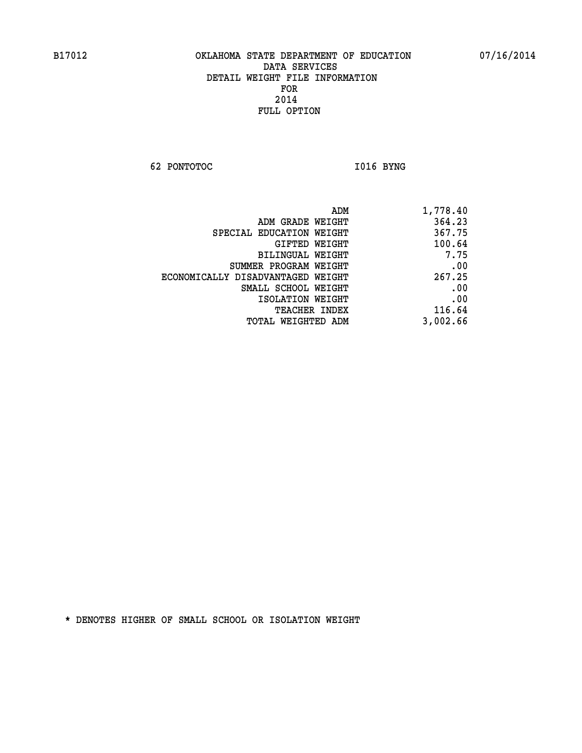B17012 OKLAHOMA STATE DEPARTMENT OF EDUCATION 07/16/2014

DATA SERVICES
DETAIL WEIGHT FILE INFORMATION
FOR
2014
FULL OPTION

62 PONTOTOC I016 BYNG

| | |
|---|---|
| ADM | 1,778.40 |
| ADM GRADE WEIGHT | 364.23 |
| SPECIAL EDUCATION WEIGHT | 367.75 |
| GIFTED WEIGHT | 100.64 |
| BILINGUAL WEIGHT | 7.75 |
| SUMMER PROGRAM WEIGHT | .00 |
| ECONOMICALLY DISADVANTAGED WEIGHT | 267.25 |
| SMALL SCHOOL WEIGHT | .00 |
| ISOLATION WEIGHT | .00 |
| TEACHER INDEX | 116.64 |
| TOTAL WEIGHTED ADM | 3,002.66 |

* DENOTES HIGHER OF SMALL SCHOOL OR ISOLATION WEIGHT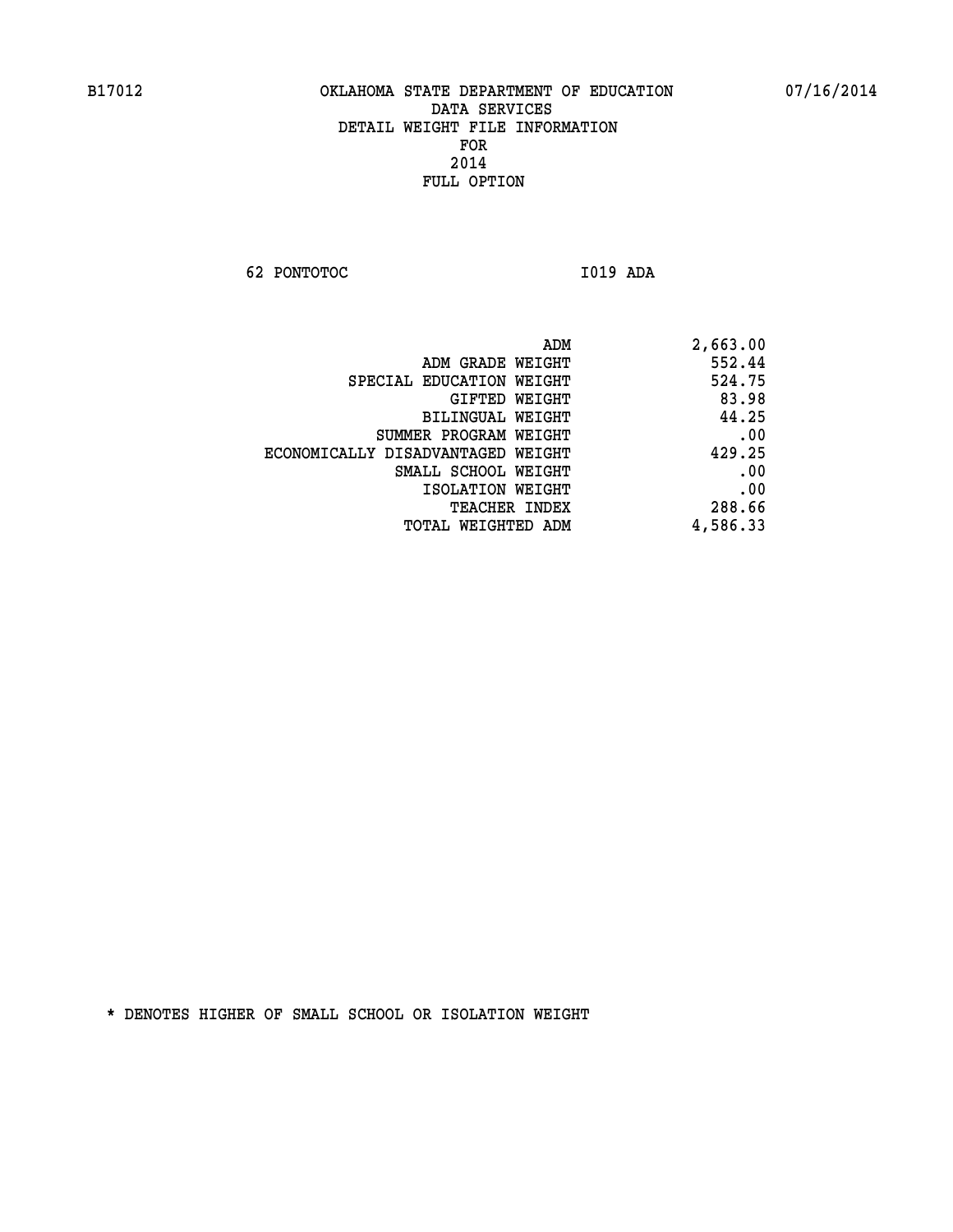B17012 OKLAHOMA STATE DEPARTMENT OF EDUCATION 07/16/2014

DATA SERVICES
DETAIL WEIGHT FILE INFORMATION
FOR
2014
FULL OPTION

62 PONTOTOC I019 ADA

| | |
|---|---|
| ADM | 2,663.00 |
| ADM GRADE WEIGHT | 552.44 |
| SPECIAL EDUCATION WEIGHT | 524.75 |
| GIFTED WEIGHT | 83.98 |
| BILINGUAL WEIGHT | 44.25 |
| SUMMER PROGRAM WEIGHT | .00 |
| ECONOMICALLY DISADVANTAGED WEIGHT | 429.25 |
| SMALL SCHOOL WEIGHT | .00 |
| ISOLATION WEIGHT | .00 |
| TEACHER INDEX | 288.66 |
| TOTAL WEIGHTED ADM | 4,586.33 |

* DENOTES HIGHER OF SMALL SCHOOL OR ISOLATION WEIGHT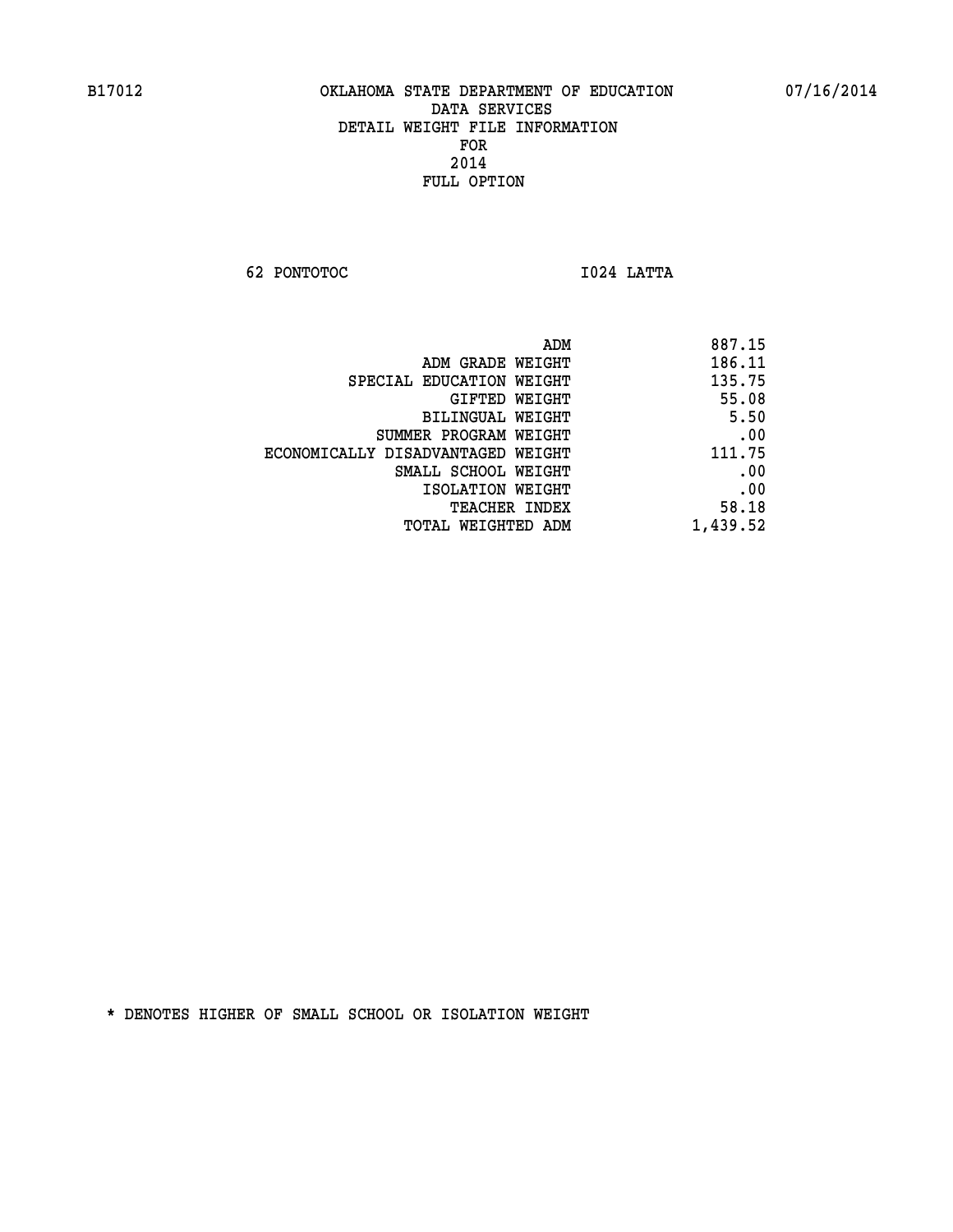B17012 OKLAHOMA STATE DEPARTMENT OF EDUCATION 07/16/2014

DATA SERVICES
DETAIL WEIGHT FILE INFORMATION
FOR
2014
FULL OPTION

62 PONTOTOC I024 LATTA

| | |
|---|---|
| ADM | 887.15 |
| ADM GRADE WEIGHT | 186.11 |
| SPECIAL EDUCATION WEIGHT | 135.75 |
| GIFTED WEIGHT | 55.08 |
| BILINGUAL WEIGHT | 5.50 |
| SUMMER PROGRAM WEIGHT | .00 |
| ECONOMICALLY DISADVANTAGED WEIGHT | 111.75 |
| SMALL SCHOOL WEIGHT | .00 |
| ISOLATION WEIGHT | .00 |
| TEACHER INDEX | 58.18 |
| TOTAL WEIGHTED ADM | 1,439.52 |

* DENOTES HIGHER OF SMALL SCHOOL OR ISOLATION WEIGHT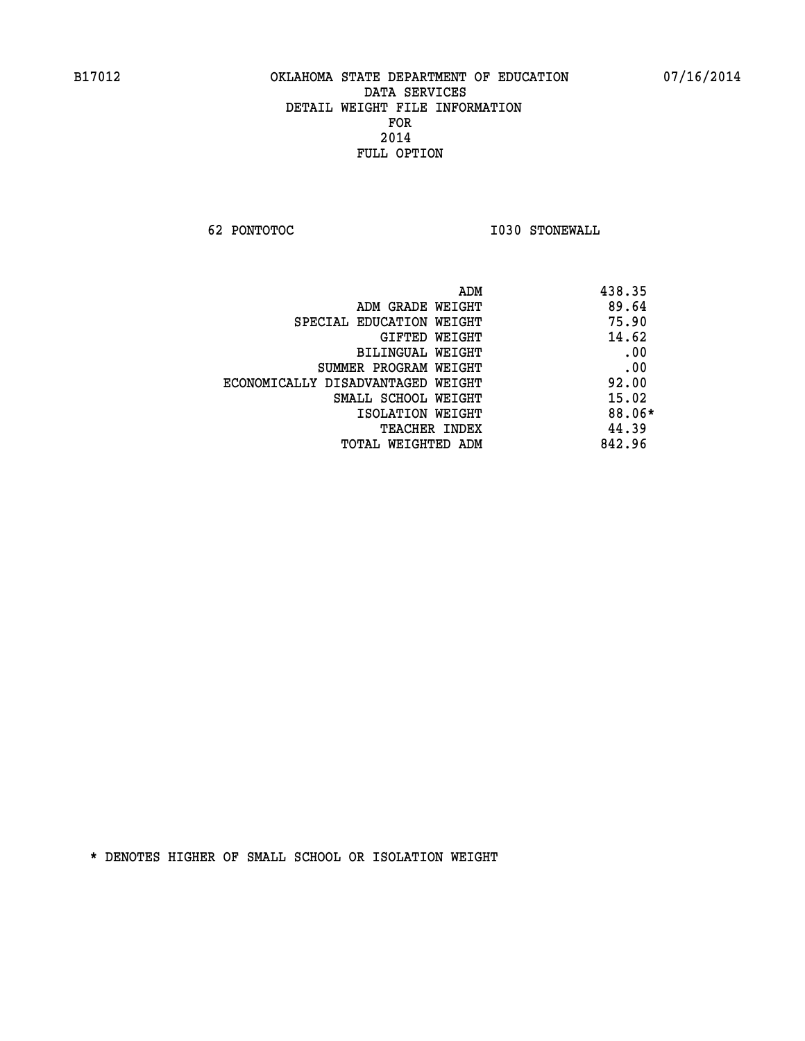B17012 OKLAHOMA STATE DEPARTMENT OF EDUCATION 07/16/2014

DATA SERVICES
DETAIL WEIGHT FILE INFORMATION
FOR
2014
FULL OPTION

62 PONTOTOC I030 STONEWALL

| | |
|---|---|
| ADM | 438.35 |
| ADM GRADE WEIGHT | 89.64 |
| SPECIAL EDUCATION WEIGHT | 75.90 |
| GIFTED WEIGHT | 14.62 |
| BILINGUAL WEIGHT | .00 |
| SUMMER PROGRAM WEIGHT | .00 |
| ECONOMICALLY DISADVANTAGED WEIGHT | 92.00 |
| SMALL SCHOOL WEIGHT | 15.02 |
| ISOLATION WEIGHT | 88.06* |
| TEACHER INDEX | 44.39 |
| TOTAL WEIGHTED ADM | 842.96 |

* DENOTES HIGHER OF SMALL SCHOOL OR ISOLATION WEIGHT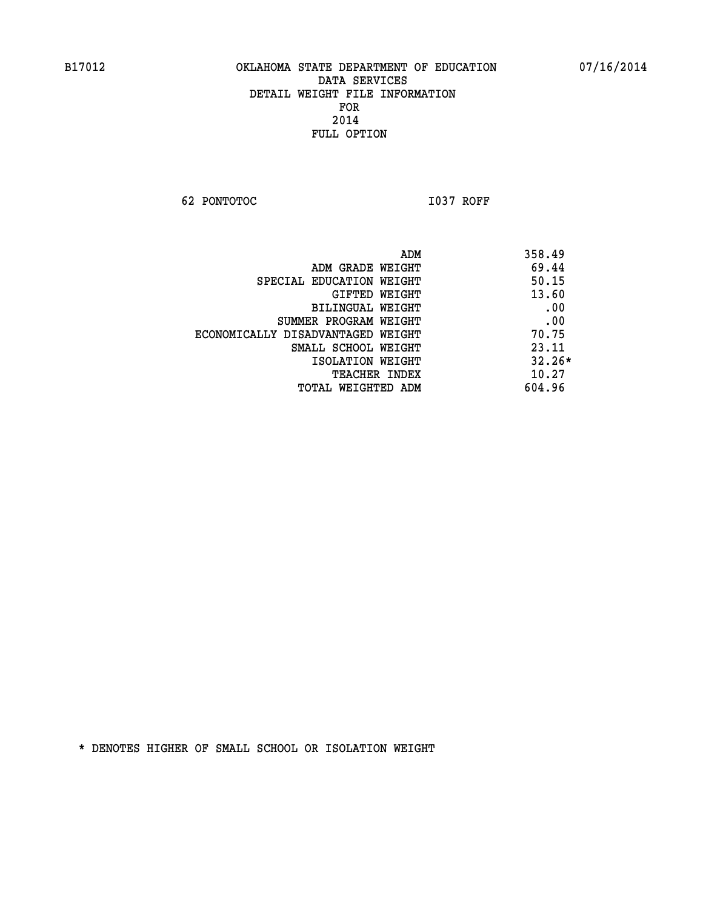B17012 OKLAHOMA STATE DEPARTMENT OF EDUCATION 07/16/2014
DATA SERVICES
DETAIL WEIGHT FILE INFORMATION
FOR
2014
FULL OPTION

62 PONTOTOC I037 ROFF

| | |
|---|---|
| ADM | 358.49 |
| ADM GRADE WEIGHT | 69.44 |
| SPECIAL EDUCATION WEIGHT | 50.15 |
| GIFTED WEIGHT | 13.60 |
| BILINGUAL WEIGHT | .00 |
| SUMMER PROGRAM WEIGHT | .00 |
| ECONOMICALLY DISADVANTAGED WEIGHT | 70.75 |
| SMALL SCHOOL WEIGHT | 23.11 |
| ISOLATION WEIGHT | 32.26* |
| TEACHER INDEX | 10.27 |
| TOTAL WEIGHTED ADM | 604.96 |

* DENOTES HIGHER OF SMALL SCHOOL OR ISOLATION WEIGHT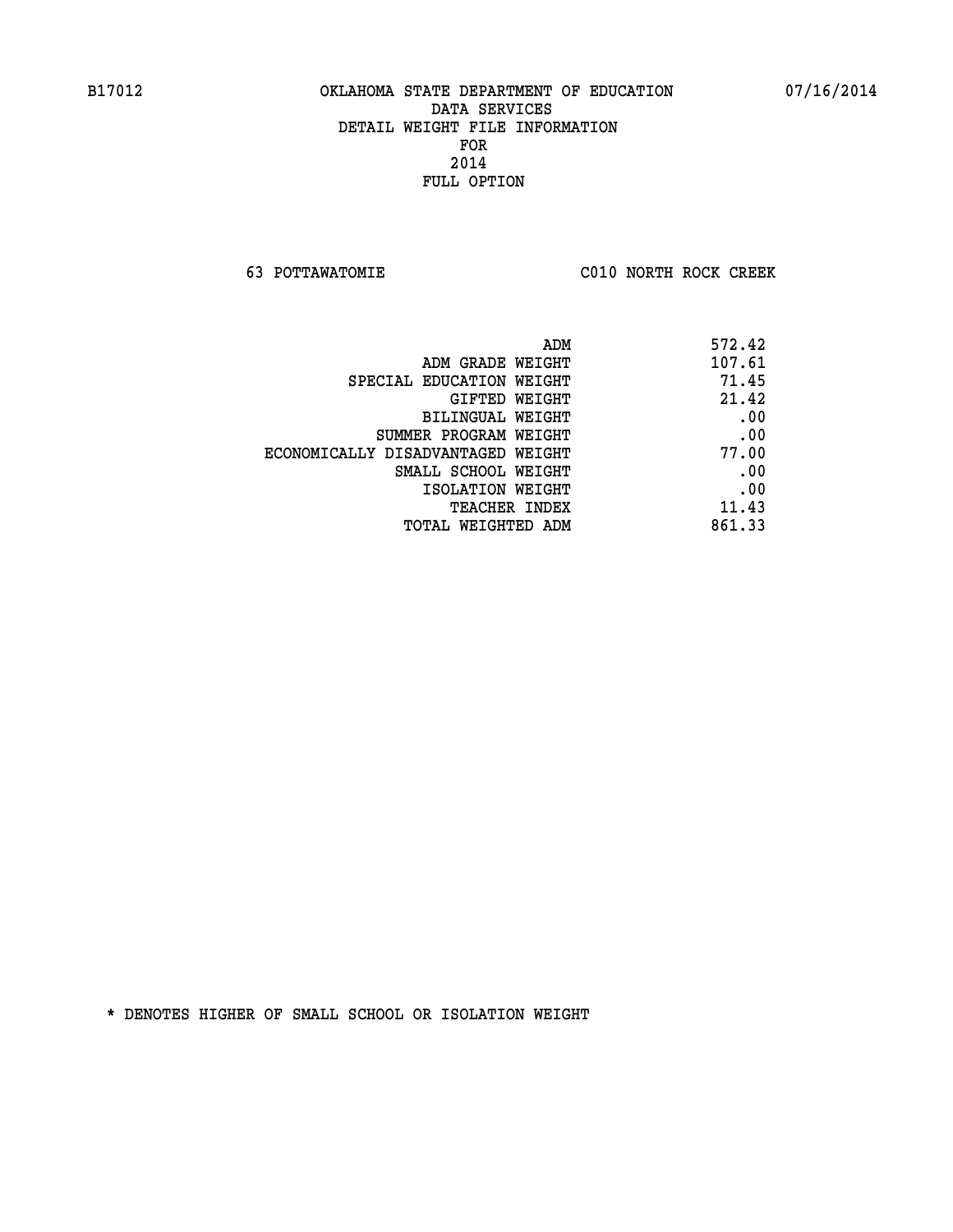B17012 OKLAHOMA STATE DEPARTMENT OF EDUCATION 07/16/2014

DATA SERVICES
DETAIL WEIGHT FILE INFORMATION
FOR
2014
FULL OPTION

63 POTTAWATOMIE C010 NORTH ROCK CREEK

| | |
|---|---|
| ADM | 572.42 |
| ADM GRADE WEIGHT | 107.61 |
| SPECIAL EDUCATION WEIGHT | 71.45 |
| GIFTED WEIGHT | 21.42 |
| BILINGUAL WEIGHT | .00 |
| SUMMER PROGRAM WEIGHT | .00 |
| ECONOMICALLY DISADVANTAGED WEIGHT | 77.00 |
| SMALL SCHOOL WEIGHT | .00 |
| ISOLATION WEIGHT | .00 |
| TEACHER INDEX | 11.43 |
| TOTAL WEIGHTED ADM | 861.33 |

* DENOTES HIGHER OF SMALL SCHOOL OR ISOLATION WEIGHT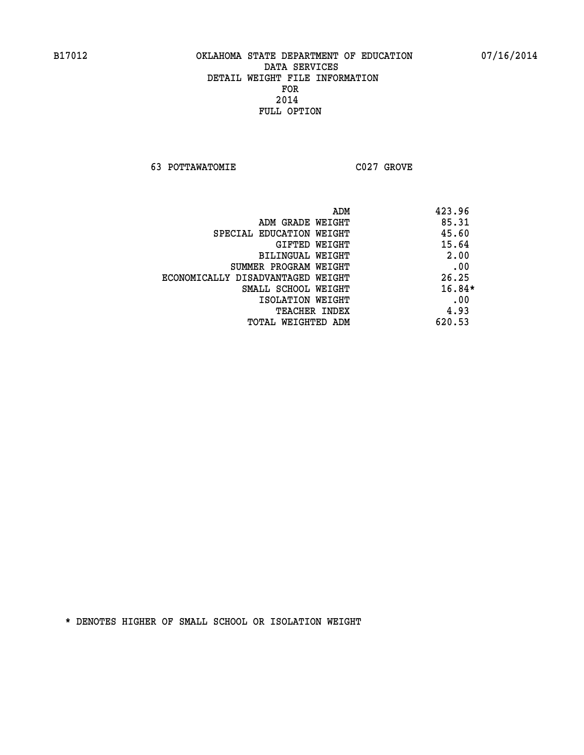B17012 OKLAHOMA STATE DEPARTMENT OF EDUCATION 07/16/2014

DATA SERVICES
DETAIL WEIGHT FILE INFORMATION
FOR
2014
FULL OPTION

63 POTTAWATOMIE C027 GROVE

| | |
|---|---|
| ADM | 423.96 |
| ADM GRADE WEIGHT | 85.31 |
| SPECIAL EDUCATION WEIGHT | 45.60 |
| GIFTED WEIGHT | 15.64 |
| BILINGUAL WEIGHT | 2.00 |
| SUMMER PROGRAM WEIGHT | .00 |
| ECONOMICALLY DISADVANTAGED WEIGHT | 26.25 |
| SMALL SCHOOL WEIGHT | 16.84* |
| ISOLATION WEIGHT | .00 |
| TEACHER INDEX | 4.93 |
| TOTAL WEIGHTED ADM | 620.53 |

* DENOTES HIGHER OF SMALL SCHOOL OR ISOLATION WEIGHT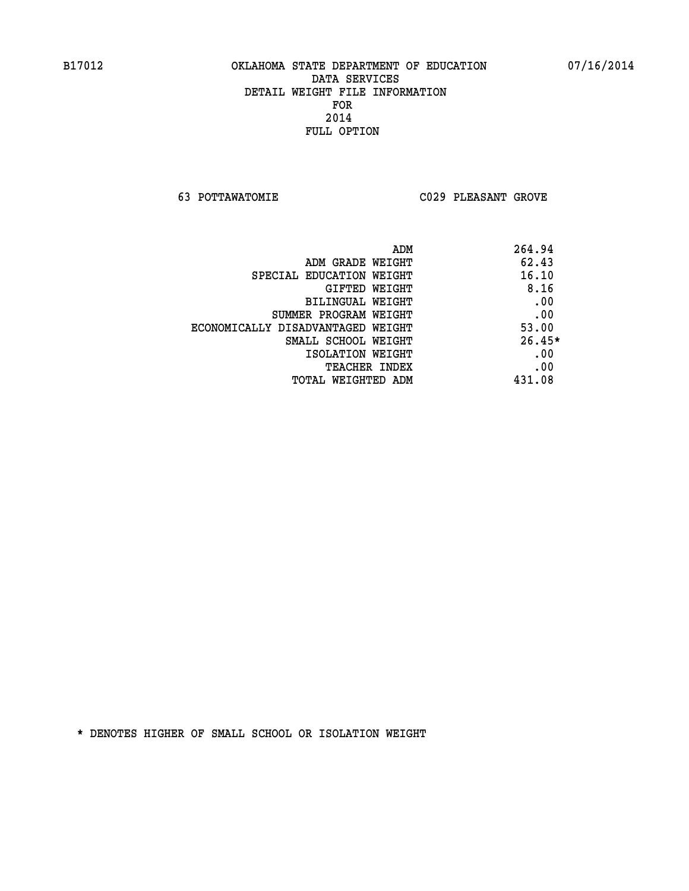B17012 OKLAHOMA STATE DEPARTMENT OF EDUCATION 07/16/2014

DATA SERVICES
DETAIL WEIGHT FILE INFORMATION
FOR
2014
FULL OPTION

63 POTTAWATOMIE C029 PLEASANT GROVE

| | |
|---|---|
| ADM | 264.94 |
| ADM GRADE WEIGHT | 62.43 |
| SPECIAL EDUCATION WEIGHT | 16.10 |
| GIFTED WEIGHT | 8.16 |
| BILINGUAL WEIGHT | .00 |
| SUMMER PROGRAM WEIGHT | .00 |
| ECONOMICALLY DISADVANTAGED WEIGHT | 53.00 |
| SMALL SCHOOL WEIGHT | 26.45* |
| ISOLATION WEIGHT | .00 |
| TEACHER INDEX | .00 |
| TOTAL WEIGHTED ADM | 431.08 |

* DENOTES HIGHER OF SMALL SCHOOL OR ISOLATION WEIGHT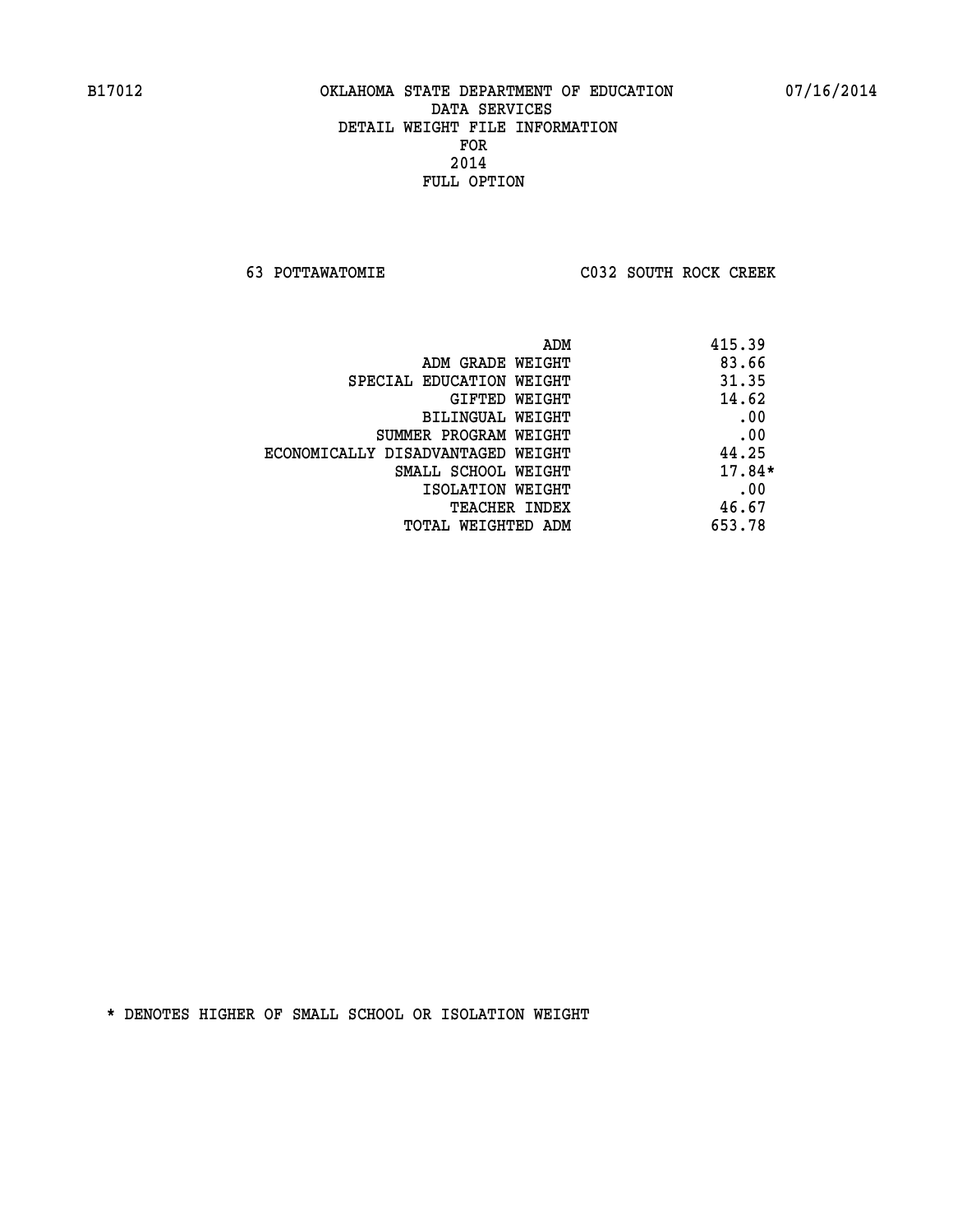B17012 OKLAHOMA STATE DEPARTMENT OF EDUCATION 07/16/2014

DATA SERVICES
DETAIL WEIGHT FILE INFORMATION
FOR
2014
FULL OPTION

63 POTTAWATOMIE C032 SOUTH ROCK CREEK

| | |
|---|---|
| ADM | 415.39 |
| ADM GRADE WEIGHT | 83.66 |
| SPECIAL EDUCATION WEIGHT | 31.35 |
| GIFTED WEIGHT | 14.62 |
| BILINGUAL WEIGHT | .00 |
| SUMMER PROGRAM WEIGHT | .00 |
| ECONOMICALLY DISADVANTAGED WEIGHT | 44.25 |
| SMALL SCHOOL WEIGHT | 17.84* |
| ISOLATION WEIGHT | .00 |
| TEACHER INDEX | 46.67 |
| TOTAL WEIGHTED ADM | 653.78 |

* DENOTES HIGHER OF SMALL SCHOOL OR ISOLATION WEIGHT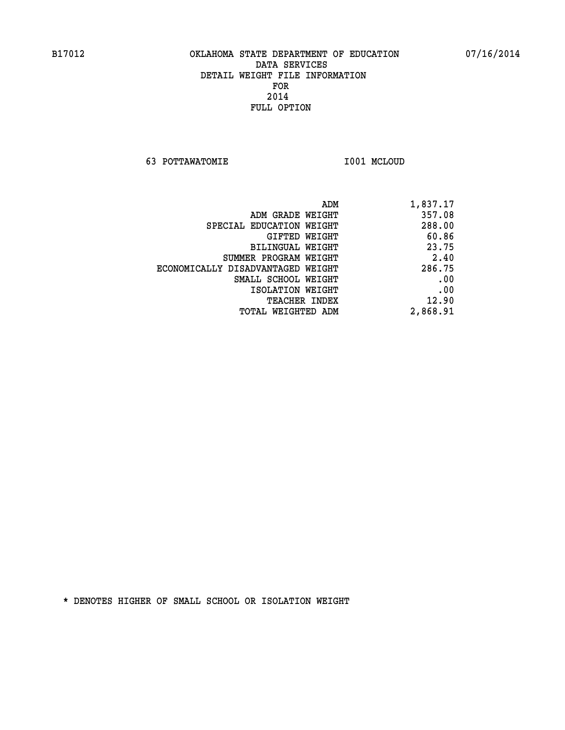B17012 OKLAHOMA STATE DEPARTMENT OF EDUCATION 07/16/2014

DATA SERVICES
DETAIL WEIGHT FILE INFORMATION
FOR
2014
FULL OPTION

63 POTTAWATOMIE I001 MCLOUD

| | |
|---|---|
| ADM | 1,837.17 |
| ADM GRADE WEIGHT | 357.08 |
| SPECIAL EDUCATION WEIGHT | 288.00 |
| GIFTED WEIGHT | 60.86 |
| BILINGUAL WEIGHT | 23.75 |
| SUMMER PROGRAM WEIGHT | 2.40 |
| ECONOMICALLY DISADVANTAGED WEIGHT | 286.75 |
| SMALL SCHOOL WEIGHT | .00 |
| ISOLATION WEIGHT | .00 |
| TEACHER INDEX | 12.90 |
| TOTAL WEIGHTED ADM | 2,868.91 |

* DENOTES HIGHER OF SMALL SCHOOL OR ISOLATION WEIGHT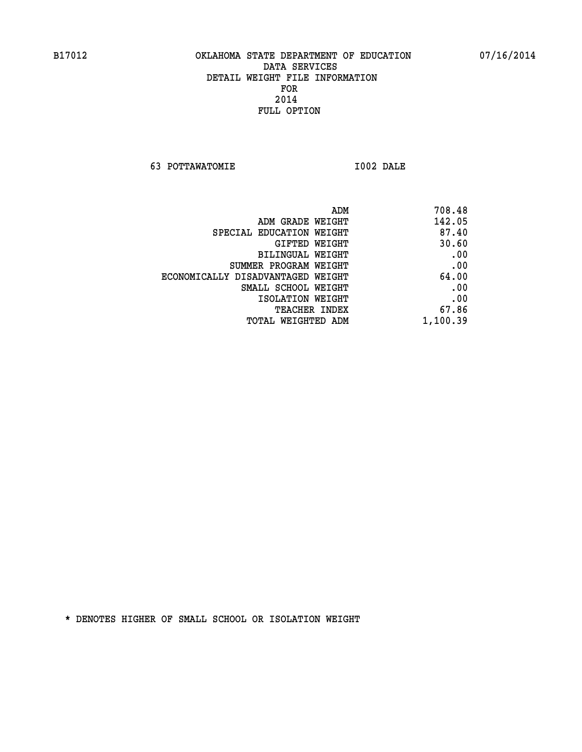B17012 OKLAHOMA STATE DEPARTMENT OF EDUCATION 07/16/2014

DATA SERVICES
DETAIL WEIGHT FILE INFORMATION
FOR
2014
FULL OPTION

63 POTTAWATOMIE I002 DALE

| | |
|---|---|
| ADM | 708.48 |
| ADM GRADE WEIGHT | 142.05 |
| SPECIAL EDUCATION WEIGHT | 87.40 |
| GIFTED WEIGHT | 30.60 |
| BILINGUAL WEIGHT | .00 |
| SUMMER PROGRAM WEIGHT | .00 |
| ECONOMICALLY DISADVANTAGED WEIGHT | 64.00 |
| SMALL SCHOOL WEIGHT | .00 |
| ISOLATION WEIGHT | .00 |
| TEACHER INDEX | 67.86 |
| TOTAL WEIGHTED ADM | 1,100.39 |

* DENOTES HIGHER OF SMALL SCHOOL OR ISOLATION WEIGHT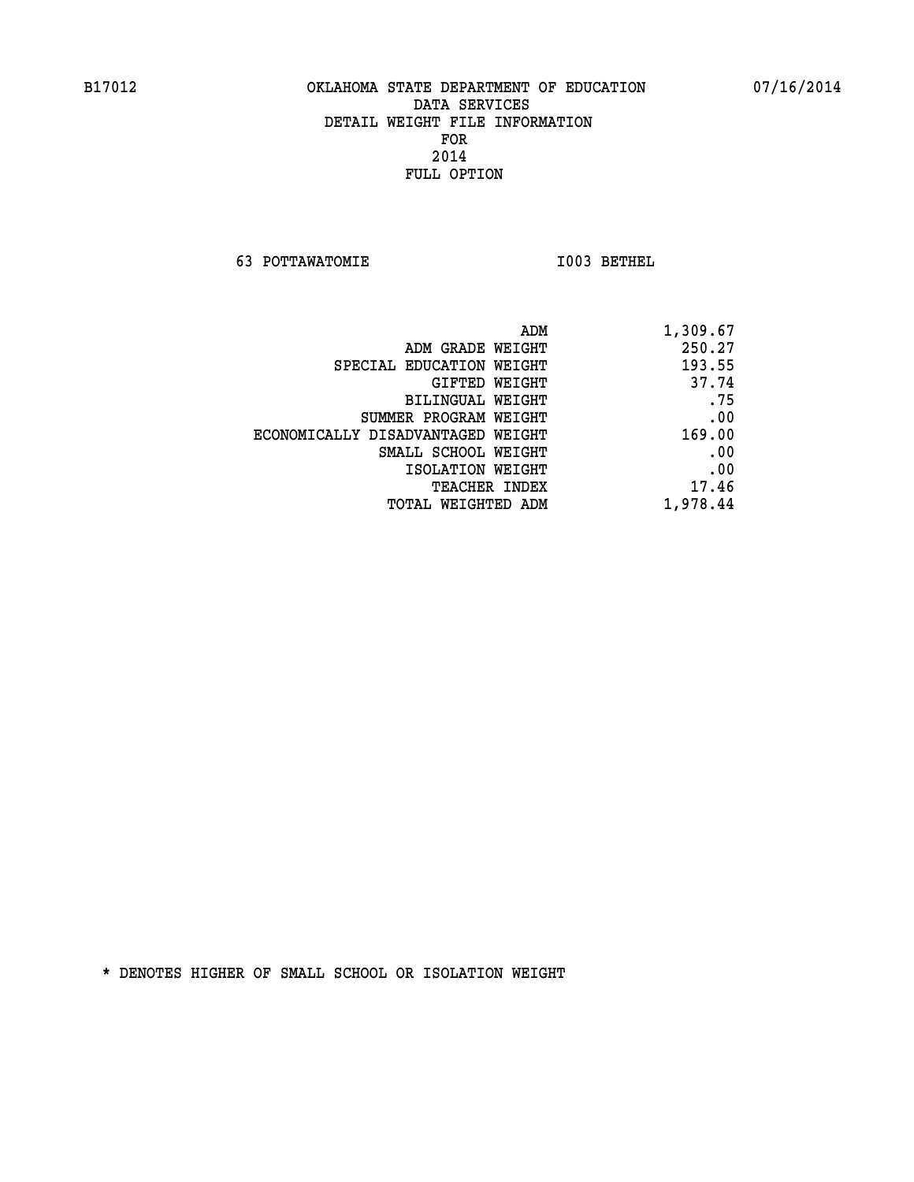B17012 OKLAHOMA STATE DEPARTMENT OF EDUCATION 07/16/2014

DATA SERVICES
DETAIL WEIGHT FILE INFORMATION
FOR
2014
FULL OPTION

63 POTTAWATOMIE I003 BETHEL

| | |
|---|---|
| ADM | 1,309.67 |
| ADM GRADE WEIGHT | 250.27 |
| SPECIAL EDUCATION WEIGHT | 193.55 |
| GIFTED WEIGHT | 37.74 |
| BILINGUAL WEIGHT | .75 |
| SUMMER PROGRAM WEIGHT | .00 |
| ECONOMICALLY DISADVANTAGED WEIGHT | 169.00 |
| SMALL SCHOOL WEIGHT | .00 |
| ISOLATION WEIGHT | .00 |
| TEACHER INDEX | 17.46 |
| TOTAL WEIGHTED ADM | 1,978.44 |

* DENOTES HIGHER OF SMALL SCHOOL OR ISOLATION WEIGHT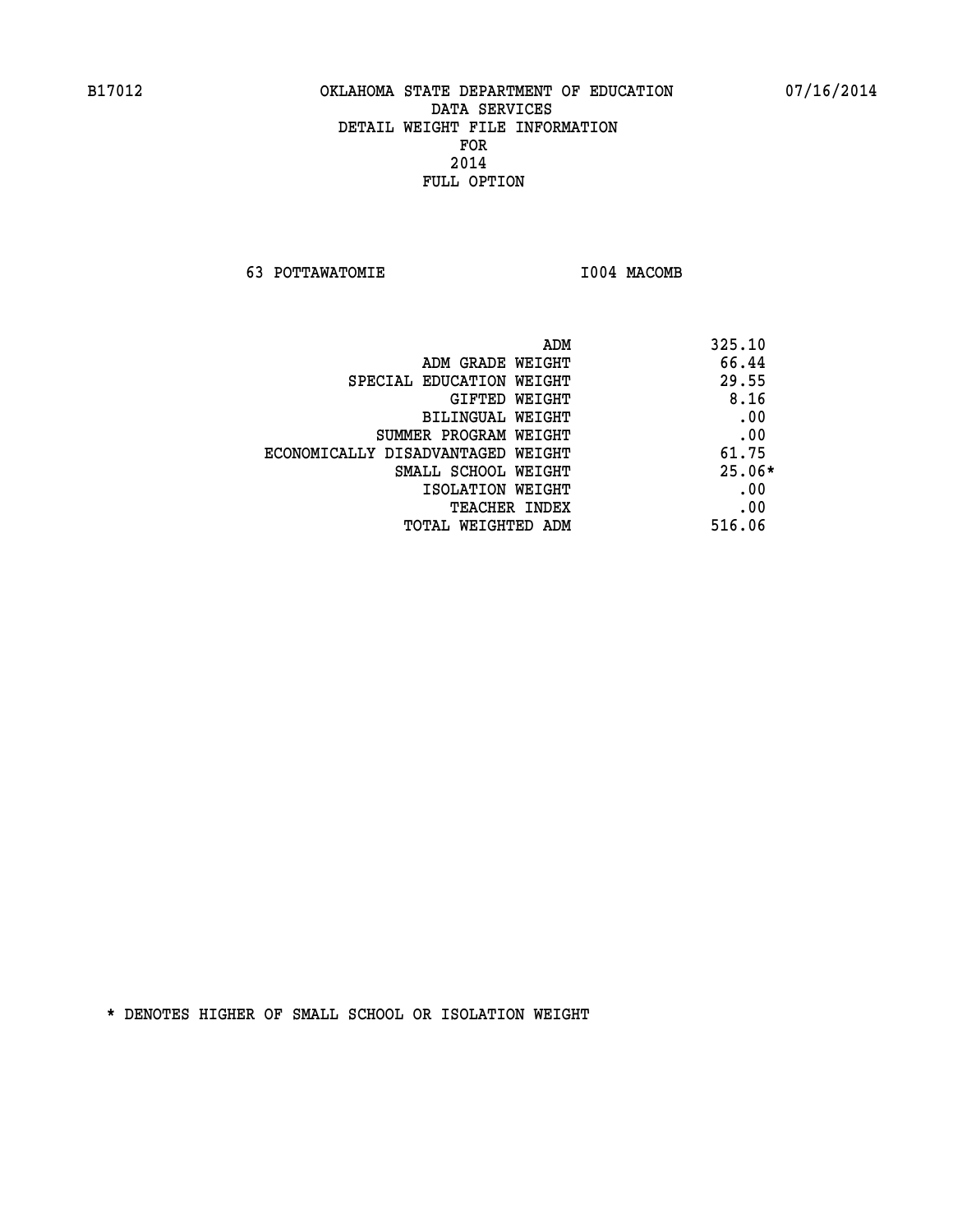B17012 OKLAHOMA STATE DEPARTMENT OF EDUCATION 07/16/2014

DATA SERVICES
DETAIL WEIGHT FILE INFORMATION
FOR
2014
FULL OPTION

63 POTTAWATOMIE I004 MACOMB

| | |
|---|---|
| ADM | 325.10 |
| ADM GRADE WEIGHT | 66.44 |
| SPECIAL EDUCATION WEIGHT | 29.55 |
| GIFTED WEIGHT | 8.16 |
| BILINGUAL WEIGHT | .00 |
| SUMMER PROGRAM WEIGHT | .00 |
| ECONOMICALLY DISADVANTAGED WEIGHT | 61.75 |
| SMALL SCHOOL WEIGHT | 25.06* |
| ISOLATION WEIGHT | .00 |
| TEACHER INDEX | .00 |
| TOTAL WEIGHTED ADM | 516.06 |

* DENOTES HIGHER OF SMALL SCHOOL OR ISOLATION WEIGHT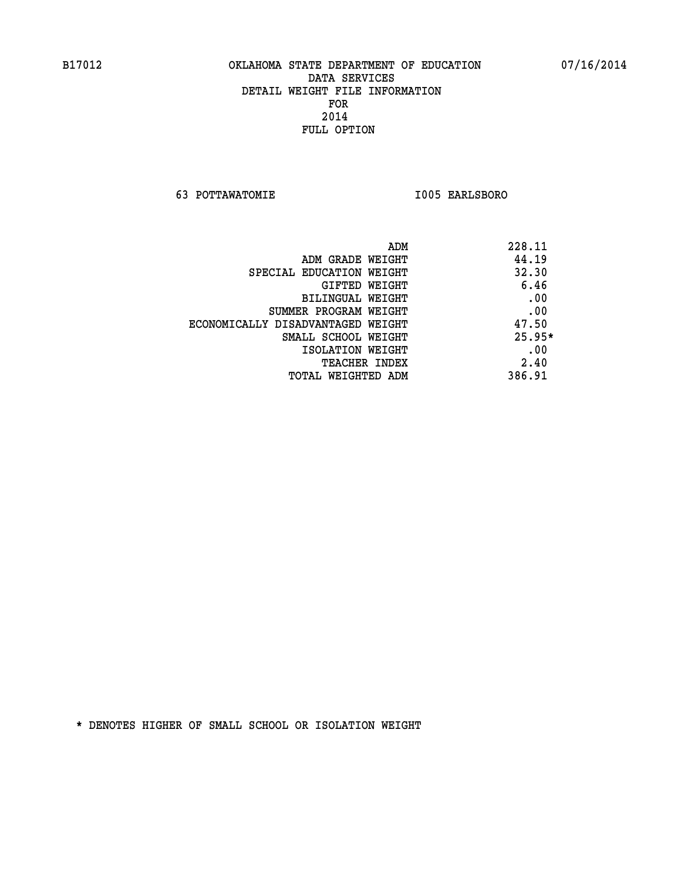B17012 OKLAHOMA STATE DEPARTMENT OF EDUCATION 07/16/2014

DATA SERVICES
DETAIL WEIGHT FILE INFORMATION
FOR
2014
FULL OPTION

63 POTTAWATOMIE I005 EARLSBORO

| | |
|---|---|
| ADM | 228.11 |
| ADM GRADE WEIGHT | 44.19 |
| SPECIAL EDUCATION WEIGHT | 32.30 |
| GIFTED WEIGHT | 6.46 |
| BILINGUAL WEIGHT | .00 |
| SUMMER PROGRAM WEIGHT | .00 |
| ECONOMICALLY DISADVANTAGED WEIGHT | 47.50 |
| SMALL SCHOOL WEIGHT | 25.95* |
| ISOLATION WEIGHT | .00 |
| TEACHER INDEX | 2.40 |
| TOTAL WEIGHTED ADM | 386.91 |

* DENOTES HIGHER OF SMALL SCHOOL OR ISOLATION WEIGHT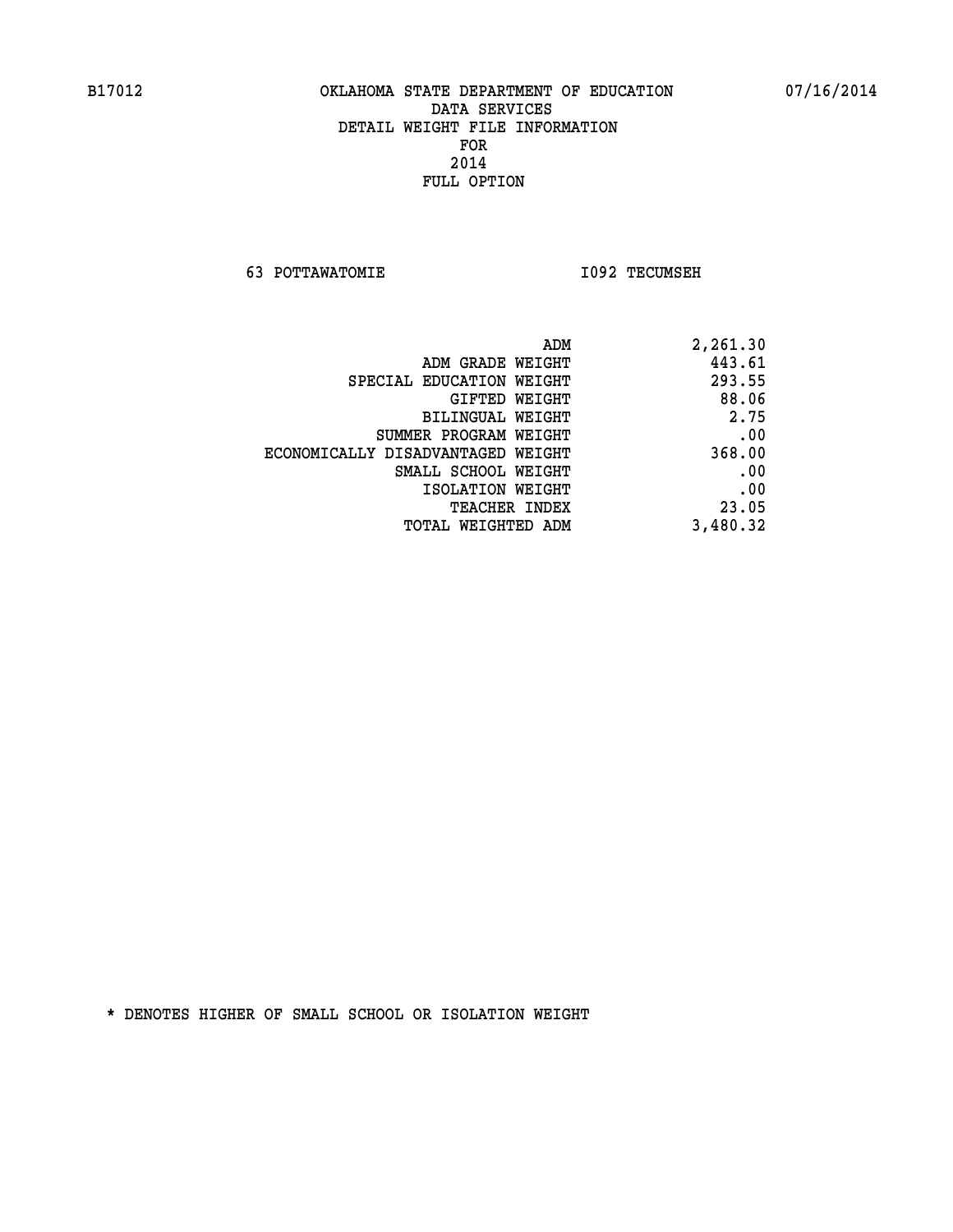B17012 OKLAHOMA STATE DEPARTMENT OF EDUCATION 07/16/2014

DATA SERVICES
DETAIL WEIGHT FILE INFORMATION
FOR
2014
FULL OPTION

63 POTTAWATOMIE I092 TECUMSEH

| | |
|---|---|
| ADM | 2,261.30 |
| ADM GRADE WEIGHT | 443.61 |
| SPECIAL EDUCATION WEIGHT | 293.55 |
| GIFTED WEIGHT | 88.06 |
| BILINGUAL WEIGHT | 2.75 |
| SUMMER PROGRAM WEIGHT | .00 |
| ECONOMICALLY DISADVANTAGED WEIGHT | 368.00 |
| SMALL SCHOOL WEIGHT | .00 |
| ISOLATION WEIGHT | .00 |
| TEACHER INDEX | 23.05 |
| TOTAL WEIGHTED ADM | 3,480.32 |

* DENOTES HIGHER OF SMALL SCHOOL OR ISOLATION WEIGHT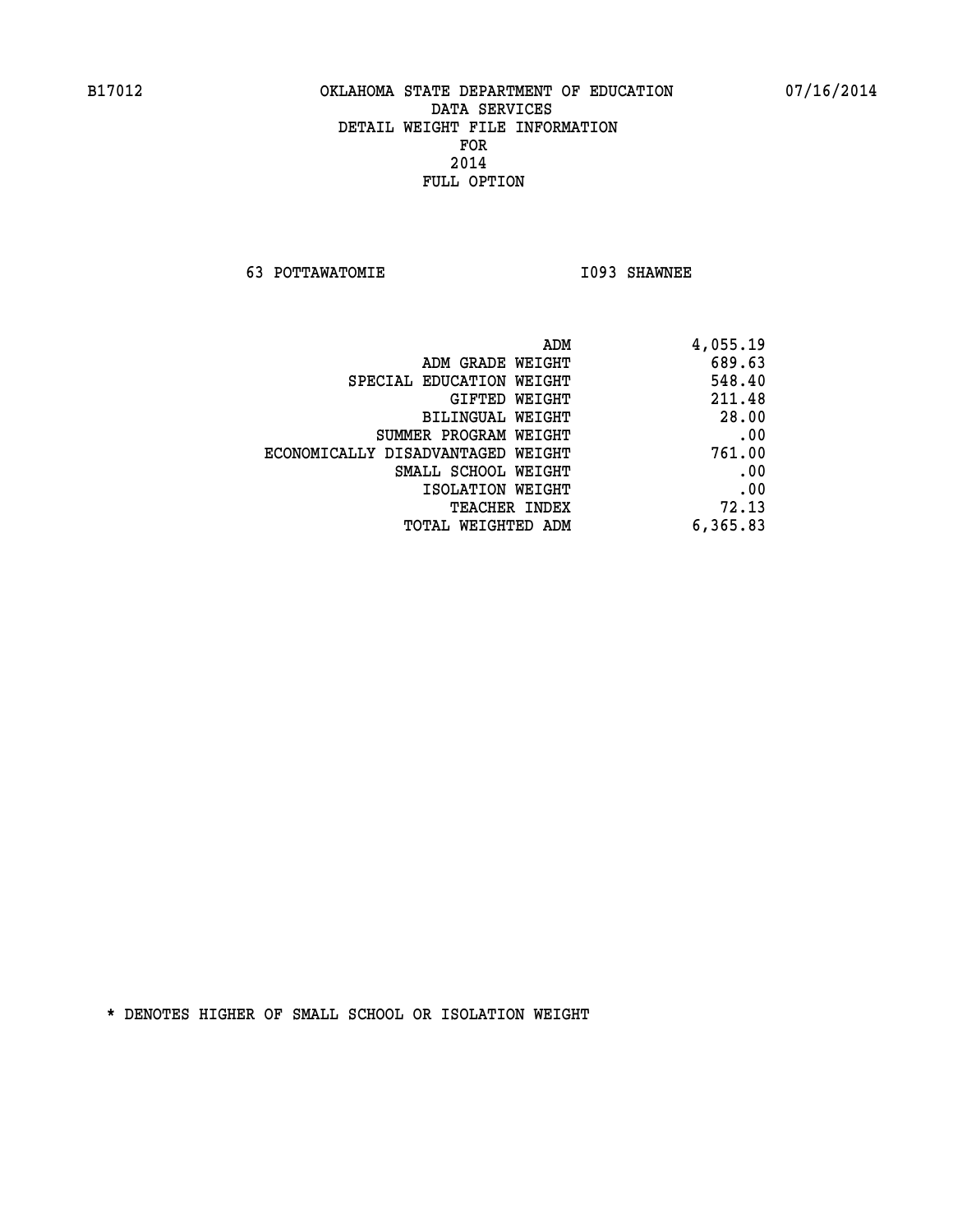B17012 OKLAHOMA STATE DEPARTMENT OF EDUCATION 07/16/2014

DATA SERVICES
DETAIL WEIGHT FILE INFORMATION
FOR
2014
FULL OPTION

63 POTTAWATOMIE I093 SHAWNEE

| | |
|---|---|
| ADM | 4,055.19 |
| ADM GRADE WEIGHT | 689.63 |
| SPECIAL EDUCATION WEIGHT | 548.40 |
| GIFTED WEIGHT | 211.48 |
| BILINGUAL WEIGHT | 28.00 |
| SUMMER PROGRAM WEIGHT | .00 |
| ECONOMICALLY DISADVANTAGED WEIGHT | 761.00 |
| SMALL SCHOOL WEIGHT | .00 |
| ISOLATION WEIGHT | .00 |
| TEACHER INDEX | 72.13 |
| TOTAL WEIGHTED ADM | 6,365.83 |

* DENOTES HIGHER OF SMALL SCHOOL OR ISOLATION WEIGHT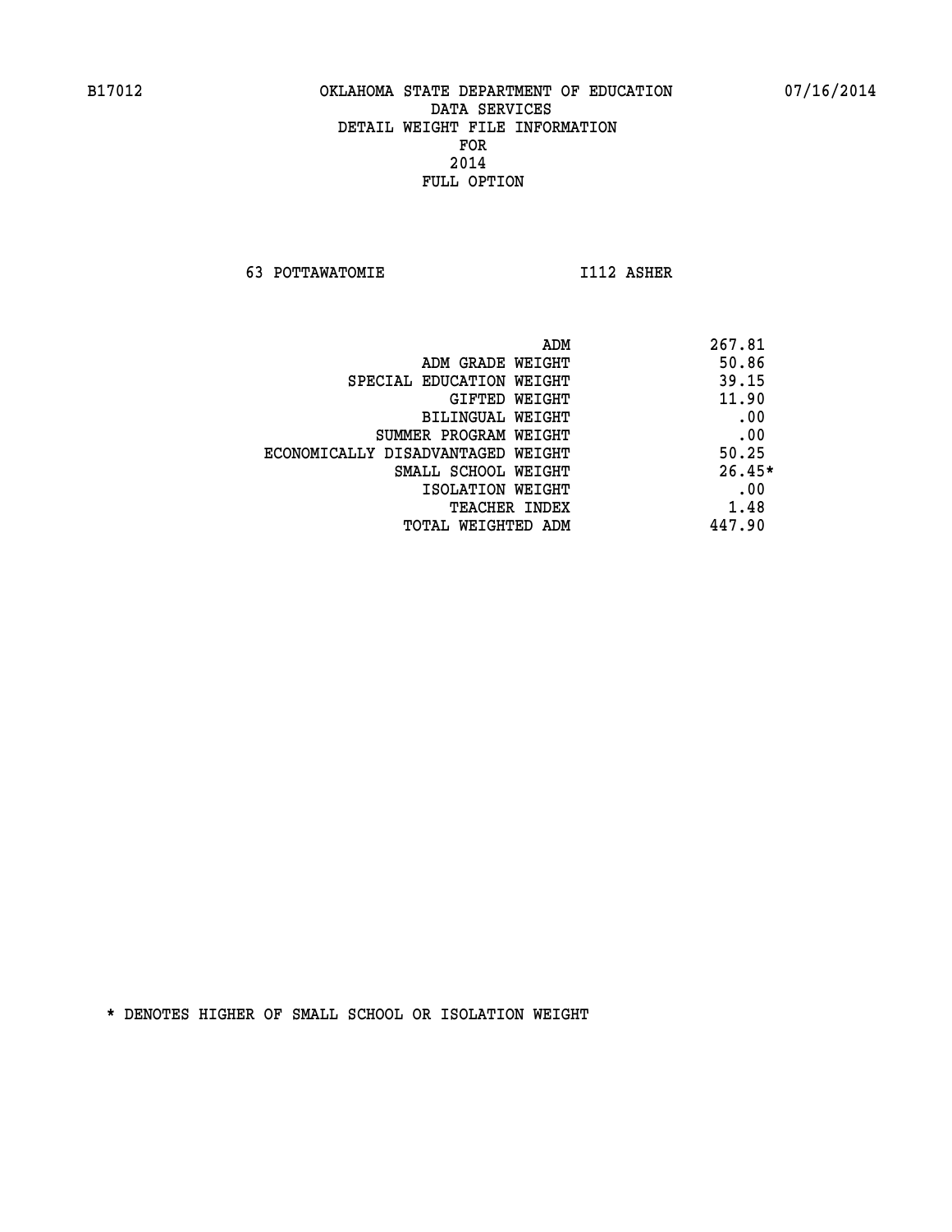B17012 OKLAHOMA STATE DEPARTMENT OF EDUCATION 07/16/2014

DATA SERVICES
DETAIL WEIGHT FILE INFORMATION
FOR
2014
FULL OPTION

63 POTTAWATOMIE I112 ASHER

| | |
|---|---|
| ADM | 267.81 |
| ADM GRADE WEIGHT | 50.86 |
| SPECIAL EDUCATION WEIGHT | 39.15 |
| GIFTED WEIGHT | 11.90 |
| BILINGUAL WEIGHT | .00 |
| SUMMER PROGRAM WEIGHT | .00 |
| ECONOMICALLY DISADVANTAGED WEIGHT | 50.25 |
| SMALL SCHOOL WEIGHT | 26.45* |
| ISOLATION WEIGHT | .00 |
| TEACHER INDEX | 1.48 |
| TOTAL WEIGHTED ADM | 447.90 |

* DENOTES HIGHER OF SMALL SCHOOL OR ISOLATION WEIGHT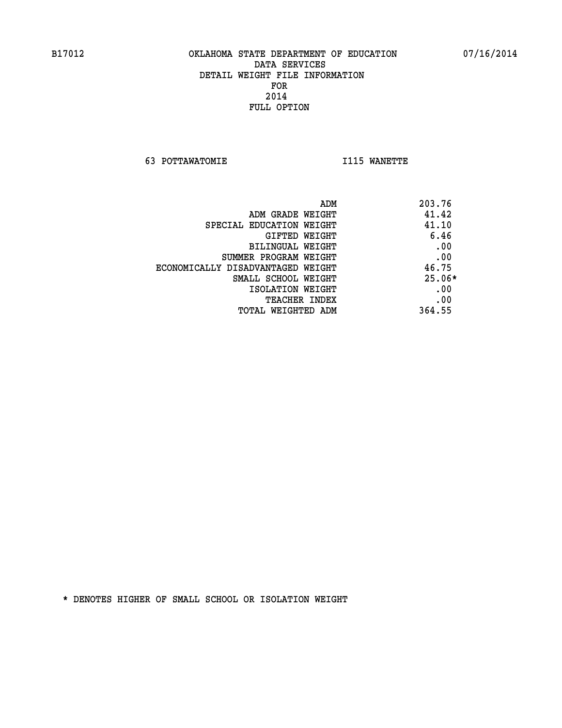B17012 OKLAHOMA STATE DEPARTMENT OF EDUCATION 07/16/2014

DATA SERVICES
DETAIL WEIGHT FILE INFORMATION
FOR
2014
FULL OPTION

63 POTTAWATOMIE I115 WANETTE

| | |
|---|---|
| ADM | 203.76 |
| ADM GRADE WEIGHT | 41.42 |
| SPECIAL EDUCATION WEIGHT | 41.10 |
| GIFTED WEIGHT | 6.46 |
| BILINGUAL WEIGHT | .00 |
| SUMMER PROGRAM WEIGHT | .00 |
| ECONOMICALLY DISADVANTAGED WEIGHT | 46.75 |
| SMALL SCHOOL WEIGHT | 25.06* |
| ISOLATION WEIGHT | .00 |
| TEACHER INDEX | .00 |
| TOTAL WEIGHTED ADM | 364.55 |

* DENOTES HIGHER OF SMALL SCHOOL OR ISOLATION WEIGHT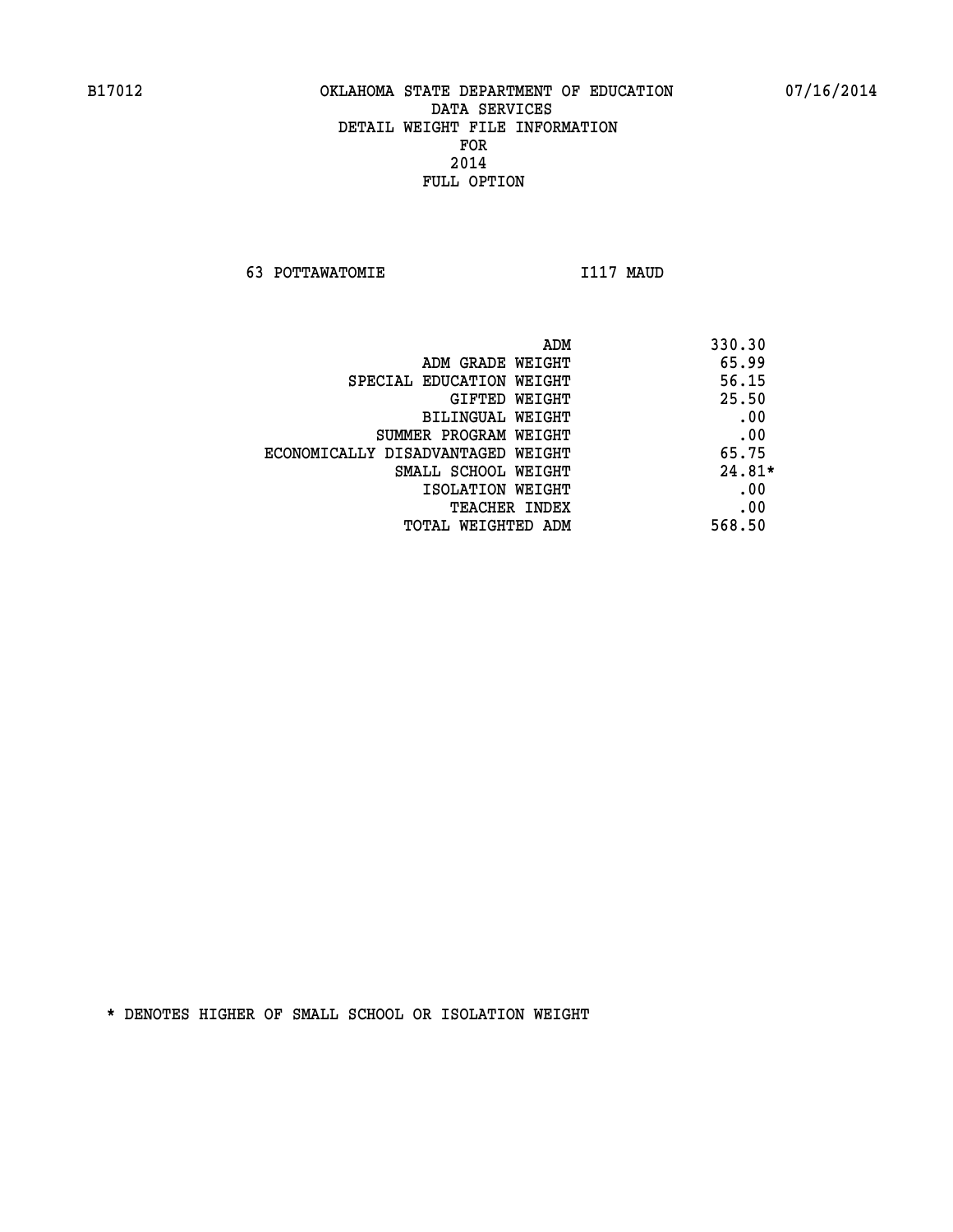# OKLAHOMA STATE DEPARTMENT OF EDUCATION
## DATA SERVICES
## DETAIL WEIGHT FILE INFORMATION
## FOR
## 2014
## FULL OPTION

B17012 07/16/2014

63 POTTAWATOMIE I117 MAUD

| | |
|---|---|
| ADM | 330.30 |
| ADM GRADE WEIGHT | 65.99 |
| SPECIAL EDUCATION WEIGHT | 56.15 |
| GIFTED WEIGHT | 25.50 |
| BILINGUAL WEIGHT | .00 |
| SUMMER PROGRAM WEIGHT | .00 |
| ECONOMICALLY DISADVANTAGED WEIGHT | 65.75 |
| SMALL SCHOOL WEIGHT | 24.81* |
| ISOLATION WEIGHT | .00 |
| TEACHER INDEX | .00 |
| TOTAL WEIGHTED ADM | 568.50 |

* DENOTES HIGHER OF SMALL SCHOOL OR ISOLATION WEIGHT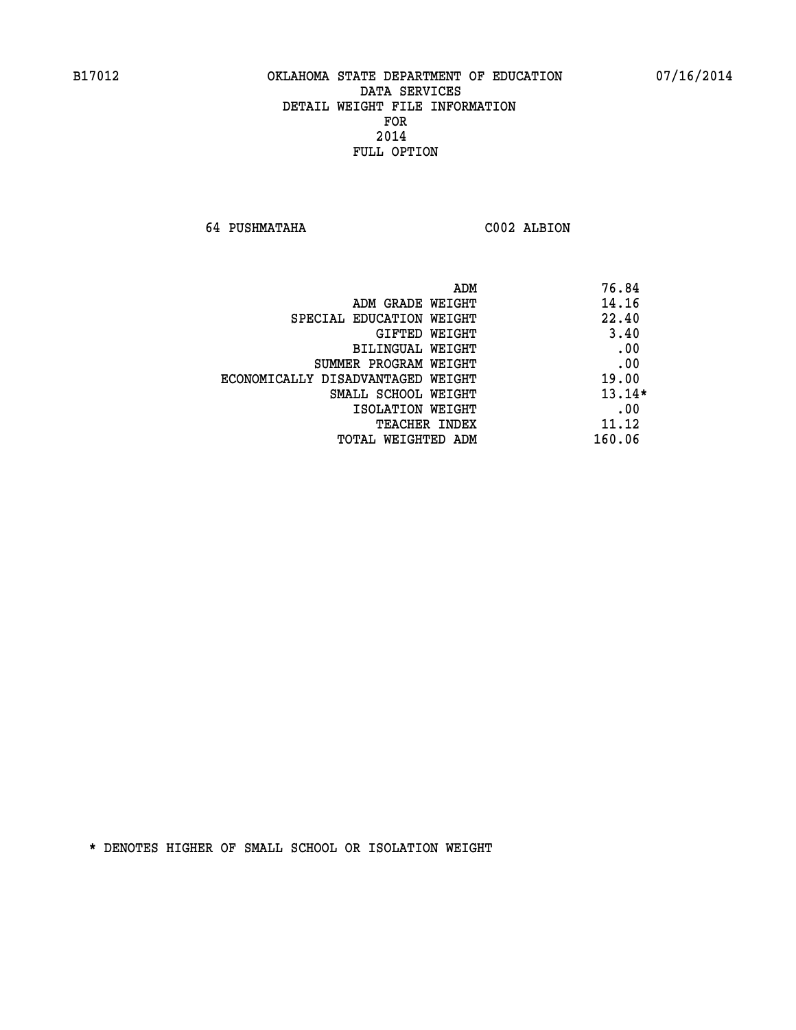B17012 OKLAHOMA STATE DEPARTMENT OF EDUCATION 07/16/2014

DATA SERVICES
DETAIL WEIGHT FILE INFORMATION
FOR
2014
FULL OPTION

64 PUSHMATAHA C002 ALBION

| | |
|---|---|
| ADM | 76.84 |
| ADM GRADE WEIGHT | 14.16 |
| SPECIAL EDUCATION WEIGHT | 22.40 |
| GIFTED WEIGHT | 3.40 |
| BILINGUAL WEIGHT | .00 |
| SUMMER PROGRAM WEIGHT | .00 |
| ECONOMICALLY DISADVANTAGED WEIGHT | 19.00 |
| SMALL SCHOOL WEIGHT | 13.14* |
| ISOLATION WEIGHT | .00 |
| TEACHER INDEX | 11.12 |
| TOTAL WEIGHTED ADM | 160.06 |

* DENOTES HIGHER OF SMALL SCHOOL OR ISOLATION WEIGHT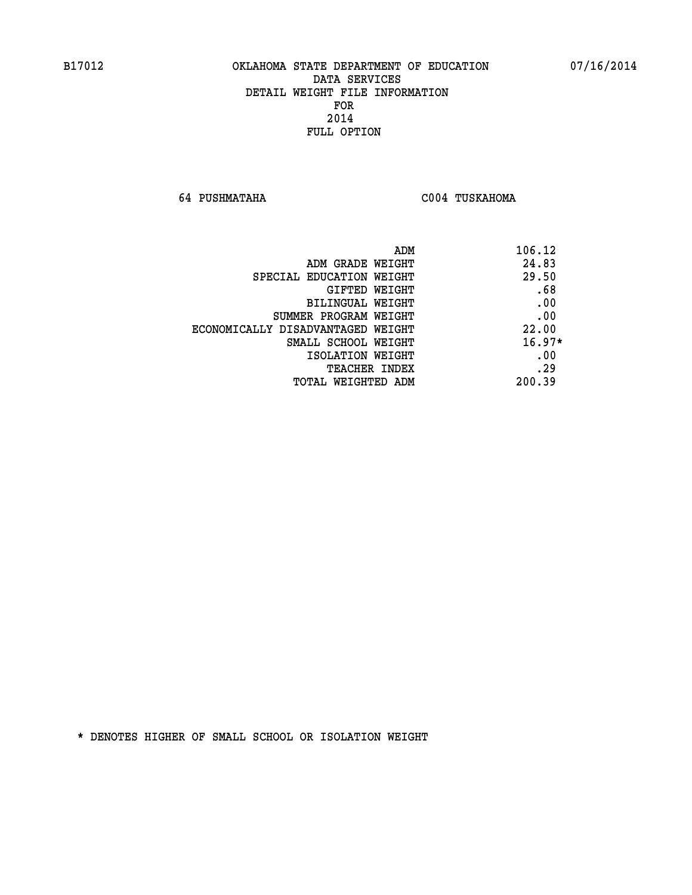B17012 OKLAHOMA STATE DEPARTMENT OF EDUCATION 07/16/2014

DATA SERVICES
DETAIL WEIGHT FILE INFORMATION
FOR
2014
FULL OPTION

64 PUSHMATAHA C004 TUSKAHOMA

| | |
|---|---|
| ADM | 106.12 |
| ADM GRADE WEIGHT | 24.83 |
| SPECIAL EDUCATION WEIGHT | 29.50 |
| GIFTED WEIGHT | .68 |
| BILINGUAL WEIGHT | .00 |
| SUMMER PROGRAM WEIGHT | .00 |
| ECONOMICALLY DISADVANTAGED WEIGHT | 22.00 |
| SMALL SCHOOL WEIGHT | 16.97* |
| ISOLATION WEIGHT | .00 |
| TEACHER INDEX | .29 |
| TOTAL WEIGHTED ADM | 200.39 |

* DENOTES HIGHER OF SMALL SCHOOL OR ISOLATION WEIGHT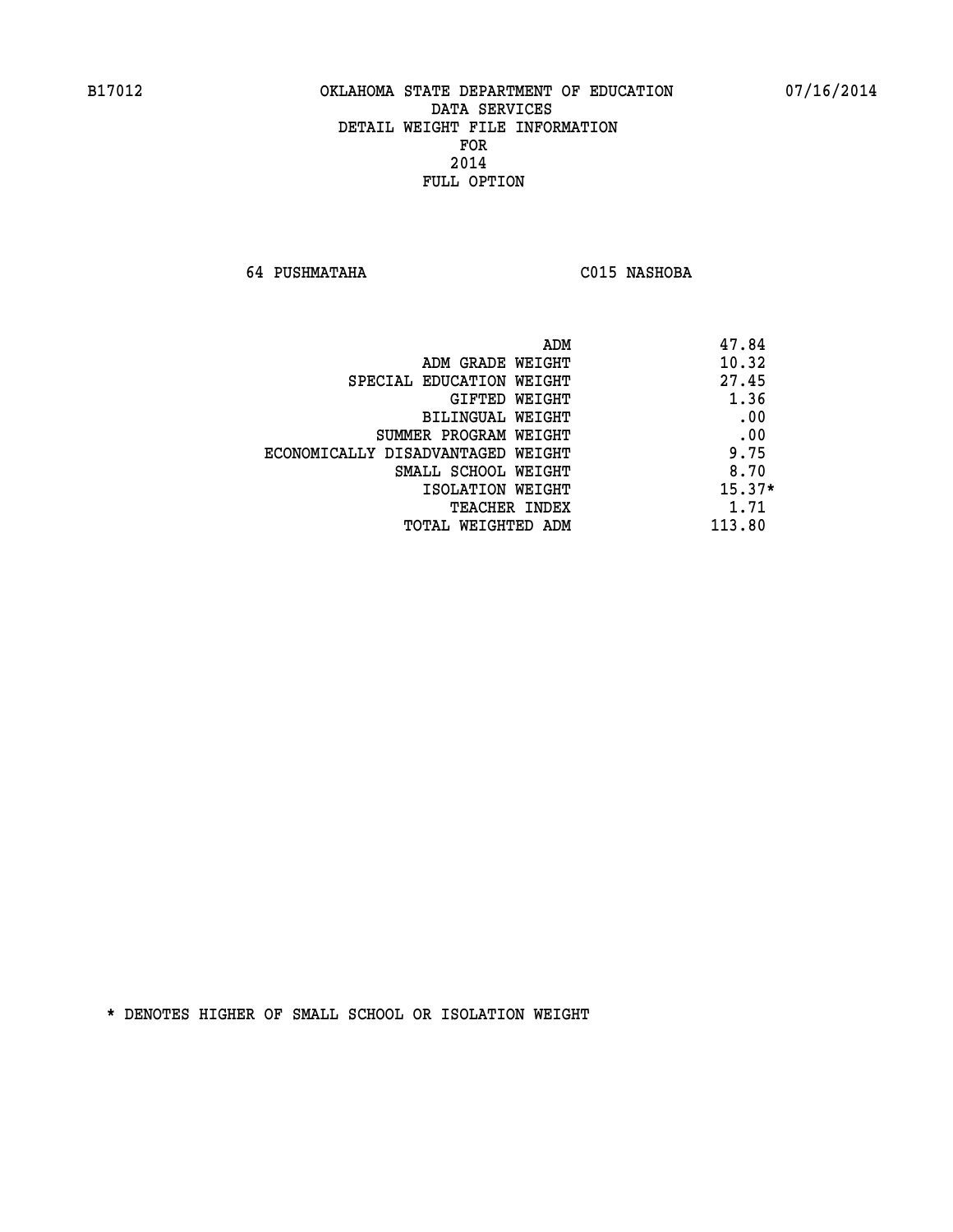B17012 OKLAHOMA STATE DEPARTMENT OF EDUCATION 07/16/2014

DATA SERVICES
DETAIL WEIGHT FILE INFORMATION
FOR
2014
FULL OPTION

64 PUSHMATAHA C015 NASHOBA

| | |
|---|---|
| ADM | 47.84 |
| ADM GRADE WEIGHT | 10.32 |
| SPECIAL EDUCATION WEIGHT | 27.45 |
| GIFTED WEIGHT | 1.36 |
| BILINGUAL WEIGHT | .00 |
| SUMMER PROGRAM WEIGHT | .00 |
| ECONOMICALLY DISADVANTAGED WEIGHT | 9.75 |
| SMALL SCHOOL WEIGHT | 8.70 |
| ISOLATION WEIGHT | 15.37* |
| TEACHER INDEX | 1.71 |
| TOTAL WEIGHTED ADM | 113.80 |

* DENOTES HIGHER OF SMALL SCHOOL OR ISOLATION WEIGHT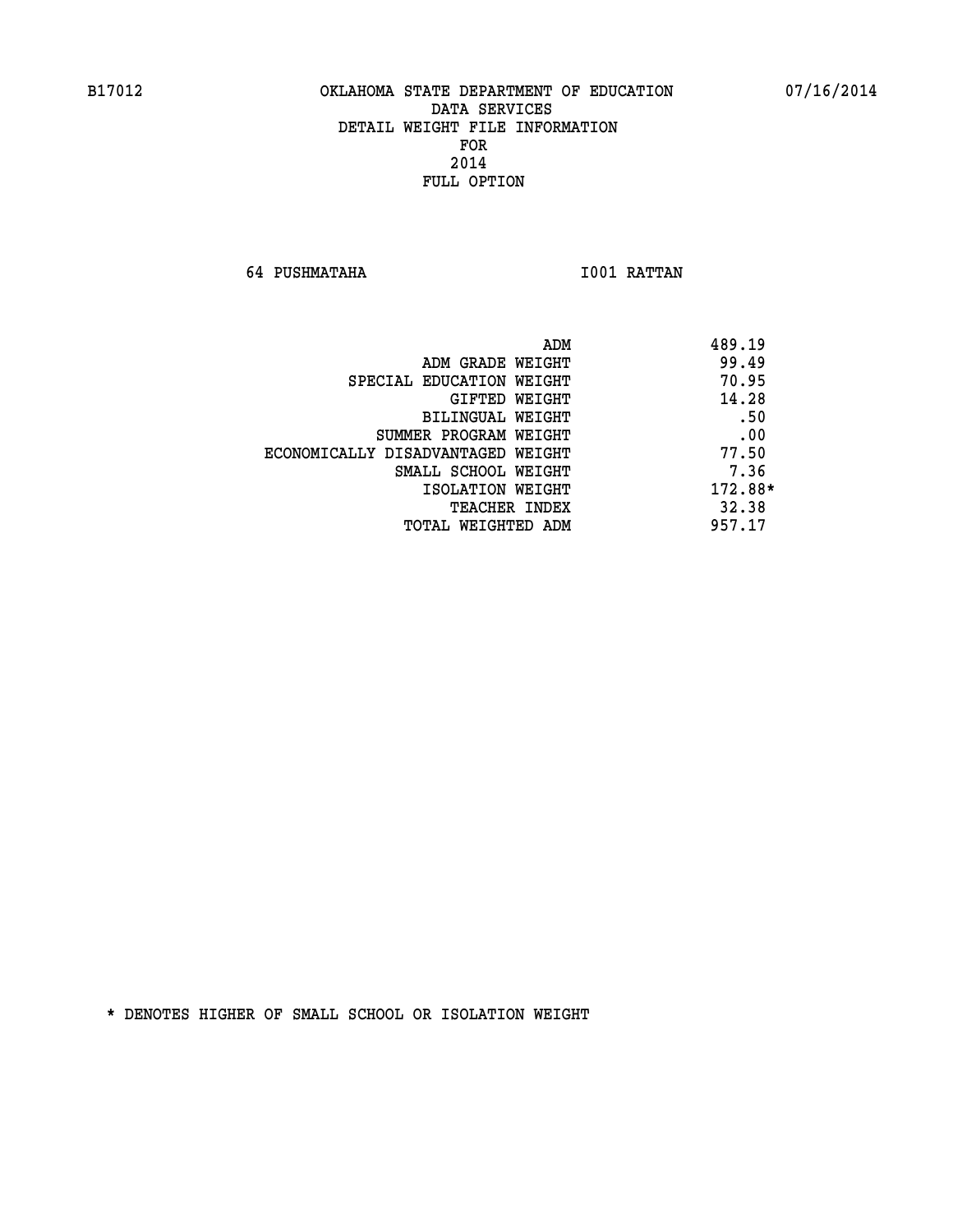B17012 OKLAHOMA STATE DEPARTMENT OF EDUCATION 07/16/2014

DATA SERVICES
DETAIL WEIGHT FILE INFORMATION
FOR
2014
FULL OPTION

64 PUSHMATAHA I001 RATTAN

| | |
|---|---|
| ADM | 489.19 |
| ADM GRADE WEIGHT | 99.49 |
| SPECIAL EDUCATION WEIGHT | 70.95 |
| GIFTED WEIGHT | 14.28 |
| BILINGUAL WEIGHT | .50 |
| SUMMER PROGRAM WEIGHT | .00 |
| ECONOMICALLY DISADVANTAGED WEIGHT | 77.50 |
| SMALL SCHOOL WEIGHT | 7.36 |
| ISOLATION WEIGHT | 172.88* |
| TEACHER INDEX | 32.38 |
| TOTAL WEIGHTED ADM | 957.17 |

* DENOTES HIGHER OF SMALL SCHOOL OR ISOLATION WEIGHT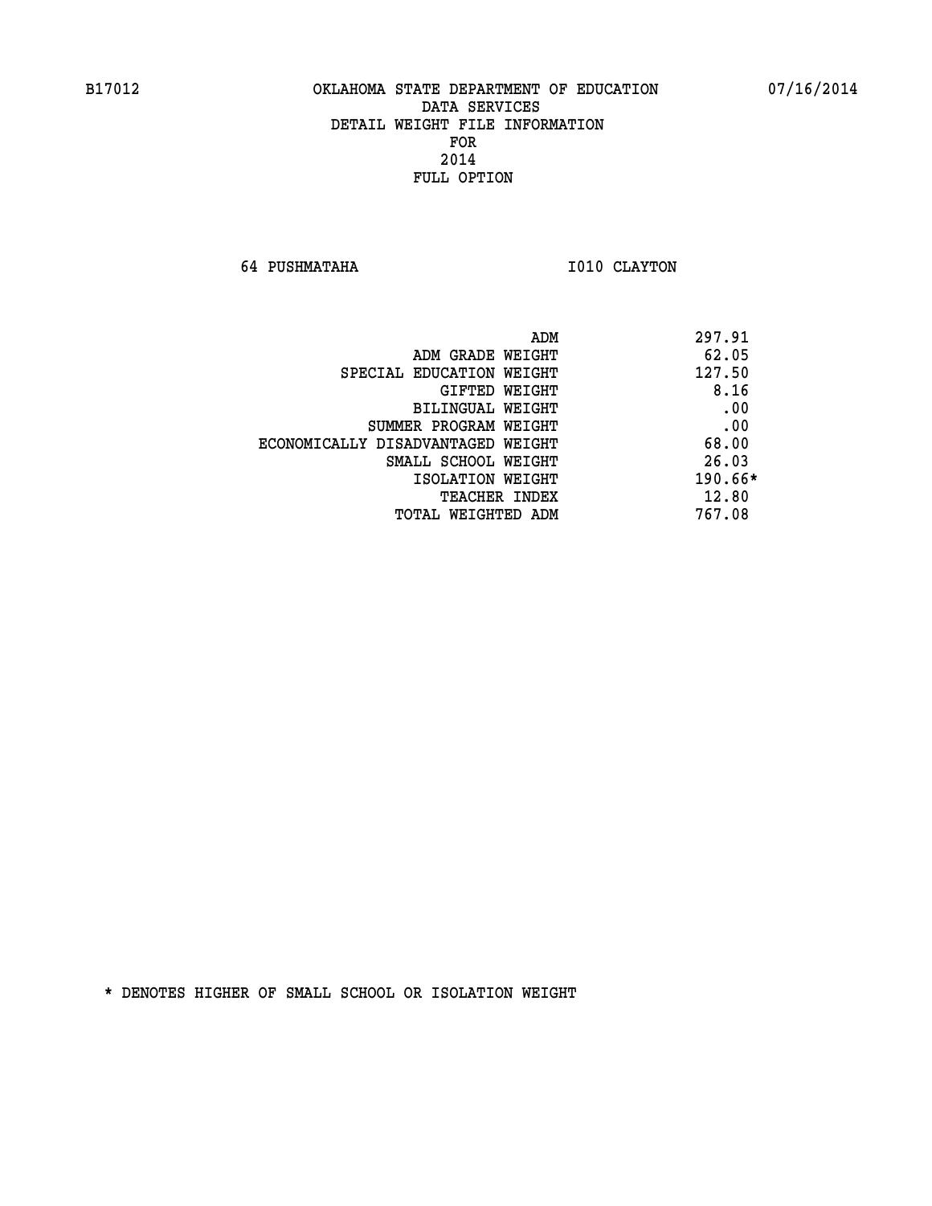B17012 OKLAHOMA STATE DEPARTMENT OF EDUCATION 07/16/2014

DATA SERVICES
DETAIL WEIGHT FILE INFORMATION
FOR
2014
FULL OPTION

64 PUSHMATAHA I010 CLAYTON

| | |
|---|---|
| ADM | 297.91 |
| ADM GRADE WEIGHT | 62.05 |
| SPECIAL EDUCATION WEIGHT | 127.50 |
| GIFTED WEIGHT | 8.16 |
| BILINGUAL WEIGHT | .00 |
| SUMMER PROGRAM WEIGHT | .00 |
| ECONOMICALLY DISADVANTAGED WEIGHT | 68.00 |
| SMALL SCHOOL WEIGHT | 26.03 |
| ISOLATION WEIGHT | 190.66* |
| TEACHER INDEX | 12.80 |
| TOTAL WEIGHTED ADM | 767.08 |

* DENOTES HIGHER OF SMALL SCHOOL OR ISOLATION WEIGHT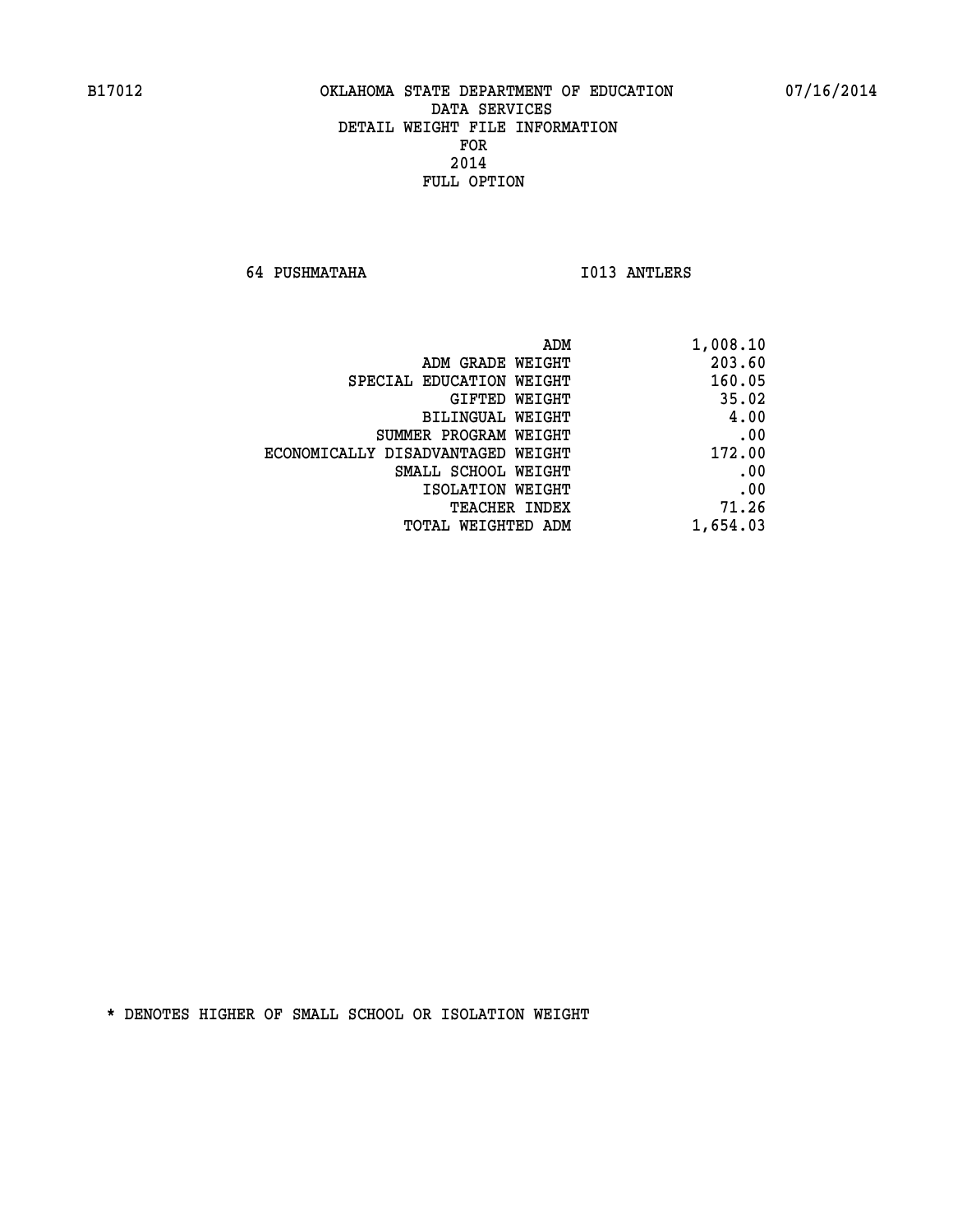B17012 OKLAHOMA STATE DEPARTMENT OF EDUCATION 07/16/2014

DATA SERVICES
DETAIL WEIGHT FILE INFORMATION
FOR
2014
FULL OPTION

64 PUSHMATAHA I013 ANTLERS

| | |
|---|---|
| ADM | 1,008.10 |
| ADM GRADE WEIGHT | 203.60 |
| SPECIAL EDUCATION WEIGHT | 160.05 |
| GIFTED WEIGHT | 35.02 |
| BILINGUAL WEIGHT | 4.00 |
| SUMMER PROGRAM WEIGHT | .00 |
| ECONOMICALLY DISADVANTAGED WEIGHT | 172.00 |
| SMALL SCHOOL WEIGHT | .00 |
| ISOLATION WEIGHT | .00 |
| TEACHER INDEX | 71.26 |
| TOTAL WEIGHTED ADM | 1,654.03 |

* DENOTES HIGHER OF SMALL SCHOOL OR ISOLATION WEIGHT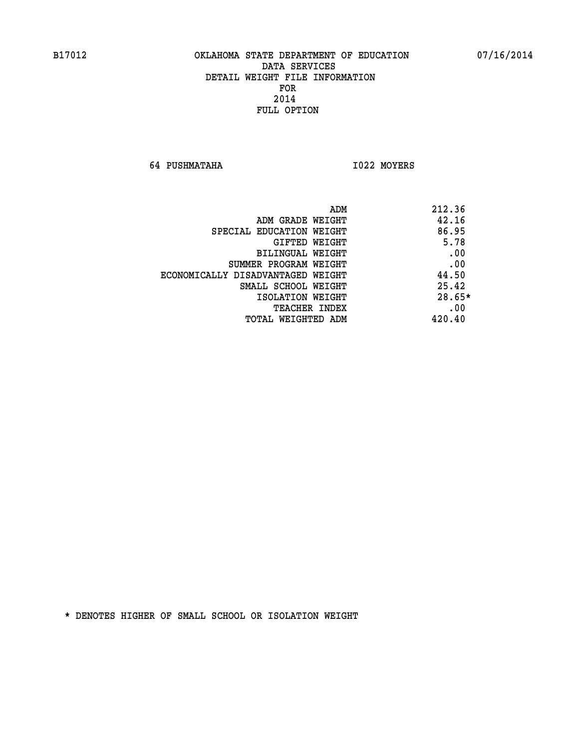B17012 OKLAHOMA STATE DEPARTMENT OF EDUCATION 07/16/2014

DATA SERVICES
DETAIL WEIGHT FILE INFORMATION
FOR
2014
FULL OPTION

64 PUSHMATAHA I022 MOYERS

| | |
|---|---|
| ADM | 212.36 |
| ADM GRADE WEIGHT | 42.16 |
| SPECIAL EDUCATION WEIGHT | 86.95 |
| GIFTED WEIGHT | 5.78 |
| BILINGUAL WEIGHT | .00 |
| SUMMER PROGRAM WEIGHT | .00 |
| ECONOMICALLY DISADVANTAGED WEIGHT | 44.50 |
| SMALL SCHOOL WEIGHT | 25.42 |
| ISOLATION WEIGHT | 28.65* |
| TEACHER INDEX | .00 |
| TOTAL WEIGHTED ADM | 420.40 |

* DENOTES HIGHER OF SMALL SCHOOL OR ISOLATION WEIGHT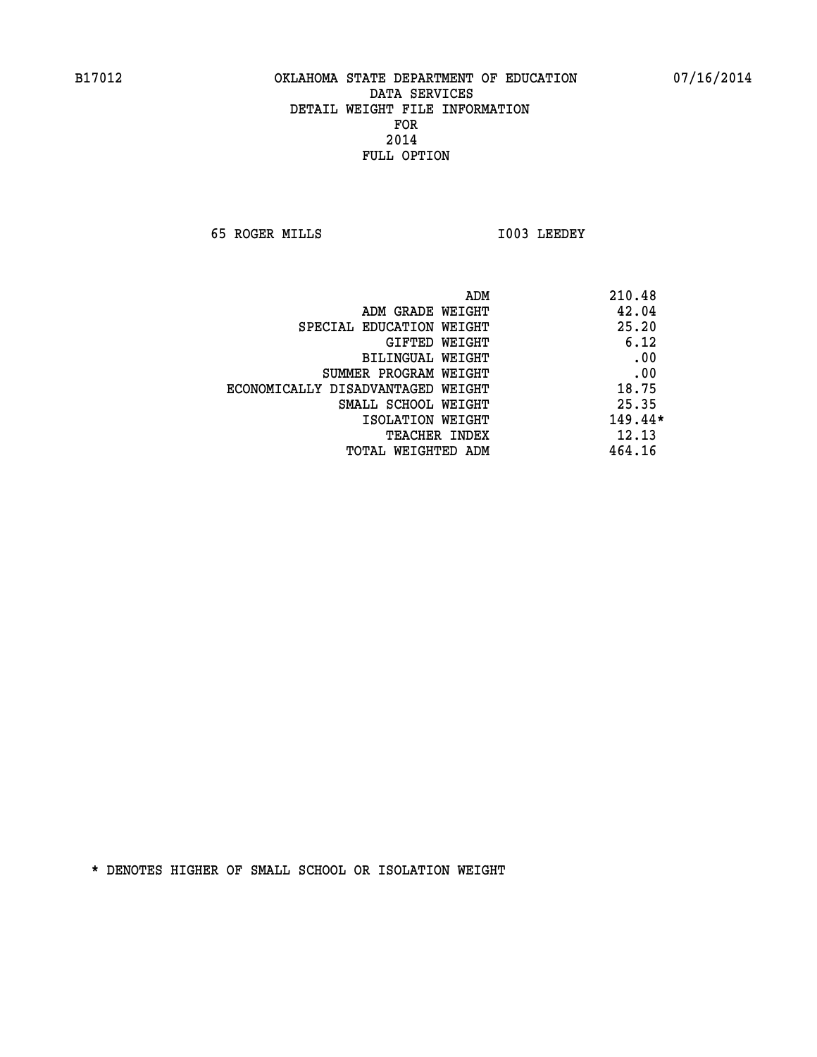B17012 OKLAHOMA STATE DEPARTMENT OF EDUCATION 07/16/2014

DATA SERVICES
DETAIL WEIGHT FILE INFORMATION
FOR
2014
FULL OPTION

65 ROGER MILLS I003 LEEDEY

| | |
|---|---|
| ADM | 210.48 |
| ADM GRADE WEIGHT | 42.04 |
| SPECIAL EDUCATION WEIGHT | 25.20 |
| GIFTED WEIGHT | 6.12 |
| BILINGUAL WEIGHT | .00 |
| SUMMER PROGRAM WEIGHT | .00 |
| ECONOMICALLY DISADVANTAGED WEIGHT | 18.75 |
| SMALL SCHOOL WEIGHT | 25.35 |
| ISOLATION WEIGHT | 149.44* |
| TEACHER INDEX | 12.13 |
| TOTAL WEIGHTED ADM | 464.16 |

* DENOTES HIGHER OF SMALL SCHOOL OR ISOLATION WEIGHT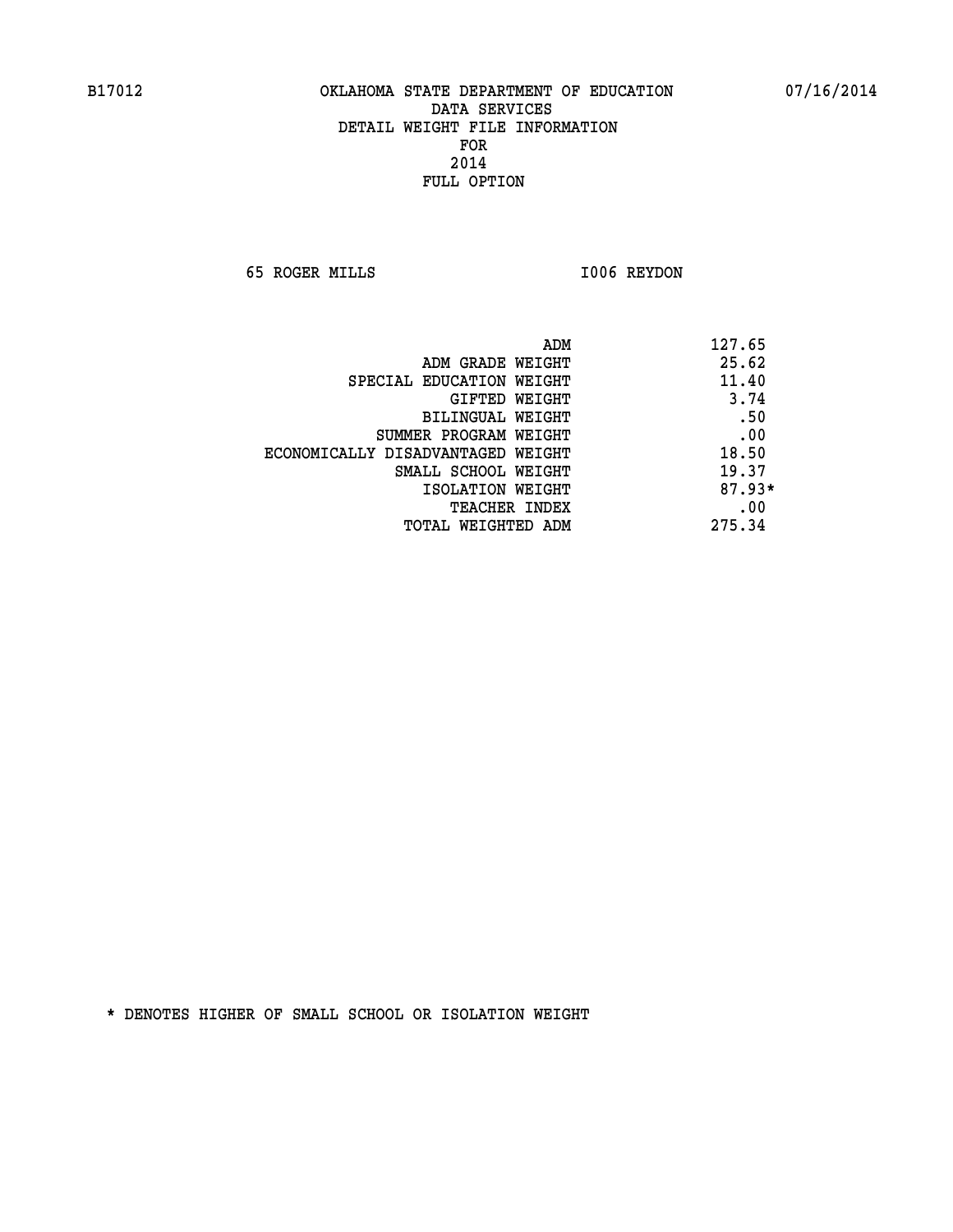B17012 OKLAHOMA STATE DEPARTMENT OF EDUCATION 07/16/2014

DATA SERVICES
DETAIL WEIGHT FILE INFORMATION
FOR
2014
FULL OPTION

65 ROGER MILLS I006 REYDON

| | |
|---|---|
| ADM | 127.65 |
| ADM GRADE WEIGHT | 25.62 |
| SPECIAL EDUCATION WEIGHT | 11.40 |
| GIFTED WEIGHT | 3.74 |
| BILINGUAL WEIGHT | .50 |
| SUMMER PROGRAM WEIGHT | .00 |
| ECONOMICALLY DISADVANTAGED WEIGHT | 18.50 |
| SMALL SCHOOL WEIGHT | 19.37 |
| ISOLATION WEIGHT | 87.93* |
| TEACHER INDEX | .00 |
| TOTAL WEIGHTED ADM | 275.34 |

* DENOTES HIGHER OF SMALL SCHOOL OR ISOLATION WEIGHT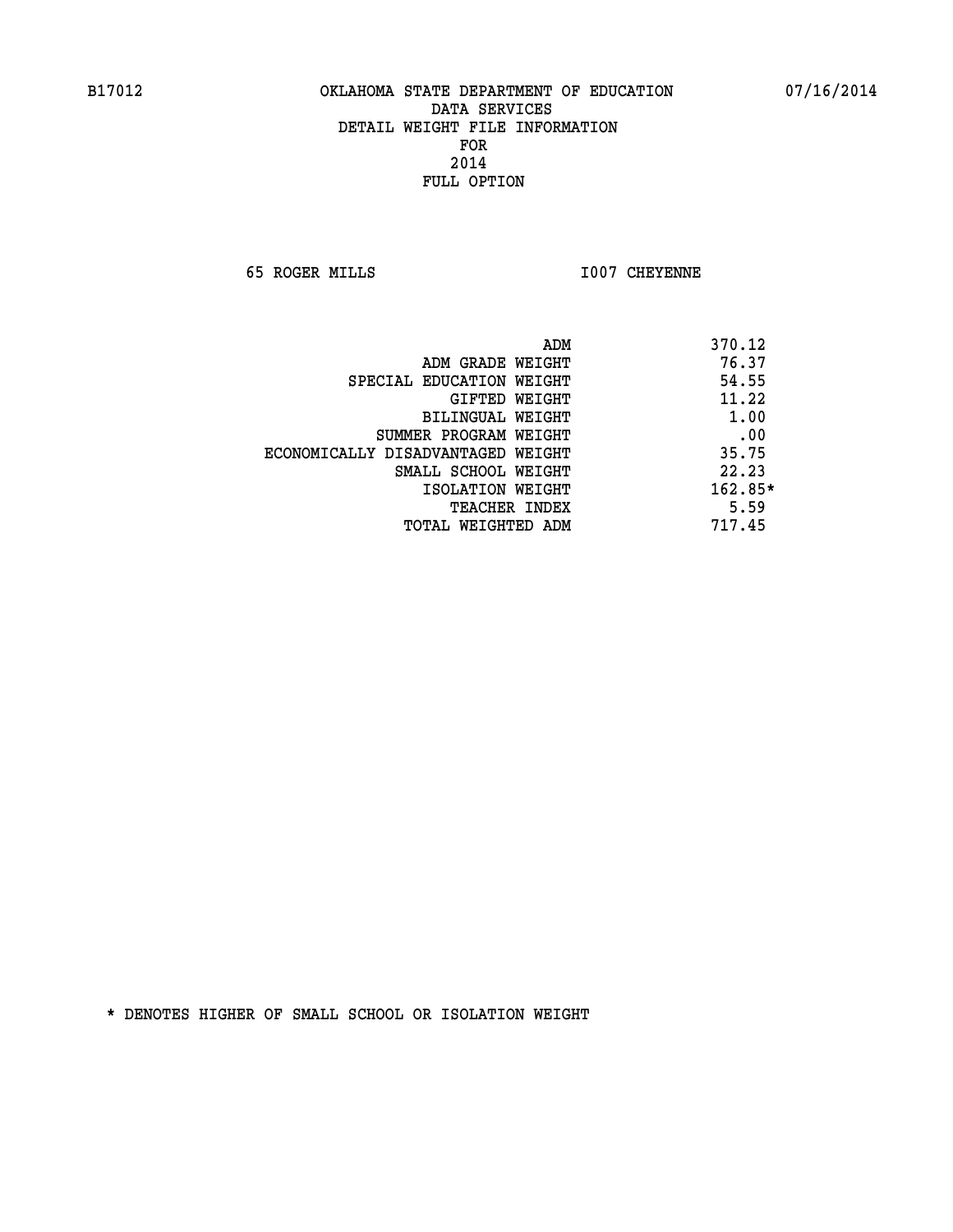B17012 OKLAHOMA STATE DEPARTMENT OF EDUCATION 07/16/2014
DATA SERVICES
DETAIL WEIGHT FILE INFORMATION
FOR
2014
FULL OPTION

65 ROGER MILLS I007 CHEYENNE

| | |
|---|---|
| ADM | 370.12 |
| ADM GRADE WEIGHT | 76.37 |
| SPECIAL EDUCATION WEIGHT | 54.55 |
| GIFTED WEIGHT | 11.22 |
| BILINGUAL WEIGHT | 1.00 |
| SUMMER PROGRAM WEIGHT | .00 |
| ECONOMICALLY DISADVANTAGED WEIGHT | 35.75 |
| SMALL SCHOOL WEIGHT | 22.23 |
| ISOLATION WEIGHT | 162.85* |
| TEACHER INDEX | 5.59 |
| TOTAL WEIGHTED ADM | 717.45 |

* DENOTES HIGHER OF SMALL SCHOOL OR ISOLATION WEIGHT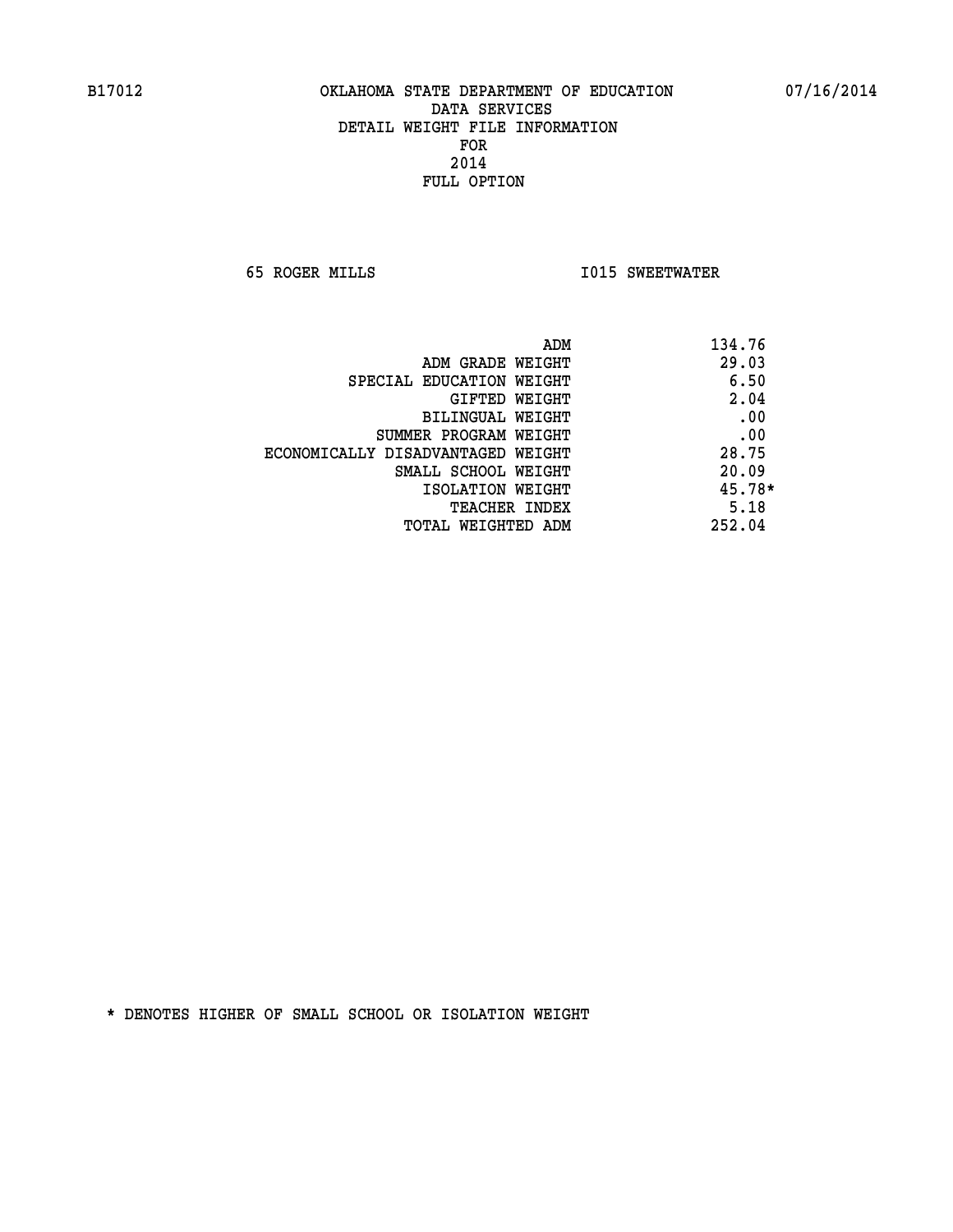B17012 OKLAHOMA STATE DEPARTMENT OF EDUCATION 07/16/2014

DATA SERVICES
DETAIL WEIGHT FILE INFORMATION
FOR
2014
FULL OPTION

65 ROGER MILLS I015 SWEETWATER

| | |
|---|---|
| ADM | 134.76 |
| ADM GRADE WEIGHT | 29.03 |
| SPECIAL EDUCATION WEIGHT | 6.50 |
| GIFTED WEIGHT | 2.04 |
| BILINGUAL WEIGHT | .00 |
| SUMMER PROGRAM WEIGHT | .00 |
| ECONOMICALLY DISADVANTAGED WEIGHT | 28.75 |
| SMALL SCHOOL WEIGHT | 20.09 |
| ISOLATION WEIGHT | 45.78* |
| TEACHER INDEX | 5.18 |
| TOTAL WEIGHTED ADM | 252.04 |

* DENOTES HIGHER OF SMALL SCHOOL OR ISOLATION WEIGHT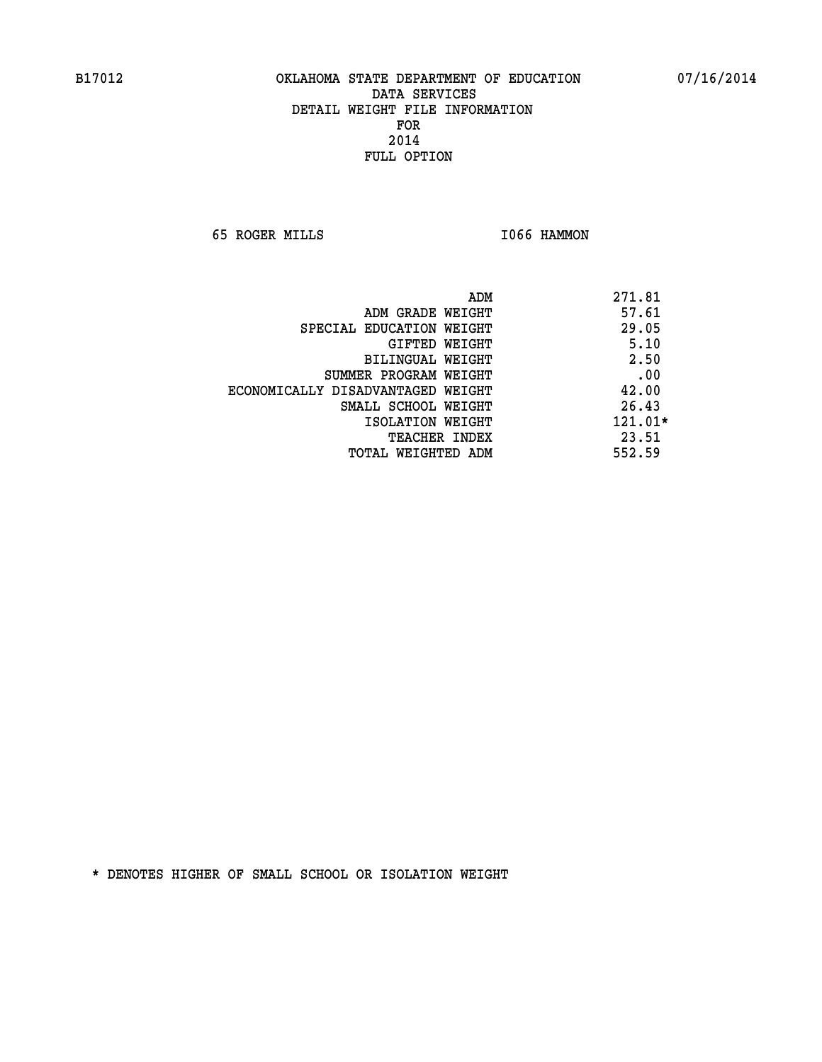B17012 OKLAHOMA STATE DEPARTMENT OF EDUCATION 07/16/2014

DATA SERVICES
DETAIL WEIGHT FILE INFORMATION
FOR
2014
FULL OPTION

65 ROGER MILLS I066 HAMMON

| | |
|---|---|
| ADM | 271.81 |
| ADM GRADE WEIGHT | 57.61 |
| SPECIAL EDUCATION WEIGHT | 29.05 |
| GIFTED WEIGHT | 5.10 |
| BILINGUAL WEIGHT | 2.50 |
| SUMMER PROGRAM WEIGHT | .00 |
| ECONOMICALLY DISADVANTAGED WEIGHT | 42.00 |
| SMALL SCHOOL WEIGHT | 26.43 |
| ISOLATION WEIGHT | 121.01* |
| TEACHER INDEX | 23.51 |
| TOTAL WEIGHTED ADM | 552.59 |

* DENOTES HIGHER OF SMALL SCHOOL OR ISOLATION WEIGHT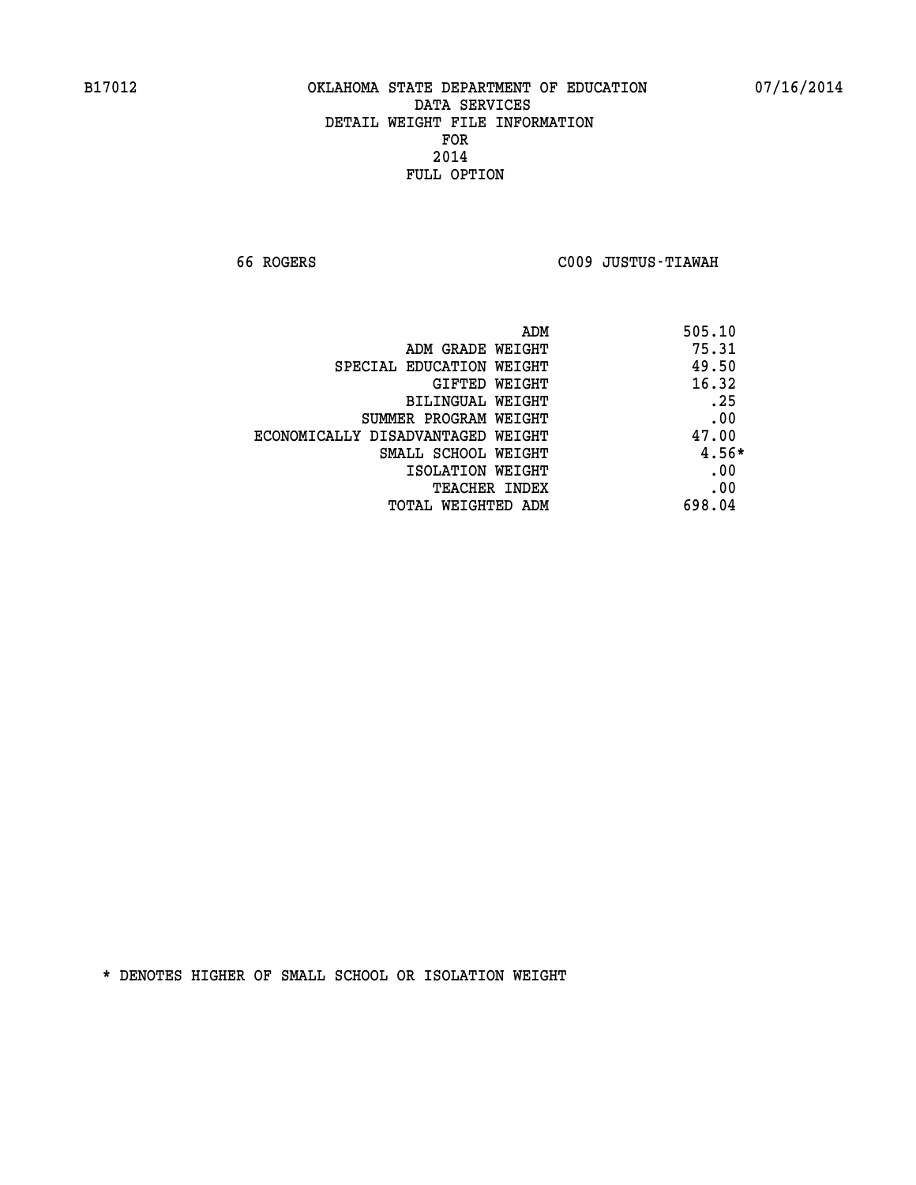B17012 OKLAHOMA STATE DEPARTMENT OF EDUCATION 07/16/2014

DATA SERVICES
DETAIL WEIGHT FILE INFORMATION
FOR
2014
FULL OPTION

66 ROGERS C009 JUSTUS-TIAWAH

| | |
|---|---|
| ADM | 505.10 |
| ADM GRADE WEIGHT | 75.31 |
| SPECIAL EDUCATION WEIGHT | 49.50 |
| GIFTED WEIGHT | 16.32 |
| BILINGUAL WEIGHT | .25 |
| SUMMER PROGRAM WEIGHT | .00 |
| ECONOMICALLY DISADVANTAGED WEIGHT | 47.00 |
| SMALL SCHOOL WEIGHT | 4.56* |
| ISOLATION WEIGHT | .00 |
| TEACHER INDEX | .00 |
| TOTAL WEIGHTED ADM | 698.04 |

* DENOTES HIGHER OF SMALL SCHOOL OR ISOLATION WEIGHT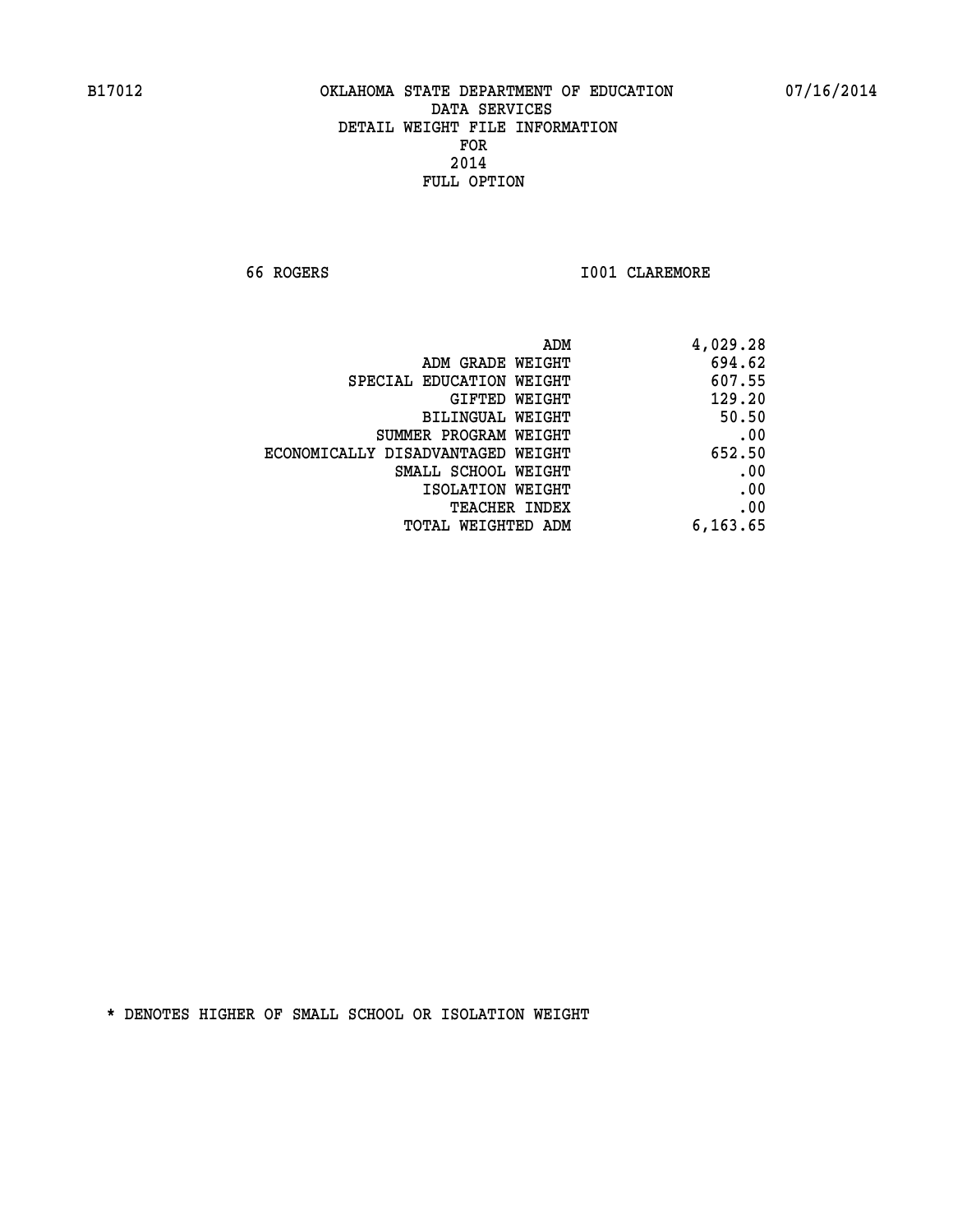B17012 OKLAHOMA STATE DEPARTMENT OF EDUCATION 07/16/2014

DATA SERVICES
DETAIL WEIGHT FILE INFORMATION
FOR
2014
FULL OPTION

66 ROGERS I001 CLAREMORE

| | |
|---|---|
| ADM | 4,029.28 |
| ADM GRADE WEIGHT | 694.62 |
| SPECIAL EDUCATION WEIGHT | 607.55 |
| GIFTED WEIGHT | 129.20 |
| BILINGUAL WEIGHT | 50.50 |
| SUMMER PROGRAM WEIGHT | .00 |
| ECONOMICALLY DISADVANTAGED WEIGHT | 652.50 |
| SMALL SCHOOL WEIGHT | .00 |
| ISOLATION WEIGHT | .00 |
| TEACHER INDEX | .00 |
| TOTAL WEIGHTED ADM | 6,163.65 |

* DENOTES HIGHER OF SMALL SCHOOL OR ISOLATION WEIGHT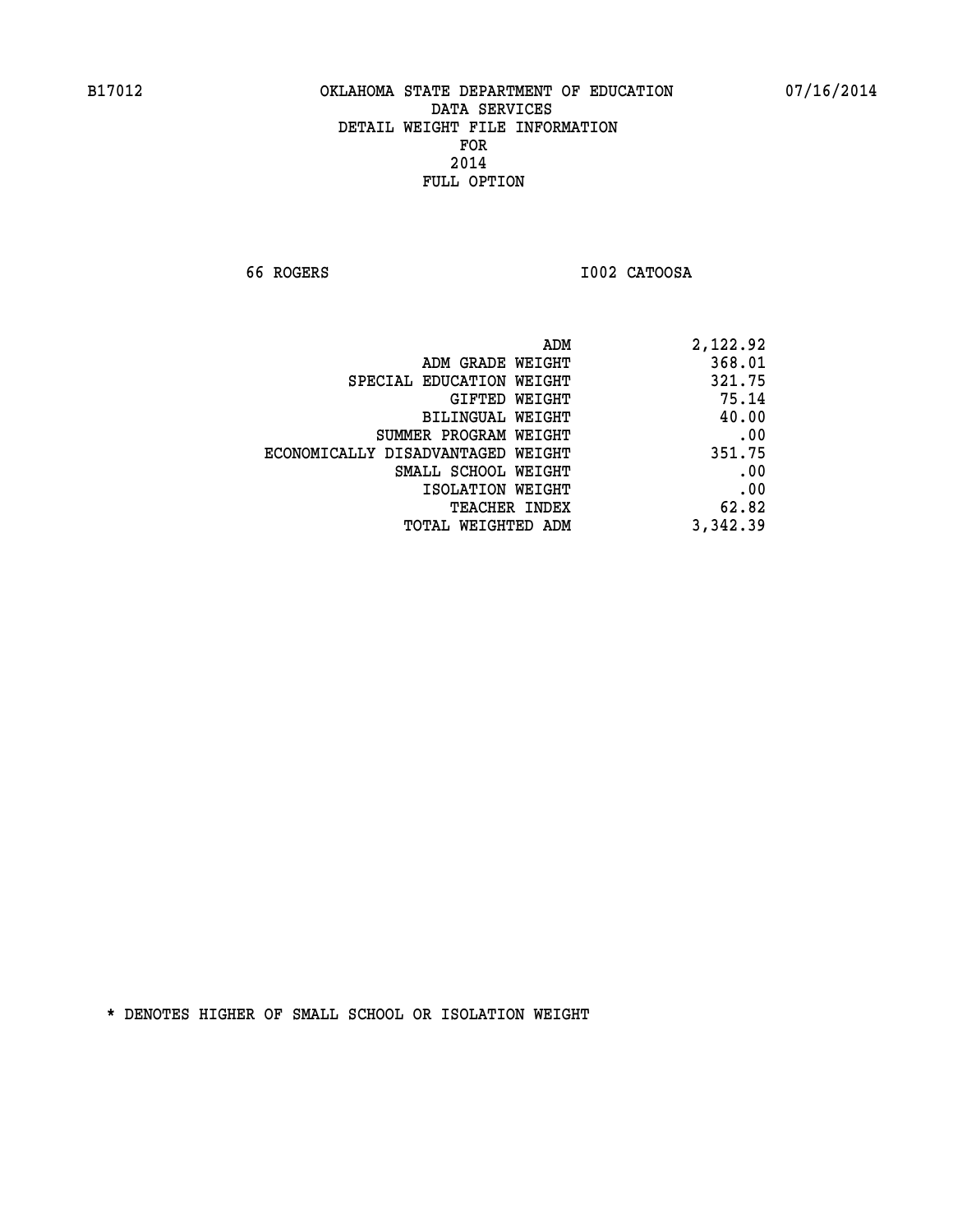B17012 OKLAHOMA STATE DEPARTMENT OF EDUCATION 07/16/2014

DATA SERVICES
DETAIL WEIGHT FILE INFORMATION
FOR
2014
FULL OPTION

66 ROGERS I002 CATOOSA

| | |
|---|---|
| ADM | 2,122.92 |
| ADM GRADE WEIGHT | 368.01 |
| SPECIAL EDUCATION WEIGHT | 321.75 |
| GIFTED WEIGHT | 75.14 |
| BILINGUAL WEIGHT | 40.00 |
| SUMMER PROGRAM WEIGHT | .00 |
| ECONOMICALLY DISADVANTAGED WEIGHT | 351.75 |
| SMALL SCHOOL WEIGHT | .00 |
| ISOLATION WEIGHT | .00 |
| TEACHER INDEX | 62.82 |
| TOTAL WEIGHTED ADM | 3,342.39 |

* DENOTES HIGHER OF SMALL SCHOOL OR ISOLATION WEIGHT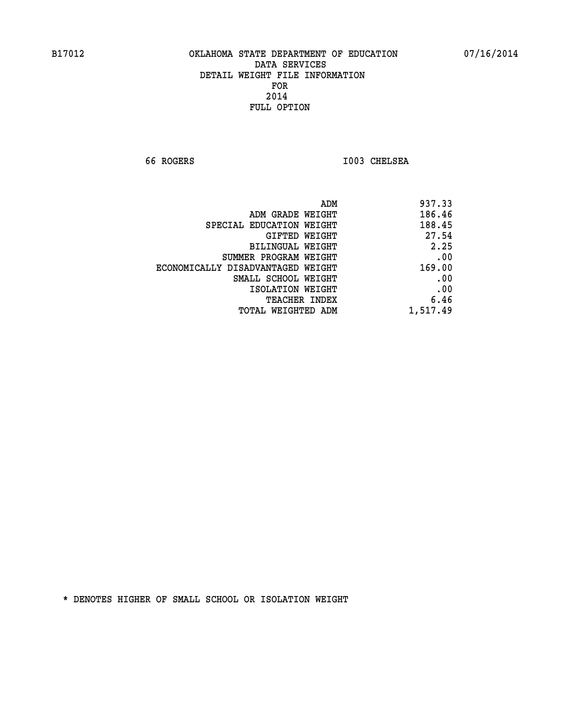B17012 OKLAHOMA STATE DEPARTMENT OF EDUCATION 07/16/2014

DATA SERVICES
DETAIL WEIGHT FILE INFORMATION
FOR
2014
FULL OPTION

66 ROGERS I003 CHELSEA

| | |
|---|---|
| ADM | 937.33 |
| ADM GRADE WEIGHT | 186.46 |
| SPECIAL EDUCATION WEIGHT | 188.45 |
| GIFTED WEIGHT | 27.54 |
| BILINGUAL WEIGHT | 2.25 |
| SUMMER PROGRAM WEIGHT | .00 |
| ECONOMICALLY DISADVANTAGED WEIGHT | 169.00 |
| SMALL SCHOOL WEIGHT | .00 |
| ISOLATION WEIGHT | .00 |
| TEACHER INDEX | 6.46 |
| TOTAL WEIGHTED ADM | 1,517.49 |

* DENOTES HIGHER OF SMALL SCHOOL OR ISOLATION WEIGHT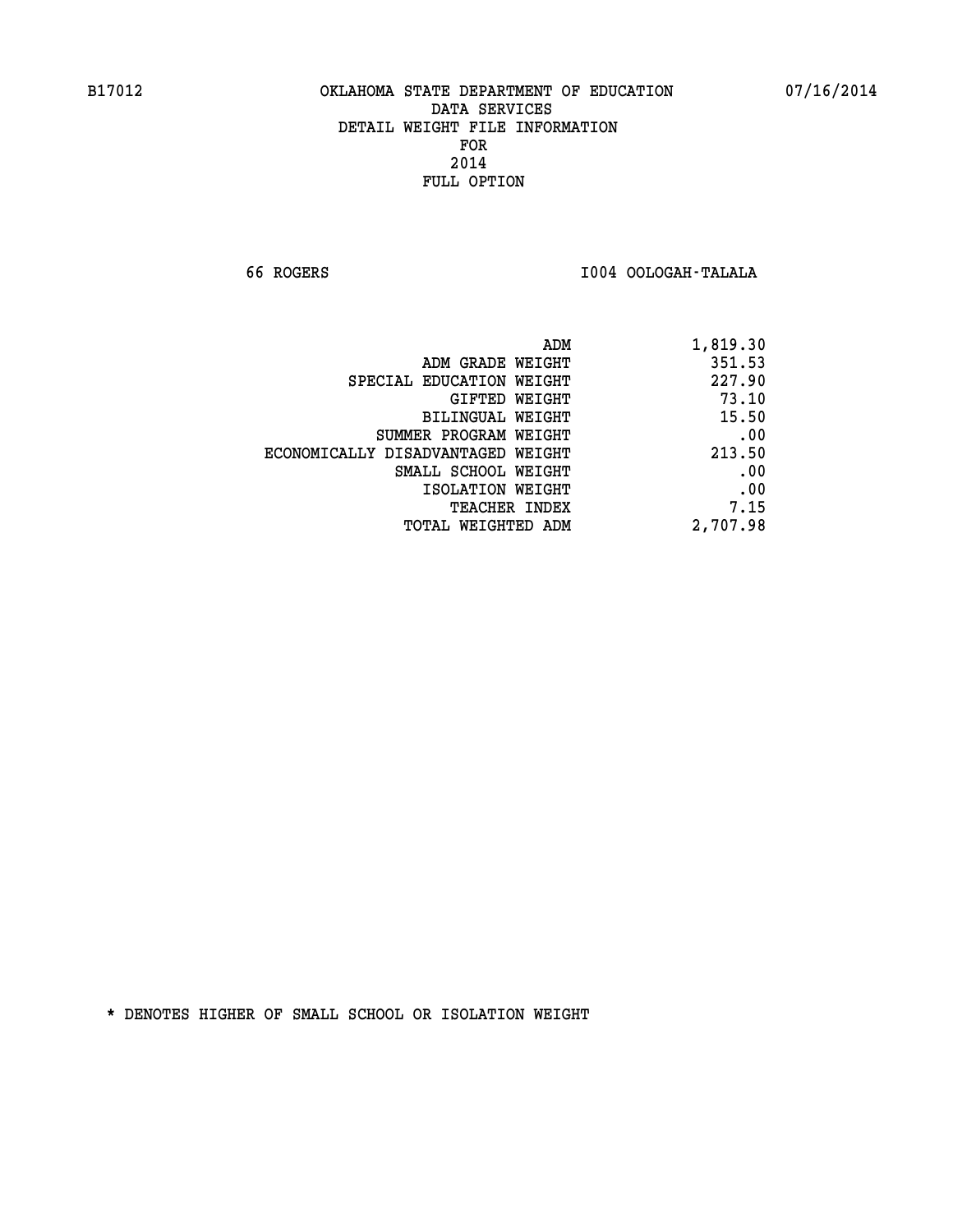B17012 OKLAHOMA STATE DEPARTMENT OF EDUCATION 07/16/2014

DATA SERVICES
DETAIL WEIGHT FILE INFORMATION
FOR
2014
FULL OPTION

66 ROGERS I004 OOLOGAH-TALALA

| | |
|---|---|
| ADM | 1,819.30 |
| ADM GRADE WEIGHT | 351.53 |
| SPECIAL EDUCATION WEIGHT | 227.90 |
| GIFTED WEIGHT | 73.10 |
| BILINGUAL WEIGHT | 15.50 |
| SUMMER PROGRAM WEIGHT | .00 |
| ECONOMICALLY DISADVANTAGED WEIGHT | 213.50 |
| SMALL SCHOOL WEIGHT | .00 |
| ISOLATION WEIGHT | .00 |
| TEACHER INDEX | 7.15 |
| TOTAL WEIGHTED ADM | 2,707.98 |

* DENOTES HIGHER OF SMALL SCHOOL OR ISOLATION WEIGHT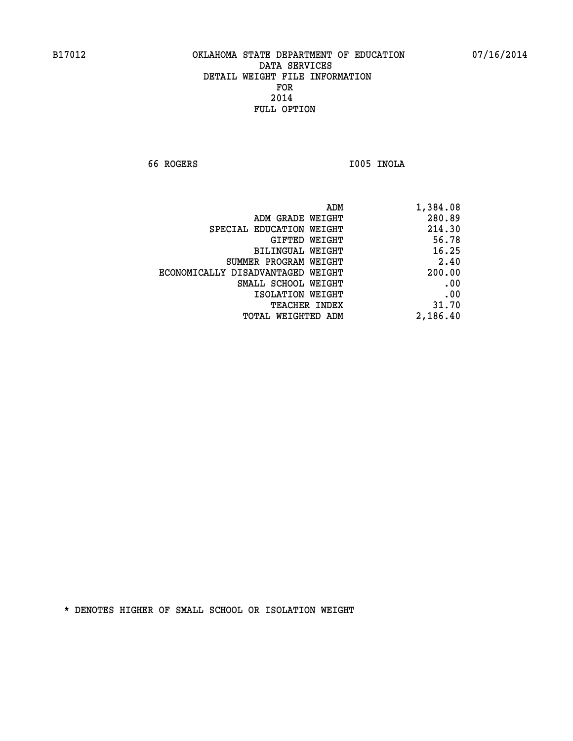B17012 OKLAHOMA STATE DEPARTMENT OF EDUCATION 07/16/2014

DATA SERVICES
DETAIL WEIGHT FILE INFORMATION
FOR
2014
FULL OPTION

66 ROGERS I005 INOLA

| | |
|---|---|
| ADM | 1,384.08 |
| ADM GRADE WEIGHT | 280.89 |
| SPECIAL EDUCATION WEIGHT | 214.30 |
| GIFTED WEIGHT | 56.78 |
| BILINGUAL WEIGHT | 16.25 |
| SUMMER PROGRAM WEIGHT | 2.40 |
| ECONOMICALLY DISADVANTAGED WEIGHT | 200.00 |
| SMALL SCHOOL WEIGHT | .00 |
| ISOLATION WEIGHT | .00 |
| TEACHER INDEX | 31.70 |
| TOTAL WEIGHTED ADM | 2,186.40 |

* DENOTES HIGHER OF SMALL SCHOOL OR ISOLATION WEIGHT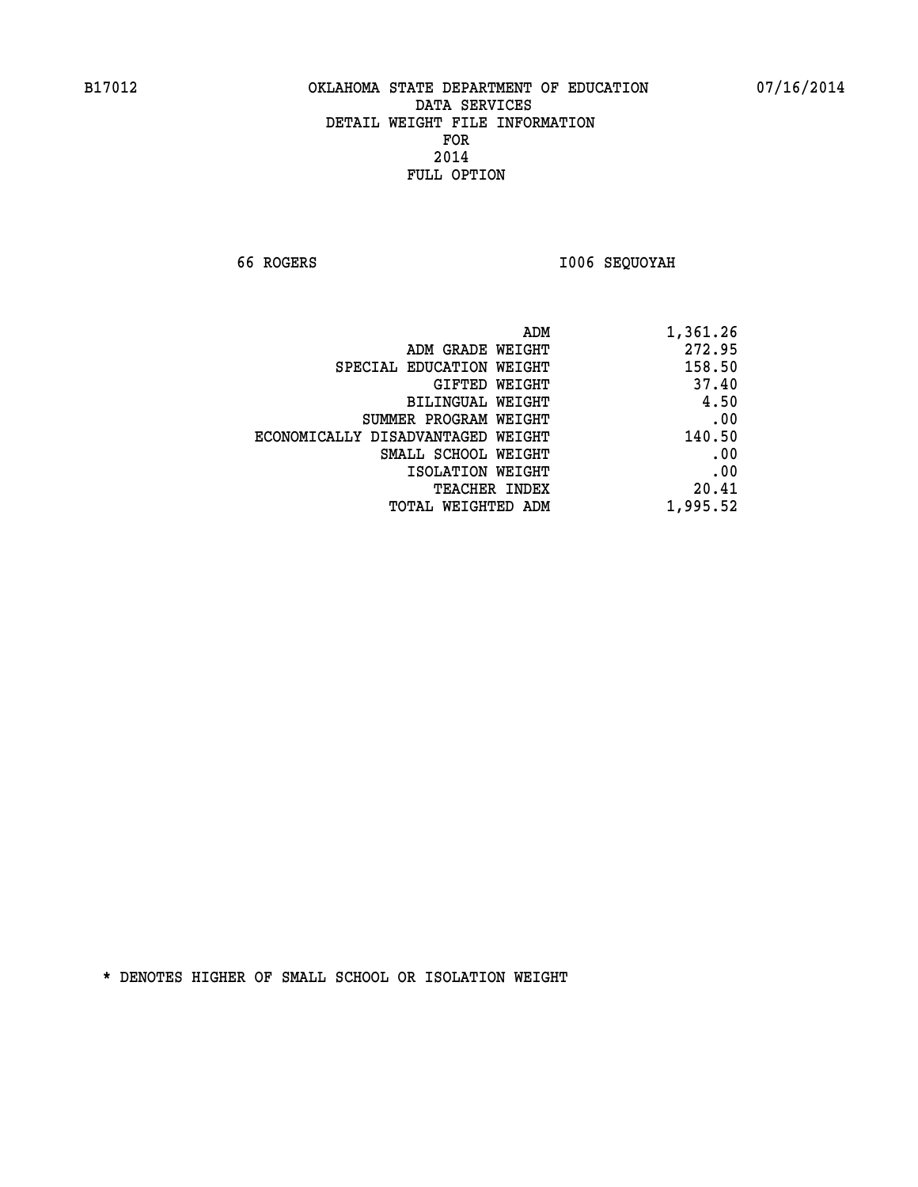B17012 OKLAHOMA STATE DEPARTMENT OF EDUCATION 07/16/2014

DATA SERVICES
DETAIL WEIGHT FILE INFORMATION
FOR
2014
FULL OPTION

66 ROGERS I006 SEQUOYAH

| | |
|---|---|
| ADM | 1,361.26 |
| ADM GRADE WEIGHT | 272.95 |
| SPECIAL EDUCATION WEIGHT | 158.50 |
| GIFTED WEIGHT | 37.40 |
| BILINGUAL WEIGHT | 4.50 |
| SUMMER PROGRAM WEIGHT | .00 |
| ECONOMICALLY DISADVANTAGED WEIGHT | 140.50 |
| SMALL SCHOOL WEIGHT | .00 |
| ISOLATION WEIGHT | .00 |
| TEACHER INDEX | 20.41 |
| TOTAL WEIGHTED ADM | 1,995.52 |

* DENOTES HIGHER OF SMALL SCHOOL OR ISOLATION WEIGHT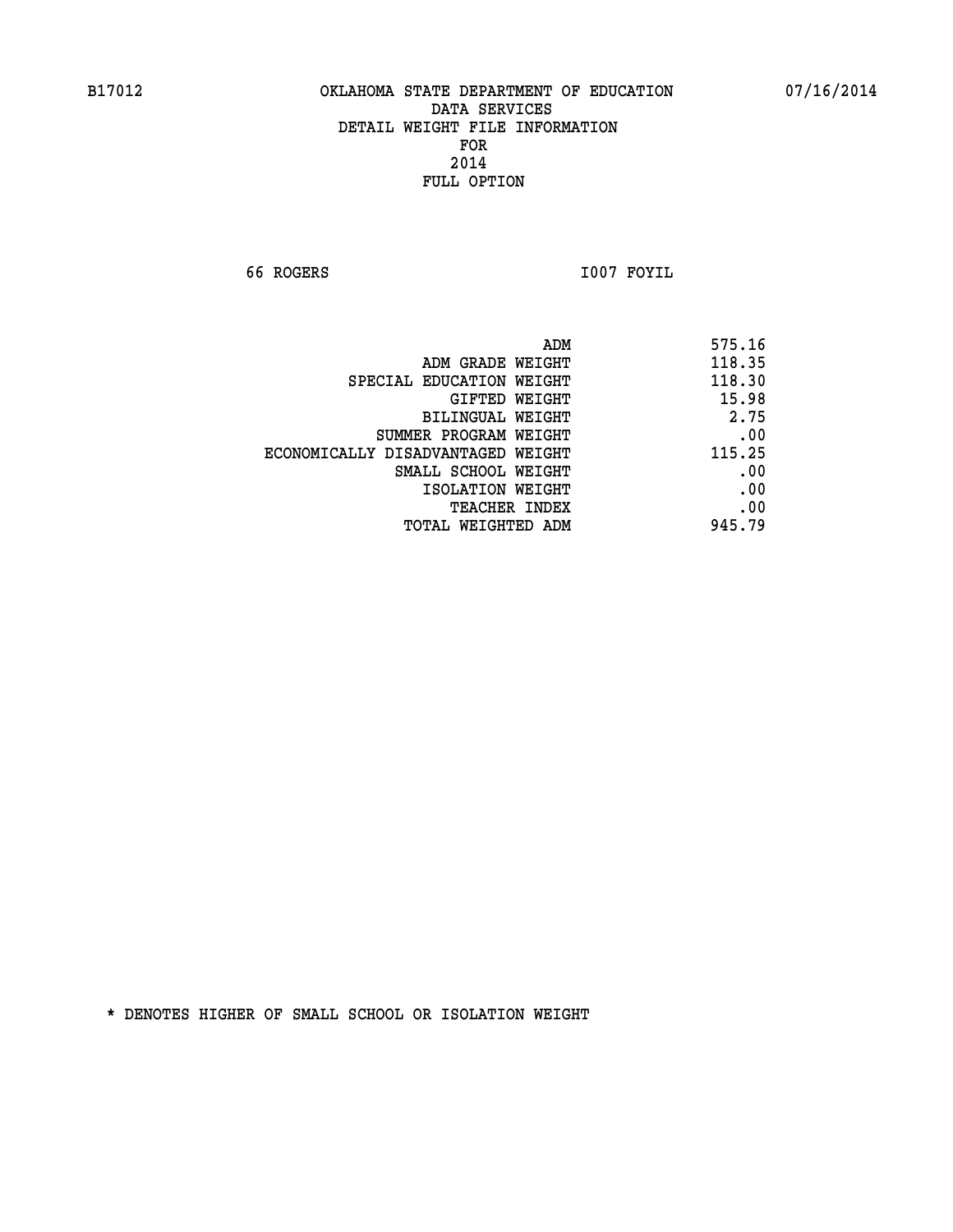B17012 OKLAHOMA STATE DEPARTMENT OF EDUCATION 07/16/2014

DATA SERVICES
DETAIL WEIGHT FILE INFORMATION
FOR
2014
FULL OPTION

66 ROGERS I007 FOYIL

| | |
|---|---|
| ADM | 575.16 |
| ADM GRADE WEIGHT | 118.35 |
| SPECIAL EDUCATION WEIGHT | 118.30 |
| GIFTED WEIGHT | 15.98 |
| BILINGUAL WEIGHT | 2.75 |
| SUMMER PROGRAM WEIGHT | .00 |
| ECONOMICALLY DISADVANTAGED WEIGHT | 115.25 |
| SMALL SCHOOL WEIGHT | .00 |
| ISOLATION WEIGHT | .00 |
| TEACHER INDEX | .00 |
| TOTAL WEIGHTED ADM | 945.79 |

* DENOTES HIGHER OF SMALL SCHOOL OR ISOLATION WEIGHT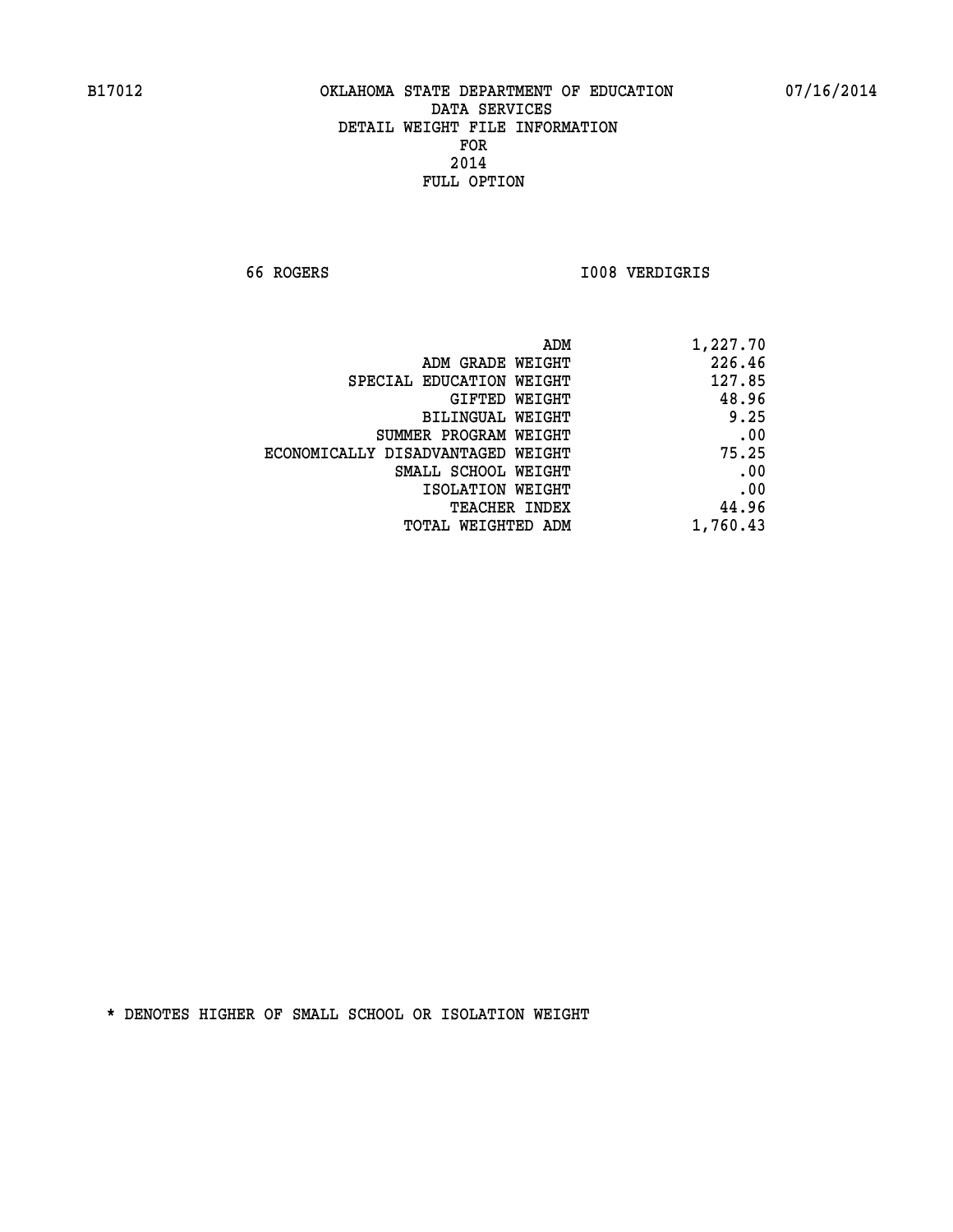B17012 OKLAHOMA STATE DEPARTMENT OF EDUCATION 07/16/2014

DATA SERVICES
DETAIL WEIGHT FILE INFORMATION
FOR
2014
FULL OPTION

66 ROGERS I008 VERDIGRIS

| | |
|---|---|
| ADM | 1,227.70 |
| ADM GRADE WEIGHT | 226.46 |
| SPECIAL EDUCATION WEIGHT | 127.85 |
| GIFTED WEIGHT | 48.96 |
| BILINGUAL WEIGHT | 9.25 |
| SUMMER PROGRAM WEIGHT | .00 |
| ECONOMICALLY DISADVANTAGED WEIGHT | 75.25 |
| SMALL SCHOOL WEIGHT | .00 |
| ISOLATION WEIGHT | .00 |
| TEACHER INDEX | 44.96 |
| TOTAL WEIGHTED ADM | 1,760.43 |

* DENOTES HIGHER OF SMALL SCHOOL OR ISOLATION WEIGHT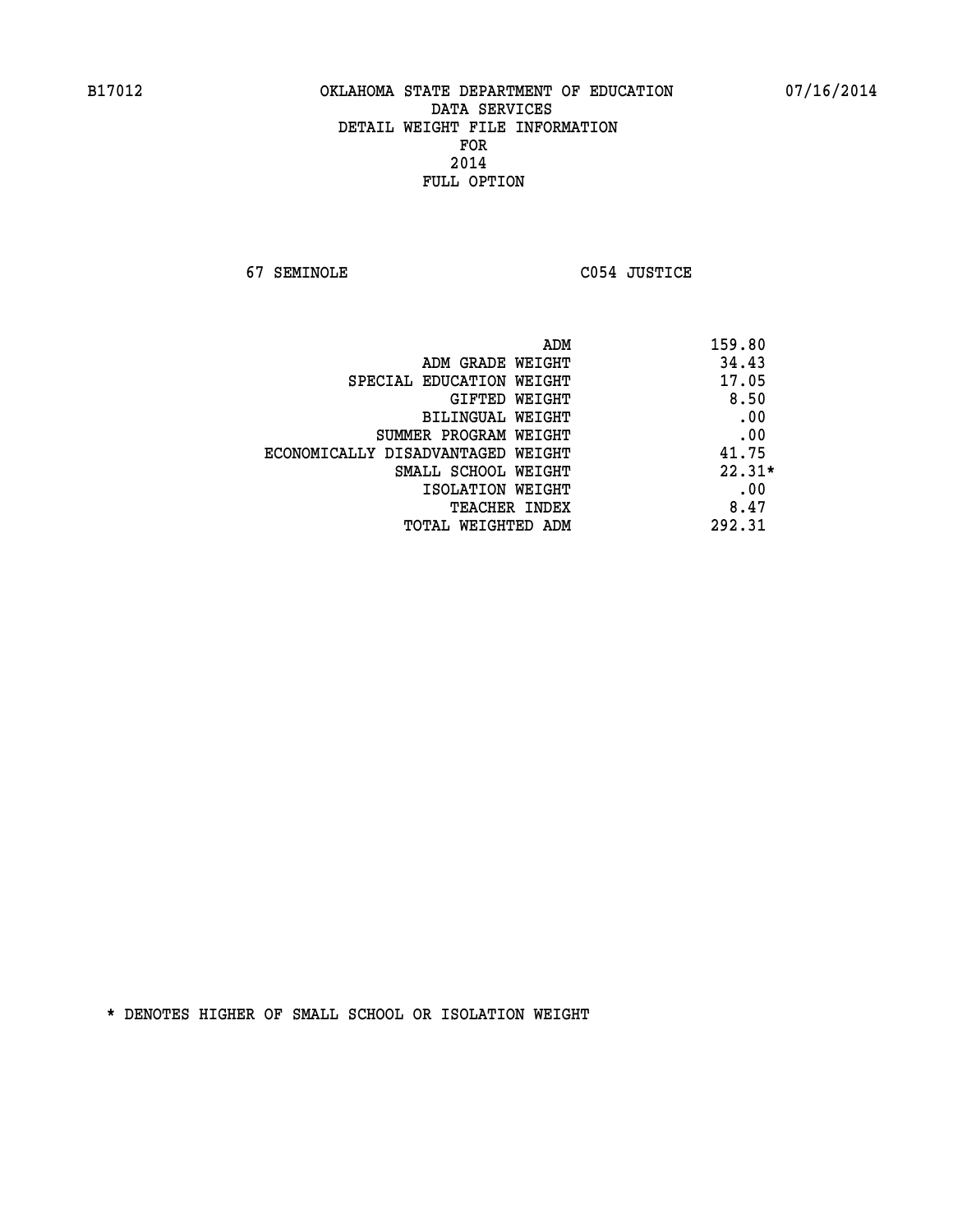B17012 OKLAHOMA STATE DEPARTMENT OF EDUCATION 07/16/2014

DATA SERVICES
DETAIL WEIGHT FILE INFORMATION
FOR
2014
FULL OPTION

67 SEMINOLE C054 JUSTICE

| | |
|---|---|
| ADM | 159.80 |
| ADM GRADE WEIGHT | 34.43 |
| SPECIAL EDUCATION WEIGHT | 17.05 |
| GIFTED WEIGHT | 8.50 |
| BILINGUAL WEIGHT | .00 |
| SUMMER PROGRAM WEIGHT | .00 |
| ECONOMICALLY DISADVANTAGED WEIGHT | 41.75 |
| SMALL SCHOOL WEIGHT | 22.31* |
| ISOLATION WEIGHT | .00 |
| TEACHER INDEX | 8.47 |
| TOTAL WEIGHTED ADM | 292.31 |

* DENOTES HIGHER OF SMALL SCHOOL OR ISOLATION WEIGHT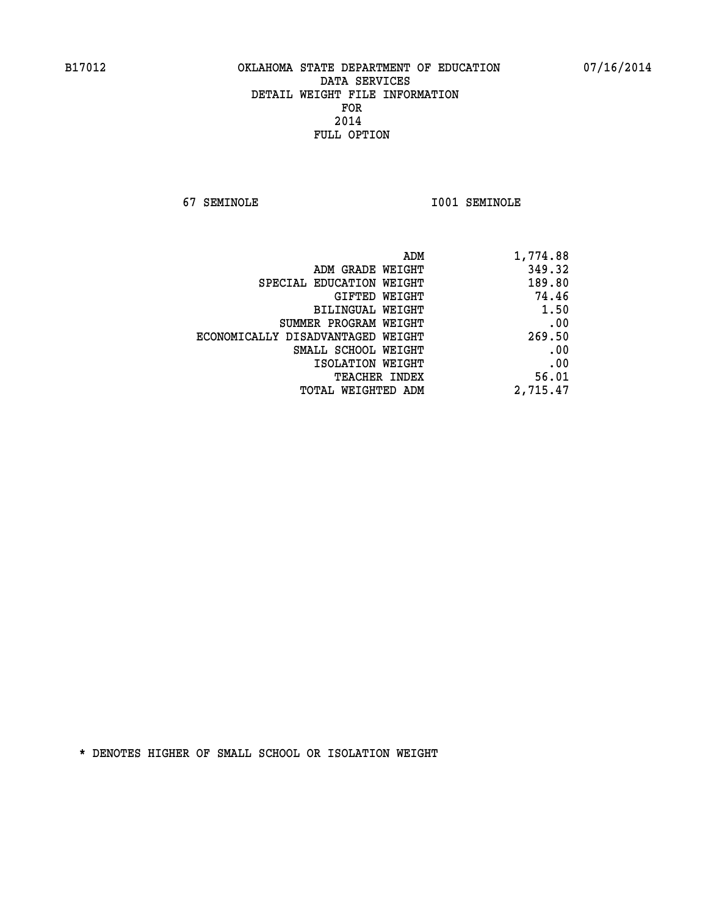B17012 OKLAHOMA STATE DEPARTMENT OF EDUCATION 07/16/2014

DATA SERVICES
DETAIL WEIGHT FILE INFORMATION
FOR
2014
FULL OPTION

67 SEMINOLE I001 SEMINOLE

| | |
|---|---|
| ADM | 1,774.88 |
| ADM GRADE WEIGHT | 349.32 |
| SPECIAL EDUCATION WEIGHT | 189.80 |
| GIFTED WEIGHT | 74.46 |
| BILINGUAL WEIGHT | 1.50 |
| SUMMER PROGRAM WEIGHT | .00 |
| ECONOMICALLY DISADVANTAGED WEIGHT | 269.50 |
| SMALL SCHOOL WEIGHT | .00 |
| ISOLATION WEIGHT | .00 |
| TEACHER INDEX | 56.01 |
| TOTAL WEIGHTED ADM | 2,715.47 |

* DENOTES HIGHER OF SMALL SCHOOL OR ISOLATION WEIGHT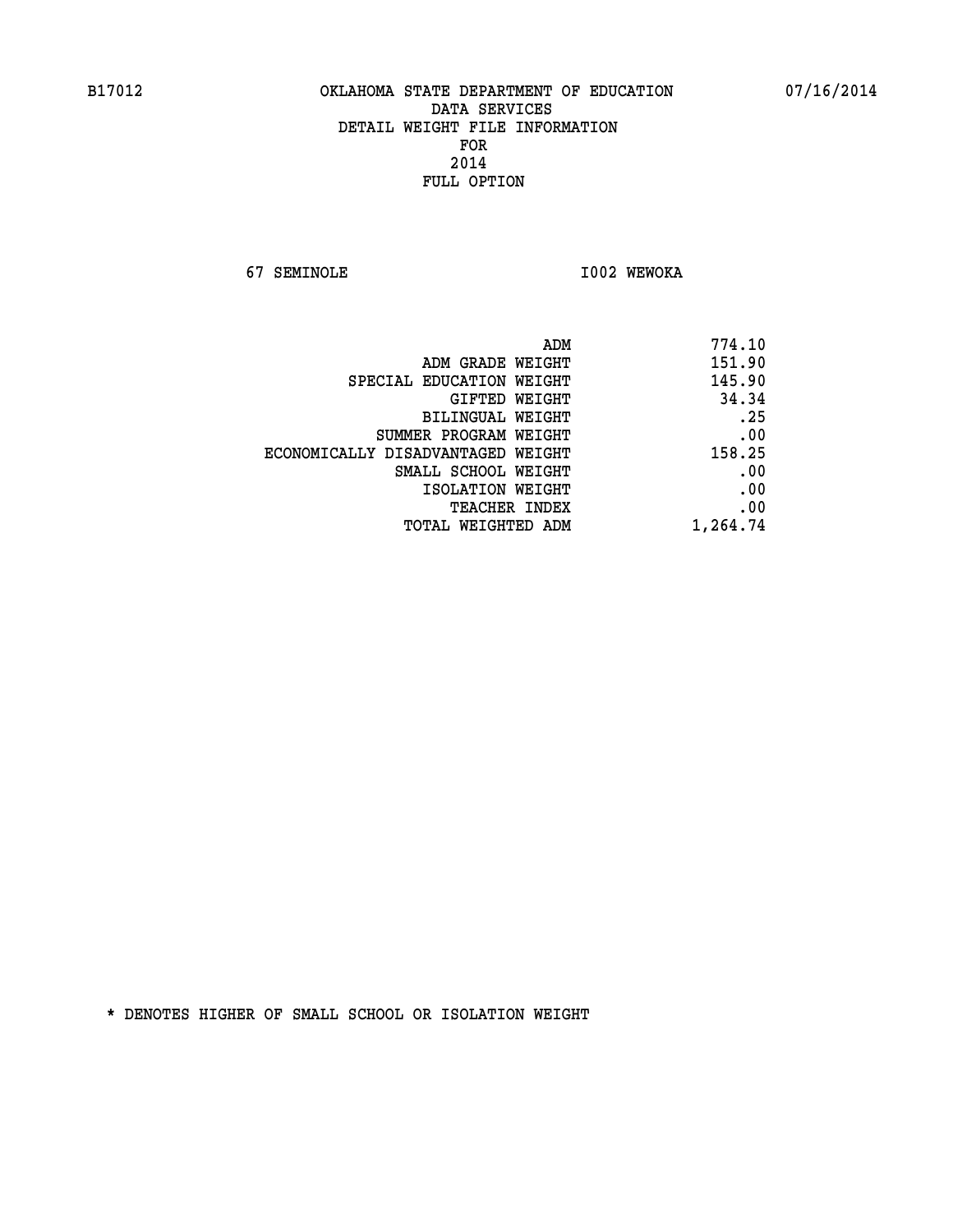B17012 OKLAHOMA STATE DEPARTMENT OF EDUCATION 07/16/2014

DATA SERVICES
DETAIL WEIGHT FILE INFORMATION
FOR
2014
FULL OPTION

67 SEMINOLE I002 WEWOKA

| | |
|---|---|
| ADM | 774.10 |
| ADM GRADE WEIGHT | 151.90 |
| SPECIAL EDUCATION WEIGHT | 145.90 |
| GIFTED WEIGHT | 34.34 |
| BILINGUAL WEIGHT | .25 |
| SUMMER PROGRAM WEIGHT | .00 |
| ECONOMICALLY DISADVANTAGED WEIGHT | 158.25 |
| SMALL SCHOOL WEIGHT | .00 |
| ISOLATION WEIGHT | .00 |
| TEACHER INDEX | .00 |
| TOTAL WEIGHTED ADM | 1,264.74 |

* DENOTES HIGHER OF SMALL SCHOOL OR ISOLATION WEIGHT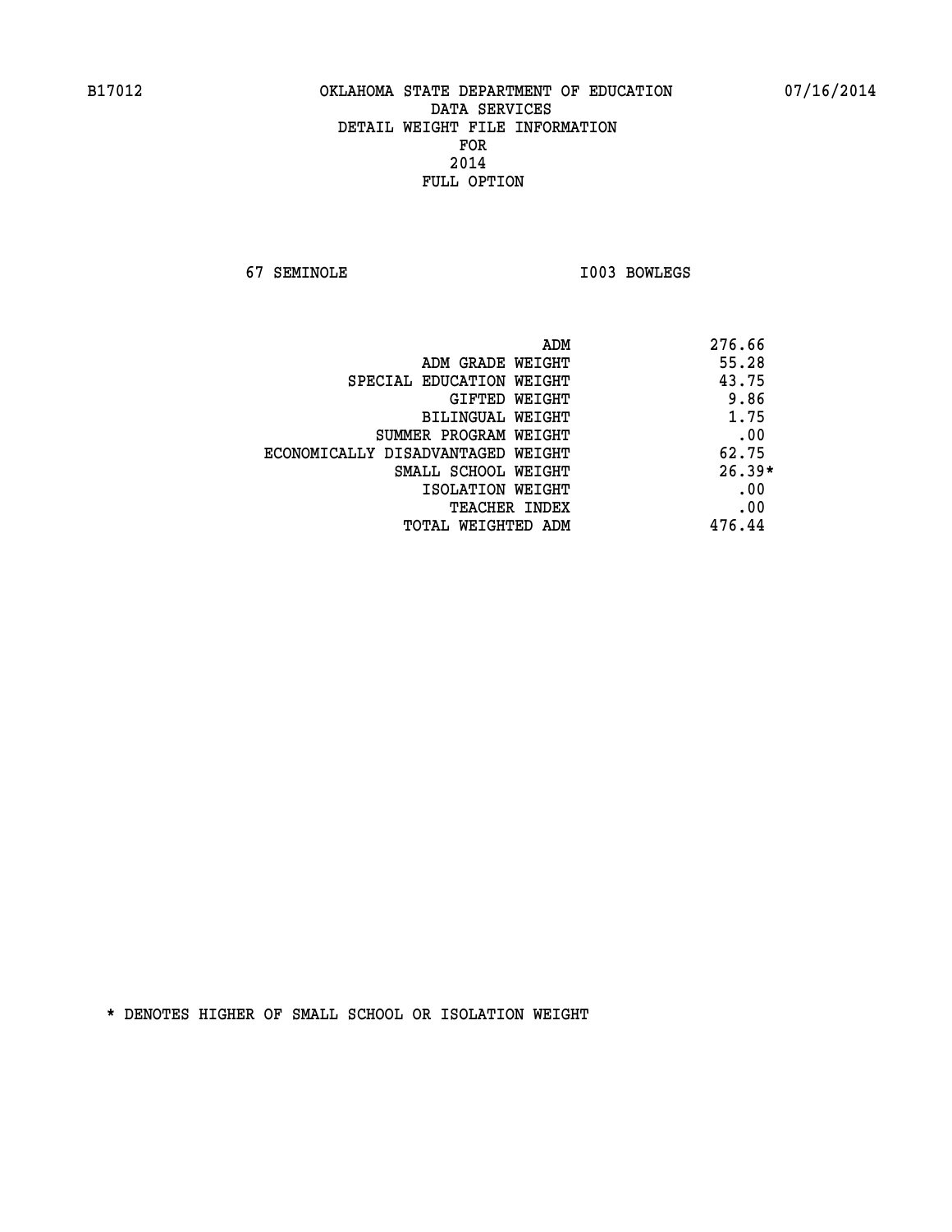B17012 OKLAHOMA STATE DEPARTMENT OF EDUCATION 07/16/2014

DATA SERVICES
DETAIL WEIGHT FILE INFORMATION
FOR
2014
FULL OPTION

67 SEMINOLE I003 BOWLEGS

| | |
|---|---|
| ADM | 276.66 |
| ADM GRADE WEIGHT | 55.28 |
| SPECIAL EDUCATION WEIGHT | 43.75 |
| GIFTED WEIGHT | 9.86 |
| BILINGUAL WEIGHT | 1.75 |
| SUMMER PROGRAM WEIGHT | .00 |
| ECONOMICALLY DISADVANTAGED WEIGHT | 62.75 |
| SMALL SCHOOL WEIGHT | 26.39* |
| ISOLATION WEIGHT | .00 |
| TEACHER INDEX | .00 |
| TOTAL WEIGHTED ADM | 476.44 |

* DENOTES HIGHER OF SMALL SCHOOL OR ISOLATION WEIGHT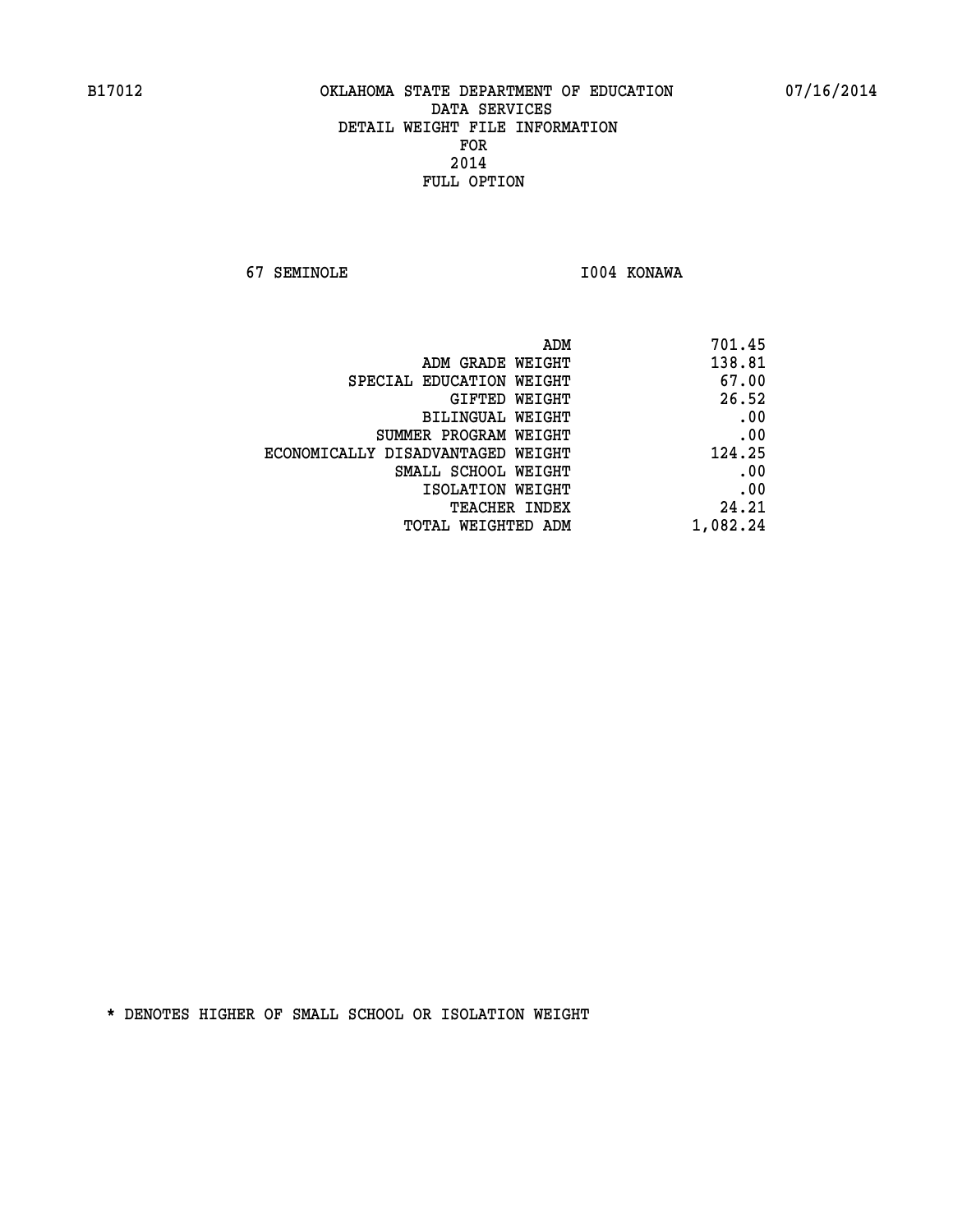B17012 OKLAHOMA STATE DEPARTMENT OF EDUCATION 07/16/2014

DATA SERVICES
DETAIL WEIGHT FILE INFORMATION
FOR
2014
FULL OPTION

67 SEMINOLE I004 KONAWA

| | |
|---|---|
| ADM | 701.45 |
| ADM GRADE WEIGHT | 138.81 |
| SPECIAL EDUCATION WEIGHT | 67.00 |
| GIFTED WEIGHT | 26.52 |
| BILINGUAL WEIGHT | .00 |
| SUMMER PROGRAM WEIGHT | .00 |
| ECONOMICALLY DISADVANTAGED WEIGHT | 124.25 |
| SMALL SCHOOL WEIGHT | .00 |
| ISOLATION WEIGHT | .00 |
| TEACHER INDEX | 24.21 |
| TOTAL WEIGHTED ADM | 1,082.24 |

* DENOTES HIGHER OF SMALL SCHOOL OR ISOLATION WEIGHT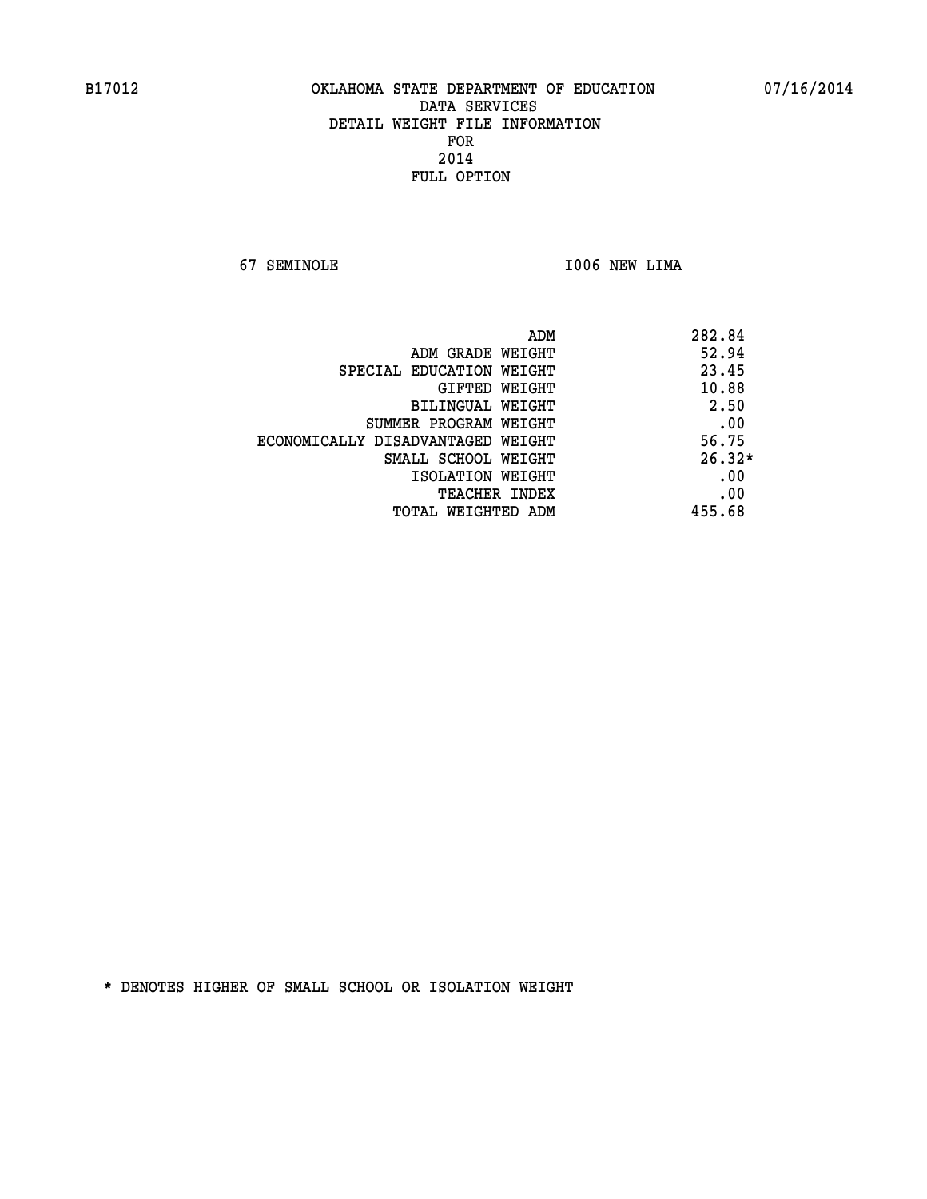B17012 OKLAHOMA STATE DEPARTMENT OF EDUCATION 07/16/2014

DATA SERVICES
DETAIL WEIGHT FILE INFORMATION
FOR
2014
FULL OPTION

67 SEMINOLE I006 NEW LIMA

| | |
|---|---|
| ADM | 282.84 |
| ADM GRADE WEIGHT | 52.94 |
| SPECIAL EDUCATION WEIGHT | 23.45 |
| GIFTED WEIGHT | 10.88 |
| BILINGUAL WEIGHT | 2.50 |
| SUMMER PROGRAM WEIGHT | .00 |
| ECONOMICALLY DISADVANTAGED WEIGHT | 56.75 |
| SMALL SCHOOL WEIGHT | 26.32* |
| ISOLATION WEIGHT | .00 |
| TEACHER INDEX | .00 |
| TOTAL WEIGHTED ADM | 455.68 |

* DENOTES HIGHER OF SMALL SCHOOL OR ISOLATION WEIGHT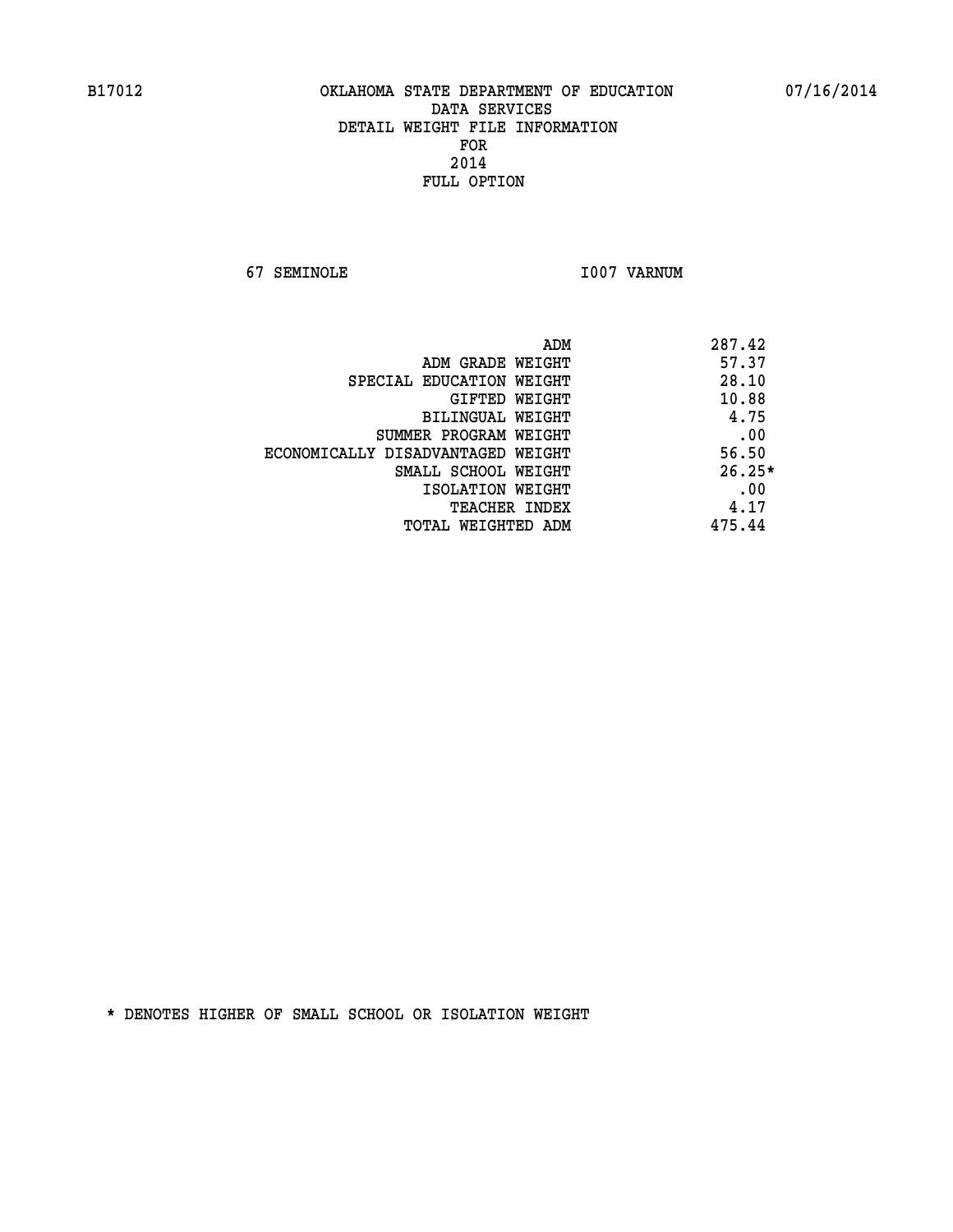B17012 OKLAHOMA STATE DEPARTMENT OF EDUCATION 07/16/2014

DATA SERVICES
DETAIL WEIGHT FILE INFORMATION
FOR
2014
FULL OPTION

67 SEMINOLE I007 VARNUM

| | |
|---|---|
| ADM | 287.42 |
| ADM GRADE WEIGHT | 57.37 |
| SPECIAL EDUCATION WEIGHT | 28.10 |
| GIFTED WEIGHT | 10.88 |
| BILINGUAL WEIGHT | 4.75 |
| SUMMER PROGRAM WEIGHT | .00 |
| ECONOMICALLY DISADVANTAGED WEIGHT | 56.50 |
| SMALL SCHOOL WEIGHT | 26.25* |
| ISOLATION WEIGHT | .00 |
| TEACHER INDEX | 4.17 |
| TOTAL WEIGHTED ADM | 475.44 |

* DENOTES HIGHER OF SMALL SCHOOL OR ISOLATION WEIGHT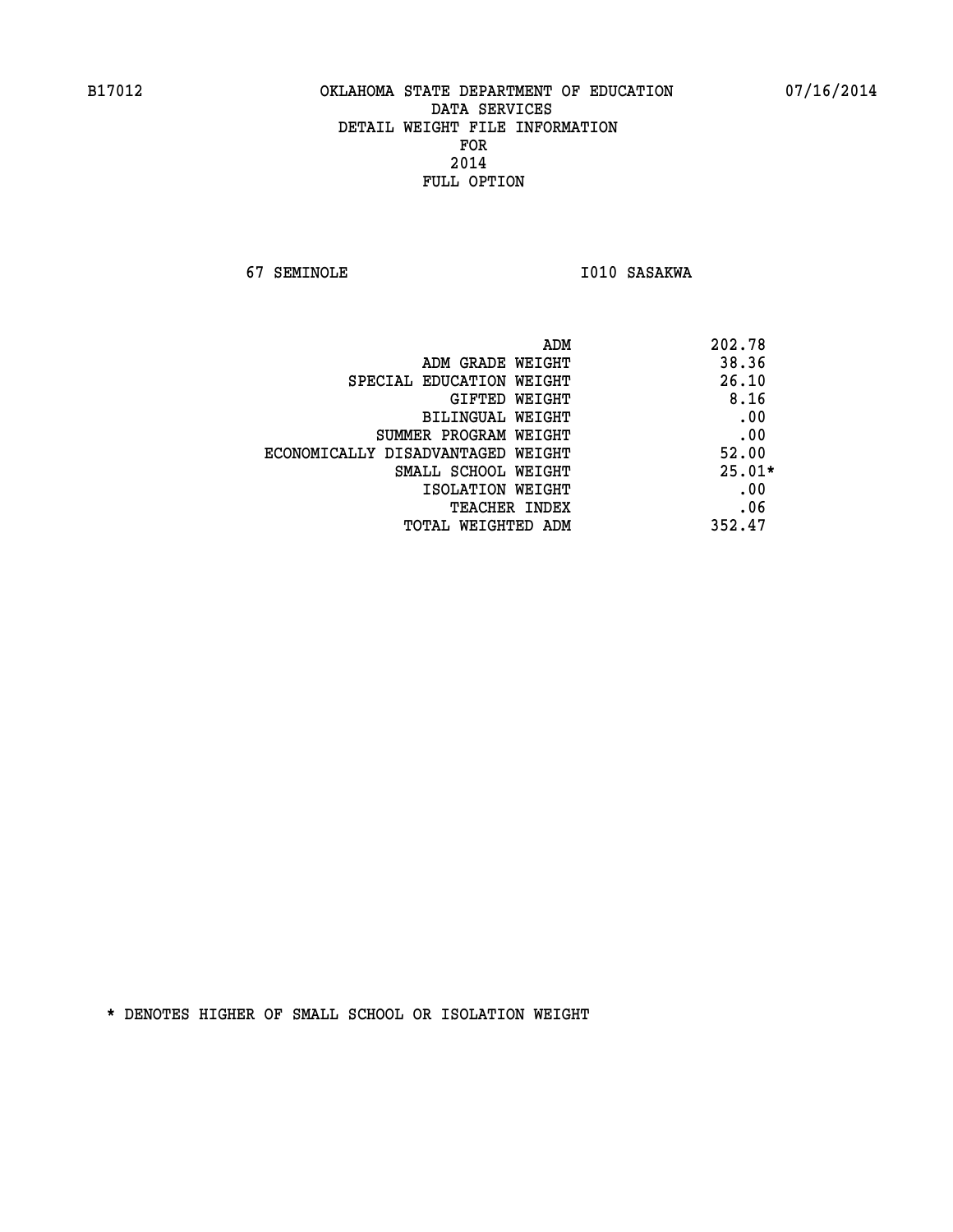B17012 OKLAHOMA STATE DEPARTMENT OF EDUCATION 07/16/2014

DATA SERVICES
DETAIL WEIGHT FILE INFORMATION
FOR
2014
FULL OPTION

67 SEMINOLE I010 SASAKWA

| | |
|---|---|
| ADM | 202.78 |
| ADM GRADE WEIGHT | 38.36 |
| SPECIAL EDUCATION WEIGHT | 26.10 |
| GIFTED WEIGHT | 8.16 |
| BILINGUAL WEIGHT | .00 |
| SUMMER PROGRAM WEIGHT | .00 |
| ECONOMICALLY DISADVANTAGED WEIGHT | 52.00 |
| SMALL SCHOOL WEIGHT | 25.01* |
| ISOLATION WEIGHT | .00 |
| TEACHER INDEX | .06 |
| TOTAL WEIGHTED ADM | 352.47 |

* DENOTES HIGHER OF SMALL SCHOOL OR ISOLATION WEIGHT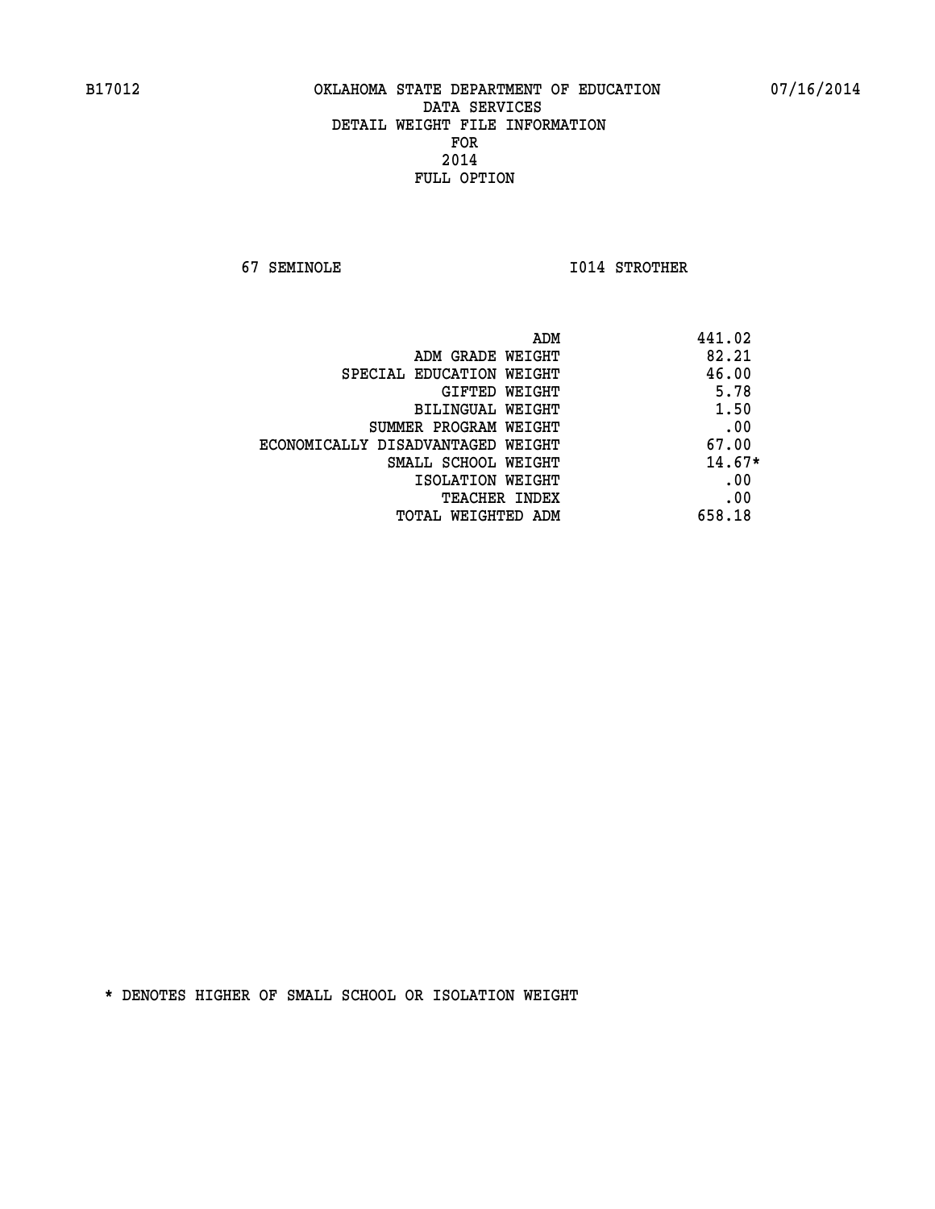B17012 OKLAHOMA STATE DEPARTMENT OF EDUCATION 07/16/2014
DATA SERVICES
DETAIL WEIGHT FILE INFORMATION
FOR
2014
FULL OPTION

67 SEMINOLE I014 STROTHER

| | |
|---|---|
| ADM | 441.02 |
| ADM GRADE WEIGHT | 82.21 |
| SPECIAL EDUCATION WEIGHT | 46.00 |
| GIFTED WEIGHT | 5.78 |
| BILINGUAL WEIGHT | 1.50 |
| SUMMER PROGRAM WEIGHT | .00 |
| ECONOMICALLY DISADVANTAGED WEIGHT | 67.00 |
| SMALL SCHOOL WEIGHT | 14.67* |
| ISOLATION WEIGHT | .00 |
| TEACHER INDEX | .00 |
| TOTAL WEIGHTED ADM | 658.18 |

* DENOTES HIGHER OF SMALL SCHOOL OR ISOLATION WEIGHT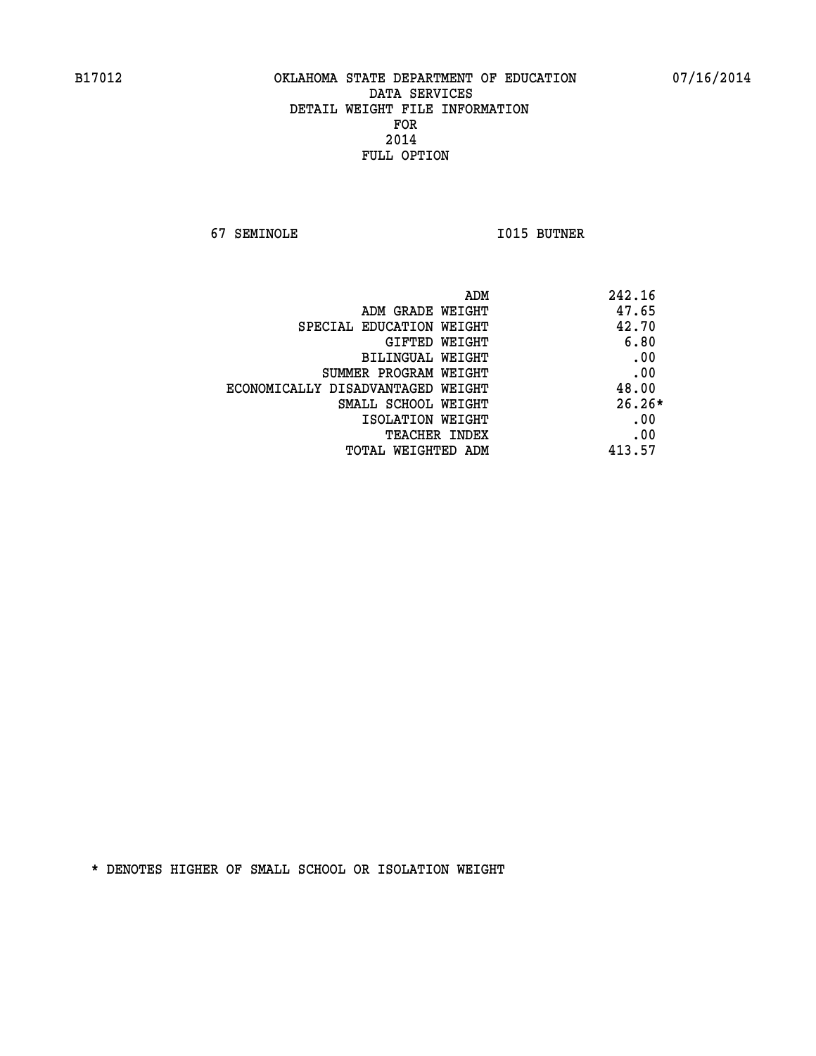B17012 OKLAHOMA STATE DEPARTMENT OF EDUCATION 07/16/2014

DATA SERVICES
DETAIL WEIGHT FILE INFORMATION
FOR
2014
FULL OPTION

67 SEMINOLE I015 BUTNER

| | |
|---|---|
| ADM | 242.16 |
| ADM GRADE WEIGHT | 47.65 |
| SPECIAL EDUCATION WEIGHT | 42.70 |
| GIFTED WEIGHT | 6.80 |
| BILINGUAL WEIGHT | .00 |
| SUMMER PROGRAM WEIGHT | .00 |
| ECONOMICALLY DISADVANTAGED WEIGHT | 48.00 |
| SMALL SCHOOL WEIGHT | 26.26* |
| ISOLATION WEIGHT | .00 |
| TEACHER INDEX | .00 |
| TOTAL WEIGHTED ADM | 413.57 |

* DENOTES HIGHER OF SMALL SCHOOL OR ISOLATION WEIGHT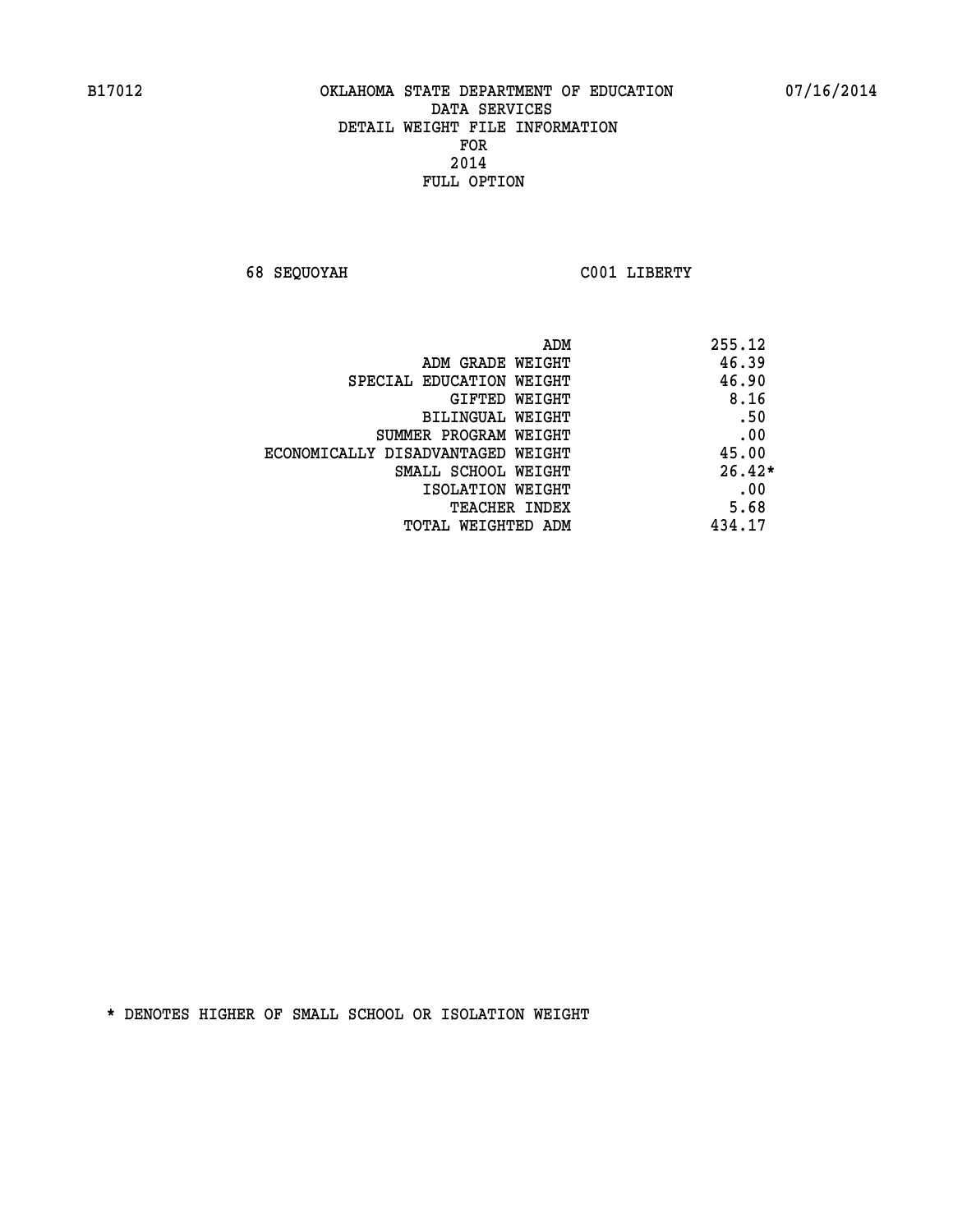B17012 OKLAHOMA STATE DEPARTMENT OF EDUCATION 07/16/2014
DATA SERVICES
DETAIL WEIGHT FILE INFORMATION
FOR
2014
FULL OPTION

68 SEQUOYAH C001 LIBERTY

| | |
|---|---|
| ADM | 255.12 |
| ADM GRADE WEIGHT | 46.39 |
| SPECIAL EDUCATION WEIGHT | 46.90 |
| GIFTED WEIGHT | 8.16 |
| BILINGUAL WEIGHT | .50 |
| SUMMER PROGRAM WEIGHT | .00 |
| ECONOMICALLY DISADVANTAGED WEIGHT | 45.00 |
| SMALL SCHOOL WEIGHT | 26.42* |
| ISOLATION WEIGHT | .00 |
| TEACHER INDEX | 5.68 |
| TOTAL WEIGHTED ADM | 434.17 |

* DENOTES HIGHER OF SMALL SCHOOL OR ISOLATION WEIGHT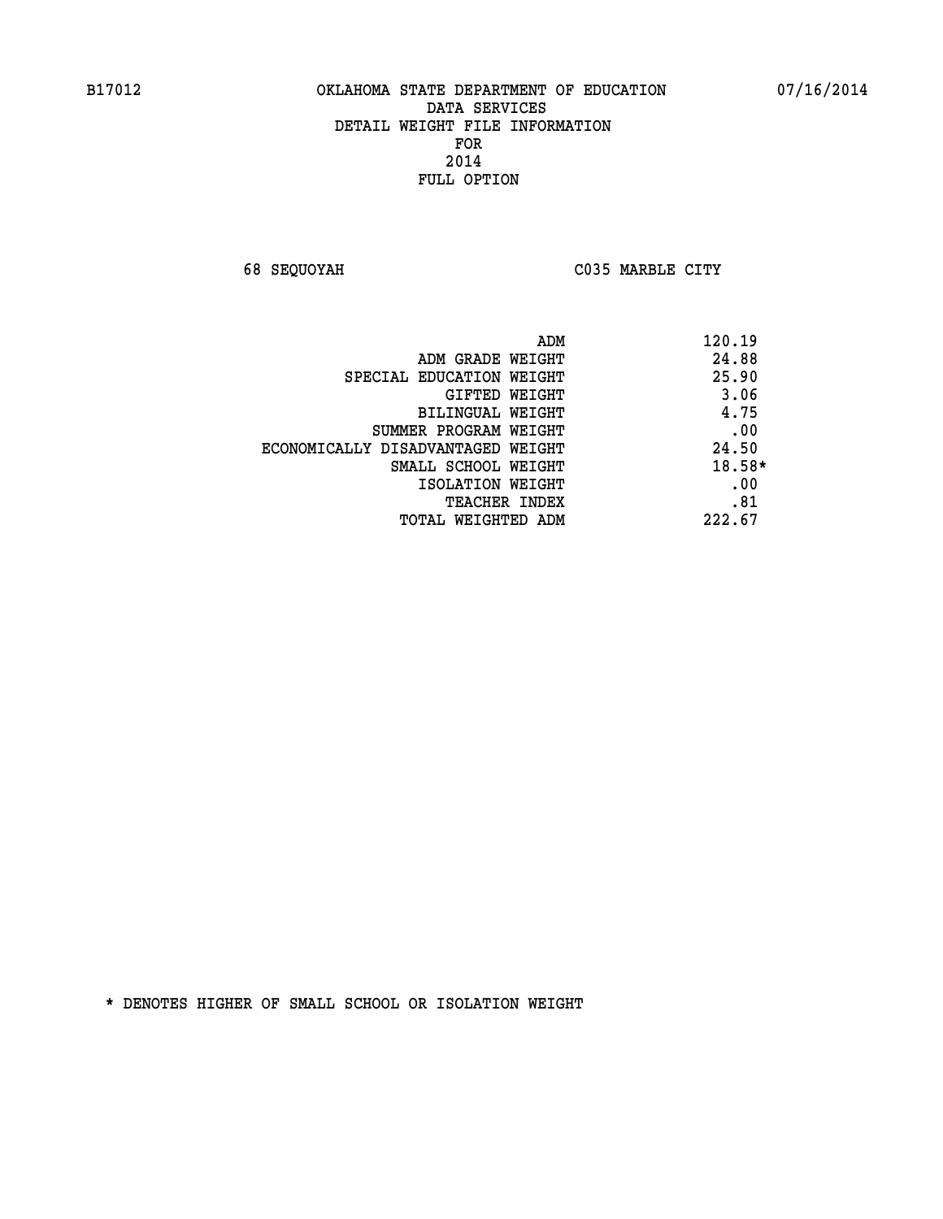B17012 OKLAHOMA STATE DEPARTMENT OF EDUCATION 07/16/2014

DATA SERVICES
DETAIL WEIGHT FILE INFORMATION
FOR
2014
FULL OPTION

68 SEQUOYAH C035 MARBLE CITY

| | |
|---|---|
| ADM | 120.19 |
| ADM GRADE WEIGHT | 24.88 |
| SPECIAL EDUCATION WEIGHT | 25.90 |
| GIFTED WEIGHT | 3.06 |
| BILINGUAL WEIGHT | 4.75 |
| SUMMER PROGRAM WEIGHT | .00 |
| ECONOMICALLY DISADVANTAGED WEIGHT | 24.50 |
| SMALL SCHOOL WEIGHT | 18.58* |
| ISOLATION WEIGHT | .00 |
| TEACHER INDEX | .81 |
| TOTAL WEIGHTED ADM | 222.67 |

* DENOTES HIGHER OF SMALL SCHOOL OR ISOLATION WEIGHT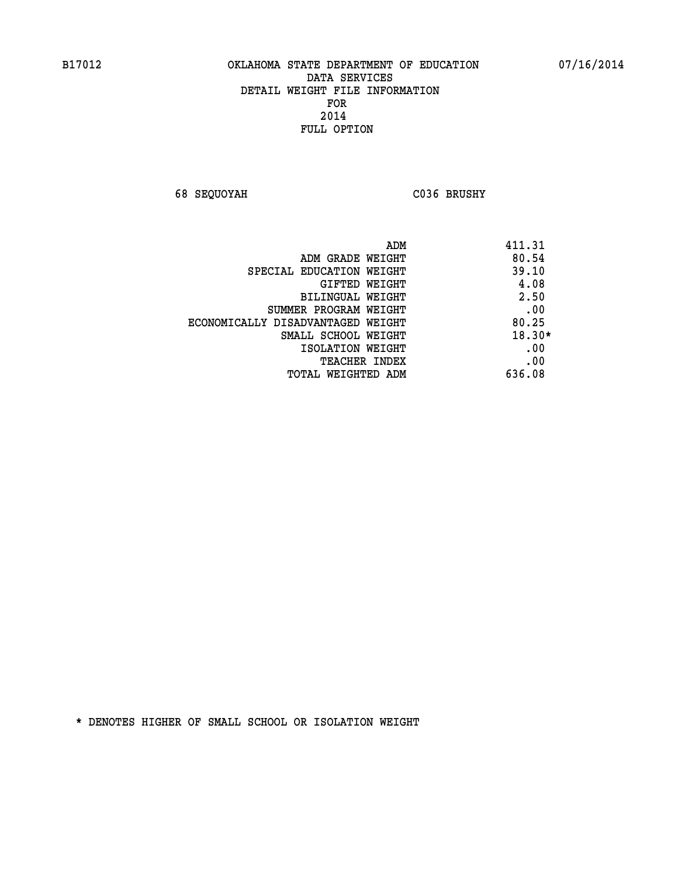B17012 OKLAHOMA STATE DEPARTMENT OF EDUCATION 07/16/2014

DATA SERVICES
DETAIL WEIGHT FILE INFORMATION
FOR
2014
FULL OPTION

68 SEQUOYAH C036 BRUSHY

| | |
|---|---|
| ADM | 411.31 |
| ADM GRADE WEIGHT | 80.54 |
| SPECIAL EDUCATION WEIGHT | 39.10 |
| GIFTED WEIGHT | 4.08 |
| BILINGUAL WEIGHT | 2.50 |
| SUMMER PROGRAM WEIGHT | .00 |
| ECONOMICALLY DISADVANTAGED WEIGHT | 80.25 |
| SMALL SCHOOL WEIGHT | 18.30* |
| ISOLATION WEIGHT | .00 |
| TEACHER INDEX | .00 |
| TOTAL WEIGHTED ADM | 636.08 |

* DENOTES HIGHER OF SMALL SCHOOL OR ISOLATION WEIGHT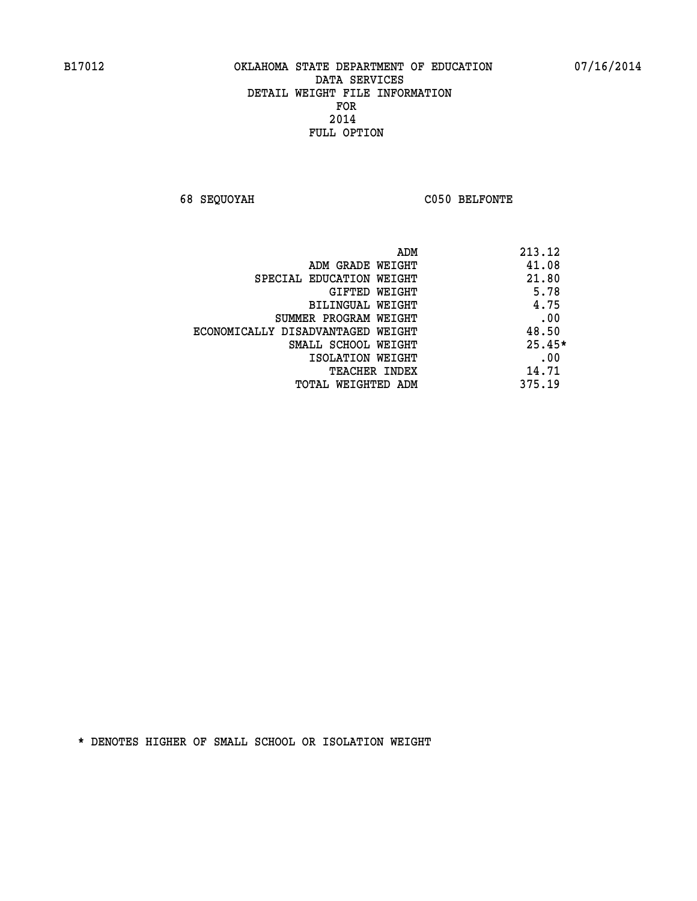B17012 OKLAHOMA STATE DEPARTMENT OF EDUCATION 07/16/2014

DATA SERVICES
DETAIL WEIGHT FILE INFORMATION
FOR
2014
FULL OPTION

68 SEQUOYAH C050 BELFONTE

| | |
|---|---|
| ADM | 213.12 |
| ADM GRADE WEIGHT | 41.08 |
| SPECIAL EDUCATION WEIGHT | 21.80 |
| GIFTED WEIGHT | 5.78 |
| BILINGUAL WEIGHT | 4.75 |
| SUMMER PROGRAM WEIGHT | .00 |
| ECONOMICALLY DISADVANTAGED WEIGHT | 48.50 |
| SMALL SCHOOL WEIGHT | 25.45* |
| ISOLATION WEIGHT | .00 |
| TEACHER INDEX | 14.71 |
| TOTAL WEIGHTED ADM | 375.19 |

* DENOTES HIGHER OF SMALL SCHOOL OR ISOLATION WEIGHT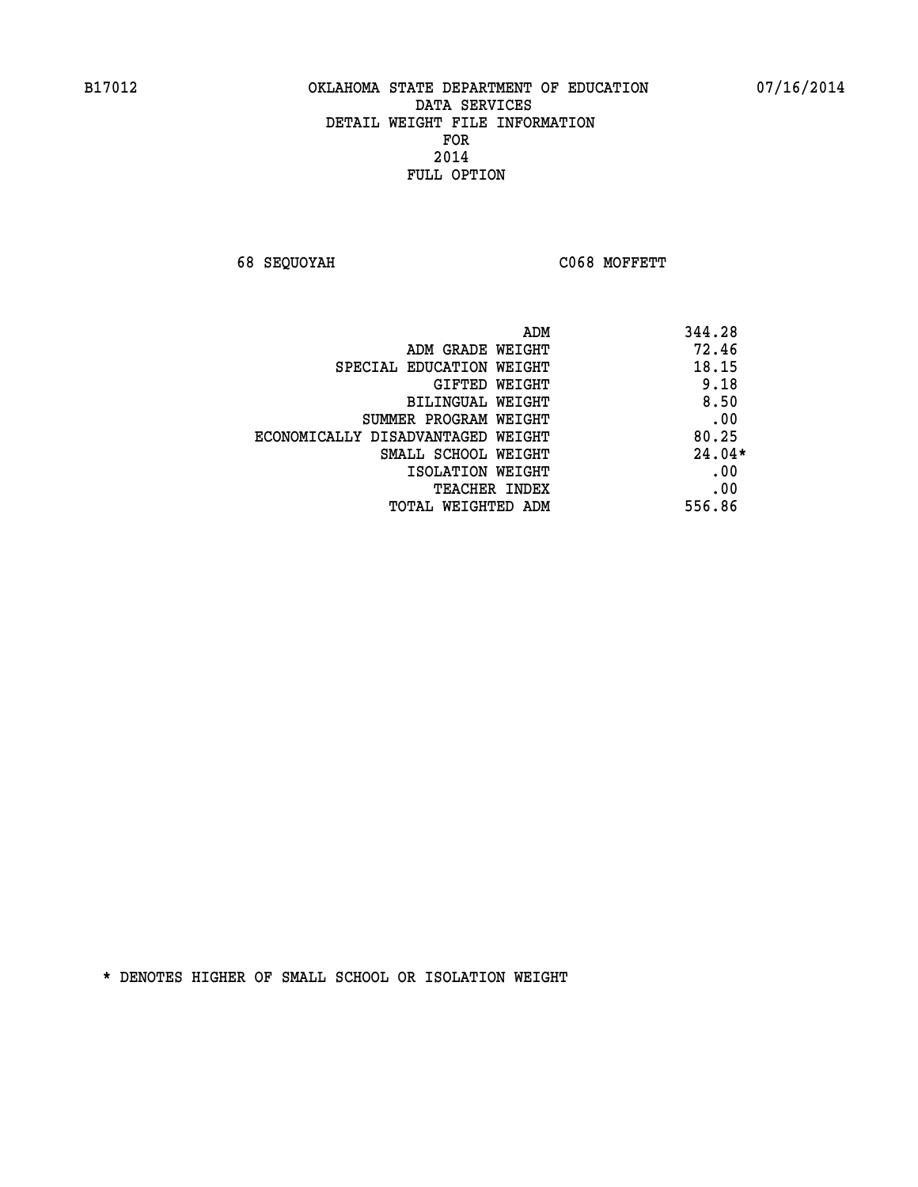B17012 OKLAHOMA STATE DEPARTMENT OF EDUCATION 07/16/2014

DATA SERVICES
DETAIL WEIGHT FILE INFORMATION
FOR
2014
FULL OPTION

68 SEQUOYAH C068 MOFFETT

| | |
|---|---|
| ADM | 344.28 |
| ADM GRADE WEIGHT | 72.46 |
| SPECIAL EDUCATION WEIGHT | 18.15 |
| GIFTED WEIGHT | 9.18 |
| BILINGUAL WEIGHT | 8.50 |
| SUMMER PROGRAM WEIGHT | .00 |
| ECONOMICALLY DISADVANTAGED WEIGHT | 80.25 |
| SMALL SCHOOL WEIGHT | 24.04* |
| ISOLATION WEIGHT | .00 |
| TEACHER INDEX | .00 |
| TOTAL WEIGHTED ADM | 556.86 |

* DENOTES HIGHER OF SMALL SCHOOL OR ISOLATION WEIGHT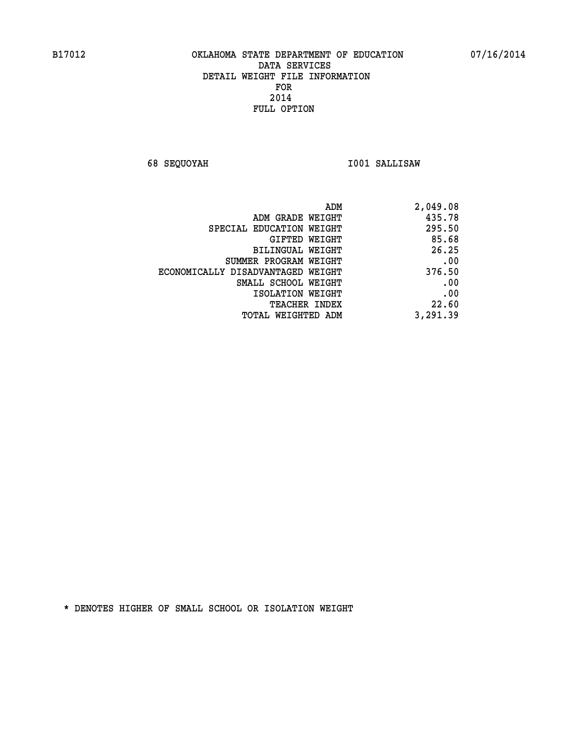B17012 OKLAHOMA STATE DEPARTMENT OF EDUCATION 07/16/2014

DATA SERVICES
DETAIL WEIGHT FILE INFORMATION
FOR
2014
FULL OPTION

68 SEQUOYAH I001 SALLISAW

| | |
|---|---|
| ADM | 2,049.08 |
| ADM GRADE WEIGHT | 435.78 |
| SPECIAL EDUCATION WEIGHT | 295.50 |
| GIFTED WEIGHT | 85.68 |
| BILINGUAL WEIGHT | 26.25 |
| SUMMER PROGRAM WEIGHT | .00 |
| ECONOMICALLY DISADVANTAGED WEIGHT | 376.50 |
| SMALL SCHOOL WEIGHT | .00 |
| ISOLATION WEIGHT | .00 |
| TEACHER INDEX | 22.60 |
| TOTAL WEIGHTED ADM | 3,291.39 |

* DENOTES HIGHER OF SMALL SCHOOL OR ISOLATION WEIGHT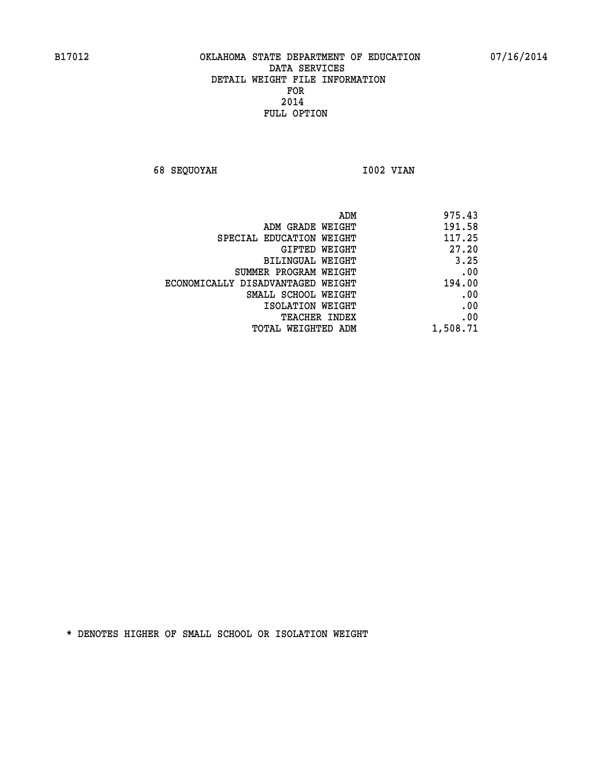B17012 OKLAHOMA STATE DEPARTMENT OF EDUCATION 07/16/2014

DATA SERVICES
DETAIL WEIGHT FILE INFORMATION
FOR
2014
FULL OPTION

68 SEQUOYAH I002 VIAN

| | |
|---|---|
| ADM | 975.43 |
| ADM GRADE WEIGHT | 191.58 |
| SPECIAL EDUCATION WEIGHT | 117.25 |
| GIFTED WEIGHT | 27.20 |
| BILINGUAL WEIGHT | 3.25 |
| SUMMER PROGRAM WEIGHT | .00 |
| ECONOMICALLY DISADVANTAGED WEIGHT | 194.00 |
| SMALL SCHOOL WEIGHT | .00 |
| ISOLATION WEIGHT | .00 |
| TEACHER INDEX | .00 |
| TOTAL WEIGHTED ADM | 1,508.71 |

* DENOTES HIGHER OF SMALL SCHOOL OR ISOLATION WEIGHT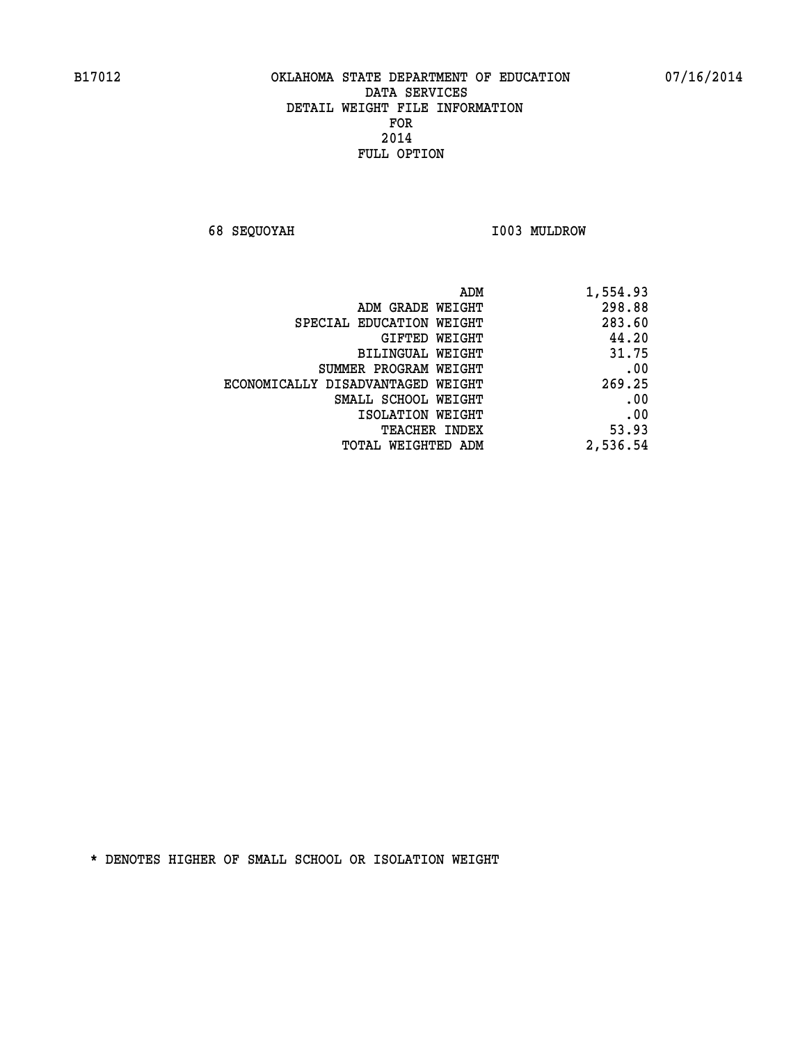B17012 OKLAHOMA STATE DEPARTMENT OF EDUCATION 07/16/2014

DATA SERVICES
DETAIL WEIGHT FILE INFORMATION
FOR
2014
FULL OPTION

68 SEQUOYAH I003 MULDROW

| | |
|---|---|
| ADM | 1,554.93 |
| ADM GRADE WEIGHT | 298.88 |
| SPECIAL EDUCATION WEIGHT | 283.60 |
| GIFTED WEIGHT | 44.20 |
| BILINGUAL WEIGHT | 31.75 |
| SUMMER PROGRAM WEIGHT | .00 |
| ECONOMICALLY DISADVANTAGED WEIGHT | 269.25 |
| SMALL SCHOOL WEIGHT | .00 |
| ISOLATION WEIGHT | .00 |
| TEACHER INDEX | 53.93 |
| TOTAL WEIGHTED ADM | 2,536.54 |

* DENOTES HIGHER OF SMALL SCHOOL OR ISOLATION WEIGHT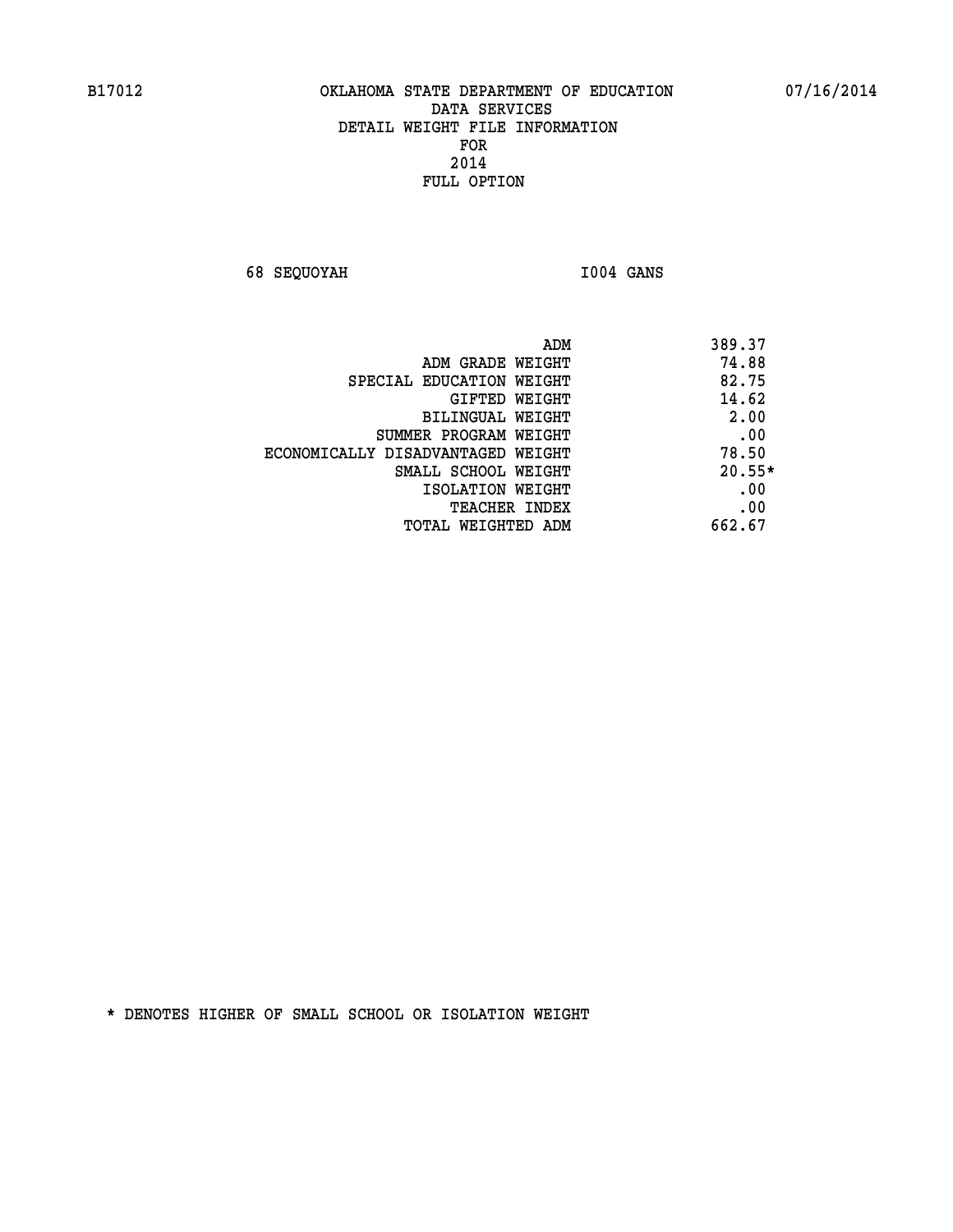B17012 OKLAHOMA STATE DEPARTMENT OF EDUCATION 07/16/2014

DATA SERVICES
DETAIL WEIGHT FILE INFORMATION
FOR
2014
FULL OPTION

68 SEQUOYAH I004 GANS

| | |
|---|---|
| ADM | 389.37 |
| ADM GRADE WEIGHT | 74.88 |
| SPECIAL EDUCATION WEIGHT | 82.75 |
| GIFTED WEIGHT | 14.62 |
| BILINGUAL WEIGHT | 2.00 |
| SUMMER PROGRAM WEIGHT | .00 |
| ECONOMICALLY DISADVANTAGED WEIGHT | 78.50 |
| SMALL SCHOOL WEIGHT | 20.55* |
| ISOLATION WEIGHT | .00 |
| TEACHER INDEX | .00 |
| TOTAL WEIGHTED ADM | 662.67 |

* DENOTES HIGHER OF SMALL SCHOOL OR ISOLATION WEIGHT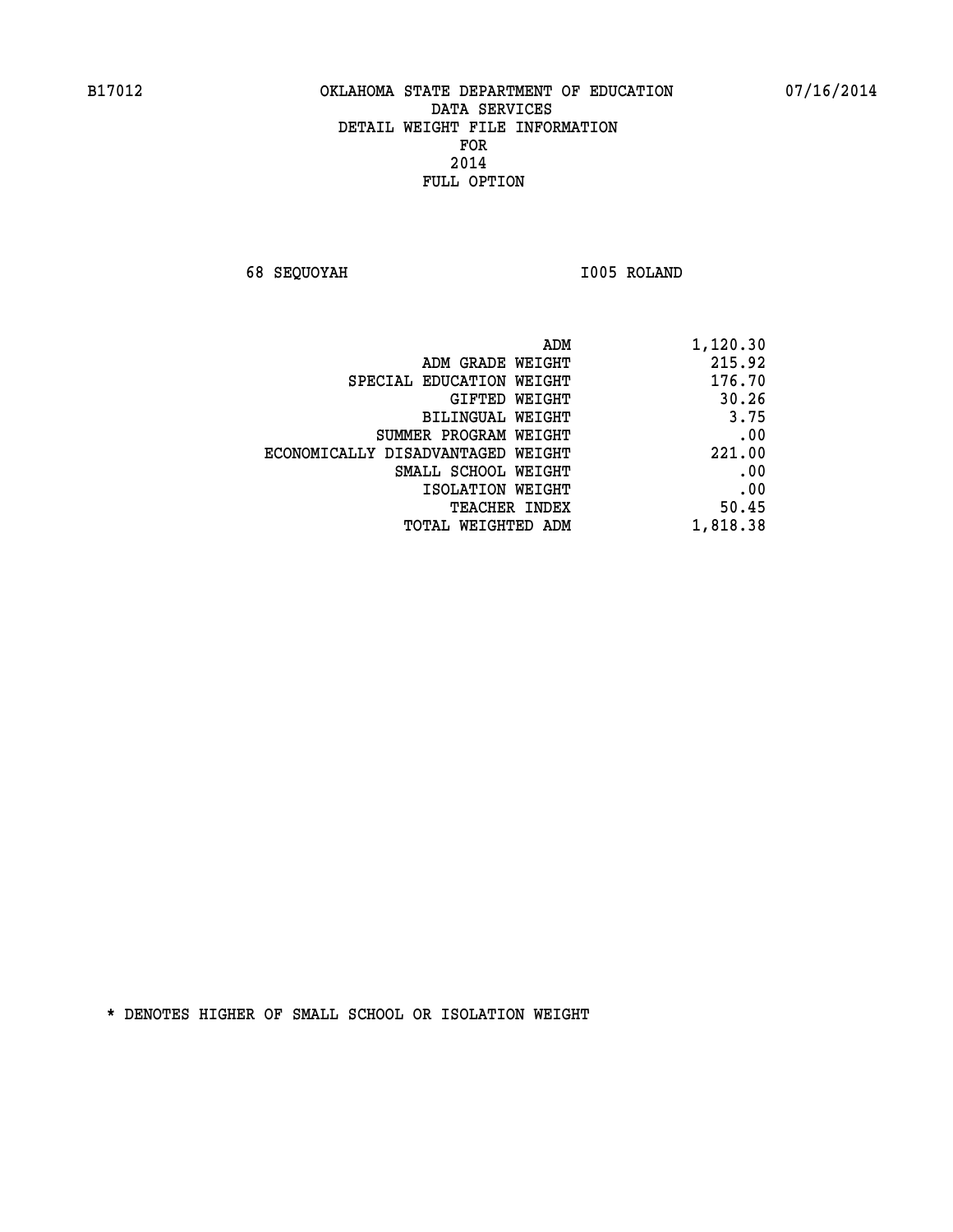B17012 OKLAHOMA STATE DEPARTMENT OF EDUCATION 07/16/2014

DATA SERVICES
DETAIL WEIGHT FILE INFORMATION
FOR
2014
FULL OPTION

68 SEQUOYAH I005 ROLAND

| | |
|---|---|
| ADM | 1,120.30 |
| ADM GRADE WEIGHT | 215.92 |
| SPECIAL EDUCATION WEIGHT | 176.70 |
| GIFTED WEIGHT | 30.26 |
| BILINGUAL WEIGHT | 3.75 |
| SUMMER PROGRAM WEIGHT | .00 |
| ECONOMICALLY DISADVANTAGED WEIGHT | 221.00 |
| SMALL SCHOOL WEIGHT | .00 |
| ISOLATION WEIGHT | .00 |
| TEACHER INDEX | 50.45 |
| TOTAL WEIGHTED ADM | 1,818.38 |

* DENOTES HIGHER OF SMALL SCHOOL OR ISOLATION WEIGHT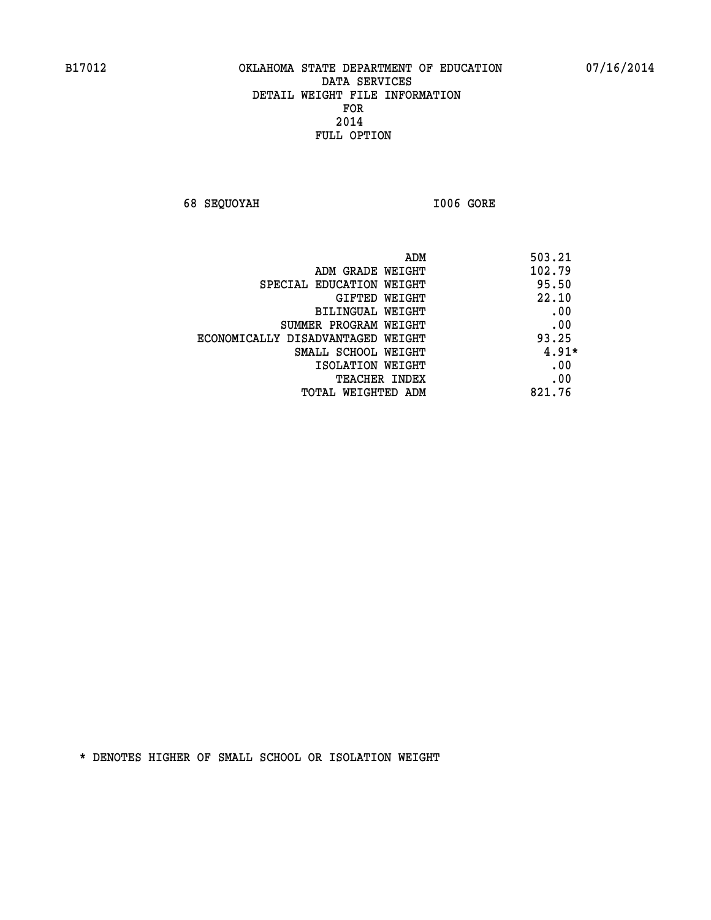B17012 OKLAHOMA STATE DEPARTMENT OF EDUCATION 07/16/2014

DATA SERVICES
DETAIL WEIGHT FILE INFORMATION
FOR
2014
FULL OPTION

68 SEQUOYAH I006 GORE

| | |
|---|---|
| ADM | 503.21 |
| ADM GRADE WEIGHT | 102.79 |
| SPECIAL EDUCATION WEIGHT | 95.50 |
| GIFTED WEIGHT | 22.10 |
| BILINGUAL WEIGHT | .00 |
| SUMMER PROGRAM WEIGHT | .00 |
| ECONOMICALLY DISADVANTAGED WEIGHT | 93.25 |
| SMALL SCHOOL WEIGHT | 4.91* |
| ISOLATION WEIGHT | .00 |
| TEACHER INDEX | .00 |
| TOTAL WEIGHTED ADM | 821.76 |

* DENOTES HIGHER OF SMALL SCHOOL OR ISOLATION WEIGHT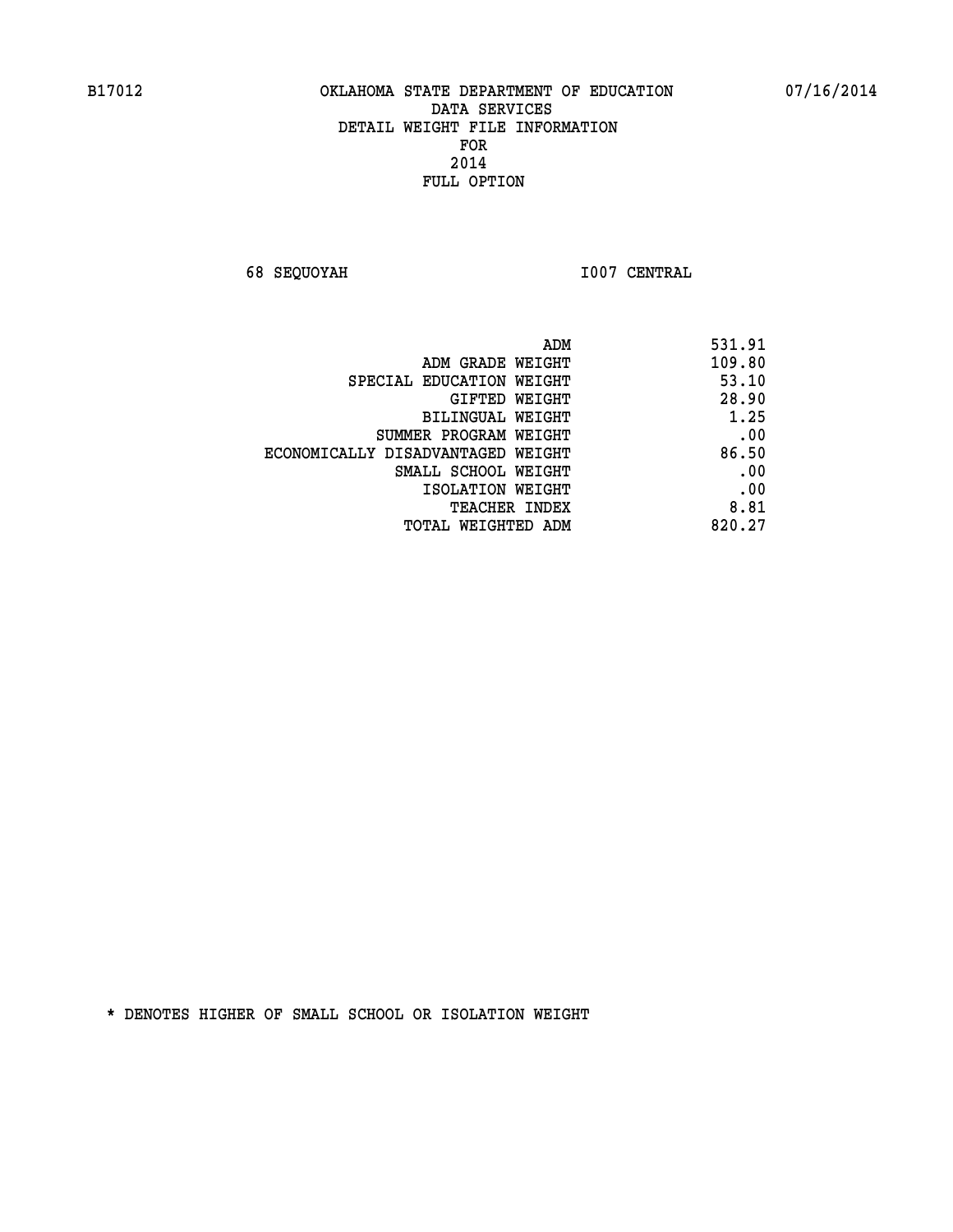B17012 OKLAHOMA STATE DEPARTMENT OF EDUCATION 07/16/2014

DATA SERVICES
DETAIL WEIGHT FILE INFORMATION
FOR
2014
FULL OPTION

68 SEQUOYAH I007 CENTRAL

| | |
|---|---|
| ADM | 531.91 |
| ADM GRADE WEIGHT | 109.80 |
| SPECIAL EDUCATION WEIGHT | 53.10 |
| GIFTED WEIGHT | 28.90 |
| BILINGUAL WEIGHT | 1.25 |
| SUMMER PROGRAM WEIGHT | .00 |
| ECONOMICALLY DISADVANTAGED WEIGHT | 86.50 |
| SMALL SCHOOL WEIGHT | .00 |
| ISOLATION WEIGHT | .00 |
| TEACHER INDEX | 8.81 |
| TOTAL WEIGHTED ADM | 820.27 |

* DENOTES HIGHER OF SMALL SCHOOL OR ISOLATION WEIGHT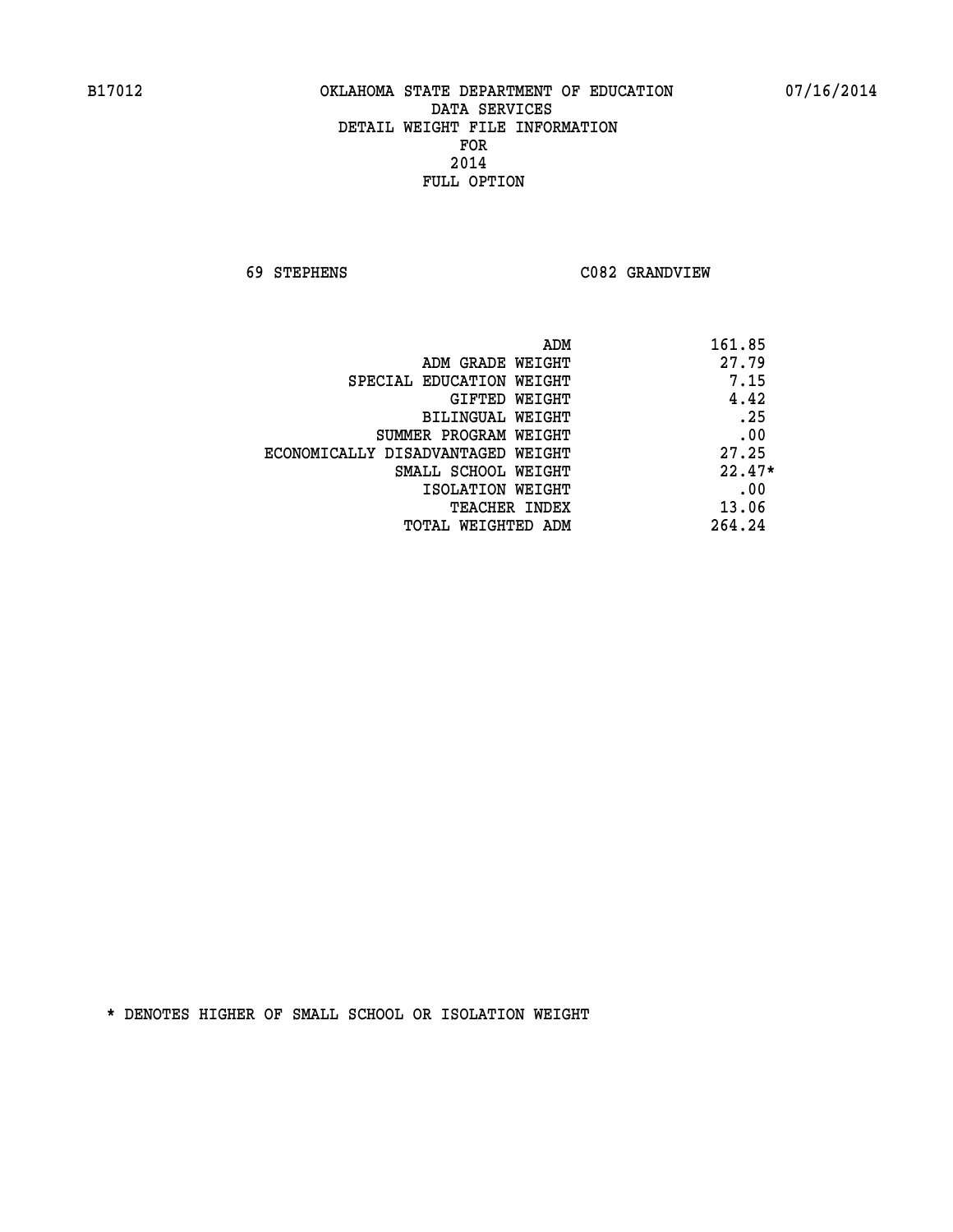B17012 OKLAHOMA STATE DEPARTMENT OF EDUCATION 07/16/2014

DATA SERVICES
DETAIL WEIGHT FILE INFORMATION
FOR
2014
FULL OPTION

69 STEPHENS C082 GRANDVIEW

| | |
|---|---|
| ADM | 161.85 |
| ADM GRADE WEIGHT | 27.79 |
| SPECIAL EDUCATION WEIGHT | 7.15 |
| GIFTED WEIGHT | 4.42 |
| BILINGUAL WEIGHT | .25 |
| SUMMER PROGRAM WEIGHT | .00 |
| ECONOMICALLY DISADVANTAGED WEIGHT | 27.25 |
| SMALL SCHOOL WEIGHT | 22.47* |
| ISOLATION WEIGHT | .00 |
| TEACHER INDEX | 13.06 |
| TOTAL WEIGHTED ADM | 264.24 |

* DENOTES HIGHER OF SMALL SCHOOL OR ISOLATION WEIGHT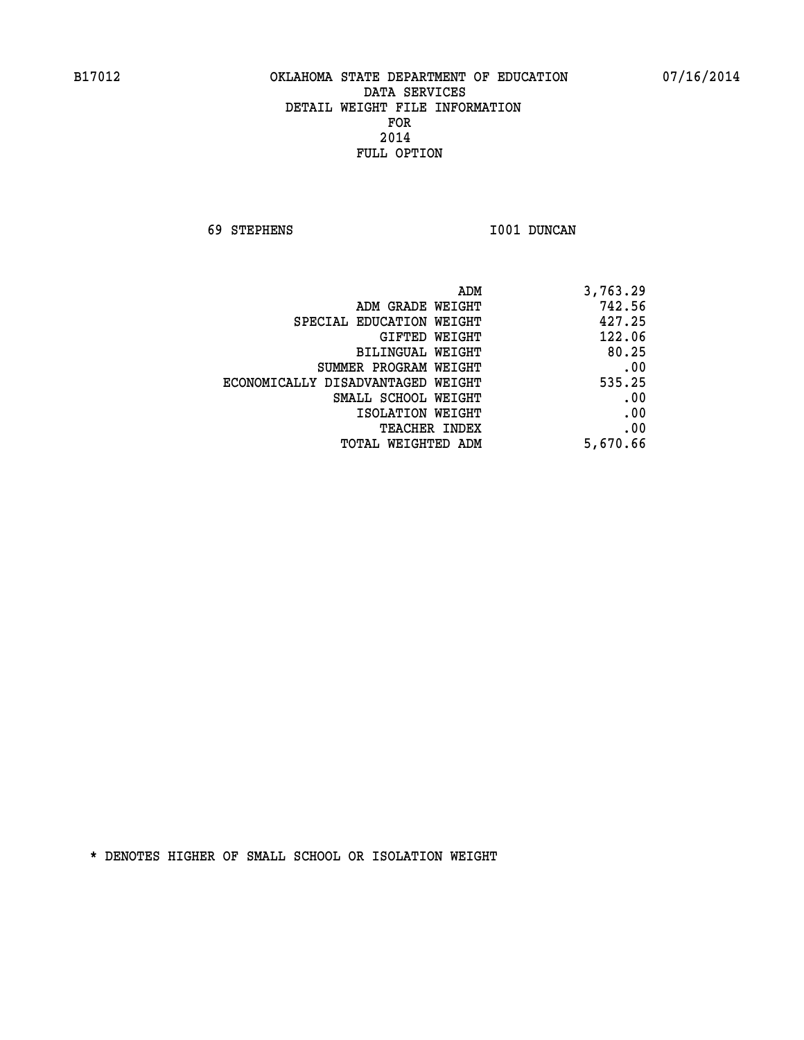B17012 OKLAHOMA STATE DEPARTMENT OF EDUCATION 07/16/2014

DATA SERVICES
DETAIL WEIGHT FILE INFORMATION
FOR
2014
FULL OPTION

69 STEPHENS I001 DUNCAN

| | |
|---|---|
| ADM | 3,763.29 |
| ADM GRADE WEIGHT | 742.56 |
| SPECIAL EDUCATION WEIGHT | 427.25 |
| GIFTED WEIGHT | 122.06 |
| BILINGUAL WEIGHT | 80.25 |
| SUMMER PROGRAM WEIGHT | .00 |
| ECONOMICALLY DISADVANTAGED WEIGHT | 535.25 |
| SMALL SCHOOL WEIGHT | .00 |
| ISOLATION WEIGHT | .00 |
| TEACHER INDEX | .00 |
| TOTAL WEIGHTED ADM | 5,670.66 |

* DENOTES HIGHER OF SMALL SCHOOL OR ISOLATION WEIGHT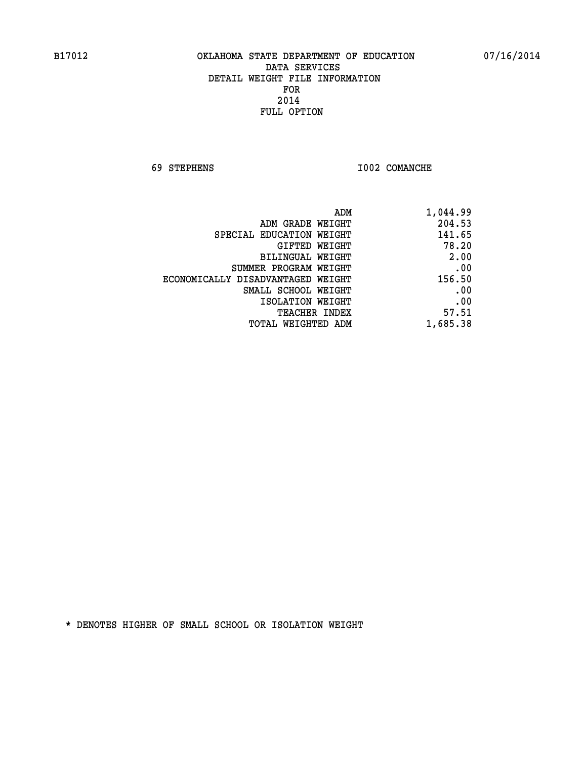B17012 OKLAHOMA STATE DEPARTMENT OF EDUCATION 07/16/2014

DATA SERVICES
DETAIL WEIGHT FILE INFORMATION
FOR
2014
FULL OPTION

69 STEPHENS I002 COMANCHE

| | |
|---|---|
| ADM | 1,044.99 |
| ADM GRADE WEIGHT | 204.53 |
| SPECIAL EDUCATION WEIGHT | 141.65 |
| GIFTED WEIGHT | 78.20 |
| BILINGUAL WEIGHT | 2.00 |
| SUMMER PROGRAM WEIGHT | .00 |
| ECONOMICALLY DISADVANTAGED WEIGHT | 156.50 |
| SMALL SCHOOL WEIGHT | .00 |
| ISOLATION WEIGHT | .00 |
| TEACHER INDEX | 57.51 |
| TOTAL WEIGHTED ADM | 1,685.38 |

* DENOTES HIGHER OF SMALL SCHOOL OR ISOLATION WEIGHT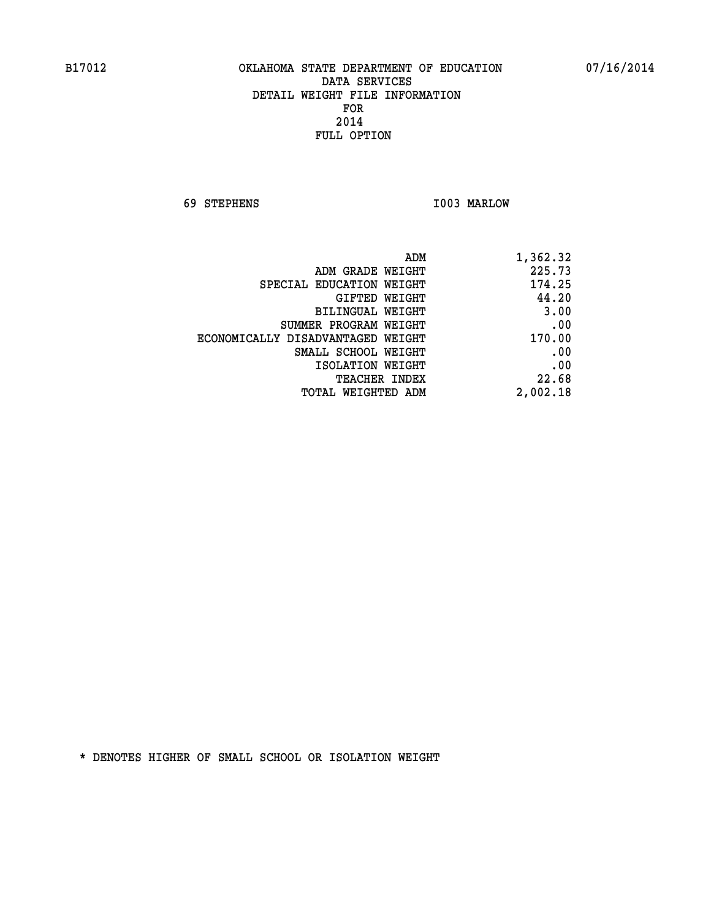B17012 OKLAHOMA STATE DEPARTMENT OF EDUCATION 07/16/2014

DATA SERVICES
DETAIL WEIGHT FILE INFORMATION
FOR
2014
FULL OPTION

69 STEPHENS I003 MARLOW

| | |
|---|---|
| ADM | 1,362.32 |
| ADM GRADE WEIGHT | 225.73 |
| SPECIAL EDUCATION WEIGHT | 174.25 |
| GIFTED WEIGHT | 44.20 |
| BILINGUAL WEIGHT | 3.00 |
| SUMMER PROGRAM WEIGHT | .00 |
| ECONOMICALLY DISADVANTAGED WEIGHT | 170.00 |
| SMALL SCHOOL WEIGHT | .00 |
| ISOLATION WEIGHT | .00 |
| TEACHER INDEX | 22.68 |
| TOTAL WEIGHTED ADM | 2,002.18 |

* DENOTES HIGHER OF SMALL SCHOOL OR ISOLATION WEIGHT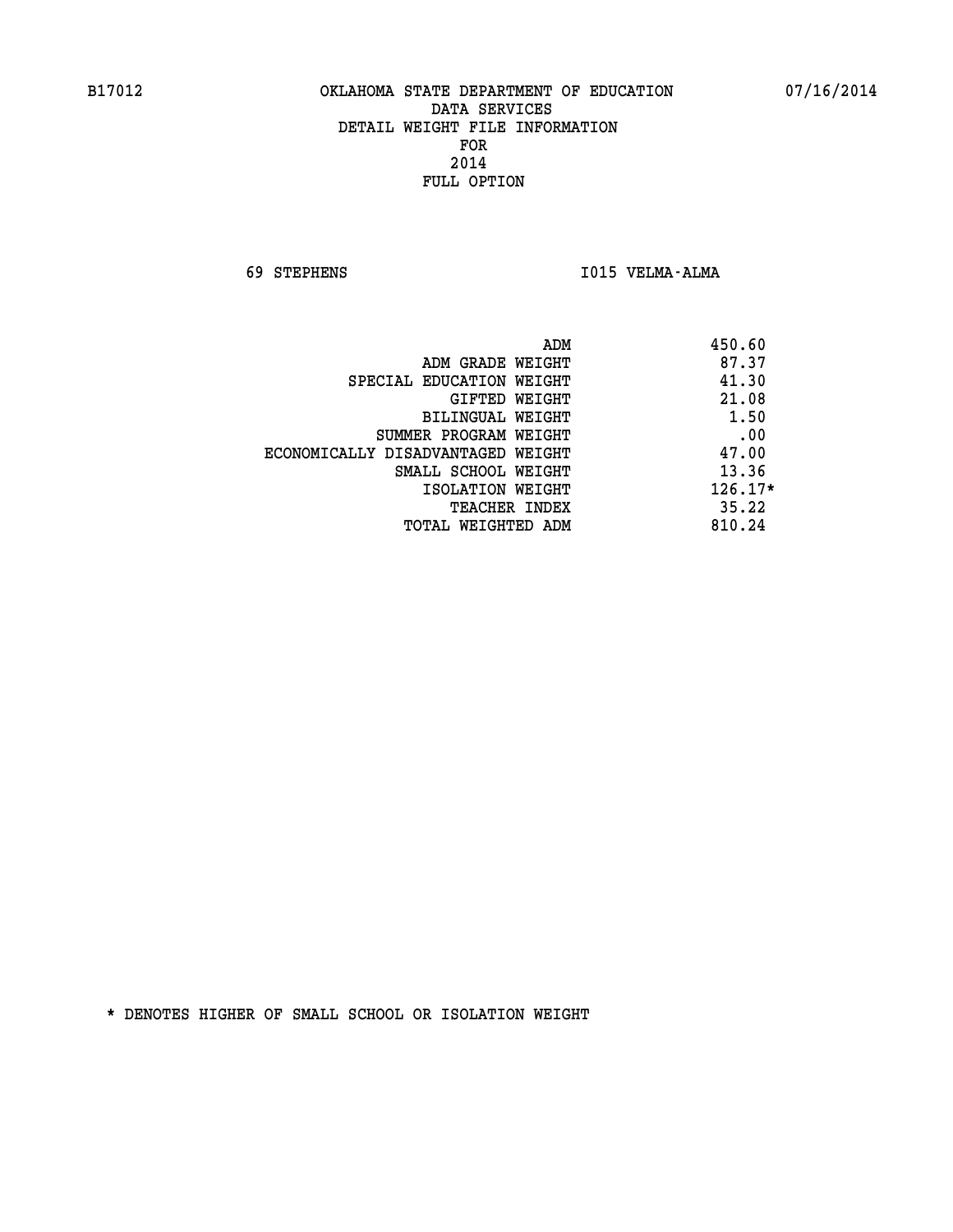B17012 OKLAHOMA STATE DEPARTMENT OF EDUCATION 07/16/2014

DATA SERVICES
DETAIL WEIGHT FILE INFORMATION
FOR
2014
FULL OPTION

69 STEPHENS I015 VELMA-ALMA

| | |
|---|---|
| ADM | 450.60 |
| ADM GRADE WEIGHT | 87.37 |
| SPECIAL EDUCATION WEIGHT | 41.30 |
| GIFTED WEIGHT | 21.08 |
| BILINGUAL WEIGHT | 1.50 |
| SUMMER PROGRAM WEIGHT | .00 |
| ECONOMICALLY DISADVANTAGED WEIGHT | 47.00 |
| SMALL SCHOOL WEIGHT | 13.36 |
| ISOLATION WEIGHT | 126.17* |
| TEACHER INDEX | 35.22 |
| TOTAL WEIGHTED ADM | 810.24 |

* DENOTES HIGHER OF SMALL SCHOOL OR ISOLATION WEIGHT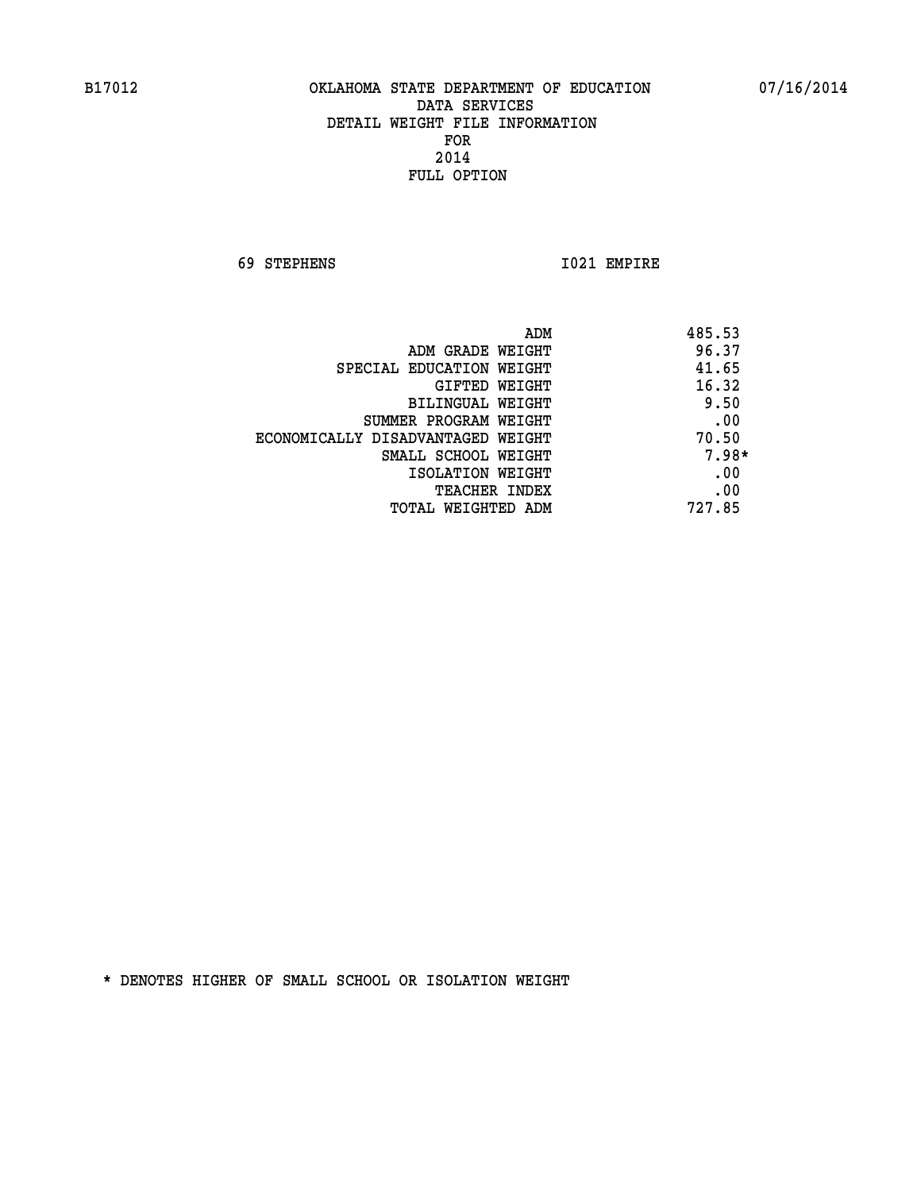B17012 OKLAHOMA STATE DEPARTMENT OF EDUCATION 07/16/2014

DATA SERVICES
DETAIL WEIGHT FILE INFORMATION
FOR
2014
FULL OPTION

69 STEPHENS I021 EMPIRE

| | |
|---|---|
| ADM | 485.53 |
| ADM GRADE WEIGHT | 96.37 |
| SPECIAL EDUCATION WEIGHT | 41.65 |
| GIFTED WEIGHT | 16.32 |
| BILINGUAL WEIGHT | 9.50 |
| SUMMER PROGRAM WEIGHT | .00 |
| ECONOMICALLY DISADVANTAGED WEIGHT | 70.50 |
| SMALL SCHOOL WEIGHT | 7.98* |
| ISOLATION WEIGHT | .00 |
| TEACHER INDEX | .00 |
| TOTAL WEIGHTED ADM | 727.85 |

* DENOTES HIGHER OF SMALL SCHOOL OR ISOLATION WEIGHT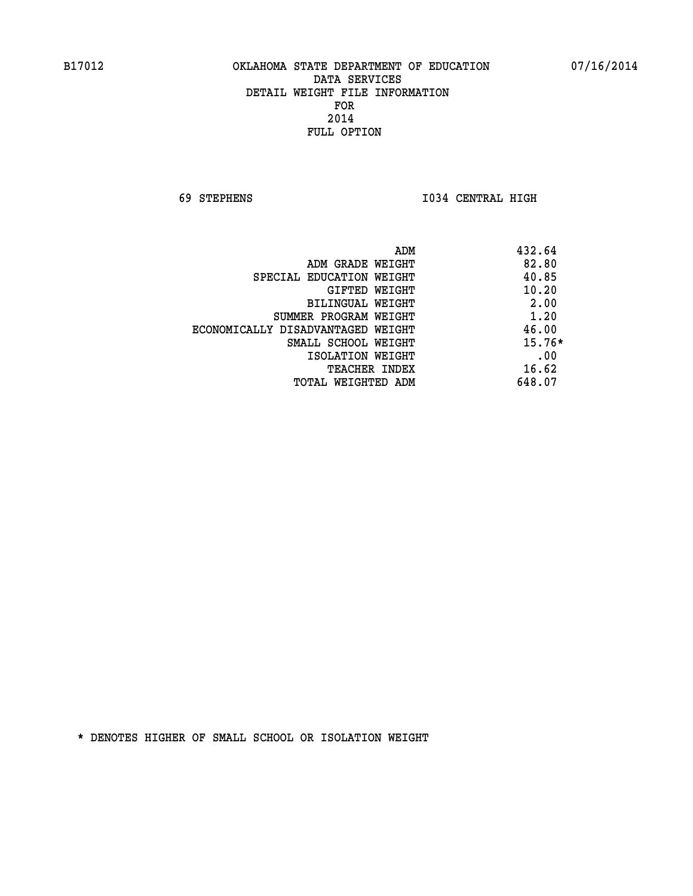B17012 OKLAHOMA STATE DEPARTMENT OF EDUCATION 07/16/2014

DATA SERVICES
DETAIL WEIGHT FILE INFORMATION
FOR
2014
FULL OPTION

69 STEPHENS I034 CENTRAL HIGH

| | |
|---|---|
| ADM | 432.64 |
| ADM GRADE WEIGHT | 82.80 |
| SPECIAL EDUCATION WEIGHT | 40.85 |
| GIFTED WEIGHT | 10.20 |
| BILINGUAL WEIGHT | 2.00 |
| SUMMER PROGRAM WEIGHT | 1.20 |
| ECONOMICALLY DISADVANTAGED WEIGHT | 46.00 |
| SMALL SCHOOL WEIGHT | 15.76* |
| ISOLATION WEIGHT | .00 |
| TEACHER INDEX | 16.62 |
| TOTAL WEIGHTED ADM | 648.07 |

* DENOTES HIGHER OF SMALL SCHOOL OR ISOLATION WEIGHT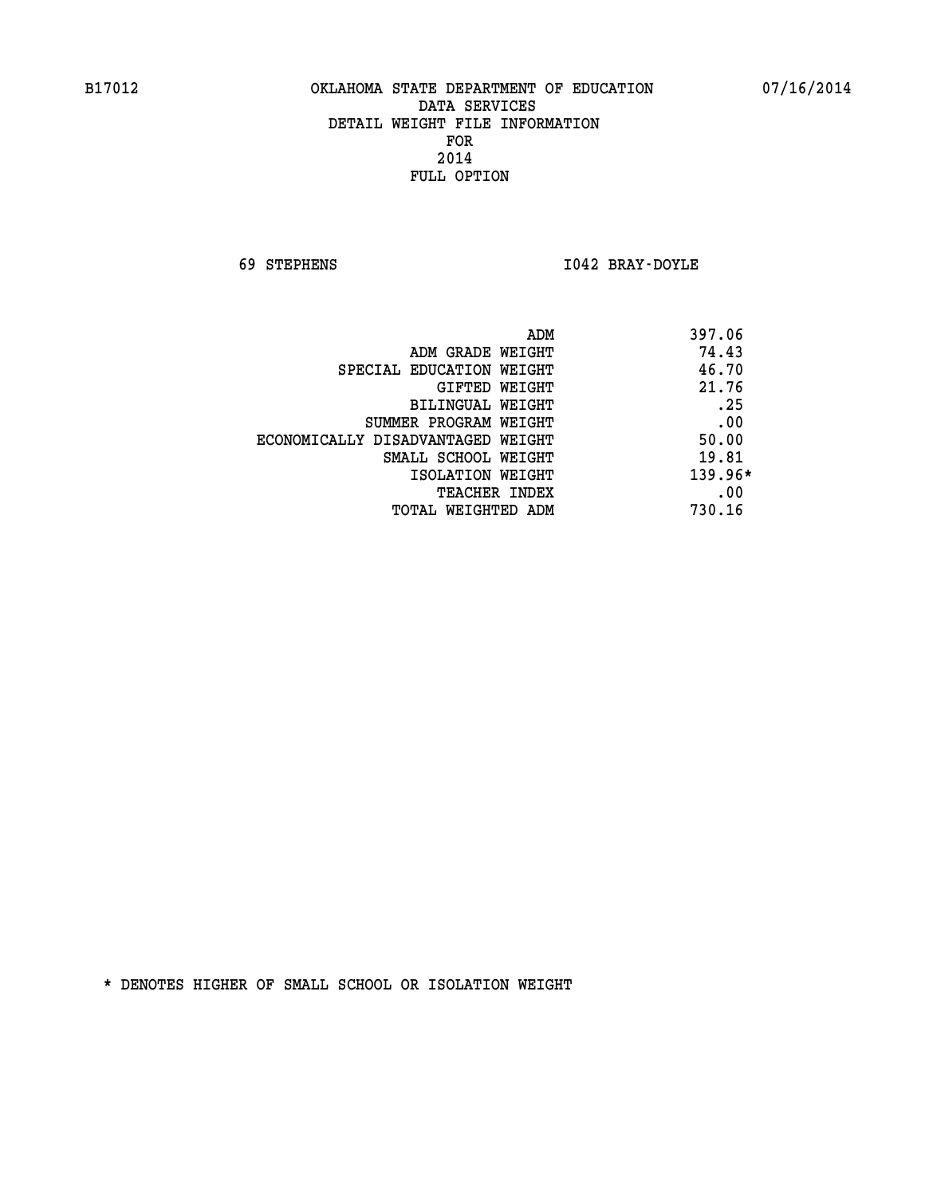B17012 OKLAHOMA STATE DEPARTMENT OF EDUCATION 07/16/2014

DATA SERVICES
DETAIL WEIGHT FILE INFORMATION
FOR
2014
FULL OPTION

69 STEPHENS I042 BRAY-DOYLE

| | |
|---|---|
| ADM | 397.06 |
| ADM GRADE WEIGHT | 74.43 |
| SPECIAL EDUCATION WEIGHT | 46.70 |
| GIFTED WEIGHT | 21.76 |
| BILINGUAL WEIGHT | .25 |
| SUMMER PROGRAM WEIGHT | .00 |
| ECONOMICALLY DISADVANTAGED WEIGHT | 50.00 |
| SMALL SCHOOL WEIGHT | 19.81 |
| ISOLATION WEIGHT | 139.96* |
| TEACHER INDEX | .00 |
| TOTAL WEIGHTED ADM | 730.16 |

* DENOTES HIGHER OF SMALL SCHOOL OR ISOLATION WEIGHT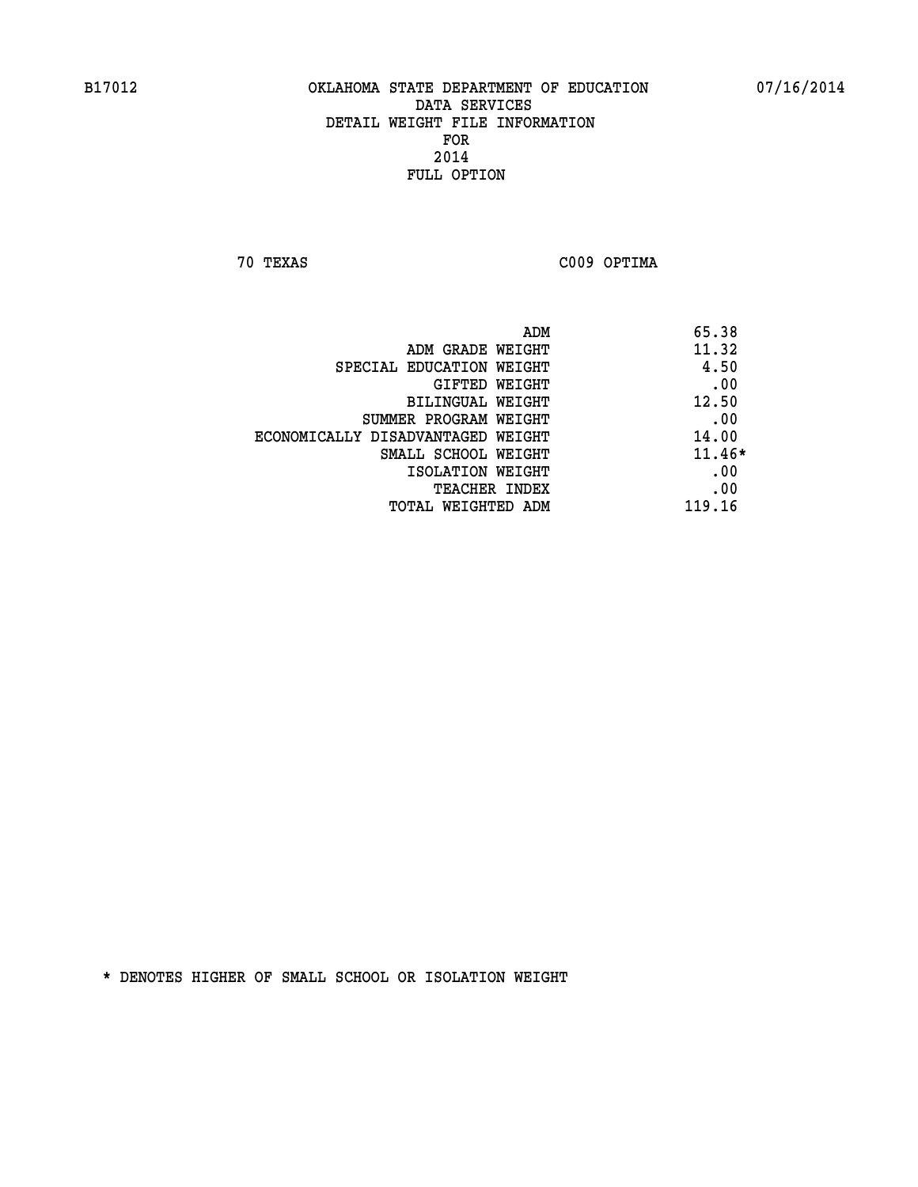B17012 OKLAHOMA STATE DEPARTMENT OF EDUCATION 07/16/2014

DATA SERVICES
DETAIL WEIGHT FILE INFORMATION
FOR
2014
FULL OPTION

70 TEXAS C009 OPTIMA

| | |
|---|---|
| ADM | 65.38 |
| ADM GRADE WEIGHT | 11.32 |
| SPECIAL EDUCATION WEIGHT | 4.50 |
| GIFTED WEIGHT | .00 |
| BILINGUAL WEIGHT | 12.50 |
| SUMMER PROGRAM WEIGHT | .00 |
| ECONOMICALLY DISADVANTAGED WEIGHT | 14.00 |
| SMALL SCHOOL WEIGHT | 11.46* |
| ISOLATION WEIGHT | .00 |
| TEACHER INDEX | .00 |
| TOTAL WEIGHTED ADM | 119.16 |

* DENOTES HIGHER OF SMALL SCHOOL OR ISOLATION WEIGHT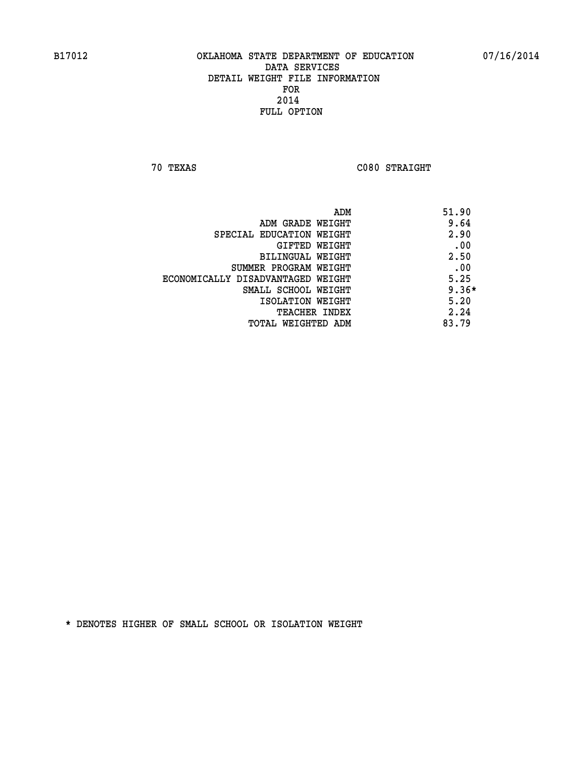# OKLAHOMA STATE DEPARTMENT OF EDUCATION
## DATA SERVICES
## DETAIL WEIGHT FILE INFORMATION
## FOR
## 2014
## FULL OPTION

B17012 — 07/16/2014

70 TEXAS — C080 STRAIGHT

| | |
|---|---|
| ADM | 51.90 |
| ADM GRADE WEIGHT | 9.64 |
| SPECIAL EDUCATION WEIGHT | 2.90 |
| GIFTED WEIGHT | .00 |
| BILINGUAL WEIGHT | 2.50 |
| SUMMER PROGRAM WEIGHT | .00 |
| ECONOMICALLY DISADVANTAGED WEIGHT | 5.25 |
| SMALL SCHOOL WEIGHT | 9.36* |
| ISOLATION WEIGHT | 5.20 |
| TEACHER INDEX | 2.24 |
| TOTAL WEIGHTED ADM | 83.79 |

* DENOTES HIGHER OF SMALL SCHOOL OR ISOLATION WEIGHT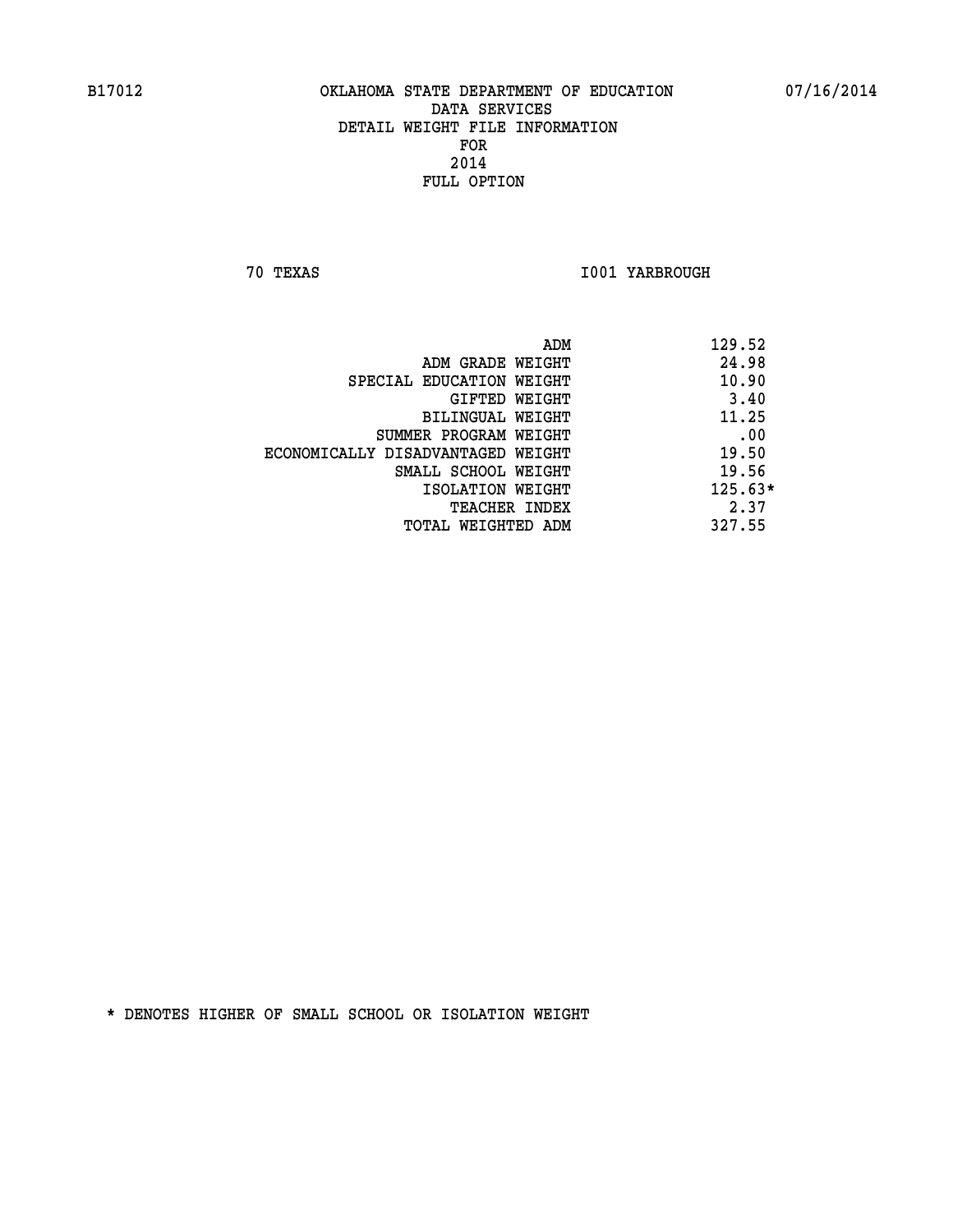B17012 OKLAHOMA STATE DEPARTMENT OF EDUCATION 07/16/2014

DATA SERVICES
DETAIL WEIGHT FILE INFORMATION
FOR
2014
FULL OPTION

70 TEXAS I001 YARBROUGH

| | |
|---|---|
| ADM | 129.52 |
| ADM GRADE WEIGHT | 24.98 |
| SPECIAL EDUCATION WEIGHT | 10.90 |
| GIFTED WEIGHT | 3.40 |
| BILINGUAL WEIGHT | 11.25 |
| SUMMER PROGRAM WEIGHT | .00 |
| ECONOMICALLY DISADVANTAGED WEIGHT | 19.50 |
| SMALL SCHOOL WEIGHT | 19.56 |
| ISOLATION WEIGHT | 125.63* |
| TEACHER INDEX | 2.37 |
| TOTAL WEIGHTED ADM | 327.55 |

* DENOTES HIGHER OF SMALL SCHOOL OR ISOLATION WEIGHT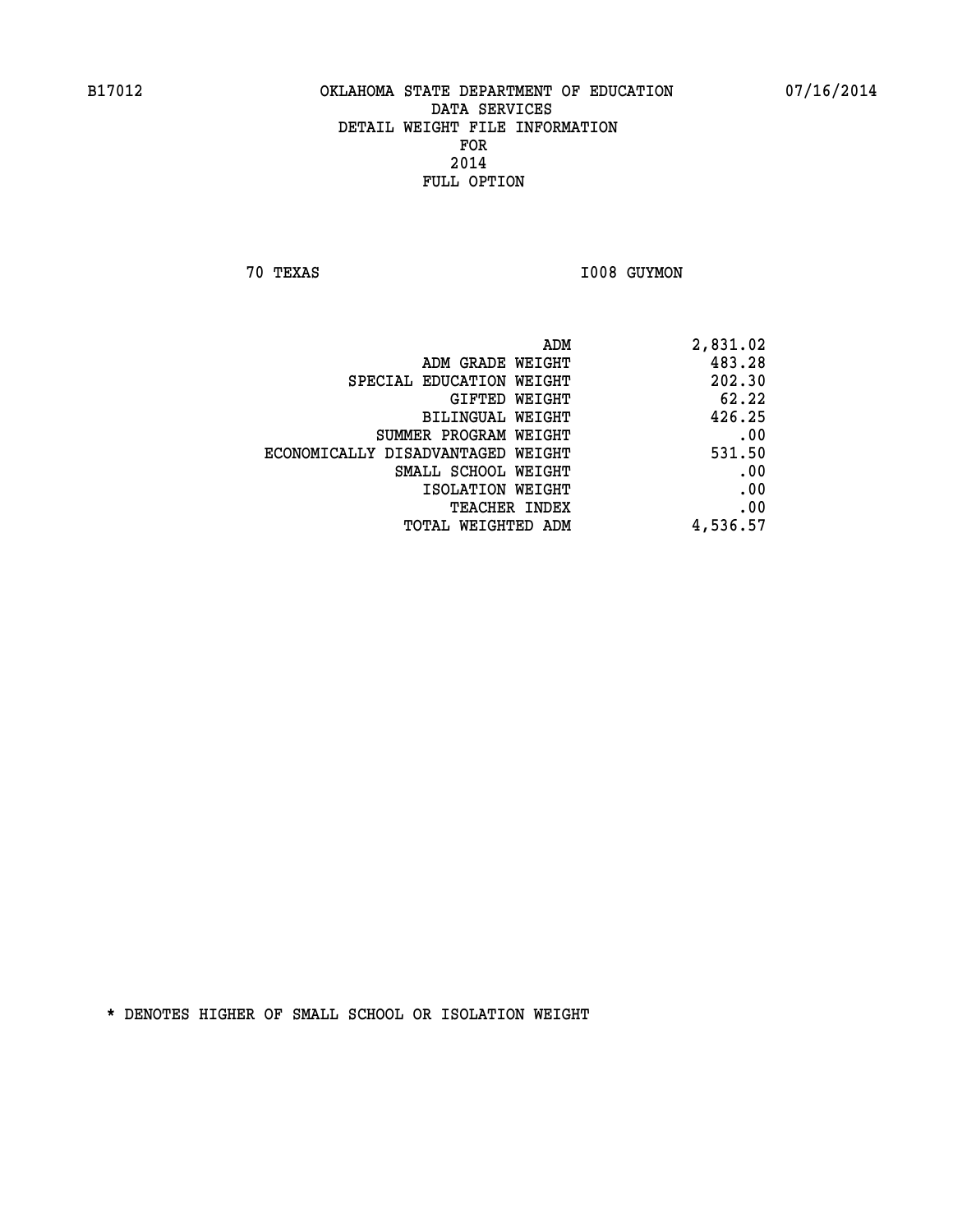B17012 OKLAHOMA STATE DEPARTMENT OF EDUCATION 07/16/2014

DATA SERVICES

DETAIL WEIGHT FILE INFORMATION

FOR

2014

FULL OPTION

70 TEXAS I008 GUYMON

| | |
|---|---|
| ADM | 2,831.02 |
| ADM GRADE WEIGHT | 483.28 |
| SPECIAL EDUCATION WEIGHT | 202.30 |
| GIFTED WEIGHT | 62.22 |
| BILINGUAL WEIGHT | 426.25 |
| SUMMER PROGRAM WEIGHT | .00 |
| ECONOMICALLY DISADVANTAGED WEIGHT | 531.50 |
| SMALL SCHOOL WEIGHT | .00 |
| ISOLATION WEIGHT | .00 |
| TEACHER INDEX | .00 |
| TOTAL WEIGHTED ADM | 4,536.57 |

* DENOTES HIGHER OF SMALL SCHOOL OR ISOLATION WEIGHT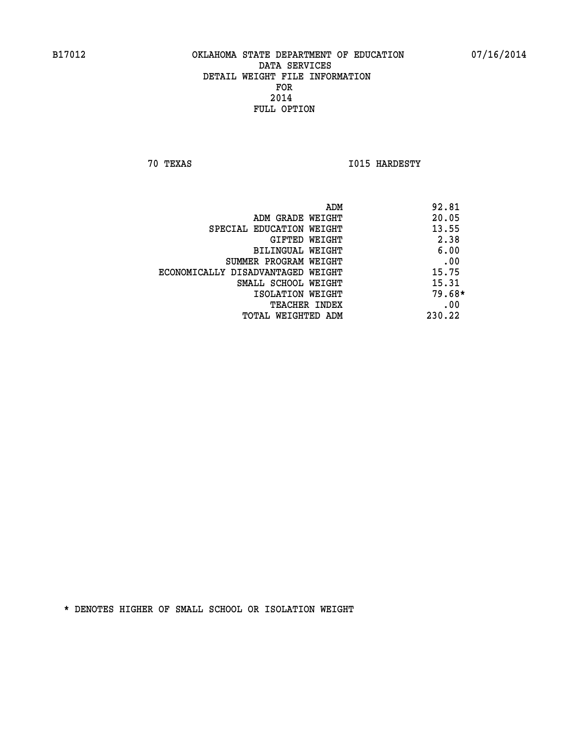B17012 OKLAHOMA STATE DEPARTMENT OF EDUCATION 07/16/2014

DATA SERVICES
DETAIL WEIGHT FILE INFORMATION
FOR
2014
FULL OPTION

70 TEXAS I015 HARDESTY

| | |
|---|---|
| ADM | 92.81 |
| ADM GRADE WEIGHT | 20.05 |
| SPECIAL EDUCATION WEIGHT | 13.55 |
| GIFTED WEIGHT | 2.38 |
| BILINGUAL WEIGHT | 6.00 |
| SUMMER PROGRAM WEIGHT | .00 |
| ECONOMICALLY DISADVANTAGED WEIGHT | 15.75 |
| SMALL SCHOOL WEIGHT | 15.31 |
| ISOLATION WEIGHT | 79.68* |
| TEACHER INDEX | .00 |
| TOTAL WEIGHTED ADM | 230.22 |

* DENOTES HIGHER OF SMALL SCHOOL OR ISOLATION WEIGHT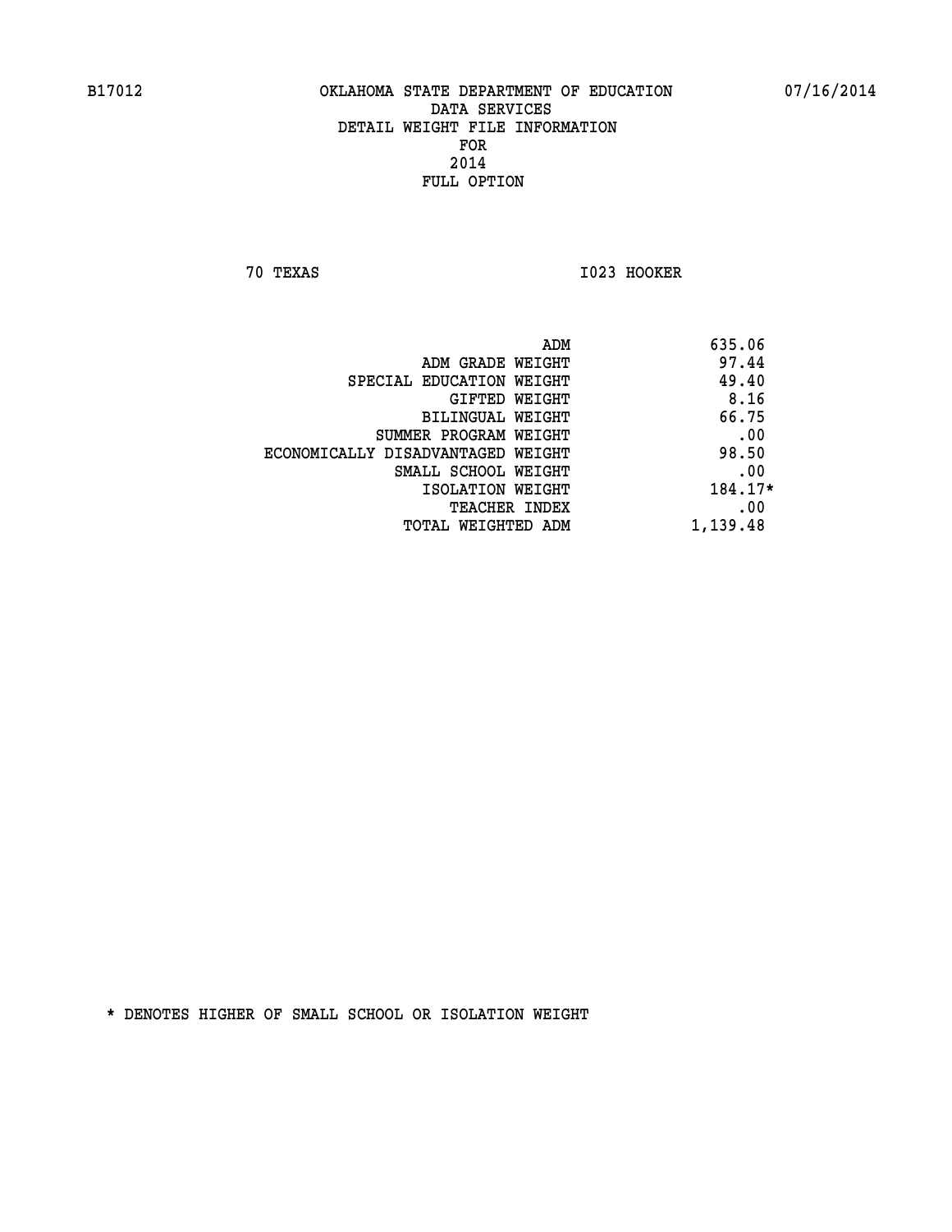B17012 OKLAHOMA STATE DEPARTMENT OF EDUCATION 07/16/2014

DATA SERVICES
DETAIL WEIGHT FILE INFORMATION
FOR
2014
FULL OPTION

70 TEXAS I023 HOOKER

| | |
|---|---|
| ADM | 635.06 |
| ADM GRADE WEIGHT | 97.44 |
| SPECIAL EDUCATION WEIGHT | 49.40 |
| GIFTED WEIGHT | 8.16 |
| BILINGUAL WEIGHT | 66.75 |
| SUMMER PROGRAM WEIGHT | .00 |
| ECONOMICALLY DISADVANTAGED WEIGHT | 98.50 |
| SMALL SCHOOL WEIGHT | .00 |
| ISOLATION WEIGHT | 184.17* |
| TEACHER INDEX | .00 |
| TOTAL WEIGHTED ADM | 1,139.48 |

* DENOTES HIGHER OF SMALL SCHOOL OR ISOLATION WEIGHT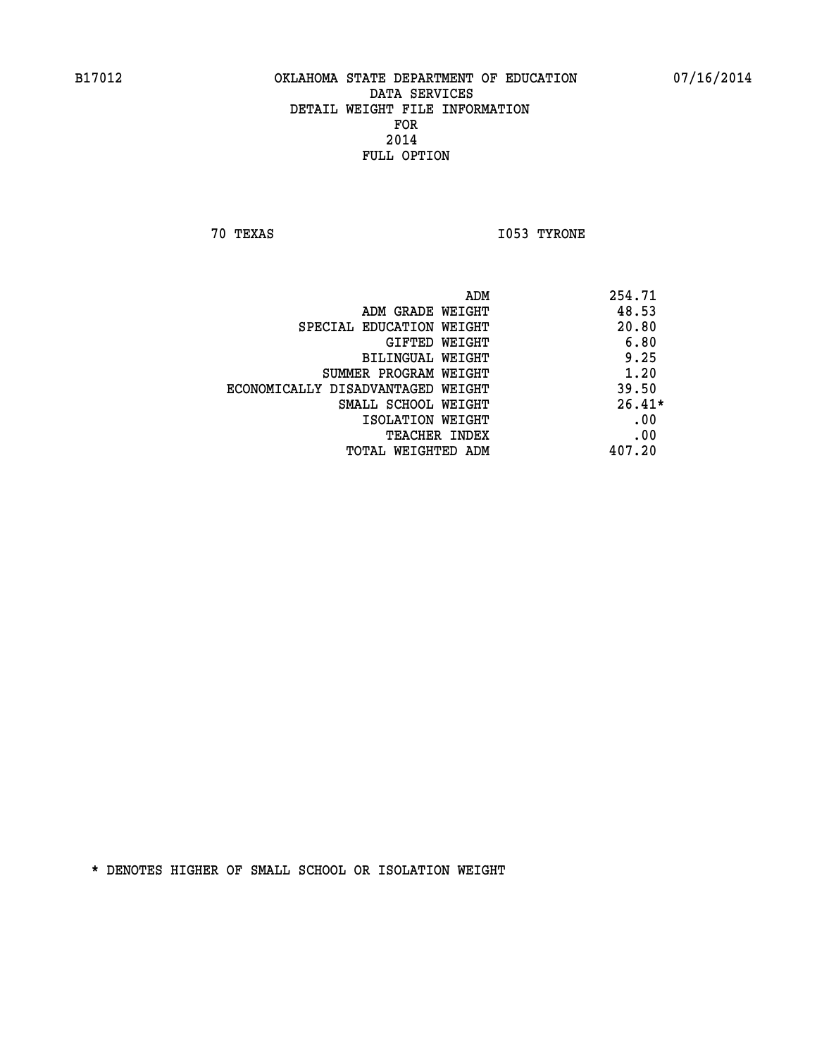B17012 OKLAHOMA STATE DEPARTMENT OF EDUCATION 07/16/2014

DATA SERVICES
DETAIL WEIGHT FILE INFORMATION
FOR
2014
FULL OPTION

70 TEXAS I053 TYRONE

| | |
|---|---|
| ADM | 254.71 |
| ADM GRADE WEIGHT | 48.53 |
| SPECIAL EDUCATION WEIGHT | 20.80 |
| GIFTED WEIGHT | 6.80 |
| BILINGUAL WEIGHT | 9.25 |
| SUMMER PROGRAM WEIGHT | 1.20 |
| ECONOMICALLY DISADVANTAGED WEIGHT | 39.50 |
| SMALL SCHOOL WEIGHT | 26.41* |
| ISOLATION WEIGHT | .00 |
| TEACHER INDEX | .00 |
| TOTAL WEIGHTED ADM | 407.20 |

* DENOTES HIGHER OF SMALL SCHOOL OR ISOLATION WEIGHT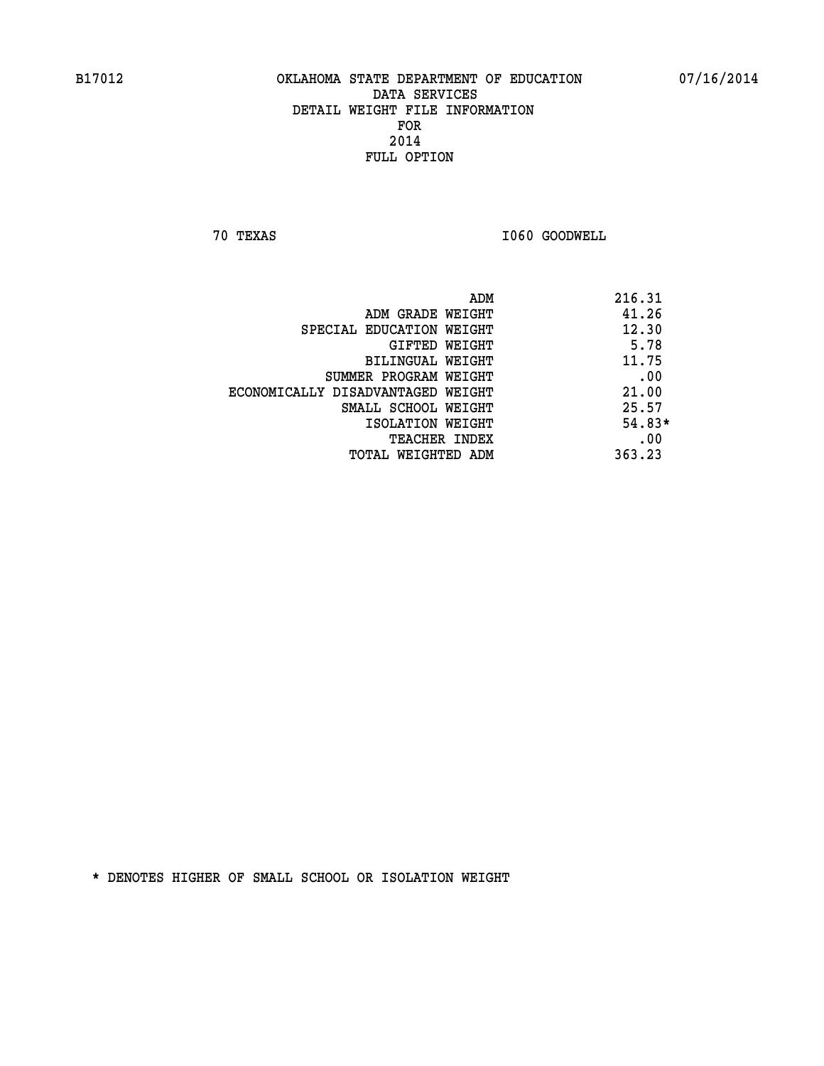B17012 OKLAHOMA STATE DEPARTMENT OF EDUCATION 07/16/2014

DATA SERVICES
DETAIL WEIGHT FILE INFORMATION
FOR
2014
FULL OPTION

70 TEXAS I060 GOODWELL

| | |
|---|---|
| ADM | 216.31 |
| ADM GRADE WEIGHT | 41.26 |
| SPECIAL EDUCATION WEIGHT | 12.30 |
| GIFTED WEIGHT | 5.78 |
| BILINGUAL WEIGHT | 11.75 |
| SUMMER PROGRAM WEIGHT | .00 |
| ECONOMICALLY DISADVANTAGED WEIGHT | 21.00 |
| SMALL SCHOOL WEIGHT | 25.57 |
| ISOLATION WEIGHT | 54.83* |
| TEACHER INDEX | .00 |
| TOTAL WEIGHTED ADM | 363.23 |

* DENOTES HIGHER OF SMALL SCHOOL OR ISOLATION WEIGHT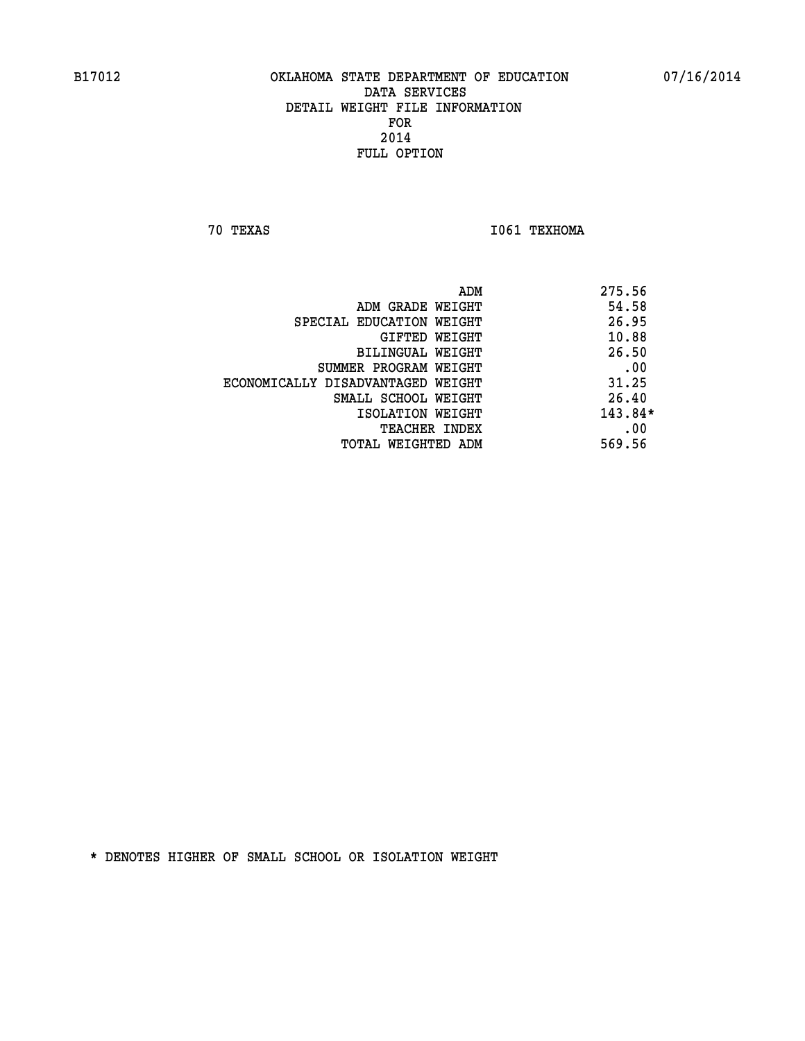B17012 OKLAHOMA STATE DEPARTMENT OF EDUCATION 07/16/2014

DATA SERVICES
DETAIL WEIGHT FILE INFORMATION
FOR
2014
FULL OPTION

70 TEXAS I061 TEXHOMA

| | |
|---|---|
| ADM | 275.56 |
| ADM GRADE WEIGHT | 54.58 |
| SPECIAL EDUCATION WEIGHT | 26.95 |
| GIFTED WEIGHT | 10.88 |
| BILINGUAL WEIGHT | 26.50 |
| SUMMER PROGRAM WEIGHT | .00 |
| ECONOMICALLY DISADVANTAGED WEIGHT | 31.25 |
| SMALL SCHOOL WEIGHT | 26.40 |
| ISOLATION WEIGHT | 143.84* |
| TEACHER INDEX | .00 |
| TOTAL WEIGHTED ADM | 569.56 |

* DENOTES HIGHER OF SMALL SCHOOL OR ISOLATION WEIGHT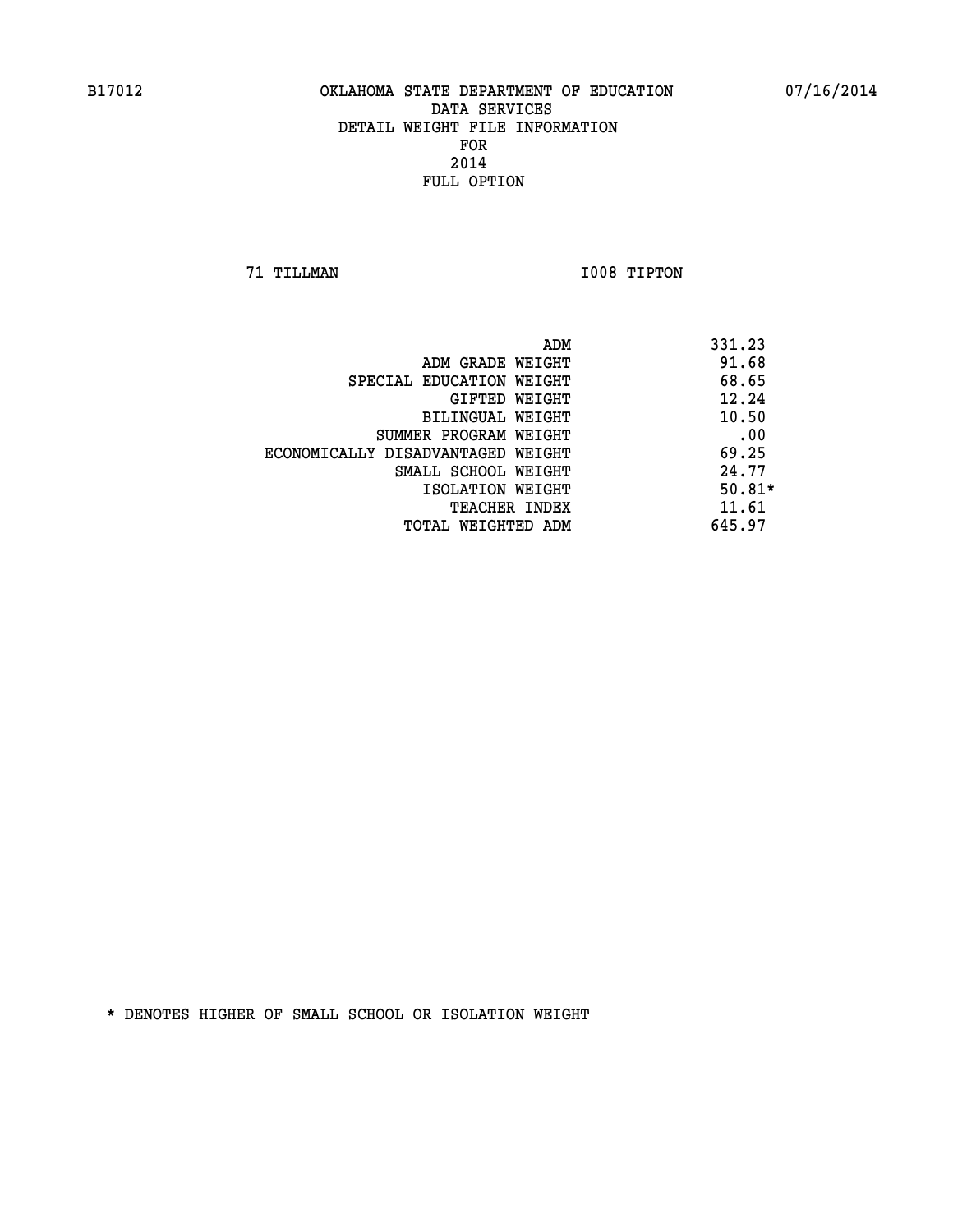B17012 OKLAHOMA STATE DEPARTMENT OF EDUCATION 07/16/2014

DATA SERVICES
DETAIL WEIGHT FILE INFORMATION
FOR
2014
FULL OPTION

71 TILLMAN I008 TIPTON

| | |
|---|---|
| ADM | 331.23 |
| ADM GRADE WEIGHT | 91.68 |
| SPECIAL EDUCATION WEIGHT | 68.65 |
| GIFTED WEIGHT | 12.24 |
| BILINGUAL WEIGHT | 10.50 |
| SUMMER PROGRAM WEIGHT | .00 |
| ECONOMICALLY DISADVANTAGED WEIGHT | 69.25 |
| SMALL SCHOOL WEIGHT | 24.77 |
| ISOLATION WEIGHT | 50.81* |
| TEACHER INDEX | 11.61 |
| TOTAL WEIGHTED ADM | 645.97 |

* DENOTES HIGHER OF SMALL SCHOOL OR ISOLATION WEIGHT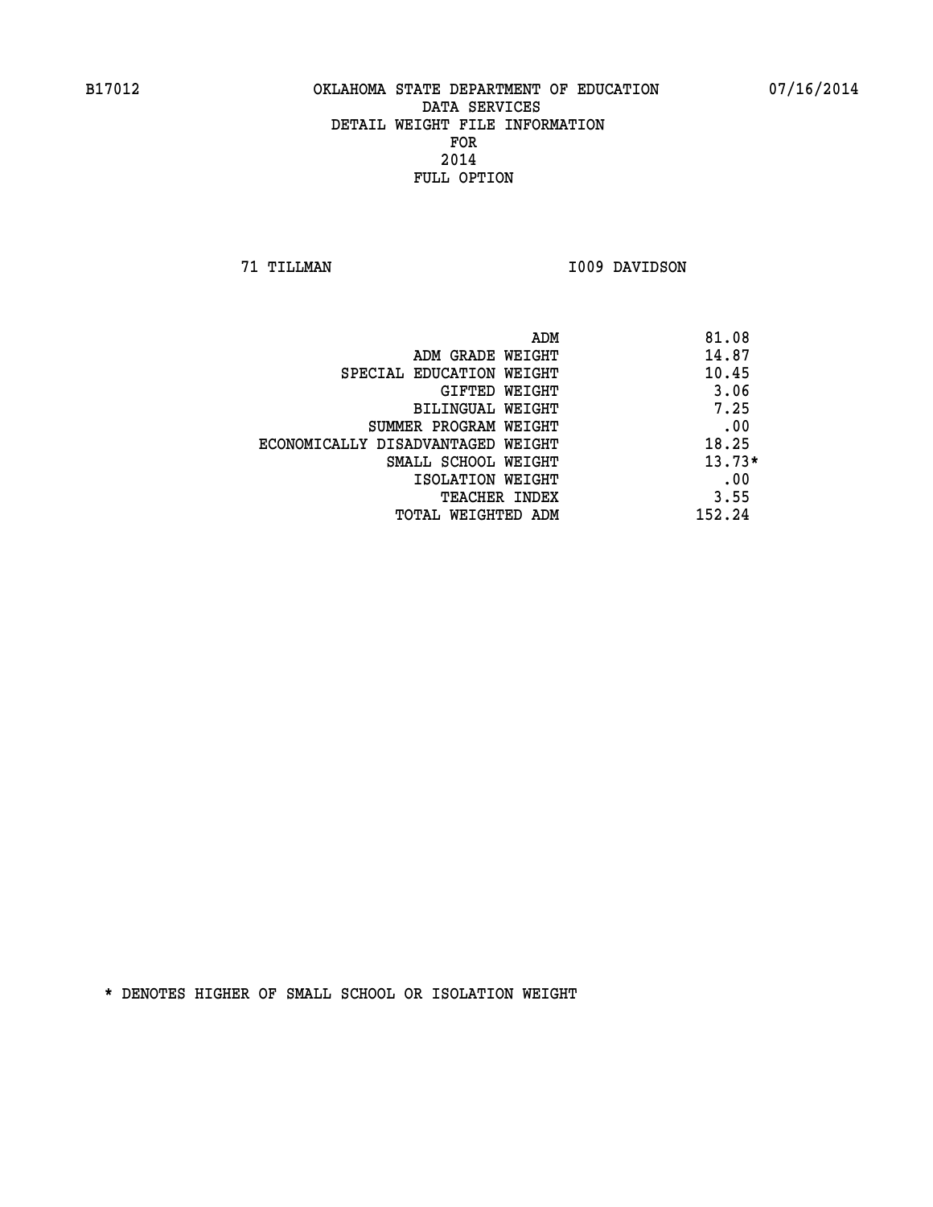B17012 OKLAHOMA STATE DEPARTMENT OF EDUCATION 07/16/2014

DATA SERVICES
DETAIL WEIGHT FILE INFORMATION
FOR
2014
FULL OPTION

71 TILLMAN I009 DAVIDSON

| | |
|---|---|
| ADM | 81.08 |
| ADM GRADE WEIGHT | 14.87 |
| SPECIAL EDUCATION WEIGHT | 10.45 |
| GIFTED WEIGHT | 3.06 |
| BILINGUAL WEIGHT | 7.25 |
| SUMMER PROGRAM WEIGHT | .00 |
| ECONOMICALLY DISADVANTAGED WEIGHT | 18.25 |
| SMALL SCHOOL WEIGHT | 13.73* |
| ISOLATION WEIGHT | .00 |
| TEACHER INDEX | 3.55 |
| TOTAL WEIGHTED ADM | 152.24 |

* DENOTES HIGHER OF SMALL SCHOOL OR ISOLATION WEIGHT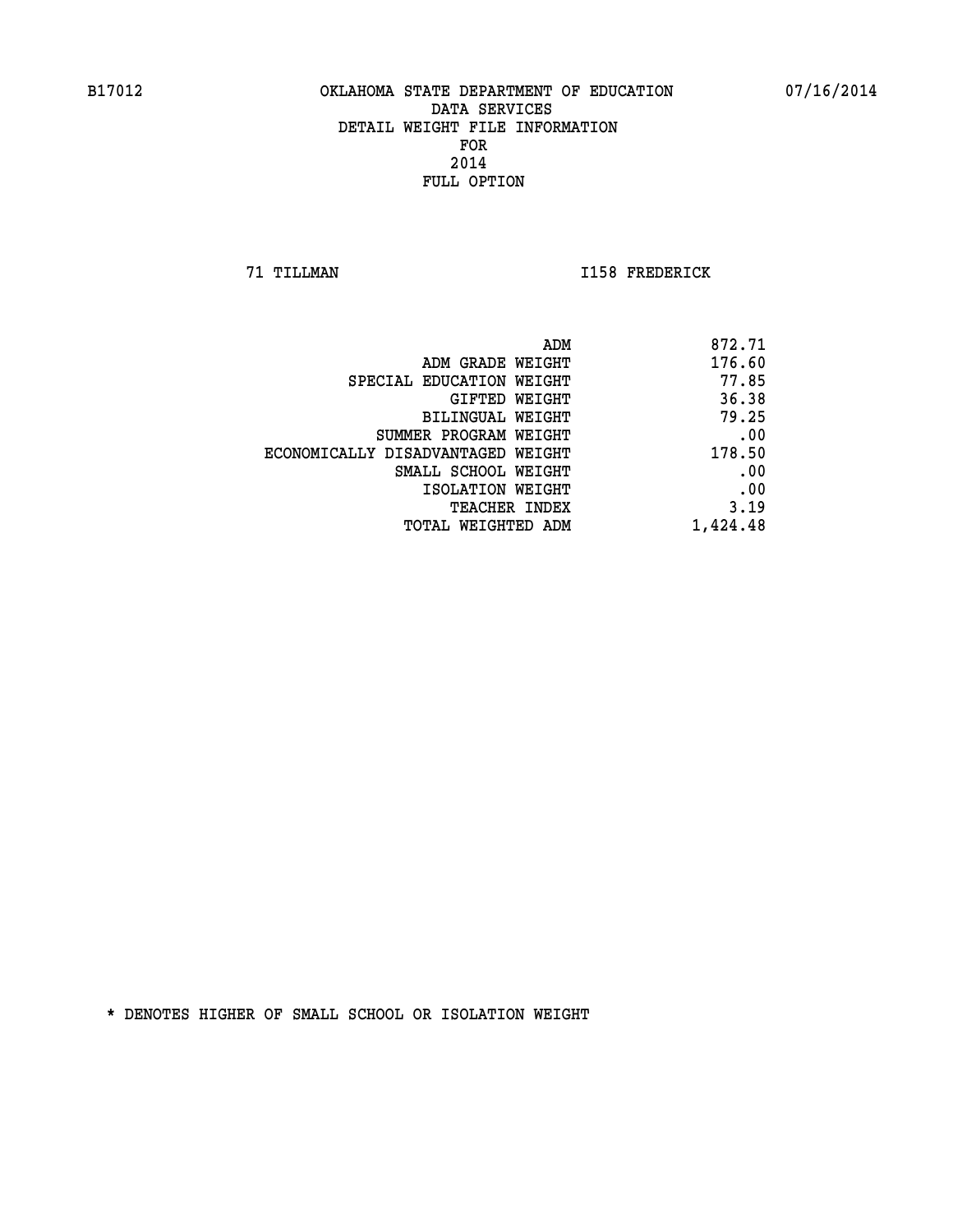B17012 OKLAHOMA STATE DEPARTMENT OF EDUCATION 07/16/2014

DATA SERVICES
DETAIL WEIGHT FILE INFORMATION
FOR
2014
FULL OPTION

71 TILLMAN I158 FREDERICK

| | |
|---|---|
| ADM | 872.71 |
| ADM GRADE WEIGHT | 176.60 |
| SPECIAL EDUCATION WEIGHT | 77.85 |
| GIFTED WEIGHT | 36.38 |
| BILINGUAL WEIGHT | 79.25 |
| SUMMER PROGRAM WEIGHT | .00 |
| ECONOMICALLY DISADVANTAGED WEIGHT | 178.50 |
| SMALL SCHOOL WEIGHT | .00 |
| ISOLATION WEIGHT | .00 |
| TEACHER INDEX | 3.19 |
| TOTAL WEIGHTED ADM | 1,424.48 |

* DENOTES HIGHER OF SMALL SCHOOL OR ISOLATION WEIGHT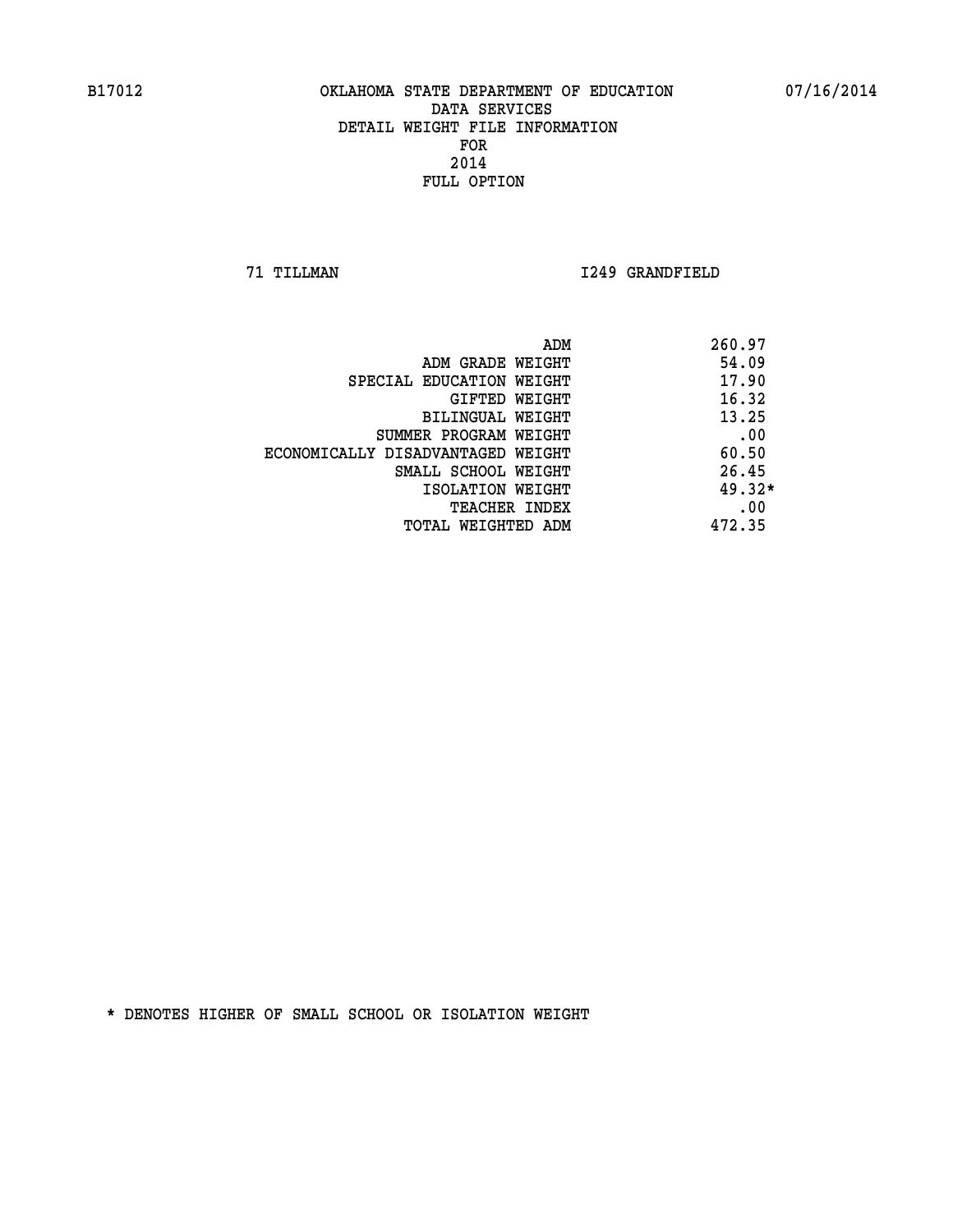B17012 OKLAHOMA STATE DEPARTMENT OF EDUCATION 07/16/2014

DATA SERVICES
DETAIL WEIGHT FILE INFORMATION
FOR
2014
FULL OPTION

71 TILLMAN I249 GRANDFIELD

| | |
|---|---|
| ADM | 260.97 |
| ADM GRADE WEIGHT | 54.09 |
| SPECIAL EDUCATION WEIGHT | 17.90 |
| GIFTED WEIGHT | 16.32 |
| BILINGUAL WEIGHT | 13.25 |
| SUMMER PROGRAM WEIGHT | .00 |
| ECONOMICALLY DISADVANTAGED WEIGHT | 60.50 |
| SMALL SCHOOL WEIGHT | 26.45 |
| ISOLATION WEIGHT | 49.32* |
| TEACHER INDEX | .00 |
| TOTAL WEIGHTED ADM | 472.35 |

* DENOTES HIGHER OF SMALL SCHOOL OR ISOLATION WEIGHT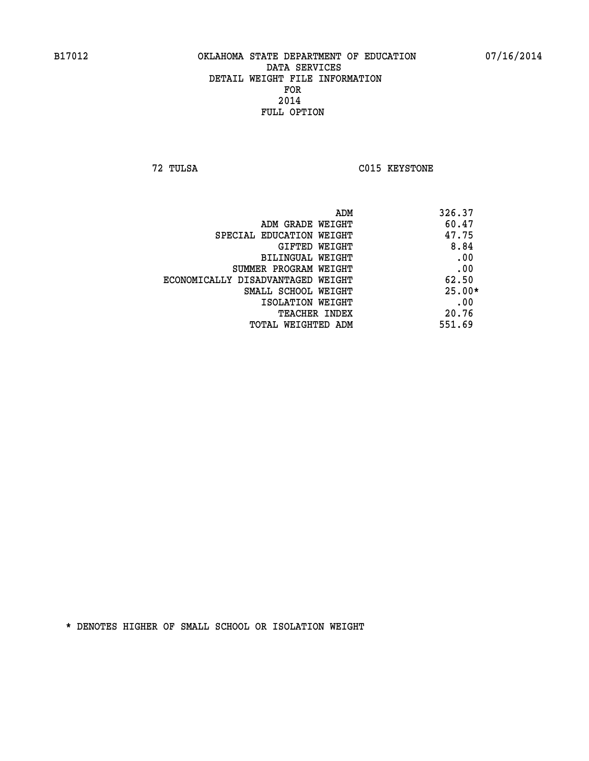B17012 OKLAHOMA STATE DEPARTMENT OF EDUCATION 07/16/2014

DATA SERVICES
DETAIL WEIGHT FILE INFORMATION
FOR
2014
FULL OPTION

72 TULSA C015 KEYSTONE

| | |
|---|---|
| ADM | 326.37 |
| ADM GRADE WEIGHT | 60.47 |
| SPECIAL EDUCATION WEIGHT | 47.75 |
| GIFTED WEIGHT | 8.84 |
| BILINGUAL WEIGHT | .00 |
| SUMMER PROGRAM WEIGHT | .00 |
| ECONOMICALLY DISADVANTAGED WEIGHT | 62.50 |
| SMALL SCHOOL WEIGHT | 25.00* |
| ISOLATION WEIGHT | .00 |
| TEACHER INDEX | 20.76 |
| TOTAL WEIGHTED ADM | 551.69 |

* DENOTES HIGHER OF SMALL SCHOOL OR ISOLATION WEIGHT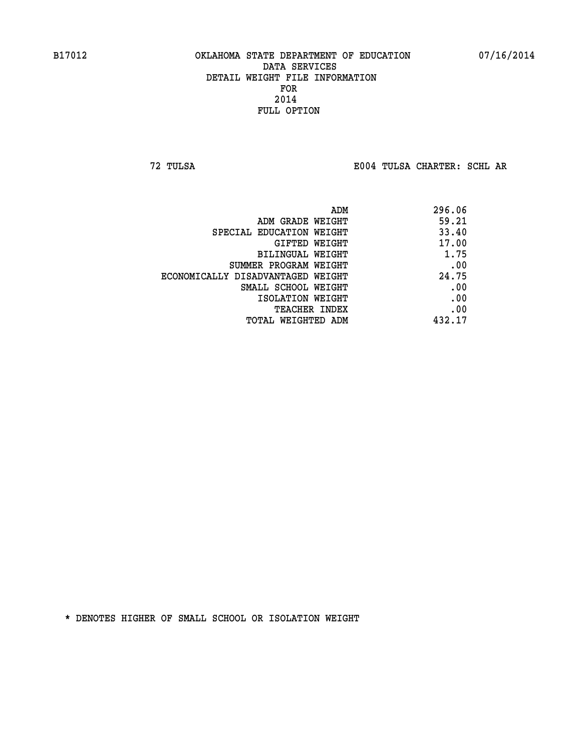B17012 OKLAHOMA STATE DEPARTMENT OF EDUCATION 07/16/2014

DATA SERVICES
DETAIL WEIGHT FILE INFORMATION
FOR
2014
FULL OPTION

72 TULSA E004 TULSA CHARTER: SCHL AR

| | |
|---|---|
| ADM | 296.06 |
| ADM GRADE WEIGHT | 59.21 |
| SPECIAL EDUCATION WEIGHT | 33.40 |
| GIFTED WEIGHT | 17.00 |
| BILINGUAL WEIGHT | 1.75 |
| SUMMER PROGRAM WEIGHT | .00 |
| ECONOMICALLY DISADVANTAGED WEIGHT | 24.75 |
| SMALL SCHOOL WEIGHT | .00 |
| ISOLATION WEIGHT | .00 |
| TEACHER INDEX | .00 |
| TOTAL WEIGHTED ADM | 432.17 |

* DENOTES HIGHER OF SMALL SCHOOL OR ISOLATION WEIGHT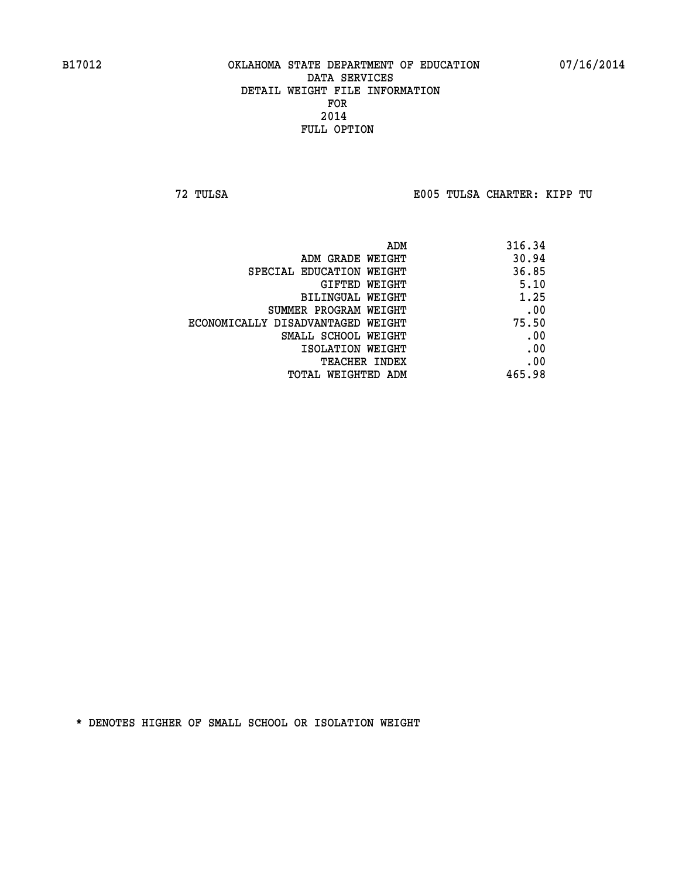B17012 OKLAHOMA STATE DEPARTMENT OF EDUCATION 07/16/2014
DATA SERVICES
DETAIL WEIGHT FILE INFORMATION
FOR
2014
FULL OPTION

72 TULSA E005 TULSA CHARTER: KIPP TU

| | |
|---|---|
| ADM | 316.34 |
| ADM GRADE WEIGHT | 30.94 |
| SPECIAL EDUCATION WEIGHT | 36.85 |
| GIFTED WEIGHT | 5.10 |
| BILINGUAL WEIGHT | 1.25 |
| SUMMER PROGRAM WEIGHT | .00 |
| ECONOMICALLY DISADVANTAGED WEIGHT | 75.50 |
| SMALL SCHOOL WEIGHT | .00 |
| ISOLATION WEIGHT | .00 |
| TEACHER INDEX | .00 |
| TOTAL WEIGHTED ADM | 465.98 |

* DENOTES HIGHER OF SMALL SCHOOL OR ISOLATION WEIGHT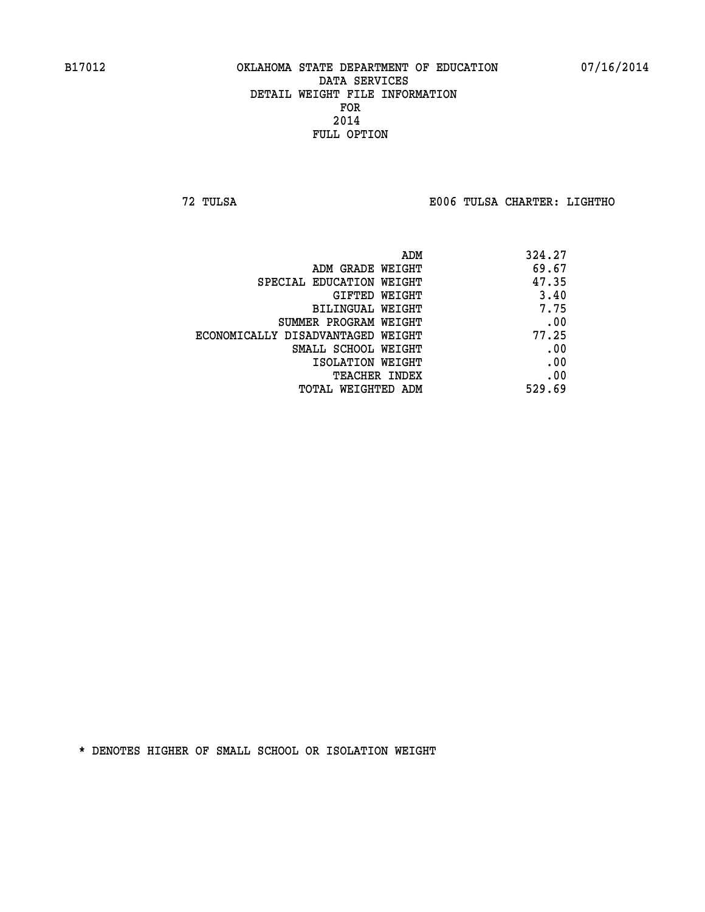B17012 OKLAHOMA STATE DEPARTMENT OF EDUCATION 07/16/2014

DATA SERVICES
DETAIL WEIGHT FILE INFORMATION
FOR
2014
FULL OPTION

72 TULSA E006 TULSA CHARTER: LIGHTHO

| | |
|---|---|
| ADM | 324.27 |
| ADM GRADE WEIGHT | 69.67 |
| SPECIAL EDUCATION WEIGHT | 47.35 |
| GIFTED WEIGHT | 3.40 |
| BILINGUAL WEIGHT | 7.75 |
| SUMMER PROGRAM WEIGHT | .00 |
| ECONOMICALLY DISADVANTAGED WEIGHT | 77.25 |
| SMALL SCHOOL WEIGHT | .00 |
| ISOLATION WEIGHT | .00 |
| TEACHER INDEX | .00 |
| TOTAL WEIGHTED ADM | 529.69 |

* DENOTES HIGHER OF SMALL SCHOOL OR ISOLATION WEIGHT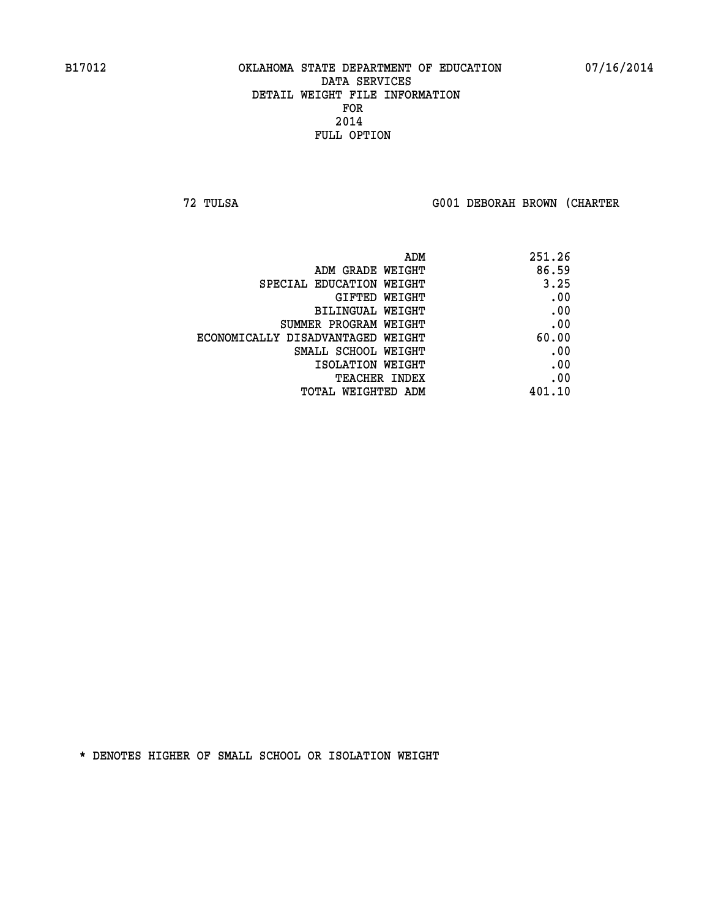B17012 OKLAHOMA STATE DEPARTMENT OF EDUCATION 07/16/2014

DATA SERVICES
DETAIL WEIGHT FILE INFORMATION
FOR
2014
FULL OPTION

72 TULSA G001 DEBORAH BROWN (CHARTER

| | |
|---|---|
| ADM | 251.26 |
| ADM GRADE WEIGHT | 86.59 |
| SPECIAL EDUCATION WEIGHT | 3.25 |
| GIFTED WEIGHT | .00 |
| BILINGUAL WEIGHT | .00 |
| SUMMER PROGRAM WEIGHT | .00 |
| ECONOMICALLY DISADVANTAGED WEIGHT | 60.00 |
| SMALL SCHOOL WEIGHT | .00 |
| ISOLATION WEIGHT | .00 |
| TEACHER INDEX | .00 |
| TOTAL WEIGHTED ADM | 401.10 |

* DENOTES HIGHER OF SMALL SCHOOL OR ISOLATION WEIGHT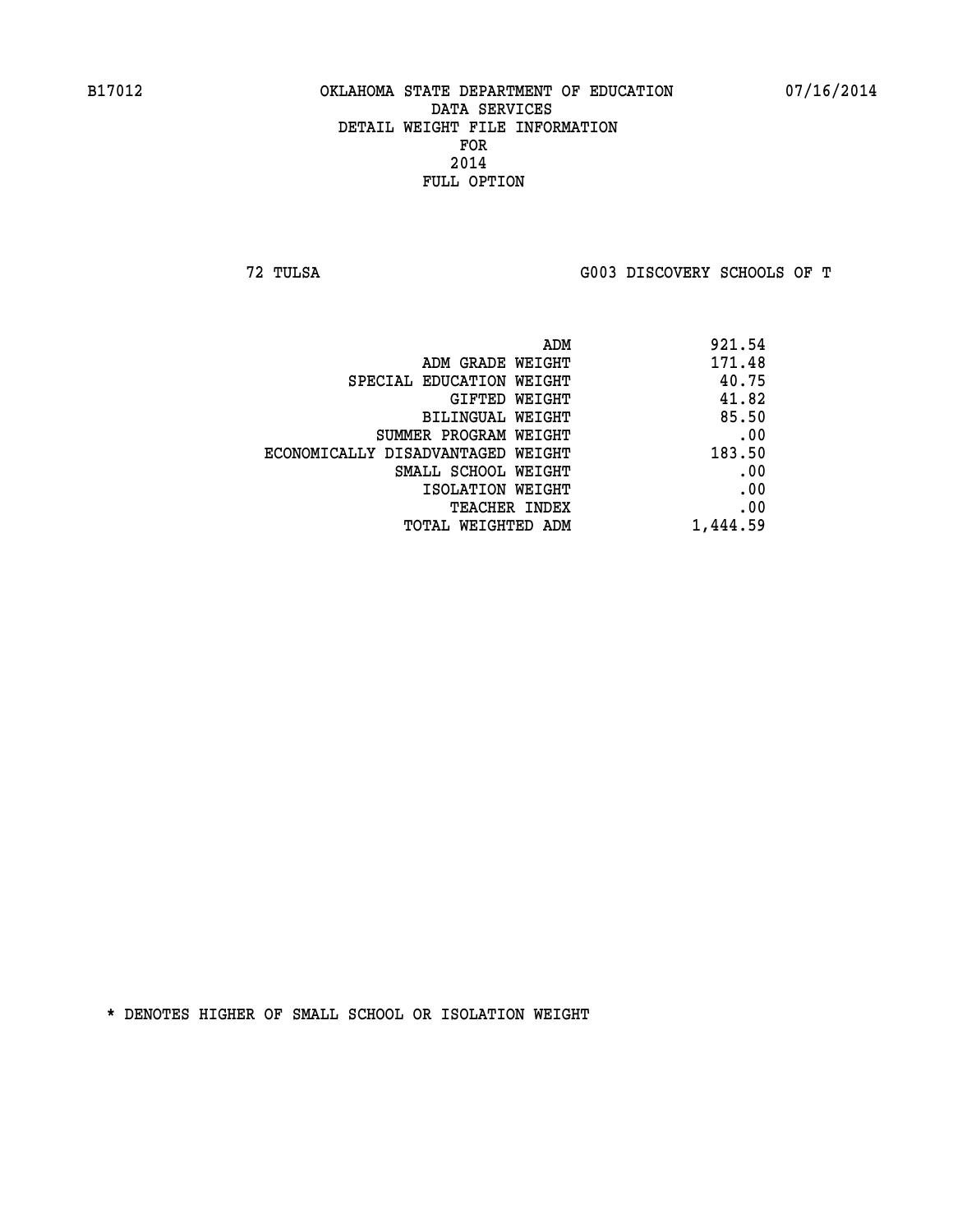B17012 OKLAHOMA STATE DEPARTMENT OF EDUCATION 07/16/2014

DATA SERVICES
DETAIL WEIGHT FILE INFORMATION
FOR
2014
FULL OPTION

72 TULSA G003 DISCOVERY SCHOOLS OF T

| | |
|---|---|
| ADM | 921.54 |
| ADM GRADE WEIGHT | 171.48 |
| SPECIAL EDUCATION WEIGHT | 40.75 |
| GIFTED WEIGHT | 41.82 |
| BILINGUAL WEIGHT | 85.50 |
| SUMMER PROGRAM WEIGHT | .00 |
| ECONOMICALLY DISADVANTAGED WEIGHT | 183.50 |
| SMALL SCHOOL WEIGHT | .00 |
| ISOLATION WEIGHT | .00 |
| TEACHER INDEX | .00 |
| TOTAL WEIGHTED ADM | 1,444.59 |

* DENOTES HIGHER OF SMALL SCHOOL OR ISOLATION WEIGHT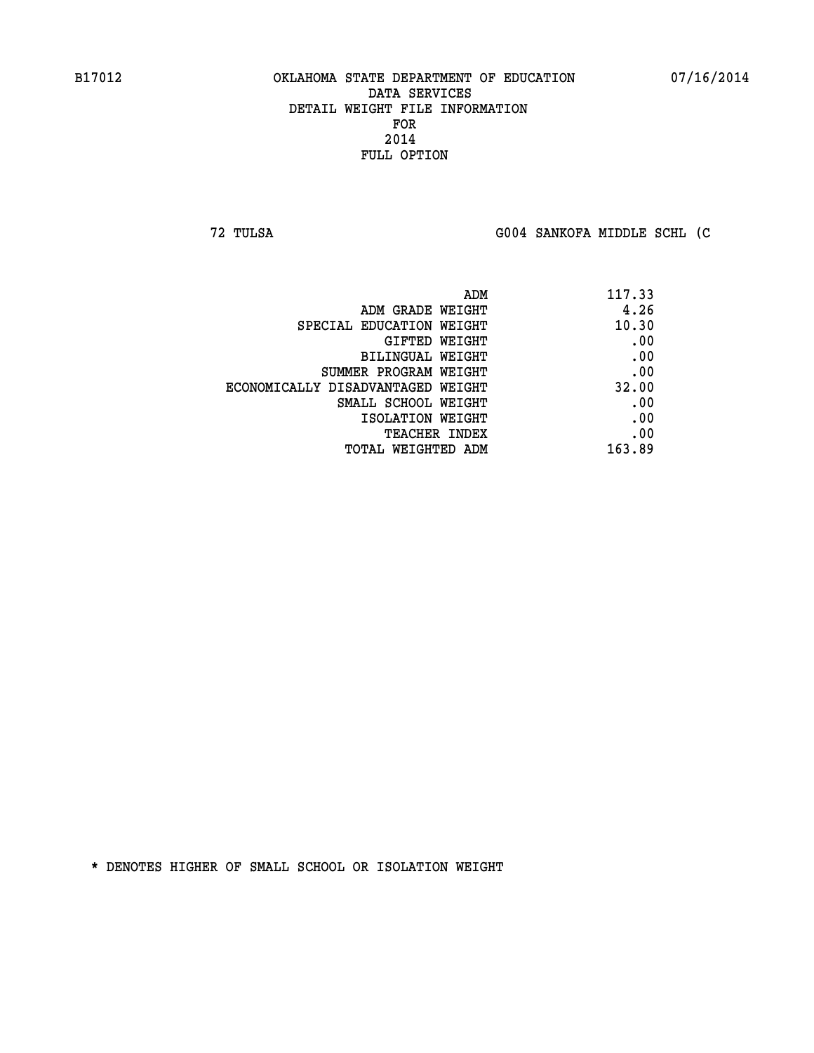B17012 OKLAHOMA STATE DEPARTMENT OF EDUCATION 07/16/2014

DATA SERVICES
DETAIL WEIGHT FILE INFORMATION
FOR
2014
FULL OPTION

72 TULSA G004 SANKOFA MIDDLE SCHL (C

| | |
|---|---|
| ADM | 117.33 |
| ADM GRADE WEIGHT | 4.26 |
| SPECIAL EDUCATION WEIGHT | 10.30 |
| GIFTED WEIGHT | .00 |
| BILINGUAL WEIGHT | .00 |
| SUMMER PROGRAM WEIGHT | .00 |
| ECONOMICALLY DISADVANTAGED WEIGHT | 32.00 |
| SMALL SCHOOL WEIGHT | .00 |
| ISOLATION WEIGHT | .00 |
| TEACHER INDEX | .00 |
| TOTAL WEIGHTED ADM | 163.89 |

* DENOTES HIGHER OF SMALL SCHOOL OR ISOLATION WEIGHT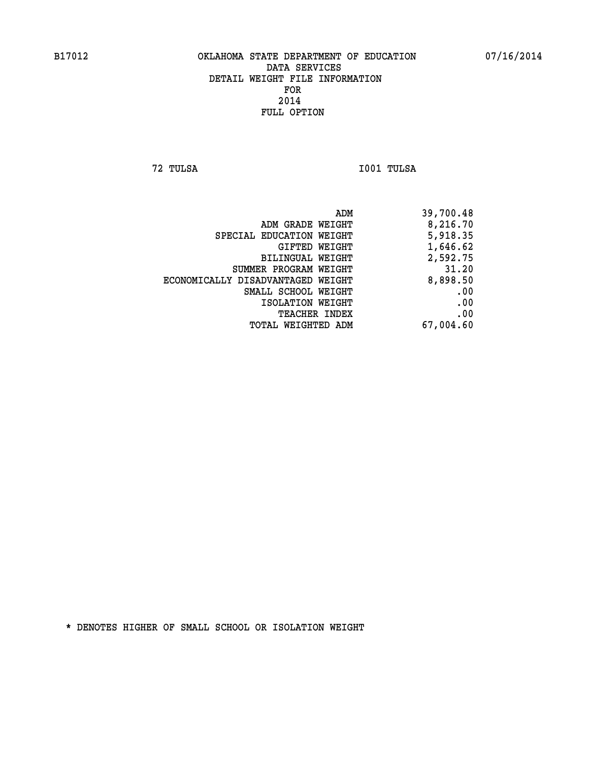B17012 OKLAHOMA STATE DEPARTMENT OF EDUCATION 07/16/2014

DATA SERVICES
DETAIL WEIGHT FILE INFORMATION
FOR
2014
FULL OPTION

72 TULSA I001 TULSA

| | |
|---|---|
| ADM | 39,700.48 |
| ADM GRADE WEIGHT | 8,216.70 |
| SPECIAL EDUCATION WEIGHT | 5,918.35 |
| GIFTED WEIGHT | 1,646.62 |
| BILINGUAL WEIGHT | 2,592.75 |
| SUMMER PROGRAM WEIGHT | 31.20 |
| ECONOMICALLY DISADVANTAGED WEIGHT | 8,898.50 |
| SMALL SCHOOL WEIGHT | .00 |
| ISOLATION WEIGHT | .00 |
| TEACHER INDEX | .00 |
| TOTAL WEIGHTED ADM | 67,004.60 |

* DENOTES HIGHER OF SMALL SCHOOL OR ISOLATION WEIGHT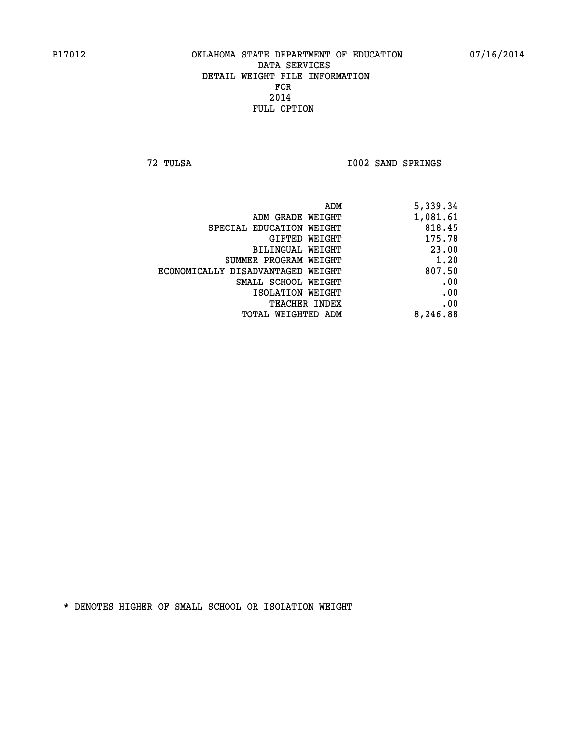# OKLAHOMA STATE DEPARTMENT OF EDUCATION
## DATA SERVICES
## DETAIL WEIGHT FILE INFORMATION
## FOR
## 2014
## FULL OPTION

B17012 07/16/2014

**72 TULSA** **I002 SAND SPRINGS**

| | |
|---|---|
| ADM | 5,339.34 |
| ADM GRADE WEIGHT | 1,081.61 |
| SPECIAL EDUCATION WEIGHT | 818.45 |
| GIFTED WEIGHT | 175.78 |
| BILINGUAL WEIGHT | 23.00 |
| SUMMER PROGRAM WEIGHT | 1.20 |
| ECONOMICALLY DISADVANTAGED WEIGHT | 807.50 |
| SMALL SCHOOL WEIGHT | .00 |
| ISOLATION WEIGHT | .00 |
| TEACHER INDEX | .00 |
| TOTAL WEIGHTED ADM | 8,246.88 |

* DENOTES HIGHER OF SMALL SCHOOL OR ISOLATION WEIGHT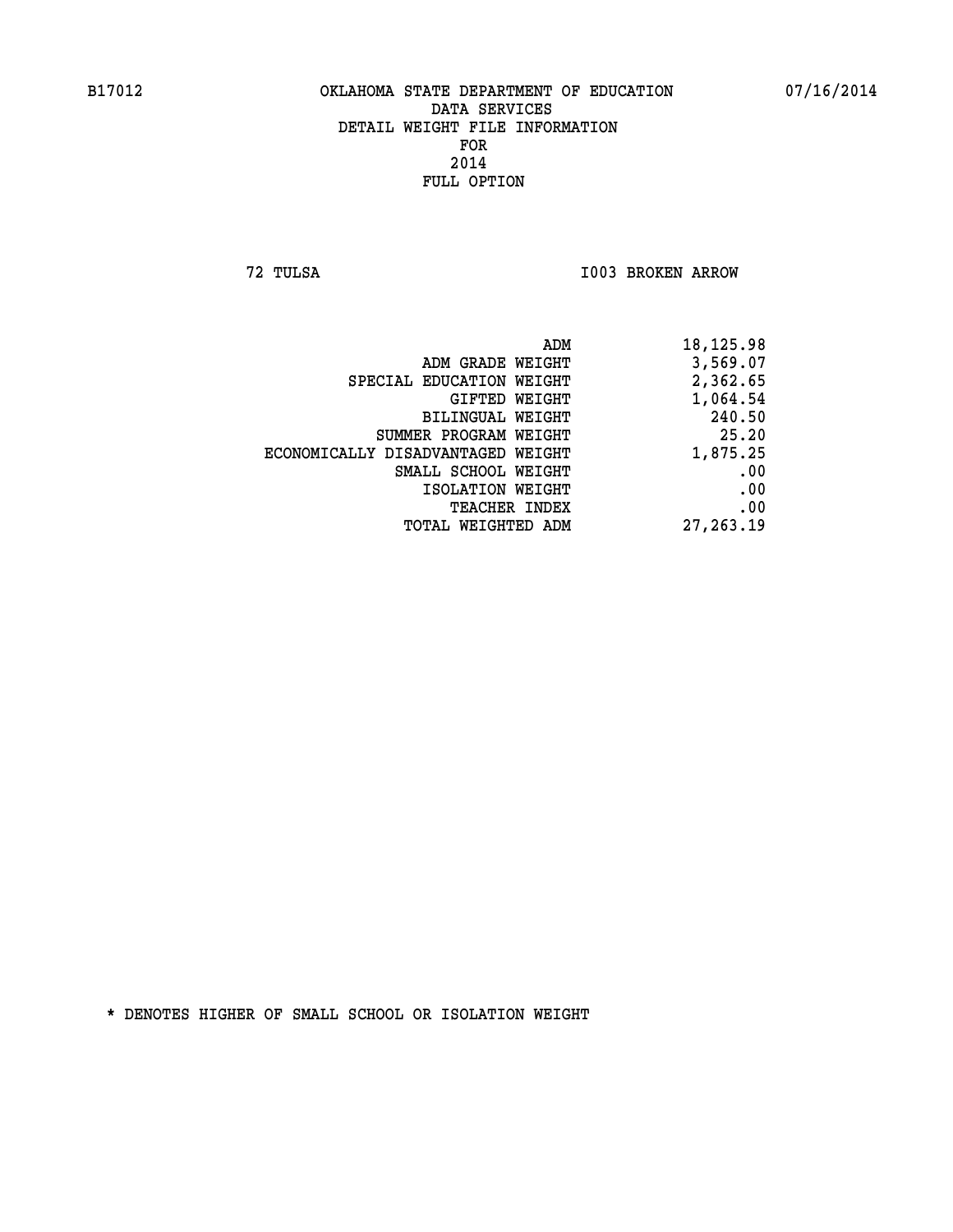B17012 OKLAHOMA STATE DEPARTMENT OF EDUCATION 07/16/2014

DATA SERVICES
DETAIL WEIGHT FILE INFORMATION
FOR
2014
FULL OPTION

72 TULSA I003 BROKEN ARROW

| | |
|---|---|
| ADM | 18,125.98 |
| ADM GRADE WEIGHT | 3,569.07 |
| SPECIAL EDUCATION WEIGHT | 2,362.65 |
| GIFTED WEIGHT | 1,064.54 |
| BILINGUAL WEIGHT | 240.50 |
| SUMMER PROGRAM WEIGHT | 25.20 |
| ECONOMICALLY DISADVANTAGED WEIGHT | 1,875.25 |
| SMALL SCHOOL WEIGHT | .00 |
| ISOLATION WEIGHT | .00 |
| TEACHER INDEX | .00 |
| TOTAL WEIGHTED ADM | 27,263.19 |

* DENOTES HIGHER OF SMALL SCHOOL OR ISOLATION WEIGHT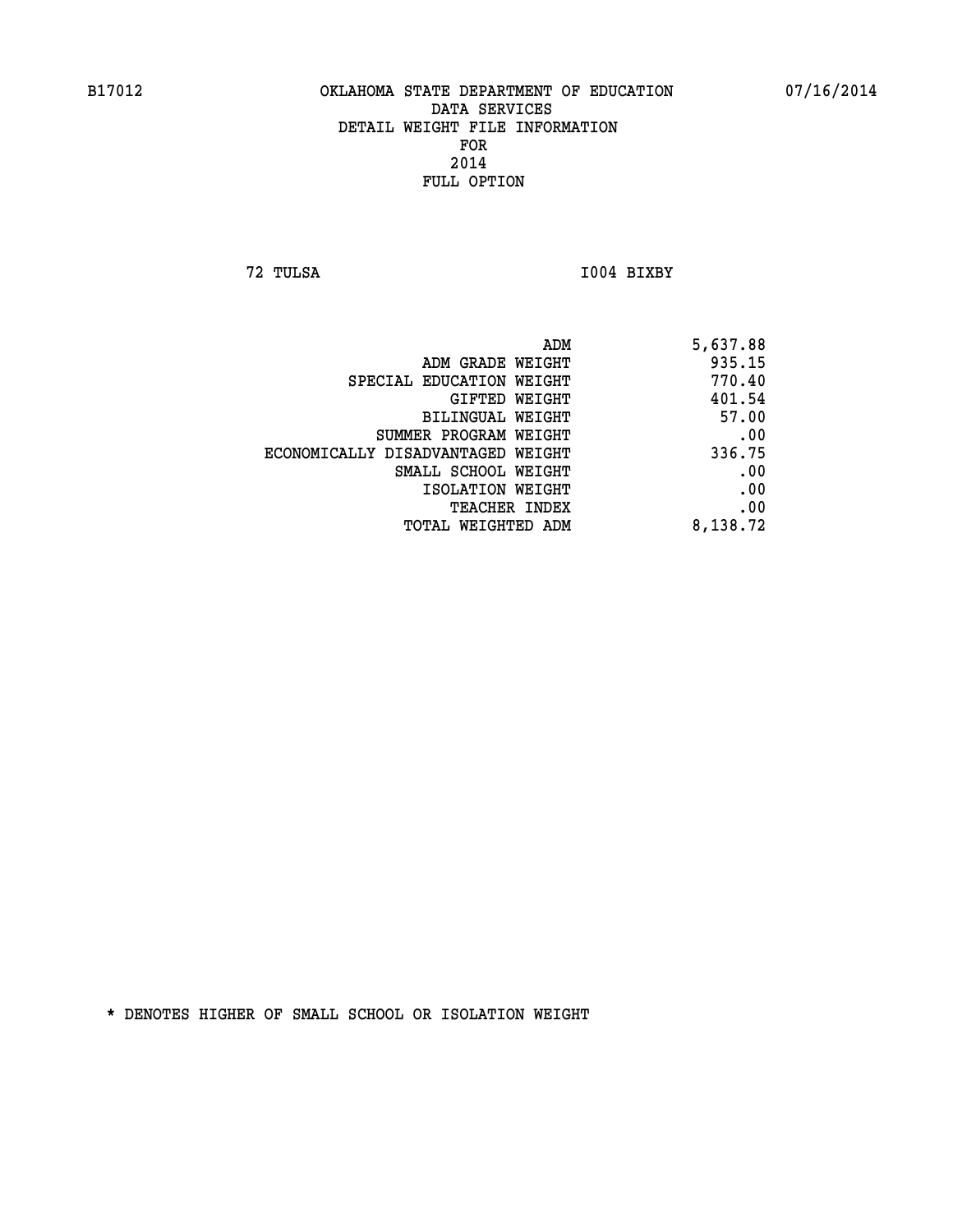B17012 OKLAHOMA STATE DEPARTMENT OF EDUCATION 07/16/2014

DATA SERVICES
DETAIL WEIGHT FILE INFORMATION
FOR
2014
FULL OPTION

72 TULSA I004 BIXBY

| | |
|---|---|
| ADM | 5,637.88 |
| ADM GRADE WEIGHT | 935.15 |
| SPECIAL EDUCATION WEIGHT | 770.40 |
| GIFTED WEIGHT | 401.54 |
| BILINGUAL WEIGHT | 57.00 |
| SUMMER PROGRAM WEIGHT | .00 |
| ECONOMICALLY DISADVANTAGED WEIGHT | 336.75 |
| SMALL SCHOOL WEIGHT | .00 |
| ISOLATION WEIGHT | .00 |
| TEACHER INDEX | .00 |
| TOTAL WEIGHTED ADM | 8,138.72 |

* DENOTES HIGHER OF SMALL SCHOOL OR ISOLATION WEIGHT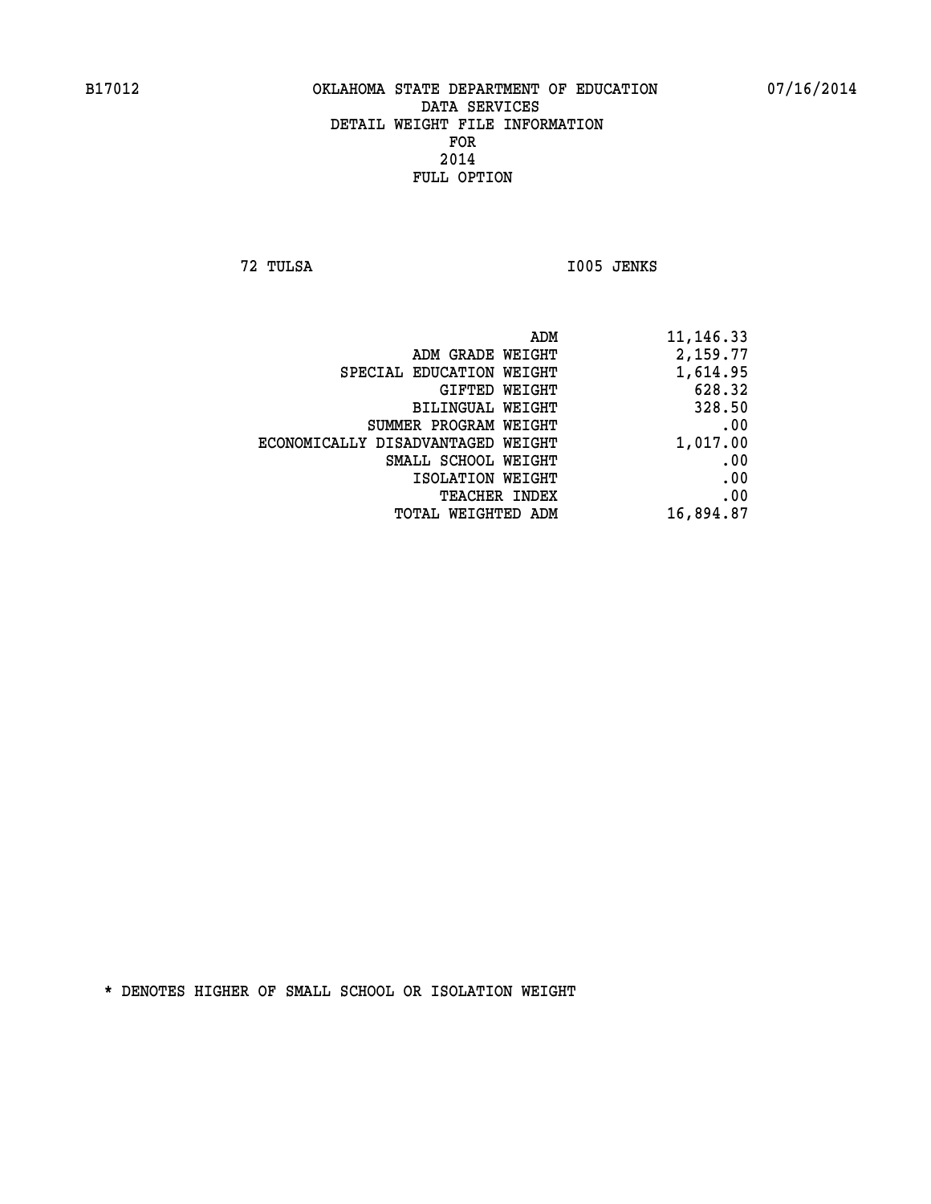B17012 OKLAHOMA STATE DEPARTMENT OF EDUCATION 07/16/2014

DATA SERVICES
DETAIL WEIGHT FILE INFORMATION
FOR
2014
FULL OPTION

72 TULSA I005 JENKS

| | |
|---|---|
| ADM | 11,146.33 |
| ADM GRADE WEIGHT | 2,159.77 |
| SPECIAL EDUCATION WEIGHT | 1,614.95 |
| GIFTED WEIGHT | 628.32 |
| BILINGUAL WEIGHT | 328.50 |
| SUMMER PROGRAM WEIGHT | .00 |
| ECONOMICALLY DISADVANTAGED WEIGHT | 1,017.00 |
| SMALL SCHOOL WEIGHT | .00 |
| ISOLATION WEIGHT | .00 |
| TEACHER INDEX | .00 |
| TOTAL WEIGHTED ADM | 16,894.87 |

* DENOTES HIGHER OF SMALL SCHOOL OR ISOLATION WEIGHT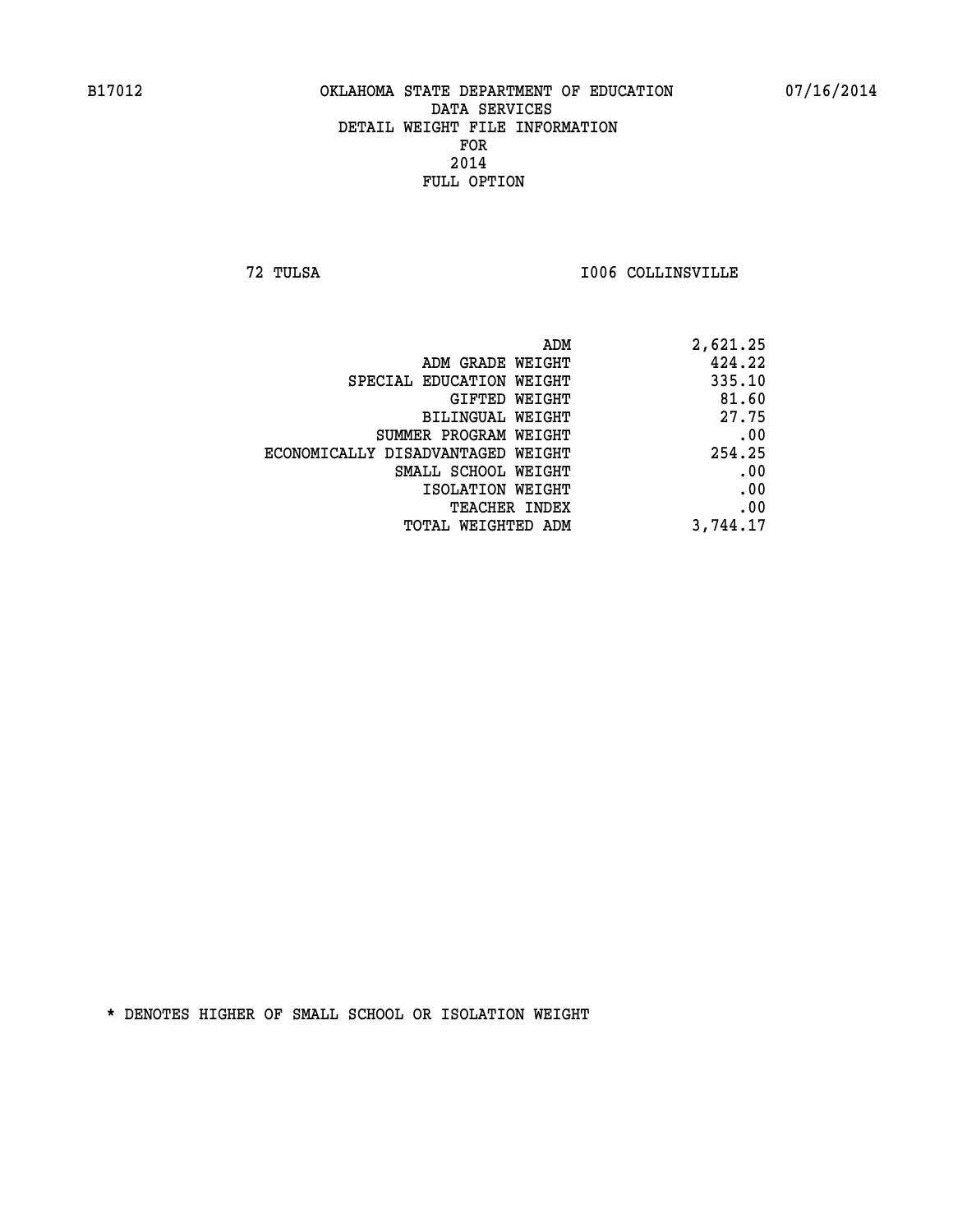B17012 OKLAHOMA STATE DEPARTMENT OF EDUCATION 07/16/2014

DATA SERVICES
DETAIL WEIGHT FILE INFORMATION
FOR
2014
FULL OPTION

72 TULSA I006 COLLINSVILLE

| | |
|---|---|
| ADM | 2,621.25 |
| ADM GRADE WEIGHT | 424.22 |
| SPECIAL EDUCATION WEIGHT | 335.10 |
| GIFTED WEIGHT | 81.60 |
| BILINGUAL WEIGHT | 27.75 |
| SUMMER PROGRAM WEIGHT | .00 |
| ECONOMICALLY DISADVANTAGED WEIGHT | 254.25 |
| SMALL SCHOOL WEIGHT | .00 |
| ISOLATION WEIGHT | .00 |
| TEACHER INDEX | .00 |
| TOTAL WEIGHTED ADM | 3,744.17 |

* DENOTES HIGHER OF SMALL SCHOOL OR ISOLATION WEIGHT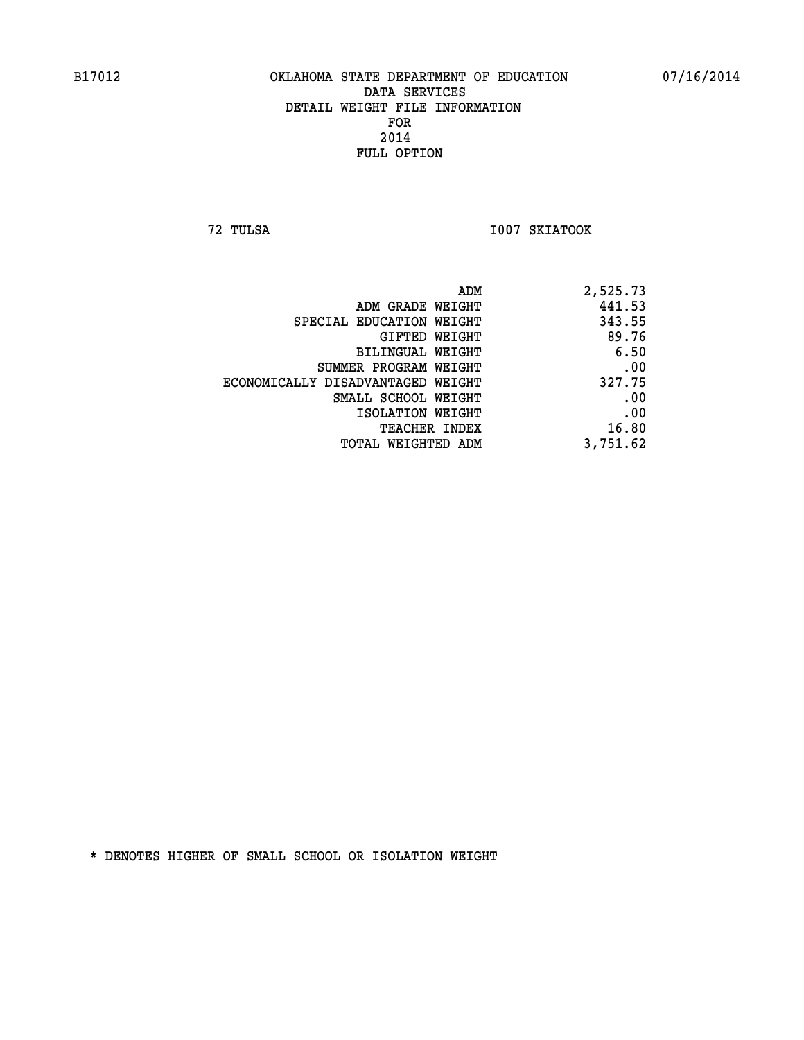B17012 OKLAHOMA STATE DEPARTMENT OF EDUCATION 07/16/2014

DATA SERVICES
DETAIL WEIGHT FILE INFORMATION
FOR
2014
FULL OPTION

72 TULSA I007 SKIATOOK

| | |
|---|---|
| ADM | 2,525.73 |
| ADM GRADE WEIGHT | 441.53 |
| SPECIAL EDUCATION WEIGHT | 343.55 |
| GIFTED WEIGHT | 89.76 |
| BILINGUAL WEIGHT | 6.50 |
| SUMMER PROGRAM WEIGHT | .00 |
| ECONOMICALLY DISADVANTAGED WEIGHT | 327.75 |
| SMALL SCHOOL WEIGHT | .00 |
| ISOLATION WEIGHT | .00 |
| TEACHER INDEX | 16.80 |
| TOTAL WEIGHTED ADM | 3,751.62 |

* DENOTES HIGHER OF SMALL SCHOOL OR ISOLATION WEIGHT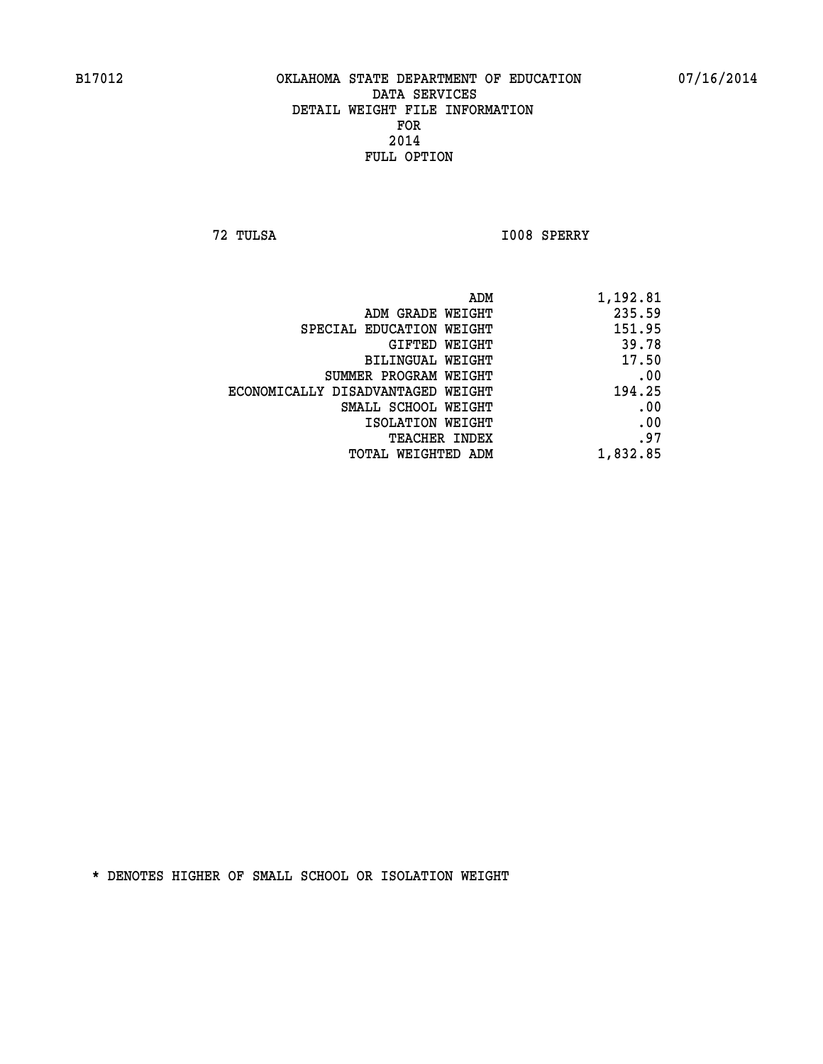B17012 OKLAHOMA STATE DEPARTMENT OF EDUCATION 07/16/2014

DATA SERVICES
DETAIL WEIGHT FILE INFORMATION
FOR
2014
FULL OPTION

72 TULSA I008 SPERRY

| | |
|---|---|
| ADM | 1,192.81 |
| ADM GRADE WEIGHT | 235.59 |
| SPECIAL EDUCATION WEIGHT | 151.95 |
| GIFTED WEIGHT | 39.78 |
| BILINGUAL WEIGHT | 17.50 |
| SUMMER PROGRAM WEIGHT | .00 |
| ECONOMICALLY DISADVANTAGED WEIGHT | 194.25 |
| SMALL SCHOOL WEIGHT | .00 |
| ISOLATION WEIGHT | .00 |
| TEACHER INDEX | .97 |
| TOTAL WEIGHTED ADM | 1,832.85 |

* DENOTES HIGHER OF SMALL SCHOOL OR ISOLATION WEIGHT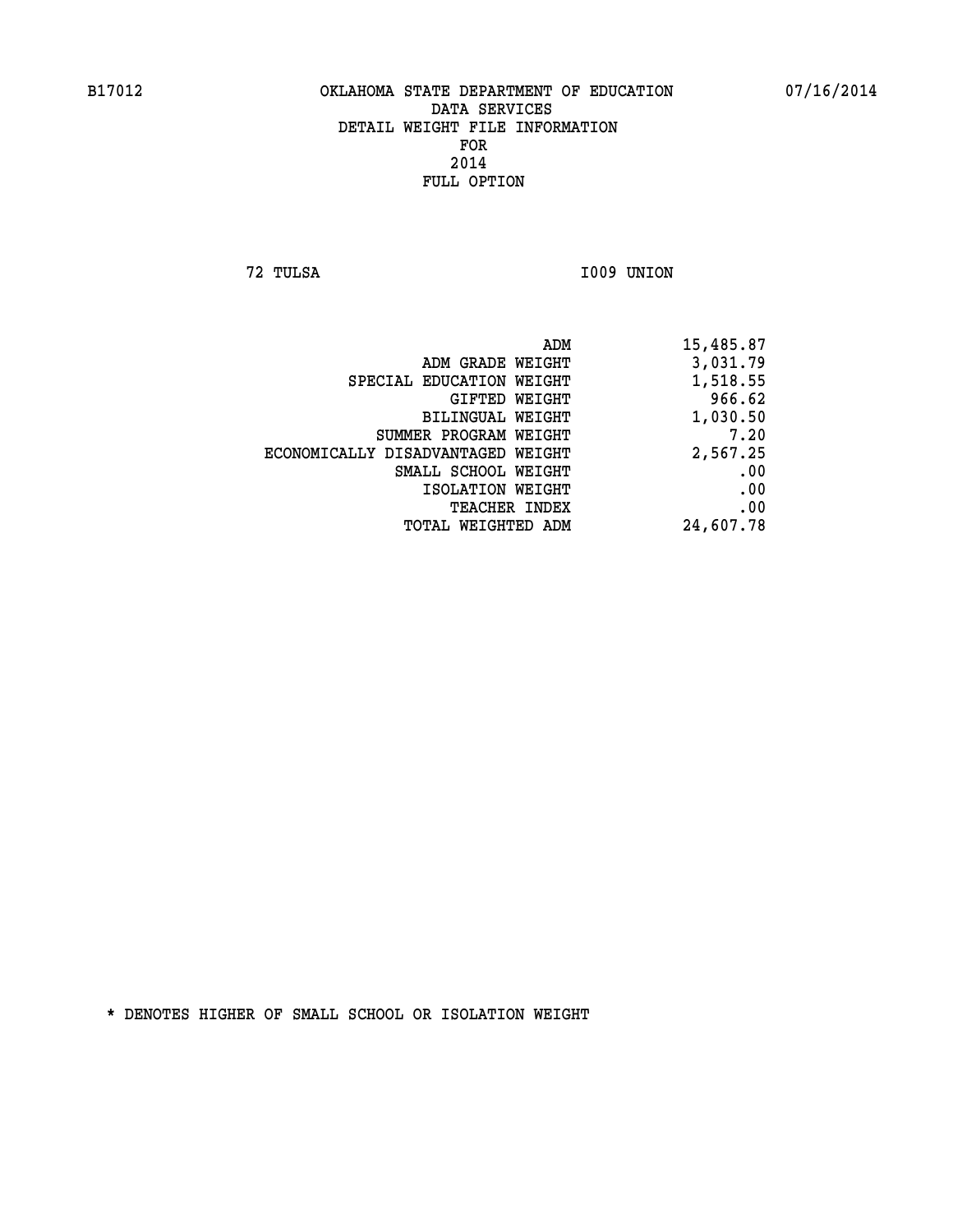B17012 OKLAHOMA STATE DEPARTMENT OF EDUCATION 07/16/2014

DATA SERVICES
DETAIL WEIGHT FILE INFORMATION
FOR
2014
FULL OPTION

72 TULSA I009 UNION

| | |
|---|---|
| ADM | 15,485.87 |
| ADM GRADE WEIGHT | 3,031.79 |
| SPECIAL EDUCATION WEIGHT | 1,518.55 |
| GIFTED WEIGHT | 966.62 |
| BILINGUAL WEIGHT | 1,030.50 |
| SUMMER PROGRAM WEIGHT | 7.20 |
| ECONOMICALLY DISADVANTAGED WEIGHT | 2,567.25 |
| SMALL SCHOOL WEIGHT | .00 |
| ISOLATION WEIGHT | .00 |
| TEACHER INDEX | .00 |
| TOTAL WEIGHTED ADM | 24,607.78 |

* DENOTES HIGHER OF SMALL SCHOOL OR ISOLATION WEIGHT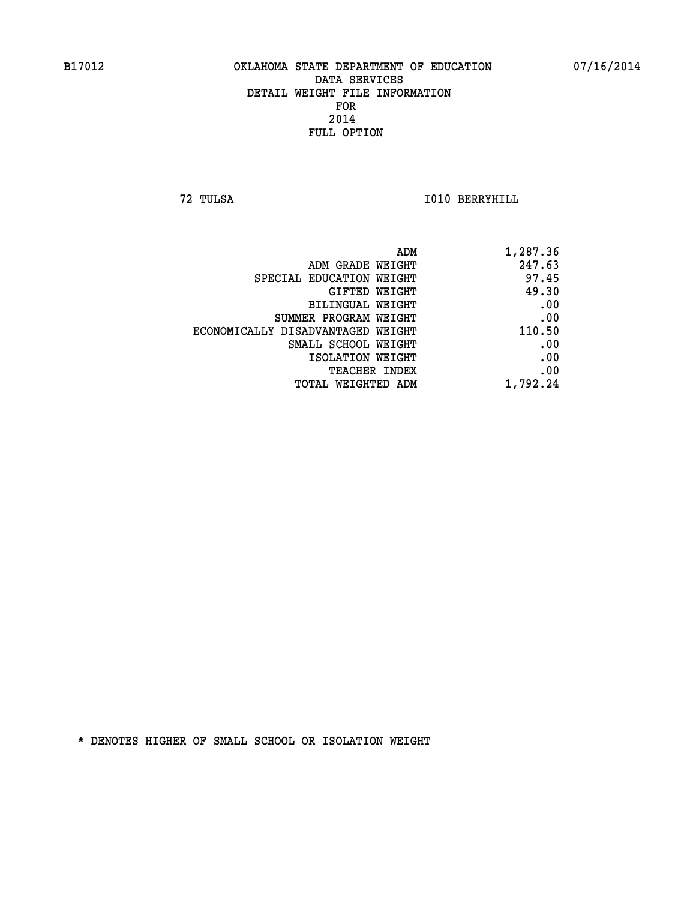# OKLAHOMA STATE DEPARTMENT OF EDUCATION
## DATA SERVICES
## DETAIL WEIGHT FILE INFORMATION
## FOR
## 2014
## FULL OPTION

B17012 — 07/16/2014

72 TULSA — I010 BERRYHILL

| | |
|---|---|
| ADM | 1,287.36 |
| ADM GRADE WEIGHT | 247.63 |
| SPECIAL EDUCATION WEIGHT | 97.45 |
| GIFTED WEIGHT | 49.30 |
| BILINGUAL WEIGHT | .00 |
| SUMMER PROGRAM WEIGHT | .00 |
| ECONOMICALLY DISADVANTAGED WEIGHT | 110.50 |
| SMALL SCHOOL WEIGHT | .00 |
| ISOLATION WEIGHT | .00 |
| TEACHER INDEX | .00 |
| TOTAL WEIGHTED ADM | 1,792.24 |

* DENOTES HIGHER OF SMALL SCHOOL OR ISOLATION WEIGHT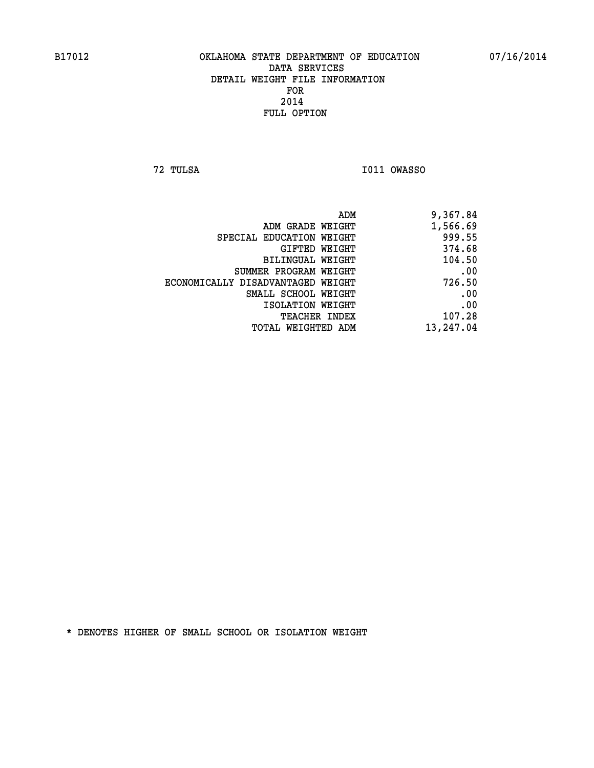B17012 OKLAHOMA STATE DEPARTMENT OF EDUCATION 07/16/2014

DATA SERVICES
DETAIL WEIGHT FILE INFORMATION
FOR
2014
FULL OPTION

72 TULSA I011 OWASSO

| | |
|---|---|
| ADM | 9,367.84 |
| ADM GRADE WEIGHT | 1,566.69 |
| SPECIAL EDUCATION WEIGHT | 999.55 |
| GIFTED WEIGHT | 374.68 |
| BILINGUAL WEIGHT | 104.50 |
| SUMMER PROGRAM WEIGHT | .00 |
| ECONOMICALLY DISADVANTAGED WEIGHT | 726.50 |
| SMALL SCHOOL WEIGHT | .00 |
| ISOLATION WEIGHT | .00 |
| TEACHER INDEX | 107.28 |
| TOTAL WEIGHTED ADM | 13,247.04 |

* DENOTES HIGHER OF SMALL SCHOOL OR ISOLATION WEIGHT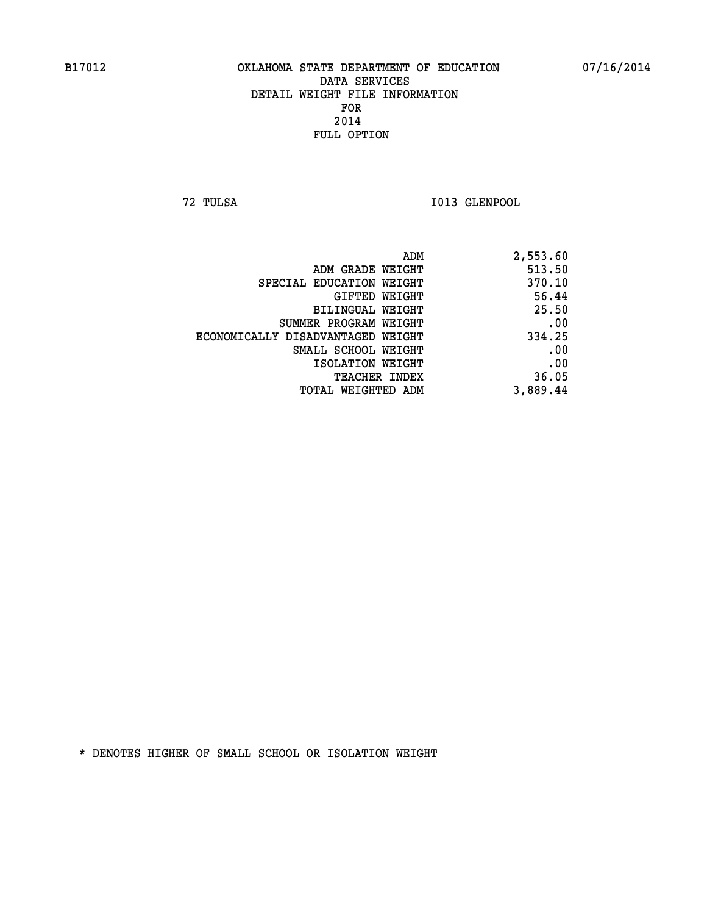B17012 OKLAHOMA STATE DEPARTMENT OF EDUCATION 07/16/2014

DATA SERVICES
DETAIL WEIGHT FILE INFORMATION
FOR
2014
FULL OPTION

72 TULSA I013 GLENPOOL

| | |
|---|---|
| ADM | 2,553.60 |
| ADM GRADE WEIGHT | 513.50 |
| SPECIAL EDUCATION WEIGHT | 370.10 |
| GIFTED WEIGHT | 56.44 |
| BILINGUAL WEIGHT | 25.50 |
| SUMMER PROGRAM WEIGHT | .00 |
| ECONOMICALLY DISADVANTAGED WEIGHT | 334.25 |
| SMALL SCHOOL WEIGHT | .00 |
| ISOLATION WEIGHT | .00 |
| TEACHER INDEX | 36.05 |
| TOTAL WEIGHTED ADM | 3,889.44 |

* DENOTES HIGHER OF SMALL SCHOOL OR ISOLATION WEIGHT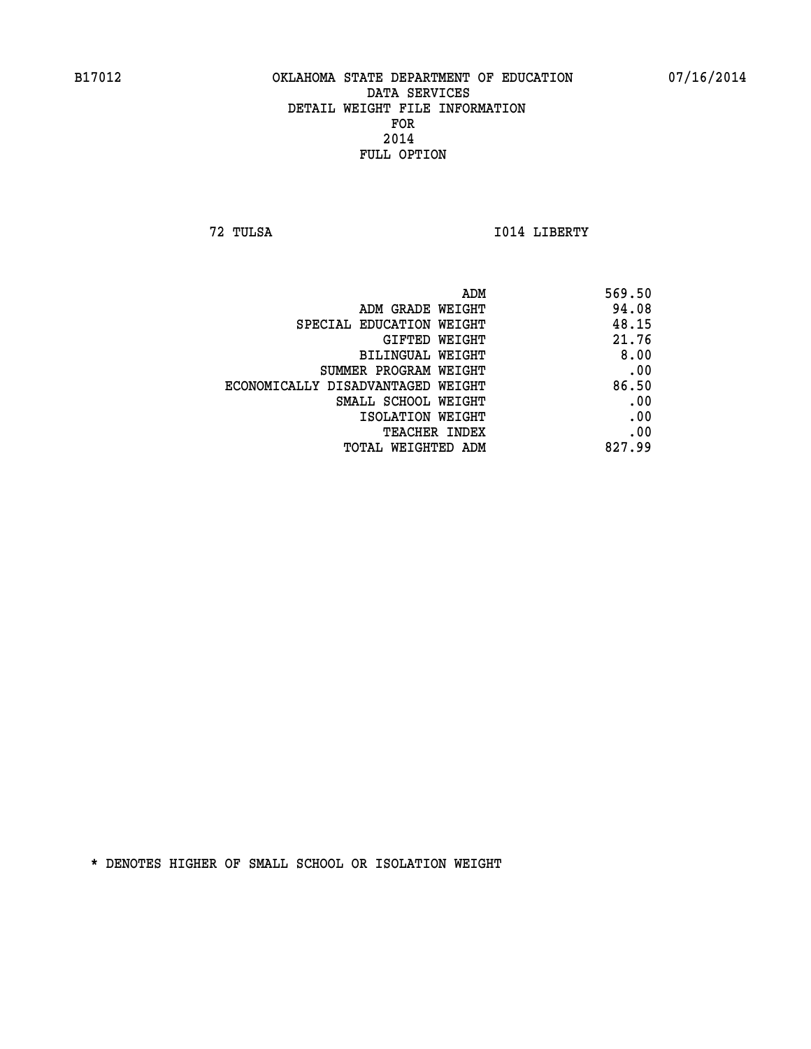B17012 OKLAHOMA STATE DEPARTMENT OF EDUCATION 07/16/2014

DATA SERVICES
DETAIL WEIGHT FILE INFORMATION
FOR
2014
FULL OPTION

72 TULSA I014 LIBERTY

| | |
|---|---|
| ADM | 569.50 |
| ADM GRADE WEIGHT | 94.08 |
| SPECIAL EDUCATION WEIGHT | 48.15 |
| GIFTED WEIGHT | 21.76 |
| BILINGUAL WEIGHT | 8.00 |
| SUMMER PROGRAM WEIGHT | .00 |
| ECONOMICALLY DISADVANTAGED WEIGHT | 86.50 |
| SMALL SCHOOL WEIGHT | .00 |
| ISOLATION WEIGHT | .00 |
| TEACHER INDEX | .00 |
| TOTAL WEIGHTED ADM | 827.99 |

* DENOTES HIGHER OF SMALL SCHOOL OR ISOLATION WEIGHT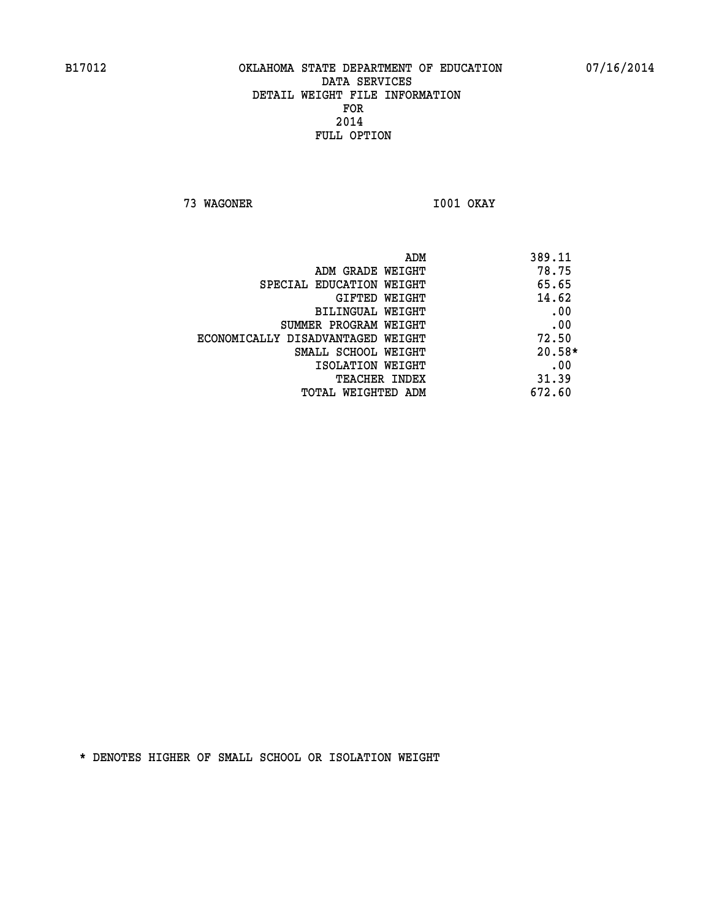B17012 OKLAHOMA STATE DEPARTMENT OF EDUCATION 07/16/2014

DATA SERVICES
DETAIL WEIGHT FILE INFORMATION
FOR
2014
FULL OPTION

73 WAGONER I001 OKAY

| | |
|---|---|
| ADM | 389.11 |
| ADM GRADE WEIGHT | 78.75 |
| SPECIAL EDUCATION WEIGHT | 65.65 |
| GIFTED WEIGHT | 14.62 |
| BILINGUAL WEIGHT | .00 |
| SUMMER PROGRAM WEIGHT | .00 |
| ECONOMICALLY DISADVANTAGED WEIGHT | 72.50 |
| SMALL SCHOOL WEIGHT | 20.58* |
| ISOLATION WEIGHT | .00 |
| TEACHER INDEX | 31.39 |
| TOTAL WEIGHTED ADM | 672.60 |

* DENOTES HIGHER OF SMALL SCHOOL OR ISOLATION WEIGHT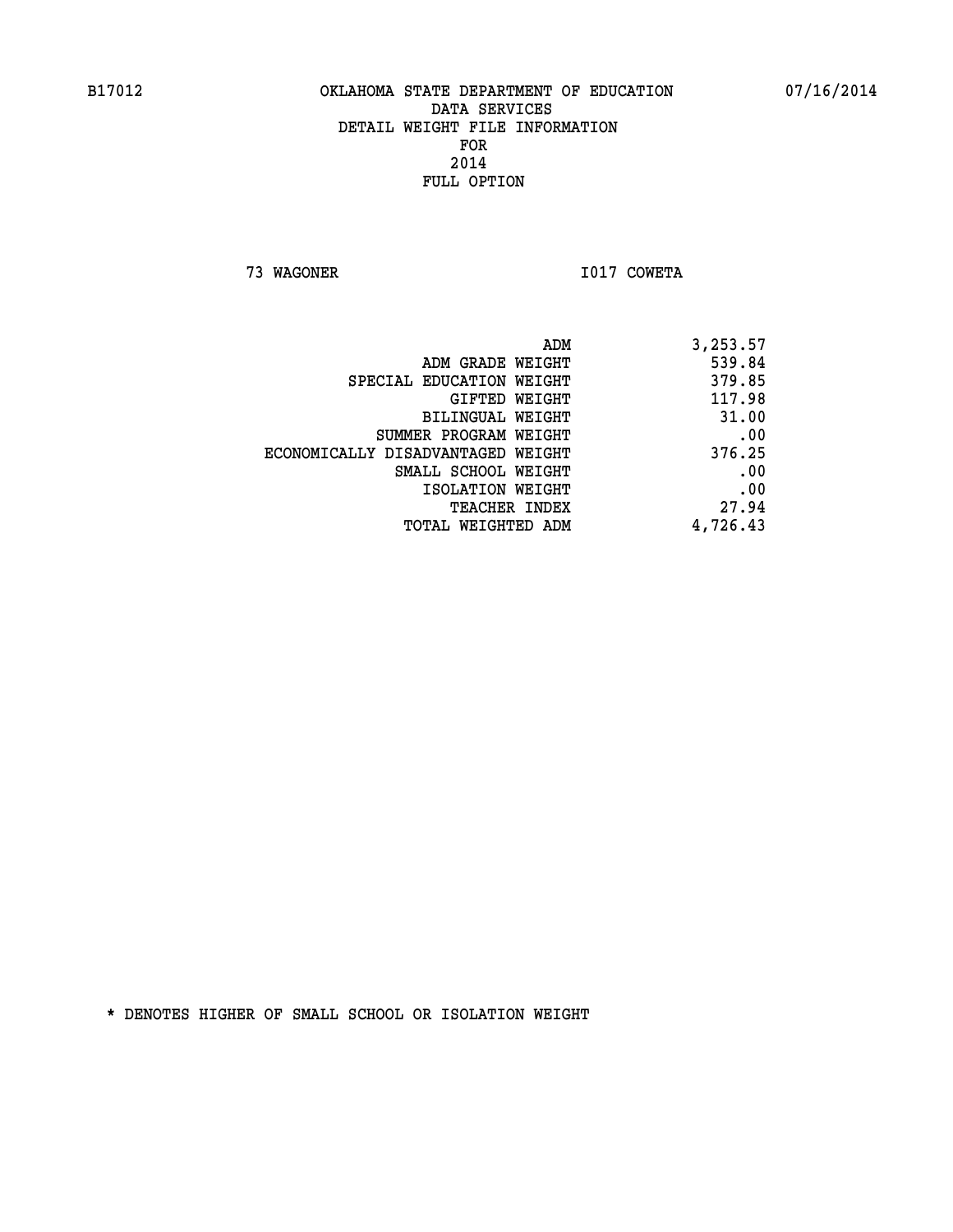B17012 OKLAHOMA STATE DEPARTMENT OF EDUCATION 07/16/2014

DATA SERVICES
DETAIL WEIGHT FILE INFORMATION
FOR
2014
FULL OPTION

73 WAGONER I017 COWETA

| | |
|---|---|
| ADM | 3,253.57 |
| ADM GRADE WEIGHT | 539.84 |
| SPECIAL EDUCATION WEIGHT | 379.85 |
| GIFTED WEIGHT | 117.98 |
| BILINGUAL WEIGHT | 31.00 |
| SUMMER PROGRAM WEIGHT | .00 |
| ECONOMICALLY DISADVANTAGED WEIGHT | 376.25 |
| SMALL SCHOOL WEIGHT | .00 |
| ISOLATION WEIGHT | .00 |
| TEACHER INDEX | 27.94 |
| TOTAL WEIGHTED ADM | 4,726.43 |

* DENOTES HIGHER OF SMALL SCHOOL OR ISOLATION WEIGHT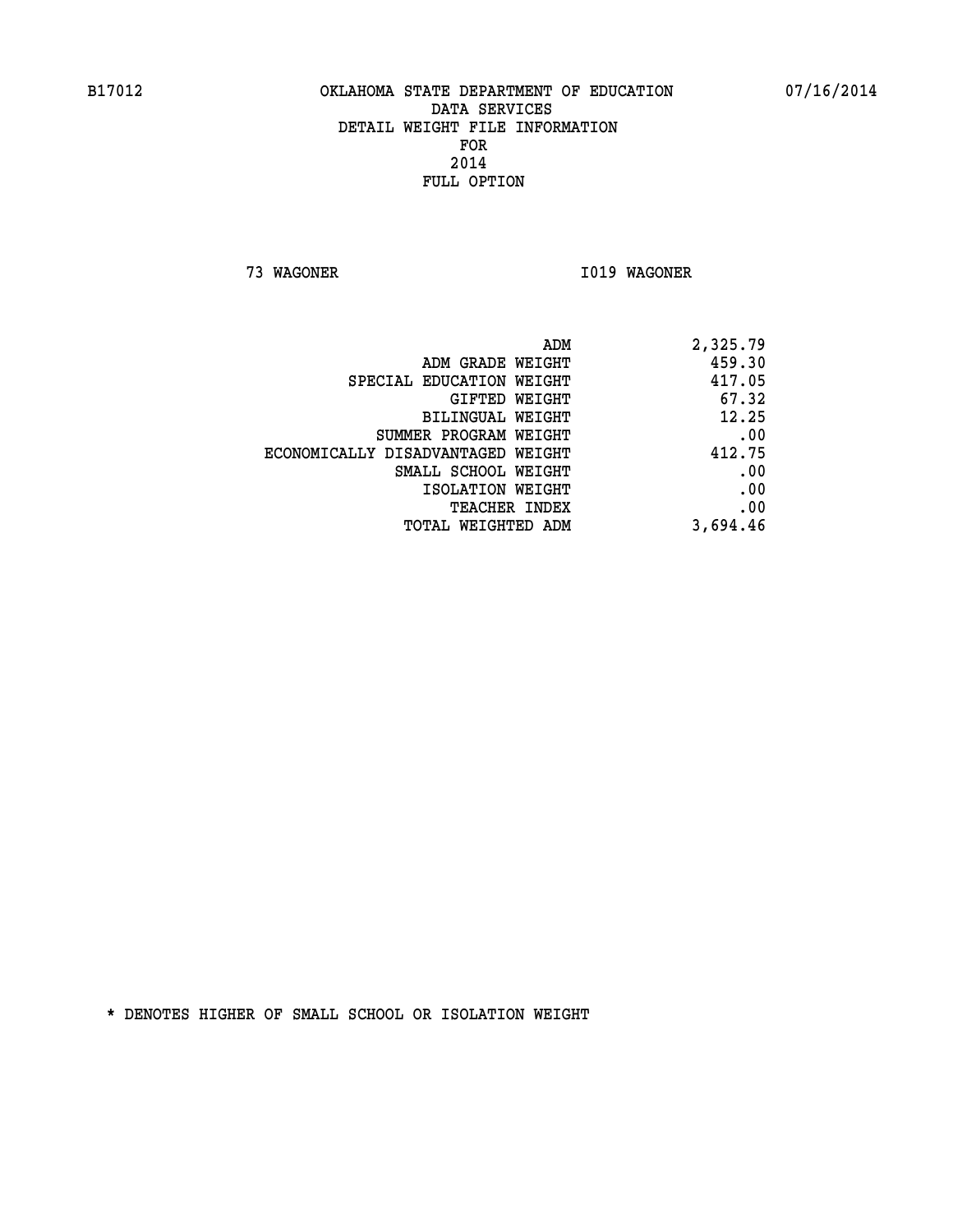B17012 OKLAHOMA STATE DEPARTMENT OF EDUCATION 07/16/2014

DATA SERVICES
DETAIL WEIGHT FILE INFORMATION
FOR
2014
FULL OPTION

73 WAGONER I019 WAGONER

| | |
|---|---|
| ADM | 2,325.79 |
| ADM GRADE WEIGHT | 459.30 |
| SPECIAL EDUCATION WEIGHT | 417.05 |
| GIFTED WEIGHT | 67.32 |
| BILINGUAL WEIGHT | 12.25 |
| SUMMER PROGRAM WEIGHT | .00 |
| ECONOMICALLY DISADVANTAGED WEIGHT | 412.75 |
| SMALL SCHOOL WEIGHT | .00 |
| ISOLATION WEIGHT | .00 |
| TEACHER INDEX | .00 |
| TOTAL WEIGHTED ADM | 3,694.46 |

* DENOTES HIGHER OF SMALL SCHOOL OR ISOLATION WEIGHT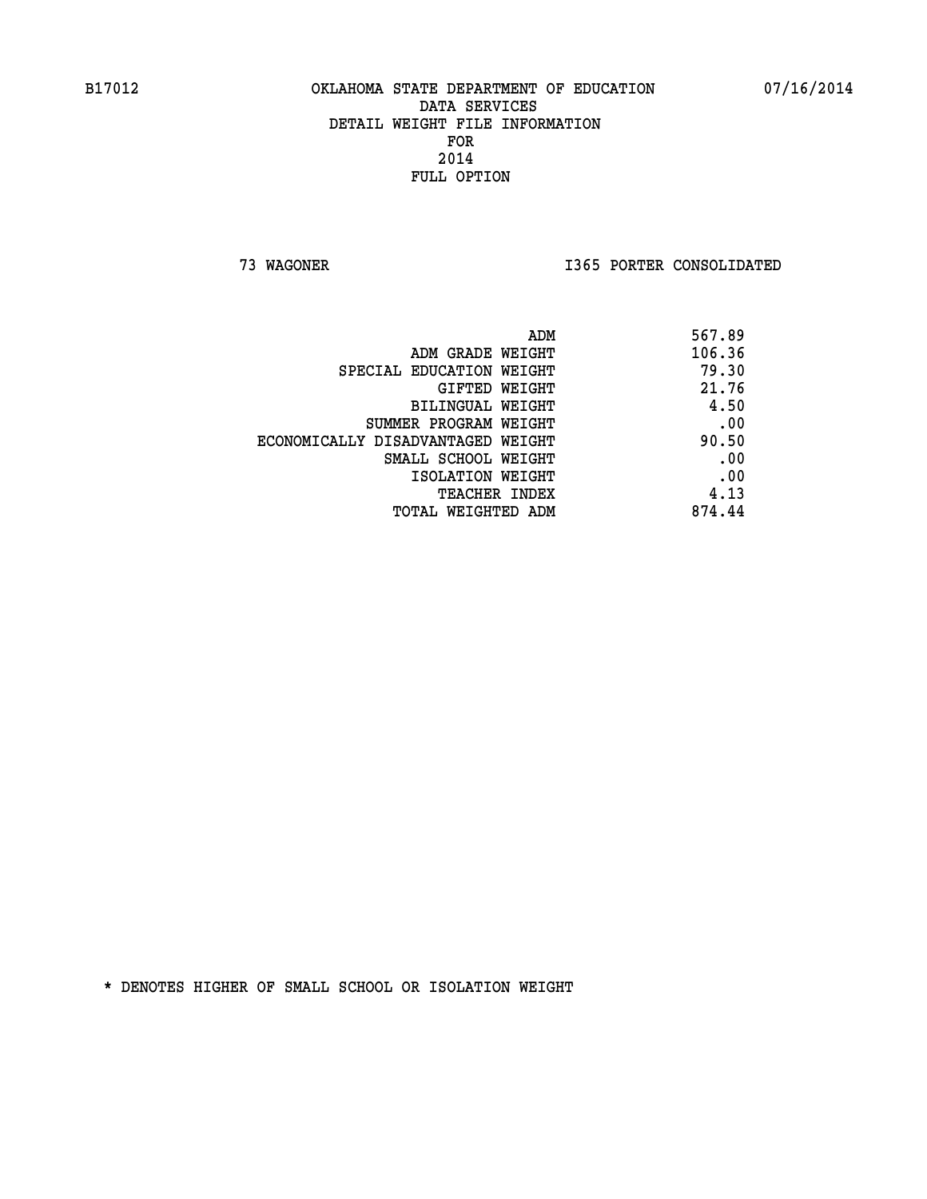B17012 OKLAHOMA STATE DEPARTMENT OF EDUCATION 07/16/2014

DATA SERVICES
DETAIL WEIGHT FILE INFORMATION
FOR
2014
FULL OPTION

73 WAGONER I365 PORTER CONSOLIDATED

| | |
|---|---|
| ADM | 567.89 |
| ADM GRADE WEIGHT | 106.36 |
| SPECIAL EDUCATION WEIGHT | 79.30 |
| GIFTED WEIGHT | 21.76 |
| BILINGUAL WEIGHT | 4.50 |
| SUMMER PROGRAM WEIGHT | .00 |
| ECONOMICALLY DISADVANTAGED WEIGHT | 90.50 |
| SMALL SCHOOL WEIGHT | .00 |
| ISOLATION WEIGHT | .00 |
| TEACHER INDEX | 4.13 |
| TOTAL WEIGHTED ADM | 874.44 |

* DENOTES HIGHER OF SMALL SCHOOL OR ISOLATION WEIGHT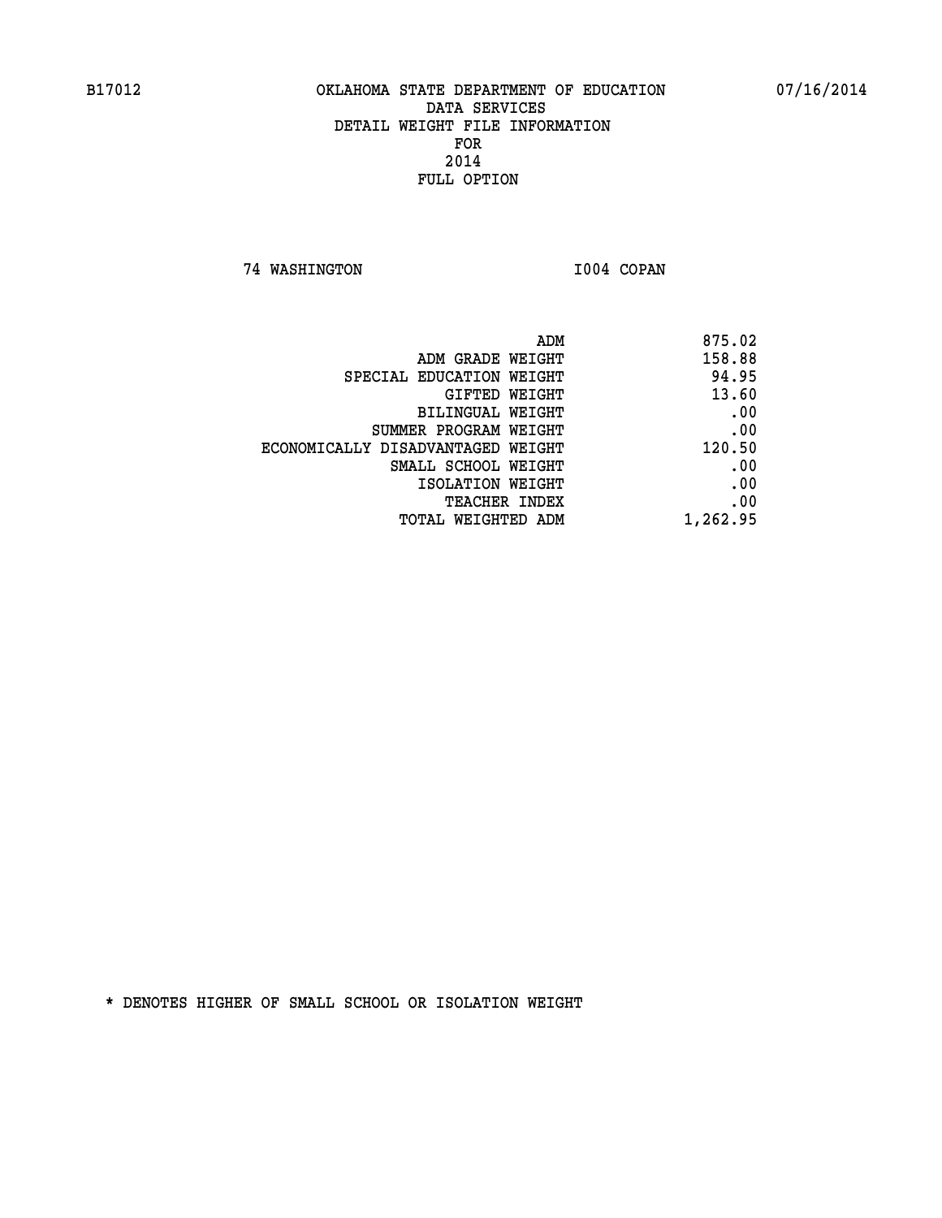OKLAHOMA STATE DEPARTMENT OF EDUCATION
DATA SERVICES
DETAIL WEIGHT FILE INFORMATION
FOR
2014
FULL OPTION

74 WASHINGTON I004 COPAN

| | |
|---|---|
| ADM | 875.02 |
| ADM GRADE WEIGHT | 158.88 |
| SPECIAL EDUCATION WEIGHT | 94.95 |
| GIFTED WEIGHT | 13.60 |
| BILINGUAL WEIGHT | .00 |
| SUMMER PROGRAM WEIGHT | .00 |
| ECONOMICALLY DISADVANTAGED WEIGHT | 120.50 |
| SMALL SCHOOL WEIGHT | .00 |
| ISOLATION WEIGHT | .00 |
| TEACHER INDEX | .00 |
| TOTAL WEIGHTED ADM | 1,262.95 |

* DENOTES HIGHER OF SMALL SCHOOL OR ISOLATION WEIGHT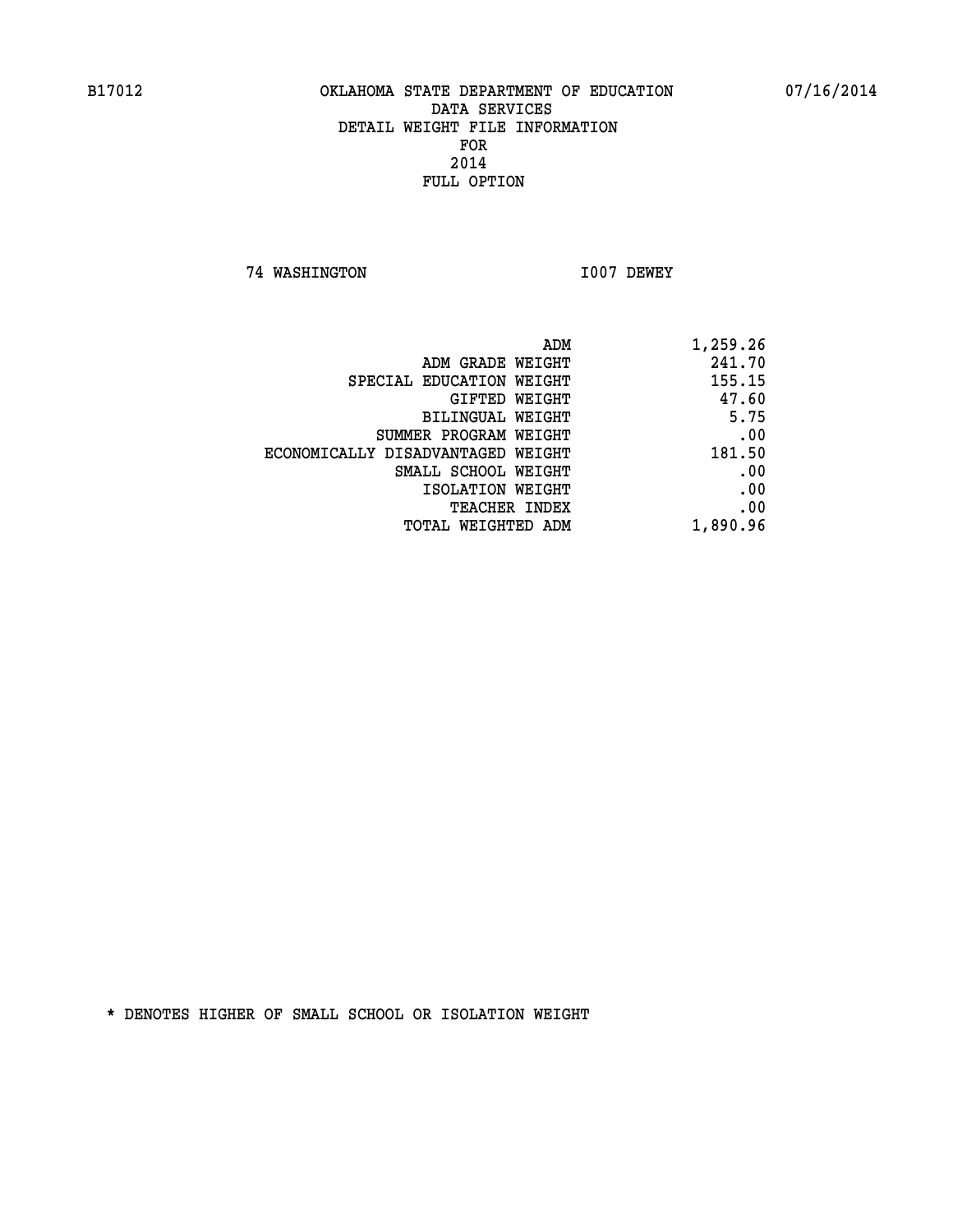OKLAHOMA STATE DEPARTMENT OF EDUCATION
DATA SERVICES
DETAIL WEIGHT FILE INFORMATION
FOR
2014
FULL OPTION

74 WASHINGTON I007 DEWEY

| | |
|---|---|
| ADM | 1,259.26 |
| ADM GRADE WEIGHT | 241.70 |
| SPECIAL EDUCATION WEIGHT | 155.15 |
| GIFTED WEIGHT | 47.60 |
| BILINGUAL WEIGHT | 5.75 |
| SUMMER PROGRAM WEIGHT | .00 |
| ECONOMICALLY DISADVANTAGED WEIGHT | 181.50 |
| SMALL SCHOOL WEIGHT | .00 |
| ISOLATION WEIGHT | .00 |
| TEACHER INDEX | .00 |
| TOTAL WEIGHTED ADM | 1,890.96 |

* DENOTES HIGHER OF SMALL SCHOOL OR ISOLATION WEIGHT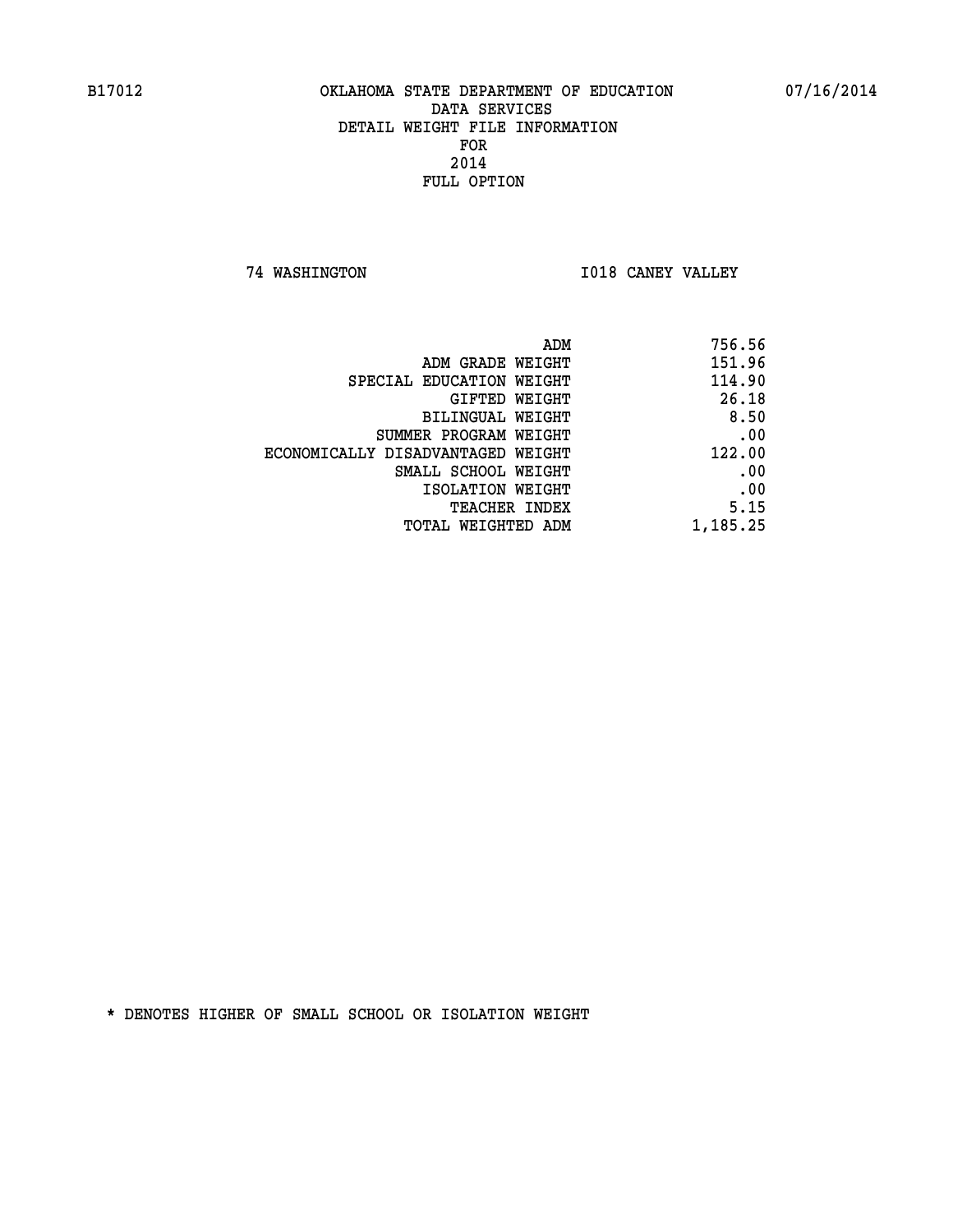B17012 OKLAHOMA STATE DEPARTMENT OF EDUCATION 07/16/2014

DATA SERVICES
DETAIL WEIGHT FILE INFORMATION
FOR
2014
FULL OPTION

74 WASHINGTON I018 CANEY VALLEY

| | |
|---|---|
| ADM | 756.56 |
| ADM GRADE WEIGHT | 151.96 |
| SPECIAL EDUCATION WEIGHT | 114.90 |
| GIFTED WEIGHT | 26.18 |
| BILINGUAL WEIGHT | 8.50 |
| SUMMER PROGRAM WEIGHT | .00 |
| ECONOMICALLY DISADVANTAGED WEIGHT | 122.00 |
| SMALL SCHOOL WEIGHT | .00 |
| ISOLATION WEIGHT | .00 |
| TEACHER INDEX | 5.15 |
| TOTAL WEIGHTED ADM | 1,185.25 |

* DENOTES HIGHER OF SMALL SCHOOL OR ISOLATION WEIGHT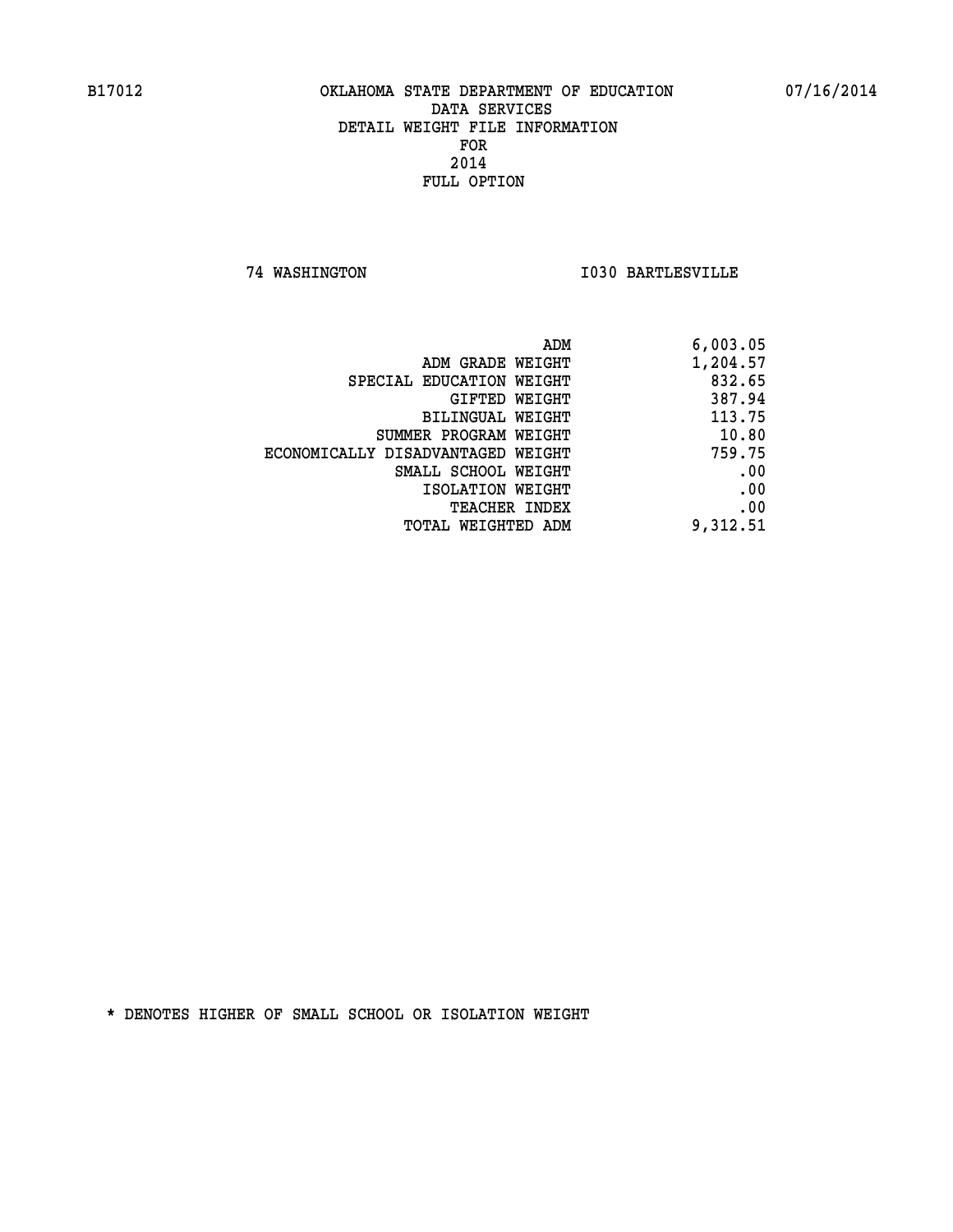B17012 OKLAHOMA STATE DEPARTMENT OF EDUCATION 07/16/2014

DATA SERVICES
DETAIL WEIGHT FILE INFORMATION
FOR
2014
FULL OPTION

74 WASHINGTON I030 BARTLESVILLE

| | |
|---|---|
| ADM | 6,003.05 |
| ADM GRADE WEIGHT | 1,204.57 |
| SPECIAL EDUCATION WEIGHT | 832.65 |
| GIFTED WEIGHT | 387.94 |
| BILINGUAL WEIGHT | 113.75 |
| SUMMER PROGRAM WEIGHT | 10.80 |
| ECONOMICALLY DISADVANTAGED WEIGHT | 759.75 |
| SMALL SCHOOL WEIGHT | .00 |
| ISOLATION WEIGHT | .00 |
| TEACHER INDEX | .00 |
| TOTAL WEIGHTED ADM | 9,312.51 |

* DENOTES HIGHER OF SMALL SCHOOL OR ISOLATION WEIGHT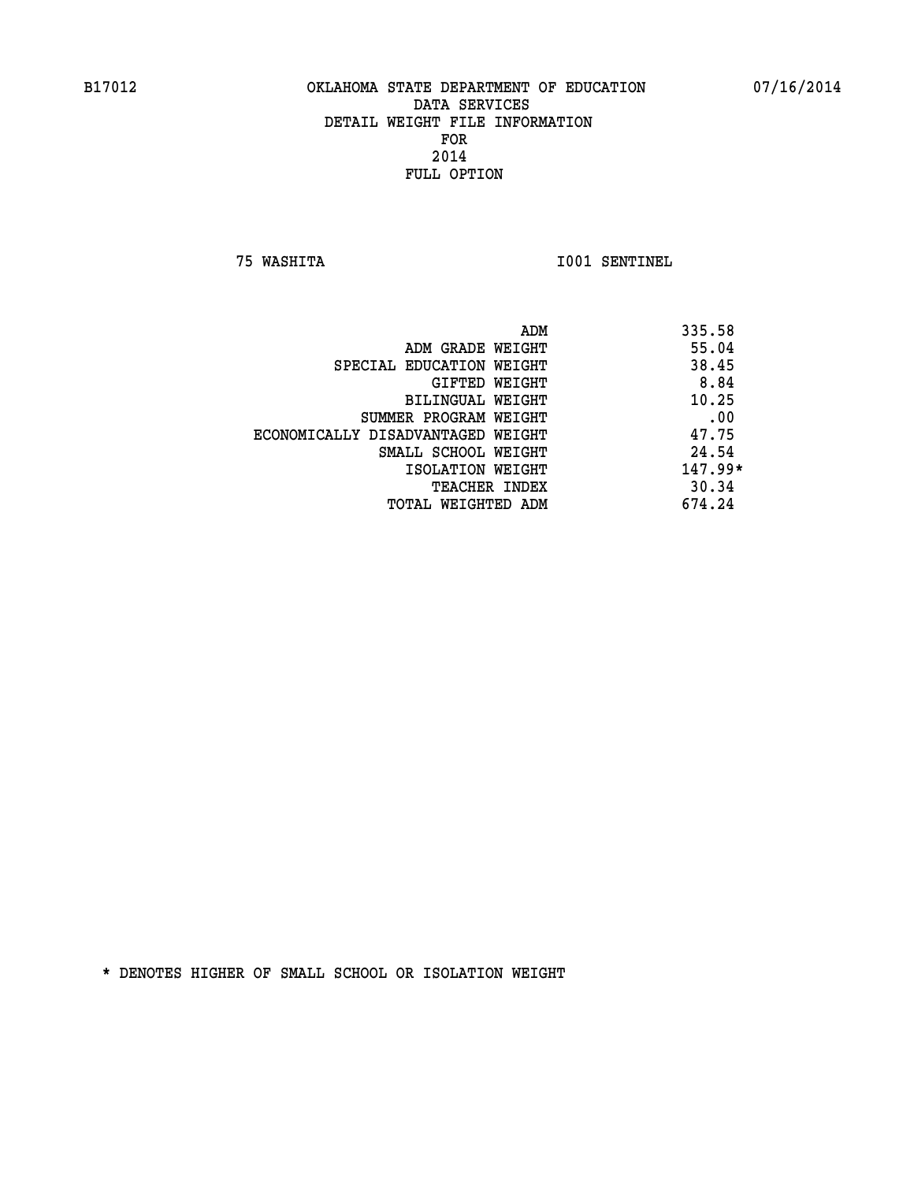# OKLAHOMA STATE DEPARTMENT OF EDUCATION
## DATA SERVICES
## DETAIL WEIGHT FILE INFORMATION
## FOR
## 2014
## FULL OPTION

75 WASHITA I001 SENTINEL

| | |
|---|---|
| ADM | 335.58 |
| ADM GRADE WEIGHT | 55.04 |
| SPECIAL EDUCATION WEIGHT | 38.45 |
| GIFTED WEIGHT | 8.84 |
| BILINGUAL WEIGHT | 10.25 |
| SUMMER PROGRAM WEIGHT | .00 |
| ECONOMICALLY DISADVANTAGED WEIGHT | 47.75 |
| SMALL SCHOOL WEIGHT | 24.54 |
| ISOLATION WEIGHT | 147.99* |
| TEACHER INDEX | 30.34 |
| TOTAL WEIGHTED ADM | 674.24 |

* DENOTES HIGHER OF SMALL SCHOOL OR ISOLATION WEIGHT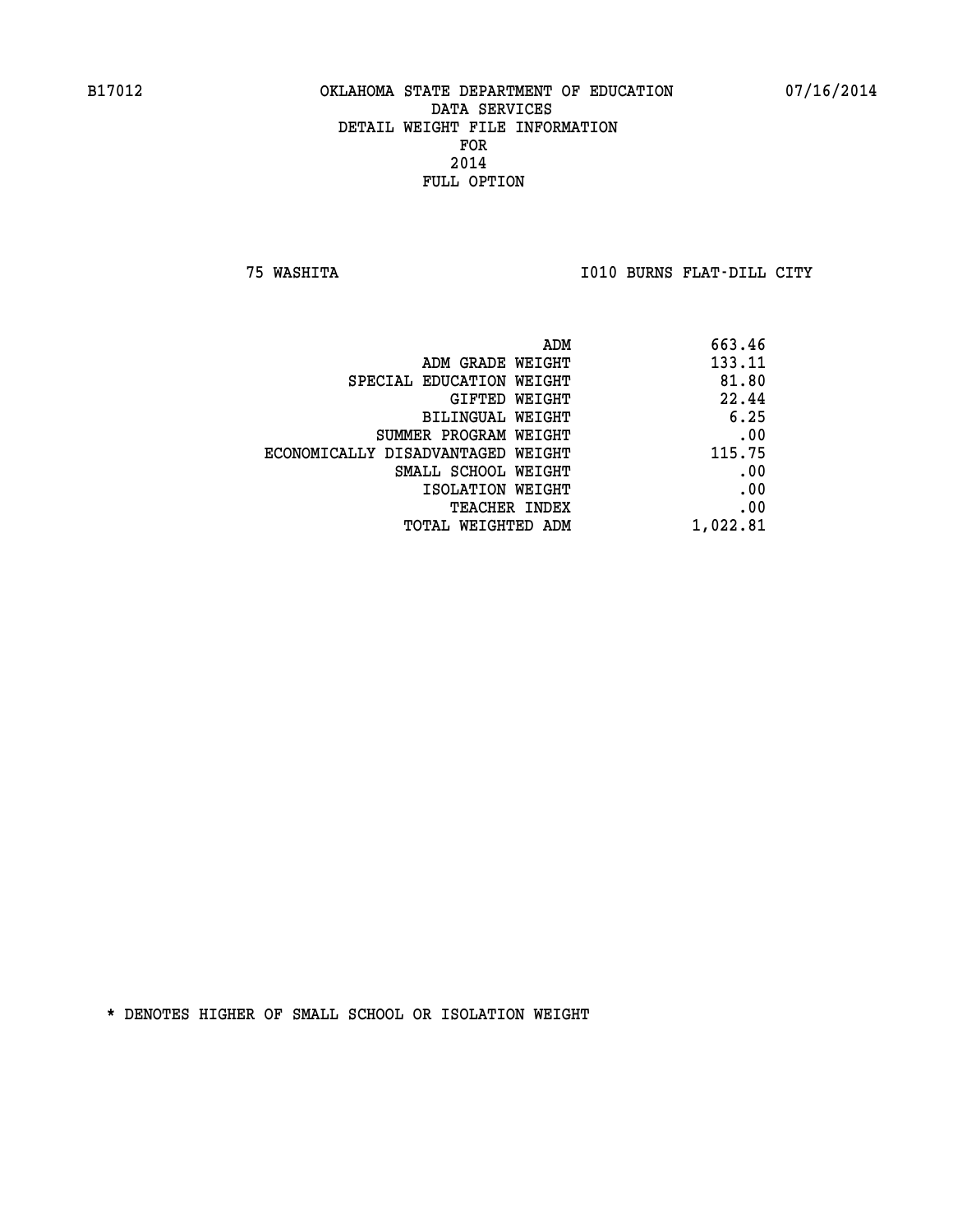B17012 OKLAHOMA STATE DEPARTMENT OF EDUCATION 07/16/2014

DATA SERVICES
DETAIL WEIGHT FILE INFORMATION
FOR
2014
FULL OPTION

75 WASHITA I010 BURNS FLAT-DILL CITY

| | |
|---|---|
| ADM | 663.46 |
| ADM GRADE WEIGHT | 133.11 |
| SPECIAL EDUCATION WEIGHT | 81.80 |
| GIFTED WEIGHT | 22.44 |
| BILINGUAL WEIGHT | 6.25 |
| SUMMER PROGRAM WEIGHT | .00 |
| ECONOMICALLY DISADVANTAGED WEIGHT | 115.75 |
| SMALL SCHOOL WEIGHT | .00 |
| ISOLATION WEIGHT | .00 |
| TEACHER INDEX | .00 |
| TOTAL WEIGHTED ADM | 1,022.81 |

* DENOTES HIGHER OF SMALL SCHOOL OR ISOLATION WEIGHT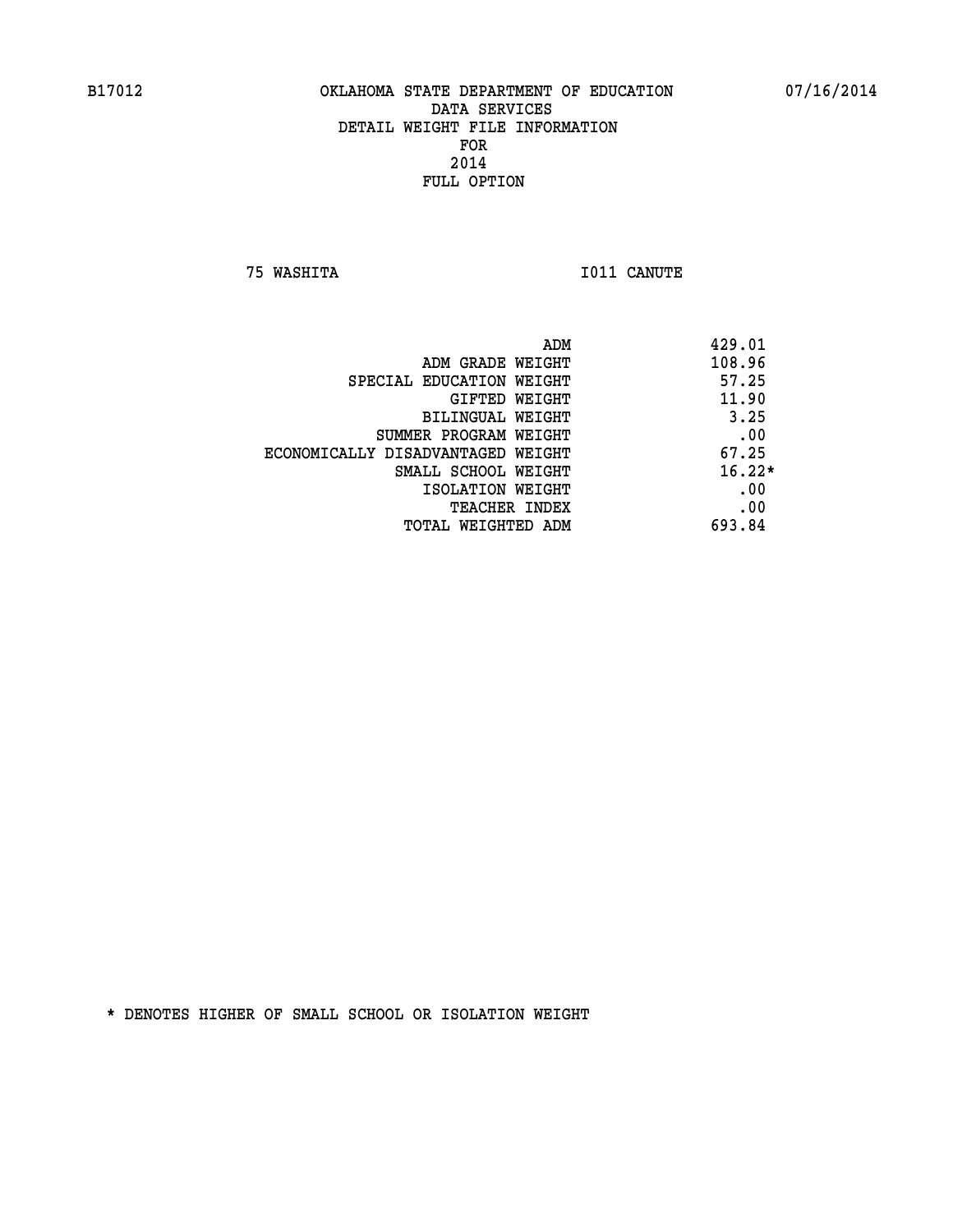B17012 OKLAHOMA STATE DEPARTMENT OF EDUCATION 07/16/2014

DATA SERVICES
DETAIL WEIGHT FILE INFORMATION
FOR
2014
FULL OPTION

75 WASHITA I011 CANUTE

| | |
|---|---|
| ADM | 429.01 |
| ADM GRADE WEIGHT | 108.96 |
| SPECIAL EDUCATION WEIGHT | 57.25 |
| GIFTED WEIGHT | 11.90 |
| BILINGUAL WEIGHT | 3.25 |
| SUMMER PROGRAM WEIGHT | .00 |
| ECONOMICALLY DISADVANTAGED WEIGHT | 67.25 |
| SMALL SCHOOL WEIGHT | 16.22* |
| ISOLATION WEIGHT | .00 |
| TEACHER INDEX | .00 |
| TOTAL WEIGHTED ADM | 693.84 |

* DENOTES HIGHER OF SMALL SCHOOL OR ISOLATION WEIGHT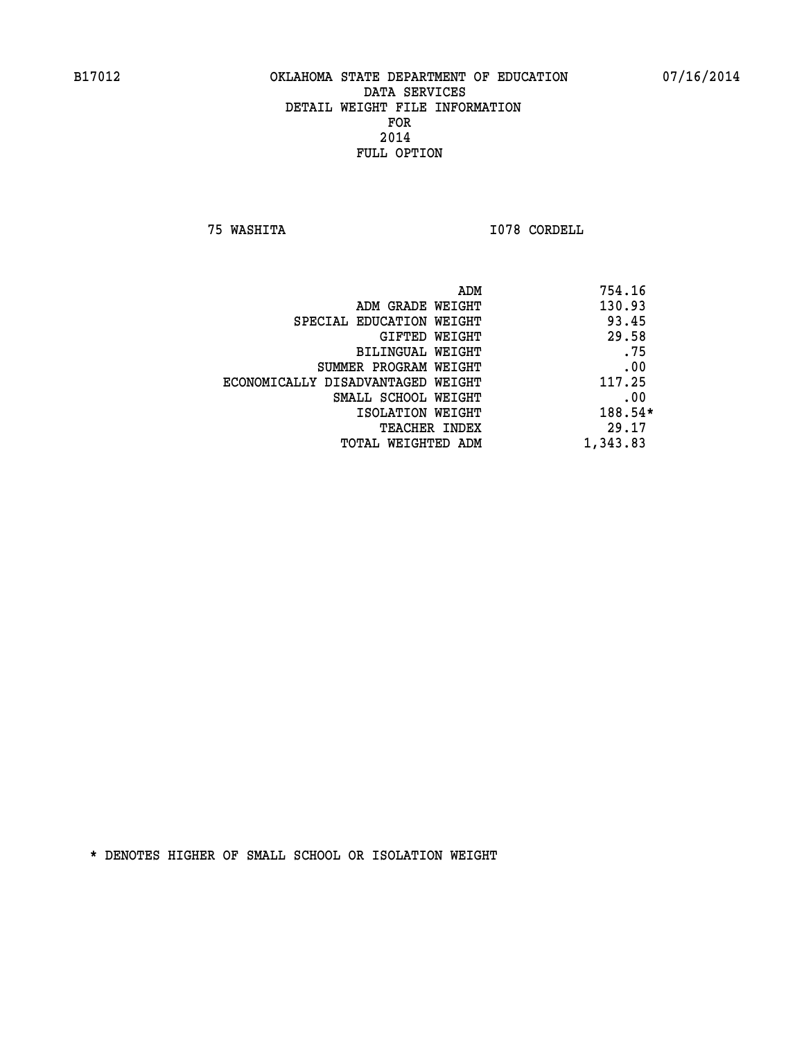B17012 OKLAHOMA STATE DEPARTMENT OF EDUCATION 07/16/2014

DATA SERVICES
DETAIL WEIGHT FILE INFORMATION
FOR
2014
FULL OPTION

75 WASHITA I078 CORDELL

| | |
|---|---|
| ADM | 754.16 |
| ADM GRADE WEIGHT | 130.93 |
| SPECIAL EDUCATION WEIGHT | 93.45 |
| GIFTED WEIGHT | 29.58 |
| BILINGUAL WEIGHT | .75 |
| SUMMER PROGRAM WEIGHT | .00 |
| ECONOMICALLY DISADVANTAGED WEIGHT | 117.25 |
| SMALL SCHOOL WEIGHT | .00 |
| ISOLATION WEIGHT | 188.54* |
| TEACHER INDEX | 29.17 |
| TOTAL WEIGHTED ADM | 1,343.83 |

* DENOTES HIGHER OF SMALL SCHOOL OR ISOLATION WEIGHT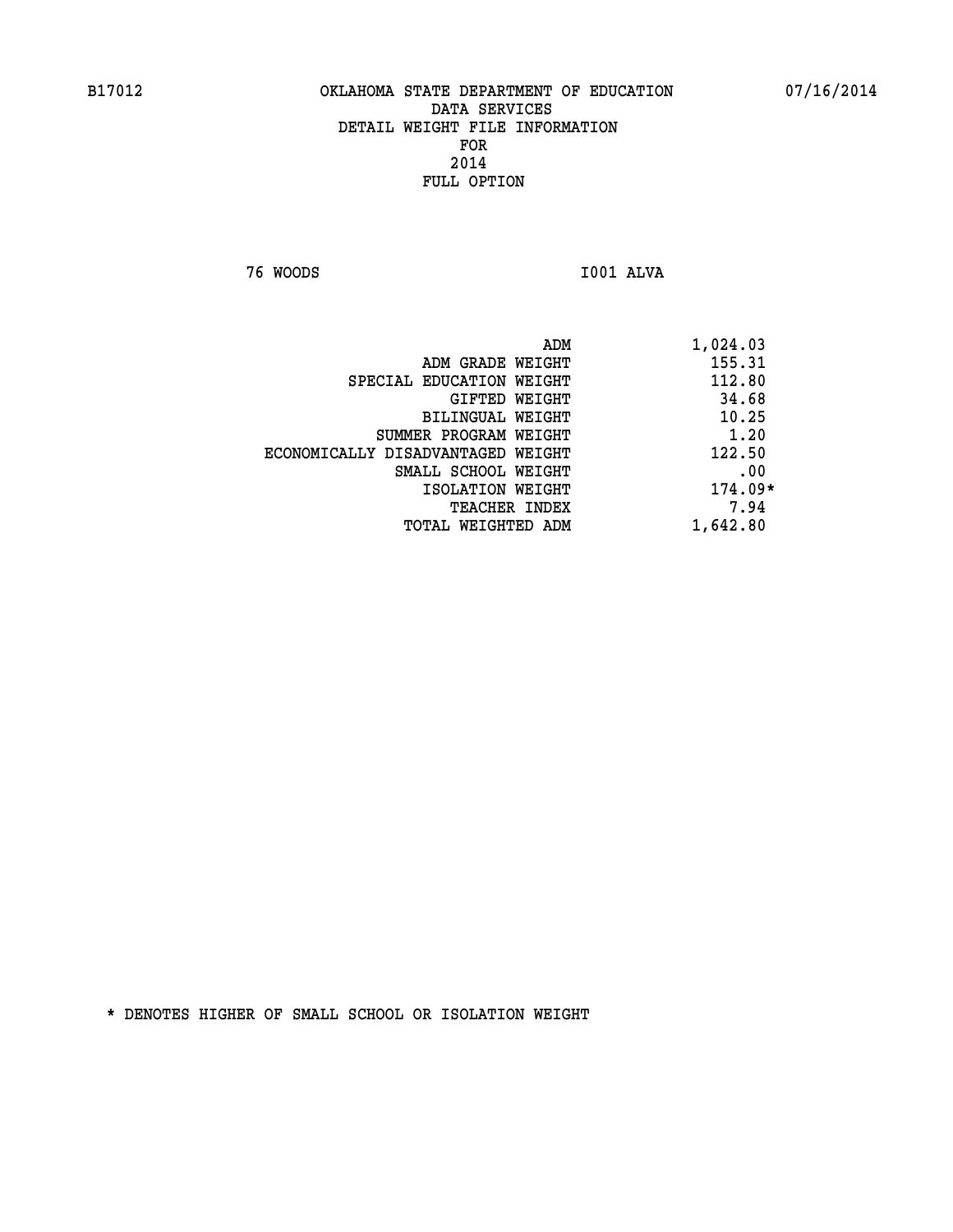B17012 OKLAHOMA STATE DEPARTMENT OF EDUCATION 07/16/2014

DATA SERVICES
DETAIL WEIGHT FILE INFORMATION
FOR
2014
FULL OPTION

76 WOODS I001 ALVA

| | |
|---|---|
| ADM | 1,024.03 |
| ADM GRADE WEIGHT | 155.31 |
| SPECIAL EDUCATION WEIGHT | 112.80 |
| GIFTED WEIGHT | 34.68 |
| BILINGUAL WEIGHT | 10.25 |
| SUMMER PROGRAM WEIGHT | 1.20 |
| ECONOMICALLY DISADVANTAGED WEIGHT | 122.50 |
| SMALL SCHOOL WEIGHT | .00 |
| ISOLATION WEIGHT | 174.09* |
| TEACHER INDEX | 7.94 |
| TOTAL WEIGHTED ADM | 1,642.80 |

* DENOTES HIGHER OF SMALL SCHOOL OR ISOLATION WEIGHT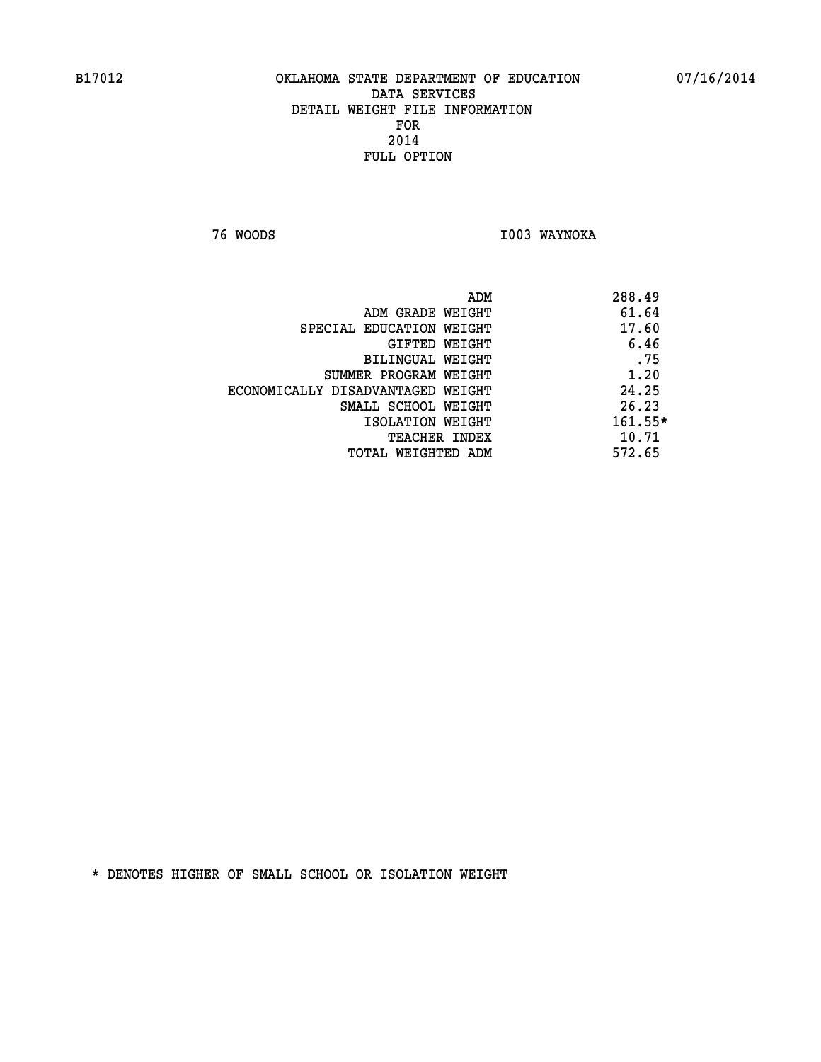B17012 OKLAHOMA STATE DEPARTMENT OF EDUCATION 07/16/2014

DATA SERVICES
DETAIL WEIGHT FILE INFORMATION
FOR
2014
FULL OPTION

76 WOODS I003 WAYNOKA

| | |
|---|---|
| ADM | 288.49 |
| ADM GRADE WEIGHT | 61.64 |
| SPECIAL EDUCATION WEIGHT | 17.60 |
| GIFTED WEIGHT | 6.46 |
| BILINGUAL WEIGHT | .75 |
| SUMMER PROGRAM WEIGHT | 1.20 |
| ECONOMICALLY DISADVANTAGED WEIGHT | 24.25 |
| SMALL SCHOOL WEIGHT | 26.23 |
| ISOLATION WEIGHT | 161.55* |
| TEACHER INDEX | 10.71 |
| TOTAL WEIGHTED ADM | 572.65 |

* DENOTES HIGHER OF SMALL SCHOOL OR ISOLATION WEIGHT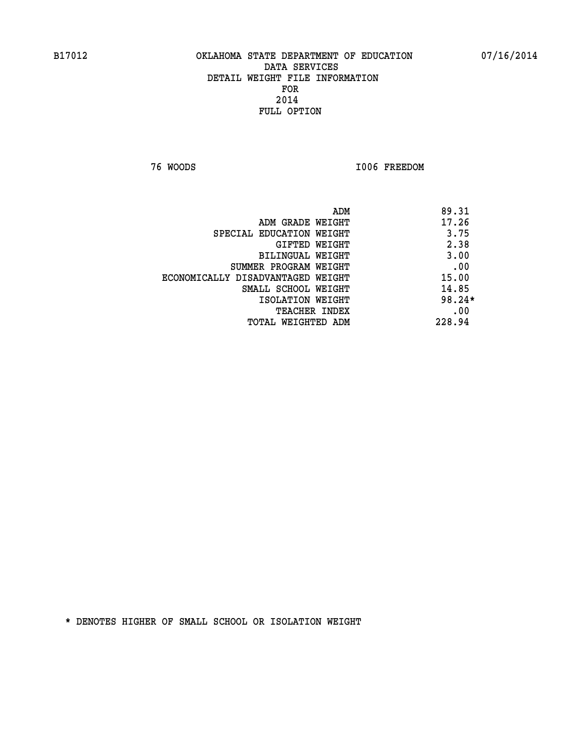B17012 OKLAHOMA STATE DEPARTMENT OF EDUCATION 07/16/2014

DATA SERVICES
DETAIL WEIGHT FILE INFORMATION
FOR
2014
FULL OPTION

76 WOODS I006 FREEDOM

| | |
|---|---|
| ADM | 89.31 |
| ADM GRADE WEIGHT | 17.26 |
| SPECIAL EDUCATION WEIGHT | 3.75 |
| GIFTED WEIGHT | 2.38 |
| BILINGUAL WEIGHT | 3.00 |
| SUMMER PROGRAM WEIGHT | .00 |
| ECONOMICALLY DISADVANTAGED WEIGHT | 15.00 |
| SMALL SCHOOL WEIGHT | 14.85 |
| ISOLATION WEIGHT | 98.24* |
| TEACHER INDEX | .00 |
| TOTAL WEIGHTED ADM | 228.94 |

* DENOTES HIGHER OF SMALL SCHOOL OR ISOLATION WEIGHT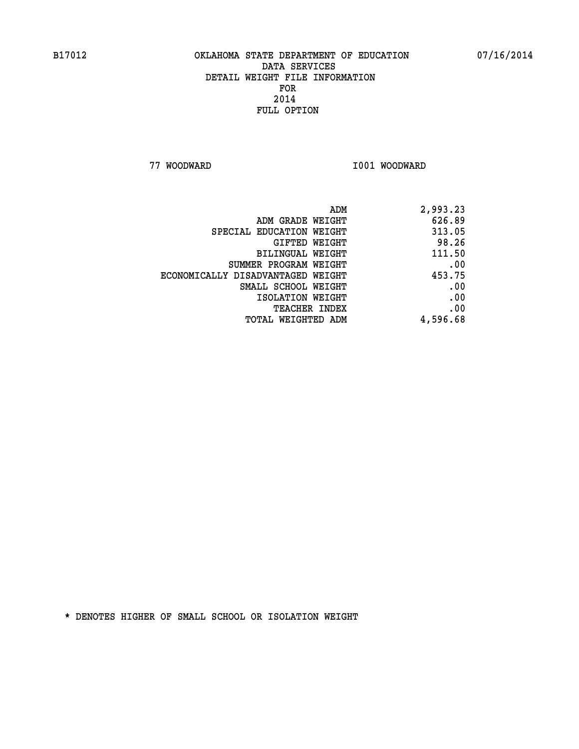B17012 OKLAHOMA STATE DEPARTMENT OF EDUCATION 07/16/2014

DATA SERVICES
DETAIL WEIGHT FILE INFORMATION
FOR
2014
FULL OPTION

77 WOODWARD I001 WOODWARD

| | |
|---|---|
| ADM | 2,993.23 |
| ADM GRADE WEIGHT | 626.89 |
| SPECIAL EDUCATION WEIGHT | 313.05 |
| GIFTED WEIGHT | 98.26 |
| BILINGUAL WEIGHT | 111.50 |
| SUMMER PROGRAM WEIGHT | .00 |
| ECONOMICALLY DISADVANTAGED WEIGHT | 453.75 |
| SMALL SCHOOL WEIGHT | .00 |
| ISOLATION WEIGHT | .00 |
| TEACHER INDEX | .00 |
| TOTAL WEIGHTED ADM | 4,596.68 |

* DENOTES HIGHER OF SMALL SCHOOL OR ISOLATION WEIGHT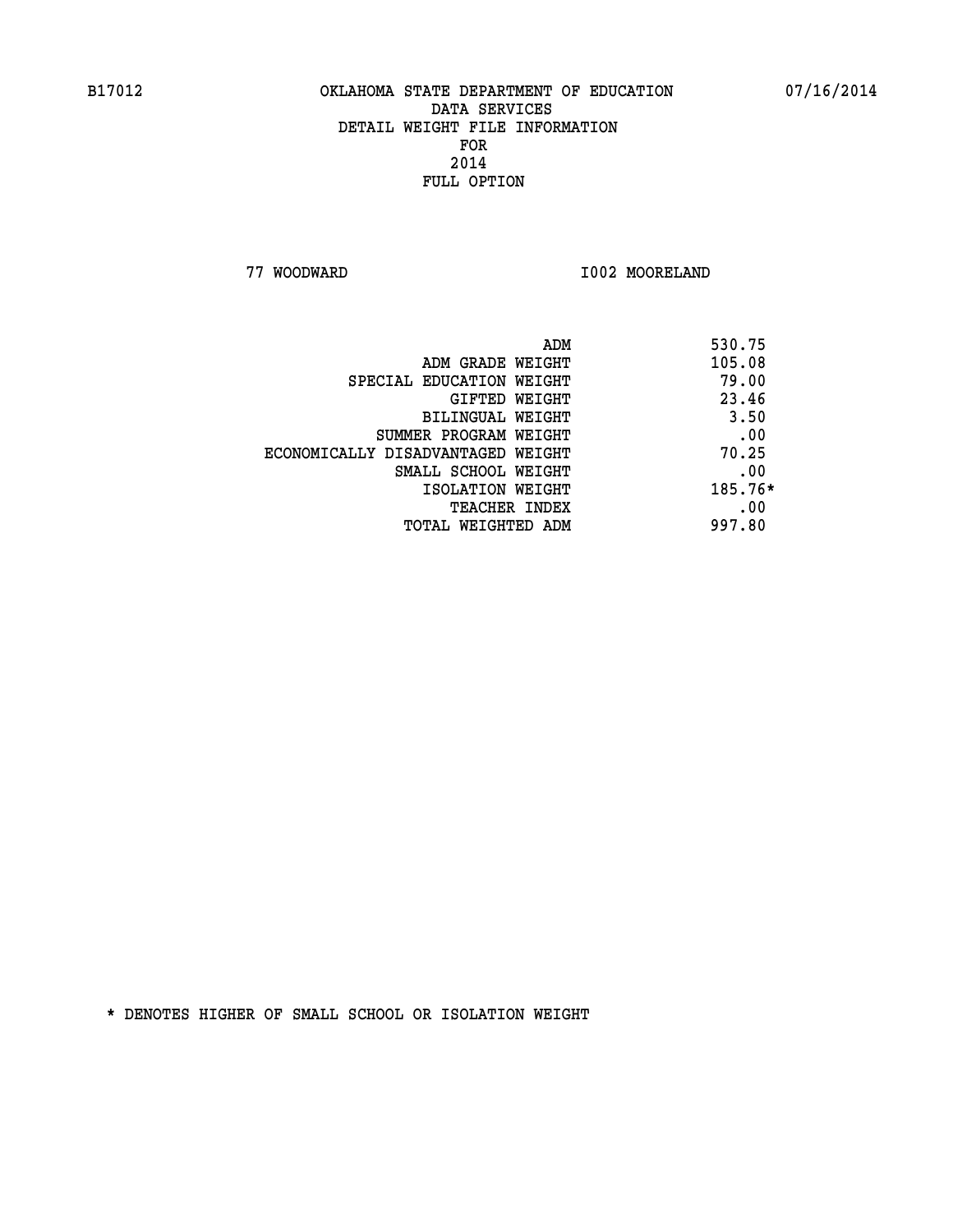B17012 OKLAHOMA STATE DEPARTMENT OF EDUCATION 07/16/2014

DATA SERVICES
DETAIL WEIGHT FILE INFORMATION
FOR
2014
FULL OPTION

77 WOODWARD I002 MOORELAND

| | |
|---|---|
| ADM | 530.75 |
| ADM GRADE WEIGHT | 105.08 |
| SPECIAL EDUCATION WEIGHT | 79.00 |
| GIFTED WEIGHT | 23.46 |
| BILINGUAL WEIGHT | 3.50 |
| SUMMER PROGRAM WEIGHT | .00 |
| ECONOMICALLY DISADVANTAGED WEIGHT | 70.25 |
| SMALL SCHOOL WEIGHT | .00 |
| ISOLATION WEIGHT | 185.76* |
| TEACHER INDEX | .00 |
| TOTAL WEIGHTED ADM | 997.80 |

* DENOTES HIGHER OF SMALL SCHOOL OR ISOLATION WEIGHT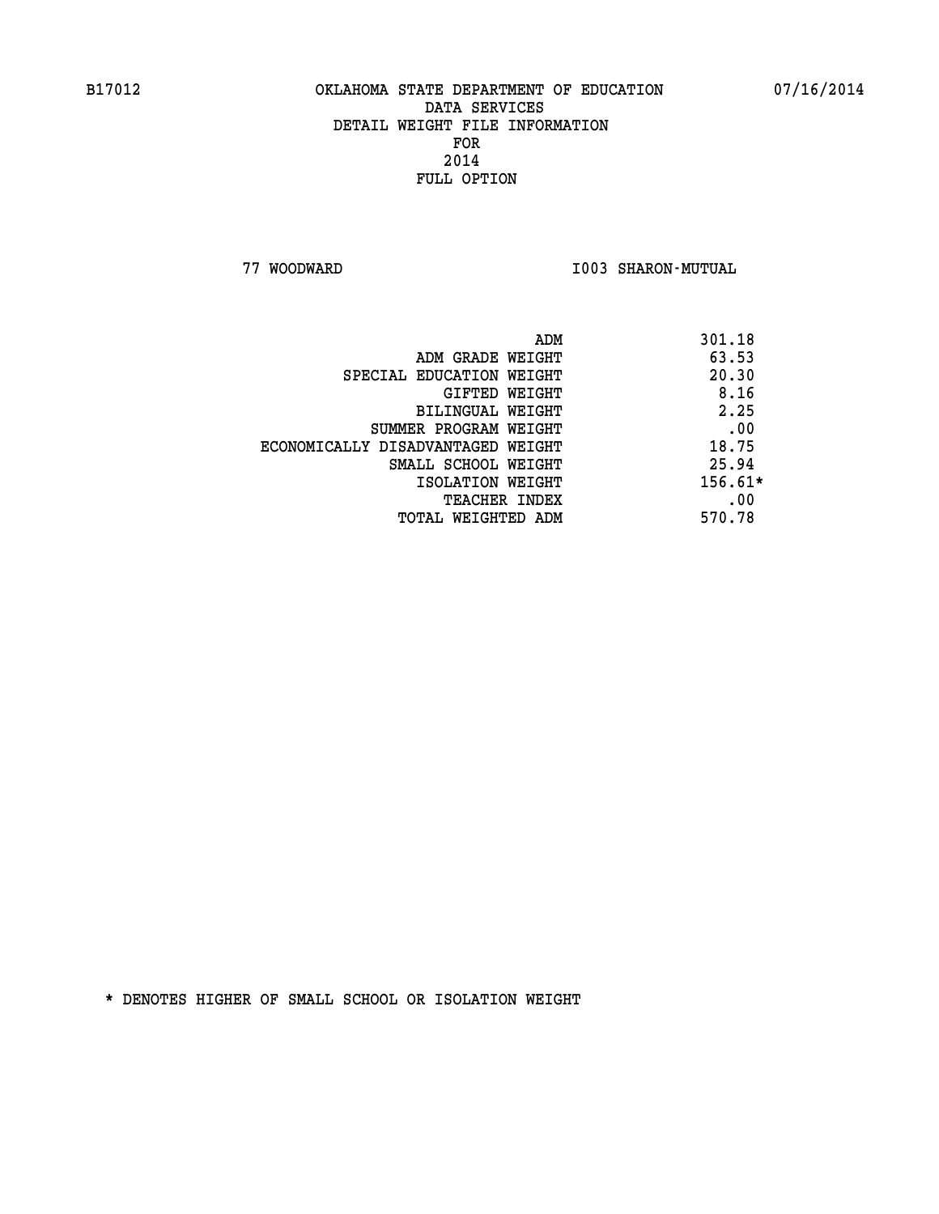B17012 OKLAHOMA STATE DEPARTMENT OF EDUCATION 07/16/2014

DATA SERVICES
DETAIL WEIGHT FILE INFORMATION
FOR
2014
FULL OPTION

77 WOODWARD I003 SHARON-MUTUAL

| | |
|---|---|
| ADM | 301.18 |
| ADM GRADE WEIGHT | 63.53 |
| SPECIAL EDUCATION WEIGHT | 20.30 |
| GIFTED WEIGHT | 8.16 |
| BILINGUAL WEIGHT | 2.25 |
| SUMMER PROGRAM WEIGHT | .00 |
| ECONOMICALLY DISADVANTAGED WEIGHT | 18.75 |
| SMALL SCHOOL WEIGHT | 25.94 |
| ISOLATION WEIGHT | 156.61* |
| TEACHER INDEX | .00 |
| TOTAL WEIGHTED ADM | 570.78 |

* DENOTES HIGHER OF SMALL SCHOOL OR ISOLATION WEIGHT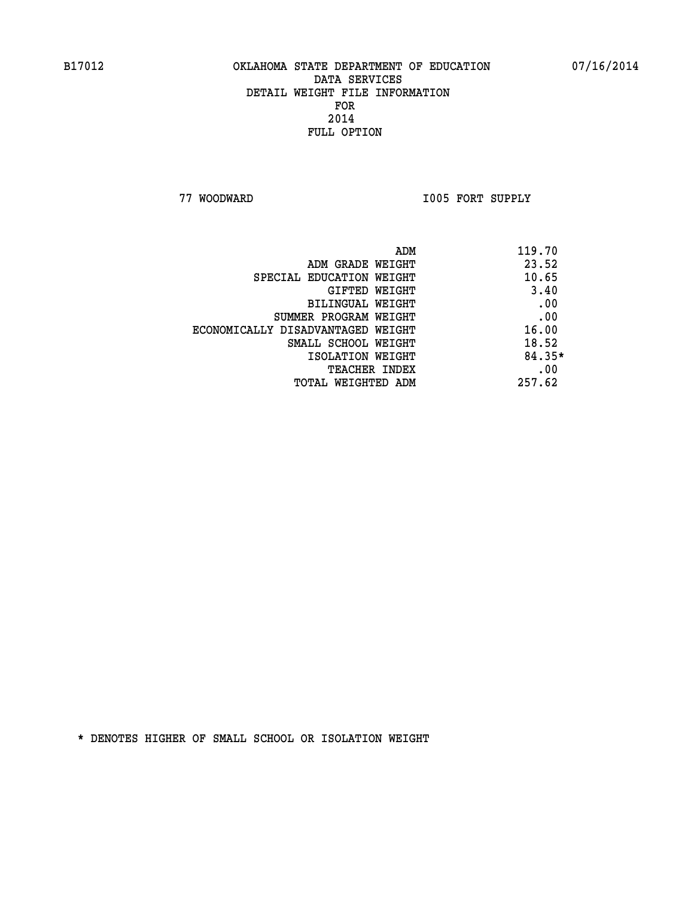B17012 OKLAHOMA STATE DEPARTMENT OF EDUCATION 07/16/2014

DATA SERVICES
DETAIL WEIGHT FILE INFORMATION
FOR
2014
FULL OPTION

77 WOODWARD I005 FORT SUPPLY

| | |
|---|---|
| ADM | 119.70 |
| ADM GRADE WEIGHT | 23.52 |
| SPECIAL EDUCATION WEIGHT | 10.65 |
| GIFTED WEIGHT | 3.40 |
| BILINGUAL WEIGHT | .00 |
| SUMMER PROGRAM WEIGHT | .00 |
| ECONOMICALLY DISADVANTAGED WEIGHT | 16.00 |
| SMALL SCHOOL WEIGHT | 18.52 |
| ISOLATION WEIGHT | 84.35* |
| TEACHER INDEX | .00 |
| TOTAL WEIGHTED ADM | 257.62 |

* DENOTES HIGHER OF SMALL SCHOOL OR ISOLATION WEIGHT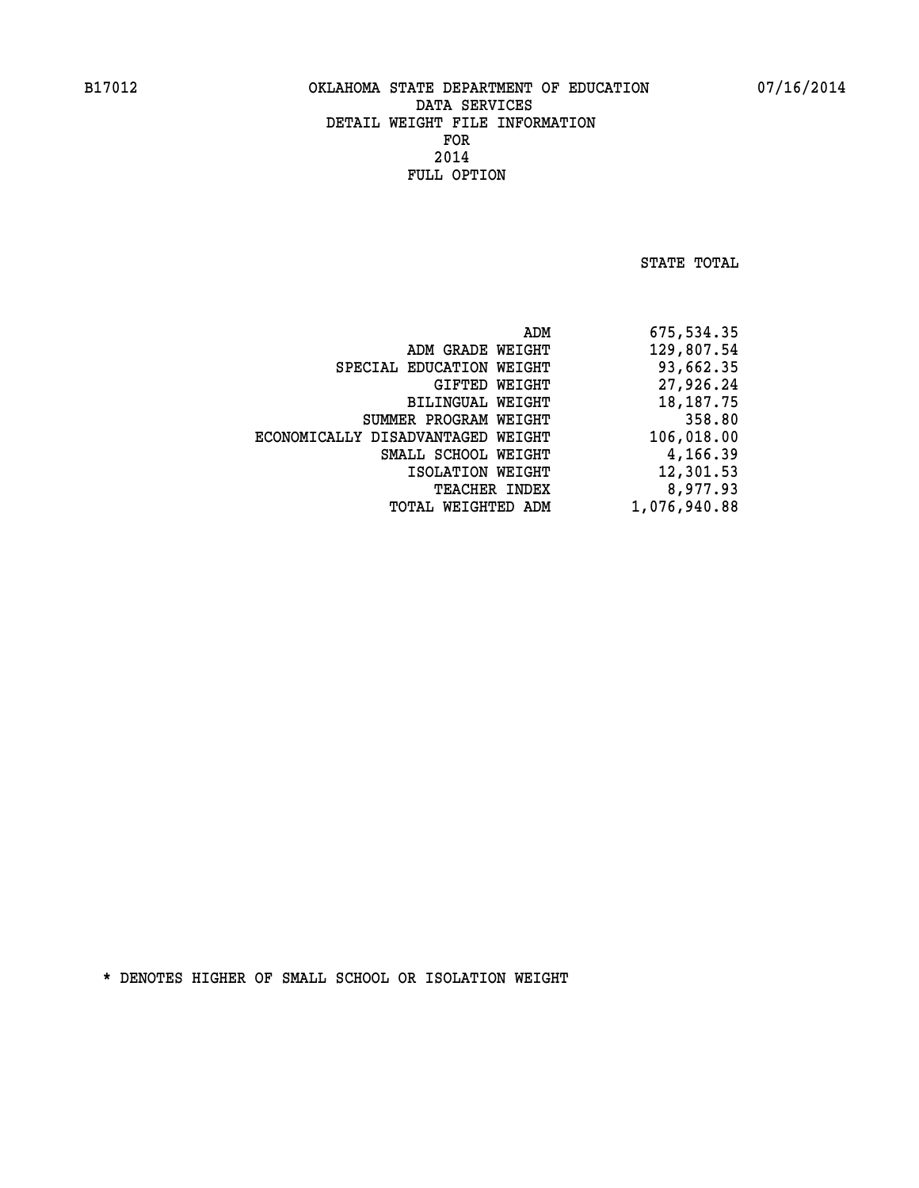B17012 OKLAHOMA STATE DEPARTMENT OF EDUCATION 07/16/2014

DATA SERVICES

DETAIL WEIGHT FILE INFORMATION

FOR

2014

FULL OPTION

STATE TOTAL

| | |
|---|---|
| ADM | 675,534.35 |
| ADM GRADE WEIGHT | 129,807.54 |
| SPECIAL EDUCATION WEIGHT | 93,662.35 |
| GIFTED WEIGHT | 27,926.24 |
| BILINGUAL WEIGHT | 18,187.75 |
| SUMMER PROGRAM WEIGHT | 358.80 |
| ECONOMICALLY DISADVANTAGED WEIGHT | 106,018.00 |
| SMALL SCHOOL WEIGHT | 4,166.39 |
| ISOLATION WEIGHT | 12,301.53 |
| TEACHER INDEX | 8,977.93 |
| TOTAL WEIGHTED ADM | 1,076,940.88 |

* DENOTES HIGHER OF SMALL SCHOOL OR ISOLATION WEIGHT